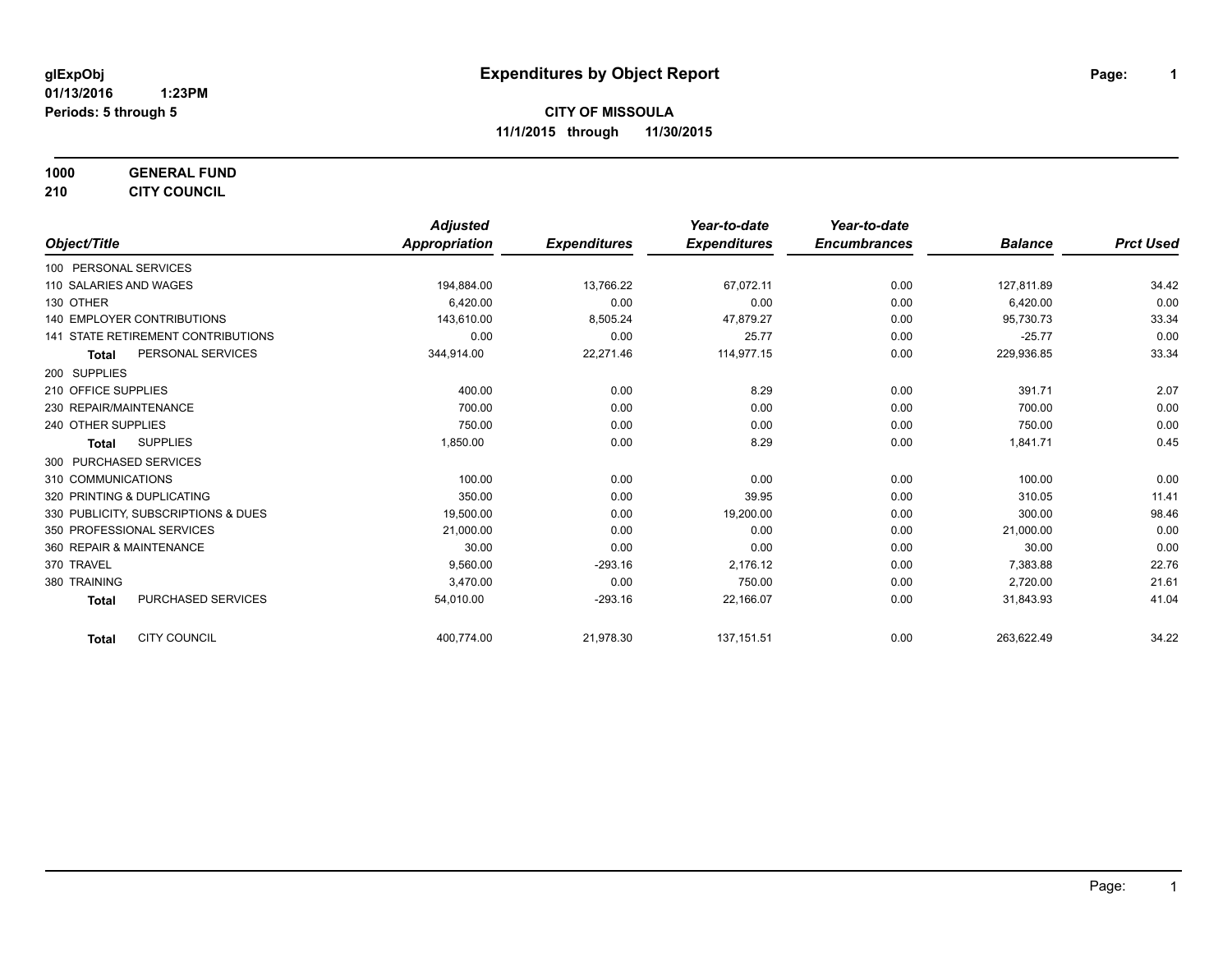glExpObj
01/13/2016 1:23PM
Periods: 5 through 5

# Expenditures by Object Report

## CITY OF MISSOULA

11/1/2015 through 11/30/2015

**1000 GENERAL FUND**
**210 CITY COUNCIL**

| Object/Title | | Adjusted Appropriation | Expenditures | Year-to-date Expenditures | Year-to-date Encumbrances | Balance | Prct Used |
|---|---|---|---|---|---|---|---|
| 100 PERSONAL SERVICES | | | | | | | |
| 110 SALARIES AND WAGES | | 194,884.00 | 13,766.22 | 67,072.11 | 0.00 | 127,811.89 | 34.42 |
| 130 OTHER | | 6,420.00 | 0.00 | 0.00 | 0.00 | 6,420.00 | 0.00 |
| 140 EMPLOYER CONTRIBUTIONS | | 143,610.00 | 8,505.24 | 47,879.27 | 0.00 | 95,730.73 | 33.34 |
| 141 STATE RETIREMENT CONTRIBUTIONS | | 0.00 | 0.00 | 25.77 | 0.00 | -25.77 | 0.00 |
| **Total** | PERSONAL SERVICES | 344,914.00 | 22,271.46 | 114,977.15 | 0.00 | 229,936.85 | 33.34 |
| 200 SUPPLIES | | | | | | | |
| 210 OFFICE SUPPLIES | | 400.00 | 0.00 | 8.29 | 0.00 | 391.71 | 2.07 |
| 230 REPAIR/MAINTENANCE | | 700.00 | 0.00 | 0.00 | 0.00 | 700.00 | 0.00 |
| 240 OTHER SUPPLIES | | 750.00 | 0.00 | 0.00 | 0.00 | 750.00 | 0.00 |
| **Total** | SUPPLIES | 1,850.00 | 0.00 | 8.29 | 0.00 | 1,841.71 | 0.45 |
| 300 PURCHASED SERVICES | | | | | | | |
| 310 COMMUNICATIONS | | 100.00 | 0.00 | 0.00 | 0.00 | 100.00 | 0.00 |
| 320 PRINTING & DUPLICATING | | 350.00 | 0.00 | 39.95 | 0.00 | 310.05 | 11.41 |
| 330 PUBLICITY, SUBSCRIPTIONS & DUES | | 19,500.00 | 0.00 | 19,200.00 | 0.00 | 300.00 | 98.46 |
| 350 PROFESSIONAL SERVICES | | 21,000.00 | 0.00 | 0.00 | 0.00 | 21,000.00 | 0.00 |
| 360 REPAIR & MAINTENANCE | | 30.00 | 0.00 | 0.00 | 0.00 | 30.00 | 0.00 |
| 370 TRAVEL | | 9,560.00 | -293.16 | 2,176.12 | 0.00 | 7,383.88 | 22.76 |
| 380 TRAINING | | 3,470.00 | 0.00 | 750.00 | 0.00 | 2,720.00 | 21.61 |
| **Total** | PURCHASED SERVICES | 54,010.00 | -293.16 | 22,166.07 | 0.00 | 31,843.93 | 41.04 |
| **Total** | CITY COUNCIL | 400,774.00 | 21,978.30 | 137,151.51 | 0.00 | 263,622.49 | 34.22 |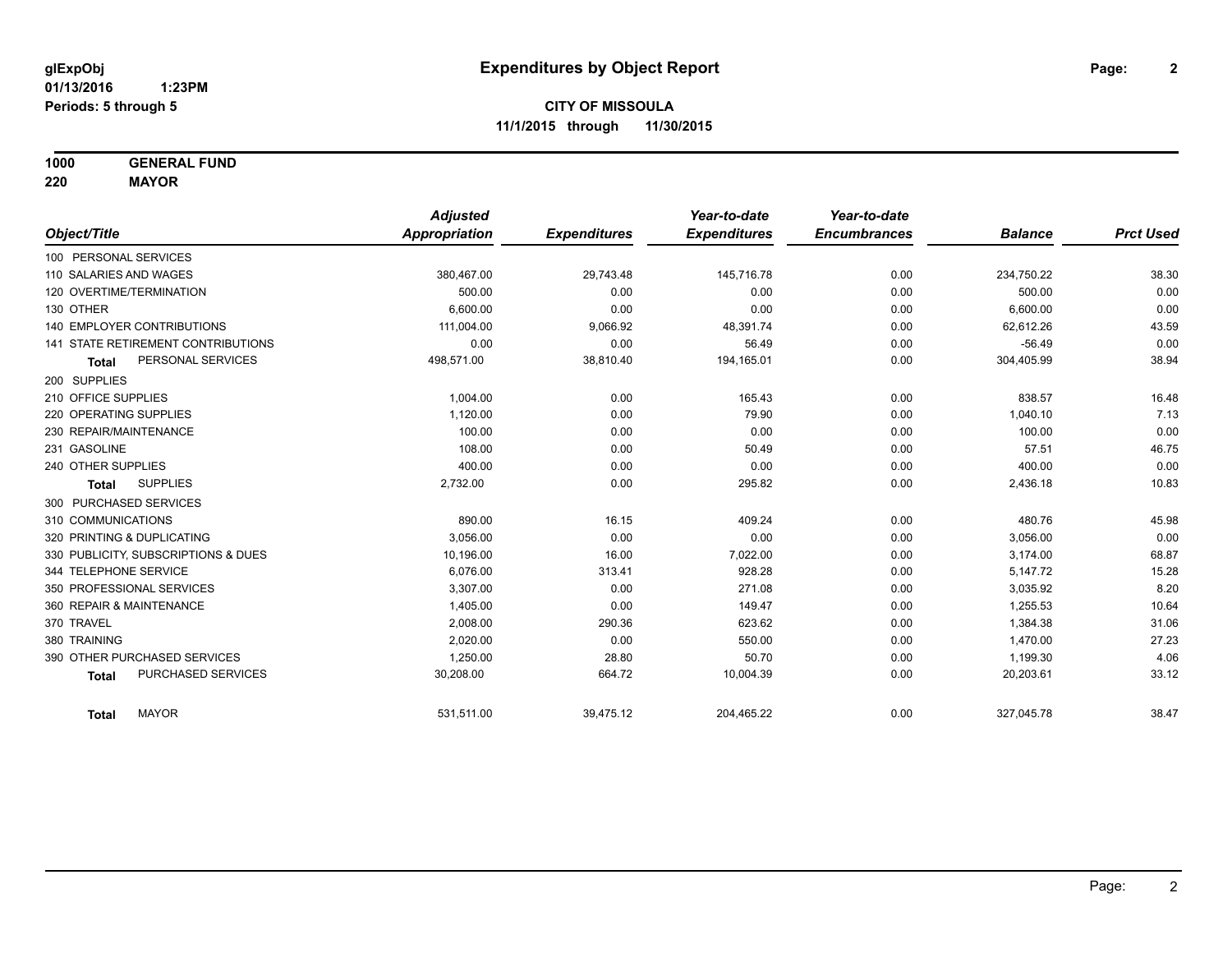**glExpObj**
**01/13/2016 1:23PM**
**Periods: 5 through 5**

# Expenditures by Object Report

**CITY OF MISSOULA**
**11/1/2015 through 11/30/2015**

**1000 GENERAL FUND**
**220 MAYOR**

| Object/Title | Adjusted Appropriation | Expenditures | Year-to-date Expenditures | Year-to-date Encumbrances | Balance | Prct Used |
|---|---|---|---|---|---|---|
| 100 PERSONAL SERVICES | | | | | | |
| 110 SALARIES AND WAGES | 380,467.00 | 29,743.48 | 145,716.78 | 0.00 | 234,750.22 | 38.30 |
| 120 OVERTIME/TERMINATION | 500.00 | 0.00 | 0.00 | 0.00 | 500.00 | 0.00 |
| 130 OTHER | 6,600.00 | 0.00 | 0.00 | 0.00 | 6,600.00 | 0.00 |
| 140 EMPLOYER CONTRIBUTIONS | 111,004.00 | 9,066.92 | 48,391.74 | 0.00 | 62,612.26 | 43.59 |
| 141 STATE RETIREMENT CONTRIBUTIONS | 0.00 | 0.00 | 56.49 | 0.00 | -56.49 | 0.00 |
| **Total** PERSONAL SERVICES | 498,571.00 | 38,810.40 | 194,165.01 | 0.00 | 304,405.99 | 38.94 |
| 200 SUPPLIES | | | | | | |
| 210 OFFICE SUPPLIES | 1,004.00 | 0.00 | 165.43 | 0.00 | 838.57 | 16.48 |
| 220 OPERATING SUPPLIES | 1,120.00 | 0.00 | 79.90 | 0.00 | 1,040.10 | 7.13 |
| 230 REPAIR/MAINTENANCE | 100.00 | 0.00 | 0.00 | 0.00 | 100.00 | 0.00 |
| 231 GASOLINE | 108.00 | 0.00 | 50.49 | 0.00 | 57.51 | 46.75 |
| 240 OTHER SUPPLIES | 400.00 | 0.00 | 0.00 | 0.00 | 400.00 | 0.00 |
| **Total** SUPPLIES | 2,732.00 | 0.00 | 295.82 | 0.00 | 2,436.18 | 10.83 |
| 300 PURCHASED SERVICES | | | | | | |
| 310 COMMUNICATIONS | 890.00 | 16.15 | 409.24 | 0.00 | 480.76 | 45.98 |
| 320 PRINTING & DUPLICATING | 3,056.00 | 0.00 | 0.00 | 0.00 | 3,056.00 | 0.00 |
| 330 PUBLICITY, SUBSCRIPTIONS & DUES | 10,196.00 | 16.00 | 7,022.00 | 0.00 | 3,174.00 | 68.87 |
| 344 TELEPHONE SERVICE | 6,076.00 | 313.41 | 928.28 | 0.00 | 5,147.72 | 15.28 |
| 350 PROFESSIONAL SERVICES | 3,307.00 | 0.00 | 271.08 | 0.00 | 3,035.92 | 8.20 |
| 360 REPAIR & MAINTENANCE | 1,405.00 | 0.00 | 149.47 | 0.00 | 1,255.53 | 10.64 |
| 370 TRAVEL | 2,008.00 | 290.36 | 623.62 | 0.00 | 1,384.38 | 31.06 |
| 380 TRAINING | 2,020.00 | 0.00 | 550.00 | 0.00 | 1,470.00 | 27.23 |
| 390 OTHER PURCHASED SERVICES | 1,250.00 | 28.80 | 50.70 | 0.00 | 1,199.30 | 4.06 |
| **Total** PURCHASED SERVICES | 30,208.00 | 664.72 | 10,004.39 | 0.00 | 20,203.61 | 33.12 |
| **Total** MAYOR | 531,511.00 | 39,475.12 | 204,465.22 | 0.00 | 327,045.78 | 38.47 |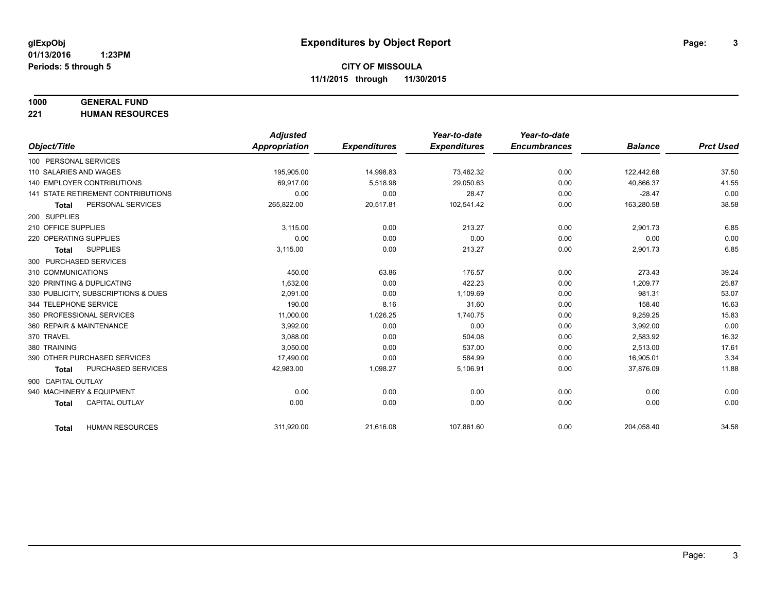glExpObj
01/13/2016 1:23PM
Periods: 5 through 5

# Expenditures by Object Report

**CITY OF MISSOULA**
**11/1/2015 through 11/30/2015**

**1000 GENERAL FUND**
**221 HUMAN RESOURCES**

| Object/Title | Adjusted Appropriation | Expenditures | Year-to-date Expenditures | Year-to-date Encumbrances | Balance | Prct Used |
|---|---|---|---|---|---|---|
| 100 PERSONAL SERVICES | | | | | | |
| 110 SALARIES AND WAGES | 195,905.00 | 14,998.83 | 73,462.32 | 0.00 | 122,442.68 | 37.50 |
| 140 EMPLOYER CONTRIBUTIONS | 69,917.00 | 5,518.98 | 29,050.63 | 0.00 | 40,866.37 | 41.55 |
| 141 STATE RETIREMENT CONTRIBUTIONS | 0.00 | 0.00 | 28.47 | 0.00 | -28.47 | 0.00 |
| **Total** PERSONAL SERVICES | 265,822.00 | 20,517.81 | 102,541.42 | 0.00 | 163,280.58 | 38.58 |
| 200 SUPPLIES | | | | | | |
| 210 OFFICE SUPPLIES | 3,115.00 | 0.00 | 213.27 | 0.00 | 2,901.73 | 6.85 |
| 220 OPERATING SUPPLIES | 0.00 | 0.00 | 0.00 | 0.00 | 0.00 | 0.00 |
| **Total** SUPPLIES | 3,115.00 | 0.00 | 213.27 | 0.00 | 2,901.73 | 6.85 |
| 300 PURCHASED SERVICES | | | | | | |
| 310 COMMUNICATIONS | 450.00 | 63.86 | 176.57 | 0.00 | 273.43 | 39.24 |
| 320 PRINTING & DUPLICATING | 1,632.00 | 0.00 | 422.23 | 0.00 | 1,209.77 | 25.87 |
| 330 PUBLICITY, SUBSCRIPTIONS & DUES | 2,091.00 | 0.00 | 1,109.69 | 0.00 | 981.31 | 53.07 |
| 344 TELEPHONE SERVICE | 190.00 | 8.16 | 31.60 | 0.00 | 158.40 | 16.63 |
| 350 PROFESSIONAL SERVICES | 11,000.00 | 1,026.25 | 1,740.75 | 0.00 | 9,259.25 | 15.83 |
| 360 REPAIR & MAINTENANCE | 3,992.00 | 0.00 | 0.00 | 0.00 | 3,992.00 | 0.00 |
| 370 TRAVEL | 3,088.00 | 0.00 | 504.08 | 0.00 | 2,583.92 | 16.32 |
| 380 TRAINING | 3,050.00 | 0.00 | 537.00 | 0.00 | 2,513.00 | 17.61 |
| 390 OTHER PURCHASED SERVICES | 17,490.00 | 0.00 | 584.99 | 0.00 | 16,905.01 | 3.34 |
| **Total** PURCHASED SERVICES | 42,983.00 | 1,098.27 | 5,106.91 | 0.00 | 37,876.09 | 11.88 |
| 900 CAPITAL OUTLAY | | | | | | |
| 940 MACHINERY & EQUIPMENT | 0.00 | 0.00 | 0.00 | 0.00 | 0.00 | 0.00 |
| **Total** CAPITAL OUTLAY | 0.00 | 0.00 | 0.00 | 0.00 | 0.00 | 0.00 |
| **Total** HUMAN RESOURCES | 311,920.00 | 21,616.08 | 107,861.60 | 0.00 | 204,058.40 | 34.58 |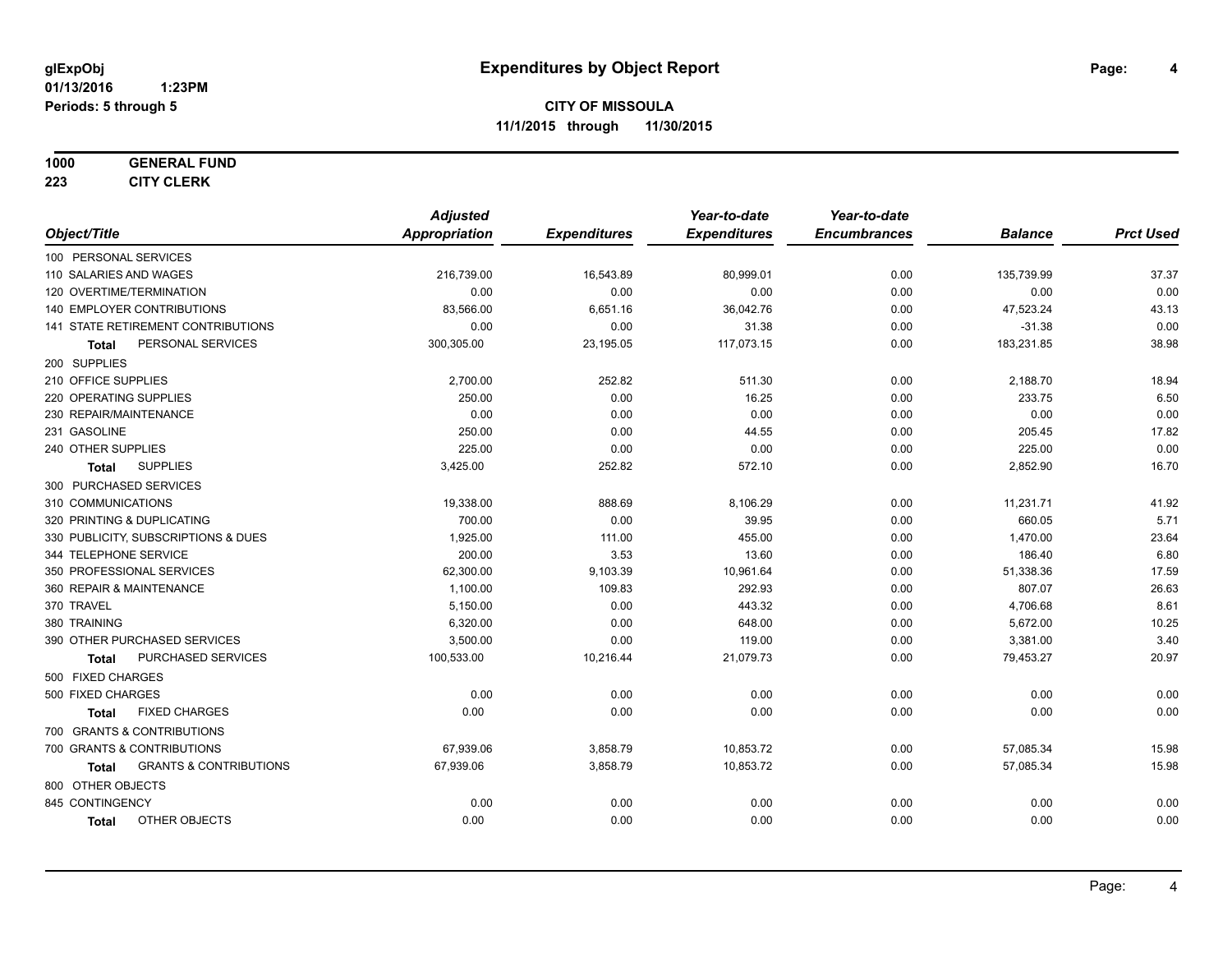glExpObj
01/13/2016 1:23PM
Periods: 5 through 5

# Expenditures by Object Report

**CITY OF MISSOULA**
**11/1/2015 through 11/30/2015**

**1000 GENERAL FUND**
**223 CITY CLERK**

| Object/Title | Adjusted Appropriation | Expenditures | Year-to-date Expenditures | Year-to-date Encumbrances | Balance | Prct Used |
|---|---|---|---|---|---|---|
| 100 PERSONAL SERVICES | | | | | | |
| 110 SALARIES AND WAGES | 216,739.00 | 16,543.89 | 80,999.01 | 0.00 | 135,739.99 | 37.37 |
| 120 OVERTIME/TERMINATION | 0.00 | 0.00 | 0.00 | 0.00 | 0.00 | 0.00 |
| 140 EMPLOYER CONTRIBUTIONS | 83,566.00 | 6,651.16 | 36,042.76 | 0.00 | 47,523.24 | 43.13 |
| 141 STATE RETIREMENT CONTRIBUTIONS | 0.00 | 0.00 | 31.38 | 0.00 | -31.38 | 0.00 |
| **Total** PERSONAL SERVICES | 300,305.00 | 23,195.05 | 117,073.15 | 0.00 | 183,231.85 | 38.98 |
| 200 SUPPLIES | | | | | | |
| 210 OFFICE SUPPLIES | 2,700.00 | 252.82 | 511.30 | 0.00 | 2,188.70 | 18.94 |
| 220 OPERATING SUPPLIES | 250.00 | 0.00 | 16.25 | 0.00 | 233.75 | 6.50 |
| 230 REPAIR/MAINTENANCE | 0.00 | 0.00 | 0.00 | 0.00 | 0.00 | 0.00 |
| 231 GASOLINE | 250.00 | 0.00 | 44.55 | 0.00 | 205.45 | 17.82 |
| 240 OTHER SUPPLIES | 225.00 | 0.00 | 0.00 | 0.00 | 225.00 | 0.00 |
| **Total** SUPPLIES | 3,425.00 | 252.82 | 572.10 | 0.00 | 2,852.90 | 16.70 |
| 300 PURCHASED SERVICES | | | | | | |
| 310 COMMUNICATIONS | 19,338.00 | 888.69 | 8,106.29 | 0.00 | 11,231.71 | 41.92 |
| 320 PRINTING & DUPLICATING | 700.00 | 0.00 | 39.95 | 0.00 | 660.05 | 5.71 |
| 330 PUBLICITY, SUBSCRIPTIONS & DUES | 1,925.00 | 111.00 | 455.00 | 0.00 | 1,470.00 | 23.64 |
| 344 TELEPHONE SERVICE | 200.00 | 3.53 | 13.60 | 0.00 | 186.40 | 6.80 |
| 350 PROFESSIONAL SERVICES | 62,300.00 | 9,103.39 | 10,961.64 | 0.00 | 51,338.36 | 17.59 |
| 360 REPAIR & MAINTENANCE | 1,100.00 | 109.83 | 292.93 | 0.00 | 807.07 | 26.63 |
| 370 TRAVEL | 5,150.00 | 0.00 | 443.32 | 0.00 | 4,706.68 | 8.61 |
| 380 TRAINING | 6,320.00 | 0.00 | 648.00 | 0.00 | 5,672.00 | 10.25 |
| 390 OTHER PURCHASED SERVICES | 3,500.00 | 0.00 | 119.00 | 0.00 | 3,381.00 | 3.40 |
| **Total** PURCHASED SERVICES | 100,533.00 | 10,216.44 | 21,079.73 | 0.00 | 79,453.27 | 20.97 |
| 500 FIXED CHARGES | | | | | | |
| 500 FIXED CHARGES | 0.00 | 0.00 | 0.00 | 0.00 | 0.00 | 0.00 |
| **Total** FIXED CHARGES | 0.00 | 0.00 | 0.00 | 0.00 | 0.00 | 0.00 |
| 700 GRANTS & CONTRIBUTIONS | | | | | | |
| 700 GRANTS & CONTRIBUTIONS | 67,939.06 | 3,858.79 | 10,853.72 | 0.00 | 57,085.34 | 15.98 |
| **Total** GRANTS & CONTRIBUTIONS | 67,939.06 | 3,858.79 | 10,853.72 | 0.00 | 57,085.34 | 15.98 |
| 800 OTHER OBJECTS | | | | | | |
| 845 CONTINGENCY | 0.00 | 0.00 | 0.00 | 0.00 | 0.00 | 0.00 |
| **Total** OTHER OBJECTS | 0.00 | 0.00 | 0.00 | 0.00 | 0.00 | 0.00 |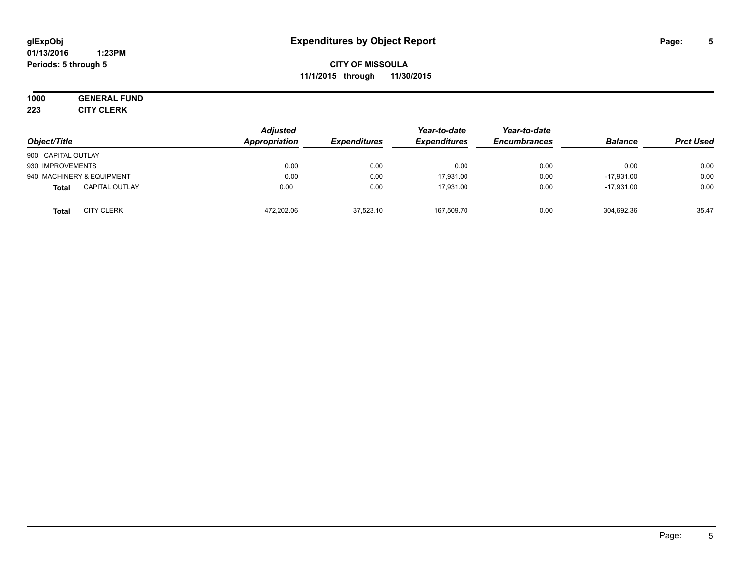glExpObj
01/13/2016 1:23PM
Periods: 5 through 5

# Expenditures by Object Report

**CITY OF MISSOULA**
**11/1/2015 through 11/30/2015**

**1000 GENERAL FUND**
**223 CITY CLERK**

| Object/Title | | Adjusted Appropriation | Expenditures | Year-to-date Expenditures | Year-to-date Encumbrances | Balance | Prct Used |
|---|---|---|---|---|---|---|---|
| 900 CAPITAL OUTLAY | | | | | | | |
| 930 IMPROVEMENTS | | 0.00 | 0.00 | 0.00 | 0.00 | 0.00 | 0.00 |
| 940 MACHINERY & EQUIPMENT | | 0.00 | 0.00 | 17,931.00 | 0.00 | -17,931.00 | 0.00 |
| **Total** | CAPITAL OUTLAY | 0.00 | 0.00 | 17,931.00 | 0.00 | -17,931.00 | 0.00 |
| **Total** | CITY CLERK | 472,202.06 | 37,523.10 | 167,509.70 | 0.00 | 304,692.36 | 35.47 |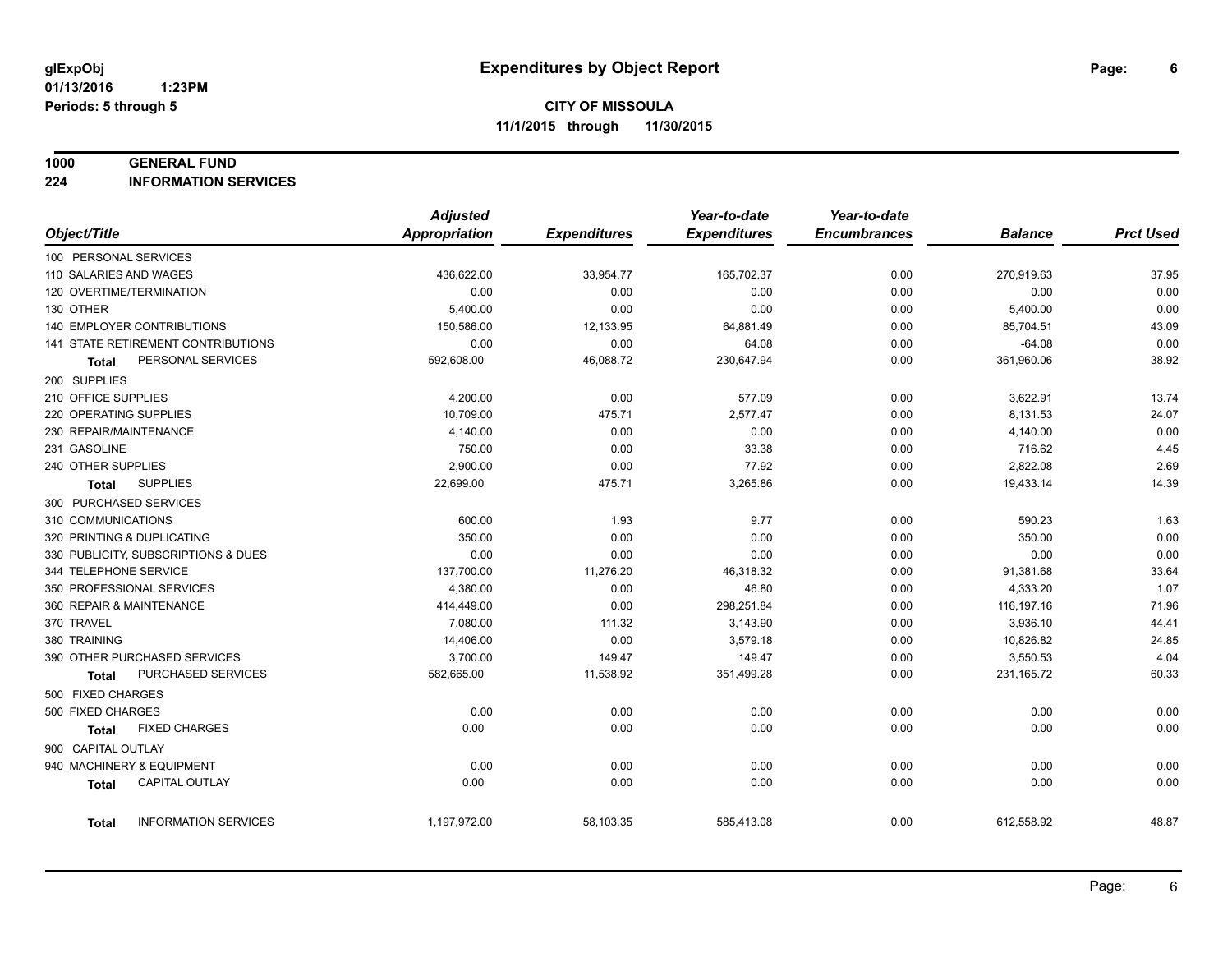glExpObj
01/13/2016 1:23PM
Periods: 5 through 5

# Expenditures by Object Report

**CITY OF MISSOULA**
**11/1/2015 through 11/30/2015**

**1000 GENERAL FUND**
**224 INFORMATION SERVICES**

| Object/Title | Adjusted Appropriation | Expenditures | Year-to-date Expenditures | Year-to-date Encumbrances | Balance | Prct Used |
|---|---|---|---|---|---|---|
| 100 PERSONAL SERVICES | | | | | | |
| 110 SALARIES AND WAGES | 436,622.00 | 33,954.77 | 165,702.37 | 0.00 | 270,919.63 | 37.95 |
| 120 OVERTIME/TERMINATION | 0.00 | 0.00 | 0.00 | 0.00 | 0.00 | 0.00 |
| 130 OTHER | 5,400.00 | 0.00 | 0.00 | 0.00 | 5,400.00 | 0.00 |
| 140 EMPLOYER CONTRIBUTIONS | 150,586.00 | 12,133.95 | 64,881.49 | 0.00 | 85,704.51 | 43.09 |
| 141 STATE RETIREMENT CONTRIBUTIONS | 0.00 | 0.00 | 64.08 | 0.00 | -64.08 | 0.00 |
| **Total** PERSONAL SERVICES | 592,608.00 | 46,088.72 | 230,647.94 | 0.00 | 361,960.06 | 38.92 |
| 200 SUPPLIES | | | | | | |
| 210 OFFICE SUPPLIES | 4,200.00 | 0.00 | 577.09 | 0.00 | 3,622.91 | 13.74 |
| 220 OPERATING SUPPLIES | 10,709.00 | 475.71 | 2,577.47 | 0.00 | 8,131.53 | 24.07 |
| 230 REPAIR/MAINTENANCE | 4,140.00 | 0.00 | 0.00 | 0.00 | 4,140.00 | 0.00 |
| 231 GASOLINE | 750.00 | 0.00 | 33.38 | 0.00 | 716.62 | 4.45 |
| 240 OTHER SUPPLIES | 2,900.00 | 0.00 | 77.92 | 0.00 | 2,822.08 | 2.69 |
| **Total** SUPPLIES | 22,699.00 | 475.71 | 3,265.86 | 0.00 | 19,433.14 | 14.39 |
| 300 PURCHASED SERVICES | | | | | | |
| 310 COMMUNICATIONS | 600.00 | 1.93 | 9.77 | 0.00 | 590.23 | 1.63 |
| 320 PRINTING & DUPLICATING | 350.00 | 0.00 | 0.00 | 0.00 | 350.00 | 0.00 |
| 330 PUBLICITY, SUBSCRIPTIONS & DUES | 0.00 | 0.00 | 0.00 | 0.00 | 0.00 | 0.00 |
| 344 TELEPHONE SERVICE | 137,700.00 | 11,276.20 | 46,318.32 | 0.00 | 91,381.68 | 33.64 |
| 350 PROFESSIONAL SERVICES | 4,380.00 | 0.00 | 46.80 | 0.00 | 4,333.20 | 1.07 |
| 360 REPAIR & MAINTENANCE | 414,449.00 | 0.00 | 298,251.84 | 0.00 | 116,197.16 | 71.96 |
| 370 TRAVEL | 7,080.00 | 111.32 | 3,143.90 | 0.00 | 3,936.10 | 44.41 |
| 380 TRAINING | 14,406.00 | 0.00 | 3,579.18 | 0.00 | 10,826.82 | 24.85 |
| 390 OTHER PURCHASED SERVICES | 3,700.00 | 149.47 | 149.47 | 0.00 | 3,550.53 | 4.04 |
| **Total** PURCHASED SERVICES | 582,665.00 | 11,538.92 | 351,499.28 | 0.00 | 231,165.72 | 60.33 |
| 500 FIXED CHARGES | | | | | | |
| 500 FIXED CHARGES | 0.00 | 0.00 | 0.00 | 0.00 | 0.00 | 0.00 |
| **Total** FIXED CHARGES | 0.00 | 0.00 | 0.00 | 0.00 | 0.00 | 0.00 |
| 900 CAPITAL OUTLAY | | | | | | |
| 940 MACHINERY & EQUIPMENT | 0.00 | 0.00 | 0.00 | 0.00 | 0.00 | 0.00 |
| **Total** CAPITAL OUTLAY | 0.00 | 0.00 | 0.00 | 0.00 | 0.00 | 0.00 |
| **Total** INFORMATION SERVICES | 1,197,972.00 | 58,103.35 | 585,413.08 | 0.00 | 612,558.92 | 48.87 |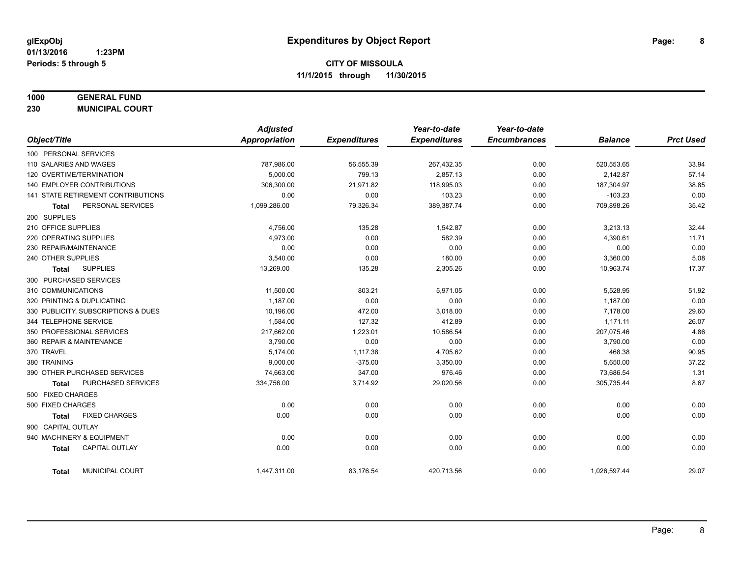**glExpObj**
**01/13/2016 1:23PM**
**Periods: 5 through 5**

# Expenditures by Object Report

**CITY OF MISSOULA**
**11/1/2015 through 11/30/2015**

**1000 GENERAL FUND**
**230 MUNICIPAL COURT**

| Object/Title | Adjusted Appropriation | Expenditures | Year-to-date Expenditures | Year-to-date Encumbrances | Balance | Prct Used |
|---|---|---|---|---|---|---|
| 100 PERSONAL SERVICES | | | | | | |
| 110 SALARIES AND WAGES | 787,986.00 | 56,555.39 | 267,432.35 | 0.00 | 520,553.65 | 33.94 |
| 120 OVERTIME/TERMINATION | 5,000.00 | 799.13 | 2,857.13 | 0.00 | 2,142.87 | 57.14 |
| 140 EMPLOYER CONTRIBUTIONS | 306,300.00 | 21,971.82 | 118,995.03 | 0.00 | 187,304.97 | 38.85 |
| 141 STATE RETIREMENT CONTRIBUTIONS | 0.00 | 0.00 | 103.23 | 0.00 | -103.23 | 0.00 |
| **Total** PERSONAL SERVICES | 1,099,286.00 | 79,326.34 | 389,387.74 | 0.00 | 709,898.26 | 35.42 |
| 200 SUPPLIES | | | | | | |
| 210 OFFICE SUPPLIES | 4,756.00 | 135.28 | 1,542.87 | 0.00 | 3,213.13 | 32.44 |
| 220 OPERATING SUPPLIES | 4,973.00 | 0.00 | 582.39 | 0.00 | 4,390.61 | 11.71 |
| 230 REPAIR/MAINTENANCE | 0.00 | 0.00 | 0.00 | 0.00 | 0.00 | 0.00 |
| 240 OTHER SUPPLIES | 3,540.00 | 0.00 | 180.00 | 0.00 | 3,360.00 | 5.08 |
| **Total** SUPPLIES | 13,269.00 | 135.28 | 2,305.26 | 0.00 | 10,963.74 | 17.37 |
| 300 PURCHASED SERVICES | | | | | | |
| 310 COMMUNICATIONS | 11,500.00 | 803.21 | 5,971.05 | 0.00 | 5,528.95 | 51.92 |
| 320 PRINTING & DUPLICATING | 1,187.00 | 0.00 | 0.00 | 0.00 | 1,187.00 | 0.00 |
| 330 PUBLICITY, SUBSCRIPTIONS & DUES | 10,196.00 | 472.00 | 3,018.00 | 0.00 | 7,178.00 | 29.60 |
| 344 TELEPHONE SERVICE | 1,584.00 | 127.32 | 412.89 | 0.00 | 1,171.11 | 26.07 |
| 350 PROFESSIONAL SERVICES | 217,662.00 | 1,223.01 | 10,586.54 | 0.00 | 207,075.46 | 4.86 |
| 360 REPAIR & MAINTENANCE | 3,790.00 | 0.00 | 0.00 | 0.00 | 3,790.00 | 0.00 |
| 370 TRAVEL | 5,174.00 | 1,117.38 | 4,705.62 | 0.00 | 468.38 | 90.95 |
| 380 TRAINING | 9,000.00 | -375.00 | 3,350.00 | 0.00 | 5,650.00 | 37.22 |
| 390 OTHER PURCHASED SERVICES | 74,663.00 | 347.00 | 976.46 | 0.00 | 73,686.54 | 1.31 |
| **Total** PURCHASED SERVICES | 334,756.00 | 3,714.92 | 29,020.56 | 0.00 | 305,735.44 | 8.67 |
| 500 FIXED CHARGES | | | | | | |
| 500 FIXED CHARGES | 0.00 | 0.00 | 0.00 | 0.00 | 0.00 | 0.00 |
| **Total** FIXED CHARGES | 0.00 | 0.00 | 0.00 | 0.00 | 0.00 | 0.00 |
| 900 CAPITAL OUTLAY | | | | | | |
| 940 MACHINERY & EQUIPMENT | 0.00 | 0.00 | 0.00 | 0.00 | 0.00 | 0.00 |
| **Total** CAPITAL OUTLAY | 0.00 | 0.00 | 0.00 | 0.00 | 0.00 | 0.00 |
| **Total** MUNICIPAL COURT | 1,447,311.00 | 83,176.54 | 420,713.56 | 0.00 | 1,026,597.44 | 29.07 |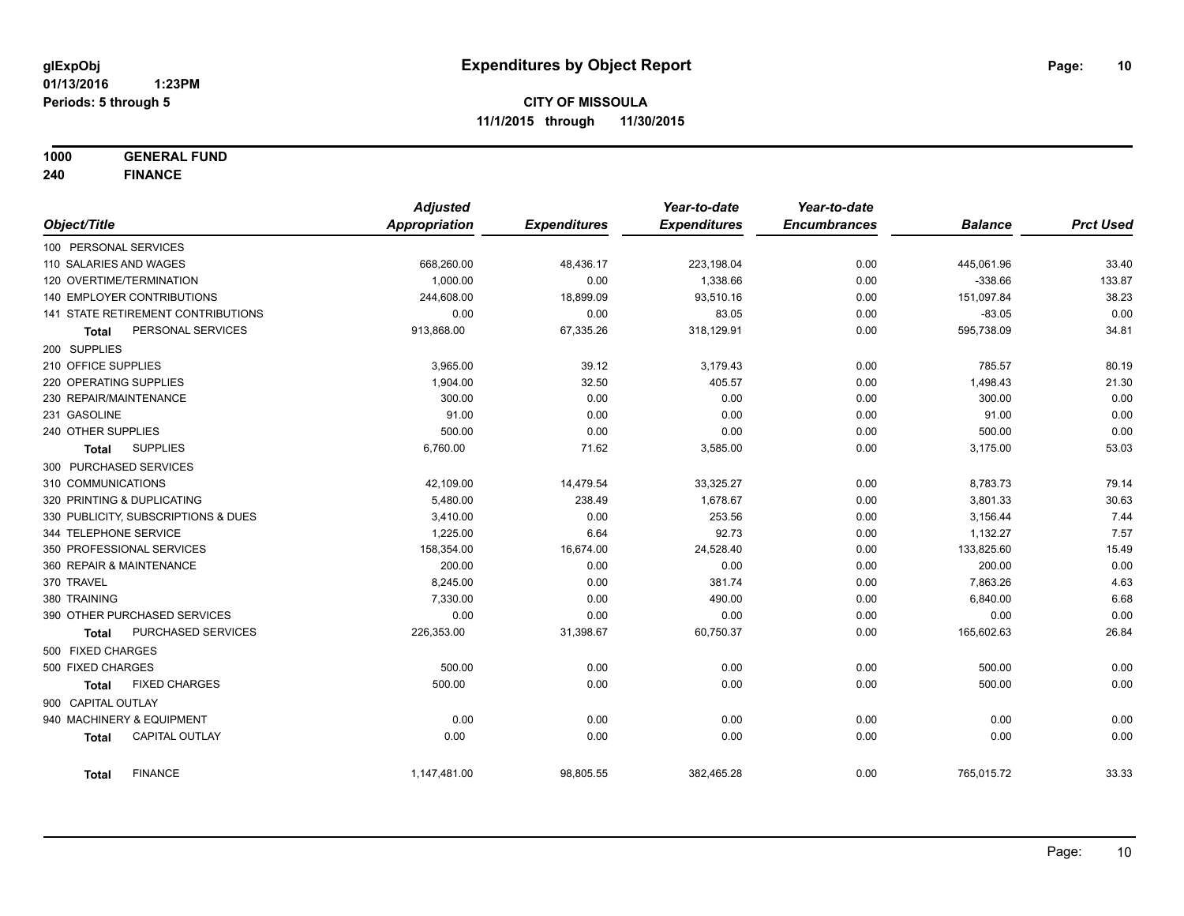**glExpObj** **Expenditures by Object Report**

**01/13/2016 1:23PM**

**Periods: 5 through 5**

**CITY OF MISSOULA**

**11/1/2015 through 11/30/2015**

**1000 GENERAL FUND**

**240 FINANCE**

| Object/Title | Adjusted Appropriation | Expenditures | Year-to-date Expenditures | Year-to-date Encumbrances | Balance | Prct Used |
|---|---|---|---|---|---|---|
| 100 PERSONAL SERVICES | | | | | | |
| 110 SALARIES AND WAGES | 668,260.00 | 48,436.17 | 223,198.04 | 0.00 | 445,061.96 | 33.40 |
| 120 OVERTIME/TERMINATION | 1,000.00 | 0.00 | 1,338.66 | 0.00 | -338.66 | 133.87 |
| 140 EMPLOYER CONTRIBUTIONS | 244,608.00 | 18,899.09 | 93,510.16 | 0.00 | 151,097.84 | 38.23 |
| 141 STATE RETIREMENT CONTRIBUTIONS | 0.00 | 0.00 | 83.05 | 0.00 | -83.05 | 0.00 |
| **Total** PERSONAL SERVICES | 913,868.00 | 67,335.26 | 318,129.91 | 0.00 | 595,738.09 | 34.81 |
| 200 SUPPLIES | | | | | | |
| 210 OFFICE SUPPLIES | 3,965.00 | 39.12 | 3,179.43 | 0.00 | 785.57 | 80.19 |
| 220 OPERATING SUPPLIES | 1,904.00 | 32.50 | 405.57 | 0.00 | 1,498.43 | 21.30 |
| 230 REPAIR/MAINTENANCE | 300.00 | 0.00 | 0.00 | 0.00 | 300.00 | 0.00 |
| 231 GASOLINE | 91.00 | 0.00 | 0.00 | 0.00 | 91.00 | 0.00 |
| 240 OTHER SUPPLIES | 500.00 | 0.00 | 0.00 | 0.00 | 500.00 | 0.00 |
| **Total** SUPPLIES | 6,760.00 | 71.62 | 3,585.00 | 0.00 | 3,175.00 | 53.03 |
| 300 PURCHASED SERVICES | | | | | | |
| 310 COMMUNICATIONS | 42,109.00 | 14,479.54 | 33,325.27 | 0.00 | 8,783.73 | 79.14 |
| 320 PRINTING & DUPLICATING | 5,480.00 | 238.49 | 1,678.67 | 0.00 | 3,801.33 | 30.63 |
| 330 PUBLICITY, SUBSCRIPTIONS & DUES | 3,410.00 | 0.00 | 253.56 | 0.00 | 3,156.44 | 7.44 |
| 344 TELEPHONE SERVICE | 1,225.00 | 6.64 | 92.73 | 0.00 | 1,132.27 | 7.57 |
| 350 PROFESSIONAL SERVICES | 158,354.00 | 16,674.00 | 24,528.40 | 0.00 | 133,825.60 | 15.49 |
| 360 REPAIR & MAINTENANCE | 200.00 | 0.00 | 0.00 | 0.00 | 200.00 | 0.00 |
| 370 TRAVEL | 8,245.00 | 0.00 | 381.74 | 0.00 | 7,863.26 | 4.63 |
| 380 TRAINING | 7,330.00 | 0.00 | 490.00 | 0.00 | 6,840.00 | 6.68 |
| 390 OTHER PURCHASED SERVICES | 0.00 | 0.00 | 0.00 | 0.00 | 0.00 | 0.00 |
| **Total** PURCHASED SERVICES | 226,353.00 | 31,398.67 | 60,750.37 | 0.00 | 165,602.63 | 26.84 |
| 500 FIXED CHARGES | | | | | | |
| 500 FIXED CHARGES | 500.00 | 0.00 | 0.00 | 0.00 | 500.00 | 0.00 |
| **Total** FIXED CHARGES | 500.00 | 0.00 | 0.00 | 0.00 | 500.00 | 0.00 |
| 900 CAPITAL OUTLAY | | | | | | |
| 940 MACHINERY & EQUIPMENT | 0.00 | 0.00 | 0.00 | 0.00 | 0.00 | 0.00 |
| **Total** CAPITAL OUTLAY | 0.00 | 0.00 | 0.00 | 0.00 | 0.00 | 0.00 |
| **Total** FINANCE | 1,147,481.00 | 98,805.55 | 382,465.28 | 0.00 | 765,015.72 | 33.33 |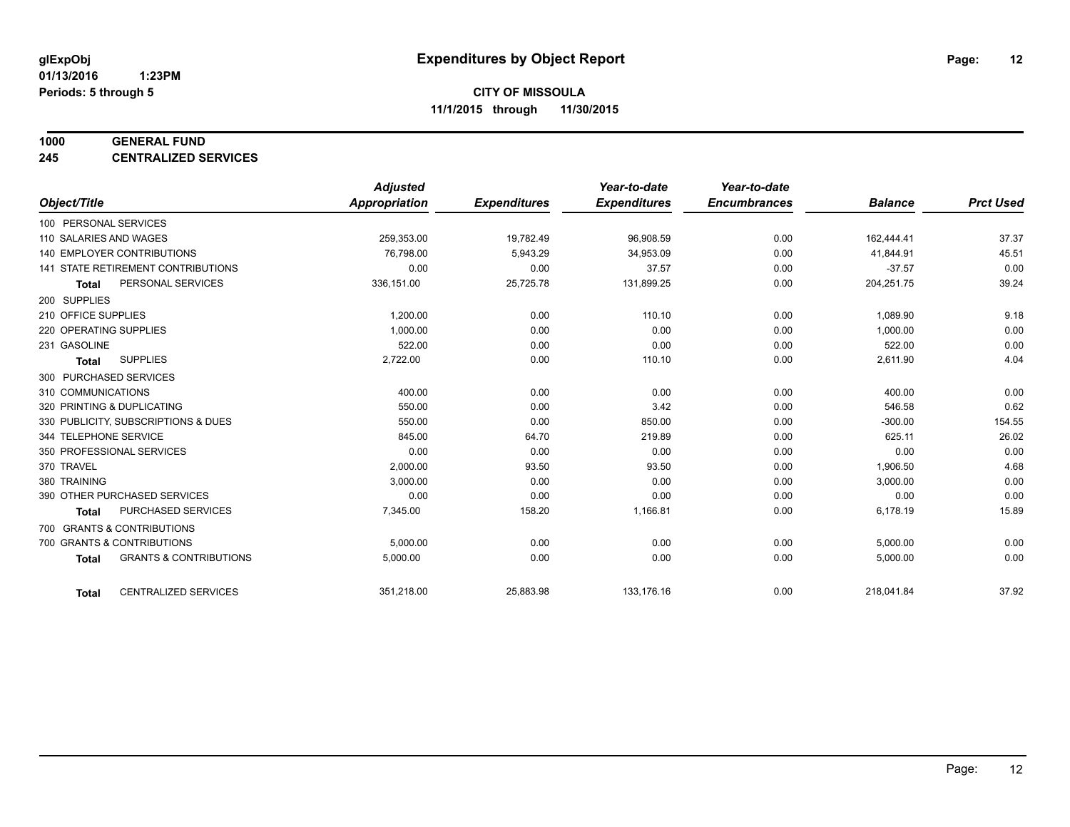**glExpObj**
**01/13/2016 1:23PM**
**Periods: 5 through 5**

# Expenditures by Object Report

**CITY OF MISSOULA**
**11/1/2015 through 11/30/2015**

**1000 GENERAL FUND**
**245 CENTRALIZED SERVICES**

| Object/Title | Adjusted Appropriation | Expenditures | Year-to-date Expenditures | Year-to-date Encumbrances | Balance | Prct Used |
|---|---|---|---|---|---|---|
| 100 PERSONAL SERVICES | | | | | | |
| 110 SALARIES AND WAGES | 259,353.00 | 19,782.49 | 96,908.59 | 0.00 | 162,444.41 | 37.37 |
| 140 EMPLOYER CONTRIBUTIONS | 76,798.00 | 5,943.29 | 34,953.09 | 0.00 | 41,844.91 | 45.51 |
| 141 STATE RETIREMENT CONTRIBUTIONS | 0.00 | 0.00 | 37.57 | 0.00 | -37.57 | 0.00 |
| **Total** PERSONAL SERVICES | 336,151.00 | 25,725.78 | 131,899.25 | 0.00 | 204,251.75 | 39.24 |
| 200 SUPPLIES | | | | | | |
| 210 OFFICE SUPPLIES | 1,200.00 | 0.00 | 110.10 | 0.00 | 1,089.90 | 9.18 |
| 220 OPERATING SUPPLIES | 1,000.00 | 0.00 | 0.00 | 0.00 | 1,000.00 | 0.00 |
| 231 GASOLINE | 522.00 | 0.00 | 0.00 | 0.00 | 522.00 | 0.00 |
| **Total** SUPPLIES | 2,722.00 | 0.00 | 110.10 | 0.00 | 2,611.90 | 4.04 |
| 300 PURCHASED SERVICES | | | | | | |
| 310 COMMUNICATIONS | 400.00 | 0.00 | 0.00 | 0.00 | 400.00 | 0.00 |
| 320 PRINTING & DUPLICATING | 550.00 | 0.00 | 3.42 | 0.00 | 546.58 | 0.62 |
| 330 PUBLICITY, SUBSCRIPTIONS & DUES | 550.00 | 0.00 | 850.00 | 0.00 | -300.00 | 154.55 |
| 344 TELEPHONE SERVICE | 845.00 | 64.70 | 219.89 | 0.00 | 625.11 | 26.02 |
| 350 PROFESSIONAL SERVICES | 0.00 | 0.00 | 0.00 | 0.00 | 0.00 | 0.00 |
| 370 TRAVEL | 2,000.00 | 93.50 | 93.50 | 0.00 | 1,906.50 | 4.68 |
| 380 TRAINING | 3,000.00 | 0.00 | 0.00 | 0.00 | 3,000.00 | 0.00 |
| 390 OTHER PURCHASED SERVICES | 0.00 | 0.00 | 0.00 | 0.00 | 0.00 | 0.00 |
| **Total** PURCHASED SERVICES | 7,345.00 | 158.20 | 1,166.81 | 0.00 | 6,178.19 | 15.89 |
| 700 GRANTS & CONTRIBUTIONS | | | | | | |
| 700 GRANTS & CONTRIBUTIONS | 5,000.00 | 0.00 | 0.00 | 0.00 | 5,000.00 | 0.00 |
| **Total** GRANTS & CONTRIBUTIONS | 5,000.00 | 0.00 | 0.00 | 0.00 | 5,000.00 | 0.00 |
| **Total** CENTRALIZED SERVICES | 351,218.00 | 25,883.98 | 133,176.16 | 0.00 | 218,041.84 | 37.92 |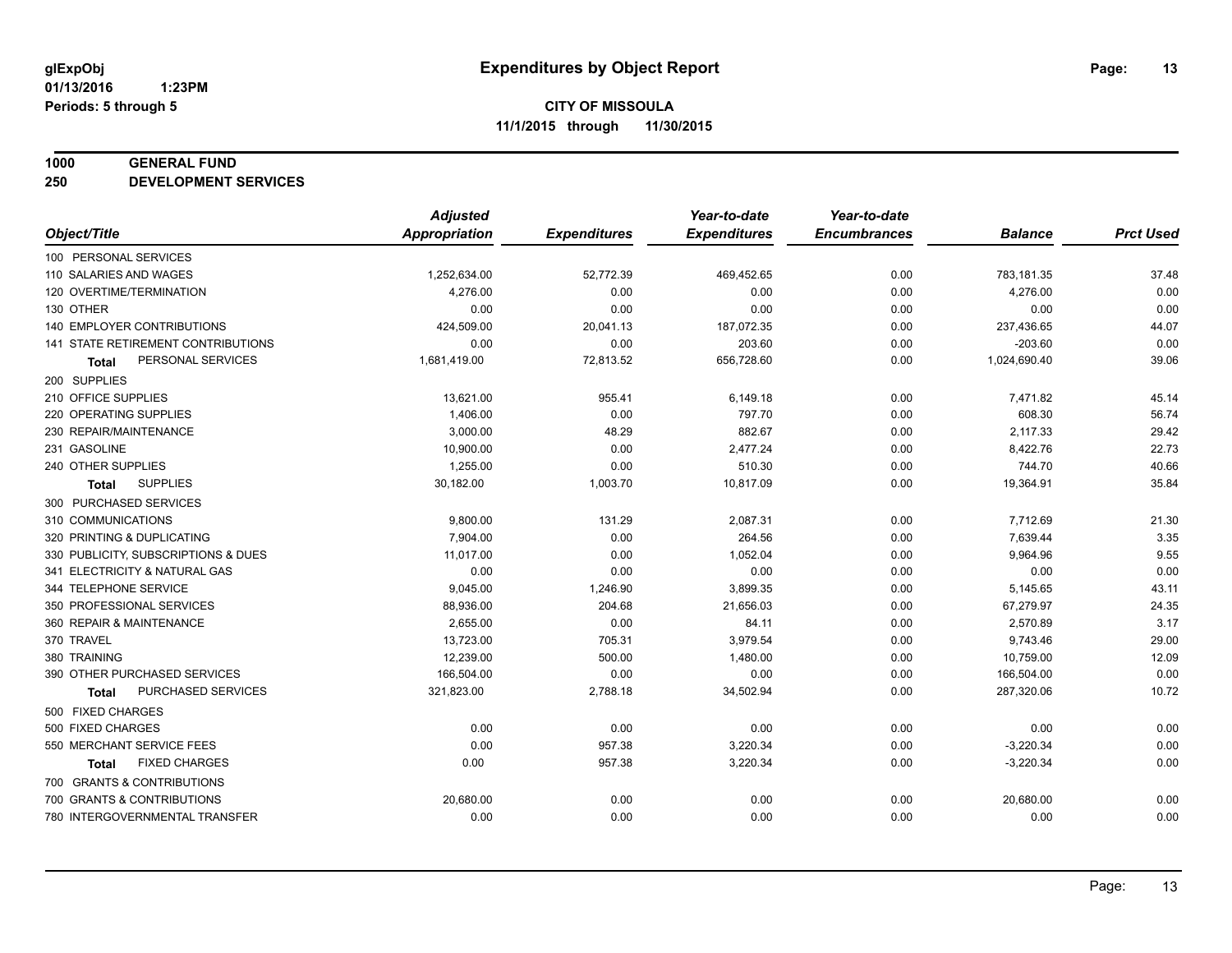# Expenditures by Object Report

**glExpObj**
**01/13/2016 1:23PM**
**Periods: 5 through 5**

**CITY OF MISSOULA**
**11/1/2015 through 11/30/2015**

**1000 GENERAL FUND**
**250 DEVELOPMENT SERVICES**

| Object/Title | Adjusted Appropriation | Expenditures | Year-to-date Expenditures | Year-to-date Encumbrances | Balance | Prct Used |
|---|---|---|---|---|---|---|
| 100 PERSONAL SERVICES | | | | | | |
| 110 SALARIES AND WAGES | 1,252,634.00 | 52,772.39 | 469,452.65 | 0.00 | 783,181.35 | 37.48 |
| 120 OVERTIME/TERMINATION | 4,276.00 | 0.00 | 0.00 | 0.00 | 4,276.00 | 0.00 |
| 130 OTHER | 0.00 | 0.00 | 0.00 | 0.00 | 0.00 | 0.00 |
| 140 EMPLOYER CONTRIBUTIONS | 424,509.00 | 20,041.13 | 187,072.35 | 0.00 | 237,436.65 | 44.07 |
| 141 STATE RETIREMENT CONTRIBUTIONS | 0.00 | 0.00 | 203.60 | 0.00 | -203.60 | 0.00 |
| **Total** PERSONAL SERVICES | 1,681,419.00 | 72,813.52 | 656,728.60 | 0.00 | 1,024,690.40 | 39.06 |
| 200 SUPPLIES | | | | | | |
| 210 OFFICE SUPPLIES | 13,621.00 | 955.41 | 6,149.18 | 0.00 | 7,471.82 | 45.14 |
| 220 OPERATING SUPPLIES | 1,406.00 | 0.00 | 797.70 | 0.00 | 608.30 | 56.74 |
| 230 REPAIR/MAINTENANCE | 3,000.00 | 48.29 | 882.67 | 0.00 | 2,117.33 | 29.42 |
| 231 GASOLINE | 10,900.00 | 0.00 | 2,477.24 | 0.00 | 8,422.76 | 22.73 |
| 240 OTHER SUPPLIES | 1,255.00 | 0.00 | 510.30 | 0.00 | 744.70 | 40.66 |
| **Total** SUPPLIES | 30,182.00 | 1,003.70 | 10,817.09 | 0.00 | 19,364.91 | 35.84 |
| 300 PURCHASED SERVICES | | | | | | |
| 310 COMMUNICATIONS | 9,800.00 | 131.29 | 2,087.31 | 0.00 | 7,712.69 | 21.30 |
| 320 PRINTING & DUPLICATING | 7,904.00 | 0.00 | 264.56 | 0.00 | 7,639.44 | 3.35 |
| 330 PUBLICITY, SUBSCRIPTIONS & DUES | 11,017.00 | 0.00 | 1,052.04 | 0.00 | 9,964.96 | 9.55 |
| 341 ELECTRICITY & NATURAL GAS | 0.00 | 0.00 | 0.00 | 0.00 | 0.00 | 0.00 |
| 344 TELEPHONE SERVICE | 9,045.00 | 1,246.90 | 3,899.35 | 0.00 | 5,145.65 | 43.11 |
| 350 PROFESSIONAL SERVICES | 88,936.00 | 204.68 | 21,656.03 | 0.00 | 67,279.97 | 24.35 |
| 360 REPAIR & MAINTENANCE | 2,655.00 | 0.00 | 84.11 | 0.00 | 2,570.89 | 3.17 |
| 370 TRAVEL | 13,723.00 | 705.31 | 3,979.54 | 0.00 | 9,743.46 | 29.00 |
| 380 TRAINING | 12,239.00 | 500.00 | 1,480.00 | 0.00 | 10,759.00 | 12.09 |
| 390 OTHER PURCHASED SERVICES | 166,504.00 | 0.00 | 0.00 | 0.00 | 166,504.00 | 0.00 |
| **Total** PURCHASED SERVICES | 321,823.00 | 2,788.18 | 34,502.94 | 0.00 | 287,320.06 | 10.72 |
| 500 FIXED CHARGES | | | | | | |
| 500 FIXED CHARGES | 0.00 | 0.00 | 0.00 | 0.00 | 0.00 | 0.00 |
| 550 MERCHANT SERVICE FEES | 0.00 | 957.38 | 3,220.34 | 0.00 | -3,220.34 | 0.00 |
| **Total** FIXED CHARGES | 0.00 | 957.38 | 3,220.34 | 0.00 | -3,220.34 | 0.00 |
| 700 GRANTS & CONTRIBUTIONS | | | | | | |
| 700 GRANTS & CONTRIBUTIONS | 20,680.00 | 0.00 | 0.00 | 0.00 | 20,680.00 | 0.00 |
| 780 INTERGOVERNMENTAL TRANSFER | 0.00 | 0.00 | 0.00 | 0.00 | 0.00 | 0.00 |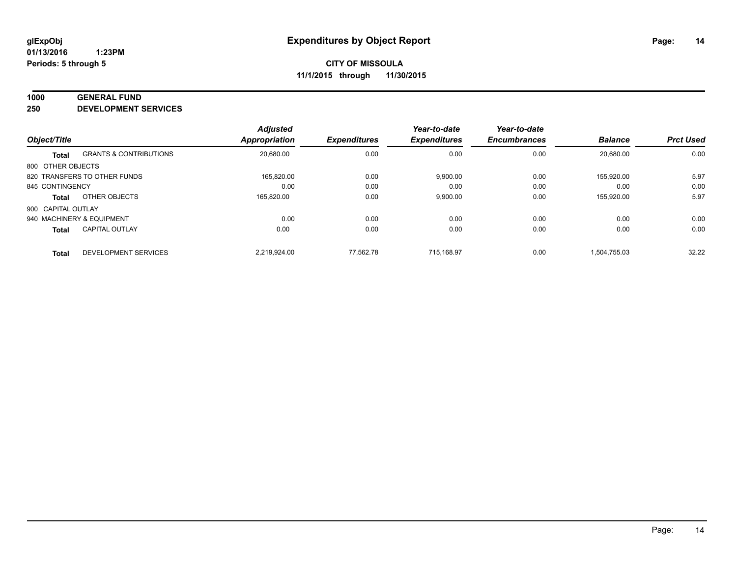**glExpObj**
**01/13/2016 1:23PM**
**Periods: 5 through 5**

# Expenditures by Object Report

**CITY OF MISSOULA**
**11/1/2015 through 11/30/2015**

## 1000 GENERAL FUND
## 250 DEVELOPMENT SERVICES

| Object/Title | | Adjusted Appropriation | Expenditures | Year-to-date Expenditures | Year-to-date Encumbrances | Balance | Prct Used |
|---|---|---|---|---|---|---|---|
| **Total** | GRANTS & CONTRIBUTIONS | 20,680.00 | 0.00 | 0.00 | 0.00 | 20,680.00 | 0.00 |
| 800 OTHER OBJECTS | | | | | | | |
| 820 TRANSFERS TO OTHER FUNDS | | 165,820.00 | 0.00 | 9,900.00 | 0.00 | 155,920.00 | 5.97 |
| 845 CONTINGENCY | | 0.00 | 0.00 | 0.00 | 0.00 | 0.00 | 0.00 |
| **Total** | OTHER OBJECTS | 165,820.00 | 0.00 | 9,900.00 | 0.00 | 155,920.00 | 5.97 |
| 900 CAPITAL OUTLAY | | | | | | | |
| 940 MACHINERY & EQUIPMENT | | 0.00 | 0.00 | 0.00 | 0.00 | 0.00 | 0.00 |
| **Total** | CAPITAL OUTLAY | 0.00 | 0.00 | 0.00 | 0.00 | 0.00 | 0.00 |
| **Total** | DEVELOPMENT SERVICES | 2,219,924.00 | 77,562.78 | 715,168.97 | 0.00 | 1,504,755.03 | 32.22 |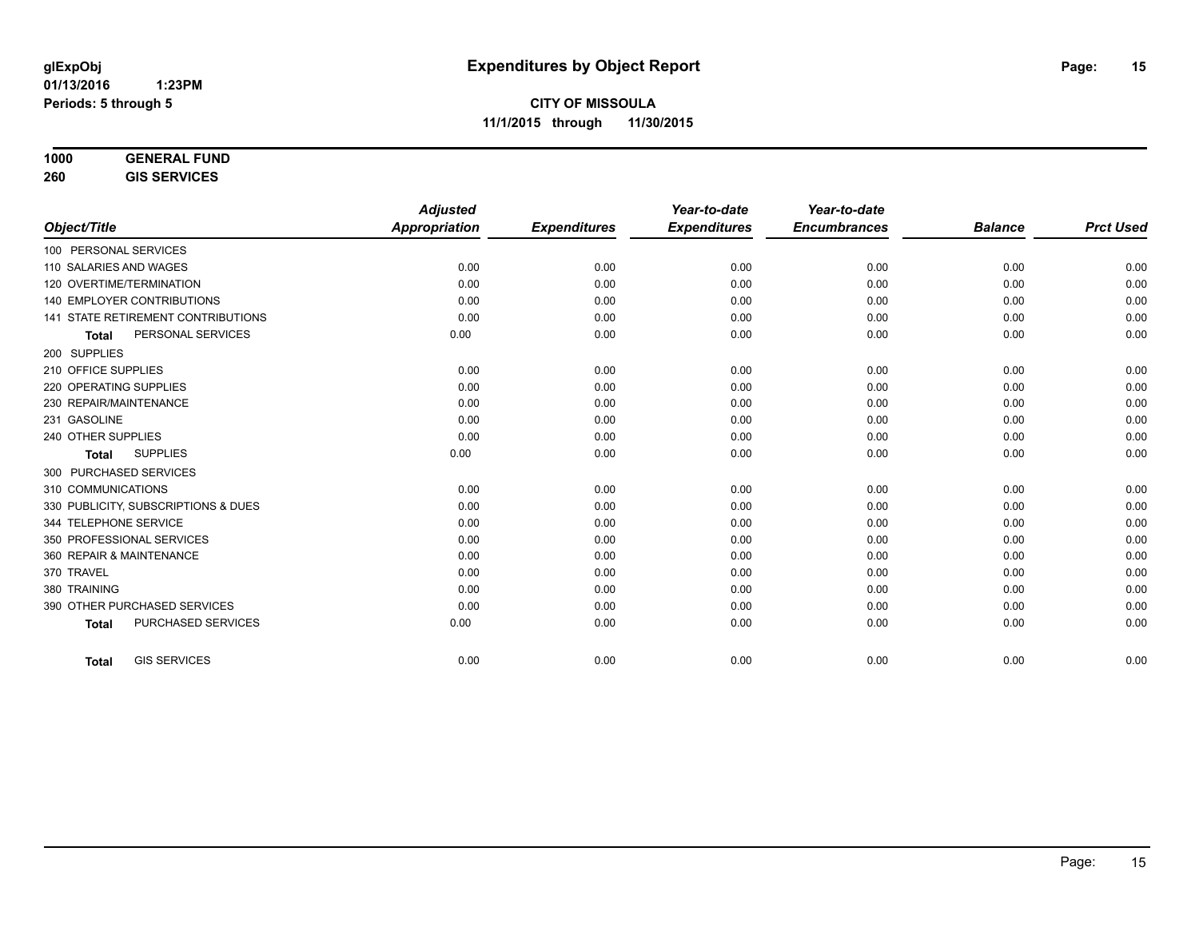glExpObj
01/13/2016 1:23PM
Periods: 5 through 5

# Expenditures by Object Report

**CITY OF MISSOULA**
**11/1/2015 through 11/30/2015**

**1000 GENERAL FUND**
**260 GIS SERVICES**

| Object/Title | Adjusted Appropriation | Expenditures | Year-to-date Expenditures | Year-to-date Encumbrances | Balance | Prct Used |
|---|---|---|---|---|---|---|
| 100 PERSONAL SERVICES | | | | | | |
| 110 SALARIES AND WAGES | 0.00 | 0.00 | 0.00 | 0.00 | 0.00 | 0.00 |
| 120 OVERTIME/TERMINATION | 0.00 | 0.00 | 0.00 | 0.00 | 0.00 | 0.00 |
| 140 EMPLOYER CONTRIBUTIONS | 0.00 | 0.00 | 0.00 | 0.00 | 0.00 | 0.00 |
| 141 STATE RETIREMENT CONTRIBUTIONS | 0.00 | 0.00 | 0.00 | 0.00 | 0.00 | 0.00 |
| **Total** PERSONAL SERVICES | 0.00 | 0.00 | 0.00 | 0.00 | 0.00 | 0.00 |
| 200 SUPPLIES | | | | | | |
| 210 OFFICE SUPPLIES | 0.00 | 0.00 | 0.00 | 0.00 | 0.00 | 0.00 |
| 220 OPERATING SUPPLIES | 0.00 | 0.00 | 0.00 | 0.00 | 0.00 | 0.00 |
| 230 REPAIR/MAINTENANCE | 0.00 | 0.00 | 0.00 | 0.00 | 0.00 | 0.00 |
| 231 GASOLINE | 0.00 | 0.00 | 0.00 | 0.00 | 0.00 | 0.00 |
| 240 OTHER SUPPLIES | 0.00 | 0.00 | 0.00 | 0.00 | 0.00 | 0.00 |
| **Total** SUPPLIES | 0.00 | 0.00 | 0.00 | 0.00 | 0.00 | 0.00 |
| 300 PURCHASED SERVICES | | | | | | |
| 310 COMMUNICATIONS | 0.00 | 0.00 | 0.00 | 0.00 | 0.00 | 0.00 |
| 330 PUBLICITY, SUBSCRIPTIONS & DUES | 0.00 | 0.00 | 0.00 | 0.00 | 0.00 | 0.00 |
| 344 TELEPHONE SERVICE | 0.00 | 0.00 | 0.00 | 0.00 | 0.00 | 0.00 |
| 350 PROFESSIONAL SERVICES | 0.00 | 0.00 | 0.00 | 0.00 | 0.00 | 0.00 |
| 360 REPAIR & MAINTENANCE | 0.00 | 0.00 | 0.00 | 0.00 | 0.00 | 0.00 |
| 370 TRAVEL | 0.00 | 0.00 | 0.00 | 0.00 | 0.00 | 0.00 |
| 380 TRAINING | 0.00 | 0.00 | 0.00 | 0.00 | 0.00 | 0.00 |
| 390 OTHER PURCHASED SERVICES | 0.00 | 0.00 | 0.00 | 0.00 | 0.00 | 0.00 |
| **Total** PURCHASED SERVICES | 0.00 | 0.00 | 0.00 | 0.00 | 0.00 | 0.00 |
| **Total** GIS SERVICES | 0.00 | 0.00 | 0.00 | 0.00 | 0.00 | 0.00 |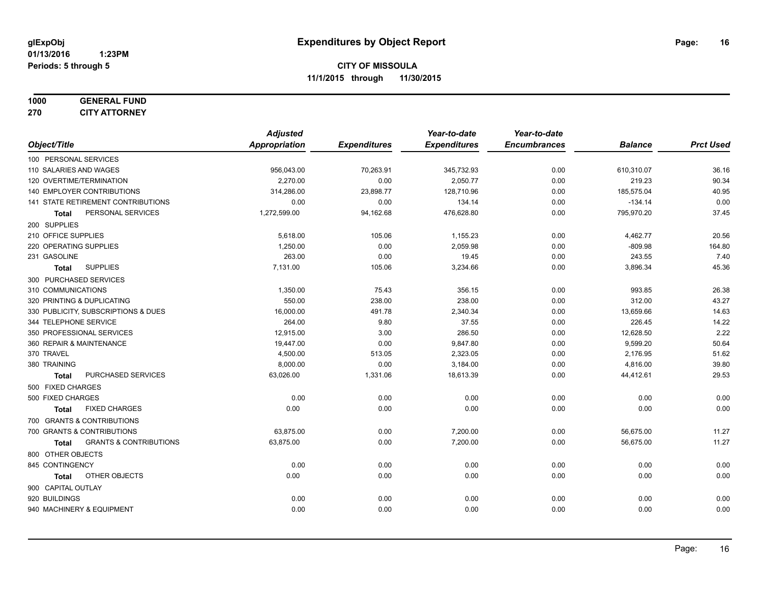**glExpObj**
**01/13/2016 1:23PM**
**Periods: 5 through 5**

# Expenditures by Object Report

**CITY OF MISSOULA**
**11/1/2015 through 11/30/2015**

**1000 GENERAL FUND**
**270 CITY ATTORNEY**

| Object/Title | Adjusted Appropriation | Expenditures | Year-to-date Expenditures | Year-to-date Encumbrances | Balance | Prct Used |
|---|---|---|---|---|---|---|
| 100 PERSONAL SERVICES | | | | | | |
| 110 SALARIES AND WAGES | 956,043.00 | 70,263.91 | 345,732.93 | 0.00 | 610,310.07 | 36.16 |
| 120 OVERTIME/TERMINATION | 2,270.00 | 0.00 | 2,050.77 | 0.00 | 219.23 | 90.34 |
| 140 EMPLOYER CONTRIBUTIONS | 314,286.00 | 23,898.77 | 128,710.96 | 0.00 | 185,575.04 | 40.95 |
| 141 STATE RETIREMENT CONTRIBUTIONS | 0.00 | 0.00 | 134.14 | 0.00 | -134.14 | 0.00 |
| **Total** PERSONAL SERVICES | 1,272,599.00 | 94,162.68 | 476,628.80 | 0.00 | 795,970.20 | 37.45 |
| 200 SUPPLIES | | | | | | |
| 210 OFFICE SUPPLIES | 5,618.00 | 105.06 | 1,155.23 | 0.00 | 4,462.77 | 20.56 |
| 220 OPERATING SUPPLIES | 1,250.00 | 0.00 | 2,059.98 | 0.00 | -809.98 | 164.80 |
| 231 GASOLINE | 263.00 | 0.00 | 19.45 | 0.00 | 243.55 | 7.40 |
| **Total** SUPPLIES | 7,131.00 | 105.06 | 3,234.66 | 0.00 | 3,896.34 | 45.36 |
| 300 PURCHASED SERVICES | | | | | | |
| 310 COMMUNICATIONS | 1,350.00 | 75.43 | 356.15 | 0.00 | 993.85 | 26.38 |
| 320 PRINTING & DUPLICATING | 550.00 | 238.00 | 238.00 | 0.00 | 312.00 | 43.27 |
| 330 PUBLICITY, SUBSCRIPTIONS & DUES | 16,000.00 | 491.78 | 2,340.34 | 0.00 | 13,659.66 | 14.63 |
| 344 TELEPHONE SERVICE | 264.00 | 9.80 | 37.55 | 0.00 | 226.45 | 14.22 |
| 350 PROFESSIONAL SERVICES | 12,915.00 | 3.00 | 286.50 | 0.00 | 12,628.50 | 2.22 |
| 360 REPAIR & MAINTENANCE | 19,447.00 | 0.00 | 9,847.80 | 0.00 | 9,599.20 | 50.64 |
| 370 TRAVEL | 4,500.00 | 513.05 | 2,323.05 | 0.00 | 2,176.95 | 51.62 |
| 380 TRAINING | 8,000.00 | 0.00 | 3,184.00 | 0.00 | 4,816.00 | 39.80 |
| **Total** PURCHASED SERVICES | 63,026.00 | 1,331.06 | 18,613.39 | 0.00 | 44,412.61 | 29.53 |
| 500 FIXED CHARGES | | | | | | |
| 500 FIXED CHARGES | 0.00 | 0.00 | 0.00 | 0.00 | 0.00 | 0.00 |
| **Total** FIXED CHARGES | 0.00 | 0.00 | 0.00 | 0.00 | 0.00 | 0.00 |
| 700 GRANTS & CONTRIBUTIONS | | | | | | |
| 700 GRANTS & CONTRIBUTIONS | 63,875.00 | 0.00 | 7,200.00 | 0.00 | 56,675.00 | 11.27 |
| **Total** GRANTS & CONTRIBUTIONS | 63,875.00 | 0.00 | 7,200.00 | 0.00 | 56,675.00 | 11.27 |
| 800 OTHER OBJECTS | | | | | | |
| 845 CONTINGENCY | 0.00 | 0.00 | 0.00 | 0.00 | 0.00 | 0.00 |
| **Total** OTHER OBJECTS | 0.00 | 0.00 | 0.00 | 0.00 | 0.00 | 0.00 |
| 900 CAPITAL OUTLAY | | | | | | |
| 920 BUILDINGS | 0.00 | 0.00 | 0.00 | 0.00 | 0.00 | 0.00 |
| 940 MACHINERY & EQUIPMENT | 0.00 | 0.00 | 0.00 | 0.00 | 0.00 | 0.00 |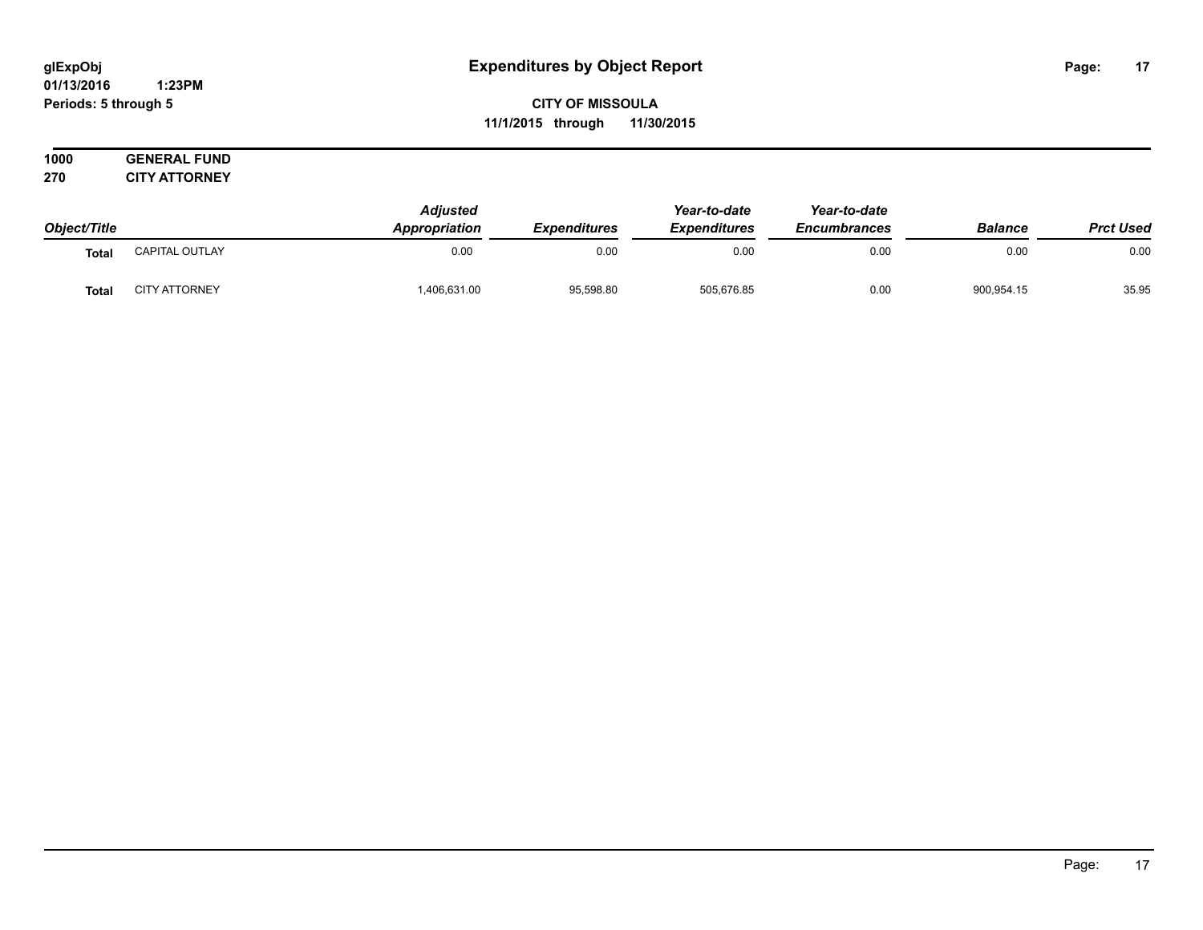**glExpObj**
**01/13/2016 1:23PM**
**Periods: 5 through 5**

# Expenditures by Object Report

**CITY OF MISSOULA**
**11/1/2015 through 11/30/2015**

**1000 GENERAL FUND**
**270 CITY ATTORNEY**

| Object/Title | | Adjusted Appropriation | Expenditures | Year-to-date Expenditures | Year-to-date Encumbrances | Balance | Prct Used |
|---|---|---|---|---|---|---|---|
| **Total** | CAPITAL OUTLAY | 0.00 | 0.00 | 0.00 | 0.00 | 0.00 | 0.00 |
| **Total** | CITY ATTORNEY | 1,406,631.00 | 95,598.80 | 505,676.85 | 0.00 | 900,954.15 | 35.95 |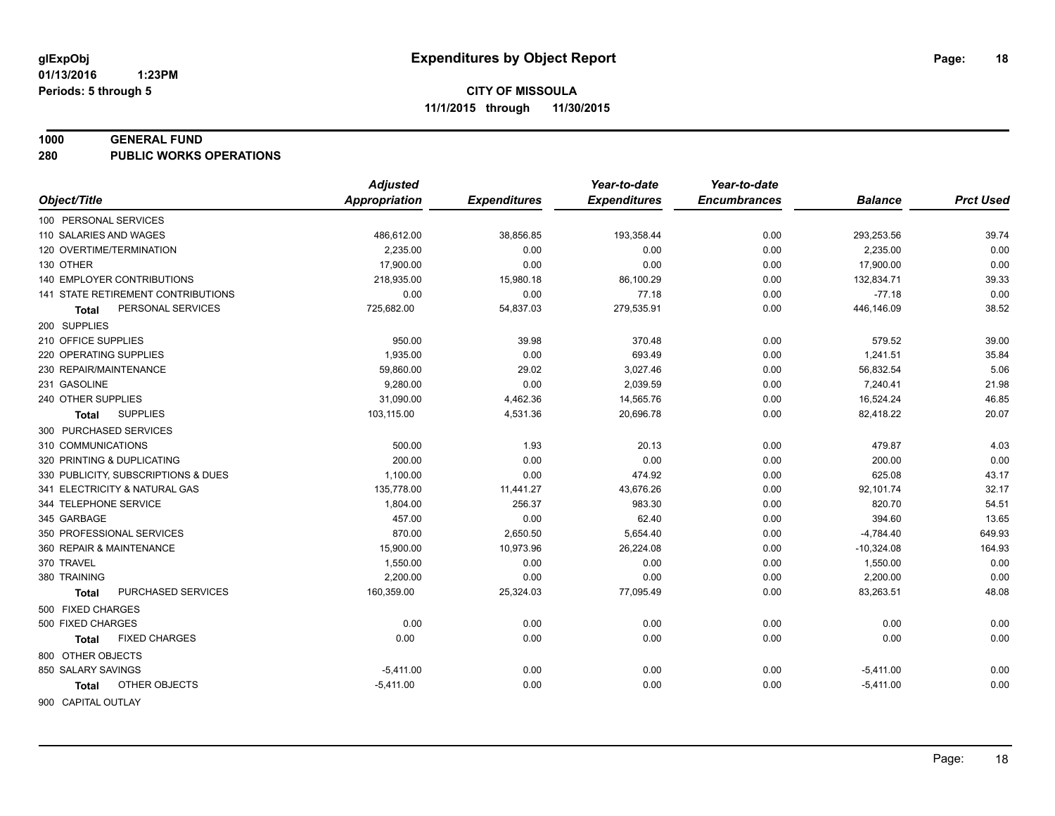# Expenditures by Object Report

glExpObj
01/13/2016 1:23PM
Periods: 5 through 5

**CITY OF MISSOULA**
**11/1/2015 through 11/30/2015**

**1000 GENERAL FUND**
**280 PUBLIC WORKS OPERATIONS**

| Object/Title | Adjusted Appropriation | Expenditures | Year-to-date Expenditures | Year-to-date Encumbrances | Balance | Prct Used |
|---|---|---|---|---|---|---|
| 100 PERSONAL SERVICES | | | | | | |
| 110 SALARIES AND WAGES | 486,612.00 | 38,856.85 | 193,358.44 | 0.00 | 293,253.56 | 39.74 |
| 120 OVERTIME/TERMINATION | 2,235.00 | 0.00 | 0.00 | 0.00 | 2,235.00 | 0.00 |
| 130 OTHER | 17,900.00 | 0.00 | 0.00 | 0.00 | 17,900.00 | 0.00 |
| 140 EMPLOYER CONTRIBUTIONS | 218,935.00 | 15,980.18 | 86,100.29 | 0.00 | 132,834.71 | 39.33 |
| 141 STATE RETIREMENT CONTRIBUTIONS | 0.00 | 0.00 | 77.18 | 0.00 | -77.18 | 0.00 |
| **Total** PERSONAL SERVICES | 725,682.00 | 54,837.03 | 279,535.91 | 0.00 | 446,146.09 | 38.52 |
| 200 SUPPLIES | | | | | | |
| 210 OFFICE SUPPLIES | 950.00 | 39.98 | 370.48 | 0.00 | 579.52 | 39.00 |
| 220 OPERATING SUPPLIES | 1,935.00 | 0.00 | 693.49 | 0.00 | 1,241.51 | 35.84 |
| 230 REPAIR/MAINTENANCE | 59,860.00 | 29.02 | 3,027.46 | 0.00 | 56,832.54 | 5.06 |
| 231 GASOLINE | 9,280.00 | 0.00 | 2,039.59 | 0.00 | 7,240.41 | 21.98 |
| 240 OTHER SUPPLIES | 31,090.00 | 4,462.36 | 14,565.76 | 0.00 | 16,524.24 | 46.85 |
| **Total** SUPPLIES | 103,115.00 | 4,531.36 | 20,696.78 | 0.00 | 82,418.22 | 20.07 |
| 300 PURCHASED SERVICES | | | | | | |
| 310 COMMUNICATIONS | 500.00 | 1.93 | 20.13 | 0.00 | 479.87 | 4.03 |
| 320 PRINTING & DUPLICATING | 200.00 | 0.00 | 0.00 | 0.00 | 200.00 | 0.00 |
| 330 PUBLICITY, SUBSCRIPTIONS & DUES | 1,100.00 | 0.00 | 474.92 | 0.00 | 625.08 | 43.17 |
| 341 ELECTRICITY & NATURAL GAS | 135,778.00 | 11,441.27 | 43,676.26 | 0.00 | 92,101.74 | 32.17 |
| 344 TELEPHONE SERVICE | 1,804.00 | 256.37 | 983.30 | 0.00 | 820.70 | 54.51 |
| 345 GARBAGE | 457.00 | 0.00 | 62.40 | 0.00 | 394.60 | 13.65 |
| 350 PROFESSIONAL SERVICES | 870.00 | 2,650.50 | 5,654.40 | 0.00 | -4,784.40 | 649.93 |
| 360 REPAIR & MAINTENANCE | 15,900.00 | 10,973.96 | 26,224.08 | 0.00 | -10,324.08 | 164.93 |
| 370 TRAVEL | 1,550.00 | 0.00 | 0.00 | 0.00 | 1,550.00 | 0.00 |
| 380 TRAINING | 2,200.00 | 0.00 | 0.00 | 0.00 | 2,200.00 | 0.00 |
| **Total** PURCHASED SERVICES | 160,359.00 | 25,324.03 | 77,095.49 | 0.00 | 83,263.51 | 48.08 |
| 500 FIXED CHARGES | | | | | | |
| 500 FIXED CHARGES | 0.00 | 0.00 | 0.00 | 0.00 | 0.00 | 0.00 |
| **Total** FIXED CHARGES | 0.00 | 0.00 | 0.00 | 0.00 | 0.00 | 0.00 |
| 800 OTHER OBJECTS | | | | | | |
| 850 SALARY SAVINGS | -5,411.00 | 0.00 | 0.00 | 0.00 | -5,411.00 | 0.00 |
| **Total** OTHER OBJECTS | -5,411.00 | 0.00 | 0.00 | 0.00 | -5,411.00 | 0.00 |
| 900 CAPITAL OUTLAY | | | | | | |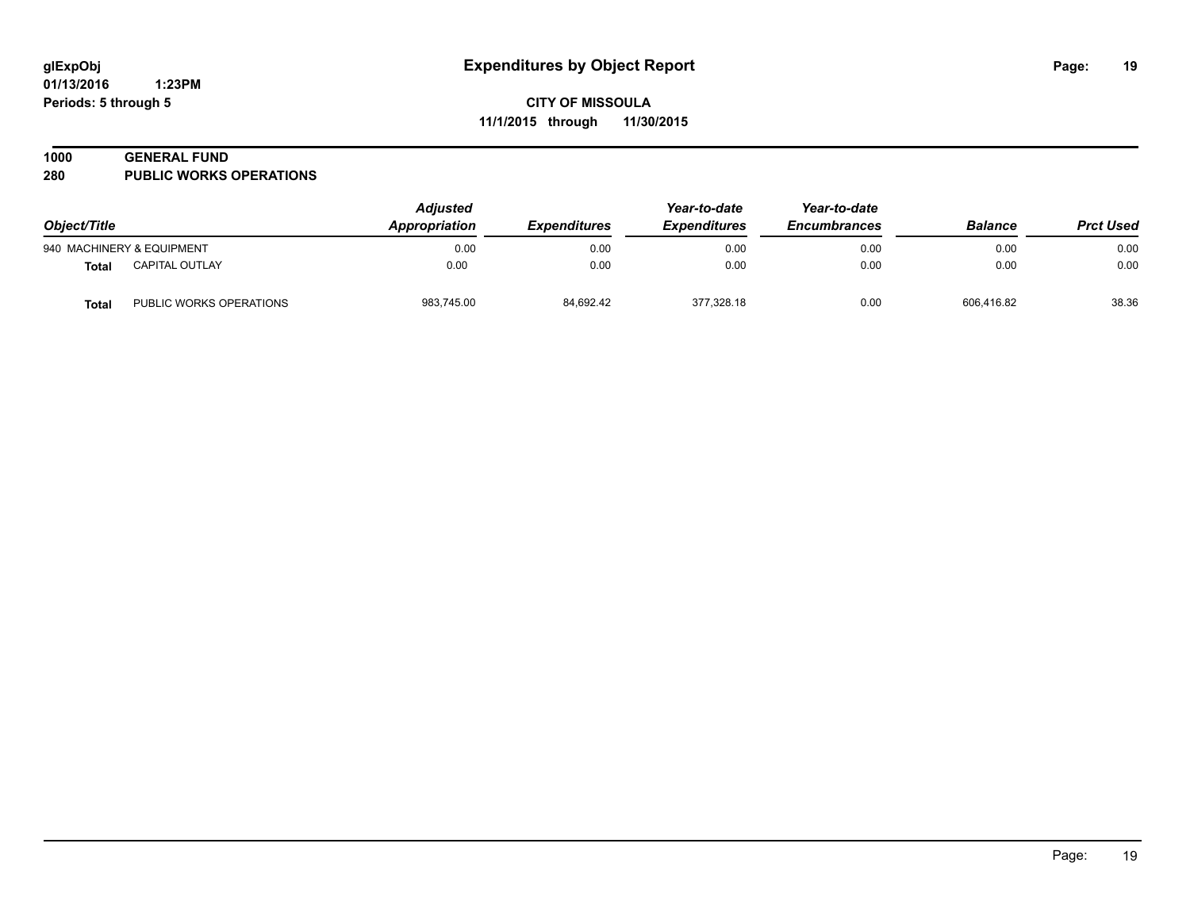# Expenditures by Object Report

glExpObj
01/13/2016 1:23PM
Periods: 5 through 5

**CITY OF MISSOULA**
**11/1/2015 through 11/30/2015**

## 1000 GENERAL FUND
## 280 PUBLIC WORKS OPERATIONS

| Object/Title | | Adjusted Appropriation | Expenditures | Year-to-date Expenditures | Year-to-date Encumbrances | Balance | Prct Used |
|---|---|---|---|---|---|---|---|
| 940 MACHINERY & EQUIPMENT | | 0.00 | 0.00 | 0.00 | 0.00 | 0.00 | 0.00 |
| **Total** | CAPITAL OUTLAY | 0.00 | 0.00 | 0.00 | 0.00 | 0.00 | 0.00 |
| **Total** | PUBLIC WORKS OPERATIONS | 983,745.00 | 84,692.42 | 377,328.18 | 0.00 | 606,416.82 | 38.36 |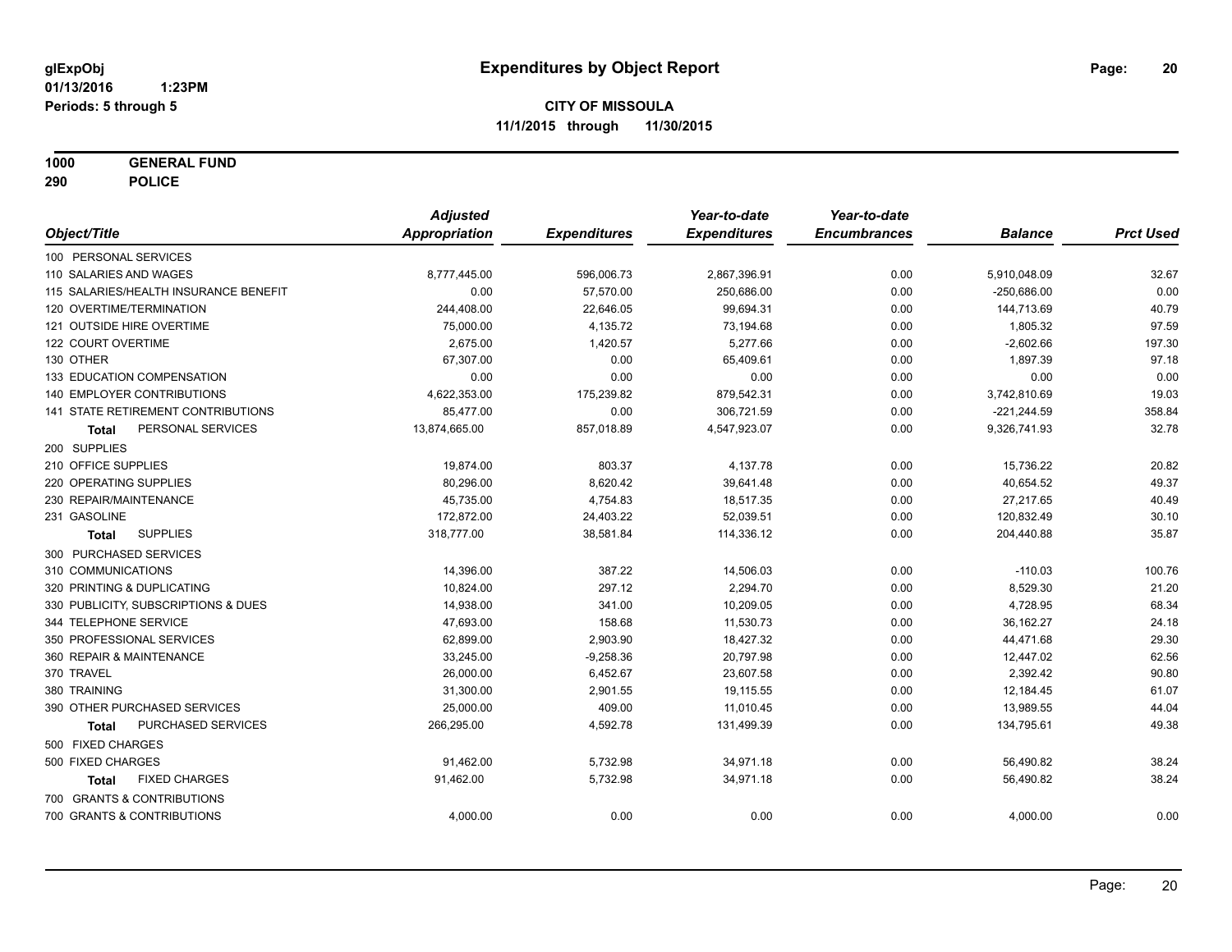# Expenditures by Object Report

glExpObj
01/13/2016 1:23PM
Periods: 5 through 5

**CITY OF MISSOULA**
**11/1/2015 through 11/30/2015**

**1000 GENERAL FUND**
**290 POLICE**

| Object/Title | Adjusted Appropriation | Expenditures | Year-to-date Expenditures | Year-to-date Encumbrances | Balance | Prct Used |
|---|---|---|---|---|---|---|
| 100 PERSONAL SERVICES | | | | | | |
| 110 SALARIES AND WAGES | 8,777,445.00 | 596,006.73 | 2,867,396.91 | 0.00 | 5,910,048.09 | 32.67 |
| 115 SALARIES/HEALTH INSURANCE BENEFIT | 0.00 | 57,570.00 | 250,686.00 | 0.00 | -250,686.00 | 0.00 |
| 120 OVERTIME/TERMINATION | 244,408.00 | 22,646.05 | 99,694.31 | 0.00 | 144,713.69 | 40.79 |
| 121 OUTSIDE HIRE OVERTIME | 75,000.00 | 4,135.72 | 73,194.68 | 0.00 | 1,805.32 | 97.59 |
| 122 COURT OVERTIME | 2,675.00 | 1,420.57 | 5,277.66 | 0.00 | -2,602.66 | 197.30 |
| 130 OTHER | 67,307.00 | 0.00 | 65,409.61 | 0.00 | 1,897.39 | 97.18 |
| 133 EDUCATION COMPENSATION | 0.00 | 0.00 | 0.00 | 0.00 | 0.00 | 0.00 |
| 140 EMPLOYER CONTRIBUTIONS | 4,622,353.00 | 175,239.82 | 879,542.31 | 0.00 | 3,742,810.69 | 19.03 |
| 141 STATE RETIREMENT CONTRIBUTIONS | 85,477.00 | 0.00 | 306,721.59 | 0.00 | -221,244.59 | 358.84 |
| **Total** PERSONAL SERVICES | 13,874,665.00 | 857,018.89 | 4,547,923.07 | 0.00 | 9,326,741.93 | 32.78 |
| 200 SUPPLIES | | | | | | |
| 210 OFFICE SUPPLIES | 19,874.00 | 803.37 | 4,137.78 | 0.00 | 15,736.22 | 20.82 |
| 220 OPERATING SUPPLIES | 80,296.00 | 8,620.42 | 39,641.48 | 0.00 | 40,654.52 | 49.37 |
| 230 REPAIR/MAINTENANCE | 45,735.00 | 4,754.83 | 18,517.35 | 0.00 | 27,217.65 | 40.49 |
| 231 GASOLINE | 172,872.00 | 24,403.22 | 52,039.51 | 0.00 | 120,832.49 | 30.10 |
| **Total** SUPPLIES | 318,777.00 | 38,581.84 | 114,336.12 | 0.00 | 204,440.88 | 35.87 |
| 300 PURCHASED SERVICES | | | | | | |
| 310 COMMUNICATIONS | 14,396.00 | 387.22 | 14,506.03 | 0.00 | -110.03 | 100.76 |
| 320 PRINTING & DUPLICATING | 10,824.00 | 297.12 | 2,294.70 | 0.00 | 8,529.30 | 21.20 |
| 330 PUBLICITY, SUBSCRIPTIONS & DUES | 14,938.00 | 341.00 | 10,209.05 | 0.00 | 4,728.95 | 68.34 |
| 344 TELEPHONE SERVICE | 47,693.00 | 158.68 | 11,530.73 | 0.00 | 36,162.27 | 24.18 |
| 350 PROFESSIONAL SERVICES | 62,899.00 | 2,903.90 | 18,427.32 | 0.00 | 44,471.68 | 29.30 |
| 360 REPAIR & MAINTENANCE | 33,245.00 | -9,258.36 | 20,797.98 | 0.00 | 12,447.02 | 62.56 |
| 370 TRAVEL | 26,000.00 | 6,452.67 | 23,607.58 | 0.00 | 2,392.42 | 90.80 |
| 380 TRAINING | 31,300.00 | 2,901.55 | 19,115.55 | 0.00 | 12,184.45 | 61.07 |
| 390 OTHER PURCHASED SERVICES | 25,000.00 | 409.00 | 11,010.45 | 0.00 | 13,989.55 | 44.04 |
| **Total** PURCHASED SERVICES | 266,295.00 | 4,592.78 | 131,499.39 | 0.00 | 134,795.61 | 49.38 |
| 500 FIXED CHARGES | | | | | | |
| 500 FIXED CHARGES | 91,462.00 | 5,732.98 | 34,971.18 | 0.00 | 56,490.82 | 38.24 |
| **Total** FIXED CHARGES | 91,462.00 | 5,732.98 | 34,971.18 | 0.00 | 56,490.82 | 38.24 |
| 700 GRANTS & CONTRIBUTIONS | | | | | | |
| 700 GRANTS & CONTRIBUTIONS | 4,000.00 | 0.00 | 0.00 | 0.00 | 4,000.00 | 0.00 |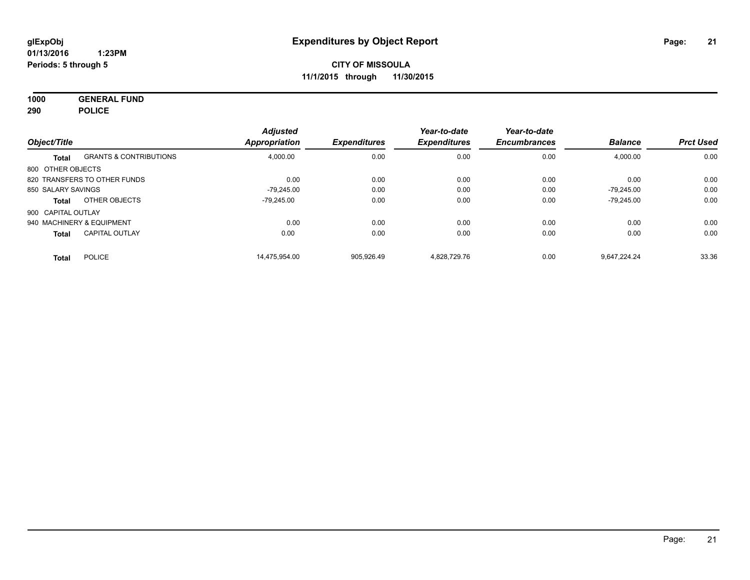**glExpObj** **Expenditures by Object Report**

**01/13/2016 1:23PM**

**Periods: 5 through 5**

**CITY OF MISSOULA**

**11/1/2015 through 11/30/2015**

**1000 GENERAL FUND**

**290 POLICE**

| Object/Title | | Adjusted Appropriation | Expenditures | Year-to-date Expenditures | Year-to-date Encumbrances | Balance | Prct Used |
|---|---|---|---|---|---|---|---|
| **Total** | GRANTS & CONTRIBUTIONS | 4,000.00 | 0.00 | 0.00 | 0.00 | 4,000.00 | 0.00 |
| 800 OTHER OBJECTS | | | | | | | |
| 820 TRANSFERS TO OTHER FUNDS | | 0.00 | 0.00 | 0.00 | 0.00 | 0.00 | 0.00 |
| 850 SALARY SAVINGS | | -79,245.00 | 0.00 | 0.00 | 0.00 | -79,245.00 | 0.00 |
| **Total** | OTHER OBJECTS | -79,245.00 | 0.00 | 0.00 | 0.00 | -79,245.00 | 0.00 |
| 900 CAPITAL OUTLAY | | | | | | | |
| 940 MACHINERY & EQUIPMENT | | 0.00 | 0.00 | 0.00 | 0.00 | 0.00 | 0.00 |
| **Total** | CAPITAL OUTLAY | 0.00 | 0.00 | 0.00 | 0.00 | 0.00 | 0.00 |
| **Total** | POLICE | 14,475,954.00 | 905,926.49 | 4,828,729.76 | 0.00 | 9,647,224.24 | 33.36 |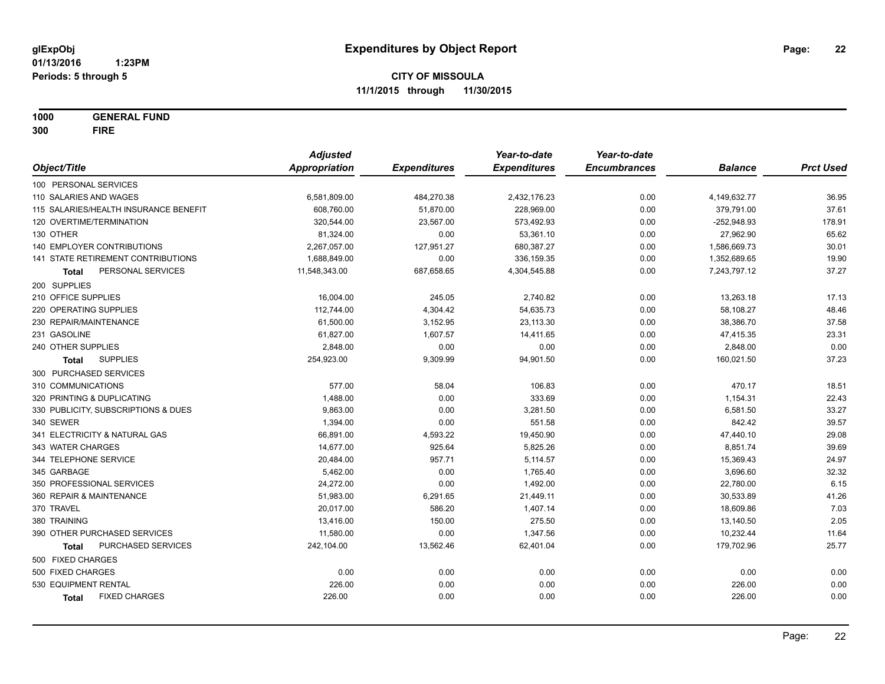glExpObj
01/13/2016 1:23PM
Periods: 5 through 5

# Expenditures by Object Report

**CITY OF MISSOULA**
**11/1/2015 through 11/30/2015**

**1000 GENERAL FUND**
**300 FIRE**

| Object/Title | Adjusted Appropriation | Expenditures | Year-to-date Expenditures | Year-to-date Encumbrances | Balance | Prct Used |
|---|---|---|---|---|---|---|
| 100 PERSONAL SERVICES | | | | | | |
| 110 SALARIES AND WAGES | 6,581,809.00 | 484,270.38 | 2,432,176.23 | 0.00 | 4,149,632.77 | 36.95 |
| 115 SALARIES/HEALTH INSURANCE BENEFIT | 608,760.00 | 51,870.00 | 228,969.00 | 0.00 | 379,791.00 | 37.61 |
| 120 OVERTIME/TERMINATION | 320,544.00 | 23,567.00 | 573,492.93 | 0.00 | -252,948.93 | 178.91 |
| 130 OTHER | 81,324.00 | 0.00 | 53,361.10 | 0.00 | 27,962.90 | 65.62 |
| 140 EMPLOYER CONTRIBUTIONS | 2,267,057.00 | 127,951.27 | 680,387.27 | 0.00 | 1,586,669.73 | 30.01 |
| 141 STATE RETIREMENT CONTRIBUTIONS | 1,688,849.00 | 0.00 | 336,159.35 | 0.00 | 1,352,689.65 | 19.90 |
| **Total** PERSONAL SERVICES | 11,548,343.00 | 687,658.65 | 4,304,545.88 | 0.00 | 7,243,797.12 | 37.27 |
| 200 SUPPLIES | | | | | | |
| 210 OFFICE SUPPLIES | 16,004.00 | 245.05 | 2,740.82 | 0.00 | 13,263.18 | 17.13 |
| 220 OPERATING SUPPLIES | 112,744.00 | 4,304.42 | 54,635.73 | 0.00 | 58,108.27 | 48.46 |
| 230 REPAIR/MAINTENANCE | 61,500.00 | 3,152.95 | 23,113.30 | 0.00 | 38,386.70 | 37.58 |
| 231 GASOLINE | 61,827.00 | 1,607.57 | 14,411.65 | 0.00 | 47,415.35 | 23.31 |
| 240 OTHER SUPPLIES | 2,848.00 | 0.00 | 0.00 | 0.00 | 2,848.00 | 0.00 |
| **Total** SUPPLIES | 254,923.00 | 9,309.99 | 94,901.50 | 0.00 | 160,021.50 | 37.23 |
| 300 PURCHASED SERVICES | | | | | | |
| 310 COMMUNICATIONS | 577.00 | 58.04 | 106.83 | 0.00 | 470.17 | 18.51 |
| 320 PRINTING & DUPLICATING | 1,488.00 | 0.00 | 333.69 | 0.00 | 1,154.31 | 22.43 |
| 330 PUBLICITY, SUBSCRIPTIONS & DUES | 9,863.00 | 0.00 | 3,281.50 | 0.00 | 6,581.50 | 33.27 |
| 340 SEWER | 1,394.00 | 0.00 | 551.58 | 0.00 | 842.42 | 39.57 |
| 341 ELECTRICITY & NATURAL GAS | 66,891.00 | 4,593.22 | 19,450.90 | 0.00 | 47,440.10 | 29.08 |
| 343 WATER CHARGES | 14,677.00 | 925.64 | 5,825.26 | 0.00 | 8,851.74 | 39.69 |
| 344 TELEPHONE SERVICE | 20,484.00 | 957.71 | 5,114.57 | 0.00 | 15,369.43 | 24.97 |
| 345 GARBAGE | 5,462.00 | 0.00 | 1,765.40 | 0.00 | 3,696.60 | 32.32 |
| 350 PROFESSIONAL SERVICES | 24,272.00 | 0.00 | 1,492.00 | 0.00 | 22,780.00 | 6.15 |
| 360 REPAIR & MAINTENANCE | 51,983.00 | 6,291.65 | 21,449.11 | 0.00 | 30,533.89 | 41.26 |
| 370 TRAVEL | 20,017.00 | 586.20 | 1,407.14 | 0.00 | 18,609.86 | 7.03 |
| 380 TRAINING | 13,416.00 | 150.00 | 275.50 | 0.00 | 13,140.50 | 2.05 |
| 390 OTHER PURCHASED SERVICES | 11,580.00 | 0.00 | 1,347.56 | 0.00 | 10,232.44 | 11.64 |
| **Total** PURCHASED SERVICES | 242,104.00 | 13,562.46 | 62,401.04 | 0.00 | 179,702.96 | 25.77 |
| 500 FIXED CHARGES | | | | | | |
| 500 FIXED CHARGES | 0.00 | 0.00 | 0.00 | 0.00 | 0.00 | 0.00 |
| 530 EQUIPMENT RENTAL | 226.00 | 0.00 | 0.00 | 0.00 | 226.00 | 0.00 |
| **Total** FIXED CHARGES | 226.00 | 0.00 | 0.00 | 0.00 | 226.00 | 0.00 |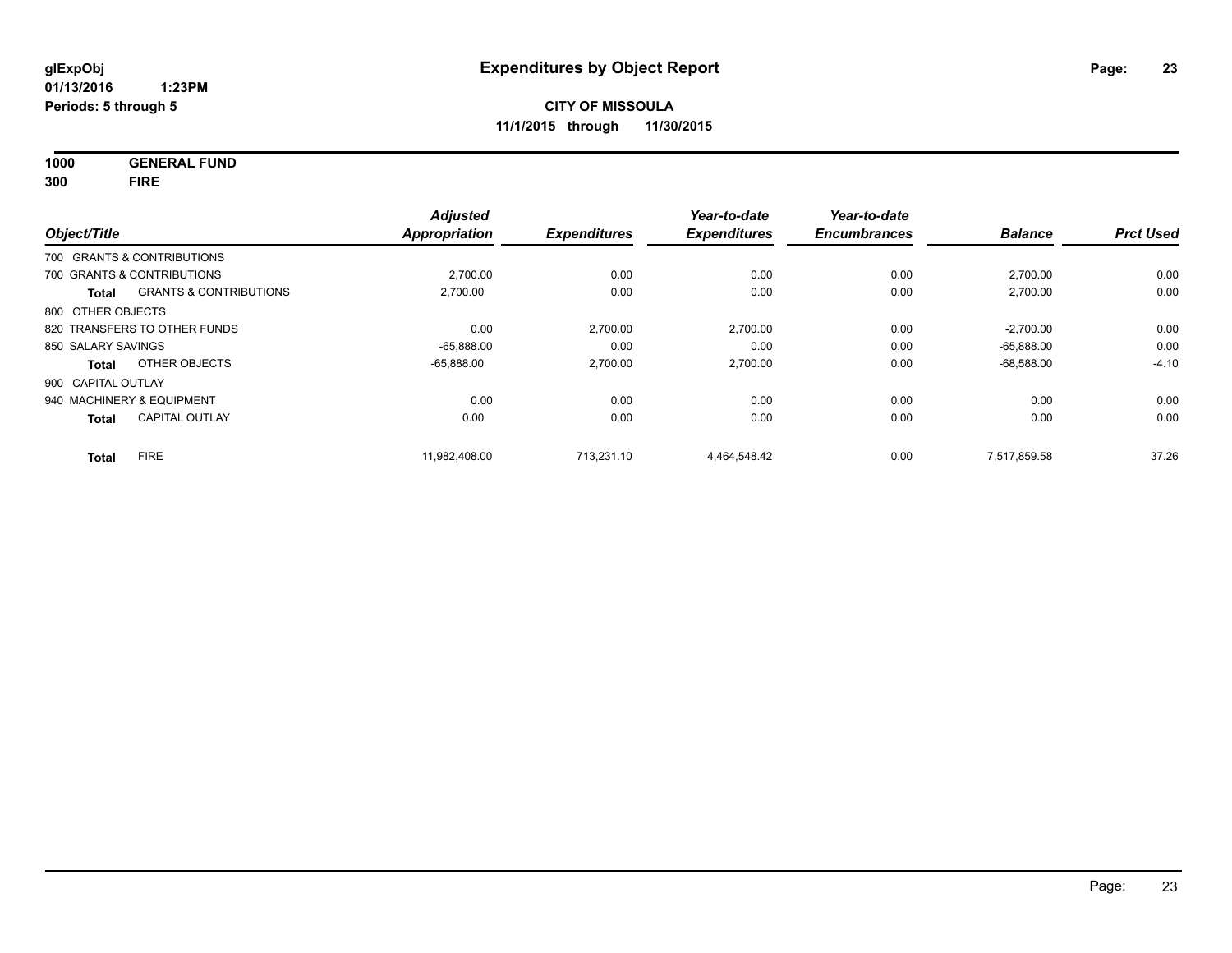# Expenditures by Object Report

glExpObj
01/13/2016 1:23PM
Periods: 5 through 5

**CITY OF MISSOULA**
**11/1/2015 through 11/30/2015**

**1000 GENERAL FUND**
**300 FIRE**

| Object/Title | | Adjusted Appropriation | Expenditures | Year-to-date Expenditures | Year-to-date Encumbrances | Balance | Prct Used |
|---|---|---|---|---|---|---|---|
| 700 GRANTS & CONTRIBUTIONS | | | | | | | |
| 700 GRANTS & CONTRIBUTIONS | | 2,700.00 | 0.00 | 0.00 | 0.00 | 2,700.00 | 0.00 |
| **Total** | GRANTS & CONTRIBUTIONS | 2,700.00 | 0.00 | 0.00 | 0.00 | 2,700.00 | 0.00 |
| 800 OTHER OBJECTS | | | | | | | |
| 820 TRANSFERS TO OTHER FUNDS | | 0.00 | 2,700.00 | 2,700.00 | 0.00 | -2,700.00 | 0.00 |
| 850 SALARY SAVINGS | | -65,888.00 | 0.00 | 0.00 | 0.00 | -65,888.00 | 0.00 |
| **Total** | OTHER OBJECTS | -65,888.00 | 2,700.00 | 2,700.00 | 0.00 | -68,588.00 | -4.10 |
| 900 CAPITAL OUTLAY | | | | | | | |
| 940 MACHINERY & EQUIPMENT | | 0.00 | 0.00 | 0.00 | 0.00 | 0.00 | 0.00 |
| **Total** | CAPITAL OUTLAY | 0.00 | 0.00 | 0.00 | 0.00 | 0.00 | 0.00 |
| **Total** | FIRE | 11,982,408.00 | 713,231.10 | 4,464,548.42 | 0.00 | 7,517,859.58 | 37.26 |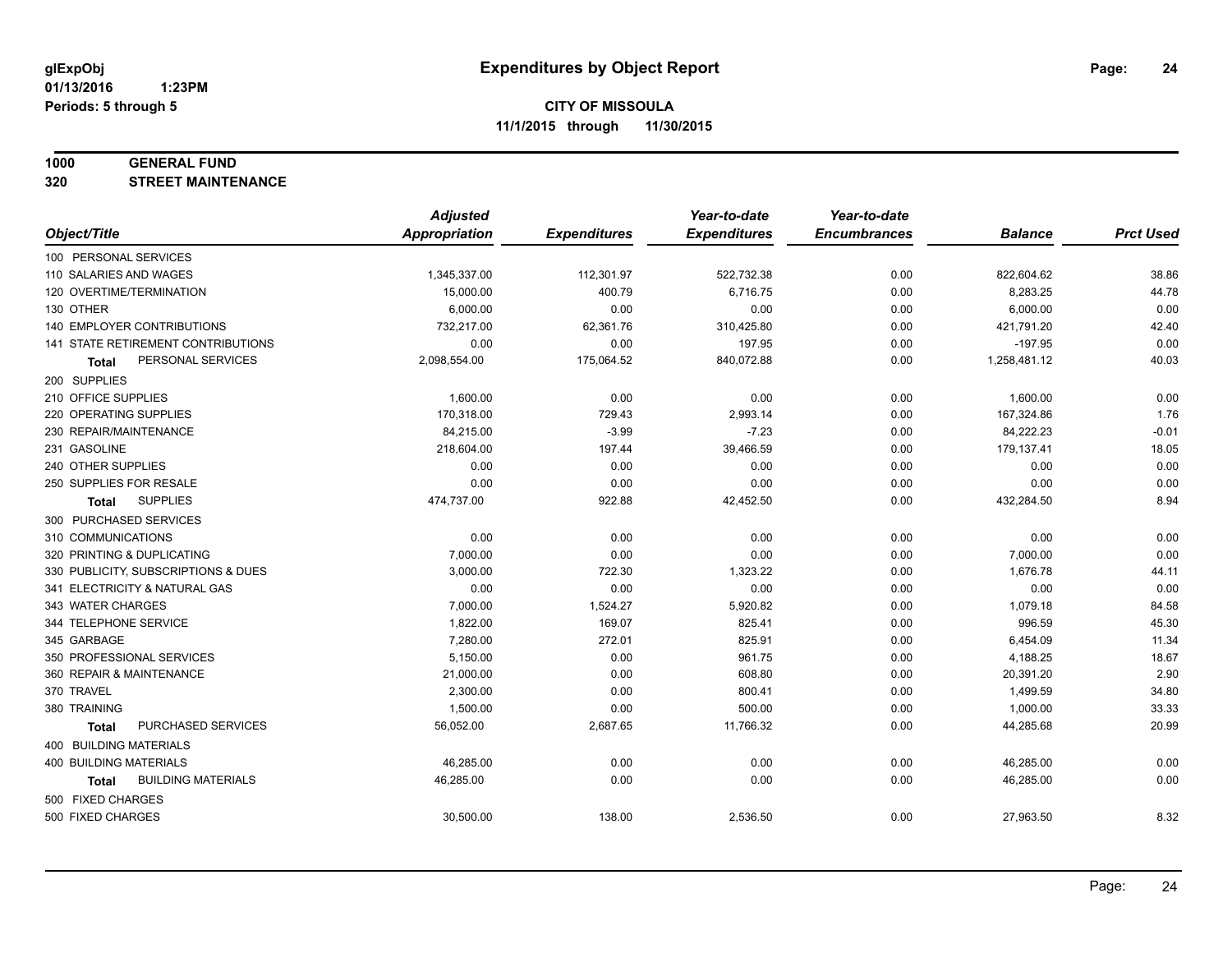# Expenditures by Object Report

glExpObj
01/13/2016 1:23PM
Periods: 5 through 5

**CITY OF MISSOULA**
**11/1/2015 through 11/30/2015**

**1000 GENERAL FUND**
**320 STREET MAINTENANCE**

| Object/Title | Adjusted Appropriation | Expenditures | Year-to-date Expenditures | Year-to-date Encumbrances | Balance | Prct Used |
|---|---|---|---|---|---|---|
| 100 PERSONAL SERVICES | | | | | | |
| 110 SALARIES AND WAGES | 1,345,337.00 | 112,301.97 | 522,732.38 | 0.00 | 822,604.62 | 38.86 |
| 120 OVERTIME/TERMINATION | 15,000.00 | 400.79 | 6,716.75 | 0.00 | 8,283.25 | 44.78 |
| 130 OTHER | 6,000.00 | 0.00 | 0.00 | 0.00 | 6,000.00 | 0.00 |
| 140 EMPLOYER CONTRIBUTIONS | 732,217.00 | 62,361.76 | 310,425.80 | 0.00 | 421,791.20 | 42.40 |
| 141 STATE RETIREMENT CONTRIBUTIONS | 0.00 | 0.00 | 197.95 | 0.00 | -197.95 | 0.00 |
| **Total** PERSONAL SERVICES | 2,098,554.00 | 175,064.52 | 840,072.88 | 0.00 | 1,258,481.12 | 40.03 |
| 200 SUPPLIES | | | | | | |
| 210 OFFICE SUPPLIES | 1,600.00 | 0.00 | 0.00 | 0.00 | 1,600.00 | 0.00 |
| 220 OPERATING SUPPLIES | 170,318.00 | 729.43 | 2,993.14 | 0.00 | 167,324.86 | 1.76 |
| 230 REPAIR/MAINTENANCE | 84,215.00 | -3.99 | -7.23 | 0.00 | 84,222.23 | -0.01 |
| 231 GASOLINE | 218,604.00 | 197.44 | 39,466.59 | 0.00 | 179,137.41 | 18.05 |
| 240 OTHER SUPPLIES | 0.00 | 0.00 | 0.00 | 0.00 | 0.00 | 0.00 |
| 250 SUPPLIES FOR RESALE | 0.00 | 0.00 | 0.00 | 0.00 | 0.00 | 0.00 |
| **Total** SUPPLIES | 474,737.00 | 922.88 | 42,452.50 | 0.00 | 432,284.50 | 8.94 |
| 300 PURCHASED SERVICES | | | | | | |
| 310 COMMUNICATIONS | 0.00 | 0.00 | 0.00 | 0.00 | 0.00 | 0.00 |
| 320 PRINTING & DUPLICATING | 7,000.00 | 0.00 | 0.00 | 0.00 | 7,000.00 | 0.00 |
| 330 PUBLICITY, SUBSCRIPTIONS & DUES | 3,000.00 | 722.30 | 1,323.22 | 0.00 | 1,676.78 | 44.11 |
| 341 ELECTRICITY & NATURAL GAS | 0.00 | 0.00 | 0.00 | 0.00 | 0.00 | 0.00 |
| 343 WATER CHARGES | 7,000.00 | 1,524.27 | 5,920.82 | 0.00 | 1,079.18 | 84.58 |
| 344 TELEPHONE SERVICE | 1,822.00 | 169.07 | 825.41 | 0.00 | 996.59 | 45.30 |
| 345 GARBAGE | 7,280.00 | 272.01 | 825.91 | 0.00 | 6,454.09 | 11.34 |
| 350 PROFESSIONAL SERVICES | 5,150.00 | 0.00 | 961.75 | 0.00 | 4,188.25 | 18.67 |
| 360 REPAIR & MAINTENANCE | 21,000.00 | 0.00 | 608.80 | 0.00 | 20,391.20 | 2.90 |
| 370 TRAVEL | 2,300.00 | 0.00 | 800.41 | 0.00 | 1,499.59 | 34.80 |
| 380 TRAINING | 1,500.00 | 0.00 | 500.00 | 0.00 | 1,000.00 | 33.33 |
| **Total** PURCHASED SERVICES | 56,052.00 | 2,687.65 | 11,766.32 | 0.00 | 44,285.68 | 20.99 |
| 400 BUILDING MATERIALS | | | | | | |
| 400 BUILDING MATERIALS | 46,285.00 | 0.00 | 0.00 | 0.00 | 46,285.00 | 0.00 |
| **Total** BUILDING MATERIALS | 46,285.00 | 0.00 | 0.00 | 0.00 | 46,285.00 | 0.00 |
| 500 FIXED CHARGES | | | | | | |
| 500 FIXED CHARGES | 30,500.00 | 138.00 | 2,536.50 | 0.00 | 27,963.50 | 8.32 |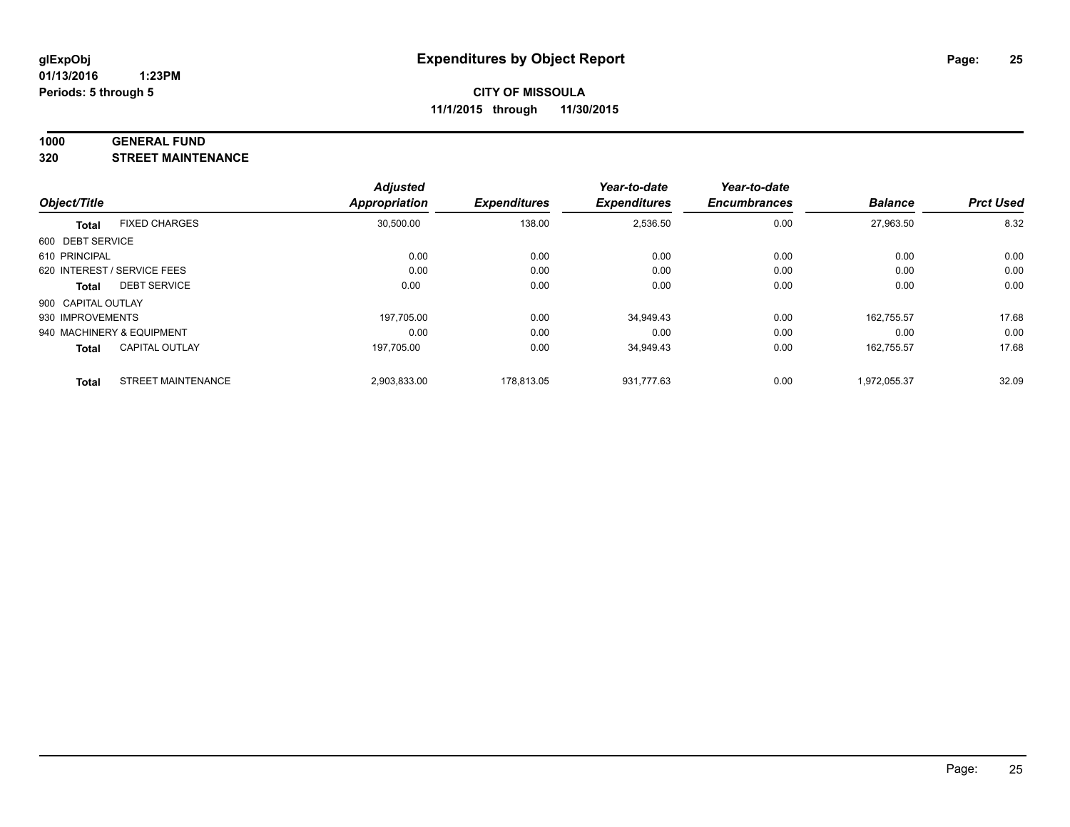**glExpObj**
**01/13/2016 1:23PM**
**Periods: 5 through 5**

# Expenditures by Object Report

**CITY OF MISSOULA**
**11/1/2015 through 11/30/2015**

**1000 GENERAL FUND**
**320 STREET MAINTENANCE**

| Object/Title | | Adjusted Appropriation | Expenditures | Year-to-date Expenditures | Year-to-date Encumbrances | Balance | Prct Used |
|---|---|---|---|---|---|---|---|
| **Total** | FIXED CHARGES | 30,500.00 | 138.00 | 2,536.50 | 0.00 | 27,963.50 | 8.32 |
| 600 DEBT SERVICE | | | | | | | |
| 610 PRINCIPAL | | 0.00 | 0.00 | 0.00 | 0.00 | 0.00 | 0.00 |
| 620 INTEREST / SERVICE FEES | | 0.00 | 0.00 | 0.00 | 0.00 | 0.00 | 0.00 |
| **Total** | DEBT SERVICE | 0.00 | 0.00 | 0.00 | 0.00 | 0.00 | 0.00 |
| 900 CAPITAL OUTLAY | | | | | | | |
| 930 IMPROVEMENTS | | 197,705.00 | 0.00 | 34,949.43 | 0.00 | 162,755.57 | 17.68 |
| 940 MACHINERY & EQUIPMENT | | 0.00 | 0.00 | 0.00 | 0.00 | 0.00 | 0.00 |
| **Total** | CAPITAL OUTLAY | 197,705.00 | 0.00 | 34,949.43 | 0.00 | 162,755.57 | 17.68 |
| **Total** | STREET MAINTENANCE | 2,903,833.00 | 178,813.05 | 931,777.63 | 0.00 | 1,972,055.37 | 32.09 |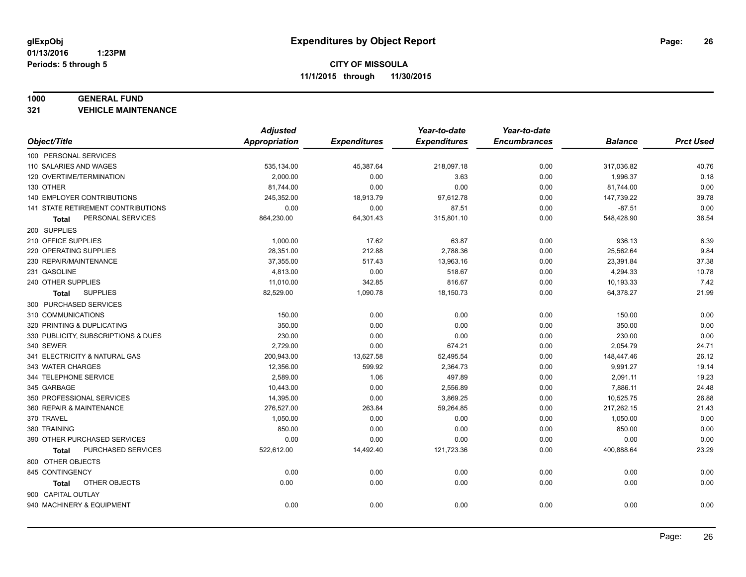# Expenditures by Object Report

glExpObj
01/13/2016 1:23PM
Periods: 5 through 5

**CITY OF MISSOULA**
**11/1/2015 through 11/30/2015**

**1000 GENERAL FUND**
**321 VEHICLE MAINTENANCE**

| Object/Title | Adjusted Appropriation | Expenditures | Year-to-date Expenditures | Year-to-date Encumbrances | Balance | Prct Used |
|---|---|---|---|---|---|---|
| 100 PERSONAL SERVICES | | | | | | |
| 110 SALARIES AND WAGES | 535,134.00 | 45,387.64 | 218,097.18 | 0.00 | 317,036.82 | 40.76 |
| 120 OVERTIME/TERMINATION | 2,000.00 | 0.00 | 3.63 | 0.00 | 1,996.37 | 0.18 |
| 130 OTHER | 81,744.00 | 0.00 | 0.00 | 0.00 | 81,744.00 | 0.00 |
| 140 EMPLOYER CONTRIBUTIONS | 245,352.00 | 18,913.79 | 97,612.78 | 0.00 | 147,739.22 | 39.78 |
| 141 STATE RETIREMENT CONTRIBUTIONS | 0.00 | 0.00 | 87.51 | 0.00 | -87.51 | 0.00 |
| **Total** PERSONAL SERVICES | 864,230.00 | 64,301.43 | 315,801.10 | 0.00 | 548,428.90 | 36.54 |
| 200 SUPPLIES | | | | | | |
| 210 OFFICE SUPPLIES | 1,000.00 | 17.62 | 63.87 | 0.00 | 936.13 | 6.39 |
| 220 OPERATING SUPPLIES | 28,351.00 | 212.88 | 2,788.36 | 0.00 | 25,562.64 | 9.84 |
| 230 REPAIR/MAINTENANCE | 37,355.00 | 517.43 | 13,963.16 | 0.00 | 23,391.84 | 37.38 |
| 231 GASOLINE | 4,813.00 | 0.00 | 518.67 | 0.00 | 4,294.33 | 10.78 |
| 240 OTHER SUPPLIES | 11,010.00 | 342.85 | 816.67 | 0.00 | 10,193.33 | 7.42 |
| **Total** SUPPLIES | 82,529.00 | 1,090.78 | 18,150.73 | 0.00 | 64,378.27 | 21.99 |
| 300 PURCHASED SERVICES | | | | | | |
| 310 COMMUNICATIONS | 150.00 | 0.00 | 0.00 | 0.00 | 150.00 | 0.00 |
| 320 PRINTING & DUPLICATING | 350.00 | 0.00 | 0.00 | 0.00 | 350.00 | 0.00 |
| 330 PUBLICITY, SUBSCRIPTIONS & DUES | 230.00 | 0.00 | 0.00 | 0.00 | 230.00 | 0.00 |
| 340 SEWER | 2,729.00 | 0.00 | 674.21 | 0.00 | 2,054.79 | 24.71 |
| 341 ELECTRICITY & NATURAL GAS | 200,943.00 | 13,627.58 | 52,495.54 | 0.00 | 148,447.46 | 26.12 |
| 343 WATER CHARGES | 12,356.00 | 599.92 | 2,364.73 | 0.00 | 9,991.27 | 19.14 |
| 344 TELEPHONE SERVICE | 2,589.00 | 1.06 | 497.89 | 0.00 | 2,091.11 | 19.23 |
| 345 GARBAGE | 10,443.00 | 0.00 | 2,556.89 | 0.00 | 7,886.11 | 24.48 |
| 350 PROFESSIONAL SERVICES | 14,395.00 | 0.00 | 3,869.25 | 0.00 | 10,525.75 | 26.88 |
| 360 REPAIR & MAINTENANCE | 276,527.00 | 263.84 | 59,264.85 | 0.00 | 217,262.15 | 21.43 |
| 370 TRAVEL | 1,050.00 | 0.00 | 0.00 | 0.00 | 1,050.00 | 0.00 |
| 380 TRAINING | 850.00 | 0.00 | 0.00 | 0.00 | 850.00 | 0.00 |
| 390 OTHER PURCHASED SERVICES | 0.00 | 0.00 | 0.00 | 0.00 | 0.00 | 0.00 |
| **Total** PURCHASED SERVICES | 522,612.00 | 14,492.40 | 121,723.36 | 0.00 | 400,888.64 | 23.29 |
| 800 OTHER OBJECTS | | | | | | |
| 845 CONTINGENCY | 0.00 | 0.00 | 0.00 | 0.00 | 0.00 | 0.00 |
| **Total** OTHER OBJECTS | 0.00 | 0.00 | 0.00 | 0.00 | 0.00 | 0.00 |
| 900 CAPITAL OUTLAY | | | | | | |
| 940 MACHINERY & EQUIPMENT | 0.00 | 0.00 | 0.00 | 0.00 | 0.00 | 0.00 |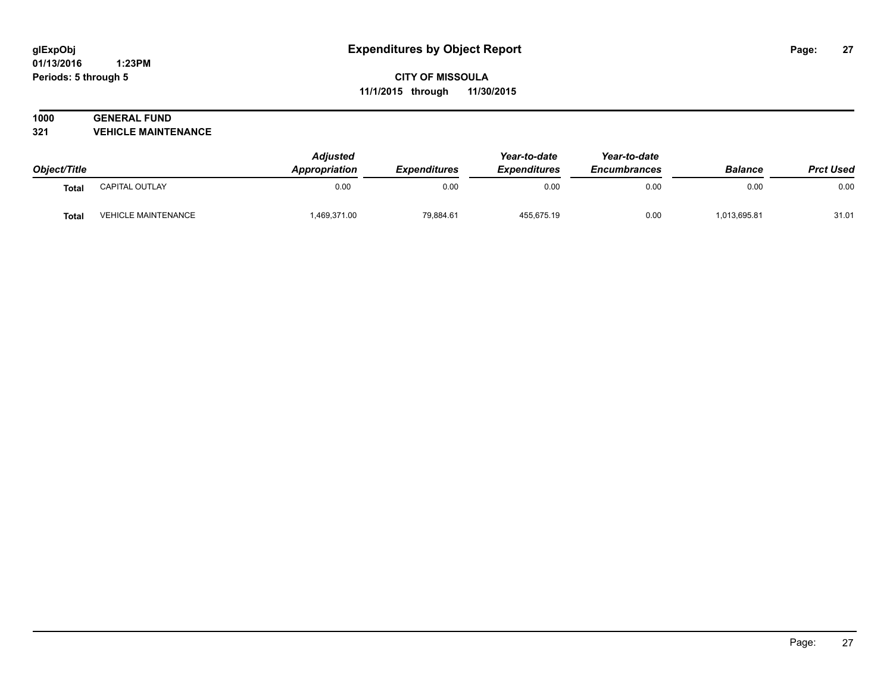# Expenditures by Object Report

glExpObj
01/13/2016 1:23PM
Periods: 5 through 5

**CITY OF MISSOULA**
**11/1/2015 through 11/30/2015**

**1000 GENERAL FUND**
**321 VEHICLE MAINTENANCE**

| Object/Title | | Adjusted Appropriation | Expenditures | Year-to-date Expenditures | Year-to-date Encumbrances | Balance | Prct Used |
|---|---|---|---|---|---|---|---|
| **Total** | CAPITAL OUTLAY | 0.00 | 0.00 | 0.00 | 0.00 | 0.00 | 0.00 |
| **Total** | VEHICLE MAINTENANCE | 1,469,371.00 | 79,884.61 | 455,675.19 | 0.00 | 1,013,695.81 | 31.01 |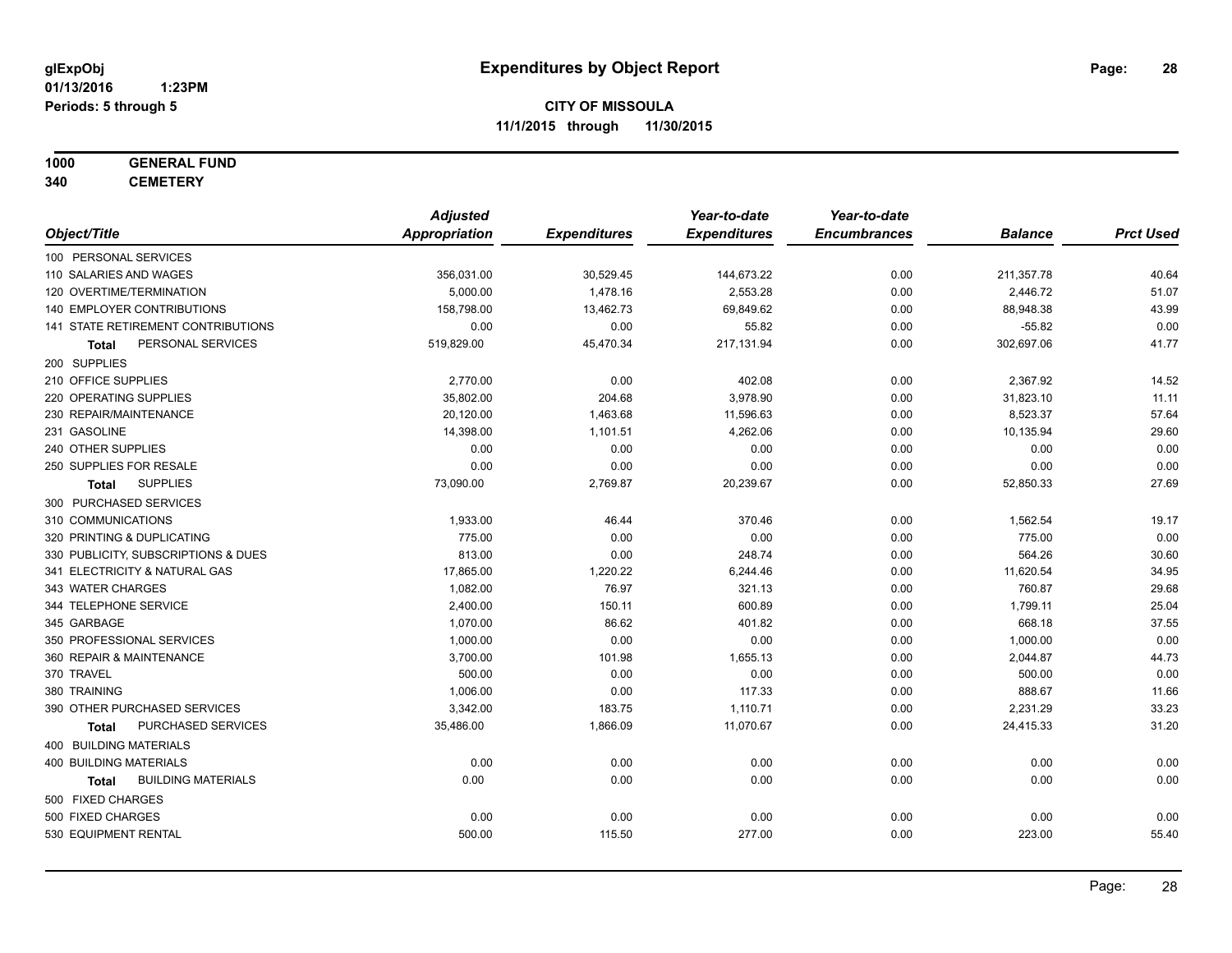**glExpObj**
**01/13/2016 1:23PM**
**Periods: 5 through 5**

# Expenditures by Object Report

**CITY OF MISSOULA**
**11/1/2015 through 11/30/2015**

**1000 GENERAL FUND**
**340 CEMETERY**

| Object/Title | Adjusted Appropriation | Expenditures | Year-to-date Expenditures | Year-to-date Encumbrances | Balance | Prct Used |
|---|---|---|---|---|---|---|
| 100 PERSONAL SERVICES | | | | | | |
| 110 SALARIES AND WAGES | 356,031.00 | 30,529.45 | 144,673.22 | 0.00 | 211,357.78 | 40.64 |
| 120 OVERTIME/TERMINATION | 5,000.00 | 1,478.16 | 2,553.28 | 0.00 | 2,446.72 | 51.07 |
| 140 EMPLOYER CONTRIBUTIONS | 158,798.00 | 13,462.73 | 69,849.62 | 0.00 | 88,948.38 | 43.99 |
| 141 STATE RETIREMENT CONTRIBUTIONS | 0.00 | 0.00 | 55.82 | 0.00 | -55.82 | 0.00 |
| **Total** PERSONAL SERVICES | 519,829.00 | 45,470.34 | 217,131.94 | 0.00 | 302,697.06 | 41.77 |
| 200 SUPPLIES | | | | | | |
| 210 OFFICE SUPPLIES | 2,770.00 | 0.00 | 402.08 | 0.00 | 2,367.92 | 14.52 |
| 220 OPERATING SUPPLIES | 35,802.00 | 204.68 | 3,978.90 | 0.00 | 31,823.10 | 11.11 |
| 230 REPAIR/MAINTENANCE | 20,120.00 | 1,463.68 | 11,596.63 | 0.00 | 8,523.37 | 57.64 |
| 231 GASOLINE | 14,398.00 | 1,101.51 | 4,262.06 | 0.00 | 10,135.94 | 29.60 |
| 240 OTHER SUPPLIES | 0.00 | 0.00 | 0.00 | 0.00 | 0.00 | 0.00 |
| 250 SUPPLIES FOR RESALE | 0.00 | 0.00 | 0.00 | 0.00 | 0.00 | 0.00 |
| **Total** SUPPLIES | 73,090.00 | 2,769.87 | 20,239.67 | 0.00 | 52,850.33 | 27.69 |
| 300 PURCHASED SERVICES | | | | | | |
| 310 COMMUNICATIONS | 1,933.00 | 46.44 | 370.46 | 0.00 | 1,562.54 | 19.17 |
| 320 PRINTING & DUPLICATING | 775.00 | 0.00 | 0.00 | 0.00 | 775.00 | 0.00 |
| 330 PUBLICITY, SUBSCRIPTIONS & DUES | 813.00 | 0.00 | 248.74 | 0.00 | 564.26 | 30.60 |
| 341 ELECTRICITY & NATURAL GAS | 17,865.00 | 1,220.22 | 6,244.46 | 0.00 | 11,620.54 | 34.95 |
| 343 WATER CHARGES | 1,082.00 | 76.97 | 321.13 | 0.00 | 760.87 | 29.68 |
| 344 TELEPHONE SERVICE | 2,400.00 | 150.11 | 600.89 | 0.00 | 1,799.11 | 25.04 |
| 345 GARBAGE | 1,070.00 | 86.62 | 401.82 | 0.00 | 668.18 | 37.55 |
| 350 PROFESSIONAL SERVICES | 1,000.00 | 0.00 | 0.00 | 0.00 | 1,000.00 | 0.00 |
| 360 REPAIR & MAINTENANCE | 3,700.00 | 101.98 | 1,655.13 | 0.00 | 2,044.87 | 44.73 |
| 370 TRAVEL | 500.00 | 0.00 | 0.00 | 0.00 | 500.00 | 0.00 |
| 380 TRAINING | 1,006.00 | 0.00 | 117.33 | 0.00 | 888.67 | 11.66 |
| 390 OTHER PURCHASED SERVICES | 3,342.00 | 183.75 | 1,110.71 | 0.00 | 2,231.29 | 33.23 |
| **Total** PURCHASED SERVICES | 35,486.00 | 1,866.09 | 11,070.67 | 0.00 | 24,415.33 | 31.20 |
| 400 BUILDING MATERIALS | | | | | | |
| 400 BUILDING MATERIALS | 0.00 | 0.00 | 0.00 | 0.00 | 0.00 | 0.00 |
| **Total** BUILDING MATERIALS | 0.00 | 0.00 | 0.00 | 0.00 | 0.00 | 0.00 |
| 500 FIXED CHARGES | | | | | | |
| 500 FIXED CHARGES | 0.00 | 0.00 | 0.00 | 0.00 | 0.00 | 0.00 |
| 530 EQUIPMENT RENTAL | 500.00 | 115.50 | 277.00 | 0.00 | 223.00 | 55.40 |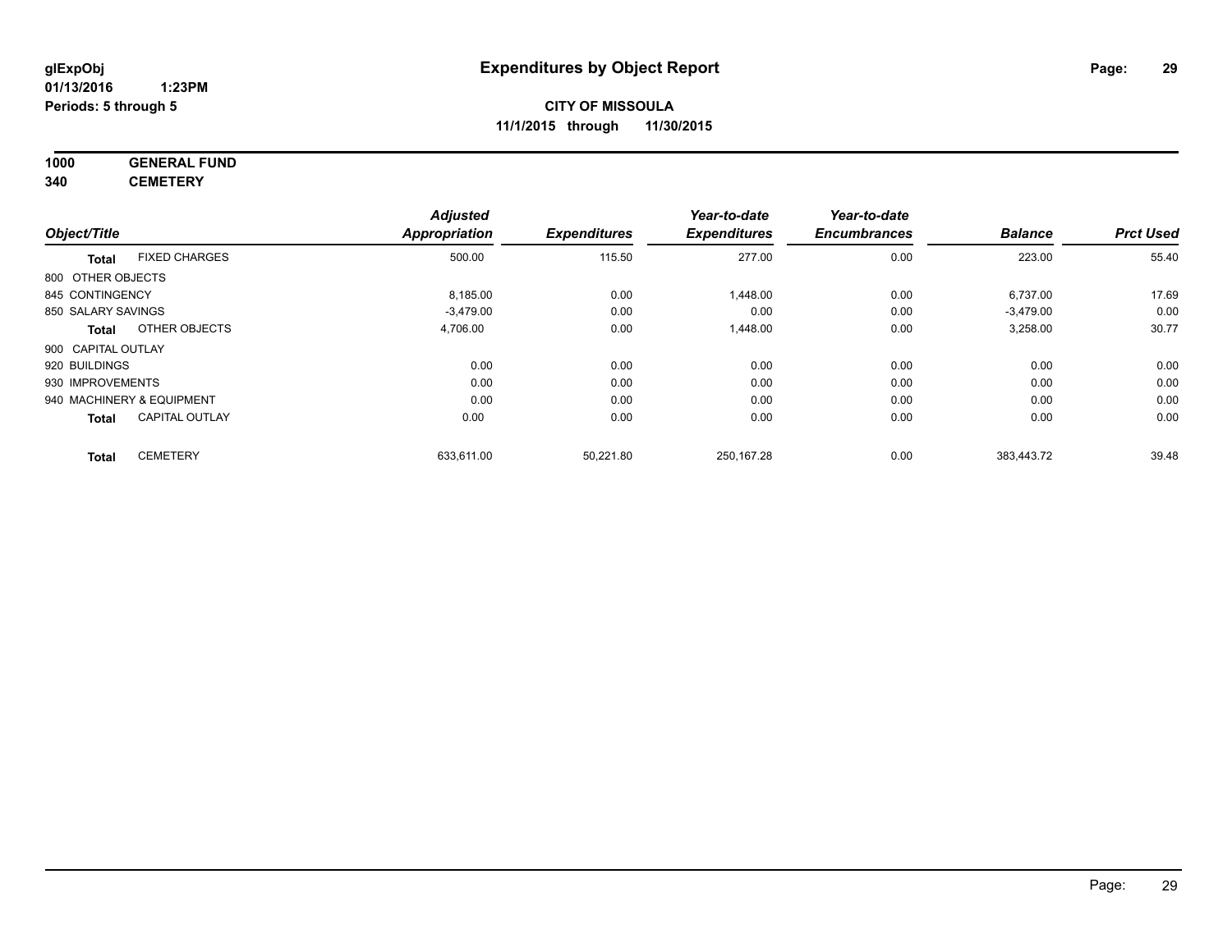**glExpObj**
**01/13/2016 1:23PM**
**Periods: 5 through 5**

# Expenditures by Object Report

**CITY OF MISSOULA**
**11/1/2015 through 11/30/2015**

**1000 GENERAL FUND**
**340 CEMETERY**

| Object/Title | | Adjusted Appropriation | Expenditures | Year-to-date Expenditures | Year-to-date Encumbrances | Balance | Prct Used |
|---|---|---|---|---|---|---|---|
| **Total** | FIXED CHARGES | 500.00 | 115.50 | 277.00 | 0.00 | 223.00 | 55.40 |
| 800 OTHER OBJECTS | | | | | | | |
| 845 CONTINGENCY | | 8,185.00 | 0.00 | 1,448.00 | 0.00 | 6,737.00 | 17.69 |
| 850 SALARY SAVINGS | | -3,479.00 | 0.00 | 0.00 | 0.00 | -3,479.00 | 0.00 |
| **Total** | OTHER OBJECTS | 4,706.00 | 0.00 | 1,448.00 | 0.00 | 3,258.00 | 30.77 |
| 900 CAPITAL OUTLAY | | | | | | | |
| 920 BUILDINGS | | 0.00 | 0.00 | 0.00 | 0.00 | 0.00 | 0.00 |
| 930 IMPROVEMENTS | | 0.00 | 0.00 | 0.00 | 0.00 | 0.00 | 0.00 |
| 940 MACHINERY & EQUIPMENT | | 0.00 | 0.00 | 0.00 | 0.00 | 0.00 | 0.00 |
| **Total** | CAPITAL OUTLAY | 0.00 | 0.00 | 0.00 | 0.00 | 0.00 | 0.00 |
| **Total** | CEMETERY | 633,611.00 | 50,221.80 | 250,167.28 | 0.00 | 383,443.72 | 39.48 |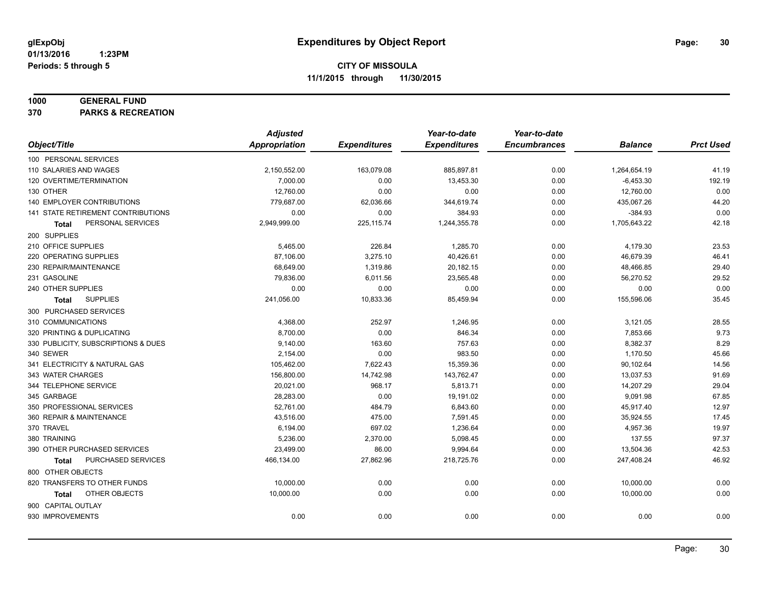**glExpObj** **Expenditures by Object Report**

**01/13/2016 1:23PM**

**Periods: 5 through 5**

**CITY OF MISSOULA**

**11/1/2015 through 11/30/2015**

**1000 GENERAL FUND**

**370 PARKS & RECREATION**

| Object/Title | Adjusted Appropriation | Expenditures | Year-to-date Expenditures | Year-to-date Encumbrances | Balance | Prct Used |
|---|---|---|---|---|---|---|
| 100 PERSONAL SERVICES | | | | | | |
| 110 SALARIES AND WAGES | 2,150,552.00 | 163,079.08 | 885,897.81 | 0.00 | 1,264,654.19 | 41.19 |
| 120 OVERTIME/TERMINATION | 7,000.00 | 0.00 | 13,453.30 | 0.00 | -6,453.30 | 192.19 |
| 130 OTHER | 12,760.00 | 0.00 | 0.00 | 0.00 | 12,760.00 | 0.00 |
| 140 EMPLOYER CONTRIBUTIONS | 779,687.00 | 62,036.66 | 344,619.74 | 0.00 | 435,067.26 | 44.20 |
| 141 STATE RETIREMENT CONTRIBUTIONS | 0.00 | 0.00 | 384.93 | 0.00 | -384.93 | 0.00 |
| **Total** PERSONAL SERVICES | 2,949,999.00 | 225,115.74 | 1,244,355.78 | 0.00 | 1,705,643.22 | 42.18 |
| 200 SUPPLIES | | | | | | |
| 210 OFFICE SUPPLIES | 5,465.00 | 226.84 | 1,285.70 | 0.00 | 4,179.30 | 23.53 |
| 220 OPERATING SUPPLIES | 87,106.00 | 3,275.10 | 40,426.61 | 0.00 | 46,679.39 | 46.41 |
| 230 REPAIR/MAINTENANCE | 68,649.00 | 1,319.86 | 20,182.15 | 0.00 | 48,466.85 | 29.40 |
| 231 GASOLINE | 79,836.00 | 6,011.56 | 23,565.48 | 0.00 | 56,270.52 | 29.52 |
| 240 OTHER SUPPLIES | 0.00 | 0.00 | 0.00 | 0.00 | 0.00 | 0.00 |
| **Total** SUPPLIES | 241,056.00 | 10,833.36 | 85,459.94 | 0.00 | 155,596.06 | 35.45 |
| 300 PURCHASED SERVICES | | | | | | |
| 310 COMMUNICATIONS | 4,368.00 | 252.97 | 1,246.95 | 0.00 | 3,121.05 | 28.55 |
| 320 PRINTING & DUPLICATING | 8,700.00 | 0.00 | 846.34 | 0.00 | 7,853.66 | 9.73 |
| 330 PUBLICITY, SUBSCRIPTIONS & DUES | 9,140.00 | 163.60 | 757.63 | 0.00 | 8,382.37 | 8.29 |
| 340 SEWER | 2,154.00 | 0.00 | 983.50 | 0.00 | 1,170.50 | 45.66 |
| 341 ELECTRICITY & NATURAL GAS | 105,462.00 | 7,622.43 | 15,359.36 | 0.00 | 90,102.64 | 14.56 |
| 343 WATER CHARGES | 156,800.00 | 14,742.98 | 143,762.47 | 0.00 | 13,037.53 | 91.69 |
| 344 TELEPHONE SERVICE | 20,021.00 | 968.17 | 5,813.71 | 0.00 | 14,207.29 | 29.04 |
| 345 GARBAGE | 28,283.00 | 0.00 | 19,191.02 | 0.00 | 9,091.98 | 67.85 |
| 350 PROFESSIONAL SERVICES | 52,761.00 | 484.79 | 6,843.60 | 0.00 | 45,917.40 | 12.97 |
| 360 REPAIR & MAINTENANCE | 43,516.00 | 475.00 | 7,591.45 | 0.00 | 35,924.55 | 17.45 |
| 370 TRAVEL | 6,194.00 | 697.02 | 1,236.64 | 0.00 | 4,957.36 | 19.97 |
| 380 TRAINING | 5,236.00 | 2,370.00 | 5,098.45 | 0.00 | 137.55 | 97.37 |
| 390 OTHER PURCHASED SERVICES | 23,499.00 | 86.00 | 9,994.64 | 0.00 | 13,504.36 | 42.53 |
| **Total** PURCHASED SERVICES | 466,134.00 | 27,862.96 | 218,725.76 | 0.00 | 247,408.24 | 46.92 |
| 800 OTHER OBJECTS | | | | | | |
| 820 TRANSFERS TO OTHER FUNDS | 10,000.00 | 0.00 | 0.00 | 0.00 | 10,000.00 | 0.00 |
| **Total** OTHER OBJECTS | 10,000.00 | 0.00 | 0.00 | 0.00 | 10,000.00 | 0.00 |
| 900 CAPITAL OUTLAY | | | | | | |
| 930 IMPROVEMENTS | 0.00 | 0.00 | 0.00 | 0.00 | 0.00 | 0.00 |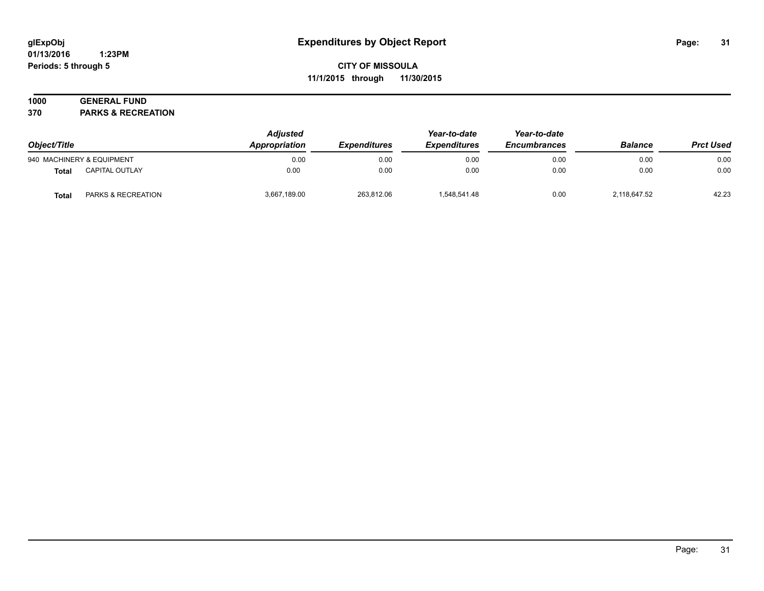# Expenditures by Object Report

glExpObj
01/13/2016 1:23PM
Periods: 5 through 5

**CITY OF MISSOULA**
**11/1/2015 through 11/30/2015**

**1000 GENERAL FUND**
**370 PARKS & RECREATION**

| Object/Title | | Adjusted Appropriation | Expenditures | Year-to-date Expenditures | Year-to-date Encumbrances | Balance | Prct Used |
|---|---|---|---|---|---|---|---|
| 940 MACHINERY & EQUIPMENT | | 0.00 | 0.00 | 0.00 | 0.00 | 0.00 | 0.00 |
| **Total** | CAPITAL OUTLAY | 0.00 | 0.00 | 0.00 | 0.00 | 0.00 | 0.00 |
| **Total** | PARKS & RECREATION | 3,667,189.00 | 263,812.06 | 1,548,541.48 | 0.00 | 2,118,647.52 | 42.23 |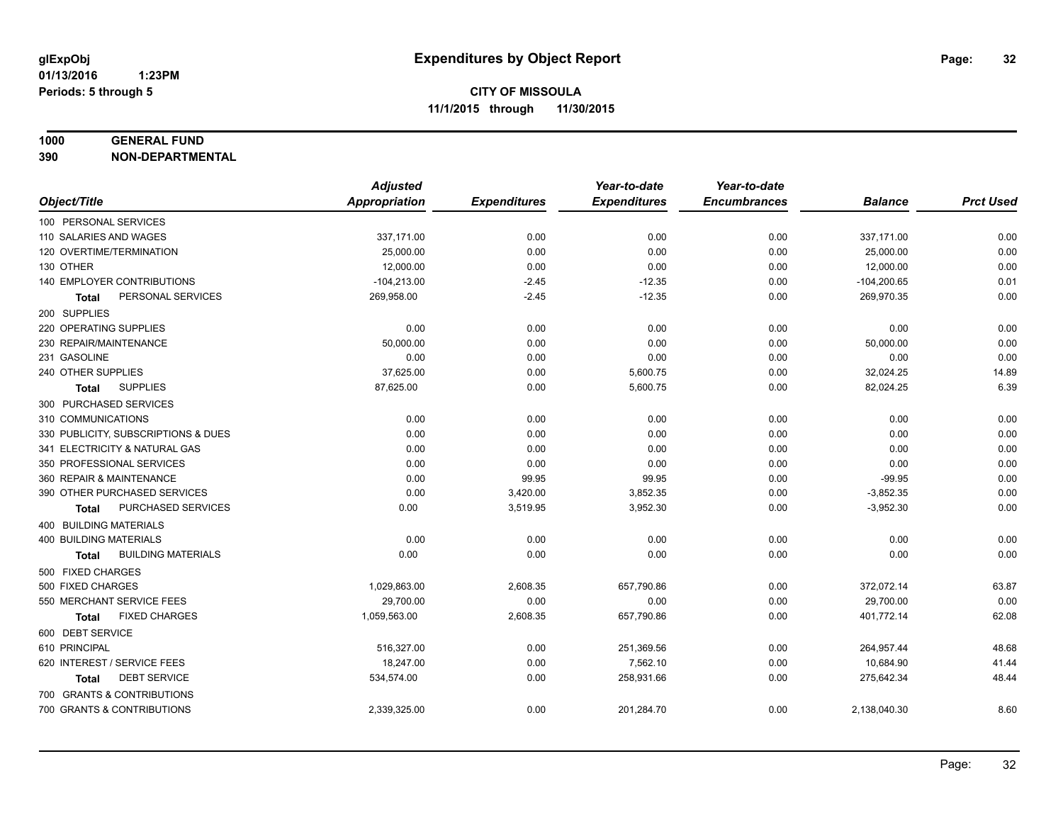glExpObj
01/13/2016 1:23PM
Periods: 5 through 5

# Expenditures by Object Report

**CITY OF MISSOULA**
**11/1/2015 through 11/30/2015**

**1000 GENERAL FUND**
**390 NON-DEPARTMENTAL**

| Object/Title | Adjusted Appropriation | Expenditures | Year-to-date Expenditures | Year-to-date Encumbrances | Balance | Prct Used |
|---|---|---|---|---|---|---|
| 100 PERSONAL SERVICES | | | | | | |
| 110 SALARIES AND WAGES | 337,171.00 | 0.00 | 0.00 | 0.00 | 337,171.00 | 0.00 |
| 120 OVERTIME/TERMINATION | 25,000.00 | 0.00 | 0.00 | 0.00 | 25,000.00 | 0.00 |
| 130 OTHER | 12,000.00 | 0.00 | 0.00 | 0.00 | 12,000.00 | 0.00 |
| 140 EMPLOYER CONTRIBUTIONS | -104,213.00 | -2.45 | -12.35 | 0.00 | -104,200.65 | 0.01 |
| **Total** PERSONAL SERVICES | 269,958.00 | -2.45 | -12.35 | 0.00 | 269,970.35 | 0.00 |
| 200 SUPPLIES | | | | | | |
| 220 OPERATING SUPPLIES | 0.00 | 0.00 | 0.00 | 0.00 | 0.00 | 0.00 |
| 230 REPAIR/MAINTENANCE | 50,000.00 | 0.00 | 0.00 | 0.00 | 50,000.00 | 0.00 |
| 231 GASOLINE | 0.00 | 0.00 | 0.00 | 0.00 | 0.00 | 0.00 |
| 240 OTHER SUPPLIES | 37,625.00 | 0.00 | 5,600.75 | 0.00 | 32,024.25 | 14.89 |
| **Total** SUPPLIES | 87,625.00 | 0.00 | 5,600.75 | 0.00 | 82,024.25 | 6.39 |
| 300 PURCHASED SERVICES | | | | | | |
| 310 COMMUNICATIONS | 0.00 | 0.00 | 0.00 | 0.00 | 0.00 | 0.00 |
| 330 PUBLICITY, SUBSCRIPTIONS & DUES | 0.00 | 0.00 | 0.00 | 0.00 | 0.00 | 0.00 |
| 341 ELECTRICITY & NATURAL GAS | 0.00 | 0.00 | 0.00 | 0.00 | 0.00 | 0.00 |
| 350 PROFESSIONAL SERVICES | 0.00 | 0.00 | 0.00 | 0.00 | 0.00 | 0.00 |
| 360 REPAIR & MAINTENANCE | 0.00 | 99.95 | 99.95 | 0.00 | -99.95 | 0.00 |
| 390 OTHER PURCHASED SERVICES | 0.00 | 3,420.00 | 3,852.35 | 0.00 | -3,852.35 | 0.00 |
| **Total** PURCHASED SERVICES | 0.00 | 3,519.95 | 3,952.30 | 0.00 | -3,952.30 | 0.00 |
| 400 BUILDING MATERIALS | | | | | | |
| 400 BUILDING MATERIALS | 0.00 | 0.00 | 0.00 | 0.00 | 0.00 | 0.00 |
| **Total** BUILDING MATERIALS | 0.00 | 0.00 | 0.00 | 0.00 | 0.00 | 0.00 |
| 500 FIXED CHARGES | | | | | | |
| 500 FIXED CHARGES | 1,029,863.00 | 2,608.35 | 657,790.86 | 0.00 | 372,072.14 | 63.87 |
| 550 MERCHANT SERVICE FEES | 29,700.00 | 0.00 | 0.00 | 0.00 | 29,700.00 | 0.00 |
| **Total** FIXED CHARGES | 1,059,563.00 | 2,608.35 | 657,790.86 | 0.00 | 401,772.14 | 62.08 |
| 600 DEBT SERVICE | | | | | | |
| 610 PRINCIPAL | 516,327.00 | 0.00 | 251,369.56 | 0.00 | 264,957.44 | 48.68 |
| 620 INTEREST / SERVICE FEES | 18,247.00 | 0.00 | 7,562.10 | 0.00 | 10,684.90 | 41.44 |
| **Total** DEBT SERVICE | 534,574.00 | 0.00 | 258,931.66 | 0.00 | 275,642.34 | 48.44 |
| 700 GRANTS & CONTRIBUTIONS | | | | | | |
| 700 GRANTS & CONTRIBUTIONS | 2,339,325.00 | 0.00 | 201,284.70 | 0.00 | 2,138,040.30 | 8.60 |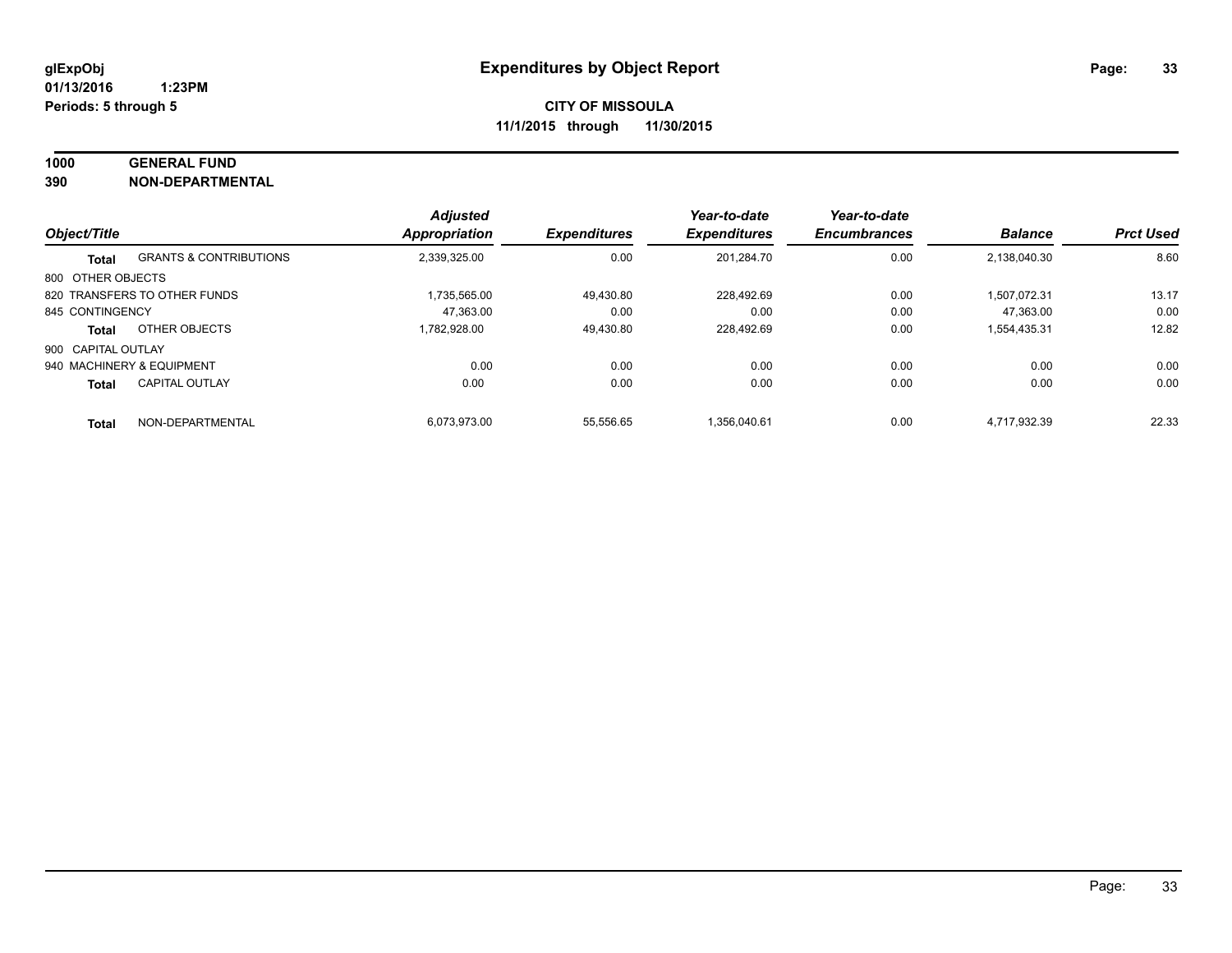# Expenditures by Object Report

glExpObj
01/13/2016 1:23PM
Periods: 5 through 5

**CITY OF MISSOULA**
**11/1/2015 through 11/30/2015**

**1000 GENERAL FUND**
**390 NON-DEPARTMENTAL**

| Object/Title | | Adjusted Appropriation | Expenditures | Year-to-date Expenditures | Year-to-date Encumbrances | Balance | Prct Used |
|---|---|---|---|---|---|---|---|
| **Total** | GRANTS & CONTRIBUTIONS | 2,339,325.00 | 0.00 | 201,284.70 | 0.00 | 2,138,040.30 | 8.60 |
| 800 OTHER OBJECTS | | | | | | | |
| 820 TRANSFERS TO OTHER FUNDS | | 1,735,565.00 | 49,430.80 | 228,492.69 | 0.00 | 1,507,072.31 | 13.17 |
| 845 CONTINGENCY | | 47,363.00 | 0.00 | 0.00 | 0.00 | 47,363.00 | 0.00 |
| **Total** | OTHER OBJECTS | 1,782,928.00 | 49,430.80 | 228,492.69 | 0.00 | 1,554,435.31 | 12.82 |
| 900 CAPITAL OUTLAY | | | | | | | |
| 940 MACHINERY & EQUIPMENT | | 0.00 | 0.00 | 0.00 | 0.00 | 0.00 | 0.00 |
| **Total** | CAPITAL OUTLAY | 0.00 | 0.00 | 0.00 | 0.00 | 0.00 | 0.00 |
| **Total** | NON-DEPARTMENTAL | 6,073,973.00 | 55,556.65 | 1,356,040.61 | 0.00 | 4,717,932.39 | 22.33 |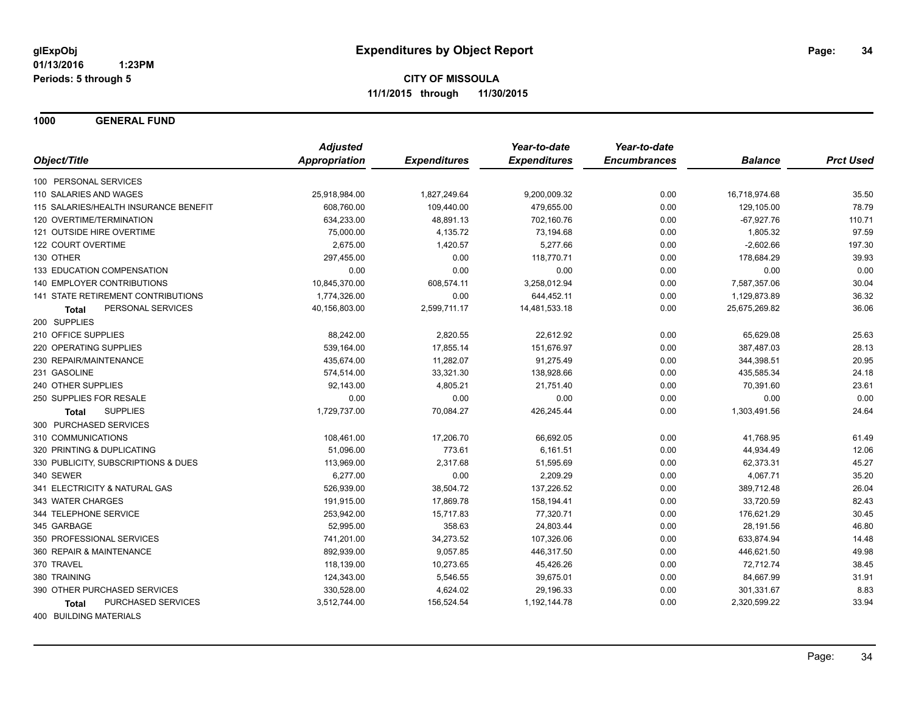# Expenditures by Object Report

glExpObj
01/13/2016 1:23PM
Periods: 5 through 5

**CITY OF MISSOULA**
**11/1/2015 through 11/30/2015**

## 1000 GENERAL FUND

| Object/Title | Adjusted Appropriation | Expenditures | Year-to-date Expenditures | Year-to-date Encumbrances | Balance | Prct Used |
|---|---|---|---|---|---|---|
| 100 PERSONAL SERVICES | | | | | | |
| 110 SALARIES AND WAGES | 25,918,984.00 | 1,827,249.64 | 9,200,009.32 | 0.00 | 16,718,974.68 | 35.50 |
| 115 SALARIES/HEALTH INSURANCE BENEFIT | 608,760.00 | 109,440.00 | 479,655.00 | 0.00 | 129,105.00 | 78.79 |
| 120 OVERTIME/TERMINATION | 634,233.00 | 48,891.13 | 702,160.76 | 0.00 | -67,927.76 | 110.71 |
| 121 OUTSIDE HIRE OVERTIME | 75,000.00 | 4,135.72 | 73,194.68 | 0.00 | 1,805.32 | 97.59 |
| 122 COURT OVERTIME | 2,675.00 | 1,420.57 | 5,277.66 | 0.00 | -2,602.66 | 197.30 |
| 130 OTHER | 297,455.00 | 0.00 | 118,770.71 | 0.00 | 178,684.29 | 39.93 |
| 133 EDUCATION COMPENSATION | 0.00 | 0.00 | 0.00 | 0.00 | 0.00 | 0.00 |
| 140 EMPLOYER CONTRIBUTIONS | 10,845,370.00 | 608,574.11 | 3,258,012.94 | 0.00 | 7,587,357.06 | 30.04 |
| 141 STATE RETIREMENT CONTRIBUTIONS | 1,774,326.00 | 0.00 | 644,452.11 | 0.00 | 1,129,873.89 | 36.32 |
| **Total** PERSONAL SERVICES | 40,156,803.00 | 2,599,711.17 | 14,481,533.18 | 0.00 | 25,675,269.82 | 36.06 |
| 200 SUPPLIES | | | | | | |
| 210 OFFICE SUPPLIES | 88,242.00 | 2,820.55 | 22,612.92 | 0.00 | 65,629.08 | 25.63 |
| 220 OPERATING SUPPLIES | 539,164.00 | 17,855.14 | 151,676.97 | 0.00 | 387,487.03 | 28.13 |
| 230 REPAIR/MAINTENANCE | 435,674.00 | 11,282.07 | 91,275.49 | 0.00 | 344,398.51 | 20.95 |
| 231 GASOLINE | 574,514.00 | 33,321.30 | 138,928.66 | 0.00 | 435,585.34 | 24.18 |
| 240 OTHER SUPPLIES | 92,143.00 | 4,805.21 | 21,751.40 | 0.00 | 70,391.60 | 23.61 |
| 250 SUPPLIES FOR RESALE | 0.00 | 0.00 | 0.00 | 0.00 | 0.00 | 0.00 |
| **Total** SUPPLIES | 1,729,737.00 | 70,084.27 | 426,245.44 | 0.00 | 1,303,491.56 | 24.64 |
| 300 PURCHASED SERVICES | | | | | | |
| 310 COMMUNICATIONS | 108,461.00 | 17,206.70 | 66,692.05 | 0.00 | 41,768.95 | 61.49 |
| 320 PRINTING & DUPLICATING | 51,096.00 | 773.61 | 6,161.51 | 0.00 | 44,934.49 | 12.06 |
| 330 PUBLICITY, SUBSCRIPTIONS & DUES | 113,969.00 | 2,317.68 | 51,595.69 | 0.00 | 62,373.31 | 45.27 |
| 340 SEWER | 6,277.00 | 0.00 | 2,209.29 | 0.00 | 4,067.71 | 35.20 |
| 341 ELECTRICITY & NATURAL GAS | 526,939.00 | 38,504.72 | 137,226.52 | 0.00 | 389,712.48 | 26.04 |
| 343 WATER CHARGES | 191,915.00 | 17,869.78 | 158,194.41 | 0.00 | 33,720.59 | 82.43 |
| 344 TELEPHONE SERVICE | 253,942.00 | 15,717.83 | 77,320.71 | 0.00 | 176,621.29 | 30.45 |
| 345 GARBAGE | 52,995.00 | 358.63 | 24,803.44 | 0.00 | 28,191.56 | 46.80 |
| 350 PROFESSIONAL SERVICES | 741,201.00 | 34,273.52 | 107,326.06 | 0.00 | 633,874.94 | 14.48 |
| 360 REPAIR & MAINTENANCE | 892,939.00 | 9,057.85 | 446,317.50 | 0.00 | 446,621.50 | 49.98 |
| 370 TRAVEL | 118,139.00 | 10,273.65 | 45,426.26 | 0.00 | 72,712.74 | 38.45 |
| 380 TRAINING | 124,343.00 | 5,546.55 | 39,675.01 | 0.00 | 84,667.99 | 31.91 |
| 390 OTHER PURCHASED SERVICES | 330,528.00 | 4,624.02 | 29,196.33 | 0.00 | 301,331.67 | 8.83 |
| **Total** PURCHASED SERVICES | 3,512,744.00 | 156,524.54 | 1,192,144.78 | 0.00 | 2,320,599.22 | 33.94 |
| 400 BUILDING MATERIALS | | | | | | |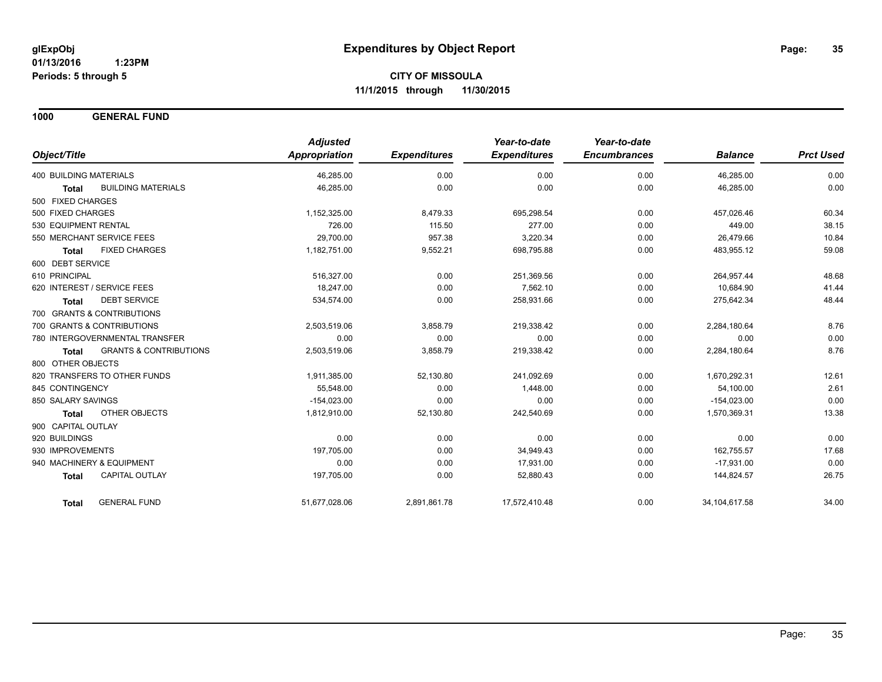glExpObj
01/13/2016 1:23PM
Periods: 5 through 5

# Expenditures by Object Report

**CITY OF MISSOULA**
**11/1/2015 through 11/30/2015**

## 1000 GENERAL FUND

| Object/Title | | Adjusted Appropriation | Expenditures | Year-to-date Expenditures | Year-to-date Encumbrances | Balance | Prct Used |
|---|---|---|---|---|---|---|---|
| 400 BUILDING MATERIALS | | 46,285.00 | 0.00 | 0.00 | 0.00 | 46,285.00 | 0.00 |
| **Total** | BUILDING MATERIALS | 46,285.00 | 0.00 | 0.00 | 0.00 | 46,285.00 | 0.00 |
| 500 FIXED CHARGES | | | | | | | |
| 500 FIXED CHARGES | | 1,152,325.00 | 8,479.33 | 695,298.54 | 0.00 | 457,026.46 | 60.34 |
| 530 EQUIPMENT RENTAL | | 726.00 | 115.50 | 277.00 | 0.00 | 449.00 | 38.15 |
| 550 MERCHANT SERVICE FEES | | 29,700.00 | 957.38 | 3,220.34 | 0.00 | 26,479.66 | 10.84 |
| **Total** | FIXED CHARGES | 1,182,751.00 | 9,552.21 | 698,795.88 | 0.00 | 483,955.12 | 59.08 |
| 600 DEBT SERVICE | | | | | | | |
| 610 PRINCIPAL | | 516,327.00 | 0.00 | 251,369.56 | 0.00 | 264,957.44 | 48.68 |
| 620 INTEREST / SERVICE FEES | | 18,247.00 | 0.00 | 7,562.10 | 0.00 | 10,684.90 | 41.44 |
| **Total** | DEBT SERVICE | 534,574.00 | 0.00 | 258,931.66 | 0.00 | 275,642.34 | 48.44 |
| 700 GRANTS & CONTRIBUTIONS | | | | | | | |
| 700 GRANTS & CONTRIBUTIONS | | 2,503,519.06 | 3,858.79 | 219,338.42 | 0.00 | 2,284,180.64 | 8.76 |
| 780 INTERGOVERNMENTAL TRANSFER | | 0.00 | 0.00 | 0.00 | 0.00 | 0.00 | 0.00 |
| **Total** | GRANTS & CONTRIBUTIONS | 2,503,519.06 | 3,858.79 | 219,338.42 | 0.00 | 2,284,180.64 | 8.76 |
| 800 OTHER OBJECTS | | | | | | | |
| 820 TRANSFERS TO OTHER FUNDS | | 1,911,385.00 | 52,130.80 | 241,092.69 | 0.00 | 1,670,292.31 | 12.61 |
| 845 CONTINGENCY | | 55,548.00 | 0.00 | 1,448.00 | 0.00 | 54,100.00 | 2.61 |
| 850 SALARY SAVINGS | | -154,023.00 | 0.00 | 0.00 | 0.00 | -154,023.00 | 0.00 |
| **Total** | OTHER OBJECTS | 1,812,910.00 | 52,130.80 | 242,540.69 | 0.00 | 1,570,369.31 | 13.38 |
| 900 CAPITAL OUTLAY | | | | | | | |
| 920 BUILDINGS | | 0.00 | 0.00 | 0.00 | 0.00 | 0.00 | 0.00 |
| 930 IMPROVEMENTS | | 197,705.00 | 0.00 | 34,949.43 | 0.00 | 162,755.57 | 17.68 |
| 940 MACHINERY & EQUIPMENT | | 0.00 | 0.00 | 17,931.00 | 0.00 | -17,931.00 | 0.00 |
| **Total** | CAPITAL OUTLAY | 197,705.00 | 0.00 | 52,880.43 | 0.00 | 144,824.57 | 26.75 |
| **Total** | GENERAL FUND | 51,677,028.06 | 2,891,861.78 | 17,572,410.48 | 0.00 | 34,104,617.58 | 34.00 |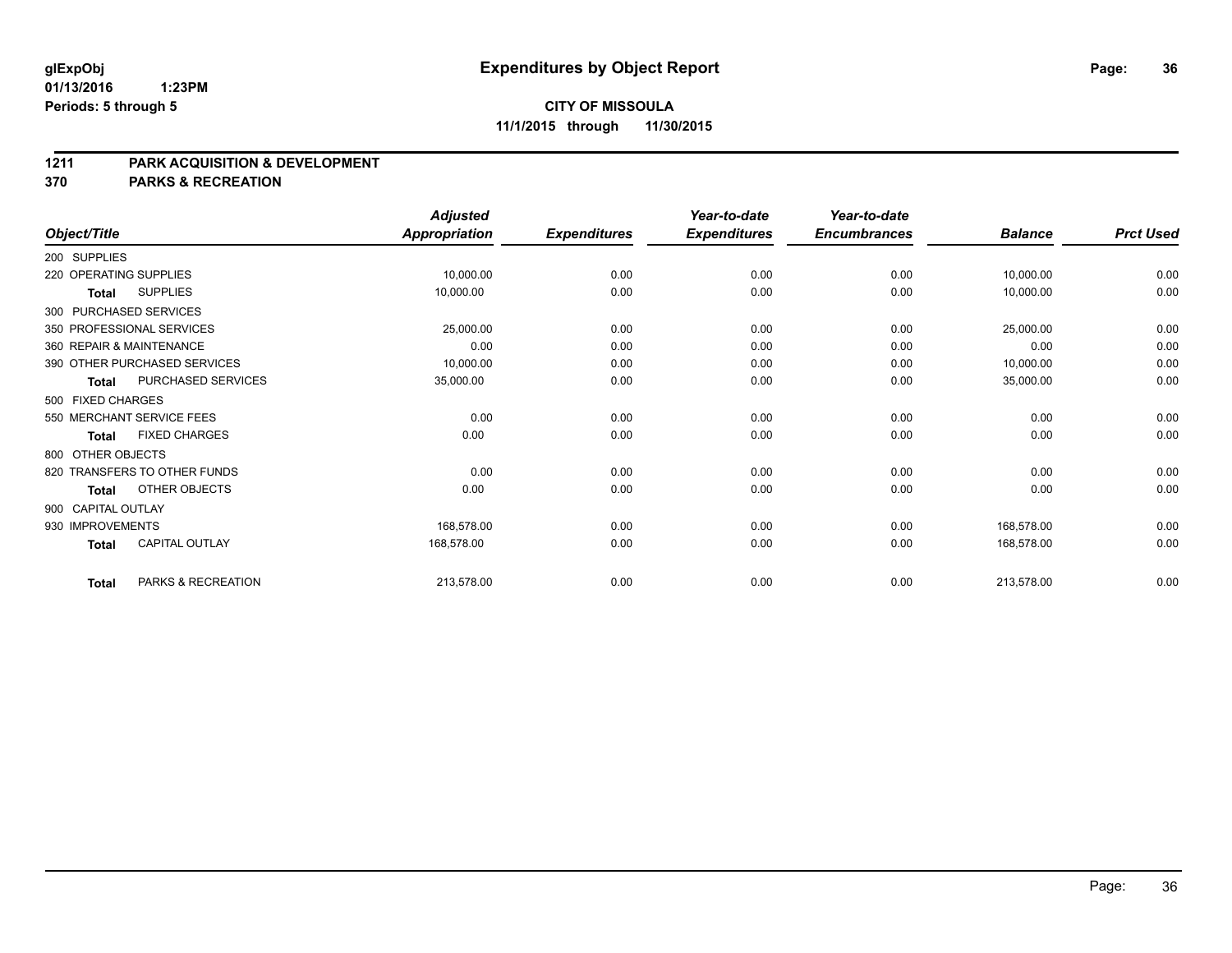glExpObj
01/13/2016 1:23PM
Periods: 5 through 5

# Expenditures by Object Report

**CITY OF MISSOULA**
**11/1/2015 through 11/30/2015**

## 1211 PARK ACQUISITION & DEVELOPMENT
## 370 PARKS & RECREATION

| Object/Title | Adjusted Appropriation | Expenditures | Year-to-date Expenditures | Year-to-date Encumbrances | Balance | Prct Used |
|---|---|---|---|---|---|---|
| 200 SUPPLIES | | | | | | |
| 220 OPERATING SUPPLIES | 10,000.00 | 0.00 | 0.00 | 0.00 | 10,000.00 | 0.00 |
| **Total** SUPPLIES | 10,000.00 | 0.00 | 0.00 | 0.00 | 10,000.00 | 0.00 |
| 300 PURCHASED SERVICES | | | | | | |
| 350 PROFESSIONAL SERVICES | 25,000.00 | 0.00 | 0.00 | 0.00 | 25,000.00 | 0.00 |
| 360 REPAIR & MAINTENANCE | 0.00 | 0.00 | 0.00 | 0.00 | 0.00 | 0.00 |
| 390 OTHER PURCHASED SERVICES | 10,000.00 | 0.00 | 0.00 | 0.00 | 10,000.00 | 0.00 |
| **Total** PURCHASED SERVICES | 35,000.00 | 0.00 | 0.00 | 0.00 | 35,000.00 | 0.00 |
| 500 FIXED CHARGES | | | | | | |
| 550 MERCHANT SERVICE FEES | 0.00 | 0.00 | 0.00 | 0.00 | 0.00 | 0.00 |
| **Total** FIXED CHARGES | 0.00 | 0.00 | 0.00 | 0.00 | 0.00 | 0.00 |
| 800 OTHER OBJECTS | | | | | | |
| 820 TRANSFERS TO OTHER FUNDS | 0.00 | 0.00 | 0.00 | 0.00 | 0.00 | 0.00 |
| **Total** OTHER OBJECTS | 0.00 | 0.00 | 0.00 | 0.00 | 0.00 | 0.00 |
| 900 CAPITAL OUTLAY | | | | | | |
| 930 IMPROVEMENTS | 168,578.00 | 0.00 | 0.00 | 0.00 | 168,578.00 | 0.00 |
| **Total** CAPITAL OUTLAY | 168,578.00 | 0.00 | 0.00 | 0.00 | 168,578.00 | 0.00 |
| **Total** PARKS & RECREATION | 213,578.00 | 0.00 | 0.00 | 0.00 | 213,578.00 | 0.00 |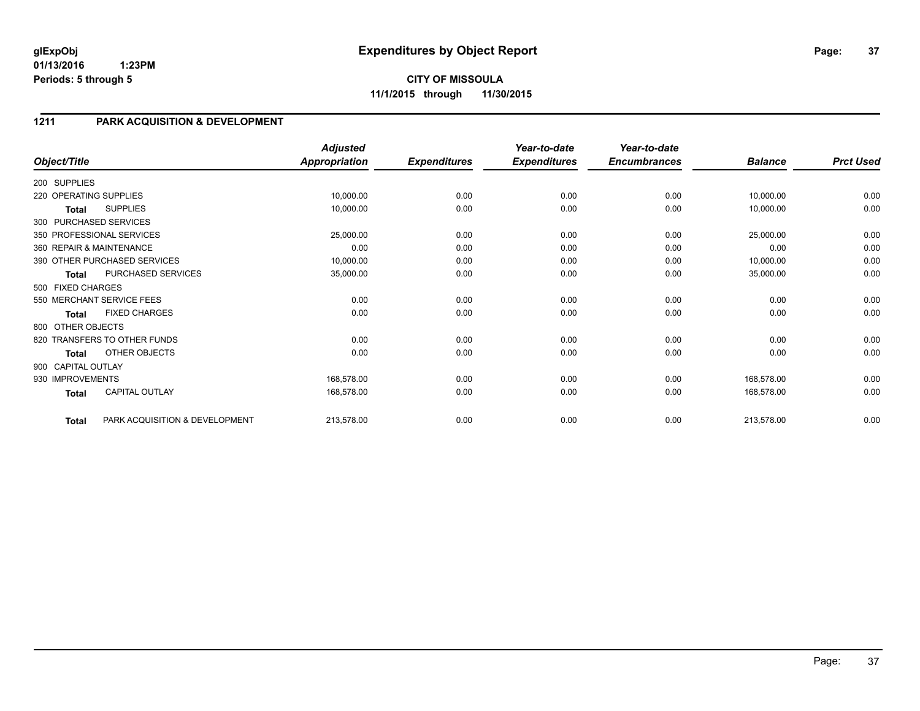**glExpObj**
**01/13/2016 1:23PM**
**Periods: 5 through 5**

# Expenditures by Object Report

**CITY OF MISSOULA**
**11/1/2015 through 11/30/2015**

## 1211 PARK ACQUISITION & DEVELOPMENT

| Object/Title | Adjusted Appropriation | Expenditures | Year-to-date Expenditures | Year-to-date Encumbrances | Balance | Prct Used |
|---|---|---|---|---|---|---|
| 200 SUPPLIES | | | | | | |
| 220 OPERATING SUPPLIES | 10,000.00 | 0.00 | 0.00 | 0.00 | 10,000.00 | 0.00 |
| **Total** SUPPLIES | 10,000.00 | 0.00 | 0.00 | 0.00 | 10,000.00 | 0.00 |
| 300 PURCHASED SERVICES | | | | | | |
| 350 PROFESSIONAL SERVICES | 25,000.00 | 0.00 | 0.00 | 0.00 | 25,000.00 | 0.00 |
| 360 REPAIR & MAINTENANCE | 0.00 | 0.00 | 0.00 | 0.00 | 0.00 | 0.00 |
| 390 OTHER PURCHASED SERVICES | 10,000.00 | 0.00 | 0.00 | 0.00 | 10,000.00 | 0.00 |
| **Total** PURCHASED SERVICES | 35,000.00 | 0.00 | 0.00 | 0.00 | 35,000.00 | 0.00 |
| 500 FIXED CHARGES | | | | | | |
| 550 MERCHANT SERVICE FEES | 0.00 | 0.00 | 0.00 | 0.00 | 0.00 | 0.00 |
| **Total** FIXED CHARGES | 0.00 | 0.00 | 0.00 | 0.00 | 0.00 | 0.00 |
| 800 OTHER OBJECTS | | | | | | |
| 820 TRANSFERS TO OTHER FUNDS | 0.00 | 0.00 | 0.00 | 0.00 | 0.00 | 0.00 |
| **Total** OTHER OBJECTS | 0.00 | 0.00 | 0.00 | 0.00 | 0.00 | 0.00 |
| 900 CAPITAL OUTLAY | | | | | | |
| 930 IMPROVEMENTS | 168,578.00 | 0.00 | 0.00 | 0.00 | 168,578.00 | 0.00 |
| **Total** CAPITAL OUTLAY | 168,578.00 | 0.00 | 0.00 | 0.00 | 168,578.00 | 0.00 |
| **Total** PARK ACQUISITION & DEVELOPMENT | 213,578.00 | 0.00 | 0.00 | 0.00 | 213,578.00 | 0.00 |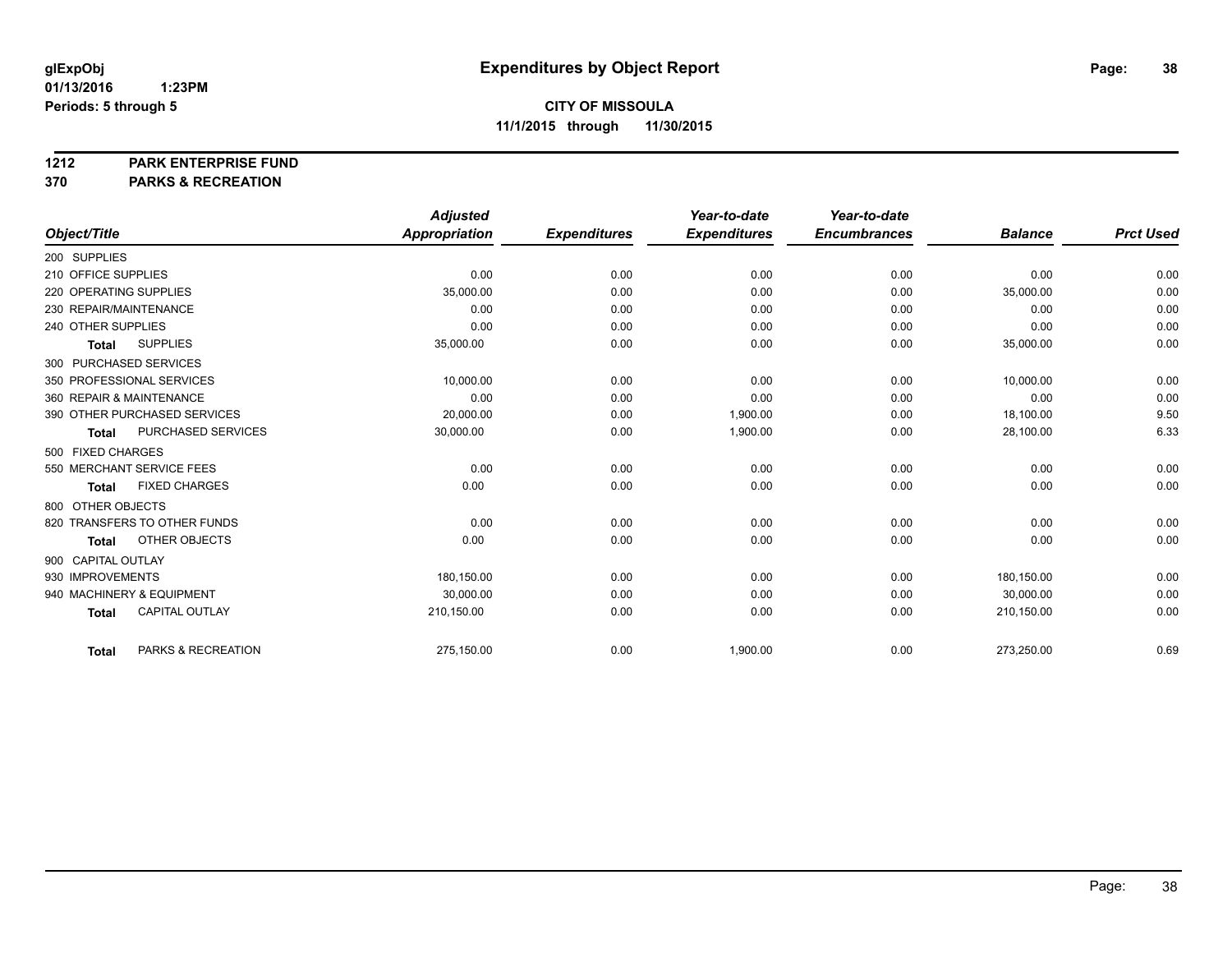**glExpObj**
**01/13/2016 1:23PM**
**Periods: 5 through 5**

# Expenditures by Object Report

**CITY OF MISSOULA**
**11/1/2015 through 11/30/2015**

**1212 PARK ENTERPRISE FUND**
**370 PARKS & RECREATION**

| Object/Title | Adjusted Appropriation | Expenditures | Year-to-date Expenditures | Year-to-date Encumbrances | Balance | Prct Used |
|---|---|---|---|---|---|---|
| 200 SUPPLIES | | | | | | |
| 210 OFFICE SUPPLIES | 0.00 | 0.00 | 0.00 | 0.00 | 0.00 | 0.00 |
| 220 OPERATING SUPPLIES | 35,000.00 | 0.00 | 0.00 | 0.00 | 35,000.00 | 0.00 |
| 230 REPAIR/MAINTENANCE | 0.00 | 0.00 | 0.00 | 0.00 | 0.00 | 0.00 |
| 240 OTHER SUPPLIES | 0.00 | 0.00 | 0.00 | 0.00 | 0.00 | 0.00 |
| **Total** SUPPLIES | 35,000.00 | 0.00 | 0.00 | 0.00 | 35,000.00 | 0.00 |
| 300 PURCHASED SERVICES | | | | | | |
| 350 PROFESSIONAL SERVICES | 10,000.00 | 0.00 | 0.00 | 0.00 | 10,000.00 | 0.00 |
| 360 REPAIR & MAINTENANCE | 0.00 | 0.00 | 0.00 | 0.00 | 0.00 | 0.00 |
| 390 OTHER PURCHASED SERVICES | 20,000.00 | 0.00 | 1,900.00 | 0.00 | 18,100.00 | 9.50 |
| **Total** PURCHASED SERVICES | 30,000.00 | 0.00 | 1,900.00 | 0.00 | 28,100.00 | 6.33 |
| 500 FIXED CHARGES | | | | | | |
| 550 MERCHANT SERVICE FEES | 0.00 | 0.00 | 0.00 | 0.00 | 0.00 | 0.00 |
| **Total** FIXED CHARGES | 0.00 | 0.00 | 0.00 | 0.00 | 0.00 | 0.00 |
| 800 OTHER OBJECTS | | | | | | |
| 820 TRANSFERS TO OTHER FUNDS | 0.00 | 0.00 | 0.00 | 0.00 | 0.00 | 0.00 |
| **Total** OTHER OBJECTS | 0.00 | 0.00 | 0.00 | 0.00 | 0.00 | 0.00 |
| 900 CAPITAL OUTLAY | | | | | | |
| 930 IMPROVEMENTS | 180,150.00 | 0.00 | 0.00 | 0.00 | 180,150.00 | 0.00 |
| 940 MACHINERY & EQUIPMENT | 30,000.00 | 0.00 | 0.00 | 0.00 | 30,000.00 | 0.00 |
| **Total** CAPITAL OUTLAY | 210,150.00 | 0.00 | 0.00 | 0.00 | 210,150.00 | 0.00 |
| **Total** PARKS & RECREATION | 275,150.00 | 0.00 | 1,900.00 | 0.00 | 273,250.00 | 0.69 |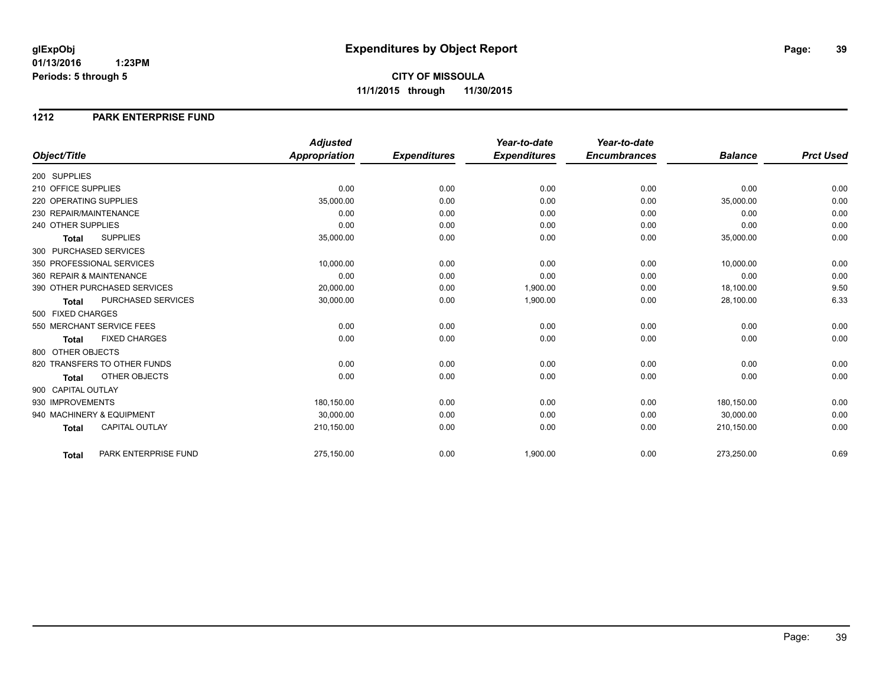# Expenditures by Object Report

glExpObj
01/13/2016 1:23PM
Periods: 5 through 5

**CITY OF MISSOULA**
**11/1/2015 through 11/30/2015**

## 1212 PARK ENTERPRISE FUND

| Object/Title | Adjusted Appropriation | Expenditures | Year-to-date Expenditures | Year-to-date Encumbrances | Balance | Prct Used |
|---|---|---|---|---|---|---|
| 200 SUPPLIES | | | | | | |
| 210 OFFICE SUPPLIES | 0.00 | 0.00 | 0.00 | 0.00 | 0.00 | 0.00 |
| 220 OPERATING SUPPLIES | 35,000.00 | 0.00 | 0.00 | 0.00 | 35,000.00 | 0.00 |
| 230 REPAIR/MAINTENANCE | 0.00 | 0.00 | 0.00 | 0.00 | 0.00 | 0.00 |
| 240 OTHER SUPPLIES | 0.00 | 0.00 | 0.00 | 0.00 | 0.00 | 0.00 |
| **Total** SUPPLIES | 35,000.00 | 0.00 | 0.00 | 0.00 | 35,000.00 | 0.00 |
| 300 PURCHASED SERVICES | | | | | | |
| 350 PROFESSIONAL SERVICES | 10,000.00 | 0.00 | 0.00 | 0.00 | 10,000.00 | 0.00 |
| 360 REPAIR & MAINTENANCE | 0.00 | 0.00 | 0.00 | 0.00 | 0.00 | 0.00 |
| 390 OTHER PURCHASED SERVICES | 20,000.00 | 0.00 | 1,900.00 | 0.00 | 18,100.00 | 9.50 |
| **Total** PURCHASED SERVICES | 30,000.00 | 0.00 | 1,900.00 | 0.00 | 28,100.00 | 6.33 |
| 500 FIXED CHARGES | | | | | | |
| 550 MERCHANT SERVICE FEES | 0.00 | 0.00 | 0.00 | 0.00 | 0.00 | 0.00 |
| **Total** FIXED CHARGES | 0.00 | 0.00 | 0.00 | 0.00 | 0.00 | 0.00 |
| 800 OTHER OBJECTS | | | | | | |
| 820 TRANSFERS TO OTHER FUNDS | 0.00 | 0.00 | 0.00 | 0.00 | 0.00 | 0.00 |
| **Total** OTHER OBJECTS | 0.00 | 0.00 | 0.00 | 0.00 | 0.00 | 0.00 |
| 900 CAPITAL OUTLAY | | | | | | |
| 930 IMPROVEMENTS | 180,150.00 | 0.00 | 0.00 | 0.00 | 180,150.00 | 0.00 |
| 940 MACHINERY & EQUIPMENT | 30,000.00 | 0.00 | 0.00 | 0.00 | 30,000.00 | 0.00 |
| **Total** CAPITAL OUTLAY | 210,150.00 | 0.00 | 0.00 | 0.00 | 210,150.00 | 0.00 |
| **Total** PARK ENTERPRISE FUND | 275,150.00 | 0.00 | 1,900.00 | 0.00 | 273,250.00 | 0.69 |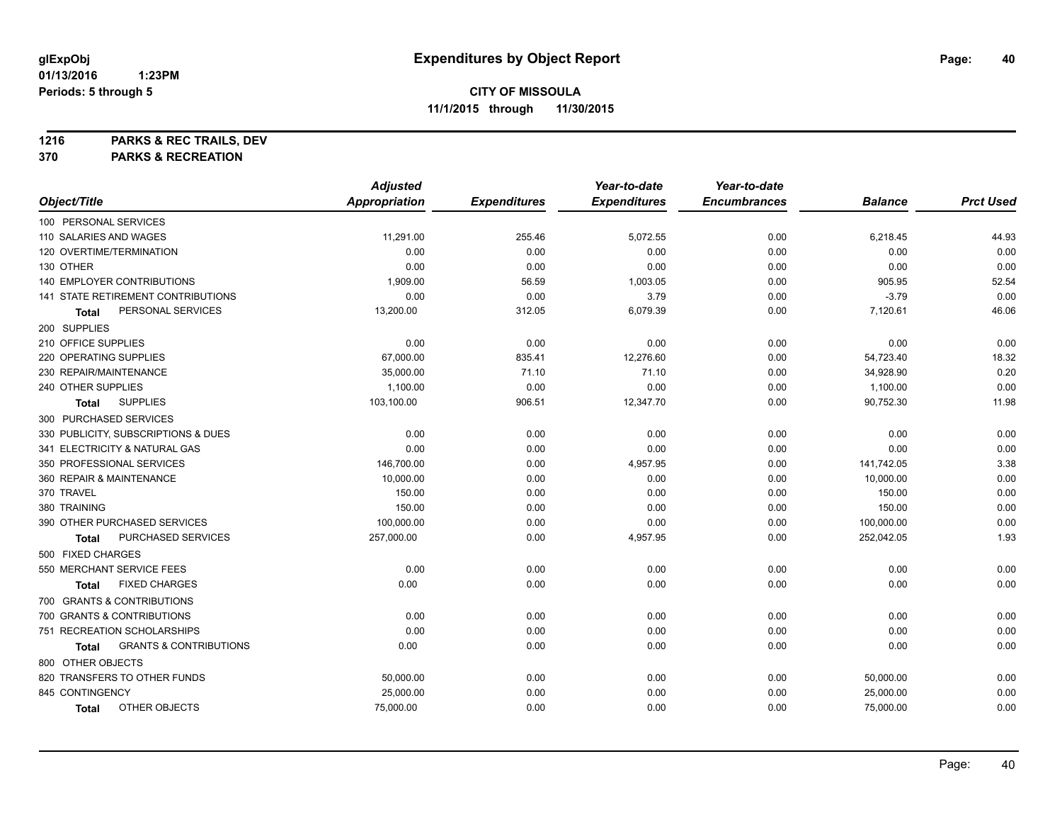# Expenditures by Object Report

glExpObj
01/13/2016 1:23PM
Periods: 5 through 5

**CITY OF MISSOULA**
**11/1/2015 through 11/30/2015**

**1216 PARKS & REC TRAILS, DEV**
**370 PARKS & RECREATION**

| Object/Title | Adjusted Appropriation | Expenditures | Year-to-date Expenditures | Year-to-date Encumbrances | Balance | Prct Used |
|---|---|---|---|---|---|---|
| 100 PERSONAL SERVICES | | | | | | |
| 110 SALARIES AND WAGES | 11,291.00 | 255.46 | 5,072.55 | 0.00 | 6,218.45 | 44.93 |
| 120 OVERTIME/TERMINATION | 0.00 | 0.00 | 0.00 | 0.00 | 0.00 | 0.00 |
| 130 OTHER | 0.00 | 0.00 | 0.00 | 0.00 | 0.00 | 0.00 |
| 140 EMPLOYER CONTRIBUTIONS | 1,909.00 | 56.59 | 1,003.05 | 0.00 | 905.95 | 52.54 |
| 141 STATE RETIREMENT CONTRIBUTIONS | 0.00 | 0.00 | 3.79 | 0.00 | -3.79 | 0.00 |
| **Total** PERSONAL SERVICES | 13,200.00 | 312.05 | 6,079.39 | 0.00 | 7,120.61 | 46.06 |
| 200 SUPPLIES | | | | | | |
| 210 OFFICE SUPPLIES | 0.00 | 0.00 | 0.00 | 0.00 | 0.00 | 0.00 |
| 220 OPERATING SUPPLIES | 67,000.00 | 835.41 | 12,276.60 | 0.00 | 54,723.40 | 18.32 |
| 230 REPAIR/MAINTENANCE | 35,000.00 | 71.10 | 71.10 | 0.00 | 34,928.90 | 0.20 |
| 240 OTHER SUPPLIES | 1,100.00 | 0.00 | 0.00 | 0.00 | 1,100.00 | 0.00 |
| **Total** SUPPLIES | 103,100.00 | 906.51 | 12,347.70 | 0.00 | 90,752.30 | 11.98 |
| 300 PURCHASED SERVICES | | | | | | |
| 330 PUBLICITY, SUBSCRIPTIONS & DUES | 0.00 | 0.00 | 0.00 | 0.00 | 0.00 | 0.00 |
| 341 ELECTRICITY & NATURAL GAS | 0.00 | 0.00 | 0.00 | 0.00 | 0.00 | 0.00 |
| 350 PROFESSIONAL SERVICES | 146,700.00 | 0.00 | 4,957.95 | 0.00 | 141,742.05 | 3.38 |
| 360 REPAIR & MAINTENANCE | 10,000.00 | 0.00 | 0.00 | 0.00 | 10,000.00 | 0.00 |
| 370 TRAVEL | 150.00 | 0.00 | 0.00 | 0.00 | 150.00 | 0.00 |
| 380 TRAINING | 150.00 | 0.00 | 0.00 | 0.00 | 150.00 | 0.00 |
| 390 OTHER PURCHASED SERVICES | 100,000.00 | 0.00 | 0.00 | 0.00 | 100,000.00 | 0.00 |
| **Total** PURCHASED SERVICES | 257,000.00 | 0.00 | 4,957.95 | 0.00 | 252,042.05 | 1.93 |
| 500 FIXED CHARGES | | | | | | |
| 550 MERCHANT SERVICE FEES | 0.00 | 0.00 | 0.00 | 0.00 | 0.00 | 0.00 |
| **Total** FIXED CHARGES | 0.00 | 0.00 | 0.00 | 0.00 | 0.00 | 0.00 |
| 700 GRANTS & CONTRIBUTIONS | | | | | | |
| 700 GRANTS & CONTRIBUTIONS | 0.00 | 0.00 | 0.00 | 0.00 | 0.00 | 0.00 |
| 751 RECREATION SCHOLARSHIPS | 0.00 | 0.00 | 0.00 | 0.00 | 0.00 | 0.00 |
| **Total** GRANTS & CONTRIBUTIONS | 0.00 | 0.00 | 0.00 | 0.00 | 0.00 | 0.00 |
| 800 OTHER OBJECTS | | | | | | |
| 820 TRANSFERS TO OTHER FUNDS | 50,000.00 | 0.00 | 0.00 | 0.00 | 50,000.00 | 0.00 |
| 845 CONTINGENCY | 25,000.00 | 0.00 | 0.00 | 0.00 | 25,000.00 | 0.00 |
| **Total** OTHER OBJECTS | 75,000.00 | 0.00 | 0.00 | 0.00 | 75,000.00 | 0.00 |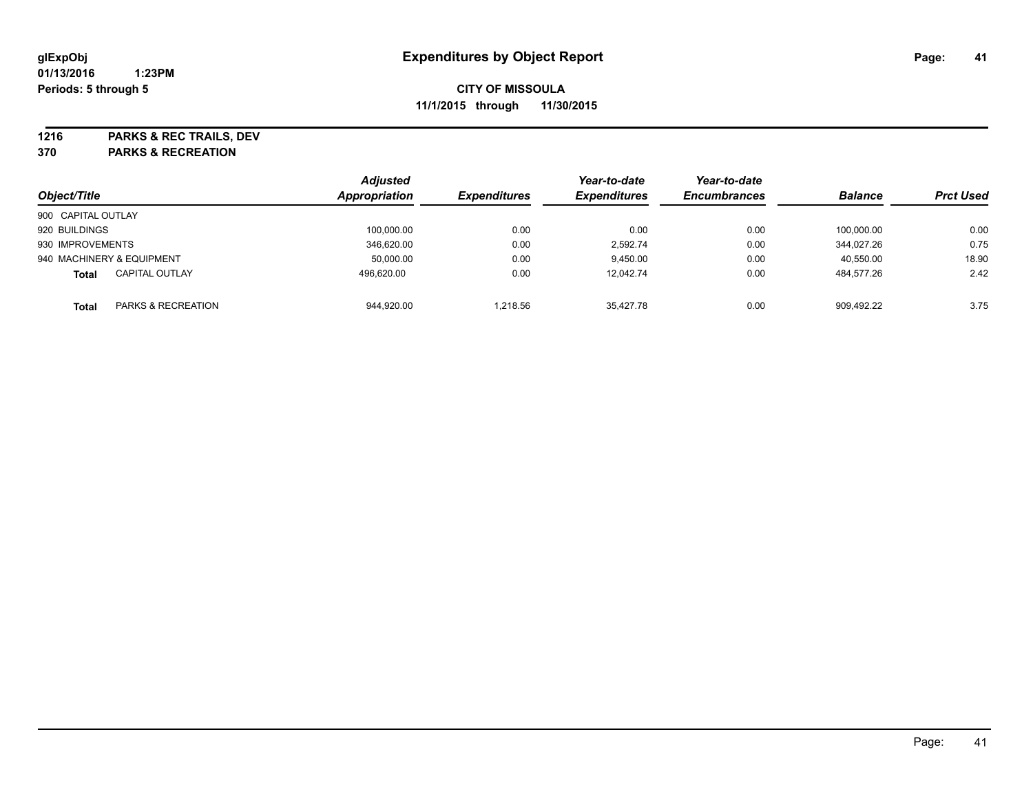# Expenditures by Object Report

glExpObj
01/13/2016 1:23PM
Periods: 5 through 5

**CITY OF MISSOULA**
**11/1/2015 through 11/30/2015**

**1216 PARKS & REC TRAILS, DEV**
**370 PARKS & RECREATION**

| Object/Title | | Adjusted Appropriation | Expenditures | Year-to-date Expenditures | Year-to-date Encumbrances | Balance | Prct Used |
|---|---|---|---|---|---|---|---|
| 900 CAPITAL OUTLAY | | | | | | | |
| 920 BUILDINGS | | 100,000.00 | 0.00 | 0.00 | 0.00 | 100,000.00 | 0.00 |
| 930 IMPROVEMENTS | | 346,620.00 | 0.00 | 2,592.74 | 0.00 | 344,027.26 | 0.75 |
| 940 MACHINERY & EQUIPMENT | | 50,000.00 | 0.00 | 9,450.00 | 0.00 | 40,550.00 | 18.90 |
| **Total** | CAPITAL OUTLAY | 496,620.00 | 0.00 | 12,042.74 | 0.00 | 484,577.26 | 2.42 |
| **Total** | PARKS & RECREATION | 944,920.00 | 1,218.56 | 35,427.78 | 0.00 | 909,492.22 | 3.75 |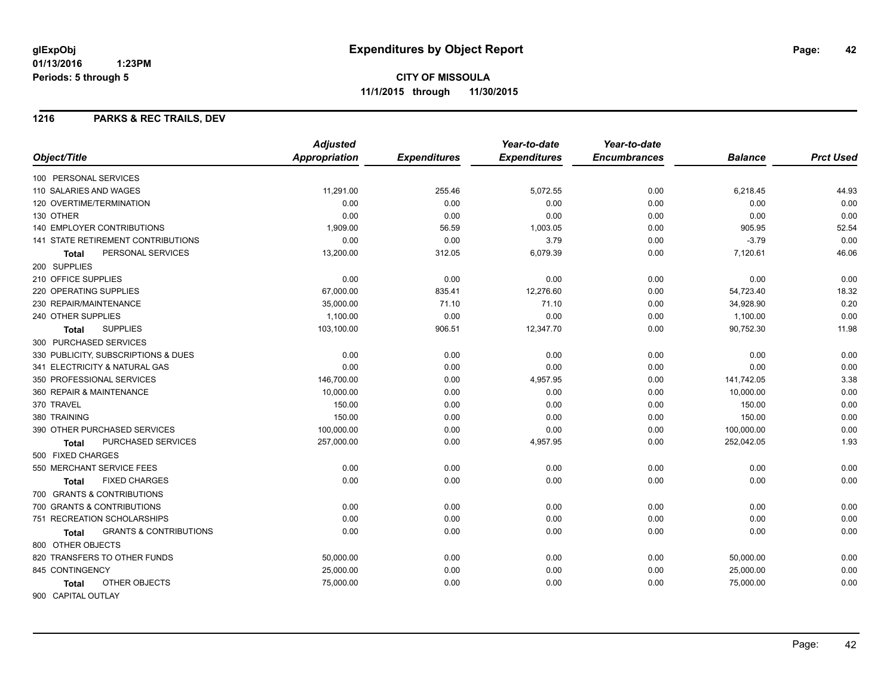**glExpObj**
**01/13/2016 1:23PM**
**Periods: 5 through 5**

# Expenditures by Object Report

**CITY OF MISSOULA**
**11/1/2015 through 11/30/2015**

## 1216 PARKS & REC TRAILS, DEV

| Object/Title | Adjusted Appropriation | Expenditures | Year-to-date Expenditures | Year-to-date Encumbrances | Balance | Prct Used |
|---|---|---|---|---|---|---|
| 100 PERSONAL SERVICES | | | | | | |
| 110 SALARIES AND WAGES | 11,291.00 | 255.46 | 5,072.55 | 0.00 | 6,218.45 | 44.93 |
| 120 OVERTIME/TERMINATION | 0.00 | 0.00 | 0.00 | 0.00 | 0.00 | 0.00 |
| 130 OTHER | 0.00 | 0.00 | 0.00 | 0.00 | 0.00 | 0.00 |
| 140 EMPLOYER CONTRIBUTIONS | 1,909.00 | 56.59 | 1,003.05 | 0.00 | 905.95 | 52.54 |
| 141 STATE RETIREMENT CONTRIBUTIONS | 0.00 | 0.00 | 3.79 | 0.00 | -3.79 | 0.00 |
| **Total** PERSONAL SERVICES | 13,200.00 | 312.05 | 6,079.39 | 0.00 | 7,120.61 | 46.06 |
| 200 SUPPLIES | | | | | | |
| 210 OFFICE SUPPLIES | 0.00 | 0.00 | 0.00 | 0.00 | 0.00 | 0.00 |
| 220 OPERATING SUPPLIES | 67,000.00 | 835.41 | 12,276.60 | 0.00 | 54,723.40 | 18.32 |
| 230 REPAIR/MAINTENANCE | 35,000.00 | 71.10 | 71.10 | 0.00 | 34,928.90 | 0.20 |
| 240 OTHER SUPPLIES | 1,100.00 | 0.00 | 0.00 | 0.00 | 1,100.00 | 0.00 |
| **Total** SUPPLIES | 103,100.00 | 906.51 | 12,347.70 | 0.00 | 90,752.30 | 11.98 |
| 300 PURCHASED SERVICES | | | | | | |
| 330 PUBLICITY, SUBSCRIPTIONS & DUES | 0.00 | 0.00 | 0.00 | 0.00 | 0.00 | 0.00 |
| 341 ELECTRICITY & NATURAL GAS | 0.00 | 0.00 | 0.00 | 0.00 | 0.00 | 0.00 |
| 350 PROFESSIONAL SERVICES | 146,700.00 | 0.00 | 4,957.95 | 0.00 | 141,742.05 | 3.38 |
| 360 REPAIR & MAINTENANCE | 10,000.00 | 0.00 | 0.00 | 0.00 | 10,000.00 | 0.00 |
| 370 TRAVEL | 150.00 | 0.00 | 0.00 | 0.00 | 150.00 | 0.00 |
| 380 TRAINING | 150.00 | 0.00 | 0.00 | 0.00 | 150.00 | 0.00 |
| 390 OTHER PURCHASED SERVICES | 100,000.00 | 0.00 | 0.00 | 0.00 | 100,000.00 | 0.00 |
| **Total** PURCHASED SERVICES | 257,000.00 | 0.00 | 4,957.95 | 0.00 | 252,042.05 | 1.93 |
| 500 FIXED CHARGES | | | | | | |
| 550 MERCHANT SERVICE FEES | 0.00 | 0.00 | 0.00 | 0.00 | 0.00 | 0.00 |
| **Total** FIXED CHARGES | 0.00 | 0.00 | 0.00 | 0.00 | 0.00 | 0.00 |
| 700 GRANTS & CONTRIBUTIONS | | | | | | |
| 700 GRANTS & CONTRIBUTIONS | 0.00 | 0.00 | 0.00 | 0.00 | 0.00 | 0.00 |
| 751 RECREATION SCHOLARSHIPS | 0.00 | 0.00 | 0.00 | 0.00 | 0.00 | 0.00 |
| **Total** GRANTS & CONTRIBUTIONS | 0.00 | 0.00 | 0.00 | 0.00 | 0.00 | 0.00 |
| 800 OTHER OBJECTS | | | | | | |
| 820 TRANSFERS TO OTHER FUNDS | 50,000.00 | 0.00 | 0.00 | 0.00 | 50,000.00 | 0.00 |
| 845 CONTINGENCY | 25,000.00 | 0.00 | 0.00 | 0.00 | 25,000.00 | 0.00 |
| **Total** OTHER OBJECTS | 75,000.00 | 0.00 | 0.00 | 0.00 | 75,000.00 | 0.00 |
| 900 CAPITAL OUTLAY | | | | | | |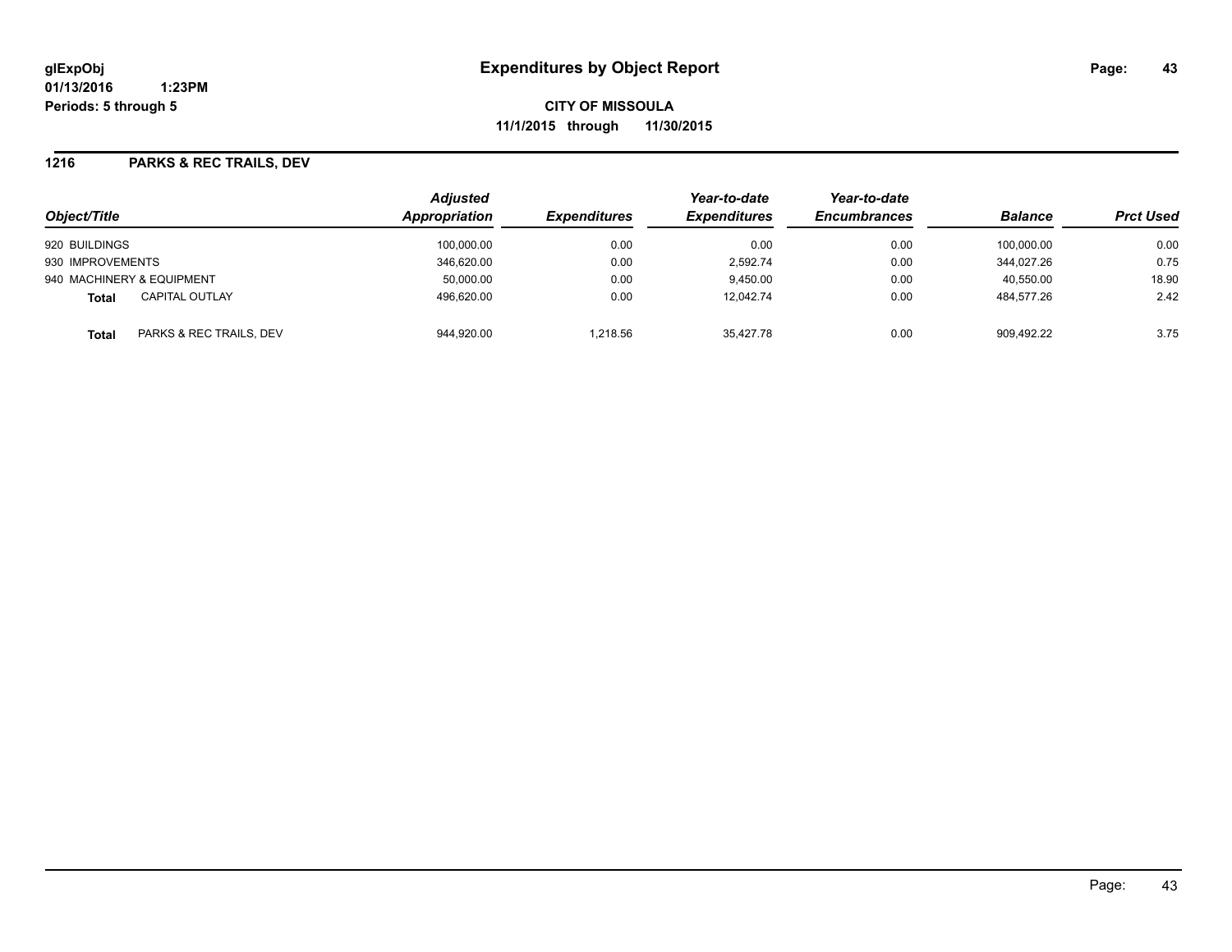# Expenditures by Object Report

glExpObj
01/13/2016 1:23PM
Periods: 5 through 5

**CITY OF MISSOULA**
**11/1/2015 through 11/30/2015**

## 1216 PARKS & REC TRAILS, DEV

| Object/Title | | Adjusted Appropriation | Expenditures | Year-to-date Expenditures | Year-to-date Encumbrances | Balance | Prct Used |
|---|---|---|---|---|---|---|---|
| 920 BUILDINGS | | 100,000.00 | 0.00 | 0.00 | 0.00 | 100,000.00 | 0.00 |
| 930 IMPROVEMENTS | | 346,620.00 | 0.00 | 2,592.74 | 0.00 | 344,027.26 | 0.75 |
| 940 MACHINERY & EQUIPMENT | | 50,000.00 | 0.00 | 9,450.00 | 0.00 | 40,550.00 | 18.90 |
| **Total** | CAPITAL OUTLAY | 496,620.00 | 0.00 | 12,042.74 | 0.00 | 484,577.26 | 2.42 |
| **Total** | PARKS & REC TRAILS, DEV | 944,920.00 | 1,218.56 | 35,427.78 | 0.00 | 909,492.22 | 3.75 |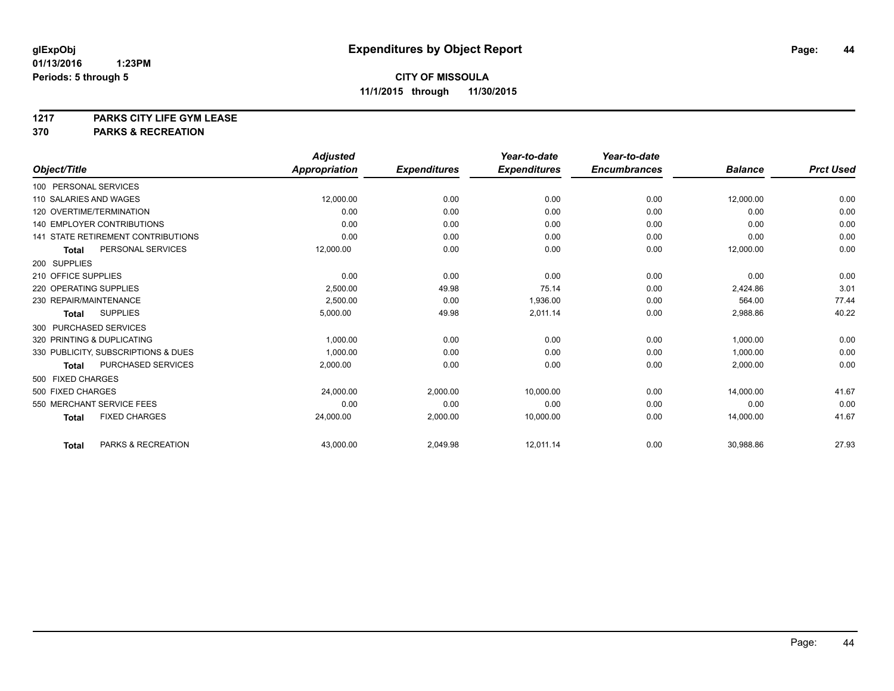**glExpObj**
**01/13/2016 1:23PM**
**Periods: 5 through 5**

# Expenditures by Object Report

**CITY OF MISSOULA**
**11/1/2015 through 11/30/2015**

**1217 PARKS CITY LIFE GYM LEASE**
**370 PARKS & RECREATION**

| Object/Title | Adjusted Appropriation | Expenditures | Year-to-date Expenditures | Year-to-date Encumbrances | Balance | Prct Used |
|---|---|---|---|---|---|---|
| 100 PERSONAL SERVICES | | | | | | |
| 110 SALARIES AND WAGES | 12,000.00 | 0.00 | 0.00 | 0.00 | 12,000.00 | 0.00 |
| 120 OVERTIME/TERMINATION | 0.00 | 0.00 | 0.00 | 0.00 | 0.00 | 0.00 |
| 140 EMPLOYER CONTRIBUTIONS | 0.00 | 0.00 | 0.00 | 0.00 | 0.00 | 0.00 |
| 141 STATE RETIREMENT CONTRIBUTIONS | 0.00 | 0.00 | 0.00 | 0.00 | 0.00 | 0.00 |
| **Total** PERSONAL SERVICES | 12,000.00 | 0.00 | 0.00 | 0.00 | 12,000.00 | 0.00 |
| 200 SUPPLIES | | | | | | |
| 210 OFFICE SUPPLIES | 0.00 | 0.00 | 0.00 | 0.00 | 0.00 | 0.00 |
| 220 OPERATING SUPPLIES | 2,500.00 | 49.98 | 75.14 | 0.00 | 2,424.86 | 3.01 |
| 230 REPAIR/MAINTENANCE | 2,500.00 | 0.00 | 1,936.00 | 0.00 | 564.00 | 77.44 |
| **Total** SUPPLIES | 5,000.00 | 49.98 | 2,011.14 | 0.00 | 2,988.86 | 40.22 |
| 300 PURCHASED SERVICES | | | | | | |
| 320 PRINTING & DUPLICATING | 1,000.00 | 0.00 | 0.00 | 0.00 | 1,000.00 | 0.00 |
| 330 PUBLICITY, SUBSCRIPTIONS & DUES | 1,000.00 | 0.00 | 0.00 | 0.00 | 1,000.00 | 0.00 |
| **Total** PURCHASED SERVICES | 2,000.00 | 0.00 | 0.00 | 0.00 | 2,000.00 | 0.00 |
| 500 FIXED CHARGES | | | | | | |
| 500 FIXED CHARGES | 24,000.00 | 2,000.00 | 10,000.00 | 0.00 | 14,000.00 | 41.67 |
| 550 MERCHANT SERVICE FEES | 0.00 | 0.00 | 0.00 | 0.00 | 0.00 | 0.00 |
| **Total** FIXED CHARGES | 24,000.00 | 2,000.00 | 10,000.00 | 0.00 | 14,000.00 | 41.67 |
| **Total** PARKS & RECREATION | 43,000.00 | 2,049.98 | 12,011.14 | 0.00 | 30,988.86 | 27.93 |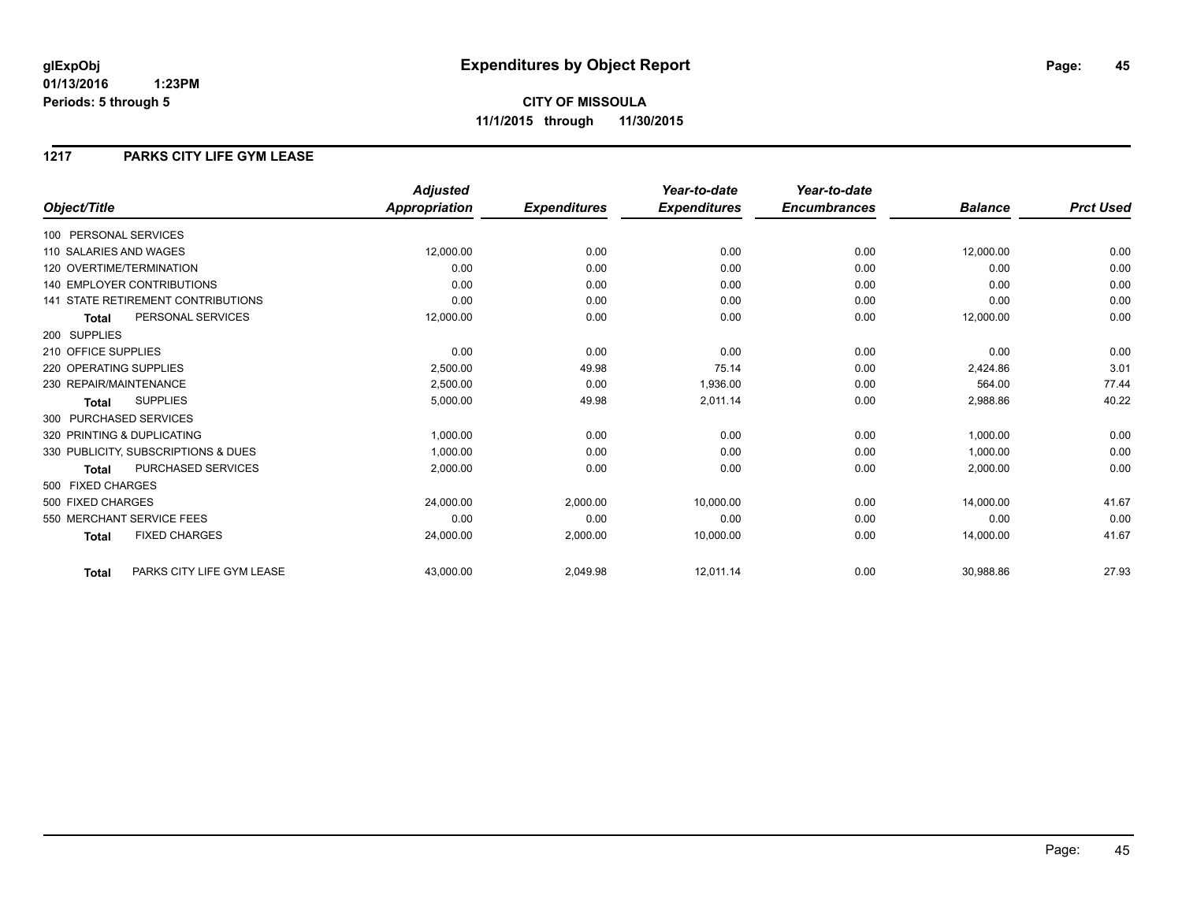# Expenditures by Object Report

glExpObj
01/13/2016 1:23PM
Periods: 5 through 5

**CITY OF MISSOULA**
**11/1/2015 through 11/30/2015**

## 1217 PARKS CITY LIFE GYM LEASE

| Object/Title | Adjusted Appropriation | Expenditures | Year-to-date Expenditures | Year-to-date Encumbrances | Balance | Prct Used |
|---|---|---|---|---|---|---|
| 100 PERSONAL SERVICES | | | | | | |
| 110 SALARIES AND WAGES | 12,000.00 | 0.00 | 0.00 | 0.00 | 12,000.00 | 0.00 |
| 120 OVERTIME/TERMINATION | 0.00 | 0.00 | 0.00 | 0.00 | 0.00 | 0.00 |
| 140 EMPLOYER CONTRIBUTIONS | 0.00 | 0.00 | 0.00 | 0.00 | 0.00 | 0.00 |
| 141 STATE RETIREMENT CONTRIBUTIONS | 0.00 | 0.00 | 0.00 | 0.00 | 0.00 | 0.00 |
| **Total** PERSONAL SERVICES | 12,000.00 | 0.00 | 0.00 | 0.00 | 12,000.00 | 0.00 |
| 200 SUPPLIES | | | | | | |
| 210 OFFICE SUPPLIES | 0.00 | 0.00 | 0.00 | 0.00 | 0.00 | 0.00 |
| 220 OPERATING SUPPLIES | 2,500.00 | 49.98 | 75.14 | 0.00 | 2,424.86 | 3.01 |
| 230 REPAIR/MAINTENANCE | 2,500.00 | 0.00 | 1,936.00 | 0.00 | 564.00 | 77.44 |
| **Total** SUPPLIES | 5,000.00 | 49.98 | 2,011.14 | 0.00 | 2,988.86 | 40.22 |
| 300 PURCHASED SERVICES | | | | | | |
| 320 PRINTING & DUPLICATING | 1,000.00 | 0.00 | 0.00 | 0.00 | 1,000.00 | 0.00 |
| 330 PUBLICITY, SUBSCRIPTIONS & DUES | 1,000.00 | 0.00 | 0.00 | 0.00 | 1,000.00 | 0.00 |
| **Total** PURCHASED SERVICES | 2,000.00 | 0.00 | 0.00 | 0.00 | 2,000.00 | 0.00 |
| 500 FIXED CHARGES | | | | | | |
| 500 FIXED CHARGES | 24,000.00 | 2,000.00 | 10,000.00 | 0.00 | 14,000.00 | 41.67 |
| 550 MERCHANT SERVICE FEES | 0.00 | 0.00 | 0.00 | 0.00 | 0.00 | 0.00 |
| **Total** FIXED CHARGES | 24,000.00 | 2,000.00 | 10,000.00 | 0.00 | 14,000.00 | 41.67 |
| **Total** PARKS CITY LIFE GYM LEASE | 43,000.00 | 2,049.98 | 12,011.14 | 0.00 | 30,988.86 | 27.93 |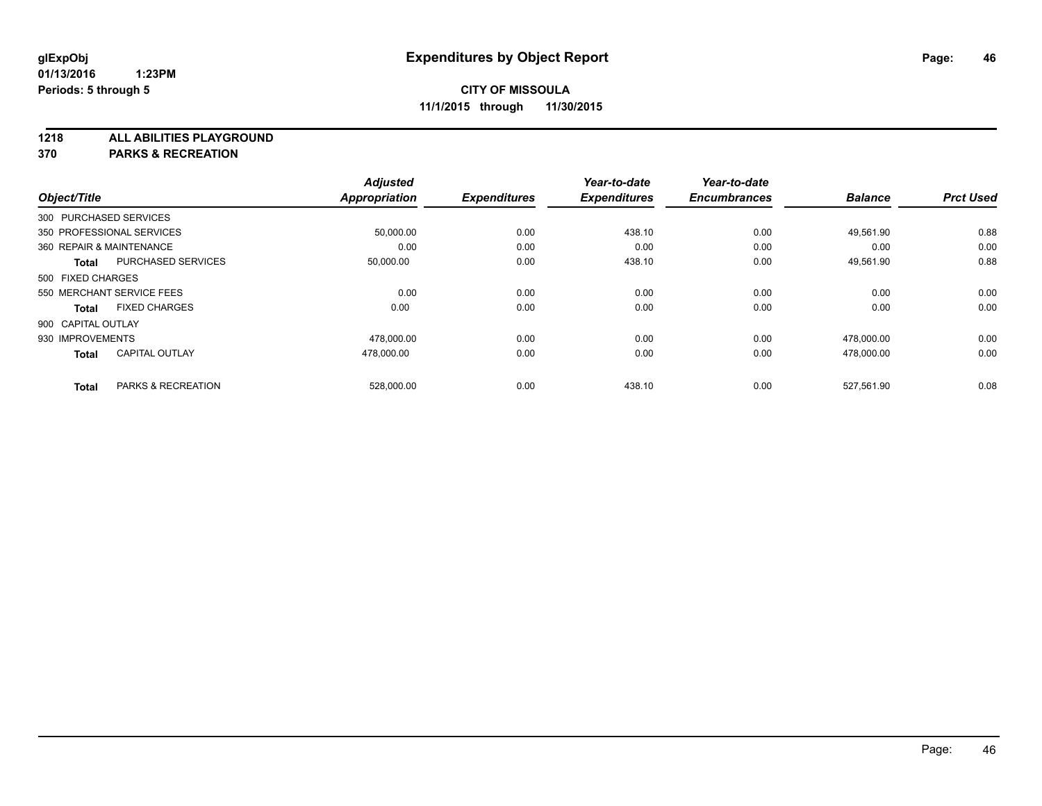**glExpObj**
**01/13/2016 1:23PM**
**Periods: 5 through 5**

# Expenditures by Object Report

**CITY OF MISSOULA**
**11/1/2015 through 11/30/2015**

**1218 ALL ABILITIES PLAYGROUND**
**370 PARKS & RECREATION**

| Object/Title | | Adjusted Appropriation | Expenditures | Year-to-date Expenditures | Year-to-date Encumbrances | Balance | Prct Used |
|---|---|---|---|---|---|---|---|
| 300 PURCHASED SERVICES | | | | | | | |
| 350 PROFESSIONAL SERVICES | | 50,000.00 | 0.00 | 438.10 | 0.00 | 49,561.90 | 0.88 |
| 360 REPAIR & MAINTENANCE | | 0.00 | 0.00 | 0.00 | 0.00 | 0.00 | 0.00 |
| **Total** | PURCHASED SERVICES | 50,000.00 | 0.00 | 438.10 | 0.00 | 49,561.90 | 0.88 |
| 500 FIXED CHARGES | | | | | | | |
| 550 MERCHANT SERVICE FEES | | 0.00 | 0.00 | 0.00 | 0.00 | 0.00 | 0.00 |
| **Total** | FIXED CHARGES | 0.00 | 0.00 | 0.00 | 0.00 | 0.00 | 0.00 |
| 900 CAPITAL OUTLAY | | | | | | | |
| 930 IMPROVEMENTS | | 478,000.00 | 0.00 | 0.00 | 0.00 | 478,000.00 | 0.00 |
| **Total** | CAPITAL OUTLAY | 478,000.00 | 0.00 | 0.00 | 0.00 | 478,000.00 | 0.00 |
| **Total** | PARKS & RECREATION | 528,000.00 | 0.00 | 438.10 | 0.00 | 527,561.90 | 0.08 |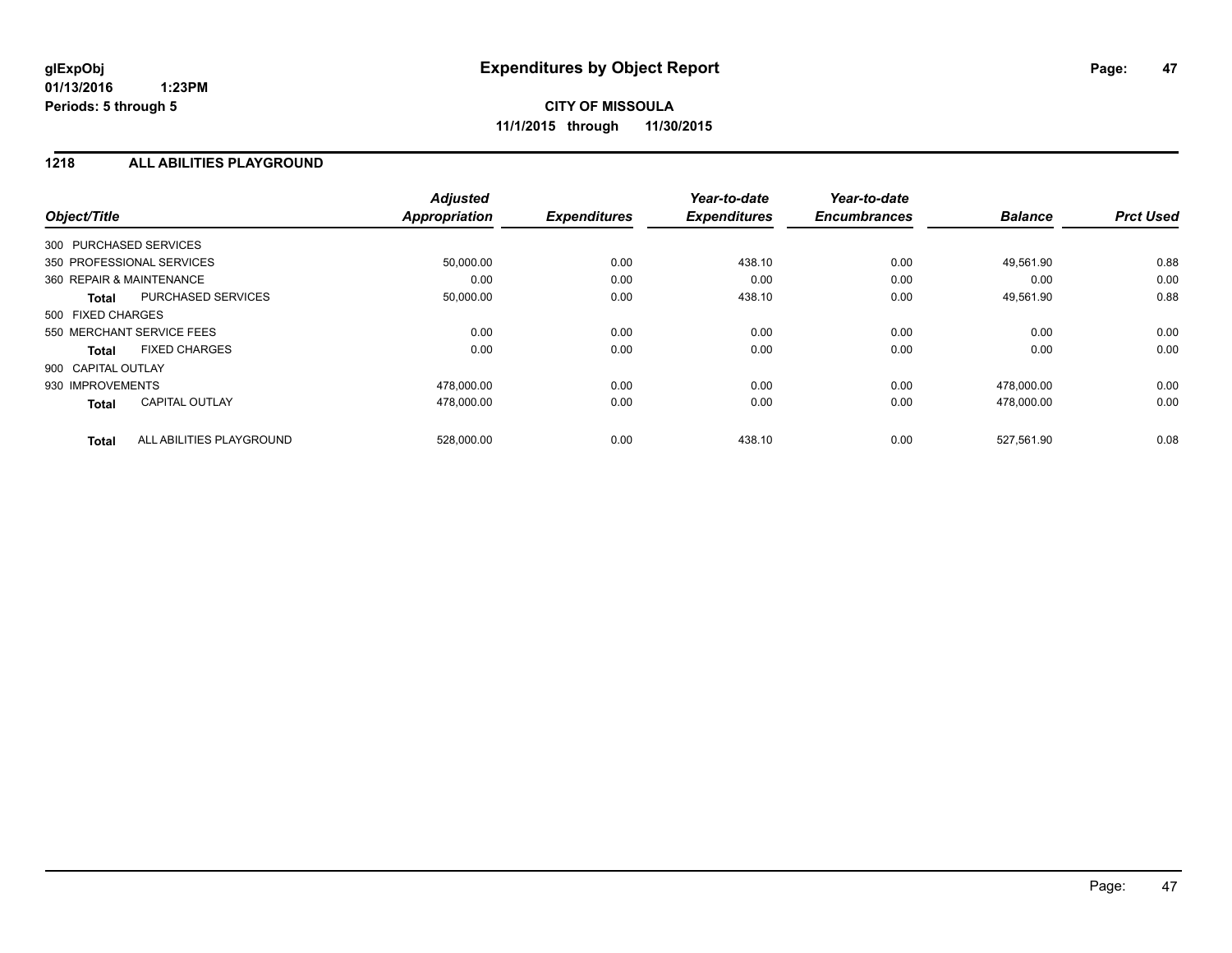**glExpObj**
**01/13/2016 1:23PM**
**Periods: 5 through 5**

# Expenditures by Object Report

**CITY OF MISSOULA**
**11/1/2015 through 11/30/2015**

## 1218 ALL ABILITIES PLAYGROUND

| Object/Title | | Adjusted Appropriation | Expenditures | Year-to-date Expenditures | Year-to-date Encumbrances | Balance | Prct Used |
|---|---|---|---|---|---|---|---|
| 300 PURCHASED SERVICES | | | | | | | |
| 350 PROFESSIONAL SERVICES | | 50,000.00 | 0.00 | 438.10 | 0.00 | 49,561.90 | 0.88 |
| 360 REPAIR & MAINTENANCE | | 0.00 | 0.00 | 0.00 | 0.00 | 0.00 | 0.00 |
| **Total** | PURCHASED SERVICES | 50,000.00 | 0.00 | 438.10 | 0.00 | 49,561.90 | 0.88 |
| 500 FIXED CHARGES | | | | | | | |
| 550 MERCHANT SERVICE FEES | | 0.00 | 0.00 | 0.00 | 0.00 | 0.00 | 0.00 |
| **Total** | FIXED CHARGES | 0.00 | 0.00 | 0.00 | 0.00 | 0.00 | 0.00 |
| 900 CAPITAL OUTLAY | | | | | | | |
| 930 IMPROVEMENTS | | 478,000.00 | 0.00 | 0.00 | 0.00 | 478,000.00 | 0.00 |
| **Total** | CAPITAL OUTLAY | 478,000.00 | 0.00 | 0.00 | 0.00 | 478,000.00 | 0.00 |
| **Total** | ALL ABILITIES PLAYGROUND | 528,000.00 | 0.00 | 438.10 | 0.00 | 527,561.90 | 0.08 |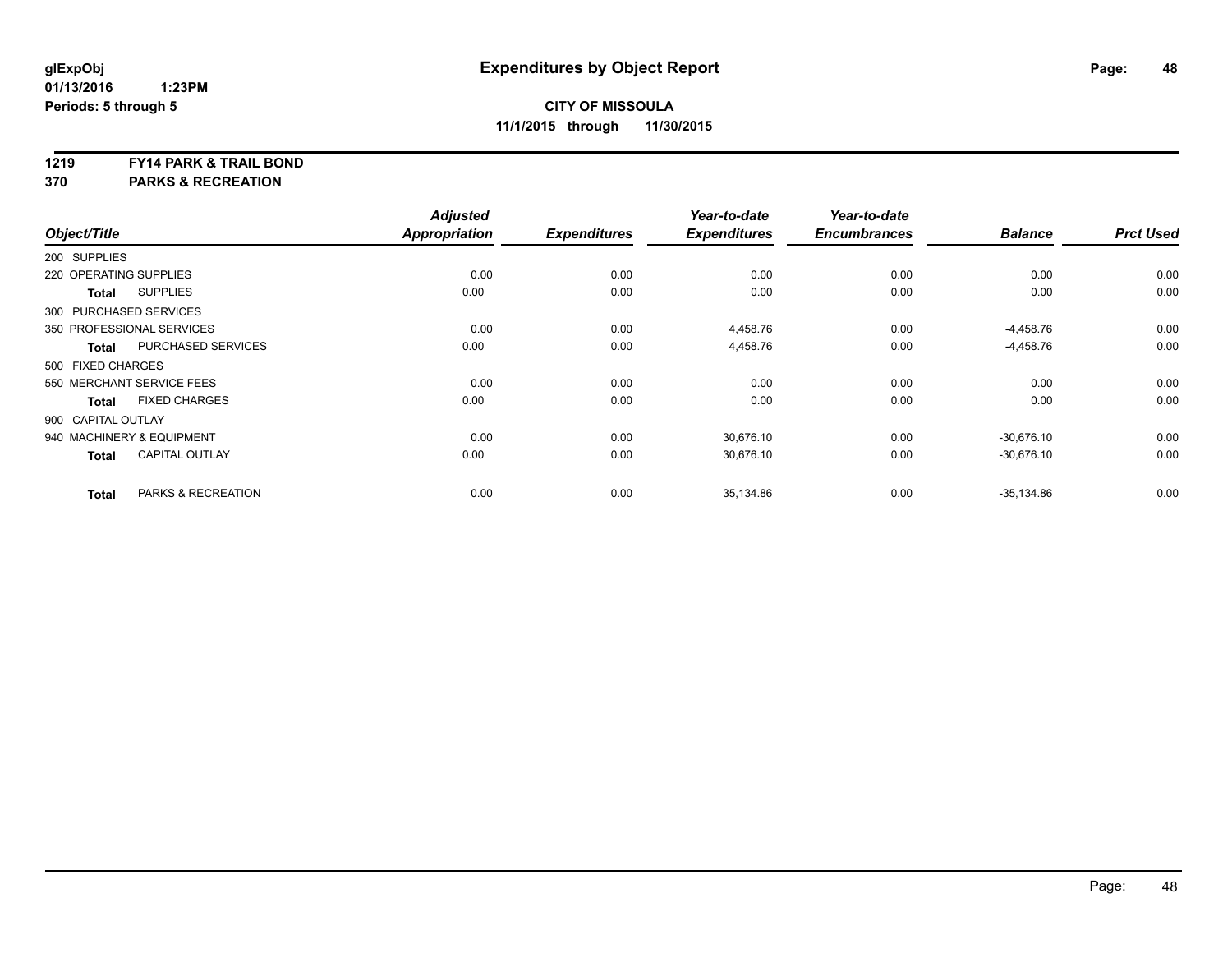**glExpObj**
**01/13/2016 1:23PM**
**Periods: 5 through 5**

# Expenditures by Object Report

**CITY OF MISSOULA**
**11/1/2015 through 11/30/2015**

**1219 FY14 PARK & TRAIL BOND**
**370 PARKS & RECREATION**

| Object/Title | | *Adjusted Appropriation* | *Expenditures* | *Year-to-date Expenditures* | *Year-to-date Encumbrances* | *Balance* | *Prct Used* |
|---|---|---|---|---|---|---|---|
| 200 SUPPLIES | | | | | | | |
| 220 OPERATING SUPPLIES | | 0.00 | 0.00 | 0.00 | 0.00 | 0.00 | 0.00 |
| **Total** | SUPPLIES | 0.00 | 0.00 | 0.00 | 0.00 | 0.00 | 0.00 |
| 300 PURCHASED SERVICES | | | | | | | |
| 350 PROFESSIONAL SERVICES | | 0.00 | 0.00 | 4,458.76 | 0.00 | -4,458.76 | 0.00 |
| **Total** | PURCHASED SERVICES | 0.00 | 0.00 | 4,458.76 | 0.00 | -4,458.76 | 0.00 |
| 500 FIXED CHARGES | | | | | | | |
| 550 MERCHANT SERVICE FEES | | 0.00 | 0.00 | 0.00 | 0.00 | 0.00 | 0.00 |
| **Total** | FIXED CHARGES | 0.00 | 0.00 | 0.00 | 0.00 | 0.00 | 0.00 |
| 900 CAPITAL OUTLAY | | | | | | | |
| 940 MACHINERY & EQUIPMENT | | 0.00 | 0.00 | 30,676.10 | 0.00 | -30,676.10 | 0.00 |
| **Total** | CAPITAL OUTLAY | 0.00 | 0.00 | 30,676.10 | 0.00 | -30,676.10 | 0.00 |
| **Total** | PARKS & RECREATION | 0.00 | 0.00 | 35,134.86 | 0.00 | -35,134.86 | 0.00 |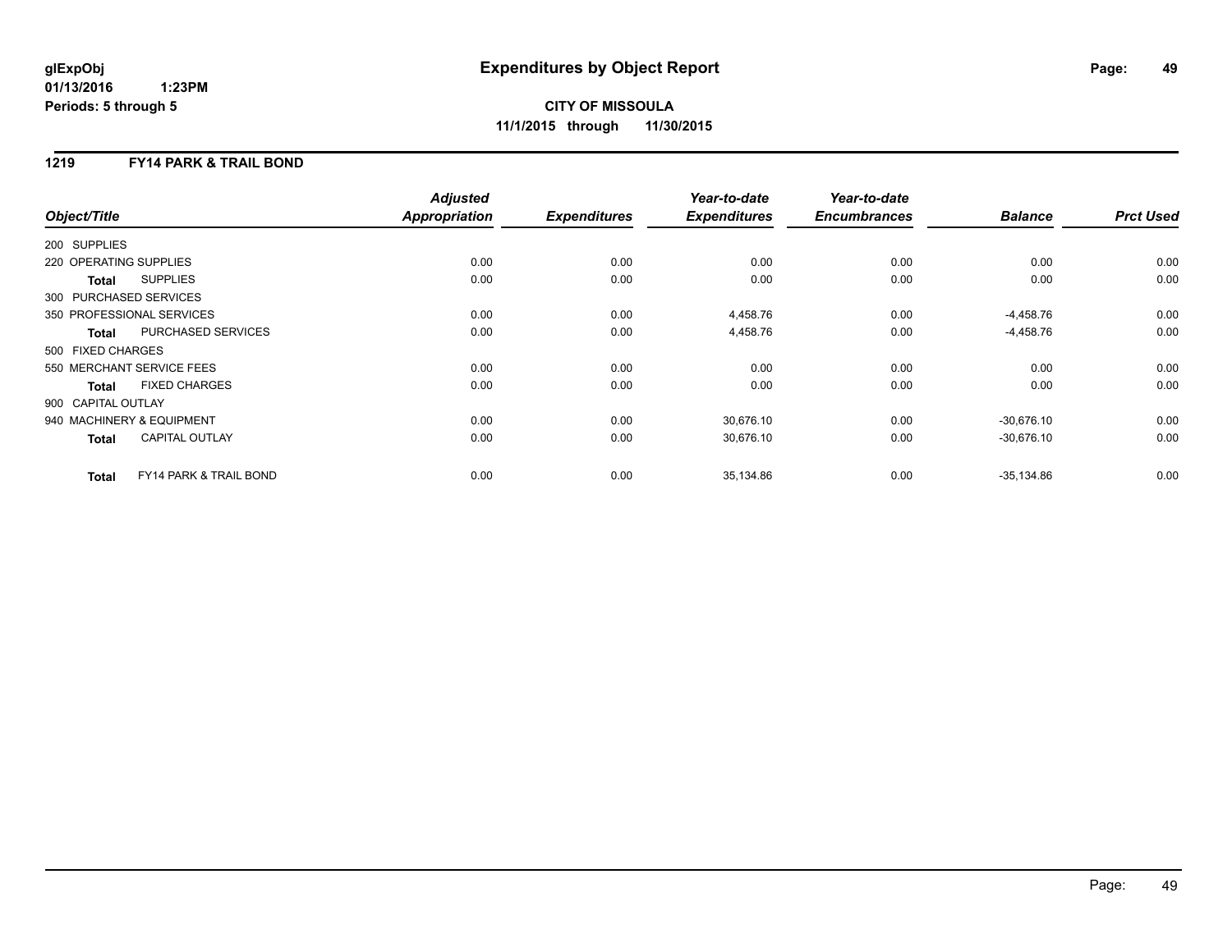**glExpObj** **Expenditures by Object Report**

**01/13/2016 1:23PM**

**Periods: 5 through 5**

**CITY OF MISSOULA**

**11/1/2015 through 11/30/2015**

## 1219 FY14 PARK & TRAIL BOND

| Object/Title | Adjusted Appropriation | Expenditures | Year-to-date Expenditures | Year-to-date Encumbrances | Balance | Prct Used |
|---|---|---|---|---|---|---|
| 200 SUPPLIES | | | | | | |
| 220 OPERATING SUPPLIES | 0.00 | 0.00 | 0.00 | 0.00 | 0.00 | 0.00 |
| **Total** SUPPLIES | 0.00 | 0.00 | 0.00 | 0.00 | 0.00 | 0.00 |
| 300 PURCHASED SERVICES | | | | | | |
| 350 PROFESSIONAL SERVICES | 0.00 | 0.00 | 4,458.76 | 0.00 | -4,458.76 | 0.00 |
| **Total** PURCHASED SERVICES | 0.00 | 0.00 | 4,458.76 | 0.00 | -4,458.76 | 0.00 |
| 500 FIXED CHARGES | | | | | | |
| 550 MERCHANT SERVICE FEES | 0.00 | 0.00 | 0.00 | 0.00 | 0.00 | 0.00 |
| **Total** FIXED CHARGES | 0.00 | 0.00 | 0.00 | 0.00 | 0.00 | 0.00 |
| 900 CAPITAL OUTLAY | | | | | | |
| 940 MACHINERY & EQUIPMENT | 0.00 | 0.00 | 30,676.10 | 0.00 | -30,676.10 | 0.00 |
| **Total** CAPITAL OUTLAY | 0.00 | 0.00 | 30,676.10 | 0.00 | -30,676.10 | 0.00 |
| **Total** FY14 PARK & TRAIL BOND | 0.00 | 0.00 | 35,134.86 | 0.00 | -35,134.86 | 0.00 |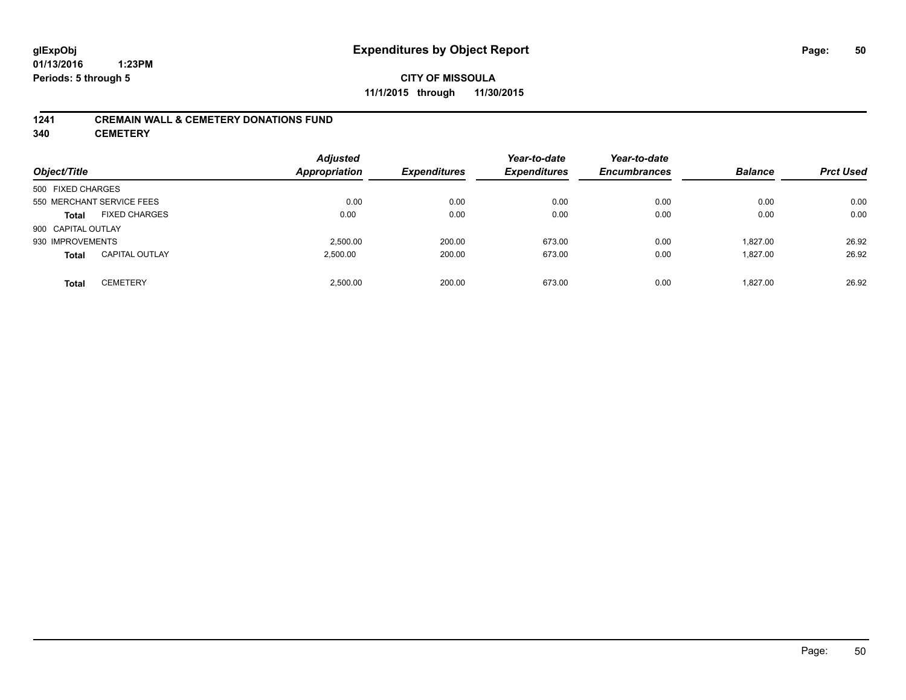**glExpObj**
**01/13/2016 1:23PM**
**Periods: 5 through 5**

# Expenditures by Object Report

**CITY OF MISSOULA**
**11/1/2015 through 11/30/2015**

## 1241 CREMAIN WALL & CEMETERY DONATIONS FUND
## 340 CEMETERY

| Object/Title | | Adjusted Appropriation | Expenditures | Year-to-date Expenditures | Year-to-date Encumbrances | Balance | Prct Used |
|---|---|---|---|---|---|---|---|
| 500 FIXED CHARGES | | | | | | | |
| 550 MERCHANT SERVICE FEES | | 0.00 | 0.00 | 0.00 | 0.00 | 0.00 | 0.00 |
| **Total** | FIXED CHARGES | 0.00 | 0.00 | 0.00 | 0.00 | 0.00 | 0.00 |
| 900 CAPITAL OUTLAY | | | | | | | |
| 930 IMPROVEMENTS | | 2,500.00 | 200.00 | 673.00 | 0.00 | 1,827.00 | 26.92 |
| **Total** | CAPITAL OUTLAY | 2,500.00 | 200.00 | 673.00 | 0.00 | 1,827.00 | 26.92 |
| **Total** | CEMETERY | 2,500.00 | 200.00 | 673.00 | 0.00 | 1,827.00 | 26.92 |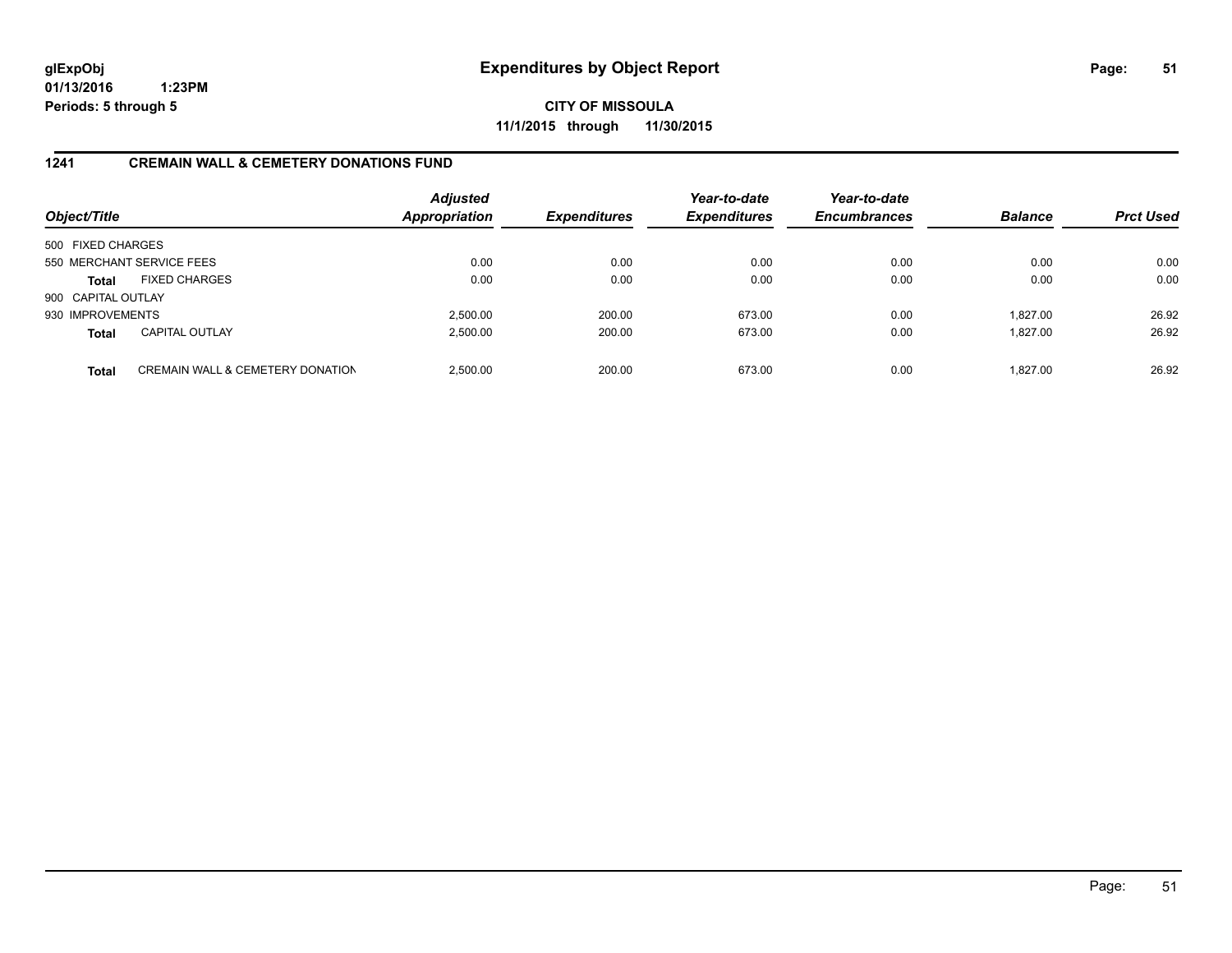# Expenditures by Object Report

glExpObj
01/13/2016 1:23PM
Periods: 5 through 5

**CITY OF MISSOULA**
**11/1/2015 through 11/30/2015**

## 1241 CREMAIN WALL & CEMETERY DONATIONS FUND

| Object/Title | | Adjusted Appropriation | Expenditures | Year-to-date Expenditures | Year-to-date Encumbrances | Balance | Prct Used |
|---|---|---|---|---|---|---|---|
| 500 FIXED CHARGES | | | | | | | |
| 550 MERCHANT SERVICE FEES | | 0.00 | 0.00 | 0.00 | 0.00 | 0.00 | 0.00 |
| **Total** | FIXED CHARGES | 0.00 | 0.00 | 0.00 | 0.00 | 0.00 | 0.00 |
| 900 CAPITAL OUTLAY | | | | | | | |
| 930 IMPROVEMENTS | | 2,500.00 | 200.00 | 673.00 | 0.00 | 1,827.00 | 26.92 |
| **Total** | CAPITAL OUTLAY | 2,500.00 | 200.00 | 673.00 | 0.00 | 1,827.00 | 26.92 |
| **Total** | CREMAIN WALL & CEMETERY DONATION | 2,500.00 | 200.00 | 673.00 | 0.00 | 1,827.00 | 26.92 |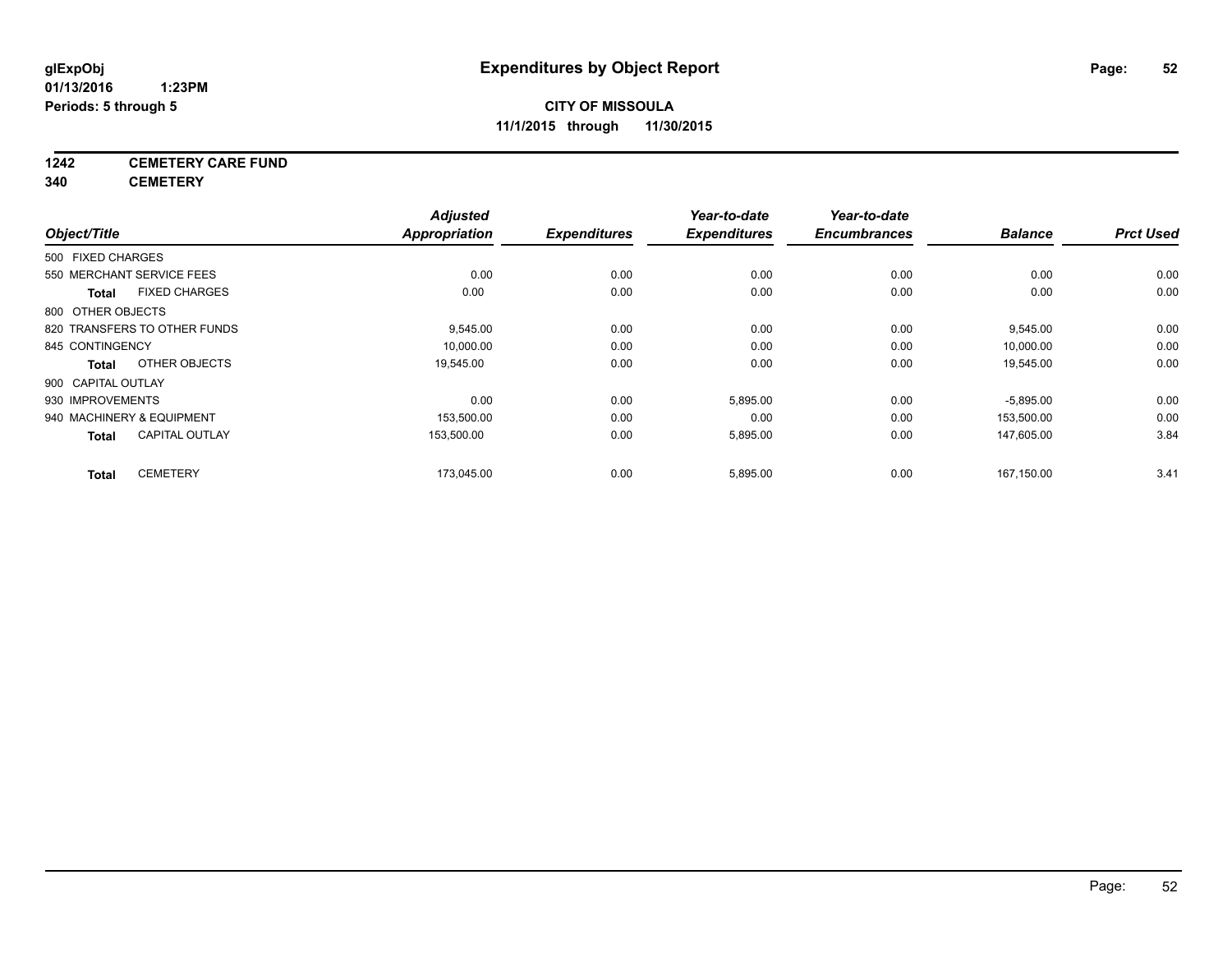**glExpObj**
**01/13/2016 1:23PM**
**Periods: 5 through 5**

# Expenditures by Object Report

**CITY OF MISSOULA**
**11/1/2015 through 11/30/2015**

**1242 CEMETERY CARE FUND**
**340 CEMETERY**

| Object/Title | Adjusted Appropriation | Expenditures | Year-to-date Expenditures | Year-to-date Encumbrances | Balance | Prct Used |
|---|---|---|---|---|---|---|
| 500 FIXED CHARGES | | | | | | |
| 550 MERCHANT SERVICE FEES | 0.00 | 0.00 | 0.00 | 0.00 | 0.00 | 0.00 |
| **Total** FIXED CHARGES | 0.00 | 0.00 | 0.00 | 0.00 | 0.00 | 0.00 |
| 800 OTHER OBJECTS | | | | | | |
| 820 TRANSFERS TO OTHER FUNDS | 9,545.00 | 0.00 | 0.00 | 0.00 | 9,545.00 | 0.00 |
| 845 CONTINGENCY | 10,000.00 | 0.00 | 0.00 | 0.00 | 10,000.00 | 0.00 |
| **Total** OTHER OBJECTS | 19,545.00 | 0.00 | 0.00 | 0.00 | 19,545.00 | 0.00 |
| 900 CAPITAL OUTLAY | | | | | | |
| 930 IMPROVEMENTS | 0.00 | 0.00 | 5,895.00 | 0.00 | -5,895.00 | 0.00 |
| 940 MACHINERY & EQUIPMENT | 153,500.00 | 0.00 | 0.00 | 0.00 | 153,500.00 | 0.00 |
| **Total** CAPITAL OUTLAY | 153,500.00 | 0.00 | 5,895.00 | 0.00 | 147,605.00 | 3.84 |
| **Total** CEMETERY | 173,045.00 | 0.00 | 5,895.00 | 0.00 | 167,150.00 | 3.41 |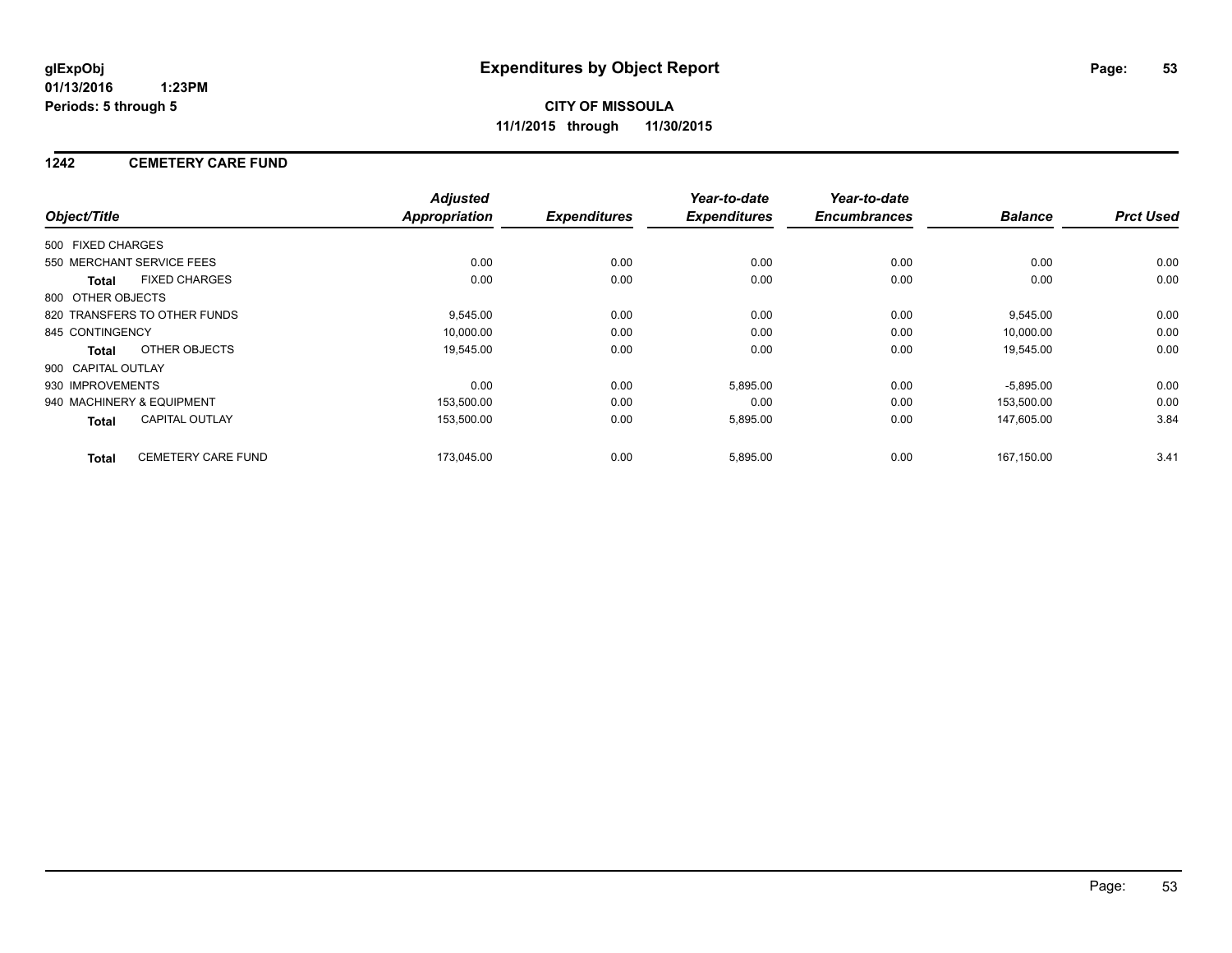# Expenditures by Object Report

**glExpObj**
**01/13/2016 1:23PM**
**Periods: 5 through 5**

**CITY OF MISSOULA**
**11/1/2015 through 11/30/2015**

## 1242 CEMETERY CARE FUND

| Object/Title | Adjusted Appropriation | Expenditures | Year-to-date Expenditures | Year-to-date Encumbrances | Balance | Prct Used |
|---|---|---|---|---|---|---|
| 500 FIXED CHARGES | | | | | | |
| 550 MERCHANT SERVICE FEES | 0.00 | 0.00 | 0.00 | 0.00 | 0.00 | 0.00 |
| **Total** FIXED CHARGES | 0.00 | 0.00 | 0.00 | 0.00 | 0.00 | 0.00 |
| 800 OTHER OBJECTS | | | | | | |
| 820 TRANSFERS TO OTHER FUNDS | 9,545.00 | 0.00 | 0.00 | 0.00 | 9,545.00 | 0.00 |
| 845 CONTINGENCY | 10,000.00 | 0.00 | 0.00 | 0.00 | 10,000.00 | 0.00 |
| **Total** OTHER OBJECTS | 19,545.00 | 0.00 | 0.00 | 0.00 | 19,545.00 | 0.00 |
| 900 CAPITAL OUTLAY | | | | | | |
| 930 IMPROVEMENTS | 0.00 | 0.00 | 5,895.00 | 0.00 | -5,895.00 | 0.00 |
| 940 MACHINERY & EQUIPMENT | 153,500.00 | 0.00 | 0.00 | 0.00 | 153,500.00 | 0.00 |
| **Total** CAPITAL OUTLAY | 153,500.00 | 0.00 | 5,895.00 | 0.00 | 147,605.00 | 3.84 |
| **Total** CEMETERY CARE FUND | 173,045.00 | 0.00 | 5,895.00 | 0.00 | 167,150.00 | 3.41 |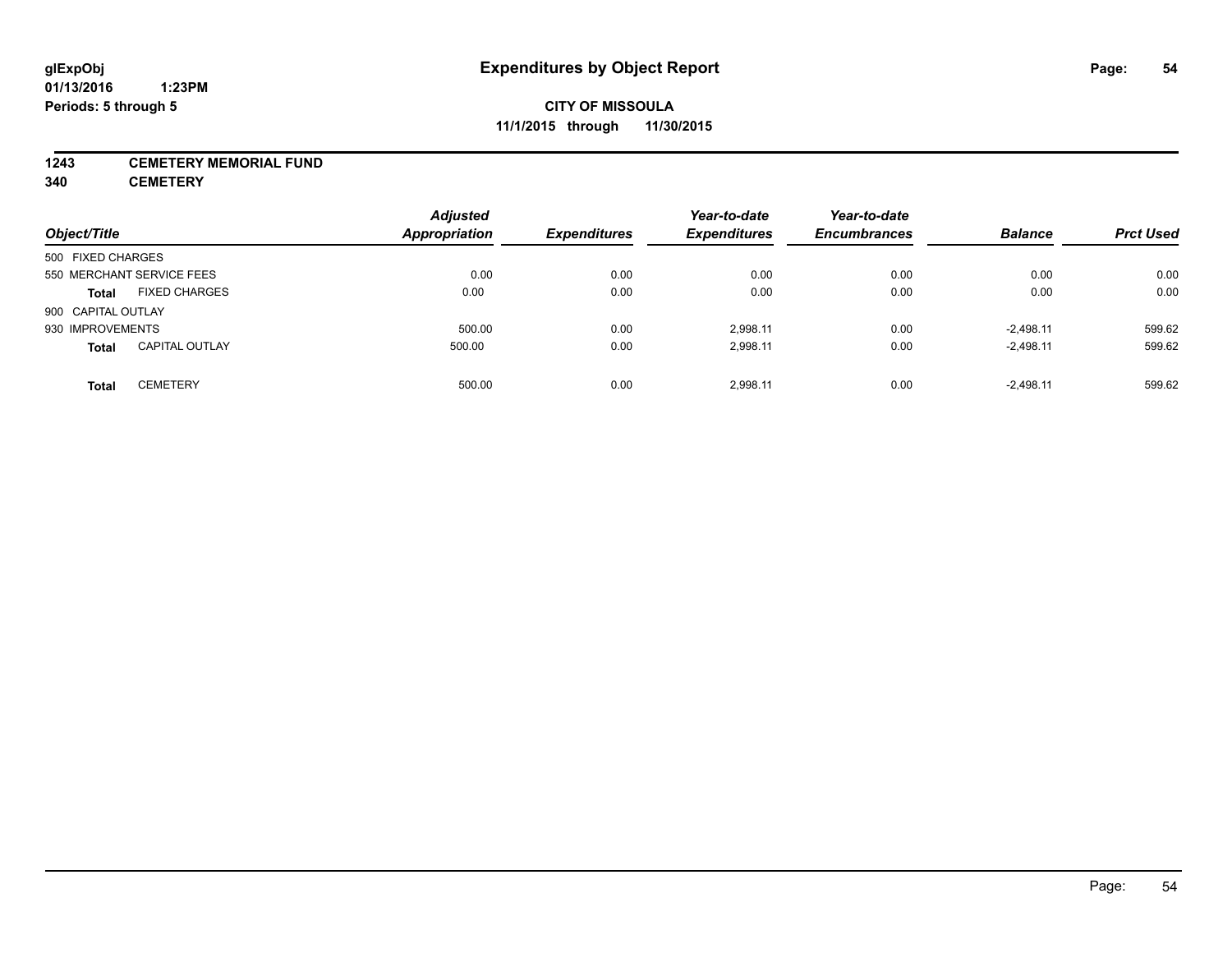glExpObj
01/13/2016 1:23PM
Periods: 5 through 5

# Expenditures by Object Report

**CITY OF MISSOULA**
**11/1/2015 through 11/30/2015**

**1243 CEMETERY MEMORIAL FUND**
**340 CEMETERY**

| Object/Title | | Adjusted Appropriation | Expenditures | Year-to-date Expenditures | Year-to-date Encumbrances | Balance | Prct Used |
|---|---|---|---|---|---|---|---|
| 500 FIXED CHARGES | | | | | | | |
| 550 MERCHANT SERVICE FEES | | 0.00 | 0.00 | 0.00 | 0.00 | 0.00 | 0.00 |
| **Total** | FIXED CHARGES | 0.00 | 0.00 | 0.00 | 0.00 | 0.00 | 0.00 |
| 900 CAPITAL OUTLAY | | | | | | | |
| 930 IMPROVEMENTS | | 500.00 | 0.00 | 2,998.11 | 0.00 | -2,498.11 | 599.62 |
| **Total** | CAPITAL OUTLAY | 500.00 | 0.00 | 2,998.11 | 0.00 | -2,498.11 | 599.62 |
| **Total** | CEMETERY | 500.00 | 0.00 | 2,998.11 | 0.00 | -2,498.11 | 599.62 |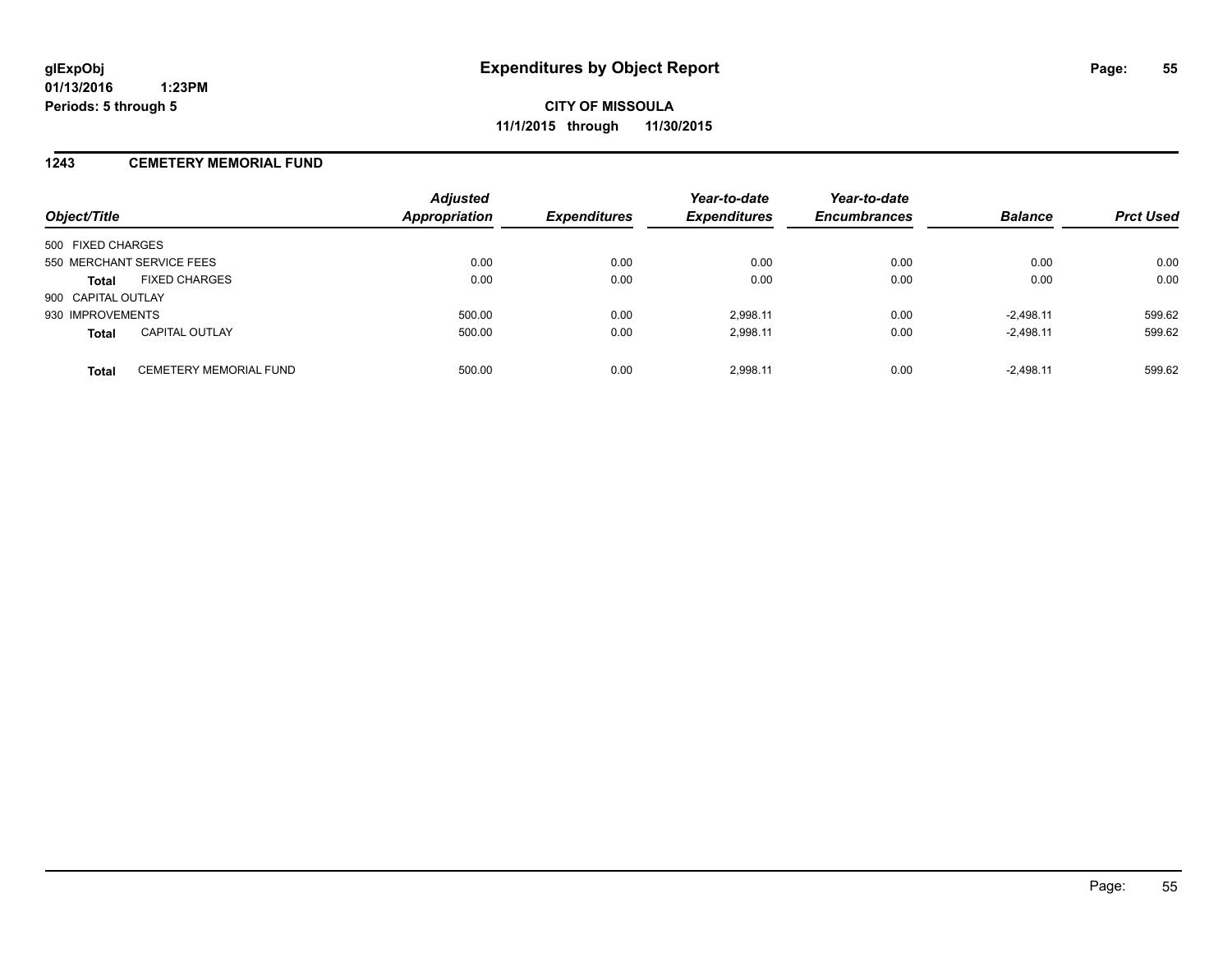**glExpObj**
**01/13/2016 1:23PM**
**Periods: 5 through 5**

# Expenditures by Object Report

**CITY OF MISSOULA**
**11/1/2015 through 11/30/2015**

## 1243 CEMETERY MEMORIAL FUND

| Object/Title | | Adjusted Appropriation | Expenditures | Year-to-date Expenditures | Year-to-date Encumbrances | Balance | Prct Used |
|---|---|---|---|---|---|---|---|
| 500 FIXED CHARGES | | | | | | | |
| 550 MERCHANT SERVICE FEES | | 0.00 | 0.00 | 0.00 | 0.00 | 0.00 | 0.00 |
| **Total** | FIXED CHARGES | 0.00 | 0.00 | 0.00 | 0.00 | 0.00 | 0.00 |
| 900 CAPITAL OUTLAY | | | | | | | |
| 930 IMPROVEMENTS | | 500.00 | 0.00 | 2,998.11 | 0.00 | -2,498.11 | 599.62 |
| **Total** | CAPITAL OUTLAY | 500.00 | 0.00 | 2,998.11 | 0.00 | -2,498.11 | 599.62 |
| **Total** | CEMETERY MEMORIAL FUND | 500.00 | 0.00 | 2,998.11 | 0.00 | -2,498.11 | 599.62 |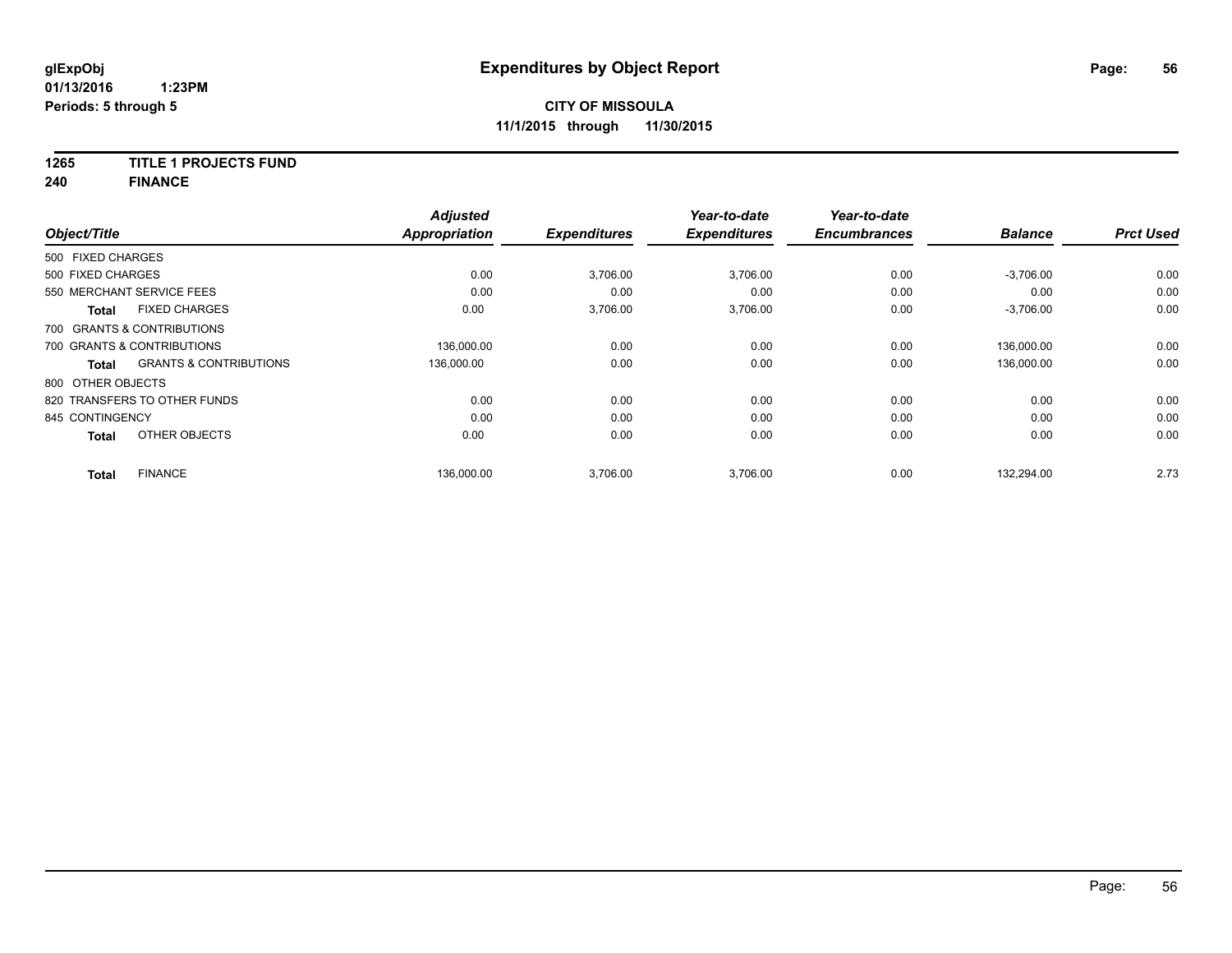# Expenditures by Object Report

**glExpObj**
**01/13/2016 1:23PM**
**Periods: 5 through 5**

**CITY OF MISSOULA**
**11/1/2015 through 11/30/2015**

**1265 TITLE 1 PROJECTS FUND**
**240 FINANCE**

| Object/Title | Adjusted Appropriation | Expenditures | Year-to-date Expenditures | Year-to-date Encumbrances | Balance | Prct Used |
|---|---|---|---|---|---|---|
| 500 FIXED CHARGES | | | | | | |
| 500 FIXED CHARGES | 0.00 | 3,706.00 | 3,706.00 | 0.00 | -3,706.00 | 0.00 |
| 550 MERCHANT SERVICE FEES | 0.00 | 0.00 | 0.00 | 0.00 | 0.00 | 0.00 |
| **Total** FIXED CHARGES | 0.00 | 3,706.00 | 3,706.00 | 0.00 | -3,706.00 | 0.00 |
| 700 GRANTS & CONTRIBUTIONS | | | | | | |
| 700 GRANTS & CONTRIBUTIONS | 136,000.00 | 0.00 | 0.00 | 0.00 | 136,000.00 | 0.00 |
| **Total** GRANTS & CONTRIBUTIONS | 136,000.00 | 0.00 | 0.00 | 0.00 | 136,000.00 | 0.00 |
| 800 OTHER OBJECTS | | | | | | |
| 820 TRANSFERS TO OTHER FUNDS | 0.00 | 0.00 | 0.00 | 0.00 | 0.00 | 0.00 |
| 845 CONTINGENCY | 0.00 | 0.00 | 0.00 | 0.00 | 0.00 | 0.00 |
| **Total** OTHER OBJECTS | 0.00 | 0.00 | 0.00 | 0.00 | 0.00 | 0.00 |
| **Total** FINANCE | 136,000.00 | 3,706.00 | 3,706.00 | 0.00 | 132,294.00 | 2.73 |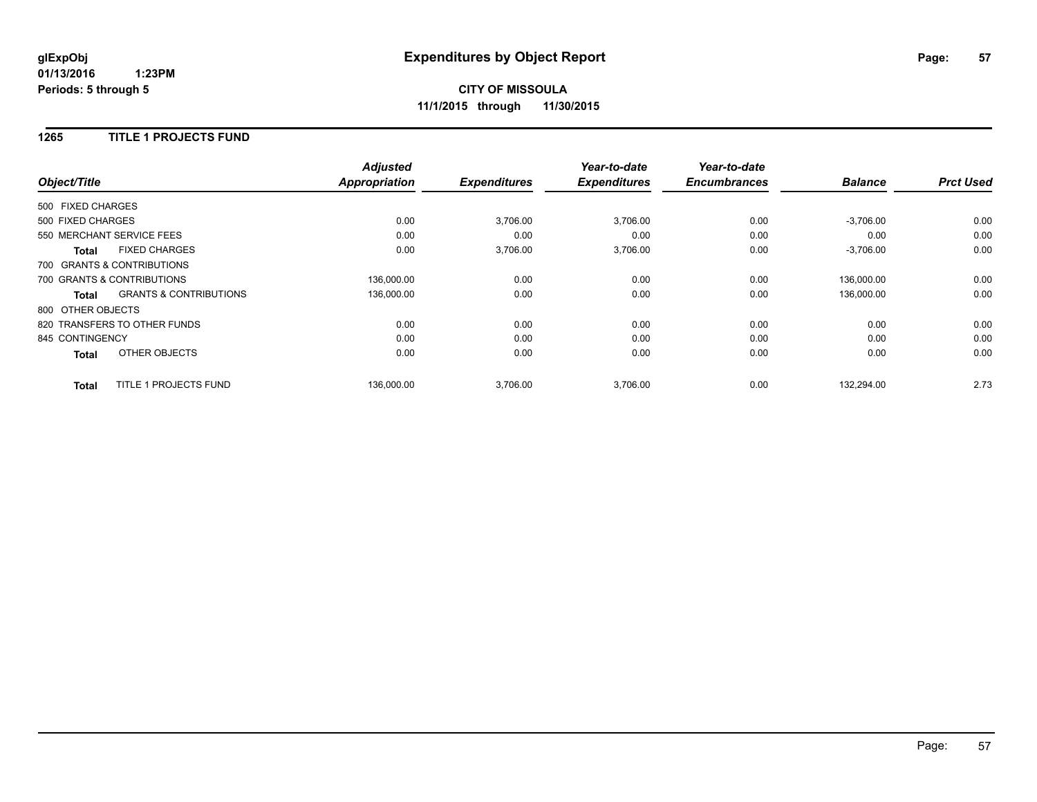**glExpObj** **Expenditures by Object Report**
**01/13/2016 1:23PM**
**Periods: 5 through 5**

**CITY OF MISSOULA**
**11/1/2015 through 11/30/2015**

## 1265 TITLE 1 PROJECTS FUND

| Object/Title | | Adjusted Appropriation | Expenditures | Year-to-date Expenditures | Year-to-date Encumbrances | Balance | Prct Used |
|---|---|---|---|---|---|---|---|
| 500 FIXED CHARGES | | | | | | | |
| 500 FIXED CHARGES | | 0.00 | 3,706.00 | 3,706.00 | 0.00 | -3,706.00 | 0.00 |
| 550 MERCHANT SERVICE FEES | | 0.00 | 0.00 | 0.00 | 0.00 | 0.00 | 0.00 |
| **Total** | FIXED CHARGES | 0.00 | 3,706.00 | 3,706.00 | 0.00 | -3,706.00 | 0.00 |
| 700 GRANTS & CONTRIBUTIONS | | | | | | | |
| 700 GRANTS & CONTRIBUTIONS | | 136,000.00 | 0.00 | 0.00 | 0.00 | 136,000.00 | 0.00 |
| **Total** | GRANTS & CONTRIBUTIONS | 136,000.00 | 0.00 | 0.00 | 0.00 | 136,000.00 | 0.00 |
| 800 OTHER OBJECTS | | | | | | | |
| 820 TRANSFERS TO OTHER FUNDS | | 0.00 | 0.00 | 0.00 | 0.00 | 0.00 | 0.00 |
| 845 CONTINGENCY | | 0.00 | 0.00 | 0.00 | 0.00 | 0.00 | 0.00 |
| **Total** | OTHER OBJECTS | 0.00 | 0.00 | 0.00 | 0.00 | 0.00 | 0.00 |
| **Total** | TITLE 1 PROJECTS FUND | 136,000.00 | 3,706.00 | 3,706.00 | 0.00 | 132,294.00 | 2.73 |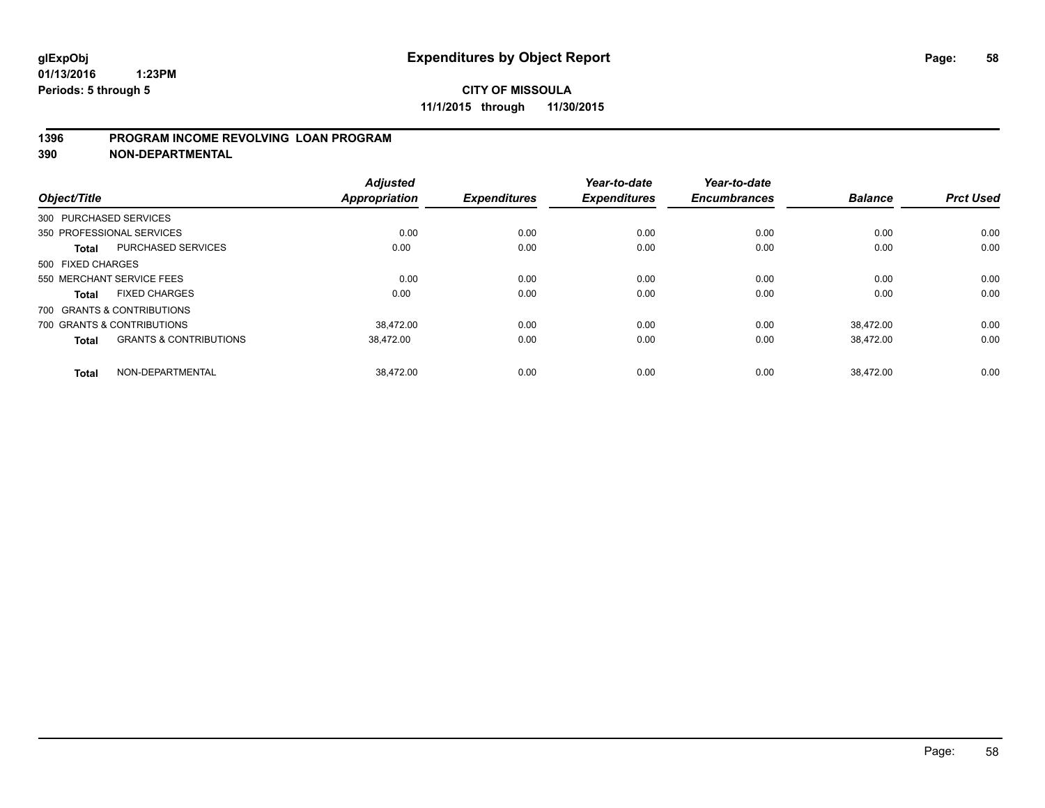**glExpObj** | **Expenditures by Object Report**

**01/13/2016 1:23PM**

**Periods: 5 through 5**

**CITY OF MISSOULA**

**11/1/2015 through 11/30/2015**

## 1396 PROGRAM INCOME REVOLVING LOAN PROGRAM
## 390 NON-DEPARTMENTAL

| Object/Title | | Adjusted Appropriation | Expenditures | Year-to-date Expenditures | Year-to-date Encumbrances | Balance | Prct Used |
|---|---|---|---|---|---|---|---|
| 300 PURCHASED SERVICES | | | | | | | |
| 350 PROFESSIONAL SERVICES | | 0.00 | 0.00 | 0.00 | 0.00 | 0.00 | 0.00 |
| **Total** | PURCHASED SERVICES | 0.00 | 0.00 | 0.00 | 0.00 | 0.00 | 0.00 |
| 500 FIXED CHARGES | | | | | | | |
| 550 MERCHANT SERVICE FEES | | 0.00 | 0.00 | 0.00 | 0.00 | 0.00 | 0.00 |
| **Total** | FIXED CHARGES | 0.00 | 0.00 | 0.00 | 0.00 | 0.00 | 0.00 |
| 700 GRANTS & CONTRIBUTIONS | | | | | | | |
| 700 GRANTS & CONTRIBUTIONS | | 38,472.00 | 0.00 | 0.00 | 0.00 | 38,472.00 | 0.00 |
| **Total** | GRANTS & CONTRIBUTIONS | 38,472.00 | 0.00 | 0.00 | 0.00 | 38,472.00 | 0.00 |
| **Total** | NON-DEPARTMENTAL | 38,472.00 | 0.00 | 0.00 | 0.00 | 38,472.00 | 0.00 |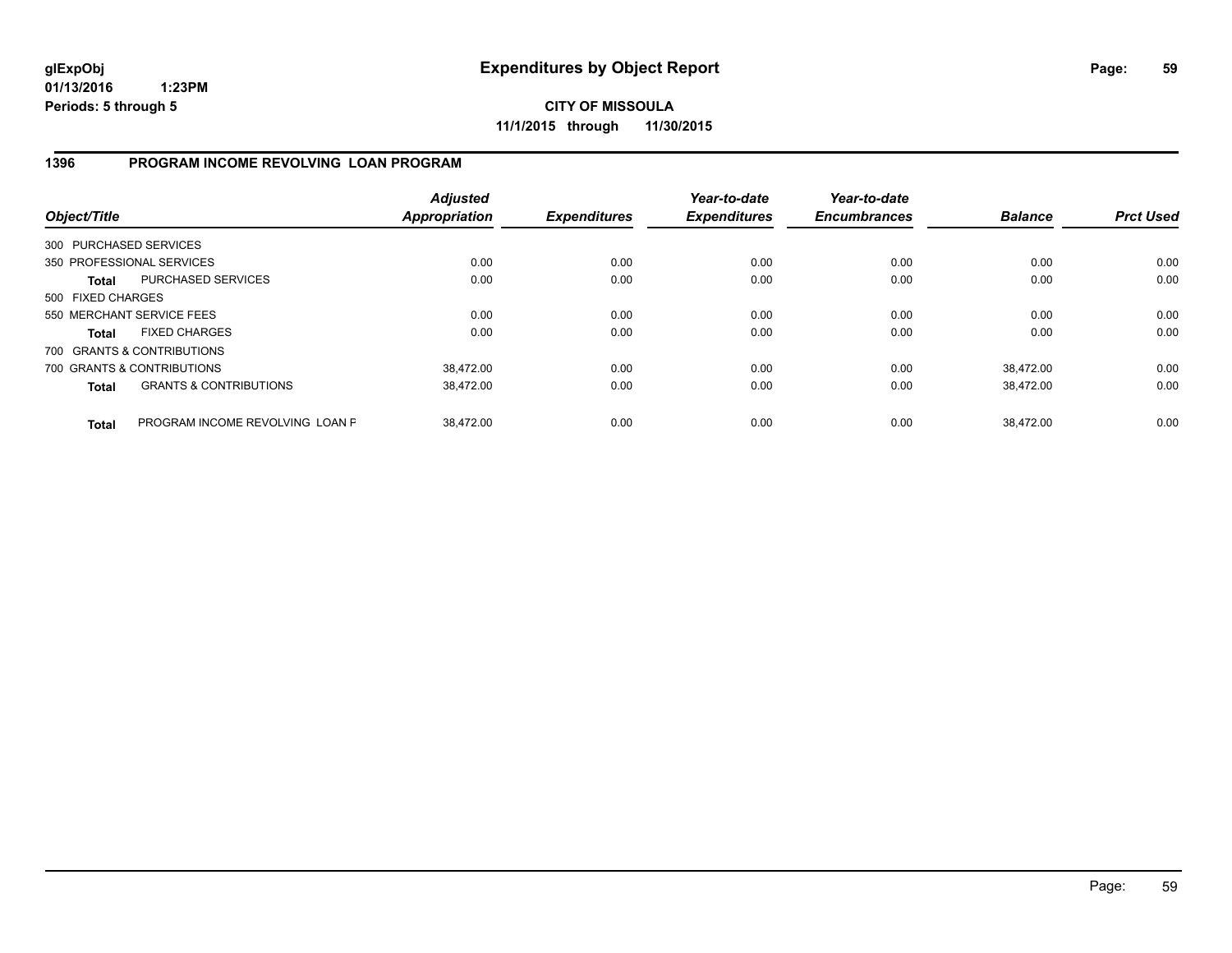**glExpObj** **Expenditures by Object Report**

**01/13/2016 1:23PM**

**Periods: 5 through 5**

**CITY OF MISSOULA**

**11/1/2015 through 11/30/2015**

## 1396 PROGRAM INCOME REVOLVING LOAN PROGRAM

| Object/Title | | Adjusted Appropriation | Expenditures | Year-to-date Expenditures | Year-to-date Encumbrances | Balance | Prct Used |
|---|---|---|---|---|---|---|---|
| 300 PURCHASED SERVICES | | | | | | | |
| 350 PROFESSIONAL SERVICES | | 0.00 | 0.00 | 0.00 | 0.00 | 0.00 | 0.00 |
| **Total** | PURCHASED SERVICES | 0.00 | 0.00 | 0.00 | 0.00 | 0.00 | 0.00 |
| 500 FIXED CHARGES | | | | | | | |
| 550 MERCHANT SERVICE FEES | | 0.00 | 0.00 | 0.00 | 0.00 | 0.00 | 0.00 |
| **Total** | FIXED CHARGES | 0.00 | 0.00 | 0.00 | 0.00 | 0.00 | 0.00 |
| 700 GRANTS & CONTRIBUTIONS | | | | | | | |
| 700 GRANTS & CONTRIBUTIONS | | 38,472.00 | 0.00 | 0.00 | 0.00 | 38,472.00 | 0.00 |
| **Total** | GRANTS & CONTRIBUTIONS | 38,472.00 | 0.00 | 0.00 | 0.00 | 38,472.00 | 0.00 |
| **Total** | PROGRAM INCOME REVOLVING LOAN F | 38,472.00 | 0.00 | 0.00 | 0.00 | 38,472.00 | 0.00 |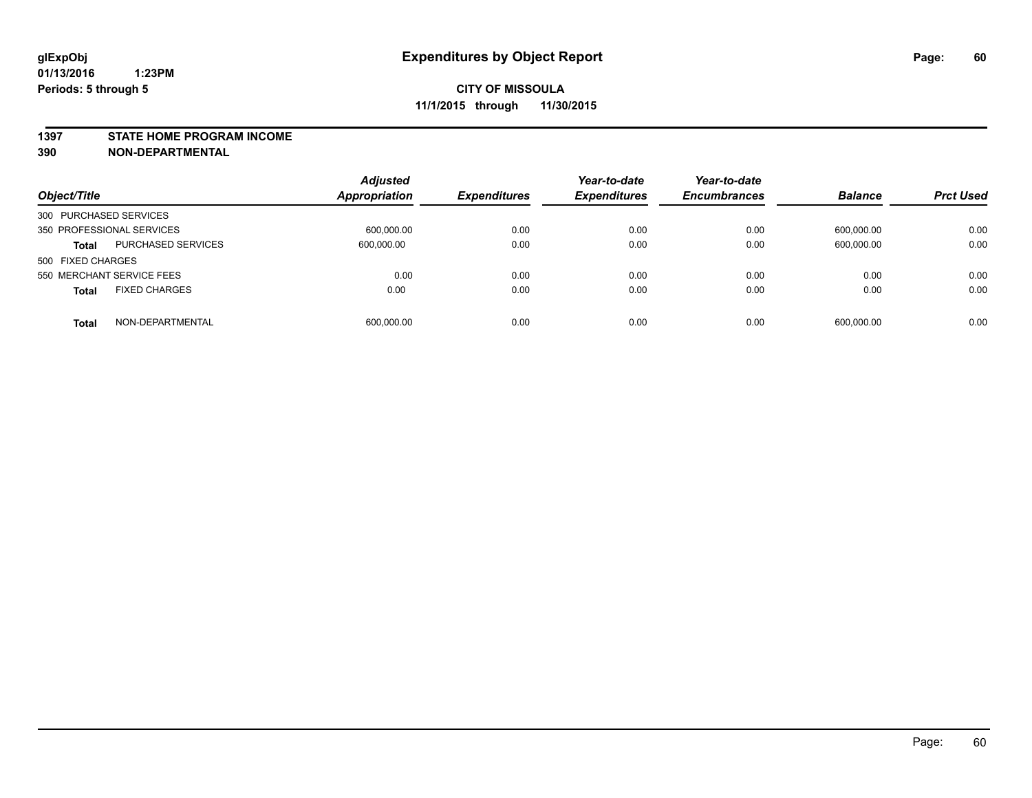# Expenditures by Object Report

glExpObj
01/13/2016 1:23PM
Periods: 5 through 5

**CITY OF MISSOULA**
**11/1/2015 through 11/30/2015**

**1397 STATE HOME PROGRAM INCOME**
**390 NON-DEPARTMENTAL**

| Object/Title | | Adjusted Appropriation | Expenditures | Year-to-date Expenditures | Year-to-date Encumbrances | Balance | Prct Used |
|---|---|---|---|---|---|---|---|
| 300 PURCHASED SERVICES | | | | | | | |
| 350 PROFESSIONAL SERVICES | | 600,000.00 | 0.00 | 0.00 | 0.00 | 600,000.00 | 0.00 |
| **Total** | PURCHASED SERVICES | 600,000.00 | 0.00 | 0.00 | 0.00 | 600,000.00 | 0.00 |
| 500 FIXED CHARGES | | | | | | | |
| 550 MERCHANT SERVICE FEES | | 0.00 | 0.00 | 0.00 | 0.00 | 0.00 | 0.00 |
| **Total** | FIXED CHARGES | 0.00 | 0.00 | 0.00 | 0.00 | 0.00 | 0.00 |
| **Total** | NON-DEPARTMENTAL | 600,000.00 | 0.00 | 0.00 | 0.00 | 600,000.00 | 0.00 |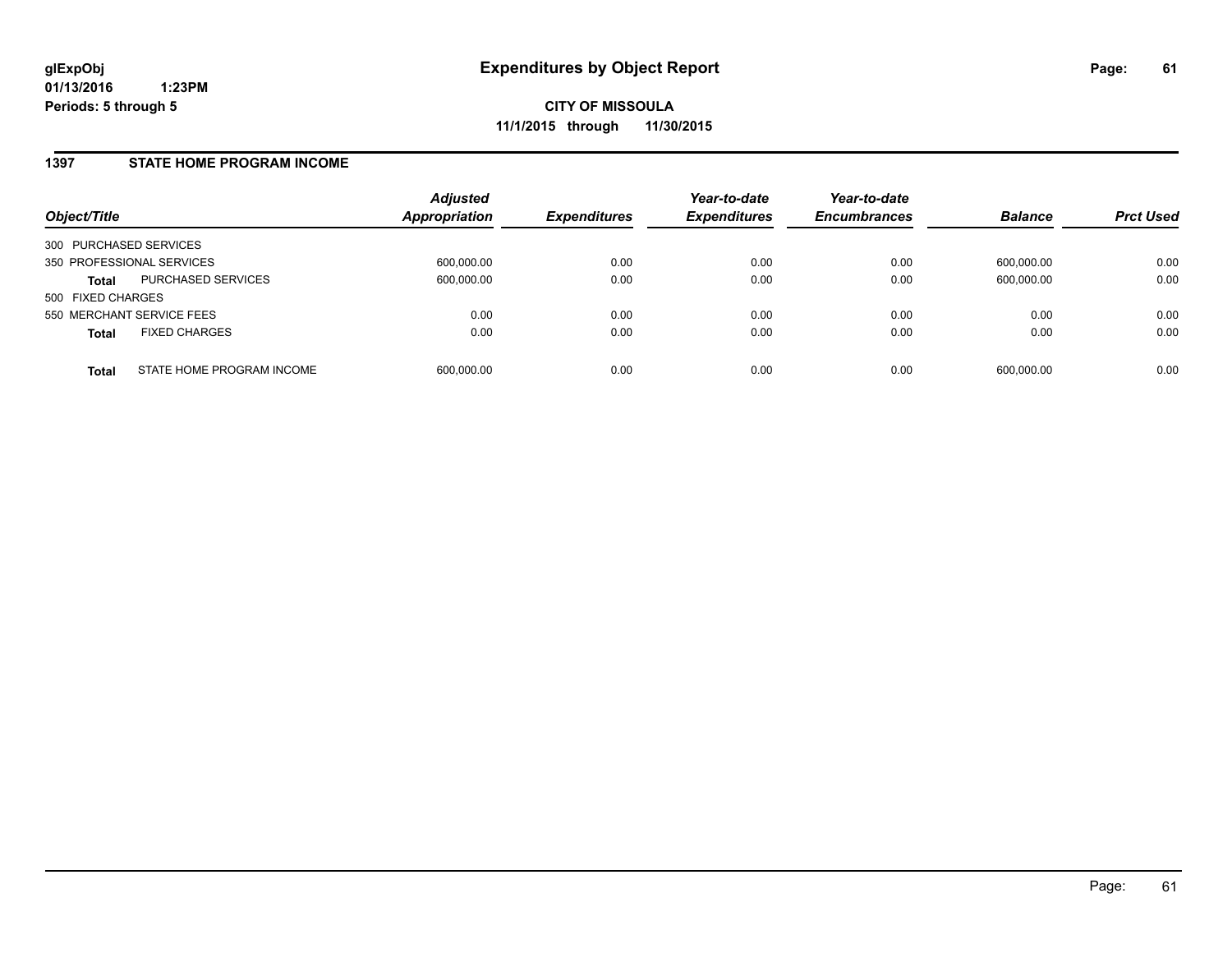glExpObj
01/13/2016 1:23PM
Periods: 5 through 5

# Expenditures by Object Report

**CITY OF MISSOULA**
**11/1/2015 through 11/30/2015**

## 1397 STATE HOME PROGRAM INCOME

| Object/Title | | Adjusted Appropriation | Expenditures | Year-to-date Expenditures | Year-to-date Encumbrances | Balance | Prct Used |
|---|---|---|---|---|---|---|---|
| 300 PURCHASED SERVICES | | | | | | | |
| 350 PROFESSIONAL SERVICES | | 600,000.00 | 0.00 | 0.00 | 0.00 | 600,000.00 | 0.00 |
| **Total** | PURCHASED SERVICES | 600,000.00 | 0.00 | 0.00 | 0.00 | 600,000.00 | 0.00 |
| 500 FIXED CHARGES | | | | | | | |
| 550 MERCHANT SERVICE FEES | | 0.00 | 0.00 | 0.00 | 0.00 | 0.00 | 0.00 |
| **Total** | FIXED CHARGES | 0.00 | 0.00 | 0.00 | 0.00 | 0.00 | 0.00 |
| **Total** | STATE HOME PROGRAM INCOME | 600,000.00 | 0.00 | 0.00 | 0.00 | 600,000.00 | 0.00 |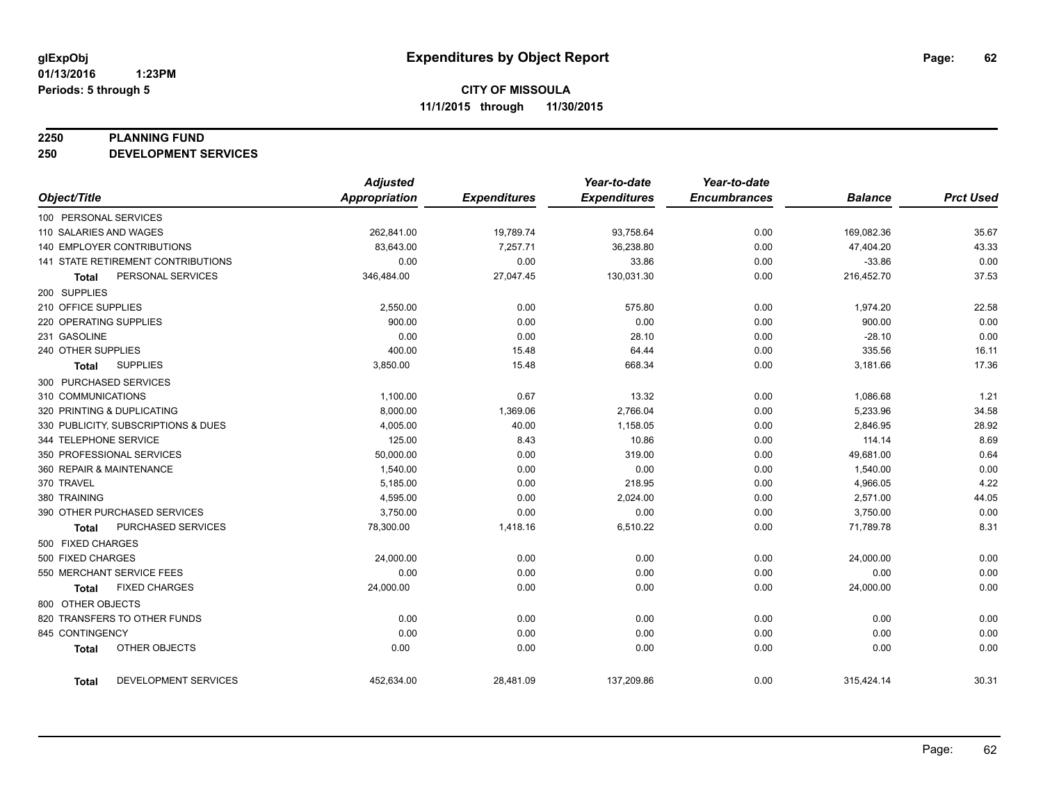# Expenditures by Object Report

glExpObj
01/13/2016 1:23PM
Periods: 5 through 5

**CITY OF MISSOULA**
**11/1/2015 through 11/30/2015**

**2250 PLANNING FUND**
**250 DEVELOPMENT SERVICES**

| Object/Title | Adjusted Appropriation | Expenditures | Year-to-date Expenditures | Year-to-date Encumbrances | Balance | Prct Used |
|---|---|---|---|---|---|---|
| 100 PERSONAL SERVICES | | | | | | |
| 110 SALARIES AND WAGES | 262,841.00 | 19,789.74 | 93,758.64 | 0.00 | 169,082.36 | 35.67 |
| 140 EMPLOYER CONTRIBUTIONS | 83,643.00 | 7,257.71 | 36,238.80 | 0.00 | 47,404.20 | 43.33 |
| 141 STATE RETIREMENT CONTRIBUTIONS | 0.00 | 0.00 | 33.86 | 0.00 | -33.86 | 0.00 |
| **Total** PERSONAL SERVICES | 346,484.00 | 27,047.45 | 130,031.30 | 0.00 | 216,452.70 | 37.53 |
| 200 SUPPLIES | | | | | | |
| 210 OFFICE SUPPLIES | 2,550.00 | 0.00 | 575.80 | 0.00 | 1,974.20 | 22.58 |
| 220 OPERATING SUPPLIES | 900.00 | 0.00 | 0.00 | 0.00 | 900.00 | 0.00 |
| 231 GASOLINE | 0.00 | 0.00 | 28.10 | 0.00 | -28.10 | 0.00 |
| 240 OTHER SUPPLIES | 400.00 | 15.48 | 64.44 | 0.00 | 335.56 | 16.11 |
| **Total** SUPPLIES | 3,850.00 | 15.48 | 668.34 | 0.00 | 3,181.66 | 17.36 |
| 300 PURCHASED SERVICES | | | | | | |
| 310 COMMUNICATIONS | 1,100.00 | 0.67 | 13.32 | 0.00 | 1,086.68 | 1.21 |
| 320 PRINTING & DUPLICATING | 8,000.00 | 1,369.06 | 2,766.04 | 0.00 | 5,233.96 | 34.58 |
| 330 PUBLICITY, SUBSCRIPTIONS & DUES | 4,005.00 | 40.00 | 1,158.05 | 0.00 | 2,846.95 | 28.92 |
| 344 TELEPHONE SERVICE | 125.00 | 8.43 | 10.86 | 0.00 | 114.14 | 8.69 |
| 350 PROFESSIONAL SERVICES | 50,000.00 | 0.00 | 319.00 | 0.00 | 49,681.00 | 0.64 |
| 360 REPAIR & MAINTENANCE | 1,540.00 | 0.00 | 0.00 | 0.00 | 1,540.00 | 0.00 |
| 370 TRAVEL | 5,185.00 | 0.00 | 218.95 | 0.00 | 4,966.05 | 4.22 |
| 380 TRAINING | 4,595.00 | 0.00 | 2,024.00 | 0.00 | 2,571.00 | 44.05 |
| 390 OTHER PURCHASED SERVICES | 3,750.00 | 0.00 | 0.00 | 0.00 | 3,750.00 | 0.00 |
| **Total** PURCHASED SERVICES | 78,300.00 | 1,418.16 | 6,510.22 | 0.00 | 71,789.78 | 8.31 |
| 500 FIXED CHARGES | | | | | | |
| 500 FIXED CHARGES | 24,000.00 | 0.00 | 0.00 | 0.00 | 24,000.00 | 0.00 |
| 550 MERCHANT SERVICE FEES | 0.00 | 0.00 | 0.00 | 0.00 | 0.00 | 0.00 |
| **Total** FIXED CHARGES | 24,000.00 | 0.00 | 0.00 | 0.00 | 24,000.00 | 0.00 |
| 800 OTHER OBJECTS | | | | | | |
| 820 TRANSFERS TO OTHER FUNDS | 0.00 | 0.00 | 0.00 | 0.00 | 0.00 | 0.00 |
| 845 CONTINGENCY | 0.00 | 0.00 | 0.00 | 0.00 | 0.00 | 0.00 |
| **Total** OTHER OBJECTS | 0.00 | 0.00 | 0.00 | 0.00 | 0.00 | 0.00 |
| **Total** DEVELOPMENT SERVICES | 452,634.00 | 28,481.09 | 137,209.86 | 0.00 | 315,424.14 | 30.31 |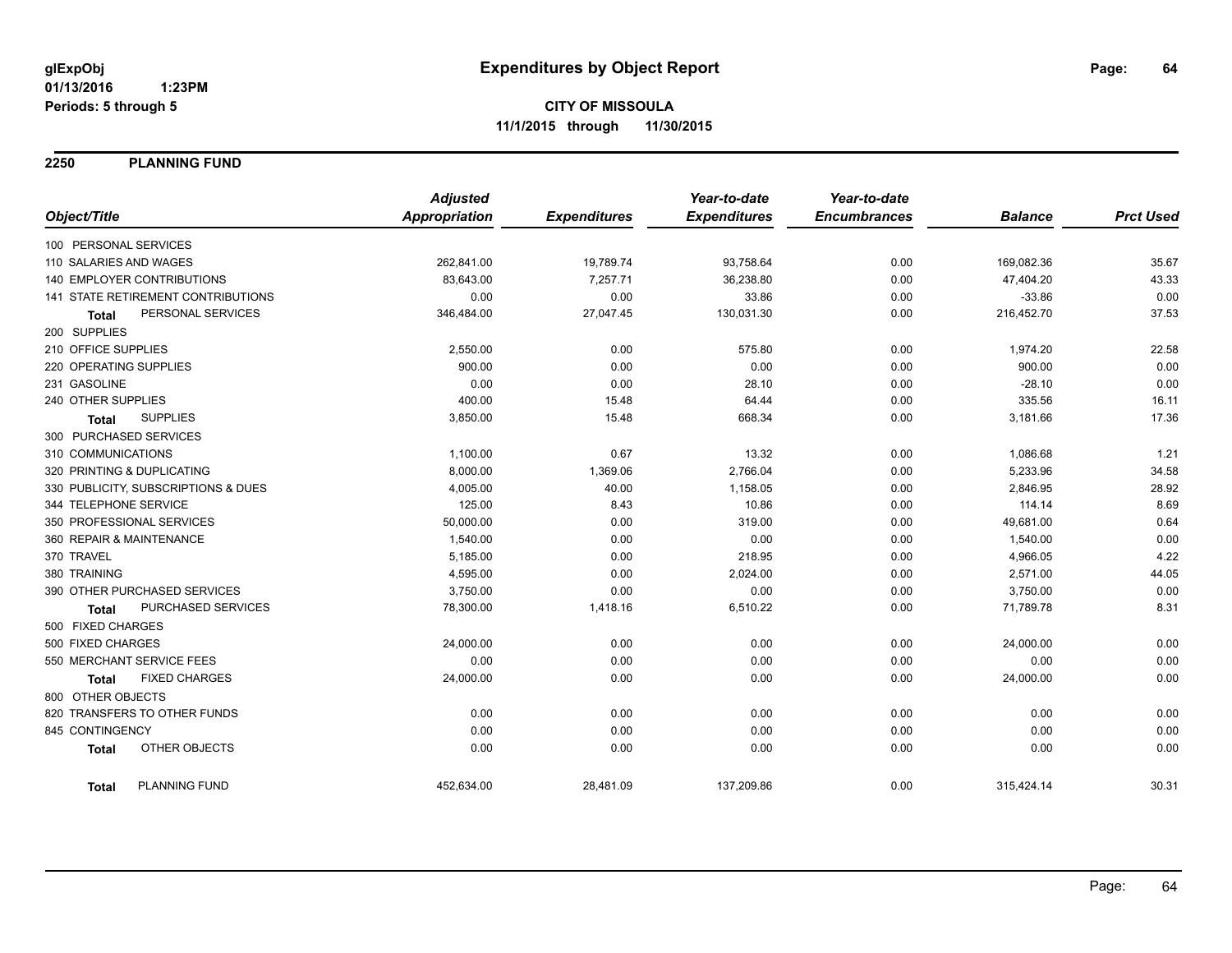**glExpObj**
**01/13/2016 1:23PM**
**Periods: 5 through 5**

# Expenditures by Object Report

**CITY OF MISSOULA**
**11/1/2015 through 11/30/2015**

## 2250 PLANNING FUND

| Object/Title | Adjusted Appropriation | Expenditures | Year-to-date Expenditures | Year-to-date Encumbrances | Balance | Prct Used |
|---|---|---|---|---|---|---|
| 100 PERSONAL SERVICES | | | | | | |
| 110 SALARIES AND WAGES | 262,841.00 | 19,789.74 | 93,758.64 | 0.00 | 169,082.36 | 35.67 |
| 140 EMPLOYER CONTRIBUTIONS | 83,643.00 | 7,257.71 | 36,238.80 | 0.00 | 47,404.20 | 43.33 |
| 141 STATE RETIREMENT CONTRIBUTIONS | 0.00 | 0.00 | 33.86 | 0.00 | -33.86 | 0.00 |
| **Total** PERSONAL SERVICES | 346,484.00 | 27,047.45 | 130,031.30 | 0.00 | 216,452.70 | 37.53 |
| 200 SUPPLIES | | | | | | |
| 210 OFFICE SUPPLIES | 2,550.00 | 0.00 | 575.80 | 0.00 | 1,974.20 | 22.58 |
| 220 OPERATING SUPPLIES | 900.00 | 0.00 | 0.00 | 0.00 | 900.00 | 0.00 |
| 231 GASOLINE | 0.00 | 0.00 | 28.10 | 0.00 | -28.10 | 0.00 |
| 240 OTHER SUPPLIES | 400.00 | 15.48 | 64.44 | 0.00 | 335.56 | 16.11 |
| **Total** SUPPLIES | 3,850.00 | 15.48 | 668.34 | 0.00 | 3,181.66 | 17.36 |
| 300 PURCHASED SERVICES | | | | | | |
| 310 COMMUNICATIONS | 1,100.00 | 0.67 | 13.32 | 0.00 | 1,086.68 | 1.21 |
| 320 PRINTING & DUPLICATING | 8,000.00 | 1,369.06 | 2,766.04 | 0.00 | 5,233.96 | 34.58 |
| 330 PUBLICITY, SUBSCRIPTIONS & DUES | 4,005.00 | 40.00 | 1,158.05 | 0.00 | 2,846.95 | 28.92 |
| 344 TELEPHONE SERVICE | 125.00 | 8.43 | 10.86 | 0.00 | 114.14 | 8.69 |
| 350 PROFESSIONAL SERVICES | 50,000.00 | 0.00 | 319.00 | 0.00 | 49,681.00 | 0.64 |
| 360 REPAIR & MAINTENANCE | 1,540.00 | 0.00 | 0.00 | 0.00 | 1,540.00 | 0.00 |
| 370 TRAVEL | 5,185.00 | 0.00 | 218.95 | 0.00 | 4,966.05 | 4.22 |
| 380 TRAINING | 4,595.00 | 0.00 | 2,024.00 | 0.00 | 2,571.00 | 44.05 |
| 390 OTHER PURCHASED SERVICES | 3,750.00 | 0.00 | 0.00 | 0.00 | 3,750.00 | 0.00 |
| **Total** PURCHASED SERVICES | 78,300.00 | 1,418.16 | 6,510.22 | 0.00 | 71,789.78 | 8.31 |
| 500 FIXED CHARGES | | | | | | |
| 500 FIXED CHARGES | 24,000.00 | 0.00 | 0.00 | 0.00 | 24,000.00 | 0.00 |
| 550 MERCHANT SERVICE FEES | 0.00 | 0.00 | 0.00 | 0.00 | 0.00 | 0.00 |
| **Total** FIXED CHARGES | 24,000.00 | 0.00 | 0.00 | 0.00 | 24,000.00 | 0.00 |
| 800 OTHER OBJECTS | | | | | | |
| 820 TRANSFERS TO OTHER FUNDS | 0.00 | 0.00 | 0.00 | 0.00 | 0.00 | 0.00 |
| 845 CONTINGENCY | 0.00 | 0.00 | 0.00 | 0.00 | 0.00 | 0.00 |
| **Total** OTHER OBJECTS | 0.00 | 0.00 | 0.00 | 0.00 | 0.00 | 0.00 |
| **Total** PLANNING FUND | 452,634.00 | 28,481.09 | 137,209.86 | 0.00 | 315,424.14 | 30.31 |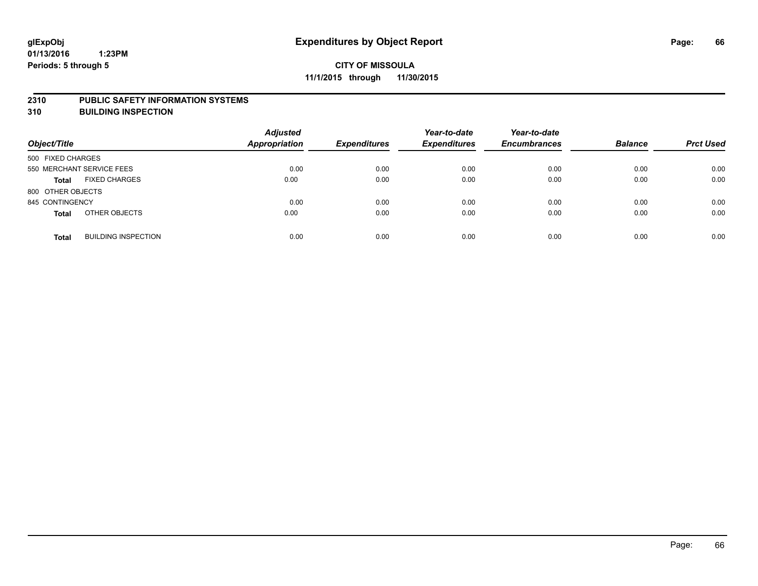**glExpObj**
**01/13/2016 1:23PM**
**Periods: 5 through 5**

# Expenditures by Object Report

**CITY OF MISSOULA**
**11/1/2015 through 11/30/2015**

## 2310 PUBLIC SAFETY INFORMATION SYSTEMS
## 310 BUILDING INSPECTION

| Object/Title | | Adjusted Appropriation | Expenditures | Year-to-date Expenditures | Year-to-date Encumbrances | Balance | Prct Used |
|---|---|---|---|---|---|---|---|
| 500 FIXED CHARGES | | | | | | | |
| 550 MERCHANT SERVICE FEES | | 0.00 | 0.00 | 0.00 | 0.00 | 0.00 | 0.00 |
| **Total** | FIXED CHARGES | 0.00 | 0.00 | 0.00 | 0.00 | 0.00 | 0.00 |
| 800 OTHER OBJECTS | | | | | | | |
| 845 CONTINGENCY | | 0.00 | 0.00 | 0.00 | 0.00 | 0.00 | 0.00 |
| **Total** | OTHER OBJECTS | 0.00 | 0.00 | 0.00 | 0.00 | 0.00 | 0.00 |
| **Total** | BUILDING INSPECTION | 0.00 | 0.00 | 0.00 | 0.00 | 0.00 | 0.00 |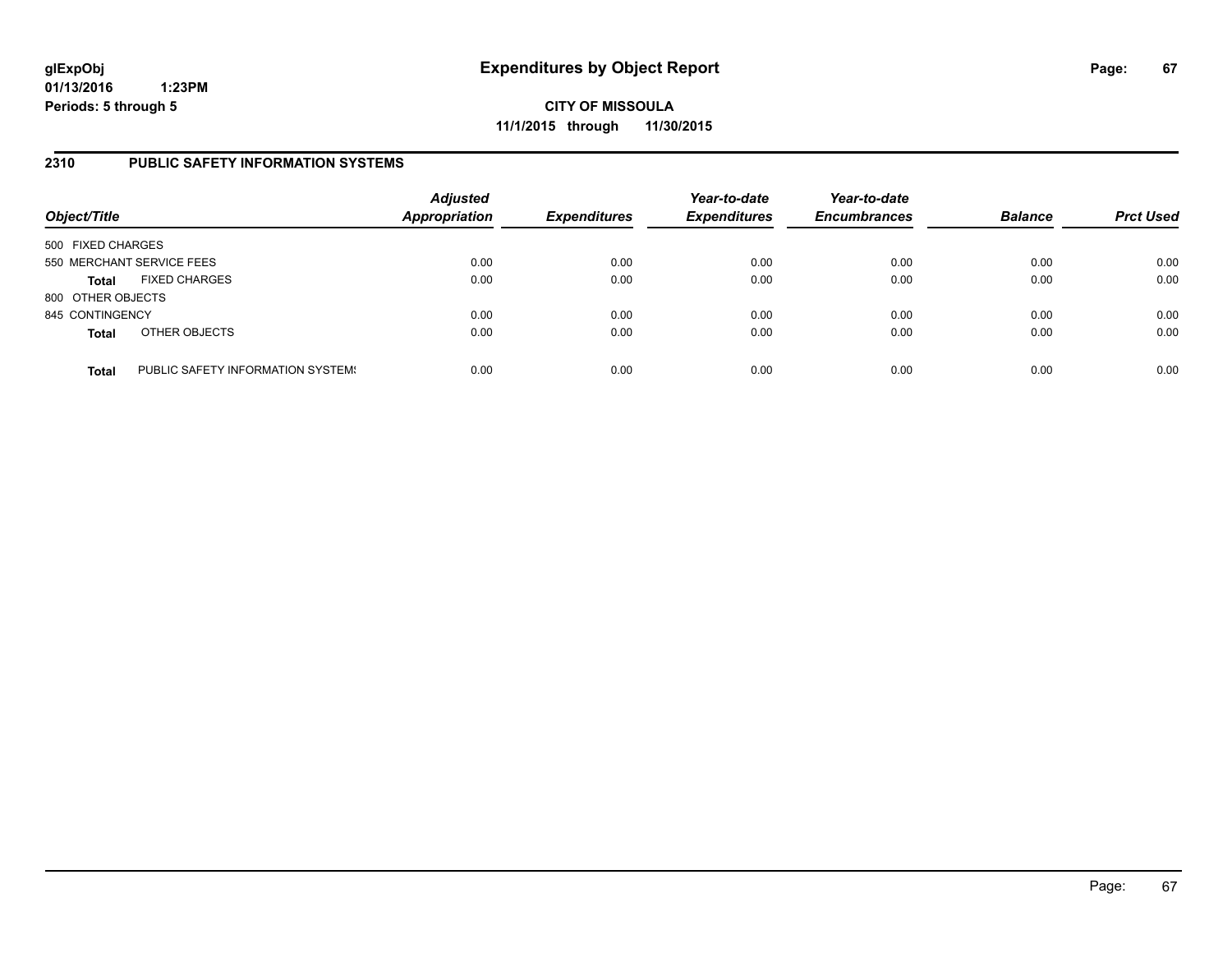# Expenditures by Object Report

glExpObj
01/13/2016 1:23PM
Periods: 5 through 5

**CITY OF MISSOULA**
**11/1/2015 through 11/30/2015**

## 2310 PUBLIC SAFETY INFORMATION SYSTEMS

| Object/Title | | Adjusted Appropriation | Expenditures | Year-to-date Expenditures | Year-to-date Encumbrances | Balance | Prct Used |
|---|---|---|---|---|---|---|---|
| 500 FIXED CHARGES | | | | | | | |
| 550 MERCHANT SERVICE FEES | | 0.00 | 0.00 | 0.00 | 0.00 | 0.00 | 0.00 |
| **Total** | FIXED CHARGES | 0.00 | 0.00 | 0.00 | 0.00 | 0.00 | 0.00 |
| 800 OTHER OBJECTS | | | | | | | |
| 845 CONTINGENCY | | 0.00 | 0.00 | 0.00 | 0.00 | 0.00 | 0.00 |
| **Total** | OTHER OBJECTS | 0.00 | 0.00 | 0.00 | 0.00 | 0.00 | 0.00 |
| **Total** | PUBLIC SAFETY INFORMATION SYSTEMS | 0.00 | 0.00 | 0.00 | 0.00 | 0.00 | 0.00 |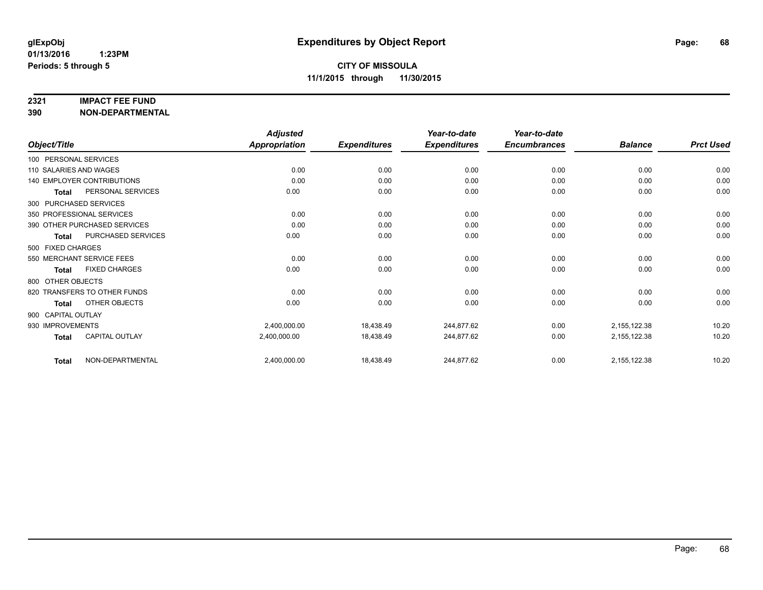**glExpObj**
**01/13/2016 1:23PM**
**Periods: 5 through 5**

# Expenditures by Object Report

**CITY OF MISSOULA**
**11/1/2015 through 11/30/2015**

**2321 IMPACT FEE FUND**
**390 NON-DEPARTMENTAL**

| Object/Title | | Adjusted Appropriation | Expenditures | Year-to-date Expenditures | Year-to-date Encumbrances | Balance | Prct Used |
|---|---|---|---|---|---|---|---|
| 100 PERSONAL SERVICES | | | | | | | |
| 110 SALARIES AND WAGES | | 0.00 | 0.00 | 0.00 | 0.00 | 0.00 | 0.00 |
| 140 EMPLOYER CONTRIBUTIONS | | 0.00 | 0.00 | 0.00 | 0.00 | 0.00 | 0.00 |
| **Total** | PERSONAL SERVICES | 0.00 | 0.00 | 0.00 | 0.00 | 0.00 | 0.00 |
| 300 PURCHASED SERVICES | | | | | | | |
| 350 PROFESSIONAL SERVICES | | 0.00 | 0.00 | 0.00 | 0.00 | 0.00 | 0.00 |
| 390 OTHER PURCHASED SERVICES | | 0.00 | 0.00 | 0.00 | 0.00 | 0.00 | 0.00 |
| **Total** | PURCHASED SERVICES | 0.00 | 0.00 | 0.00 | 0.00 | 0.00 | 0.00 |
| 500 FIXED CHARGES | | | | | | | |
| 550 MERCHANT SERVICE FEES | | 0.00 | 0.00 | 0.00 | 0.00 | 0.00 | 0.00 |
| **Total** | FIXED CHARGES | 0.00 | 0.00 | 0.00 | 0.00 | 0.00 | 0.00 |
| 800 OTHER OBJECTS | | | | | | | |
| 820 TRANSFERS TO OTHER FUNDS | | 0.00 | 0.00 | 0.00 | 0.00 | 0.00 | 0.00 |
| **Total** | OTHER OBJECTS | 0.00 | 0.00 | 0.00 | 0.00 | 0.00 | 0.00 |
| 900 CAPITAL OUTLAY | | | | | | | |
| 930 IMPROVEMENTS | | 2,400,000.00 | 18,438.49 | 244,877.62 | 0.00 | 2,155,122.38 | 10.20 |
| **Total** | CAPITAL OUTLAY | 2,400,000.00 | 18,438.49 | 244,877.62 | 0.00 | 2,155,122.38 | 10.20 |
| **Total** | NON-DEPARTMENTAL | 2,400,000.00 | 18,438.49 | 244,877.62 | 0.00 | 2,155,122.38 | 10.20 |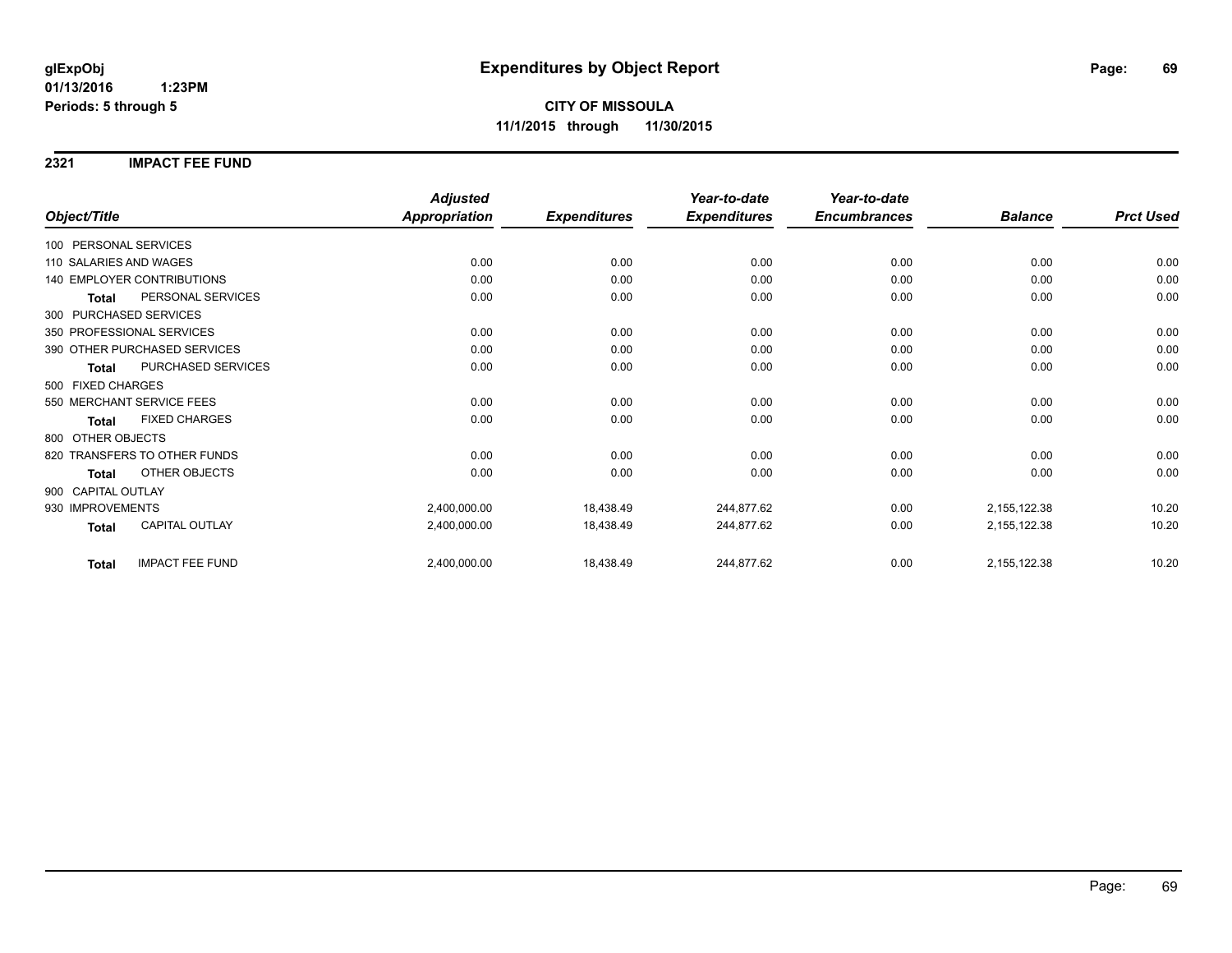# Expenditures by Object Report

glExpObj
01/13/2016 1:23PM
Periods: 5 through 5

**CITY OF MISSOULA**
**11/1/2015 through 11/30/2015**

## 2321 IMPACT FEE FUND

| Object/Title | Adjusted Appropriation | Expenditures | Year-to-date Expenditures | Year-to-date Encumbrances | Balance | Prct Used |
|---|---|---|---|---|---|---|
| 100 PERSONAL SERVICES | | | | | | |
| 110 SALARIES AND WAGES | 0.00 | 0.00 | 0.00 | 0.00 | 0.00 | 0.00 |
| 140 EMPLOYER CONTRIBUTIONS | 0.00 | 0.00 | 0.00 | 0.00 | 0.00 | 0.00 |
| **Total** PERSONAL SERVICES | 0.00 | 0.00 | 0.00 | 0.00 | 0.00 | 0.00 |
| 300 PURCHASED SERVICES | | | | | | |
| 350 PROFESSIONAL SERVICES | 0.00 | 0.00 | 0.00 | 0.00 | 0.00 | 0.00 |
| 390 OTHER PURCHASED SERVICES | 0.00 | 0.00 | 0.00 | 0.00 | 0.00 | 0.00 |
| **Total** PURCHASED SERVICES | 0.00 | 0.00 | 0.00 | 0.00 | 0.00 | 0.00 |
| 500 FIXED CHARGES | | | | | | |
| 550 MERCHANT SERVICE FEES | 0.00 | 0.00 | 0.00 | 0.00 | 0.00 | 0.00 |
| **Total** FIXED CHARGES | 0.00 | 0.00 | 0.00 | 0.00 | 0.00 | 0.00 |
| 800 OTHER OBJECTS | | | | | | |
| 820 TRANSFERS TO OTHER FUNDS | 0.00 | 0.00 | 0.00 | 0.00 | 0.00 | 0.00 |
| **Total** OTHER OBJECTS | 0.00 | 0.00 | 0.00 | 0.00 | 0.00 | 0.00 |
| 900 CAPITAL OUTLAY | | | | | | |
| 930 IMPROVEMENTS | 2,400,000.00 | 18,438.49 | 244,877.62 | 0.00 | 2,155,122.38 | 10.20 |
| **Total** CAPITAL OUTLAY | 2,400,000.00 | 18,438.49 | 244,877.62 | 0.00 | 2,155,122.38 | 10.20 |
| **Total** IMPACT FEE FUND | 2,400,000.00 | 18,438.49 | 244,877.62 | 0.00 | 2,155,122.38 | 10.20 |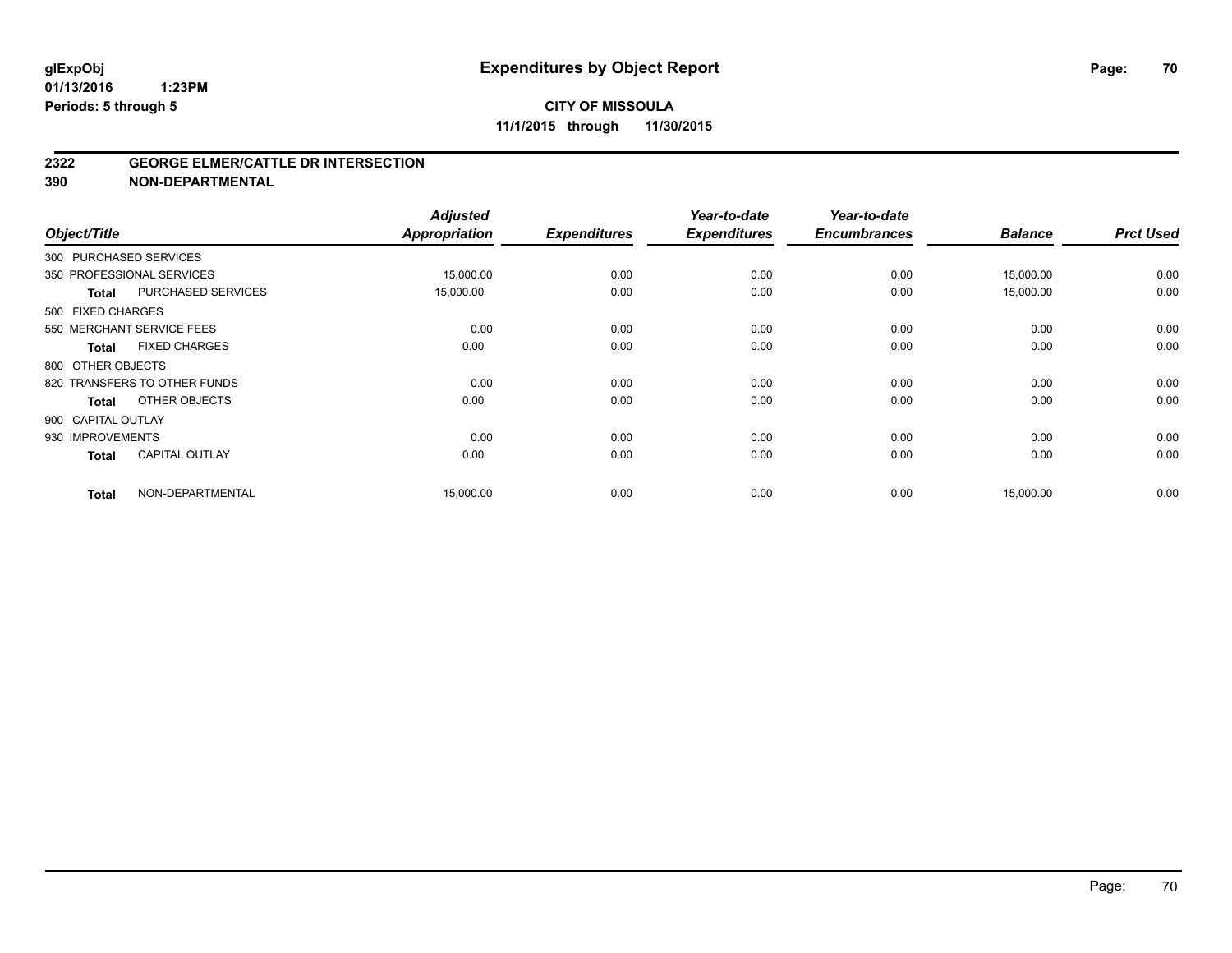**glExpObj**
**01/13/2016 1:23PM**
**Periods: 5 through 5**

# Expenditures by Object Report

**CITY OF MISSOULA**
**11/1/2015 through 11/30/2015**

**2322 GEORGE ELMER/CATTLE DR INTERSECTION**
**390 NON-DEPARTMENTAL**

| Object/Title | | *Adjusted Appropriation* | *Expenditures* | *Year-to-date Expenditures* | *Year-to-date Encumbrances* | *Balance* | *Prct Used* |
|---|---|---|---|---|---|---|---|
| 300 PURCHASED SERVICES | | | | | | | |
| 350 PROFESSIONAL SERVICES | | 15,000.00 | 0.00 | 0.00 | 0.00 | 15,000.00 | 0.00 |
| **Total** | PURCHASED SERVICES | 15,000.00 | 0.00 | 0.00 | 0.00 | 15,000.00 | 0.00 |
| 500 FIXED CHARGES | | | | | | | |
| 550 MERCHANT SERVICE FEES | | 0.00 | 0.00 | 0.00 | 0.00 | 0.00 | 0.00 |
| **Total** | FIXED CHARGES | 0.00 | 0.00 | 0.00 | 0.00 | 0.00 | 0.00 |
| 800 OTHER OBJECTS | | | | | | | |
| 820 TRANSFERS TO OTHER FUNDS | | 0.00 | 0.00 | 0.00 | 0.00 | 0.00 | 0.00 |
| **Total** | OTHER OBJECTS | 0.00 | 0.00 | 0.00 | 0.00 | 0.00 | 0.00 |
| 900 CAPITAL OUTLAY | | | | | | | |
| 930 IMPROVEMENTS | | 0.00 | 0.00 | 0.00 | 0.00 | 0.00 | 0.00 |
| **Total** | CAPITAL OUTLAY | 0.00 | 0.00 | 0.00 | 0.00 | 0.00 | 0.00 |
| **Total** | NON-DEPARTMENTAL | 15,000.00 | 0.00 | 0.00 | 0.00 | 15,000.00 | 0.00 |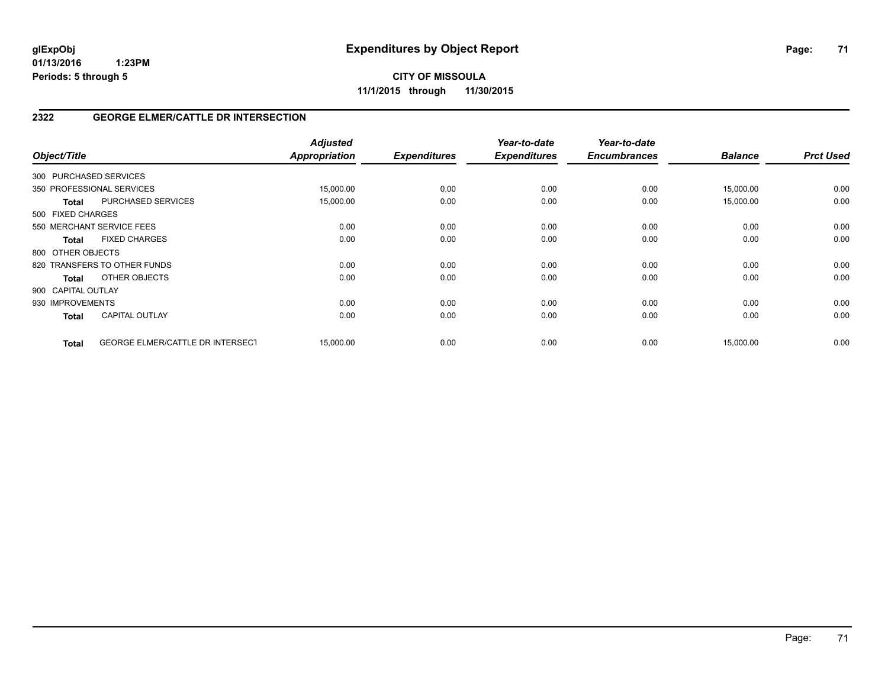## 2322 GEORGE ELMER/CATTLE DR INTERSECTION

| Object/Title | | Adjusted Appropriation | Expenditures | Year-to-date Expenditures | Year-to-date Encumbrances | Balance | Prct Used |
|---|---|---|---|---|---|---|---|
| 300 PURCHASED SERVICES | | | | | | | |
| 350 PROFESSIONAL SERVICES | | 15,000.00 | 0.00 | 0.00 | 0.00 | 15,000.00 | 0.00 |
| **Total** | PURCHASED SERVICES | 15,000.00 | 0.00 | 0.00 | 0.00 | 15,000.00 | 0.00 |
| 500 FIXED CHARGES | | | | | | | |
| 550 MERCHANT SERVICE FEES | | 0.00 | 0.00 | 0.00 | 0.00 | 0.00 | 0.00 |
| **Total** | FIXED CHARGES | 0.00 | 0.00 | 0.00 | 0.00 | 0.00 | 0.00 |
| 800 OTHER OBJECTS | | | | | | | |
| 820 TRANSFERS TO OTHER FUNDS | | 0.00 | 0.00 | 0.00 | 0.00 | 0.00 | 0.00 |
| **Total** | OTHER OBJECTS | 0.00 | 0.00 | 0.00 | 0.00 | 0.00 | 0.00 |
| 900 CAPITAL OUTLAY | | | | | | | |
| 930 IMPROVEMENTS | | 0.00 | 0.00 | 0.00 | 0.00 | 0.00 | 0.00 |
| **Total** | CAPITAL OUTLAY | 0.00 | 0.00 | 0.00 | 0.00 | 0.00 | 0.00 |
| **Total** | GEORGE ELMER/CATTLE DR INTERSECT | 15,000.00 | 0.00 | 0.00 | 0.00 | 15,000.00 | 0.00 |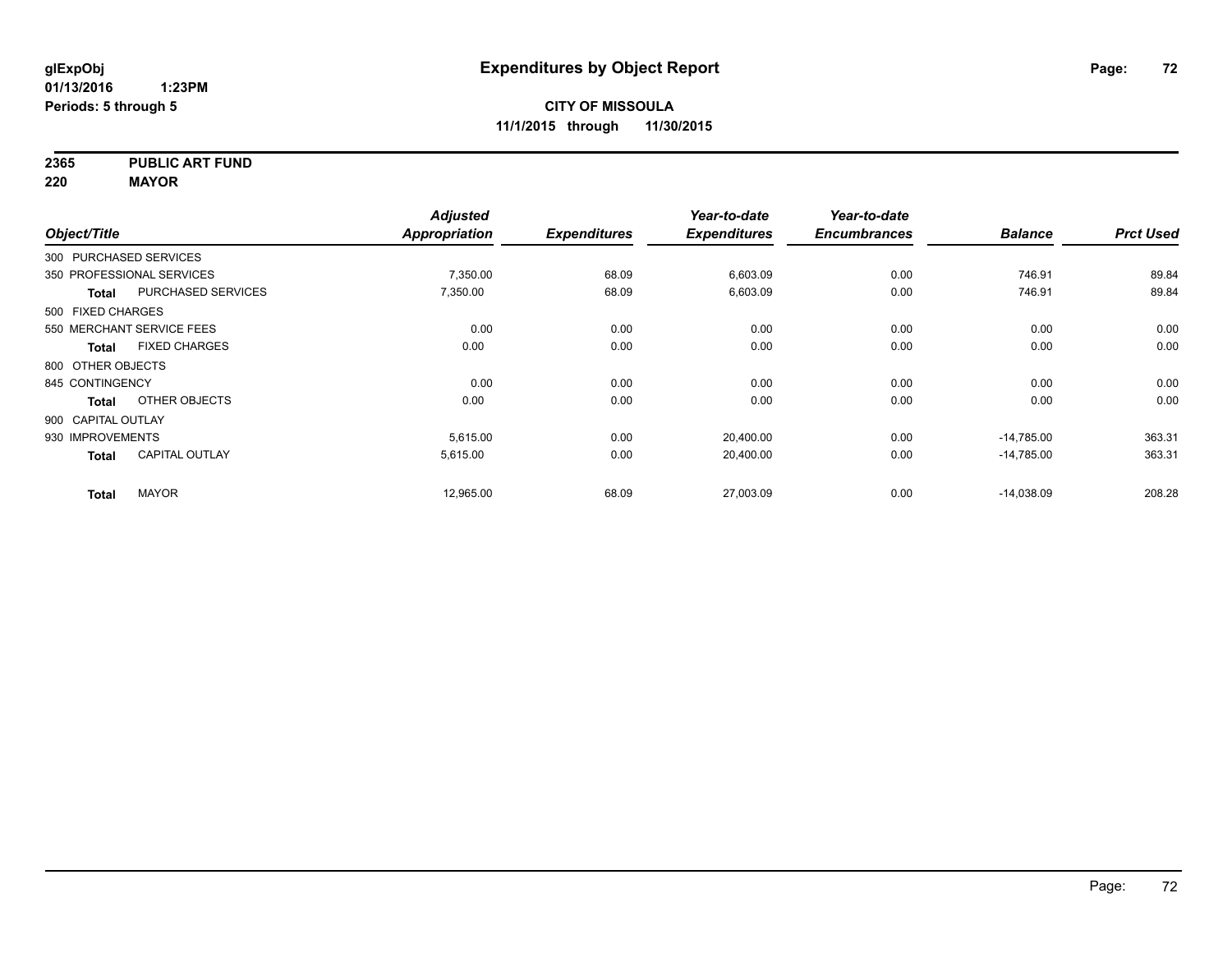glExpObj
01/13/2016 1:23PM
Periods: 5 through 5

# Expenditures by Object Report

**CITY OF MISSOULA**
**11/1/2015 through 11/30/2015**

**2365 PUBLIC ART FUND**
**220 MAYOR**

| Object/Title | | Adjusted Appropriation | Expenditures | Year-to-date Expenditures | Year-to-date Encumbrances | Balance | Prct Used |
|---|---|---|---|---|---|---|---|
| 300 PURCHASED SERVICES | | | | | | | |
| 350 PROFESSIONAL SERVICES | | 7,350.00 | 68.09 | 6,603.09 | 0.00 | 746.91 | 89.84 |
| **Total** | PURCHASED SERVICES | 7,350.00 | 68.09 | 6,603.09 | 0.00 | 746.91 | 89.84 |
| 500 FIXED CHARGES | | | | | | | |
| 550 MERCHANT SERVICE FEES | | 0.00 | 0.00 | 0.00 | 0.00 | 0.00 | 0.00 |
| **Total** | FIXED CHARGES | 0.00 | 0.00 | 0.00 | 0.00 | 0.00 | 0.00 |
| 800 OTHER OBJECTS | | | | | | | |
| 845 CONTINGENCY | | 0.00 | 0.00 | 0.00 | 0.00 | 0.00 | 0.00 |
| **Total** | OTHER OBJECTS | 0.00 | 0.00 | 0.00 | 0.00 | 0.00 | 0.00 |
| 900 CAPITAL OUTLAY | | | | | | | |
| 930 IMPROVEMENTS | | 5,615.00 | 0.00 | 20,400.00 | 0.00 | -14,785.00 | 363.31 |
| **Total** | CAPITAL OUTLAY | 5,615.00 | 0.00 | 20,400.00 | 0.00 | -14,785.00 | 363.31 |
| **Total** | MAYOR | 12,965.00 | 68.09 | 27,003.09 | 0.00 | -14,038.09 | 208.28 |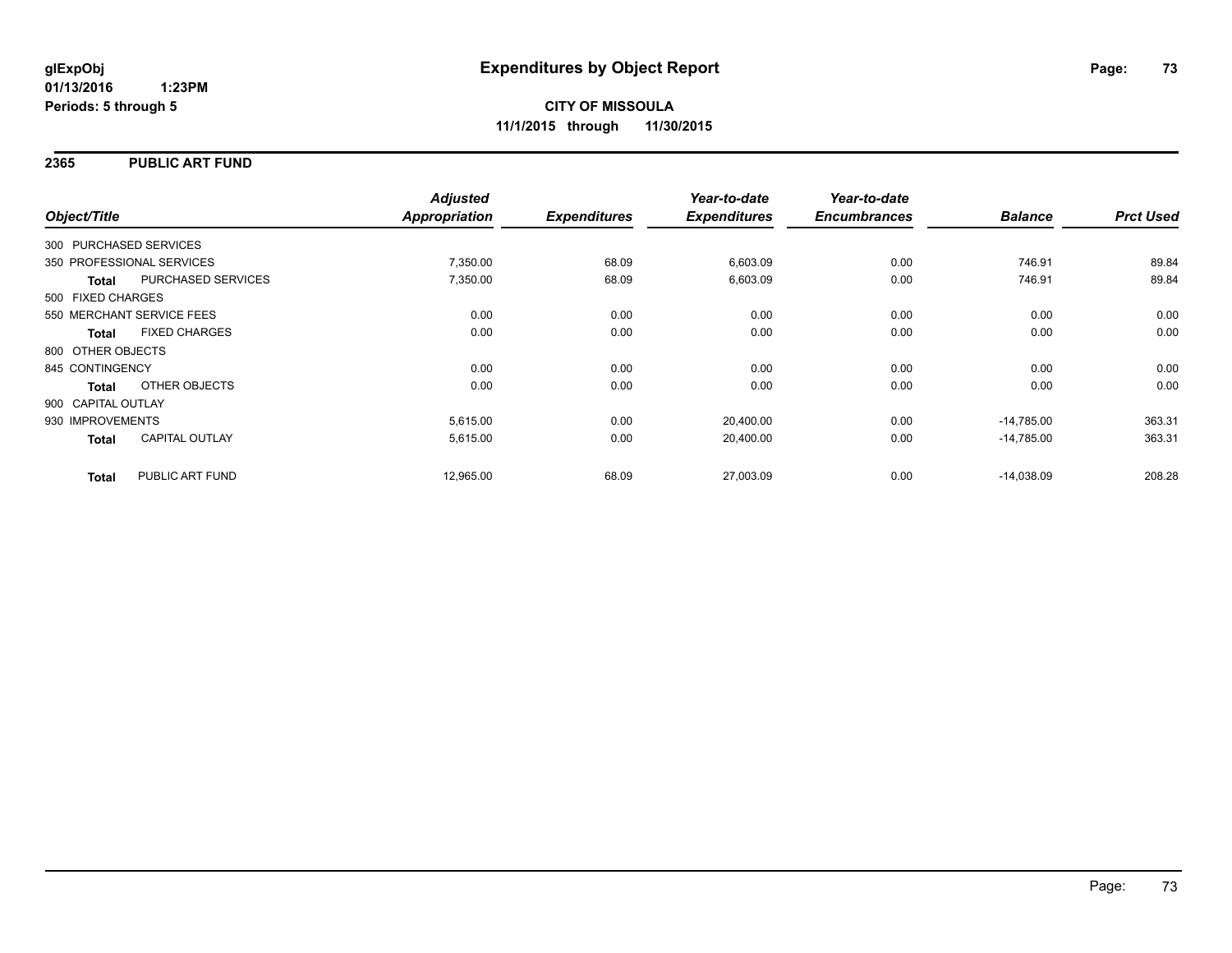# Expenditures by Object Report

glExpObj
01/13/2016 1:23PM
Periods: 5 through 5

**CITY OF MISSOULA**
**11/1/2015 through 11/30/2015**

## 2365 PUBLIC ART FUND

| Object/Title | | Adjusted Appropriation | Expenditures | Year-to-date Expenditures | Year-to-date Encumbrances | Balance | Prct Used |
|---|---|---|---|---|---|---|---|
| 300 PURCHASED SERVICES | | | | | | | |
| 350 PROFESSIONAL SERVICES | | 7,350.00 | 68.09 | 6,603.09 | 0.00 | 746.91 | 89.84 |
| **Total** | PURCHASED SERVICES | 7,350.00 | 68.09 | 6,603.09 | 0.00 | 746.91 | 89.84 |
| 500 FIXED CHARGES | | | | | | | |
| 550 MERCHANT SERVICE FEES | | 0.00 | 0.00 | 0.00 | 0.00 | 0.00 | 0.00 |
| **Total** | FIXED CHARGES | 0.00 | 0.00 | 0.00 | 0.00 | 0.00 | 0.00 |
| 800 OTHER OBJECTS | | | | | | | |
| 845 CONTINGENCY | | 0.00 | 0.00 | 0.00 | 0.00 | 0.00 | 0.00 |
| **Total** | OTHER OBJECTS | 0.00 | 0.00 | 0.00 | 0.00 | 0.00 | 0.00 |
| 900 CAPITAL OUTLAY | | | | | | | |
| 930 IMPROVEMENTS | | 5,615.00 | 0.00 | 20,400.00 | 0.00 | -14,785.00 | 363.31 |
| **Total** | CAPITAL OUTLAY | 5,615.00 | 0.00 | 20,400.00 | 0.00 | -14,785.00 | 363.31 |
| **Total** | PUBLIC ART FUND | 12,965.00 | 68.09 | 27,003.09 | 0.00 | -14,038.09 | 208.28 |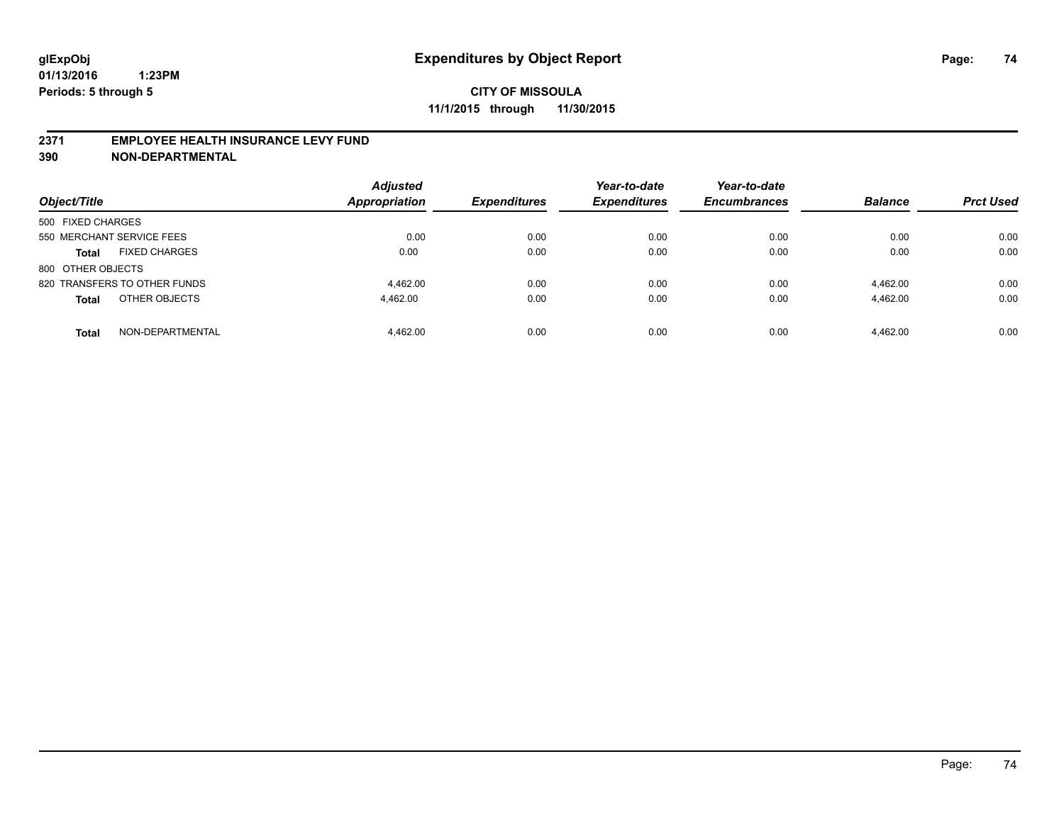**glExpObj**
**01/13/2016 1:23PM**
**Periods: 5 through 5**

# Expenditures by Object Report

**CITY OF MISSOULA**
**11/1/2015 through 11/30/2015**

**2371 EMPLOYEE HEALTH INSURANCE LEVY FUND**
**390 NON-DEPARTMENTAL**

| Object/Title | Adjusted Appropriation | Expenditures | Year-to-date Expenditures | Year-to-date Encumbrances | Balance | Prct Used |
|---|---|---|---|---|---|---|
| 500 FIXED CHARGES | | | | | | |
| 550 MERCHANT SERVICE FEES | 0.00 | 0.00 | 0.00 | 0.00 | 0.00 | 0.00 |
| **Total** FIXED CHARGES | 0.00 | 0.00 | 0.00 | 0.00 | 0.00 | 0.00 |
| 800 OTHER OBJECTS | | | | | | |
| 820 TRANSFERS TO OTHER FUNDS | 4,462.00 | 0.00 | 0.00 | 0.00 | 4,462.00 | 0.00 |
| **Total** OTHER OBJECTS | 4,462.00 | 0.00 | 0.00 | 0.00 | 4,462.00 | 0.00 |
| **Total** NON-DEPARTMENTAL | 4,462.00 | 0.00 | 0.00 | 0.00 | 4,462.00 | 0.00 |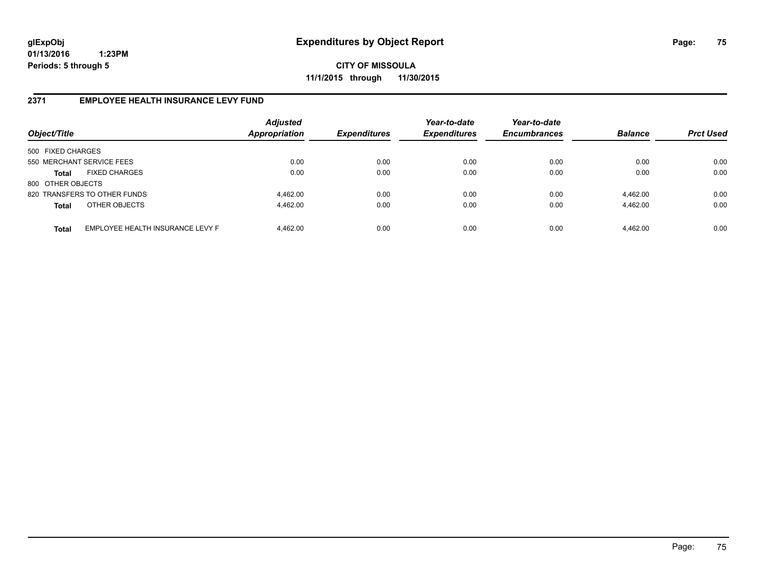glExpObj
01/13/2016 1:23PM
Periods: 5 through 5

# Expenditures by Object Report

**CITY OF MISSOULA**
**11/1/2015 through 11/30/2015**

## 2371 EMPLOYEE HEALTH INSURANCE LEVY FUND

| Object/Title | | Adjusted Appropriation | Expenditures | Year-to-date Expenditures | Year-to-date Encumbrances | Balance | Prct Used |
|---|---|---|---|---|---|---|---|
| 500 FIXED CHARGES | | | | | | | |
| 550 MERCHANT SERVICE FEES | | 0.00 | 0.00 | 0.00 | 0.00 | 0.00 | 0.00 |
| **Total** | FIXED CHARGES | 0.00 | 0.00 | 0.00 | 0.00 | 0.00 | 0.00 |
| 800 OTHER OBJECTS | | | | | | | |
| 820 TRANSFERS TO OTHER FUNDS | | 4,462.00 | 0.00 | 0.00 | 0.00 | 4,462.00 | 0.00 |
| **Total** | OTHER OBJECTS | 4,462.00 | 0.00 | 0.00 | 0.00 | 4,462.00 | 0.00 |
| **Total** | EMPLOYEE HEALTH INSURANCE LEVY F | 4,462.00 | 0.00 | 0.00 | 0.00 | 4,462.00 | 0.00 |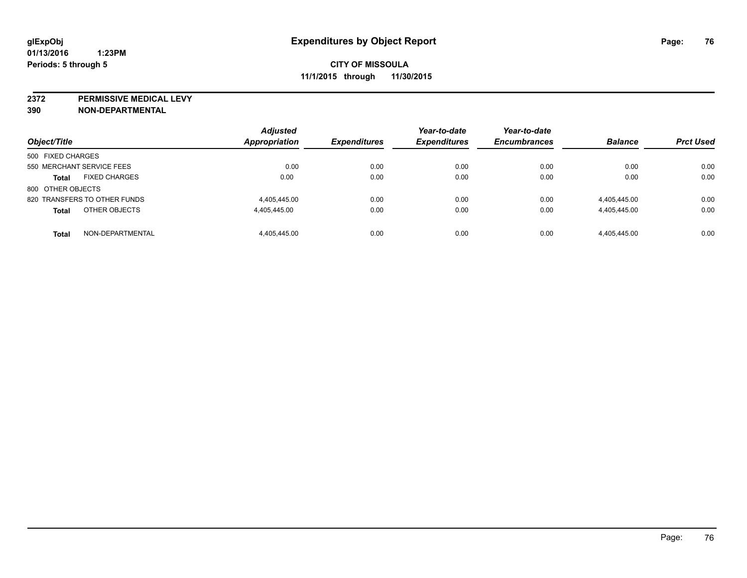**glExpObj**
**01/13/2016 1:23PM**
**Periods: 5 through 5**

# Expenditures by Object Report

**CITY OF MISSOULA**
**11/1/2015 through 11/30/2015**

**2372 PERMISSIVE MEDICAL LEVY**
**390 NON-DEPARTMENTAL**

| Object/Title | | *Adjusted Appropriation* | *Expenditures* | *Year-to-date Expenditures* | *Year-to-date Encumbrances* | *Balance* | *Prct Used* |
|---|---|---|---|---|---|---|---|
| 500 FIXED CHARGES | | | | | | | |
| 550 MERCHANT SERVICE FEES | | 0.00 | 0.00 | 0.00 | 0.00 | 0.00 | 0.00 |
| **Total** | FIXED CHARGES | 0.00 | 0.00 | 0.00 | 0.00 | 0.00 | 0.00 |
| 800 OTHER OBJECTS | | | | | | | |
| 820 TRANSFERS TO OTHER FUNDS | | 4,405,445.00 | 0.00 | 0.00 | 0.00 | 4,405,445.00 | 0.00 |
| **Total** | OTHER OBJECTS | 4,405,445.00 | 0.00 | 0.00 | 0.00 | 4,405,445.00 | 0.00 |
| **Total** | NON-DEPARTMENTAL | 4,405,445.00 | 0.00 | 0.00 | 0.00 | 4,405,445.00 | 0.00 |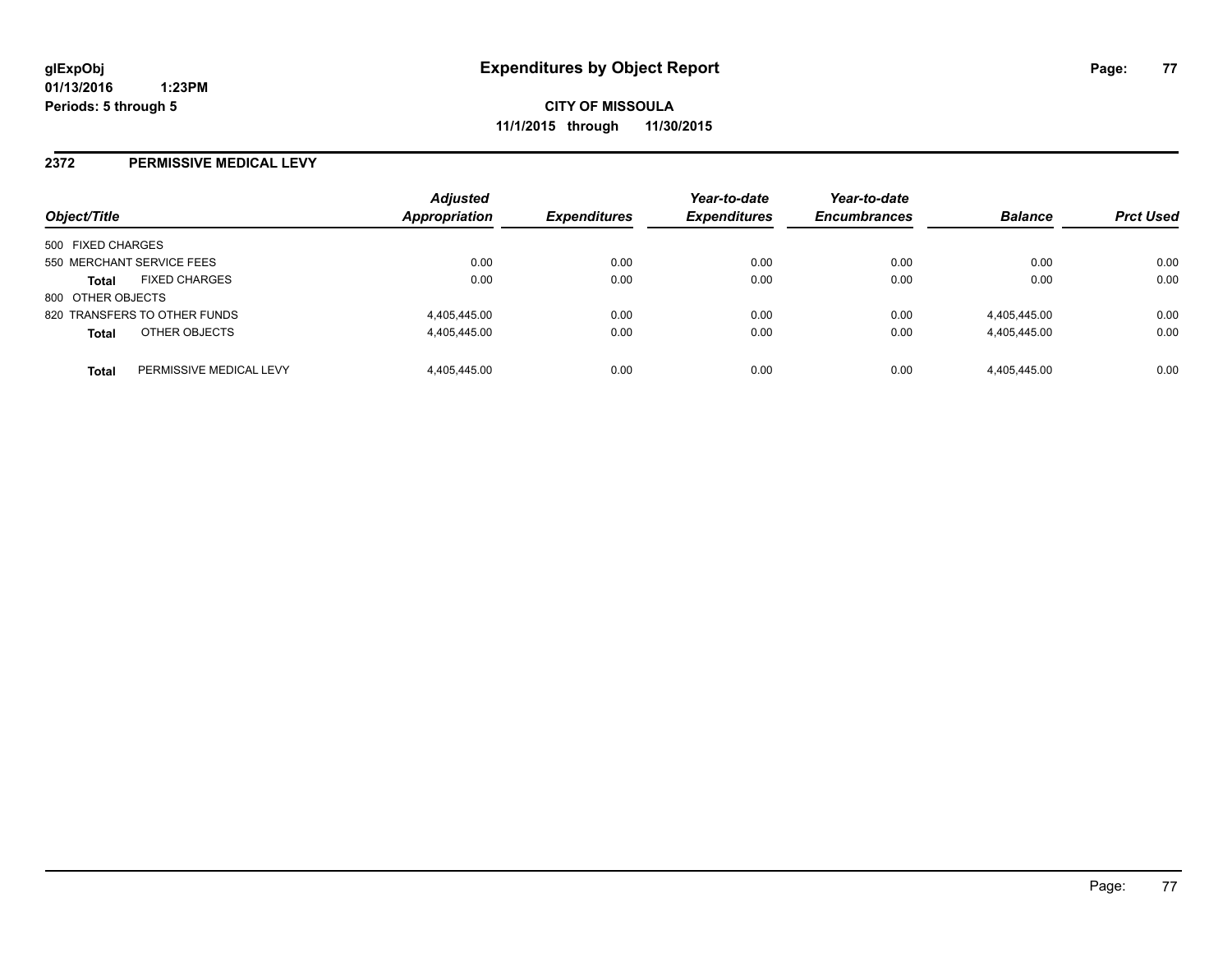**glExpObj**
**01/13/2016 1:23PM**
**Periods: 5 through 5**

# Expenditures by Object Report

**CITY OF MISSOULA**
**11/1/2015 through 11/30/2015**

## 2372 PERMISSIVE MEDICAL LEVY

| Object/Title | | *Adjusted Appropriation* | *Expenditures* | *Year-to-date Expenditures* | *Year-to-date Encumbrances* | *Balance* | *Prct Used* |
|---|---|---|---|---|---|---|---|
| 500 FIXED CHARGES | | | | | | | |
| 550 MERCHANT SERVICE FEES | | 0.00 | 0.00 | 0.00 | 0.00 | 0.00 | 0.00 |
| **Total** | FIXED CHARGES | 0.00 | 0.00 | 0.00 | 0.00 | 0.00 | 0.00 |
| 800 OTHER OBJECTS | | | | | | | |
| 820 TRANSFERS TO OTHER FUNDS | | 4,405,445.00 | 0.00 | 0.00 | 0.00 | 4,405,445.00 | 0.00 |
| **Total** | OTHER OBJECTS | 4,405,445.00 | 0.00 | 0.00 | 0.00 | 4,405,445.00 | 0.00 |
| **Total** | PERMISSIVE MEDICAL LEVY | 4,405,445.00 | 0.00 | 0.00 | 0.00 | 4,405,445.00 | 0.00 |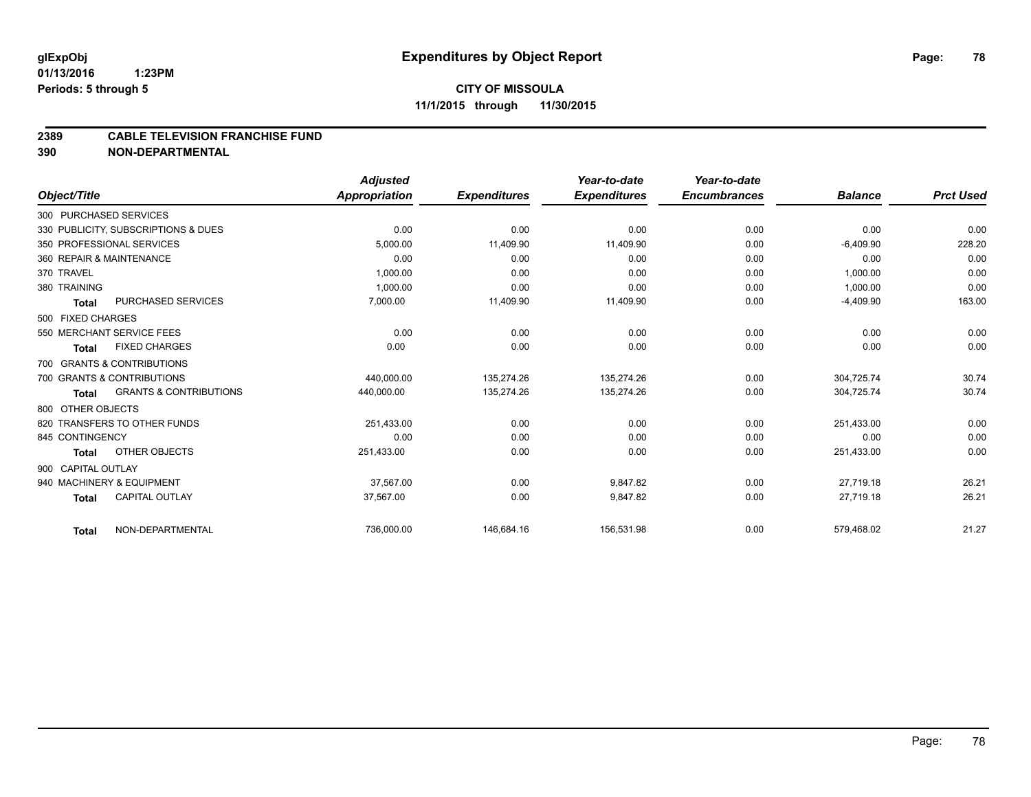# Expenditures by Object Report

glExpObj
01/13/2016 1:23PM
Periods: 5 through 5

**CITY OF MISSOULA**
**11/1/2015 through 11/30/2015**

## 2389 CABLE TELEVISION FRANCHISE FUND
## 390 NON-DEPARTMENTAL

| Object/Title | | Adjusted Appropriation | Expenditures | Year-to-date Expenditures | Year-to-date Encumbrances | Balance | Prct Used |
|---|---|---|---|---|---|---|---|
| 300 PURCHASED SERVICES | | | | | | | |
| 330 PUBLICITY, SUBSCRIPTIONS & DUES | | 0.00 | 0.00 | 0.00 | 0.00 | 0.00 | 0.00 |
| 350 PROFESSIONAL SERVICES | | 5,000.00 | 11,409.90 | 11,409.90 | 0.00 | -6,409.90 | 228.20 |
| 360 REPAIR & MAINTENANCE | | 0.00 | 0.00 | 0.00 | 0.00 | 0.00 | 0.00 |
| 370 TRAVEL | | 1,000.00 | 0.00 | 0.00 | 0.00 | 1,000.00 | 0.00 |
| 380 TRAINING | | 1,000.00 | 0.00 | 0.00 | 0.00 | 1,000.00 | 0.00 |
| **Total** | PURCHASED SERVICES | 7,000.00 | 11,409.90 | 11,409.90 | 0.00 | -4,409.90 | 163.00 |
| 500 FIXED CHARGES | | | | | | | |
| 550 MERCHANT SERVICE FEES | | 0.00 | 0.00 | 0.00 | 0.00 | 0.00 | 0.00 |
| **Total** | FIXED CHARGES | 0.00 | 0.00 | 0.00 | 0.00 | 0.00 | 0.00 |
| 700 GRANTS & CONTRIBUTIONS | | | | | | | |
| 700 GRANTS & CONTRIBUTIONS | | 440,000.00 | 135,274.26 | 135,274.26 | 0.00 | 304,725.74 | 30.74 |
| **Total** | GRANTS & CONTRIBUTIONS | 440,000.00 | 135,274.26 | 135,274.26 | 0.00 | 304,725.74 | 30.74 |
| 800 OTHER OBJECTS | | | | | | | |
| 820 TRANSFERS TO OTHER FUNDS | | 251,433.00 | 0.00 | 0.00 | 0.00 | 251,433.00 | 0.00 |
| 845 CONTINGENCY | | 0.00 | 0.00 | 0.00 | 0.00 | 0.00 | 0.00 |
| **Total** | OTHER OBJECTS | 251,433.00 | 0.00 | 0.00 | 0.00 | 251,433.00 | 0.00 |
| 900 CAPITAL OUTLAY | | | | | | | |
| 940 MACHINERY & EQUIPMENT | | 37,567.00 | 0.00 | 9,847.82 | 0.00 | 27,719.18 | 26.21 |
| **Total** | CAPITAL OUTLAY | 37,567.00 | 0.00 | 9,847.82 | 0.00 | 27,719.18 | 26.21 |
| **Total** | NON-DEPARTMENTAL | 736,000.00 | 146,684.16 | 156,531.98 | 0.00 | 579,468.02 | 21.27 |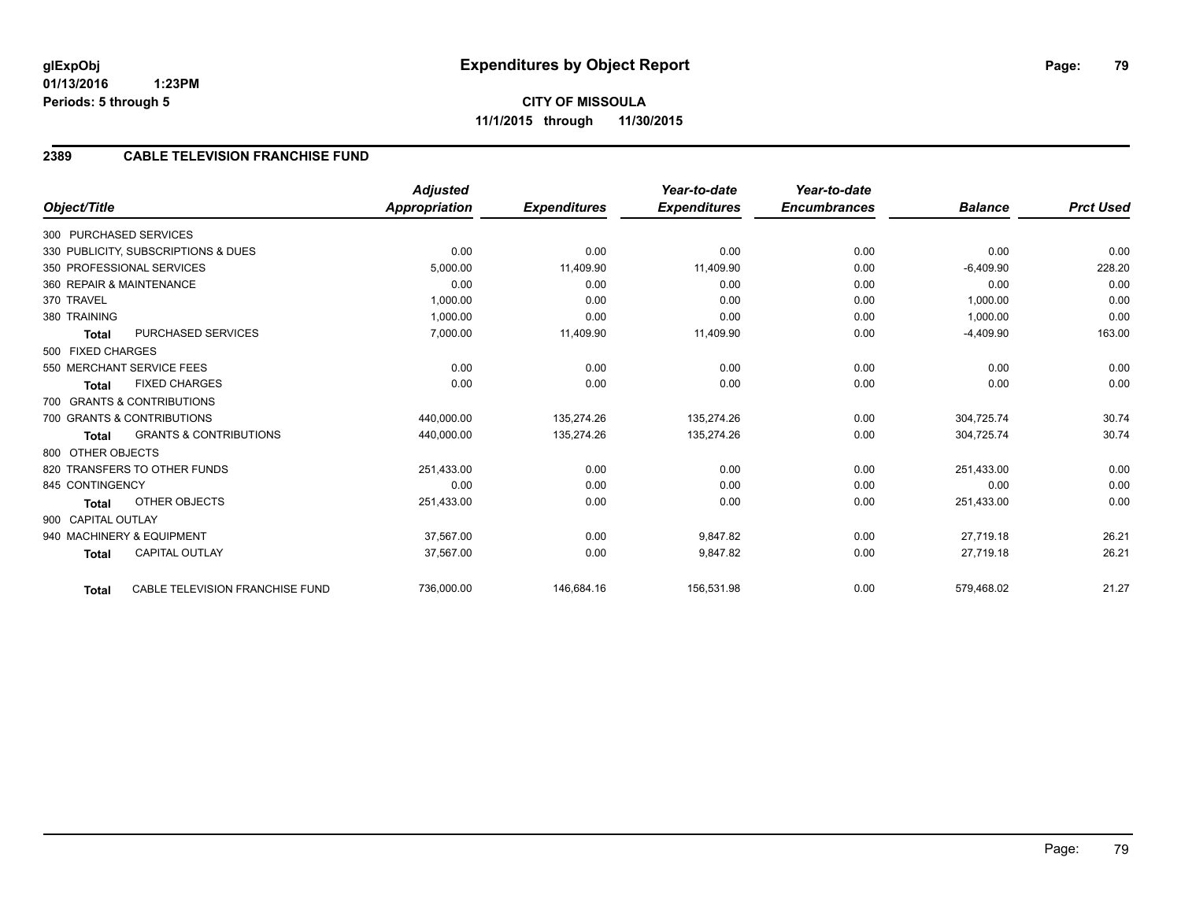# Expenditures by Object Report

glExpObj
01/13/2016 1:23PM
Periods: 5 through 5

**CITY OF MISSOULA**
**11/1/2015 through 11/30/2015**

## 2389 CABLE TELEVISION FRANCHISE FUND

| Object/Title | Adjusted Appropriation | Expenditures | Year-to-date Expenditures | Year-to-date Encumbrances | Balance | Prct Used |
|---|---|---|---|---|---|---|
| 300 PURCHASED SERVICES | | | | | | |
| 330 PUBLICITY, SUBSCRIPTIONS & DUES | 0.00 | 0.00 | 0.00 | 0.00 | 0.00 | 0.00 |
| 350 PROFESSIONAL SERVICES | 5,000.00 | 11,409.90 | 11,409.90 | 0.00 | -6,409.90 | 228.20 |
| 360 REPAIR & MAINTENANCE | 0.00 | 0.00 | 0.00 | 0.00 | 0.00 | 0.00 |
| 370 TRAVEL | 1,000.00 | 0.00 | 0.00 | 0.00 | 1,000.00 | 0.00 |
| 380 TRAINING | 1,000.00 | 0.00 | 0.00 | 0.00 | 1,000.00 | 0.00 |
| **Total** PURCHASED SERVICES | 7,000.00 | 11,409.90 | 11,409.90 | 0.00 | -4,409.90 | 163.00 |
| 500 FIXED CHARGES | | | | | | |
| 550 MERCHANT SERVICE FEES | 0.00 | 0.00 | 0.00 | 0.00 | 0.00 | 0.00 |
| **Total** FIXED CHARGES | 0.00 | 0.00 | 0.00 | 0.00 | 0.00 | 0.00 |
| 700 GRANTS & CONTRIBUTIONS | | | | | | |
| 700 GRANTS & CONTRIBUTIONS | 440,000.00 | 135,274.26 | 135,274.26 | 0.00 | 304,725.74 | 30.74 |
| **Total** GRANTS & CONTRIBUTIONS | 440,000.00 | 135,274.26 | 135,274.26 | 0.00 | 304,725.74 | 30.74 |
| 800 OTHER OBJECTS | | | | | | |
| 820 TRANSFERS TO OTHER FUNDS | 251,433.00 | 0.00 | 0.00 | 0.00 | 251,433.00 | 0.00 |
| 845 CONTINGENCY | 0.00 | 0.00 | 0.00 | 0.00 | 0.00 | 0.00 |
| **Total** OTHER OBJECTS | 251,433.00 | 0.00 | 0.00 | 0.00 | 251,433.00 | 0.00 |
| 900 CAPITAL OUTLAY | | | | | | |
| 940 MACHINERY & EQUIPMENT | 37,567.00 | 0.00 | 9,847.82 | 0.00 | 27,719.18 | 26.21 |
| **Total** CAPITAL OUTLAY | 37,567.00 | 0.00 | 9,847.82 | 0.00 | 27,719.18 | 26.21 |
| **Total** CABLE TELEVISION FRANCHISE FUND | 736,000.00 | 146,684.16 | 156,531.98 | 0.00 | 579,468.02 | 21.27 |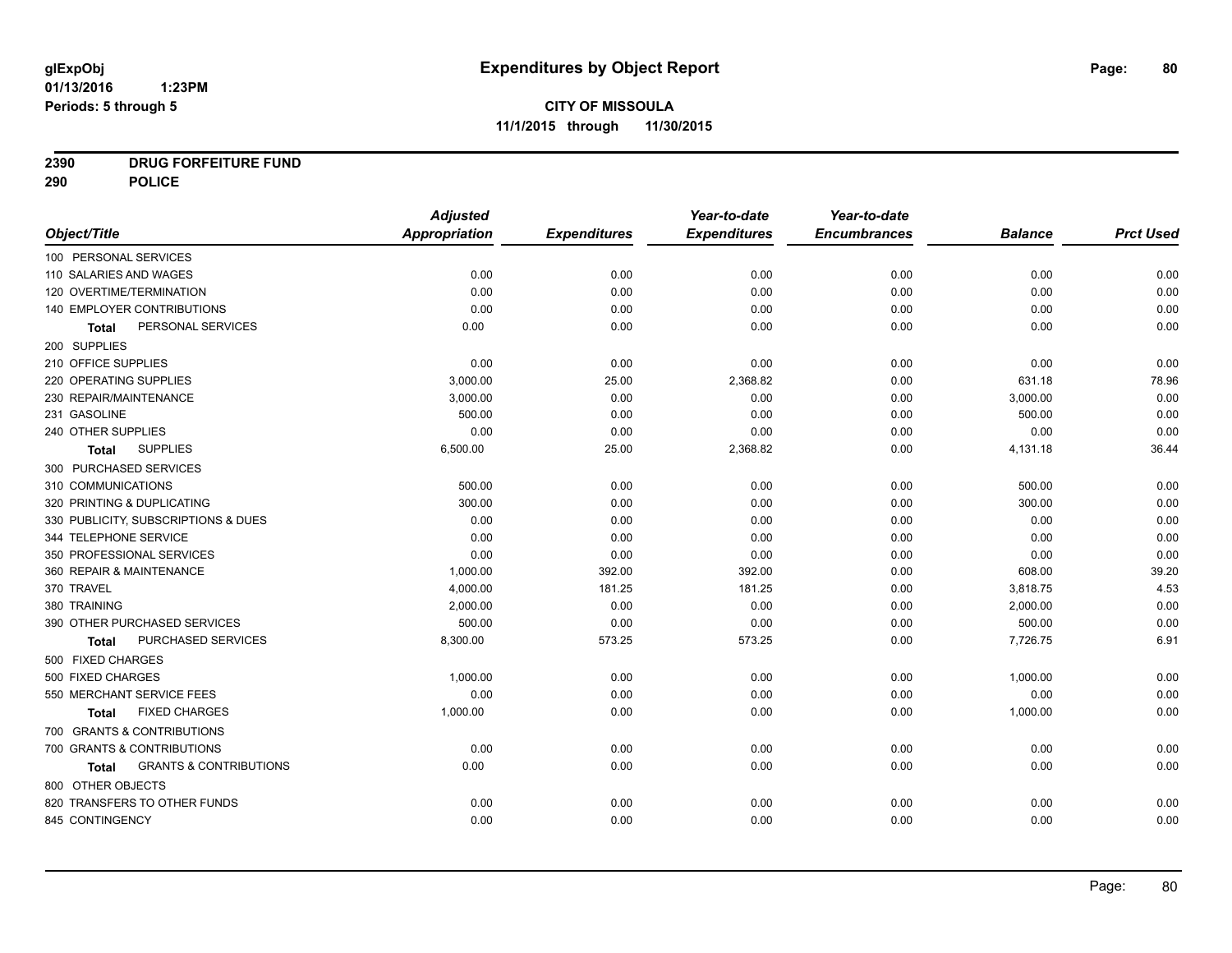glExpObj
01/13/2016 1:23PM
Periods: 5 through 5

# Expenditures by Object Report

**CITY OF MISSOULA**
**11/1/2015 through 11/30/2015**

**2390 DRUG FORFEITURE FUND**
**290 POLICE**

| Object/Title | Adjusted Appropriation | Expenditures | Year-to-date Expenditures | Year-to-date Encumbrances | Balance | Prct Used |
|---|---|---|---|---|---|---|
| 100 PERSONAL SERVICES | | | | | | |
| 110 SALARIES AND WAGES | 0.00 | 0.00 | 0.00 | 0.00 | 0.00 | 0.00 |
| 120 OVERTIME/TERMINATION | 0.00 | 0.00 | 0.00 | 0.00 | 0.00 | 0.00 |
| 140 EMPLOYER CONTRIBUTIONS | 0.00 | 0.00 | 0.00 | 0.00 | 0.00 | 0.00 |
| **Total** PERSONAL SERVICES | 0.00 | 0.00 | 0.00 | 0.00 | 0.00 | 0.00 |
| 200 SUPPLIES | | | | | | |
| 210 OFFICE SUPPLIES | 0.00 | 0.00 | 0.00 | 0.00 | 0.00 | 0.00 |
| 220 OPERATING SUPPLIES | 3,000.00 | 25.00 | 2,368.82 | 0.00 | 631.18 | 78.96 |
| 230 REPAIR/MAINTENANCE | 3,000.00 | 0.00 | 0.00 | 0.00 | 3,000.00 | 0.00 |
| 231 GASOLINE | 500.00 | 0.00 | 0.00 | 0.00 | 500.00 | 0.00 |
| 240 OTHER SUPPLIES | 0.00 | 0.00 | 0.00 | 0.00 | 0.00 | 0.00 |
| **Total** SUPPLIES | 6,500.00 | 25.00 | 2,368.82 | 0.00 | 4,131.18 | 36.44 |
| 300 PURCHASED SERVICES | | | | | | |
| 310 COMMUNICATIONS | 500.00 | 0.00 | 0.00 | 0.00 | 500.00 | 0.00 |
| 320 PRINTING & DUPLICATING | 300.00 | 0.00 | 0.00 | 0.00 | 300.00 | 0.00 |
| 330 PUBLICITY, SUBSCRIPTIONS & DUES | 0.00 | 0.00 | 0.00 | 0.00 | 0.00 | 0.00 |
| 344 TELEPHONE SERVICE | 0.00 | 0.00 | 0.00 | 0.00 | 0.00 | 0.00 |
| 350 PROFESSIONAL SERVICES | 0.00 | 0.00 | 0.00 | 0.00 | 0.00 | 0.00 |
| 360 REPAIR & MAINTENANCE | 1,000.00 | 392.00 | 392.00 | 0.00 | 608.00 | 39.20 |
| 370 TRAVEL | 4,000.00 | 181.25 | 181.25 | 0.00 | 3,818.75 | 4.53 |
| 380 TRAINING | 2,000.00 | 0.00 | 0.00 | 0.00 | 2,000.00 | 0.00 |
| 390 OTHER PURCHASED SERVICES | 500.00 | 0.00 | 0.00 | 0.00 | 500.00 | 0.00 |
| **Total** PURCHASED SERVICES | 8,300.00 | 573.25 | 573.25 | 0.00 | 7,726.75 | 6.91 |
| 500 FIXED CHARGES | | | | | | |
| 500 FIXED CHARGES | 1,000.00 | 0.00 | 0.00 | 0.00 | 1,000.00 | 0.00 |
| 550 MERCHANT SERVICE FEES | 0.00 | 0.00 | 0.00 | 0.00 | 0.00 | 0.00 |
| **Total** FIXED CHARGES | 1,000.00 | 0.00 | 0.00 | 0.00 | 1,000.00 | 0.00 |
| 700 GRANTS & CONTRIBUTIONS | | | | | | |
| 700 GRANTS & CONTRIBUTIONS | 0.00 | 0.00 | 0.00 | 0.00 | 0.00 | 0.00 |
| **Total** GRANTS & CONTRIBUTIONS | 0.00 | 0.00 | 0.00 | 0.00 | 0.00 | 0.00 |
| 800 OTHER OBJECTS | | | | | | |
| 820 TRANSFERS TO OTHER FUNDS | 0.00 | 0.00 | 0.00 | 0.00 | 0.00 | 0.00 |
| 845 CONTINGENCY | 0.00 | 0.00 | 0.00 | 0.00 | 0.00 | 0.00 |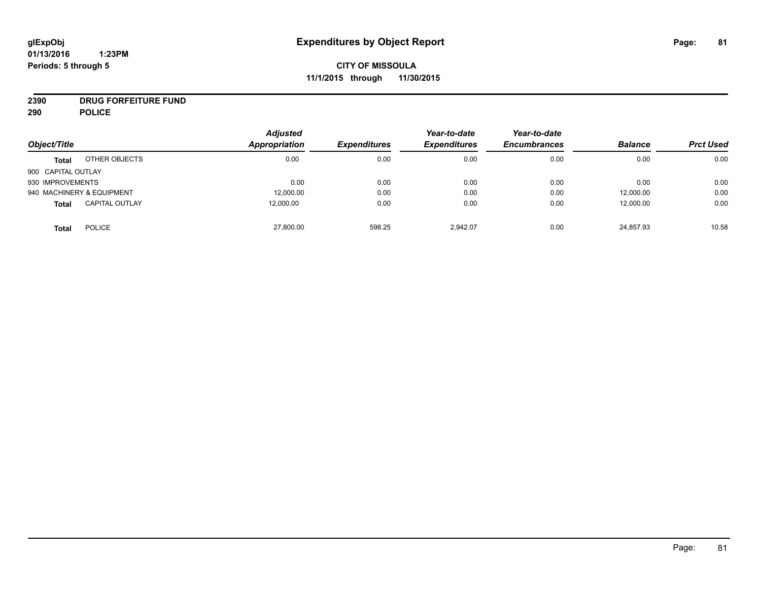# Expenditures by Object Report

glExpObj
01/13/2016 1:23PM
Periods: 5 through 5

**CITY OF MISSOULA**
**11/1/2015 through 11/30/2015**

**2390 DRUG FORFEITURE FUND**
**290 POLICE**

| Object/Title | | Adjusted Appropriation | Expenditures | Year-to-date Expenditures | Year-to-date Encumbrances | Balance | Prct Used |
|---|---|---|---|---|---|---|---|
| **Total** | OTHER OBJECTS | 0.00 | 0.00 | 0.00 | 0.00 | 0.00 | 0.00 |
| 900 CAPITAL OUTLAY | | | | | | | |
| 930 IMPROVEMENTS | | 0.00 | 0.00 | 0.00 | 0.00 | 0.00 | 0.00 |
| 940 MACHINERY & EQUIPMENT | | 12,000.00 | 0.00 | 0.00 | 0.00 | 12,000.00 | 0.00 |
| **Total** | CAPITAL OUTLAY | 12,000.00 | 0.00 | 0.00 | 0.00 | 12,000.00 | 0.00 |
| **Total** | POLICE | 27,800.00 | 598.25 | 2,942.07 | 0.00 | 24,857.93 | 10.58 |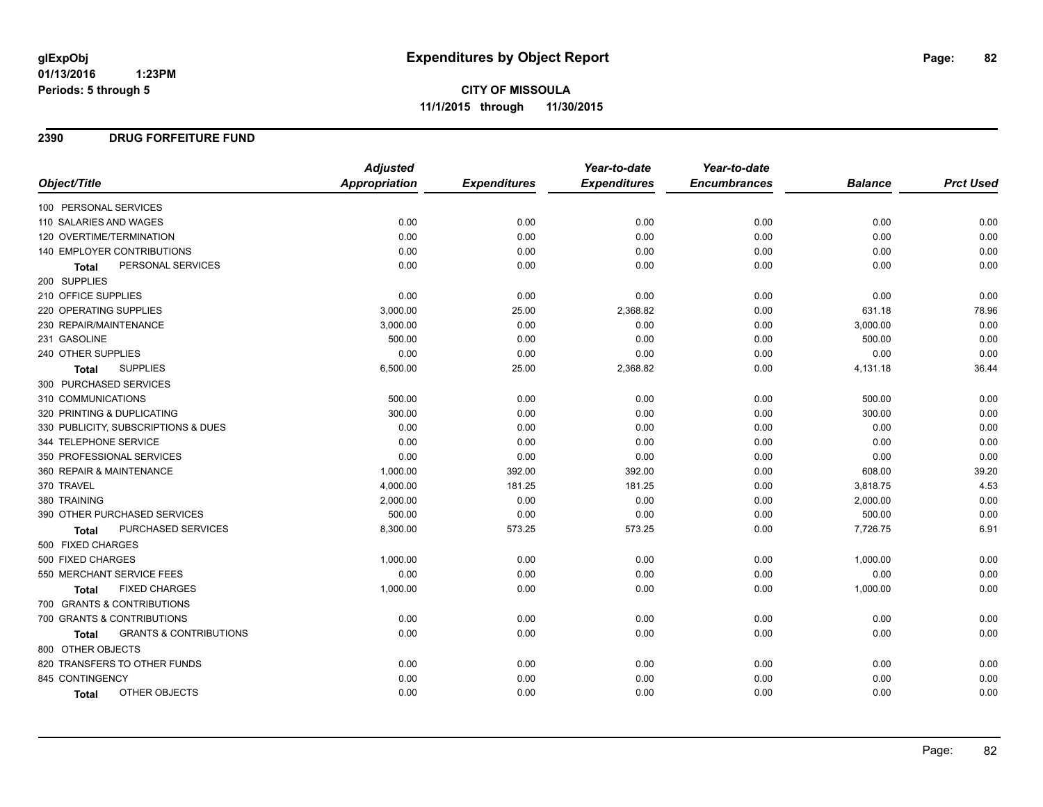# Expenditures by Object Report

glExpObj
01/13/2016 1:23PM
Periods: 5 through 5

**CITY OF MISSOULA**
**11/1/2015 through 11/30/2015**

## 2390 DRUG FORFEITURE FUND

| Object/Title | Adjusted Appropriation | Expenditures | Year-to-date Expenditures | Year-to-date Encumbrances | Balance | Prct Used |
|---|---|---|---|---|---|---|
| 100 PERSONAL SERVICES | | | | | | |
| 110 SALARIES AND WAGES | 0.00 | 0.00 | 0.00 | 0.00 | 0.00 | 0.00 |
| 120 OVERTIME/TERMINATION | 0.00 | 0.00 | 0.00 | 0.00 | 0.00 | 0.00 |
| 140 EMPLOYER CONTRIBUTIONS | 0.00 | 0.00 | 0.00 | 0.00 | 0.00 | 0.00 |
| **Total** PERSONAL SERVICES | 0.00 | 0.00 | 0.00 | 0.00 | 0.00 | 0.00 |
| 200 SUPPLIES | | | | | | |
| 210 OFFICE SUPPLIES | 0.00 | 0.00 | 0.00 | 0.00 | 0.00 | 0.00 |
| 220 OPERATING SUPPLIES | 3,000.00 | 25.00 | 2,368.82 | 0.00 | 631.18 | 78.96 |
| 230 REPAIR/MAINTENANCE | 3,000.00 | 0.00 | 0.00 | 0.00 | 3,000.00 | 0.00 |
| 231 GASOLINE | 500.00 | 0.00 | 0.00 | 0.00 | 500.00 | 0.00 |
| 240 OTHER SUPPLIES | 0.00 | 0.00 | 0.00 | 0.00 | 0.00 | 0.00 |
| **Total** SUPPLIES | 6,500.00 | 25.00 | 2,368.82 | 0.00 | 4,131.18 | 36.44 |
| 300 PURCHASED SERVICES | | | | | | |
| 310 COMMUNICATIONS | 500.00 | 0.00 | 0.00 | 0.00 | 500.00 | 0.00 |
| 320 PRINTING & DUPLICATING | 300.00 | 0.00 | 0.00 | 0.00 | 300.00 | 0.00 |
| 330 PUBLICITY, SUBSCRIPTIONS & DUES | 0.00 | 0.00 | 0.00 | 0.00 | 0.00 | 0.00 |
| 344 TELEPHONE SERVICE | 0.00 | 0.00 | 0.00 | 0.00 | 0.00 | 0.00 |
| 350 PROFESSIONAL SERVICES | 0.00 | 0.00 | 0.00 | 0.00 | 0.00 | 0.00 |
| 360 REPAIR & MAINTENANCE | 1,000.00 | 392.00 | 392.00 | 0.00 | 608.00 | 39.20 |
| 370 TRAVEL | 4,000.00 | 181.25 | 181.25 | 0.00 | 3,818.75 | 4.53 |
| 380 TRAINING | 2,000.00 | 0.00 | 0.00 | 0.00 | 2,000.00 | 0.00 |
| 390 OTHER PURCHASED SERVICES | 500.00 | 0.00 | 0.00 | 0.00 | 500.00 | 0.00 |
| **Total** PURCHASED SERVICES | 8,300.00 | 573.25 | 573.25 | 0.00 | 7,726.75 | 6.91 |
| 500 FIXED CHARGES | | | | | | |
| 500 FIXED CHARGES | 1,000.00 | 0.00 | 0.00 | 0.00 | 1,000.00 | 0.00 |
| 550 MERCHANT SERVICE FEES | 0.00 | 0.00 | 0.00 | 0.00 | 0.00 | 0.00 |
| **Total** FIXED CHARGES | 1,000.00 | 0.00 | 0.00 | 0.00 | 1,000.00 | 0.00 |
| 700 GRANTS & CONTRIBUTIONS | | | | | | |
| 700 GRANTS & CONTRIBUTIONS | 0.00 | 0.00 | 0.00 | 0.00 | 0.00 | 0.00 |
| **Total** GRANTS & CONTRIBUTIONS | 0.00 | 0.00 | 0.00 | 0.00 | 0.00 | 0.00 |
| 800 OTHER OBJECTS | | | | | | |
| 820 TRANSFERS TO OTHER FUNDS | 0.00 | 0.00 | 0.00 | 0.00 | 0.00 | 0.00 |
| 845 CONTINGENCY | 0.00 | 0.00 | 0.00 | 0.00 | 0.00 | 0.00 |
| **Total** OTHER OBJECTS | 0.00 | 0.00 | 0.00 | 0.00 | 0.00 | 0.00 |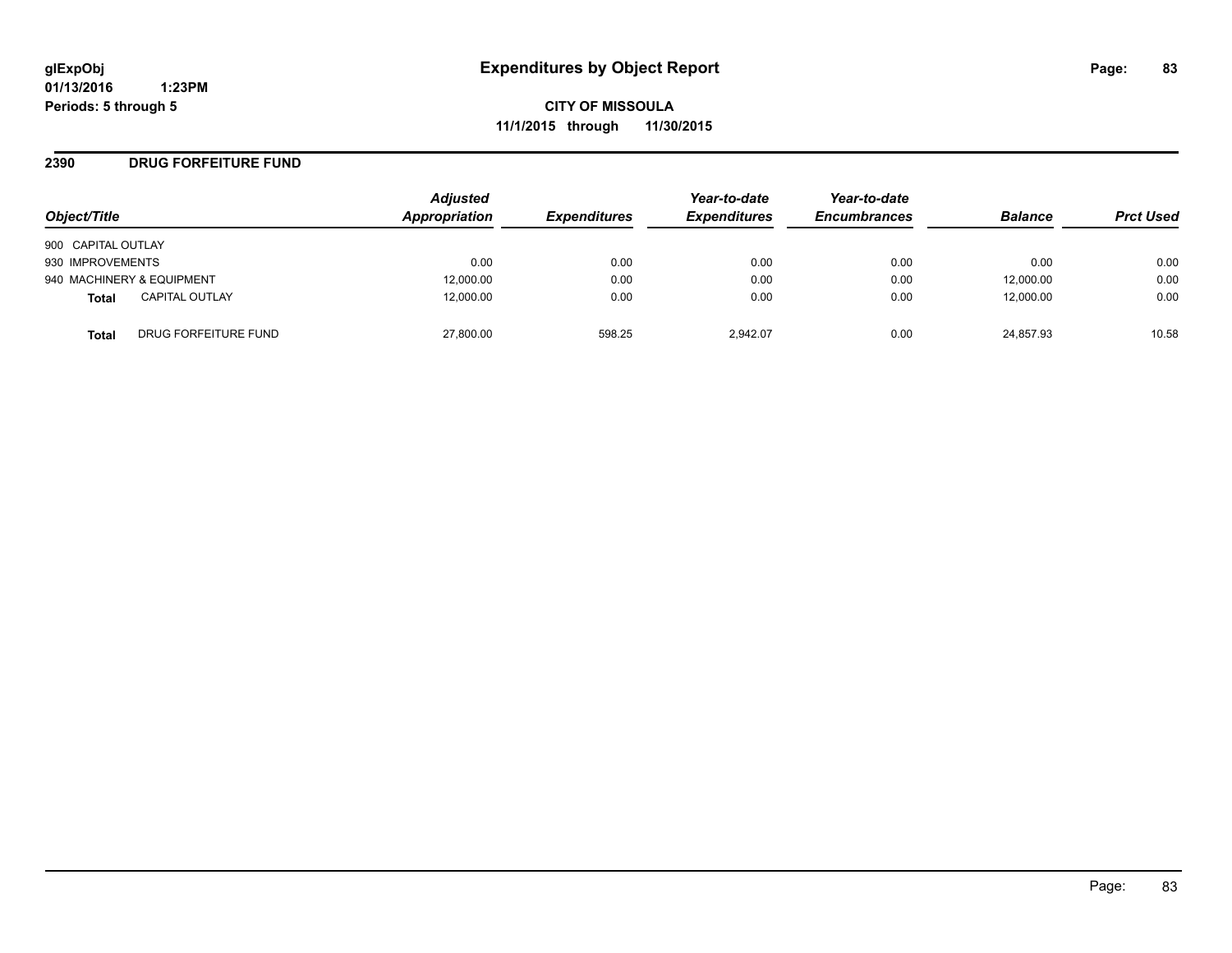**glExpObj**
**01/13/2016 1:23PM**
**Periods: 5 through 5**

# Expenditures by Object Report

**CITY OF MISSOULA**
**11/1/2015 through 11/30/2015**

## 2390 DRUG FORFEITURE FUND

| *Object/Title* | *Adjusted Appropriation* | *Expenditures* | *Year-to-date Expenditures* | *Year-to-date Encumbrances* | *Balance* | *Prct Used* |
|---|---|---|---|---|---|---|
| 900 CAPITAL OUTLAY | | | | | | |
| 930 IMPROVEMENTS | 0.00 | 0.00 | 0.00 | 0.00 | 0.00 | 0.00 |
| 940 MACHINERY & EQUIPMENT | 12,000.00 | 0.00 | 0.00 | 0.00 | 12,000.00 | 0.00 |
| **Total** CAPITAL OUTLAY | 12,000.00 | 0.00 | 0.00 | 0.00 | 12,000.00 | 0.00 |
| **Total** DRUG FORFEITURE FUND | 27,800.00 | 598.25 | 2,942.07 | 0.00 | 24,857.93 | 10.58 |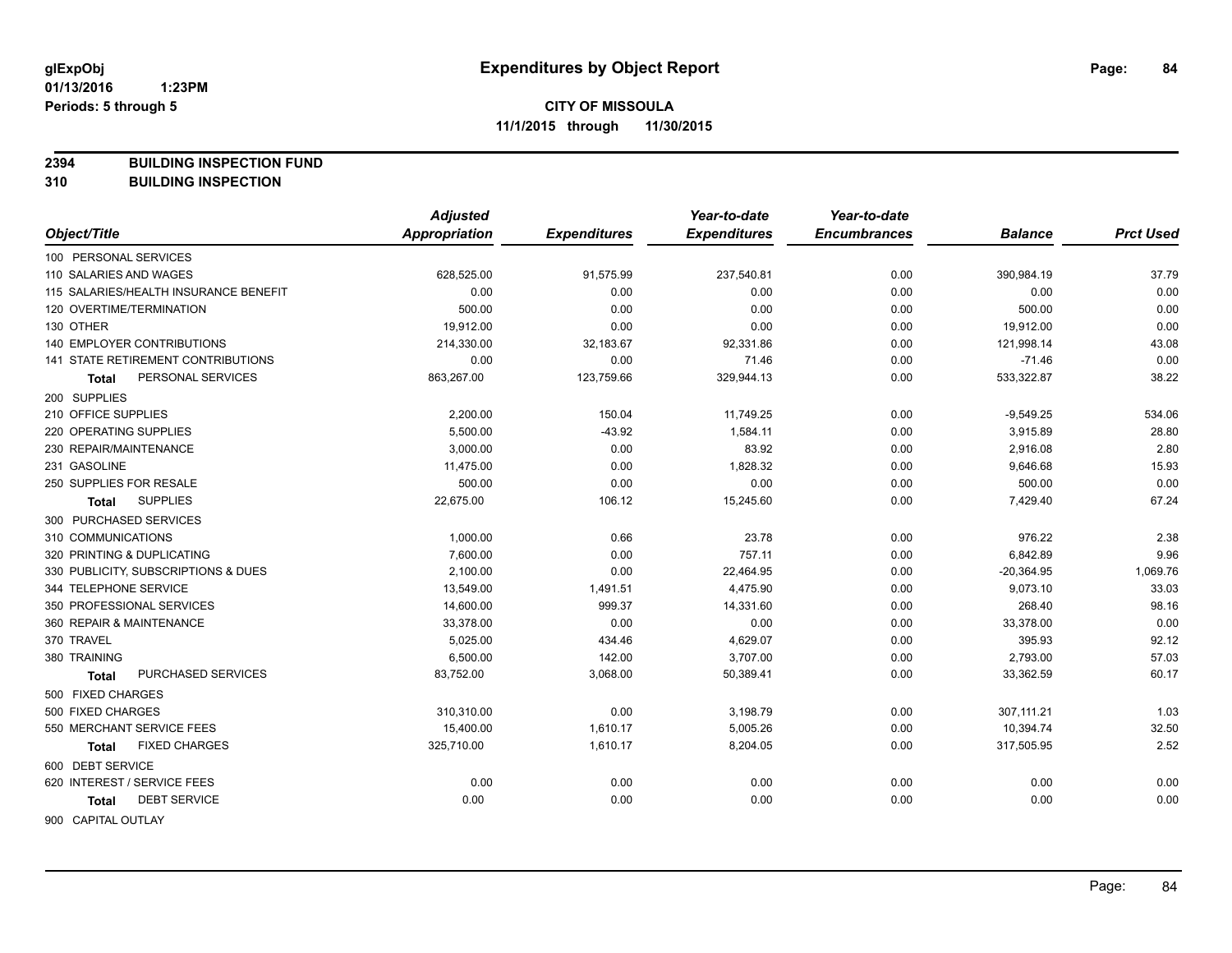**glExpObj**
**01/13/2016 1:23PM**
**Periods: 5 through 5**

# Expenditures by Object Report

**CITY OF MISSOULA**
**11/1/2015 through 11/30/2015**

**2394 BUILDING INSPECTION FUND**
**310 BUILDING INSPECTION**

| Object/Title | Adjusted Appropriation | Expenditures | Year-to-date Expenditures | Year-to-date Encumbrances | Balance | Prct Used |
|---|---|---|---|---|---|---|
| 100 PERSONAL SERVICES | | | | | | |
| 110 SALARIES AND WAGES | 628,525.00 | 91,575.99 | 237,540.81 | 0.00 | 390,984.19 | 37.79 |
| 115 SALARIES/HEALTH INSURANCE BENEFIT | 0.00 | 0.00 | 0.00 | 0.00 | 0.00 | 0.00 |
| 120 OVERTIME/TERMINATION | 500.00 | 0.00 | 0.00 | 0.00 | 500.00 | 0.00 |
| 130 OTHER | 19,912.00 | 0.00 | 0.00 | 0.00 | 19,912.00 | 0.00 |
| 140 EMPLOYER CONTRIBUTIONS | 214,330.00 | 32,183.67 | 92,331.86 | 0.00 | 121,998.14 | 43.08 |
| 141 STATE RETIREMENT CONTRIBUTIONS | 0.00 | 0.00 | 71.46 | 0.00 | -71.46 | 0.00 |
| **Total** PERSONAL SERVICES | 863,267.00 | 123,759.66 | 329,944.13 | 0.00 | 533,322.87 | 38.22 |
| 200 SUPPLIES | | | | | | |
| 210 OFFICE SUPPLIES | 2,200.00 | 150.04 | 11,749.25 | 0.00 | -9,549.25 | 534.06 |
| 220 OPERATING SUPPLIES | 5,500.00 | -43.92 | 1,584.11 | 0.00 | 3,915.89 | 28.80 |
| 230 REPAIR/MAINTENANCE | 3,000.00 | 0.00 | 83.92 | 0.00 | 2,916.08 | 2.80 |
| 231 GASOLINE | 11,475.00 | 0.00 | 1,828.32 | 0.00 | 9,646.68 | 15.93 |
| 250 SUPPLIES FOR RESALE | 500.00 | 0.00 | 0.00 | 0.00 | 500.00 | 0.00 |
| **Total** SUPPLIES | 22,675.00 | 106.12 | 15,245.60 | 0.00 | 7,429.40 | 67.24 |
| 300 PURCHASED SERVICES | | | | | | |
| 310 COMMUNICATIONS | 1,000.00 | 0.66 | 23.78 | 0.00 | 976.22 | 2.38 |
| 320 PRINTING & DUPLICATING | 7,600.00 | 0.00 | 757.11 | 0.00 | 6,842.89 | 9.96 |
| 330 PUBLICITY, SUBSCRIPTIONS & DUES | 2,100.00 | 0.00 | 22,464.95 | 0.00 | -20,364.95 | 1,069.76 |
| 344 TELEPHONE SERVICE | 13,549.00 | 1,491.51 | 4,475.90 | 0.00 | 9,073.10 | 33.03 |
| 350 PROFESSIONAL SERVICES | 14,600.00 | 999.37 | 14,331.60 | 0.00 | 268.40 | 98.16 |
| 360 REPAIR & MAINTENANCE | 33,378.00 | 0.00 | 0.00 | 0.00 | 33,378.00 | 0.00 |
| 370 TRAVEL | 5,025.00 | 434.46 | 4,629.07 | 0.00 | 395.93 | 92.12 |
| 380 TRAINING | 6,500.00 | 142.00 | 3,707.00 | 0.00 | 2,793.00 | 57.03 |
| **Total** PURCHASED SERVICES | 83,752.00 | 3,068.00 | 50,389.41 | 0.00 | 33,362.59 | 60.17 |
| 500 FIXED CHARGES | | | | | | |
| 500 FIXED CHARGES | 310,310.00 | 0.00 | 3,198.79 | 0.00 | 307,111.21 | 1.03 |
| 550 MERCHANT SERVICE FEES | 15,400.00 | 1,610.17 | 5,005.26 | 0.00 | 10,394.74 | 32.50 |
| **Total** FIXED CHARGES | 325,710.00 | 1,610.17 | 8,204.05 | 0.00 | 317,505.95 | 2.52 |
| 600 DEBT SERVICE | | | | | | |
| 620 INTEREST / SERVICE FEES | 0.00 | 0.00 | 0.00 | 0.00 | 0.00 | 0.00 |
| **Total** DEBT SERVICE | 0.00 | 0.00 | 0.00 | 0.00 | 0.00 | 0.00 |
| 900 CAPITAL OUTLAY | | | | | | |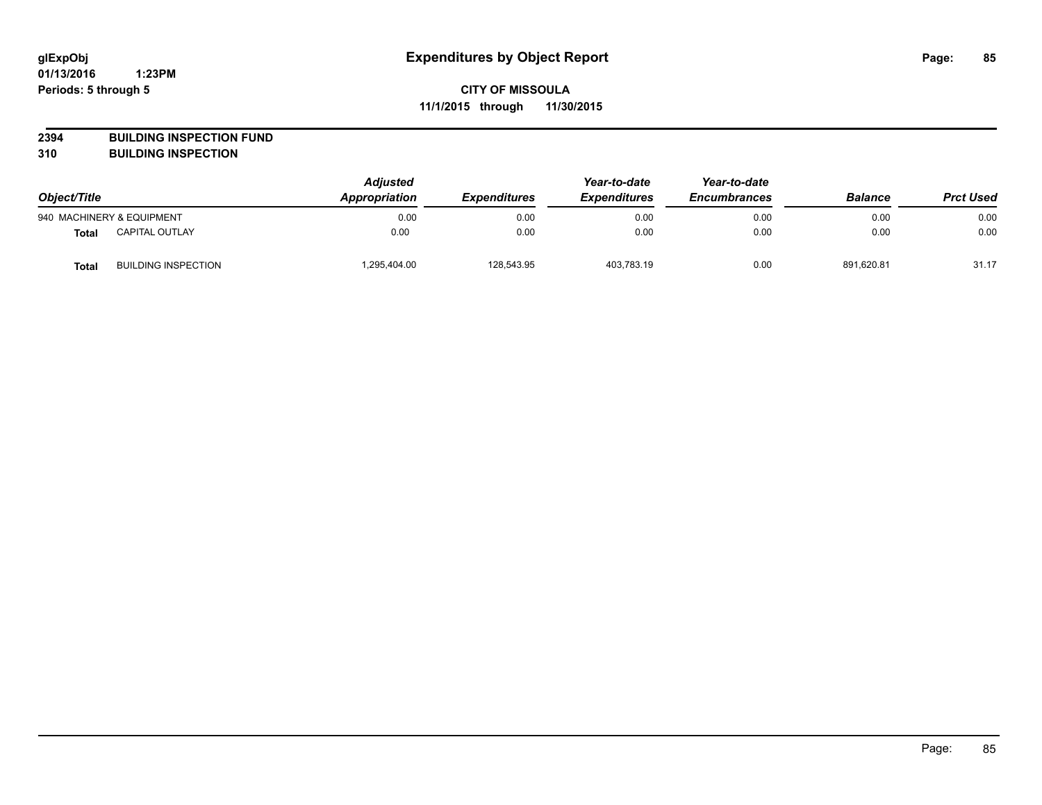**glExpObj**
**01/13/2016 1:23PM**
**Periods: 5 through 5**

# Expenditures by Object Report

**CITY OF MISSOULA**
**11/1/2015 through 11/30/2015**

**2394 BUILDING INSPECTION FUND**
**310 BUILDING INSPECTION**

| Object/Title | | Adjusted Appropriation | Expenditures | Year-to-date Expenditures | Year-to-date Encumbrances | Balance | Prct Used |
|---|---|---|---|---|---|---|---|
| 940 MACHINERY & EQUIPMENT | | 0.00 | 0.00 | 0.00 | 0.00 | 0.00 | 0.00 |
| **Total** | CAPITAL OUTLAY | 0.00 | 0.00 | 0.00 | 0.00 | 0.00 | 0.00 |
| **Total** | BUILDING INSPECTION | 1,295,404.00 | 128,543.95 | 403,783.19 | 0.00 | 891,620.81 | 31.17 |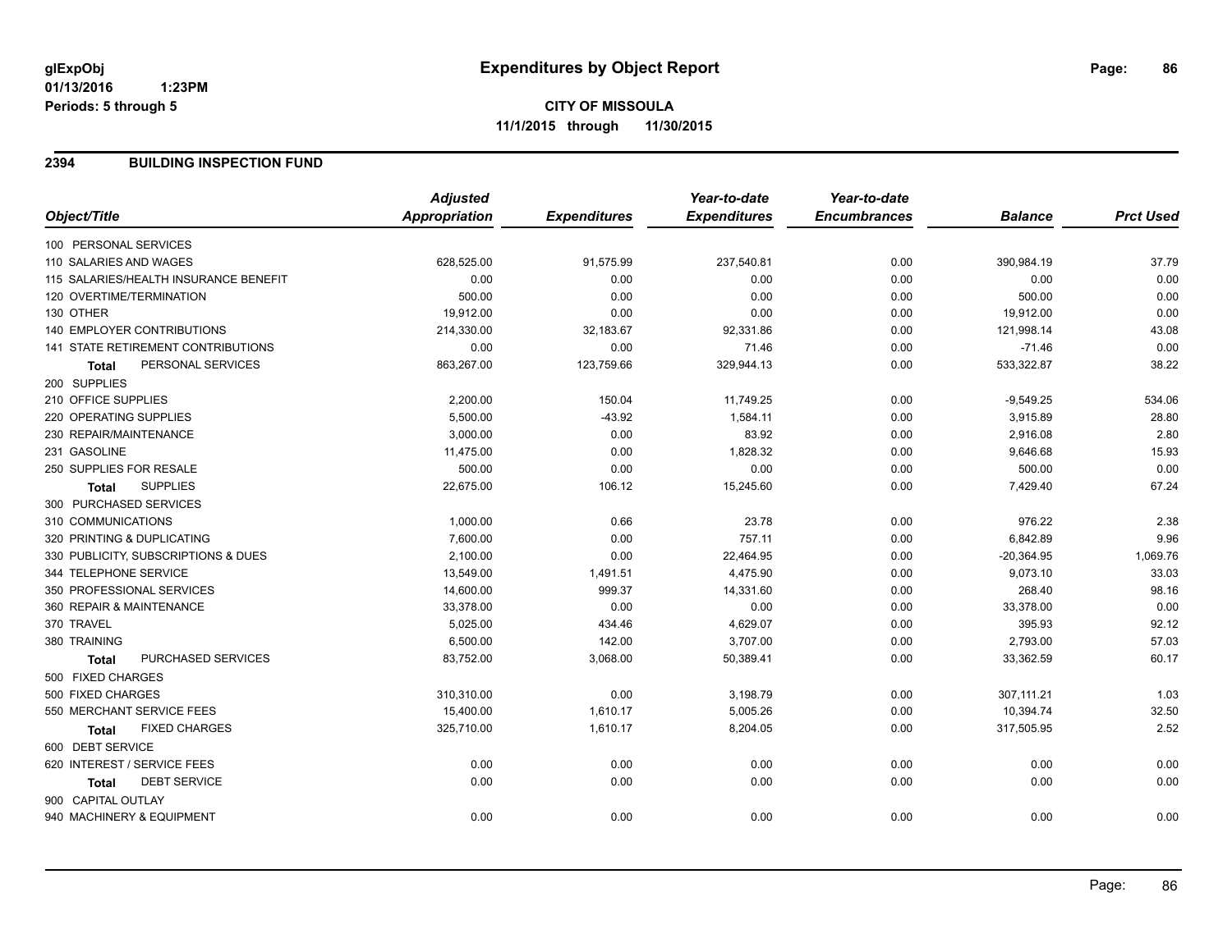**glExpObj**
**01/13/2016 1:23PM**
**Periods: 5 through 5**

# Expenditures by Object Report

**CITY OF MISSOULA**
**11/1/2015 through 11/30/2015**

## 2394 BUILDING INSPECTION FUND

| Object/Title | Adjusted Appropriation | Expenditures | Year-to-date Expenditures | Year-to-date Encumbrances | Balance | Prct Used |
|---|---|---|---|---|---|---|
| 100 PERSONAL SERVICES | | | | | | |
| 110 SALARIES AND WAGES | 628,525.00 | 91,575.99 | 237,540.81 | 0.00 | 390,984.19 | 37.79 |
| 115 SALARIES/HEALTH INSURANCE BENEFIT | 0.00 | 0.00 | 0.00 | 0.00 | 0.00 | 0.00 |
| 120 OVERTIME/TERMINATION | 500.00 | 0.00 | 0.00 | 0.00 | 500.00 | 0.00 |
| 130 OTHER | 19,912.00 | 0.00 | 0.00 | 0.00 | 19,912.00 | 0.00 |
| 140 EMPLOYER CONTRIBUTIONS | 214,330.00 | 32,183.67 | 92,331.86 | 0.00 | 121,998.14 | 43.08 |
| 141 STATE RETIREMENT CONTRIBUTIONS | 0.00 | 0.00 | 71.46 | 0.00 | -71.46 | 0.00 |
| **Total** PERSONAL SERVICES | 863,267.00 | 123,759.66 | 329,944.13 | 0.00 | 533,322.87 | 38.22 |
| 200 SUPPLIES | | | | | | |
| 210 OFFICE SUPPLIES | 2,200.00 | 150.04 | 11,749.25 | 0.00 | -9,549.25 | 534.06 |
| 220 OPERATING SUPPLIES | 5,500.00 | -43.92 | 1,584.11 | 0.00 | 3,915.89 | 28.80 |
| 230 REPAIR/MAINTENANCE | 3,000.00 | 0.00 | 83.92 | 0.00 | 2,916.08 | 2.80 |
| 231 GASOLINE | 11,475.00 | 0.00 | 1,828.32 | 0.00 | 9,646.68 | 15.93 |
| 250 SUPPLIES FOR RESALE | 500.00 | 0.00 | 0.00 | 0.00 | 500.00 | 0.00 |
| **Total** SUPPLIES | 22,675.00 | 106.12 | 15,245.60 | 0.00 | 7,429.40 | 67.24 |
| 300 PURCHASED SERVICES | | | | | | |
| 310 COMMUNICATIONS | 1,000.00 | 0.66 | 23.78 | 0.00 | 976.22 | 2.38 |
| 320 PRINTING & DUPLICATING | 7,600.00 | 0.00 | 757.11 | 0.00 | 6,842.89 | 9.96 |
| 330 PUBLICITY, SUBSCRIPTIONS & DUES | 2,100.00 | 0.00 | 22,464.95 | 0.00 | -20,364.95 | 1,069.76 |
| 344 TELEPHONE SERVICE | 13,549.00 | 1,491.51 | 4,475.90 | 0.00 | 9,073.10 | 33.03 |
| 350 PROFESSIONAL SERVICES | 14,600.00 | 999.37 | 14,331.60 | 0.00 | 268.40 | 98.16 |
| 360 REPAIR & MAINTENANCE | 33,378.00 | 0.00 | 0.00 | 0.00 | 33,378.00 | 0.00 |
| 370 TRAVEL | 5,025.00 | 434.46 | 4,629.07 | 0.00 | 395.93 | 92.12 |
| 380 TRAINING | 6,500.00 | 142.00 | 3,707.00 | 0.00 | 2,793.00 | 57.03 |
| **Total** PURCHASED SERVICES | 83,752.00 | 3,068.00 | 50,389.41 | 0.00 | 33,362.59 | 60.17 |
| 500 FIXED CHARGES | | | | | | |
| 500 FIXED CHARGES | 310,310.00 | 0.00 | 3,198.79 | 0.00 | 307,111.21 | 1.03 |
| 550 MERCHANT SERVICE FEES | 15,400.00 | 1,610.17 | 5,005.26 | 0.00 | 10,394.74 | 32.50 |
| **Total** FIXED CHARGES | 325,710.00 | 1,610.17 | 8,204.05 | 0.00 | 317,505.95 | 2.52 |
| 600 DEBT SERVICE | | | | | | |
| 620 INTEREST / SERVICE FEES | 0.00 | 0.00 | 0.00 | 0.00 | 0.00 | 0.00 |
| **Total** DEBT SERVICE | 0.00 | 0.00 | 0.00 | 0.00 | 0.00 | 0.00 |
| 900 CAPITAL OUTLAY | | | | | | |
| 940 MACHINERY & EQUIPMENT | 0.00 | 0.00 | 0.00 | 0.00 | 0.00 | 0.00 |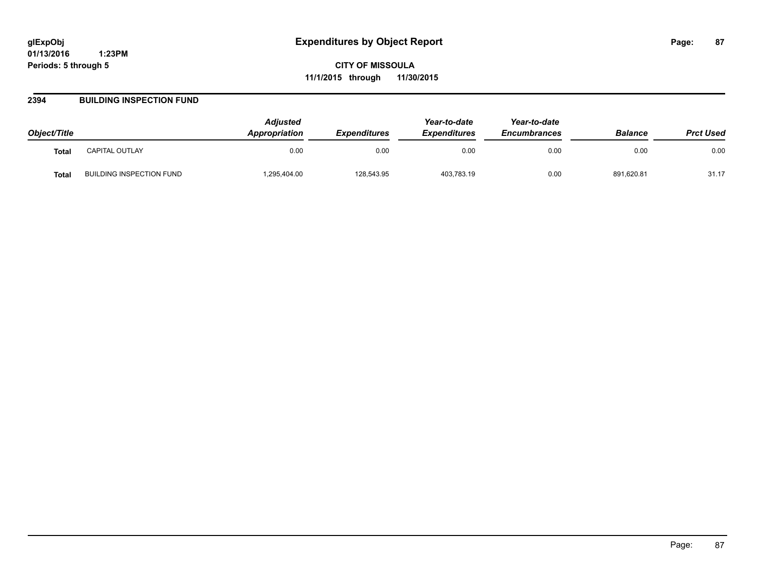**glExpObj**
**01/13/2016 1:23PM**
**Periods: 5 through 5**

# Expenditures by Object Report

**CITY OF MISSOULA**
**11/1/2015 through 11/30/2015**

## 2394 BUILDING INSPECTION FUND

| Object/Title | | Adjusted Appropriation | Expenditures | Year-to-date Expenditures | Year-to-date Encumbrances | Balance | Prct Used |
|---|---|---|---|---|---|---|---|
| **Total** | CAPITAL OUTLAY | 0.00 | 0.00 | 0.00 | 0.00 | 0.00 | 0.00 |
| **Total** | BUILDING INSPECTION FUND | 1,295,404.00 | 128,543.95 | 403,783.19 | 0.00 | 891,620.81 | 31.17 |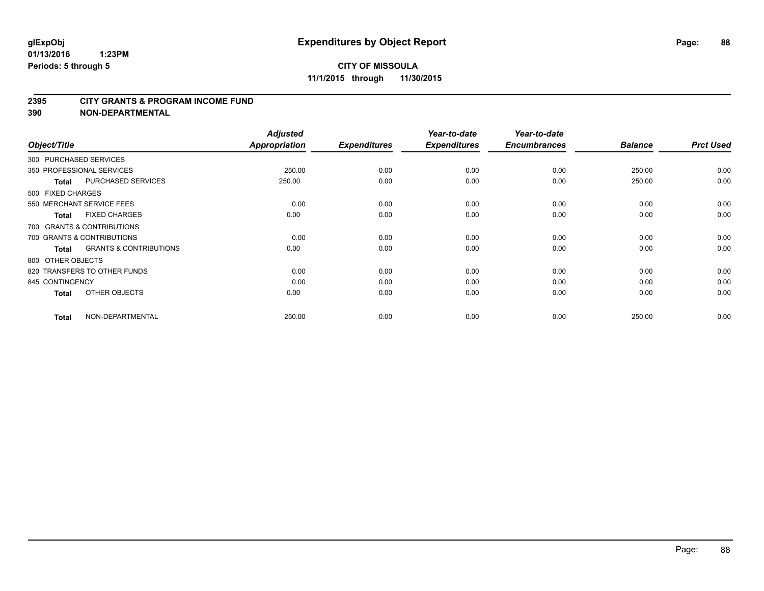**glExpObj**
**01/13/2016 1:23PM**
**Periods: 5 through 5**

# Expenditures by Object Report

**CITY OF MISSOULA**
**11/1/2015 through 11/30/2015**

## 2395 CITY GRANTS & PROGRAM INCOME FUND
## 390 NON-DEPARTMENTAL

| Object/Title | | Adjusted Appropriation | Expenditures | Year-to-date Expenditures | Year-to-date Encumbrances | Balance | Prct Used |
|---|---|---|---|---|---|---|---|
| 300 PURCHASED SERVICES | | | | | | | |
| 350 PROFESSIONAL SERVICES | | 250.00 | 0.00 | 0.00 | 0.00 | 250.00 | 0.00 |
| **Total** | PURCHASED SERVICES | 250.00 | 0.00 | 0.00 | 0.00 | 250.00 | 0.00 |
| 500 FIXED CHARGES | | | | | | | |
| 550 MERCHANT SERVICE FEES | | 0.00 | 0.00 | 0.00 | 0.00 | 0.00 | 0.00 |
| **Total** | FIXED CHARGES | 0.00 | 0.00 | 0.00 | 0.00 | 0.00 | 0.00 |
| 700 GRANTS & CONTRIBUTIONS | | | | | | | |
| 700 GRANTS & CONTRIBUTIONS | | 0.00 | 0.00 | 0.00 | 0.00 | 0.00 | 0.00 |
| **Total** | GRANTS & CONTRIBUTIONS | 0.00 | 0.00 | 0.00 | 0.00 | 0.00 | 0.00 |
| 800 OTHER OBJECTS | | | | | | | |
| 820 TRANSFERS TO OTHER FUNDS | | 0.00 | 0.00 | 0.00 | 0.00 | 0.00 | 0.00 |
| 845 CONTINGENCY | | 0.00 | 0.00 | 0.00 | 0.00 | 0.00 | 0.00 |
| **Total** | OTHER OBJECTS | 0.00 | 0.00 | 0.00 | 0.00 | 0.00 | 0.00 |
| **Total** | NON-DEPARTMENTAL | 250.00 | 0.00 | 0.00 | 0.00 | 250.00 | 0.00 |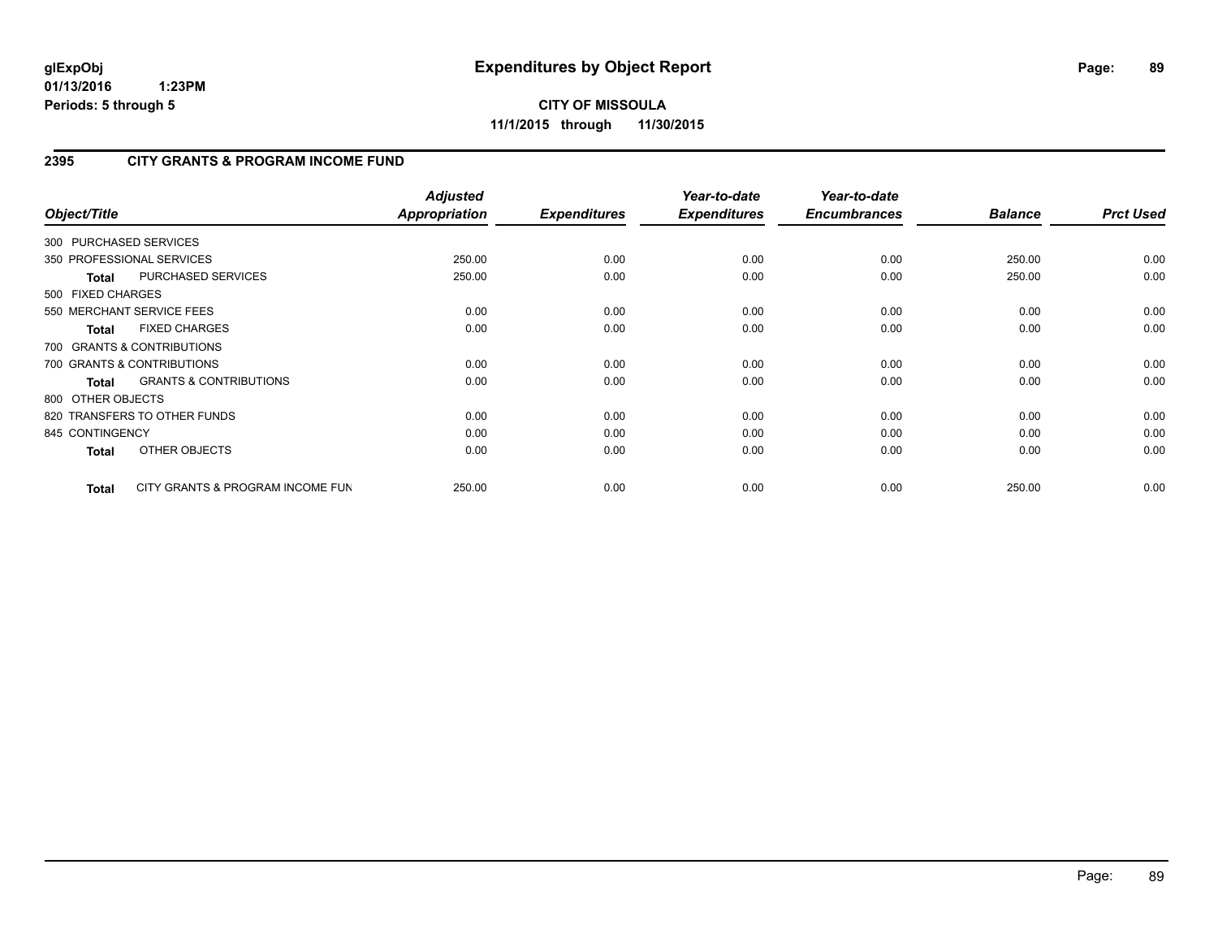# Expenditures by Object Report

glExpObj
01/13/2016 1:23PM
Periods: 5 through 5

**CITY OF MISSOULA**
**11/1/2015 through 11/30/2015**

## 2395 CITY GRANTS & PROGRAM INCOME FUND

| Object/Title | | Adjusted Appropriation | Expenditures | Year-to-date Expenditures | Year-to-date Encumbrances | Balance | Prct Used |
|---|---|---|---|---|---|---|---|
| 300 PURCHASED SERVICES | | | | | | | |
| 350 PROFESSIONAL SERVICES | | 250.00 | 0.00 | 0.00 | 0.00 | 250.00 | 0.00 |
| **Total** | PURCHASED SERVICES | 250.00 | 0.00 | 0.00 | 0.00 | 250.00 | 0.00 |
| 500 FIXED CHARGES | | | | | | | |
| 550 MERCHANT SERVICE FEES | | 0.00 | 0.00 | 0.00 | 0.00 | 0.00 | 0.00 |
| **Total** | FIXED CHARGES | 0.00 | 0.00 | 0.00 | 0.00 | 0.00 | 0.00 |
| 700 GRANTS & CONTRIBUTIONS | | | | | | | |
| 700 GRANTS & CONTRIBUTIONS | | 0.00 | 0.00 | 0.00 | 0.00 | 0.00 | 0.00 |
| **Total** | GRANTS & CONTRIBUTIONS | 0.00 | 0.00 | 0.00 | 0.00 | 0.00 | 0.00 |
| 800 OTHER OBJECTS | | | | | | | |
| 820 TRANSFERS TO OTHER FUNDS | | 0.00 | 0.00 | 0.00 | 0.00 | 0.00 | 0.00 |
| 845 CONTINGENCY | | 0.00 | 0.00 | 0.00 | 0.00 | 0.00 | 0.00 |
| **Total** | OTHER OBJECTS | 0.00 | 0.00 | 0.00 | 0.00 | 0.00 | 0.00 |
| **Total** | CITY GRANTS & PROGRAM INCOME FUN | 250.00 | 0.00 | 0.00 | 0.00 | 250.00 | 0.00 |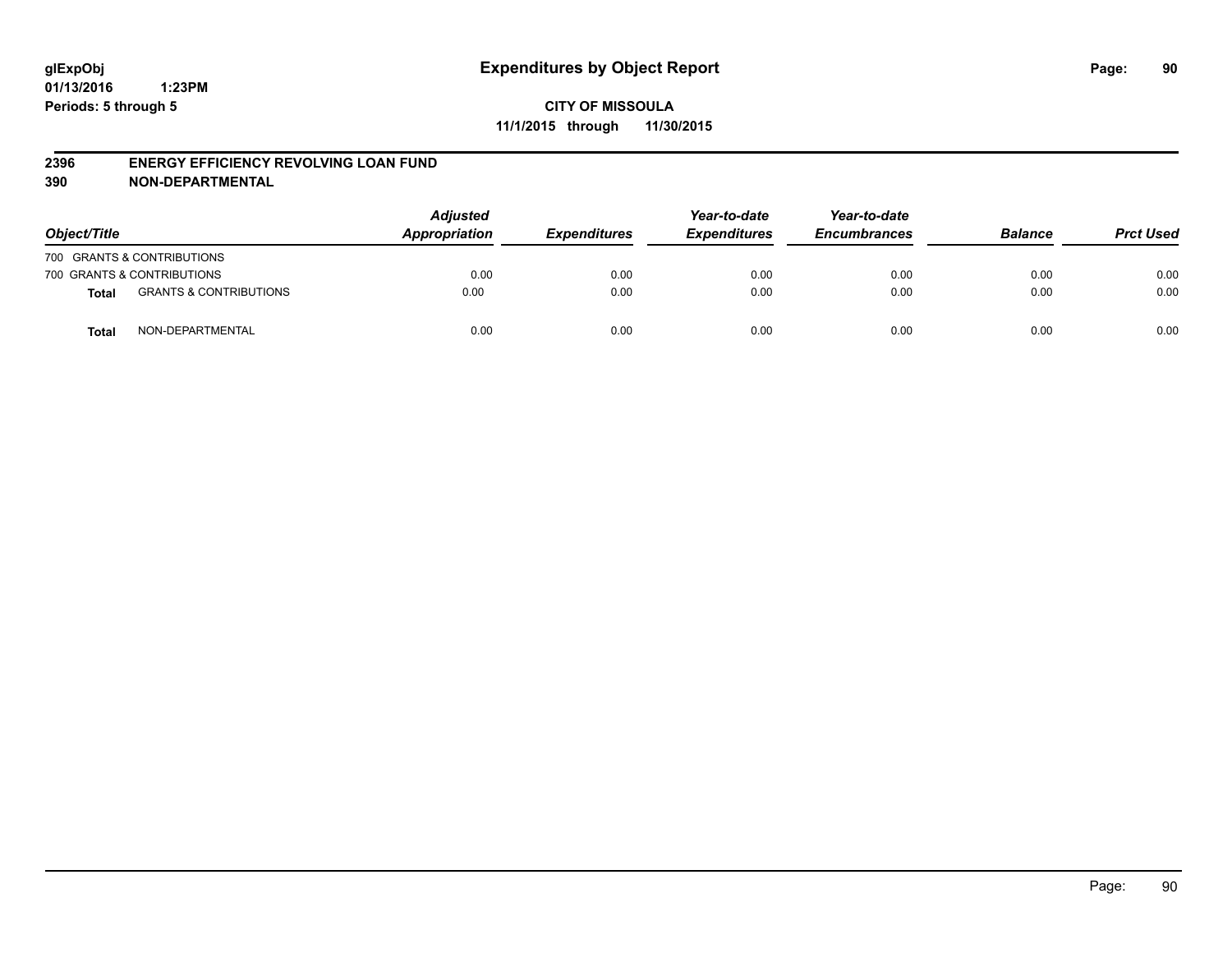**glExpObj**
**01/13/2016 1:23PM**
**Periods: 5 through 5**

# Expenditures by Object Report

**CITY OF MISSOULA**
**11/1/2015 through 11/30/2015**

**2396 ENERGY EFFICIENCY REVOLVING LOAN FUND**
**390 NON-DEPARTMENTAL**

| Object/Title | | *Adjusted Appropriation* | *Expenditures* | *Year-to-date Expenditures* | *Year-to-date Encumbrances* | *Balance* | *Prct Used* |
|---|---|---|---|---|---|---|---|
| 700 GRANTS & CONTRIBUTIONS | | | | | | | |
| 700 GRANTS & CONTRIBUTIONS | | 0.00 | 0.00 | 0.00 | 0.00 | 0.00 | 0.00 |
| **Total** | GRANTS & CONTRIBUTIONS | 0.00 | 0.00 | 0.00 | 0.00 | 0.00 | 0.00 |
| **Total** | NON-DEPARTMENTAL | 0.00 | 0.00 | 0.00 | 0.00 | 0.00 | 0.00 |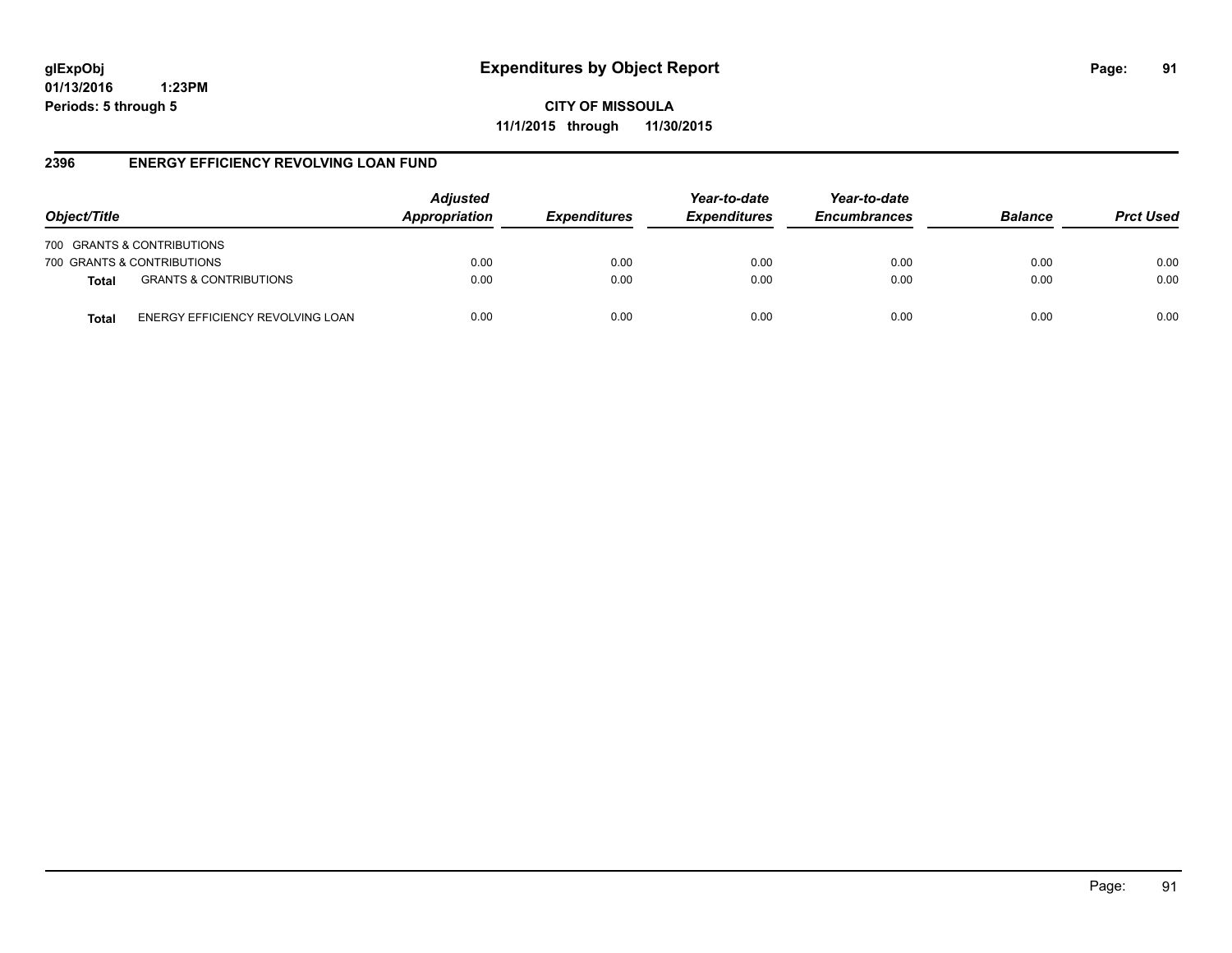**glExpObj**
**01/13/2016 1:23PM**
**Periods: 5 through 5**

# Expenditures by Object Report

**CITY OF MISSOULA**
**11/1/2015 through 11/30/2015**

## 2396 ENERGY EFFICIENCY REVOLVING LOAN FUND

| Object/Title | | *Adjusted Appropriation* | *Expenditures* | *Year-to-date Expenditures* | *Year-to-date Encumbrances* | *Balance* | *Prct Used* |
|---|---|---|---|---|---|---|---|
| 700 GRANTS & CONTRIBUTIONS | | | | | | | |
| 700 GRANTS & CONTRIBUTIONS | | 0.00 | 0.00 | 0.00 | 0.00 | 0.00 | 0.00 |
| **Total** | GRANTS & CONTRIBUTIONS | 0.00 | 0.00 | 0.00 | 0.00 | 0.00 | 0.00 |
| **Total** | ENERGY EFFICIENCY REVOLVING LOAN | 0.00 | 0.00 | 0.00 | 0.00 | 0.00 | 0.00 |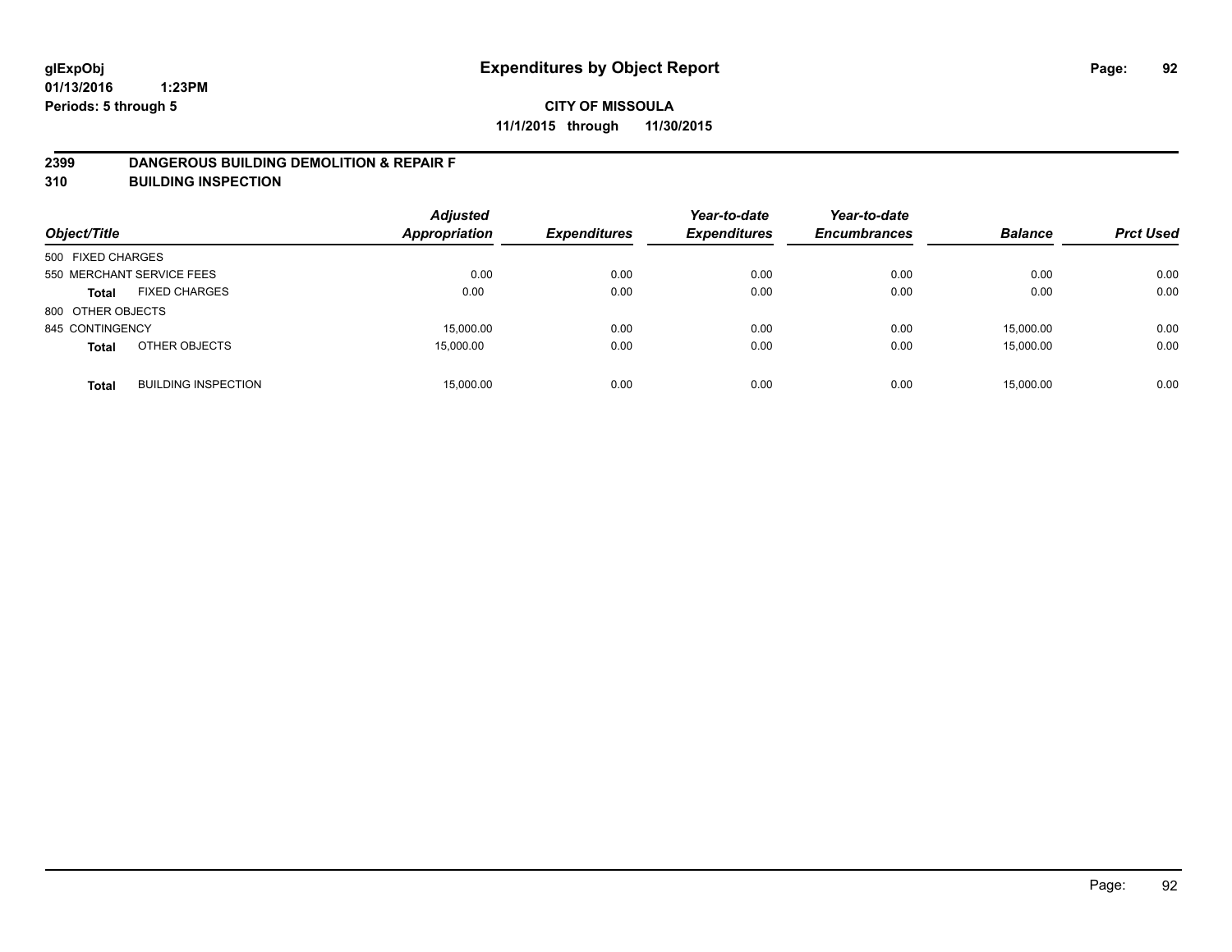**glExpObj** **Expenditures by Object Report**

**01/13/2016 1:23PM**

**Periods: 5 through 5**

**CITY OF MISSOULA**

**11/1/2015 through 11/30/2015**

## 2399 DANGEROUS BUILDING DEMOLITION & REPAIR F

## 310 BUILDING INSPECTION

| Object/Title | | Adjusted Appropriation | Expenditures | Year-to-date Expenditures | Year-to-date Encumbrances | Balance | Prct Used |
|---|---|---|---|---|---|---|---|
| 500 FIXED CHARGES | | | | | | | |
| 550 MERCHANT SERVICE FEES | | 0.00 | 0.00 | 0.00 | 0.00 | 0.00 | 0.00 |
| **Total** | FIXED CHARGES | 0.00 | 0.00 | 0.00 | 0.00 | 0.00 | 0.00 |
| 800 OTHER OBJECTS | | | | | | | |
| 845 CONTINGENCY | | 15,000.00 | 0.00 | 0.00 | 0.00 | 15,000.00 | 0.00 |
| **Total** | OTHER OBJECTS | 15,000.00 | 0.00 | 0.00 | 0.00 | 15,000.00 | 0.00 |
| **Total** | BUILDING INSPECTION | 15,000.00 | 0.00 | 0.00 | 0.00 | 15,000.00 | 0.00 |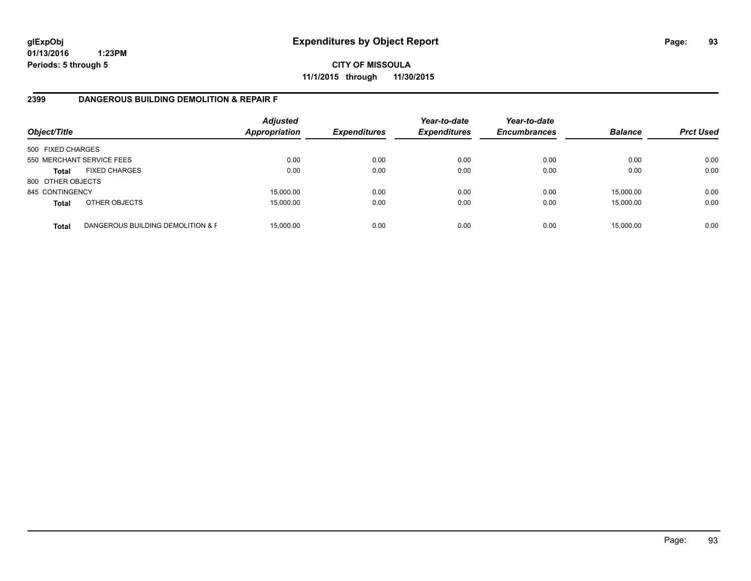**glExpObj**
**01/13/2016 1:23PM**
**Periods: 5 through 5**

# Expenditures by Object Report

**CITY OF MISSOULA**
**11/1/2015 through 11/30/2015**

## 2399 DANGEROUS BUILDING DEMOLITION & REPAIR F

| Object/Title | | Adjusted Appropriation | Expenditures | Year-to-date Expenditures | Year-to-date Encumbrances | Balance | Prct Used |
|---|---|---|---|---|---|---|---|
| 500 FIXED CHARGES | | | | | | | |
| 550 MERCHANT SERVICE FEES | | 0.00 | 0.00 | 0.00 | 0.00 | 0.00 | 0.00 |
| **Total** | FIXED CHARGES | 0.00 | 0.00 | 0.00 | 0.00 | 0.00 | 0.00 |
| 800 OTHER OBJECTS | | | | | | | |
| 845 CONTINGENCY | | 15,000.00 | 0.00 | 0.00 | 0.00 | 15,000.00 | 0.00 |
| **Total** | OTHER OBJECTS | 15,000.00 | 0.00 | 0.00 | 0.00 | 15,000.00 | 0.00 |
| **Total** | DANGEROUS BUILDING DEMOLITION & F | 15,000.00 | 0.00 | 0.00 | 0.00 | 15,000.00 | 0.00 |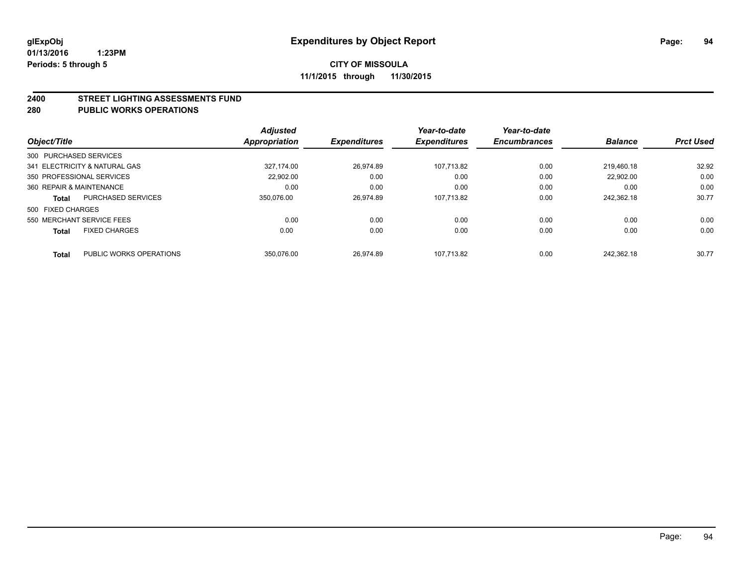**glExpObj**
**01/13/2016 1:23PM**
**Periods: 5 through 5**

# Expenditures by Object Report

**CITY OF MISSOULA**
**11/1/2015 through 11/30/2015**

## 2400 STREET LIGHTING ASSESSMENTS FUND
## 280 PUBLIC WORKS OPERATIONS

| Object/Title | | Adjusted Appropriation | Expenditures | Year-to-date Expenditures | Year-to-date Encumbrances | Balance | Prct Used |
|---|---|---|---|---|---|---|---|
| 300 PURCHASED SERVICES | | | | | | | |
| 341 ELECTRICITY & NATURAL GAS | | 327,174.00 | 26,974.89 | 107,713.82 | 0.00 | 219,460.18 | 32.92 |
| 350 PROFESSIONAL SERVICES | | 22,902.00 | 0.00 | 0.00 | 0.00 | 22,902.00 | 0.00 |
| 360 REPAIR & MAINTENANCE | | 0.00 | 0.00 | 0.00 | 0.00 | 0.00 | 0.00 |
| **Total** | PURCHASED SERVICES | 350,076.00 | 26,974.89 | 107,713.82 | 0.00 | 242,362.18 | 30.77 |
| 500 FIXED CHARGES | | | | | | | |
| 550 MERCHANT SERVICE FEES | | 0.00 | 0.00 | 0.00 | 0.00 | 0.00 | 0.00 |
| **Total** | FIXED CHARGES | 0.00 | 0.00 | 0.00 | 0.00 | 0.00 | 0.00 |
| **Total** | PUBLIC WORKS OPERATIONS | 350,076.00 | 26,974.89 | 107,713.82 | 0.00 | 242,362.18 | 30.77 |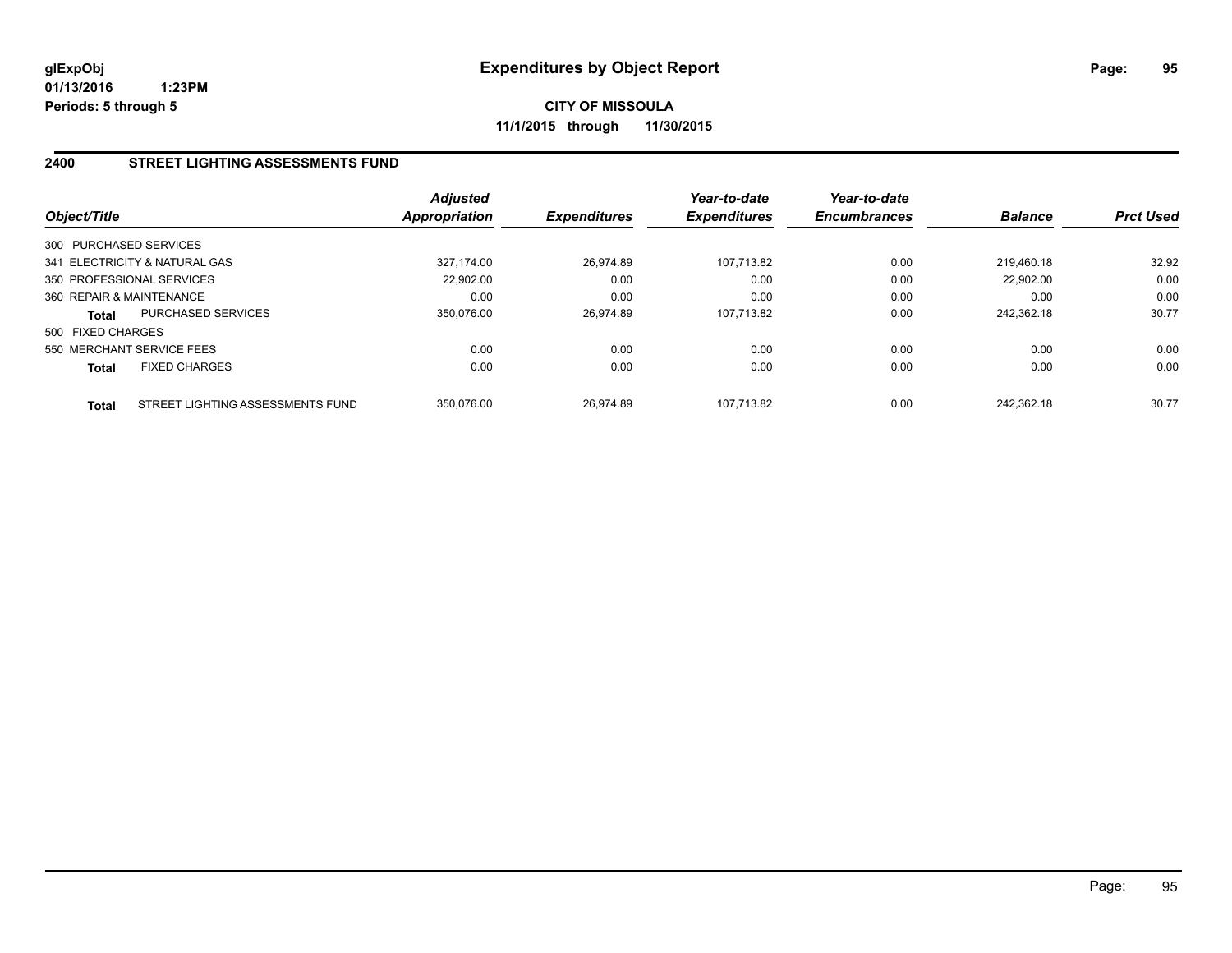glExpObj
01/13/2016 1:23PM
Periods: 5 through 5

# Expenditures by Object Report

**CITY OF MISSOULA**
**11/1/2015 through 11/30/2015**

## 2400 STREET LIGHTING ASSESSMENTS FUND

| Object/Title | | Adjusted Appropriation | Expenditures | Year-to-date Expenditures | Year-to-date Encumbrances | Balance | Prct Used |
|---|---|---|---|---|---|---|---|
| 300 PURCHASED SERVICES | | | | | | | |
| 341 ELECTRICITY & NATURAL GAS | | 327,174.00 | 26,974.89 | 107,713.82 | 0.00 | 219,460.18 | 32.92 |
| 350 PROFESSIONAL SERVICES | | 22,902.00 | 0.00 | 0.00 | 0.00 | 22,902.00 | 0.00 |
| 360 REPAIR & MAINTENANCE | | 0.00 | 0.00 | 0.00 | 0.00 | 0.00 | 0.00 |
| **Total** | PURCHASED SERVICES | 350,076.00 | 26,974.89 | 107,713.82 | 0.00 | 242,362.18 | 30.77 |
| 500 FIXED CHARGES | | | | | | | |
| 550 MERCHANT SERVICE FEES | | 0.00 | 0.00 | 0.00 | 0.00 | 0.00 | 0.00 |
| **Total** | FIXED CHARGES | 0.00 | 0.00 | 0.00 | 0.00 | 0.00 | 0.00 |
| **Total** | STREET LIGHTING ASSESSMENTS FUND | 350,076.00 | 26,974.89 | 107,713.82 | 0.00 | 242,362.18 | 30.77 |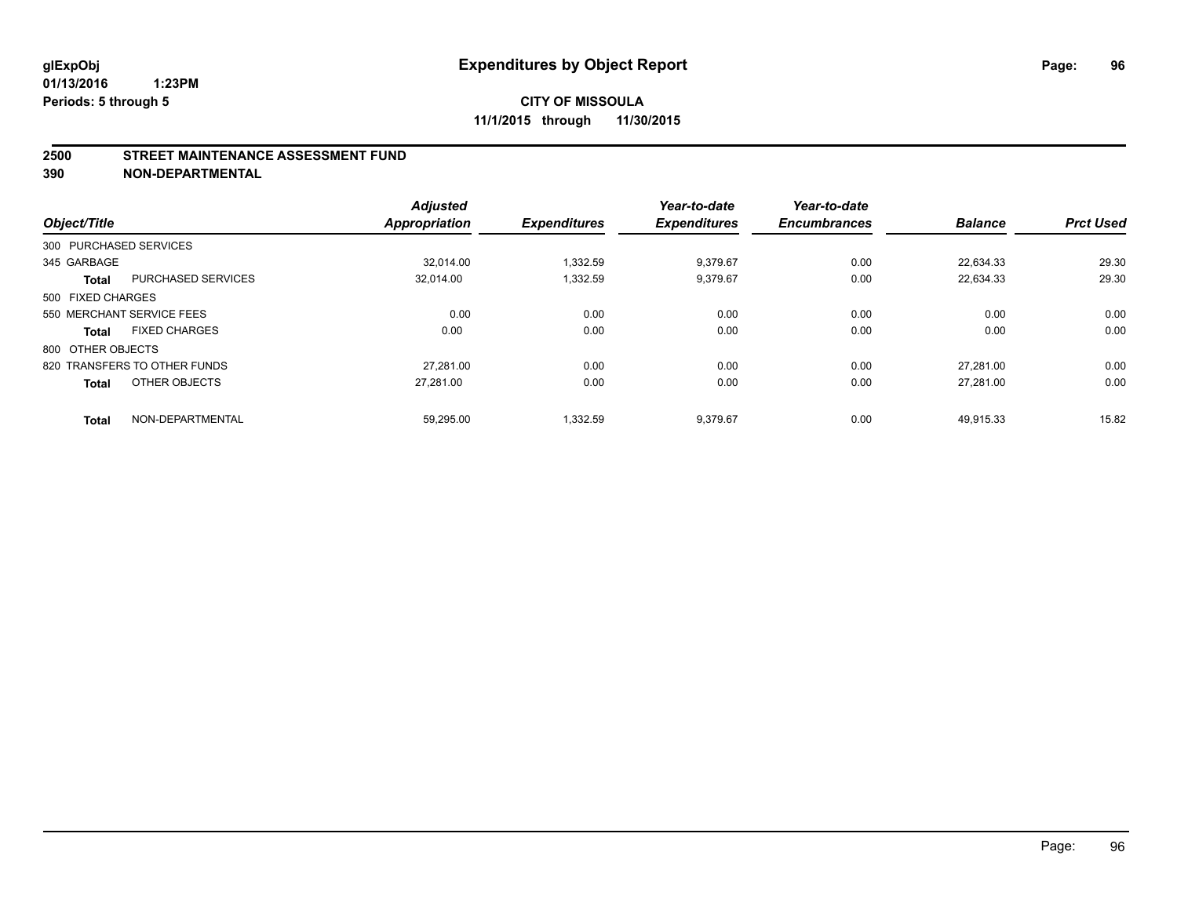# Expenditures by Object Report

glExpObj
01/13/2016 1:23PM
Periods: 5 through 5

**CITY OF MISSOULA**
**11/1/2015 through 11/30/2015**

**2500 STREET MAINTENANCE ASSESSMENT FUND**
**390 NON-DEPARTMENTAL**

| Object/Title | | Adjusted Appropriation | Expenditures | Year-to-date Expenditures | Year-to-date Encumbrances | Balance | Prct Used |
|---|---|---|---|---|---|---|---|
| 300 PURCHASED SERVICES | | | | | | | |
| 345 GARBAGE | | 32,014.00 | 1,332.59 | 9,379.67 | 0.00 | 22,634.33 | 29.30 |
| **Total** | PURCHASED SERVICES | 32,014.00 | 1,332.59 | 9,379.67 | 0.00 | 22,634.33 | 29.30 |
| 500 FIXED CHARGES | | | | | | | |
| 550 MERCHANT SERVICE FEES | | 0.00 | 0.00 | 0.00 | 0.00 | 0.00 | 0.00 |
| **Total** | FIXED CHARGES | 0.00 | 0.00 | 0.00 | 0.00 | 0.00 | 0.00 |
| 800 OTHER OBJECTS | | | | | | | |
| 820 TRANSFERS TO OTHER FUNDS | | 27,281.00 | 0.00 | 0.00 | 0.00 | 27,281.00 | 0.00 |
| **Total** | OTHER OBJECTS | 27,281.00 | 0.00 | 0.00 | 0.00 | 27,281.00 | 0.00 |
| **Total** | NON-DEPARTMENTAL | 59,295.00 | 1,332.59 | 9,379.67 | 0.00 | 49,915.33 | 15.82 |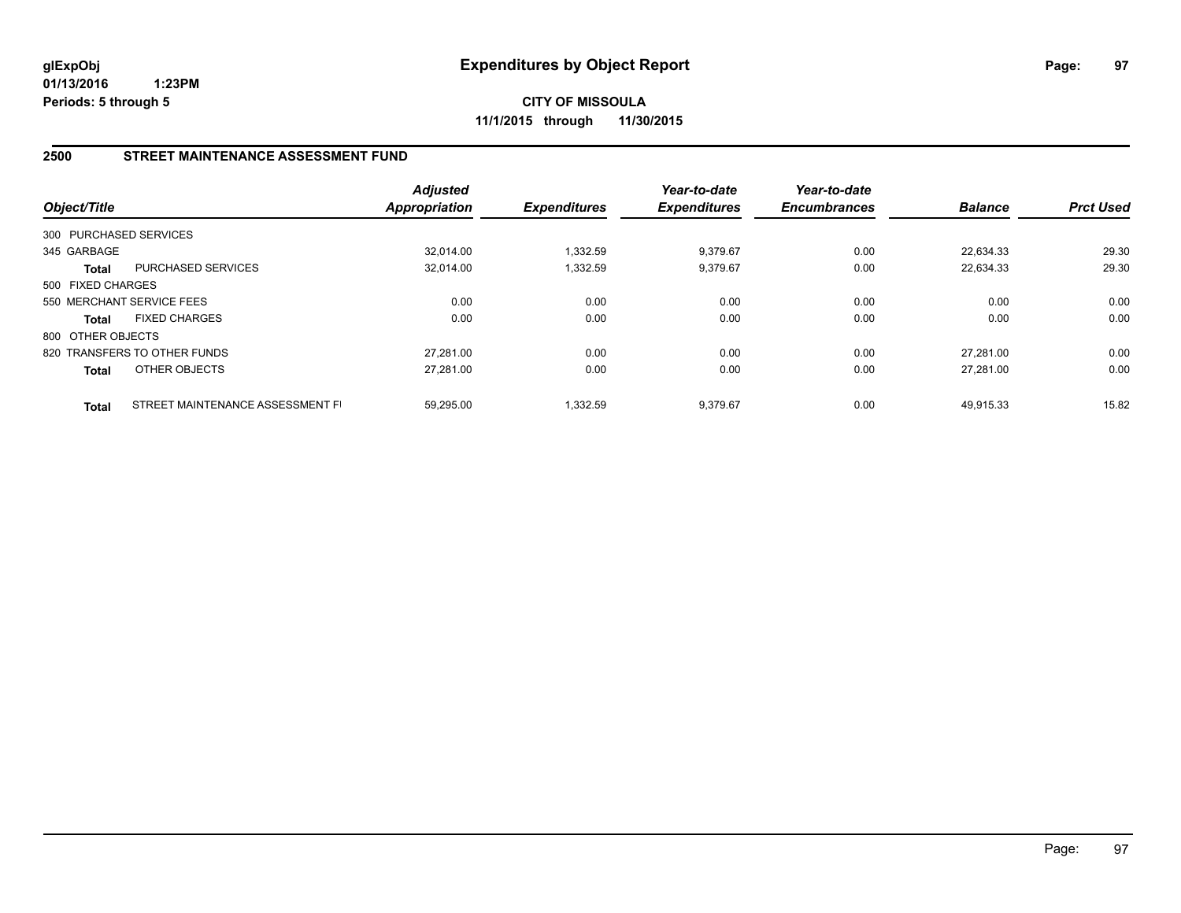**glExpObj**
**01/13/2016 1:23PM**
**Periods: 5 through 5**

# Expenditures by Object Report

**CITY OF MISSOULA**
**11/1/2015 through 11/30/2015**

## 2500 STREET MAINTENANCE ASSESSMENT FUND

| Object/Title | | Adjusted Appropriation | Expenditures | Year-to-date Expenditures | Year-to-date Encumbrances | Balance | Prct Used |
|---|---|---|---|---|---|---|---|
| 300 PURCHASED SERVICES | | | | | | | |
| 345 GARBAGE | | 32,014.00 | 1,332.59 | 9,379.67 | 0.00 | 22,634.33 | 29.30 |
| **Total** | PURCHASED SERVICES | 32,014.00 | 1,332.59 | 9,379.67 | 0.00 | 22,634.33 | 29.30 |
| 500 FIXED CHARGES | | | | | | | |
| 550 MERCHANT SERVICE FEES | | 0.00 | 0.00 | 0.00 | 0.00 | 0.00 | 0.00 |
| **Total** | FIXED CHARGES | 0.00 | 0.00 | 0.00 | 0.00 | 0.00 | 0.00 |
| 800 OTHER OBJECTS | | | | | | | |
| 820 TRANSFERS TO OTHER FUNDS | | 27,281.00 | 0.00 | 0.00 | 0.00 | 27,281.00 | 0.00 |
| **Total** | OTHER OBJECTS | 27,281.00 | 0.00 | 0.00 | 0.00 | 27,281.00 | 0.00 |
| **Total** | STREET MAINTENANCE ASSESSMENT FI | 59,295.00 | 1,332.59 | 9,379.67 | 0.00 | 49,915.33 | 15.82 |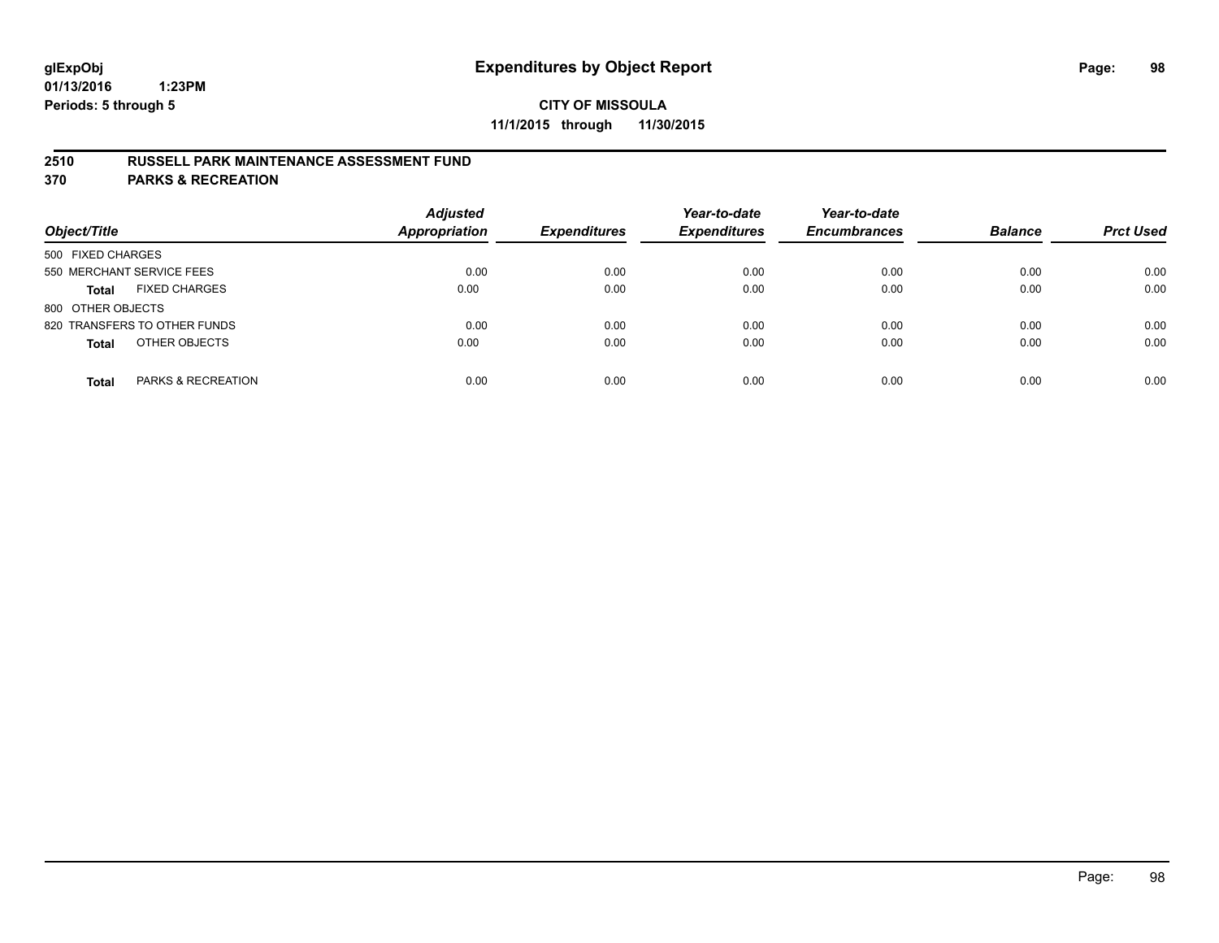glExpObj
01/13/2016 1:23PM
Periods: 5 through 5

# Expenditures by Object Report

**CITY OF MISSOULA**
**11/1/2015 through 11/30/2015**

## 2510 RUSSELL PARK MAINTENANCE ASSESSMENT FUND
## 370 PARKS & RECREATION

| Object/Title | | Adjusted Appropriation | Expenditures | Year-to-date Expenditures | Year-to-date Encumbrances | Balance | Prct Used |
|---|---|---|---|---|---|---|---|
| 500 FIXED CHARGES | | | | | | | |
| 550 MERCHANT SERVICE FEES | | 0.00 | 0.00 | 0.00 | 0.00 | 0.00 | 0.00 |
| **Total** | FIXED CHARGES | 0.00 | 0.00 | 0.00 | 0.00 | 0.00 | 0.00 |
| 800 OTHER OBJECTS | | | | | | | |
| 820 TRANSFERS TO OTHER FUNDS | | 0.00 | 0.00 | 0.00 | 0.00 | 0.00 | 0.00 |
| **Total** | OTHER OBJECTS | 0.00 | 0.00 | 0.00 | 0.00 | 0.00 | 0.00 |
| **Total** | PARKS & RECREATION | 0.00 | 0.00 | 0.00 | 0.00 | 0.00 | 0.00 |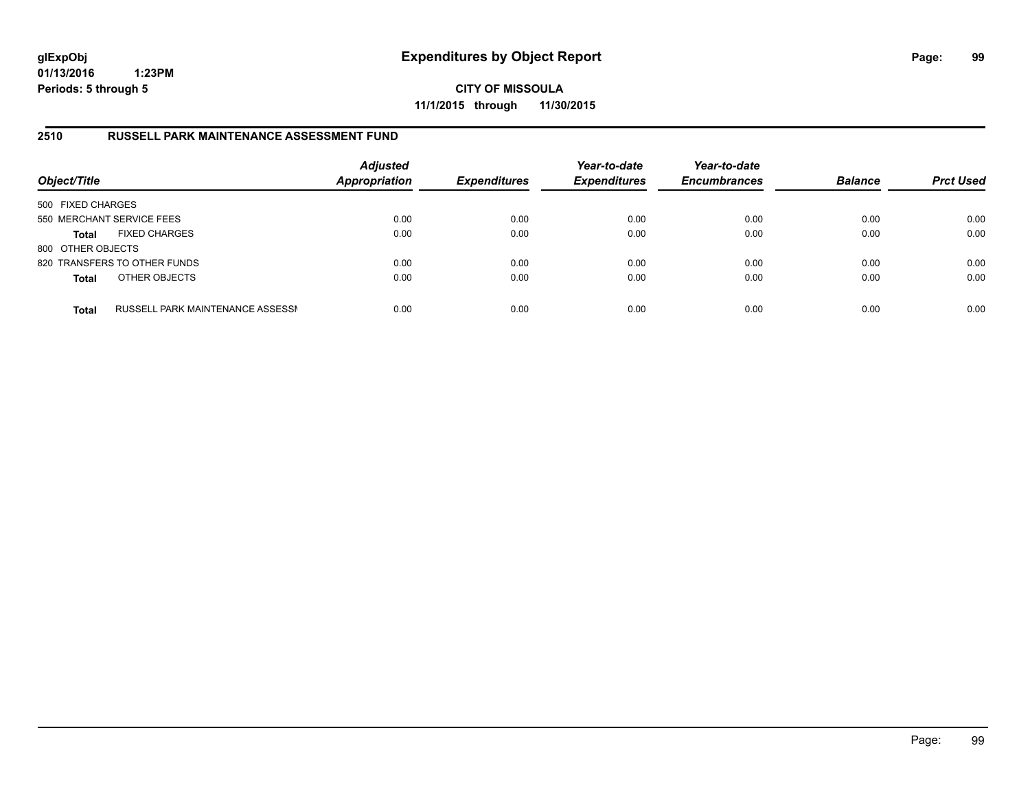# Expenditures by Object Report

glExpObj
01/13/2016 1:23PM
Periods: 5 through 5

**CITY OF MISSOULA**
**11/1/2015 through 11/30/2015**

## 2510 RUSSELL PARK MAINTENANCE ASSESSMENT FUND

| Object/Title | | Adjusted Appropriation | Expenditures | Year-to-date Expenditures | Year-to-date Encumbrances | Balance | Prct Used |
|---|---|---|---|---|---|---|---|
| 500 FIXED CHARGES | | | | | | | |
| 550 MERCHANT SERVICE FEES | | 0.00 | 0.00 | 0.00 | 0.00 | 0.00 | 0.00 |
| **Total** | FIXED CHARGES | 0.00 | 0.00 | 0.00 | 0.00 | 0.00 | 0.00 |
| 800 OTHER OBJECTS | | | | | | | |
| 820 TRANSFERS TO OTHER FUNDS | | 0.00 | 0.00 | 0.00 | 0.00 | 0.00 | 0.00 |
| **Total** | OTHER OBJECTS | 0.00 | 0.00 | 0.00 | 0.00 | 0.00 | 0.00 |
| **Total** | RUSSELL PARK MAINTENANCE ASSESSM | 0.00 | 0.00 | 0.00 | 0.00 | 0.00 | 0.00 |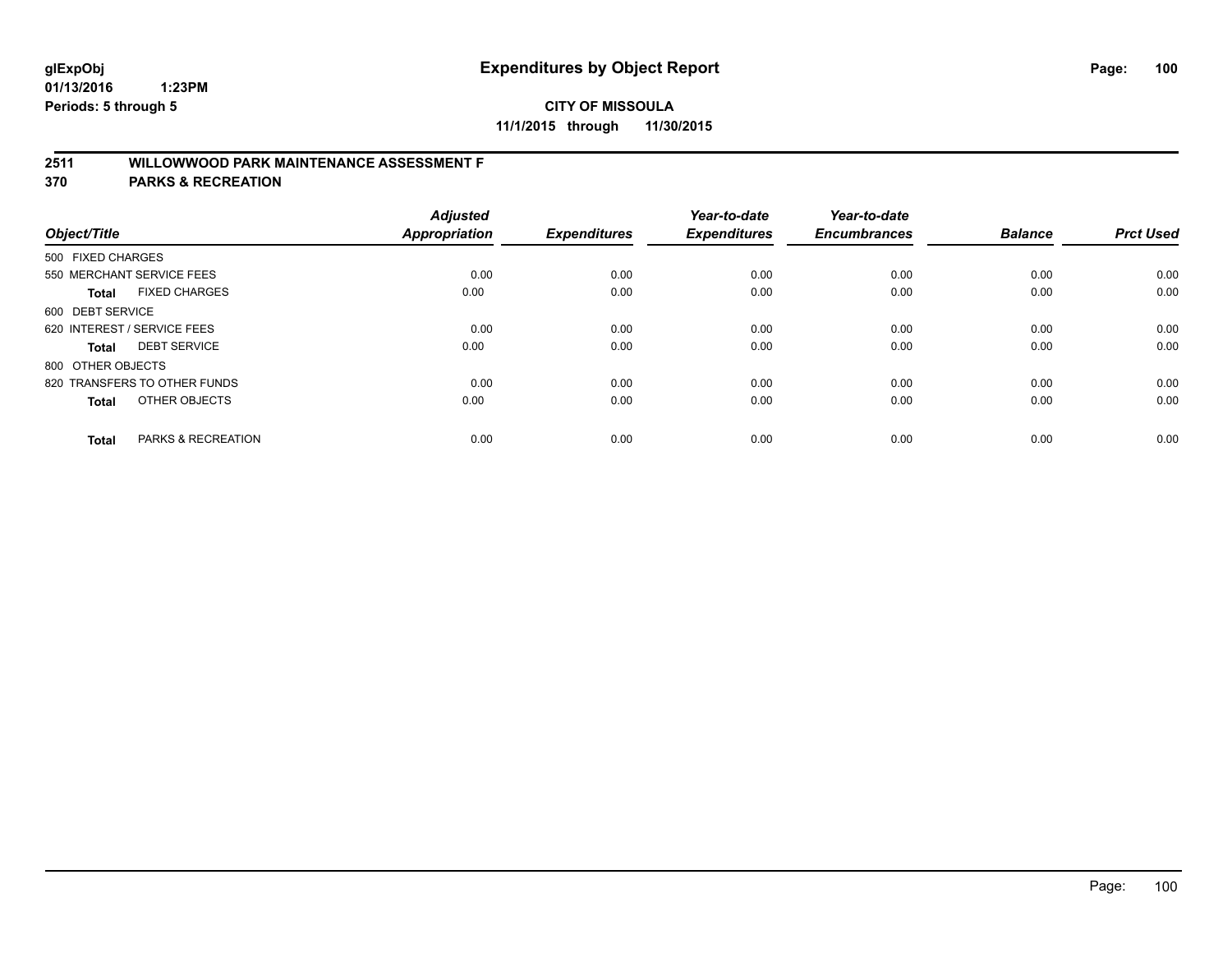# Expenditures by Object Report

glExpObj
01/13/2016 1:23PM
Periods: 5 through 5

**CITY OF MISSOULA**
**11/1/2015 through 11/30/2015**

## 2511 WILLOWWOOD PARK MAINTENANCE ASSESSMENT F
## 370 PARKS & RECREATION

| Object/Title | | Adjusted Appropriation | Expenditures | Year-to-date Expenditures | Year-to-date Encumbrances | Balance | Prct Used |
|---|---|---|---|---|---|---|---|
| 500 FIXED CHARGES | | | | | | | |
| 550 MERCHANT SERVICE FEES | | 0.00 | 0.00 | 0.00 | 0.00 | 0.00 | 0.00 |
| **Total** | FIXED CHARGES | 0.00 | 0.00 | 0.00 | 0.00 | 0.00 | 0.00 |
| 600 DEBT SERVICE | | | | | | | |
| 620 INTEREST / SERVICE FEES | | 0.00 | 0.00 | 0.00 | 0.00 | 0.00 | 0.00 |
| **Total** | DEBT SERVICE | 0.00 | 0.00 | 0.00 | 0.00 | 0.00 | 0.00 |
| 800 OTHER OBJECTS | | | | | | | |
| 820 TRANSFERS TO OTHER FUNDS | | 0.00 | 0.00 | 0.00 | 0.00 | 0.00 | 0.00 |
| **Total** | OTHER OBJECTS | 0.00 | 0.00 | 0.00 | 0.00 | 0.00 | 0.00 |
| **Total** | PARKS & RECREATION | 0.00 | 0.00 | 0.00 | 0.00 | 0.00 | 0.00 |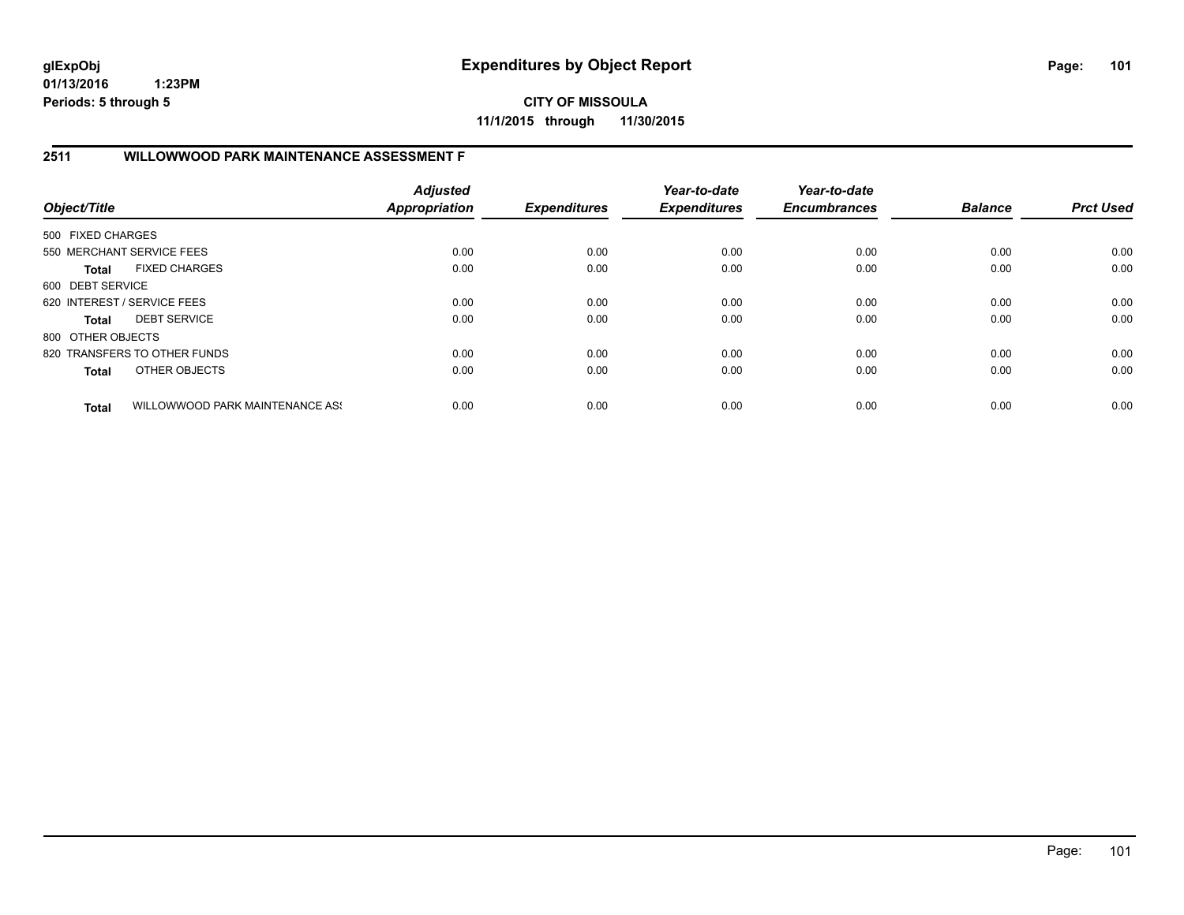**CITY OF MISSOULA**

**11/1/2015 through 11/30/2015**

## 2511 WILLOWWOOD PARK MAINTENANCE ASSESSMENT F

| Object/Title | | Adjusted Appropriation | Expenditures | Year-to-date Expenditures | Year-to-date Encumbrances | Balance | Prct Used |
|---|---|---|---|---|---|---|---|
| 500 FIXED CHARGES | | | | | | | |
| 550 MERCHANT SERVICE FEES | | 0.00 | 0.00 | 0.00 | 0.00 | 0.00 | 0.00 |
| **Total** | FIXED CHARGES | 0.00 | 0.00 | 0.00 | 0.00 | 0.00 | 0.00 |
| 600 DEBT SERVICE | | | | | | | |
| 620 INTEREST / SERVICE FEES | | 0.00 | 0.00 | 0.00 | 0.00 | 0.00 | 0.00 |
| **Total** | DEBT SERVICE | 0.00 | 0.00 | 0.00 | 0.00 | 0.00 | 0.00 |
| 800 OTHER OBJECTS | | | | | | | |
| 820 TRANSFERS TO OTHER FUNDS | | 0.00 | 0.00 | 0.00 | 0.00 | 0.00 | 0.00 |
| **Total** | OTHER OBJECTS | 0.00 | 0.00 | 0.00 | 0.00 | 0.00 | 0.00 |
| **Total** | WILLOWWOOD PARK MAINTENANCE AS! | 0.00 | 0.00 | 0.00 | 0.00 | 0.00 | 0.00 |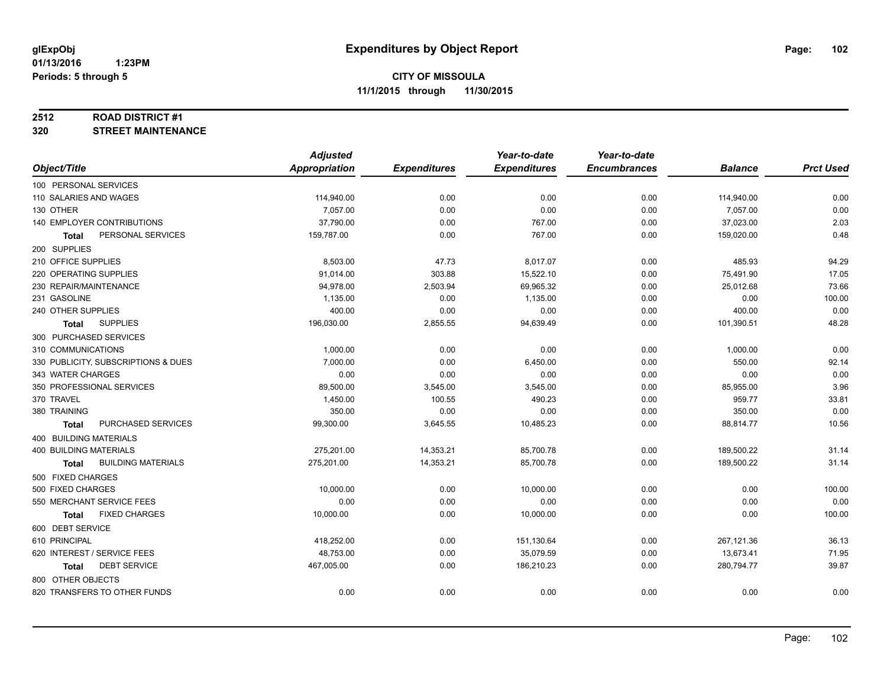glExpObj
01/13/2016 1:23PM
Periods: 5 through 5

# Expenditures by Object Report

**CITY OF MISSOULA**
**11/1/2015 through 11/30/2015**

**2512 ROAD DISTRICT #1**
**320 STREET MAINTENANCE**

| Object/Title | Adjusted Appropriation | Expenditures | Year-to-date Expenditures | Year-to-date Encumbrances | Balance | Prct Used |
|---|---|---|---|---|---|---|
| 100 PERSONAL SERVICES | | | | | | |
| 110 SALARIES AND WAGES | 114,940.00 | 0.00 | 0.00 | 0.00 | 114,940.00 | 0.00 |
| 130 OTHER | 7,057.00 | 0.00 | 0.00 | 0.00 | 7,057.00 | 0.00 |
| 140 EMPLOYER CONTRIBUTIONS | 37,790.00 | 0.00 | 767.00 | 0.00 | 37,023.00 | 2.03 |
| **Total** PERSONAL SERVICES | 159,787.00 | 0.00 | 767.00 | 0.00 | 159,020.00 | 0.48 |
| 200 SUPPLIES | | | | | | |
| 210 OFFICE SUPPLIES | 8,503.00 | 47.73 | 8,017.07 | 0.00 | 485.93 | 94.29 |
| 220 OPERATING SUPPLIES | 91,014.00 | 303.88 | 15,522.10 | 0.00 | 75,491.90 | 17.05 |
| 230 REPAIR/MAINTENANCE | 94,978.00 | 2,503.94 | 69,965.32 | 0.00 | 25,012.68 | 73.66 |
| 231 GASOLINE | 1,135.00 | 0.00 | 1,135.00 | 0.00 | 0.00 | 100.00 |
| 240 OTHER SUPPLIES | 400.00 | 0.00 | 0.00 | 0.00 | 400.00 | 0.00 |
| **Total** SUPPLIES | 196,030.00 | 2,855.55 | 94,639.49 | 0.00 | 101,390.51 | 48.28 |
| 300 PURCHASED SERVICES | | | | | | |
| 310 COMMUNICATIONS | 1,000.00 | 0.00 | 0.00 | 0.00 | 1,000.00 | 0.00 |
| 330 PUBLICITY, SUBSCRIPTIONS & DUES | 7,000.00 | 0.00 | 6,450.00 | 0.00 | 550.00 | 92.14 |
| 343 WATER CHARGES | 0.00 | 0.00 | 0.00 | 0.00 | 0.00 | 0.00 |
| 350 PROFESSIONAL SERVICES | 89,500.00 | 3,545.00 | 3,545.00 | 0.00 | 85,955.00 | 3.96 |
| 370 TRAVEL | 1,450.00 | 100.55 | 490.23 | 0.00 | 959.77 | 33.81 |
| 380 TRAINING | 350.00 | 0.00 | 0.00 | 0.00 | 350.00 | 0.00 |
| **Total** PURCHASED SERVICES | 99,300.00 | 3,645.55 | 10,485.23 | 0.00 | 88,814.77 | 10.56 |
| 400 BUILDING MATERIALS | | | | | | |
| 400 BUILDING MATERIALS | 275,201.00 | 14,353.21 | 85,700.78 | 0.00 | 189,500.22 | 31.14 |
| **Total** BUILDING MATERIALS | 275,201.00 | 14,353.21 | 85,700.78 | 0.00 | 189,500.22 | 31.14 |
| 500 FIXED CHARGES | | | | | | |
| 500 FIXED CHARGES | 10,000.00 | 0.00 | 10,000.00 | 0.00 | 0.00 | 100.00 |
| 550 MERCHANT SERVICE FEES | 0.00 | 0.00 | 0.00 | 0.00 | 0.00 | 0.00 |
| **Total** FIXED CHARGES | 10,000.00 | 0.00 | 10,000.00 | 0.00 | 0.00 | 100.00 |
| 600 DEBT SERVICE | | | | | | |
| 610 PRINCIPAL | 418,252.00 | 0.00 | 151,130.64 | 0.00 | 267,121.36 | 36.13 |
| 620 INTEREST / SERVICE FEES | 48,753.00 | 0.00 | 35,079.59 | 0.00 | 13,673.41 | 71.95 |
| **Total** DEBT SERVICE | 467,005.00 | 0.00 | 186,210.23 | 0.00 | 280,794.77 | 39.87 |
| 800 OTHER OBJECTS | | | | | | |
| 820 TRANSFERS TO OTHER FUNDS | 0.00 | 0.00 | 0.00 | 0.00 | 0.00 | 0.00 |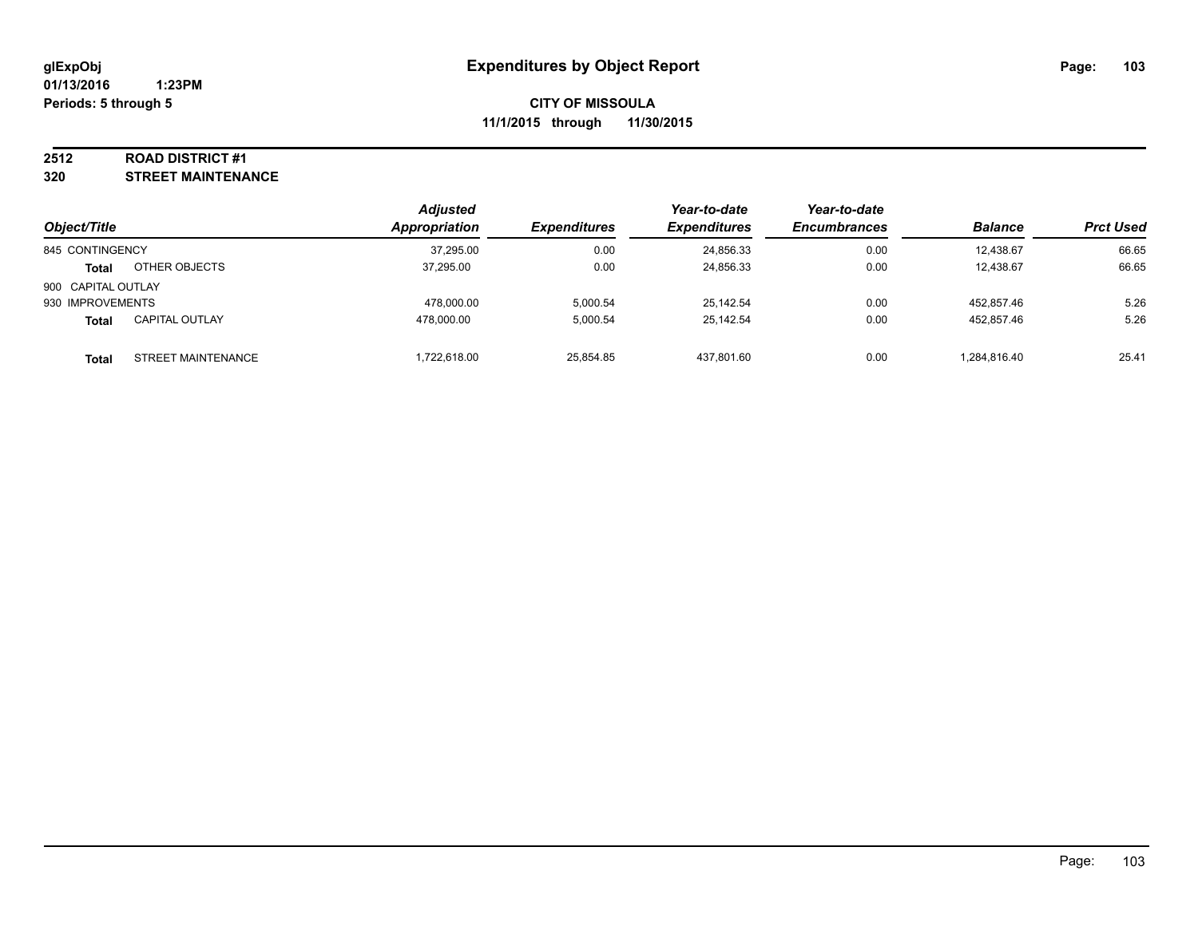**CITY OF MISSOULA**

**11/1/2015 through 11/30/2015**

**2512 ROAD DISTRICT #1**

**320 STREET MAINTENANCE**

| Object/Title | | Adjusted Appropriation | Expenditures | Year-to-date Expenditures | Year-to-date Encumbrances | Balance | Prct Used |
|---|---|---|---|---|---|---|---|
| 845 CONTINGENCY | | 37,295.00 | 0.00 | 24,856.33 | 0.00 | 12,438.67 | 66.65 |
| **Total** | OTHER OBJECTS | 37,295.00 | 0.00 | 24,856.33 | 0.00 | 12,438.67 | 66.65 |
| 900 CAPITAL OUTLAY | | | | | | | |
| 930 IMPROVEMENTS | | 478,000.00 | 5,000.54 | 25,142.54 | 0.00 | 452,857.46 | 5.26 |
| **Total** | CAPITAL OUTLAY | 478,000.00 | 5,000.54 | 25,142.54 | 0.00 | 452,857.46 | 5.26 |
| **Total** | STREET MAINTENANCE | 1,722,618.00 | 25,854.85 | 437,801.60 | 0.00 | 1,284,816.40 | 25.41 |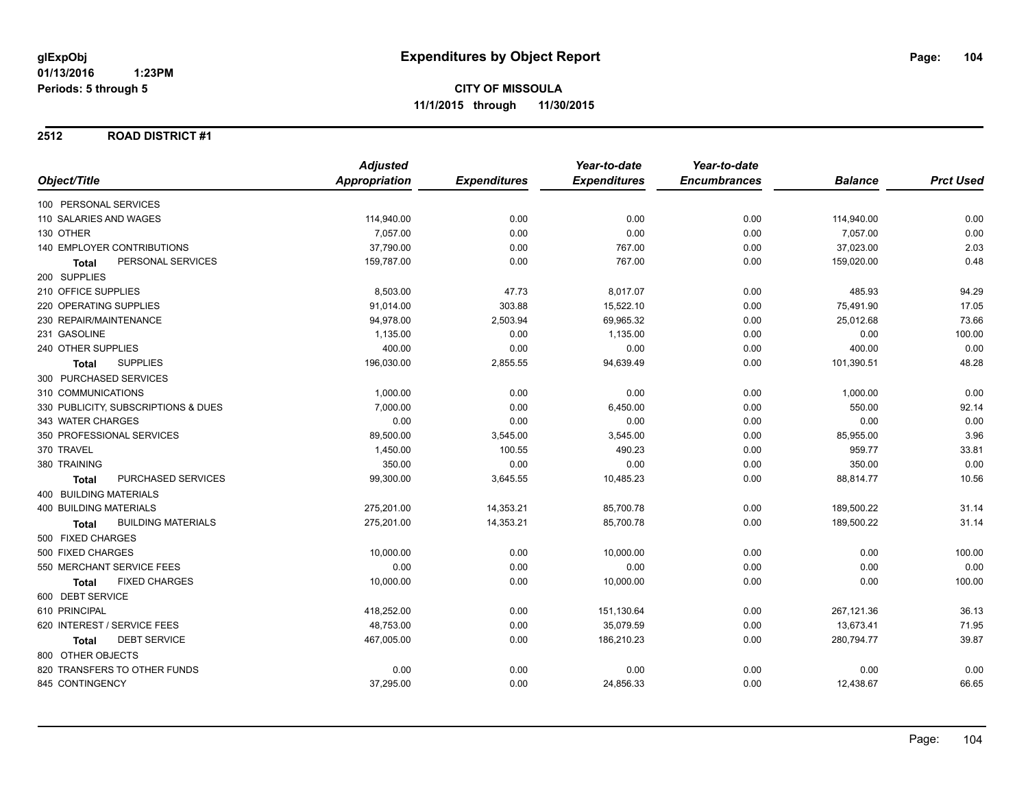**glExpObj** **Expenditures by Object Report**

**01/13/2016 1:23PM**

**Periods: 5 through 5**

**CITY OF MISSOULA**

**11/1/2015 through 11/30/2015**

## 2512 ROAD DISTRICT #1

| Object/Title | Adjusted Appropriation | Expenditures | Year-to-date Expenditures | Year-to-date Encumbrances | Balance | Prct Used |
|---|---|---|---|---|---|---|
| 100 PERSONAL SERVICES | | | | | | |
| 110 SALARIES AND WAGES | 114,940.00 | 0.00 | 0.00 | 0.00 | 114,940.00 | 0.00 |
| 130 OTHER | 7,057.00 | 0.00 | 0.00 | 0.00 | 7,057.00 | 0.00 |
| 140 EMPLOYER CONTRIBUTIONS | 37,790.00 | 0.00 | 767.00 | 0.00 | 37,023.00 | 2.03 |
| **Total** PERSONAL SERVICES | 159,787.00 | 0.00 | 767.00 | 0.00 | 159,020.00 | 0.48 |
| 200 SUPPLIES | | | | | | |
| 210 OFFICE SUPPLIES | 8,503.00 | 47.73 | 8,017.07 | 0.00 | 485.93 | 94.29 |
| 220 OPERATING SUPPLIES | 91,014.00 | 303.88 | 15,522.10 | 0.00 | 75,491.90 | 17.05 |
| 230 REPAIR/MAINTENANCE | 94,978.00 | 2,503.94 | 69,965.32 | 0.00 | 25,012.68 | 73.66 |
| 231 GASOLINE | 1,135.00 | 0.00 | 1,135.00 | 0.00 | 0.00 | 100.00 |
| 240 OTHER SUPPLIES | 400.00 | 0.00 | 0.00 | 0.00 | 400.00 | 0.00 |
| **Total** SUPPLIES | 196,030.00 | 2,855.55 | 94,639.49 | 0.00 | 101,390.51 | 48.28 |
| 300 PURCHASED SERVICES | | | | | | |
| 310 COMMUNICATIONS | 1,000.00 | 0.00 | 0.00 | 0.00 | 1,000.00 | 0.00 |
| 330 PUBLICITY, SUBSCRIPTIONS & DUES | 7,000.00 | 0.00 | 6,450.00 | 0.00 | 550.00 | 92.14 |
| 343 WATER CHARGES | 0.00 | 0.00 | 0.00 | 0.00 | 0.00 | 0.00 |
| 350 PROFESSIONAL SERVICES | 89,500.00 | 3,545.00 | 3,545.00 | 0.00 | 85,955.00 | 3.96 |
| 370 TRAVEL | 1,450.00 | 100.55 | 490.23 | 0.00 | 959.77 | 33.81 |
| 380 TRAINING | 350.00 | 0.00 | 0.00 | 0.00 | 350.00 | 0.00 |
| **Total** PURCHASED SERVICES | 99,300.00 | 3,645.55 | 10,485.23 | 0.00 | 88,814.77 | 10.56 |
| 400 BUILDING MATERIALS | | | | | | |
| 400 BUILDING MATERIALS | 275,201.00 | 14,353.21 | 85,700.78 | 0.00 | 189,500.22 | 31.14 |
| **Total** BUILDING MATERIALS | 275,201.00 | 14,353.21 | 85,700.78 | 0.00 | 189,500.22 | 31.14 |
| 500 FIXED CHARGES | | | | | | |
| 500 FIXED CHARGES | 10,000.00 | 0.00 | 10,000.00 | 0.00 | 0.00 | 100.00 |
| 550 MERCHANT SERVICE FEES | 0.00 | 0.00 | 0.00 | 0.00 | 0.00 | 0.00 |
| **Total** FIXED CHARGES | 10,000.00 | 0.00 | 10,000.00 | 0.00 | 0.00 | 100.00 |
| 600 DEBT SERVICE | | | | | | |
| 610 PRINCIPAL | 418,252.00 | 0.00 | 151,130.64 | 0.00 | 267,121.36 | 36.13 |
| 620 INTEREST / SERVICE FEES | 48,753.00 | 0.00 | 35,079.59 | 0.00 | 13,673.41 | 71.95 |
| **Total** DEBT SERVICE | 467,005.00 | 0.00 | 186,210.23 | 0.00 | 280,794.77 | 39.87 |
| 800 OTHER OBJECTS | | | | | | |
| 820 TRANSFERS TO OTHER FUNDS | 0.00 | 0.00 | 0.00 | 0.00 | 0.00 | 0.00 |
| 845 CONTINGENCY | 37,295.00 | 0.00 | 24,856.33 | 0.00 | 12,438.67 | 66.65 |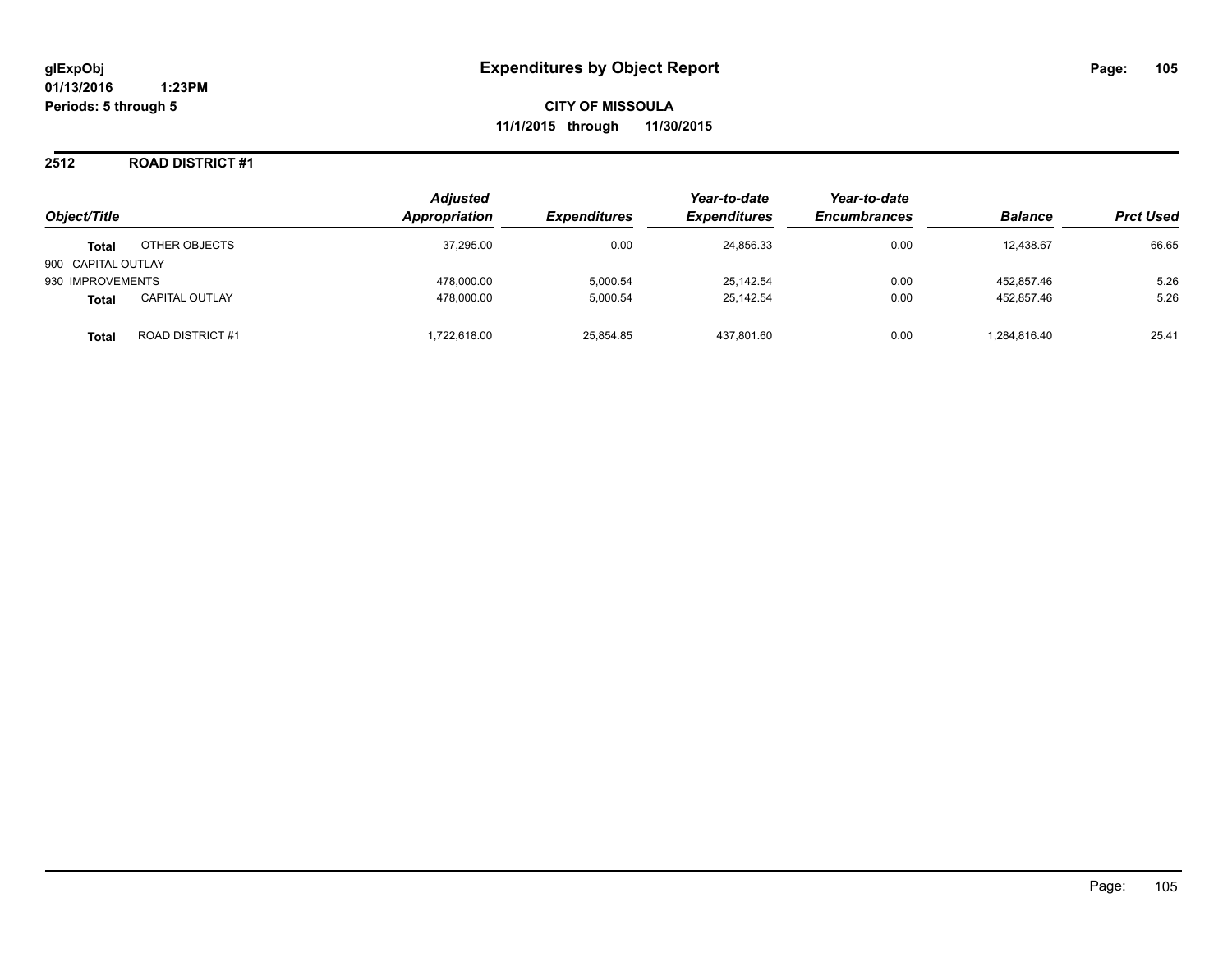# Expenditures by Object Report

glExpObj
01/13/2016 1:23PM
Periods: 5 through 5

**CITY OF MISSOULA**
**11/1/2015 through 11/30/2015**

## 2512 ROAD DISTRICT #1

| Object/Title | | Adjusted Appropriation | Expenditures | Year-to-date Expenditures | Year-to-date Encumbrances | Balance | Prct Used |
|---|---|---|---|---|---|---|---|
| **Total** | OTHER OBJECTS | 37,295.00 | 0.00 | 24,856.33 | 0.00 | 12,438.67 | 66.65 |
| 900 CAPITAL OUTLAY | | | | | | | |
| 930 IMPROVEMENTS | | 478,000.00 | 5,000.54 | 25,142.54 | 0.00 | 452,857.46 | 5.26 |
| **Total** | CAPITAL OUTLAY | 478,000.00 | 5,000.54 | 25,142.54 | 0.00 | 452,857.46 | 5.26 |
| **Total** | ROAD DISTRICT #1 | 1,722,618.00 | 25,854.85 | 437,801.60 | 0.00 | 1,284,816.40 | 25.41 |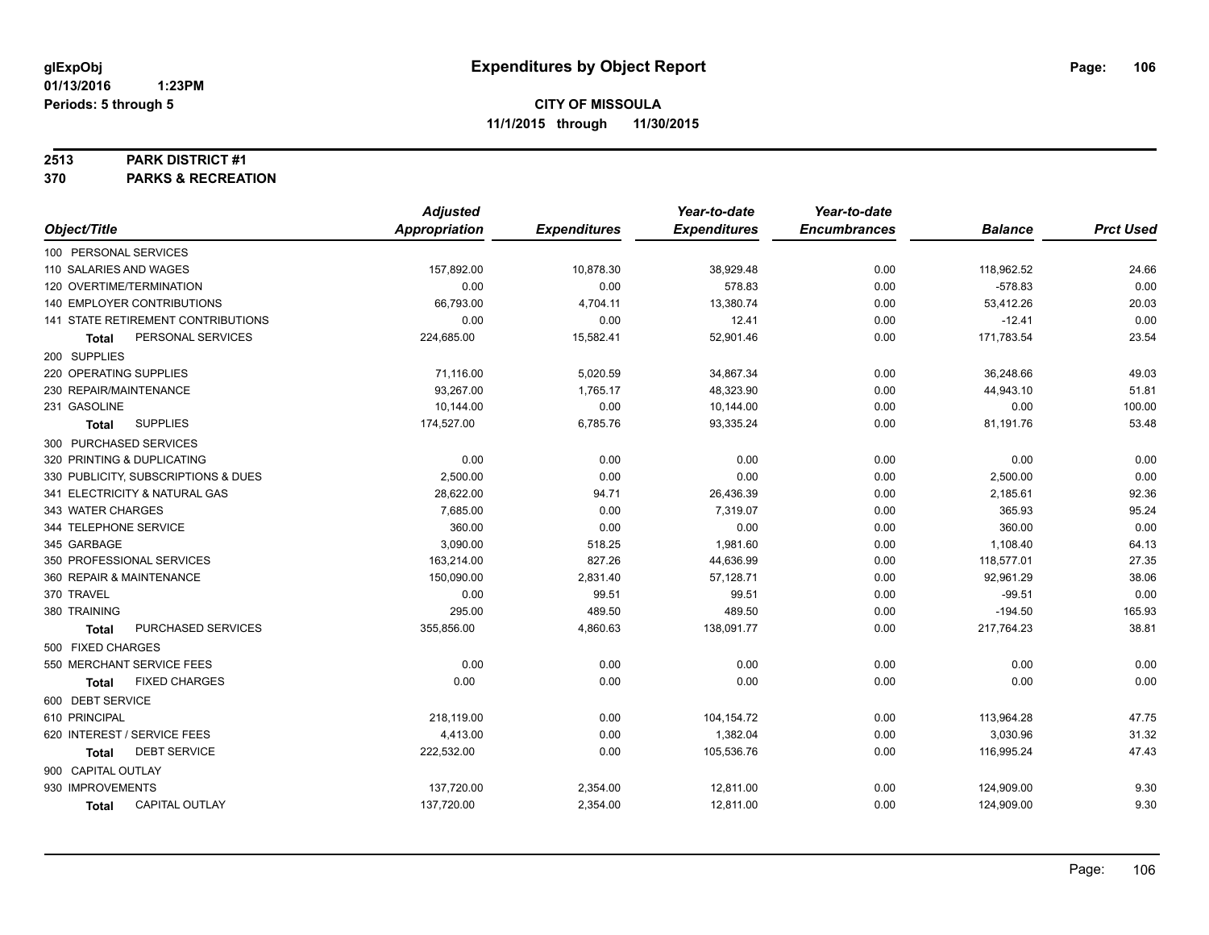**glExpObj** **Expenditures by Object Report**
**01/13/2016 1:23PM**
**Periods: 5 through 5**

**CITY OF MISSOULA**
**11/1/2015 through 11/30/2015**

**2513 PARK DISTRICT #1**
**370 PARKS & RECREATION**

| Object/Title | Adjusted Appropriation | Expenditures | Year-to-date Expenditures | Year-to-date Encumbrances | Balance | Prct Used |
|---|---|---|---|---|---|---|
| 100 PERSONAL SERVICES | | | | | | |
| 110 SALARIES AND WAGES | 157,892.00 | 10,878.30 | 38,929.48 | 0.00 | 118,962.52 | 24.66 |
| 120 OVERTIME/TERMINATION | 0.00 | 0.00 | 578.83 | 0.00 | -578.83 | 0.00 |
| 140 EMPLOYER CONTRIBUTIONS | 66,793.00 | 4,704.11 | 13,380.74 | 0.00 | 53,412.26 | 20.03 |
| 141 STATE RETIREMENT CONTRIBUTIONS | 0.00 | 0.00 | 12.41 | 0.00 | -12.41 | 0.00 |
| **Total** PERSONAL SERVICES | 224,685.00 | 15,582.41 | 52,901.46 | 0.00 | 171,783.54 | 23.54 |
| 200 SUPPLIES | | | | | | |
| 220 OPERATING SUPPLIES | 71,116.00 | 5,020.59 | 34,867.34 | 0.00 | 36,248.66 | 49.03 |
| 230 REPAIR/MAINTENANCE | 93,267.00 | 1,765.17 | 48,323.90 | 0.00 | 44,943.10 | 51.81 |
| 231 GASOLINE | 10,144.00 | 0.00 | 10,144.00 | 0.00 | 0.00 | 100.00 |
| **Total** SUPPLIES | 174,527.00 | 6,785.76 | 93,335.24 | 0.00 | 81,191.76 | 53.48 |
| 300 PURCHASED SERVICES | | | | | | |
| 320 PRINTING & DUPLICATING | 0.00 | 0.00 | 0.00 | 0.00 | 0.00 | 0.00 |
| 330 PUBLICITY, SUBSCRIPTIONS & DUES | 2,500.00 | 0.00 | 0.00 | 0.00 | 2,500.00 | 0.00 |
| 341 ELECTRICITY & NATURAL GAS | 28,622.00 | 94.71 | 26,436.39 | 0.00 | 2,185.61 | 92.36 |
| 343 WATER CHARGES | 7,685.00 | 0.00 | 7,319.07 | 0.00 | 365.93 | 95.24 |
| 344 TELEPHONE SERVICE | 360.00 | 0.00 | 0.00 | 0.00 | 360.00 | 0.00 |
| 345 GARBAGE | 3,090.00 | 518.25 | 1,981.60 | 0.00 | 1,108.40 | 64.13 |
| 350 PROFESSIONAL SERVICES | 163,214.00 | 827.26 | 44,636.99 | 0.00 | 118,577.01 | 27.35 |
| 360 REPAIR & MAINTENANCE | 150,090.00 | 2,831.40 | 57,128.71 | 0.00 | 92,961.29 | 38.06 |
| 370 TRAVEL | 0.00 | 99.51 | 99.51 | 0.00 | -99.51 | 0.00 |
| 380 TRAINING | 295.00 | 489.50 | 489.50 | 0.00 | -194.50 | 165.93 |
| **Total** PURCHASED SERVICES | 355,856.00 | 4,860.63 | 138,091.77 | 0.00 | 217,764.23 | 38.81 |
| 500 FIXED CHARGES | | | | | | |
| 550 MERCHANT SERVICE FEES | 0.00 | 0.00 | 0.00 | 0.00 | 0.00 | 0.00 |
| **Total** FIXED CHARGES | 0.00 | 0.00 | 0.00 | 0.00 | 0.00 | 0.00 |
| 600 DEBT SERVICE | | | | | | |
| 610 PRINCIPAL | 218,119.00 | 0.00 | 104,154.72 | 0.00 | 113,964.28 | 47.75 |
| 620 INTEREST / SERVICE FEES | 4,413.00 | 0.00 | 1,382.04 | 0.00 | 3,030.96 | 31.32 |
| **Total** DEBT SERVICE | 222,532.00 | 0.00 | 105,536.76 | 0.00 | 116,995.24 | 47.43 |
| 900 CAPITAL OUTLAY | | | | | | |
| 930 IMPROVEMENTS | 137,720.00 | 2,354.00 | 12,811.00 | 0.00 | 124,909.00 | 9.30 |
| **Total** CAPITAL OUTLAY | 137,720.00 | 2,354.00 | 12,811.00 | 0.00 | 124,909.00 | 9.30 |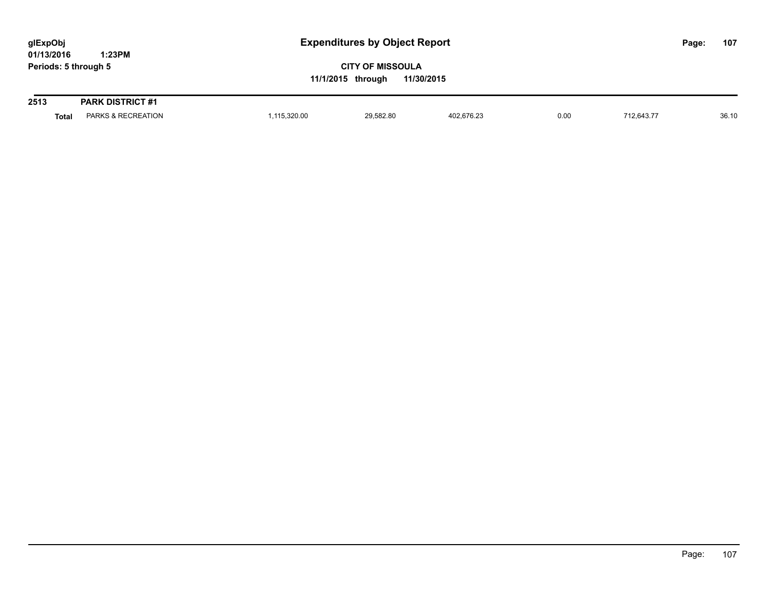# Expenditures by Object Report

glExpObj
01/13/2016 1:23PM
Periods: 5 through 5

**CITY OF MISSOULA**
**11/1/2015 through 11/30/2015**

| | | | | | | | |
|---|---|---|---|---|---|---|---|
| **2513** | **PARK DISTRICT #1** | | | | | | |
| **Total** | PARKS & RECREATION | 1,115,320.00 | 29,582.80 | 402,676.23 | 0.00 | 712,643.77 | 36.10 |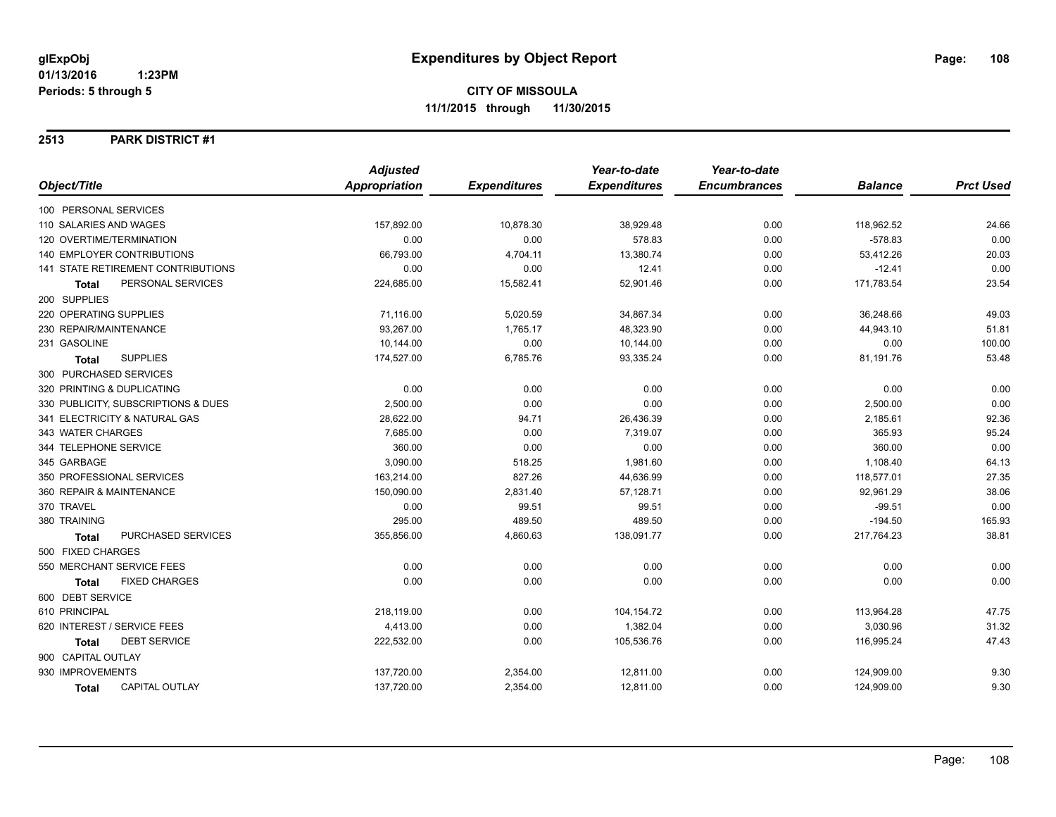# Expenditures by Object Report

glExpObj
01/13/2016 1:23PM
Periods: 5 through 5

**CITY OF MISSOULA**
**11/1/2015 through 11/30/2015**

## 2513 PARK DISTRICT #1

| Object/Title | Adjusted Appropriation | Expenditures | Year-to-date Expenditures | Year-to-date Encumbrances | Balance | Prct Used |
|---|---|---|---|---|---|---|
| 100 PERSONAL SERVICES | | | | | | |
| 110 SALARIES AND WAGES | 157,892.00 | 10,878.30 | 38,929.48 | 0.00 | 118,962.52 | 24.66 |
| 120 OVERTIME/TERMINATION | 0.00 | 0.00 | 578.83 | 0.00 | -578.83 | 0.00 |
| 140 EMPLOYER CONTRIBUTIONS | 66,793.00 | 4,704.11 | 13,380.74 | 0.00 | 53,412.26 | 20.03 |
| 141 STATE RETIREMENT CONTRIBUTIONS | 0.00 | 0.00 | 12.41 | 0.00 | -12.41 | 0.00 |
| **Total** PERSONAL SERVICES | 224,685.00 | 15,582.41 | 52,901.46 | 0.00 | 171,783.54 | 23.54 |
| 200 SUPPLIES | | | | | | |
| 220 OPERATING SUPPLIES | 71,116.00 | 5,020.59 | 34,867.34 | 0.00 | 36,248.66 | 49.03 |
| 230 REPAIR/MAINTENANCE | 93,267.00 | 1,765.17 | 48,323.90 | 0.00 | 44,943.10 | 51.81 |
| 231 GASOLINE | 10,144.00 | 0.00 | 10,144.00 | 0.00 | 0.00 | 100.00 |
| **Total** SUPPLIES | 174,527.00 | 6,785.76 | 93,335.24 | 0.00 | 81,191.76 | 53.48 |
| 300 PURCHASED SERVICES | | | | | | |
| 320 PRINTING & DUPLICATING | 0.00 | 0.00 | 0.00 | 0.00 | 0.00 | 0.00 |
| 330 PUBLICITY, SUBSCRIPTIONS & DUES | 2,500.00 | 0.00 | 0.00 | 0.00 | 2,500.00 | 0.00 |
| 341 ELECTRICITY & NATURAL GAS | 28,622.00 | 94.71 | 26,436.39 | 0.00 | 2,185.61 | 92.36 |
| 343 WATER CHARGES | 7,685.00 | 0.00 | 7,319.07 | 0.00 | 365.93 | 95.24 |
| 344 TELEPHONE SERVICE | 360.00 | 0.00 | 0.00 | 0.00 | 360.00 | 0.00 |
| 345 GARBAGE | 3,090.00 | 518.25 | 1,981.60 | 0.00 | 1,108.40 | 64.13 |
| 350 PROFESSIONAL SERVICES | 163,214.00 | 827.26 | 44,636.99 | 0.00 | 118,577.01 | 27.35 |
| 360 REPAIR & MAINTENANCE | 150,090.00 | 2,831.40 | 57,128.71 | 0.00 | 92,961.29 | 38.06 |
| 370 TRAVEL | 0.00 | 99.51 | 99.51 | 0.00 | -99.51 | 0.00 |
| 380 TRAINING | 295.00 | 489.50 | 489.50 | 0.00 | -194.50 | 165.93 |
| **Total** PURCHASED SERVICES | 355,856.00 | 4,860.63 | 138,091.77 | 0.00 | 217,764.23 | 38.81 |
| 500 FIXED CHARGES | | | | | | |
| 550 MERCHANT SERVICE FEES | 0.00 | 0.00 | 0.00 | 0.00 | 0.00 | 0.00 |
| **Total** FIXED CHARGES | 0.00 | 0.00 | 0.00 | 0.00 | 0.00 | 0.00 |
| 600 DEBT SERVICE | | | | | | |
| 610 PRINCIPAL | 218,119.00 | 0.00 | 104,154.72 | 0.00 | 113,964.28 | 47.75 |
| 620 INTEREST / SERVICE FEES | 4,413.00 | 0.00 | 1,382.04 | 0.00 | 3,030.96 | 31.32 |
| **Total** DEBT SERVICE | 222,532.00 | 0.00 | 105,536.76 | 0.00 | 116,995.24 | 47.43 |
| 900 CAPITAL OUTLAY | | | | | | |
| 930 IMPROVEMENTS | 137,720.00 | 2,354.00 | 12,811.00 | 0.00 | 124,909.00 | 9.30 |
| **Total** CAPITAL OUTLAY | 137,720.00 | 2,354.00 | 12,811.00 | 0.00 | 124,909.00 | 9.30 |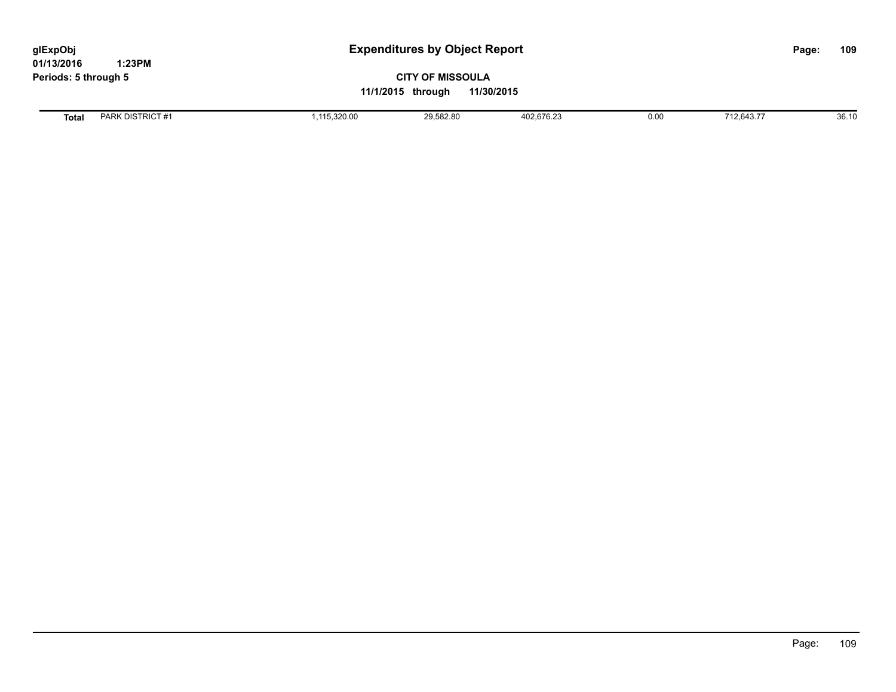| Total | PARK DISTRICT #1 | 1,115,320.00 | 29,582.80 | 402,676.23 | 0.00 | 712,643.77 | 36.10 |
|---|---|---|---|---|---|---|---|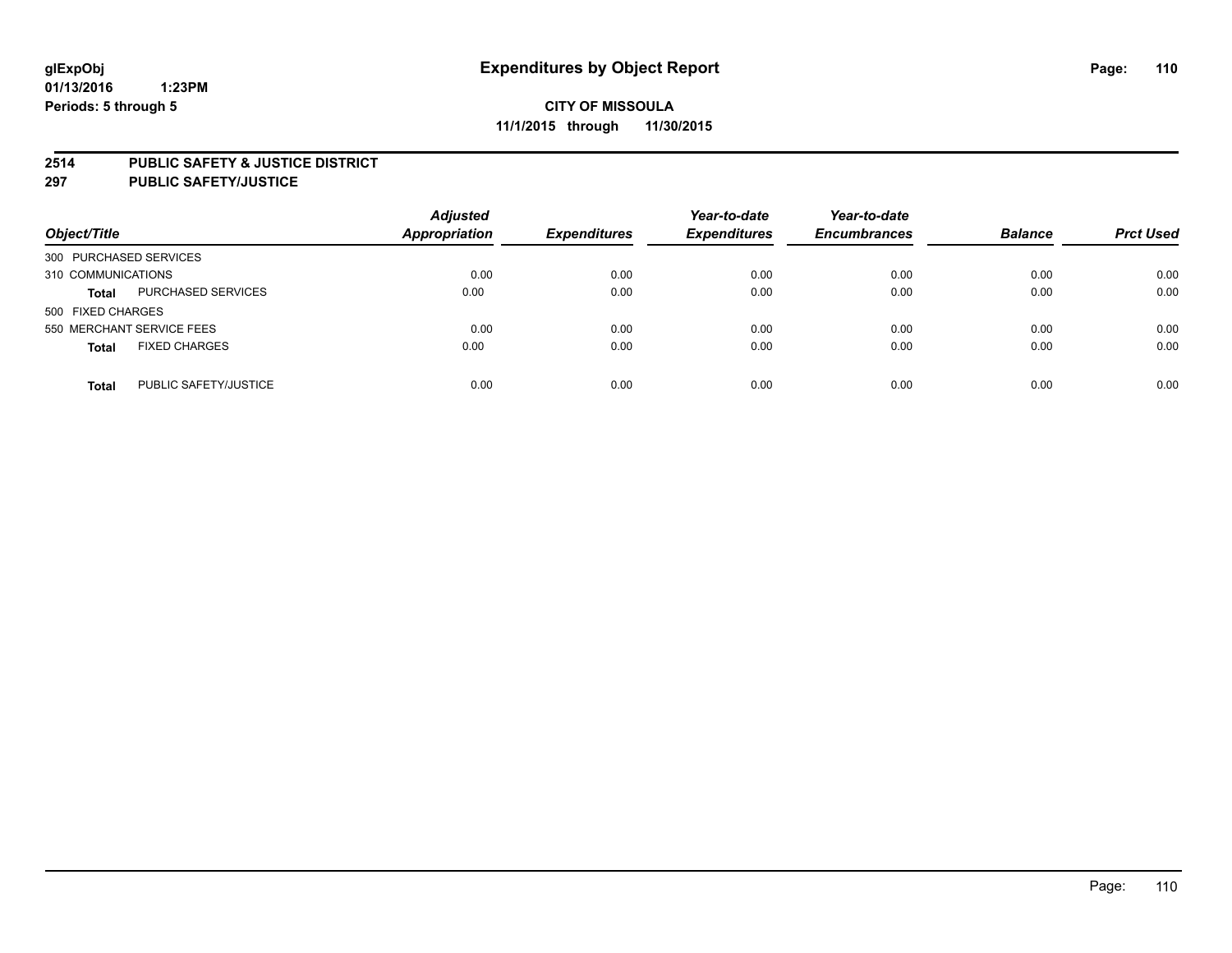# Expenditures by Object Report

glExpObj
01/13/2016 1:23PM
Periods: 5 through 5

**CITY OF MISSOULA**
**11/1/2015 through 11/30/2015**

**2514 PUBLIC SAFETY & JUSTICE DISTRICT**
**297 PUBLIC SAFETY/JUSTICE**

| Object/Title | | Adjusted Appropriation | Expenditures | Year-to-date Expenditures | Year-to-date Encumbrances | Balance | Prct Used |
|---|---|---|---|---|---|---|---|
| 300 PURCHASED SERVICES | | | | | | | |
| 310 COMMUNICATIONS | | 0.00 | 0.00 | 0.00 | 0.00 | 0.00 | 0.00 |
| **Total** | PURCHASED SERVICES | 0.00 | 0.00 | 0.00 | 0.00 | 0.00 | 0.00 |
| 500 FIXED CHARGES | | | | | | | |
| 550 MERCHANT SERVICE FEES | | 0.00 | 0.00 | 0.00 | 0.00 | 0.00 | 0.00 |
| **Total** | FIXED CHARGES | 0.00 | 0.00 | 0.00 | 0.00 | 0.00 | 0.00 |
| **Total** | PUBLIC SAFETY/JUSTICE | 0.00 | 0.00 | 0.00 | 0.00 | 0.00 | 0.00 |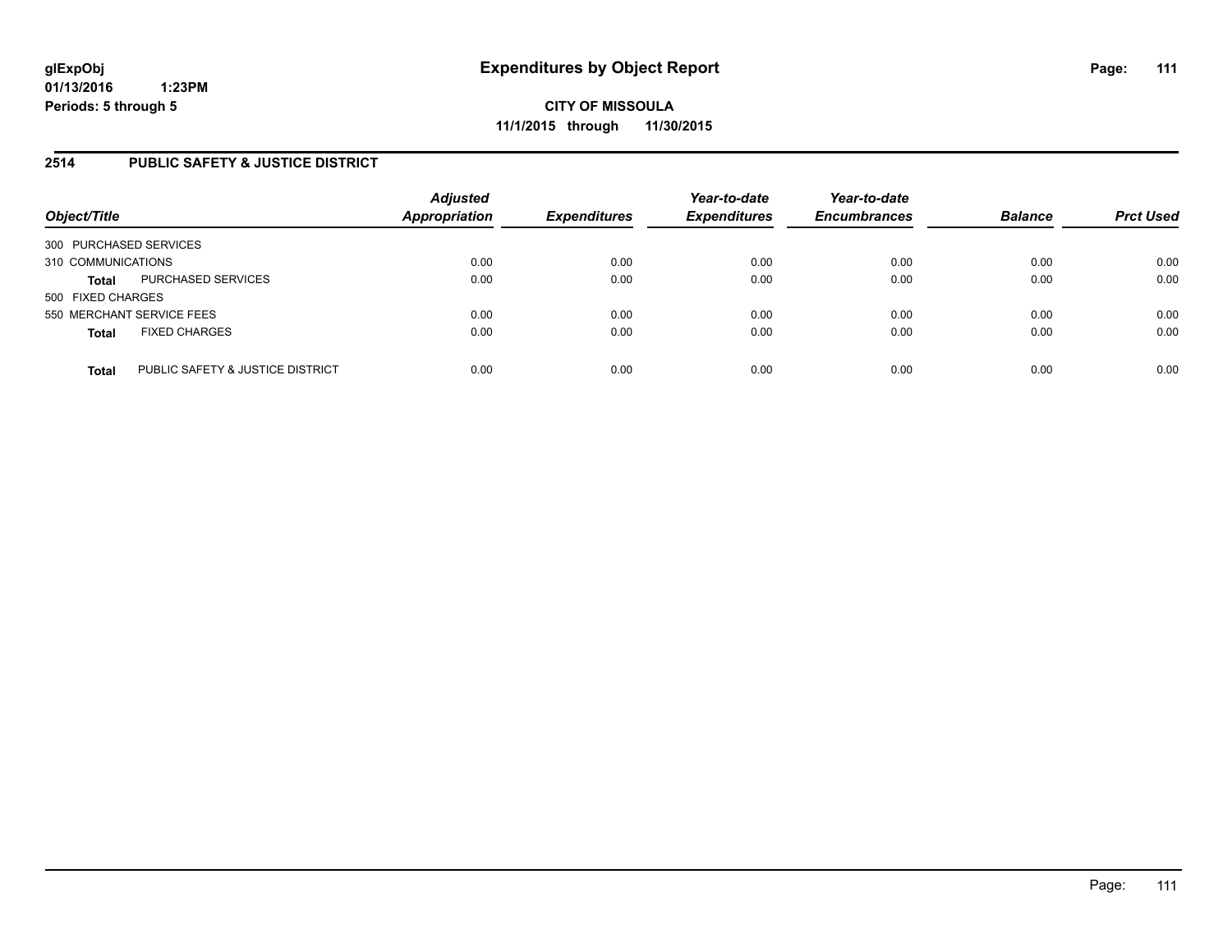**glExpObj**
**01/13/2016 1:23PM**
**Periods: 5 through 5**

# Expenditures by Object Report

**CITY OF MISSOULA**
**11/1/2015 through 11/30/2015**

## 2514 PUBLIC SAFETY & JUSTICE DISTRICT

| Object/Title | | Adjusted Appropriation | Expenditures | Year-to-date Expenditures | Year-to-date Encumbrances | Balance | Prct Used |
|---|---|---|---|---|---|---|---|
| 300 PURCHASED SERVICES | | | | | | | |
| 310 COMMUNICATIONS | | 0.00 | 0.00 | 0.00 | 0.00 | 0.00 | 0.00 |
| **Total** | PURCHASED SERVICES | 0.00 | 0.00 | 0.00 | 0.00 | 0.00 | 0.00 |
| 500 FIXED CHARGES | | | | | | | |
| 550 MERCHANT SERVICE FEES | | 0.00 | 0.00 | 0.00 | 0.00 | 0.00 | 0.00 |
| **Total** | FIXED CHARGES | 0.00 | 0.00 | 0.00 | 0.00 | 0.00 | 0.00 |
| **Total** | PUBLIC SAFETY & JUSTICE DISTRICT | 0.00 | 0.00 | 0.00 | 0.00 | 0.00 | 0.00 |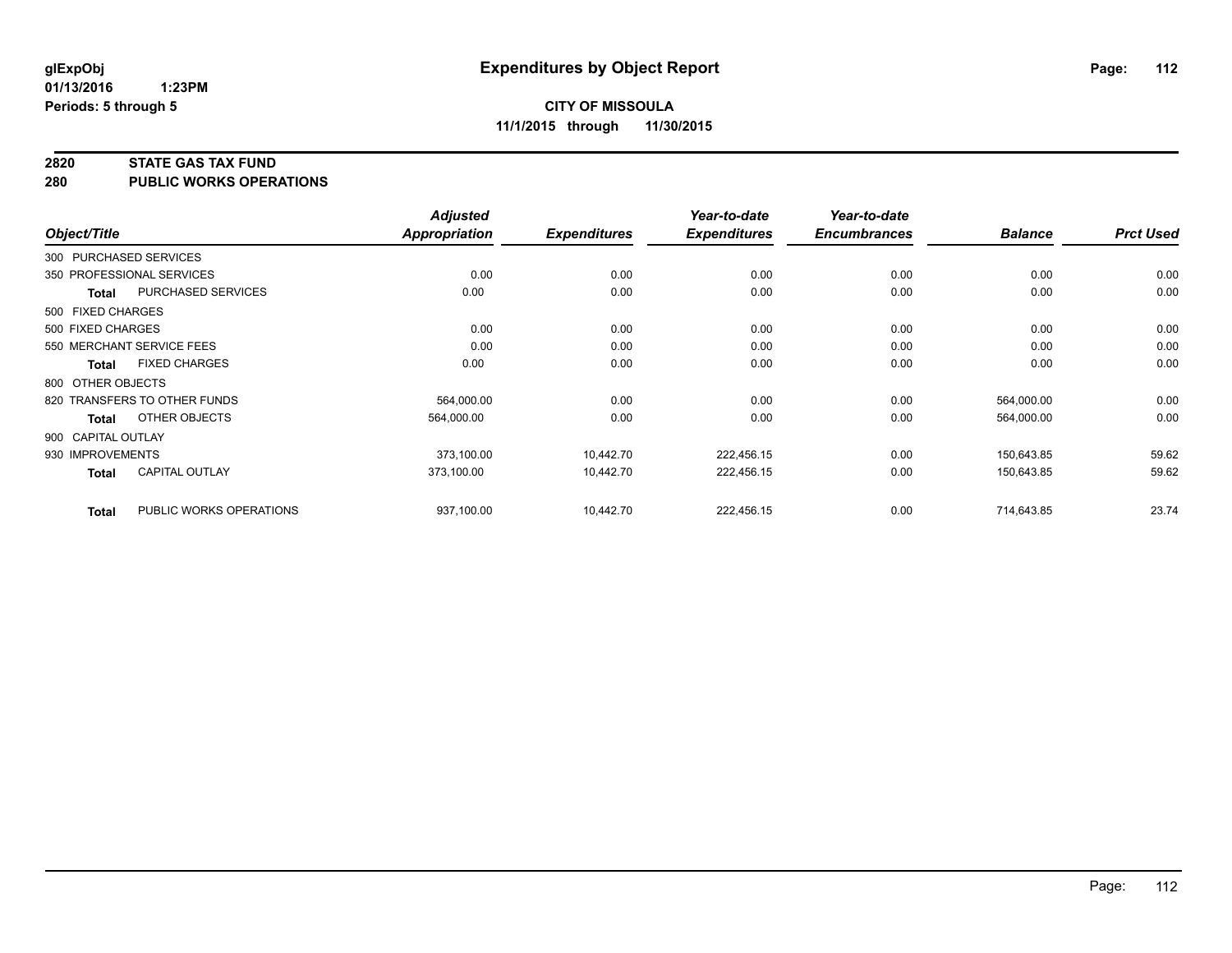**glExpObj**
**01/13/2016 1:23PM**
**Periods: 5 through 5**

# Expenditures by Object Report

**CITY OF MISSOULA**
**11/1/2015 through 11/30/2015**

## 2820 STATE GAS TAX FUND
## 280 PUBLIC WORKS OPERATIONS

| Object/Title | | Adjusted Appropriation | Expenditures | Year-to-date Expenditures | Year-to-date Encumbrances | Balance | Prct Used |
|---|---|---|---|---|---|---|---|
| 300 PURCHASED SERVICES | | | | | | | |
| 350 PROFESSIONAL SERVICES | | 0.00 | 0.00 | 0.00 | 0.00 | 0.00 | 0.00 |
| **Total** | PURCHASED SERVICES | 0.00 | 0.00 | 0.00 | 0.00 | 0.00 | 0.00 |
| 500 FIXED CHARGES | | | | | | | |
| 500 FIXED CHARGES | | 0.00 | 0.00 | 0.00 | 0.00 | 0.00 | 0.00 |
| 550 MERCHANT SERVICE FEES | | 0.00 | 0.00 | 0.00 | 0.00 | 0.00 | 0.00 |
| **Total** | FIXED CHARGES | 0.00 | 0.00 | 0.00 | 0.00 | 0.00 | 0.00 |
| 800 OTHER OBJECTS | | | | | | | |
| 820 TRANSFERS TO OTHER FUNDS | | 564,000.00 | 0.00 | 0.00 | 0.00 | 564,000.00 | 0.00 |
| **Total** | OTHER OBJECTS | 564,000.00 | 0.00 | 0.00 | 0.00 | 564,000.00 | 0.00 |
| 900 CAPITAL OUTLAY | | | | | | | |
| 930 IMPROVEMENTS | | 373,100.00 | 10,442.70 | 222,456.15 | 0.00 | 150,643.85 | 59.62 |
| **Total** | CAPITAL OUTLAY | 373,100.00 | 10,442.70 | 222,456.15 | 0.00 | 150,643.85 | 59.62 |
| **Total** | PUBLIC WORKS OPERATIONS | 937,100.00 | 10,442.70 | 222,456.15 | 0.00 | 714,643.85 | 23.74 |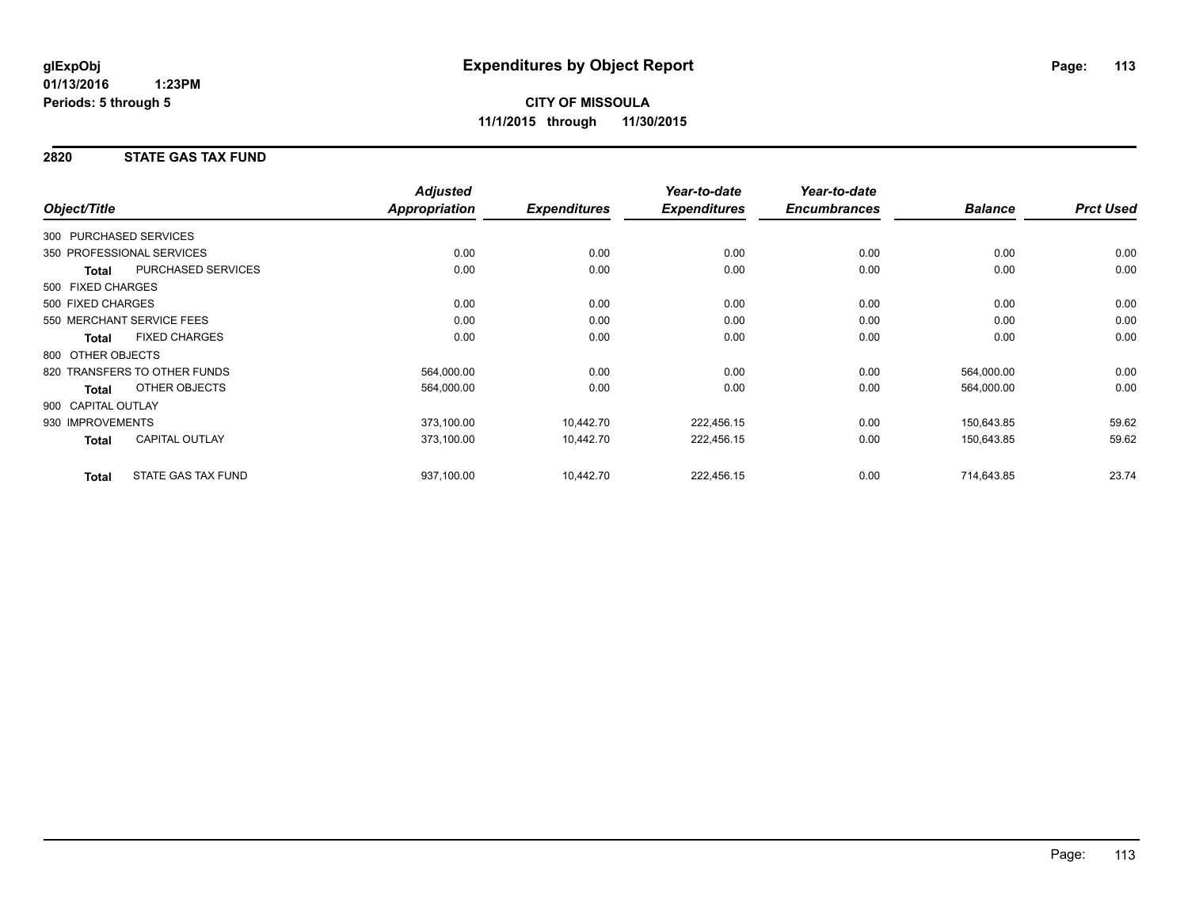**glExpObj**
**01/13/2016 1:23PM**
**Periods: 5 through 5**

# Expenditures by Object Report

**CITY OF MISSOULA**
**11/1/2015 through 11/30/2015**

## 2820 STATE GAS TAX FUND

| Object/Title | | Adjusted Appropriation | Expenditures | Year-to-date Expenditures | Year-to-date Encumbrances | Balance | Prct Used |
|---|---|---|---|---|---|---|---|
| 300 PURCHASED SERVICES | | | | | | | |
| 350 PROFESSIONAL SERVICES | | 0.00 | 0.00 | 0.00 | 0.00 | 0.00 | 0.00 |
| **Total** | PURCHASED SERVICES | 0.00 | 0.00 | 0.00 | 0.00 | 0.00 | 0.00 |
| 500 FIXED CHARGES | | | | | | | |
| 500 FIXED CHARGES | | 0.00 | 0.00 | 0.00 | 0.00 | 0.00 | 0.00 |
| 550 MERCHANT SERVICE FEES | | 0.00 | 0.00 | 0.00 | 0.00 | 0.00 | 0.00 |
| **Total** | FIXED CHARGES | 0.00 | 0.00 | 0.00 | 0.00 | 0.00 | 0.00 |
| 800 OTHER OBJECTS | | | | | | | |
| 820 TRANSFERS TO OTHER FUNDS | | 564,000.00 | 0.00 | 0.00 | 0.00 | 564,000.00 | 0.00 |
| **Total** | OTHER OBJECTS | 564,000.00 | 0.00 | 0.00 | 0.00 | 564,000.00 | 0.00 |
| 900 CAPITAL OUTLAY | | | | | | | |
| 930 IMPROVEMENTS | | 373,100.00 | 10,442.70 | 222,456.15 | 0.00 | 150,643.85 | 59.62 |
| **Total** | CAPITAL OUTLAY | 373,100.00 | 10,442.70 | 222,456.15 | 0.00 | 150,643.85 | 59.62 |
| **Total** | STATE GAS TAX FUND | 937,100.00 | 10,442.70 | 222,456.15 | 0.00 | 714,643.85 | 23.74 |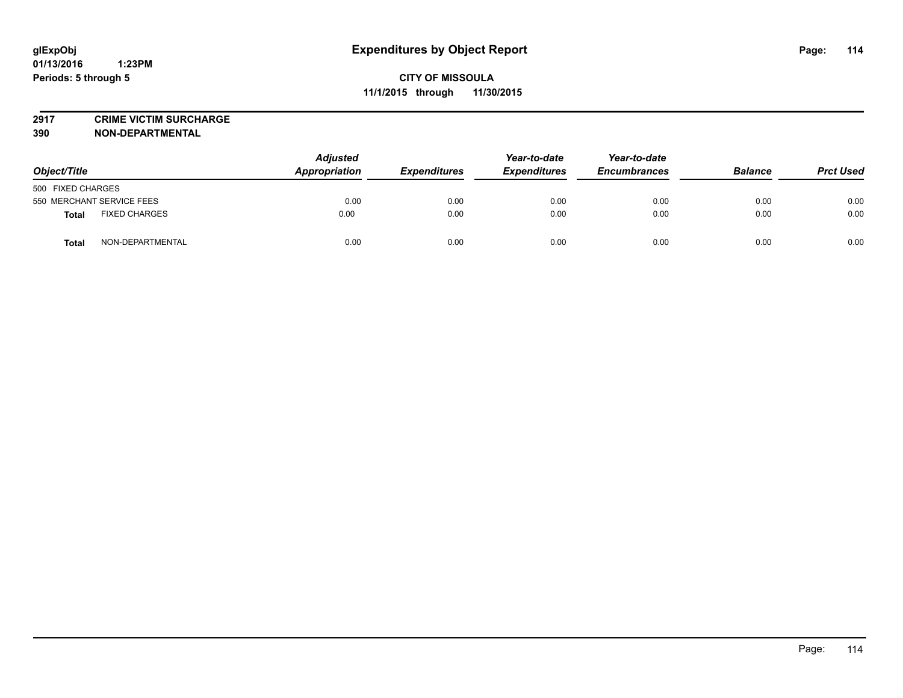**glExpObj** **Expenditures by Object Report**

**01/13/2016 1:23PM**

**Periods: 5 through 5**

**CITY OF MISSOULA**

**11/1/2015 through 11/30/2015**

**2917 CRIME VICTIM SURCHARGE**

**390 NON-DEPARTMENTAL**

| Object/Title | | Adjusted Appropriation | Expenditures | Year-to-date Expenditures | Year-to-date Encumbrances | Balance | Prct Used |
|---|---|---|---|---|---|---|---|
| 500 FIXED CHARGES | | | | | | | |
| 550 MERCHANT SERVICE FEES | | 0.00 | 0.00 | 0.00 | 0.00 | 0.00 | 0.00 |
| **Total** | FIXED CHARGES | 0.00 | 0.00 | 0.00 | 0.00 | 0.00 | 0.00 |
| **Total** | NON-DEPARTMENTAL | 0.00 | 0.00 | 0.00 | 0.00 | 0.00 | 0.00 |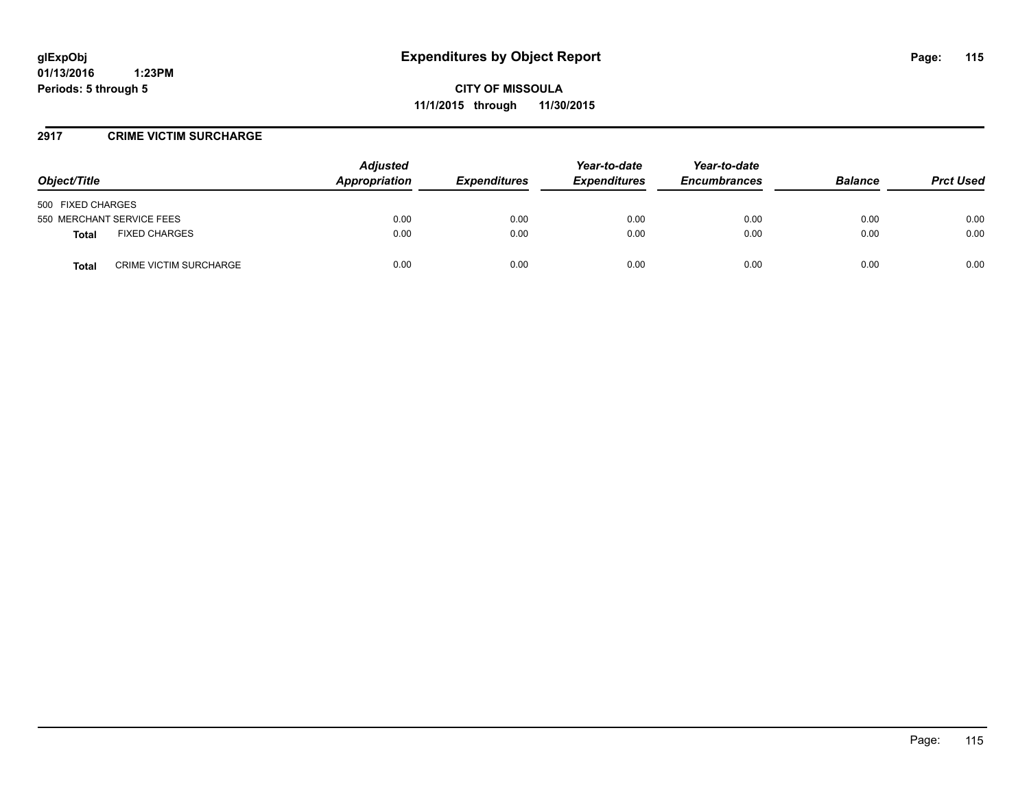glExpObj
01/13/2016 1:23PM
Periods: 5 through 5

# Expenditures by Object Report

**CITY OF MISSOULA**
**11/1/2015 through 11/30/2015**

## 2917 CRIME VICTIM SURCHARGE

| Object/Title | | Adjusted Appropriation | Expenditures | Year-to-date Expenditures | Year-to-date Encumbrances | Balance | Prct Used |
|---|---|---|---|---|---|---|---|
| 500 FIXED CHARGES | | | | | | | |
| 550 MERCHANT SERVICE FEES | | 0.00 | 0.00 | 0.00 | 0.00 | 0.00 | 0.00 |
| **Total** | FIXED CHARGES | 0.00 | 0.00 | 0.00 | 0.00 | 0.00 | 0.00 |
| **Total** | CRIME VICTIM SURCHARGE | 0.00 | 0.00 | 0.00 | 0.00 | 0.00 | 0.00 |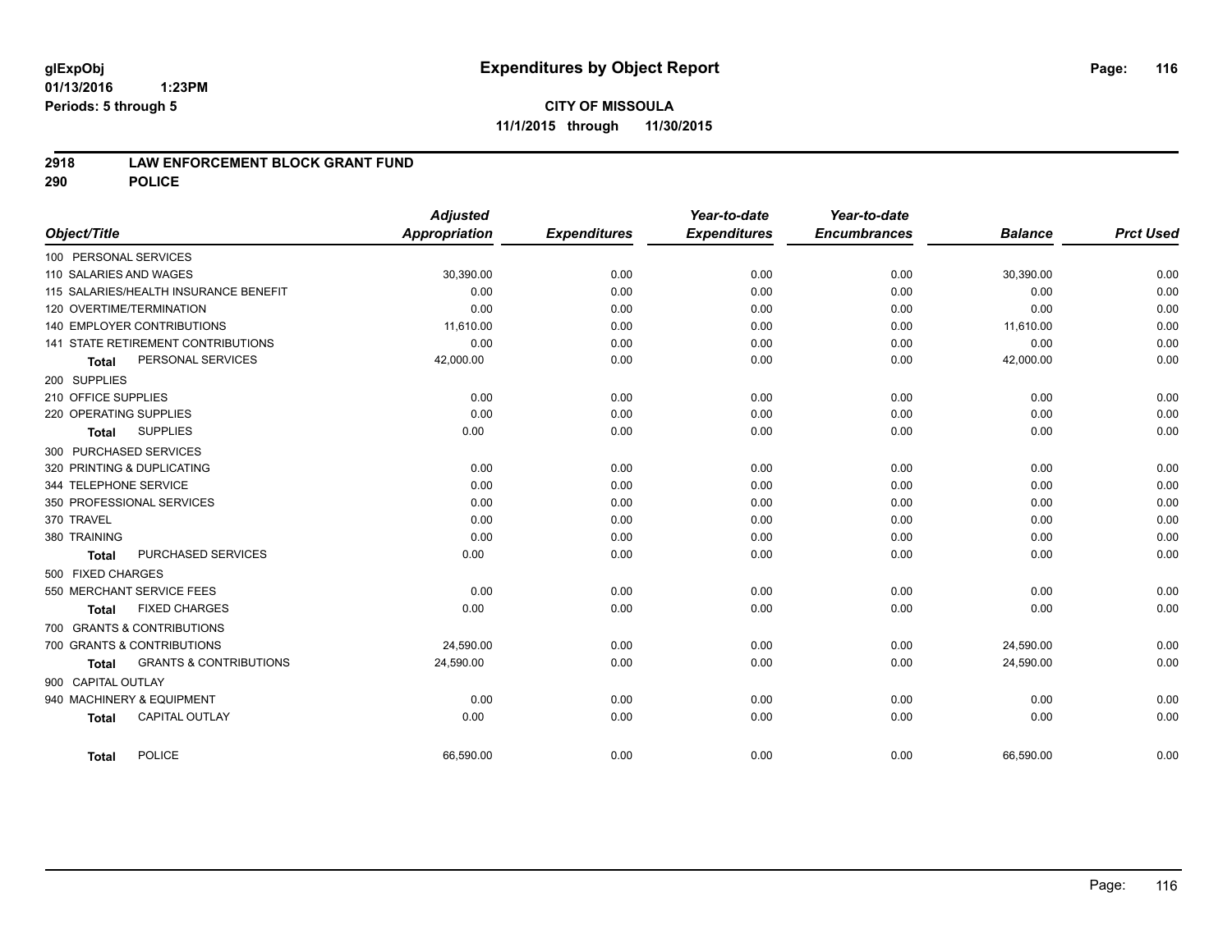# Expenditures by Object Report

glExpObj
01/13/2016 1:23PM
Periods: 5 through 5

**CITY OF MISSOULA**
**11/1/2015 through 11/30/2015**

## 2918 LAW ENFORCEMENT BLOCK GRANT FUND
## 290 POLICE

| Object/Title | Adjusted Appropriation | Expenditures | Year-to-date Expenditures | Year-to-date Encumbrances | Balance | Prct Used |
|---|---|---|---|---|---|---|
| 100 PERSONAL SERVICES | | | | | | |
| 110 SALARIES AND WAGES | 30,390.00 | 0.00 | 0.00 | 0.00 | 30,390.00 | 0.00 |
| 115 SALARIES/HEALTH INSURANCE BENEFIT | 0.00 | 0.00 | 0.00 | 0.00 | 0.00 | 0.00 |
| 120 OVERTIME/TERMINATION | 0.00 | 0.00 | 0.00 | 0.00 | 0.00 | 0.00 |
| 140 EMPLOYER CONTRIBUTIONS | 11,610.00 | 0.00 | 0.00 | 0.00 | 11,610.00 | 0.00 |
| 141 STATE RETIREMENT CONTRIBUTIONS | 0.00 | 0.00 | 0.00 | 0.00 | 0.00 | 0.00 |
| **Total** PERSONAL SERVICES | 42,000.00 | 0.00 | 0.00 | 0.00 | 42,000.00 | 0.00 |
| 200 SUPPLIES | | | | | | |
| 210 OFFICE SUPPLIES | 0.00 | 0.00 | 0.00 | 0.00 | 0.00 | 0.00 |
| 220 OPERATING SUPPLIES | 0.00 | 0.00 | 0.00 | 0.00 | 0.00 | 0.00 |
| **Total** SUPPLIES | 0.00 | 0.00 | 0.00 | 0.00 | 0.00 | 0.00 |
| 300 PURCHASED SERVICES | | | | | | |
| 320 PRINTING & DUPLICATING | 0.00 | 0.00 | 0.00 | 0.00 | 0.00 | 0.00 |
| 344 TELEPHONE SERVICE | 0.00 | 0.00 | 0.00 | 0.00 | 0.00 | 0.00 |
| 350 PROFESSIONAL SERVICES | 0.00 | 0.00 | 0.00 | 0.00 | 0.00 | 0.00 |
| 370 TRAVEL | 0.00 | 0.00 | 0.00 | 0.00 | 0.00 | 0.00 |
| 380 TRAINING | 0.00 | 0.00 | 0.00 | 0.00 | 0.00 | 0.00 |
| **Total** PURCHASED SERVICES | 0.00 | 0.00 | 0.00 | 0.00 | 0.00 | 0.00 |
| 500 FIXED CHARGES | | | | | | |
| 550 MERCHANT SERVICE FEES | 0.00 | 0.00 | 0.00 | 0.00 | 0.00 | 0.00 |
| **Total** FIXED CHARGES | 0.00 | 0.00 | 0.00 | 0.00 | 0.00 | 0.00 |
| 700 GRANTS & CONTRIBUTIONS | | | | | | |
| 700 GRANTS & CONTRIBUTIONS | 24,590.00 | 0.00 | 0.00 | 0.00 | 24,590.00 | 0.00 |
| **Total** GRANTS & CONTRIBUTIONS | 24,590.00 | 0.00 | 0.00 | 0.00 | 24,590.00 | 0.00 |
| 900 CAPITAL OUTLAY | | | | | | |
| 940 MACHINERY & EQUIPMENT | 0.00 | 0.00 | 0.00 | 0.00 | 0.00 | 0.00 |
| **Total** CAPITAL OUTLAY | 0.00 | 0.00 | 0.00 | 0.00 | 0.00 | 0.00 |
| **Total** POLICE | 66,590.00 | 0.00 | 0.00 | 0.00 | 66,590.00 | 0.00 |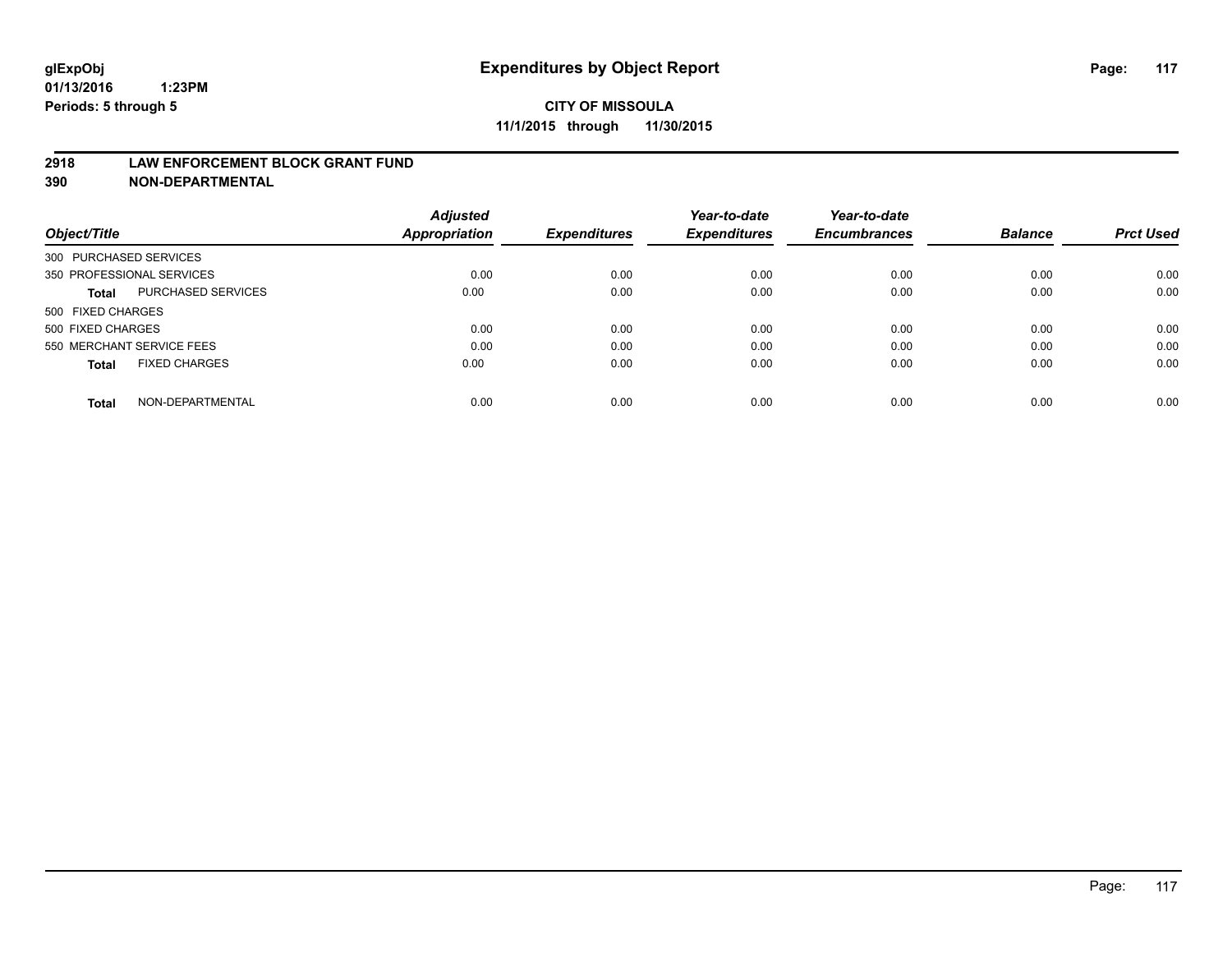glExpObj
01/13/2016 1:23PM
Periods: 5 through 5

# Expenditures by Object Report

**CITY OF MISSOULA**
**11/1/2015 through 11/30/2015**

**2918 LAW ENFORCEMENT BLOCK GRANT FUND**
**390 NON-DEPARTMENTAL**

| Object/Title | | Adjusted Appropriation | Expenditures | Year-to-date Expenditures | Year-to-date Encumbrances | Balance | Prct Used |
|---|---|---|---|---|---|---|---|
| 300 PURCHASED SERVICES | | | | | | | |
| 350 PROFESSIONAL SERVICES | | 0.00 | 0.00 | 0.00 | 0.00 | 0.00 | 0.00 |
| **Total** | PURCHASED SERVICES | 0.00 | 0.00 | 0.00 | 0.00 | 0.00 | 0.00 |
| 500 FIXED CHARGES | | | | | | | |
| 500 FIXED CHARGES | | 0.00 | 0.00 | 0.00 | 0.00 | 0.00 | 0.00 |
| 550 MERCHANT SERVICE FEES | | 0.00 | 0.00 | 0.00 | 0.00 | 0.00 | 0.00 |
| **Total** | FIXED CHARGES | 0.00 | 0.00 | 0.00 | 0.00 | 0.00 | 0.00 |
| **Total** | NON-DEPARTMENTAL | 0.00 | 0.00 | 0.00 | 0.00 | 0.00 | 0.00 |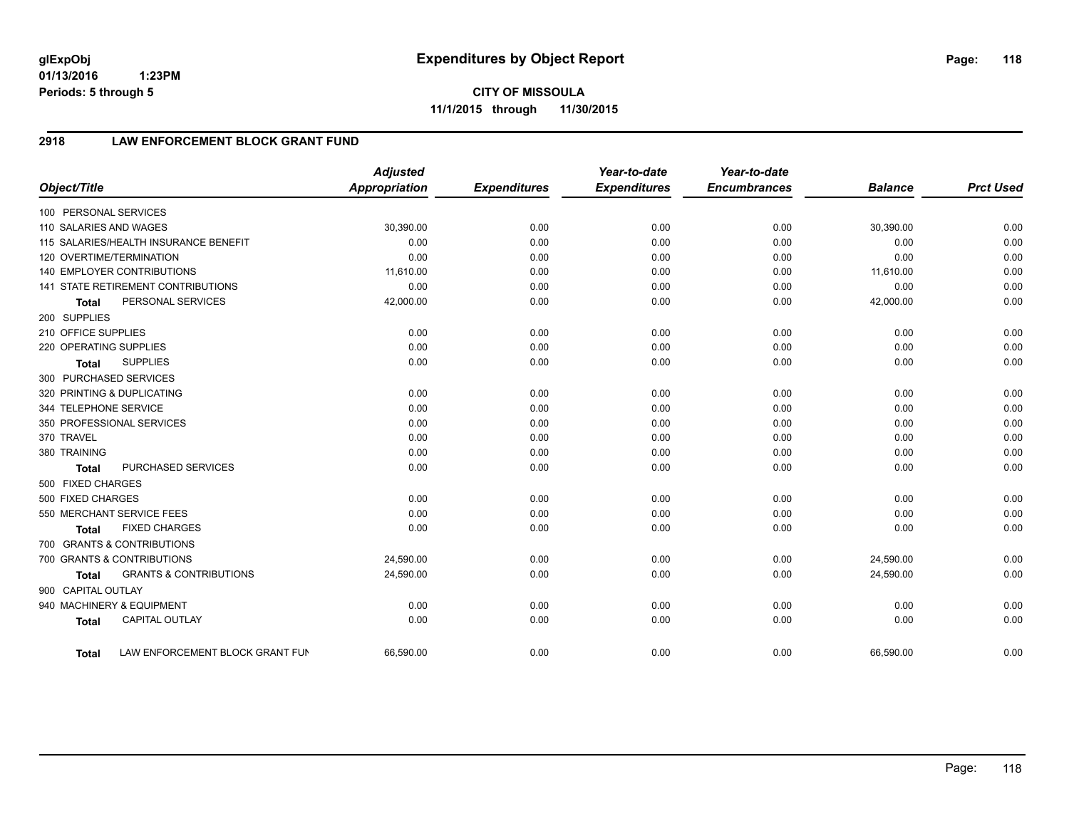# Expenditures by Object Report

glExpObj
01/13/2016 1:23PM
Periods: 5 through 5

**CITY OF MISSOULA**
**11/1/2015 through 11/30/2015**

## 2918 LAW ENFORCEMENT BLOCK GRANT FUND

| Object/Title | Adjusted Appropriation | Expenditures | Year-to-date Expenditures | Year-to-date Encumbrances | Balance | Prct Used |
|---|---|---|---|---|---|---|
| 100 PERSONAL SERVICES | | | | | | |
| 110 SALARIES AND WAGES | 30,390.00 | 0.00 | 0.00 | 0.00 | 30,390.00 | 0.00 |
| 115 SALARIES/HEALTH INSURANCE BENEFIT | 0.00 | 0.00 | 0.00 | 0.00 | 0.00 | 0.00 |
| 120 OVERTIME/TERMINATION | 0.00 | 0.00 | 0.00 | 0.00 | 0.00 | 0.00 |
| 140 EMPLOYER CONTRIBUTIONS | 11,610.00 | 0.00 | 0.00 | 0.00 | 11,610.00 | 0.00 |
| 141 STATE RETIREMENT CONTRIBUTIONS | 0.00 | 0.00 | 0.00 | 0.00 | 0.00 | 0.00 |
| **Total** PERSONAL SERVICES | 42,000.00 | 0.00 | 0.00 | 0.00 | 42,000.00 | 0.00 |
| 200 SUPPLIES | | | | | | |
| 210 OFFICE SUPPLIES | 0.00 | 0.00 | 0.00 | 0.00 | 0.00 | 0.00 |
| 220 OPERATING SUPPLIES | 0.00 | 0.00 | 0.00 | 0.00 | 0.00 | 0.00 |
| **Total** SUPPLIES | 0.00 | 0.00 | 0.00 | 0.00 | 0.00 | 0.00 |
| 300 PURCHASED SERVICES | | | | | | |
| 320 PRINTING & DUPLICATING | 0.00 | 0.00 | 0.00 | 0.00 | 0.00 | 0.00 |
| 344 TELEPHONE SERVICE | 0.00 | 0.00 | 0.00 | 0.00 | 0.00 | 0.00 |
| 350 PROFESSIONAL SERVICES | 0.00 | 0.00 | 0.00 | 0.00 | 0.00 | 0.00 |
| 370 TRAVEL | 0.00 | 0.00 | 0.00 | 0.00 | 0.00 | 0.00 |
| 380 TRAINING | 0.00 | 0.00 | 0.00 | 0.00 | 0.00 | 0.00 |
| **Total** PURCHASED SERVICES | 0.00 | 0.00 | 0.00 | 0.00 | 0.00 | 0.00 |
| 500 FIXED CHARGES | | | | | | |
| 500 FIXED CHARGES | 0.00 | 0.00 | 0.00 | 0.00 | 0.00 | 0.00 |
| 550 MERCHANT SERVICE FEES | 0.00 | 0.00 | 0.00 | 0.00 | 0.00 | 0.00 |
| **Total** FIXED CHARGES | 0.00 | 0.00 | 0.00 | 0.00 | 0.00 | 0.00 |
| 700 GRANTS & CONTRIBUTIONS | | | | | | |
| 700 GRANTS & CONTRIBUTIONS | 24,590.00 | 0.00 | 0.00 | 0.00 | 24,590.00 | 0.00 |
| **Total** GRANTS & CONTRIBUTIONS | 24,590.00 | 0.00 | 0.00 | 0.00 | 24,590.00 | 0.00 |
| 900 CAPITAL OUTLAY | | | | | | |
| 940 MACHINERY & EQUIPMENT | 0.00 | 0.00 | 0.00 | 0.00 | 0.00 | 0.00 |
| **Total** CAPITAL OUTLAY | 0.00 | 0.00 | 0.00 | 0.00 | 0.00 | 0.00 |
| **Total** LAW ENFORCEMENT BLOCK GRANT FUN | 66,590.00 | 0.00 | 0.00 | 0.00 | 66,590.00 | 0.00 |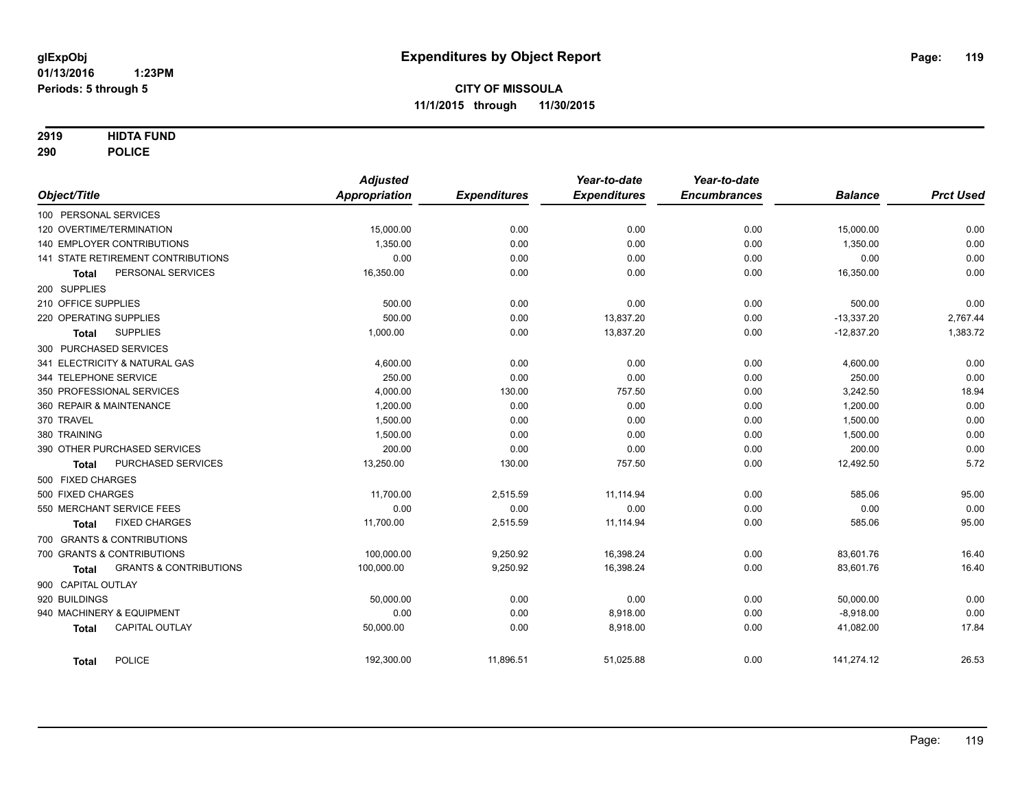**glExpObj**
**01/13/2016 1:23PM**
**Periods: 5 through 5**

# Expenditures by Object Report

**CITY OF MISSOULA**
**11/1/2015 through 11/30/2015**

**2919 HIDTA FUND**
**290 POLICE**

| Object/Title | Adjusted Appropriation | Expenditures | Year-to-date Expenditures | Year-to-date Encumbrances | Balance | Prct Used |
|---|---|---|---|---|---|---|
| 100 PERSONAL SERVICES | | | | | | |
| 120 OVERTIME/TERMINATION | 15,000.00 | 0.00 | 0.00 | 0.00 | 15,000.00 | 0.00 |
| 140 EMPLOYER CONTRIBUTIONS | 1,350.00 | 0.00 | 0.00 | 0.00 | 1,350.00 | 0.00 |
| 141 STATE RETIREMENT CONTRIBUTIONS | 0.00 | 0.00 | 0.00 | 0.00 | 0.00 | 0.00 |
| **Total** PERSONAL SERVICES | 16,350.00 | 0.00 | 0.00 | 0.00 | 16,350.00 | 0.00 |
| 200 SUPPLIES | | | | | | |
| 210 OFFICE SUPPLIES | 500.00 | 0.00 | 0.00 | 0.00 | 500.00 | 0.00 |
| 220 OPERATING SUPPLIES | 500.00 | 0.00 | 13,837.20 | 0.00 | -13,337.20 | 2,767.44 |
| **Total** SUPPLIES | 1,000.00 | 0.00 | 13,837.20 | 0.00 | -12,837.20 | 1,383.72 |
| 300 PURCHASED SERVICES | | | | | | |
| 341 ELECTRICITY & NATURAL GAS | 4,600.00 | 0.00 | 0.00 | 0.00 | 4,600.00 | 0.00 |
| 344 TELEPHONE SERVICE | 250.00 | 0.00 | 0.00 | 0.00 | 250.00 | 0.00 |
| 350 PROFESSIONAL SERVICES | 4,000.00 | 130.00 | 757.50 | 0.00 | 3,242.50 | 18.94 |
| 360 REPAIR & MAINTENANCE | 1,200.00 | 0.00 | 0.00 | 0.00 | 1,200.00 | 0.00 |
| 370 TRAVEL | 1,500.00 | 0.00 | 0.00 | 0.00 | 1,500.00 | 0.00 |
| 380 TRAINING | 1,500.00 | 0.00 | 0.00 | 0.00 | 1,500.00 | 0.00 |
| 390 OTHER PURCHASED SERVICES | 200.00 | 0.00 | 0.00 | 0.00 | 200.00 | 0.00 |
| **Total** PURCHASED SERVICES | 13,250.00 | 130.00 | 757.50 | 0.00 | 12,492.50 | 5.72 |
| 500 FIXED CHARGES | | | | | | |
| 500 FIXED CHARGES | 11,700.00 | 2,515.59 | 11,114.94 | 0.00 | 585.06 | 95.00 |
| 550 MERCHANT SERVICE FEES | 0.00 | 0.00 | 0.00 | 0.00 | 0.00 | 0.00 |
| **Total** FIXED CHARGES | 11,700.00 | 2,515.59 | 11,114.94 | 0.00 | 585.06 | 95.00 |
| 700 GRANTS & CONTRIBUTIONS | | | | | | |
| 700 GRANTS & CONTRIBUTIONS | 100,000.00 | 9,250.92 | 16,398.24 | 0.00 | 83,601.76 | 16.40 |
| **Total** GRANTS & CONTRIBUTIONS | 100,000.00 | 9,250.92 | 16,398.24 | 0.00 | 83,601.76 | 16.40 |
| 900 CAPITAL OUTLAY | | | | | | |
| 920 BUILDINGS | 50,000.00 | 0.00 | 0.00 | 0.00 | 50,000.00 | 0.00 |
| 940 MACHINERY & EQUIPMENT | 0.00 | 0.00 | 8,918.00 | 0.00 | -8,918.00 | 0.00 |
| **Total** CAPITAL OUTLAY | 50,000.00 | 0.00 | 8,918.00 | 0.00 | 41,082.00 | 17.84 |
| **Total** POLICE | 192,300.00 | 11,896.51 | 51,025.88 | 0.00 | 141,274.12 | 26.53 |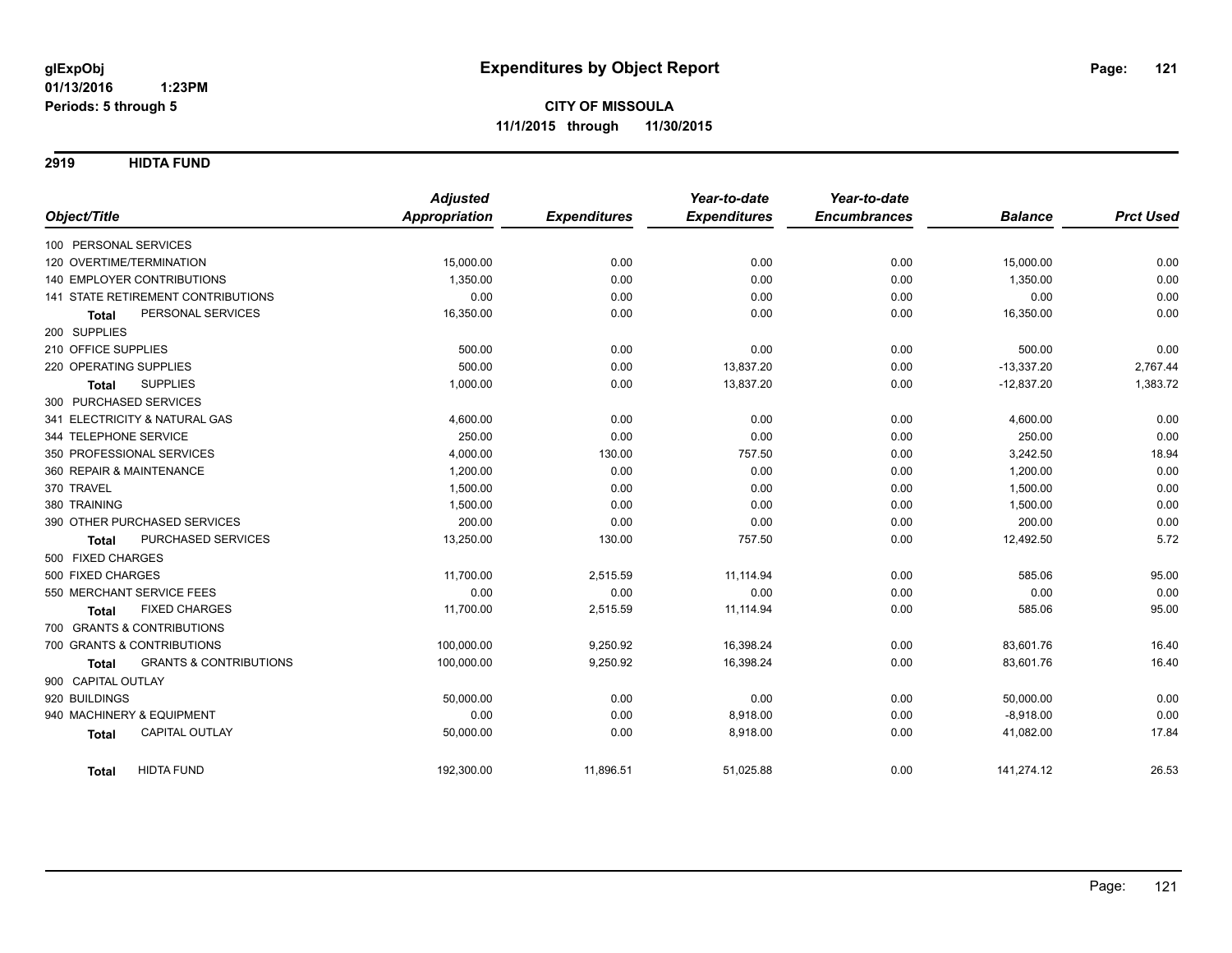# Expenditures by Object Report

glExpObj
01/13/2016 1:23PM
Periods: 5 through 5

**CITY OF MISSOULA**
**11/1/2015 through 11/30/2015**

## 2919 HIDTA FUND

| Object/Title | Adjusted Appropriation | Expenditures | Year-to-date Expenditures | Year-to-date Encumbrances | Balance | Prct Used |
|---|---|---|---|---|---|---|
| 100 PERSONAL SERVICES | | | | | | |
| 120 OVERTIME/TERMINATION | 15,000.00 | 0.00 | 0.00 | 0.00 | 15,000.00 | 0.00 |
| 140 EMPLOYER CONTRIBUTIONS | 1,350.00 | 0.00 | 0.00 | 0.00 | 1,350.00 | 0.00 |
| 141 STATE RETIREMENT CONTRIBUTIONS | 0.00 | 0.00 | 0.00 | 0.00 | 0.00 | 0.00 |
| **Total** PERSONAL SERVICES | 16,350.00 | 0.00 | 0.00 | 0.00 | 16,350.00 | 0.00 |
| 200 SUPPLIES | | | | | | |
| 210 OFFICE SUPPLIES | 500.00 | 0.00 | 0.00 | 0.00 | 500.00 | 0.00 |
| 220 OPERATING SUPPLIES | 500.00 | 0.00 | 13,837.20 | 0.00 | -13,337.20 | 2,767.44 |
| **Total** SUPPLIES | 1,000.00 | 0.00 | 13,837.20 | 0.00 | -12,837.20 | 1,383.72 |
| 300 PURCHASED SERVICES | | | | | | |
| 341 ELECTRICITY & NATURAL GAS | 4,600.00 | 0.00 | 0.00 | 0.00 | 4,600.00 | 0.00 |
| 344 TELEPHONE SERVICE | 250.00 | 0.00 | 0.00 | 0.00 | 250.00 | 0.00 |
| 350 PROFESSIONAL SERVICES | 4,000.00 | 130.00 | 757.50 | 0.00 | 3,242.50 | 18.94 |
| 360 REPAIR & MAINTENANCE | 1,200.00 | 0.00 | 0.00 | 0.00 | 1,200.00 | 0.00 |
| 370 TRAVEL | 1,500.00 | 0.00 | 0.00 | 0.00 | 1,500.00 | 0.00 |
| 380 TRAINING | 1,500.00 | 0.00 | 0.00 | 0.00 | 1,500.00 | 0.00 |
| 390 OTHER PURCHASED SERVICES | 200.00 | 0.00 | 0.00 | 0.00 | 200.00 | 0.00 |
| **Total** PURCHASED SERVICES | 13,250.00 | 130.00 | 757.50 | 0.00 | 12,492.50 | 5.72 |
| 500 FIXED CHARGES | | | | | | |
| 500 FIXED CHARGES | 11,700.00 | 2,515.59 | 11,114.94 | 0.00 | 585.06 | 95.00 |
| 550 MERCHANT SERVICE FEES | 0.00 | 0.00 | 0.00 | 0.00 | 0.00 | 0.00 |
| **Total** FIXED CHARGES | 11,700.00 | 2,515.59 | 11,114.94 | 0.00 | 585.06 | 95.00 |
| 700 GRANTS & CONTRIBUTIONS | | | | | | |
| 700 GRANTS & CONTRIBUTIONS | 100,000.00 | 9,250.92 | 16,398.24 | 0.00 | 83,601.76 | 16.40 |
| **Total** GRANTS & CONTRIBUTIONS | 100,000.00 | 9,250.92 | 16,398.24 | 0.00 | 83,601.76 | 16.40 |
| 900 CAPITAL OUTLAY | | | | | | |
| 920 BUILDINGS | 50,000.00 | 0.00 | 0.00 | 0.00 | 50,000.00 | 0.00 |
| 940 MACHINERY & EQUIPMENT | 0.00 | 0.00 | 8,918.00 | 0.00 | -8,918.00 | 0.00 |
| **Total** CAPITAL OUTLAY | 50,000.00 | 0.00 | 8,918.00 | 0.00 | 41,082.00 | 17.84 |
| **Total** HIDTA FUND | 192,300.00 | 11,896.51 | 51,025.88 | 0.00 | 141,274.12 | 26.53 |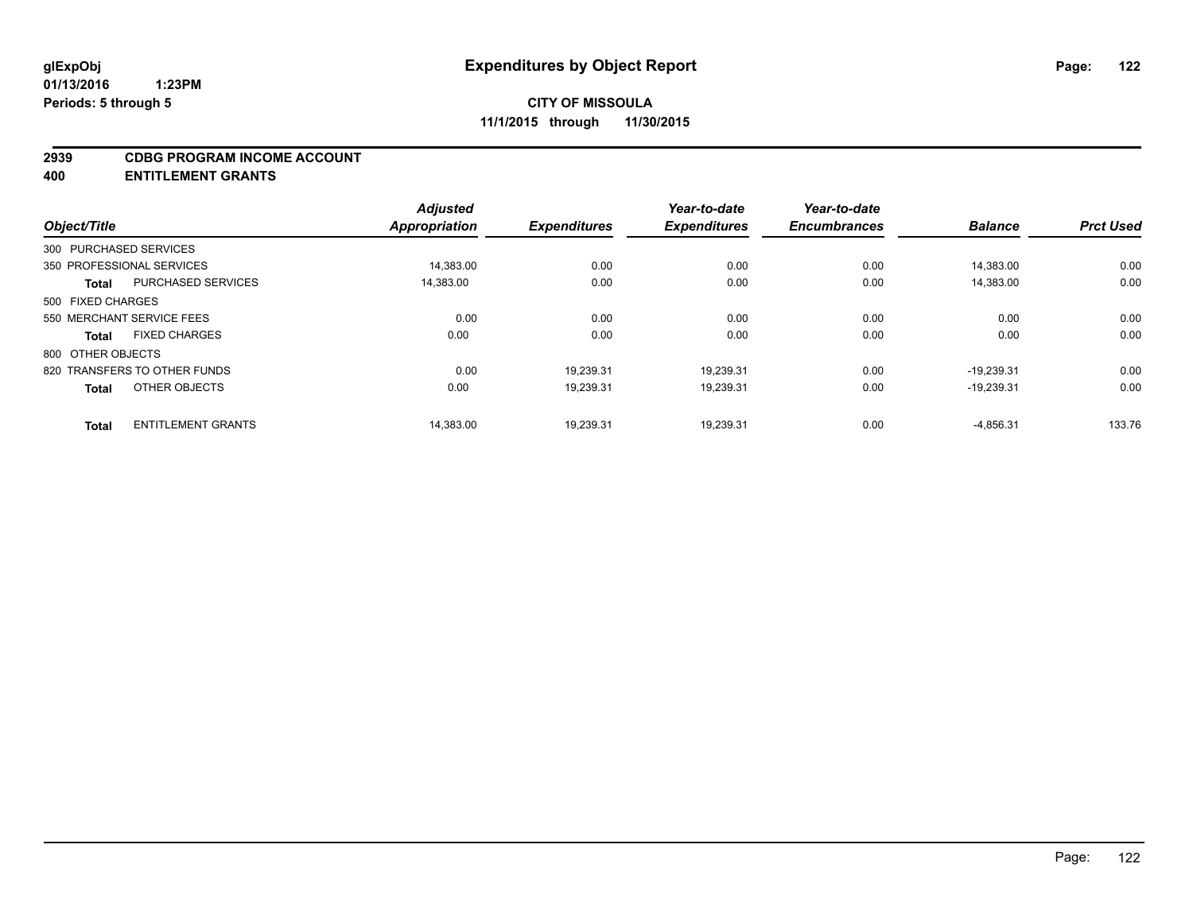# Expenditures by Object Report

glExpObj
01/13/2016 1:23PM
Periods: 5 through 5

**CITY OF MISSOULA**
**11/1/2015 through 11/30/2015**

## 2939 CDBG PROGRAM INCOME ACCOUNT
## 400 ENTITLEMENT GRANTS

| Object/Title | | Adjusted Appropriation | Expenditures | Year-to-date Expenditures | Year-to-date Encumbrances | Balance | Prct Used |
|---|---|---|---|---|---|---|---|
| 300 PURCHASED SERVICES | | | | | | | |
| 350 PROFESSIONAL SERVICES | | 14,383.00 | 0.00 | 0.00 | 0.00 | 14,383.00 | 0.00 |
| **Total** | PURCHASED SERVICES | 14,383.00 | 0.00 | 0.00 | 0.00 | 14,383.00 | 0.00 |
| 500 FIXED CHARGES | | | | | | | |
| 550 MERCHANT SERVICE FEES | | 0.00 | 0.00 | 0.00 | 0.00 | 0.00 | 0.00 |
| **Total** | FIXED CHARGES | 0.00 | 0.00 | 0.00 | 0.00 | 0.00 | 0.00 |
| 800 OTHER OBJECTS | | | | | | | |
| 820 TRANSFERS TO OTHER FUNDS | | 0.00 | 19,239.31 | 19,239.31 | 0.00 | -19,239.31 | 0.00 |
| **Total** | OTHER OBJECTS | 0.00 | 19,239.31 | 19,239.31 | 0.00 | -19,239.31 | 0.00 |
| **Total** | ENTITLEMENT GRANTS | 14,383.00 | 19,239.31 | 19,239.31 | 0.00 | -4,856.31 | 133.76 |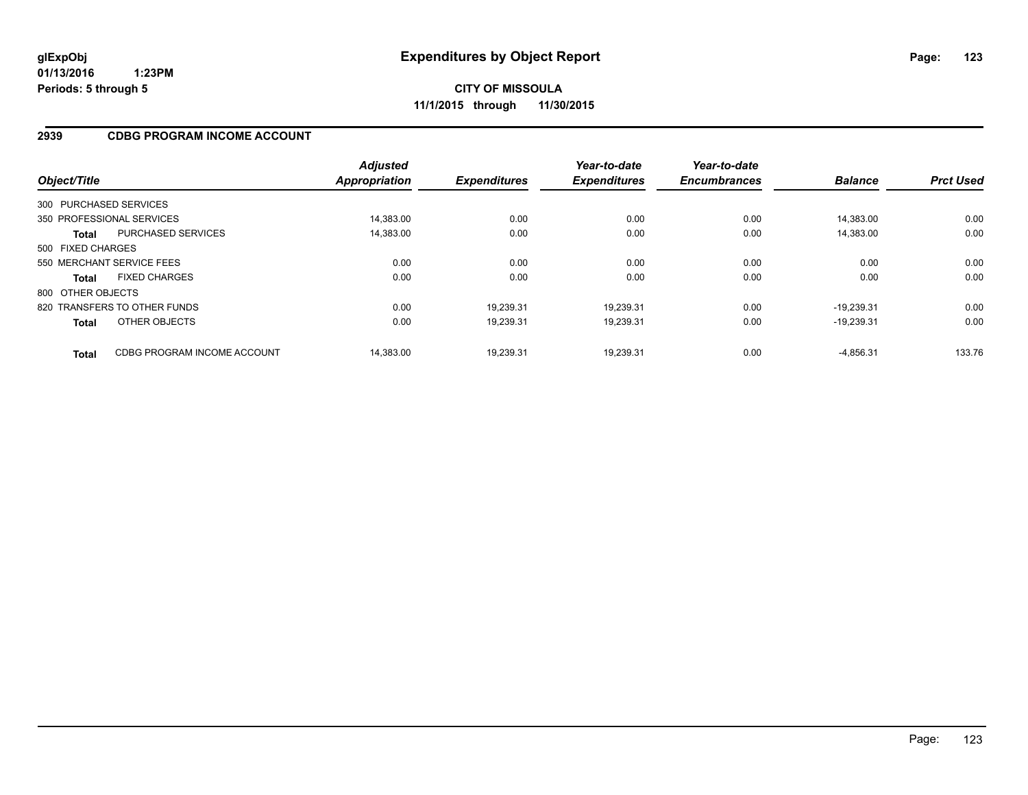**glExpObj**
**01/13/2016 1:23PM**
**Periods: 5 through 5**

# Expenditures by Object Report

**CITY OF MISSOULA**
**11/1/2015 through 11/30/2015**

## 2939 CDBG PROGRAM INCOME ACCOUNT

| Object/Title | | *Adjusted Appropriation* | *Expenditures* | *Year-to-date Expenditures* | *Year-to-date Encumbrances* | *Balance* | *Prct Used* |
|---|---|---|---|---|---|---|---|
| 300 PURCHASED SERVICES | | | | | | | |
| 350 PROFESSIONAL SERVICES | | 14,383.00 | 0.00 | 0.00 | 0.00 | 14,383.00 | 0.00 |
| **Total** | PURCHASED SERVICES | 14,383.00 | 0.00 | 0.00 | 0.00 | 14,383.00 | 0.00 |
| 500 FIXED CHARGES | | | | | | | |
| 550 MERCHANT SERVICE FEES | | 0.00 | 0.00 | 0.00 | 0.00 | 0.00 | 0.00 |
| **Total** | FIXED CHARGES | 0.00 | 0.00 | 0.00 | 0.00 | 0.00 | 0.00 |
| 800 OTHER OBJECTS | | | | | | | |
| 820 TRANSFERS TO OTHER FUNDS | | 0.00 | 19,239.31 | 19,239.31 | 0.00 | -19,239.31 | 0.00 |
| **Total** | OTHER OBJECTS | 0.00 | 19,239.31 | 19,239.31 | 0.00 | -19,239.31 | 0.00 |
| **Total** | CDBG PROGRAM INCOME ACCOUNT | 14,383.00 | 19,239.31 | 19,239.31 | 0.00 | -4,856.31 | 133.76 |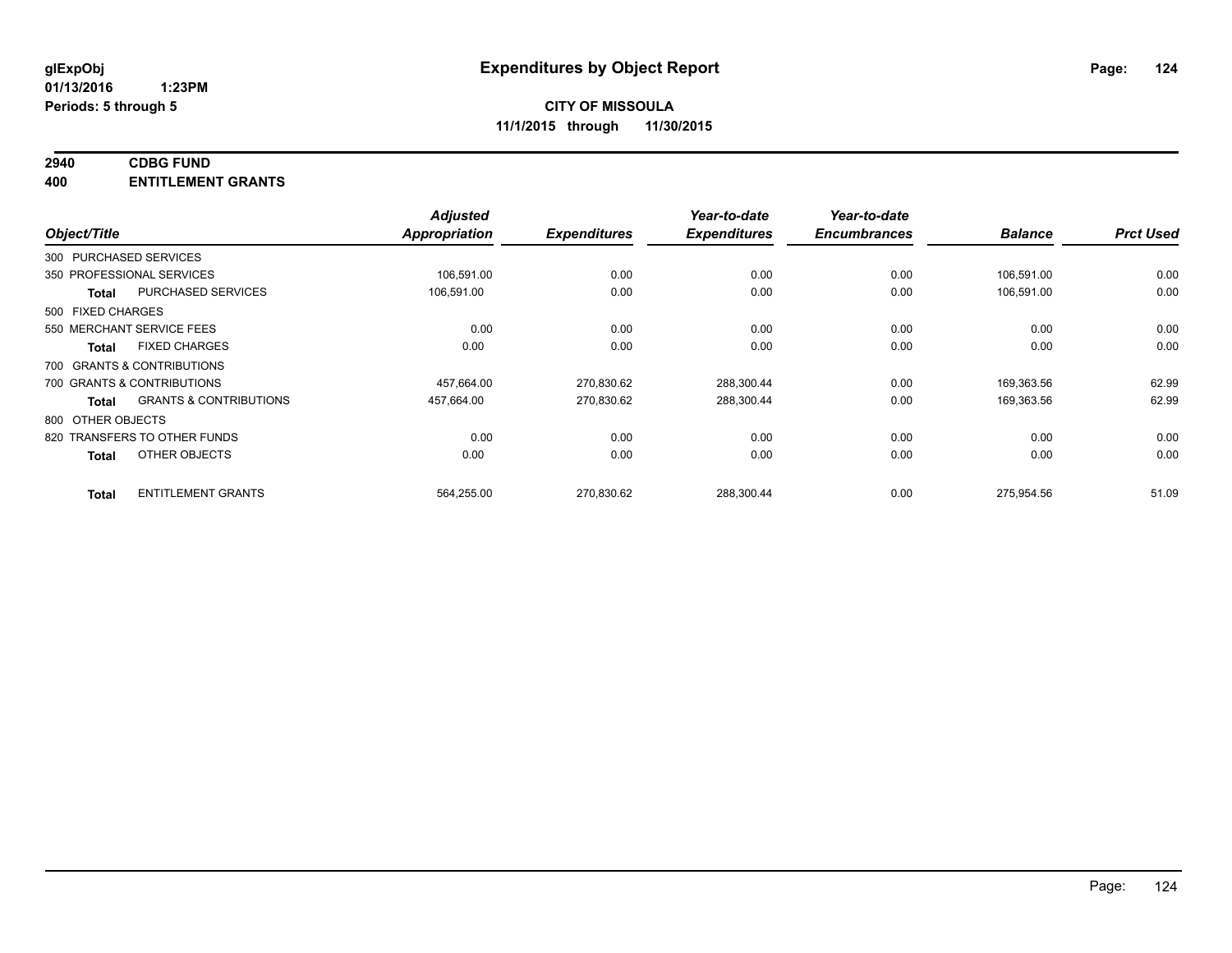**glExpObj**
**01/13/2016 1:23PM**
**Periods: 5 through 5**

# Expenditures by Object Report

**CITY OF MISSOULA**
**11/1/2015 through 11/30/2015**

**2940 CDBG FUND**
**400 ENTITLEMENT GRANTS**

| Object/Title | Adjusted Appropriation | Expenditures | Year-to-date Expenditures | Year-to-date Encumbrances | Balance | Prct Used |
|---|---|---|---|---|---|---|
| 300 PURCHASED SERVICES | | | | | | |
| 350 PROFESSIONAL SERVICES | 106,591.00 | 0.00 | 0.00 | 0.00 | 106,591.00 | 0.00 |
| **Total** PURCHASED SERVICES | 106,591.00 | 0.00 | 0.00 | 0.00 | 106,591.00 | 0.00 |
| 500 FIXED CHARGES | | | | | | |
| 550 MERCHANT SERVICE FEES | 0.00 | 0.00 | 0.00 | 0.00 | 0.00 | 0.00 |
| **Total** FIXED CHARGES | 0.00 | 0.00 | 0.00 | 0.00 | 0.00 | 0.00 |
| 700 GRANTS & CONTRIBUTIONS | | | | | | |
| 700 GRANTS & CONTRIBUTIONS | 457,664.00 | 270,830.62 | 288,300.44 | 0.00 | 169,363.56 | 62.99 |
| **Total** GRANTS & CONTRIBUTIONS | 457,664.00 | 270,830.62 | 288,300.44 | 0.00 | 169,363.56 | 62.99 |
| 800 OTHER OBJECTS | | | | | | |
| 820 TRANSFERS TO OTHER FUNDS | 0.00 | 0.00 | 0.00 | 0.00 | 0.00 | 0.00 |
| **Total** OTHER OBJECTS | 0.00 | 0.00 | 0.00 | 0.00 | 0.00 | 0.00 |
| **Total** ENTITLEMENT GRANTS | 564,255.00 | 270,830.62 | 288,300.44 | 0.00 | 275,954.56 | 51.09 |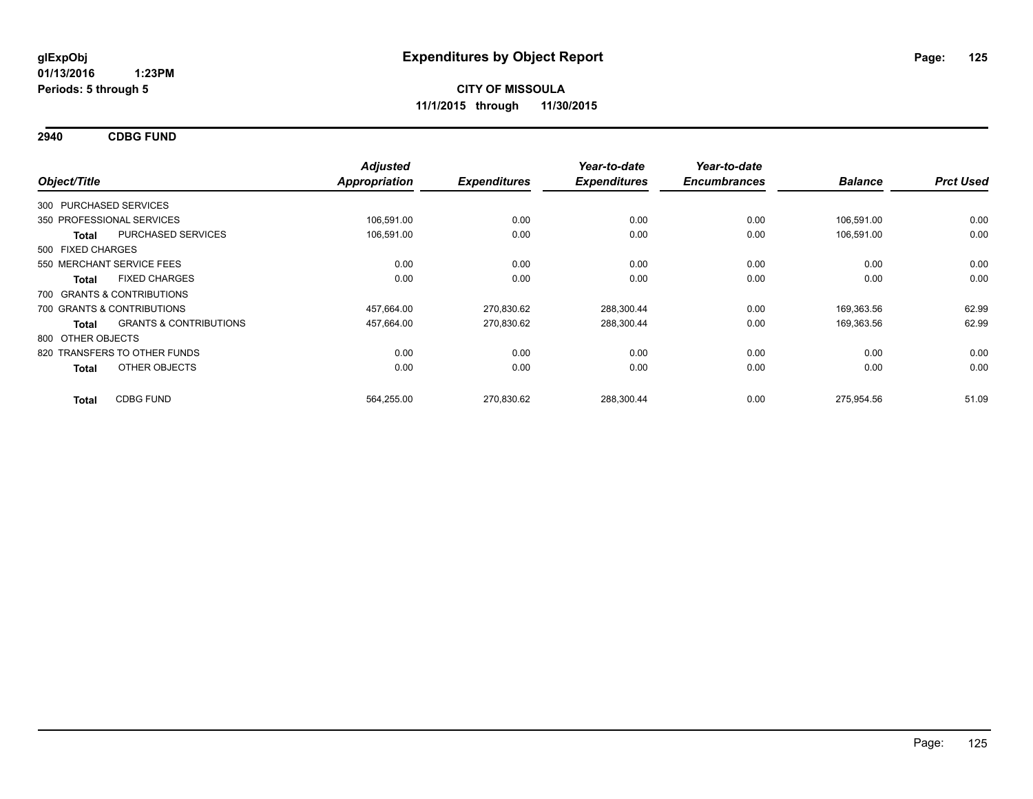# Expenditures by Object Report

glExpObj
01/13/2016 1:23PM
Periods: 5 through 5

**CITY OF MISSOULA**
**11/1/2015 through 11/30/2015**

## 2940 CDBG FUND

| Object/Title | | Adjusted Appropriation | Expenditures | Year-to-date Expenditures | Year-to-date Encumbrances | Balance | Prct Used |
|---|---|---|---|---|---|---|---|
| 300 PURCHASED SERVICES | | | | | | | |
| 350 PROFESSIONAL SERVICES | | 106,591.00 | 0.00 | 0.00 | 0.00 | 106,591.00 | 0.00 |
| **Total** | PURCHASED SERVICES | 106,591.00 | 0.00 | 0.00 | 0.00 | 106,591.00 | 0.00 |
| 500 FIXED CHARGES | | | | | | | |
| 550 MERCHANT SERVICE FEES | | 0.00 | 0.00 | 0.00 | 0.00 | 0.00 | 0.00 |
| **Total** | FIXED CHARGES | 0.00 | 0.00 | 0.00 | 0.00 | 0.00 | 0.00 |
| 700 GRANTS & CONTRIBUTIONS | | | | | | | |
| 700 GRANTS & CONTRIBUTIONS | | 457,664.00 | 270,830.62 | 288,300.44 | 0.00 | 169,363.56 | 62.99 |
| **Total** | GRANTS & CONTRIBUTIONS | 457,664.00 | 270,830.62 | 288,300.44 | 0.00 | 169,363.56 | 62.99 |
| 800 OTHER OBJECTS | | | | | | | |
| 820 TRANSFERS TO OTHER FUNDS | | 0.00 | 0.00 | 0.00 | 0.00 | 0.00 | 0.00 |
| **Total** | OTHER OBJECTS | 0.00 | 0.00 | 0.00 | 0.00 | 0.00 | 0.00 |
| **Total** | CDBG FUND | 564,255.00 | 270,830.62 | 288,300.44 | 0.00 | 275,954.56 | 51.09 |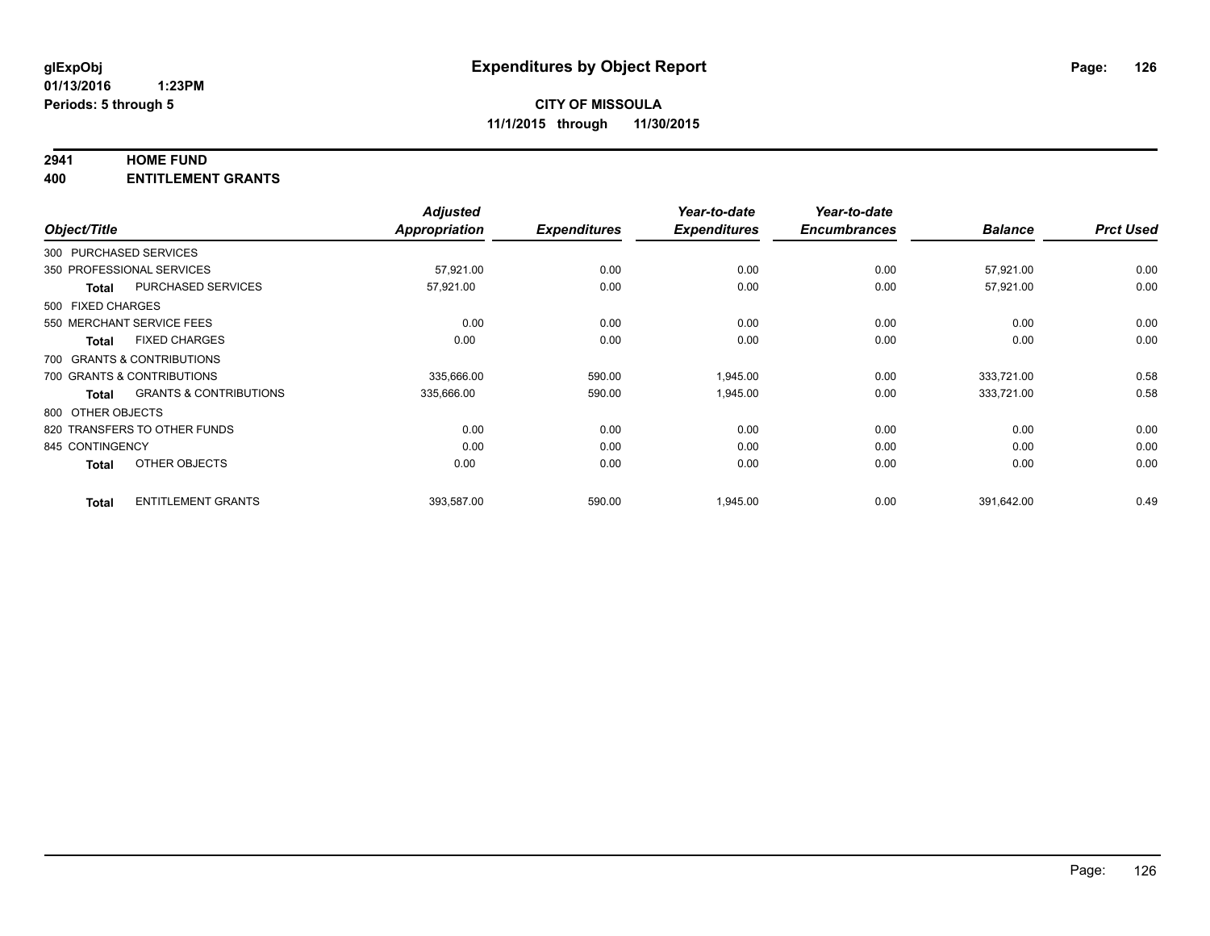glExpObj
01/13/2016 1:23PM
Periods: 5 through 5

# Expenditures by Object Report

**CITY OF MISSOULA**
**11/1/2015 through 11/30/2015**

**2941 HOME FUND**
**400 ENTITLEMENT GRANTS**

| Object/Title | | Adjusted Appropriation | Expenditures | Year-to-date Expenditures | Year-to-date Encumbrances | Balance | Prct Used |
|---|---|---|---|---|---|---|---|
| 300 PURCHASED SERVICES | | | | | | | |
| 350 PROFESSIONAL SERVICES | | 57,921.00 | 0.00 | 0.00 | 0.00 | 57,921.00 | 0.00 |
| **Total** | PURCHASED SERVICES | 57,921.00 | 0.00 | 0.00 | 0.00 | 57,921.00 | 0.00 |
| 500 FIXED CHARGES | | | | | | | |
| 550 MERCHANT SERVICE FEES | | 0.00 | 0.00 | 0.00 | 0.00 | 0.00 | 0.00 |
| **Total** | FIXED CHARGES | 0.00 | 0.00 | 0.00 | 0.00 | 0.00 | 0.00 |
| 700 GRANTS & CONTRIBUTIONS | | | | | | | |
| 700 GRANTS & CONTRIBUTIONS | | 335,666.00 | 590.00 | 1,945.00 | 0.00 | 333,721.00 | 0.58 |
| **Total** | GRANTS & CONTRIBUTIONS | 335,666.00 | 590.00 | 1,945.00 | 0.00 | 333,721.00 | 0.58 |
| 800 OTHER OBJECTS | | | | | | | |
| 820 TRANSFERS TO OTHER FUNDS | | 0.00 | 0.00 | 0.00 | 0.00 | 0.00 | 0.00 |
| 845 CONTINGENCY | | 0.00 | 0.00 | 0.00 | 0.00 | 0.00 | 0.00 |
| **Total** | OTHER OBJECTS | 0.00 | 0.00 | 0.00 | 0.00 | 0.00 | 0.00 |
| **Total** | ENTITLEMENT GRANTS | 393,587.00 | 590.00 | 1,945.00 | 0.00 | 391,642.00 | 0.49 |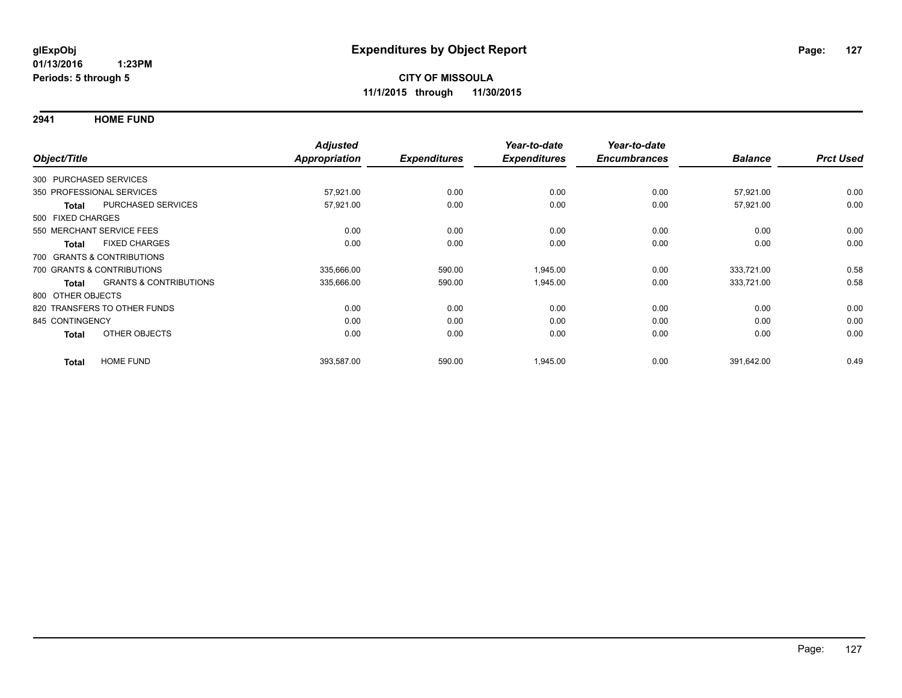glExpObj
01/13/2016 1:23PM
Periods: 5 through 5

# Expenditures by Object Report

**CITY OF MISSOULA**
**11/1/2015 through 11/30/2015**

## 2941 HOME FUND

| Object/Title | | Adjusted Appropriation | Expenditures | Year-to-date Expenditures | Year-to-date Encumbrances | Balance | Prct Used |
|---|---|---|---|---|---|---|---|
| 300 PURCHASED SERVICES | | | | | | | |
| 350 PROFESSIONAL SERVICES | | 57,921.00 | 0.00 | 0.00 | 0.00 | 57,921.00 | 0.00 |
| **Total** | PURCHASED SERVICES | 57,921.00 | 0.00 | 0.00 | 0.00 | 57,921.00 | 0.00 |
| 500 FIXED CHARGES | | | | | | | |
| 550 MERCHANT SERVICE FEES | | 0.00 | 0.00 | 0.00 | 0.00 | 0.00 | 0.00 |
| **Total** | FIXED CHARGES | 0.00 | 0.00 | 0.00 | 0.00 | 0.00 | 0.00 |
| 700 GRANTS & CONTRIBUTIONS | | | | | | | |
| 700 GRANTS & CONTRIBUTIONS | | 335,666.00 | 590.00 | 1,945.00 | 0.00 | 333,721.00 | 0.58 |
| **Total** | GRANTS & CONTRIBUTIONS | 335,666.00 | 590.00 | 1,945.00 | 0.00 | 333,721.00 | 0.58 |
| 800 OTHER OBJECTS | | | | | | | |
| 820 TRANSFERS TO OTHER FUNDS | | 0.00 | 0.00 | 0.00 | 0.00 | 0.00 | 0.00 |
| 845 CONTINGENCY | | 0.00 | 0.00 | 0.00 | 0.00 | 0.00 | 0.00 |
| **Total** | OTHER OBJECTS | 0.00 | 0.00 | 0.00 | 0.00 | 0.00 | 0.00 |
| **Total** | HOME FUND | 393,587.00 | 590.00 | 1,945.00 | 0.00 | 391,642.00 | 0.49 |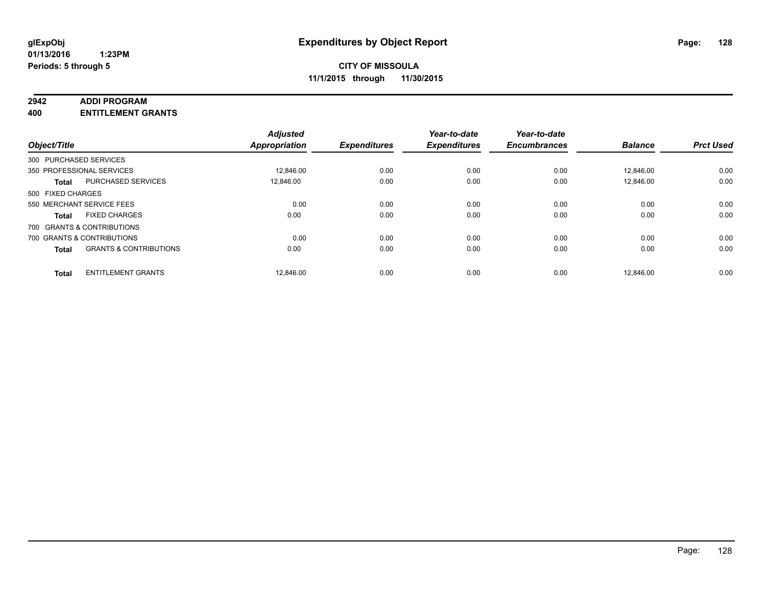glExpObj
01/13/2016 1:23PM
Periods: 5 through 5

# Expenditures by Object Report

**CITY OF MISSOULA**
**11/1/2015 through 11/30/2015**

**2942 ADDI PROGRAM**
**400 ENTITLEMENT GRANTS**

| Object/Title | | Adjusted Appropriation | Expenditures | Year-to-date Expenditures | Year-to-date Encumbrances | Balance | Prct Used |
|---|---|---|---|---|---|---|---|
| 300 PURCHASED SERVICES | | | | | | | |
| 350 PROFESSIONAL SERVICES | | 12,846.00 | 0.00 | 0.00 | 0.00 | 12,846.00 | 0.00 |
| **Total** | PURCHASED SERVICES | 12,846.00 | 0.00 | 0.00 | 0.00 | 12,846.00 | 0.00 |
| 500 FIXED CHARGES | | | | | | | |
| 550 MERCHANT SERVICE FEES | | 0.00 | 0.00 | 0.00 | 0.00 | 0.00 | 0.00 |
| **Total** | FIXED CHARGES | 0.00 | 0.00 | 0.00 | 0.00 | 0.00 | 0.00 |
| 700 GRANTS & CONTRIBUTIONS | | | | | | | |
| 700 GRANTS & CONTRIBUTIONS | | 0.00 | 0.00 | 0.00 | 0.00 | 0.00 | 0.00 |
| **Total** | GRANTS & CONTRIBUTIONS | 0.00 | 0.00 | 0.00 | 0.00 | 0.00 | 0.00 |
| **Total** | ENTITLEMENT GRANTS | 12,846.00 | 0.00 | 0.00 | 0.00 | 12,846.00 | 0.00 |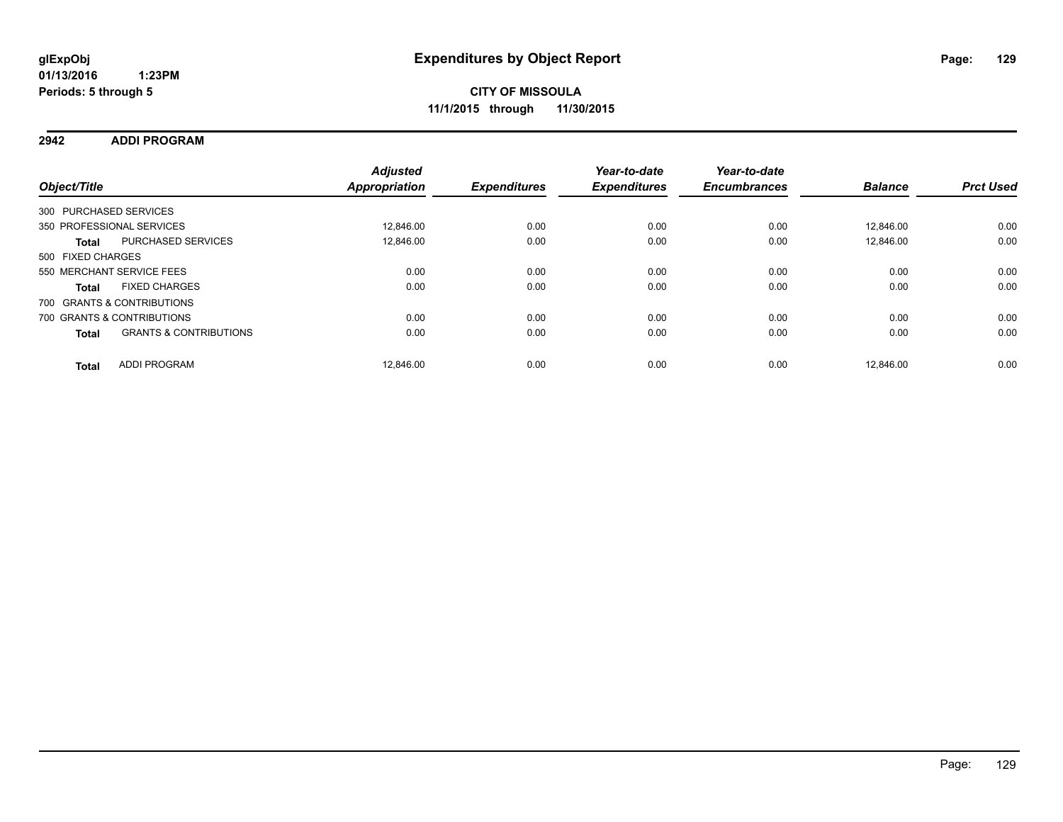glExpObj
01/13/2016 1:23PM
Periods: 5 through 5

# Expenditures by Object Report

**CITY OF MISSOULA**
**11/1/2015 through 11/30/2015**

## 2942 ADDI PROGRAM

| Object/Title | Adjusted Appropriation | Expenditures | Year-to-date Expenditures | Year-to-date Encumbrances | Balance | Prct Used |
|---|---|---|---|---|---|---|
| 300 PURCHASED SERVICES | | | | | | |
| 350 PROFESSIONAL SERVICES | 12,846.00 | 0.00 | 0.00 | 0.00 | 12,846.00 | 0.00 |
| **Total** PURCHASED SERVICES | 12,846.00 | 0.00 | 0.00 | 0.00 | 12,846.00 | 0.00 |
| 500 FIXED CHARGES | | | | | | |
| 550 MERCHANT SERVICE FEES | 0.00 | 0.00 | 0.00 | 0.00 | 0.00 | 0.00 |
| **Total** FIXED CHARGES | 0.00 | 0.00 | 0.00 | 0.00 | 0.00 | 0.00 |
| 700 GRANTS & CONTRIBUTIONS | | | | | | |
| 700 GRANTS & CONTRIBUTIONS | 0.00 | 0.00 | 0.00 | 0.00 | 0.00 | 0.00 |
| **Total** GRANTS & CONTRIBUTIONS | 0.00 | 0.00 | 0.00 | 0.00 | 0.00 | 0.00 |
| **Total** ADDI PROGRAM | 12,846.00 | 0.00 | 0.00 | 0.00 | 12,846.00 | 0.00 |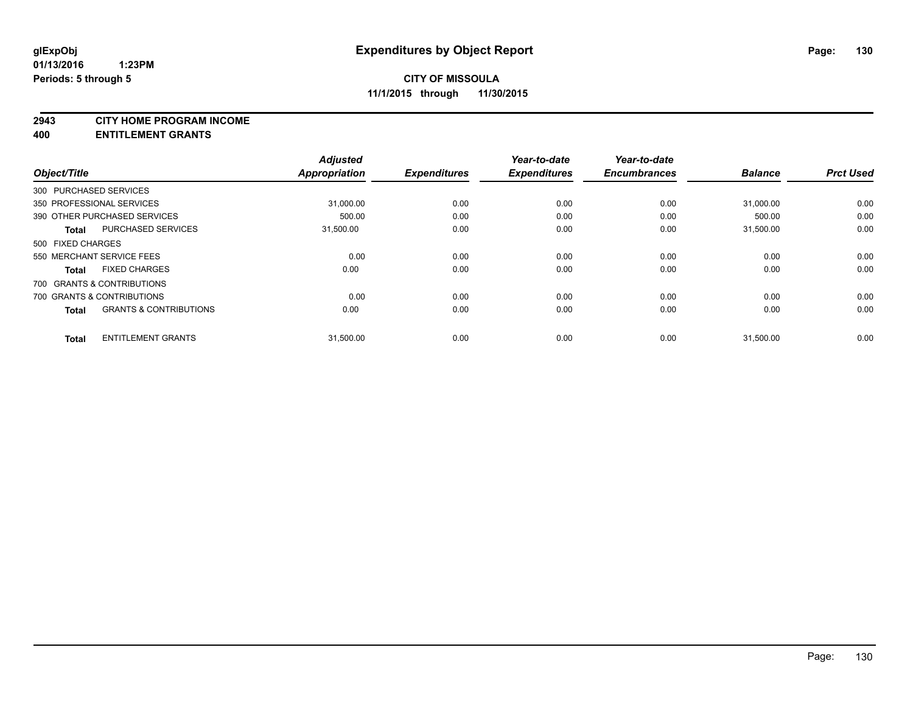# Expenditures by Object Report

glExpObj
01/13/2016 1:23PM
Periods: 5 through 5

**CITY OF MISSOULA**
**11/1/2015 through 11/30/2015**

**2943 CITY HOME PROGRAM INCOME**
**400 ENTITLEMENT GRANTS**

| Object/Title | | Adjusted Appropriation | Expenditures | Year-to-date Expenditures | Year-to-date Encumbrances | Balance | Prct Used |
|---|---|---|---|---|---|---|---|
| 300 PURCHASED SERVICES | | | | | | | |
| 350 PROFESSIONAL SERVICES | | 31,000.00 | 0.00 | 0.00 | 0.00 | 31,000.00 | 0.00 |
| 390 OTHER PURCHASED SERVICES | | 500.00 | 0.00 | 0.00 | 0.00 | 500.00 | 0.00 |
| Total | PURCHASED SERVICES | 31,500.00 | 0.00 | 0.00 | 0.00 | 31,500.00 | 0.00 |
| 500 FIXED CHARGES | | | | | | | |
| 550 MERCHANT SERVICE FEES | | 0.00 | 0.00 | 0.00 | 0.00 | 0.00 | 0.00 |
| Total | FIXED CHARGES | 0.00 | 0.00 | 0.00 | 0.00 | 0.00 | 0.00 |
| 700 GRANTS & CONTRIBUTIONS | | | | | | | |
| 700 GRANTS & CONTRIBUTIONS | | 0.00 | 0.00 | 0.00 | 0.00 | 0.00 | 0.00 |
| Total | GRANTS & CONTRIBUTIONS | 0.00 | 0.00 | 0.00 | 0.00 | 0.00 | 0.00 |
| Total | ENTITLEMENT GRANTS | 31,500.00 | 0.00 | 0.00 | 0.00 | 31,500.00 | 0.00 |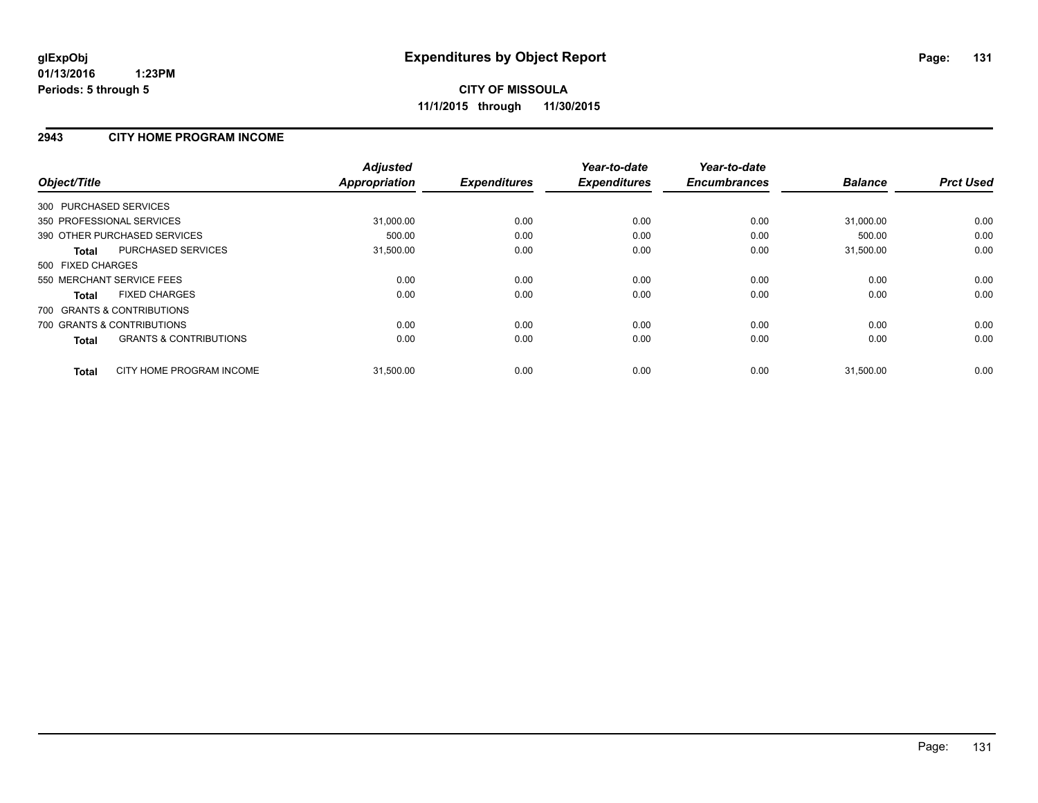# Expenditures by Object Report

glExpObj
01/13/2016 1:23PM
Periods: 5 through 5

**CITY OF MISSOULA**
**11/1/2015 through 11/30/2015**

## 2943 CITY HOME PROGRAM INCOME

| Object/Title | Adjusted Appropriation | Expenditures | Year-to-date Expenditures | Year-to-date Encumbrances | Balance | Prct Used |
|---|---|---|---|---|---|---|
| 300 PURCHASED SERVICES | | | | | | |
| 350 PROFESSIONAL SERVICES | 31,000.00 | 0.00 | 0.00 | 0.00 | 31,000.00 | 0.00 |
| 390 OTHER PURCHASED SERVICES | 500.00 | 0.00 | 0.00 | 0.00 | 500.00 | 0.00 |
| **Total** PURCHASED SERVICES | 31,500.00 | 0.00 | 0.00 | 0.00 | 31,500.00 | 0.00 |
| 500 FIXED CHARGES | | | | | | |
| 550 MERCHANT SERVICE FEES | 0.00 | 0.00 | 0.00 | 0.00 | 0.00 | 0.00 |
| **Total** FIXED CHARGES | 0.00 | 0.00 | 0.00 | 0.00 | 0.00 | 0.00 |
| 700 GRANTS & CONTRIBUTIONS | | | | | | |
| 700 GRANTS & CONTRIBUTIONS | 0.00 | 0.00 | 0.00 | 0.00 | 0.00 | 0.00 |
| **Total** GRANTS & CONTRIBUTIONS | 0.00 | 0.00 | 0.00 | 0.00 | 0.00 | 0.00 |
| **Total** CITY HOME PROGRAM INCOME | 31,500.00 | 0.00 | 0.00 | 0.00 | 31,500.00 | 0.00 |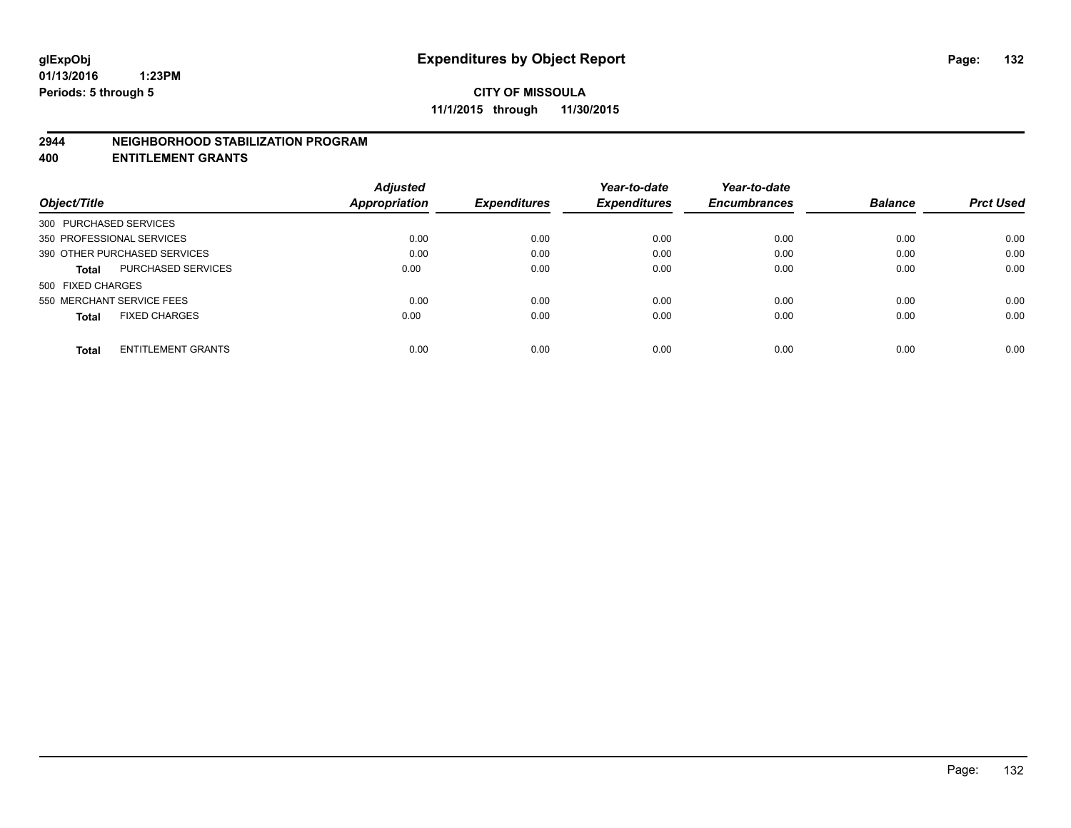**CITY OF MISSOULA**
**11/1/2015 through 11/30/2015**

## 2944 NEIGHBORHOOD STABILIZATION PROGRAM
## 400 ENTITLEMENT GRANTS

| Object/Title | | Adjusted Appropriation | Expenditures | Year-to-date Expenditures | Year-to-date Encumbrances | Balance | Prct Used |
|---|---|---|---|---|---|---|---|
| 300 PURCHASED SERVICES | | | | | | | |
| 350 PROFESSIONAL SERVICES | | 0.00 | 0.00 | 0.00 | 0.00 | 0.00 | 0.00 |
| 390 OTHER PURCHASED SERVICES | | 0.00 | 0.00 | 0.00 | 0.00 | 0.00 | 0.00 |
| **Total** | PURCHASED SERVICES | 0.00 | 0.00 | 0.00 | 0.00 | 0.00 | 0.00 |
| 500 FIXED CHARGES | | | | | | | |
| 550 MERCHANT SERVICE FEES | | 0.00 | 0.00 | 0.00 | 0.00 | 0.00 | 0.00 |
| **Total** | FIXED CHARGES | 0.00 | 0.00 | 0.00 | 0.00 | 0.00 | 0.00 |
| **Total** | ENTITLEMENT GRANTS | 0.00 | 0.00 | 0.00 | 0.00 | 0.00 | 0.00 |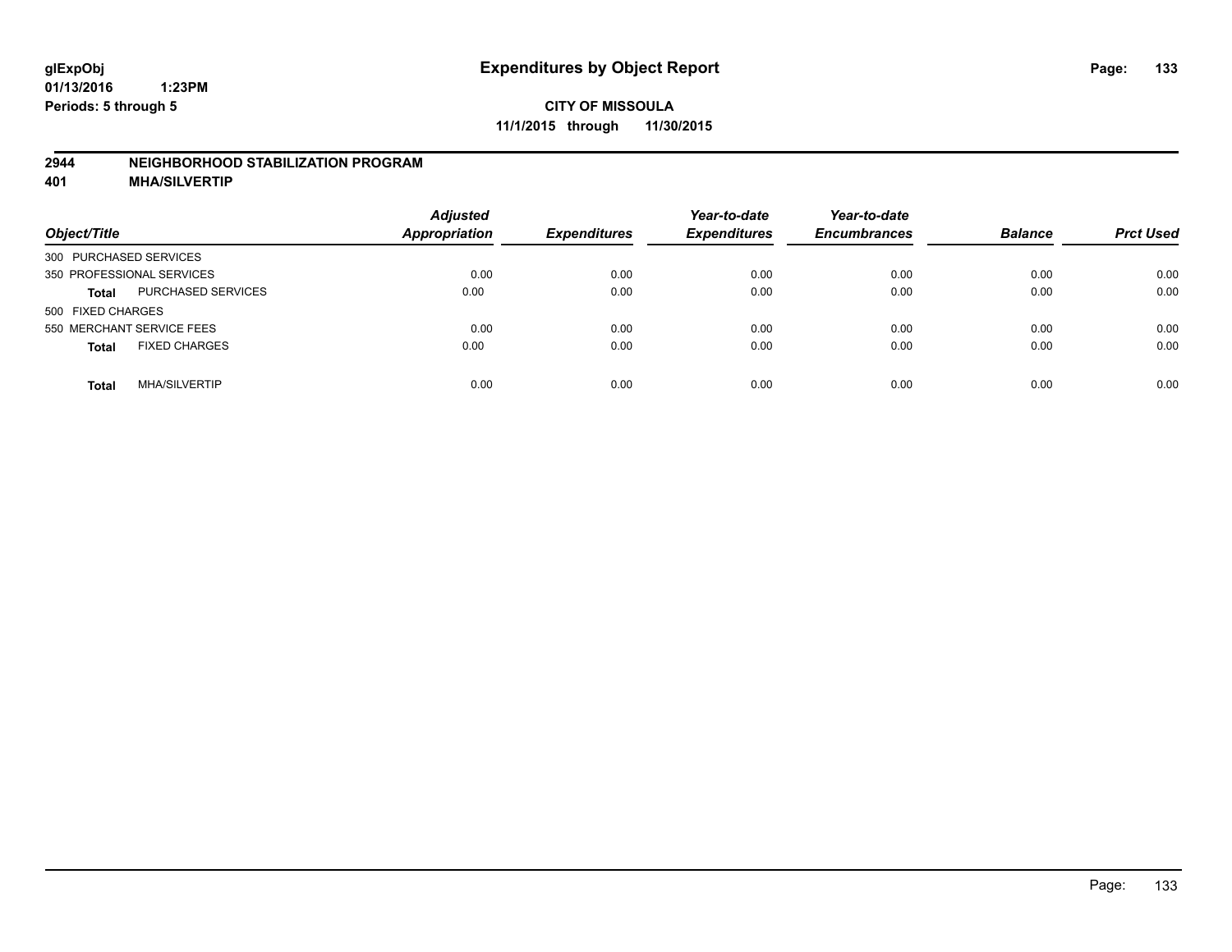# Expenditures by Object Report

glExpObj
01/13/2016 1:23PM
Periods: 5 through 5

**CITY OF MISSOULA**
**11/1/2015 through 11/30/2015**

**2944 NEIGHBORHOOD STABILIZATION PROGRAM**
**401 MHA/SILVERTIP**

| Object/Title | | Adjusted Appropriation | Expenditures | Year-to-date Expenditures | Year-to-date Encumbrances | Balance | Prct Used |
|---|---|---|---|---|---|---|---|
| 300 PURCHASED SERVICES | | | | | | | |
| 350 PROFESSIONAL SERVICES | | 0.00 | 0.00 | 0.00 | 0.00 | 0.00 | 0.00 |
| **Total** | PURCHASED SERVICES | 0.00 | 0.00 | 0.00 | 0.00 | 0.00 | 0.00 |
| 500 FIXED CHARGES | | | | | | | |
| 550 MERCHANT SERVICE FEES | | 0.00 | 0.00 | 0.00 | 0.00 | 0.00 | 0.00 |
| **Total** | FIXED CHARGES | 0.00 | 0.00 | 0.00 | 0.00 | 0.00 | 0.00 |
| **Total** | MHA/SILVERTIP | 0.00 | 0.00 | 0.00 | 0.00 | 0.00 | 0.00 |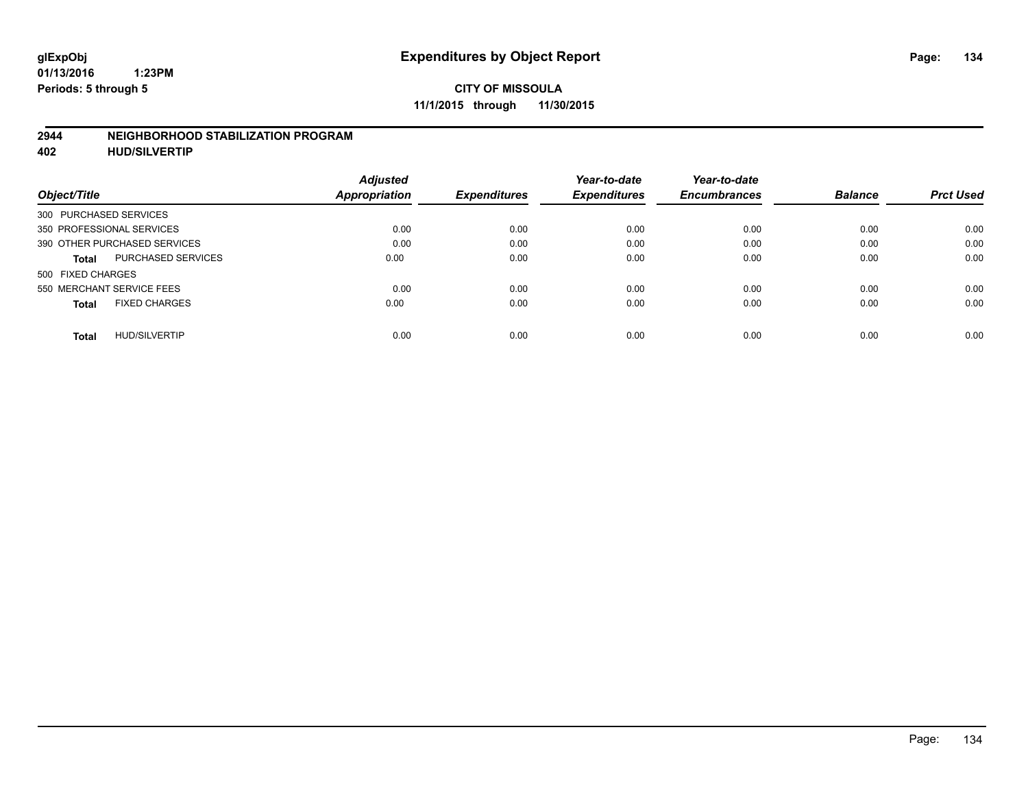**glExpObj**
**01/13/2016 1:23PM**
**Periods: 5 through 5**

# Expenditures by Object Report

**CITY OF MISSOULA**
**11/1/2015 through 11/30/2015**

## 2944 NEIGHBORHOOD STABILIZATION PROGRAM
## 402 HUD/SILVERTIP

| Object/Title | | Adjusted Appropriation | Expenditures | Year-to-date Expenditures | Year-to-date Encumbrances | Balance | Prct Used |
|---|---|---|---|---|---|---|---|
| 300 PURCHASED SERVICES | | | | | | | |
| 350 PROFESSIONAL SERVICES | | 0.00 | 0.00 | 0.00 | 0.00 | 0.00 | 0.00 |
| 390 OTHER PURCHASED SERVICES | | 0.00 | 0.00 | 0.00 | 0.00 | 0.00 | 0.00 |
| **Total** | PURCHASED SERVICES | 0.00 | 0.00 | 0.00 | 0.00 | 0.00 | 0.00 |
| 500 FIXED CHARGES | | | | | | | |
| 550 MERCHANT SERVICE FEES | | 0.00 | 0.00 | 0.00 | 0.00 | 0.00 | 0.00 |
| **Total** | FIXED CHARGES | 0.00 | 0.00 | 0.00 | 0.00 | 0.00 | 0.00 |
| **Total** | HUD/SILVERTIP | 0.00 | 0.00 | 0.00 | 0.00 | 0.00 | 0.00 |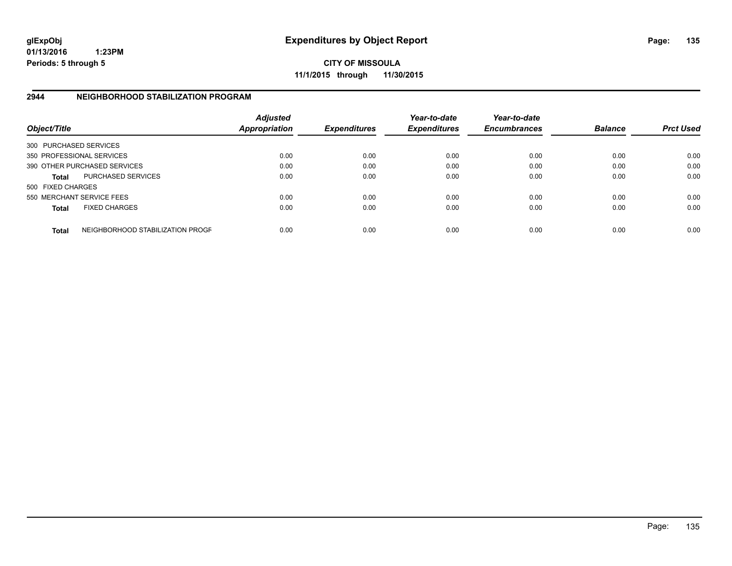**glExpObj**
**01/13/2016 1:23PM**
**Periods: 5 through 5**

# Expenditures by Object Report

**CITY OF MISSOULA**
**11/1/2015 through 11/30/2015**

## 2944 NEIGHBORHOOD STABILIZATION PROGRAM

| Object/Title | | *Adjusted Appropriation* | *Expenditures* | *Year-to-date Expenditures* | *Year-to-date Encumbrances* | *Balance* | *Prct Used* |
|---|---|---|---|---|---|---|---|
| 300 PURCHASED SERVICES | | | | | | | |
| 350 PROFESSIONAL SERVICES | | 0.00 | 0.00 | 0.00 | 0.00 | 0.00 | 0.00 |
| 390 OTHER PURCHASED SERVICES | | 0.00 | 0.00 | 0.00 | 0.00 | 0.00 | 0.00 |
| **Total** | PURCHASED SERVICES | 0.00 | 0.00 | 0.00 | 0.00 | 0.00 | 0.00 |
| 500 FIXED CHARGES | | | | | | | |
| 550 MERCHANT SERVICE FEES | | 0.00 | 0.00 | 0.00 | 0.00 | 0.00 | 0.00 |
| **Total** | FIXED CHARGES | 0.00 | 0.00 | 0.00 | 0.00 | 0.00 | 0.00 |
| **Total** | NEIGHBORHOOD STABILIZATION PROGF | 0.00 | 0.00 | 0.00 | 0.00 | 0.00 | 0.00 |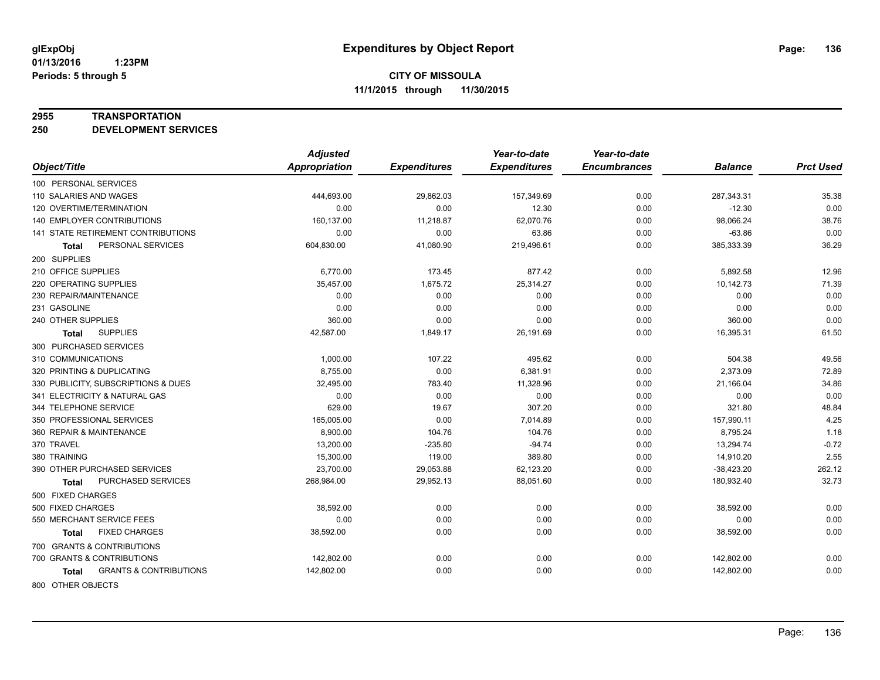# Expenditures by Object Report

glExpObj
01/13/2016 1:23PM
Periods: 5 through 5

**CITY OF MISSOULA**
**11/1/2015 through 11/30/2015**

**2955 TRANSPORTATION**
**250 DEVELOPMENT SERVICES**

| Object/Title | Adjusted Appropriation | Expenditures | Year-to-date Expenditures | Year-to-date Encumbrances | Balance | Prct Used |
|---|---|---|---|---|---|---|
| 100 PERSONAL SERVICES | | | | | | |
| 110 SALARIES AND WAGES | 444,693.00 | 29,862.03 | 157,349.69 | 0.00 | 287,343.31 | 35.38 |
| 120 OVERTIME/TERMINATION | 0.00 | 0.00 | 12.30 | 0.00 | -12.30 | 0.00 |
| 140 EMPLOYER CONTRIBUTIONS | 160,137.00 | 11,218.87 | 62,070.76 | 0.00 | 98,066.24 | 38.76 |
| 141 STATE RETIREMENT CONTRIBUTIONS | 0.00 | 0.00 | 63.86 | 0.00 | -63.86 | 0.00 |
| **Total** PERSONAL SERVICES | 604,830.00 | 41,080.90 | 219,496.61 | 0.00 | 385,333.39 | 36.29 |
| 200 SUPPLIES | | | | | | |
| 210 OFFICE SUPPLIES | 6,770.00 | 173.45 | 877.42 | 0.00 | 5,892.58 | 12.96 |
| 220 OPERATING SUPPLIES | 35,457.00 | 1,675.72 | 25,314.27 | 0.00 | 10,142.73 | 71.39 |
| 230 REPAIR/MAINTENANCE | 0.00 | 0.00 | 0.00 | 0.00 | 0.00 | 0.00 |
| 231 GASOLINE | 0.00 | 0.00 | 0.00 | 0.00 | 0.00 | 0.00 |
| 240 OTHER SUPPLIES | 360.00 | 0.00 | 0.00 | 0.00 | 360.00 | 0.00 |
| **Total** SUPPLIES | 42,587.00 | 1,849.17 | 26,191.69 | 0.00 | 16,395.31 | 61.50 |
| 300 PURCHASED SERVICES | | | | | | |
| 310 COMMUNICATIONS | 1,000.00 | 107.22 | 495.62 | 0.00 | 504.38 | 49.56 |
| 320 PRINTING & DUPLICATING | 8,755.00 | 0.00 | 6,381.91 | 0.00 | 2,373.09 | 72.89 |
| 330 PUBLICITY, SUBSCRIPTIONS & DUES | 32,495.00 | 783.40 | 11,328.96 | 0.00 | 21,166.04 | 34.86 |
| 341 ELECTRICITY & NATURAL GAS | 0.00 | 0.00 | 0.00 | 0.00 | 0.00 | 0.00 |
| 344 TELEPHONE SERVICE | 629.00 | 19.67 | 307.20 | 0.00 | 321.80 | 48.84 |
| 350 PROFESSIONAL SERVICES | 165,005.00 | 0.00 | 7,014.89 | 0.00 | 157,990.11 | 4.25 |
| 360 REPAIR & MAINTENANCE | 8,900.00 | 104.76 | 104.76 | 0.00 | 8,795.24 | 1.18 |
| 370 TRAVEL | 13,200.00 | -235.80 | -94.74 | 0.00 | 13,294.74 | -0.72 |
| 380 TRAINING | 15,300.00 | 119.00 | 389.80 | 0.00 | 14,910.20 | 2.55 |
| 390 OTHER PURCHASED SERVICES | 23,700.00 | 29,053.88 | 62,123.20 | 0.00 | -38,423.20 | 262.12 |
| **Total** PURCHASED SERVICES | 268,984.00 | 29,952.13 | 88,051.60 | 0.00 | 180,932.40 | 32.73 |
| 500 FIXED CHARGES | | | | | | |
| 500 FIXED CHARGES | 38,592.00 | 0.00 | 0.00 | 0.00 | 38,592.00 | 0.00 |
| 550 MERCHANT SERVICE FEES | 0.00 | 0.00 | 0.00 | 0.00 | 0.00 | 0.00 |
| **Total** FIXED CHARGES | 38,592.00 | 0.00 | 0.00 | 0.00 | 38,592.00 | 0.00 |
| 700 GRANTS & CONTRIBUTIONS | | | | | | |
| 700 GRANTS & CONTRIBUTIONS | 142,802.00 | 0.00 | 0.00 | 0.00 | 142,802.00 | 0.00 |
| **Total** GRANTS & CONTRIBUTIONS | 142,802.00 | 0.00 | 0.00 | 0.00 | 142,802.00 | 0.00 |
| 800 OTHER OBJECTS | | | | | | |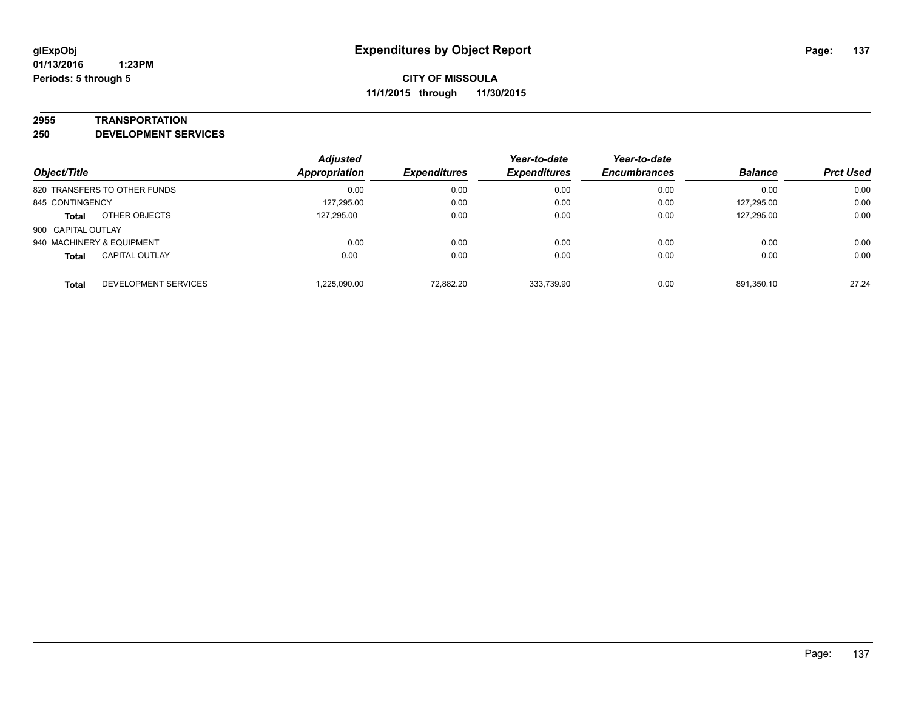**CITY OF MISSOULA**
**11/1/2015 through 11/30/2015**

**2955 TRANSPORTATION**
**250 DEVELOPMENT SERVICES**

| Object/Title | | Adjusted Appropriation | Expenditures | Year-to-date Expenditures | Year-to-date Encumbrances | Balance | Prct Used |
|---|---|---|---|---|---|---|---|
| 820 TRANSFERS TO OTHER FUNDS | | 0.00 | 0.00 | 0.00 | 0.00 | 0.00 | 0.00 |
| 845 CONTINGENCY | | 127,295.00 | 0.00 | 0.00 | 0.00 | 127,295.00 | 0.00 |
| **Total** | OTHER OBJECTS | 127,295.00 | 0.00 | 0.00 | 0.00 | 127,295.00 | 0.00 |
| 900 CAPITAL OUTLAY | | | | | | | |
| 940 MACHINERY & EQUIPMENT | | 0.00 | 0.00 | 0.00 | 0.00 | 0.00 | 0.00 |
| **Total** | CAPITAL OUTLAY | 0.00 | 0.00 | 0.00 | 0.00 | 0.00 | 0.00 |
| **Total** | DEVELOPMENT SERVICES | 1,225,090.00 | 72,882.20 | 333,739.90 | 0.00 | 891,350.10 | 27.24 |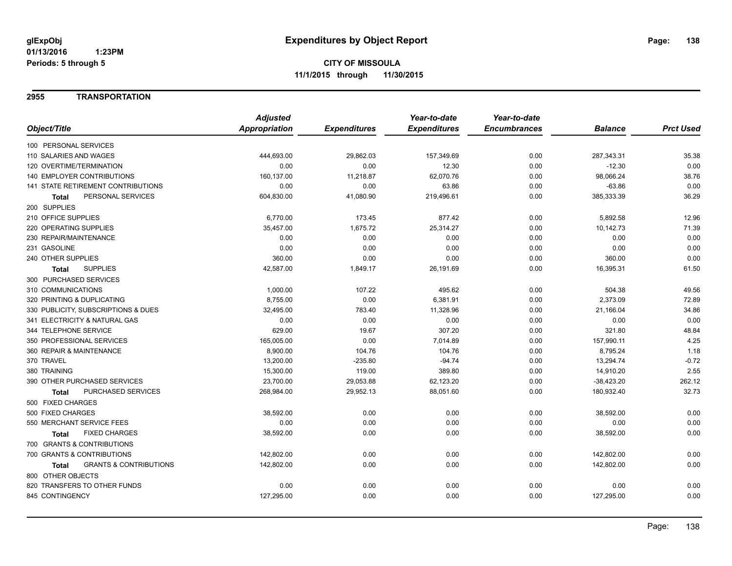**glExpObj**
**01/13/2016 1:23PM**
**Periods: 5 through 5**

# Expenditures by Object Report

**CITY OF MISSOULA**
**11/1/2015 through 11/30/2015**

## 2955 TRANSPORTATION

| Object/Title | Adjusted Appropriation | Expenditures | Year-to-date Expenditures | Year-to-date Encumbrances | Balance | Prct Used |
|---|---|---|---|---|---|---|
| 100 PERSONAL SERVICES | | | | | | |
| 110 SALARIES AND WAGES | 444,693.00 | 29,862.03 | 157,349.69 | 0.00 | 287,343.31 | 35.38 |
| 120 OVERTIME/TERMINATION | 0.00 | 0.00 | 12.30 | 0.00 | -12.30 | 0.00 |
| 140 EMPLOYER CONTRIBUTIONS | 160,137.00 | 11,218.87 | 62,070.76 | 0.00 | 98,066.24 | 38.76 |
| 141 STATE RETIREMENT CONTRIBUTIONS | 0.00 | 0.00 | 63.86 | 0.00 | -63.86 | 0.00 |
| **Total** PERSONAL SERVICES | 604,830.00 | 41,080.90 | 219,496.61 | 0.00 | 385,333.39 | 36.29 |
| 200 SUPPLIES | | | | | | |
| 210 OFFICE SUPPLIES | 6,770.00 | 173.45 | 877.42 | 0.00 | 5,892.58 | 12.96 |
| 220 OPERATING SUPPLIES | 35,457.00 | 1,675.72 | 25,314.27 | 0.00 | 10,142.73 | 71.39 |
| 230 REPAIR/MAINTENANCE | 0.00 | 0.00 | 0.00 | 0.00 | 0.00 | 0.00 |
| 231 GASOLINE | 0.00 | 0.00 | 0.00 | 0.00 | 0.00 | 0.00 |
| 240 OTHER SUPPLIES | 360.00 | 0.00 | 0.00 | 0.00 | 360.00 | 0.00 |
| **Total** SUPPLIES | 42,587.00 | 1,849.17 | 26,191.69 | 0.00 | 16,395.31 | 61.50 |
| 300 PURCHASED SERVICES | | | | | | |
| 310 COMMUNICATIONS | 1,000.00 | 107.22 | 495.62 | 0.00 | 504.38 | 49.56 |
| 320 PRINTING & DUPLICATING | 8,755.00 | 0.00 | 6,381.91 | 0.00 | 2,373.09 | 72.89 |
| 330 PUBLICITY, SUBSCRIPTIONS & DUES | 32,495.00 | 783.40 | 11,328.96 | 0.00 | 21,166.04 | 34.86 |
| 341 ELECTRICITY & NATURAL GAS | 0.00 | 0.00 | 0.00 | 0.00 | 0.00 | 0.00 |
| 344 TELEPHONE SERVICE | 629.00 | 19.67 | 307.20 | 0.00 | 321.80 | 48.84 |
| 350 PROFESSIONAL SERVICES | 165,005.00 | 0.00 | 7,014.89 | 0.00 | 157,990.11 | 4.25 |
| 360 REPAIR & MAINTENANCE | 8,900.00 | 104.76 | 104.76 | 0.00 | 8,795.24 | 1.18 |
| 370 TRAVEL | 13,200.00 | -235.80 | -94.74 | 0.00 | 13,294.74 | -0.72 |
| 380 TRAINING | 15,300.00 | 119.00 | 389.80 | 0.00 | 14,910.20 | 2.55 |
| 390 OTHER PURCHASED SERVICES | 23,700.00 | 29,053.88 | 62,123.20 | 0.00 | -38,423.20 | 262.12 |
| **Total** PURCHASED SERVICES | 268,984.00 | 29,952.13 | 88,051.60 | 0.00 | 180,932.40 | 32.73 |
| 500 FIXED CHARGES | | | | | | |
| 500 FIXED CHARGES | 38,592.00 | 0.00 | 0.00 | 0.00 | 38,592.00 | 0.00 |
| 550 MERCHANT SERVICE FEES | 0.00 | 0.00 | 0.00 | 0.00 | 0.00 | 0.00 |
| **Total** FIXED CHARGES | 38,592.00 | 0.00 | 0.00 | 0.00 | 38,592.00 | 0.00 |
| 700 GRANTS & CONTRIBUTIONS | | | | | | |
| 700 GRANTS & CONTRIBUTIONS | 142,802.00 | 0.00 | 0.00 | 0.00 | 142,802.00 | 0.00 |
| **Total** GRANTS & CONTRIBUTIONS | 142,802.00 | 0.00 | 0.00 | 0.00 | 142,802.00 | 0.00 |
| 800 OTHER OBJECTS | | | | | | |
| 820 TRANSFERS TO OTHER FUNDS | 0.00 | 0.00 | 0.00 | 0.00 | 0.00 | 0.00 |
| 845 CONTINGENCY | 127,295.00 | 0.00 | 0.00 | 0.00 | 127,295.00 | 0.00 |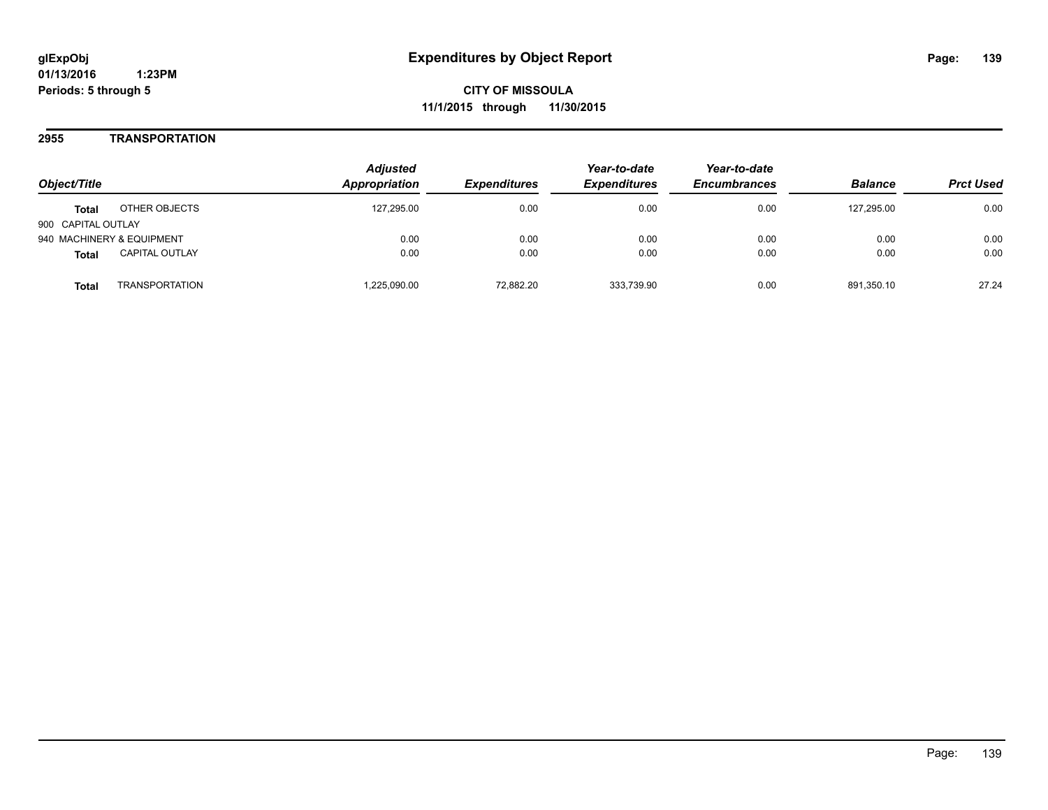# Expenditures by Object Report

glExpObj
01/13/2016 1:23PM
Periods: 5 through 5

**CITY OF MISSOULA**
**11/1/2015 through 11/30/2015**

## 2955 TRANSPORTATION

| Object/Title | | Adjusted Appropriation | Expenditures | Year-to-date Expenditures | Year-to-date Encumbrances | Balance | Prct Used |
|---|---|---|---|---|---|---|---|
| **Total** | OTHER OBJECTS | 127,295.00 | 0.00 | 0.00 | 0.00 | 127,295.00 | 0.00 |
| 900 CAPITAL OUTLAY | | | | | | | |
| 940 MACHINERY & EQUIPMENT | | 0.00 | 0.00 | 0.00 | 0.00 | 0.00 | 0.00 |
| **Total** | CAPITAL OUTLAY | 0.00 | 0.00 | 0.00 | 0.00 | 0.00 | 0.00 |
| **Total** | TRANSPORTATION | 1,225,090.00 | 72,882.20 | 333,739.90 | 0.00 | 891,350.10 | 27.24 |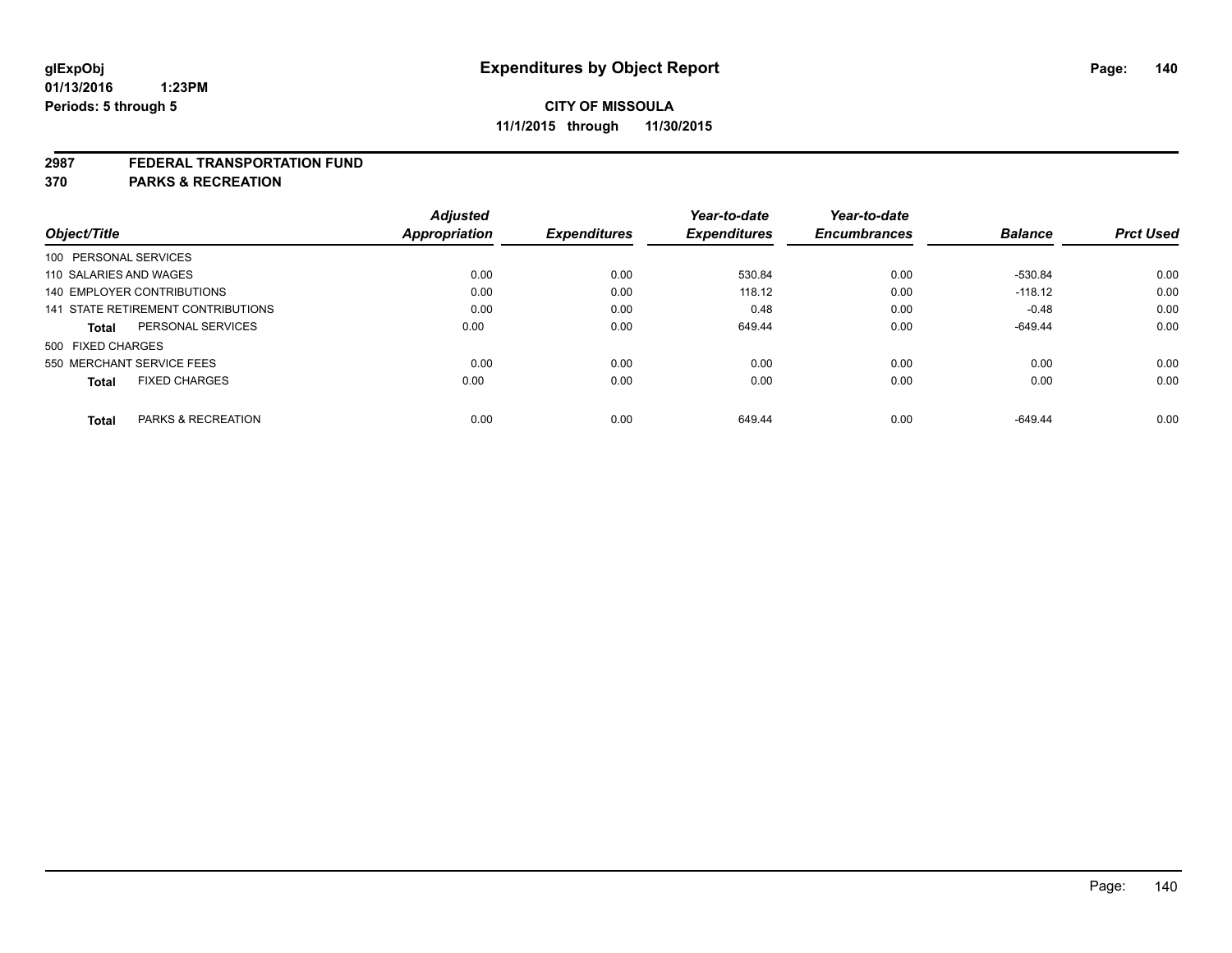# Expenditures by Object Report

glExpObj
01/13/2016 1:23PM
Periods: 5 through 5

**CITY OF MISSOULA**
**11/1/2015 through 11/30/2015**

**2987 FEDERAL TRANSPORTATION FUND**
**370 PARKS & RECREATION**

| Object/Title | Adjusted Appropriation | Expenditures | Year-to-date Expenditures | Year-to-date Encumbrances | Balance | Prct Used |
|---|---|---|---|---|---|---|
| 100 PERSONAL SERVICES | | | | | | |
| 110 SALARIES AND WAGES | 0.00 | 0.00 | 530.84 | 0.00 | -530.84 | 0.00 |
| 140 EMPLOYER CONTRIBUTIONS | 0.00 | 0.00 | 118.12 | 0.00 | -118.12 | 0.00 |
| 141 STATE RETIREMENT CONTRIBUTIONS | 0.00 | 0.00 | 0.48 | 0.00 | -0.48 | 0.00 |
| **Total** PERSONAL SERVICES | 0.00 | 0.00 | 649.44 | 0.00 | -649.44 | 0.00 |
| 500 FIXED CHARGES | | | | | | |
| 550 MERCHANT SERVICE FEES | 0.00 | 0.00 | 0.00 | 0.00 | 0.00 | 0.00 |
| **Total** FIXED CHARGES | 0.00 | 0.00 | 0.00 | 0.00 | 0.00 | 0.00 |
| **Total** PARKS & RECREATION | 0.00 | 0.00 | 649.44 | 0.00 | -649.44 | 0.00 |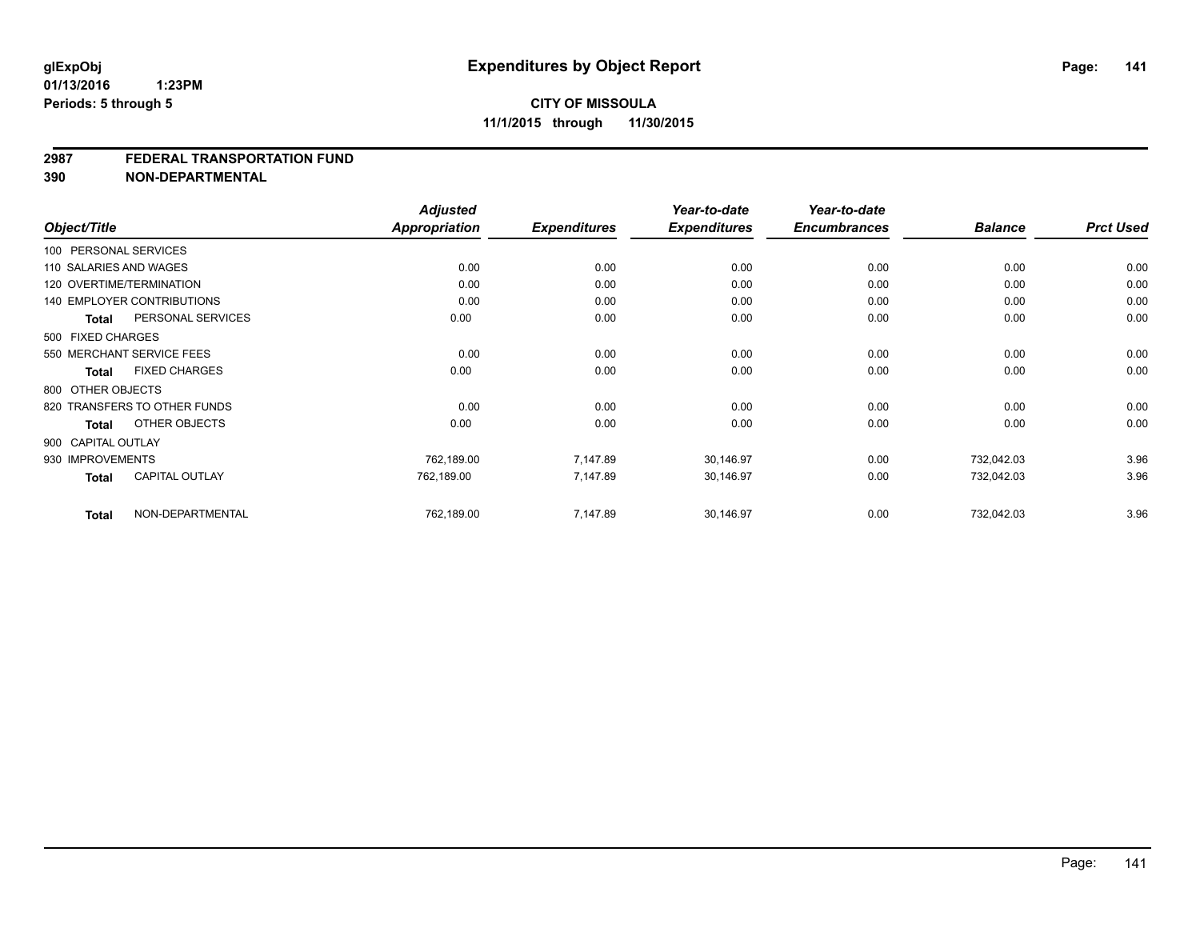glExpObj
01/13/2016 1:23PM
Periods: 5 through 5

# Expenditures by Object Report

**CITY OF MISSOULA**
**11/1/2015 through 11/30/2015**

**2987 FEDERAL TRANSPORTATION FUND**
**390 NON-DEPARTMENTAL**

| Object/Title | Adjusted Appropriation | Expenditures | Year-to-date Expenditures | Year-to-date Encumbrances | Balance | Prct Used |
|---|---|---|---|---|---|---|
| 100 PERSONAL SERVICES | | | | | | |
| 110 SALARIES AND WAGES | 0.00 | 0.00 | 0.00 | 0.00 | 0.00 | 0.00 |
| 120 OVERTIME/TERMINATION | 0.00 | 0.00 | 0.00 | 0.00 | 0.00 | 0.00 |
| 140 EMPLOYER CONTRIBUTIONS | 0.00 | 0.00 | 0.00 | 0.00 | 0.00 | 0.00 |
| **Total** PERSONAL SERVICES | 0.00 | 0.00 | 0.00 | 0.00 | 0.00 | 0.00 |
| 500 FIXED CHARGES | | | | | | |
| 550 MERCHANT SERVICE FEES | 0.00 | 0.00 | 0.00 | 0.00 | 0.00 | 0.00 |
| **Total** FIXED CHARGES | 0.00 | 0.00 | 0.00 | 0.00 | 0.00 | 0.00 |
| 800 OTHER OBJECTS | | | | | | |
| 820 TRANSFERS TO OTHER FUNDS | 0.00 | 0.00 | 0.00 | 0.00 | 0.00 | 0.00 |
| **Total** OTHER OBJECTS | 0.00 | 0.00 | 0.00 | 0.00 | 0.00 | 0.00 |
| 900 CAPITAL OUTLAY | | | | | | |
| 930 IMPROVEMENTS | 762,189.00 | 7,147.89 | 30,146.97 | 0.00 | 732,042.03 | 3.96 |
| **Total** CAPITAL OUTLAY | 762,189.00 | 7,147.89 | 30,146.97 | 0.00 | 732,042.03 | 3.96 |
| **Total** NON-DEPARTMENTAL | 762,189.00 | 7,147.89 | 30,146.97 | 0.00 | 732,042.03 | 3.96 |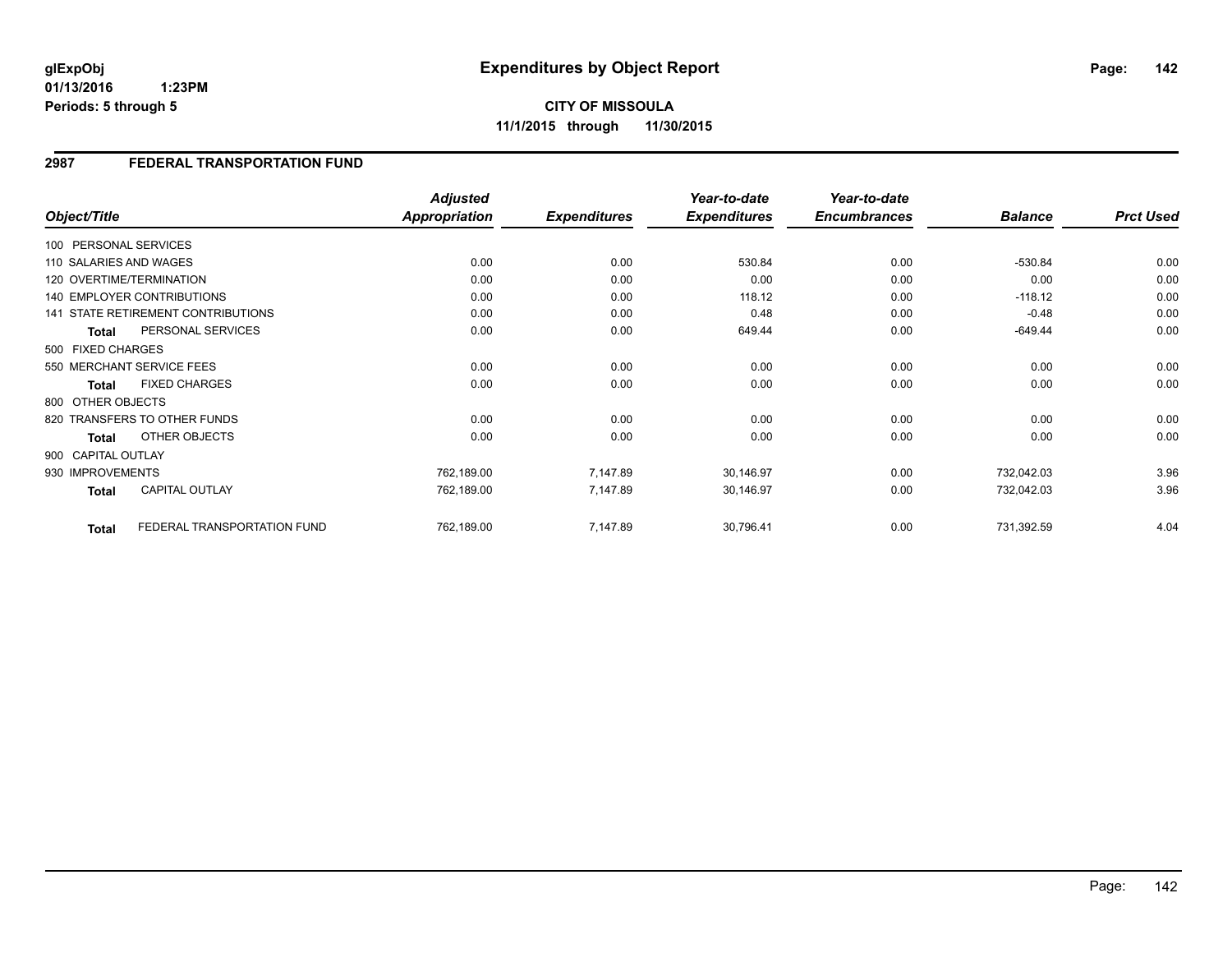# Expenditures by Object Report

glExpObj
01/13/2016 1:23PM
Periods: 5 through 5

**CITY OF MISSOULA**
**11/1/2015 through 11/30/2015**

## 2987 FEDERAL TRANSPORTATION FUND

| Object/Title | Adjusted Appropriation | Expenditures | Year-to-date Expenditures | Year-to-date Encumbrances | Balance | Prct Used |
|---|---|---|---|---|---|---|
| 100 PERSONAL SERVICES | | | | | | |
| 110 SALARIES AND WAGES | 0.00 | 0.00 | 530.84 | 0.00 | -530.84 | 0.00 |
| 120 OVERTIME/TERMINATION | 0.00 | 0.00 | 0.00 | 0.00 | 0.00 | 0.00 |
| 140 EMPLOYER CONTRIBUTIONS | 0.00 | 0.00 | 118.12 | 0.00 | -118.12 | 0.00 |
| 141 STATE RETIREMENT CONTRIBUTIONS | 0.00 | 0.00 | 0.48 | 0.00 | -0.48 | 0.00 |
| **Total** PERSONAL SERVICES | 0.00 | 0.00 | 649.44 | 0.00 | -649.44 | 0.00 |
| 500 FIXED CHARGES | | | | | | |
| 550 MERCHANT SERVICE FEES | 0.00 | 0.00 | 0.00 | 0.00 | 0.00 | 0.00 |
| **Total** FIXED CHARGES | 0.00 | 0.00 | 0.00 | 0.00 | 0.00 | 0.00 |
| 800 OTHER OBJECTS | | | | | | |
| 820 TRANSFERS TO OTHER FUNDS | 0.00 | 0.00 | 0.00 | 0.00 | 0.00 | 0.00 |
| **Total** OTHER OBJECTS | 0.00 | 0.00 | 0.00 | 0.00 | 0.00 | 0.00 |
| 900 CAPITAL OUTLAY | | | | | | |
| 930 IMPROVEMENTS | 762,189.00 | 7,147.89 | 30,146.97 | 0.00 | 732,042.03 | 3.96 |
| **Total** CAPITAL OUTLAY | 762,189.00 | 7,147.89 | 30,146.97 | 0.00 | 732,042.03 | 3.96 |
| **Total** FEDERAL TRANSPORTATION FUND | 762,189.00 | 7,147.89 | 30,796.41 | 0.00 | 731,392.59 | 4.04 |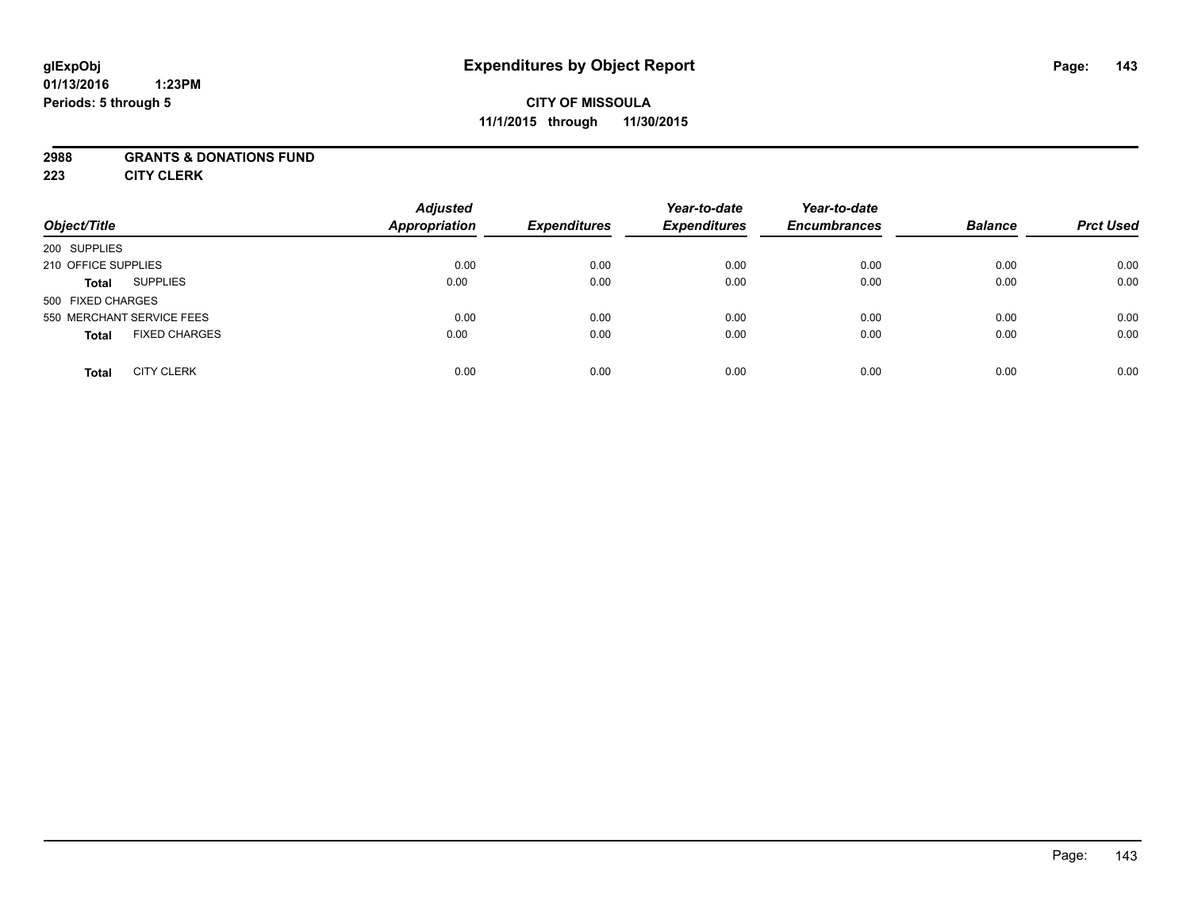glExpObj
01/13/2016 1:23PM
Periods: 5 through 5

# Expenditures by Object Report

**CITY OF MISSOULA**
**11/1/2015 through 11/30/2015**

**2988 GRANTS & DONATIONS FUND**
**223 CITY CLERK**

| Object/Title | Adjusted Appropriation | Expenditures | Year-to-date Expenditures | Year-to-date Encumbrances | Balance | Prct Used |
|---|---|---|---|---|---|---|
| 200 SUPPLIES | | | | | | |
| 210 OFFICE SUPPLIES | 0.00 | 0.00 | 0.00 | 0.00 | 0.00 | 0.00 |
| **Total** SUPPLIES | 0.00 | 0.00 | 0.00 | 0.00 | 0.00 | 0.00 |
| 500 FIXED CHARGES | | | | | | |
| 550 MERCHANT SERVICE FEES | 0.00 | 0.00 | 0.00 | 0.00 | 0.00 | 0.00 |
| **Total** FIXED CHARGES | 0.00 | 0.00 | 0.00 | 0.00 | 0.00 | 0.00 |
| **Total** CITY CLERK | 0.00 | 0.00 | 0.00 | 0.00 | 0.00 | 0.00 |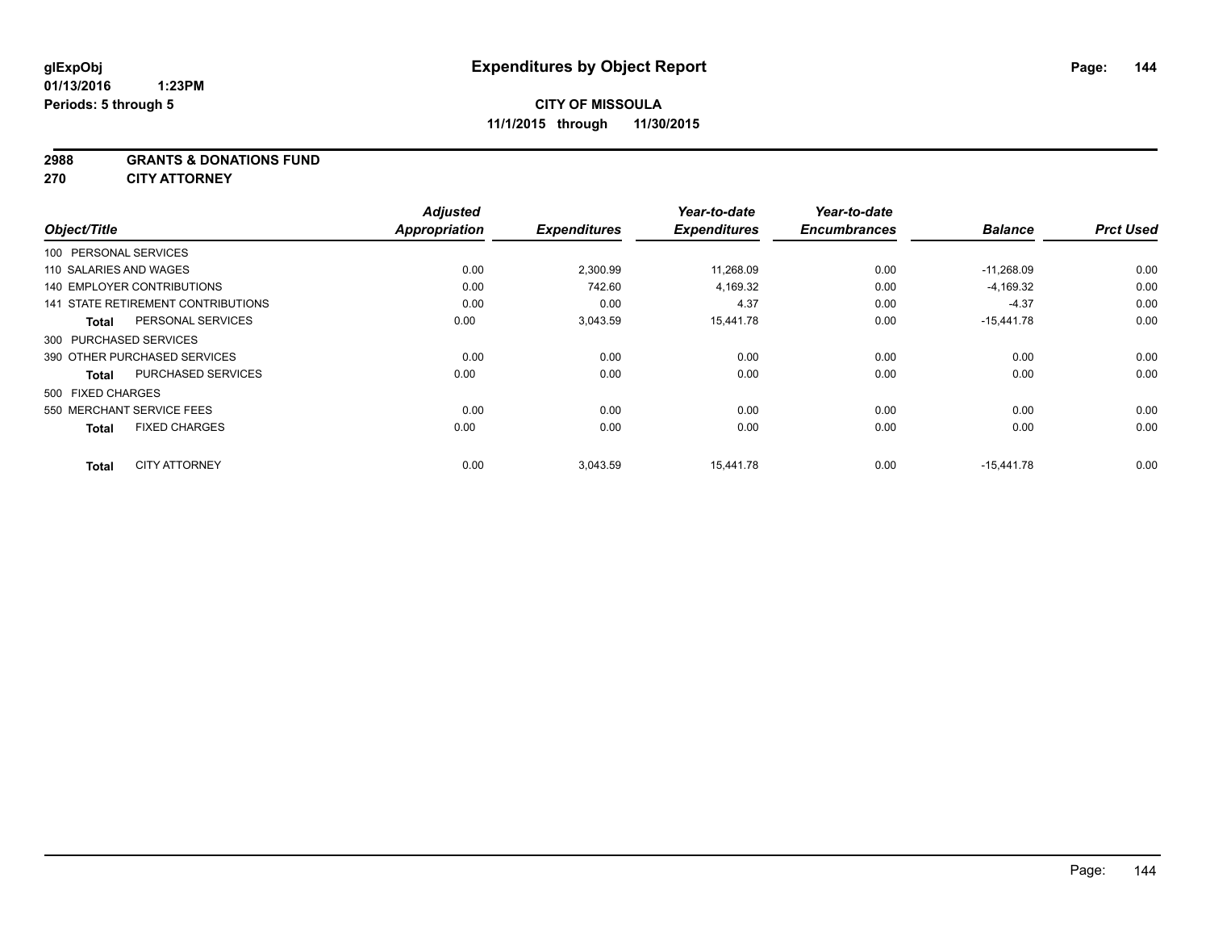**glExpObj**
**01/13/2016 1:23PM**
**Periods: 5 through 5**

# Expenditures by Object Report

**CITY OF MISSOULA**
**11/1/2015 through 11/30/2015**

**2988 GRANTS & DONATIONS FUND**
**270 CITY ATTORNEY**

| Object/Title | Adjusted Appropriation | Expenditures | Year-to-date Expenditures | Year-to-date Encumbrances | Balance | Prct Used |
|---|---|---|---|---|---|---|
| 100 PERSONAL SERVICES | | | | | | |
| 110 SALARIES AND WAGES | 0.00 | 2,300.99 | 11,268.09 | 0.00 | -11,268.09 | 0.00 |
| 140 EMPLOYER CONTRIBUTIONS | 0.00 | 742.60 | 4,169.32 | 0.00 | -4,169.32 | 0.00 |
| 141 STATE RETIREMENT CONTRIBUTIONS | 0.00 | 0.00 | 4.37 | 0.00 | -4.37 | 0.00 |
| **Total** PERSONAL SERVICES | 0.00 | 3,043.59 | 15,441.78 | 0.00 | -15,441.78 | 0.00 |
| 300 PURCHASED SERVICES | | | | | | |
| 390 OTHER PURCHASED SERVICES | 0.00 | 0.00 | 0.00 | 0.00 | 0.00 | 0.00 |
| **Total** PURCHASED SERVICES | 0.00 | 0.00 | 0.00 | 0.00 | 0.00 | 0.00 |
| 500 FIXED CHARGES | | | | | | |
| 550 MERCHANT SERVICE FEES | 0.00 | 0.00 | 0.00 | 0.00 | 0.00 | 0.00 |
| **Total** FIXED CHARGES | 0.00 | 0.00 | 0.00 | 0.00 | 0.00 | 0.00 |
| **Total** CITY ATTORNEY | 0.00 | 3,043.59 | 15,441.78 | 0.00 | -15,441.78 | 0.00 |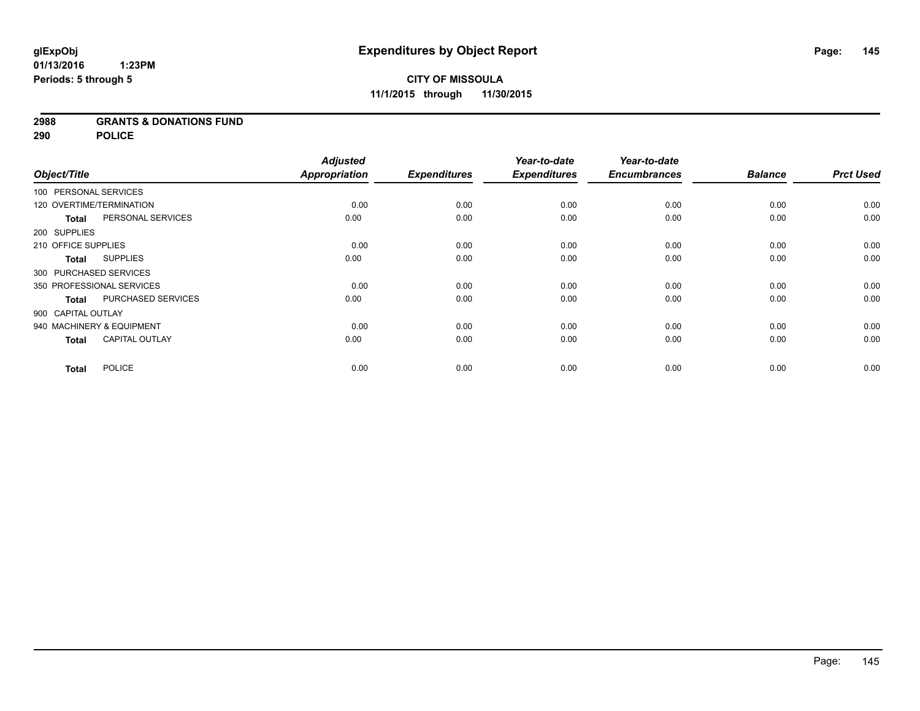glExpObj
01/13/2016 1:23PM
Periods: 5 through 5

# Expenditures by Object Report

**CITY OF MISSOULA**
**11/1/2015 through 11/30/2015**

**2988 GRANTS & DONATIONS FUND**
**290 POLICE**

| Object/Title | Adjusted Appropriation | Expenditures | Year-to-date Expenditures | Year-to-date Encumbrances | Balance | Prct Used |
|---|---|---|---|---|---|---|
| 100 PERSONAL SERVICES | | | | | | |
| 120 OVERTIME/TERMINATION | 0.00 | 0.00 | 0.00 | 0.00 | 0.00 | 0.00 |
| **Total** PERSONAL SERVICES | 0.00 | 0.00 | 0.00 | 0.00 | 0.00 | 0.00 |
| 200 SUPPLIES | | | | | | |
| 210 OFFICE SUPPLIES | 0.00 | 0.00 | 0.00 | 0.00 | 0.00 | 0.00 |
| **Total** SUPPLIES | 0.00 | 0.00 | 0.00 | 0.00 | 0.00 | 0.00 |
| 300 PURCHASED SERVICES | | | | | | |
| 350 PROFESSIONAL SERVICES | 0.00 | 0.00 | 0.00 | 0.00 | 0.00 | 0.00 |
| **Total** PURCHASED SERVICES | 0.00 | 0.00 | 0.00 | 0.00 | 0.00 | 0.00 |
| 900 CAPITAL OUTLAY | | | | | | |
| 940 MACHINERY & EQUIPMENT | 0.00 | 0.00 | 0.00 | 0.00 | 0.00 | 0.00 |
| **Total** CAPITAL OUTLAY | 0.00 | 0.00 | 0.00 | 0.00 | 0.00 | 0.00 |
| **Total** POLICE | 0.00 | 0.00 | 0.00 | 0.00 | 0.00 | 0.00 |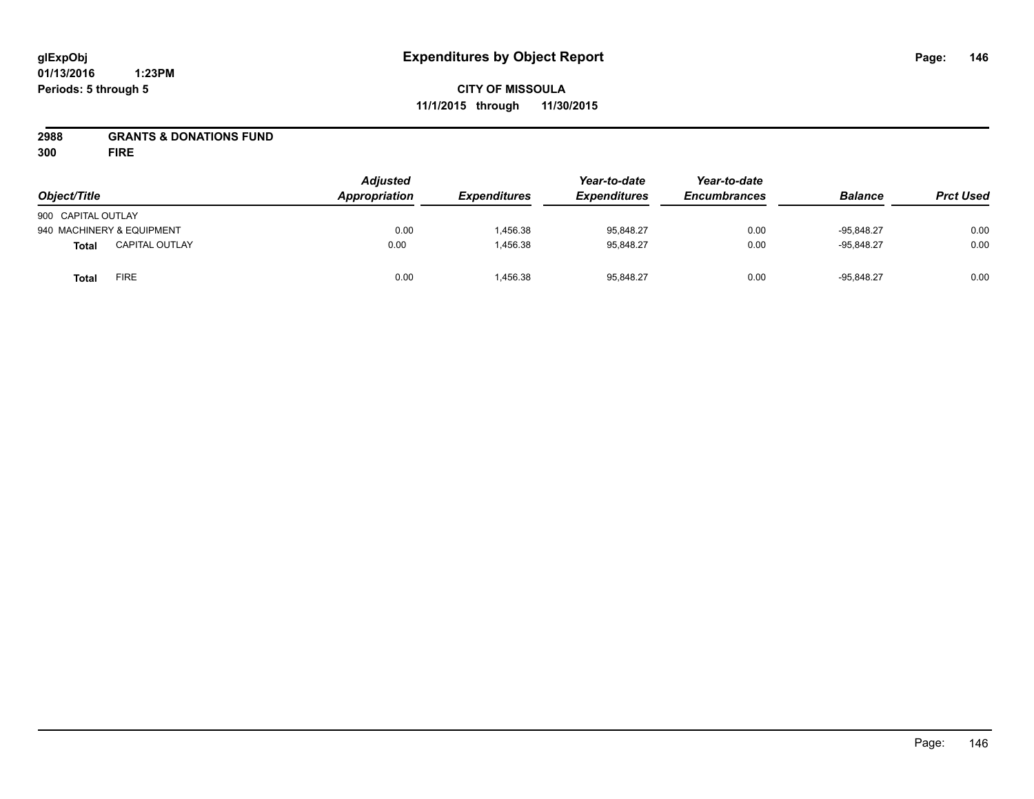glExpObj
01/13/2016 1:23PM
Periods: 5 through 5

# Expenditures by Object Report

**CITY OF MISSOULA**
**11/1/2015 through 11/30/2015**

**2988 GRANTS & DONATIONS FUND**
**300 FIRE**

| Object/Title | | Adjusted Appropriation | Expenditures | Year-to-date Expenditures | Year-to-date Encumbrances | Balance | Prct Used |
|---|---|---|---|---|---|---|---|
| 900 CAPITAL OUTLAY | | | | | | | |
| 940 MACHINERY & EQUIPMENT | | 0.00 | 1,456.38 | 95,848.27 | 0.00 | -95,848.27 | 0.00 |
| **Total** | CAPITAL OUTLAY | 0.00 | 1,456.38 | 95,848.27 | 0.00 | -95,848.27 | 0.00 |
| **Total** | FIRE | 0.00 | 1,456.38 | 95,848.27 | 0.00 | -95,848.27 | 0.00 |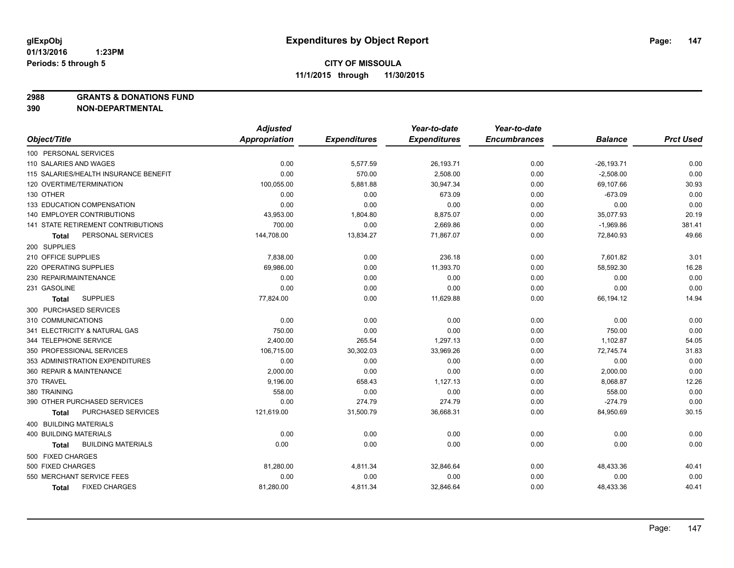# Expenditures by Object Report

glExpObj
01/13/2016 1:23PM
Periods: 5 through 5

**CITY OF MISSOULA**
**11/1/2015 through 11/30/2015**

**2988 GRANTS & DONATIONS FUND**
**390 NON-DEPARTMENTAL**

| Object/Title | Adjusted Appropriation | Expenditures | Year-to-date Expenditures | Year-to-date Encumbrances | Balance | Prct Used |
|---|---|---|---|---|---|---|
| 100 PERSONAL SERVICES | | | | | | |
| 110 SALARIES AND WAGES | 0.00 | 5,577.59 | 26,193.71 | 0.00 | -26,193.71 | 0.00 |
| 115 SALARIES/HEALTH INSURANCE BENEFIT | 0.00 | 570.00 | 2,508.00 | 0.00 | -2,508.00 | 0.00 |
| 120 OVERTIME/TERMINATION | 100,055.00 | 5,881.88 | 30,947.34 | 0.00 | 69,107.66 | 30.93 |
| 130 OTHER | 0.00 | 0.00 | 673.09 | 0.00 | -673.09 | 0.00 |
| 133 EDUCATION COMPENSATION | 0.00 | 0.00 | 0.00 | 0.00 | 0.00 | 0.00 |
| 140 EMPLOYER CONTRIBUTIONS | 43,953.00 | 1,804.80 | 8,875.07 | 0.00 | 35,077.93 | 20.19 |
| 141 STATE RETIREMENT CONTRIBUTIONS | 700.00 | 0.00 | 2,669.86 | 0.00 | -1,969.86 | 381.41 |
| **Total** PERSONAL SERVICES | 144,708.00 | 13,834.27 | 71,867.07 | 0.00 | 72,840.93 | 49.66 |
| 200 SUPPLIES | | | | | | |
| 210 OFFICE SUPPLIES | 7,838.00 | 0.00 | 236.18 | 0.00 | 7,601.82 | 3.01 |
| 220 OPERATING SUPPLIES | 69,986.00 | 0.00 | 11,393.70 | 0.00 | 58,592.30 | 16.28 |
| 230 REPAIR/MAINTENANCE | 0.00 | 0.00 | 0.00 | 0.00 | 0.00 | 0.00 |
| 231 GASOLINE | 0.00 | 0.00 | 0.00 | 0.00 | 0.00 | 0.00 |
| **Total** SUPPLIES | 77,824.00 | 0.00 | 11,629.88 | 0.00 | 66,194.12 | 14.94 |
| 300 PURCHASED SERVICES | | | | | | |
| 310 COMMUNICATIONS | 0.00 | 0.00 | 0.00 | 0.00 | 0.00 | 0.00 |
| 341 ELECTRICITY & NATURAL GAS | 750.00 | 0.00 | 0.00 | 0.00 | 750.00 | 0.00 |
| 344 TELEPHONE SERVICE | 2,400.00 | 265.54 | 1,297.13 | 0.00 | 1,102.87 | 54.05 |
| 350 PROFESSIONAL SERVICES | 106,715.00 | 30,302.03 | 33,969.26 | 0.00 | 72,745.74 | 31.83 |
| 353 ADMINISTRATION EXPENDITURES | 0.00 | 0.00 | 0.00 | 0.00 | 0.00 | 0.00 |
| 360 REPAIR & MAINTENANCE | 2,000.00 | 0.00 | 0.00 | 0.00 | 2,000.00 | 0.00 |
| 370 TRAVEL | 9,196.00 | 658.43 | 1,127.13 | 0.00 | 8,068.87 | 12.26 |
| 380 TRAINING | 558.00 | 0.00 | 0.00 | 0.00 | 558.00 | 0.00 |
| 390 OTHER PURCHASED SERVICES | 0.00 | 274.79 | 274.79 | 0.00 | -274.79 | 0.00 |
| **Total** PURCHASED SERVICES | 121,619.00 | 31,500.79 | 36,668.31 | 0.00 | 84,950.69 | 30.15 |
| 400 BUILDING MATERIALS | | | | | | |
| 400 BUILDING MATERIALS | 0.00 | 0.00 | 0.00 | 0.00 | 0.00 | 0.00 |
| **Total** BUILDING MATERIALS | 0.00 | 0.00 | 0.00 | 0.00 | 0.00 | 0.00 |
| 500 FIXED CHARGES | | | | | | |
| 500 FIXED CHARGES | 81,280.00 | 4,811.34 | 32,846.64 | 0.00 | 48,433.36 | 40.41 |
| 550 MERCHANT SERVICE FEES | 0.00 | 0.00 | 0.00 | 0.00 | 0.00 | 0.00 |
| **Total** FIXED CHARGES | 81,280.00 | 4,811.34 | 32,846.64 | 0.00 | 48,433.36 | 40.41 |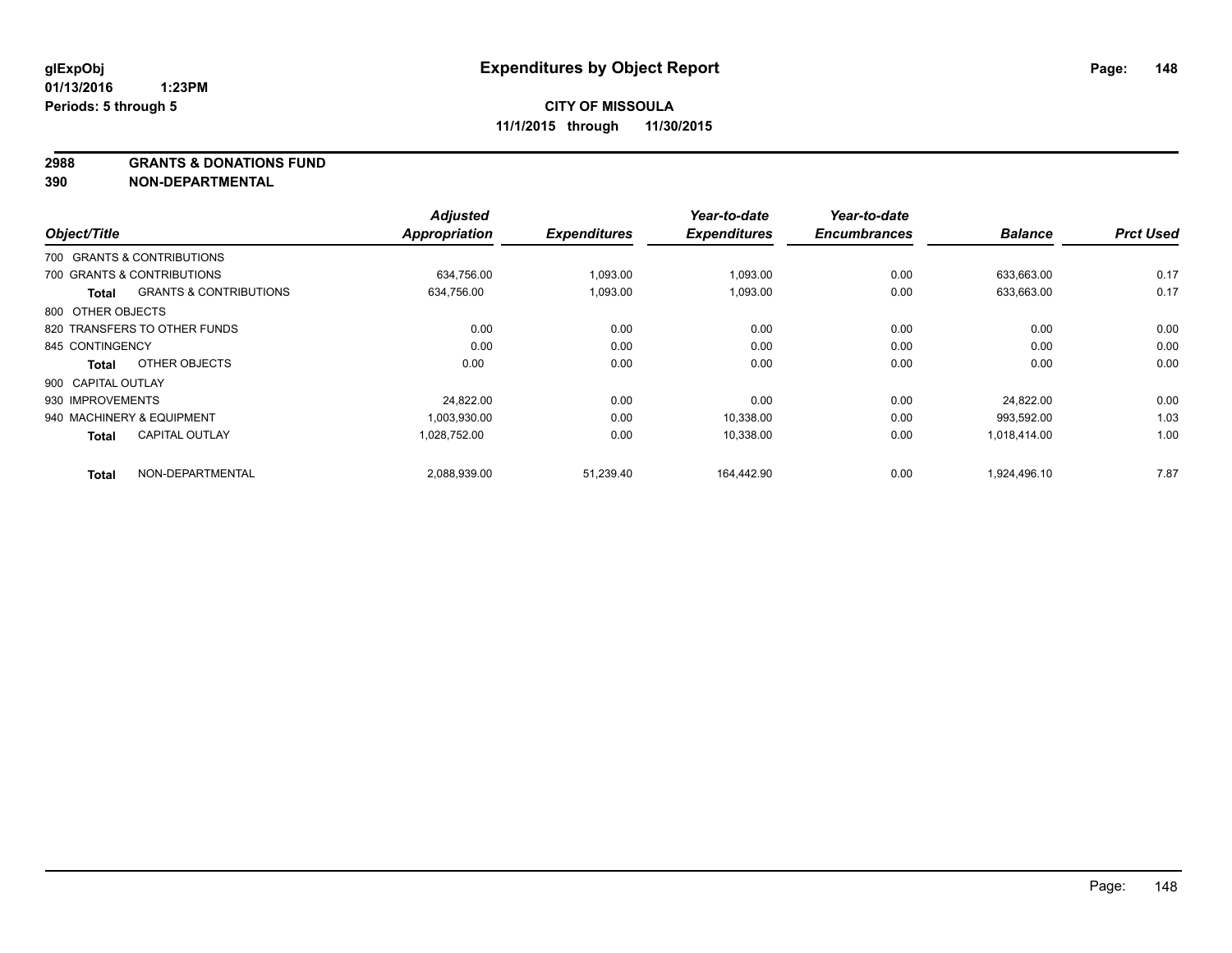**glExpObj** **Expenditures by Object Report**
**01/13/2016 1:23PM**
**Periods: 5 through 5**

**CITY OF MISSOULA**
**11/1/2015 through 11/30/2015**

## 2988 GRANTS & DONATIONS FUND
## 390 NON-DEPARTMENTAL

| Object/Title | Adjusted Appropriation | Expenditures | Year-to-date Expenditures | Year-to-date Encumbrances | Balance | Prct Used |
|---|---|---|---|---|---|---|
| 700 GRANTS & CONTRIBUTIONS | | | | | | |
| 700 GRANTS & CONTRIBUTIONS | 634,756.00 | 1,093.00 | 1,093.00 | 0.00 | 633,663.00 | 0.17 |
| **Total** GRANTS & CONTRIBUTIONS | 634,756.00 | 1,093.00 | 1,093.00 | 0.00 | 633,663.00 | 0.17 |
| 800 OTHER OBJECTS | | | | | | |
| 820 TRANSFERS TO OTHER FUNDS | 0.00 | 0.00 | 0.00 | 0.00 | 0.00 | 0.00 |
| 845 CONTINGENCY | 0.00 | 0.00 | 0.00 | 0.00 | 0.00 | 0.00 |
| **Total** OTHER OBJECTS | 0.00 | 0.00 | 0.00 | 0.00 | 0.00 | 0.00 |
| 900 CAPITAL OUTLAY | | | | | | |
| 930 IMPROVEMENTS | 24,822.00 | 0.00 | 0.00 | 0.00 | 24,822.00 | 0.00 |
| 940 MACHINERY & EQUIPMENT | 1,003,930.00 | 0.00 | 10,338.00 | 0.00 | 993,592.00 | 1.03 |
| **Total** CAPITAL OUTLAY | 1,028,752.00 | 0.00 | 10,338.00 | 0.00 | 1,018,414.00 | 1.00 |
| **Total** NON-DEPARTMENTAL | 2,088,939.00 | 51,239.40 | 164,442.90 | 0.00 | 1,924,496.10 | 7.87 |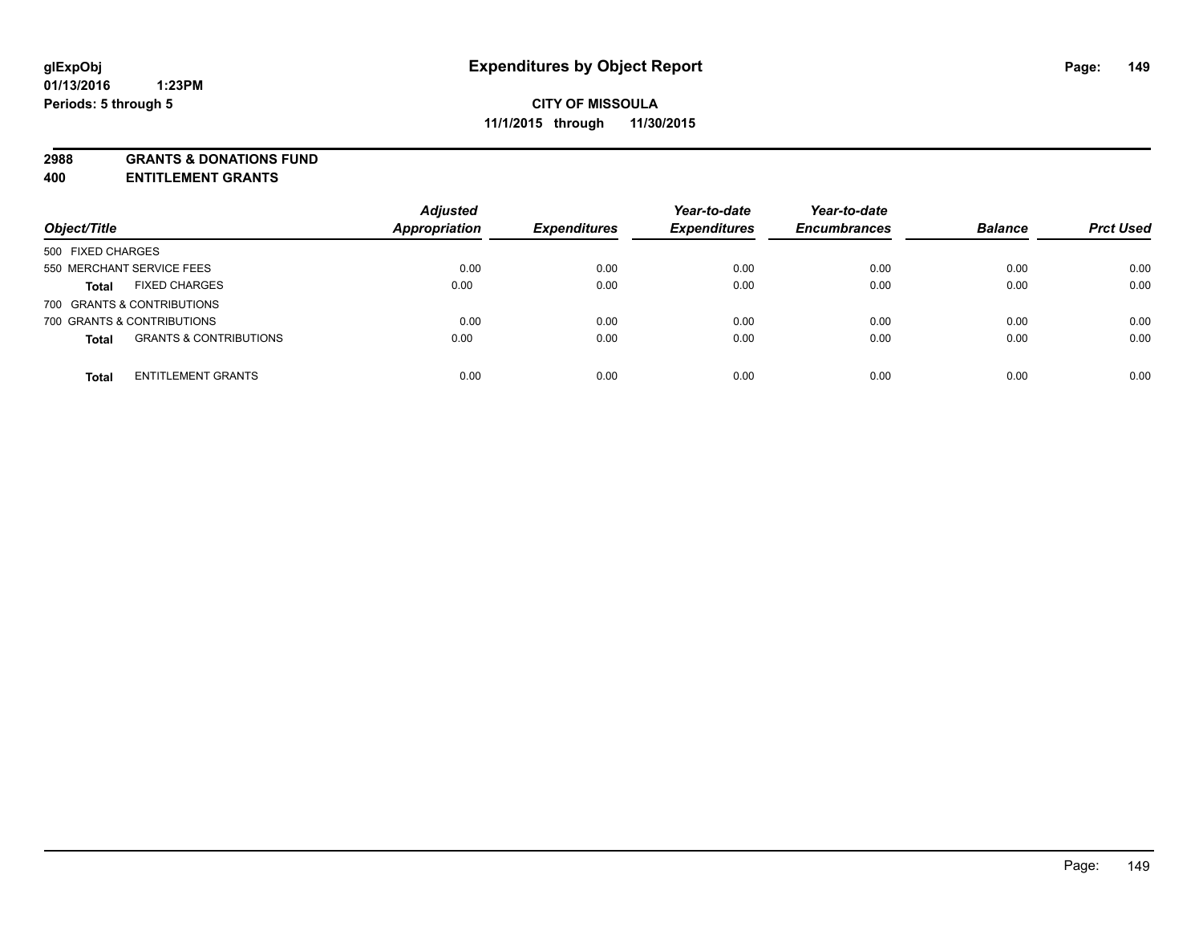glExpObj
01/13/2016 1:23PM
Periods: 5 through 5

# Expenditures by Object Report

**CITY OF MISSOULA**
**11/1/2015 through 11/30/2015**

**2988 GRANTS & DONATIONS FUND**
**400 ENTITLEMENT GRANTS**

| Object/Title | | Adjusted Appropriation | Expenditures | Year-to-date Expenditures | Year-to-date Encumbrances | Balance | Prct Used |
|---|---|---|---|---|---|---|---|
| 500 FIXED CHARGES | | | | | | | |
| 550 MERCHANT SERVICE FEES | | 0.00 | 0.00 | 0.00 | 0.00 | 0.00 | 0.00 |
| **Total** | FIXED CHARGES | 0.00 | 0.00 | 0.00 | 0.00 | 0.00 | 0.00 |
| 700 GRANTS & CONTRIBUTIONS | | | | | | | |
| 700 GRANTS & CONTRIBUTIONS | | 0.00 | 0.00 | 0.00 | 0.00 | 0.00 | 0.00 |
| **Total** | GRANTS & CONTRIBUTIONS | 0.00 | 0.00 | 0.00 | 0.00 | 0.00 | 0.00 |
| **Total** | ENTITLEMENT GRANTS | 0.00 | 0.00 | 0.00 | 0.00 | 0.00 | 0.00 |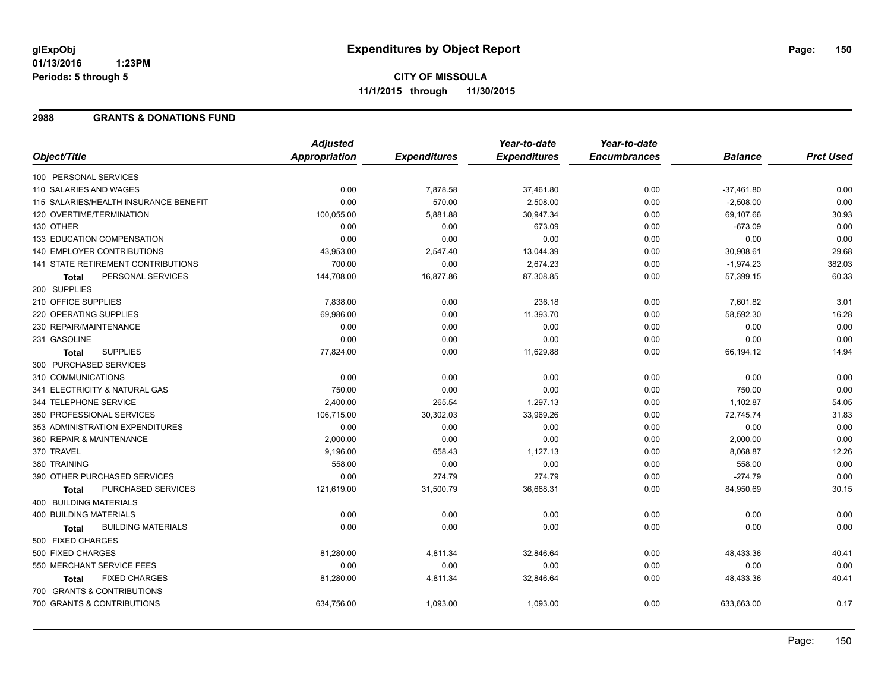**glExpObj**
**01/13/2016 1:23PM**
**Periods: 5 through 5**

# Expenditures by Object Report

**CITY OF MISSOULA**
**11/1/2015 through 11/30/2015**

## 2988 GRANTS & DONATIONS FUND

| Object/Title | Adjusted Appropriation | Expenditures | Year-to-date Expenditures | Year-to-date Encumbrances | Balance | Prct Used |
|---|---|---|---|---|---|---|
| 100 PERSONAL SERVICES | | | | | | |
| 110 SALARIES AND WAGES | 0.00 | 7,878.58 | 37,461.80 | 0.00 | -37,461.80 | 0.00 |
| 115 SALARIES/HEALTH INSURANCE BENEFIT | 0.00 | 570.00 | 2,508.00 | 0.00 | -2,508.00 | 0.00 |
| 120 OVERTIME/TERMINATION | 100,055.00 | 5,881.88 | 30,947.34 | 0.00 | 69,107.66 | 30.93 |
| 130 OTHER | 0.00 | 0.00 | 673.09 | 0.00 | -673.09 | 0.00 |
| 133 EDUCATION COMPENSATION | 0.00 | 0.00 | 0.00 | 0.00 | 0.00 | 0.00 |
| 140 EMPLOYER CONTRIBUTIONS | 43,953.00 | 2,547.40 | 13,044.39 | 0.00 | 30,908.61 | 29.68 |
| 141 STATE RETIREMENT CONTRIBUTIONS | 700.00 | 0.00 | 2,674.23 | 0.00 | -1,974.23 | 382.03 |
| **Total** PERSONAL SERVICES | 144,708.00 | 16,877.86 | 87,308.85 | 0.00 | 57,399.15 | 60.33 |
| 200 SUPPLIES | | | | | | |
| 210 OFFICE SUPPLIES | 7,838.00 | 0.00 | 236.18 | 0.00 | 7,601.82 | 3.01 |
| 220 OPERATING SUPPLIES | 69,986.00 | 0.00 | 11,393.70 | 0.00 | 58,592.30 | 16.28 |
| 230 REPAIR/MAINTENANCE | 0.00 | 0.00 | 0.00 | 0.00 | 0.00 | 0.00 |
| 231 GASOLINE | 0.00 | 0.00 | 0.00 | 0.00 | 0.00 | 0.00 |
| **Total** SUPPLIES | 77,824.00 | 0.00 | 11,629.88 | 0.00 | 66,194.12 | 14.94 |
| 300 PURCHASED SERVICES | | | | | | |
| 310 COMMUNICATIONS | 0.00 | 0.00 | 0.00 | 0.00 | 0.00 | 0.00 |
| 341 ELECTRICITY & NATURAL GAS | 750.00 | 0.00 | 0.00 | 0.00 | 750.00 | 0.00 |
| 344 TELEPHONE SERVICE | 2,400.00 | 265.54 | 1,297.13 | 0.00 | 1,102.87 | 54.05 |
| 350 PROFESSIONAL SERVICES | 106,715.00 | 30,302.03 | 33,969.26 | 0.00 | 72,745.74 | 31.83 |
| 353 ADMINISTRATION EXPENDITURES | 0.00 | 0.00 | 0.00 | 0.00 | 0.00 | 0.00 |
| 360 REPAIR & MAINTENANCE | 2,000.00 | 0.00 | 0.00 | 0.00 | 2,000.00 | 0.00 |
| 370 TRAVEL | 9,196.00 | 658.43 | 1,127.13 | 0.00 | 8,068.87 | 12.26 |
| 380 TRAINING | 558.00 | 0.00 | 0.00 | 0.00 | 558.00 | 0.00 |
| 390 OTHER PURCHASED SERVICES | 0.00 | 274.79 | 274.79 | 0.00 | -274.79 | 0.00 |
| **Total** PURCHASED SERVICES | 121,619.00 | 31,500.79 | 36,668.31 | 0.00 | 84,950.69 | 30.15 |
| 400 BUILDING MATERIALS | | | | | | |
| 400 BUILDING MATERIALS | 0.00 | 0.00 | 0.00 | 0.00 | 0.00 | 0.00 |
| **Total** BUILDING MATERIALS | 0.00 | 0.00 | 0.00 | 0.00 | 0.00 | 0.00 |
| 500 FIXED CHARGES | | | | | | |
| 500 FIXED CHARGES | 81,280.00 | 4,811.34 | 32,846.64 | 0.00 | 48,433.36 | 40.41 |
| 550 MERCHANT SERVICE FEES | 0.00 | 0.00 | 0.00 | 0.00 | 0.00 | 0.00 |
| **Total** FIXED CHARGES | 81,280.00 | 4,811.34 | 32,846.64 | 0.00 | 48,433.36 | 40.41 |
| 700 GRANTS & CONTRIBUTIONS | | | | | | |
| 700 GRANTS & CONTRIBUTIONS | 634,756.00 | 1,093.00 | 1,093.00 | 0.00 | 633,663.00 | 0.17 |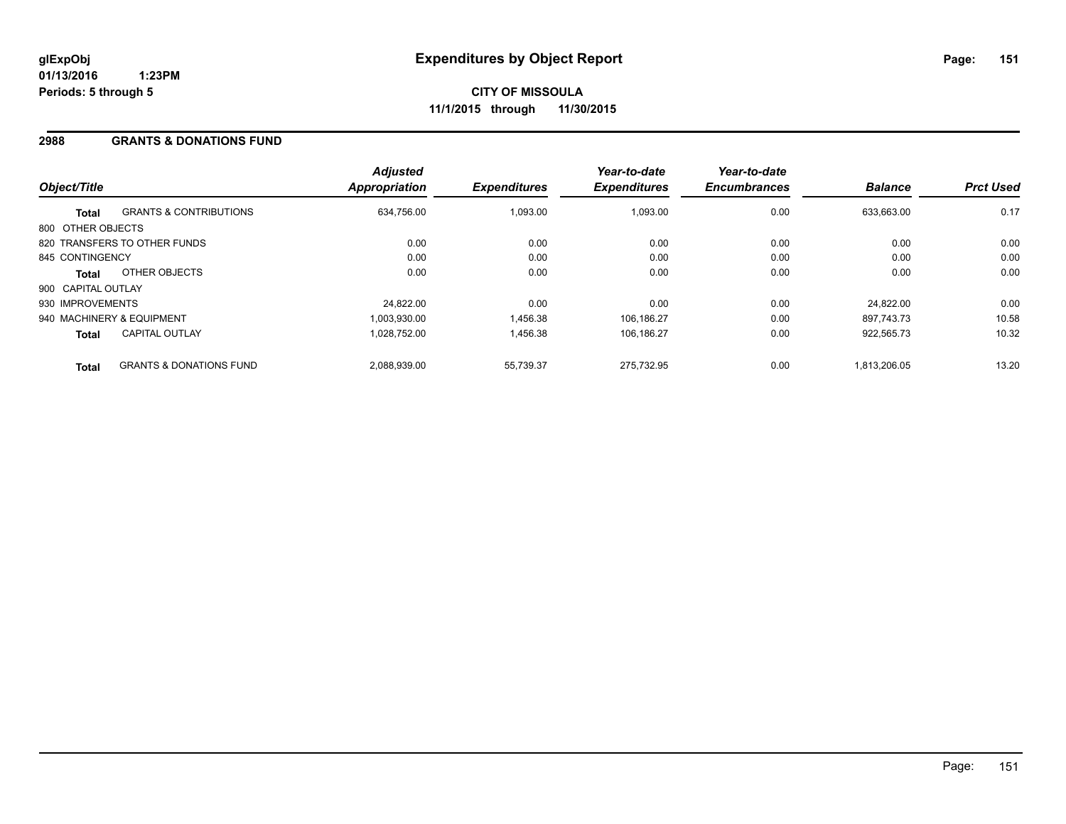**CITY OF MISSOULA**

**11/1/2015 through 11/30/2015**

## 2988 GRANTS & DONATIONS FUND

| Object/Title | | Adjusted Appropriation | Expenditures | Year-to-date Expenditures | Year-to-date Encumbrances | Balance | Prct Used |
|---|---|---|---|---|---|---|---|
| **Total** | GRANTS & CONTRIBUTIONS | 634,756.00 | 1,093.00 | 1,093.00 | 0.00 | 633,663.00 | 0.17 |
| 800 OTHER OBJECTS | | | | | | | |
| 820 TRANSFERS TO OTHER FUNDS | | 0.00 | 0.00 | 0.00 | 0.00 | 0.00 | 0.00 |
| 845 CONTINGENCY | | 0.00 | 0.00 | 0.00 | 0.00 | 0.00 | 0.00 |
| **Total** | OTHER OBJECTS | 0.00 | 0.00 | 0.00 | 0.00 | 0.00 | 0.00 |
| 900 CAPITAL OUTLAY | | | | | | | |
| 930 IMPROVEMENTS | | 24,822.00 | 0.00 | 0.00 | 0.00 | 24,822.00 | 0.00 |
| 940 MACHINERY & EQUIPMENT | | 1,003,930.00 | 1,456.38 | 106,186.27 | 0.00 | 897,743.73 | 10.58 |
| **Total** | CAPITAL OUTLAY | 1,028,752.00 | 1,456.38 | 106,186.27 | 0.00 | 922,565.73 | 10.32 |
| **Total** | GRANTS & DONATIONS FUND | 2,088,939.00 | 55,739.37 | 275,732.95 | 0.00 | 1,813,206.05 | 13.20 |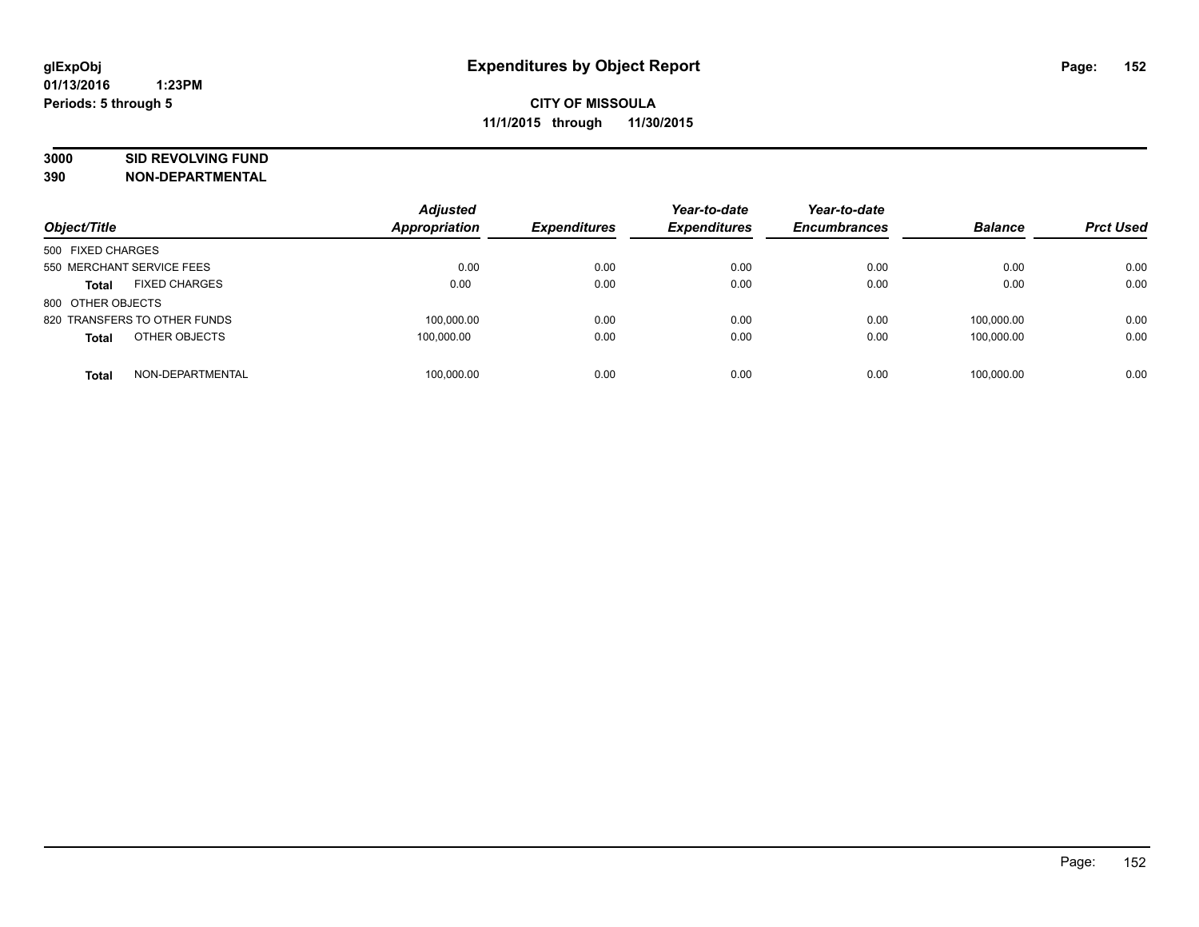# Expenditures by Object Report

glExpObj
01/13/2016 1:23PM
Periods: 5 through 5

**CITY OF MISSOULA**
**11/1/2015 through 11/30/2015**

**3000 SID REVOLVING FUND**
**390 NON-DEPARTMENTAL**

| Object/Title | | Adjusted Appropriation | Expenditures | Year-to-date Expenditures | Year-to-date Encumbrances | Balance | Prct Used |
|---|---|---|---|---|---|---|---|
| 500 FIXED CHARGES | | | | | | | |
| 550 MERCHANT SERVICE FEES | | 0.00 | 0.00 | 0.00 | 0.00 | 0.00 | 0.00 |
| **Total** | FIXED CHARGES | 0.00 | 0.00 | 0.00 | 0.00 | 0.00 | 0.00 |
| 800 OTHER OBJECTS | | | | | | | |
| 820 TRANSFERS TO OTHER FUNDS | | 100,000.00 | 0.00 | 0.00 | 0.00 | 100,000.00 | 0.00 |
| **Total** | OTHER OBJECTS | 100,000.00 | 0.00 | 0.00 | 0.00 | 100,000.00 | 0.00 |
| **Total** | NON-DEPARTMENTAL | 100,000.00 | 0.00 | 0.00 | 0.00 | 100,000.00 | 0.00 |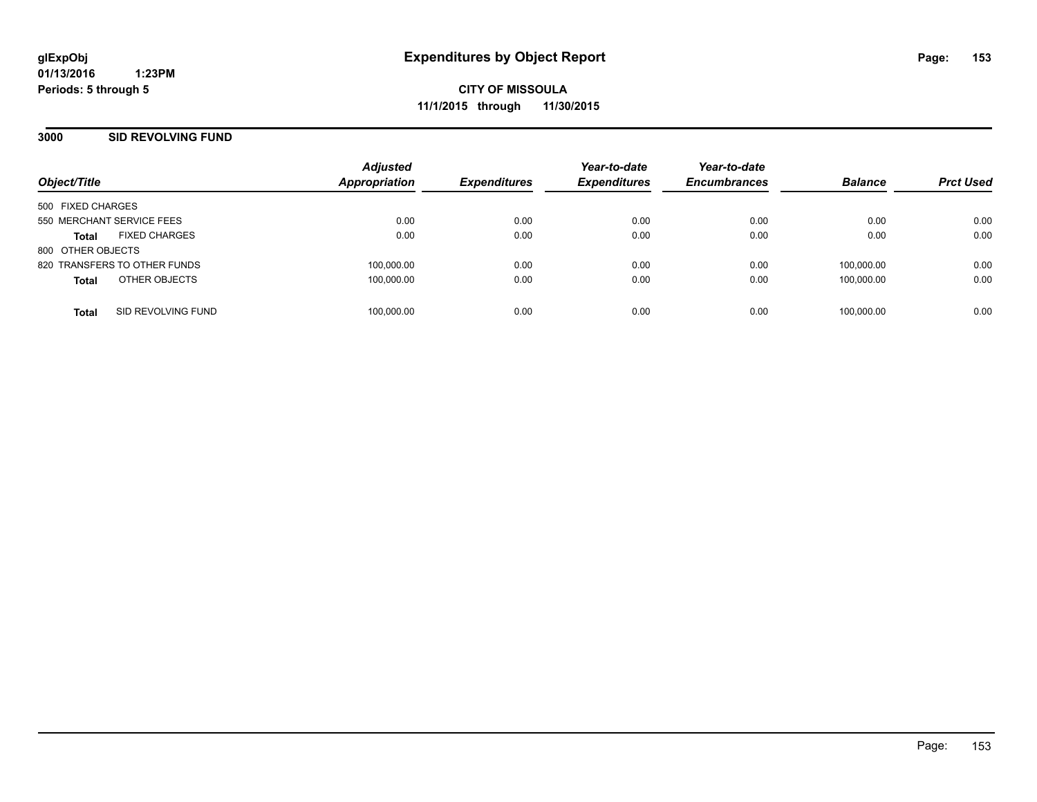**glExpObj** **Expenditures by Object Report**
**01/13/2016 1:23PM**
**Periods: 5 through 5**

**CITY OF MISSOULA**
**11/1/2015 through 11/30/2015**

## 3000 SID REVOLVING FUND

| Object/Title | | Adjusted Appropriation | Expenditures | Year-to-date Expenditures | Year-to-date Encumbrances | Balance | Prct Used |
|---|---|---|---|---|---|---|---|
| 500 FIXED CHARGES | | | | | | | |
| 550 MERCHANT SERVICE FEES | | 0.00 | 0.00 | 0.00 | 0.00 | 0.00 | 0.00 |
| **Total** | FIXED CHARGES | 0.00 | 0.00 | 0.00 | 0.00 | 0.00 | 0.00 |
| 800 OTHER OBJECTS | | | | | | | |
| 820 TRANSFERS TO OTHER FUNDS | | 100,000.00 | 0.00 | 0.00 | 0.00 | 100,000.00 | 0.00 |
| **Total** | OTHER OBJECTS | 100,000.00 | 0.00 | 0.00 | 0.00 | 100,000.00 | 0.00 |
| **Total** | SID REVOLVING FUND | 100,000.00 | 0.00 | 0.00 | 0.00 | 100,000.00 | 0.00 |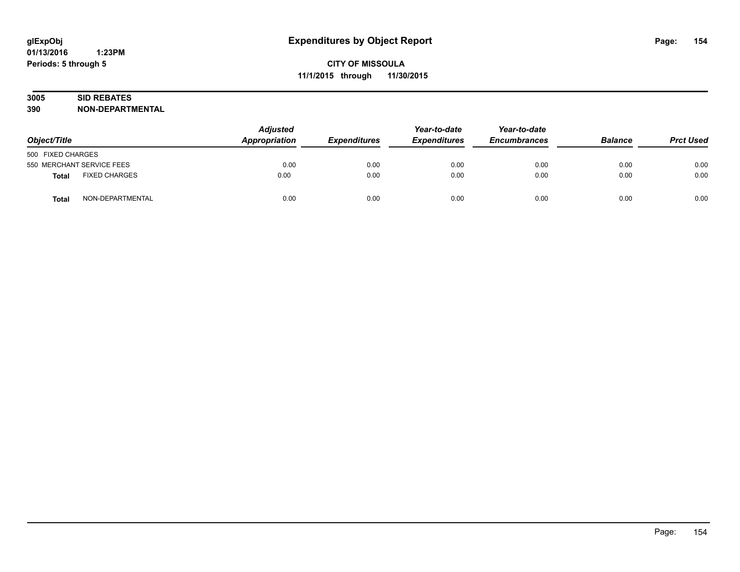# Expenditures by Object Report

**glExpObj**
**01/13/2016 1:23PM**
**Periods: 5 through 5**

**CITY OF MISSOULA**
**11/1/2015 through 11/30/2015**

**3005 SID REBATES**
**390 NON-DEPARTMENTAL**

| Object/Title | | Adjusted Appropriation | Expenditures | Year-to-date Expenditures | Year-to-date Encumbrances | Balance | Prct Used |
|---|---|---|---|---|---|---|---|
| 500 FIXED CHARGES | | | | | | | |
| 550 MERCHANT SERVICE FEES | | 0.00 | 0.00 | 0.00 | 0.00 | 0.00 | 0.00 |
| **Total** | FIXED CHARGES | 0.00 | 0.00 | 0.00 | 0.00 | 0.00 | 0.00 |
| **Total** | NON-DEPARTMENTAL | 0.00 | 0.00 | 0.00 | 0.00 | 0.00 | 0.00 |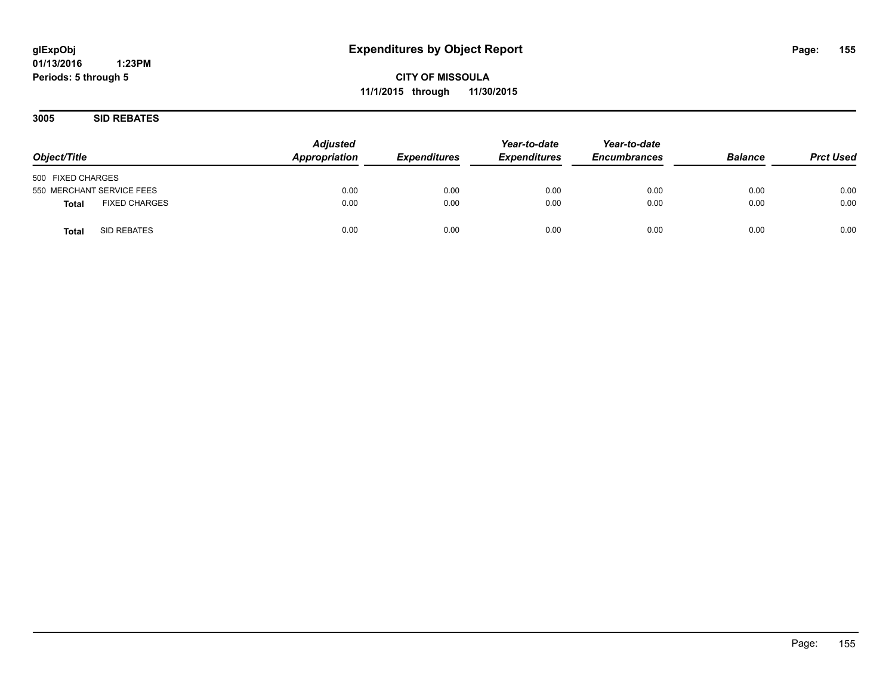# Expenditures by Object Report

glExpObj
01/13/2016 1:23PM
Periods: 5 through 5

**CITY OF MISSOULA**
**11/1/2015 through 11/30/2015**

## 3005 SID REBATES

| Object/Title | Adjusted Appropriation | Expenditures | Year-to-date Expenditures | Year-to-date Encumbrances | Balance | Prct Used |
|---|---|---|---|---|---|---|
| 500 FIXED CHARGES | | | | | | |
| 550 MERCHANT SERVICE FEES | 0.00 | 0.00 | 0.00 | 0.00 | 0.00 | 0.00 |
| **Total** FIXED CHARGES | 0.00 | 0.00 | 0.00 | 0.00 | 0.00 | 0.00 |
| **Total** SID REBATES | 0.00 | 0.00 | 0.00 | 0.00 | 0.00 | 0.00 |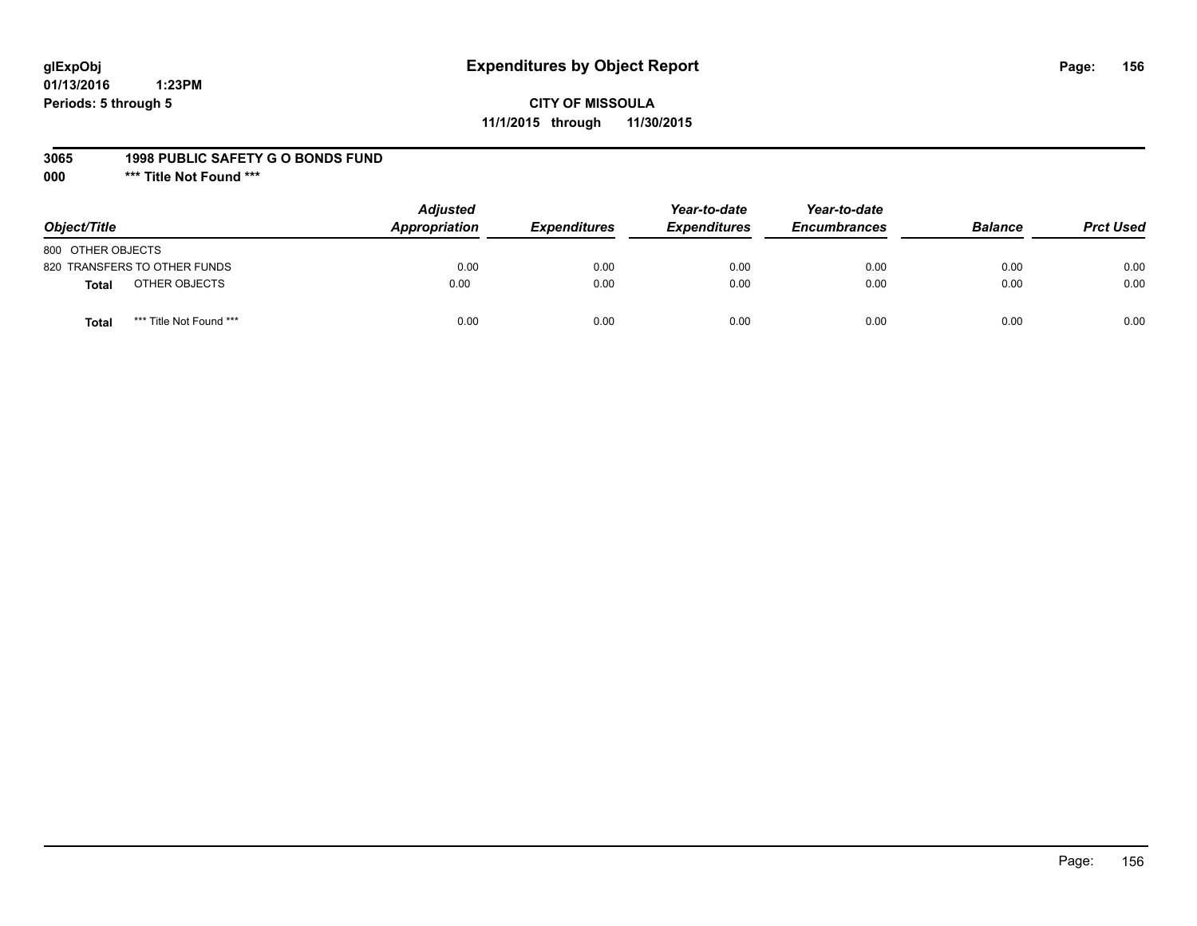# Expenditures by Object Report

glExpObj
01/13/2016 1:23PM
Periods: 5 through 5

**CITY OF MISSOULA**
**11/1/2015 through 11/30/2015**

**3065 1998 PUBLIC SAFETY G O BONDS FUND**
**000 \*\*\* Title Not Found \*\*\***

| Object/Title | Adjusted Appropriation | Expenditures | Year-to-date Expenditures | Year-to-date Encumbrances | Balance | Prct Used |
|---|---|---|---|---|---|---|
| 800 OTHER OBJECTS | | | | | | |
| 820 TRANSFERS TO OTHER FUNDS | 0.00 | 0.00 | 0.00 | 0.00 | 0.00 | 0.00 |
| **Total** OTHER OBJECTS | 0.00 | 0.00 | 0.00 | 0.00 | 0.00 | 0.00 |
| **Total** \*\*\* Title Not Found \*\*\* | 0.00 | 0.00 | 0.00 | 0.00 | 0.00 | 0.00 |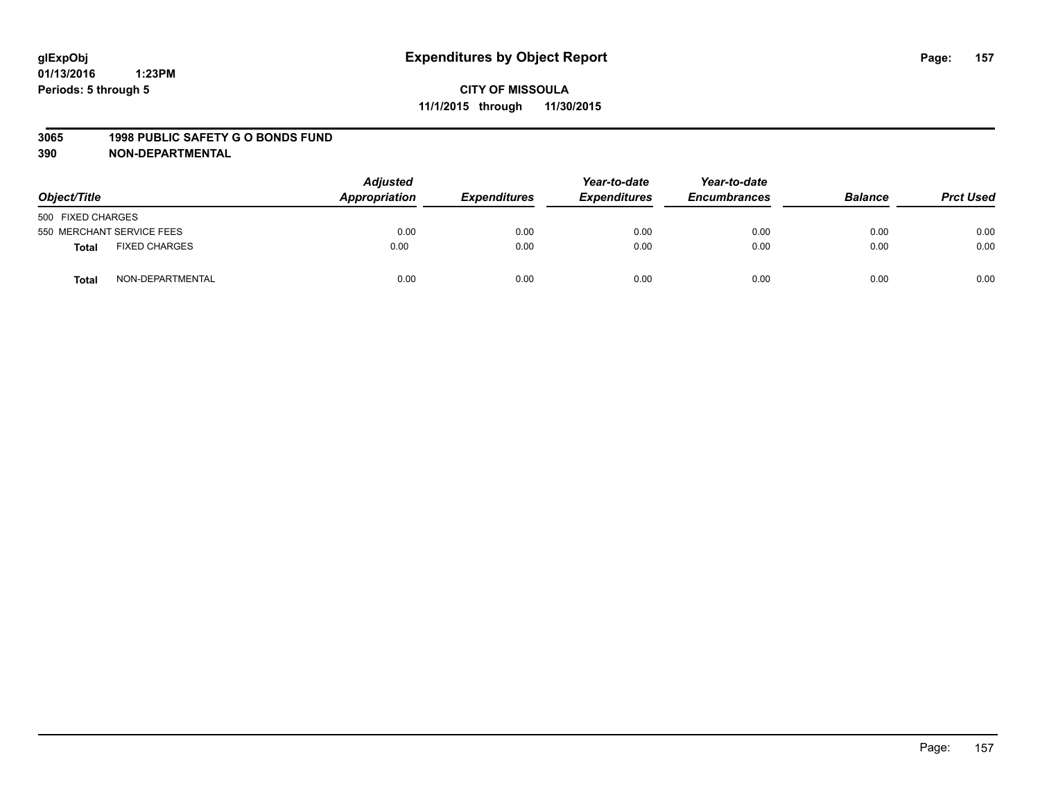# Expenditures by Object Report

glExpObj
01/13/2016 1:23PM
Periods: 5 through 5

**CITY OF MISSOULA**
**11/1/2015 through 11/30/2015**

**3065 1998 PUBLIC SAFETY G O BONDS FUND**
**390 NON-DEPARTMENTAL**

| Object/Title | | Adjusted Appropriation | Expenditures | Year-to-date Expenditures | Year-to-date Encumbrances | Balance | Prct Used |
|---|---|---|---|---|---|---|---|
| 500 FIXED CHARGES | | | | | | | |
| 550 MERCHANT SERVICE FEES | | 0.00 | 0.00 | 0.00 | 0.00 | 0.00 | 0.00 |
| **Total** | FIXED CHARGES | 0.00 | 0.00 | 0.00 | 0.00 | 0.00 | 0.00 |
| **Total** | NON-DEPARTMENTAL | 0.00 | 0.00 | 0.00 | 0.00 | 0.00 | 0.00 |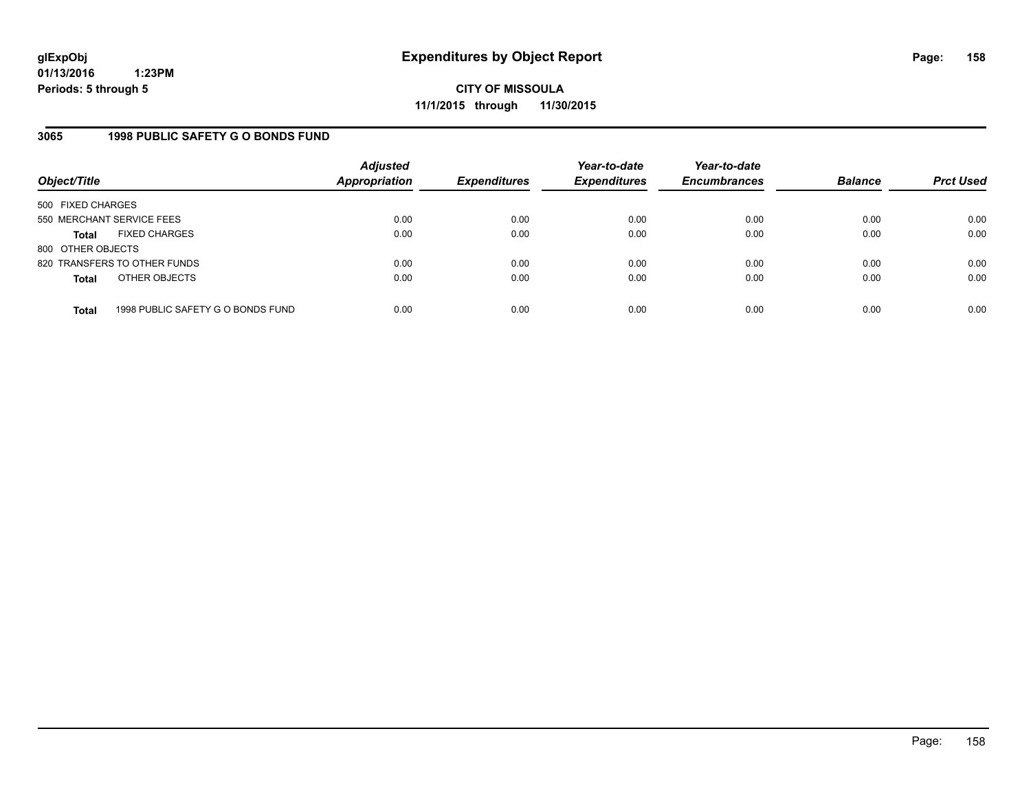# Expenditures by Object Report

glExpObj
01/13/2016 1:23PM
Periods: 5 through 5

**CITY OF MISSOULA**
**11/1/2015 through 11/30/2015**

## 3065 1998 PUBLIC SAFETY G O BONDS FUND

| Object/Title | | Adjusted Appropriation | Expenditures | Year-to-date Expenditures | Year-to-date Encumbrances | Balance | Prct Used |
|---|---|---|---|---|---|---|---|
| 500 FIXED CHARGES | | | | | | | |
| 550 MERCHANT SERVICE FEES | | 0.00 | 0.00 | 0.00 | 0.00 | 0.00 | 0.00 |
| **Total** | FIXED CHARGES | 0.00 | 0.00 | 0.00 | 0.00 | 0.00 | 0.00 |
| 800 OTHER OBJECTS | | | | | | | |
| 820 TRANSFERS TO OTHER FUNDS | | 0.00 | 0.00 | 0.00 | 0.00 | 0.00 | 0.00 |
| **Total** | OTHER OBJECTS | 0.00 | 0.00 | 0.00 | 0.00 | 0.00 | 0.00 |
| **Total** | 1998 PUBLIC SAFETY G O BONDS FUND | 0.00 | 0.00 | 0.00 | 0.00 | 0.00 | 0.00 |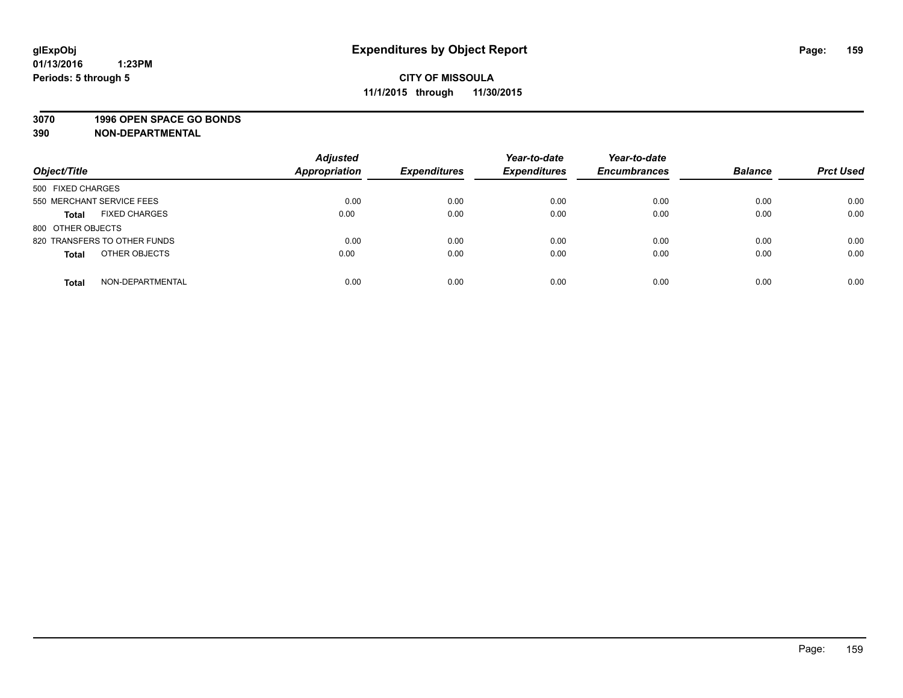# Expenditures by Object Report

glExpObj
01/13/2016 1:23PM
Periods: 5 through 5

**CITY OF MISSOULA**
**11/1/2015 through 11/30/2015**

**3070 1996 OPEN SPACE GO BONDS**
**390 NON-DEPARTMENTAL**

| Object/Title | Adjusted Appropriation | Expenditures | Year-to-date Expenditures | Year-to-date Encumbrances | Balance | Prct Used |
|---|---|---|---|---|---|---|
| 500 FIXED CHARGES | | | | | | |
| 550 MERCHANT SERVICE FEES | 0.00 | 0.00 | 0.00 | 0.00 | 0.00 | 0.00 |
| **Total** FIXED CHARGES | 0.00 | 0.00 | 0.00 | 0.00 | 0.00 | 0.00 |
| 800 OTHER OBJECTS | | | | | | |
| 820 TRANSFERS TO OTHER FUNDS | 0.00 | 0.00 | 0.00 | 0.00 | 0.00 | 0.00 |
| **Total** OTHER OBJECTS | 0.00 | 0.00 | 0.00 | 0.00 | 0.00 | 0.00 |
| **Total** NON-DEPARTMENTAL | 0.00 | 0.00 | 0.00 | 0.00 | 0.00 | 0.00 |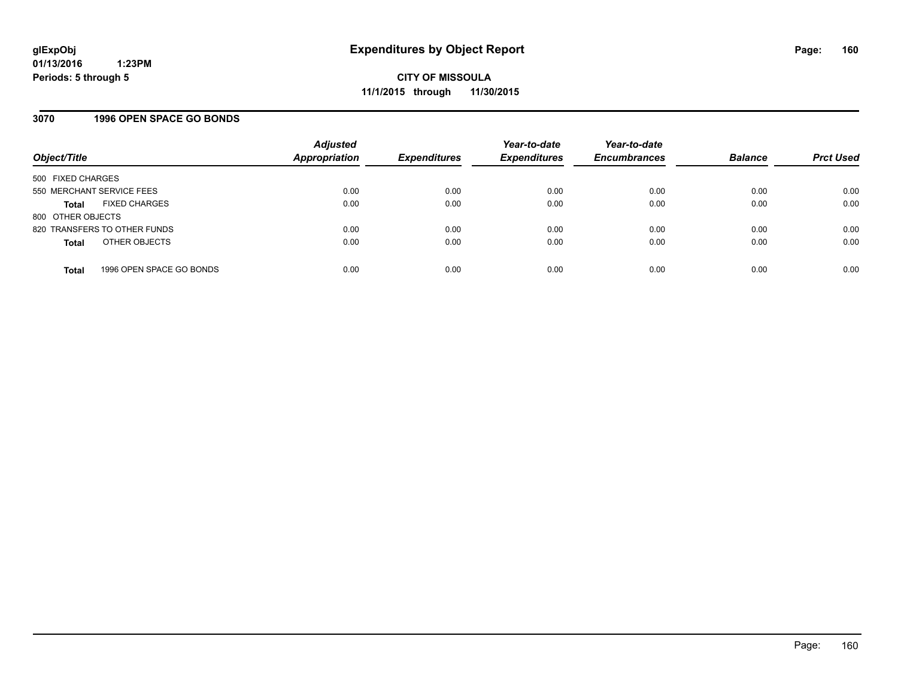**glExpObj**
**01/13/2016 1:23PM**
**Periods: 5 through 5**

# Expenditures by Object Report

**CITY OF MISSOULA**
**11/1/2015 through 11/30/2015**

## 3070 1996 OPEN SPACE GO BONDS

| Object/Title | | Adjusted Appropriation | Expenditures | Year-to-date Expenditures | Year-to-date Encumbrances | Balance | Prct Used |
|---|---|---|---|---|---|---|---|
| 500 FIXED CHARGES | | | | | | | |
| 550 MERCHANT SERVICE FEES | | 0.00 | 0.00 | 0.00 | 0.00 | 0.00 | 0.00 |
| **Total** | FIXED CHARGES | 0.00 | 0.00 | 0.00 | 0.00 | 0.00 | 0.00 |
| 800 OTHER OBJECTS | | | | | | | |
| 820 TRANSFERS TO OTHER FUNDS | | 0.00 | 0.00 | 0.00 | 0.00 | 0.00 | 0.00 |
| **Total** | OTHER OBJECTS | 0.00 | 0.00 | 0.00 | 0.00 | 0.00 | 0.00 |
| **Total** | 1996 OPEN SPACE GO BONDS | 0.00 | 0.00 | 0.00 | 0.00 | 0.00 | 0.00 |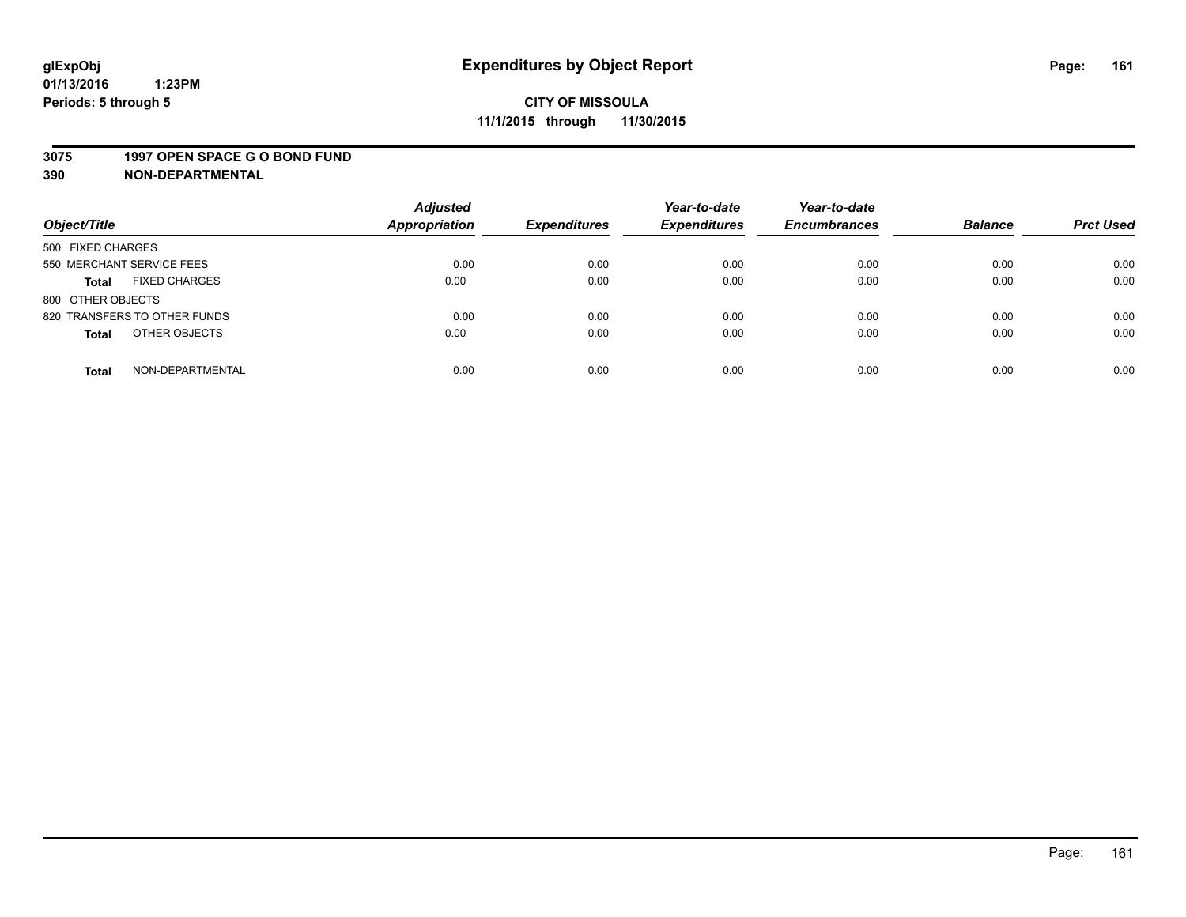glExpObj
01/13/2016 1:23PM
Periods: 5 through 5

# Expenditures by Object Report

**CITY OF MISSOULA**
**11/1/2015 through 11/30/2015**

**3075 1997 OPEN SPACE G O BOND FUND**
**390 NON-DEPARTMENTAL**

| Object/Title | Adjusted Appropriation | Expenditures | Year-to-date Expenditures | Year-to-date Encumbrances | Balance | Prct Used |
|---|---|---|---|---|---|---|
| 500 FIXED CHARGES | | | | | | |
| 550 MERCHANT SERVICE FEES | 0.00 | 0.00 | 0.00 | 0.00 | 0.00 | 0.00 |
| **Total** FIXED CHARGES | 0.00 | 0.00 | 0.00 | 0.00 | 0.00 | 0.00 |
| 800 OTHER OBJECTS | | | | | | |
| 820 TRANSFERS TO OTHER FUNDS | 0.00 | 0.00 | 0.00 | 0.00 | 0.00 | 0.00 |
| **Total** OTHER OBJECTS | 0.00 | 0.00 | 0.00 | 0.00 | 0.00 | 0.00 |
| **Total** NON-DEPARTMENTAL | 0.00 | 0.00 | 0.00 | 0.00 | 0.00 | 0.00 |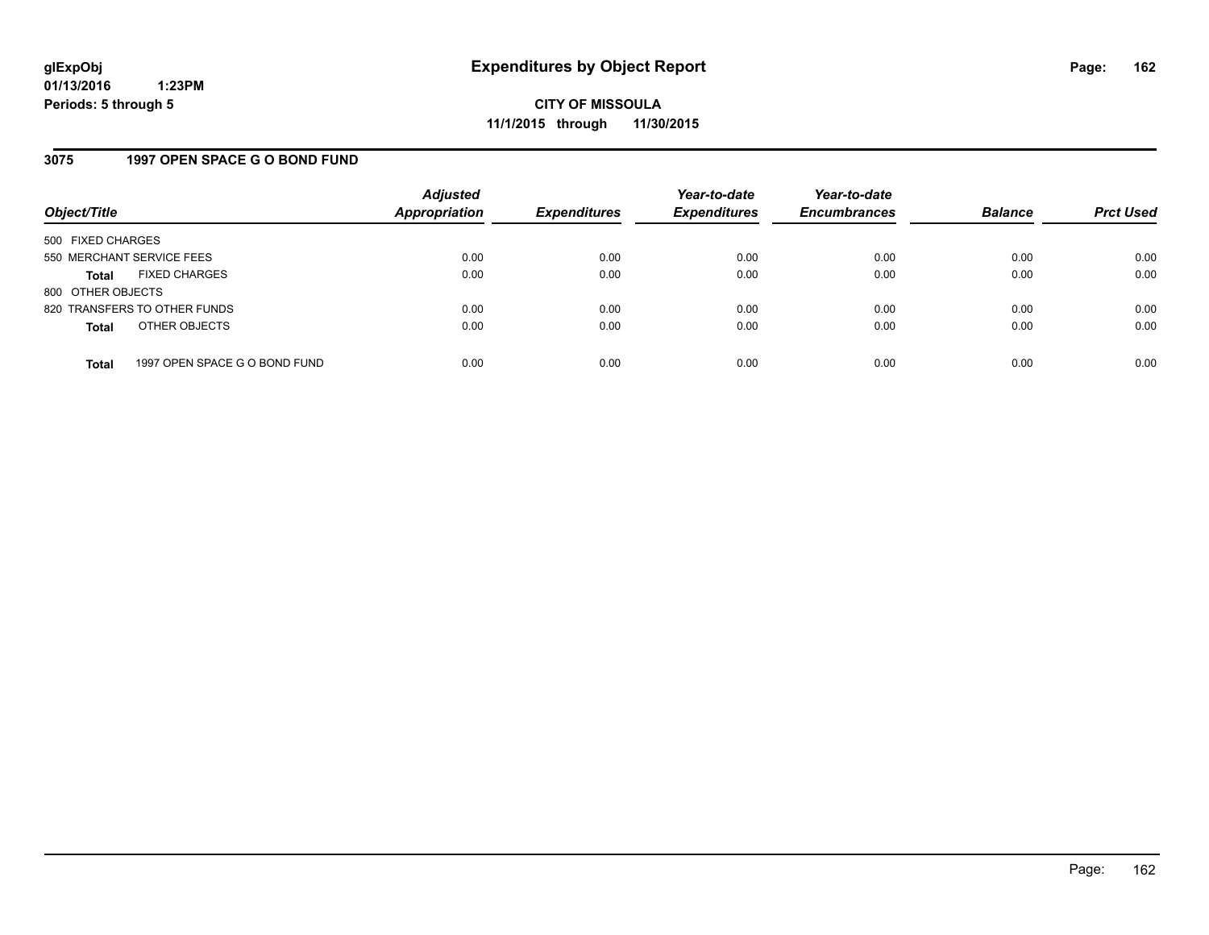glExpObj
01/13/2016 1:23PM
Periods: 5 through 5

# Expenditures by Object Report

**CITY OF MISSOULA**
**11/1/2015 through 11/30/2015**

## 3075 1997 OPEN SPACE G O BOND FUND

| Object/Title | | Adjusted Appropriation | Expenditures | Year-to-date Expenditures | Year-to-date Encumbrances | Balance | Prct Used |
|---|---|---|---|---|---|---|---|
| 500 FIXED CHARGES | | | | | | | |
| 550 MERCHANT SERVICE FEES | | 0.00 | 0.00 | 0.00 | 0.00 | 0.00 | 0.00 |
| **Total** | FIXED CHARGES | 0.00 | 0.00 | 0.00 | 0.00 | 0.00 | 0.00 |
| 800 OTHER OBJECTS | | | | | | | |
| 820 TRANSFERS TO OTHER FUNDS | | 0.00 | 0.00 | 0.00 | 0.00 | 0.00 | 0.00 |
| **Total** | OTHER OBJECTS | 0.00 | 0.00 | 0.00 | 0.00 | 0.00 | 0.00 |
| **Total** | 1997 OPEN SPACE G O BOND FUND | 0.00 | 0.00 | 0.00 | 0.00 | 0.00 | 0.00 |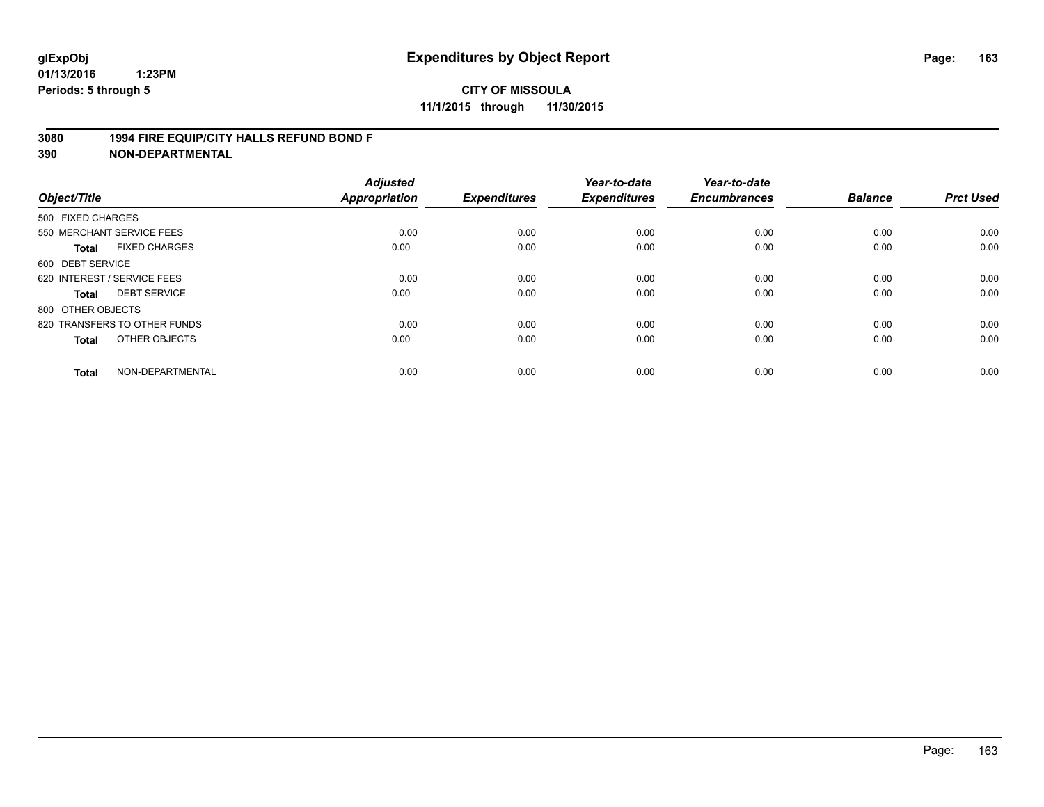**glExpObj** 
**01/13/2016 1:23PM** 
**Periods: 5 through 5**

# Expenditures by Object Report

**CITY OF MISSOULA** 
**11/1/2015 through 11/30/2015**

**3080 1994 FIRE EQUIP/CITY HALLS REFUND BOND F** 
**390 NON-DEPARTMENTAL**

| Object/Title | Adjusted Appropriation | Expenditures | Year-to-date Expenditures | Year-to-date Encumbrances | Balance | Prct Used |
|---|---|---|---|---|---|---|
| 500 FIXED CHARGES | | | | | | |
| 550 MERCHANT SERVICE FEES | 0.00 | 0.00 | 0.00 | 0.00 | 0.00 | 0.00 |
| **Total** FIXED CHARGES | 0.00 | 0.00 | 0.00 | 0.00 | 0.00 | 0.00 |
| 600 DEBT SERVICE | | | | | | |
| 620 INTEREST / SERVICE FEES | 0.00 | 0.00 | 0.00 | 0.00 | 0.00 | 0.00 |
| **Total** DEBT SERVICE | 0.00 | 0.00 | 0.00 | 0.00 | 0.00 | 0.00 |
| 800 OTHER OBJECTS | | | | | | |
| 820 TRANSFERS TO OTHER FUNDS | 0.00 | 0.00 | 0.00 | 0.00 | 0.00 | 0.00 |
| **Total** OTHER OBJECTS | 0.00 | 0.00 | 0.00 | 0.00 | 0.00 | 0.00 |
| **Total** NON-DEPARTMENTAL | 0.00 | 0.00 | 0.00 | 0.00 | 0.00 | 0.00 |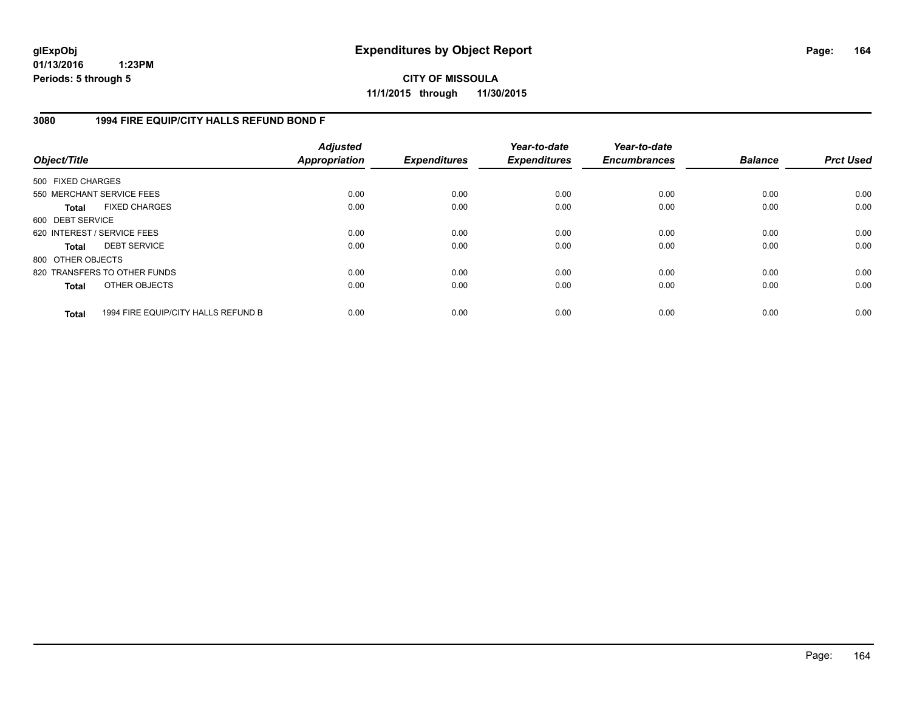**glExpObj**
**01/13/2016 1:23PM**
**Periods: 5 through 5**

# Expenditures by Object Report

**CITY OF MISSOULA**
**11/1/2015 through 11/30/2015**

## 3080 1994 FIRE EQUIP/CITY HALLS REFUND BOND F

| Object/Title | Adjusted Appropriation | Expenditures | Year-to-date Expenditures | Year-to-date Encumbrances | Balance | Prct Used |
|---|---|---|---|---|---|---|
| 500 FIXED CHARGES | | | | | | |
| 550 MERCHANT SERVICE FEES | 0.00 | 0.00 | 0.00 | 0.00 | 0.00 | 0.00 |
| **Total** FIXED CHARGES | 0.00 | 0.00 | 0.00 | 0.00 | 0.00 | 0.00 |
| 600 DEBT SERVICE | | | | | | |
| 620 INTEREST / SERVICE FEES | 0.00 | 0.00 | 0.00 | 0.00 | 0.00 | 0.00 |
| **Total** DEBT SERVICE | 0.00 | 0.00 | 0.00 | 0.00 | 0.00 | 0.00 |
| 800 OTHER OBJECTS | | | | | | |
| 820 TRANSFERS TO OTHER FUNDS | 0.00 | 0.00 | 0.00 | 0.00 | 0.00 | 0.00 |
| **Total** OTHER OBJECTS | 0.00 | 0.00 | 0.00 | 0.00 | 0.00 | 0.00 |
| **Total** 1994 FIRE EQUIP/CITY HALLS REFUND B | 0.00 | 0.00 | 0.00 | 0.00 | 0.00 | 0.00 |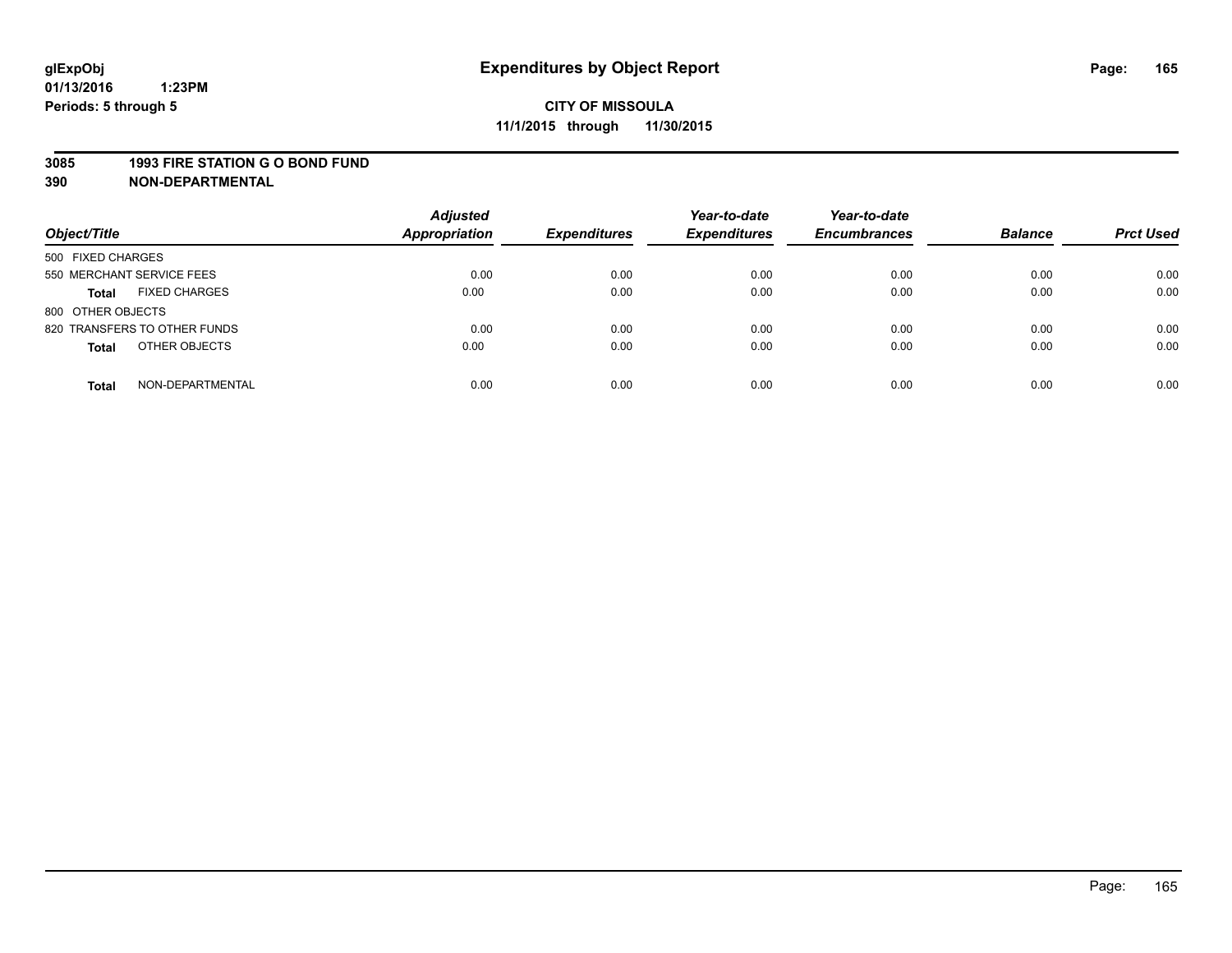glExpObj
01/13/2016 1:23PM
Periods: 5 through 5

# Expenditures by Object Report

**CITY OF MISSOULA**
**11/1/2015 through 11/30/2015**

**3085 1993 FIRE STATION G O BOND FUND**
**390 NON-DEPARTMENTAL**

| Object/Title | | Adjusted Appropriation | Expenditures | Year-to-date Expenditures | Year-to-date Encumbrances | Balance | Prct Used |
|---|---|---|---|---|---|---|---|
| 500 FIXED CHARGES | | | | | | | |
| 550 MERCHANT SERVICE FEES | | 0.00 | 0.00 | 0.00 | 0.00 | 0.00 | 0.00 |
| **Total** | FIXED CHARGES | 0.00 | 0.00 | 0.00 | 0.00 | 0.00 | 0.00 |
| 800 OTHER OBJECTS | | | | | | | |
| 820 TRANSFERS TO OTHER FUNDS | | 0.00 | 0.00 | 0.00 | 0.00 | 0.00 | 0.00 |
| **Total** | OTHER OBJECTS | 0.00 | 0.00 | 0.00 | 0.00 | 0.00 | 0.00 |
| **Total** | NON-DEPARTMENTAL | 0.00 | 0.00 | 0.00 | 0.00 | 0.00 | 0.00 |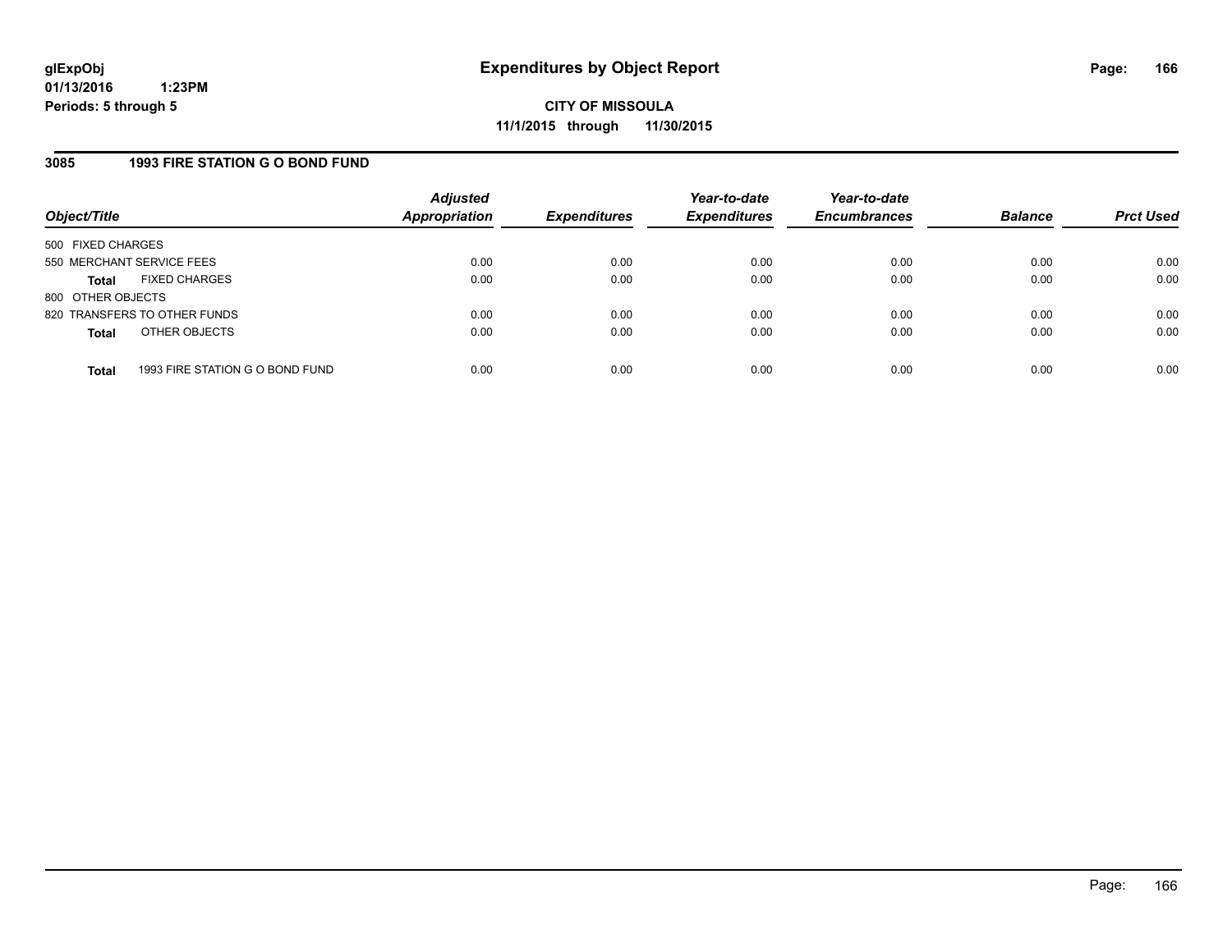## Expenditures by Object Report

**CITY OF MISSOULA**
**11/1/2015 through 11/30/2015**

glExpObj
01/13/2016 1:23PM
Periods: 5 through 5

### 3085 1993 FIRE STATION G O BOND FUND

| Object/Title | | Adjusted Appropriation | Expenditures | Year-to-date Expenditures | Year-to-date Encumbrances | Balance | Prct Used |
|---|---|---|---|---|---|---|---|
| 500 FIXED CHARGES | | | | | | | |
| 550 MERCHANT SERVICE FEES | | 0.00 | 0.00 | 0.00 | 0.00 | 0.00 | 0.00 |
| **Total** | FIXED CHARGES | 0.00 | 0.00 | 0.00 | 0.00 | 0.00 | 0.00 |
| 800 OTHER OBJECTS | | | | | | | |
| 820 TRANSFERS TO OTHER FUNDS | | 0.00 | 0.00 | 0.00 | 0.00 | 0.00 | 0.00 |
| **Total** | OTHER OBJECTS | 0.00 | 0.00 | 0.00 | 0.00 | 0.00 | 0.00 |
| **Total** | 1993 FIRE STATION G O BOND FUND | 0.00 | 0.00 | 0.00 | 0.00 | 0.00 | 0.00 |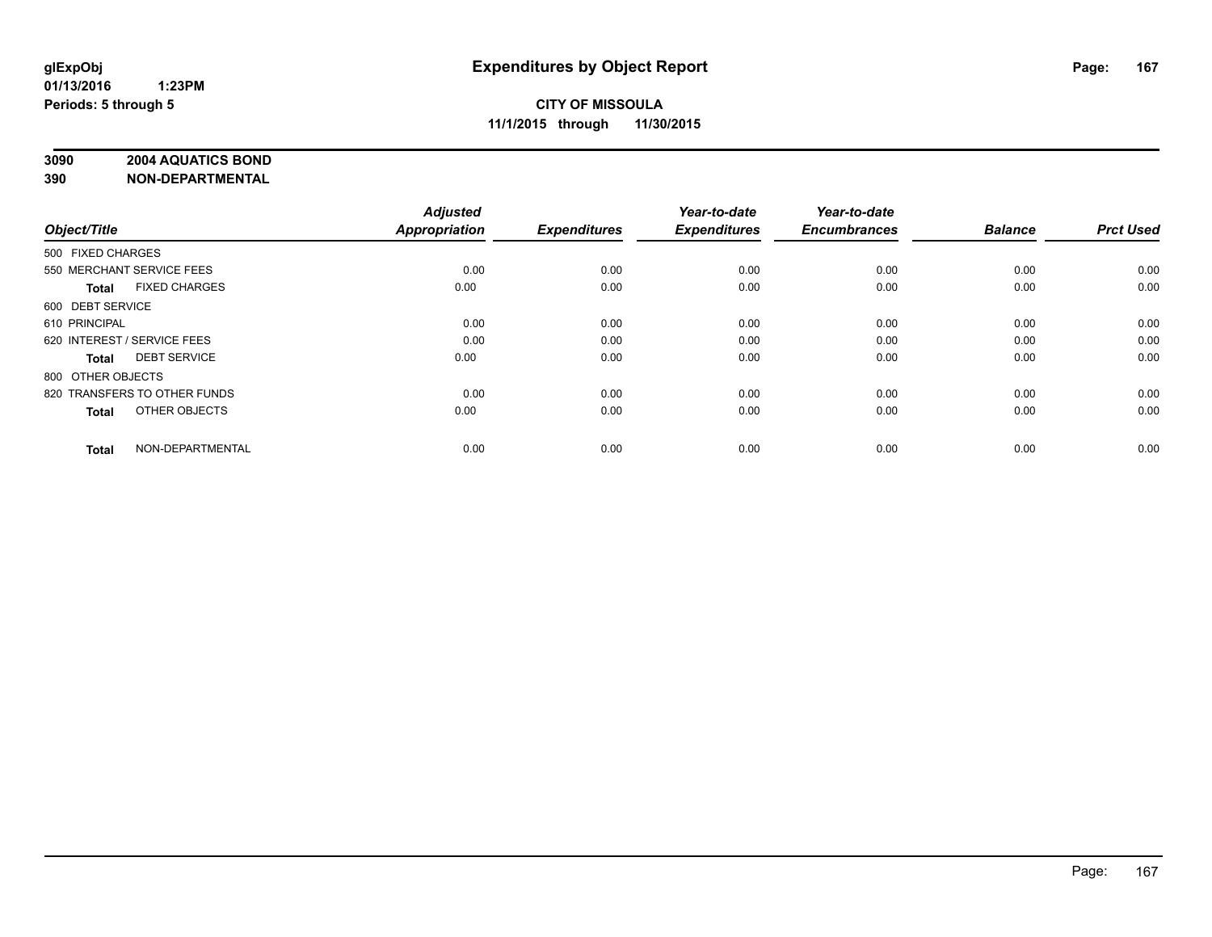# Expenditures by Object Report

glExpObj
01/13/2016 1:23PM
Periods: 5 through 5

**CITY OF MISSOULA**
**11/1/2015 through 11/30/2015**

**3090 2004 AQUATICS BOND**
**390 NON-DEPARTMENTAL**

| Object/Title | Adjusted Appropriation | Expenditures | Year-to-date Expenditures | Year-to-date Encumbrances | Balance | Prct Used |
|---|---|---|---|---|---|---|
| 500 FIXED CHARGES | | | | | | |
| 550 MERCHANT SERVICE FEES | 0.00 | 0.00 | 0.00 | 0.00 | 0.00 | 0.00 |
| **Total** FIXED CHARGES | 0.00 | 0.00 | 0.00 | 0.00 | 0.00 | 0.00 |
| 600 DEBT SERVICE | | | | | | |
| 610 PRINCIPAL | 0.00 | 0.00 | 0.00 | 0.00 | 0.00 | 0.00 |
| 620 INTEREST / SERVICE FEES | 0.00 | 0.00 | 0.00 | 0.00 | 0.00 | 0.00 |
| **Total** DEBT SERVICE | 0.00 | 0.00 | 0.00 | 0.00 | 0.00 | 0.00 |
| 800 OTHER OBJECTS | | | | | | |
| 820 TRANSFERS TO OTHER FUNDS | 0.00 | 0.00 | 0.00 | 0.00 | 0.00 | 0.00 |
| **Total** OTHER OBJECTS | 0.00 | 0.00 | 0.00 | 0.00 | 0.00 | 0.00 |
| **Total** NON-DEPARTMENTAL | 0.00 | 0.00 | 0.00 | 0.00 | 0.00 | 0.00 |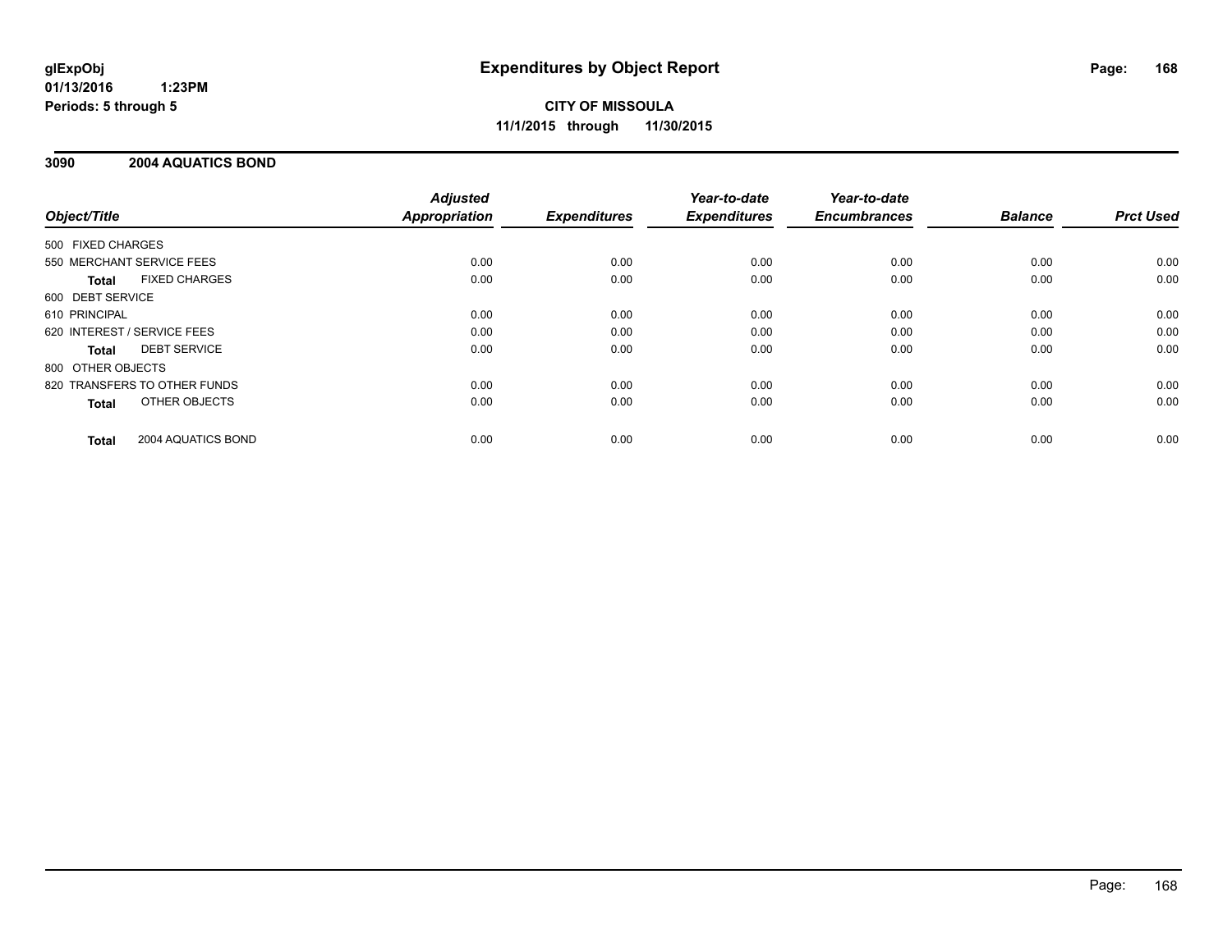glExpObj
01/13/2016 1:23PM
Periods: 5 through 5

# Expenditures by Object Report

**CITY OF MISSOULA**
**11/1/2015 through 11/30/2015**

## 3090 2004 AQUATICS BOND

| Object/Title | Adjusted Appropriation | Expenditures | Year-to-date Expenditures | Year-to-date Encumbrances | Balance | Prct Used |
|---|---|---|---|---|---|---|
| 500 FIXED CHARGES | | | | | | |
| 550 MERCHANT SERVICE FEES | 0.00 | 0.00 | 0.00 | 0.00 | 0.00 | 0.00 |
| **Total** FIXED CHARGES | 0.00 | 0.00 | 0.00 | 0.00 | 0.00 | 0.00 |
| 600 DEBT SERVICE | | | | | | |
| 610 PRINCIPAL | 0.00 | 0.00 | 0.00 | 0.00 | 0.00 | 0.00 |
| 620 INTEREST / SERVICE FEES | 0.00 | 0.00 | 0.00 | 0.00 | 0.00 | 0.00 |
| **Total** DEBT SERVICE | 0.00 | 0.00 | 0.00 | 0.00 | 0.00 | 0.00 |
| 800 OTHER OBJECTS | | | | | | |
| 820 TRANSFERS TO OTHER FUNDS | 0.00 | 0.00 | 0.00 | 0.00 | 0.00 | 0.00 |
| **Total** OTHER OBJECTS | 0.00 | 0.00 | 0.00 | 0.00 | 0.00 | 0.00 |
| **Total** 2004 AQUATICS BOND | 0.00 | 0.00 | 0.00 | 0.00 | 0.00 | 0.00 |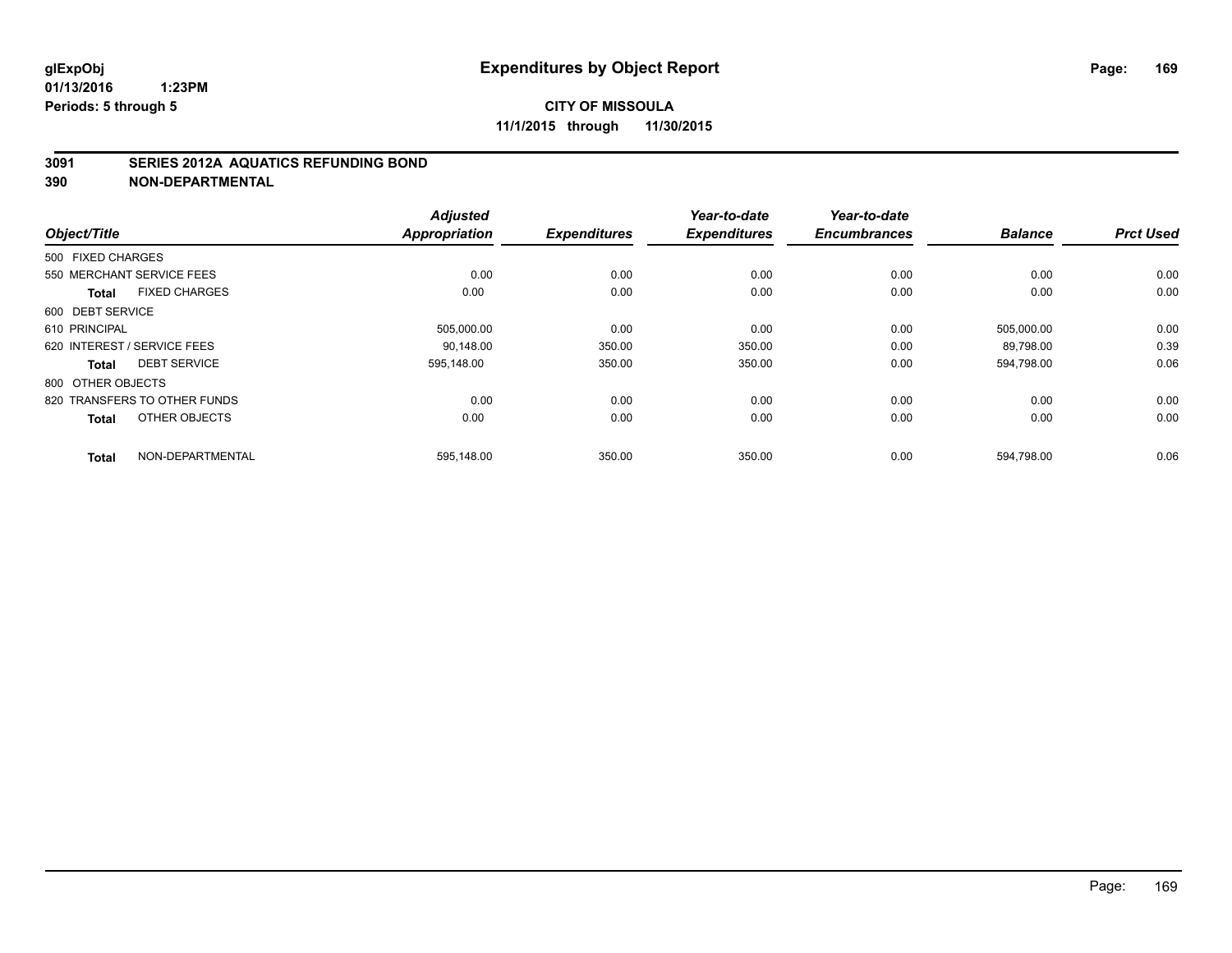# Expenditures by Object Report

glExpObj
01/13/2016 1:23PM
Periods: 5 through 5

**CITY OF MISSOULA**
**11/1/2015 through 11/30/2015**

## 3091 SERIES 2012A AQUATICS REFUNDING BOND
## 390 NON-DEPARTMENTAL

| Object/Title | Adjusted Appropriation | Expenditures | Year-to-date Expenditures | Year-to-date Encumbrances | Balance | Prct Used |
|---|---|---|---|---|---|---|
| 500 FIXED CHARGES | | | | | | |
| 550 MERCHANT SERVICE FEES | 0.00 | 0.00 | 0.00 | 0.00 | 0.00 | 0.00 |
| **Total** FIXED CHARGES | 0.00 | 0.00 | 0.00 | 0.00 | 0.00 | 0.00 |
| 600 DEBT SERVICE | | | | | | |
| 610 PRINCIPAL | 505,000.00 | 0.00 | 0.00 | 0.00 | 505,000.00 | 0.00 |
| 620 INTEREST / SERVICE FEES | 90,148.00 | 350.00 | 350.00 | 0.00 | 89,798.00 | 0.39 |
| **Total** DEBT SERVICE | 595,148.00 | 350.00 | 350.00 | 0.00 | 594,798.00 | 0.06 |
| 800 OTHER OBJECTS | | | | | | |
| 820 TRANSFERS TO OTHER FUNDS | 0.00 | 0.00 | 0.00 | 0.00 | 0.00 | 0.00 |
| **Total** OTHER OBJECTS | 0.00 | 0.00 | 0.00 | 0.00 | 0.00 | 0.00 |
| **Total** NON-DEPARTMENTAL | 595,148.00 | 350.00 | 350.00 | 0.00 | 594,798.00 | 0.06 |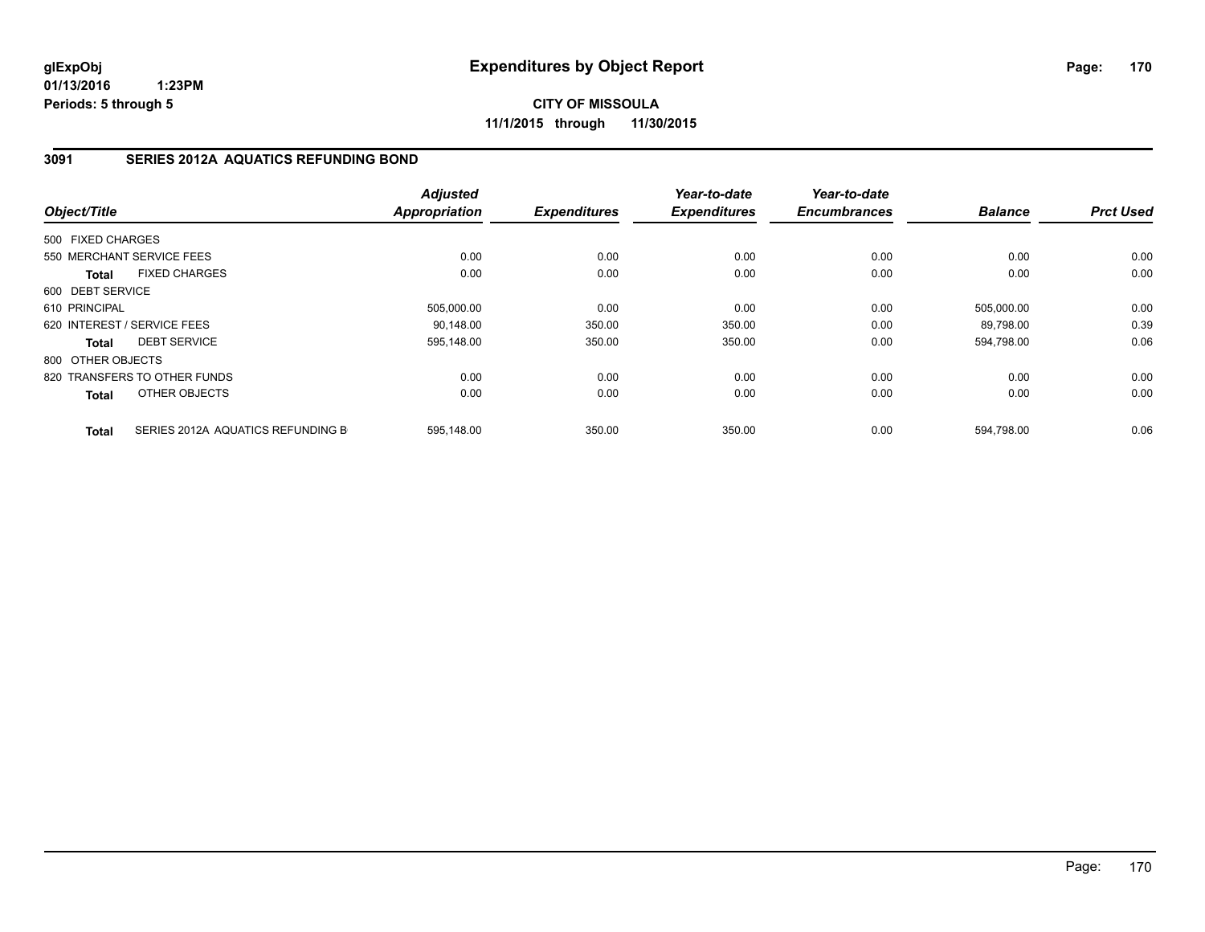**glExpObj**
**01/13/2016 1:23PM**
**Periods: 5 through 5**

# Expenditures by Object Report

**CITY OF MISSOULA**
**11/1/2015 through 11/30/2015**

## 3091 SERIES 2012A AQUATICS REFUNDING BOND

| Object/Title | | Adjusted Appropriation | Expenditures | Year-to-date Expenditures | Year-to-date Encumbrances | Balance | Prct Used |
|---|---|---|---|---|---|---|---|
| 500 FIXED CHARGES | | | | | | | |
| 550 MERCHANT SERVICE FEES | | 0.00 | 0.00 | 0.00 | 0.00 | 0.00 | 0.00 |
| **Total** | FIXED CHARGES | 0.00 | 0.00 | 0.00 | 0.00 | 0.00 | 0.00 |
| 600 DEBT SERVICE | | | | | | | |
| 610 PRINCIPAL | | 505,000.00 | 0.00 | 0.00 | 0.00 | 505,000.00 | 0.00 |
| 620 INTEREST / SERVICE FEES | | 90,148.00 | 350.00 | 350.00 | 0.00 | 89,798.00 | 0.39 |
| **Total** | DEBT SERVICE | 595,148.00 | 350.00 | 350.00 | 0.00 | 594,798.00 | 0.06 |
| 800 OTHER OBJECTS | | | | | | | |
| 820 TRANSFERS TO OTHER FUNDS | | 0.00 | 0.00 | 0.00 | 0.00 | 0.00 | 0.00 |
| **Total** | OTHER OBJECTS | 0.00 | 0.00 | 0.00 | 0.00 | 0.00 | 0.00 |
| **Total** | SERIES 2012A AQUATICS REFUNDING B | 595,148.00 | 350.00 | 350.00 | 0.00 | 594,798.00 | 0.06 |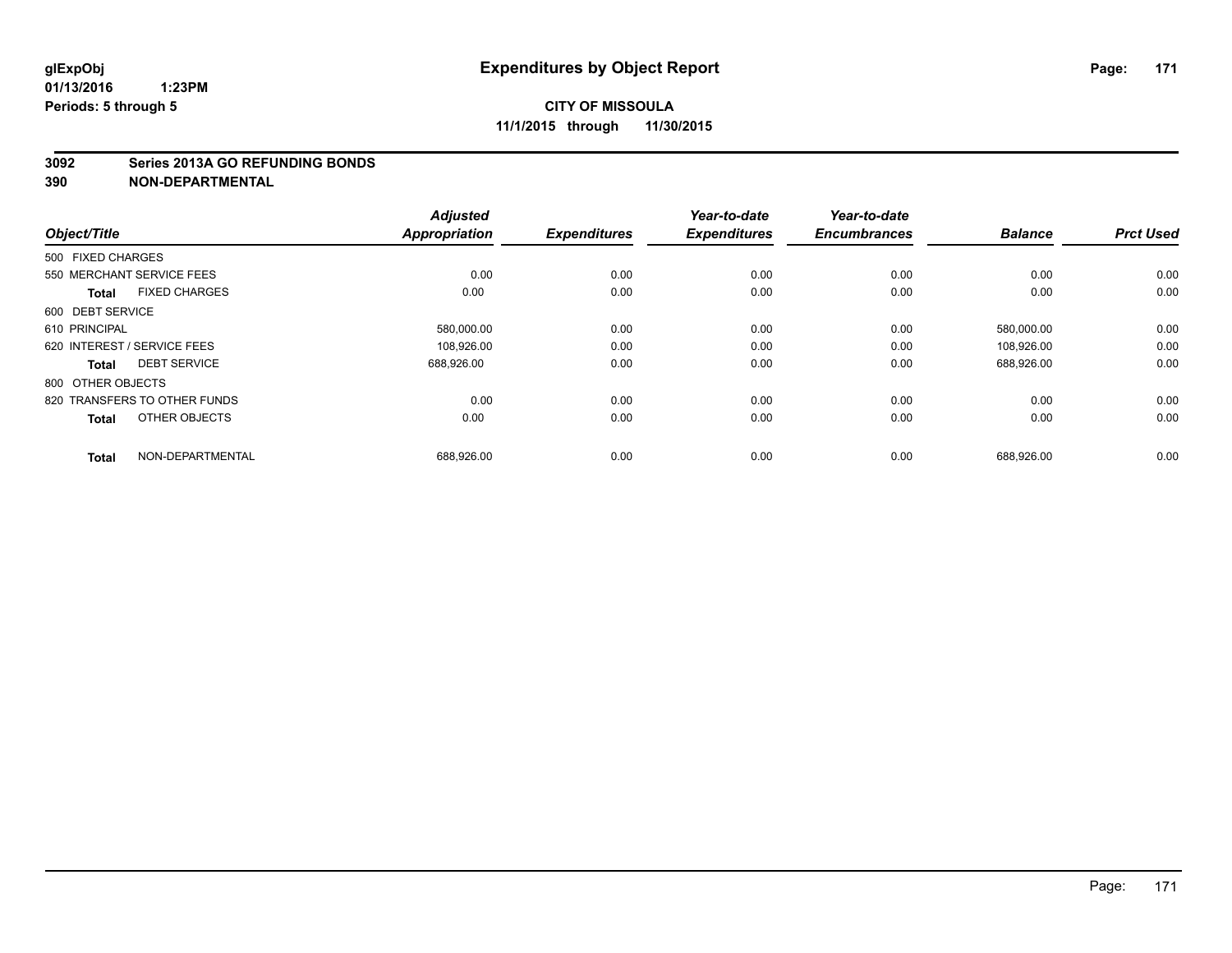# Expenditures by Object Report

glExpObj
01/13/2016 1:23PM
Periods: 5 through 5

**CITY OF MISSOULA**
**11/1/2015 through 11/30/2015**

**3092 Series 2013A GO REFUNDING BONDS**
**390 NON-DEPARTMENTAL**

| Object/Title | Adjusted Appropriation | Expenditures | Year-to-date Expenditures | Year-to-date Encumbrances | Balance | Prct Used |
|---|---|---|---|---|---|---|
| 500 FIXED CHARGES | | | | | | |
| 550 MERCHANT SERVICE FEES | 0.00 | 0.00 | 0.00 | 0.00 | 0.00 | 0.00 |
| **Total** FIXED CHARGES | 0.00 | 0.00 | 0.00 | 0.00 | 0.00 | 0.00 |
| 600 DEBT SERVICE | | | | | | |
| 610 PRINCIPAL | 580,000.00 | 0.00 | 0.00 | 0.00 | 580,000.00 | 0.00 |
| 620 INTEREST / SERVICE FEES | 108,926.00 | 0.00 | 0.00 | 0.00 | 108,926.00 | 0.00 |
| **Total** DEBT SERVICE | 688,926.00 | 0.00 | 0.00 | 0.00 | 688,926.00 | 0.00 |
| 800 OTHER OBJECTS | | | | | | |
| 820 TRANSFERS TO OTHER FUNDS | 0.00 | 0.00 | 0.00 | 0.00 | 0.00 | 0.00 |
| **Total** OTHER OBJECTS | 0.00 | 0.00 | 0.00 | 0.00 | 0.00 | 0.00 |
| **Total** NON-DEPARTMENTAL | 688,926.00 | 0.00 | 0.00 | 0.00 | 688,926.00 | 0.00 |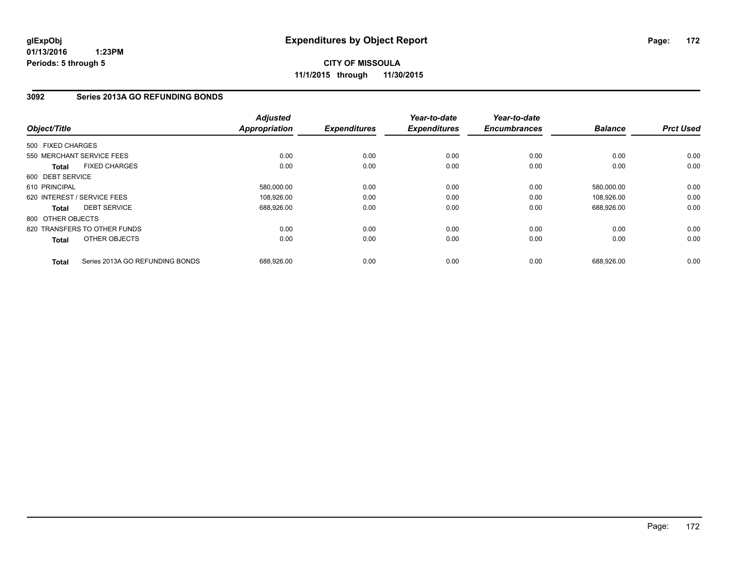**glExpObj**
**01/13/2016 1:23PM**
**Periods: 5 through 5**

# Expenditures by Object Report

**CITY OF MISSOULA**
**11/1/2015 through 11/30/2015**

## 3092 Series 2013A GO REFUNDING BONDS

| Object/Title | Adjusted Appropriation | Expenditures | Year-to-date Expenditures | Year-to-date Encumbrances | Balance | Prct Used |
|---|---|---|---|---|---|---|
| 500 FIXED CHARGES | | | | | | |
| 550 MERCHANT SERVICE FEES | 0.00 | 0.00 | 0.00 | 0.00 | 0.00 | 0.00 |
| **Total** FIXED CHARGES | 0.00 | 0.00 | 0.00 | 0.00 | 0.00 | 0.00 |
| 600 DEBT SERVICE | | | | | | |
| 610 PRINCIPAL | 580,000.00 | 0.00 | 0.00 | 0.00 | 580,000.00 | 0.00 |
| 620 INTEREST / SERVICE FEES | 108,926.00 | 0.00 | 0.00 | 0.00 | 108,926.00 | 0.00 |
| **Total** DEBT SERVICE | 688,926.00 | 0.00 | 0.00 | 0.00 | 688,926.00 | 0.00 |
| 800 OTHER OBJECTS | | | | | | |
| 820 TRANSFERS TO OTHER FUNDS | 0.00 | 0.00 | 0.00 | 0.00 | 0.00 | 0.00 |
| **Total** OTHER OBJECTS | 0.00 | 0.00 | 0.00 | 0.00 | 0.00 | 0.00 |
| **Total** Series 2013A GO REFUNDING BONDS | 688,926.00 | 0.00 | 0.00 | 0.00 | 688,926.00 | 0.00 |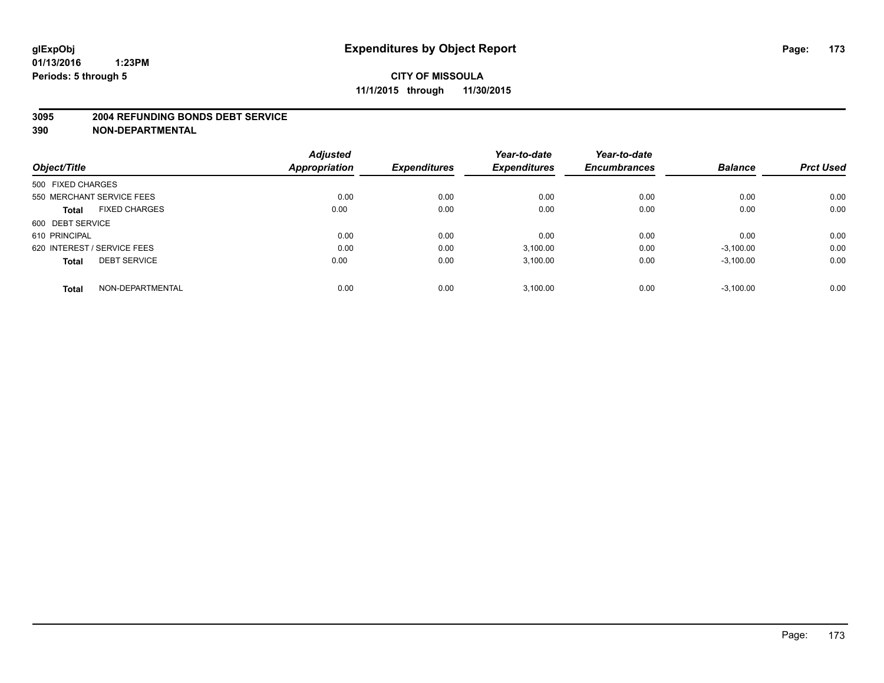**glExpObj**
**01/13/2016 1:23PM**
**Periods: 5 through 5**

# Expenditures by Object Report

**CITY OF MISSOULA**
**11/1/2015 through 11/30/2015**

**3095 2004 REFUNDING BONDS DEBT SERVICE**
**390 NON-DEPARTMENTAL**

| Object/Title | Adjusted Appropriation | Expenditures | Year-to-date Expenditures | Year-to-date Encumbrances | Balance | Prct Used |
|---|---|---|---|---|---|---|
| 500 FIXED CHARGES | | | | | | |
| 550 MERCHANT SERVICE FEES | 0.00 | 0.00 | 0.00 | 0.00 | 0.00 | 0.00 |
| **Total** FIXED CHARGES | 0.00 | 0.00 | 0.00 | 0.00 | 0.00 | 0.00 |
| 600 DEBT SERVICE | | | | | | |
| 610 PRINCIPAL | 0.00 | 0.00 | 0.00 | 0.00 | 0.00 | 0.00 |
| 620 INTEREST / SERVICE FEES | 0.00 | 0.00 | 3,100.00 | 0.00 | -3,100.00 | 0.00 |
| **Total** DEBT SERVICE | 0.00 | 0.00 | 3,100.00 | 0.00 | -3,100.00 | 0.00 |
| **Total** NON-DEPARTMENTAL | 0.00 | 0.00 | 3,100.00 | 0.00 | -3,100.00 | 0.00 |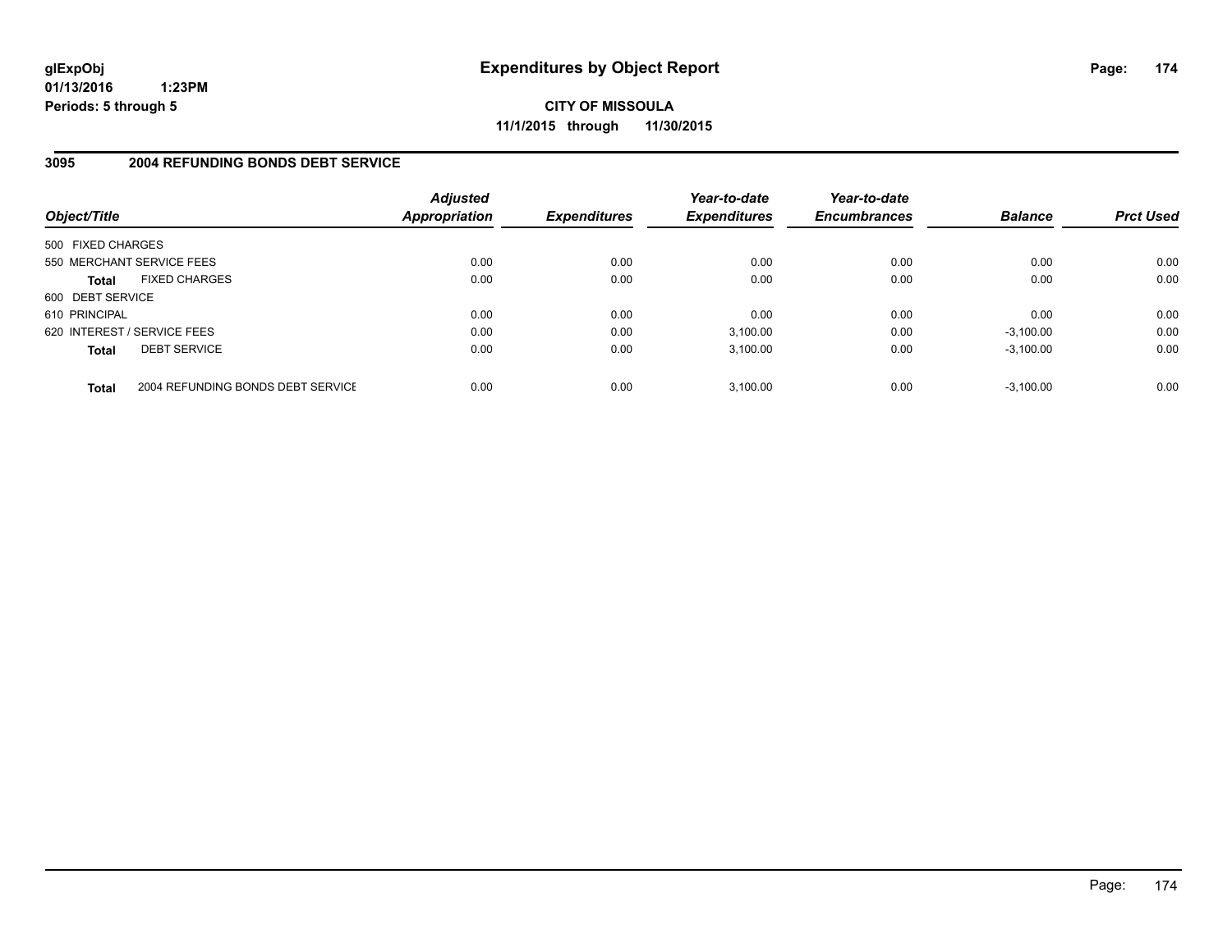**glExpObj**
**01/13/2016 1:23PM**
**Periods: 5 through 5**

# Expenditures by Object Report

**CITY OF MISSOULA**
**11/1/2015 through 11/30/2015**

## 3095 2004 REFUNDING BONDS DEBT SERVICE

| Object/Title | | Adjusted Appropriation | Expenditures | Year-to-date Expenditures | Year-to-date Encumbrances | Balance | Prct Used |
|---|---|---|---|---|---|---|---|
| 500 FIXED CHARGES | | | | | | | |
| 550 MERCHANT SERVICE FEES | | 0.00 | 0.00 | 0.00 | 0.00 | 0.00 | 0.00 |
| **Total** | FIXED CHARGES | 0.00 | 0.00 | 0.00 | 0.00 | 0.00 | 0.00 |
| 600 DEBT SERVICE | | | | | | | |
| 610 PRINCIPAL | | 0.00 | 0.00 | 0.00 | 0.00 | 0.00 | 0.00 |
| 620 INTEREST / SERVICE FEES | | 0.00 | 0.00 | 3,100.00 | 0.00 | -3,100.00 | 0.00 |
| **Total** | DEBT SERVICE | 0.00 | 0.00 | 3,100.00 | 0.00 | -3,100.00 | 0.00 |
| **Total** | 2004 REFUNDING BONDS DEBT SERVICE | 0.00 | 0.00 | 3,100.00 | 0.00 | -3,100.00 | 0.00 |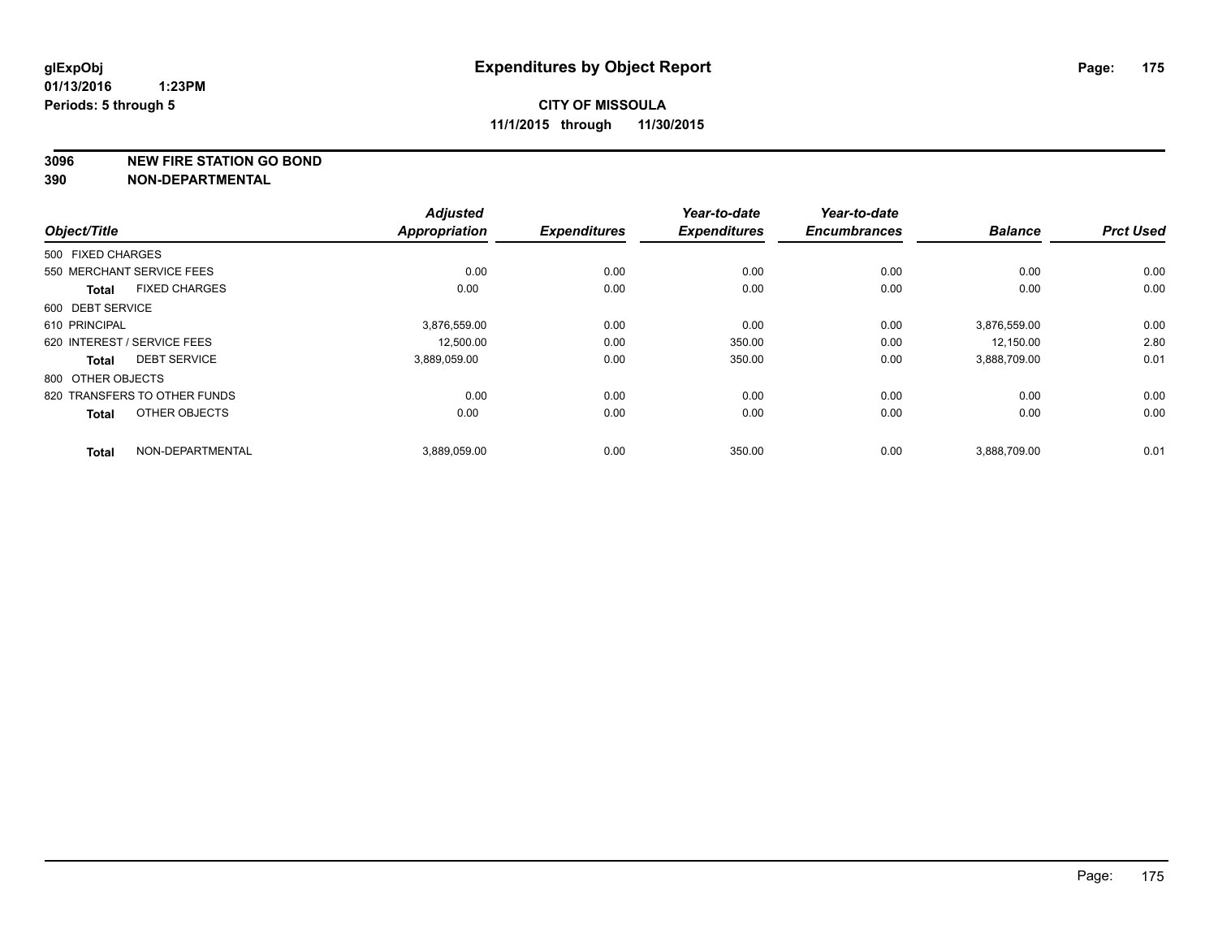glExpObj
01/13/2016 1:23PM
Periods: 5 through 5

# Expenditures by Object Report

**CITY OF MISSOULA**
**11/1/2015 through 11/30/2015**

**3096 NEW FIRE STATION GO BOND**
**390 NON-DEPARTMENTAL**

| Object/Title | | Adjusted Appropriation | Expenditures | Year-to-date Expenditures | Year-to-date Encumbrances | Balance | Prct Used |
|---|---|---|---|---|---|---|---|
| 500 FIXED CHARGES | | | | | | | |
| 550 MERCHANT SERVICE FEES | | 0.00 | 0.00 | 0.00 | 0.00 | 0.00 | 0.00 |
| **Total** | FIXED CHARGES | 0.00 | 0.00 | 0.00 | 0.00 | 0.00 | 0.00 |
| 600 DEBT SERVICE | | | | | | | |
| 610 PRINCIPAL | | 3,876,559.00 | 0.00 | 0.00 | 0.00 | 3,876,559.00 | 0.00 |
| 620 INTEREST / SERVICE FEES | | 12,500.00 | 0.00 | 350.00 | 0.00 | 12,150.00 | 2.80 |
| **Total** | DEBT SERVICE | 3,889,059.00 | 0.00 | 350.00 | 0.00 | 3,888,709.00 | 0.01 |
| 800 OTHER OBJECTS | | | | | | | |
| 820 TRANSFERS TO OTHER FUNDS | | 0.00 | 0.00 | 0.00 | 0.00 | 0.00 | 0.00 |
| **Total** | OTHER OBJECTS | 0.00 | 0.00 | 0.00 | 0.00 | 0.00 | 0.00 |
| **Total** | NON-DEPARTMENTAL | 3,889,059.00 | 0.00 | 350.00 | 0.00 | 3,888,709.00 | 0.01 |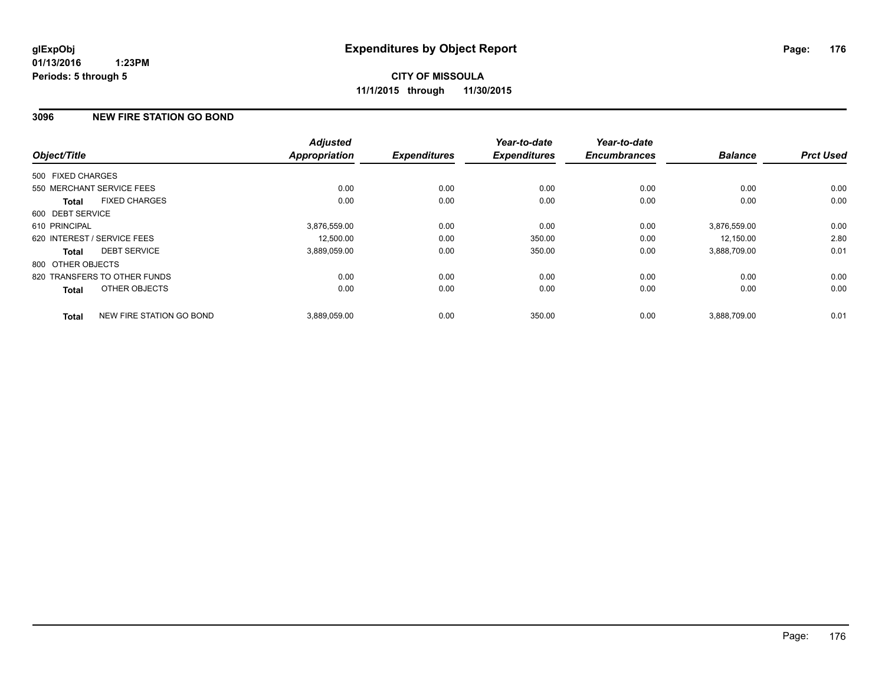**glExpObj**
**01/13/2016 1:23PM**
**Periods: 5 through 5**

# Expenditures by Object Report

**CITY OF MISSOULA**
**11/1/2015 through 11/30/2015**

## 3096 NEW FIRE STATION GO BOND

| Object/Title | | Adjusted Appropriation | Expenditures | Year-to-date Expenditures | Year-to-date Encumbrances | Balance | Prct Used |
|---|---|---|---|---|---|---|---|
| 500 FIXED CHARGES | | | | | | | |
| 550 MERCHANT SERVICE FEES | | 0.00 | 0.00 | 0.00 | 0.00 | 0.00 | 0.00 |
| **Total** | FIXED CHARGES | 0.00 | 0.00 | 0.00 | 0.00 | 0.00 | 0.00 |
| 600 DEBT SERVICE | | | | | | | |
| 610 PRINCIPAL | | 3,876,559.00 | 0.00 | 0.00 | 0.00 | 3,876,559.00 | 0.00 |
| 620 INTEREST / SERVICE FEES | | 12,500.00 | 0.00 | 350.00 | 0.00 | 12,150.00 | 2.80 |
| **Total** | DEBT SERVICE | 3,889,059.00 | 0.00 | 350.00 | 0.00 | 3,888,709.00 | 0.01 |
| 800 OTHER OBJECTS | | | | | | | |
| 820 TRANSFERS TO OTHER FUNDS | | 0.00 | 0.00 | 0.00 | 0.00 | 0.00 | 0.00 |
| **Total** | OTHER OBJECTS | 0.00 | 0.00 | 0.00 | 0.00 | 0.00 | 0.00 |
| **Total** | NEW FIRE STATION GO BOND | 3,889,059.00 | 0.00 | 350.00 | 0.00 | 3,888,709.00 | 0.01 |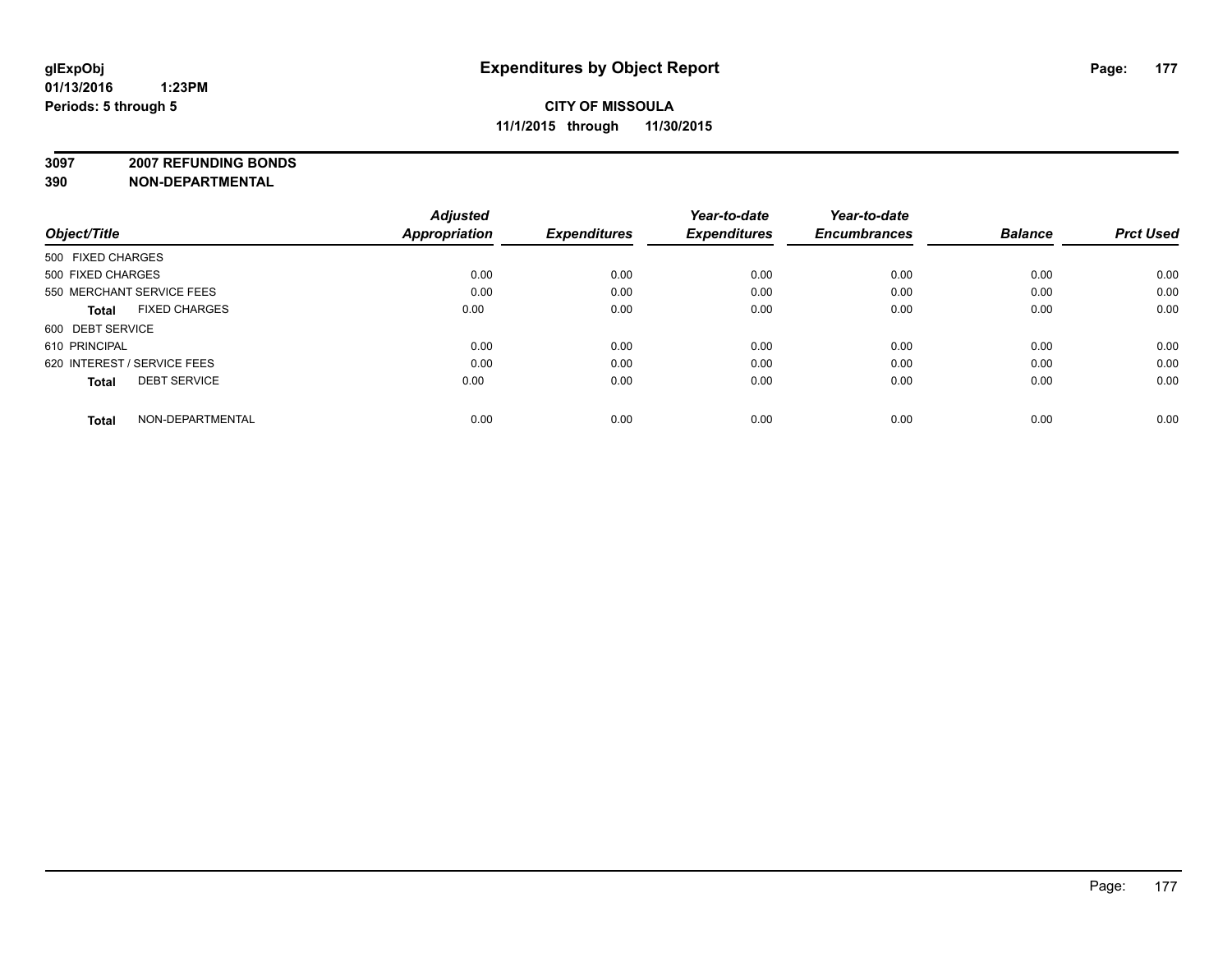# Expenditures by Object Report

glExpObj
01/13/2016 1:23PM
Periods: 5 through 5

**CITY OF MISSOULA**
**11/1/2015 through 11/30/2015**

**3097 2007 REFUNDING BONDS**
**390 NON-DEPARTMENTAL**

| Object/Title | Adjusted Appropriation | Expenditures | Year-to-date Expenditures | Year-to-date Encumbrances | Balance | Prct Used |
|---|---|---|---|---|---|---|
| 500 FIXED CHARGES | | | | | | |
| 500 FIXED CHARGES | 0.00 | 0.00 | 0.00 | 0.00 | 0.00 | 0.00 |
| 550 MERCHANT SERVICE FEES | 0.00 | 0.00 | 0.00 | 0.00 | 0.00 | 0.00 |
| **Total** FIXED CHARGES | 0.00 | 0.00 | 0.00 | 0.00 | 0.00 | 0.00 |
| 600 DEBT SERVICE | | | | | | |
| 610 PRINCIPAL | 0.00 | 0.00 | 0.00 | 0.00 | 0.00 | 0.00 |
| 620 INTEREST / SERVICE FEES | 0.00 | 0.00 | 0.00 | 0.00 | 0.00 | 0.00 |
| **Total** DEBT SERVICE | 0.00 | 0.00 | 0.00 | 0.00 | 0.00 | 0.00 |
| **Total** NON-DEPARTMENTAL | 0.00 | 0.00 | 0.00 | 0.00 | 0.00 | 0.00 |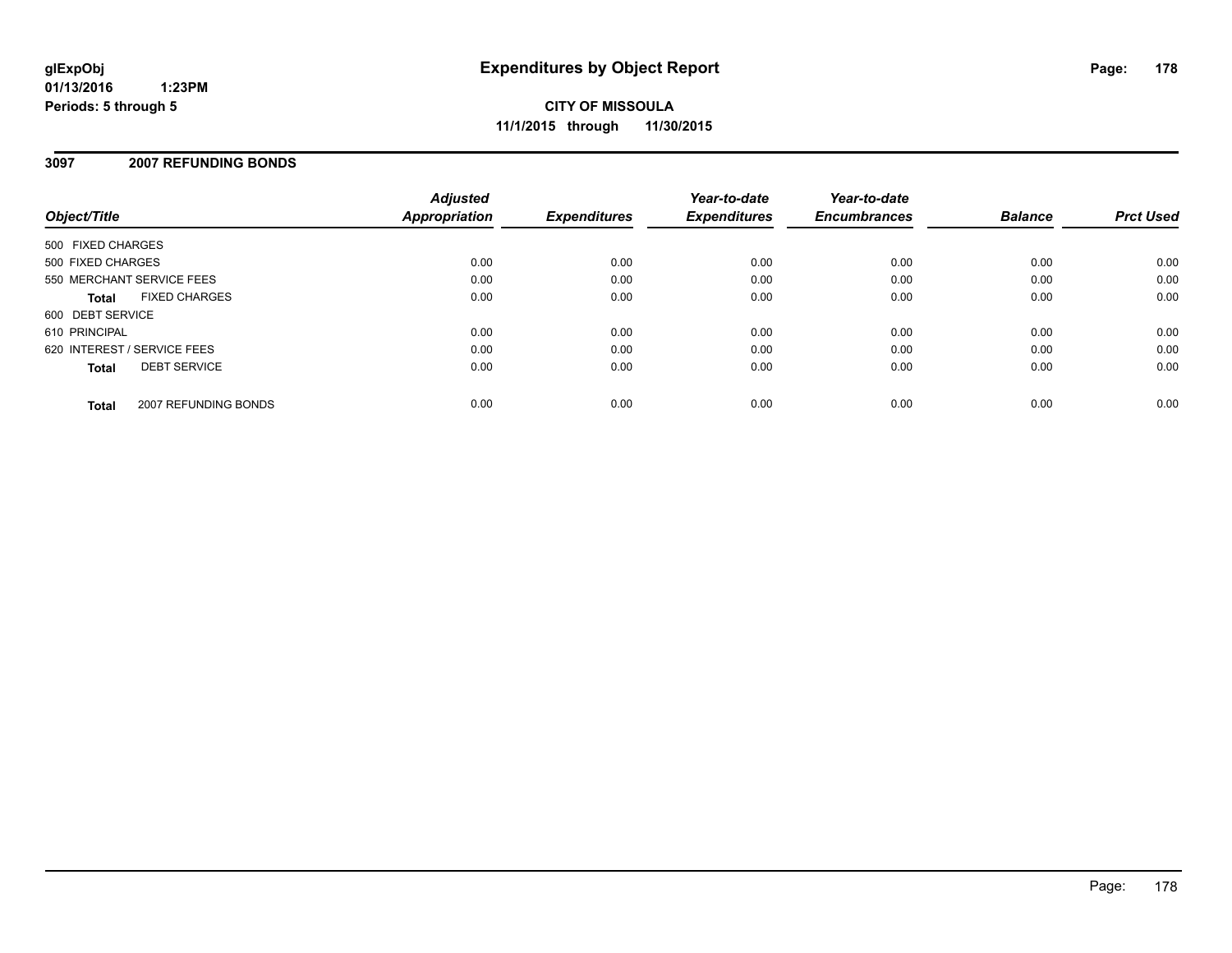# Expenditures by Object Report

glExpObj
01/13/2016 1:23PM
Periods: 5 through 5

**CITY OF MISSOULA**
**11/1/2015 through 11/30/2015**

## 3097 2007 REFUNDING BONDS

| Object/Title | Adjusted Appropriation | Expenditures | Year-to-date Expenditures | Year-to-date Encumbrances | Balance | Prct Used |
|---|---|---|---|---|---|---|
| 500 FIXED CHARGES | | | | | | |
| 500 FIXED CHARGES | 0.00 | 0.00 | 0.00 | 0.00 | 0.00 | 0.00 |
| 550 MERCHANT SERVICE FEES | 0.00 | 0.00 | 0.00 | 0.00 | 0.00 | 0.00 |
| **Total** FIXED CHARGES | 0.00 | 0.00 | 0.00 | 0.00 | 0.00 | 0.00 |
| 600 DEBT SERVICE | | | | | | |
| 610 PRINCIPAL | 0.00 | 0.00 | 0.00 | 0.00 | 0.00 | 0.00 |
| 620 INTEREST / SERVICE FEES | 0.00 | 0.00 | 0.00 | 0.00 | 0.00 | 0.00 |
| **Total** DEBT SERVICE | 0.00 | 0.00 | 0.00 | 0.00 | 0.00 | 0.00 |
| **Total** 2007 REFUNDING BONDS | 0.00 | 0.00 | 0.00 | 0.00 | 0.00 | 0.00 |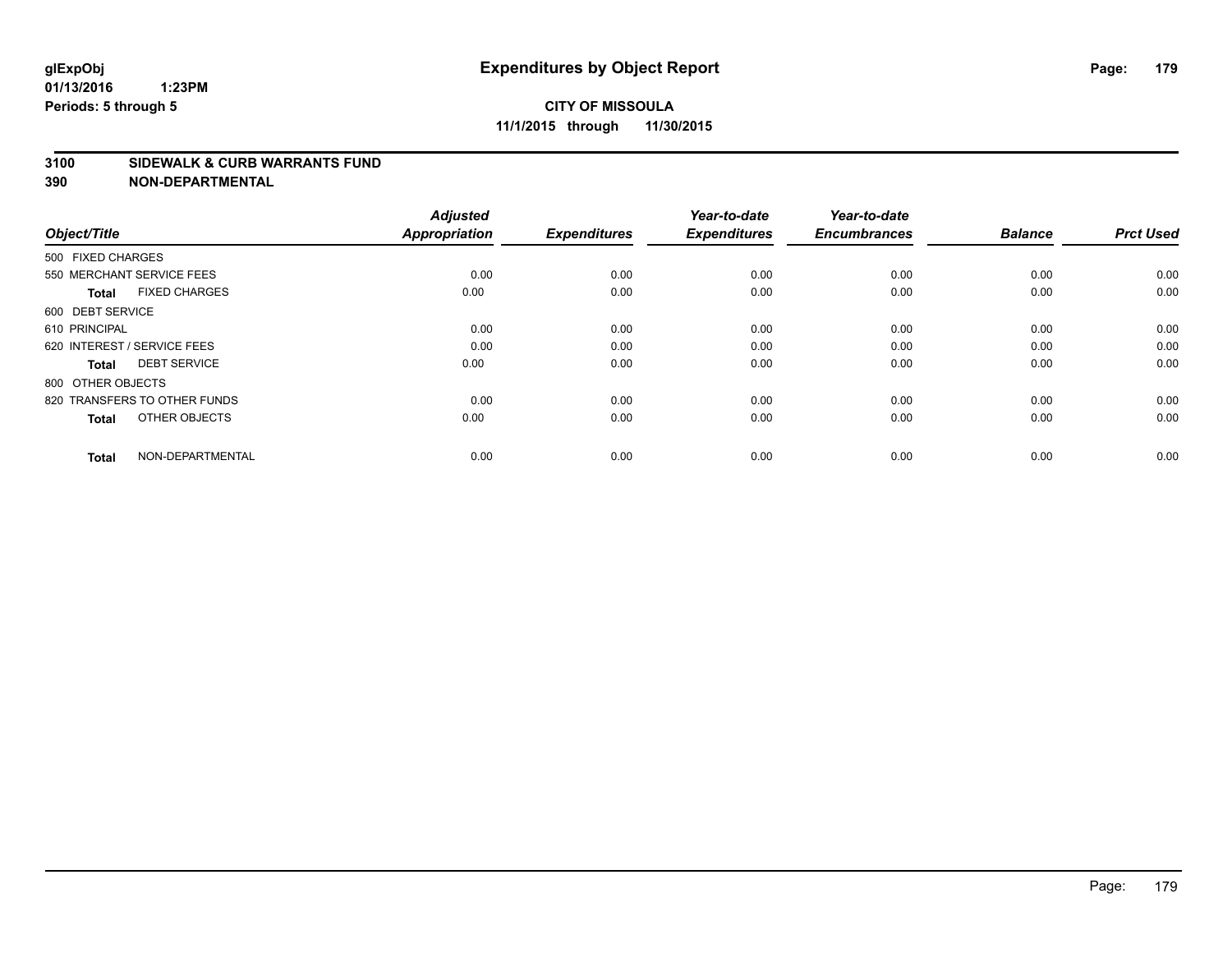**glExpObj**
**01/13/2016 1:23PM**
**Periods: 5 through 5**

# Expenditures by Object Report

**CITY OF MISSOULA**
**11/1/2015 through 11/30/2015**

## 3100 SIDEWALK & CURB WARRANTS FUND
## 390 NON-DEPARTMENTAL

| Object/Title | | Adjusted Appropriation | Expenditures | Year-to-date Expenditures | Year-to-date Encumbrances | Balance | Prct Used |
|---|---|---|---|---|---|---|---|
| 500 FIXED CHARGES | | | | | | | |
| 550 MERCHANT SERVICE FEES | | 0.00 | 0.00 | 0.00 | 0.00 | 0.00 | 0.00 |
| **Total** | FIXED CHARGES | 0.00 | 0.00 | 0.00 | 0.00 | 0.00 | 0.00 |
| 600 DEBT SERVICE | | | | | | | |
| 610 PRINCIPAL | | 0.00 | 0.00 | 0.00 | 0.00 | 0.00 | 0.00 |
| 620 INTEREST / SERVICE FEES | | 0.00 | 0.00 | 0.00 | 0.00 | 0.00 | 0.00 |
| **Total** | DEBT SERVICE | 0.00 | 0.00 | 0.00 | 0.00 | 0.00 | 0.00 |
| 800 OTHER OBJECTS | | | | | | | |
| 820 TRANSFERS TO OTHER FUNDS | | 0.00 | 0.00 | 0.00 | 0.00 | 0.00 | 0.00 |
| **Total** | OTHER OBJECTS | 0.00 | 0.00 | 0.00 | 0.00 | 0.00 | 0.00 |
| **Total** | NON-DEPARTMENTAL | 0.00 | 0.00 | 0.00 | 0.00 | 0.00 | 0.00 |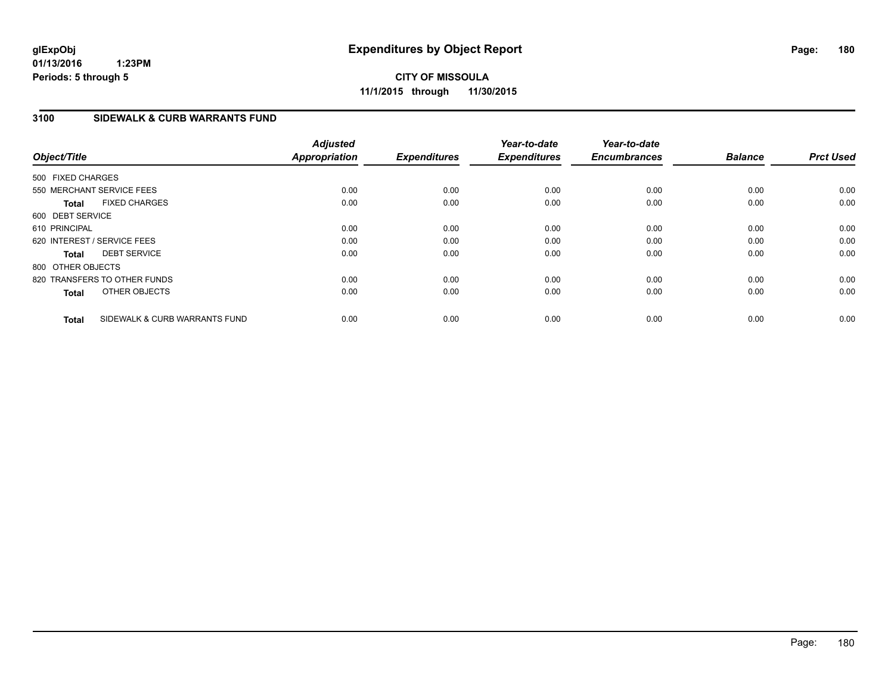# Expenditures by Object Report

**CITY OF MISSOULA**
**11/1/2015 through 11/30/2015**

glExpObj
01/13/2016 1:23PM
Periods: 5 through 5

## 3100 SIDEWALK & CURB WARRANTS FUND

| Object/Title | Adjusted Appropriation | Expenditures | Year-to-date Expenditures | Year-to-date Encumbrances | Balance | Prct Used |
|---|---|---|---|---|---|---|
| 500 FIXED CHARGES | | | | | | |
| 550 MERCHANT SERVICE FEES | 0.00 | 0.00 | 0.00 | 0.00 | 0.00 | 0.00 |
| **Total** FIXED CHARGES | 0.00 | 0.00 | 0.00 | 0.00 | 0.00 | 0.00 |
| 600 DEBT SERVICE | | | | | | |
| 610 PRINCIPAL | 0.00 | 0.00 | 0.00 | 0.00 | 0.00 | 0.00 |
| 620 INTEREST / SERVICE FEES | 0.00 | 0.00 | 0.00 | 0.00 | 0.00 | 0.00 |
| **Total** DEBT SERVICE | 0.00 | 0.00 | 0.00 | 0.00 | 0.00 | 0.00 |
| 800 OTHER OBJECTS | | | | | | |
| 820 TRANSFERS TO OTHER FUNDS | 0.00 | 0.00 | 0.00 | 0.00 | 0.00 | 0.00 |
| **Total** OTHER OBJECTS | 0.00 | 0.00 | 0.00 | 0.00 | 0.00 | 0.00 |
| **Total** SIDEWALK & CURB WARRANTS FUND | 0.00 | 0.00 | 0.00 | 0.00 | 0.00 | 0.00 |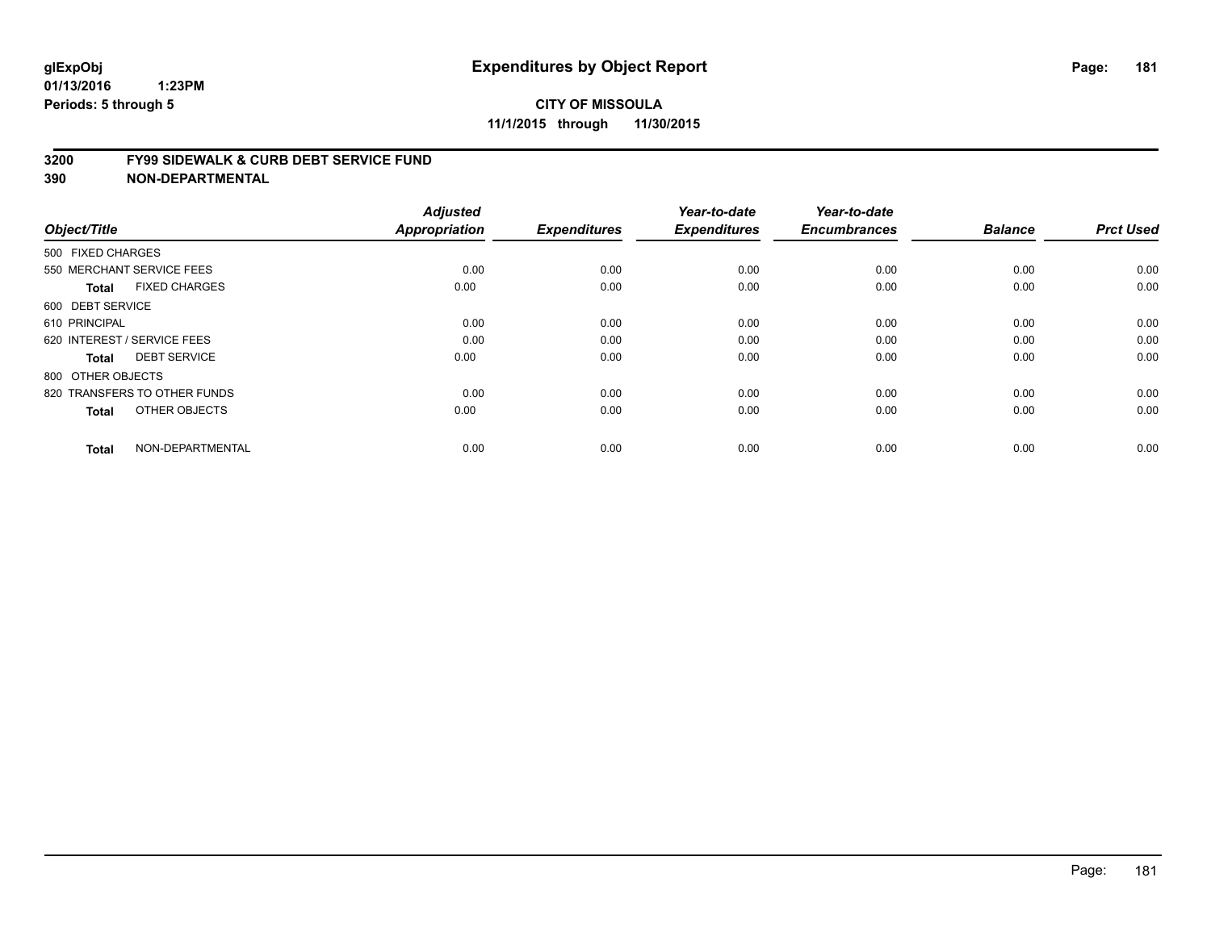glExpObj
01/13/2016 1:23PM
Periods: 5 through 5

# Expenditures by Object Report

**CITY OF MISSOULA**
**11/1/2015 through 11/30/2015**

## 3200 FY99 SIDEWALK & CURB DEBT SERVICE FUND
## 390 NON-DEPARTMENTAL

| Object/Title | | Adjusted Appropriation | Expenditures | Year-to-date Expenditures | Year-to-date Encumbrances | Balance | Prct Used |
|---|---|---|---|---|---|---|---|
| 500 FIXED CHARGES | | | | | | | |
| 550 MERCHANT SERVICE FEES | | 0.00 | 0.00 | 0.00 | 0.00 | 0.00 | 0.00 |
| **Total** | FIXED CHARGES | 0.00 | 0.00 | 0.00 | 0.00 | 0.00 | 0.00 |
| 600 DEBT SERVICE | | | | | | | |
| 610 PRINCIPAL | | 0.00 | 0.00 | 0.00 | 0.00 | 0.00 | 0.00 |
| 620 INTEREST / SERVICE FEES | | 0.00 | 0.00 | 0.00 | 0.00 | 0.00 | 0.00 |
| **Total** | DEBT SERVICE | 0.00 | 0.00 | 0.00 | 0.00 | 0.00 | 0.00 |
| 800 OTHER OBJECTS | | | | | | | |
| 820 TRANSFERS TO OTHER FUNDS | | 0.00 | 0.00 | 0.00 | 0.00 | 0.00 | 0.00 |
| **Total** | OTHER OBJECTS | 0.00 | 0.00 | 0.00 | 0.00 | 0.00 | 0.00 |
| **Total** | NON-DEPARTMENTAL | 0.00 | 0.00 | 0.00 | 0.00 | 0.00 | 0.00 |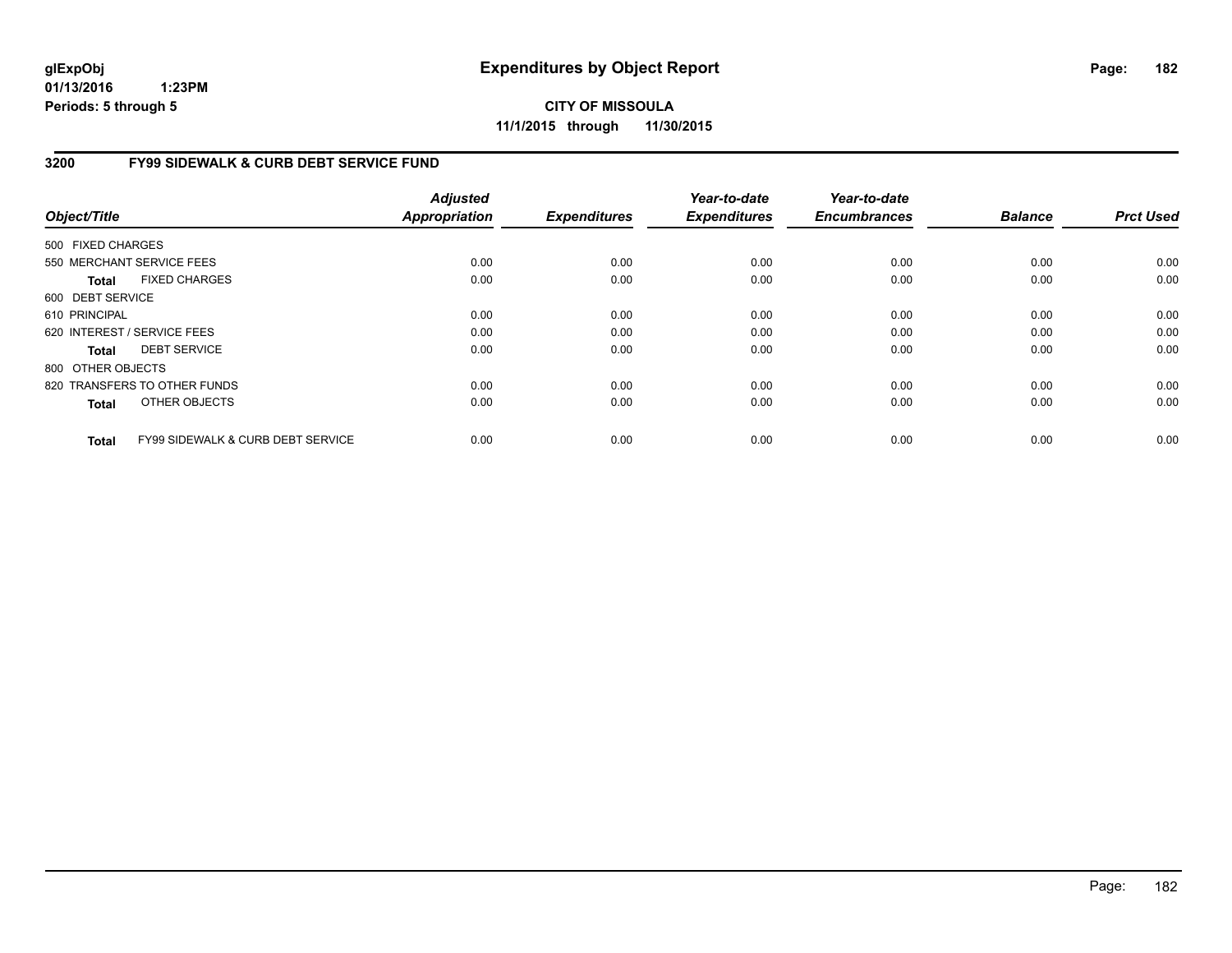glExpObj
01/13/2016 1:23PM
Periods: 5 through 5

# Expenditures by Object Report

**CITY OF MISSOULA**
**11/1/2015 through 11/30/2015**

## 3200 FY99 SIDEWALK & CURB DEBT SERVICE FUND

| Object/Title | Adjusted Appropriation | Expenditures | Year-to-date Expenditures | Year-to-date Encumbrances | Balance | Prct Used |
|---|---|---|---|---|---|---|
| 500 FIXED CHARGES | | | | | | |
| 550 MERCHANT SERVICE FEES | 0.00 | 0.00 | 0.00 | 0.00 | 0.00 | 0.00 |
| **Total** FIXED CHARGES | 0.00 | 0.00 | 0.00 | 0.00 | 0.00 | 0.00 |
| 600 DEBT SERVICE | | | | | | |
| 610 PRINCIPAL | 0.00 | 0.00 | 0.00 | 0.00 | 0.00 | 0.00 |
| 620 INTEREST / SERVICE FEES | 0.00 | 0.00 | 0.00 | 0.00 | 0.00 | 0.00 |
| **Total** DEBT SERVICE | 0.00 | 0.00 | 0.00 | 0.00 | 0.00 | 0.00 |
| 800 OTHER OBJECTS | | | | | | |
| 820 TRANSFERS TO OTHER FUNDS | 0.00 | 0.00 | 0.00 | 0.00 | 0.00 | 0.00 |
| **Total** OTHER OBJECTS | 0.00 | 0.00 | 0.00 | 0.00 | 0.00 | 0.00 |
| **Total** FY99 SIDEWALK & CURB DEBT SERVICE | 0.00 | 0.00 | 0.00 | 0.00 | 0.00 | 0.00 |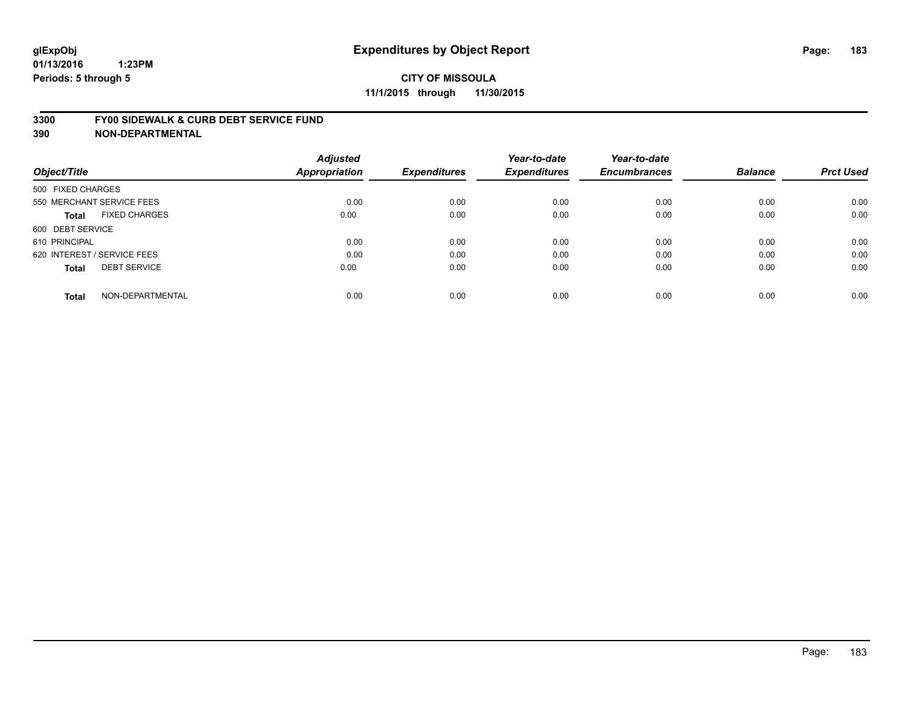# Expenditures by Object Report

glExpObj
01/13/2016 1:23PM
Periods: 5 through 5

**CITY OF MISSOULA**
**11/1/2015 through 11/30/2015**

**3300 FY00 SIDEWALK & CURB DEBT SERVICE FUND**
**390 NON-DEPARTMENTAL**

| Object/Title | Adjusted Appropriation | Expenditures | Year-to-date Expenditures | Year-to-date Encumbrances | Balance | Prct Used |
|---|---|---|---|---|---|---|
| 500 FIXED CHARGES | | | | | | |
| 550 MERCHANT SERVICE FEES | 0.00 | 0.00 | 0.00 | 0.00 | 0.00 | 0.00 |
| **Total** FIXED CHARGES | 0.00 | 0.00 | 0.00 | 0.00 | 0.00 | 0.00 |
| 600 DEBT SERVICE | | | | | | |
| 610 PRINCIPAL | 0.00 | 0.00 | 0.00 | 0.00 | 0.00 | 0.00 |
| 620 INTEREST / SERVICE FEES | 0.00 | 0.00 | 0.00 | 0.00 | 0.00 | 0.00 |
| **Total** DEBT SERVICE | 0.00 | 0.00 | 0.00 | 0.00 | 0.00 | 0.00 |
| **Total** NON-DEPARTMENTAL | 0.00 | 0.00 | 0.00 | 0.00 | 0.00 | 0.00 |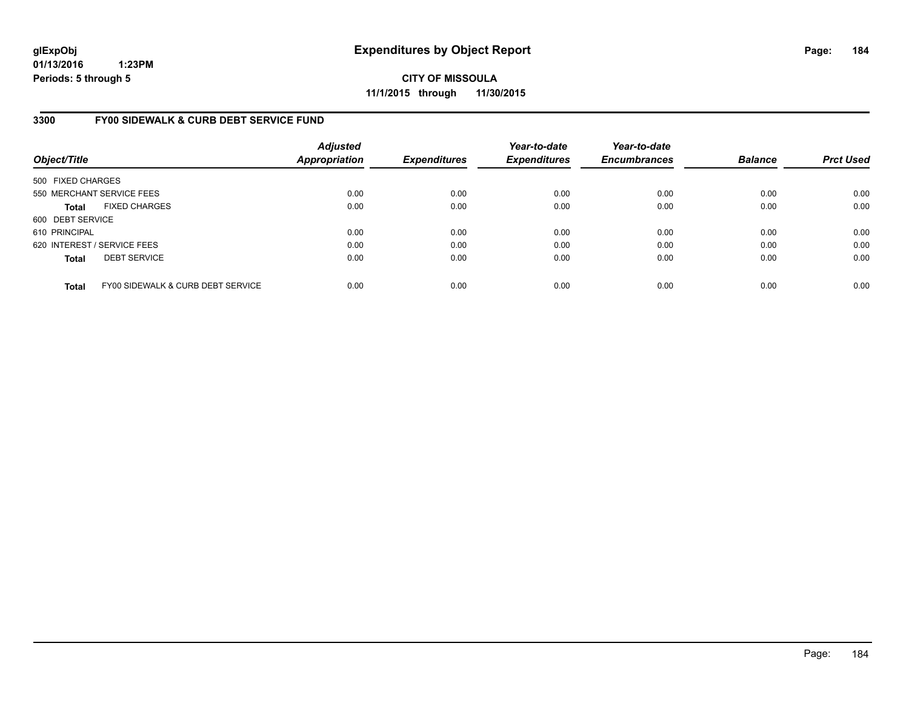**glExpObj**
**01/13/2016 1:23PM**
**Periods: 5 through 5**

# Expenditures by Object Report

**CITY OF MISSOULA**
**11/1/2015 through 11/30/2015**

## 3300 FY00 SIDEWALK & CURB DEBT SERVICE FUND

| Object/Title | Adjusted Appropriation | Expenditures | Year-to-date Expenditures | Year-to-date Encumbrances | Balance | Prct Used |
|---|---|---|---|---|---|---|
| 500 FIXED CHARGES | | | | | | |
| 550 MERCHANT SERVICE FEES | 0.00 | 0.00 | 0.00 | 0.00 | 0.00 | 0.00 |
| **Total** FIXED CHARGES | 0.00 | 0.00 | 0.00 | 0.00 | 0.00 | 0.00 |
| 600 DEBT SERVICE | | | | | | |
| 610 PRINCIPAL | 0.00 | 0.00 | 0.00 | 0.00 | 0.00 | 0.00 |
| 620 INTEREST / SERVICE FEES | 0.00 | 0.00 | 0.00 | 0.00 | 0.00 | 0.00 |
| **Total** DEBT SERVICE | 0.00 | 0.00 | 0.00 | 0.00 | 0.00 | 0.00 |
| **Total** FY00 SIDEWALK & CURB DEBT SERVICE | 0.00 | 0.00 | 0.00 | 0.00 | 0.00 | 0.00 |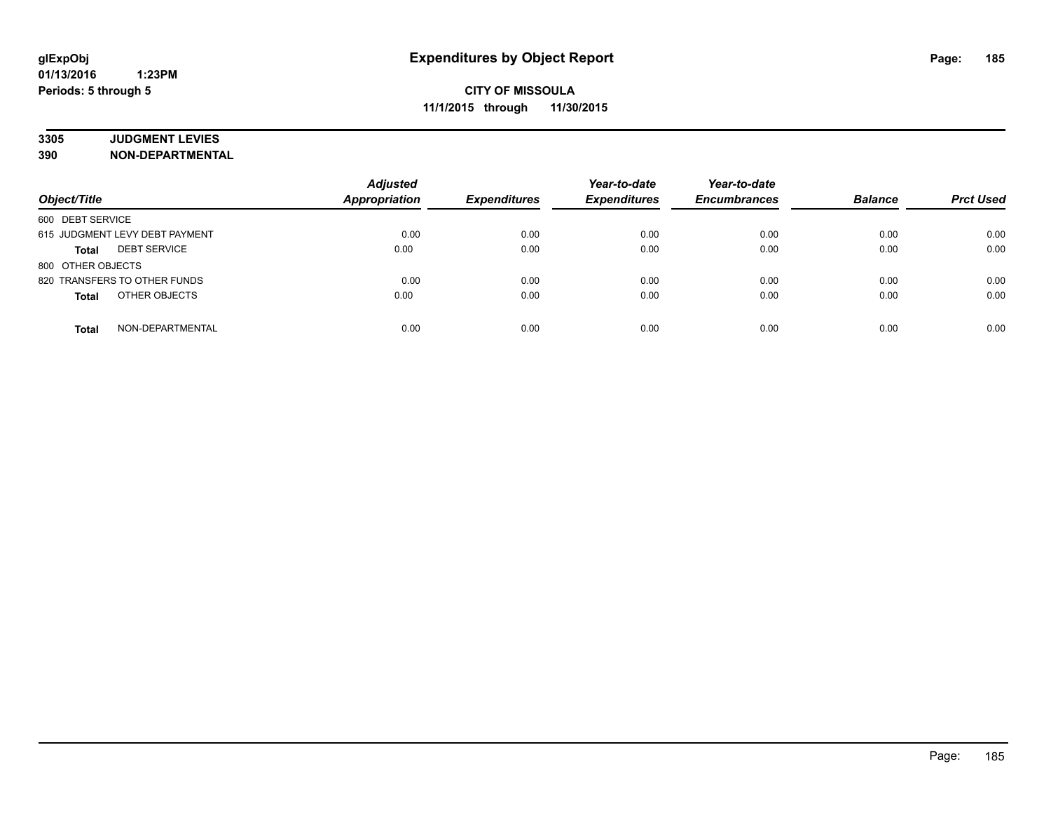# Expenditures by Object Report

glExpObj
01/13/2016 1:23PM
Periods: 5 through 5

**CITY OF MISSOULA**
**11/1/2015 through 11/30/2015**

**3305 JUDGMENT LEVIES**
**390 NON-DEPARTMENTAL**

| Object/Title | | Adjusted Appropriation | Expenditures | Year-to-date Expenditures | Year-to-date Encumbrances | Balance | Prct Used |
|---|---|---|---|---|---|---|---|
| 600 DEBT SERVICE | | | | | | | |
| 615 JUDGMENT LEVY DEBT PAYMENT | | 0.00 | 0.00 | 0.00 | 0.00 | 0.00 | 0.00 |
| **Total** | DEBT SERVICE | 0.00 | 0.00 | 0.00 | 0.00 | 0.00 | 0.00 |
| 800 OTHER OBJECTS | | | | | | | |
| 820 TRANSFERS TO OTHER FUNDS | | 0.00 | 0.00 | 0.00 | 0.00 | 0.00 | 0.00 |
| **Total** | OTHER OBJECTS | 0.00 | 0.00 | 0.00 | 0.00 | 0.00 | 0.00 |
| **Total** | NON-DEPARTMENTAL | 0.00 | 0.00 | 0.00 | 0.00 | 0.00 | 0.00 |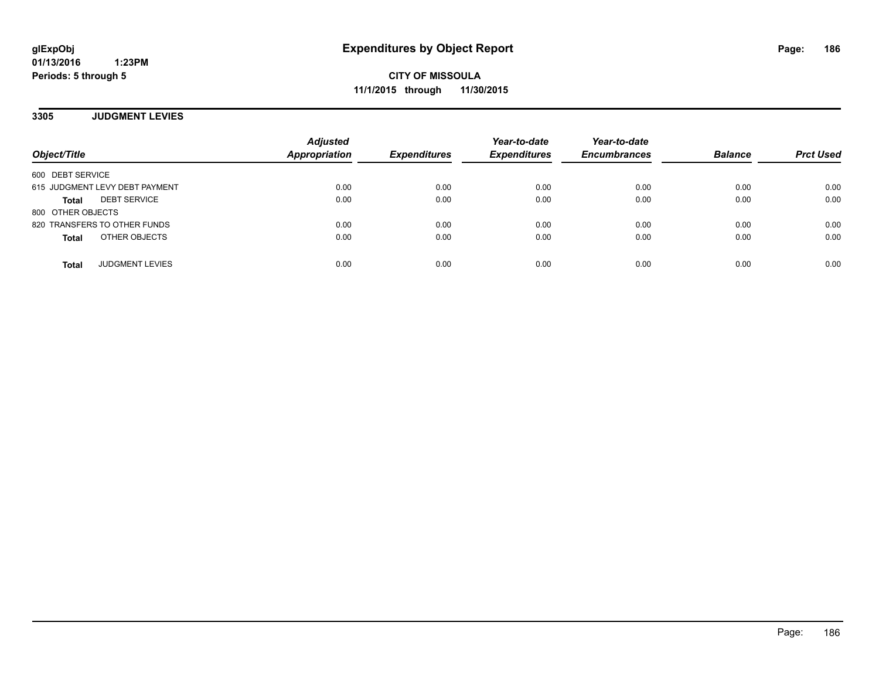**glExpObj**
**01/13/2016 1:23PM**
**Periods: 5 through 5**

# Expenditures by Object Report

**CITY OF MISSOULA**
**11/1/2015 through 11/30/2015**

## 3305 JUDGMENT LEVIES

| Object/Title | Adjusted Appropriation | Expenditures | Year-to-date Expenditures | Year-to-date Encumbrances | Balance | Prct Used |
|---|---|---|---|---|---|---|
| 600 DEBT SERVICE | | | | | | |
| 615 JUDGMENT LEVY DEBT PAYMENT | 0.00 | 0.00 | 0.00 | 0.00 | 0.00 | 0.00 |
| **Total** DEBT SERVICE | 0.00 | 0.00 | 0.00 | 0.00 | 0.00 | 0.00 |
| 800 OTHER OBJECTS | | | | | | |
| 820 TRANSFERS TO OTHER FUNDS | 0.00 | 0.00 | 0.00 | 0.00 | 0.00 | 0.00 |
| **Total** OTHER OBJECTS | 0.00 | 0.00 | 0.00 | 0.00 | 0.00 | 0.00 |
| **Total** JUDGMENT LEVIES | 0.00 | 0.00 | 0.00 | 0.00 | 0.00 | 0.00 |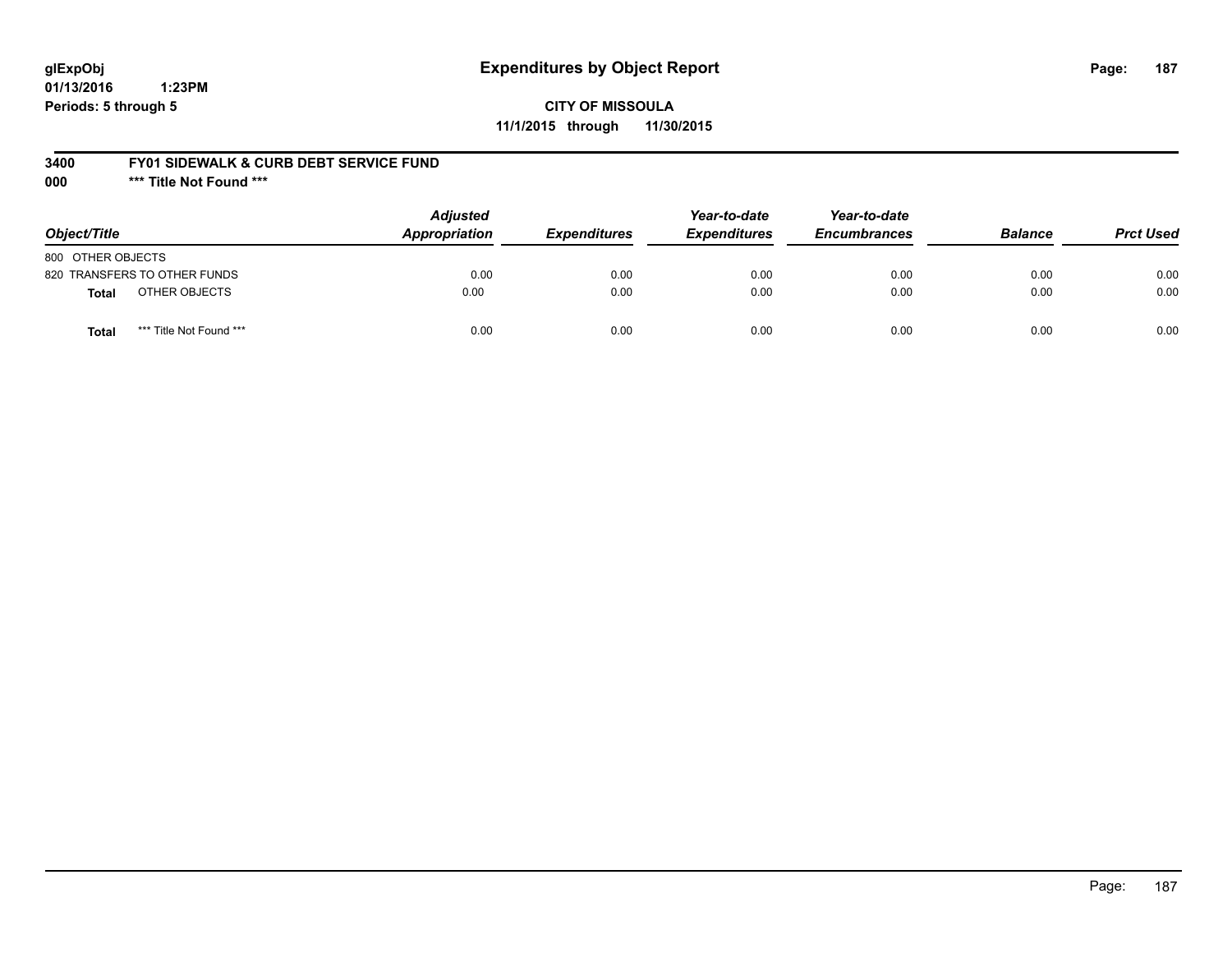# Expenditures by Object Report

glExpObj
01/13/2016 1:23PM
Periods: 5 through 5

**CITY OF MISSOULA**
**11/1/2015 through 11/30/2015**

**3400 FY01 SIDEWALK & CURB DEBT SERVICE FUND**
**000 \*\*\* Title Not Found \*\*\***

| Object/Title | Adjusted Appropriation | Expenditures | Year-to-date Expenditures | Year-to-date Encumbrances | Balance | Prct Used |
|---|---|---|---|---|---|---|
| 800 OTHER OBJECTS | | | | | | |
| 820 TRANSFERS TO OTHER FUNDS | 0.00 | 0.00 | 0.00 | 0.00 | 0.00 | 0.00 |
| **Total** OTHER OBJECTS | 0.00 | 0.00 | 0.00 | 0.00 | 0.00 | 0.00 |
| **Total** *** Title Not Found *** | 0.00 | 0.00 | 0.00 | 0.00 | 0.00 | 0.00 |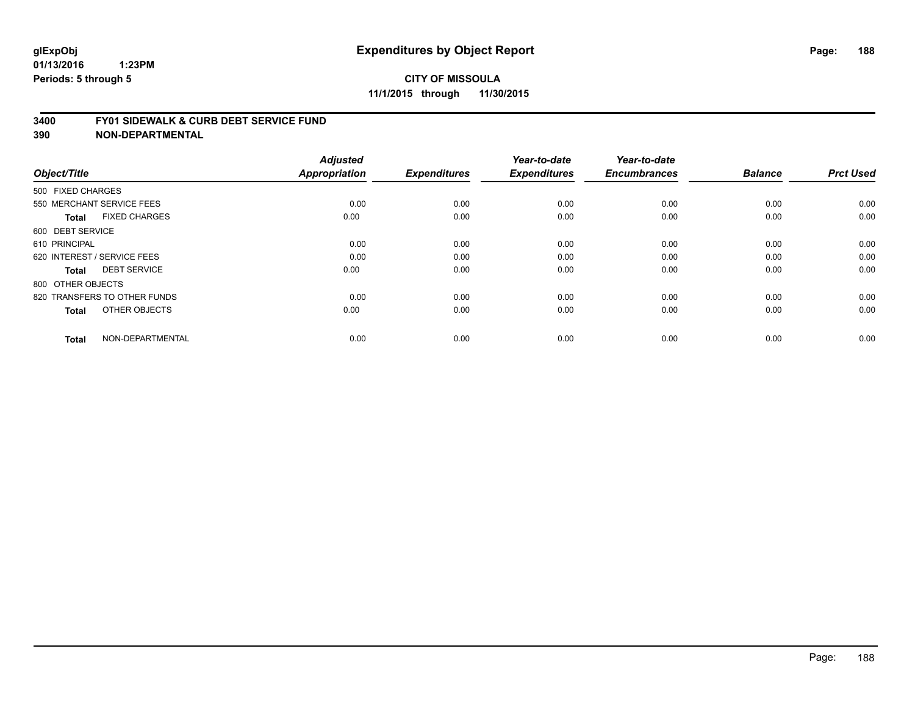**glExpObj**
**01/13/2016 1:23PM**
**Periods: 5 through 5**

# Expenditures by Object Report

**CITY OF MISSOULA**
**11/1/2015 through 11/30/2015**

## 3400 FY01 SIDEWALK & CURB DEBT SERVICE FUND
## 390 NON-DEPARTMENTAL

| Object/Title | | Adjusted Appropriation | Expenditures | Year-to-date Expenditures | Year-to-date Encumbrances | Balance | Prct Used |
|---|---|---|---|---|---|---|---|
| 500 FIXED CHARGES | | | | | | | |
| 550 MERCHANT SERVICE FEES | | 0.00 | 0.00 | 0.00 | 0.00 | 0.00 | 0.00 |
| **Total** | FIXED CHARGES | 0.00 | 0.00 | 0.00 | 0.00 | 0.00 | 0.00 |
| 600 DEBT SERVICE | | | | | | | |
| 610 PRINCIPAL | | 0.00 | 0.00 | 0.00 | 0.00 | 0.00 | 0.00 |
| 620 INTEREST / SERVICE FEES | | 0.00 | 0.00 | 0.00 | 0.00 | 0.00 | 0.00 |
| **Total** | DEBT SERVICE | 0.00 | 0.00 | 0.00 | 0.00 | 0.00 | 0.00 |
| 800 OTHER OBJECTS | | | | | | | |
| 820 TRANSFERS TO OTHER FUNDS | | 0.00 | 0.00 | 0.00 | 0.00 | 0.00 | 0.00 |
| **Total** | OTHER OBJECTS | 0.00 | 0.00 | 0.00 | 0.00 | 0.00 | 0.00 |
| **Total** | NON-DEPARTMENTAL | 0.00 | 0.00 | 0.00 | 0.00 | 0.00 | 0.00 |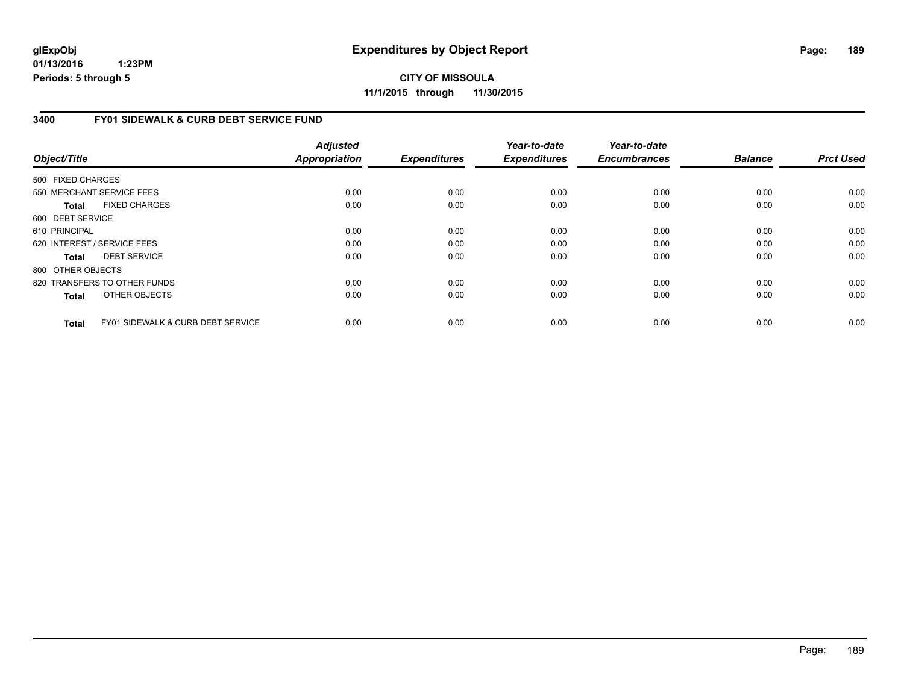# Expenditures by Object Report

glExpObj
01/13/2016 1:23PM
Periods: 5 through 5

**CITY OF MISSOULA**
**11/1/2015 through 11/30/2015**

## 3400 FY01 SIDEWALK & CURB DEBT SERVICE FUND

| Object/Title | Adjusted Appropriation | Expenditures | Year-to-date Expenditures | Year-to-date Encumbrances | Balance | Prct Used |
|---|---|---|---|---|---|---|
| 500 FIXED CHARGES | | | | | | |
| 550 MERCHANT SERVICE FEES | 0.00 | 0.00 | 0.00 | 0.00 | 0.00 | 0.00 |
| **Total** FIXED CHARGES | 0.00 | 0.00 | 0.00 | 0.00 | 0.00 | 0.00 |
| 600 DEBT SERVICE | | | | | | |
| 610 PRINCIPAL | 0.00 | 0.00 | 0.00 | 0.00 | 0.00 | 0.00 |
| 620 INTEREST / SERVICE FEES | 0.00 | 0.00 | 0.00 | 0.00 | 0.00 | 0.00 |
| **Total** DEBT SERVICE | 0.00 | 0.00 | 0.00 | 0.00 | 0.00 | 0.00 |
| 800 OTHER OBJECTS | | | | | | |
| 820 TRANSFERS TO OTHER FUNDS | 0.00 | 0.00 | 0.00 | 0.00 | 0.00 | 0.00 |
| **Total** OTHER OBJECTS | 0.00 | 0.00 | 0.00 | 0.00 | 0.00 | 0.00 |
| **Total** FY01 SIDEWALK & CURB DEBT SERVICE | 0.00 | 0.00 | 0.00 | 0.00 | 0.00 | 0.00 |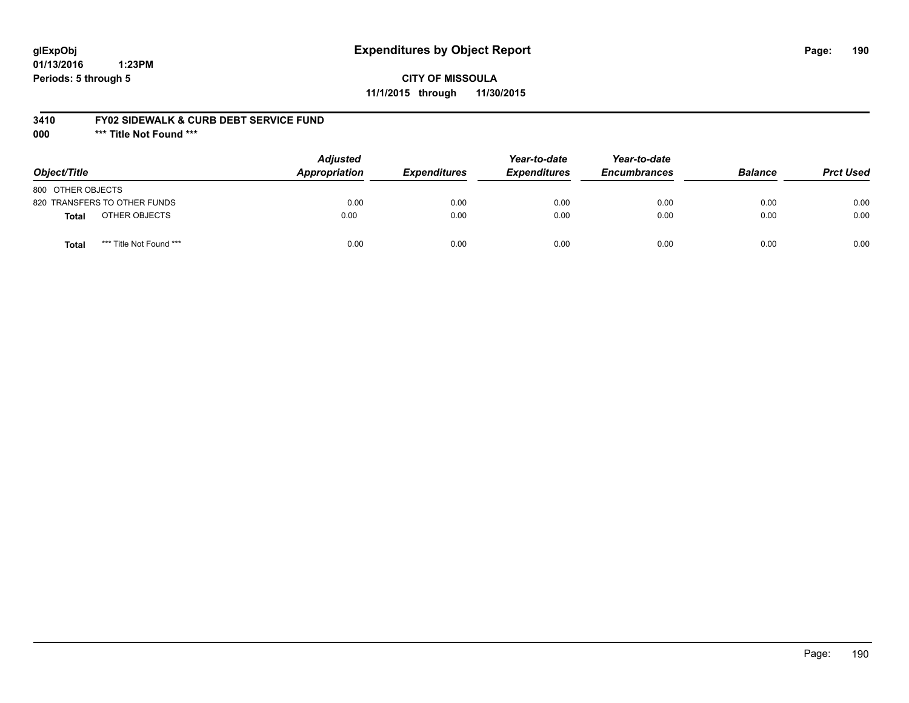# Expenditures by Object Report

glExpObj
01/13/2016 1:23PM
Periods: 5 through 5

**CITY OF MISSOULA**
**11/1/2015 through 11/30/2015**

**3410 FY02 SIDEWALK & CURB DEBT SERVICE FUND**
**000 \*\*\* Title Not Found \*\*\***

| Object/Title | | Adjusted Appropriation | Expenditures | Year-to-date Expenditures | Year-to-date Encumbrances | Balance | Prct Used |
|---|---|---|---|---|---|---|---|
| 800 OTHER OBJECTS | | | | | | | |
| 820 TRANSFERS TO OTHER FUNDS | | 0.00 | 0.00 | 0.00 | 0.00 | 0.00 | 0.00 |
| **Total** | OTHER OBJECTS | 0.00 | 0.00 | 0.00 | 0.00 | 0.00 | 0.00 |
| **Total** | *** Title Not Found *** | 0.00 | 0.00 | 0.00 | 0.00 | 0.00 | 0.00 |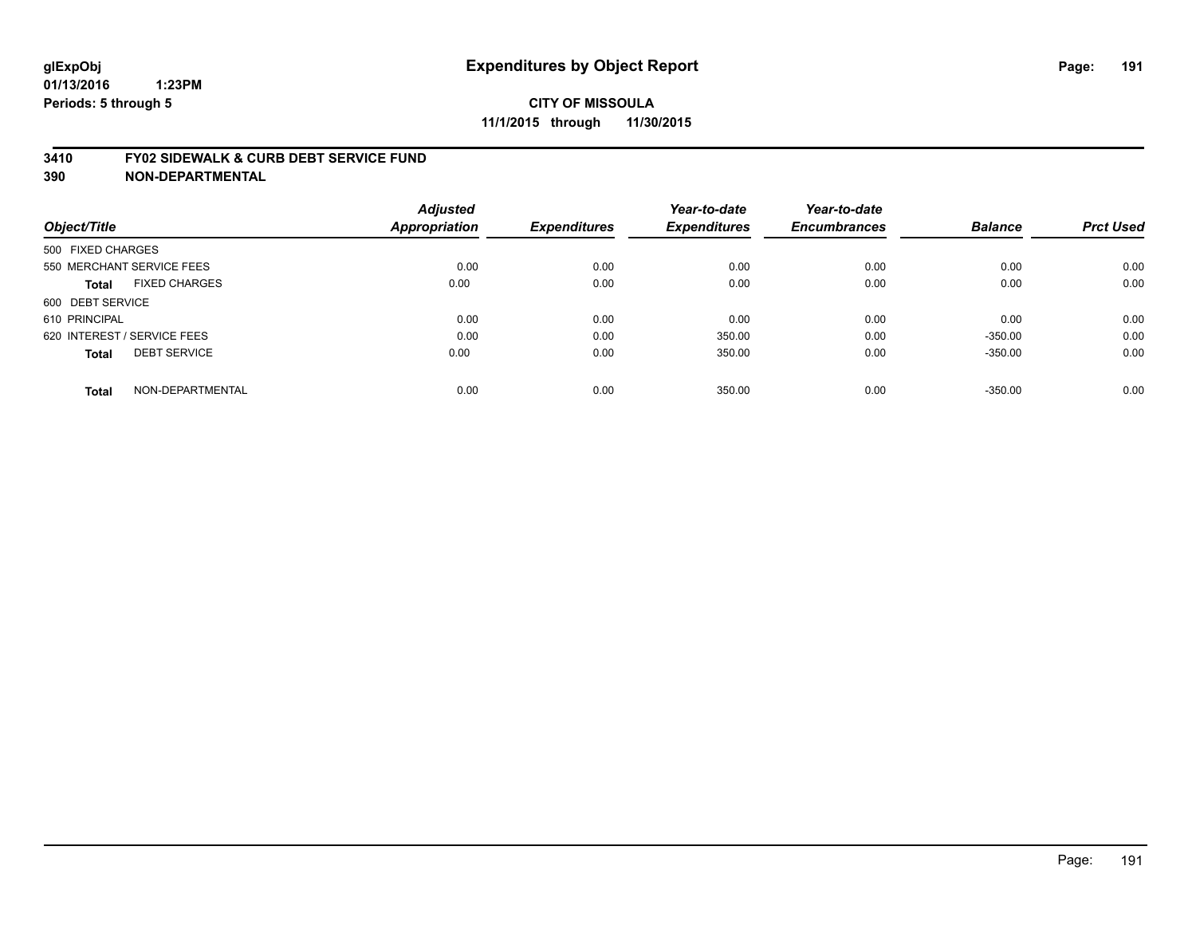# Expenditures by Object Report

glExpObj
01/13/2016 1:23PM
Periods: 5 through 5

**CITY OF MISSOULA**
**11/1/2015 through 11/30/2015**

## 3410 FY02 SIDEWALK & CURB DEBT SERVICE FUND
## 390 NON-DEPARTMENTAL

| Object/Title | Adjusted Appropriation | Expenditures | Year-to-date Expenditures | Year-to-date Encumbrances | Balance | Prct Used |
|---|---|---|---|---|---|---|
| 500 FIXED CHARGES | | | | | | |
| 550 MERCHANT SERVICE FEES | 0.00 | 0.00 | 0.00 | 0.00 | 0.00 | 0.00 |
| **Total** FIXED CHARGES | 0.00 | 0.00 | 0.00 | 0.00 | 0.00 | 0.00 |
| 600 DEBT SERVICE | | | | | | |
| 610 PRINCIPAL | 0.00 | 0.00 | 0.00 | 0.00 | 0.00 | 0.00 |
| 620 INTEREST / SERVICE FEES | 0.00 | 0.00 | 350.00 | 0.00 | -350.00 | 0.00 |
| **Total** DEBT SERVICE | 0.00 | 0.00 | 350.00 | 0.00 | -350.00 | 0.00 |
| **Total** NON-DEPARTMENTAL | 0.00 | 0.00 | 350.00 | 0.00 | -350.00 | 0.00 |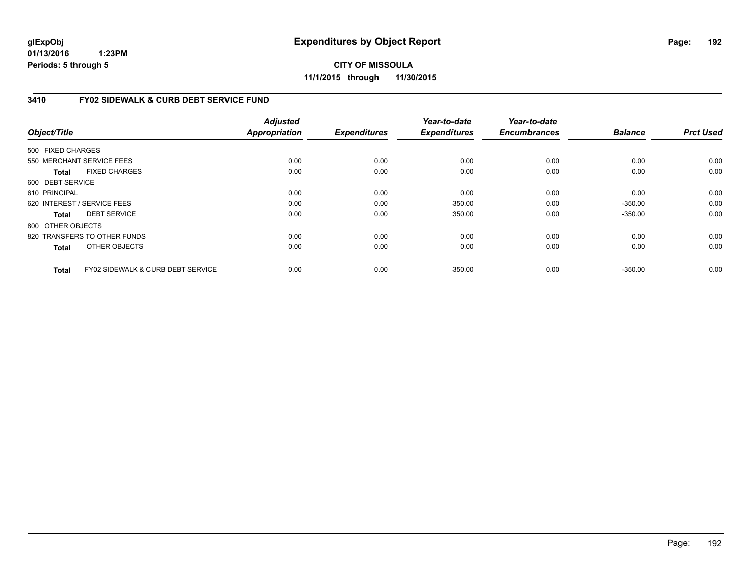# Expenditures by Object Report

glExpObj
01/13/2016 1:23PM
Periods: 5 through 5

**CITY OF MISSOULA**
**11/1/2015 through 11/30/2015**

## 3410 FY02 SIDEWALK & CURB DEBT SERVICE FUND

| Object/Title | Adjusted Appropriation | Expenditures | Year-to-date Expenditures | Year-to-date Encumbrances | Balance | Prct Used |
|---|---|---|---|---|---|---|
| 500 FIXED CHARGES | | | | | | |
| 550 MERCHANT SERVICE FEES | 0.00 | 0.00 | 0.00 | 0.00 | 0.00 | 0.00 |
| **Total** FIXED CHARGES | 0.00 | 0.00 | 0.00 | 0.00 | 0.00 | 0.00 |
| 600 DEBT SERVICE | | | | | | |
| 610 PRINCIPAL | 0.00 | 0.00 | 0.00 | 0.00 | 0.00 | 0.00 |
| 620 INTEREST / SERVICE FEES | 0.00 | 0.00 | 350.00 | 0.00 | -350.00 | 0.00 |
| **Total** DEBT SERVICE | 0.00 | 0.00 | 350.00 | 0.00 | -350.00 | 0.00 |
| 800 OTHER OBJECTS | | | | | | |
| 820 TRANSFERS TO OTHER FUNDS | 0.00 | 0.00 | 0.00 | 0.00 | 0.00 | 0.00 |
| **Total** OTHER OBJECTS | 0.00 | 0.00 | 0.00 | 0.00 | 0.00 | 0.00 |
| **Total** FY02 SIDEWALK & CURB DEBT SERVICE | 0.00 | 0.00 | 350.00 | 0.00 | -350.00 | 0.00 |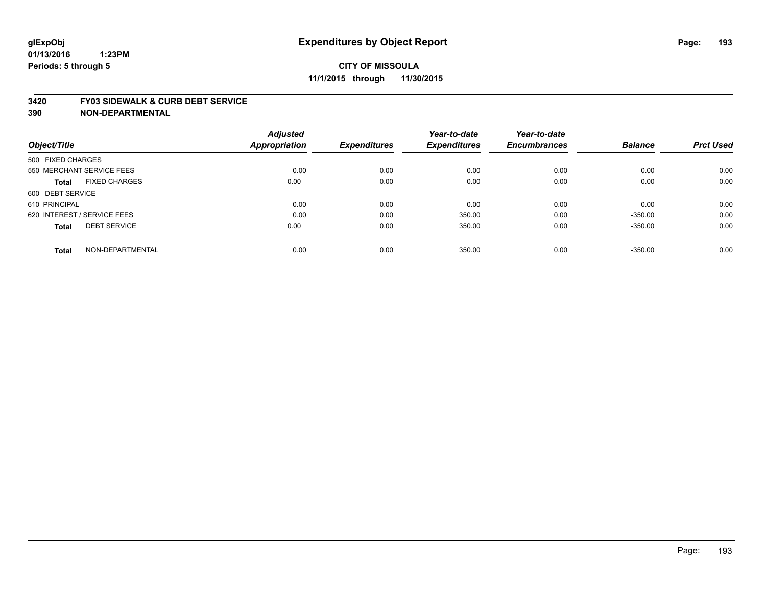# Expenditures by Object Report

glExpObj
01/13/2016 1:23PM
Periods: 5 through 5

**CITY OF MISSOULA**
**11/1/2015 through 11/30/2015**

**3420 FY03 SIDEWALK & CURB DEBT SERVICE**
**390 NON-DEPARTMENTAL**

| Object/Title | Adjusted Appropriation | Expenditures | Year-to-date Expenditures | Year-to-date Encumbrances | Balance | Prct Used |
|---|---|---|---|---|---|---|
| 500 FIXED CHARGES | | | | | | |
| 550 MERCHANT SERVICE FEES | 0.00 | 0.00 | 0.00 | 0.00 | 0.00 | 0.00 |
| **Total** FIXED CHARGES | 0.00 | 0.00 | 0.00 | 0.00 | 0.00 | 0.00 |
| 600 DEBT SERVICE | | | | | | |
| 610 PRINCIPAL | 0.00 | 0.00 | 0.00 | 0.00 | 0.00 | 0.00 |
| 620 INTEREST / SERVICE FEES | 0.00 | 0.00 | 350.00 | 0.00 | -350.00 | 0.00 |
| **Total** DEBT SERVICE | 0.00 | 0.00 | 350.00 | 0.00 | -350.00 | 0.00 |
| **Total** NON-DEPARTMENTAL | 0.00 | 0.00 | 350.00 | 0.00 | -350.00 | 0.00 |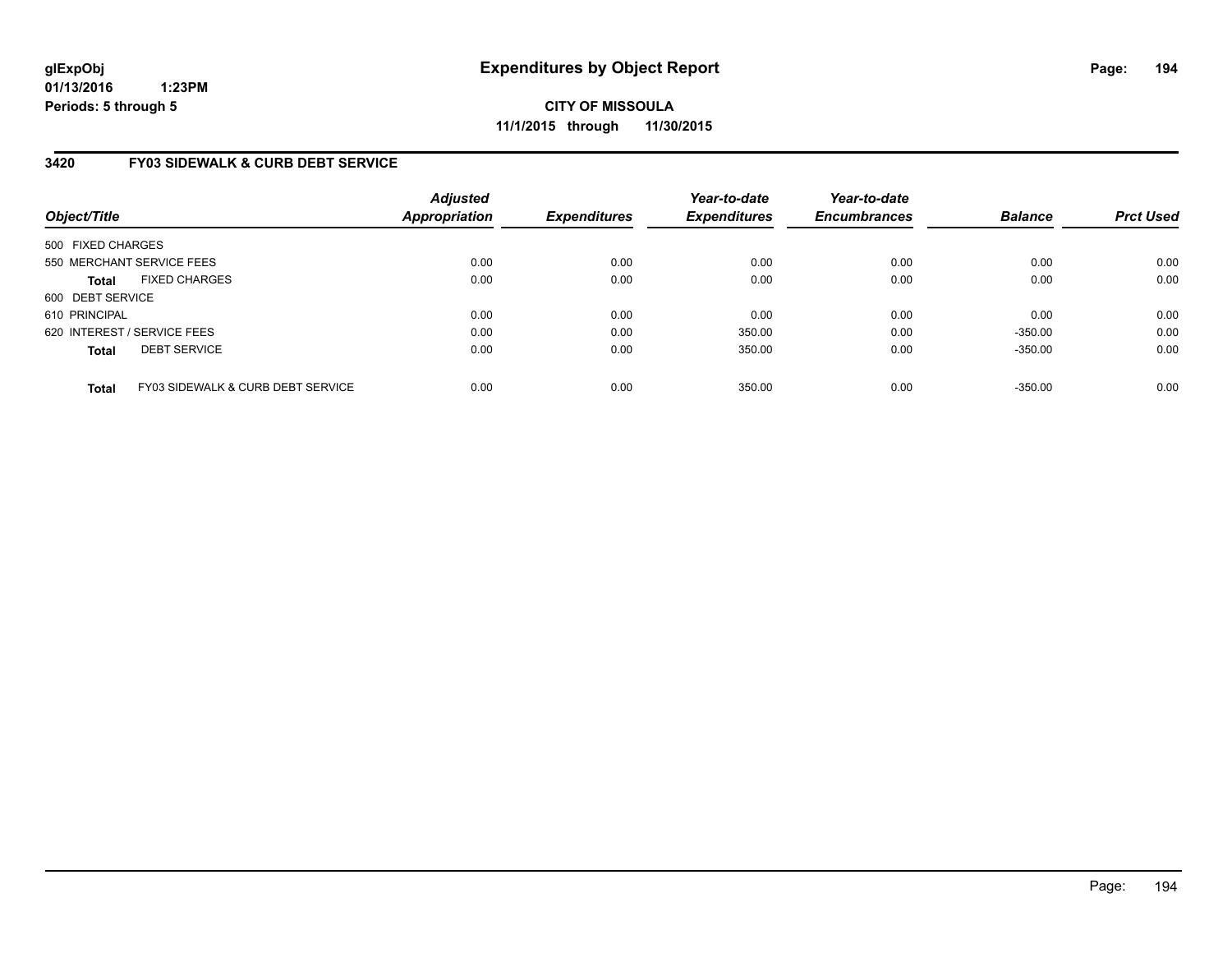glExpObj
01/13/2016 1:23PM
Periods: 5 through 5

# Expenditures by Object Report

**CITY OF MISSOULA**
**11/1/2015 through 11/30/2015**

## 3420 FY03 SIDEWALK & CURB DEBT SERVICE

| Object/Title | Adjusted Appropriation | Expenditures | Year-to-date Expenditures | Year-to-date Encumbrances | Balance | Prct Used |
|---|---|---|---|---|---|---|
| 500 FIXED CHARGES | | | | | | |
| 550 MERCHANT SERVICE FEES | 0.00 | 0.00 | 0.00 | 0.00 | 0.00 | 0.00 |
| **Total** FIXED CHARGES | 0.00 | 0.00 | 0.00 | 0.00 | 0.00 | 0.00 |
| 600 DEBT SERVICE | | | | | | |
| 610 PRINCIPAL | 0.00 | 0.00 | 0.00 | 0.00 | 0.00 | 0.00 |
| 620 INTEREST / SERVICE FEES | 0.00 | 0.00 | 350.00 | 0.00 | -350.00 | 0.00 |
| **Total** DEBT SERVICE | 0.00 | 0.00 | 350.00 | 0.00 | -350.00 | 0.00 |
| **Total** FY03 SIDEWALK & CURB DEBT SERVICE | 0.00 | 0.00 | 350.00 | 0.00 | -350.00 | 0.00 |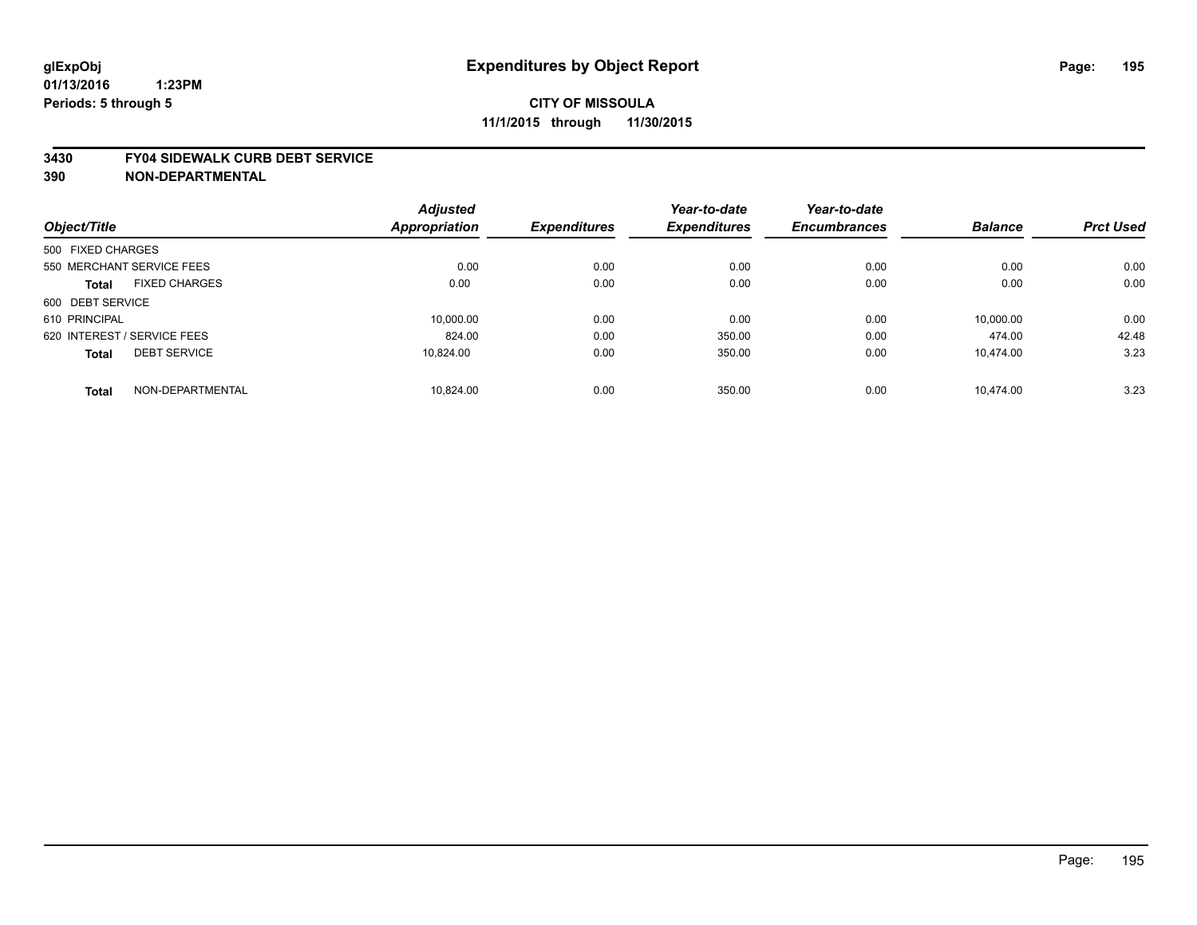**glExpObj**
**01/13/2016 1:23PM**
**Periods: 5 through 5**

# Expenditures by Object Report

**CITY OF MISSOULA**
**11/1/2015 through 11/30/2015**

## 3430 FY04 SIDEWALK CURB DEBT SERVICE
## 390 NON-DEPARTMENTAL

| Object/Title | | Adjusted Appropriation | Expenditures | Year-to-date Expenditures | Year-to-date Encumbrances | Balance | Prct Used |
|---|---|---|---|---|---|---|---|
| 500 FIXED CHARGES | | | | | | | |
| 550 MERCHANT SERVICE FEES | | 0.00 | 0.00 | 0.00 | 0.00 | 0.00 | 0.00 |
| **Total** | FIXED CHARGES | 0.00 | 0.00 | 0.00 | 0.00 | 0.00 | 0.00 |
| 600 DEBT SERVICE | | | | | | | |
| 610 PRINCIPAL | | 10,000.00 | 0.00 | 0.00 | 0.00 | 10,000.00 | 0.00 |
| 620 INTEREST / SERVICE FEES | | 824.00 | 0.00 | 350.00 | 0.00 | 474.00 | 42.48 |
| **Total** | DEBT SERVICE | 10,824.00 | 0.00 | 350.00 | 0.00 | 10,474.00 | 3.23 |
| **Total** | NON-DEPARTMENTAL | 10,824.00 | 0.00 | 350.00 | 0.00 | 10,474.00 | 3.23 |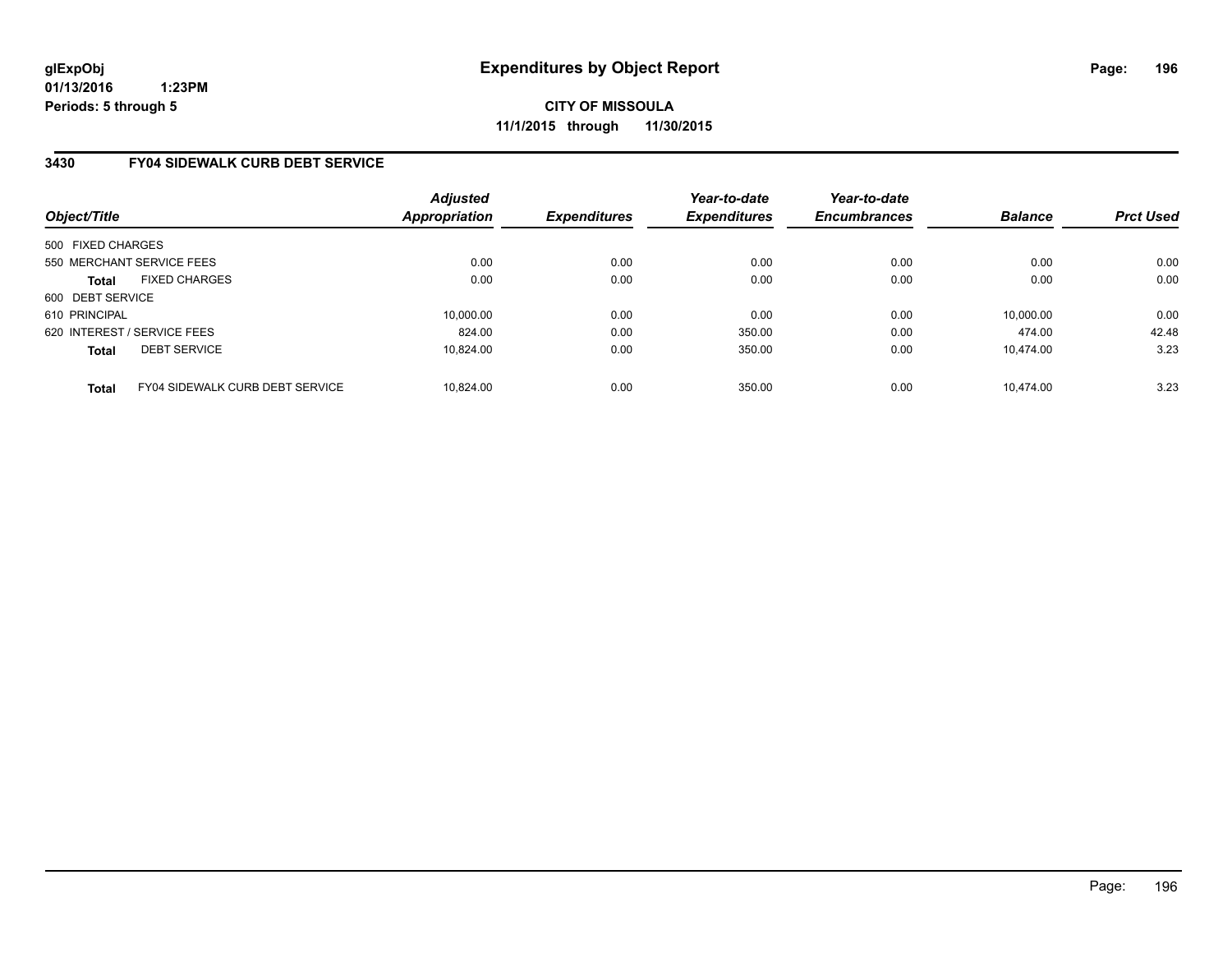# Expenditures by Object Report

glExpObj
01/13/2016 1:23PM
Periods: 5 through 5

**CITY OF MISSOULA**
**11/1/2015 through 11/30/2015**

## 3430 FY04 SIDEWALK CURB DEBT SERVICE

| Object/Title | Adjusted Appropriation | Expenditures | Year-to-date Expenditures | Year-to-date Encumbrances | Balance | Prct Used |
|---|---|---|---|---|---|---|
| 500 FIXED CHARGES | | | | | | |
| 550 MERCHANT SERVICE FEES | 0.00 | 0.00 | 0.00 | 0.00 | 0.00 | 0.00 |
| **Total** FIXED CHARGES | 0.00 | 0.00 | 0.00 | 0.00 | 0.00 | 0.00 |
| 600 DEBT SERVICE | | | | | | |
| 610 PRINCIPAL | 10,000.00 | 0.00 | 0.00 | 0.00 | 10,000.00 | 0.00 |
| 620 INTEREST / SERVICE FEES | 824.00 | 0.00 | 350.00 | 0.00 | 474.00 | 42.48 |
| **Total** DEBT SERVICE | 10,824.00 | 0.00 | 350.00 | 0.00 | 10,474.00 | 3.23 |
| **Total** FY04 SIDEWALK CURB DEBT SERVICE | 10,824.00 | 0.00 | 350.00 | 0.00 | 10,474.00 | 3.23 |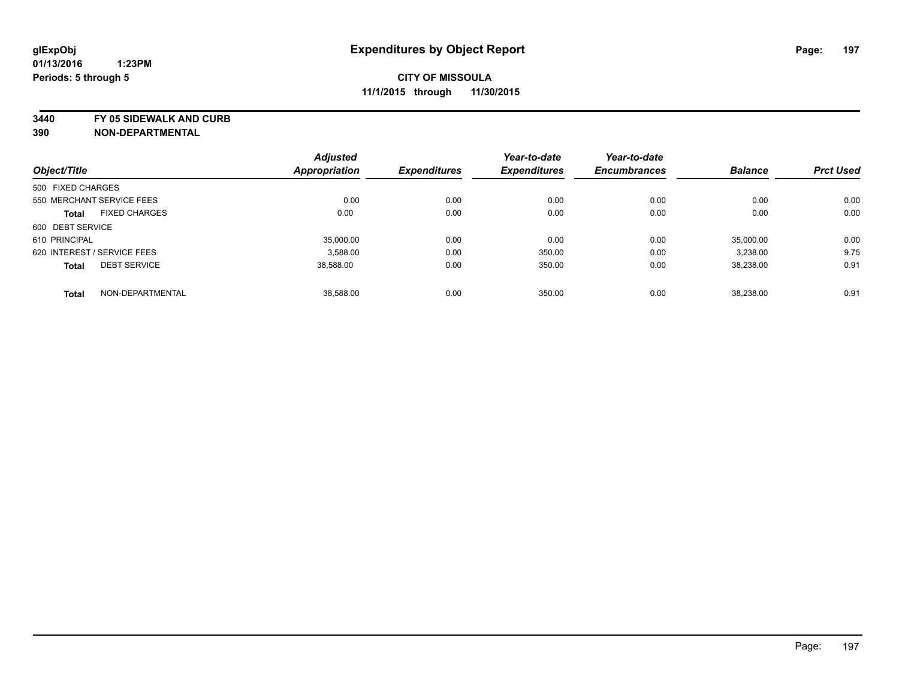glExpObj
01/13/2016 1:23PM
Periods: 5 through 5

# Expenditures by Object Report

**CITY OF MISSOULA**
**11/1/2015 through 11/30/2015**

**3440 FY 05 SIDEWALK AND CURB**
**390 NON-DEPARTMENTAL**

| Object/Title | Adjusted Appropriation | Expenditures | Year-to-date Expenditures | Year-to-date Encumbrances | Balance | Prct Used |
|---|---|---|---|---|---|---|
| 500 FIXED CHARGES | | | | | | |
| 550 MERCHANT SERVICE FEES | 0.00 | 0.00 | 0.00 | 0.00 | 0.00 | 0.00 |
| **Total** FIXED CHARGES | 0.00 | 0.00 | 0.00 | 0.00 | 0.00 | 0.00 |
| 600 DEBT SERVICE | | | | | | |
| 610 PRINCIPAL | 35,000.00 | 0.00 | 0.00 | 0.00 | 35,000.00 | 0.00 |
| 620 INTEREST / SERVICE FEES | 3,588.00 | 0.00 | 350.00 | 0.00 | 3,238.00 | 9.75 |
| **Total** DEBT SERVICE | 38,588.00 | 0.00 | 350.00 | 0.00 | 38,238.00 | 0.91 |
| **Total** NON-DEPARTMENTAL | 38,588.00 | 0.00 | 350.00 | 0.00 | 38,238.00 | 0.91 |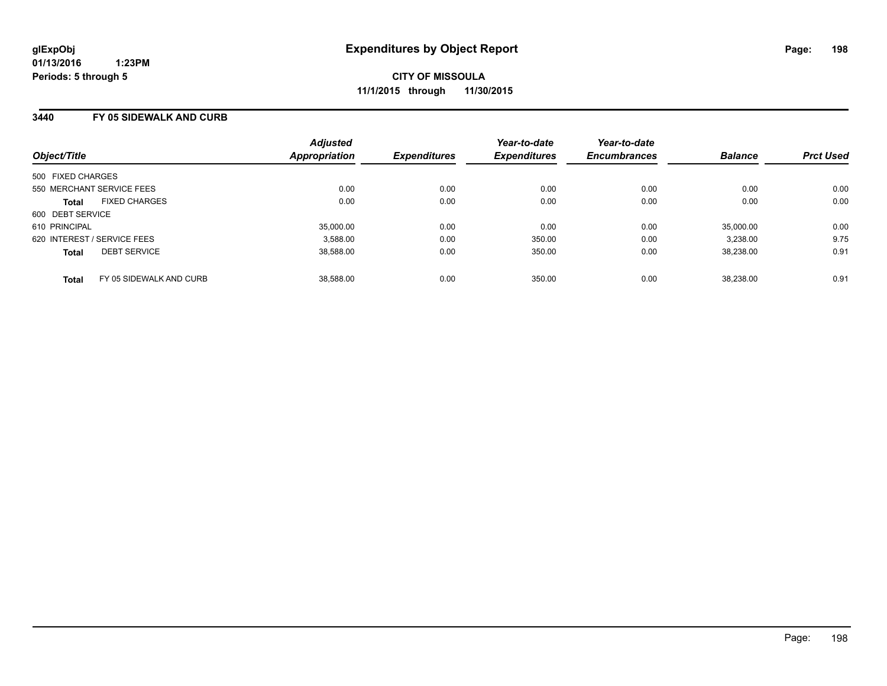**glExpObj**
**01/13/2016 1:23PM**
**Periods: 5 through 5**

# Expenditures by Object Report

**CITY OF MISSOULA**
**11/1/2015 through 11/30/2015**

## 3440 FY 05 SIDEWALK AND CURB

| Object/Title | Adjusted Appropriation | Expenditures | Year-to-date Expenditures | Year-to-date Encumbrances | Balance | Prct Used |
|---|---|---|---|---|---|---|
| 500 FIXED CHARGES | | | | | | |
| 550 MERCHANT SERVICE FEES | 0.00 | 0.00 | 0.00 | 0.00 | 0.00 | 0.00 |
| **Total** FIXED CHARGES | 0.00 | 0.00 | 0.00 | 0.00 | 0.00 | 0.00 |
| 600 DEBT SERVICE | | | | | | |
| 610 PRINCIPAL | 35,000.00 | 0.00 | 0.00 | 0.00 | 35,000.00 | 0.00 |
| 620 INTEREST / SERVICE FEES | 3,588.00 | 0.00 | 350.00 | 0.00 | 3,238.00 | 9.75 |
| **Total** DEBT SERVICE | 38,588.00 | 0.00 | 350.00 | 0.00 | 38,238.00 | 0.91 |
| **Total** FY 05 SIDEWALK AND CURB | 38,588.00 | 0.00 | 350.00 | 0.00 | 38,238.00 | 0.91 |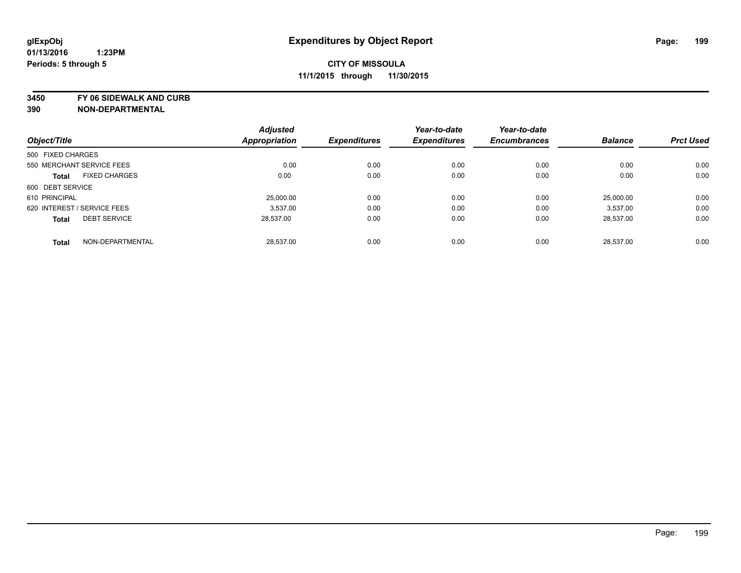# Expenditures by Object Report

**CITY OF MISSOULA**
**11/1/2015 through 11/30/2015**

glExpObj
01/13/2016 1:23PM
Periods: 5 through 5

**3450 FY 06 SIDEWALK AND CURB**
**390 NON-DEPARTMENTAL**

| Object/Title | | Adjusted Appropriation | Expenditures | Year-to-date Expenditures | Year-to-date Encumbrances | Balance | Prct Used |
|---|---|---|---|---|---|---|---|
| 500 FIXED CHARGES | | | | | | | |
| 550 MERCHANT SERVICE FEES | | 0.00 | 0.00 | 0.00 | 0.00 | 0.00 | 0.00 |
| **Total** | FIXED CHARGES | 0.00 | 0.00 | 0.00 | 0.00 | 0.00 | 0.00 |
| 600 DEBT SERVICE | | | | | | | |
| 610 PRINCIPAL | | 25,000.00 | 0.00 | 0.00 | 0.00 | 25,000.00 | 0.00 |
| 620 INTEREST / SERVICE FEES | | 3,537.00 | 0.00 | 0.00 | 0.00 | 3,537.00 | 0.00 |
| **Total** | DEBT SERVICE | 28,537.00 | 0.00 | 0.00 | 0.00 | 28,537.00 | 0.00 |
| **Total** | NON-DEPARTMENTAL | 28,537.00 | 0.00 | 0.00 | 0.00 | 28,537.00 | 0.00 |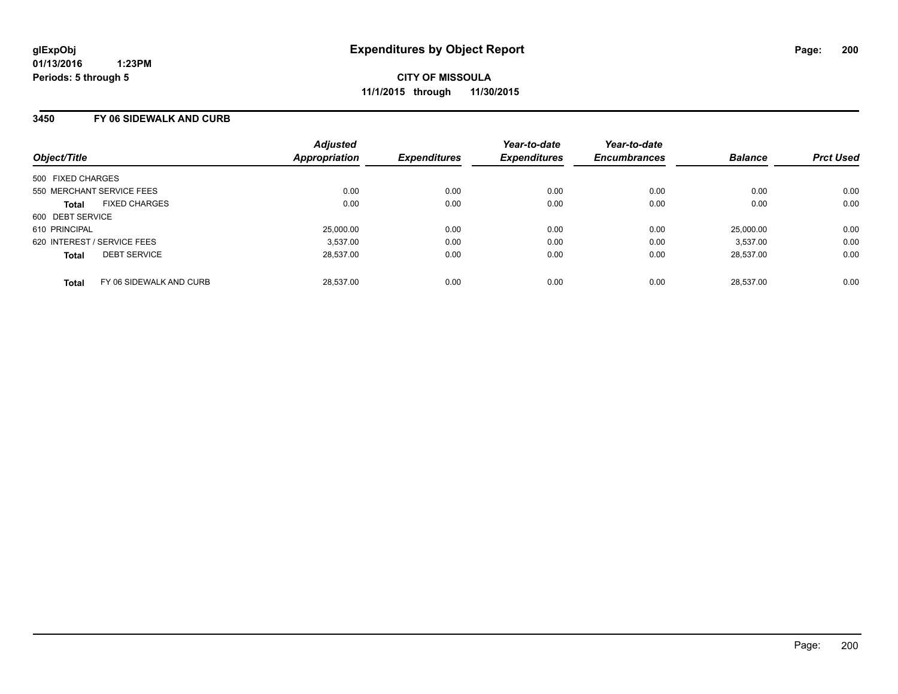glExpObj
01/13/2016 1:23PM
Periods: 5 through 5

# Expenditures by Object Report

**CITY OF MISSOULA**
**11/1/2015 through 11/30/2015**

## 3450 FY 06 SIDEWALK AND CURB

| Object/Title | Adjusted Appropriation | Expenditures | Year-to-date Expenditures | Year-to-date Encumbrances | Balance | Prct Used |
|---|---|---|---|---|---|---|
| 500 FIXED CHARGES | | | | | | |
| 550 MERCHANT SERVICE FEES | 0.00 | 0.00 | 0.00 | 0.00 | 0.00 | 0.00 |
| **Total** FIXED CHARGES | 0.00 | 0.00 | 0.00 | 0.00 | 0.00 | 0.00 |
| 600 DEBT SERVICE | | | | | | |
| 610 PRINCIPAL | 25,000.00 | 0.00 | 0.00 | 0.00 | 25,000.00 | 0.00 |
| 620 INTEREST / SERVICE FEES | 3,537.00 | 0.00 | 0.00 | 0.00 | 3,537.00 | 0.00 |
| **Total** DEBT SERVICE | 28,537.00 | 0.00 | 0.00 | 0.00 | 28,537.00 | 0.00 |
| **Total** FY 06 SIDEWALK AND CURB | 28,537.00 | 0.00 | 0.00 | 0.00 | 28,537.00 | 0.00 |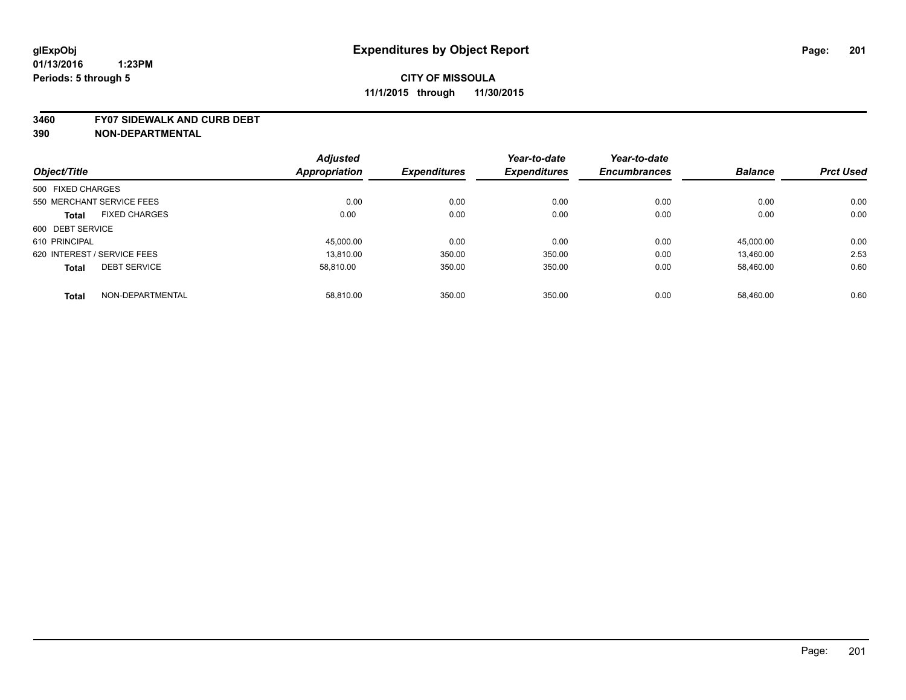# Expenditures by Object Report

glExpObj
01/13/2016 1:23PM
Periods: 5 through 5

**CITY OF MISSOULA**
**11/1/2015 through 11/30/2015**

**3460 FY07 SIDEWALK AND CURB DEBT**
**390 NON-DEPARTMENTAL**

| Object/Title | | Adjusted Appropriation | Expenditures | Year-to-date Expenditures | Year-to-date Encumbrances | Balance | Prct Used |
|---|---|---|---|---|---|---|---|
| 500 FIXED CHARGES | | | | | | | |
| 550 MERCHANT SERVICE FEES | | 0.00 | 0.00 | 0.00 | 0.00 | 0.00 | 0.00 |
| **Total** | FIXED CHARGES | 0.00 | 0.00 | 0.00 | 0.00 | 0.00 | 0.00 |
| 600 DEBT SERVICE | | | | | | | |
| 610 PRINCIPAL | | 45,000.00 | 0.00 | 0.00 | 0.00 | 45,000.00 | 0.00 |
| 620 INTEREST / SERVICE FEES | | 13,810.00 | 350.00 | 350.00 | 0.00 | 13,460.00 | 2.53 |
| **Total** | DEBT SERVICE | 58,810.00 | 350.00 | 350.00 | 0.00 | 58,460.00 | 0.60 |
| **Total** | NON-DEPARTMENTAL | 58,810.00 | 350.00 | 350.00 | 0.00 | 58,460.00 | 0.60 |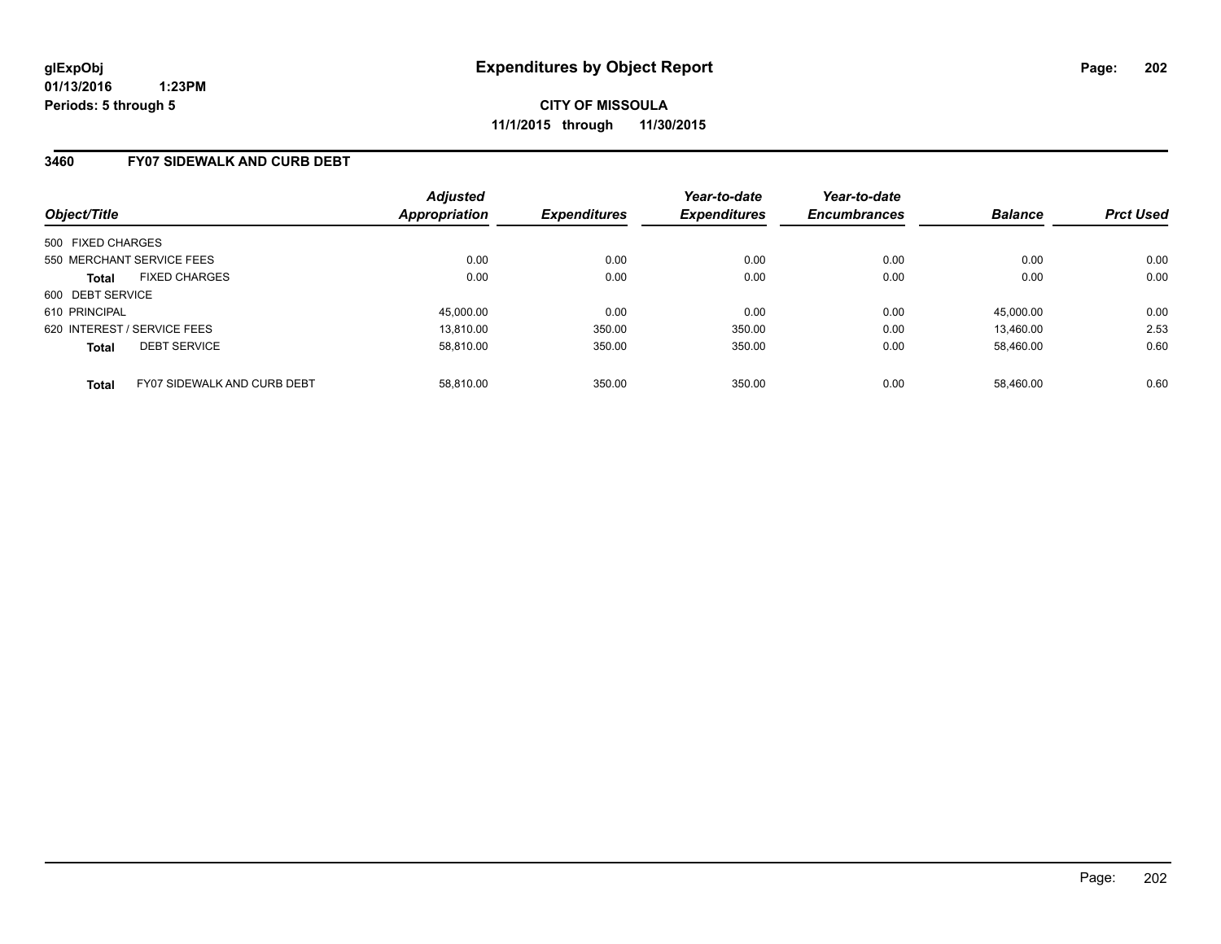**glExpObj**
**01/13/2016 1:23PM**
**Periods: 5 through 5**

# Expenditures by Object Report

**CITY OF MISSOULA**
**11/1/2015 through 11/30/2015**

## 3460 FY07 SIDEWALK AND CURB DEBT

| Object/Title | Adjusted Appropriation | Expenditures | Year-to-date Expenditures | Year-to-date Encumbrances | Balance | Prct Used |
|---|---|---|---|---|---|---|
| 500 FIXED CHARGES | | | | | | |
| 550 MERCHANT SERVICE FEES | 0.00 | 0.00 | 0.00 | 0.00 | 0.00 | 0.00 |
| **Total** FIXED CHARGES | 0.00 | 0.00 | 0.00 | 0.00 | 0.00 | 0.00 |
| 600 DEBT SERVICE | | | | | | |
| 610 PRINCIPAL | 45,000.00 | 0.00 | 0.00 | 0.00 | 45,000.00 | 0.00 |
| 620 INTEREST / SERVICE FEES | 13,810.00 | 350.00 | 350.00 | 0.00 | 13,460.00 | 2.53 |
| **Total** DEBT SERVICE | 58,810.00 | 350.00 | 350.00 | 0.00 | 58,460.00 | 0.60 |
| **Total** FY07 SIDEWALK AND CURB DEBT | 58,810.00 | 350.00 | 350.00 | 0.00 | 58,460.00 | 0.60 |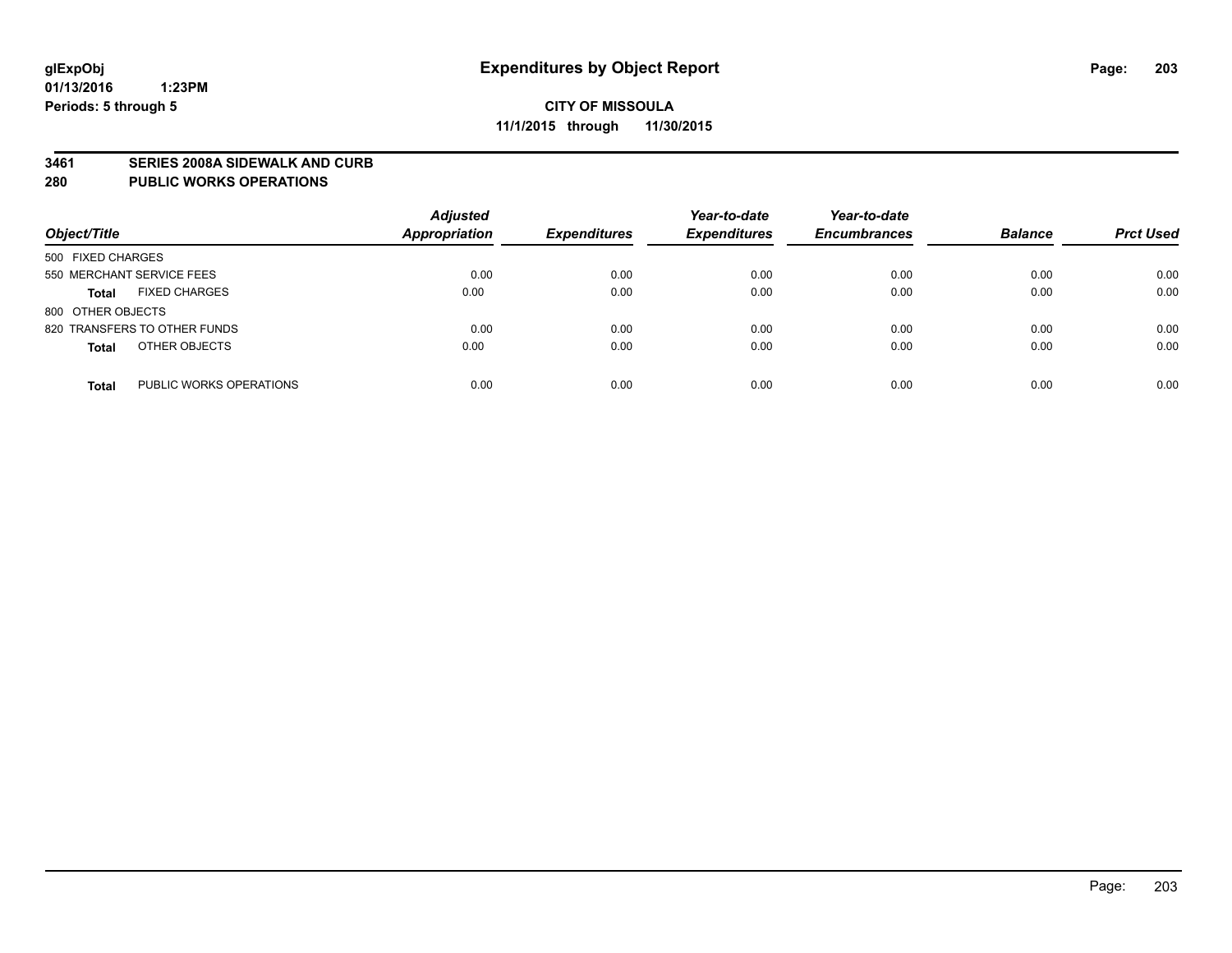glExpObj
01/13/2016 1:23PM
Periods: 5 through 5

# Expenditures by Object Report

**CITY OF MISSOULA**
**11/1/2015 through 11/30/2015**

**3461 SERIES 2008A SIDEWALK AND CURB**
**280 PUBLIC WORKS OPERATIONS**

| Object/Title | Adjusted Appropriation | Expenditures | Year-to-date Expenditures | Year-to-date Encumbrances | Balance | Prct Used |
|---|---|---|---|---|---|---|
| 500 FIXED CHARGES | | | | | | |
| 550 MERCHANT SERVICE FEES | 0.00 | 0.00 | 0.00 | 0.00 | 0.00 | 0.00 |
| **Total** FIXED CHARGES | 0.00 | 0.00 | 0.00 | 0.00 | 0.00 | 0.00 |
| 800 OTHER OBJECTS | | | | | | |
| 820 TRANSFERS TO OTHER FUNDS | 0.00 | 0.00 | 0.00 | 0.00 | 0.00 | 0.00 |
| **Total** OTHER OBJECTS | 0.00 | 0.00 | 0.00 | 0.00 | 0.00 | 0.00 |
| **Total** PUBLIC WORKS OPERATIONS | 0.00 | 0.00 | 0.00 | 0.00 | 0.00 | 0.00 |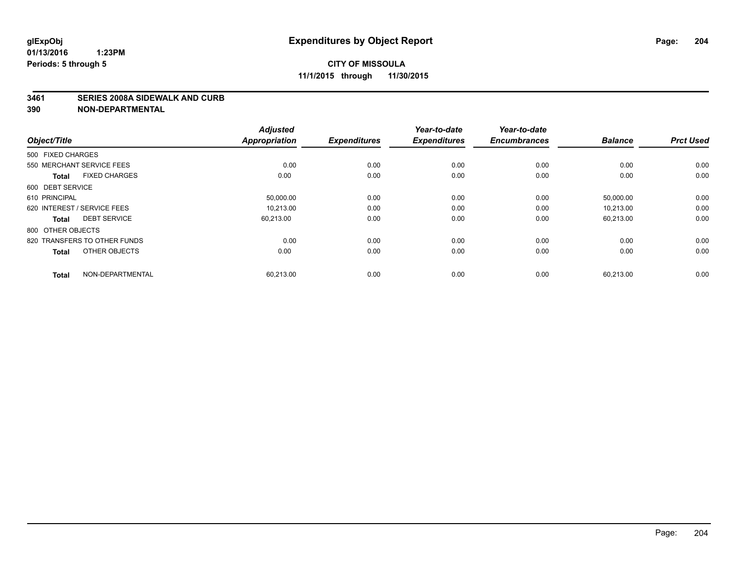glExpObj
01/13/2016 1:23PM
Periods: 5 through 5

# Expenditures by Object Report

## CITY OF MISSOULA

**11/1/2015 through 11/30/2015**

**3461 SERIES 2008A SIDEWALK AND CURB**
**390 NON-DEPARTMENTAL**

| Object/Title | Adjusted Appropriation | Expenditures | Year-to-date Expenditures | Year-to-date Encumbrances | Balance | Prct Used |
|---|---|---|---|---|---|---|
| 500 FIXED CHARGES | | | | | | |
| 550 MERCHANT SERVICE FEES | 0.00 | 0.00 | 0.00 | 0.00 | 0.00 | 0.00 |
| **Total** FIXED CHARGES | 0.00 | 0.00 | 0.00 | 0.00 | 0.00 | 0.00 |
| 600 DEBT SERVICE | | | | | | |
| 610 PRINCIPAL | 50,000.00 | 0.00 | 0.00 | 0.00 | 50,000.00 | 0.00 |
| 620 INTEREST / SERVICE FEES | 10,213.00 | 0.00 | 0.00 | 0.00 | 10,213.00 | 0.00 |
| **Total** DEBT SERVICE | 60,213.00 | 0.00 | 0.00 | 0.00 | 60,213.00 | 0.00 |
| 800 OTHER OBJECTS | | | | | | |
| 820 TRANSFERS TO OTHER FUNDS | 0.00 | 0.00 | 0.00 | 0.00 | 0.00 | 0.00 |
| **Total** OTHER OBJECTS | 0.00 | 0.00 | 0.00 | 0.00 | 0.00 | 0.00 |
| **Total** NON-DEPARTMENTAL | 60,213.00 | 0.00 | 0.00 | 0.00 | 60,213.00 | 0.00 |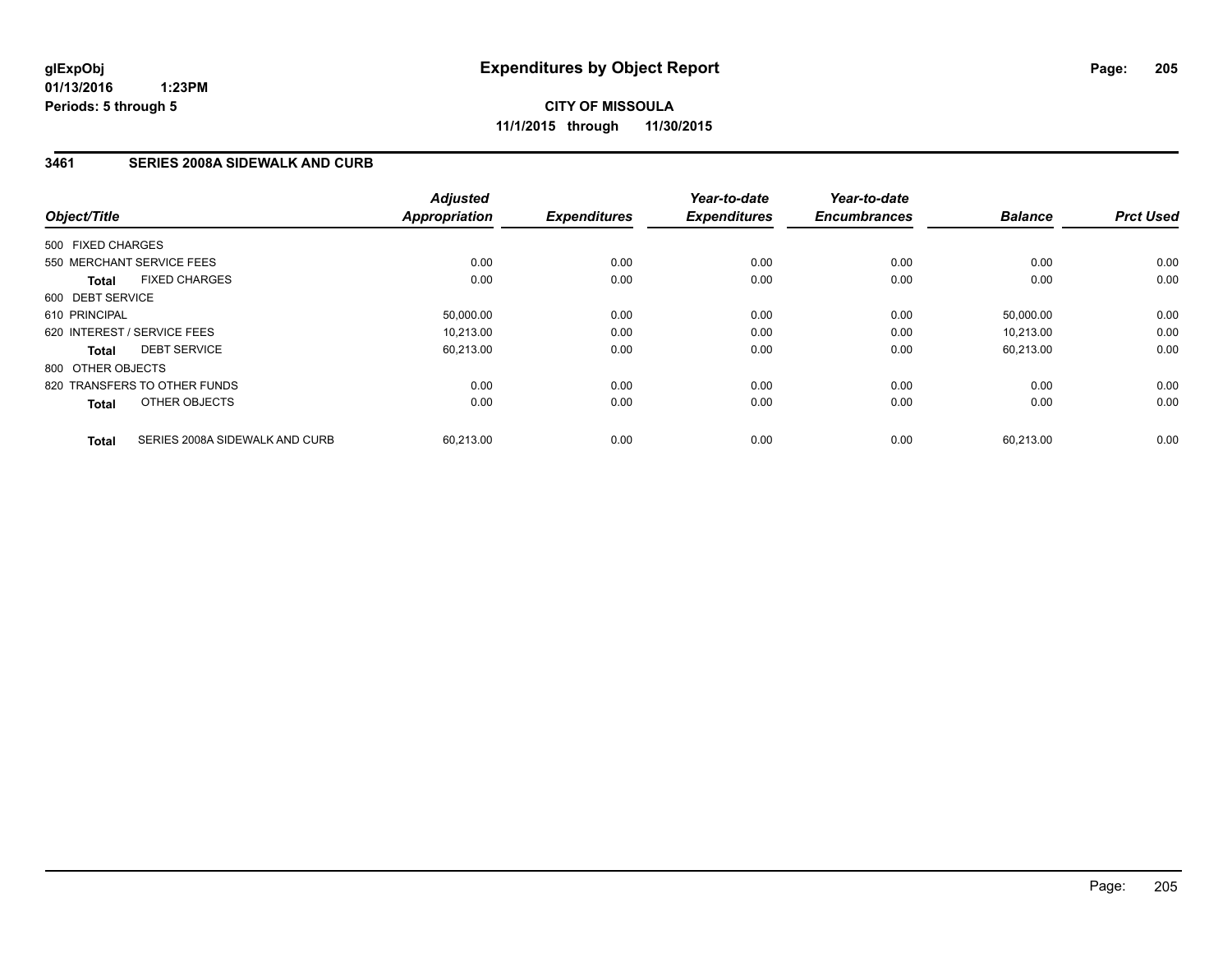glExpObj
01/13/2016 1:23PM
Periods: 5 through 5

# Expenditures by Object Report

**CITY OF MISSOULA**
**11/1/2015 through 11/30/2015**

## 3461 SERIES 2008A SIDEWALK AND CURB

| Object/Title | | Adjusted Appropriation | Expenditures | Year-to-date Expenditures | Year-to-date Encumbrances | Balance | Prct Used |
|---|---|---|---|---|---|---|---|
| 500 FIXED CHARGES | | | | | | | |
| 550 MERCHANT SERVICE FEES | | 0.00 | 0.00 | 0.00 | 0.00 | 0.00 | 0.00 |
| **Total** | FIXED CHARGES | 0.00 | 0.00 | 0.00 | 0.00 | 0.00 | 0.00 |
| 600 DEBT SERVICE | | | | | | | |
| 610 PRINCIPAL | | 50,000.00 | 0.00 | 0.00 | 0.00 | 50,000.00 | 0.00 |
| 620 INTEREST / SERVICE FEES | | 10,213.00 | 0.00 | 0.00 | 0.00 | 10,213.00 | 0.00 |
| **Total** | DEBT SERVICE | 60,213.00 | 0.00 | 0.00 | 0.00 | 60,213.00 | 0.00 |
| 800 OTHER OBJECTS | | | | | | | |
| 820 TRANSFERS TO OTHER FUNDS | | 0.00 | 0.00 | 0.00 | 0.00 | 0.00 | 0.00 |
| **Total** | OTHER OBJECTS | 0.00 | 0.00 | 0.00 | 0.00 | 0.00 | 0.00 |
| **Total** | SERIES 2008A SIDEWALK AND CURB | 60,213.00 | 0.00 | 0.00 | 0.00 | 60,213.00 | 0.00 |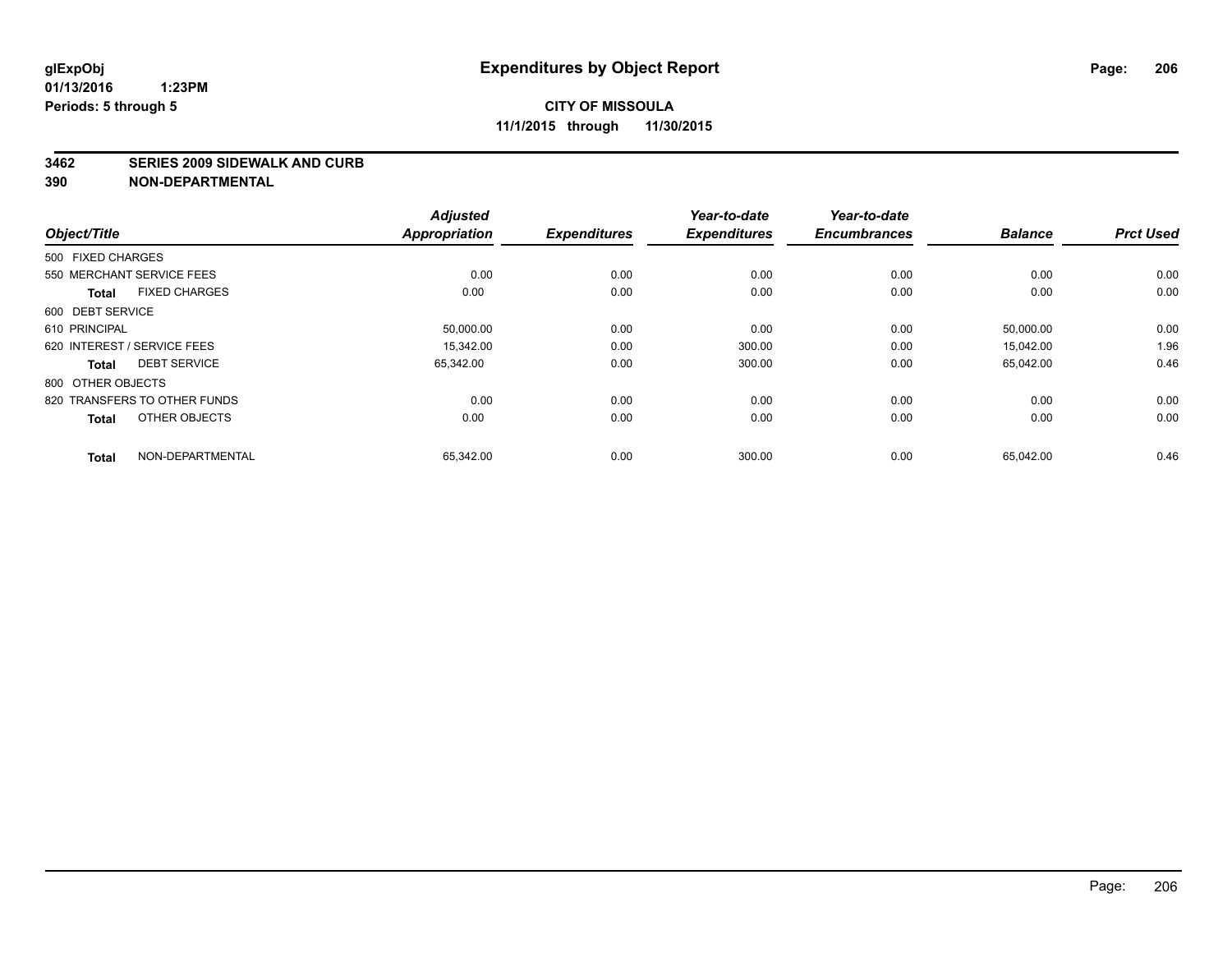# Expenditures by Object Report

glExpObj
01/13/2016 1:23PM
Periods: 5 through 5

**CITY OF MISSOULA**
**11/1/2015 through 11/30/2015**

**3462 SERIES 2009 SIDEWALK AND CURB**
**390 NON-DEPARTMENTAL**

| Object/Title | Adjusted Appropriation | Expenditures | Year-to-date Expenditures | Year-to-date Encumbrances | Balance | Prct Used |
|---|---|---|---|---|---|---|
| 500 FIXED CHARGES | | | | | | |
| 550 MERCHANT SERVICE FEES | 0.00 | 0.00 | 0.00 | 0.00 | 0.00 | 0.00 |
| **Total** FIXED CHARGES | 0.00 | 0.00 | 0.00 | 0.00 | 0.00 | 0.00 |
| 600 DEBT SERVICE | | | | | | |
| 610 PRINCIPAL | 50,000.00 | 0.00 | 0.00 | 0.00 | 50,000.00 | 0.00 |
| 620 INTEREST / SERVICE FEES | 15,342.00 | 0.00 | 300.00 | 0.00 | 15,042.00 | 1.96 |
| **Total** DEBT SERVICE | 65,342.00 | 0.00 | 300.00 | 0.00 | 65,042.00 | 0.46 |
| 800 OTHER OBJECTS | | | | | | |
| 820 TRANSFERS TO OTHER FUNDS | 0.00 | 0.00 | 0.00 | 0.00 | 0.00 | 0.00 |
| **Total** OTHER OBJECTS | 0.00 | 0.00 | 0.00 | 0.00 | 0.00 | 0.00 |
| **Total** NON-DEPARTMENTAL | 65,342.00 | 0.00 | 300.00 | 0.00 | 65,042.00 | 0.46 |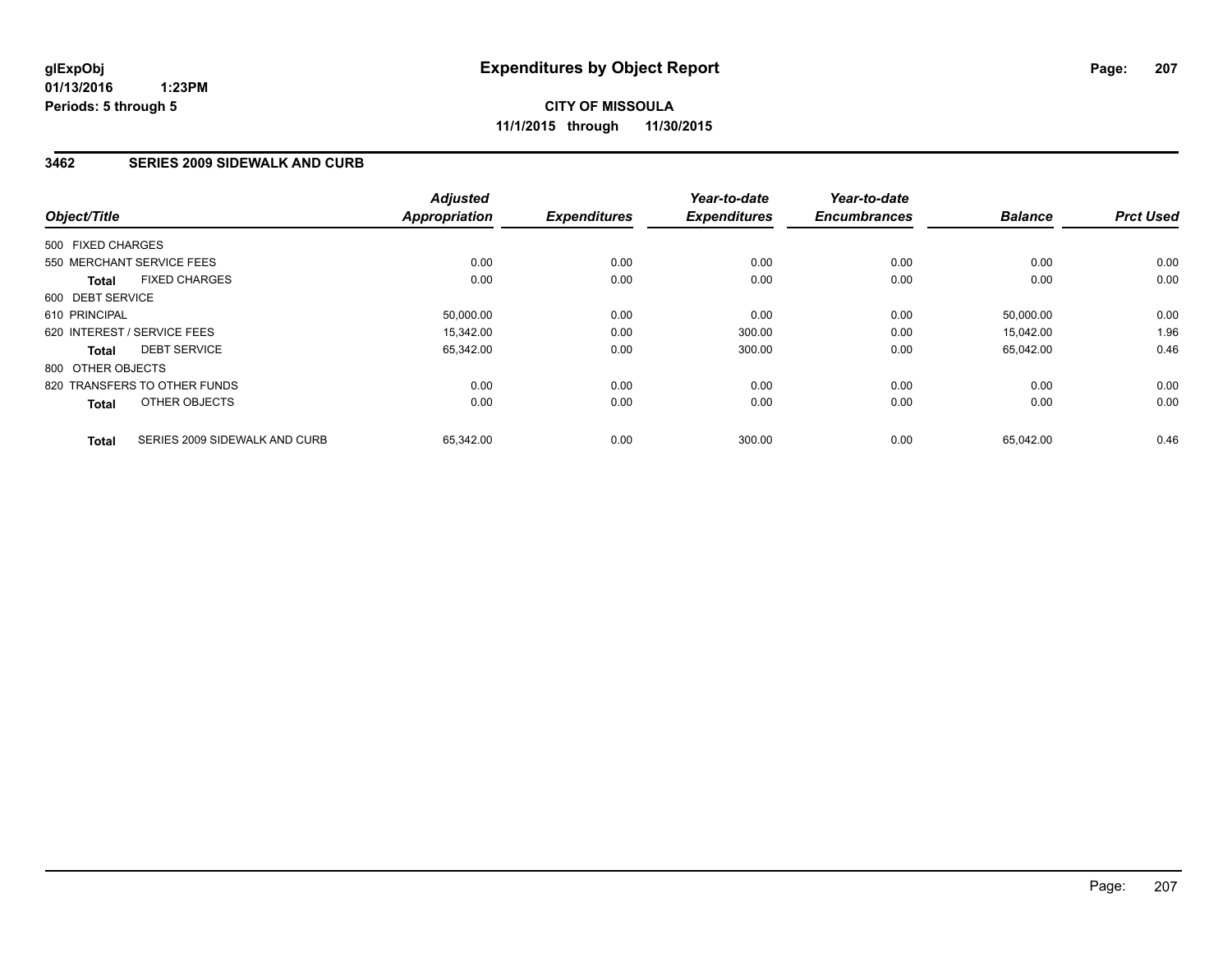# Expenditures by Object Report

glExpObj
01/13/2016 1:23PM
Periods: 5 through 5

**CITY OF MISSOULA**
**11/1/2015 through 11/30/2015**

## 3462 SERIES 2009 SIDEWALK AND CURB

| Object/Title | | Adjusted Appropriation | Expenditures | Year-to-date Expenditures | Year-to-date Encumbrances | Balance | Prct Used |
|---|---|---|---|---|---|---|---|
| 500 FIXED CHARGES | | | | | | | |
| 550 MERCHANT SERVICE FEES | | 0.00 | 0.00 | 0.00 | 0.00 | 0.00 | 0.00 |
| **Total** | FIXED CHARGES | 0.00 | 0.00 | 0.00 | 0.00 | 0.00 | 0.00 |
| 600 DEBT SERVICE | | | | | | | |
| 610 PRINCIPAL | | 50,000.00 | 0.00 | 0.00 | 0.00 | 50,000.00 | 0.00 |
| 620 INTEREST / SERVICE FEES | | 15,342.00 | 0.00 | 300.00 | 0.00 | 15,042.00 | 1.96 |
| **Total** | DEBT SERVICE | 65,342.00 | 0.00 | 300.00 | 0.00 | 65,042.00 | 0.46 |
| 800 OTHER OBJECTS | | | | | | | |
| 820 TRANSFERS TO OTHER FUNDS | | 0.00 | 0.00 | 0.00 | 0.00 | 0.00 | 0.00 |
| **Total** | OTHER OBJECTS | 0.00 | 0.00 | 0.00 | 0.00 | 0.00 | 0.00 |
| **Total** | SERIES 2009 SIDEWALK AND CURB | 65,342.00 | 0.00 | 300.00 | 0.00 | 65,042.00 | 0.46 |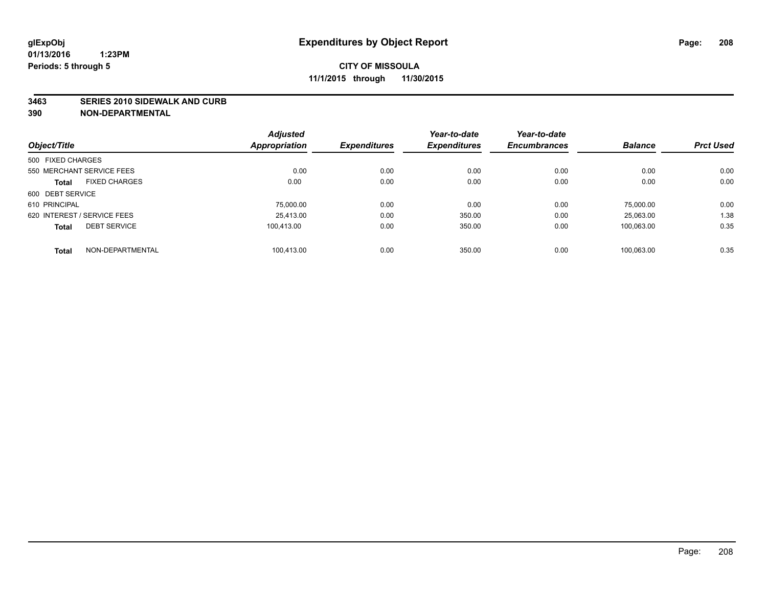glExpObj
01/13/2016 1:23PM
Periods: 5 through 5

# Expenditures by Object Report

**CITY OF MISSOULA**
**11/1/2015 through 11/30/2015**

**3463 SERIES 2010 SIDEWALK AND CURB**
**390 NON-DEPARTMENTAL**

| Object/Title | | Adjusted Appropriation | Expenditures | Year-to-date Expenditures | Year-to-date Encumbrances | Balance | Prct Used |
|---|---|---|---|---|---|---|---|
| 500 FIXED CHARGES | | | | | | | |
| 550 MERCHANT SERVICE FEES | | 0.00 | 0.00 | 0.00 | 0.00 | 0.00 | 0.00 |
| **Total** | FIXED CHARGES | 0.00 | 0.00 | 0.00 | 0.00 | 0.00 | 0.00 |
| 600 DEBT SERVICE | | | | | | | |
| 610 PRINCIPAL | | 75,000.00 | 0.00 | 0.00 | 0.00 | 75,000.00 | 0.00 |
| 620 INTEREST / SERVICE FEES | | 25,413.00 | 0.00 | 350.00 | 0.00 | 25,063.00 | 1.38 |
| **Total** | DEBT SERVICE | 100,413.00 | 0.00 | 350.00 | 0.00 | 100,063.00 | 0.35 |
| **Total** | NON-DEPARTMENTAL | 100,413.00 | 0.00 | 350.00 | 0.00 | 100,063.00 | 0.35 |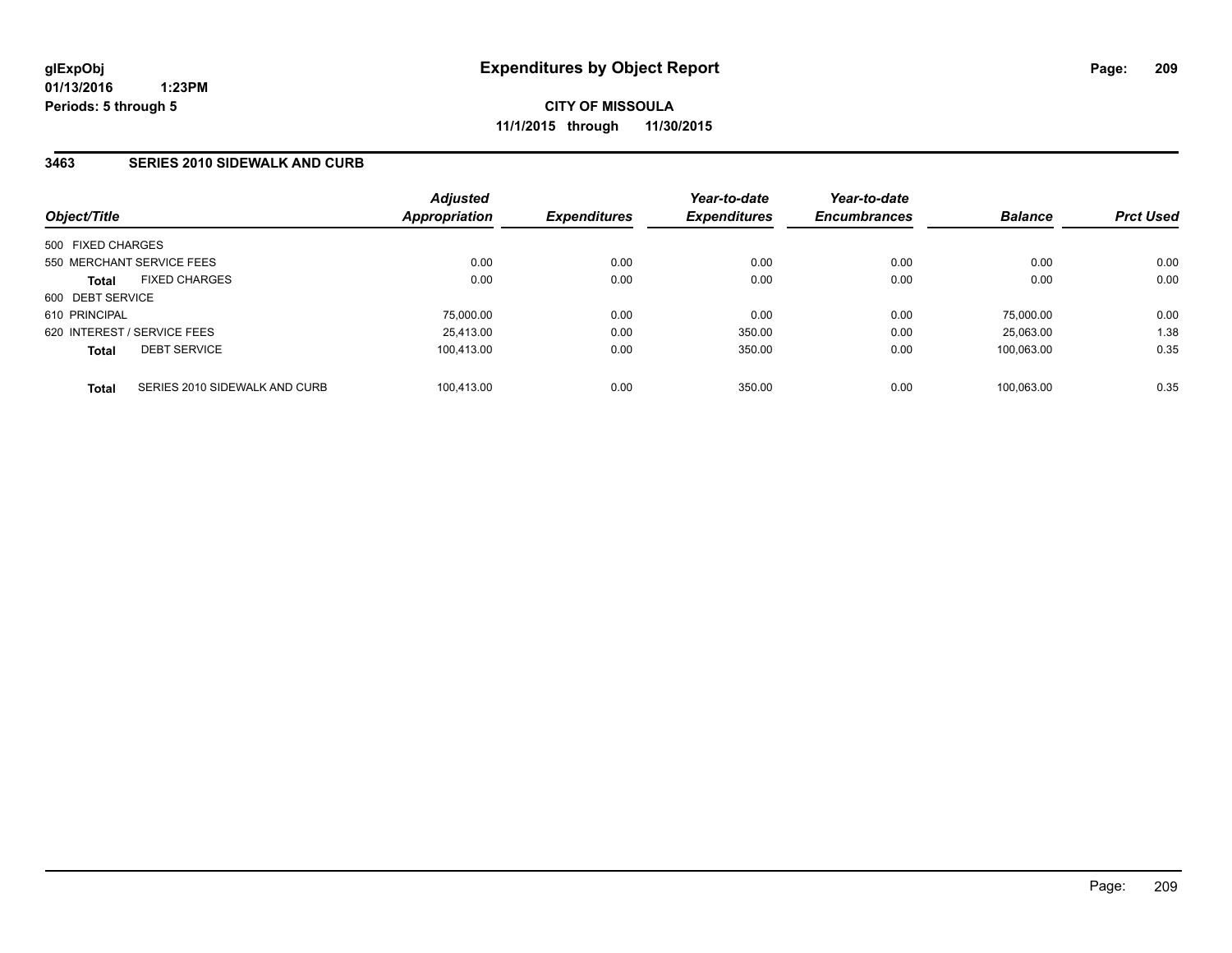# Expenditures by Object Report

glExpObj
01/13/2016 1:23PM
Periods: 5 through 5

**CITY OF MISSOULA**
**11/1/2015 through 11/30/2015**

### 3463 SERIES 2010 SIDEWALK AND CURB

| Object/Title | Adjusted Appropriation | Expenditures | Year-to-date Expenditures | Year-to-date Encumbrances | Balance | Prct Used |
|---|---|---|---|---|---|---|
| 500 FIXED CHARGES | | | | | | |
| 550 MERCHANT SERVICE FEES | 0.00 | 0.00 | 0.00 | 0.00 | 0.00 | 0.00 |
| **Total** FIXED CHARGES | 0.00 | 0.00 | 0.00 | 0.00 | 0.00 | 0.00 |
| 600 DEBT SERVICE | | | | | | |
| 610 PRINCIPAL | 75,000.00 | 0.00 | 0.00 | 0.00 | 75,000.00 | 0.00 |
| 620 INTEREST / SERVICE FEES | 25,413.00 | 0.00 | 350.00 | 0.00 | 25,063.00 | 1.38 |
| **Total** DEBT SERVICE | 100,413.00 | 0.00 | 350.00 | 0.00 | 100,063.00 | 0.35 |
| **Total** SERIES 2010 SIDEWALK AND CURB | 100,413.00 | 0.00 | 350.00 | 0.00 | 100,063.00 | 0.35 |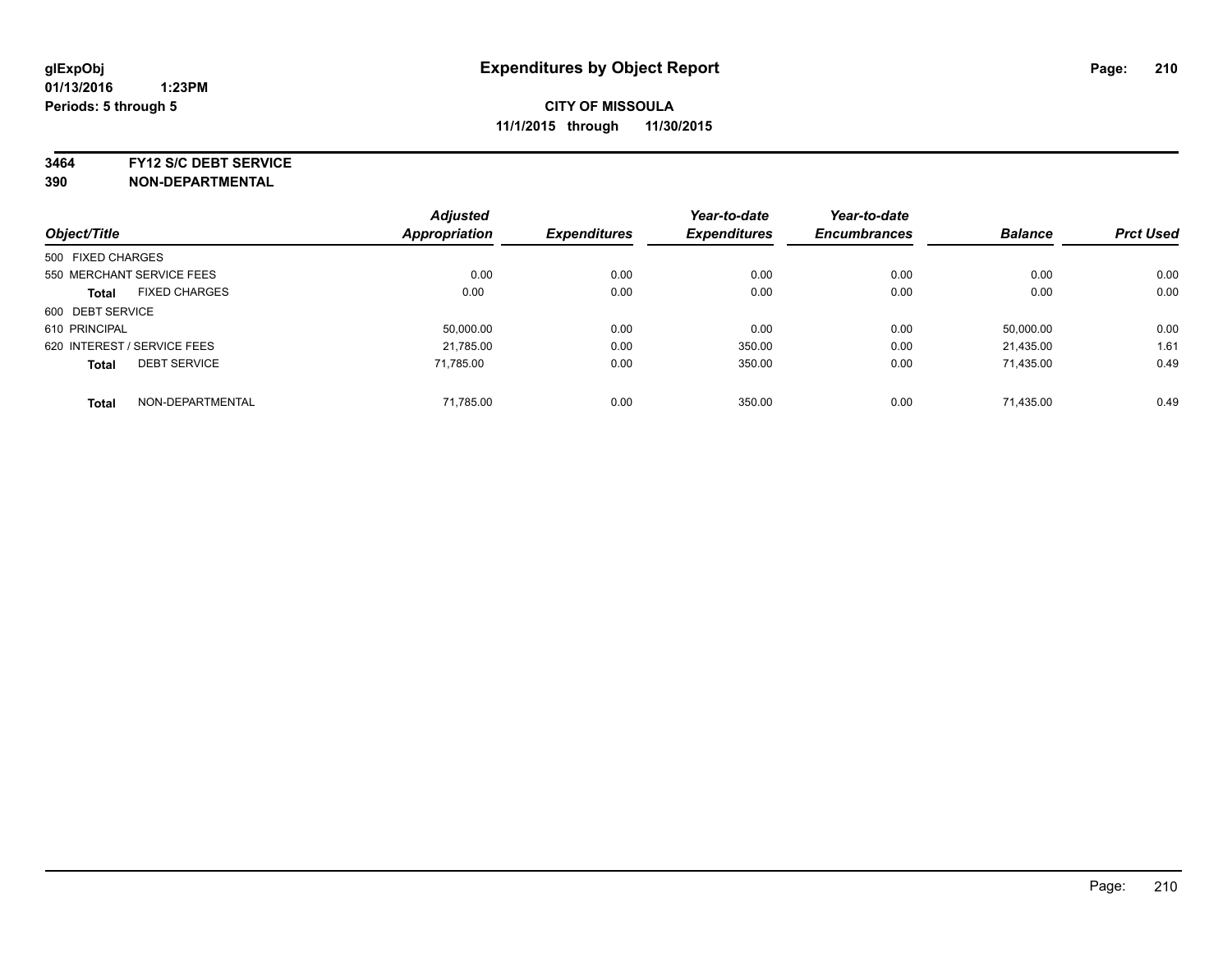# Expenditures by Object Report

glExpObj
01/13/2016 1:23PM
Periods: 5 through 5

**CITY OF MISSOULA**
**11/1/2015 through 11/30/2015**

**3464 FY12 S/C DEBT SERVICE**
**390 NON-DEPARTMENTAL**

| Object/Title | Adjusted Appropriation | Expenditures | Year-to-date Expenditures | Year-to-date Encumbrances | Balance | Prct Used |
|---|---|---|---|---|---|---|
| 500 FIXED CHARGES | | | | | | |
| 550 MERCHANT SERVICE FEES | 0.00 | 0.00 | 0.00 | 0.00 | 0.00 | 0.00 |
| **Total** FIXED CHARGES | 0.00 | 0.00 | 0.00 | 0.00 | 0.00 | 0.00 |
| 600 DEBT SERVICE | | | | | | |
| 610 PRINCIPAL | 50,000.00 | 0.00 | 0.00 | 0.00 | 50,000.00 | 0.00 |
| 620 INTEREST / SERVICE FEES | 21,785.00 | 0.00 | 350.00 | 0.00 | 21,435.00 | 1.61 |
| **Total** DEBT SERVICE | 71,785.00 | 0.00 | 350.00 | 0.00 | 71,435.00 | 0.49 |
| **Total** NON-DEPARTMENTAL | 71,785.00 | 0.00 | 350.00 | 0.00 | 71,435.00 | 0.49 |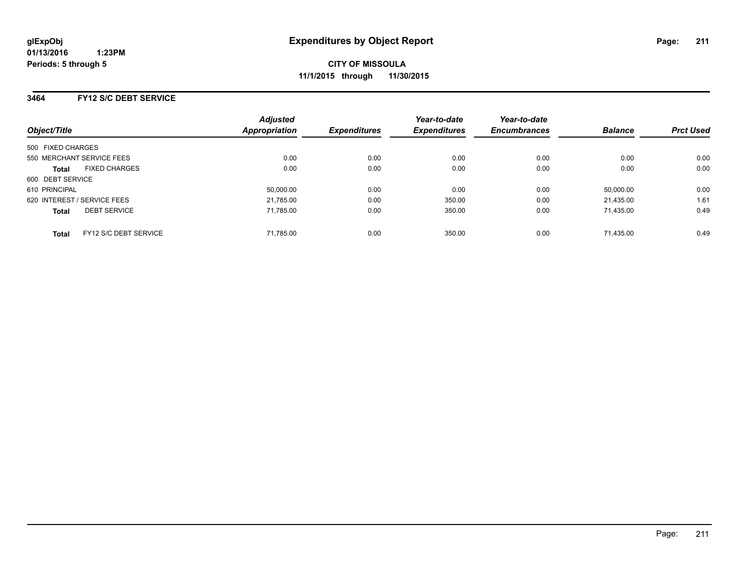glExpObj
01/13/2016 1:23PM
Periods: 5 through 5

# Expenditures by Object Report

**CITY OF MISSOULA**
**11/1/2015 through 11/30/2015**

## 3464 FY12 S/C DEBT SERVICE

| Object/Title | Adjusted Appropriation | Expenditures | Year-to-date Expenditures | Year-to-date Encumbrances | Balance | Prct Used |
|---|---|---|---|---|---|---|
| 500 FIXED CHARGES | | | | | | |
| 550 MERCHANT SERVICE FEES | 0.00 | 0.00 | 0.00 | 0.00 | 0.00 | 0.00 |
| **Total** FIXED CHARGES | 0.00 | 0.00 | 0.00 | 0.00 | 0.00 | 0.00 |
| 600 DEBT SERVICE | | | | | | |
| 610 PRINCIPAL | 50,000.00 | 0.00 | 0.00 | 0.00 | 50,000.00 | 0.00 |
| 620 INTEREST / SERVICE FEES | 21,785.00 | 0.00 | 350.00 | 0.00 | 21,435.00 | 1.61 |
| **Total** DEBT SERVICE | 71,785.00 | 0.00 | 350.00 | 0.00 | 71,435.00 | 0.49 |
| **Total** FY12 S/C DEBT SERVICE | 71,785.00 | 0.00 | 350.00 | 0.00 | 71,435.00 | 0.49 |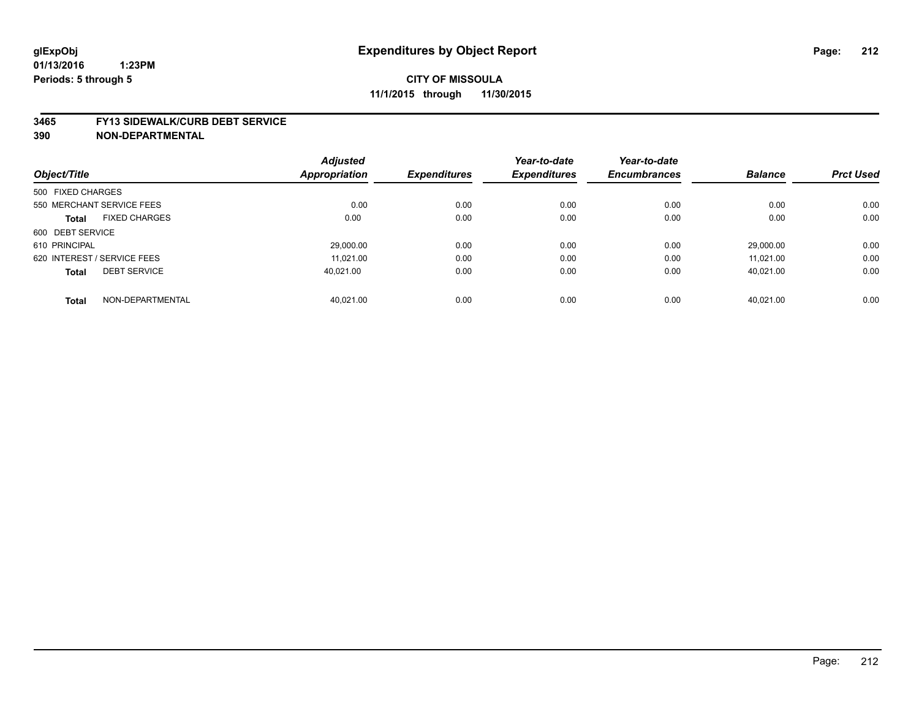glExpObj
01/13/2016 1:23PM
Periods: 5 through 5

# Expenditures by Object Report

**CITY OF MISSOULA**
**11/1/2015 through 11/30/2015**

**3465 FY13 SIDEWALK/CURB DEBT SERVICE**
**390 NON-DEPARTMENTAL**

| Object/Title | | Adjusted Appropriation | Expenditures | Year-to-date Expenditures | Year-to-date Encumbrances | Balance | Prct Used |
|---|---|---|---|---|---|---|---|
| 500 FIXED CHARGES | | | | | | | |
| 550 MERCHANT SERVICE FEES | | 0.00 | 0.00 | 0.00 | 0.00 | 0.00 | 0.00 |
| **Total** | FIXED CHARGES | 0.00 | 0.00 | 0.00 | 0.00 | 0.00 | 0.00 |
| 600 DEBT SERVICE | | | | | | | |
| 610 PRINCIPAL | | 29,000.00 | 0.00 | 0.00 | 0.00 | 29,000.00 | 0.00 |
| 620 INTEREST / SERVICE FEES | | 11,021.00 | 0.00 | 0.00 | 0.00 | 11,021.00 | 0.00 |
| **Total** | DEBT SERVICE | 40,021.00 | 0.00 | 0.00 | 0.00 | 40,021.00 | 0.00 |
| **Total** | NON-DEPARTMENTAL | 40,021.00 | 0.00 | 0.00 | 0.00 | 40,021.00 | 0.00 |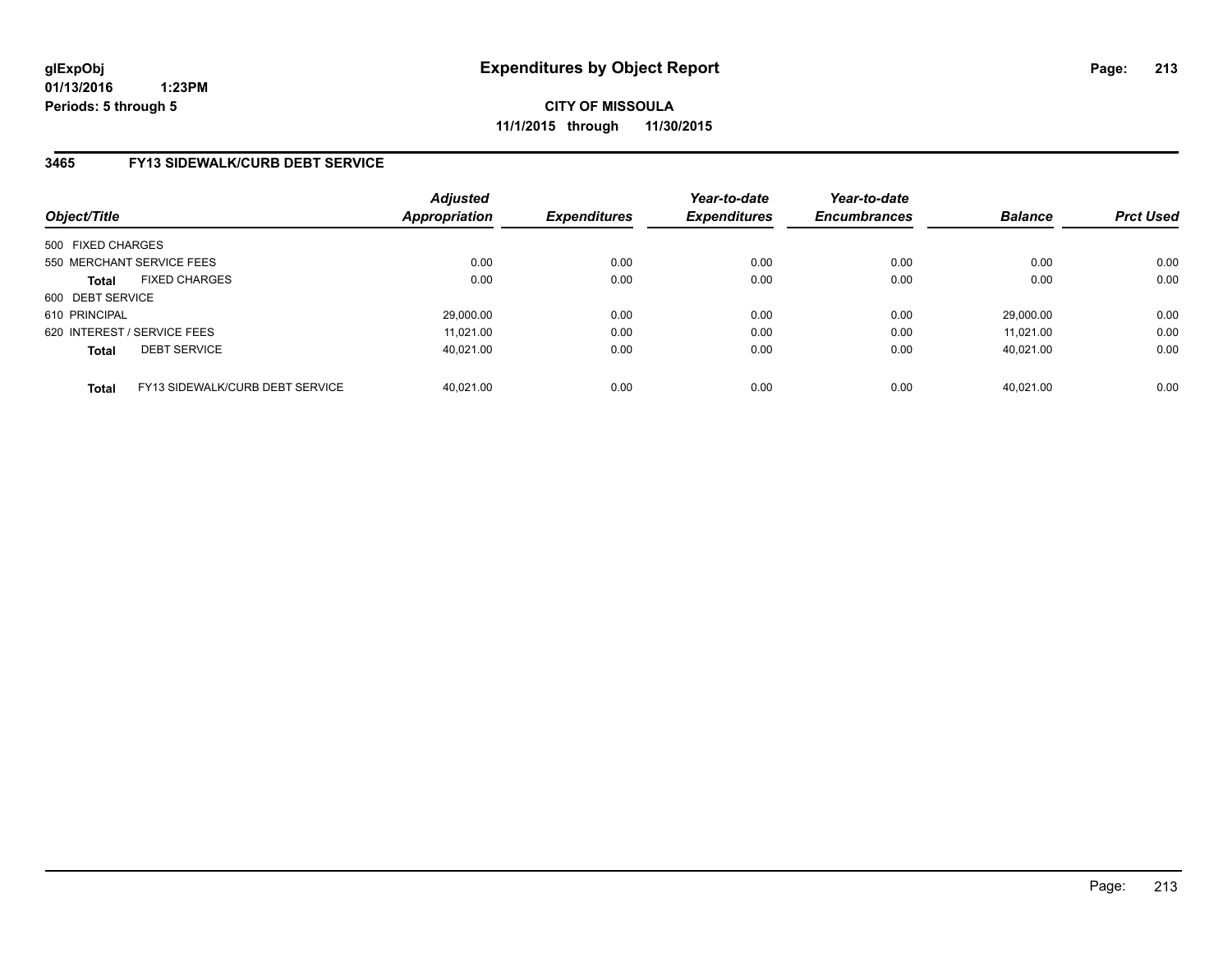# Expenditures by Object Report

glExpObj
01/13/2016 1:23PM
Periods: 5 through 5

**CITY OF MISSOULA**
**11/1/2015 through 11/30/2015**

## 3465 FY13 SIDEWALK/CURB DEBT SERVICE

| Object/Title | Adjusted Appropriation | Expenditures | Year-to-date Expenditures | Year-to-date Encumbrances | Balance | Prct Used |
|---|---|---|---|---|---|---|
| 500 FIXED CHARGES | | | | | | |
| 550 MERCHANT SERVICE FEES | 0.00 | 0.00 | 0.00 | 0.00 | 0.00 | 0.00 |
| **Total** FIXED CHARGES | 0.00 | 0.00 | 0.00 | 0.00 | 0.00 | 0.00 |
| 600 DEBT SERVICE | | | | | | |
| 610 PRINCIPAL | 29,000.00 | 0.00 | 0.00 | 0.00 | 29,000.00 | 0.00 |
| 620 INTEREST / SERVICE FEES | 11,021.00 | 0.00 | 0.00 | 0.00 | 11,021.00 | 0.00 |
| **Total** DEBT SERVICE | 40,021.00 | 0.00 | 0.00 | 0.00 | 40,021.00 | 0.00 |
| **Total** FY13 SIDEWALK/CURB DEBT SERVICE | 40,021.00 | 0.00 | 0.00 | 0.00 | 40,021.00 | 0.00 |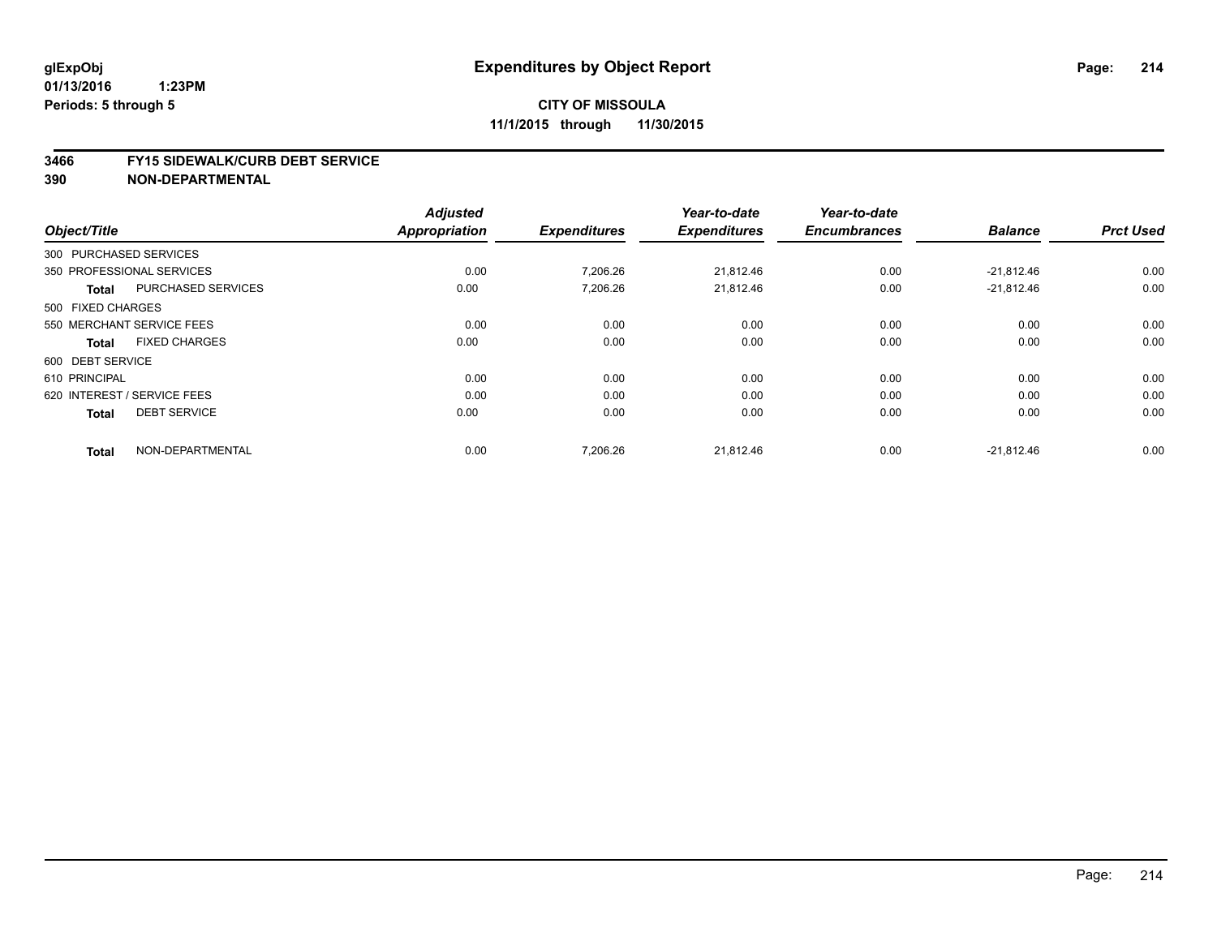glExpObj
01/13/2016 1:23PM
Periods: 5 through 5

# Expenditures by Object Report

**CITY OF MISSOULA**
**11/1/2015 through 11/30/2015**

## 3466 FY15 SIDEWALK/CURB DEBT SERVICE
## 390 NON-DEPARTMENTAL

| Object/Title | | Adjusted Appropriation | Expenditures | Year-to-date Expenditures | Year-to-date Encumbrances | Balance | Prct Used |
|---|---|---|---|---|---|---|---|
| 300 PURCHASED SERVICES | | | | | | | |
| 350 PROFESSIONAL SERVICES | | 0.00 | 7,206.26 | 21,812.46 | 0.00 | -21,812.46 | 0.00 |
| **Total** | PURCHASED SERVICES | 0.00 | 7,206.26 | 21,812.46 | 0.00 | -21,812.46 | 0.00 |
| 500 FIXED CHARGES | | | | | | | |
| 550 MERCHANT SERVICE FEES | | 0.00 | 0.00 | 0.00 | 0.00 | 0.00 | 0.00 |
| **Total** | FIXED CHARGES | 0.00 | 0.00 | 0.00 | 0.00 | 0.00 | 0.00 |
| 600 DEBT SERVICE | | | | | | | |
| 610 PRINCIPAL | | 0.00 | 0.00 | 0.00 | 0.00 | 0.00 | 0.00 |
| 620 INTEREST / SERVICE FEES | | 0.00 | 0.00 | 0.00 | 0.00 | 0.00 | 0.00 |
| **Total** | DEBT SERVICE | 0.00 | 0.00 | 0.00 | 0.00 | 0.00 | 0.00 |
| **Total** | NON-DEPARTMENTAL | 0.00 | 7,206.26 | 21,812.46 | 0.00 | -21,812.46 | 0.00 |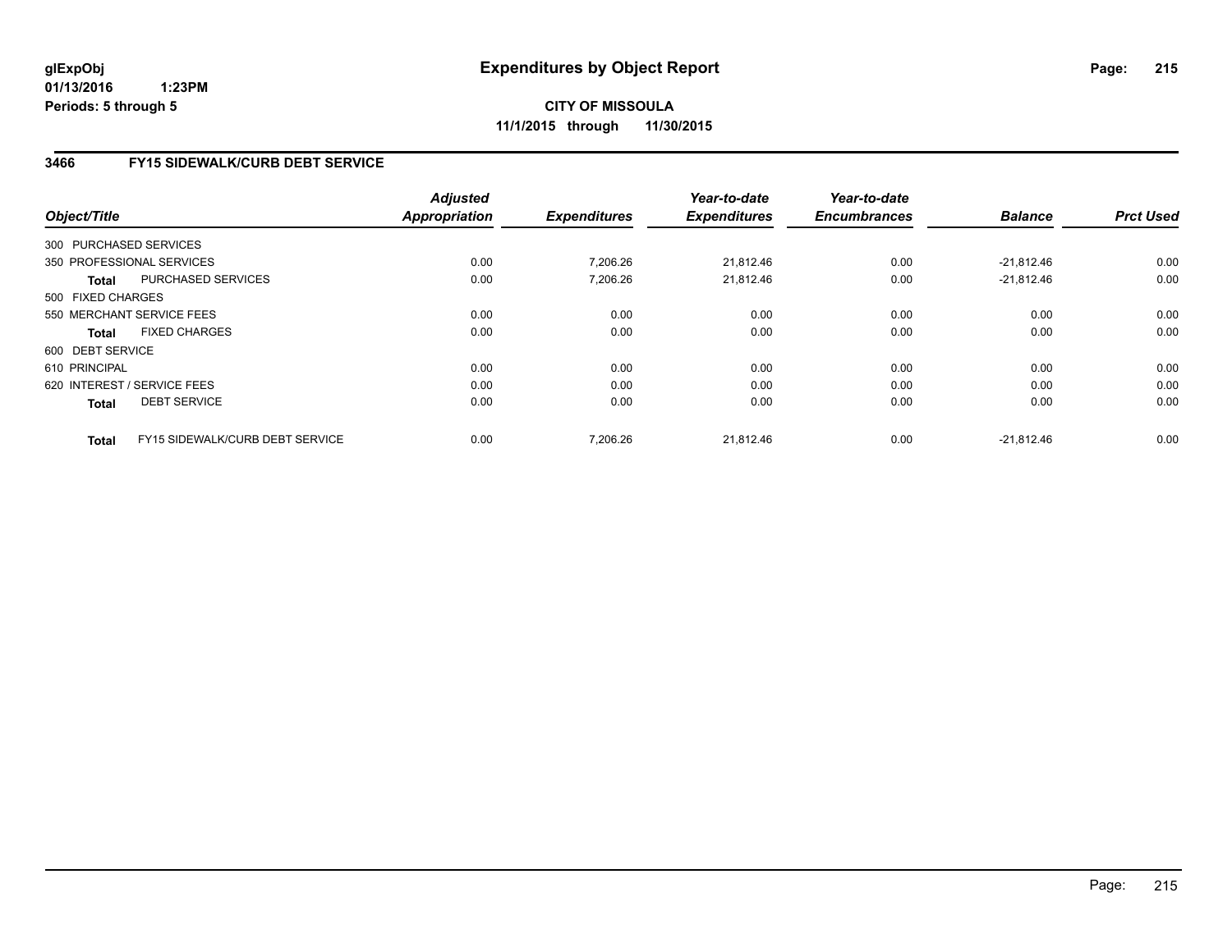glExpObj
01/13/2016 1:23PM
Periods: 5 through 5

# Expenditures by Object Report

**CITY OF MISSOULA**
**11/1/2015 through 11/30/2015**

## 3466 FY15 SIDEWALK/CURB DEBT SERVICE

| Object/Title | | Adjusted Appropriation | Expenditures | Year-to-date Expenditures | Year-to-date Encumbrances | Balance | Prct Used |
|---|---|---|---|---|---|---|---|
| 300 PURCHASED SERVICES | | | | | | | |
| 350 PROFESSIONAL SERVICES | | 0.00 | 7,206.26 | 21,812.46 | 0.00 | -21,812.46 | 0.00 |
| **Total** | PURCHASED SERVICES | 0.00 | 7,206.26 | 21,812.46 | 0.00 | -21,812.46 | 0.00 |
| 500 FIXED CHARGES | | | | | | | |
| 550 MERCHANT SERVICE FEES | | 0.00 | 0.00 | 0.00 | 0.00 | 0.00 | 0.00 |
| **Total** | FIXED CHARGES | 0.00 | 0.00 | 0.00 | 0.00 | 0.00 | 0.00 |
| 600 DEBT SERVICE | | | | | | | |
| 610 PRINCIPAL | | 0.00 | 0.00 | 0.00 | 0.00 | 0.00 | 0.00 |
| 620 INTEREST / SERVICE FEES | | 0.00 | 0.00 | 0.00 | 0.00 | 0.00 | 0.00 |
| **Total** | DEBT SERVICE | 0.00 | 0.00 | 0.00 | 0.00 | 0.00 | 0.00 |
| **Total** | FY15 SIDEWALK/CURB DEBT SERVICE | 0.00 | 7,206.26 | 21,812.46 | 0.00 | -21,812.46 | 0.00 |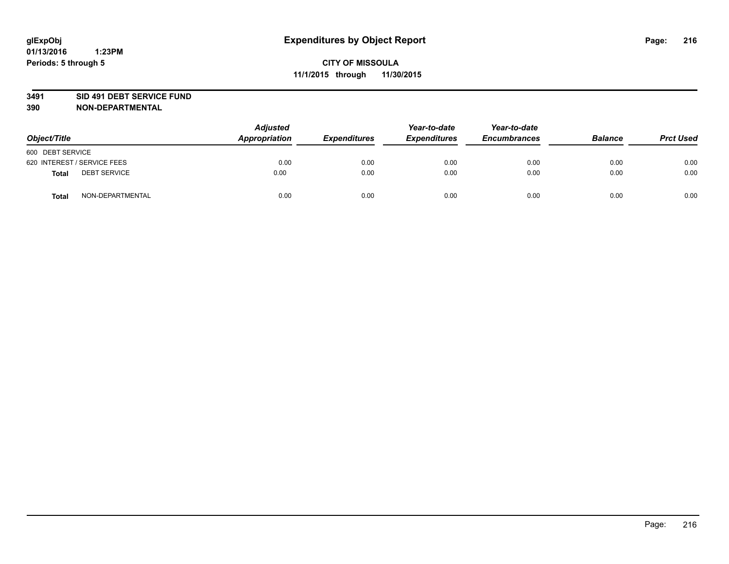# Expenditures by Object Report

glExpObj
01/13/2016 1:23PM
Periods: 5 through 5

**CITY OF MISSOULA**
**11/1/2015 through 11/30/2015**

**3491 SID 491 DEBT SERVICE FUND**
**390 NON-DEPARTMENTAL**

| Object/Title | | Adjusted Appropriation | Expenditures | Year-to-date Expenditures | Year-to-date Encumbrances | Balance | Prct Used |
|---|---|---|---|---|---|---|---|
| 600 DEBT SERVICE | | | | | | | |
| 620 INTEREST / SERVICE FEES | | 0.00 | 0.00 | 0.00 | 0.00 | 0.00 | 0.00 |
| **Total** | DEBT SERVICE | 0.00 | 0.00 | 0.00 | 0.00 | 0.00 | 0.00 |
| **Total** | NON-DEPARTMENTAL | 0.00 | 0.00 | 0.00 | 0.00 | 0.00 | 0.00 |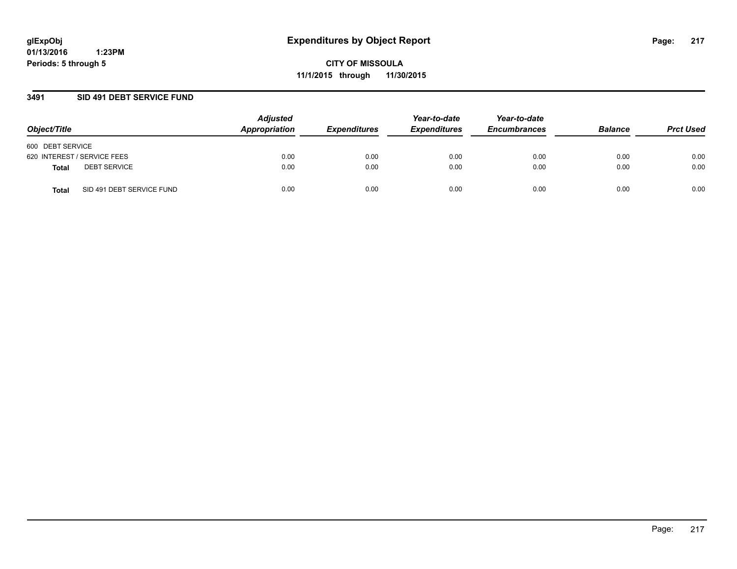glExpObj
01/13/2016 1:23PM
Periods: 5 through 5

# Expenditures by Object Report

**CITY OF MISSOULA**
**11/1/2015 through 11/30/2015**

## 3491 SID 491 DEBT SERVICE FUND

| Object/Title | Adjusted Appropriation | Expenditures | Year-to-date Expenditures | Year-to-date Encumbrances | Balance | Prct Used |
|---|---|---|---|---|---|---|
| 600 DEBT SERVICE | | | | | | |
| 620 INTEREST / SERVICE FEES | 0.00 | 0.00 | 0.00 | 0.00 | 0.00 | 0.00 |
| **Total** DEBT SERVICE | 0.00 | 0.00 | 0.00 | 0.00 | 0.00 | 0.00 |
| **Total** SID 491 DEBT SERVICE FUND | 0.00 | 0.00 | 0.00 | 0.00 | 0.00 | 0.00 |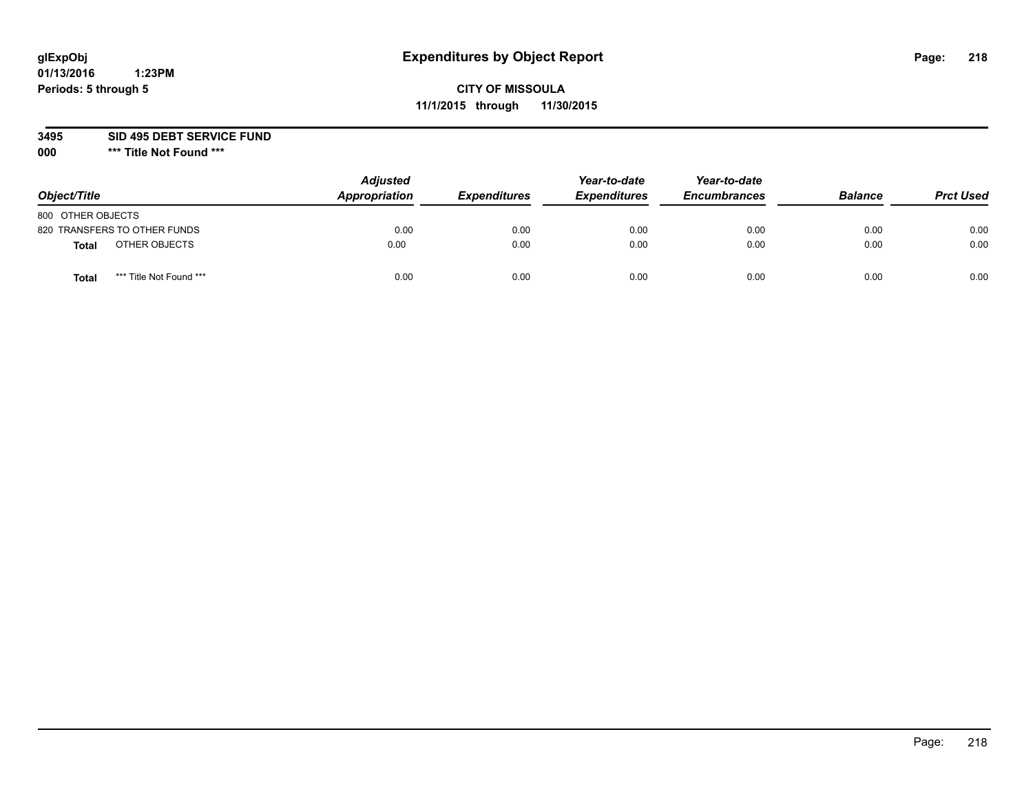glExpObj
01/13/2016 1:23PM
Periods: 5 through 5

# Expenditures by Object Report

**CITY OF MISSOULA**
**11/1/2015 through 11/30/2015**

**3495 SID 495 DEBT SERVICE FUND**
**000 *** Title Not Found *****

| Object/Title | Adjusted Appropriation | Expenditures | Year-to-date Expenditures | Year-to-date Encumbrances | Balance | Prct Used |
|---|---|---|---|---|---|---|
| 800 OTHER OBJECTS | | | | | | |
| 820 TRANSFERS TO OTHER FUNDS | 0.00 | 0.00 | 0.00 | 0.00 | 0.00 | 0.00 |
| **Total** OTHER OBJECTS | 0.00 | 0.00 | 0.00 | 0.00 | 0.00 | 0.00 |
| **Total** *** Title Not Found *** | 0.00 | 0.00 | 0.00 | 0.00 | 0.00 | 0.00 |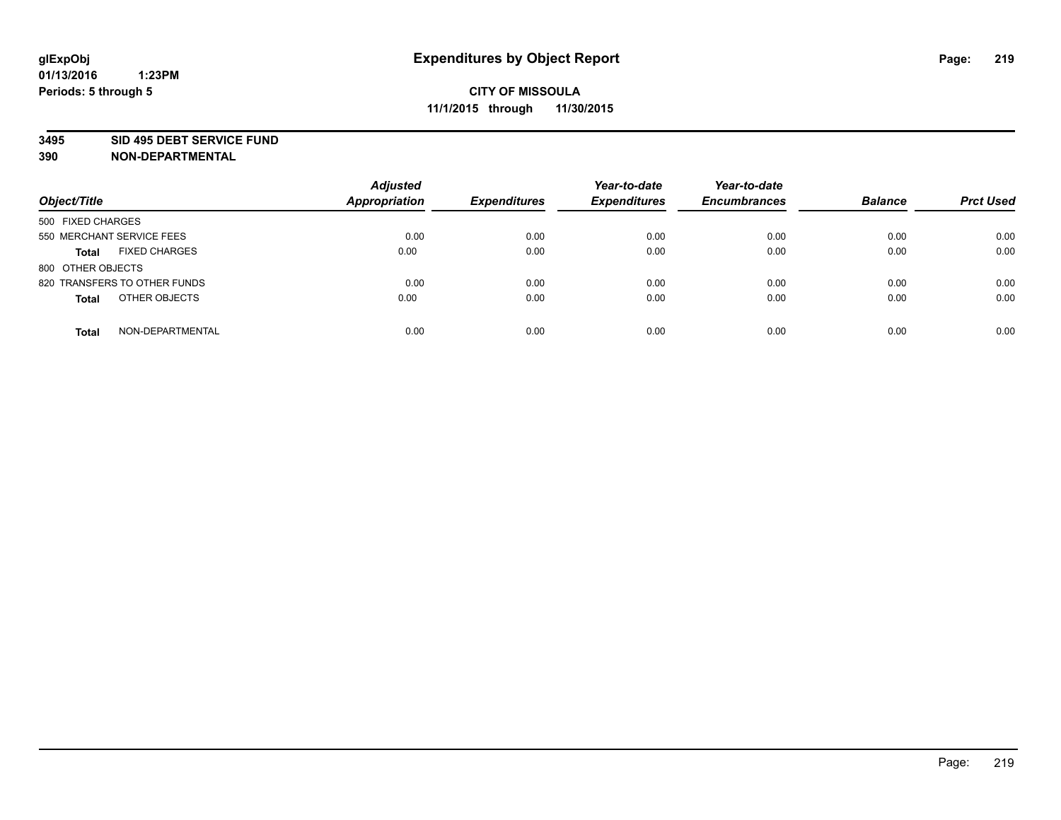glExpObj
01/13/2016 1:23PM
Periods: 5 through 5

# Expenditures by Object Report

**CITY OF MISSOULA**
**11/1/2015 through 11/30/2015**

**3495 SID 495 DEBT SERVICE FUND**
**390 NON-DEPARTMENTAL**

| Object/Title | | Adjusted Appropriation | Expenditures | Year-to-date Expenditures | Year-to-date Encumbrances | Balance | Prct Used |
|---|---|---|---|---|---|---|---|
| 500 FIXED CHARGES | | | | | | | |
| 550 MERCHANT SERVICE FEES | | 0.00 | 0.00 | 0.00 | 0.00 | 0.00 | 0.00 |
| **Total** | FIXED CHARGES | 0.00 | 0.00 | 0.00 | 0.00 | 0.00 | 0.00 |
| 800 OTHER OBJECTS | | | | | | | |
| 820 TRANSFERS TO OTHER FUNDS | | 0.00 | 0.00 | 0.00 | 0.00 | 0.00 | 0.00 |
| **Total** | OTHER OBJECTS | 0.00 | 0.00 | 0.00 | 0.00 | 0.00 | 0.00 |
| **Total** | NON-DEPARTMENTAL | 0.00 | 0.00 | 0.00 | 0.00 | 0.00 | 0.00 |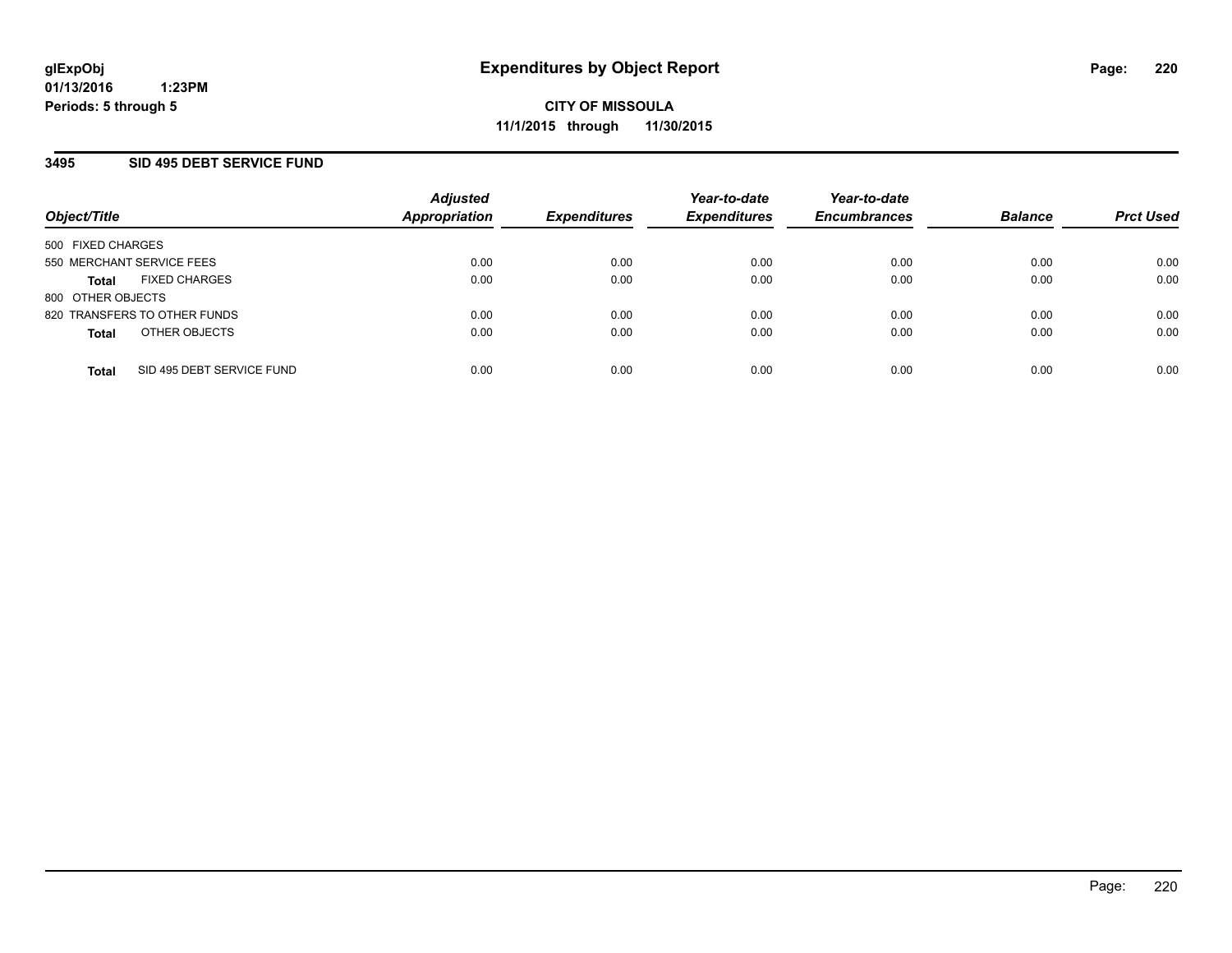# Expenditures by Object Report

glExpObj
01/13/2016 1:23PM
Periods: 5 through 5

**CITY OF MISSOULA**
**11/1/2015 through 11/30/2015**

## 3495 SID 495 DEBT SERVICE FUND

| Object/Title | Adjusted Appropriation | Expenditures | Year-to-date Expenditures | Year-to-date Encumbrances | Balance | Prct Used |
|---|---|---|---|---|---|---|
| 500 FIXED CHARGES | | | | | | |
| 550 MERCHANT SERVICE FEES | 0.00 | 0.00 | 0.00 | 0.00 | 0.00 | 0.00 |
| **Total** FIXED CHARGES | 0.00 | 0.00 | 0.00 | 0.00 | 0.00 | 0.00 |
| 800 OTHER OBJECTS | | | | | | |
| 820 TRANSFERS TO OTHER FUNDS | 0.00 | 0.00 | 0.00 | 0.00 | 0.00 | 0.00 |
| **Total** OTHER OBJECTS | 0.00 | 0.00 | 0.00 | 0.00 | 0.00 | 0.00 |
| **Total** SID 495 DEBT SERVICE FUND | 0.00 | 0.00 | 0.00 | 0.00 | 0.00 | 0.00 |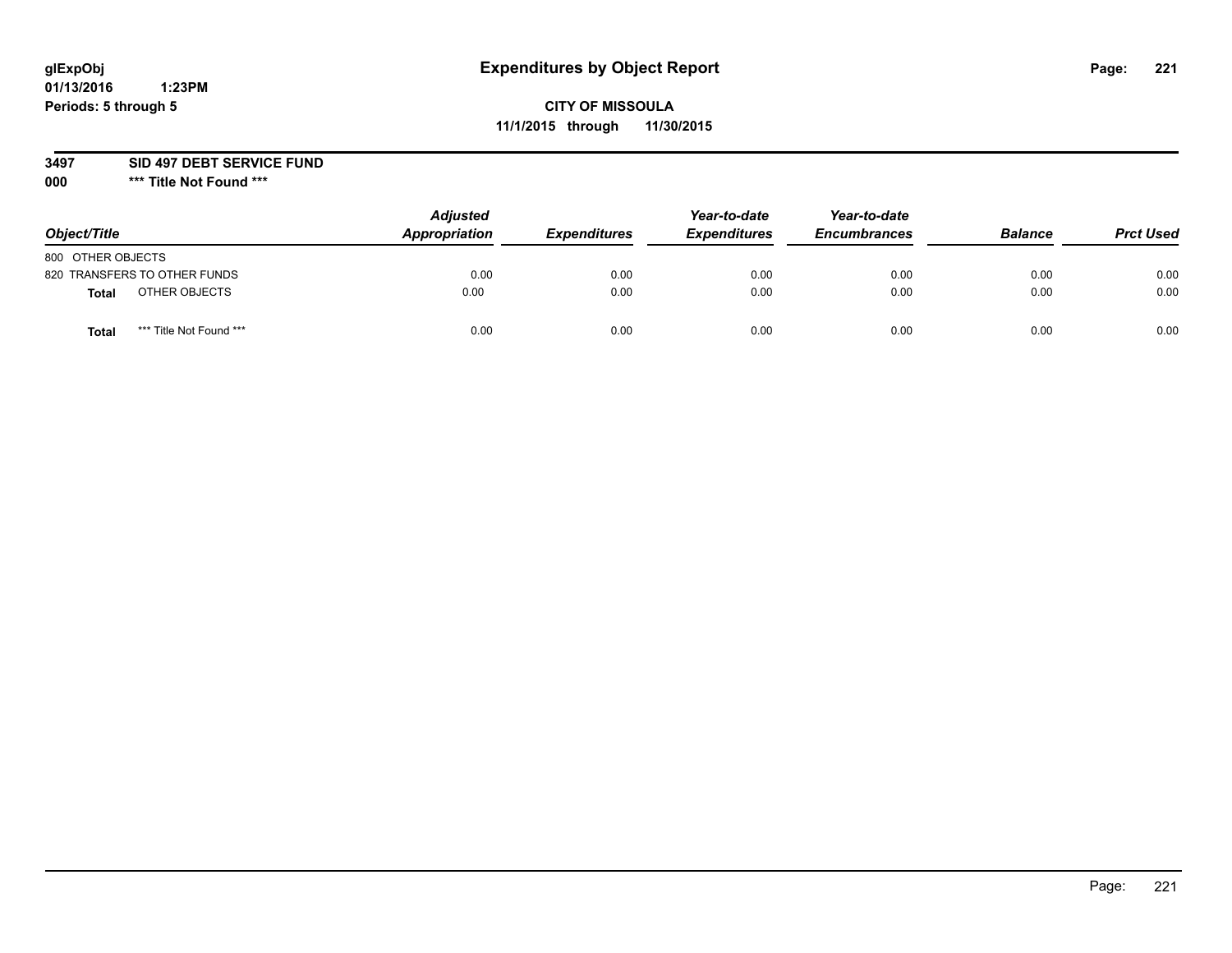glExpObj
01/13/2016 1:23PM
Periods: 5 through 5

# Expenditures by Object Report

**CITY OF MISSOULA**
**11/1/2015 through 11/30/2015**

**3497 SID 497 DEBT SERVICE FUND**
**000 \*\*\* Title Not Found \*\*\***

| Object/Title | Adjusted Appropriation | Expenditures | Year-to-date Expenditures | Year-to-date Encumbrances | Balance | Prct Used |
|---|---|---|---|---|---|---|
| 800 OTHER OBJECTS | | | | | | |
| 820 TRANSFERS TO OTHER FUNDS | 0.00 | 0.00 | 0.00 | 0.00 | 0.00 | 0.00 |
| **Total** OTHER OBJECTS | 0.00 | 0.00 | 0.00 | 0.00 | 0.00 | 0.00 |
| **Total** *** Title Not Found *** | 0.00 | 0.00 | 0.00 | 0.00 | 0.00 | 0.00 |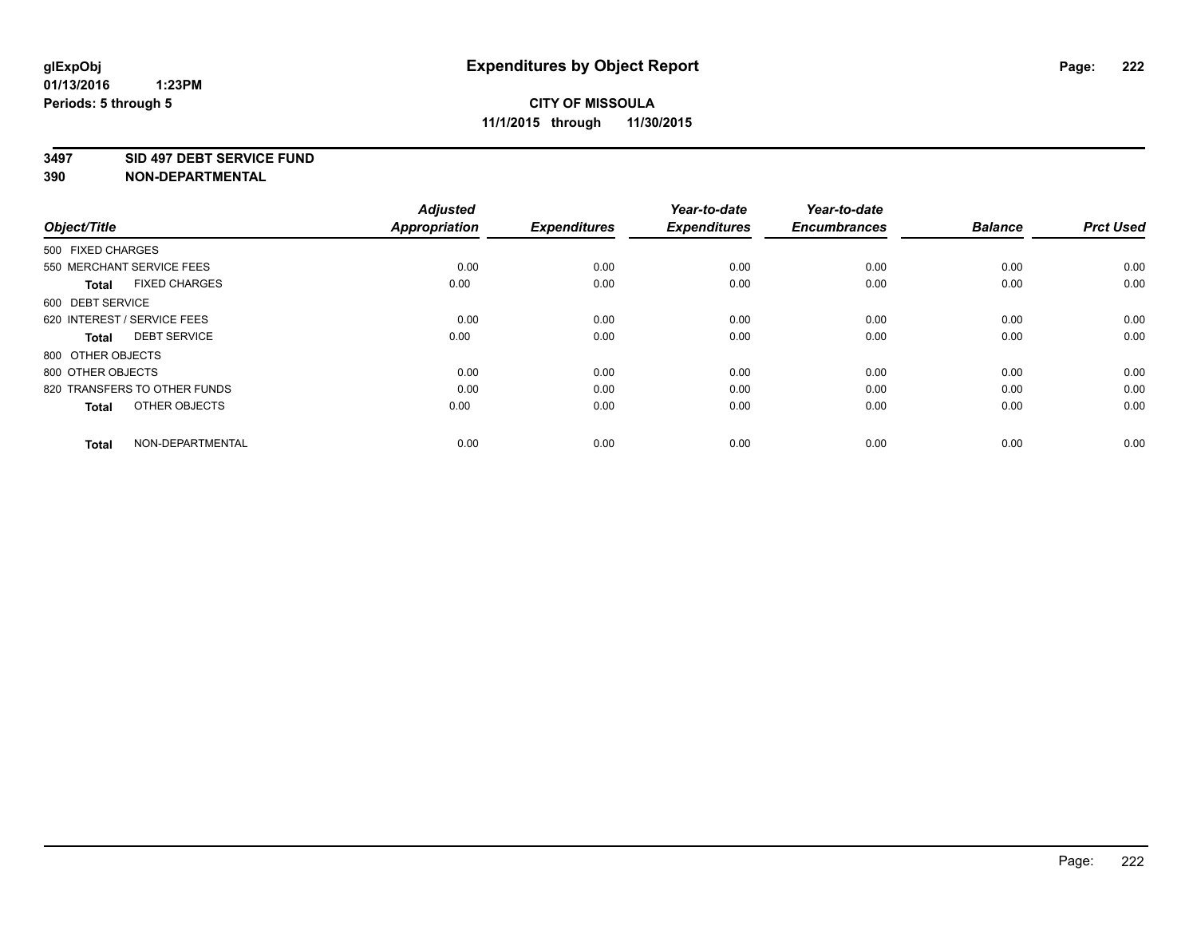# Expenditures by Object Report

glExpObj
01/13/2016 1:23PM
Periods: 5 through 5

**CITY OF MISSOULA**
**11/1/2015 through 11/30/2015**

**3497 SID 497 DEBT SERVICE FUND**
**390 NON-DEPARTMENTAL**

| Object/Title | | Adjusted Appropriation | Expenditures | Year-to-date Expenditures | Year-to-date Encumbrances | Balance | Prct Used |
|---|---|---|---|---|---|---|---|
| 500 FIXED CHARGES | | | | | | | |
| 550 MERCHANT SERVICE FEES | | 0.00 | 0.00 | 0.00 | 0.00 | 0.00 | 0.00 |
| **Total** | FIXED CHARGES | 0.00 | 0.00 | 0.00 | 0.00 | 0.00 | 0.00 |
| 600 DEBT SERVICE | | | | | | | |
| 620 INTEREST / SERVICE FEES | | 0.00 | 0.00 | 0.00 | 0.00 | 0.00 | 0.00 |
| **Total** | DEBT SERVICE | 0.00 | 0.00 | 0.00 | 0.00 | 0.00 | 0.00 |
| 800 OTHER OBJECTS | | | | | | | |
| 800 OTHER OBJECTS | | 0.00 | 0.00 | 0.00 | 0.00 | 0.00 | 0.00 |
| 820 TRANSFERS TO OTHER FUNDS | | 0.00 | 0.00 | 0.00 | 0.00 | 0.00 | 0.00 |
| **Total** | OTHER OBJECTS | 0.00 | 0.00 | 0.00 | 0.00 | 0.00 | 0.00 |
| **Total** | NON-DEPARTMENTAL | 0.00 | 0.00 | 0.00 | 0.00 | 0.00 | 0.00 |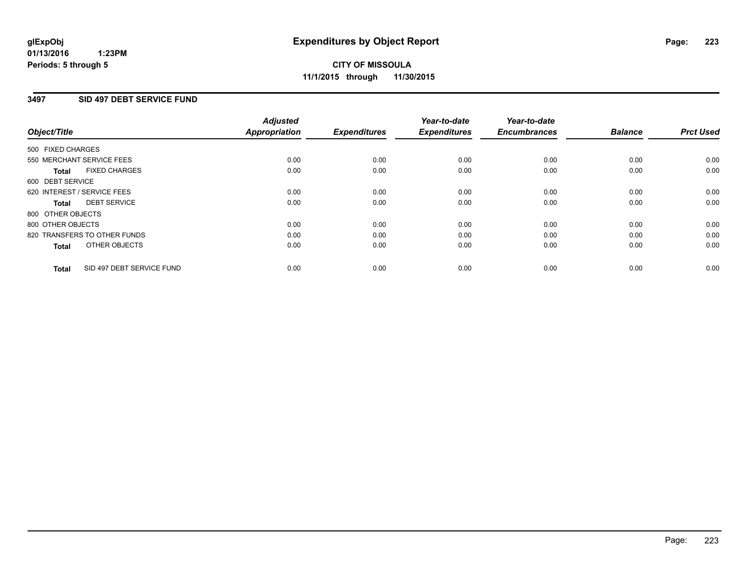# Expenditures by Object Report

glExpObj
01/13/2016 1:23PM
Periods: 5 through 5

**CITY OF MISSOULA**
**11/1/2015 through 11/30/2015**

## 3497 SID 497 DEBT SERVICE FUND

| Object/Title | Adjusted Appropriation | Expenditures | Year-to-date Expenditures | Year-to-date Encumbrances | Balance | Prct Used |
|---|---|---|---|---|---|---|
| 500 FIXED CHARGES | | | | | | |
| 550 MERCHANT SERVICE FEES | 0.00 | 0.00 | 0.00 | 0.00 | 0.00 | 0.00 |
| **Total** FIXED CHARGES | 0.00 | 0.00 | 0.00 | 0.00 | 0.00 | 0.00 |
| 600 DEBT SERVICE | | | | | | |
| 620 INTEREST / SERVICE FEES | 0.00 | 0.00 | 0.00 | 0.00 | 0.00 | 0.00 |
| **Total** DEBT SERVICE | 0.00 | 0.00 | 0.00 | 0.00 | 0.00 | 0.00 |
| 800 OTHER OBJECTS | | | | | | |
| 800 OTHER OBJECTS | 0.00 | 0.00 | 0.00 | 0.00 | 0.00 | 0.00 |
| 820 TRANSFERS TO OTHER FUNDS | 0.00 | 0.00 | 0.00 | 0.00 | 0.00 | 0.00 |
| **Total** OTHER OBJECTS | 0.00 | 0.00 | 0.00 | 0.00 | 0.00 | 0.00 |
| **Total** SID 497 DEBT SERVICE FUND | 0.00 | 0.00 | 0.00 | 0.00 | 0.00 | 0.00 |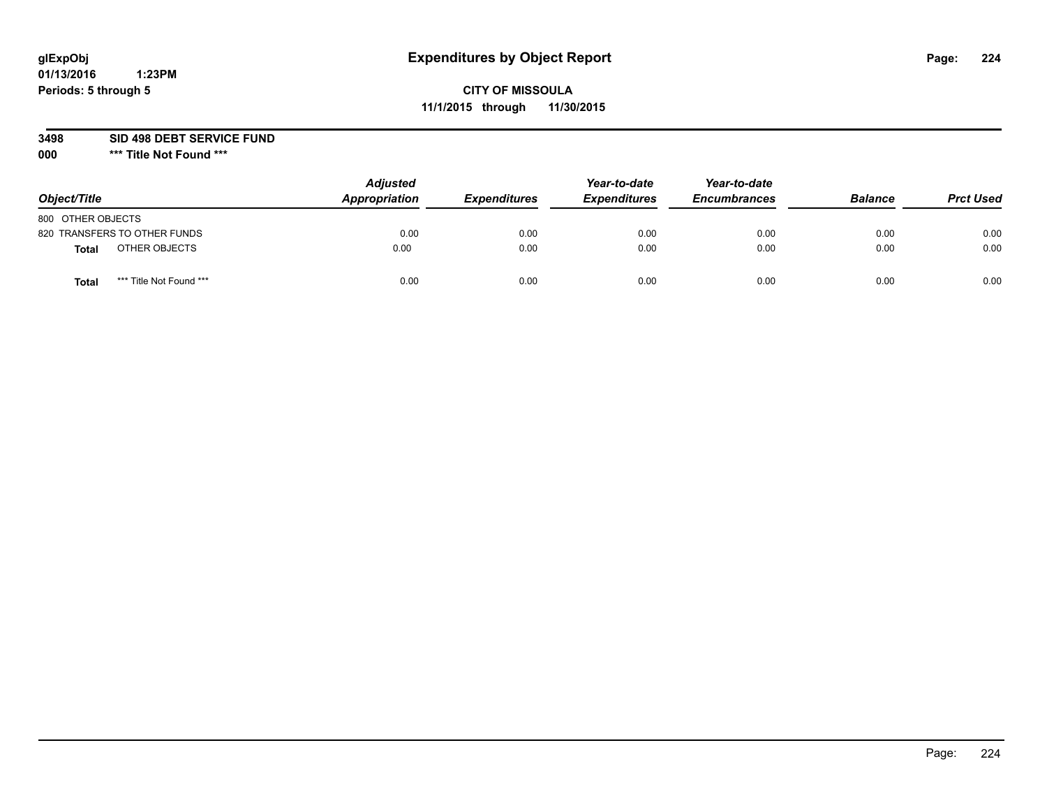# Expenditures by Object Report

glExpObj
01/13/2016 1:23PM
Periods: 5 through 5

**CITY OF MISSOULA**
**11/1/2015 through 11/30/2015**

**3498 SID 498 DEBT SERVICE FUND**
**000 *** Title Not Found *****

| Object/Title | Adjusted Appropriation | Expenditures | Year-to-date Expenditures | Year-to-date Encumbrances | Balance | Prct Used |
|---|---|---|---|---|---|---|
| 800 OTHER OBJECTS | | | | | | |
| 820 TRANSFERS TO OTHER FUNDS | 0.00 | 0.00 | 0.00 | 0.00 | 0.00 | 0.00 |
| **Total** OTHER OBJECTS | 0.00 | 0.00 | 0.00 | 0.00 | 0.00 | 0.00 |
| **Total** *** Title Not Found *** | 0.00 | 0.00 | 0.00 | 0.00 | 0.00 | 0.00 |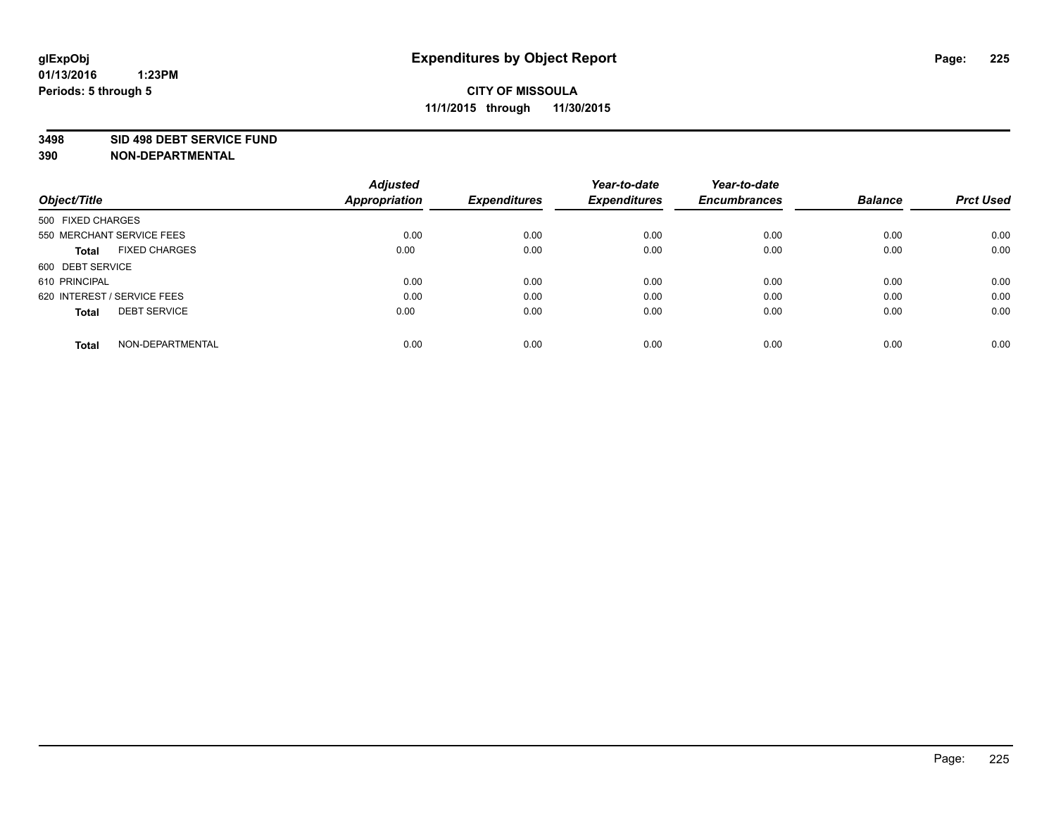# Expenditures by Object Report

glExpObj
01/13/2016 1:23PM
Periods: 5 through 5

**CITY OF MISSOULA**
**11/1/2015 through 11/30/2015**

**3498 SID 498 DEBT SERVICE FUND**
**390 NON-DEPARTMENTAL**

| Object/Title | Adjusted Appropriation | Expenditures | Year-to-date Expenditures | Year-to-date Encumbrances | Balance | Prct Used |
|---|---|---|---|---|---|---|
| 500 FIXED CHARGES | | | | | | |
| 550 MERCHANT SERVICE FEES | 0.00 | 0.00 | 0.00 | 0.00 | 0.00 | 0.00 |
| **Total** FIXED CHARGES | 0.00 | 0.00 | 0.00 | 0.00 | 0.00 | 0.00 |
| 600 DEBT SERVICE | | | | | | |
| 610 PRINCIPAL | 0.00 | 0.00 | 0.00 | 0.00 | 0.00 | 0.00 |
| 620 INTEREST / SERVICE FEES | 0.00 | 0.00 | 0.00 | 0.00 | 0.00 | 0.00 |
| **Total** DEBT SERVICE | 0.00 | 0.00 | 0.00 | 0.00 | 0.00 | 0.00 |
| **Total** NON-DEPARTMENTAL | 0.00 | 0.00 | 0.00 | 0.00 | 0.00 | 0.00 |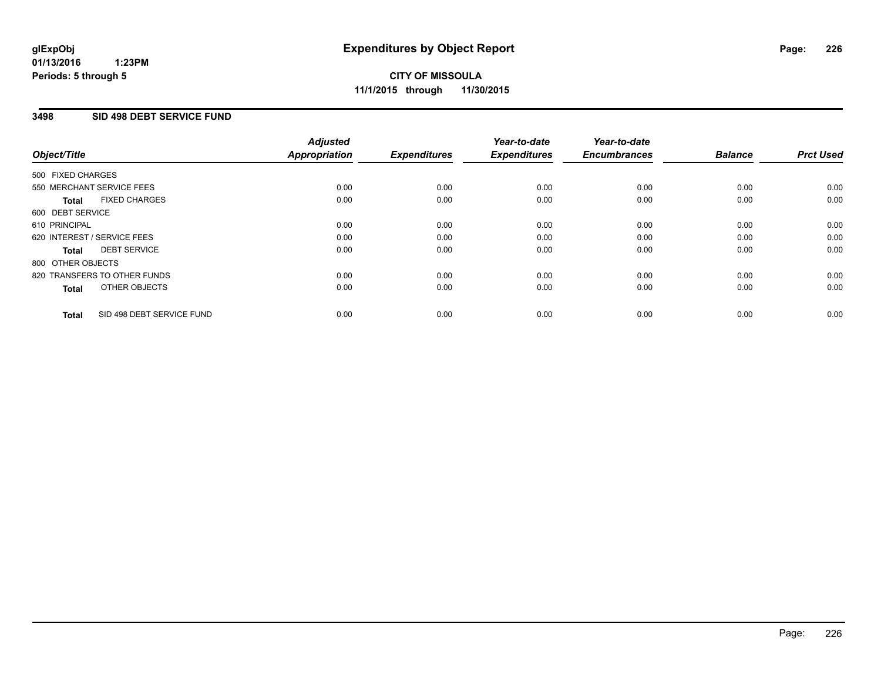glExpObj
01/13/2016 1:23PM
Periods: 5 through 5

# Expenditures by Object Report

**CITY OF MISSOULA**
**11/1/2015 through 11/30/2015**

## 3498 SID 498 DEBT SERVICE FUND

| Object/Title | Adjusted Appropriation | Expenditures | Year-to-date Expenditures | Year-to-date Encumbrances | Balance | Prct Used |
|---|---|---|---|---|---|---|
| 500 FIXED CHARGES | | | | | | |
| 550 MERCHANT SERVICE FEES | 0.00 | 0.00 | 0.00 | 0.00 | 0.00 | 0.00 |
| **Total** FIXED CHARGES | 0.00 | 0.00 | 0.00 | 0.00 | 0.00 | 0.00 |
| 600 DEBT SERVICE | | | | | | |
| 610 PRINCIPAL | 0.00 | 0.00 | 0.00 | 0.00 | 0.00 | 0.00 |
| 620 INTEREST / SERVICE FEES | 0.00 | 0.00 | 0.00 | 0.00 | 0.00 | 0.00 |
| **Total** DEBT SERVICE | 0.00 | 0.00 | 0.00 | 0.00 | 0.00 | 0.00 |
| 800 OTHER OBJECTS | | | | | | |
| 820 TRANSFERS TO OTHER FUNDS | 0.00 | 0.00 | 0.00 | 0.00 | 0.00 | 0.00 |
| **Total** OTHER OBJECTS | 0.00 | 0.00 | 0.00 | 0.00 | 0.00 | 0.00 |
| **Total** SID 498 DEBT SERVICE FUND | 0.00 | 0.00 | 0.00 | 0.00 | 0.00 | 0.00 |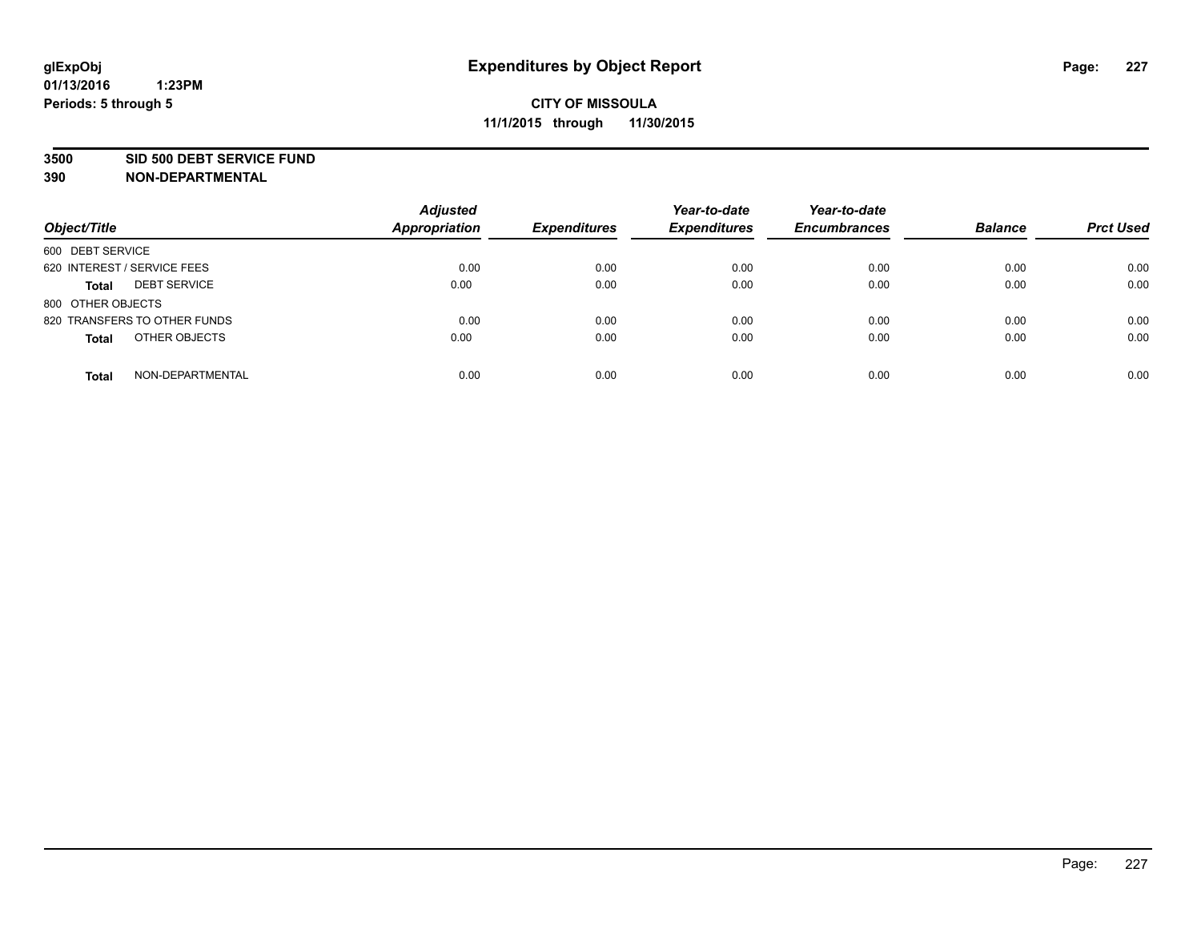# Expenditures by Object Report

**CITY OF MISSOULA**

**11/1/2015 through 11/30/2015**

glExpObj
01/13/2016 1:23PM
Periods: 5 through 5

**3500 SID 500 DEBT SERVICE FUND**

**390 NON-DEPARTMENTAL**

| Object/Title | Adjusted Appropriation | Expenditures | Year-to-date Expenditures | Year-to-date Encumbrances | Balance | Prct Used |
|---|---|---|---|---|---|---|
| 600 DEBT SERVICE | | | | | | |
| 620 INTEREST / SERVICE FEES | 0.00 | 0.00 | 0.00 | 0.00 | 0.00 | 0.00 |
| **Total** DEBT SERVICE | 0.00 | 0.00 | 0.00 | 0.00 | 0.00 | 0.00 |
| 800 OTHER OBJECTS | | | | | | |
| 820 TRANSFERS TO OTHER FUNDS | 0.00 | 0.00 | 0.00 | 0.00 | 0.00 | 0.00 |
| **Total** OTHER OBJECTS | 0.00 | 0.00 | 0.00 | 0.00 | 0.00 | 0.00 |
| **Total** NON-DEPARTMENTAL | 0.00 | 0.00 | 0.00 | 0.00 | 0.00 | 0.00 |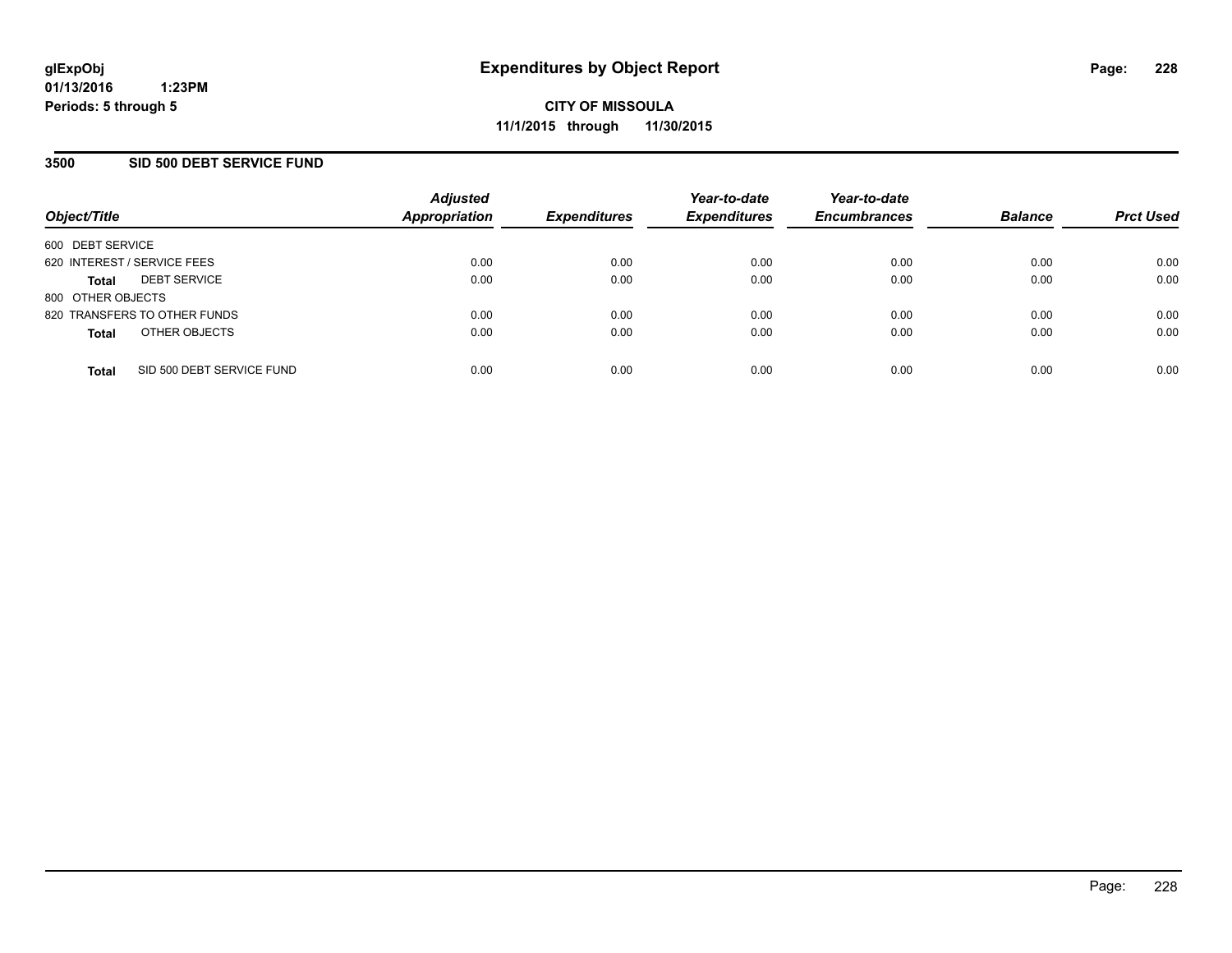**glExpObj**
**01/13/2016 1:23PM**
**Periods: 5 through 5**

# Expenditures by Object Report

**CITY OF MISSOULA**
**11/1/2015 through 11/30/2015**

## 3500 SID 500 DEBT SERVICE FUND

| Object/Title | Adjusted Appropriation | Expenditures | Year-to-date Expenditures | Year-to-date Encumbrances | Balance | Prct Used |
|---|---|---|---|---|---|---|
| 600 DEBT SERVICE | | | | | | |
| 620 INTEREST / SERVICE FEES | 0.00 | 0.00 | 0.00 | 0.00 | 0.00 | 0.00 |
| **Total** DEBT SERVICE | 0.00 | 0.00 | 0.00 | 0.00 | 0.00 | 0.00 |
| 800 OTHER OBJECTS | | | | | | |
| 820 TRANSFERS TO OTHER FUNDS | 0.00 | 0.00 | 0.00 | 0.00 | 0.00 | 0.00 |
| **Total** OTHER OBJECTS | 0.00 | 0.00 | 0.00 | 0.00 | 0.00 | 0.00 |
| **Total** SID 500 DEBT SERVICE FUND | 0.00 | 0.00 | 0.00 | 0.00 | 0.00 | 0.00 |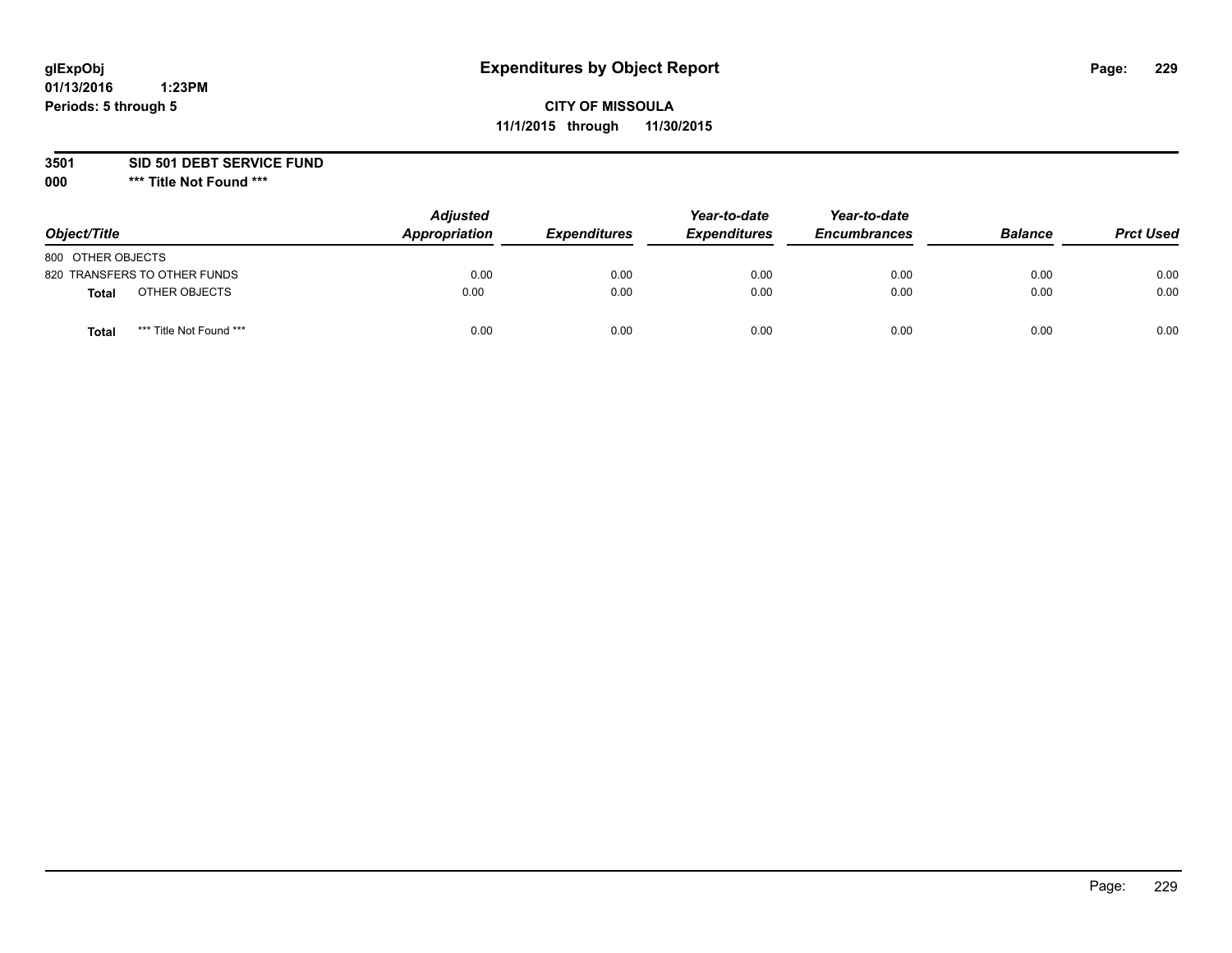glExpObj
01/13/2016 1:23PM
Periods: 5 through 5

# Expenditures by Object Report

**CITY OF MISSOULA**
**11/1/2015 through 11/30/2015**

**3501 SID 501 DEBT SERVICE FUND**
**000 \*\*\* Title Not Found \*\*\***

| Object/Title | Adjusted Appropriation | Expenditures | Year-to-date Expenditures | Year-to-date Encumbrances | Balance | Prct Used |
|---|---|---|---|---|---|---|
| 800 OTHER OBJECTS | | | | | | |
| 820 TRANSFERS TO OTHER FUNDS | 0.00 | 0.00 | 0.00 | 0.00 | 0.00 | 0.00 |
| **Total** OTHER OBJECTS | 0.00 | 0.00 | 0.00 | 0.00 | 0.00 | 0.00 |
| **Total** *** Title Not Found *** | 0.00 | 0.00 | 0.00 | 0.00 | 0.00 | 0.00 |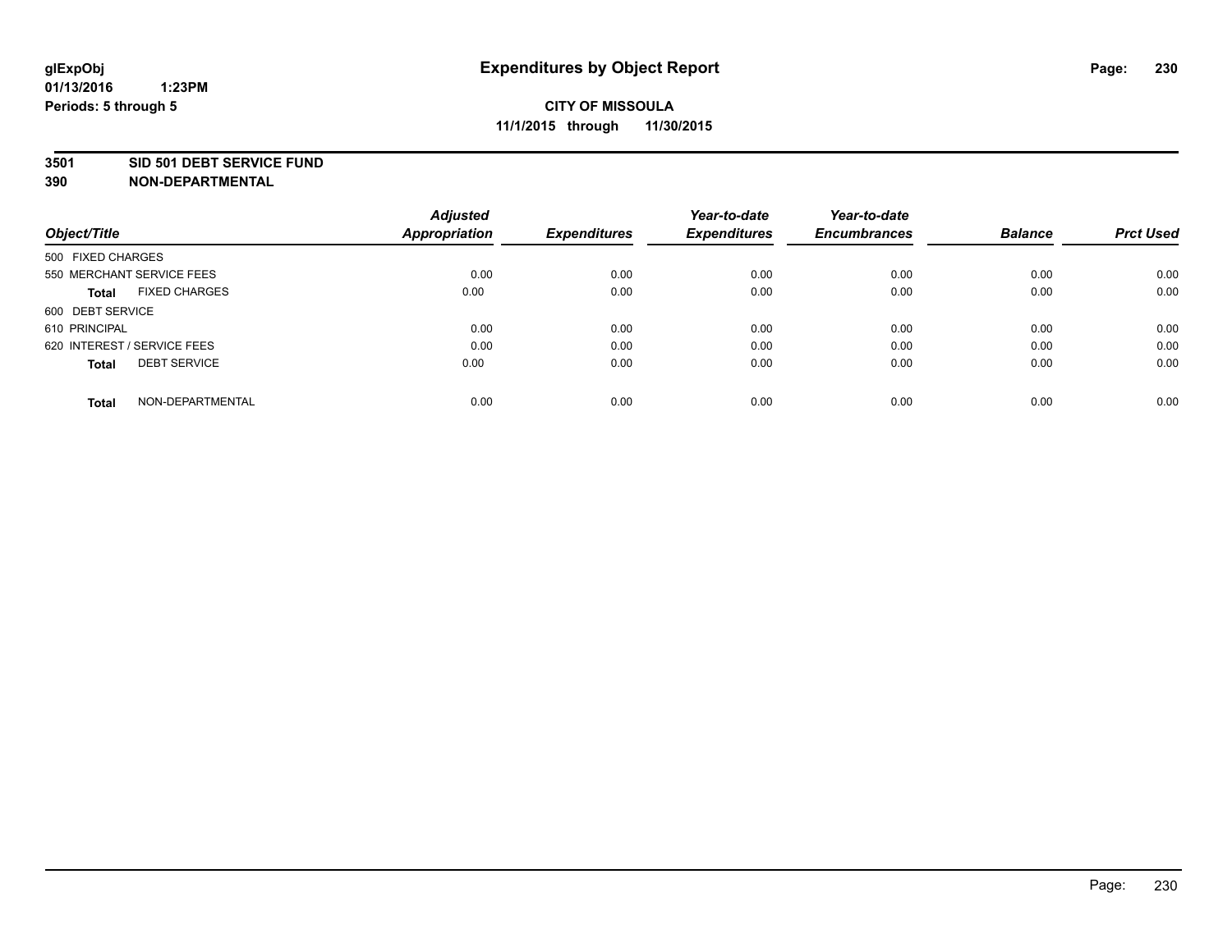# Expenditures by Object Report

glExpObj
01/13/2016 1:23PM
Periods: 5 through 5

**CITY OF MISSOULA**
**11/1/2015 through 11/30/2015**

**3501 SID 501 DEBT SERVICE FUND**
**390 NON-DEPARTMENTAL**

| Object/Title | Adjusted Appropriation | Expenditures | Year-to-date Expenditures | Year-to-date Encumbrances | Balance | Prct Used |
|---|---|---|---|---|---|---|
| 500 FIXED CHARGES | | | | | | |
| 550 MERCHANT SERVICE FEES | 0.00 | 0.00 | 0.00 | 0.00 | 0.00 | 0.00 |
| **Total** FIXED CHARGES | 0.00 | 0.00 | 0.00 | 0.00 | 0.00 | 0.00 |
| 600 DEBT SERVICE | | | | | | |
| 610 PRINCIPAL | 0.00 | 0.00 | 0.00 | 0.00 | 0.00 | 0.00 |
| 620 INTEREST / SERVICE FEES | 0.00 | 0.00 | 0.00 | 0.00 | 0.00 | 0.00 |
| **Total** DEBT SERVICE | 0.00 | 0.00 | 0.00 | 0.00 | 0.00 | 0.00 |
| **Total** NON-DEPARTMENTAL | 0.00 | 0.00 | 0.00 | 0.00 | 0.00 | 0.00 |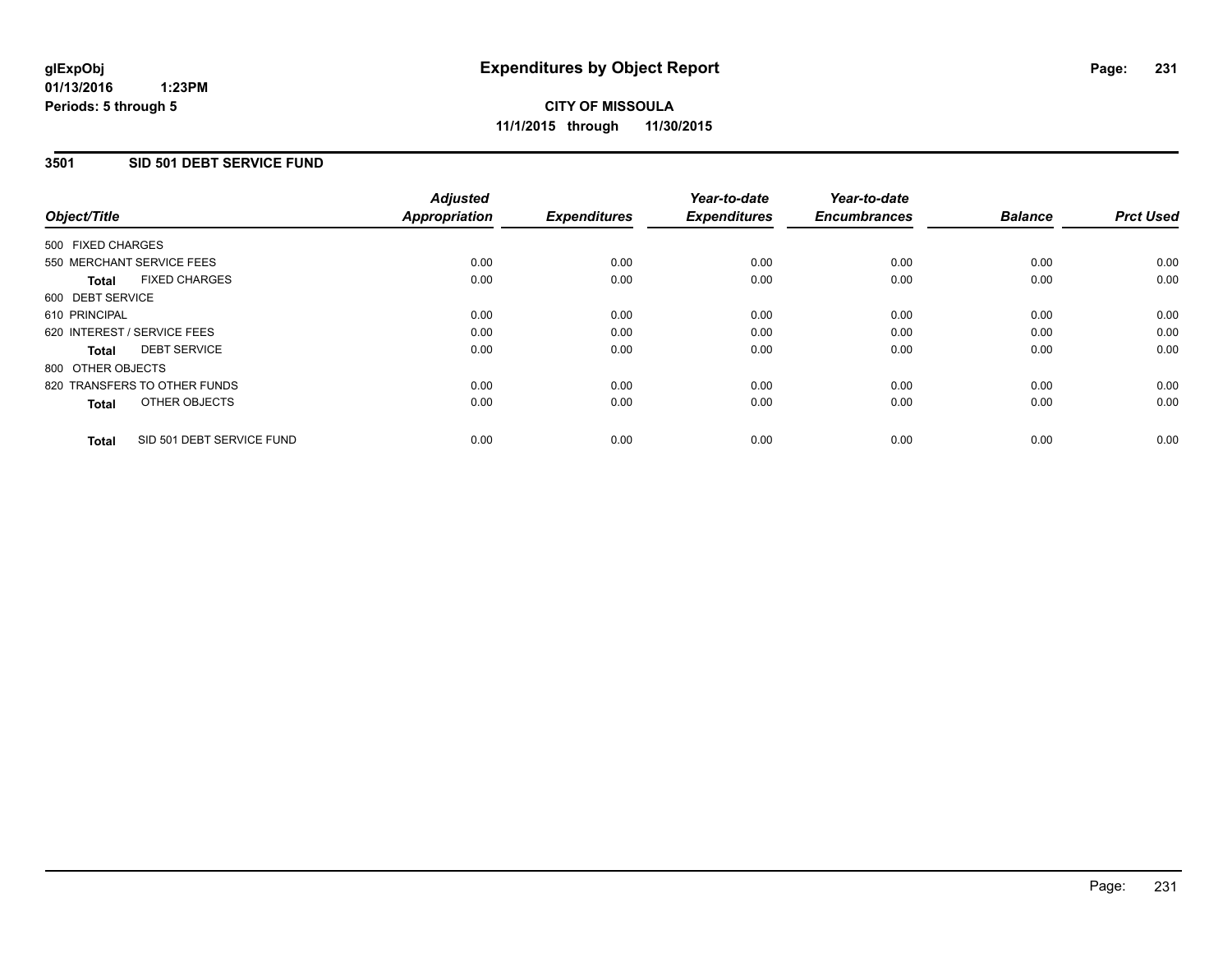**glExpObj**
**01/13/2016 1:23PM**
**Periods: 5 through 5**

# Expenditures by Object Report

**CITY OF MISSOULA**
**11/1/2015 through 11/30/2015**

## 3501 SID 501 DEBT SERVICE FUND

| Object/Title | Adjusted Appropriation | Expenditures | Year-to-date Expenditures | Year-to-date Encumbrances | Balance | Prct Used |
|---|---|---|---|---|---|---|
| 500 FIXED CHARGES | | | | | | |
| 550 MERCHANT SERVICE FEES | 0.00 | 0.00 | 0.00 | 0.00 | 0.00 | 0.00 |
| **Total** FIXED CHARGES | 0.00 | 0.00 | 0.00 | 0.00 | 0.00 | 0.00 |
| 600 DEBT SERVICE | | | | | | |
| 610 PRINCIPAL | 0.00 | 0.00 | 0.00 | 0.00 | 0.00 | 0.00 |
| 620 INTEREST / SERVICE FEES | 0.00 | 0.00 | 0.00 | 0.00 | 0.00 | 0.00 |
| **Total** DEBT SERVICE | 0.00 | 0.00 | 0.00 | 0.00 | 0.00 | 0.00 |
| 800 OTHER OBJECTS | | | | | | |
| 820 TRANSFERS TO OTHER FUNDS | 0.00 | 0.00 | 0.00 | 0.00 | 0.00 | 0.00 |
| **Total** OTHER OBJECTS | 0.00 | 0.00 | 0.00 | 0.00 | 0.00 | 0.00 |
| **Total** SID 501 DEBT SERVICE FUND | 0.00 | 0.00 | 0.00 | 0.00 | 0.00 | 0.00 |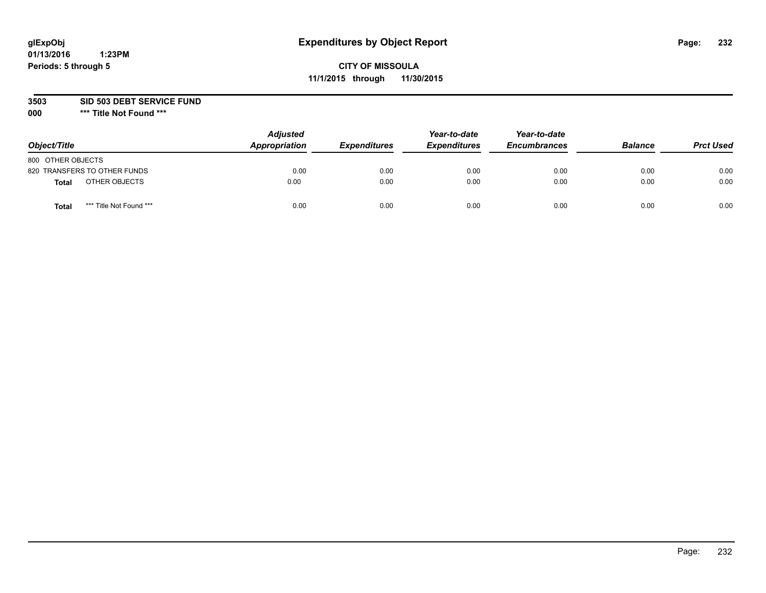glExpObj
01/13/2016 1:23PM
Periods: 5 through 5

# Expenditures by Object Report

**CITY OF MISSOULA**
**11/1/2015 through 11/30/2015**

**3503 SID 503 DEBT SERVICE FUND**
**000 *** Title Not Found *****

| Object/Title | | Adjusted Appropriation | Expenditures | Year-to-date Expenditures | Year-to-date Encumbrances | Balance | Prct Used |
|---|---|---|---|---|---|---|---|
| 800 OTHER OBJECTS | | | | | | | |
| 820 TRANSFERS TO OTHER FUNDS | | 0.00 | 0.00 | 0.00 | 0.00 | 0.00 | 0.00 |
| **Total** | OTHER OBJECTS | 0.00 | 0.00 | 0.00 | 0.00 | 0.00 | 0.00 |
| **Total** | *** Title Not Found *** | 0.00 | 0.00 | 0.00 | 0.00 | 0.00 | 0.00 |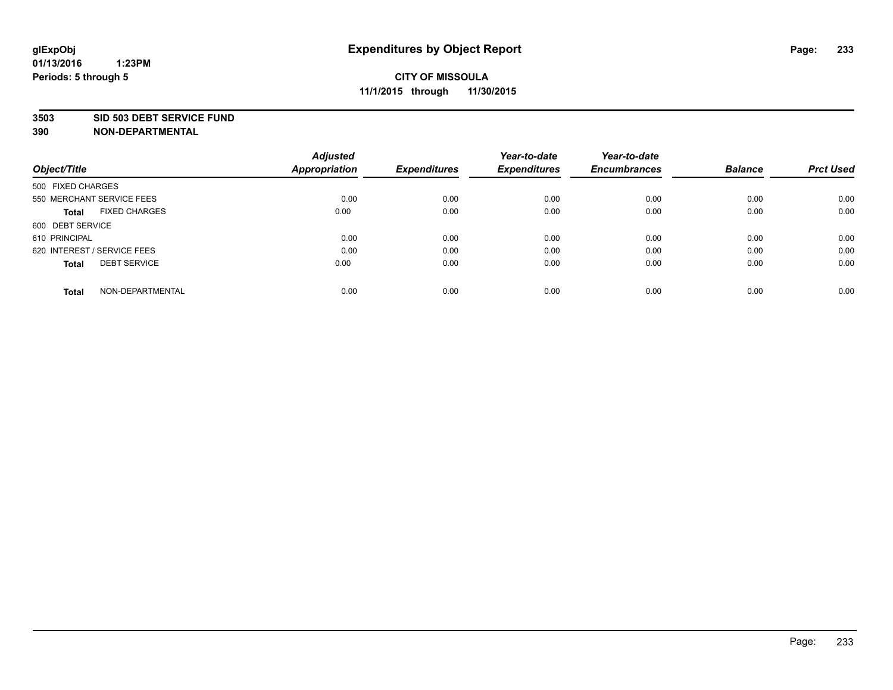glExpObj
01/13/2016 1:23PM
Periods: 5 through 5

# Expenditures by Object Report

**CITY OF MISSOULA**
**11/1/2015 through 11/30/2015**

**3503 SID 503 DEBT SERVICE FUND**
**390 NON-DEPARTMENTAL**

| Object/Title | Adjusted Appropriation | Expenditures | Year-to-date Expenditures | Year-to-date Encumbrances | Balance | Prct Used |
|---|---|---|---|---|---|---|
| 500 FIXED CHARGES | | | | | | |
| 550 MERCHANT SERVICE FEES | 0.00 | 0.00 | 0.00 | 0.00 | 0.00 | 0.00 |
| **Total** FIXED CHARGES | 0.00 | 0.00 | 0.00 | 0.00 | 0.00 | 0.00 |
| 600 DEBT SERVICE | | | | | | |
| 610 PRINCIPAL | 0.00 | 0.00 | 0.00 | 0.00 | 0.00 | 0.00 |
| 620 INTEREST / SERVICE FEES | 0.00 | 0.00 | 0.00 | 0.00 | 0.00 | 0.00 |
| **Total** DEBT SERVICE | 0.00 | 0.00 | 0.00 | 0.00 | 0.00 | 0.00 |
| **Total** NON-DEPARTMENTAL | 0.00 | 0.00 | 0.00 | 0.00 | 0.00 | 0.00 |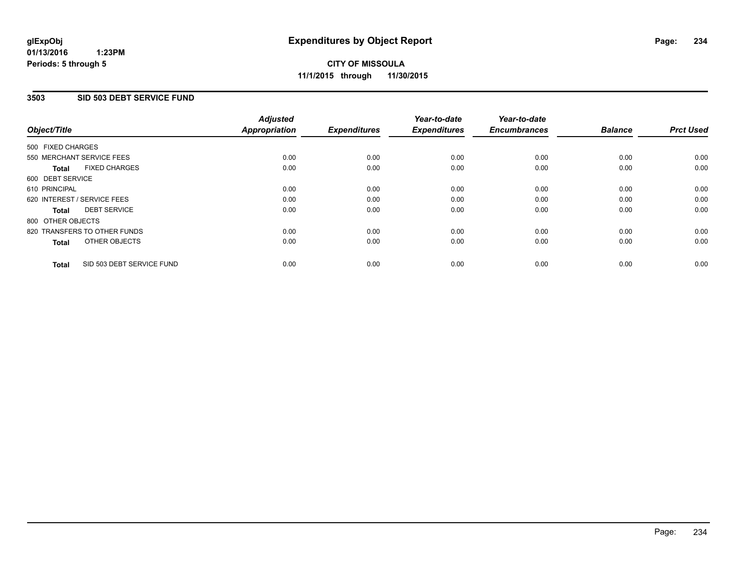**glExpObj**
**01/13/2016 1:23PM**
**Periods: 5 through 5**

# Expenditures by Object Report

**CITY OF MISSOULA**
**11/1/2015 through 11/30/2015**

## 3503 SID 503 DEBT SERVICE FUND

| Object/Title | Adjusted Appropriation | Expenditures | Year-to-date Expenditures | Year-to-date Encumbrances | Balance | Prct Used |
|---|---|---|---|---|---|---|
| 500 FIXED CHARGES | | | | | | |
| 550 MERCHANT SERVICE FEES | 0.00 | 0.00 | 0.00 | 0.00 | 0.00 | 0.00 |
| **Total** FIXED CHARGES | 0.00 | 0.00 | 0.00 | 0.00 | 0.00 | 0.00 |
| 600 DEBT SERVICE | | | | | | |
| 610 PRINCIPAL | 0.00 | 0.00 | 0.00 | 0.00 | 0.00 | 0.00 |
| 620 INTEREST / SERVICE FEES | 0.00 | 0.00 | 0.00 | 0.00 | 0.00 | 0.00 |
| **Total** DEBT SERVICE | 0.00 | 0.00 | 0.00 | 0.00 | 0.00 | 0.00 |
| 800 OTHER OBJECTS | | | | | | |
| 820 TRANSFERS TO OTHER FUNDS | 0.00 | 0.00 | 0.00 | 0.00 | 0.00 | 0.00 |
| **Total** OTHER OBJECTS | 0.00 | 0.00 | 0.00 | 0.00 | 0.00 | 0.00 |
| **Total** SID 503 DEBT SERVICE FUND | 0.00 | 0.00 | 0.00 | 0.00 | 0.00 | 0.00 |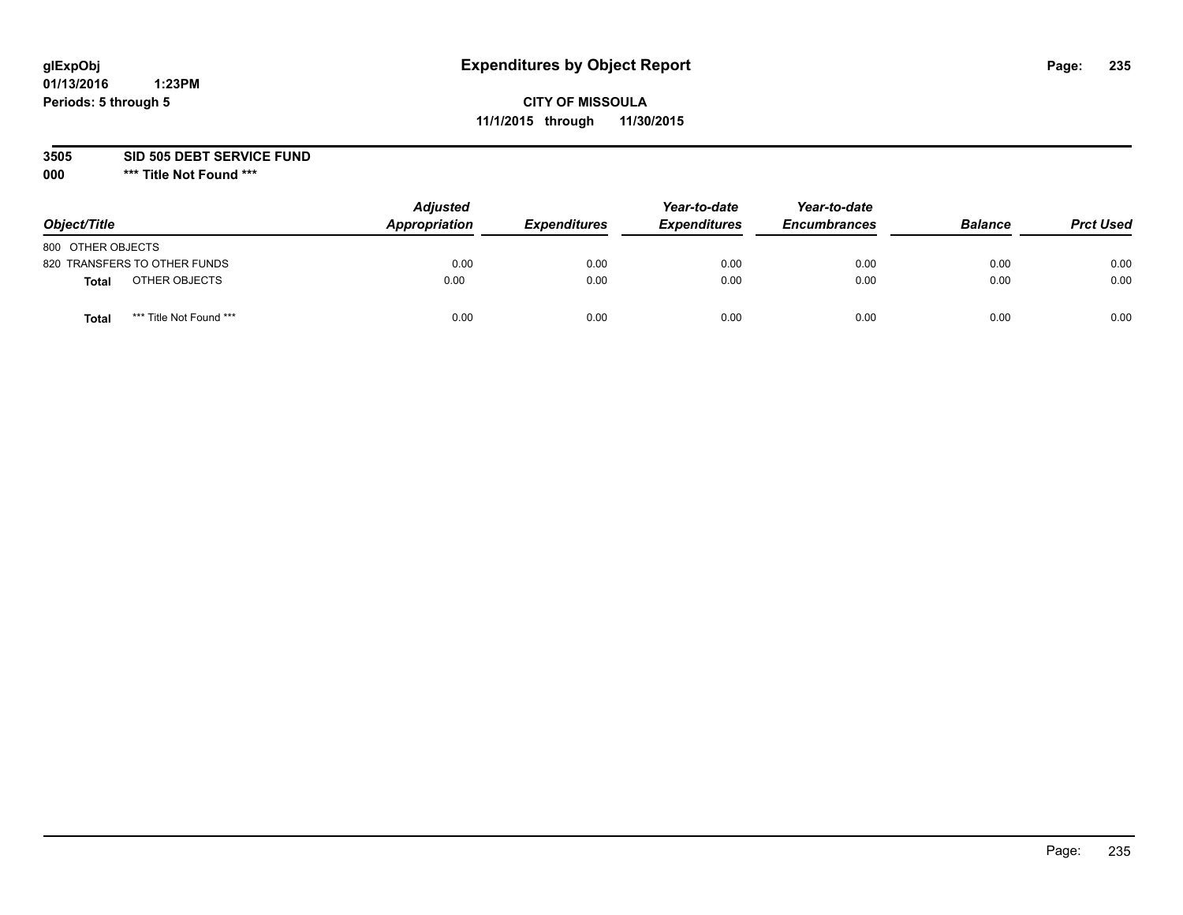glExpObj
01/13/2016 1:23PM
Periods: 5 through 5

# Expenditures by Object Report

**CITY OF MISSOULA**
**11/1/2015 through 11/30/2015**

**3505 SID 505 DEBT SERVICE FUND**
**000 \*\*\* Title Not Found \*\*\***

| Object/Title | | Adjusted Appropriation | Expenditures | Year-to-date Expenditures | Year-to-date Encumbrances | Balance | Prct Used |
|---|---|---|---|---|---|---|---|
| 800 OTHER OBJECTS | | | | | | | |
| 820 TRANSFERS TO OTHER FUNDS | | 0.00 | 0.00 | 0.00 | 0.00 | 0.00 | 0.00 |
| **Total** | OTHER OBJECTS | 0.00 | 0.00 | 0.00 | 0.00 | 0.00 | 0.00 |
| **Total** | \*\*\* Title Not Found \*\*\* | 0.00 | 0.00 | 0.00 | 0.00 | 0.00 | 0.00 |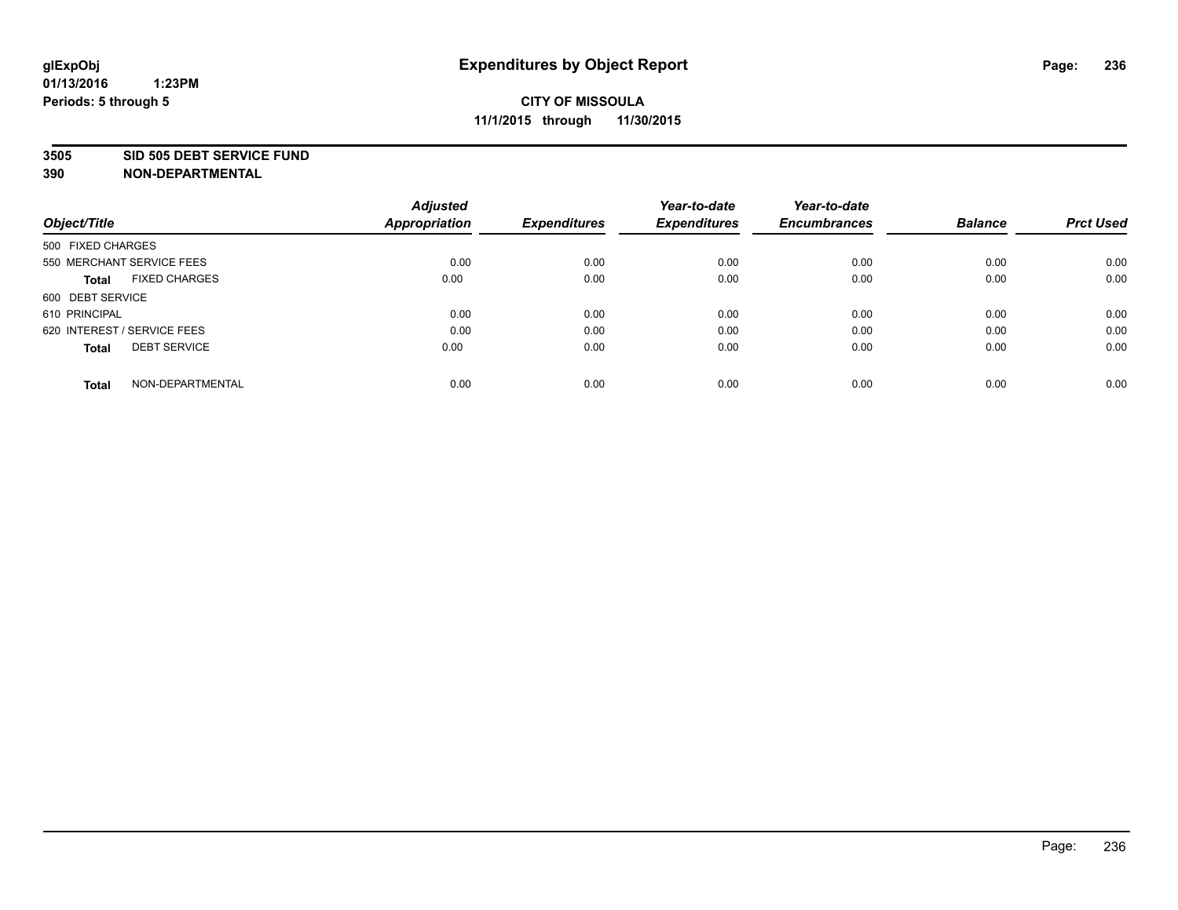glExpObj
01/13/2016 1:23PM
Periods: 5 through 5

# Expenditures by Object Report

**CITY OF MISSOULA**
**11/1/2015 through 11/30/2015**

**3505 SID 505 DEBT SERVICE FUND**
**390 NON-DEPARTMENTAL**

| Object/Title | Adjusted Appropriation | Expenditures | Year-to-date Expenditures | Year-to-date Encumbrances | Balance | Prct Used |
|---|---|---|---|---|---|---|
| 500 FIXED CHARGES | | | | | | |
| 550 MERCHANT SERVICE FEES | 0.00 | 0.00 | 0.00 | 0.00 | 0.00 | 0.00 |
| **Total** FIXED CHARGES | 0.00 | 0.00 | 0.00 | 0.00 | 0.00 | 0.00 |
| 600 DEBT SERVICE | | | | | | |
| 610 PRINCIPAL | 0.00 | 0.00 | 0.00 | 0.00 | 0.00 | 0.00 |
| 620 INTEREST / SERVICE FEES | 0.00 | 0.00 | 0.00 | 0.00 | 0.00 | 0.00 |
| **Total** DEBT SERVICE | 0.00 | 0.00 | 0.00 | 0.00 | 0.00 | 0.00 |
| **Total** NON-DEPARTMENTAL | 0.00 | 0.00 | 0.00 | 0.00 | 0.00 | 0.00 |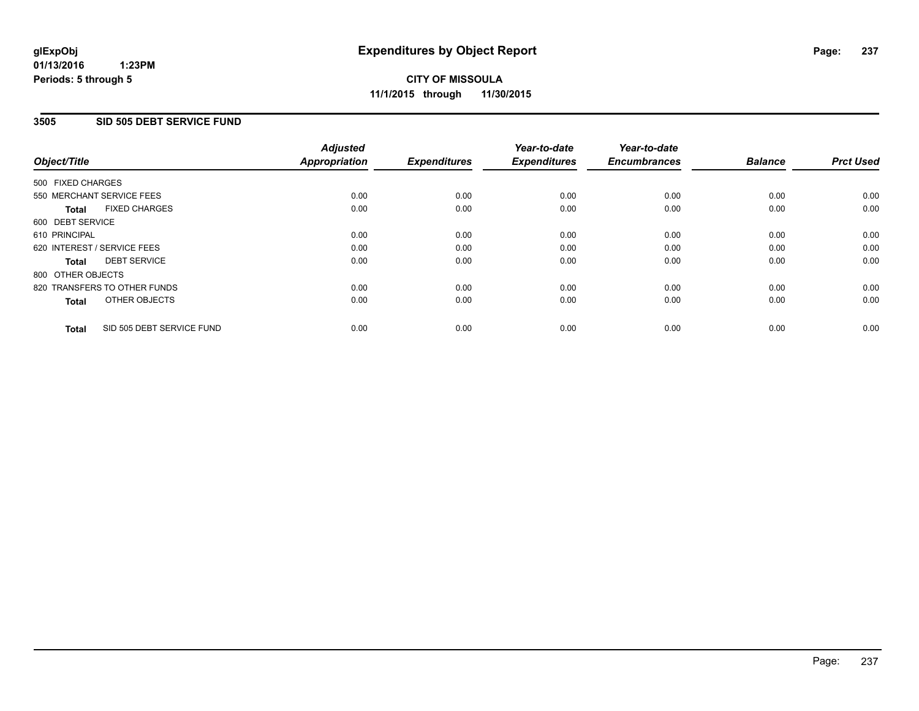# Expenditures by Object Report

glExpObj
01/13/2016 1:23PM
Periods: 5 through 5

**CITY OF MISSOULA**
**11/1/2015 through 11/30/2015**

## 3505 SID 505 DEBT SERVICE FUND

| Object/Title | Adjusted Appropriation | Expenditures | Year-to-date Expenditures | Year-to-date Encumbrances | Balance | Prct Used |
|---|---|---|---|---|---|---|
| 500 FIXED CHARGES | | | | | | |
| 550 MERCHANT SERVICE FEES | 0.00 | 0.00 | 0.00 | 0.00 | 0.00 | 0.00 |
| **Total** FIXED CHARGES | 0.00 | 0.00 | 0.00 | 0.00 | 0.00 | 0.00 |
| 600 DEBT SERVICE | | | | | | |
| 610 PRINCIPAL | 0.00 | 0.00 | 0.00 | 0.00 | 0.00 | 0.00 |
| 620 INTEREST / SERVICE FEES | 0.00 | 0.00 | 0.00 | 0.00 | 0.00 | 0.00 |
| **Total** DEBT SERVICE | 0.00 | 0.00 | 0.00 | 0.00 | 0.00 | 0.00 |
| 800 OTHER OBJECTS | | | | | | |
| 820 TRANSFERS TO OTHER FUNDS | 0.00 | 0.00 | 0.00 | 0.00 | 0.00 | 0.00 |
| **Total** OTHER OBJECTS | 0.00 | 0.00 | 0.00 | 0.00 | 0.00 | 0.00 |
| **Total** SID 505 DEBT SERVICE FUND | 0.00 | 0.00 | 0.00 | 0.00 | 0.00 | 0.00 |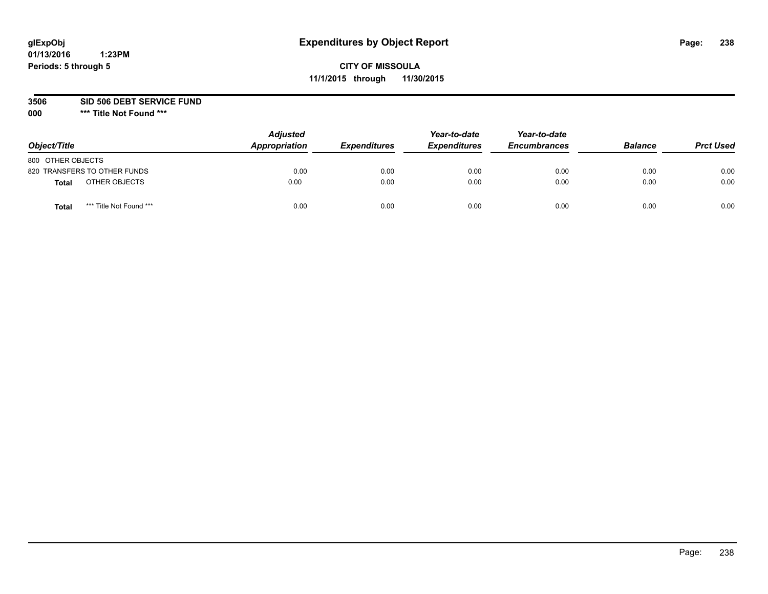glExpObj
01/13/2016 1:23PM
Periods: 5 through 5

# Expenditures by Object Report

**CITY OF MISSOULA**
**11/1/2015 through 11/30/2015**

**3506 SID 506 DEBT SERVICE FUND**
**000 \*\*\* Title Not Found \*\*\***

| Object/Title | Adjusted Appropriation | Expenditures | Year-to-date Expenditures | Year-to-date Encumbrances | Balance | Prct Used |
|---|---|---|---|---|---|---|
| 800 OTHER OBJECTS | | | | | | |
| 820 TRANSFERS TO OTHER FUNDS | 0.00 | 0.00 | 0.00 | 0.00 | 0.00 | 0.00 |
| **Total** OTHER OBJECTS | 0.00 | 0.00 | 0.00 | 0.00 | 0.00 | 0.00 |
| **Total** *** Title Not Found *** | 0.00 | 0.00 | 0.00 | 0.00 | 0.00 | 0.00 |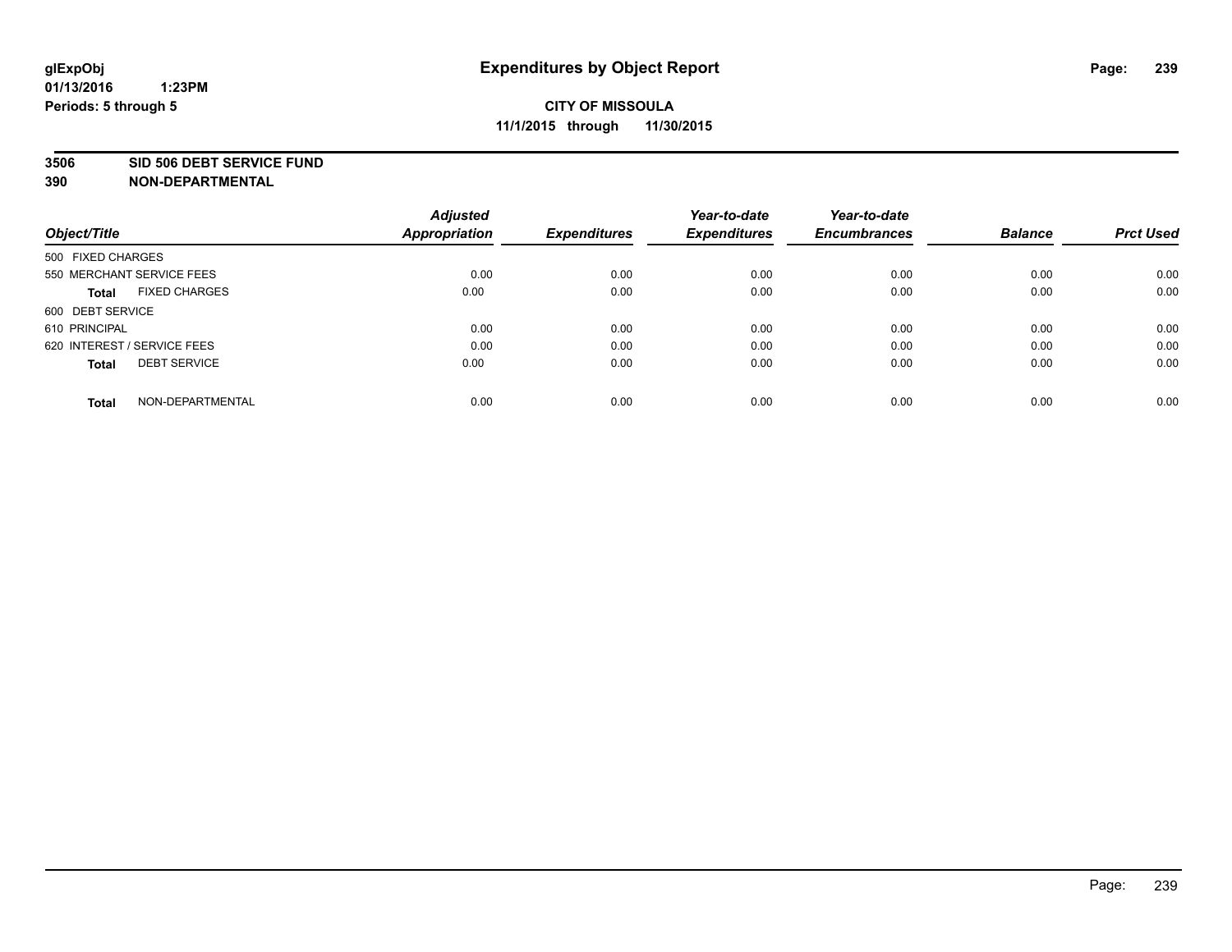# Expenditures by Object Report

glExpObj
01/13/2016 1:23PM
Periods: 5 through 5

**CITY OF MISSOULA**
**11/1/2015 through 11/30/2015**

**3506 SID 506 DEBT SERVICE FUND**
**390 NON-DEPARTMENTAL**

| Object/Title | Adjusted Appropriation | Expenditures | Year-to-date Expenditures | Year-to-date Encumbrances | Balance | Prct Used |
|---|---|---|---|---|---|---|
| 500 FIXED CHARGES | | | | | | |
| 550 MERCHANT SERVICE FEES | 0.00 | 0.00 | 0.00 | 0.00 | 0.00 | 0.00 |
| **Total** FIXED CHARGES | 0.00 | 0.00 | 0.00 | 0.00 | 0.00 | 0.00 |
| 600 DEBT SERVICE | | | | | | |
| 610 PRINCIPAL | 0.00 | 0.00 | 0.00 | 0.00 | 0.00 | 0.00 |
| 620 INTEREST / SERVICE FEES | 0.00 | 0.00 | 0.00 | 0.00 | 0.00 | 0.00 |
| **Total** DEBT SERVICE | 0.00 | 0.00 | 0.00 | 0.00 | 0.00 | 0.00 |
| **Total** NON-DEPARTMENTAL | 0.00 | 0.00 | 0.00 | 0.00 | 0.00 | 0.00 |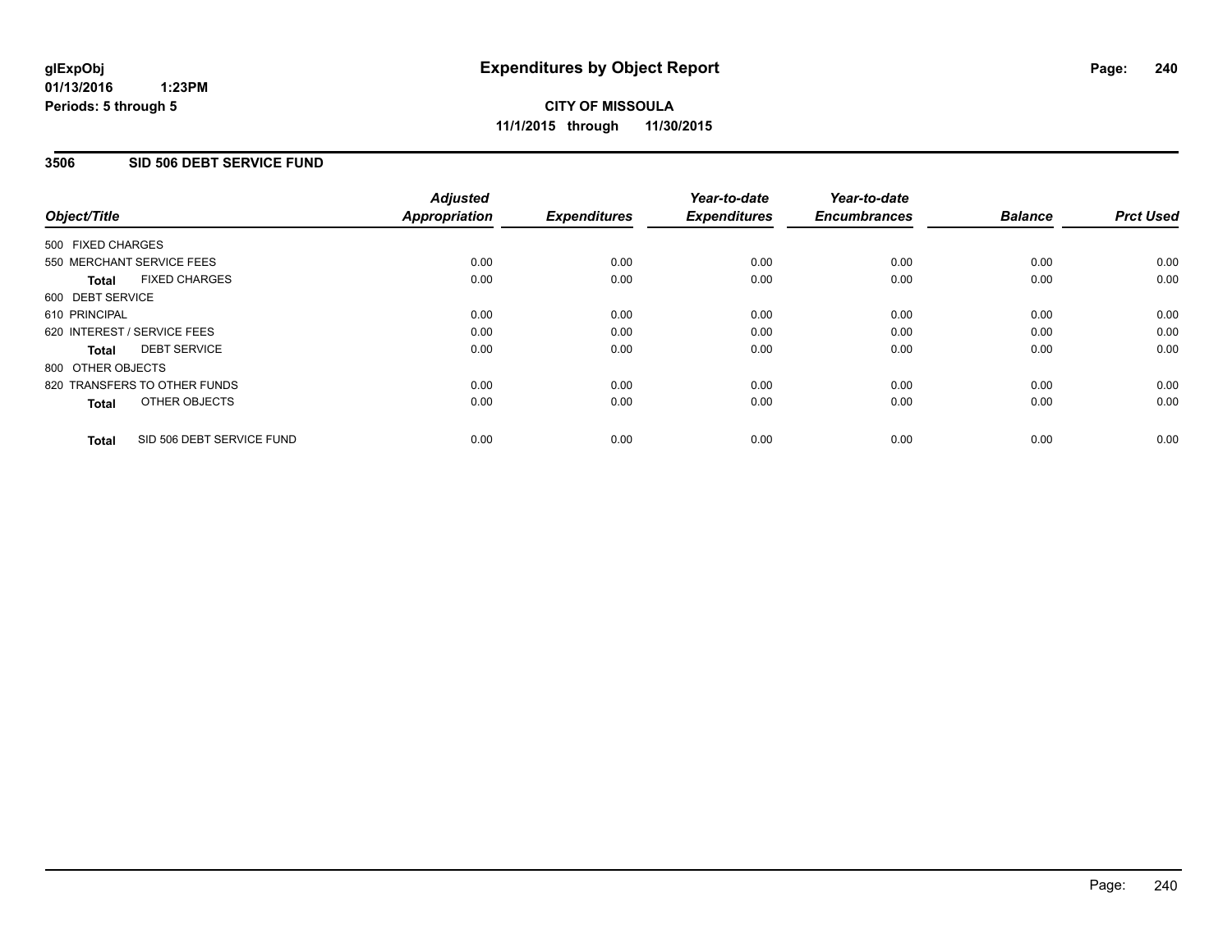# Expenditures by Object Report

glExpObj
01/13/2016 1:23PM
Periods: 5 through 5

**CITY OF MISSOULA**
**11/1/2015 through 11/30/2015**

## 3506 SID 506 DEBT SERVICE FUND

| Object/Title | Adjusted Appropriation | Expenditures | Year-to-date Expenditures | Year-to-date Encumbrances | Balance | Prct Used |
|---|---|---|---|---|---|---|
| 500 FIXED CHARGES | | | | | | |
| 550 MERCHANT SERVICE FEES | 0.00 | 0.00 | 0.00 | 0.00 | 0.00 | 0.00 |
| **Total** FIXED CHARGES | 0.00 | 0.00 | 0.00 | 0.00 | 0.00 | 0.00 |
| 600 DEBT SERVICE | | | | | | |
| 610 PRINCIPAL | 0.00 | 0.00 | 0.00 | 0.00 | 0.00 | 0.00 |
| 620 INTEREST / SERVICE FEES | 0.00 | 0.00 | 0.00 | 0.00 | 0.00 | 0.00 |
| **Total** DEBT SERVICE | 0.00 | 0.00 | 0.00 | 0.00 | 0.00 | 0.00 |
| 800 OTHER OBJECTS | | | | | | |
| 820 TRANSFERS TO OTHER FUNDS | 0.00 | 0.00 | 0.00 | 0.00 | 0.00 | 0.00 |
| **Total** OTHER OBJECTS | 0.00 | 0.00 | 0.00 | 0.00 | 0.00 | 0.00 |
| **Total** SID 506 DEBT SERVICE FUND | 0.00 | 0.00 | 0.00 | 0.00 | 0.00 | 0.00 |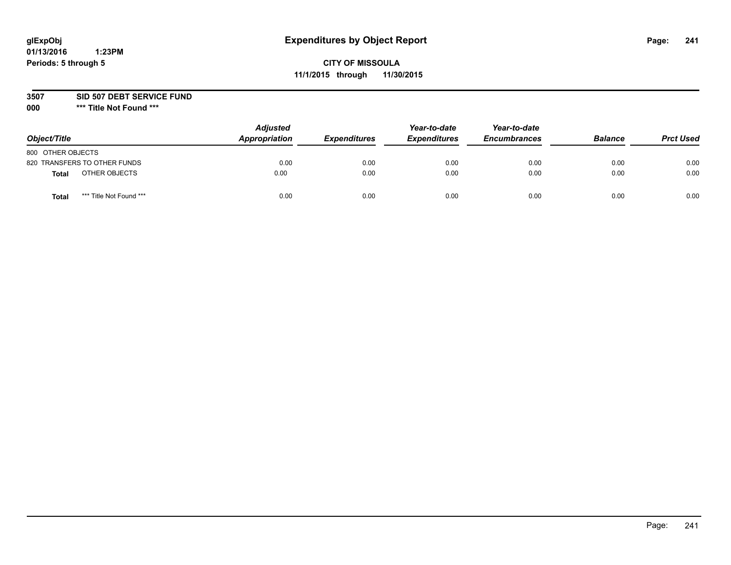glExpObj
01/13/2016 1:23PM
Periods: 5 through 5

# Expenditures by Object Report

**CITY OF MISSOULA**
**11/1/2015 through 11/30/2015**

**3507 SID 507 DEBT SERVICE FUND**
**000 *** Title Not Found *****

| Object/Title | | Adjusted Appropriation | Expenditures | Year-to-date Expenditures | Year-to-date Encumbrances | Balance | Prct Used |
|---|---|---|---|---|---|---|---|
| 800 OTHER OBJECTS | | | | | | | |
| 820 TRANSFERS TO OTHER FUNDS | | 0.00 | 0.00 | 0.00 | 0.00 | 0.00 | 0.00 |
| **Total** | OTHER OBJECTS | 0.00 | 0.00 | 0.00 | 0.00 | 0.00 | 0.00 |
| **Total** | *** Title Not Found *** | 0.00 | 0.00 | 0.00 | 0.00 | 0.00 | 0.00 |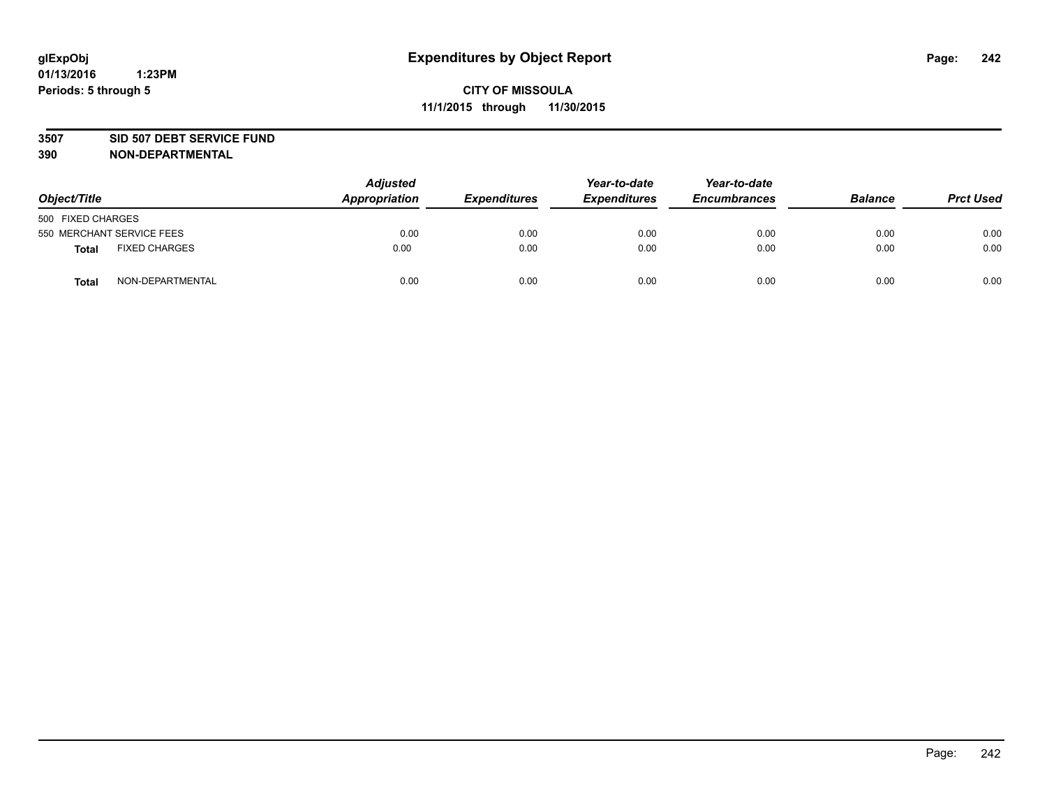glExpObj
01/13/2016 1:23PM
Periods: 5 through 5

# Expenditures by Object Report

**CITY OF MISSOULA**
**11/1/2015 through 11/30/2015**

**3507 SID 507 DEBT SERVICE FUND**
**390 NON-DEPARTMENTAL**

| Object/Title | | Adjusted Appropriation | Expenditures | Year-to-date Expenditures | Year-to-date Encumbrances | Balance | Prct Used |
|---|---|---|---|---|---|---|---|
| 500 FIXED CHARGES | | | | | | | |
| 550 MERCHANT SERVICE FEES | | 0.00 | 0.00 | 0.00 | 0.00 | 0.00 | 0.00 |
| **Total** | FIXED CHARGES | 0.00 | 0.00 | 0.00 | 0.00 | 0.00 | 0.00 |
| **Total** | NON-DEPARTMENTAL | 0.00 | 0.00 | 0.00 | 0.00 | 0.00 | 0.00 |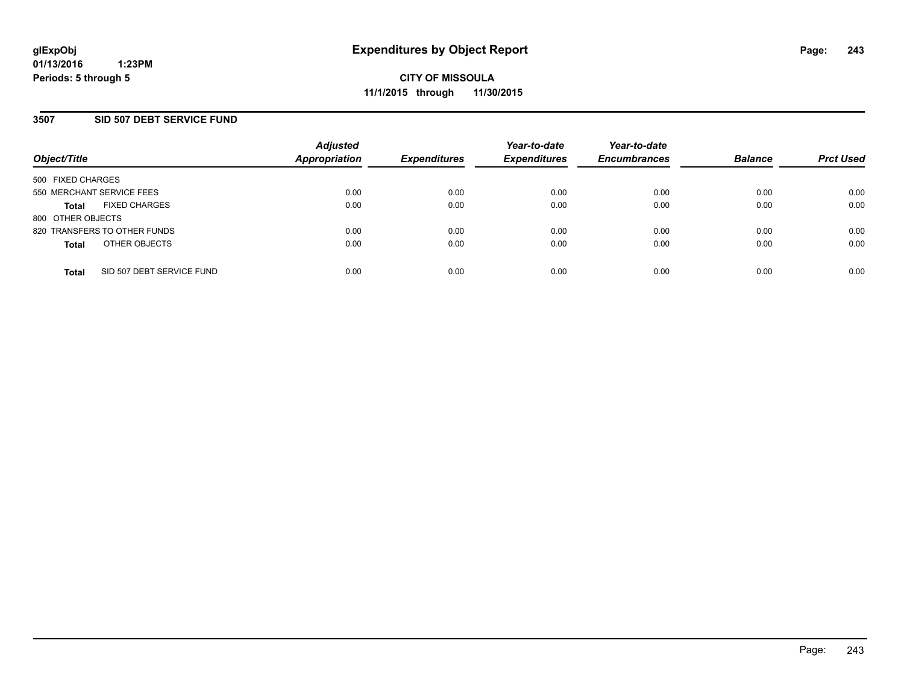**glExpObj**
**01/13/2016 1:23PM**
**Periods: 5 through 5**

# Expenditures by Object Report

**CITY OF MISSOULA**
**11/1/2015 through 11/30/2015**

## 3507 SID 507 DEBT SERVICE FUND

| Object/Title | | Adjusted Appropriation | Expenditures | Year-to-date Expenditures | Year-to-date Encumbrances | Balance | Prct Used |
|---|---|---|---|---|---|---|---|
| 500 FIXED CHARGES | | | | | | | |
| 550 MERCHANT SERVICE FEES | | 0.00 | 0.00 | 0.00 | 0.00 | 0.00 | 0.00 |
| **Total** | FIXED CHARGES | 0.00 | 0.00 | 0.00 | 0.00 | 0.00 | 0.00 |
| 800 OTHER OBJECTS | | | | | | | |
| 820 TRANSFERS TO OTHER FUNDS | | 0.00 | 0.00 | 0.00 | 0.00 | 0.00 | 0.00 |
| **Total** | OTHER OBJECTS | 0.00 | 0.00 | 0.00 | 0.00 | 0.00 | 0.00 |
| **Total** | SID 507 DEBT SERVICE FUND | 0.00 | 0.00 | 0.00 | 0.00 | 0.00 | 0.00 |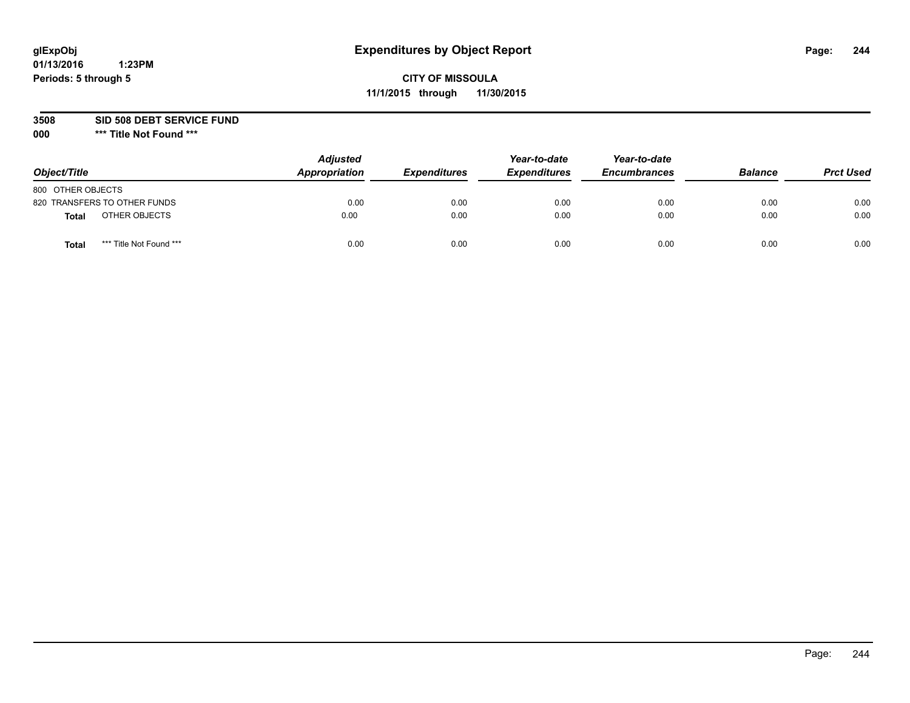glExpObj
01/13/2016 1:23PM
Periods: 5 through 5

# Expenditures by Object Report

**CITY OF MISSOULA**
**11/1/2015 through 11/30/2015**

**3508 SID 508 DEBT SERVICE FUND**
**000 \*\*\* Title Not Found \*\*\***

| Object/Title | | Adjusted Appropriation | Expenditures | Year-to-date Expenditures | Year-to-date Encumbrances | Balance | Prct Used |
|---|---|---|---|---|---|---|---|
| 800 OTHER OBJECTS | | | | | | | |
| 820 TRANSFERS TO OTHER FUNDS | | 0.00 | 0.00 | 0.00 | 0.00 | 0.00 | 0.00 |
| **Total** | OTHER OBJECTS | 0.00 | 0.00 | 0.00 | 0.00 | 0.00 | 0.00 |
| **Total** | \*\*\* Title Not Found \*\*\* | 0.00 | 0.00 | 0.00 | 0.00 | 0.00 | 0.00 |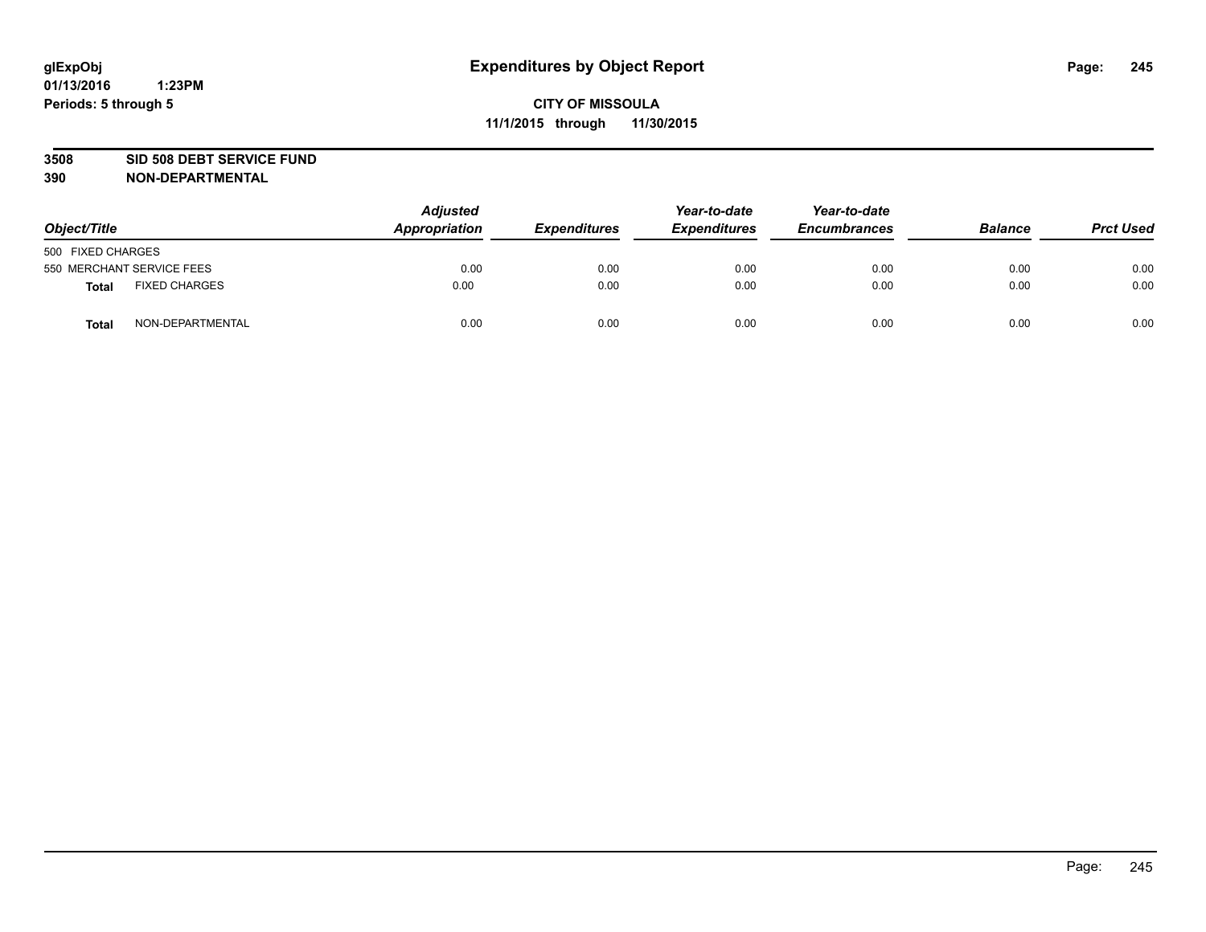**glExpObj**
**01/13/2016 1:23PM**
**Periods: 5 through 5**

# Expenditures by Object Report

**CITY OF MISSOULA**
**11/1/2015 through 11/30/2015**

**3508 SID 508 DEBT SERVICE FUND**
**390 NON-DEPARTMENTAL**

| Object/Title | | Adjusted Appropriation | Expenditures | Year-to-date Expenditures | Year-to-date Encumbrances | Balance | Prct Used |
|---|---|---|---|---|---|---|---|
| 500 FIXED CHARGES | | | | | | | |
| 550 MERCHANT SERVICE FEES | | 0.00 | 0.00 | 0.00 | 0.00 | 0.00 | 0.00 |
| **Total** | FIXED CHARGES | 0.00 | 0.00 | 0.00 | 0.00 | 0.00 | 0.00 |
| **Total** | NON-DEPARTMENTAL | 0.00 | 0.00 | 0.00 | 0.00 | 0.00 | 0.00 |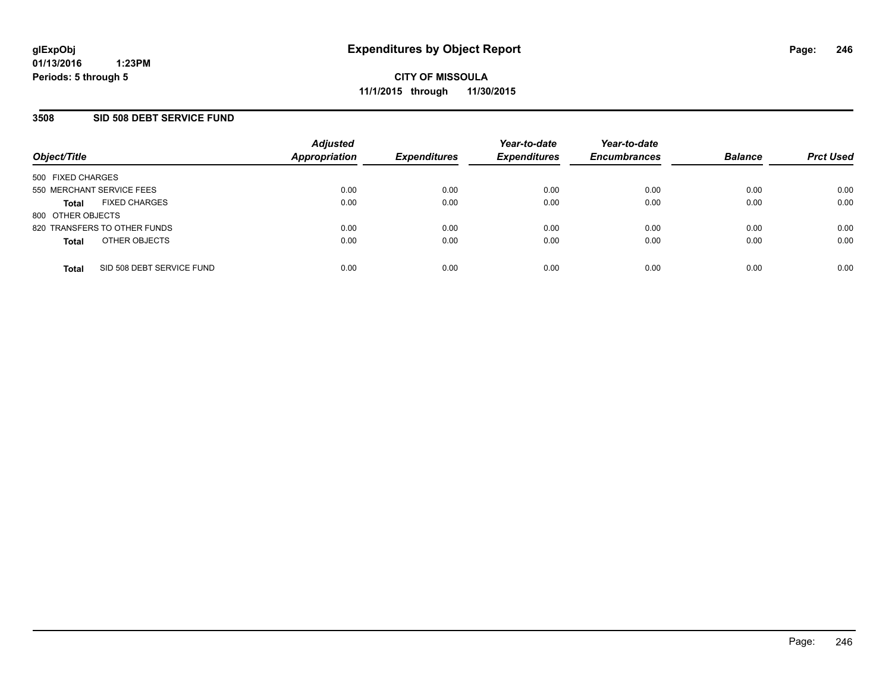**CITY OF MISSOULA**

**11/1/2015 through 11/30/2015**

## 3508 SID 508 DEBT SERVICE FUND

| Object/Title | Adjusted Appropriation | Expenditures | Year-to-date Expenditures | Year-to-date Encumbrances | Balance | Prct Used |
|---|---|---|---|---|---|---|
| 500 FIXED CHARGES | | | | | | |
| 550 MERCHANT SERVICE FEES | 0.00 | 0.00 | 0.00 | 0.00 | 0.00 | 0.00 |
| **Total** FIXED CHARGES | 0.00 | 0.00 | 0.00 | 0.00 | 0.00 | 0.00 |
| 800 OTHER OBJECTS | | | | | | |
| 820 TRANSFERS TO OTHER FUNDS | 0.00 | 0.00 | 0.00 | 0.00 | 0.00 | 0.00 |
| **Total** OTHER OBJECTS | 0.00 | 0.00 | 0.00 | 0.00 | 0.00 | 0.00 |
| **Total** SID 508 DEBT SERVICE FUND | 0.00 | 0.00 | 0.00 | 0.00 | 0.00 | 0.00 |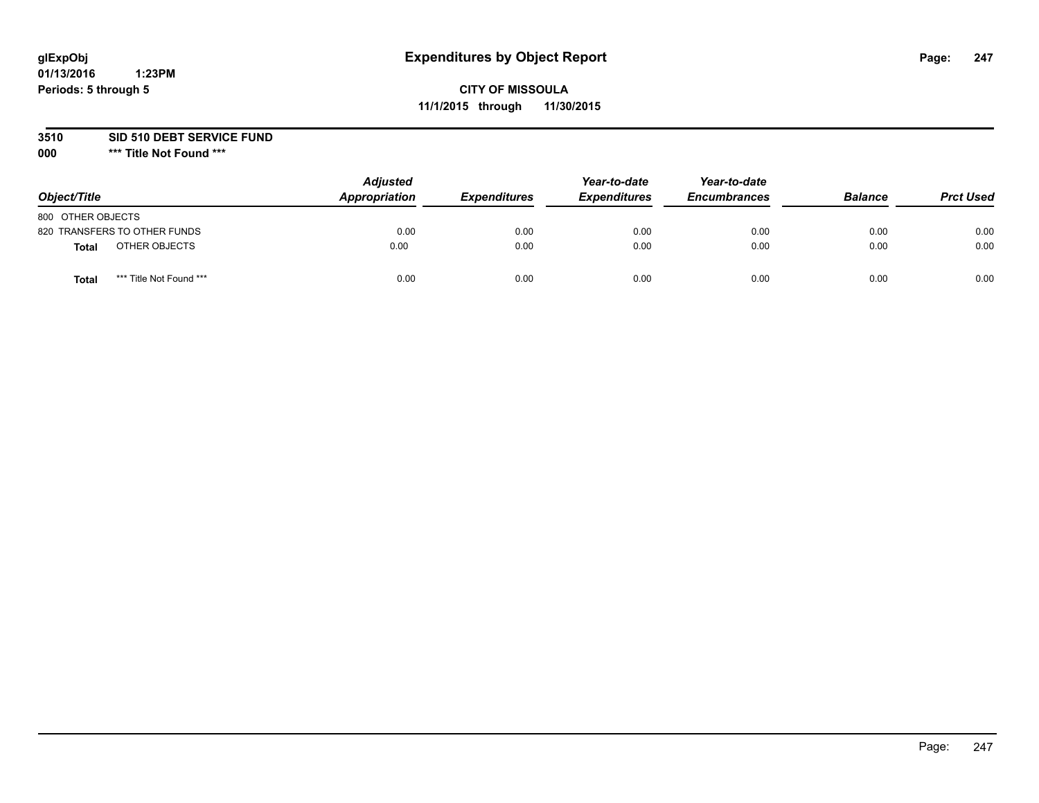glExpObj
01/13/2016 1:23PM
Periods: 5 through 5

# Expenditures by Object Report

**CITY OF MISSOULA**
**11/1/2015 through 11/30/2015**

**3510 SID 510 DEBT SERVICE FUND**
**000 \*\*\* Title Not Found \*\*\***

| Object/Title | Adjusted Appropriation | Expenditures | Year-to-date Expenditures | Year-to-date Encumbrances | Balance | Prct Used |
|---|---|---|---|---|---|---|
| 800 OTHER OBJECTS | | | | | | |
| 820 TRANSFERS TO OTHER FUNDS | 0.00 | 0.00 | 0.00 | 0.00 | 0.00 | 0.00 |
| **Total** OTHER OBJECTS | 0.00 | 0.00 | 0.00 | 0.00 | 0.00 | 0.00 |
| **Total** *** Title Not Found *** | 0.00 | 0.00 | 0.00 | 0.00 | 0.00 | 0.00 |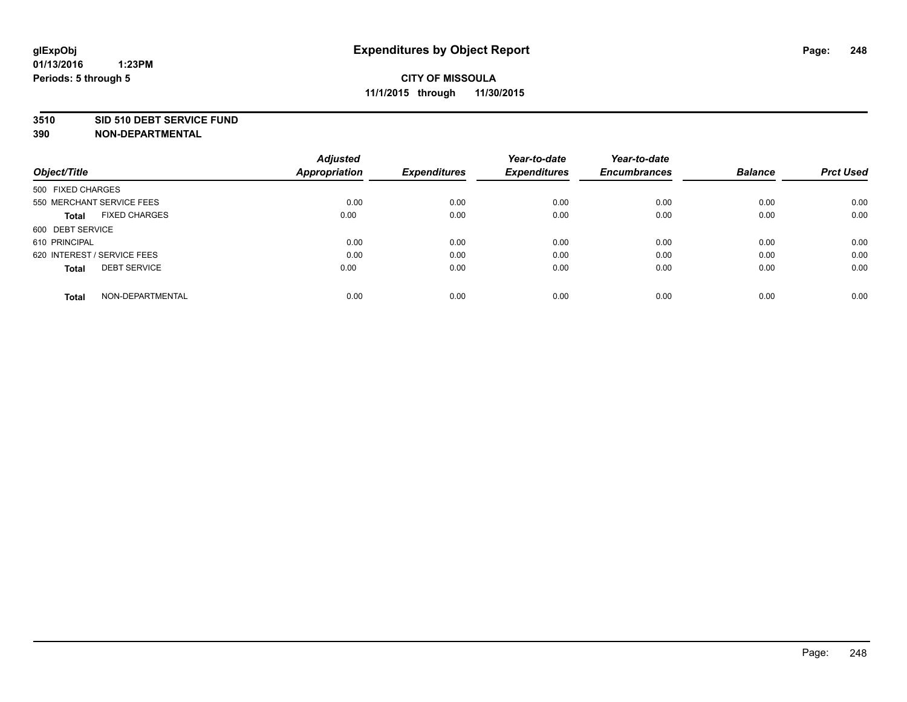**glExpObj**
**01/13/2016 1:23PM**
**Periods: 5 through 5**

# Expenditures by Object Report

**CITY OF MISSOULA**
**11/1/2015 through 11/30/2015**

**3510 SID 510 DEBT SERVICE FUND**
**390 NON-DEPARTMENTAL**

| Object/Title | | Adjusted Appropriation | Expenditures | Year-to-date Expenditures | Year-to-date Encumbrances | Balance | Prct Used |
|---|---|---|---|---|---|---|---|
| 500 FIXED CHARGES | | | | | | | |
| 550 MERCHANT SERVICE FEES | | 0.00 | 0.00 | 0.00 | 0.00 | 0.00 | 0.00 |
| **Total** | FIXED CHARGES | 0.00 | 0.00 | 0.00 | 0.00 | 0.00 | 0.00 |
| 600 DEBT SERVICE | | | | | | | |
| 610 PRINCIPAL | | 0.00 | 0.00 | 0.00 | 0.00 | 0.00 | 0.00 |
| 620 INTEREST / SERVICE FEES | | 0.00 | 0.00 | 0.00 | 0.00 | 0.00 | 0.00 |
| **Total** | DEBT SERVICE | 0.00 | 0.00 | 0.00 | 0.00 | 0.00 | 0.00 |
| **Total** | NON-DEPARTMENTAL | 0.00 | 0.00 | 0.00 | 0.00 | 0.00 | 0.00 |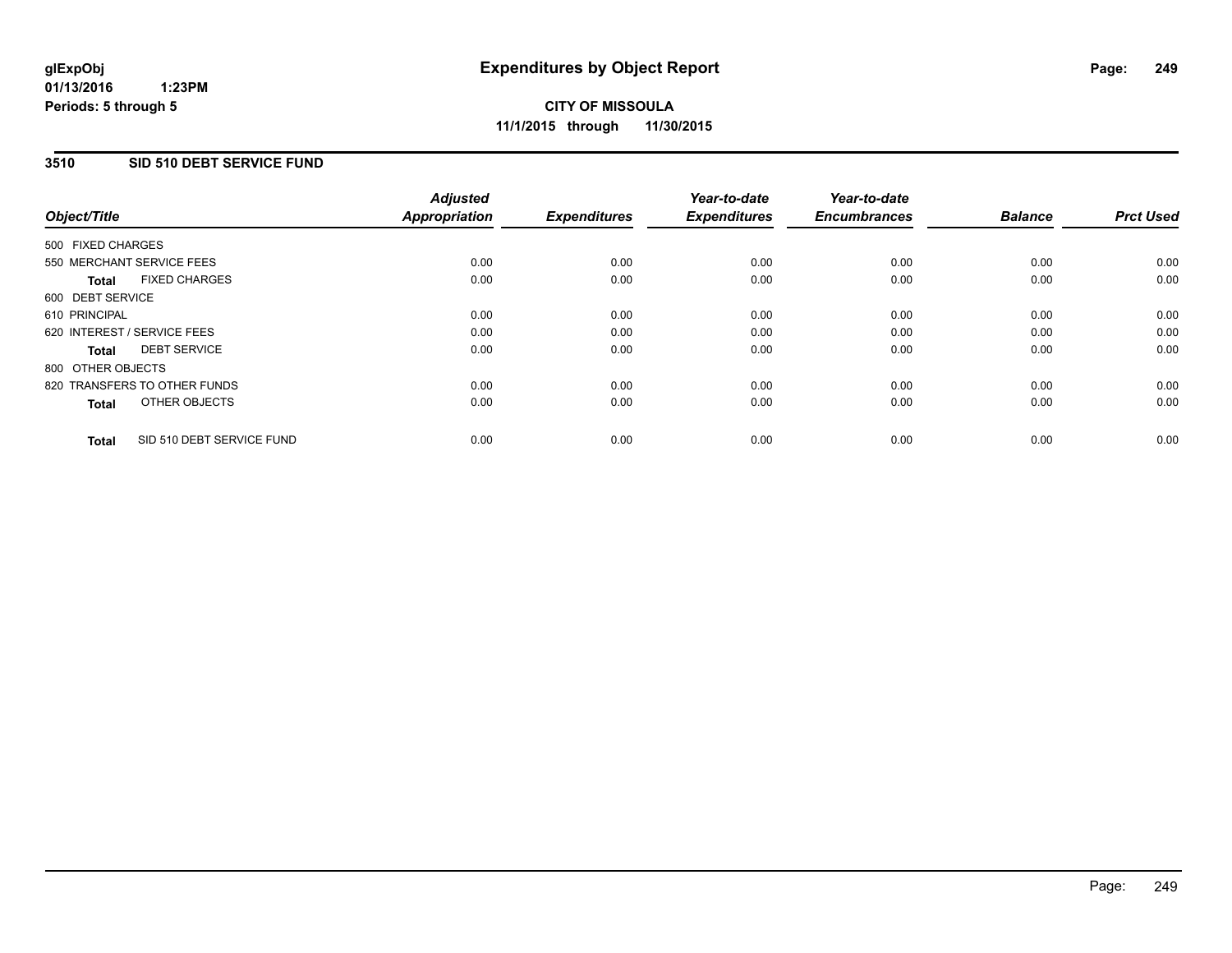glExpObj
01/13/2016 1:23PM
Periods: 5 through 5

# Expenditures by Object Report

**CITY OF MISSOULA**
**11/1/2015 through 11/30/2015**

## 3510 SID 510 DEBT SERVICE FUND

| Object/Title | Adjusted Appropriation | Expenditures | Year-to-date Expenditures | Year-to-date Encumbrances | Balance | Prct Used |
|---|---|---|---|---|---|---|
| 500 FIXED CHARGES | | | | | | |
| 550 MERCHANT SERVICE FEES | 0.00 | 0.00 | 0.00 | 0.00 | 0.00 | 0.00 |
| **Total** FIXED CHARGES | 0.00 | 0.00 | 0.00 | 0.00 | 0.00 | 0.00 |
| 600 DEBT SERVICE | | | | | | |
| 610 PRINCIPAL | 0.00 | 0.00 | 0.00 | 0.00 | 0.00 | 0.00 |
| 620 INTEREST / SERVICE FEES | 0.00 | 0.00 | 0.00 | 0.00 | 0.00 | 0.00 |
| **Total** DEBT SERVICE | 0.00 | 0.00 | 0.00 | 0.00 | 0.00 | 0.00 |
| 800 OTHER OBJECTS | | | | | | |
| 820 TRANSFERS TO OTHER FUNDS | 0.00 | 0.00 | 0.00 | 0.00 | 0.00 | 0.00 |
| **Total** OTHER OBJECTS | 0.00 | 0.00 | 0.00 | 0.00 | 0.00 | 0.00 |
| **Total** SID 510 DEBT SERVICE FUND | 0.00 | 0.00 | 0.00 | 0.00 | 0.00 | 0.00 |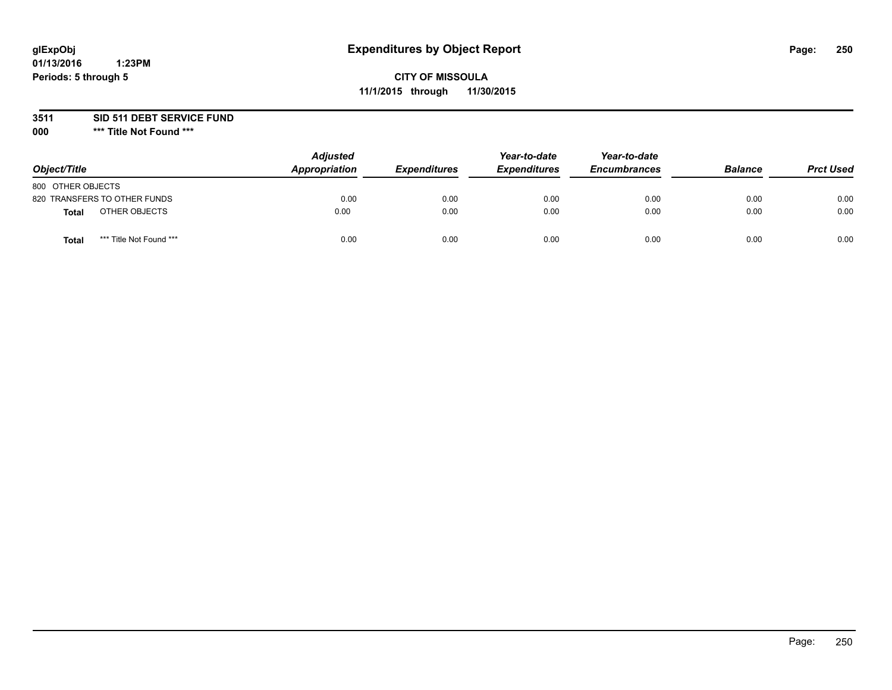glExpObj
01/13/2016 1:23PM
Periods: 5 through 5

# Expenditures by Object Report

**CITY OF MISSOULA**
**11/1/2015 through 11/30/2015**

**3511 SID 511 DEBT SERVICE FUND**
**000 \*\*\* Title Not Found \*\*\***

| Object/Title | | Adjusted Appropriation | Expenditures | Year-to-date Expenditures | Year-to-date Encumbrances | Balance | Prct Used |
|---|---|---|---|---|---|---|---|
| 800 OTHER OBJECTS | | | | | | | |
| 820 TRANSFERS TO OTHER FUNDS | | 0.00 | 0.00 | 0.00 | 0.00 | 0.00 | 0.00 |
| **Total** | OTHER OBJECTS | 0.00 | 0.00 | 0.00 | 0.00 | 0.00 | 0.00 |
| **Total** | *** Title Not Found *** | 0.00 | 0.00 | 0.00 | 0.00 | 0.00 | 0.00 |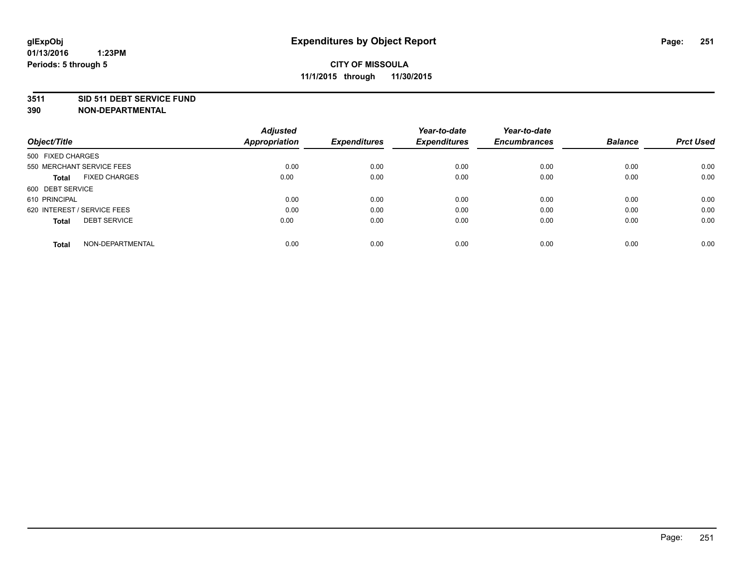**glExpObj** **Expenditures by Object Report**
**01/13/2016 1:23PM**
**Periods: 5 through 5**

**CITY OF MISSOULA**
**11/1/2015 through 11/30/2015**

**3511 SID 511 DEBT SERVICE FUND**
**390 NON-DEPARTMENTAL**

| Object/Title | | Adjusted Appropriation | Expenditures | Year-to-date Expenditures | Year-to-date Encumbrances | Balance | Prct Used |
|---|---|---|---|---|---|---|---|
| 500 FIXED CHARGES | | | | | | | |
| 550 MERCHANT SERVICE FEES | | 0.00 | 0.00 | 0.00 | 0.00 | 0.00 | 0.00 |
| **Total** | FIXED CHARGES | 0.00 | 0.00 | 0.00 | 0.00 | 0.00 | 0.00 |
| 600 DEBT SERVICE | | | | | | | |
| 610 PRINCIPAL | | 0.00 | 0.00 | 0.00 | 0.00 | 0.00 | 0.00 |
| 620 INTEREST / SERVICE FEES | | 0.00 | 0.00 | 0.00 | 0.00 | 0.00 | 0.00 |
| **Total** | DEBT SERVICE | 0.00 | 0.00 | 0.00 | 0.00 | 0.00 | 0.00 |
| **Total** | NON-DEPARTMENTAL | 0.00 | 0.00 | 0.00 | 0.00 | 0.00 | 0.00 |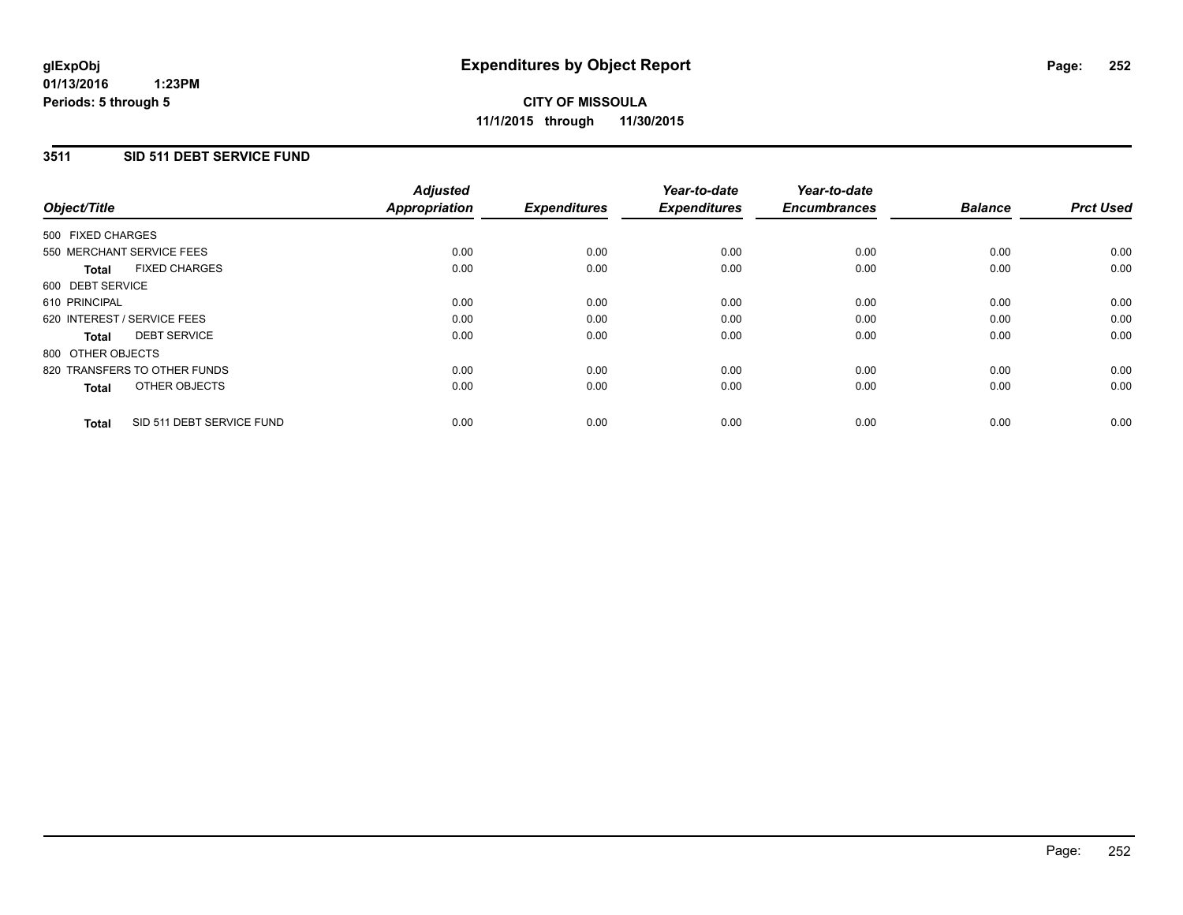glExpObj
01/13/2016 1:23PM
Periods: 5 through 5

# Expenditures by Object Report

**CITY OF MISSOULA**
**11/1/2015 through 11/30/2015**

## 3511 SID 511 DEBT SERVICE FUND

| Object/Title | Adjusted Appropriation | Expenditures | Year-to-date Expenditures | Year-to-date Encumbrances | Balance | Prct Used |
|---|---|---|---|---|---|---|
| 500 FIXED CHARGES | | | | | | |
| 550 MERCHANT SERVICE FEES | 0.00 | 0.00 | 0.00 | 0.00 | 0.00 | 0.00 |
| **Total** FIXED CHARGES | 0.00 | 0.00 | 0.00 | 0.00 | 0.00 | 0.00 |
| 600 DEBT SERVICE | | | | | | |
| 610 PRINCIPAL | 0.00 | 0.00 | 0.00 | 0.00 | 0.00 | 0.00 |
| 620 INTEREST / SERVICE FEES | 0.00 | 0.00 | 0.00 | 0.00 | 0.00 | 0.00 |
| **Total** DEBT SERVICE | 0.00 | 0.00 | 0.00 | 0.00 | 0.00 | 0.00 |
| 800 OTHER OBJECTS | | | | | | |
| 820 TRANSFERS TO OTHER FUNDS | 0.00 | 0.00 | 0.00 | 0.00 | 0.00 | 0.00 |
| **Total** OTHER OBJECTS | 0.00 | 0.00 | 0.00 | 0.00 | 0.00 | 0.00 |
| **Total** SID 511 DEBT SERVICE FUND | 0.00 | 0.00 | 0.00 | 0.00 | 0.00 | 0.00 |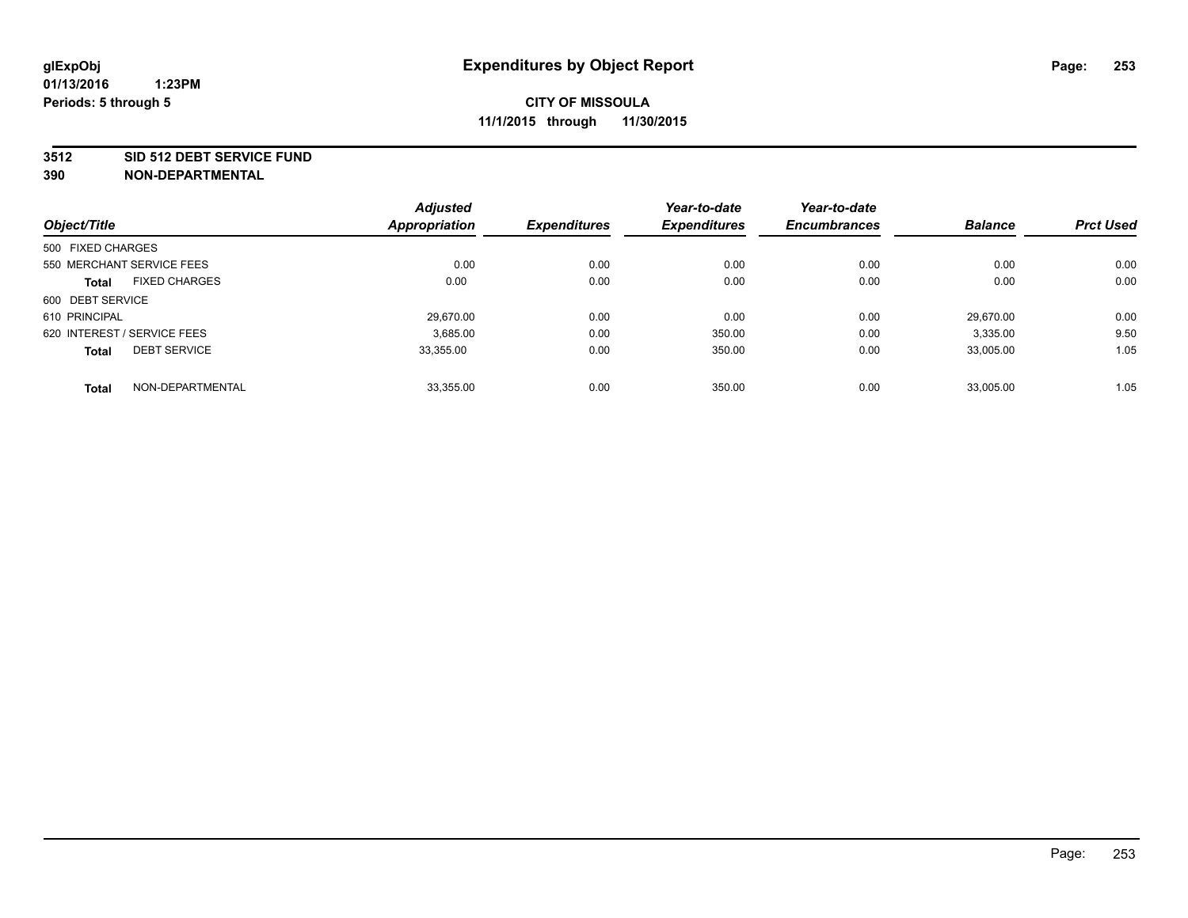**glExpObj**
**01/13/2016 1:23PM**
**Periods: 5 through 5**

# Expenditures by Object Report

**CITY OF MISSOULA**
**11/1/2015 through 11/30/2015**

**3512 SID 512 DEBT SERVICE FUND**
**390 NON-DEPARTMENTAL**

| Object/Title | | Adjusted Appropriation | Expenditures | Year-to-date Expenditures | Year-to-date Encumbrances | Balance | Prct Used |
|---|---|---|---|---|---|---|---|
| 500 FIXED CHARGES | | | | | | | |
| 550 MERCHANT SERVICE FEES | | 0.00 | 0.00 | 0.00 | 0.00 | 0.00 | 0.00 |
| **Total** | FIXED CHARGES | 0.00 | 0.00 | 0.00 | 0.00 | 0.00 | 0.00 |
| 600 DEBT SERVICE | | | | | | | |
| 610 PRINCIPAL | | 29,670.00 | 0.00 | 0.00 | 0.00 | 29,670.00 | 0.00 |
| 620 INTEREST / SERVICE FEES | | 3,685.00 | 0.00 | 350.00 | 0.00 | 3,335.00 | 9.50 |
| **Total** | DEBT SERVICE | 33,355.00 | 0.00 | 350.00 | 0.00 | 33,005.00 | 1.05 |
| **Total** | NON-DEPARTMENTAL | 33,355.00 | 0.00 | 350.00 | 0.00 | 33,005.00 | 1.05 |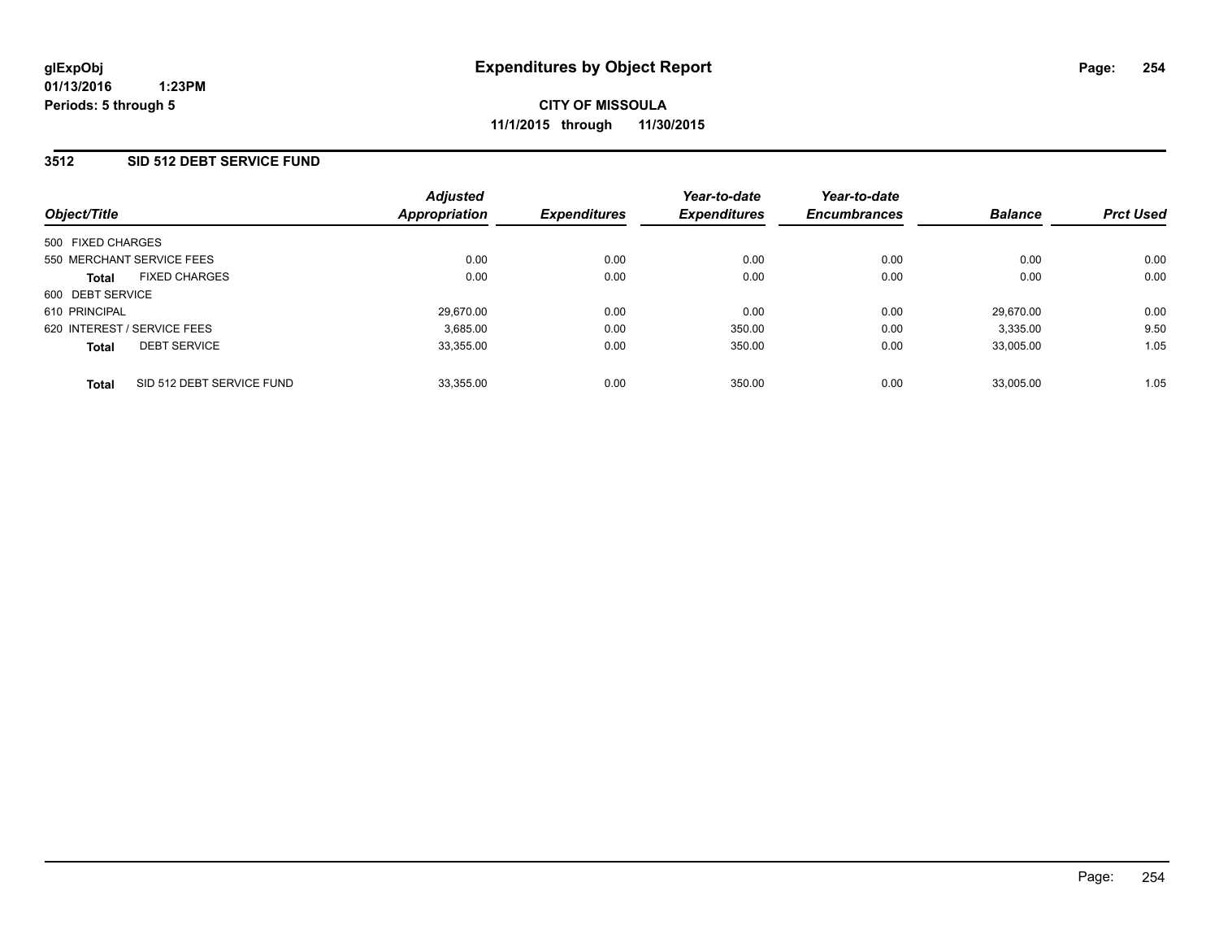glExpObj
01/13/2016 1:23PM
Periods: 5 through 5

# Expenditures by Object Report

**CITY OF MISSOULA**
**11/1/2015 through 11/30/2015**

## 3512 SID 512 DEBT SERVICE FUND

| Object/Title | Adjusted Appropriation | Expenditures | Year-to-date Expenditures | Year-to-date Encumbrances | Balance | Prct Used |
|---|---|---|---|---|---|---|
| 500 FIXED CHARGES | | | | | | |
| 550 MERCHANT SERVICE FEES | 0.00 | 0.00 | 0.00 | 0.00 | 0.00 | 0.00 |
| **Total** FIXED CHARGES | 0.00 | 0.00 | 0.00 | 0.00 | 0.00 | 0.00 |
| 600 DEBT SERVICE | | | | | | |
| 610 PRINCIPAL | 29,670.00 | 0.00 | 0.00 | 0.00 | 29,670.00 | 0.00 |
| 620 INTEREST / SERVICE FEES | 3,685.00 | 0.00 | 350.00 | 0.00 | 3,335.00 | 9.50 |
| **Total** DEBT SERVICE | 33,355.00 | 0.00 | 350.00 | 0.00 | 33,005.00 | 1.05 |
| **Total** SID 512 DEBT SERVICE FUND | 33,355.00 | 0.00 | 350.00 | 0.00 | 33,005.00 | 1.05 |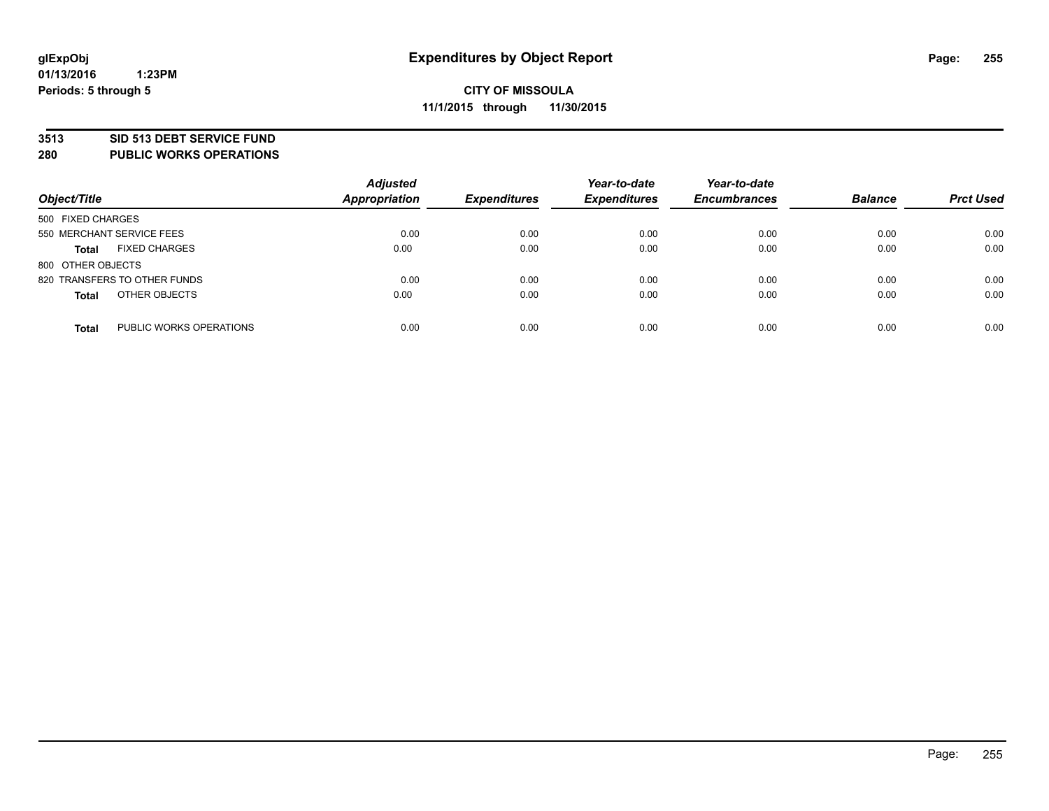# Expenditures by Object Report

glExpObj
01/13/2016 1:23PM
Periods: 5 through 5

**CITY OF MISSOULA**
**11/1/2015 through 11/30/2015**

## 3513 SID 513 DEBT SERVICE FUND
## 280 PUBLIC WORKS OPERATIONS

| Object/Title | Adjusted Appropriation | Expenditures | Year-to-date Expenditures | Year-to-date Encumbrances | Balance | Prct Used |
|---|---|---|---|---|---|---|
| 500 FIXED CHARGES | | | | | | |
| 550 MERCHANT SERVICE FEES | 0.00 | 0.00 | 0.00 | 0.00 | 0.00 | 0.00 |
| **Total** FIXED CHARGES | 0.00 | 0.00 | 0.00 | 0.00 | 0.00 | 0.00 |
| 800 OTHER OBJECTS | | | | | | |
| 820 TRANSFERS TO OTHER FUNDS | 0.00 | 0.00 | 0.00 | 0.00 | 0.00 | 0.00 |
| **Total** OTHER OBJECTS | 0.00 | 0.00 | 0.00 | 0.00 | 0.00 | 0.00 |
| **Total** PUBLIC WORKS OPERATIONS | 0.00 | 0.00 | 0.00 | 0.00 | 0.00 | 0.00 |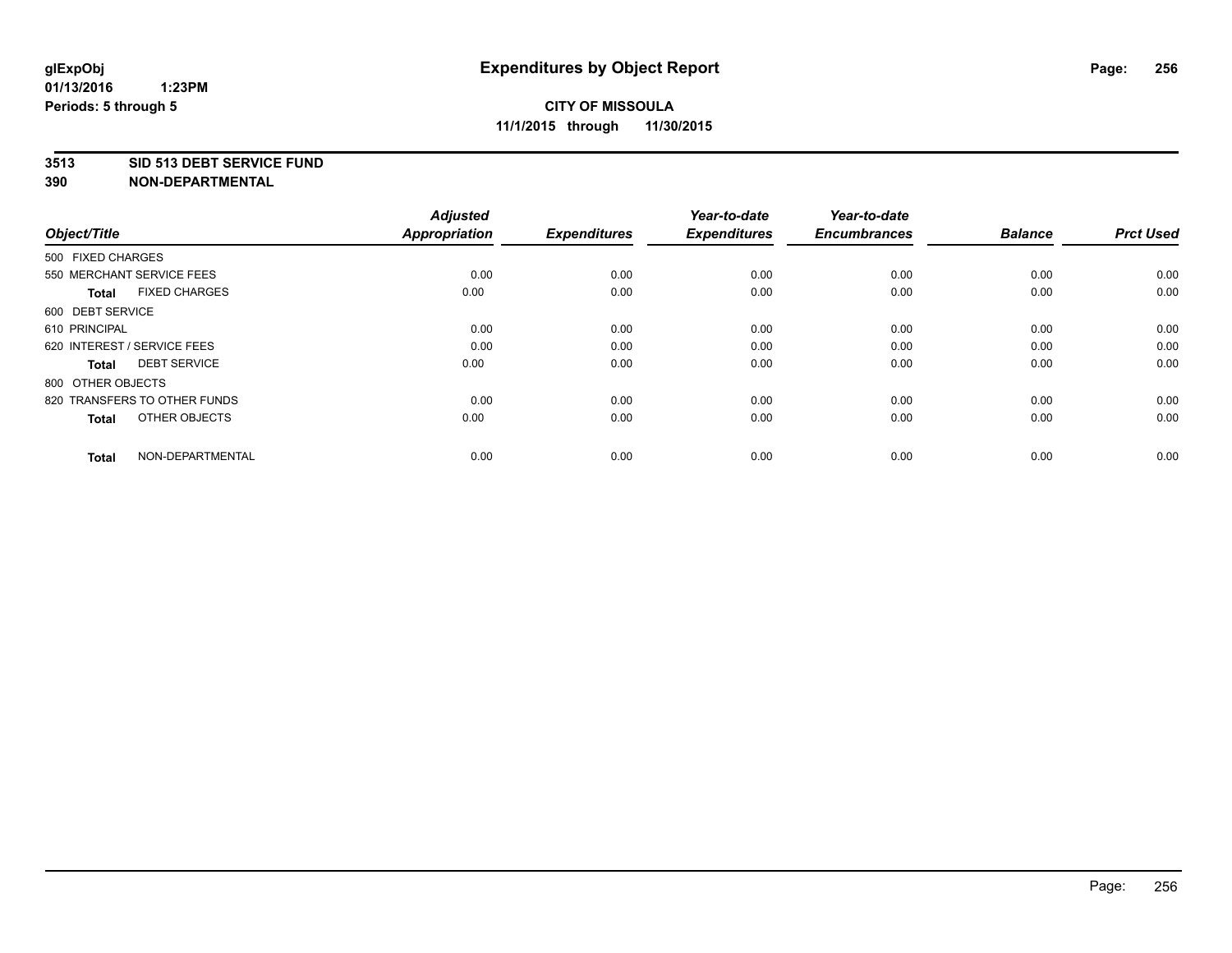# Expenditures by Object Report

glExpObj
01/13/2016 1:23PM
Periods: 5 through 5

**CITY OF MISSOULA**
**11/1/2015 through 11/30/2015**

**3513 SID 513 DEBT SERVICE FUND**
**390 NON-DEPARTMENTAL**

| Object/Title | Adjusted Appropriation | Expenditures | Year-to-date Expenditures | Year-to-date Encumbrances | Balance | Prct Used |
|---|---|---|---|---|---|---|
| 500 FIXED CHARGES | | | | | | |
| 550 MERCHANT SERVICE FEES | 0.00 | 0.00 | 0.00 | 0.00 | 0.00 | 0.00 |
| **Total** FIXED CHARGES | 0.00 | 0.00 | 0.00 | 0.00 | 0.00 | 0.00 |
| 600 DEBT SERVICE | | | | | | |
| 610 PRINCIPAL | 0.00 | 0.00 | 0.00 | 0.00 | 0.00 | 0.00 |
| 620 INTEREST / SERVICE FEES | 0.00 | 0.00 | 0.00 | 0.00 | 0.00 | 0.00 |
| **Total** DEBT SERVICE | 0.00 | 0.00 | 0.00 | 0.00 | 0.00 | 0.00 |
| 800 OTHER OBJECTS | | | | | | |
| 820 TRANSFERS TO OTHER FUNDS | 0.00 | 0.00 | 0.00 | 0.00 | 0.00 | 0.00 |
| **Total** OTHER OBJECTS | 0.00 | 0.00 | 0.00 | 0.00 | 0.00 | 0.00 |
| **Total** NON-DEPARTMENTAL | 0.00 | 0.00 | 0.00 | 0.00 | 0.00 | 0.00 |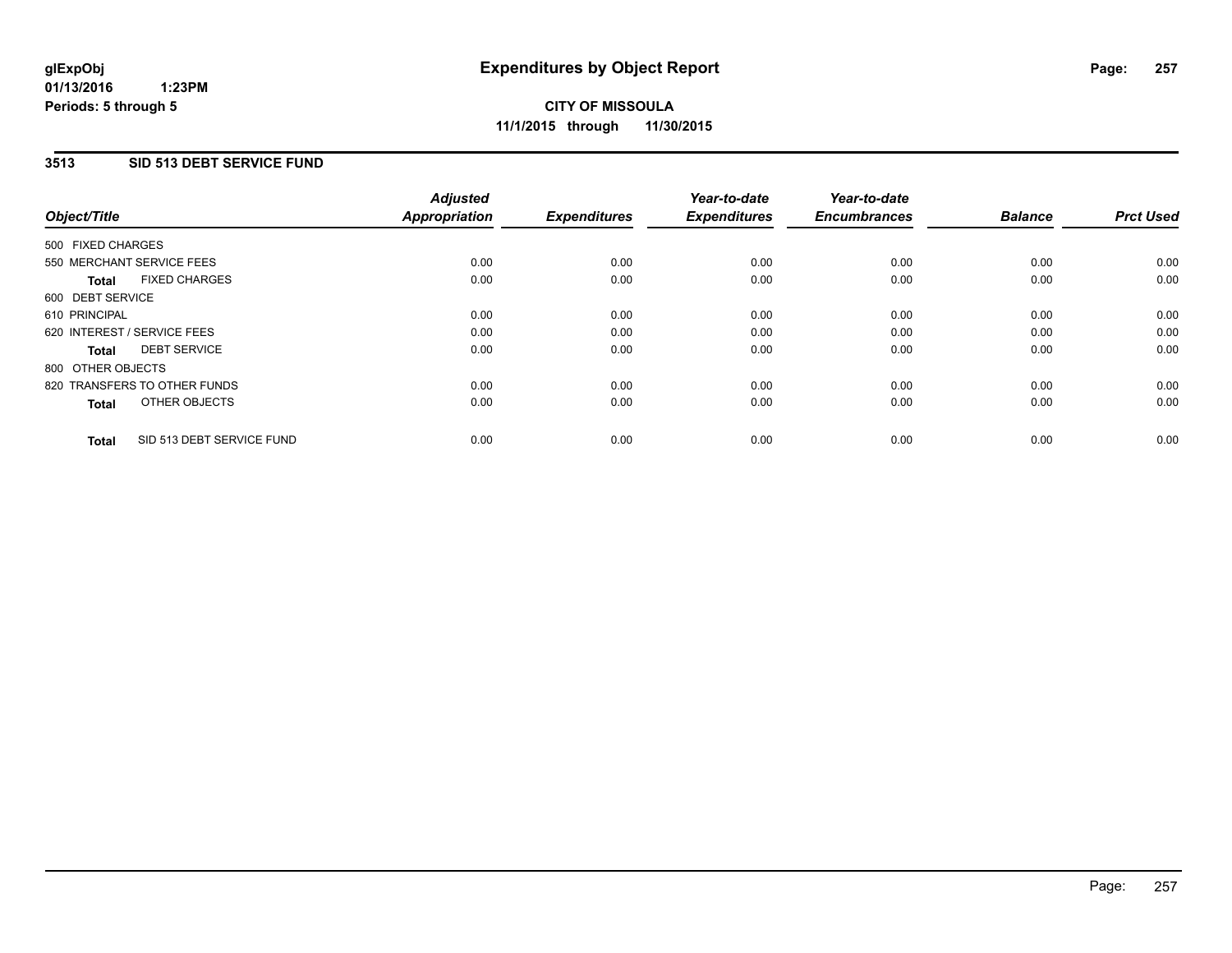# Expenditures by Object Report

glExpObj
01/13/2016 1:23PM
Periods: 5 through 5

**CITY OF MISSOULA**
**11/1/2015 through 11/30/2015**

## 3513 SID 513 DEBT SERVICE FUND

| Object/Title | Adjusted Appropriation | Expenditures | Year-to-date Expenditures | Year-to-date Encumbrances | Balance | Prct Used |
|---|---|---|---|---|---|---|
| 500 FIXED CHARGES | | | | | | |
| 550 MERCHANT SERVICE FEES | 0.00 | 0.00 | 0.00 | 0.00 | 0.00 | 0.00 |
| **Total** FIXED CHARGES | 0.00 | 0.00 | 0.00 | 0.00 | 0.00 | 0.00 |
| 600 DEBT SERVICE | | | | | | |
| 610 PRINCIPAL | 0.00 | 0.00 | 0.00 | 0.00 | 0.00 | 0.00 |
| 620 INTEREST / SERVICE FEES | 0.00 | 0.00 | 0.00 | 0.00 | 0.00 | 0.00 |
| **Total** DEBT SERVICE | 0.00 | 0.00 | 0.00 | 0.00 | 0.00 | 0.00 |
| 800 OTHER OBJECTS | | | | | | |
| 820 TRANSFERS TO OTHER FUNDS | 0.00 | 0.00 | 0.00 | 0.00 | 0.00 | 0.00 |
| **Total** OTHER OBJECTS | 0.00 | 0.00 | 0.00 | 0.00 | 0.00 | 0.00 |
| **Total** SID 513 DEBT SERVICE FUND | 0.00 | 0.00 | 0.00 | 0.00 | 0.00 | 0.00 |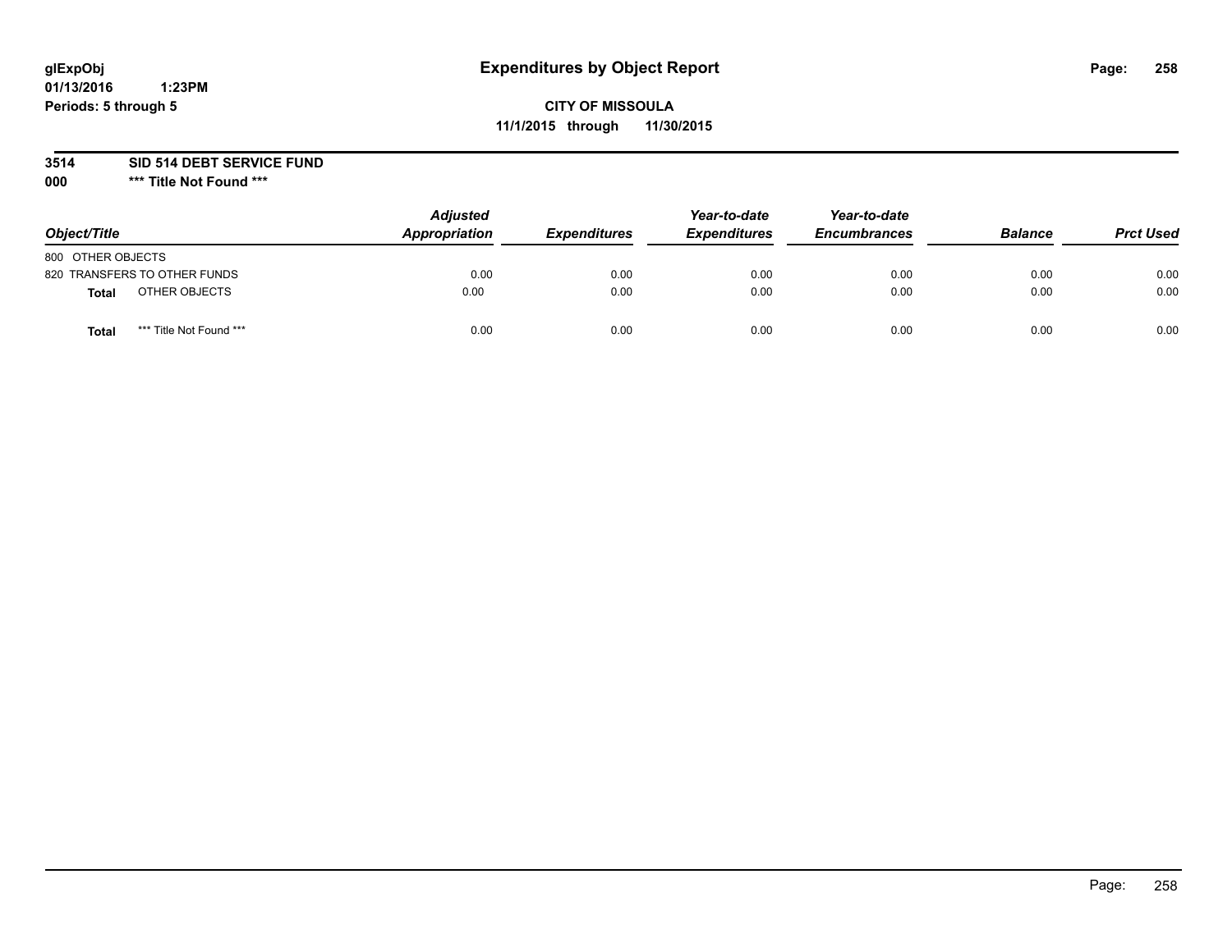# Expenditures by Object Report

**CITY OF MISSOULA**

**11/1/2015 through 11/30/2015**

glExpObj
01/13/2016 1:23PM
Periods: 5 through 5

**3514 SID 514 DEBT SERVICE FUND**

**000 *** Title Not Found *****

| Object/Title | Adjusted Appropriation | Expenditures | Year-to-date Expenditures | Year-to-date Encumbrances | Balance | Prct Used |
|---|---|---|---|---|---|---|
| 800 OTHER OBJECTS | | | | | | |
| 820 TRANSFERS TO OTHER FUNDS | 0.00 | 0.00 | 0.00 | 0.00 | 0.00 | 0.00 |
| **Total** OTHER OBJECTS | 0.00 | 0.00 | 0.00 | 0.00 | 0.00 | 0.00 |
| **Total** *** Title Not Found *** | 0.00 | 0.00 | 0.00 | 0.00 | 0.00 | 0.00 |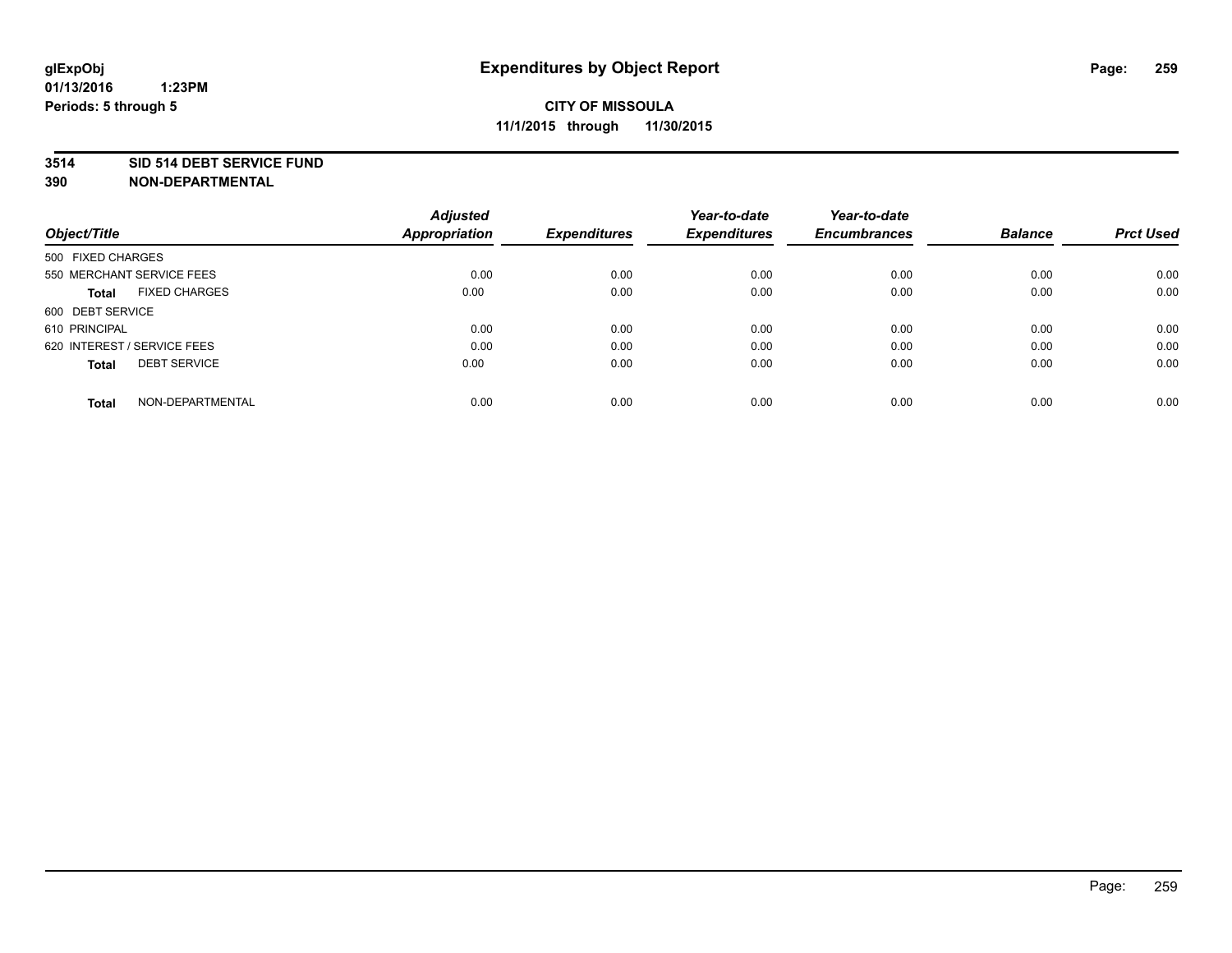# Expenditures by Object Report

glExpObj
01/13/2016 1:23PM
Periods: 5 through 5

**CITY OF MISSOULA**
**11/1/2015 through 11/30/2015**

**3514 SID 514 DEBT SERVICE FUND**
**390 NON-DEPARTMENTAL**

| Object/Title | Adjusted Appropriation | Expenditures | Year-to-date Expenditures | Year-to-date Encumbrances | Balance | Prct Used |
|---|---|---|---|---|---|---|
| 500 FIXED CHARGES | | | | | | |
| 550 MERCHANT SERVICE FEES | 0.00 | 0.00 | 0.00 | 0.00 | 0.00 | 0.00 |
| **Total** FIXED CHARGES | 0.00 | 0.00 | 0.00 | 0.00 | 0.00 | 0.00 |
| 600 DEBT SERVICE | | | | | | |
| 610 PRINCIPAL | 0.00 | 0.00 | 0.00 | 0.00 | 0.00 | 0.00 |
| 620 INTEREST / SERVICE FEES | 0.00 | 0.00 | 0.00 | 0.00 | 0.00 | 0.00 |
| **Total** DEBT SERVICE | 0.00 | 0.00 | 0.00 | 0.00 | 0.00 | 0.00 |
| **Total** NON-DEPARTMENTAL | 0.00 | 0.00 | 0.00 | 0.00 | 0.00 | 0.00 |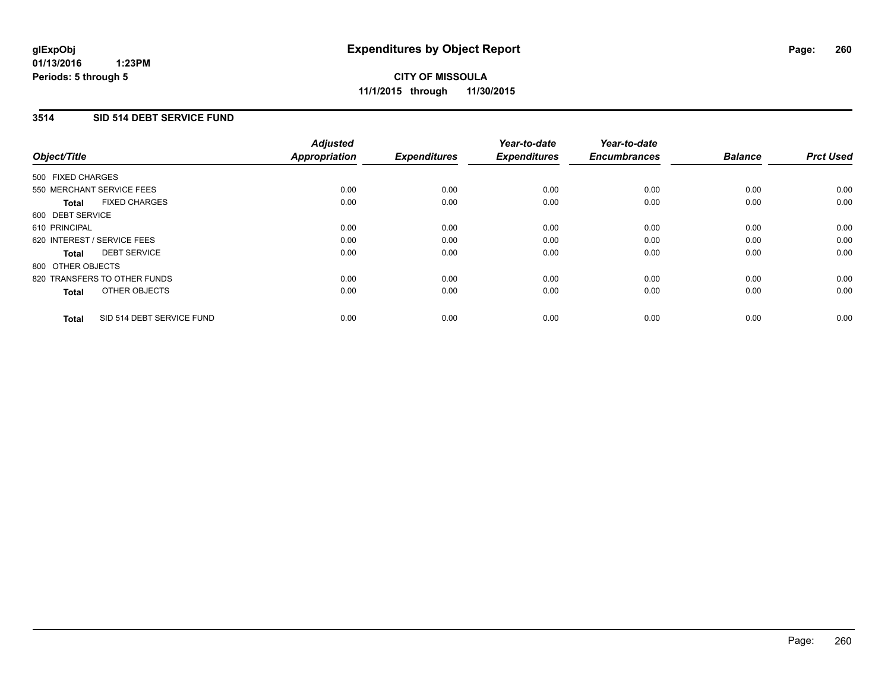# Expenditures by Object Report

**CITY OF MISSOULA**
**11/1/2015 through 11/30/2015**

glExpObj
01/13/2016 1:23PM
Periods: 5 through 5

## 3514 SID 514 DEBT SERVICE FUND

| Object/Title | Adjusted Appropriation | Expenditures | Year-to-date Expenditures | Year-to-date Encumbrances | Balance | Prct Used |
|---|---|---|---|---|---|---|
| 500 FIXED CHARGES | | | | | | |
| 550 MERCHANT SERVICE FEES | 0.00 | 0.00 | 0.00 | 0.00 | 0.00 | 0.00 |
| **Total** FIXED CHARGES | 0.00 | 0.00 | 0.00 | 0.00 | 0.00 | 0.00 |
| 600 DEBT SERVICE | | | | | | |
| 610 PRINCIPAL | 0.00 | 0.00 | 0.00 | 0.00 | 0.00 | 0.00 |
| 620 INTEREST / SERVICE FEES | 0.00 | 0.00 | 0.00 | 0.00 | 0.00 | 0.00 |
| **Total** DEBT SERVICE | 0.00 | 0.00 | 0.00 | 0.00 | 0.00 | 0.00 |
| 800 OTHER OBJECTS | | | | | | |
| 820 TRANSFERS TO OTHER FUNDS | 0.00 | 0.00 | 0.00 | 0.00 | 0.00 | 0.00 |
| **Total** OTHER OBJECTS | 0.00 | 0.00 | 0.00 | 0.00 | 0.00 | 0.00 |
| **Total** SID 514 DEBT SERVICE FUND | 0.00 | 0.00 | 0.00 | 0.00 | 0.00 | 0.00 |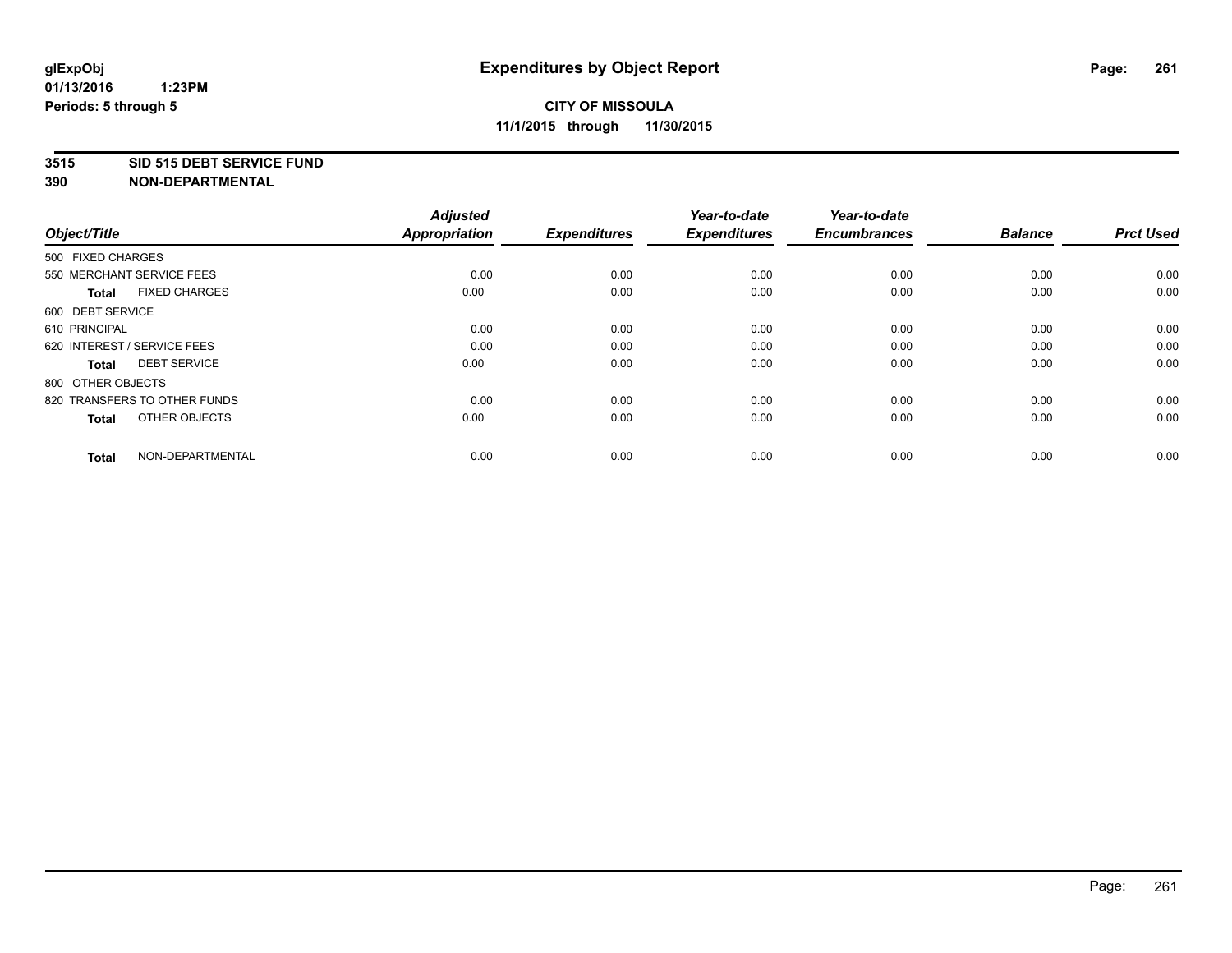# Expenditures by Object Report

glExpObj
01/13/2016 1:23PM
Periods: 5 through 5

**CITY OF MISSOULA**
**11/1/2015 through 11/30/2015**

**3515 SID 515 DEBT SERVICE FUND**
**390 NON-DEPARTMENTAL**

| Object/Title | | Adjusted Appropriation | Expenditures | Year-to-date Expenditures | Year-to-date Encumbrances | Balance | Prct Used |
|---|---|---|---|---|---|---|---|
| 500 FIXED CHARGES | | | | | | | |
| 550 MERCHANT SERVICE FEES | | 0.00 | 0.00 | 0.00 | 0.00 | 0.00 | 0.00 |
| **Total** | FIXED CHARGES | 0.00 | 0.00 | 0.00 | 0.00 | 0.00 | 0.00 |
| 600 DEBT SERVICE | | | | | | | |
| 610 PRINCIPAL | | 0.00 | 0.00 | 0.00 | 0.00 | 0.00 | 0.00 |
| 620 INTEREST / SERVICE FEES | | 0.00 | 0.00 | 0.00 | 0.00 | 0.00 | 0.00 |
| **Total** | DEBT SERVICE | 0.00 | 0.00 | 0.00 | 0.00 | 0.00 | 0.00 |
| 800 OTHER OBJECTS | | | | | | | |
| 820 TRANSFERS TO OTHER FUNDS | | 0.00 | 0.00 | 0.00 | 0.00 | 0.00 | 0.00 |
| **Total** | OTHER OBJECTS | 0.00 | 0.00 | 0.00 | 0.00 | 0.00 | 0.00 |
| **Total** | NON-DEPARTMENTAL | 0.00 | 0.00 | 0.00 | 0.00 | 0.00 | 0.00 |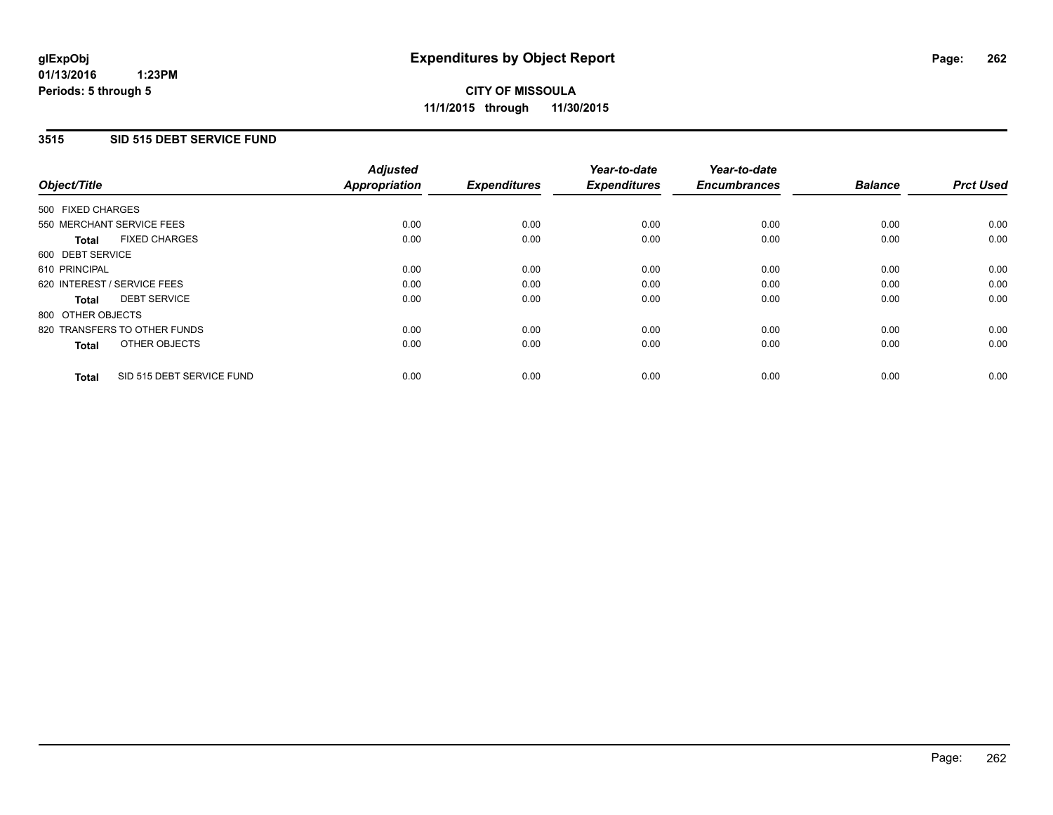# Expenditures by Object Report

glExpObj
01/13/2016 1:23PM
Periods: 5 through 5

**CITY OF MISSOULA**
**11/1/2015 through 11/30/2015**

## 3515 SID 515 DEBT SERVICE FUND

| Object/Title | Adjusted Appropriation | Expenditures | Year-to-date Expenditures | Year-to-date Encumbrances | Balance | Prct Used |
|---|---|---|---|---|---|---|
| 500 FIXED CHARGES | | | | | | |
| 550 MERCHANT SERVICE FEES | 0.00 | 0.00 | 0.00 | 0.00 | 0.00 | 0.00 |
| **Total** FIXED CHARGES | 0.00 | 0.00 | 0.00 | 0.00 | 0.00 | 0.00 |
| 600 DEBT SERVICE | | | | | | |
| 610 PRINCIPAL | 0.00 | 0.00 | 0.00 | 0.00 | 0.00 | 0.00 |
| 620 INTEREST / SERVICE FEES | 0.00 | 0.00 | 0.00 | 0.00 | 0.00 | 0.00 |
| **Total** DEBT SERVICE | 0.00 | 0.00 | 0.00 | 0.00 | 0.00 | 0.00 |
| 800 OTHER OBJECTS | | | | | | |
| 820 TRANSFERS TO OTHER FUNDS | 0.00 | 0.00 | 0.00 | 0.00 | 0.00 | 0.00 |
| **Total** OTHER OBJECTS | 0.00 | 0.00 | 0.00 | 0.00 | 0.00 | 0.00 |
| **Total** SID 515 DEBT SERVICE FUND | 0.00 | 0.00 | 0.00 | 0.00 | 0.00 | 0.00 |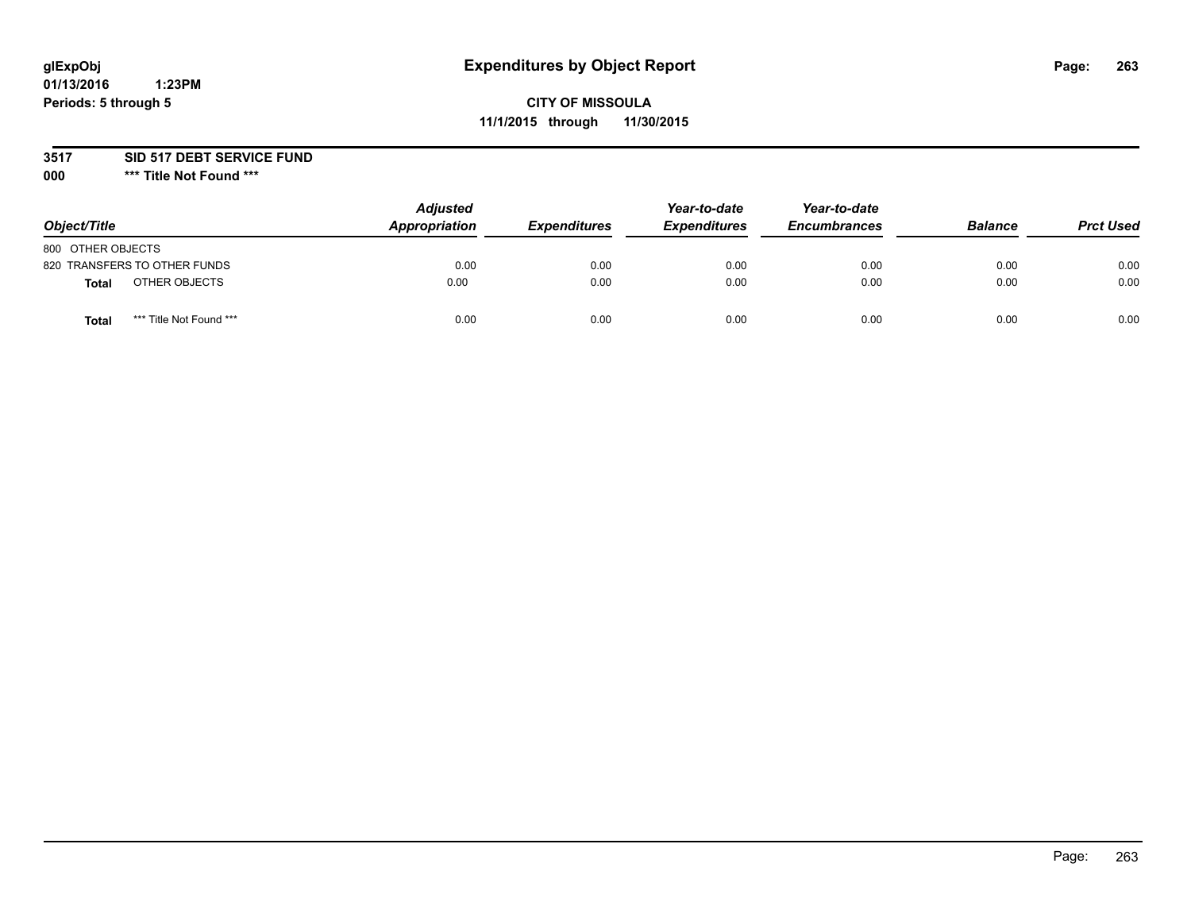glExpObj
01/13/2016 1:23PM
Periods: 5 through 5

# Expenditures by Object Report

**CITY OF MISSOULA**
**11/1/2015 through 11/30/2015**

**3517 SID 517 DEBT SERVICE FUND**
**000 *** Title Not Found *****

| Object/Title | Adjusted Appropriation | Expenditures | Year-to-date Expenditures | Year-to-date Encumbrances | Balance | Prct Used |
|---|---|---|---|---|---|---|
| 800 OTHER OBJECTS | | | | | | |
| 820 TRANSFERS TO OTHER FUNDS | 0.00 | 0.00 | 0.00 | 0.00 | 0.00 | 0.00 |
| **Total** OTHER OBJECTS | 0.00 | 0.00 | 0.00 | 0.00 | 0.00 | 0.00 |
| **Total** *** Title Not Found *** | 0.00 | 0.00 | 0.00 | 0.00 | 0.00 | 0.00 |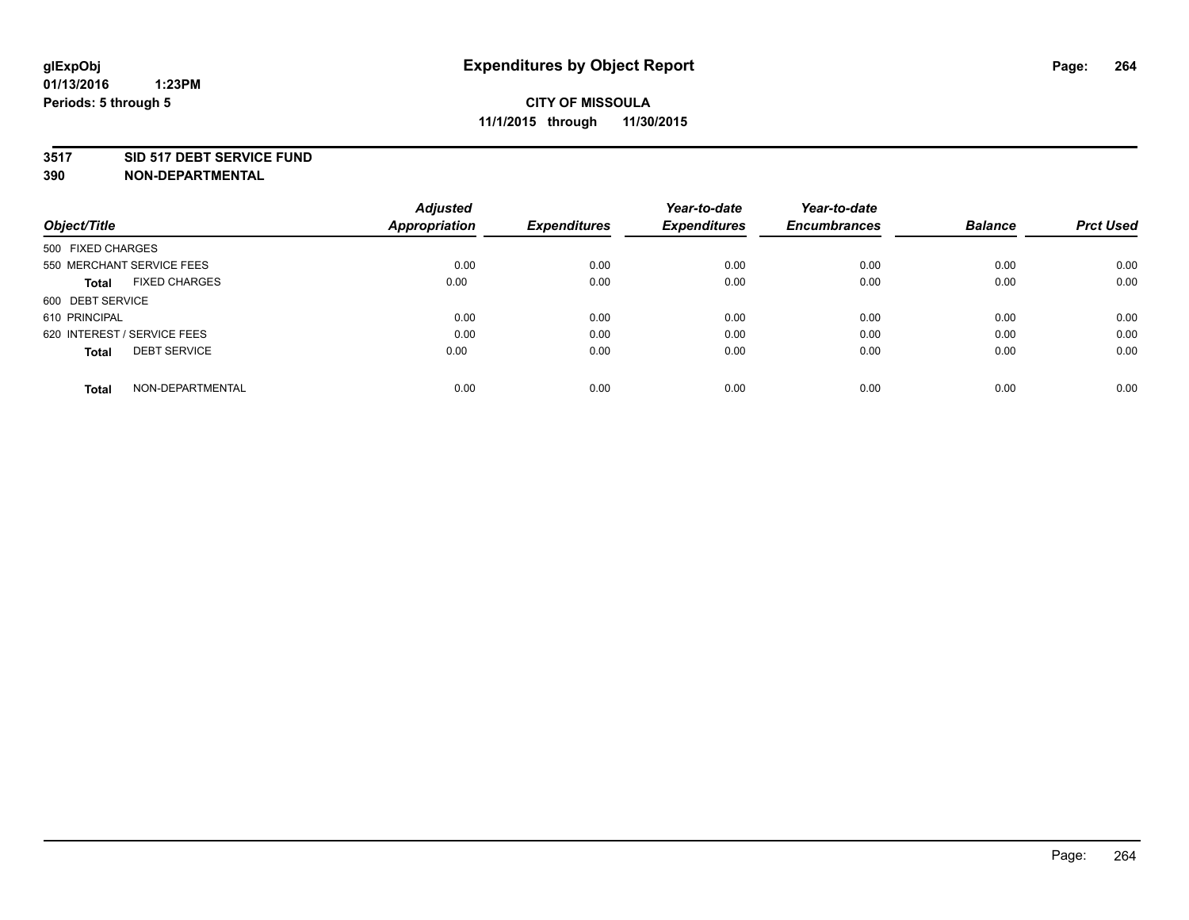# Expenditures by Object Report

glExpObj
01/13/2016 1:23PM
Periods: 5 through 5

**CITY OF MISSOULA**
**11/1/2015 through 11/30/2015**

**3517 SID 517 DEBT SERVICE FUND**
**390 NON-DEPARTMENTAL**

| Object/Title | Adjusted Appropriation | Expenditures | Year-to-date Expenditures | Year-to-date Encumbrances | Balance | Prct Used |
|---|---|---|---|---|---|---|
| 500 FIXED CHARGES | | | | | | |
| 550 MERCHANT SERVICE FEES | 0.00 | 0.00 | 0.00 | 0.00 | 0.00 | 0.00 |
| **Total** FIXED CHARGES | 0.00 | 0.00 | 0.00 | 0.00 | 0.00 | 0.00 |
| 600 DEBT SERVICE | | | | | | |
| 610 PRINCIPAL | 0.00 | 0.00 | 0.00 | 0.00 | 0.00 | 0.00 |
| 620 INTEREST / SERVICE FEES | 0.00 | 0.00 | 0.00 | 0.00 | 0.00 | 0.00 |
| **Total** DEBT SERVICE | 0.00 | 0.00 | 0.00 | 0.00 | 0.00 | 0.00 |
| **Total** NON-DEPARTMENTAL | 0.00 | 0.00 | 0.00 | 0.00 | 0.00 | 0.00 |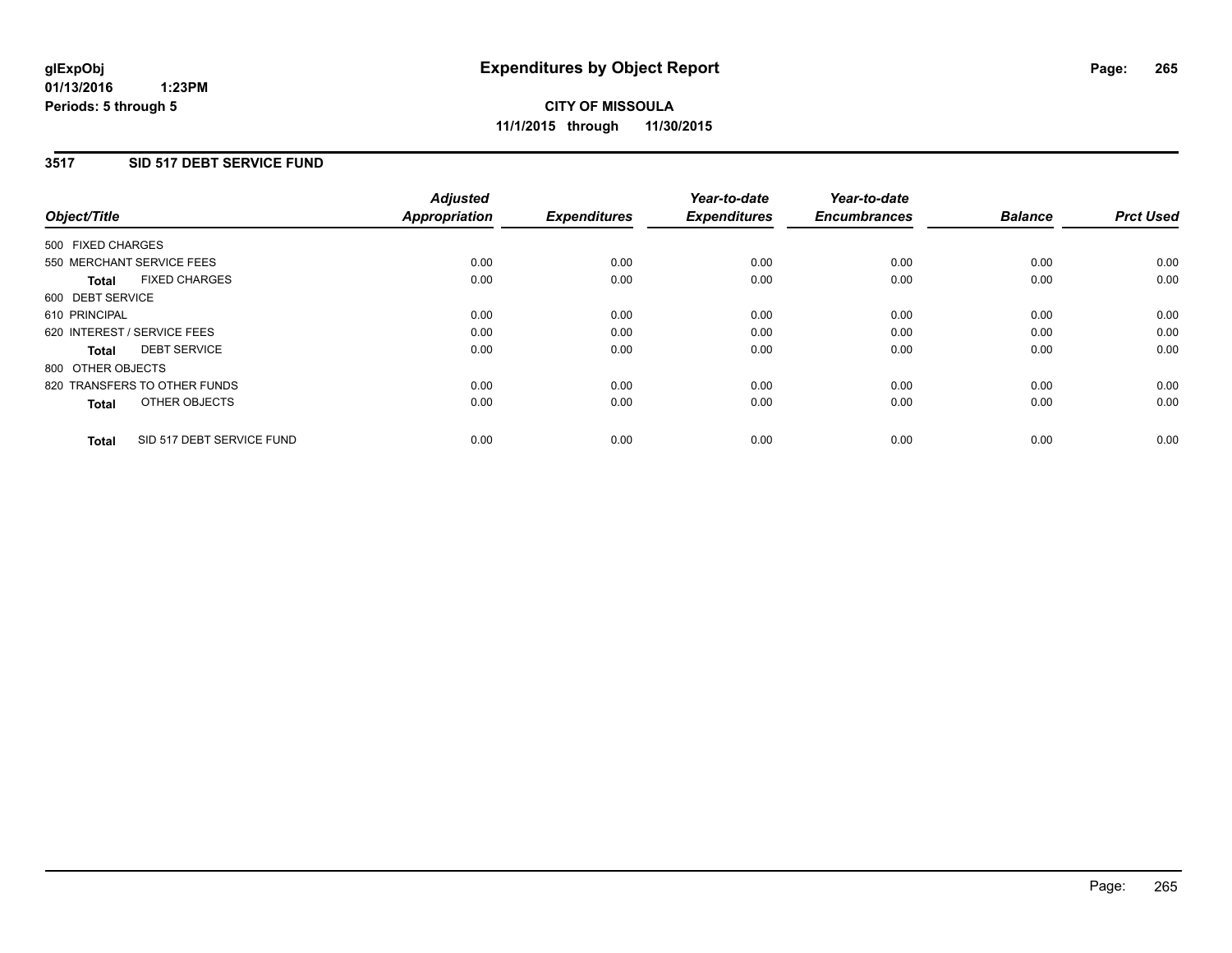**glExpObj**
**01/13/2016 1:23PM**
**Periods: 5 through 5**

# Expenditures by Object Report

**CITY OF MISSOULA**
**11/1/2015 through 11/30/2015**

## 3517 SID 517 DEBT SERVICE FUND

| Object/Title | Adjusted Appropriation | Expenditures | Year-to-date Expenditures | Year-to-date Encumbrances | Balance | Prct Used |
|---|---|---|---|---|---|---|
| 500 FIXED CHARGES | | | | | | |
| 550 MERCHANT SERVICE FEES | 0.00 | 0.00 | 0.00 | 0.00 | 0.00 | 0.00 |
| **Total** FIXED CHARGES | 0.00 | 0.00 | 0.00 | 0.00 | 0.00 | 0.00 |
| 600 DEBT SERVICE | | | | | | |
| 610 PRINCIPAL | 0.00 | 0.00 | 0.00 | 0.00 | 0.00 | 0.00 |
| 620 INTEREST / SERVICE FEES | 0.00 | 0.00 | 0.00 | 0.00 | 0.00 | 0.00 |
| **Total** DEBT SERVICE | 0.00 | 0.00 | 0.00 | 0.00 | 0.00 | 0.00 |
| 800 OTHER OBJECTS | | | | | | |
| 820 TRANSFERS TO OTHER FUNDS | 0.00 | 0.00 | 0.00 | 0.00 | 0.00 | 0.00 |
| **Total** OTHER OBJECTS | 0.00 | 0.00 | 0.00 | 0.00 | 0.00 | 0.00 |
| **Total** SID 517 DEBT SERVICE FUND | 0.00 | 0.00 | 0.00 | 0.00 | 0.00 | 0.00 |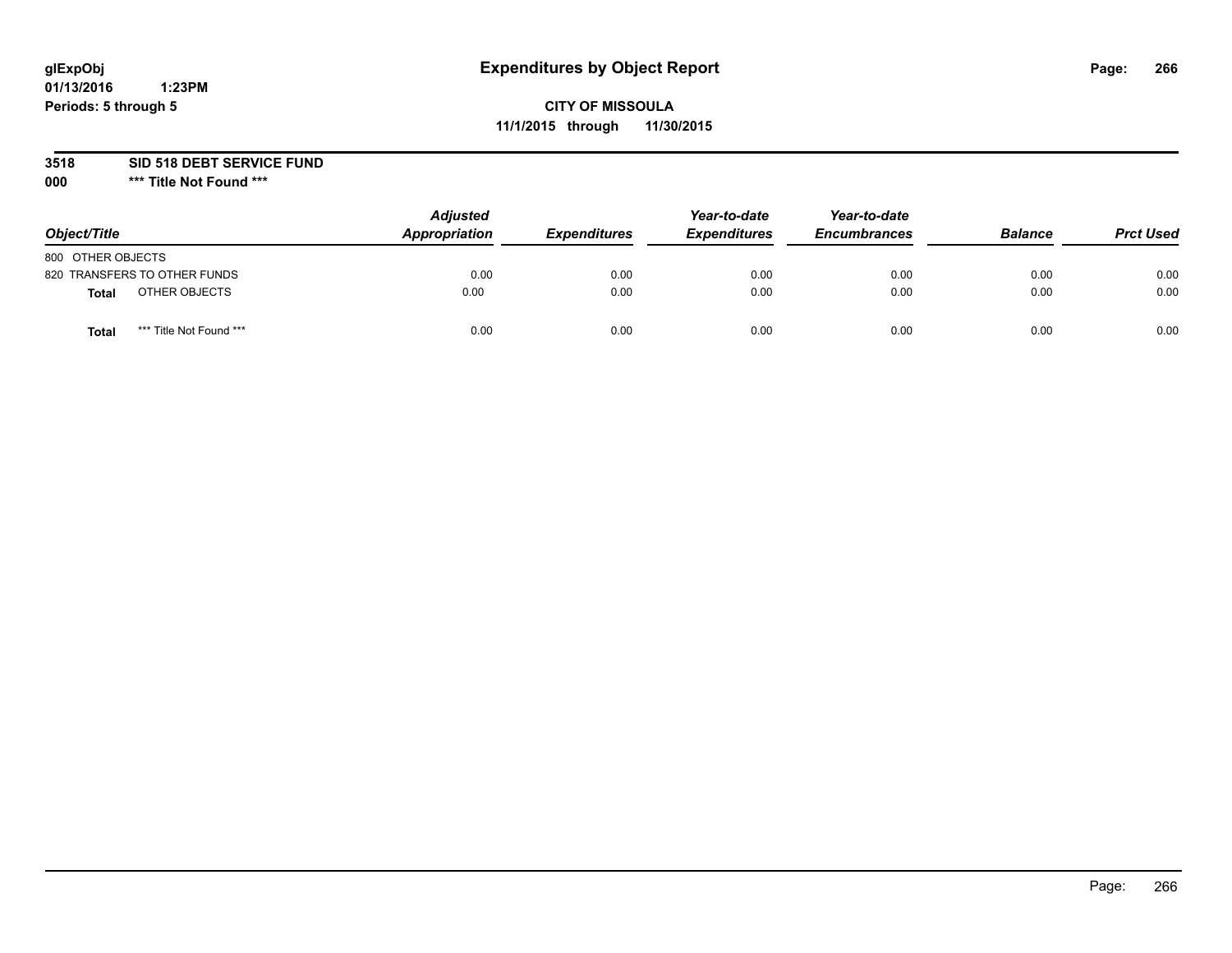glExpObj
01/13/2016 1:23PM
Periods: 5 through 5

# Expenditures by Object Report

**CITY OF MISSOULA**
**11/1/2015 through 11/30/2015**

**3518 SID 518 DEBT SERVICE FUND**
**000 *** Title Not Found *****

| Object/Title | Adjusted Appropriation | Expenditures | Year-to-date Expenditures | Year-to-date Encumbrances | Balance | Prct Used |
|---|---|---|---|---|---|---|
| 800 OTHER OBJECTS | | | | | | |
| 820 TRANSFERS TO OTHER FUNDS | 0.00 | 0.00 | 0.00 | 0.00 | 0.00 | 0.00 |
| **Total** OTHER OBJECTS | 0.00 | 0.00 | 0.00 | 0.00 | 0.00 | 0.00 |
| **Total** *** Title Not Found *** | 0.00 | 0.00 | 0.00 | 0.00 | 0.00 | 0.00 |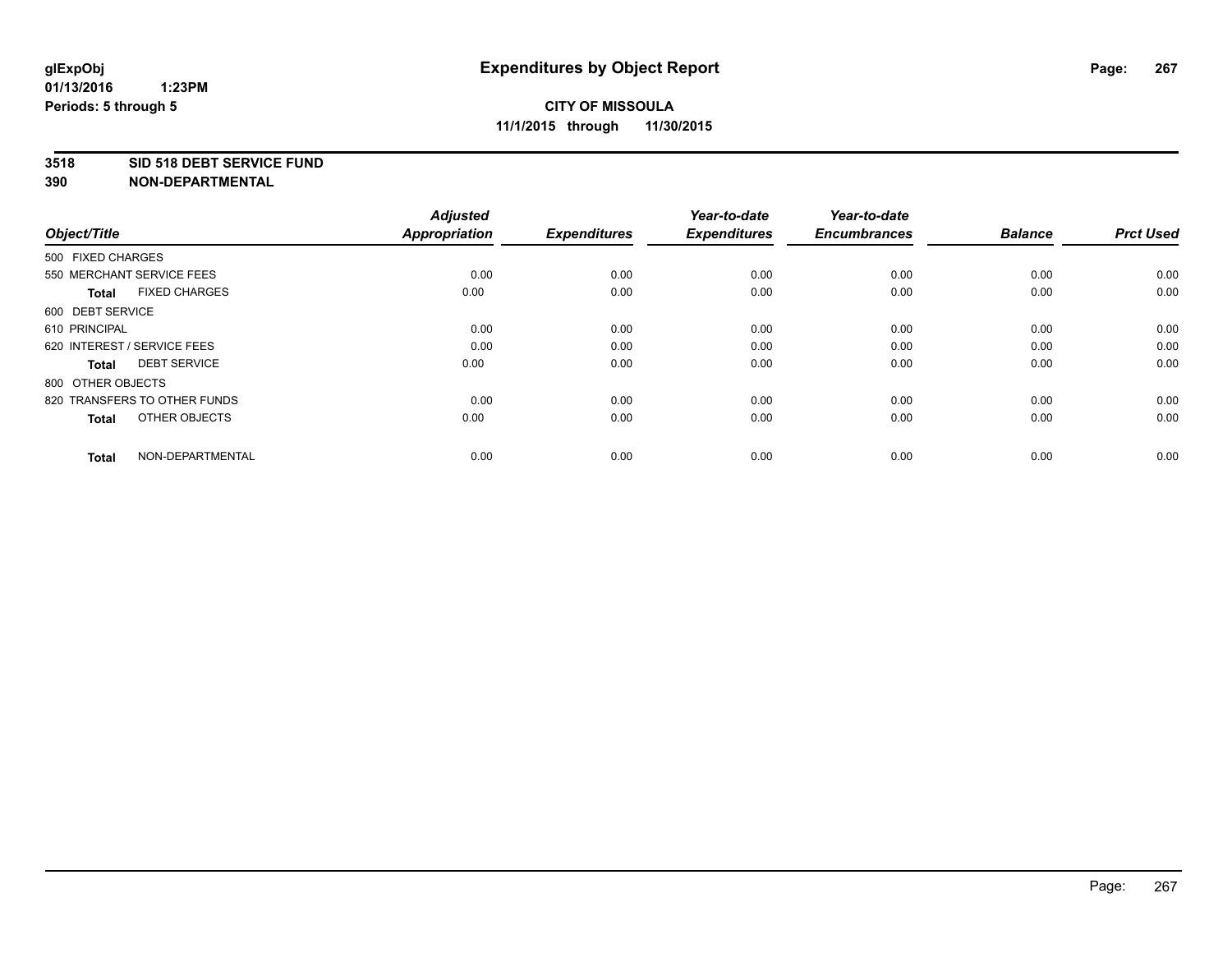# Expenditures by Object Report

**glExpObj**
**01/13/2016 1:23PM**
**Periods: 5 through 5**

**CITY OF MISSOULA**
**11/1/2015 through 11/30/2015**

**3518 SID 518 DEBT SERVICE FUND**
**390 NON-DEPARTMENTAL**

| Object/Title | Adjusted Appropriation | Expenditures | Year-to-date Expenditures | Year-to-date Encumbrances | Balance | Prct Used |
|---|---|---|---|---|---|---|
| 500 FIXED CHARGES | | | | | | |
| 550 MERCHANT SERVICE FEES | 0.00 | 0.00 | 0.00 | 0.00 | 0.00 | 0.00 |
| **Total** FIXED CHARGES | 0.00 | 0.00 | 0.00 | 0.00 | 0.00 | 0.00 |
| 600 DEBT SERVICE | | | | | | |
| 610 PRINCIPAL | 0.00 | 0.00 | 0.00 | 0.00 | 0.00 | 0.00 |
| 620 INTEREST / SERVICE FEES | 0.00 | 0.00 | 0.00 | 0.00 | 0.00 | 0.00 |
| **Total** DEBT SERVICE | 0.00 | 0.00 | 0.00 | 0.00 | 0.00 | 0.00 |
| 800 OTHER OBJECTS | | | | | | |
| 820 TRANSFERS TO OTHER FUNDS | 0.00 | 0.00 | 0.00 | 0.00 | 0.00 | 0.00 |
| **Total** OTHER OBJECTS | 0.00 | 0.00 | 0.00 | 0.00 | 0.00 | 0.00 |
| **Total** NON-DEPARTMENTAL | 0.00 | 0.00 | 0.00 | 0.00 | 0.00 | 0.00 |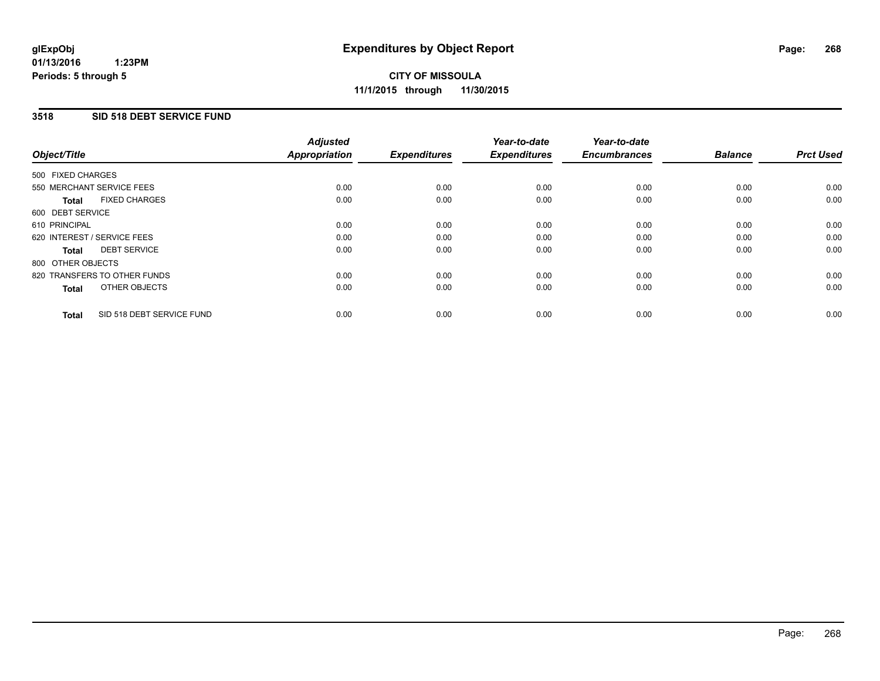**glExpObj**
**01/13/2016 1:23PM**
**Periods: 5 through 5**

# Expenditures by Object Report

**CITY OF MISSOULA**
**11/1/2015 through 11/30/2015**

## 3518 SID 518 DEBT SERVICE FUND

| Object/Title | Adjusted Appropriation | Expenditures | Year-to-date Expenditures | Year-to-date Encumbrances | Balance | Prct Used |
|---|---|---|---|---|---|---|
| 500 FIXED CHARGES | | | | | | |
| 550 MERCHANT SERVICE FEES | 0.00 | 0.00 | 0.00 | 0.00 | 0.00 | 0.00 |
| **Total** FIXED CHARGES | 0.00 | 0.00 | 0.00 | 0.00 | 0.00 | 0.00 |
| 600 DEBT SERVICE | | | | | | |
| 610 PRINCIPAL | 0.00 | 0.00 | 0.00 | 0.00 | 0.00 | 0.00 |
| 620 INTEREST / SERVICE FEES | 0.00 | 0.00 | 0.00 | 0.00 | 0.00 | 0.00 |
| **Total** DEBT SERVICE | 0.00 | 0.00 | 0.00 | 0.00 | 0.00 | 0.00 |
| 800 OTHER OBJECTS | | | | | | |
| 820 TRANSFERS TO OTHER FUNDS | 0.00 | 0.00 | 0.00 | 0.00 | 0.00 | 0.00 |
| **Total** OTHER OBJECTS | 0.00 | 0.00 | 0.00 | 0.00 | 0.00 | 0.00 |
| **Total** SID 518 DEBT SERVICE FUND | 0.00 | 0.00 | 0.00 | 0.00 | 0.00 | 0.00 |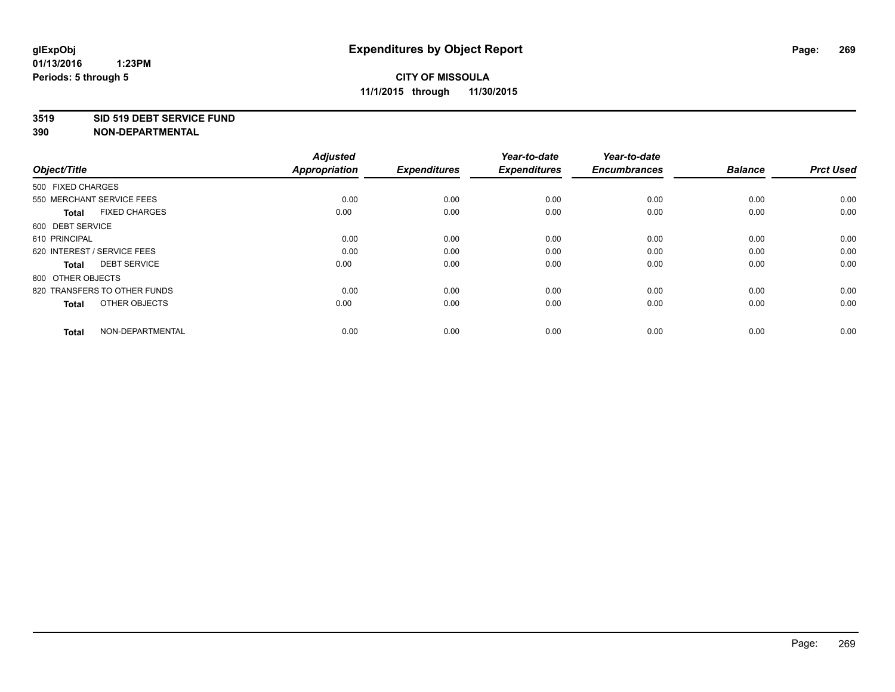**Expenditures by Object Report**

**CITY OF MISSOULA**
**11/1/2015 through 11/30/2015**

glExpObj
01/13/2016 1:23PM
Periods: 5 through 5

**3519 SID 519 DEBT SERVICE FUND**
**390 NON-DEPARTMENTAL**

| Object/Title | Adjusted Appropriation | Expenditures | Year-to-date Expenditures | Year-to-date Encumbrances | Balance | Prct Used |
|---|---|---|---|---|---|---|
| 500 FIXED CHARGES | | | | | | |
| 550 MERCHANT SERVICE FEES | 0.00 | 0.00 | 0.00 | 0.00 | 0.00 | 0.00 |
| **Total** FIXED CHARGES | 0.00 | 0.00 | 0.00 | 0.00 | 0.00 | 0.00 |
| 600 DEBT SERVICE | | | | | | |
| 610 PRINCIPAL | 0.00 | 0.00 | 0.00 | 0.00 | 0.00 | 0.00 |
| 620 INTEREST / SERVICE FEES | 0.00 | 0.00 | 0.00 | 0.00 | 0.00 | 0.00 |
| **Total** DEBT SERVICE | 0.00 | 0.00 | 0.00 | 0.00 | 0.00 | 0.00 |
| 800 OTHER OBJECTS | | | | | | |
| 820 TRANSFERS TO OTHER FUNDS | 0.00 | 0.00 | 0.00 | 0.00 | 0.00 | 0.00 |
| **Total** OTHER OBJECTS | 0.00 | 0.00 | 0.00 | 0.00 | 0.00 | 0.00 |
| **Total** NON-DEPARTMENTAL | 0.00 | 0.00 | 0.00 | 0.00 | 0.00 | 0.00 |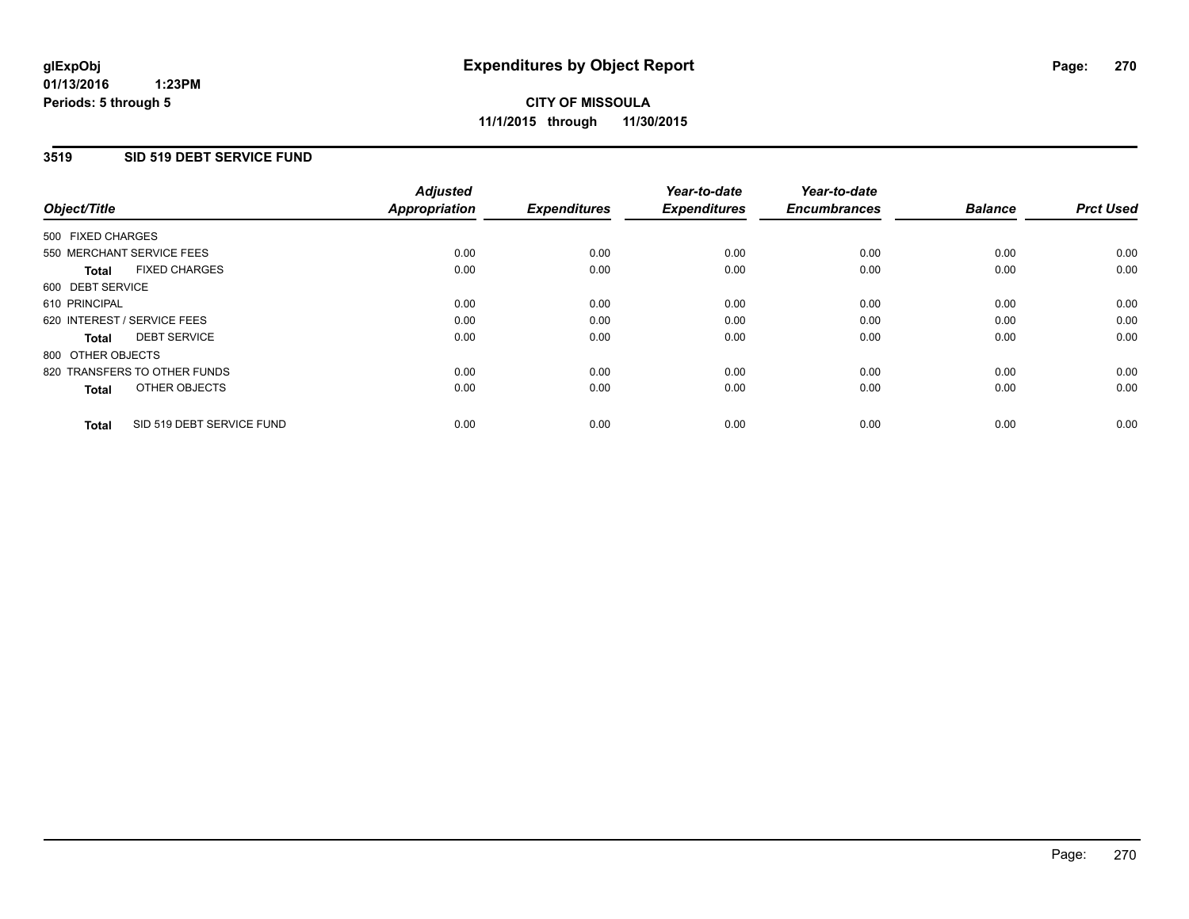# Expenditures by Object Report

glExpObj
01/13/2016 1:23PM
Periods: 5 through 5

**CITY OF MISSOULA**
**11/1/2015 through 11/30/2015**

## 3519 SID 519 DEBT SERVICE FUND

| Object/Title | Adjusted Appropriation | Expenditures | Year-to-date Expenditures | Year-to-date Encumbrances | Balance | Prct Used |
|---|---|---|---|---|---|---|
| 500 FIXED CHARGES | | | | | | |
| 550 MERCHANT SERVICE FEES | 0.00 | 0.00 | 0.00 | 0.00 | 0.00 | 0.00 |
| **Total** FIXED CHARGES | 0.00 | 0.00 | 0.00 | 0.00 | 0.00 | 0.00 |
| 600 DEBT SERVICE | | | | | | |
| 610 PRINCIPAL | 0.00 | 0.00 | 0.00 | 0.00 | 0.00 | 0.00 |
| 620 INTEREST / SERVICE FEES | 0.00 | 0.00 | 0.00 | 0.00 | 0.00 | 0.00 |
| **Total** DEBT SERVICE | 0.00 | 0.00 | 0.00 | 0.00 | 0.00 | 0.00 |
| 800 OTHER OBJECTS | | | | | | |
| 820 TRANSFERS TO OTHER FUNDS | 0.00 | 0.00 | 0.00 | 0.00 | 0.00 | 0.00 |
| **Total** OTHER OBJECTS | 0.00 | 0.00 | 0.00 | 0.00 | 0.00 | 0.00 |
| **Total** SID 519 DEBT SERVICE FUND | 0.00 | 0.00 | 0.00 | 0.00 | 0.00 | 0.00 |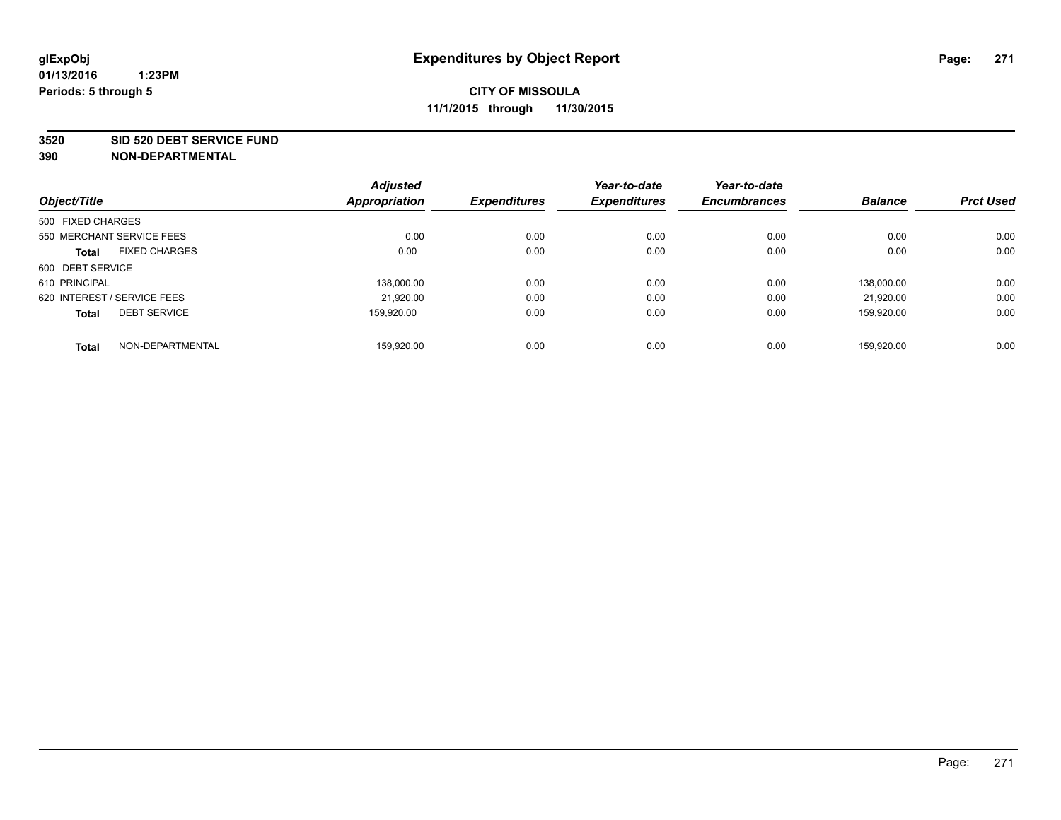glExpObj
01/13/2016 1:23PM
Periods: 5 through 5

# Expenditures by Object Report

**CITY OF MISSOULA**
**11/1/2015 through 11/30/2015**

**3520 SID 520 DEBT SERVICE FUND**
**390 NON-DEPARTMENTAL**

| Object/Title | Adjusted Appropriation | Expenditures | Year-to-date Expenditures | Year-to-date Encumbrances | Balance | Prct Used |
|---|---|---|---|---|---|---|
| 500 FIXED CHARGES | | | | | | |
| 550 MERCHANT SERVICE FEES | 0.00 | 0.00 | 0.00 | 0.00 | 0.00 | 0.00 |
| **Total** FIXED CHARGES | 0.00 | 0.00 | 0.00 | 0.00 | 0.00 | 0.00 |
| 600 DEBT SERVICE | | | | | | |
| 610 PRINCIPAL | 138,000.00 | 0.00 | 0.00 | 0.00 | 138,000.00 | 0.00 |
| 620 INTEREST / SERVICE FEES | 21,920.00 | 0.00 | 0.00 | 0.00 | 21,920.00 | 0.00 |
| **Total** DEBT SERVICE | 159,920.00 | 0.00 | 0.00 | 0.00 | 159,920.00 | 0.00 |
| **Total** NON-DEPARTMENTAL | 159,920.00 | 0.00 | 0.00 | 0.00 | 159,920.00 | 0.00 |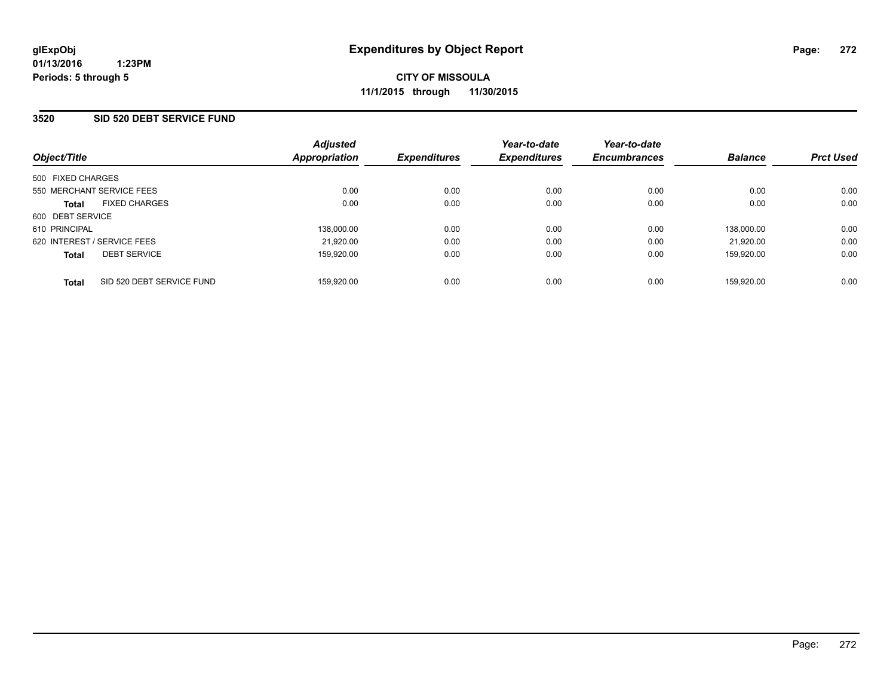**glExpObj**
**01/13/2016 1:23PM**
**Periods: 5 through 5**

# Expenditures by Object Report

**CITY OF MISSOULA**
**11/1/2015 through 11/30/2015**

## 3520 SID 520 DEBT SERVICE FUND

| Object/Title | Adjusted Appropriation | Expenditures | Year-to-date Expenditures | Year-to-date Encumbrances | Balance | Prct Used |
|---|---|---|---|---|---|---|
| 500 FIXED CHARGES | | | | | | |
| 550 MERCHANT SERVICE FEES | 0.00 | 0.00 | 0.00 | 0.00 | 0.00 | 0.00 |
| **Total** FIXED CHARGES | 0.00 | 0.00 | 0.00 | 0.00 | 0.00 | 0.00 |
| 600 DEBT SERVICE | | | | | | |
| 610 PRINCIPAL | 138,000.00 | 0.00 | 0.00 | 0.00 | 138,000.00 | 0.00 |
| 620 INTEREST / SERVICE FEES | 21,920.00 | 0.00 | 0.00 | 0.00 | 21,920.00 | 0.00 |
| **Total** DEBT SERVICE | 159,920.00 | 0.00 | 0.00 | 0.00 | 159,920.00 | 0.00 |
| **Total** SID 520 DEBT SERVICE FUND | 159,920.00 | 0.00 | 0.00 | 0.00 | 159,920.00 | 0.00 |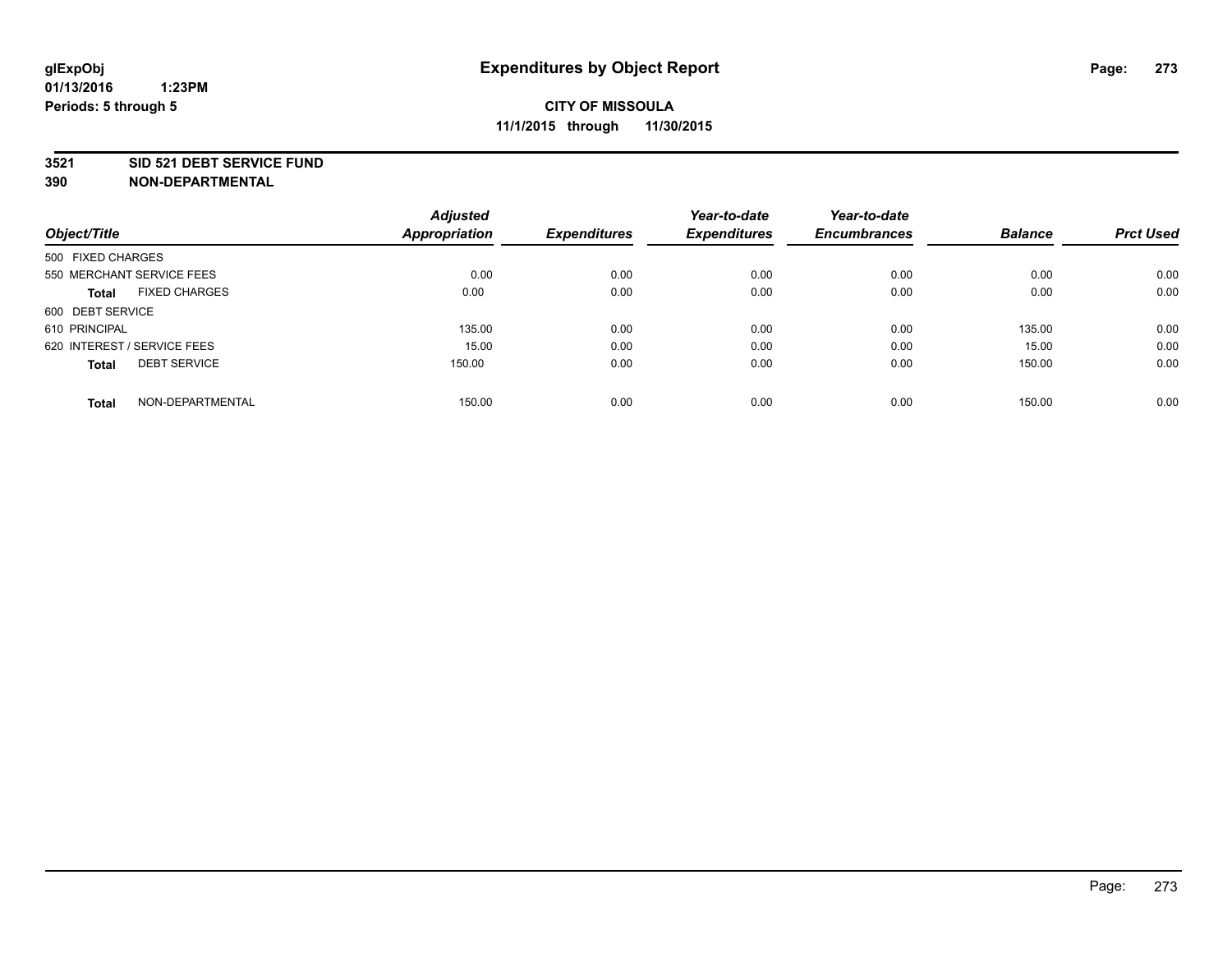**glExpObj**
**01/13/2016 1:23PM**
**Periods: 5 through 5**

# Expenditures by Object Report

**CITY OF MISSOULA**
**11/1/2015 through 11/30/2015**

**3521 SID 521 DEBT SERVICE FUND**
**390 NON-DEPARTMENTAL**

| Object/Title | Adjusted Appropriation | Expenditures | Year-to-date Expenditures | Year-to-date Encumbrances | Balance | Prct Used |
|---|---|---|---|---|---|---|
| 500 FIXED CHARGES | | | | | | |
| 550 MERCHANT SERVICE FEES | 0.00 | 0.00 | 0.00 | 0.00 | 0.00 | 0.00 |
| **Total** FIXED CHARGES | 0.00 | 0.00 | 0.00 | 0.00 | 0.00 | 0.00 |
| 600 DEBT SERVICE | | | | | | |
| 610 PRINCIPAL | 135.00 | 0.00 | 0.00 | 0.00 | 135.00 | 0.00 |
| 620 INTEREST / SERVICE FEES | 15.00 | 0.00 | 0.00 | 0.00 | 15.00 | 0.00 |
| **Total** DEBT SERVICE | 150.00 | 0.00 | 0.00 | 0.00 | 150.00 | 0.00 |
| **Total** NON-DEPARTMENTAL | 150.00 | 0.00 | 0.00 | 0.00 | 150.00 | 0.00 |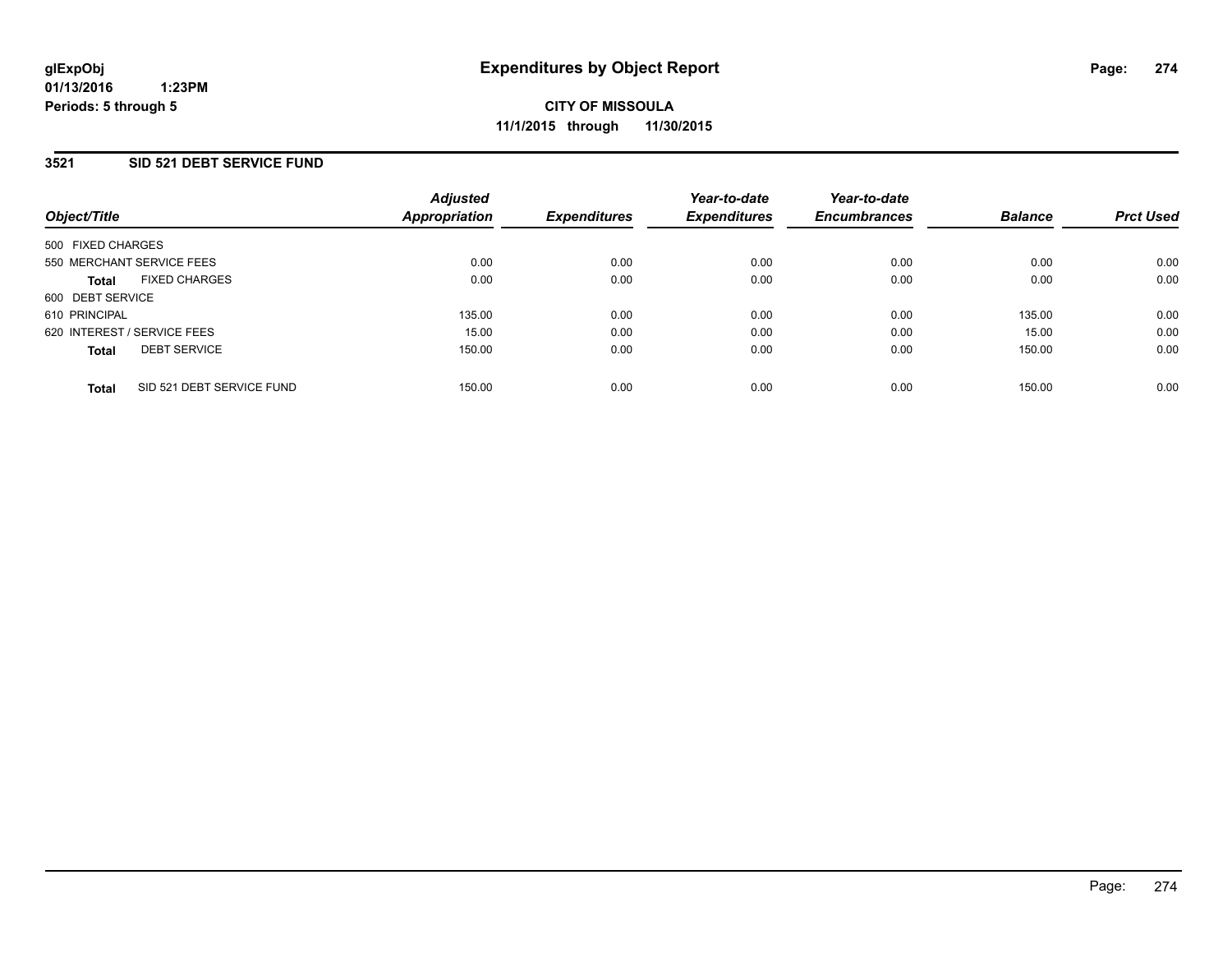# Expenditures by Object Report

glExpObj
01/13/2016 1:23PM
Periods: 5 through 5

**CITY OF MISSOULA**
**11/1/2015 through 11/30/2015**

## 3521 SID 521 DEBT SERVICE FUND

| Object/Title | | Adjusted Appropriation | Expenditures | Year-to-date Expenditures | Year-to-date Encumbrances | Balance | Prct Used |
|---|---|---|---|---|---|---|---|
| 500 FIXED CHARGES | | | | | | | |
| 550 MERCHANT SERVICE FEES | | 0.00 | 0.00 | 0.00 | 0.00 | 0.00 | 0.00 |
| **Total** | FIXED CHARGES | 0.00 | 0.00 | 0.00 | 0.00 | 0.00 | 0.00 |
| 600 DEBT SERVICE | | | | | | | |
| 610 PRINCIPAL | | 135.00 | 0.00 | 0.00 | 0.00 | 135.00 | 0.00 |
| 620 INTEREST / SERVICE FEES | | 15.00 | 0.00 | 0.00 | 0.00 | 15.00 | 0.00 |
| **Total** | DEBT SERVICE | 150.00 | 0.00 | 0.00 | 0.00 | 150.00 | 0.00 |
| **Total** | SID 521 DEBT SERVICE FUND | 150.00 | 0.00 | 0.00 | 0.00 | 150.00 | 0.00 |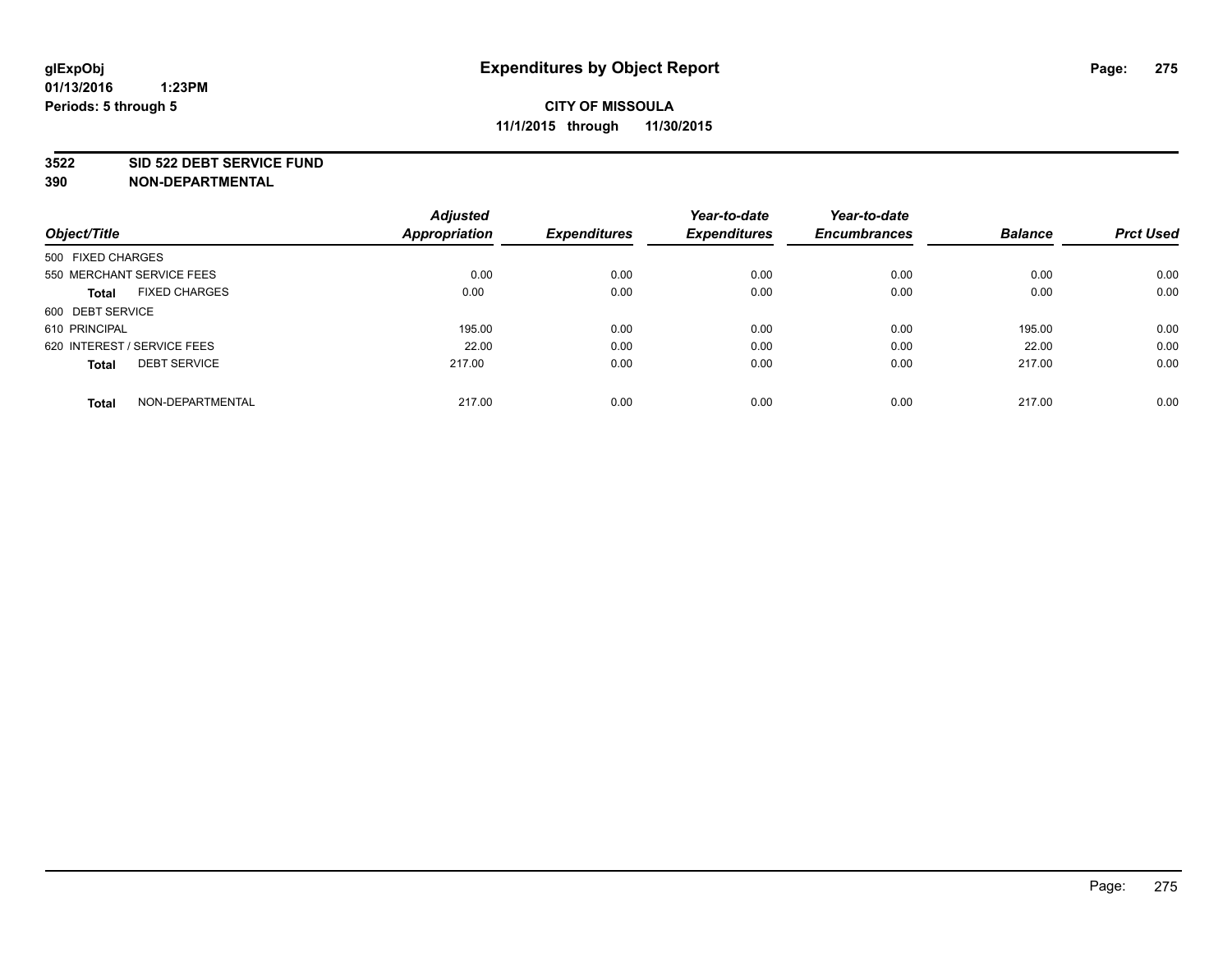# Expenditures by Object Report

glExpObj
01/13/2016 1:23PM
Periods: 5 through 5

**CITY OF MISSOULA**
**11/1/2015 through 11/30/2015**

**3522 SID 522 DEBT SERVICE FUND**
**390 NON-DEPARTMENTAL**

| Object/Title | Adjusted Appropriation | Expenditures | Year-to-date Expenditures | Year-to-date Encumbrances | Balance | Prct Used |
|---|---|---|---|---|---|---|
| 500 FIXED CHARGES | | | | | | |
| 550 MERCHANT SERVICE FEES | 0.00 | 0.00 | 0.00 | 0.00 | 0.00 | 0.00 |
| **Total** FIXED CHARGES | 0.00 | 0.00 | 0.00 | 0.00 | 0.00 | 0.00 |
| 600 DEBT SERVICE | | | | | | |
| 610 PRINCIPAL | 195.00 | 0.00 | 0.00 | 0.00 | 195.00 | 0.00 |
| 620 INTEREST / SERVICE FEES | 22.00 | 0.00 | 0.00 | 0.00 | 22.00 | 0.00 |
| **Total** DEBT SERVICE | 217.00 | 0.00 | 0.00 | 0.00 | 217.00 | 0.00 |
| **Total** NON-DEPARTMENTAL | 217.00 | 0.00 | 0.00 | 0.00 | 217.00 | 0.00 |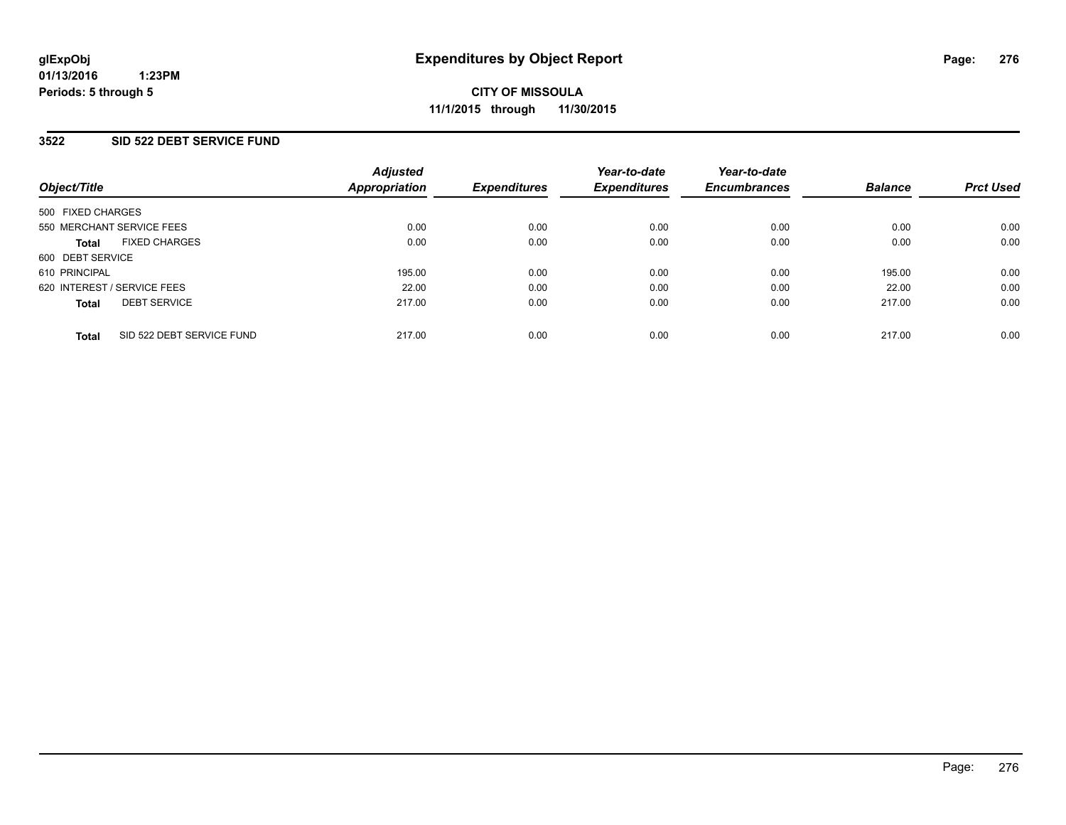**glExpObj**
**01/13/2016 1:23PM**
**Periods: 5 through 5**

# Expenditures by Object Report

**CITY OF MISSOULA**
**11/1/2015 through 11/30/2015**

## 3522 SID 522 DEBT SERVICE FUND

| Object/Title | Adjusted Appropriation | Expenditures | Year-to-date Expenditures | Year-to-date Encumbrances | Balance | Prct Used |
|---|---|---|---|---|---|---|
| 500 FIXED CHARGES | | | | | | |
| 550 MERCHANT SERVICE FEES | 0.00 | 0.00 | 0.00 | 0.00 | 0.00 | 0.00 |
| **Total** FIXED CHARGES | 0.00 | 0.00 | 0.00 | 0.00 | 0.00 | 0.00 |
| 600 DEBT SERVICE | | | | | | |
| 610 PRINCIPAL | 195.00 | 0.00 | 0.00 | 0.00 | 195.00 | 0.00 |
| 620 INTEREST / SERVICE FEES | 22.00 | 0.00 | 0.00 | 0.00 | 22.00 | 0.00 |
| **Total** DEBT SERVICE | 217.00 | 0.00 | 0.00 | 0.00 | 217.00 | 0.00 |
| **Total** SID 522 DEBT SERVICE FUND | 217.00 | 0.00 | 0.00 | 0.00 | 217.00 | 0.00 |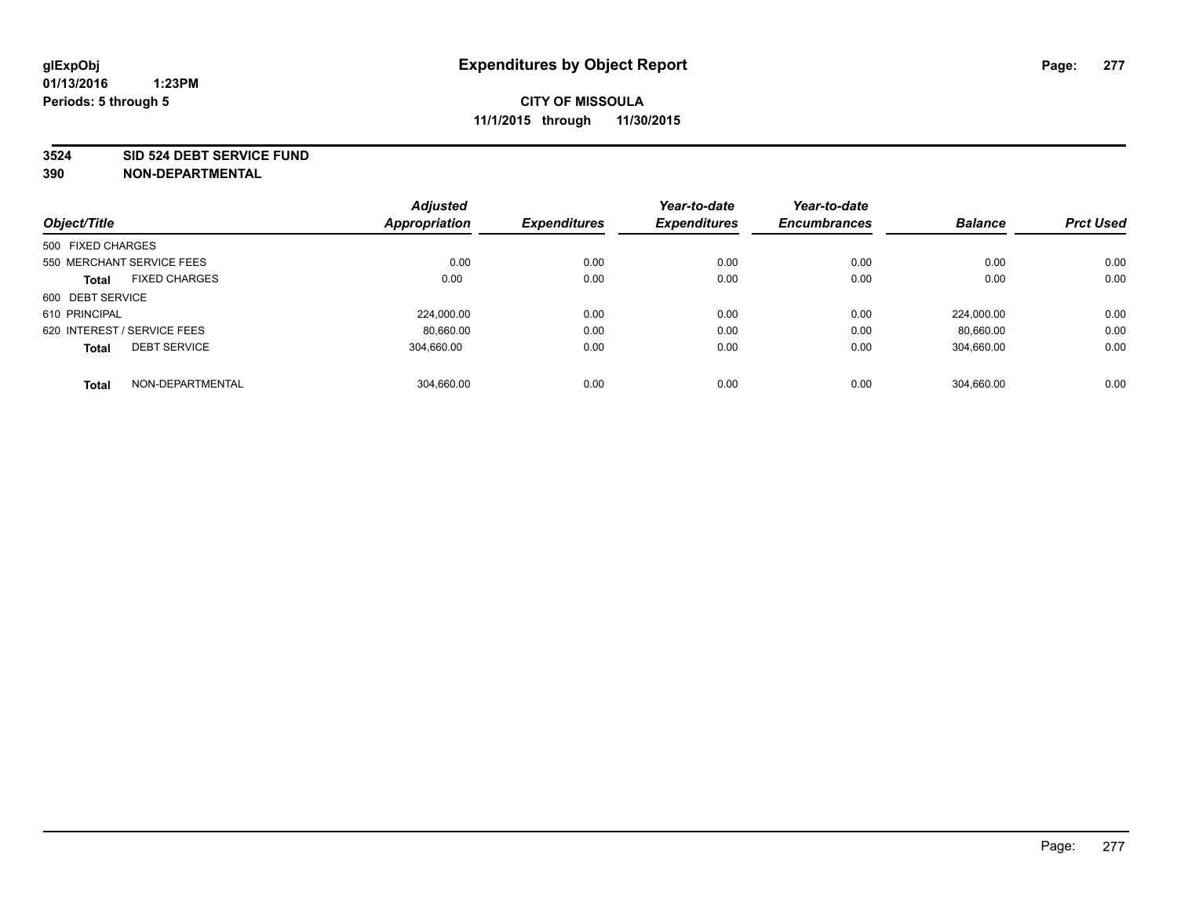# Expenditures by Object Report

glExpObj
01/13/2016 1:23PM
Periods: 5 through 5

**CITY OF MISSOULA**
**11/1/2015 through 11/30/2015**

**3524 SID 524 DEBT SERVICE FUND**
**390 NON-DEPARTMENTAL**

| Object/Title | Adjusted Appropriation | Expenditures | Year-to-date Expenditures | Year-to-date Encumbrances | Balance | Prct Used |
|---|---|---|---|---|---|---|
| 500 FIXED CHARGES | | | | | | |
| 550 MERCHANT SERVICE FEES | 0.00 | 0.00 | 0.00 | 0.00 | 0.00 | 0.00 |
| **Total** FIXED CHARGES | 0.00 | 0.00 | 0.00 | 0.00 | 0.00 | 0.00 |
| 600 DEBT SERVICE | | | | | | |
| 610 PRINCIPAL | 224,000.00 | 0.00 | 0.00 | 0.00 | 224,000.00 | 0.00 |
| 620 INTEREST / SERVICE FEES | 80,660.00 | 0.00 | 0.00 | 0.00 | 80,660.00 | 0.00 |
| **Total** DEBT SERVICE | 304,660.00 | 0.00 | 0.00 | 0.00 | 304,660.00 | 0.00 |
| **Total** NON-DEPARTMENTAL | 304,660.00 | 0.00 | 0.00 | 0.00 | 304,660.00 | 0.00 |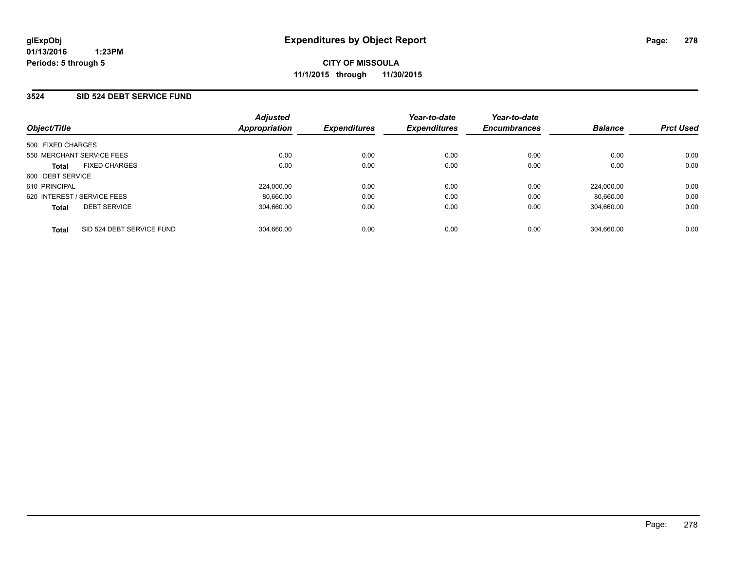glExpObj
01/13/2016 1:23PM
Periods: 5 through 5

# Expenditures by Object Report

**CITY OF MISSOULA**
**11/1/2015 through 11/30/2015**

## 3524 SID 524 DEBT SERVICE FUND

| Object/Title | Adjusted Appropriation | Expenditures | Year-to-date Expenditures | Year-to-date Encumbrances | Balance | Prct Used |
|---|---|---|---|---|---|---|
| 500 FIXED CHARGES | | | | | | |
| 550 MERCHANT SERVICE FEES | 0.00 | 0.00 | 0.00 | 0.00 | 0.00 | 0.00 |
| **Total** FIXED CHARGES | 0.00 | 0.00 | 0.00 | 0.00 | 0.00 | 0.00 |
| 600 DEBT SERVICE | | | | | | |
| 610 PRINCIPAL | 224,000.00 | 0.00 | 0.00 | 0.00 | 224,000.00 | 0.00 |
| 620 INTEREST / SERVICE FEES | 80,660.00 | 0.00 | 0.00 | 0.00 | 80,660.00 | 0.00 |
| **Total** DEBT SERVICE | 304,660.00 | 0.00 | 0.00 | 0.00 | 304,660.00 | 0.00 |
| **Total** SID 524 DEBT SERVICE FUND | 304,660.00 | 0.00 | 0.00 | 0.00 | 304,660.00 | 0.00 |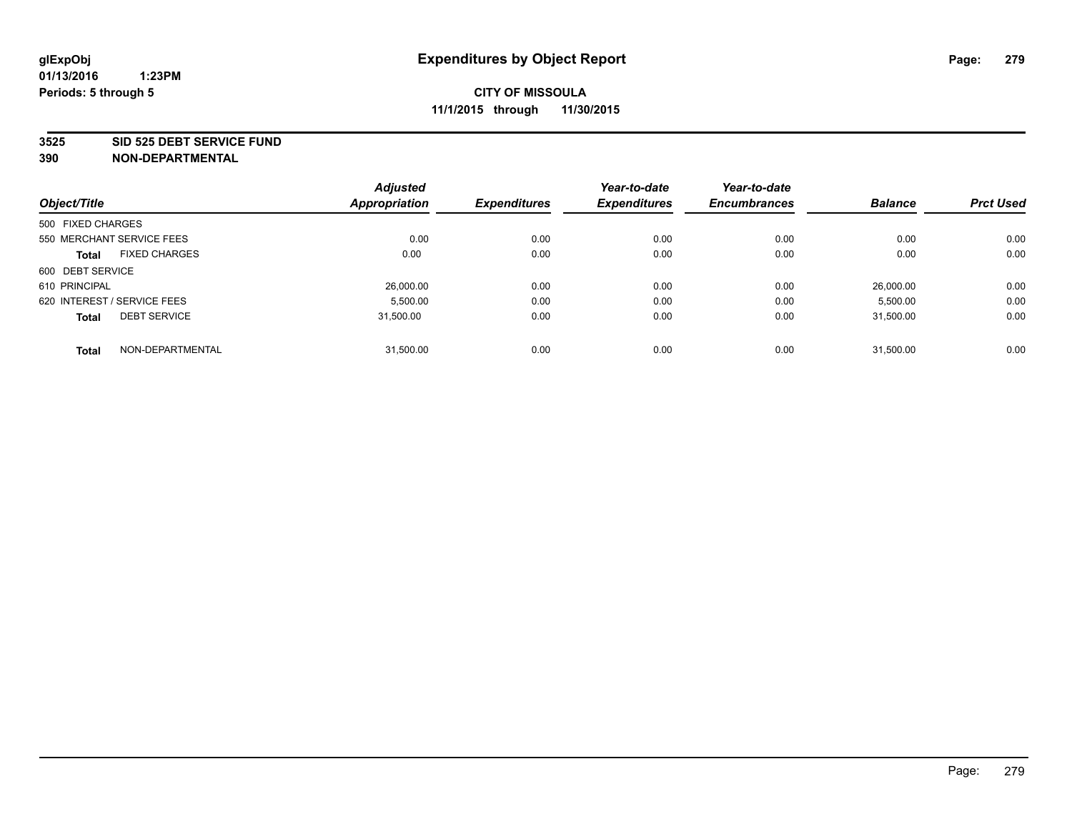# Expenditures by Object Report

glExpObj
01/13/2016 1:23PM
Periods: 5 through 5

**CITY OF MISSOULA**
**11/1/2015 through 11/30/2015**

**3525 SID 525 DEBT SERVICE FUND**
**390 NON-DEPARTMENTAL**

| Object/Title | | Adjusted Appropriation | Expenditures | Year-to-date Expenditures | Year-to-date Encumbrances | Balance | Prct Used |
|---|---|---|---|---|---|---|---|
| 500 FIXED CHARGES | | | | | | | |
| 550 MERCHANT SERVICE FEES | | 0.00 | 0.00 | 0.00 | 0.00 | 0.00 | 0.00 |
| **Total** | FIXED CHARGES | 0.00 | 0.00 | 0.00 | 0.00 | 0.00 | 0.00 |
| 600 DEBT SERVICE | | | | | | | |
| 610 PRINCIPAL | | 26,000.00 | 0.00 | 0.00 | 0.00 | 26,000.00 | 0.00 |
| 620 INTEREST / SERVICE FEES | | 5,500.00 | 0.00 | 0.00 | 0.00 | 5,500.00 | 0.00 |
| **Total** | DEBT SERVICE | 31,500.00 | 0.00 | 0.00 | 0.00 | 31,500.00 | 0.00 |
| **Total** | NON-DEPARTMENTAL | 31,500.00 | 0.00 | 0.00 | 0.00 | 31,500.00 | 0.00 |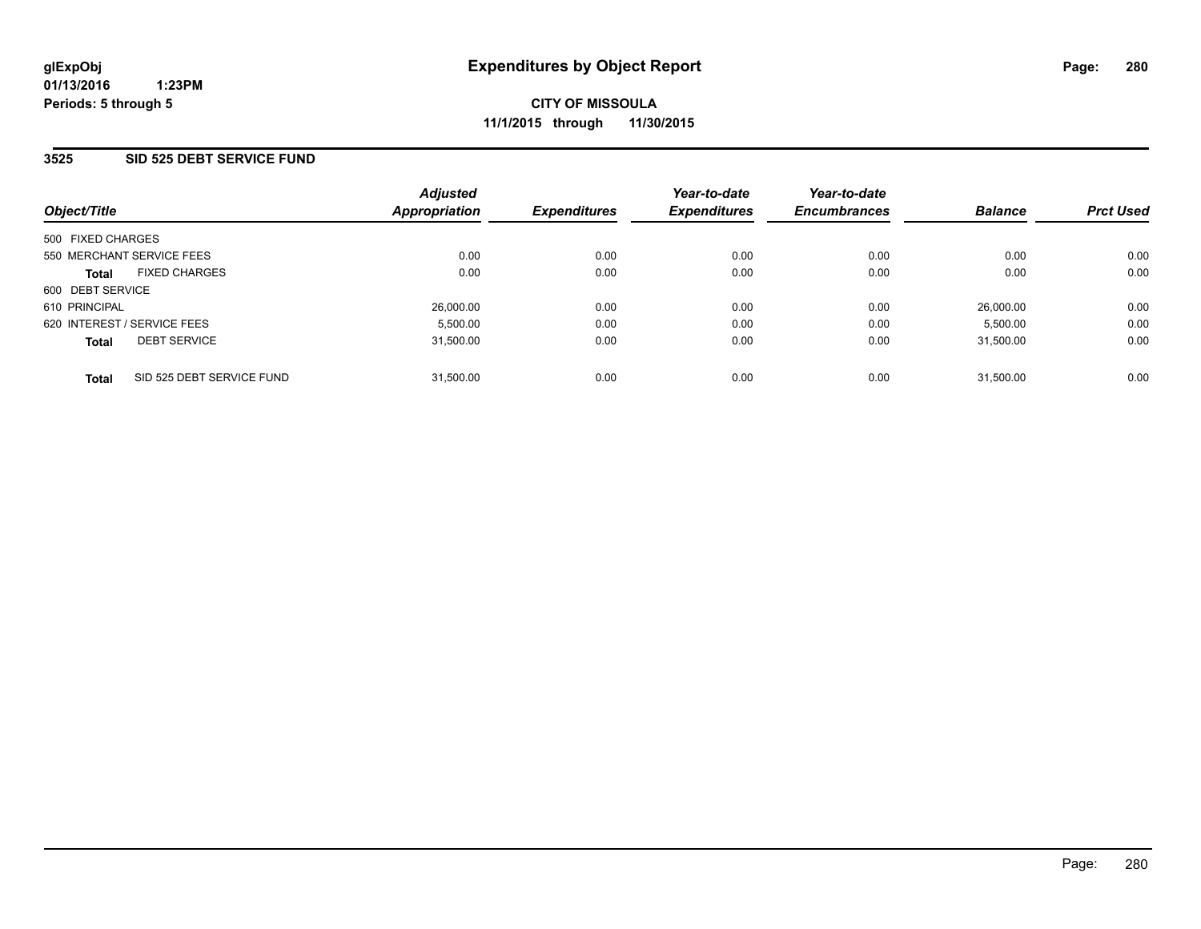glExpObj
01/13/2016 1:23PM
Periods: 5 through 5

# Expenditures by Object Report

**CITY OF MISSOULA**
**11/1/2015 through 11/30/2015**

## 3525 SID 525 DEBT SERVICE FUND

| Object/Title | | Adjusted Appropriation | Expenditures | Year-to-date Expenditures | Year-to-date Encumbrances | Balance | Prct Used |
|---|---|---|---|---|---|---|---|
| 500 FIXED CHARGES | | | | | | | |
| 550 MERCHANT SERVICE FEES | | 0.00 | 0.00 | 0.00 | 0.00 | 0.00 | 0.00 |
| **Total** | FIXED CHARGES | 0.00 | 0.00 | 0.00 | 0.00 | 0.00 | 0.00 |
| 600 DEBT SERVICE | | | | | | | |
| 610 PRINCIPAL | | 26,000.00 | 0.00 | 0.00 | 0.00 | 26,000.00 | 0.00 |
| 620 INTEREST / SERVICE FEES | | 5,500.00 | 0.00 | 0.00 | 0.00 | 5,500.00 | 0.00 |
| **Total** | DEBT SERVICE | 31,500.00 | 0.00 | 0.00 | 0.00 | 31,500.00 | 0.00 |
| **Total** | SID 525 DEBT SERVICE FUND | 31,500.00 | 0.00 | 0.00 | 0.00 | 31,500.00 | 0.00 |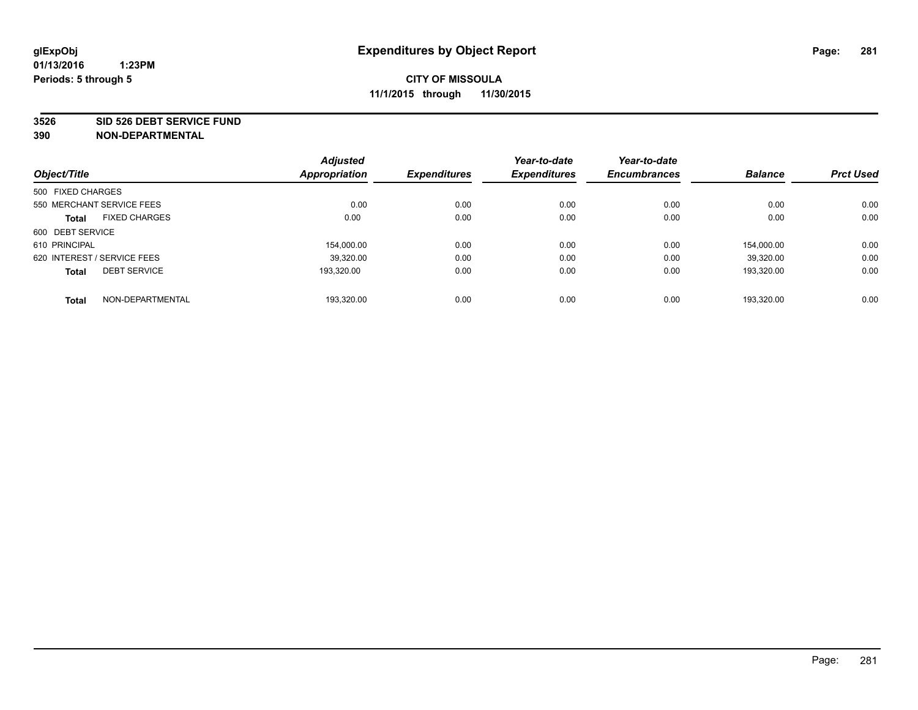glExpObj
01/13/2016 1:23PM
Periods: 5 through 5

# Expenditures by Object Report

**CITY OF MISSOULA**
**11/1/2015 through 11/30/2015**

**3526 SID 526 DEBT SERVICE FUND**
**390 NON-DEPARTMENTAL**

| Object/Title | Adjusted Appropriation | Expenditures | Year-to-date Expenditures | Year-to-date Encumbrances | Balance | Prct Used |
|---|---|---|---|---|---|---|
| 500 FIXED CHARGES | | | | | | |
| 550 MERCHANT SERVICE FEES | 0.00 | 0.00 | 0.00 | 0.00 | 0.00 | 0.00 |
| **Total** FIXED CHARGES | 0.00 | 0.00 | 0.00 | 0.00 | 0.00 | 0.00 |
| 600 DEBT SERVICE | | | | | | |
| 610 PRINCIPAL | 154,000.00 | 0.00 | 0.00 | 0.00 | 154,000.00 | 0.00 |
| 620 INTEREST / SERVICE FEES | 39,320.00 | 0.00 | 0.00 | 0.00 | 39,320.00 | 0.00 |
| **Total** DEBT SERVICE | 193,320.00 | 0.00 | 0.00 | 0.00 | 193,320.00 | 0.00 |
| **Total** NON-DEPARTMENTAL | 193,320.00 | 0.00 | 0.00 | 0.00 | 193,320.00 | 0.00 |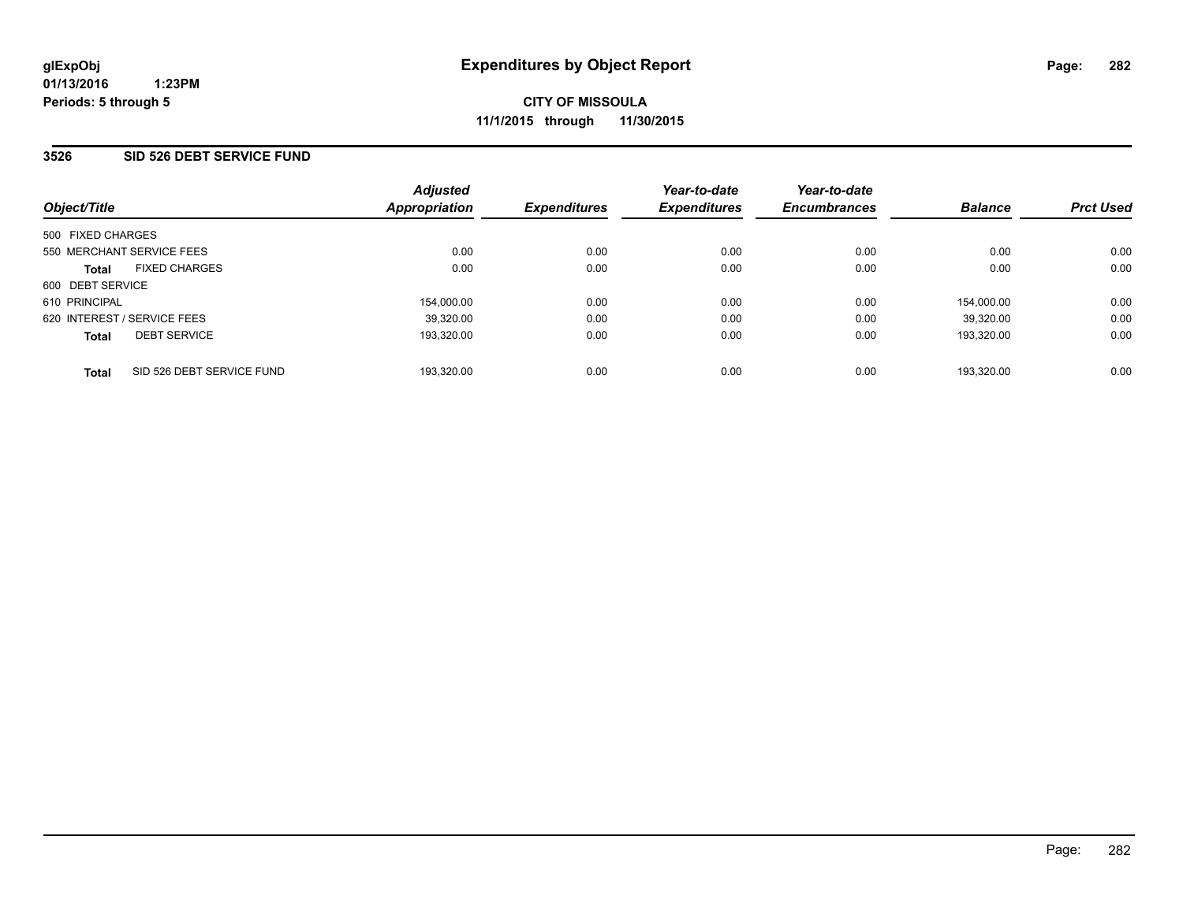glExpObj
01/13/2016 1:23PM
Periods: 5 through 5

# Expenditures by Object Report

**CITY OF MISSOULA**
**11/1/2015 through 11/30/2015**

## 3526 SID 526 DEBT SERVICE FUND

| Object/Title | Adjusted Appropriation | Expenditures | Year-to-date Expenditures | Year-to-date Encumbrances | Balance | Prct Used |
|---|---|---|---|---|---|---|
| 500 FIXED CHARGES | | | | | | |
| 550 MERCHANT SERVICE FEES | 0.00 | 0.00 | 0.00 | 0.00 | 0.00 | 0.00 |
| **Total** FIXED CHARGES | 0.00 | 0.00 | 0.00 | 0.00 | 0.00 | 0.00 |
| 600 DEBT SERVICE | | | | | | |
| 610 PRINCIPAL | 154,000.00 | 0.00 | 0.00 | 0.00 | 154,000.00 | 0.00 |
| 620 INTEREST / SERVICE FEES | 39,320.00 | 0.00 | 0.00 | 0.00 | 39,320.00 | 0.00 |
| **Total** DEBT SERVICE | 193,320.00 | 0.00 | 0.00 | 0.00 | 193,320.00 | 0.00 |
| **Total** SID 526 DEBT SERVICE FUND | 193,320.00 | 0.00 | 0.00 | 0.00 | 193,320.00 | 0.00 |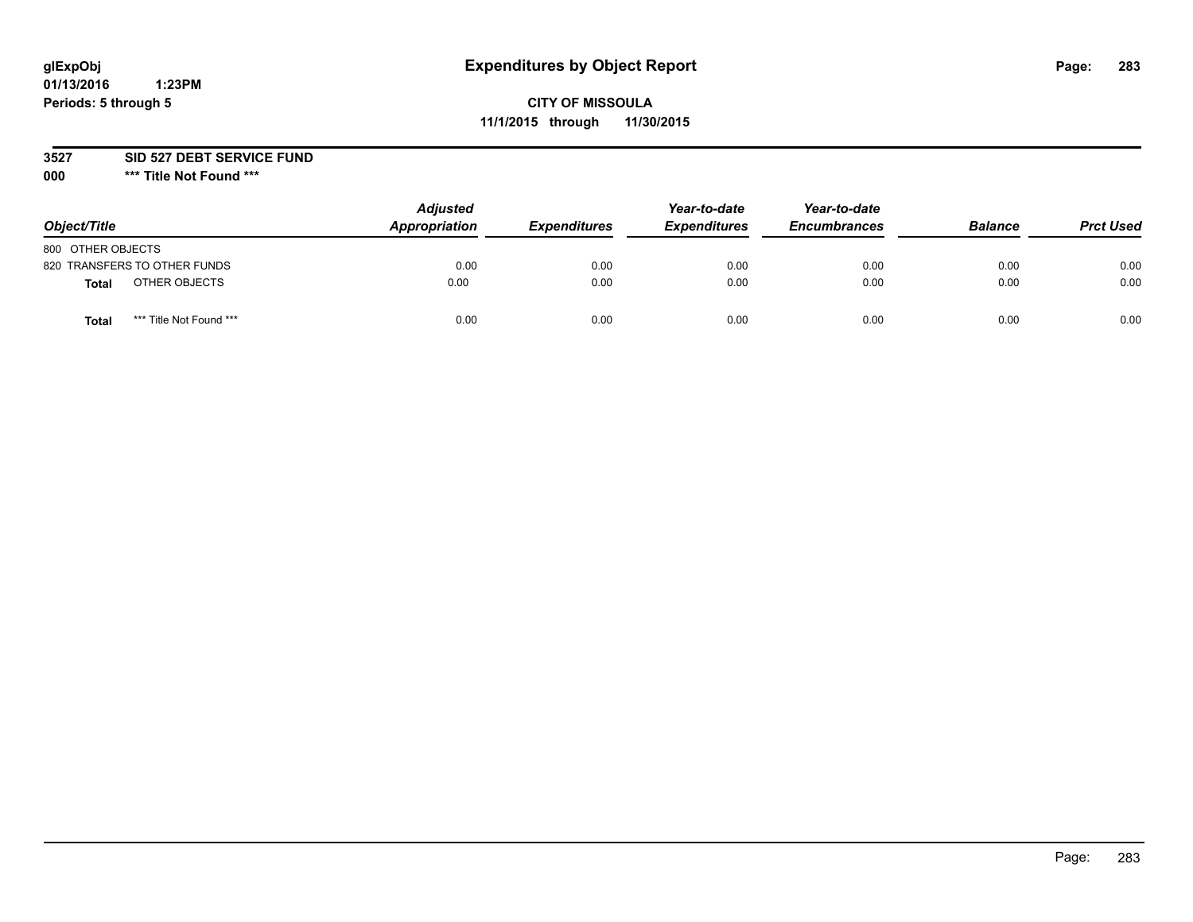**glExpObj** **Expenditures by Object Report**
**01/13/2016 1:23PM**
**Periods: 5 through 5**

**CITY OF MISSOULA**
**11/1/2015 through 11/30/2015**

**3527 SID 527 DEBT SERVICE FUND**
**000 \*\*\* Title Not Found \*\*\***

| Object/Title | Adjusted Appropriation | Expenditures | Year-to-date Expenditures | Year-to-date Encumbrances | Balance | Prct Used |
|---|---|---|---|---|---|---|
| 800 OTHER OBJECTS | | | | | | |
| 820 TRANSFERS TO OTHER FUNDS | 0.00 | 0.00 | 0.00 | 0.00 | 0.00 | 0.00 |
| **Total** OTHER OBJECTS | 0.00 | 0.00 | 0.00 | 0.00 | 0.00 | 0.00 |
| **Total** *** Title Not Found *** | 0.00 | 0.00 | 0.00 | 0.00 | 0.00 | 0.00 |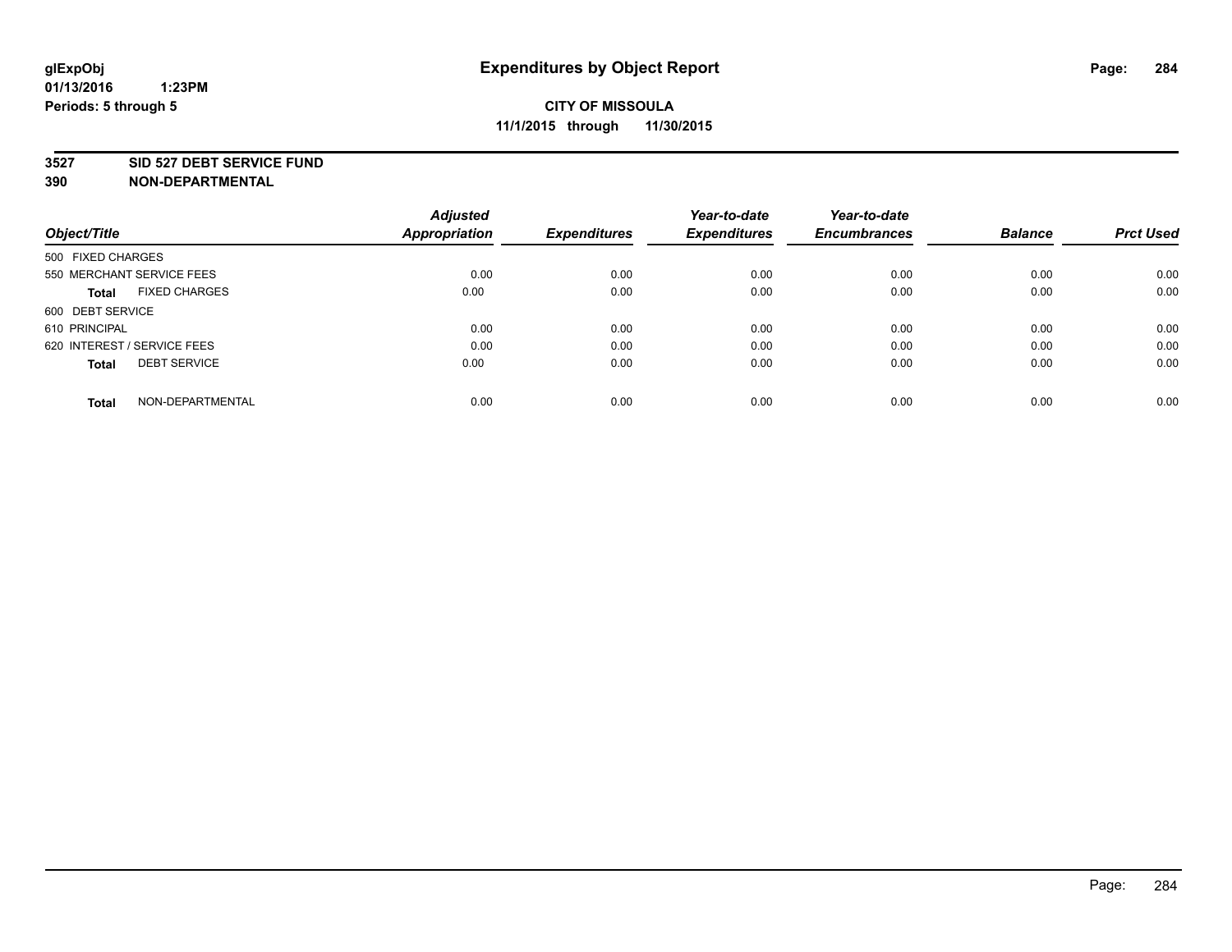# Expenditures by Object Report

glExpObj
01/13/2016 1:23PM
Periods: 5 through 5

**CITY OF MISSOULA**
**11/1/2015 through 11/30/2015**

**3527 SID 527 DEBT SERVICE FUND**
**390 NON-DEPARTMENTAL**

| Object/Title | | Adjusted Appropriation | Expenditures | Year-to-date Expenditures | Year-to-date Encumbrances | Balance | Prct Used |
|---|---|---|---|---|---|---|---|
| 500 FIXED CHARGES | | | | | | | |
| 550 MERCHANT SERVICE FEES | | 0.00 | 0.00 | 0.00 | 0.00 | 0.00 | 0.00 |
| **Total** | FIXED CHARGES | 0.00 | 0.00 | 0.00 | 0.00 | 0.00 | 0.00 |
| 600 DEBT SERVICE | | | | | | | |
| 610 PRINCIPAL | | 0.00 | 0.00 | 0.00 | 0.00 | 0.00 | 0.00 |
| 620 INTEREST / SERVICE FEES | | 0.00 | 0.00 | 0.00 | 0.00 | 0.00 | 0.00 |
| **Total** | DEBT SERVICE | 0.00 | 0.00 | 0.00 | 0.00 | 0.00 | 0.00 |
| **Total** | NON-DEPARTMENTAL | 0.00 | 0.00 | 0.00 | 0.00 | 0.00 | 0.00 |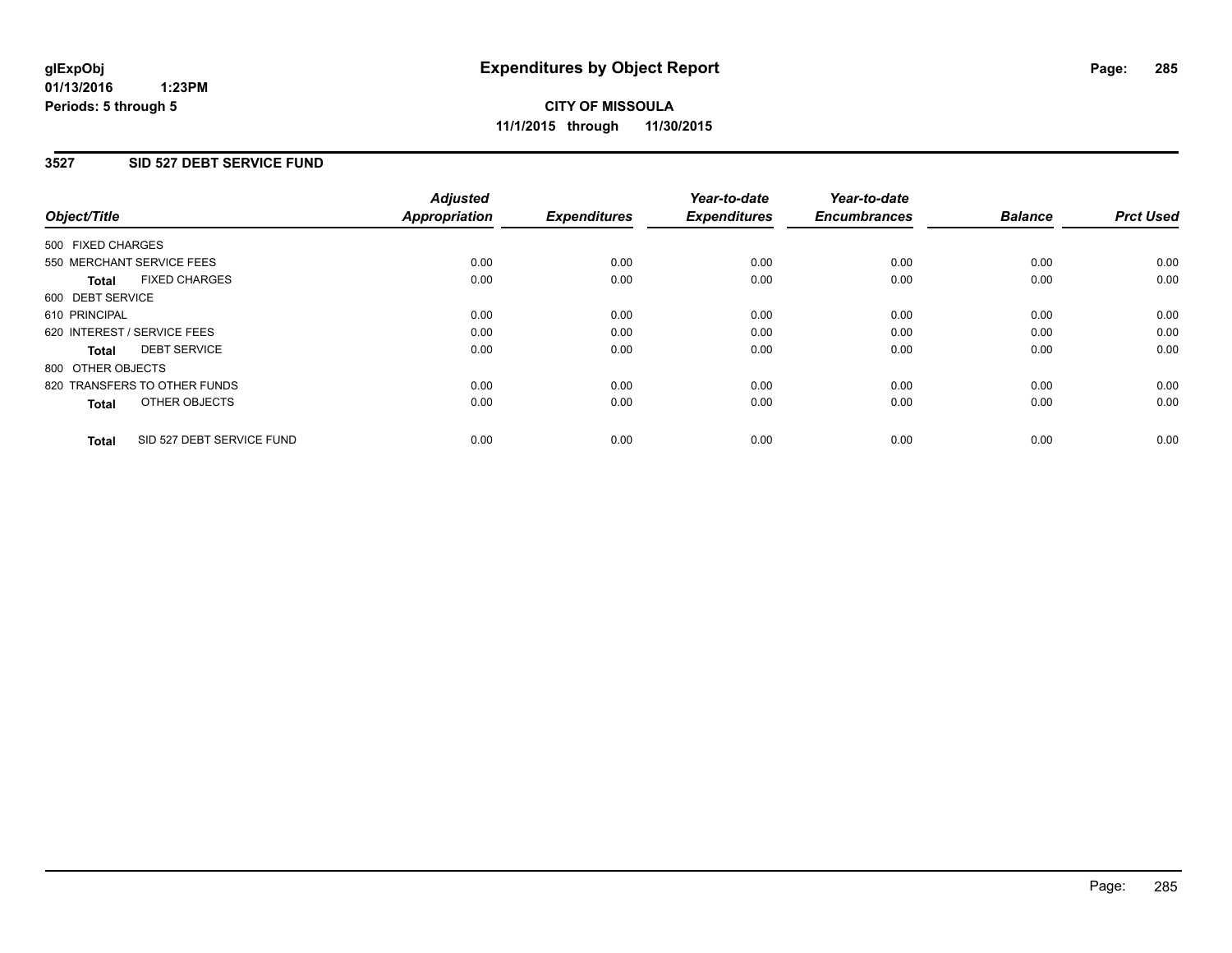# Expenditures by Object Report

glExpObj
01/13/2016 1:23PM
Periods: 5 through 5

**CITY OF MISSOULA**
**11/1/2015 through 11/30/2015**

## 3527 SID 527 DEBT SERVICE FUND

| Object/Title | | Adjusted Appropriation | Expenditures | Year-to-date Expenditures | Year-to-date Encumbrances | Balance | Prct Used |
|---|---|---|---|---|---|---|---|
| 500 FIXED CHARGES | | | | | | | |
| 550 MERCHANT SERVICE FEES | | 0.00 | 0.00 | 0.00 | 0.00 | 0.00 | 0.00 |
| **Total** | FIXED CHARGES | 0.00 | 0.00 | 0.00 | 0.00 | 0.00 | 0.00 |
| 600 DEBT SERVICE | | | | | | | |
| 610 PRINCIPAL | | 0.00 | 0.00 | 0.00 | 0.00 | 0.00 | 0.00 |
| 620 INTEREST / SERVICE FEES | | 0.00 | 0.00 | 0.00 | 0.00 | 0.00 | 0.00 |
| **Total** | DEBT SERVICE | 0.00 | 0.00 | 0.00 | 0.00 | 0.00 | 0.00 |
| 800 OTHER OBJECTS | | | | | | | |
| 820 TRANSFERS TO OTHER FUNDS | | 0.00 | 0.00 | 0.00 | 0.00 | 0.00 | 0.00 |
| **Total** | OTHER OBJECTS | 0.00 | 0.00 | 0.00 | 0.00 | 0.00 | 0.00 |
| **Total** | SID 527 DEBT SERVICE FUND | 0.00 | 0.00 | 0.00 | 0.00 | 0.00 | 0.00 |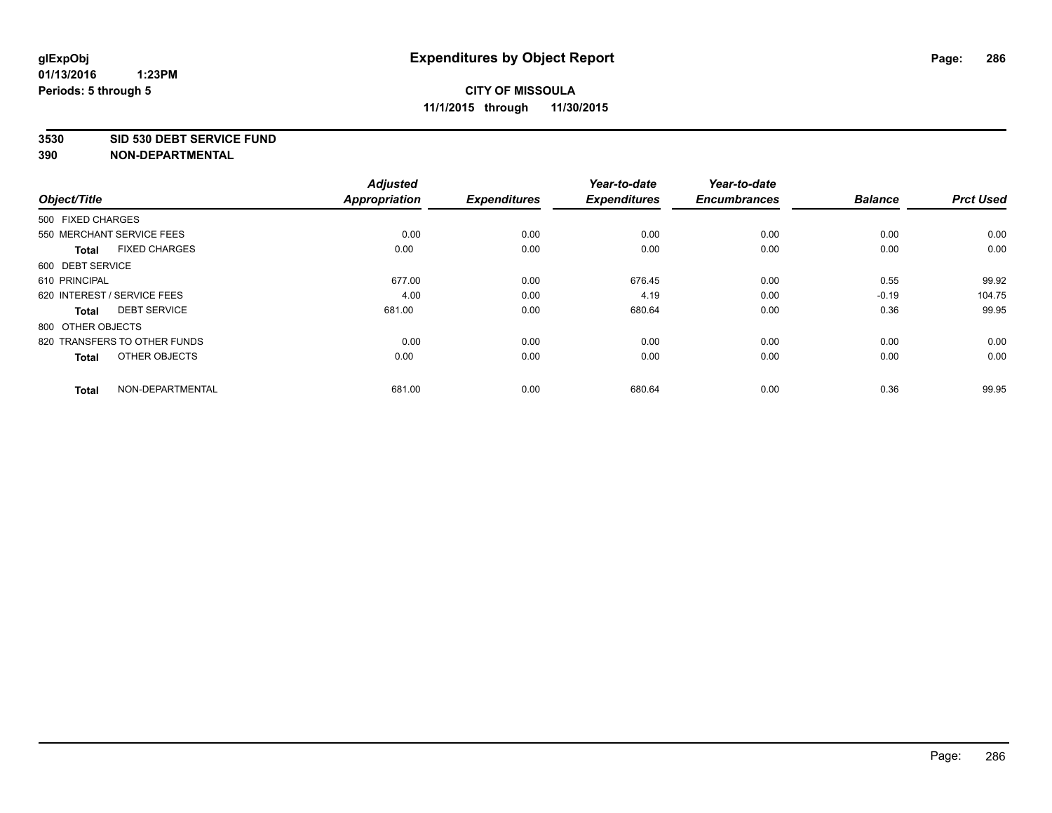# Expenditures by Object Report

glExpObj
01/13/2016 1:23PM
Periods: 5 through 5

**CITY OF MISSOULA**
**11/1/2015 through 11/30/2015**

**3530 SID 530 DEBT SERVICE FUND**
**390 NON-DEPARTMENTAL**

| Object/Title | | Adjusted Appropriation | Expenditures | Year-to-date Expenditures | Year-to-date Encumbrances | Balance | Prct Used |
|---|---|---|---|---|---|---|---|
| 500 FIXED CHARGES | | | | | | | |
| 550 MERCHANT SERVICE FEES | | 0.00 | 0.00 | 0.00 | 0.00 | 0.00 | 0.00 |
| **Total** | FIXED CHARGES | 0.00 | 0.00 | 0.00 | 0.00 | 0.00 | 0.00 |
| 600 DEBT SERVICE | | | | | | | |
| 610 PRINCIPAL | | 677.00 | 0.00 | 676.45 | 0.00 | 0.55 | 99.92 |
| 620 INTEREST / SERVICE FEES | | 4.00 | 0.00 | 4.19 | 0.00 | -0.19 | 104.75 |
| **Total** | DEBT SERVICE | 681.00 | 0.00 | 680.64 | 0.00 | 0.36 | 99.95 |
| 800 OTHER OBJECTS | | | | | | | |
| 820 TRANSFERS TO OTHER FUNDS | | 0.00 | 0.00 | 0.00 | 0.00 | 0.00 | 0.00 |
| **Total** | OTHER OBJECTS | 0.00 | 0.00 | 0.00 | 0.00 | 0.00 | 0.00 |
| **Total** | NON-DEPARTMENTAL | 681.00 | 0.00 | 680.64 | 0.00 | 0.36 | 99.95 |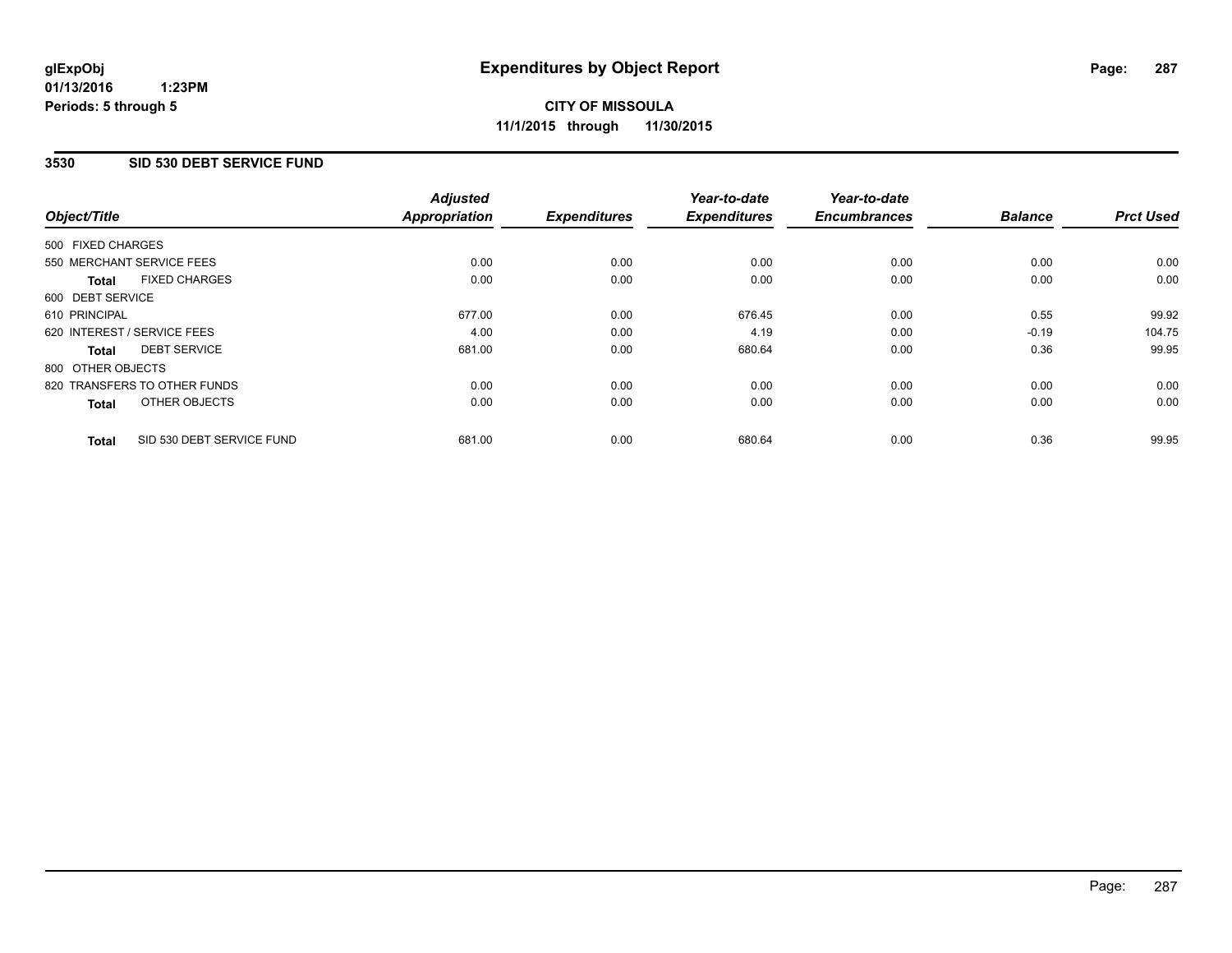glExpObj
01/13/2016 1:23PM
Periods: 5 through 5

# Expenditures by Object Report

**CITY OF MISSOULA**
**11/1/2015 through 11/30/2015**

## 3530 SID 530 DEBT SERVICE FUND

| Object/Title | | Adjusted Appropriation | Expenditures | Year-to-date Expenditures | Year-to-date Encumbrances | Balance | Prct Used |
|---|---|---|---|---|---|---|---|
| 500 FIXED CHARGES | | | | | | | |
| 550 MERCHANT SERVICE FEES | | 0.00 | 0.00 | 0.00 | 0.00 | 0.00 | 0.00 |
| **Total** | FIXED CHARGES | 0.00 | 0.00 | 0.00 | 0.00 | 0.00 | 0.00 |
| 600 DEBT SERVICE | | | | | | | |
| 610 PRINCIPAL | | 677.00 | 0.00 | 676.45 | 0.00 | 0.55 | 99.92 |
| 620 INTEREST / SERVICE FEES | | 4.00 | 0.00 | 4.19 | 0.00 | -0.19 | 104.75 |
| **Total** | DEBT SERVICE | 681.00 | 0.00 | 680.64 | 0.00 | 0.36 | 99.95 |
| 800 OTHER OBJECTS | | | | | | | |
| 820 TRANSFERS TO OTHER FUNDS | | 0.00 | 0.00 | 0.00 | 0.00 | 0.00 | 0.00 |
| **Total** | OTHER OBJECTS | 0.00 | 0.00 | 0.00 | 0.00 | 0.00 | 0.00 |
| **Total** | SID 530 DEBT SERVICE FUND | 681.00 | 0.00 | 680.64 | 0.00 | 0.36 | 99.95 |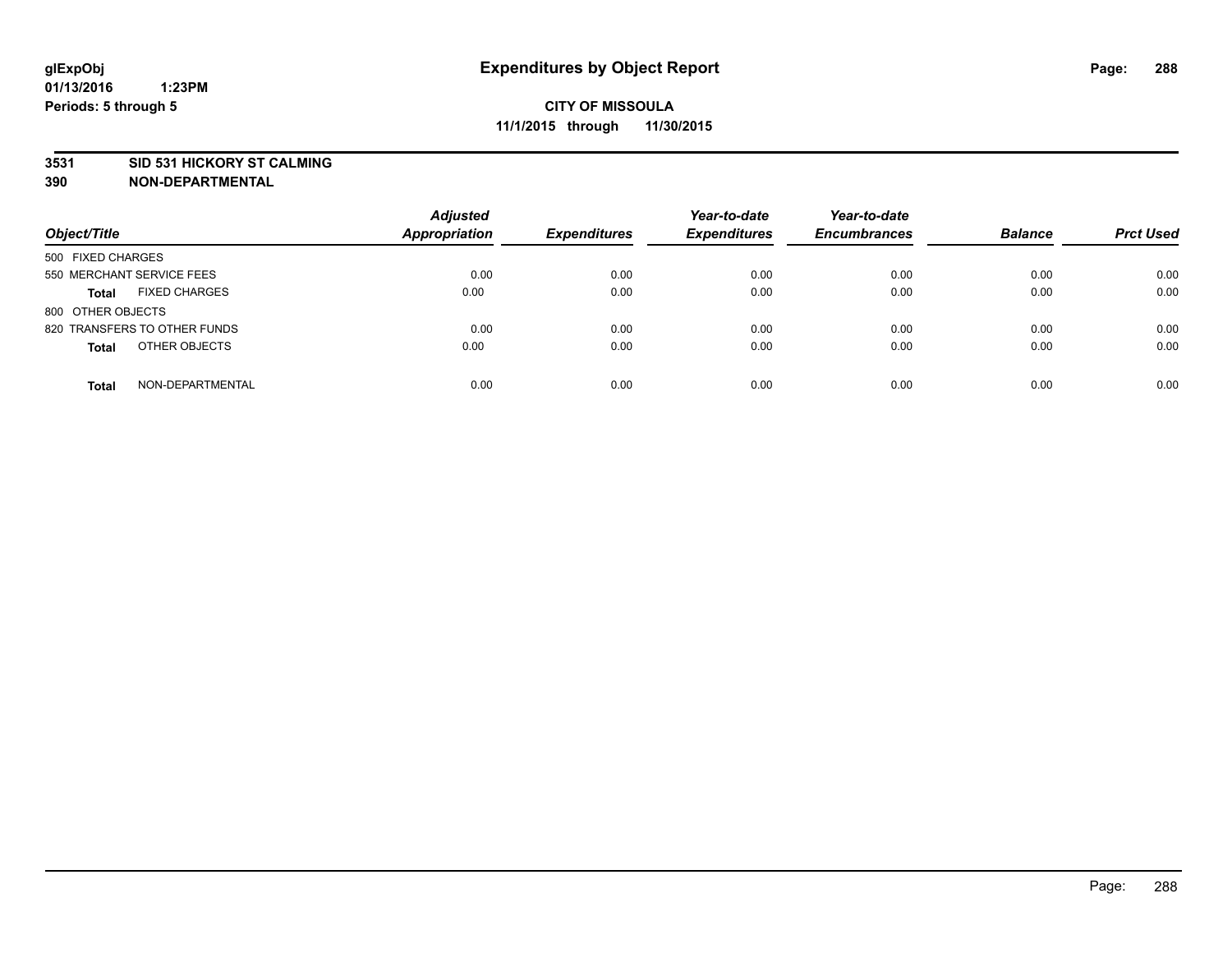**glExpObj**
**01/13/2016 1:23PM**
**Periods: 5 through 5**

# Expenditures by Object Report

**CITY OF MISSOULA**
**11/1/2015 through 11/30/2015**

**3531 SID 531 HICKORY ST CALMING**
**390 NON-DEPARTMENTAL**

| Object/Title | | Adjusted Appropriation | Expenditures | Year-to-date Expenditures | Year-to-date Encumbrances | Balance | Prct Used |
|---|---|---|---|---|---|---|---|
| 500 FIXED CHARGES | | | | | | | |
| 550 MERCHANT SERVICE FEES | | 0.00 | 0.00 | 0.00 | 0.00 | 0.00 | 0.00 |
| **Total** | FIXED CHARGES | 0.00 | 0.00 | 0.00 | 0.00 | 0.00 | 0.00 |
| 800 OTHER OBJECTS | | | | | | | |
| 820 TRANSFERS TO OTHER FUNDS | | 0.00 | 0.00 | 0.00 | 0.00 | 0.00 | 0.00 |
| **Total** | OTHER OBJECTS | 0.00 | 0.00 | 0.00 | 0.00 | 0.00 | 0.00 |
| **Total** | NON-DEPARTMENTAL | 0.00 | 0.00 | 0.00 | 0.00 | 0.00 | 0.00 |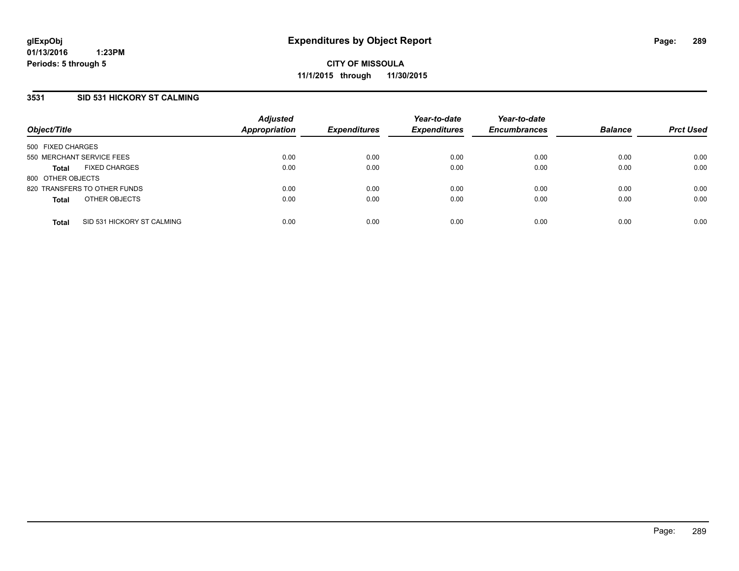# Expenditures by Object Report

glExpObj
01/13/2016 1:23PM
Periods: 5 through 5

**CITY OF MISSOULA**
**11/1/2015 through 11/30/2015**

## 3531 SID 531 HICKORY ST CALMING

| Object/Title | Adjusted Appropriation | Expenditures | Year-to-date Expenditures | Year-to-date Encumbrances | Balance | Prct Used |
|---|---|---|---|---|---|---|
| 500 FIXED CHARGES | | | | | | |
| 550 MERCHANT SERVICE FEES | 0.00 | 0.00 | 0.00 | 0.00 | 0.00 | 0.00 |
| **Total** FIXED CHARGES | 0.00 | 0.00 | 0.00 | 0.00 | 0.00 | 0.00 |
| 800 OTHER OBJECTS | | | | | | |
| 820 TRANSFERS TO OTHER FUNDS | 0.00 | 0.00 | 0.00 | 0.00 | 0.00 | 0.00 |
| **Total** OTHER OBJECTS | 0.00 | 0.00 | 0.00 | 0.00 | 0.00 | 0.00 |
| **Total** SID 531 HICKORY ST CALMING | 0.00 | 0.00 | 0.00 | 0.00 | 0.00 | 0.00 |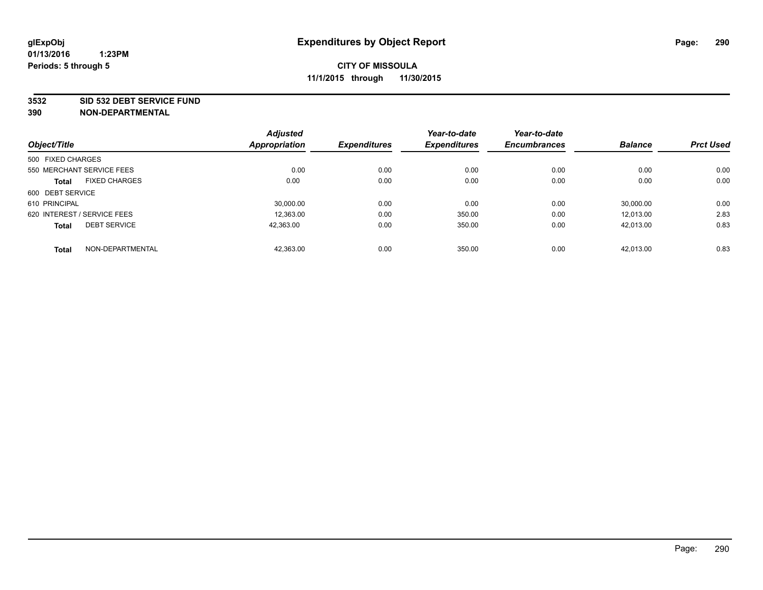glExpObj
01/13/2016 1:23PM
Periods: 5 through 5

# Expenditures by Object Report

**CITY OF MISSOULA**
**11/1/2015 through 11/30/2015**

**3532 SID 532 DEBT SERVICE FUND**
**390 NON-DEPARTMENTAL**

| Object/Title | Adjusted Appropriation | Expenditures | Year-to-date Expenditures | Year-to-date Encumbrances | Balance | Prct Used |
|---|---|---|---|---|---|---|
| 500 FIXED CHARGES | | | | | | |
| 550 MERCHANT SERVICE FEES | 0.00 | 0.00 | 0.00 | 0.00 | 0.00 | 0.00 |
| **Total** FIXED CHARGES | 0.00 | 0.00 | 0.00 | 0.00 | 0.00 | 0.00 |
| 600 DEBT SERVICE | | | | | | |
| 610 PRINCIPAL | 30,000.00 | 0.00 | 0.00 | 0.00 | 30,000.00 | 0.00 |
| 620 INTEREST / SERVICE FEES | 12,363.00 | 0.00 | 350.00 | 0.00 | 12,013.00 | 2.83 |
| **Total** DEBT SERVICE | 42,363.00 | 0.00 | 350.00 | 0.00 | 42,013.00 | 0.83 |
| **Total** NON-DEPARTMENTAL | 42,363.00 | 0.00 | 350.00 | 0.00 | 42,013.00 | 0.83 |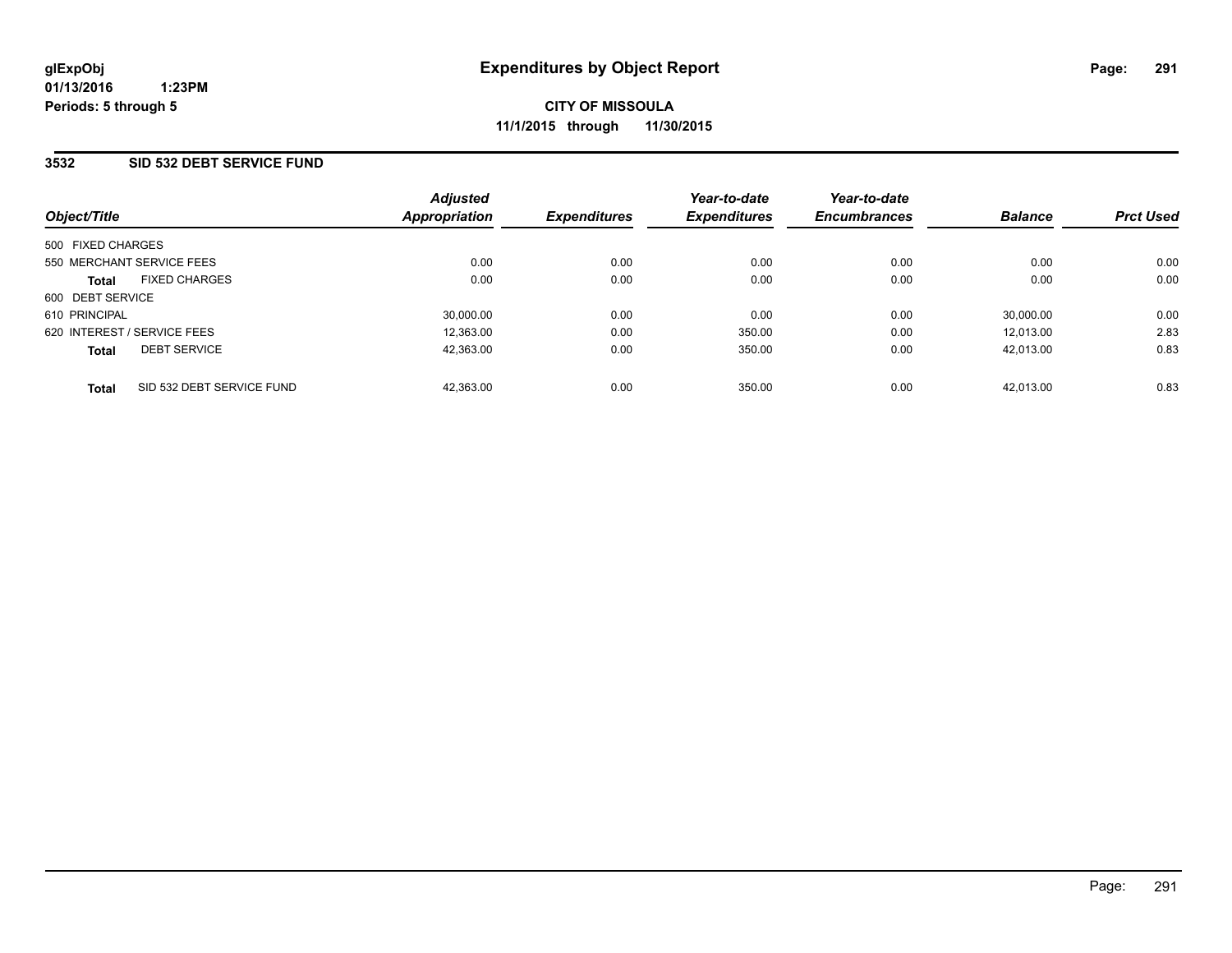# Expenditures by Object Report

glExpObj
01/13/2016 1:23PM
Periods: 5 through 5

**CITY OF MISSOULA**
**11/1/2015 through 11/30/2015**

## 3532 SID 532 DEBT SERVICE FUND

| Object/Title | Adjusted Appropriation | Expenditures | Year-to-date Expenditures | Year-to-date Encumbrances | Balance | Prct Used |
|---|---|---|---|---|---|---|
| 500 FIXED CHARGES | | | | | | |
| 550 MERCHANT SERVICE FEES | 0.00 | 0.00 | 0.00 | 0.00 | 0.00 | 0.00 |
| **Total** FIXED CHARGES | 0.00 | 0.00 | 0.00 | 0.00 | 0.00 | 0.00 |
| 600 DEBT SERVICE | | | | | | |
| 610 PRINCIPAL | 30,000.00 | 0.00 | 0.00 | 0.00 | 30,000.00 | 0.00 |
| 620 INTEREST / SERVICE FEES | 12,363.00 | 0.00 | 350.00 | 0.00 | 12,013.00 | 2.83 |
| **Total** DEBT SERVICE | 42,363.00 | 0.00 | 350.00 | 0.00 | 42,013.00 | 0.83 |
| **Total** SID 532 DEBT SERVICE FUND | 42,363.00 | 0.00 | 350.00 | 0.00 | 42,013.00 | 0.83 |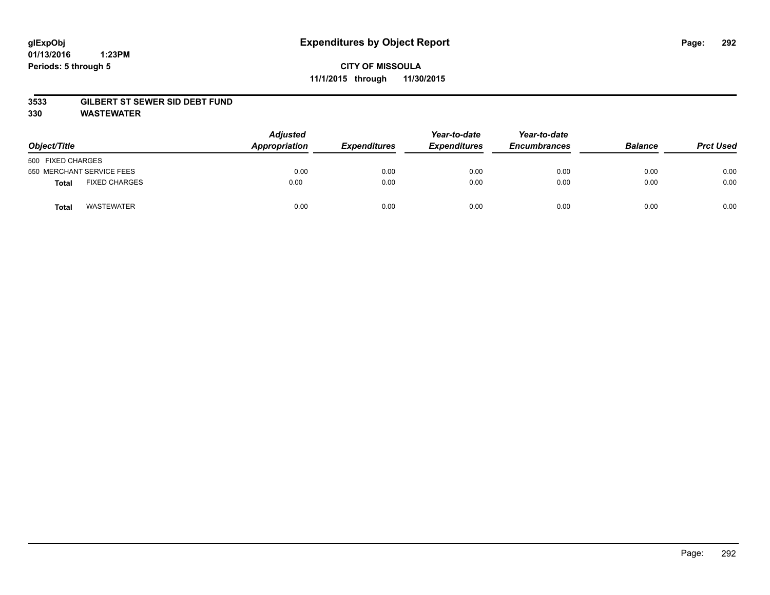glExpObj
01/13/2016 1:23PM
Periods: 5 through 5

# Expenditures by Object Report

**CITY OF MISSOULA**
**11/1/2015 through 11/30/2015**

**3533 GILBERT ST SEWER SID DEBT FUND**
**330 WASTEWATER**

| Object/Title | Adjusted Appropriation | Expenditures | Year-to-date Expenditures | Year-to-date Encumbrances | Balance | Prct Used |
|---|---|---|---|---|---|---|
| 500 FIXED CHARGES | | | | | | |
| 550 MERCHANT SERVICE FEES | 0.00 | 0.00 | 0.00 | 0.00 | 0.00 | 0.00 |
| **Total** FIXED CHARGES | 0.00 | 0.00 | 0.00 | 0.00 | 0.00 | 0.00 |
| **Total** WASTEWATER | 0.00 | 0.00 | 0.00 | 0.00 | 0.00 | 0.00 |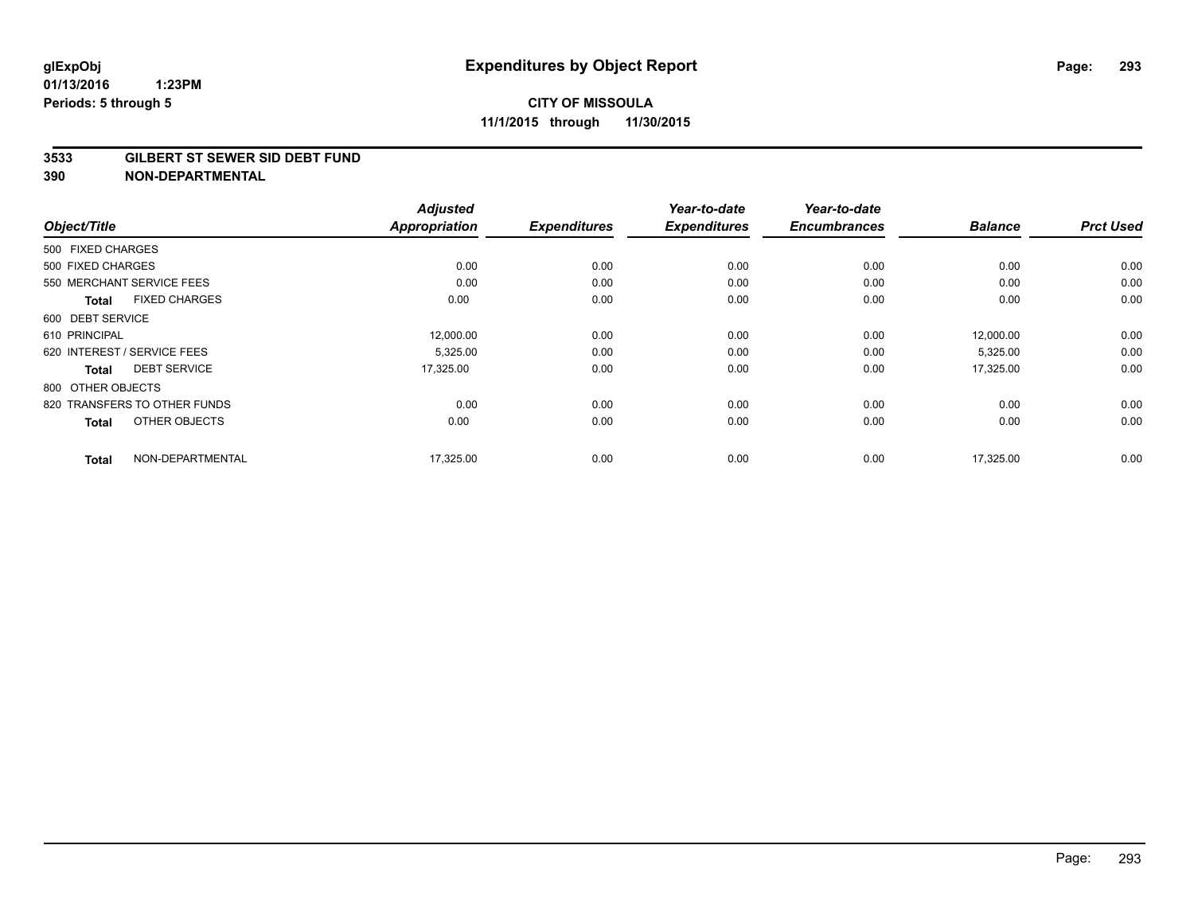glExpObj
01/13/2016 1:23PM
Periods: 5 through 5

# Expenditures by Object Report

**CITY OF MISSOULA**
**11/1/2015 through 11/30/2015**

**3533 GILBERT ST SEWER SID DEBT FUND**
**390 NON-DEPARTMENTAL**

| Object/Title | | Adjusted Appropriation | Expenditures | Year-to-date Expenditures | Year-to-date Encumbrances | Balance | Prct Used |
|---|---|---|---|---|---|---|---|
| 500 FIXED CHARGES | | | | | | | |
| 500 FIXED CHARGES | | 0.00 | 0.00 | 0.00 | 0.00 | 0.00 | 0.00 |
| 550 MERCHANT SERVICE FEES | | 0.00 | 0.00 | 0.00 | 0.00 | 0.00 | 0.00 |
| **Total** | FIXED CHARGES | 0.00 | 0.00 | 0.00 | 0.00 | 0.00 | 0.00 |
| 600 DEBT SERVICE | | | | | | | |
| 610 PRINCIPAL | | 12,000.00 | 0.00 | 0.00 | 0.00 | 12,000.00 | 0.00 |
| 620 INTEREST / SERVICE FEES | | 5,325.00 | 0.00 | 0.00 | 0.00 | 5,325.00 | 0.00 |
| **Total** | DEBT SERVICE | 17,325.00 | 0.00 | 0.00 | 0.00 | 17,325.00 | 0.00 |
| 800 OTHER OBJECTS | | | | | | | |
| 820 TRANSFERS TO OTHER FUNDS | | 0.00 | 0.00 | 0.00 | 0.00 | 0.00 | 0.00 |
| **Total** | OTHER OBJECTS | 0.00 | 0.00 | 0.00 | 0.00 | 0.00 | 0.00 |
| **Total** | NON-DEPARTMENTAL | 17,325.00 | 0.00 | 0.00 | 0.00 | 17,325.00 | 0.00 |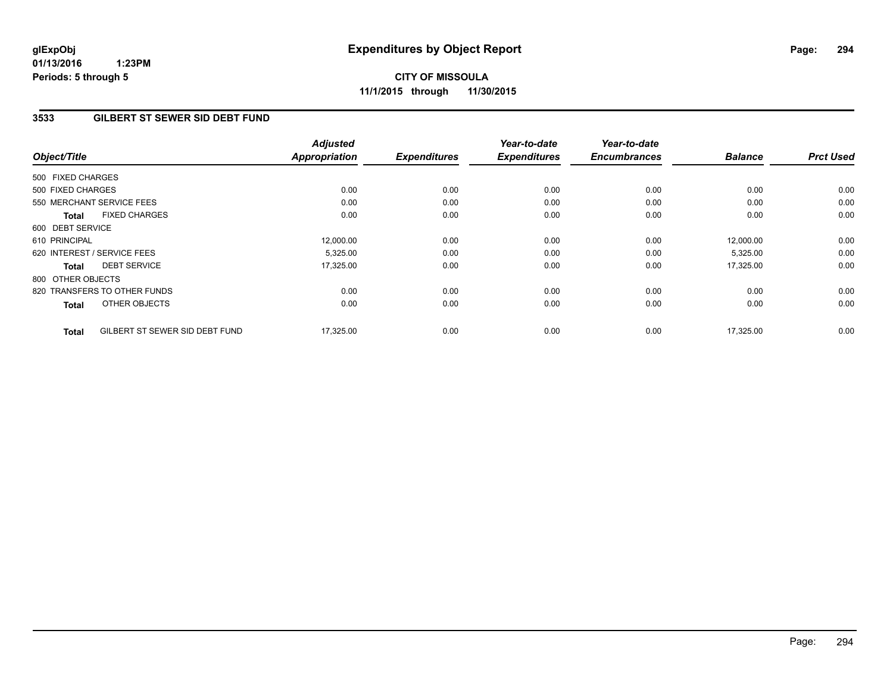**glExpObj**
**01/13/2016 1:23PM**
**Periods: 5 through 5**

# Expenditures by Object Report

**CITY OF MISSOULA**
**11/1/2015 through 11/30/2015**

## 3533 GILBERT ST SEWER SID DEBT FUND

| Object/Title | Adjusted Appropriation | Expenditures | Year-to-date Expenditures | Year-to-date Encumbrances | Balance | Prct Used |
|---|---|---|---|---|---|---|
| 500 FIXED CHARGES | | | | | | |
| 500 FIXED CHARGES | 0.00 | 0.00 | 0.00 | 0.00 | 0.00 | 0.00 |
| 550 MERCHANT SERVICE FEES | 0.00 | 0.00 | 0.00 | 0.00 | 0.00 | 0.00 |
| **Total** FIXED CHARGES | 0.00 | 0.00 | 0.00 | 0.00 | 0.00 | 0.00 |
| 600 DEBT SERVICE | | | | | | |
| 610 PRINCIPAL | 12,000.00 | 0.00 | 0.00 | 0.00 | 12,000.00 | 0.00 |
| 620 INTEREST / SERVICE FEES | 5,325.00 | 0.00 | 0.00 | 0.00 | 5,325.00 | 0.00 |
| **Total** DEBT SERVICE | 17,325.00 | 0.00 | 0.00 | 0.00 | 17,325.00 | 0.00 |
| 800 OTHER OBJECTS | | | | | | |
| 820 TRANSFERS TO OTHER FUNDS | 0.00 | 0.00 | 0.00 | 0.00 | 0.00 | 0.00 |
| **Total** OTHER OBJECTS | 0.00 | 0.00 | 0.00 | 0.00 | 0.00 | 0.00 |
| **Total** GILBERT ST SEWER SID DEBT FUND | 17,325.00 | 0.00 | 0.00 | 0.00 | 17,325.00 | 0.00 |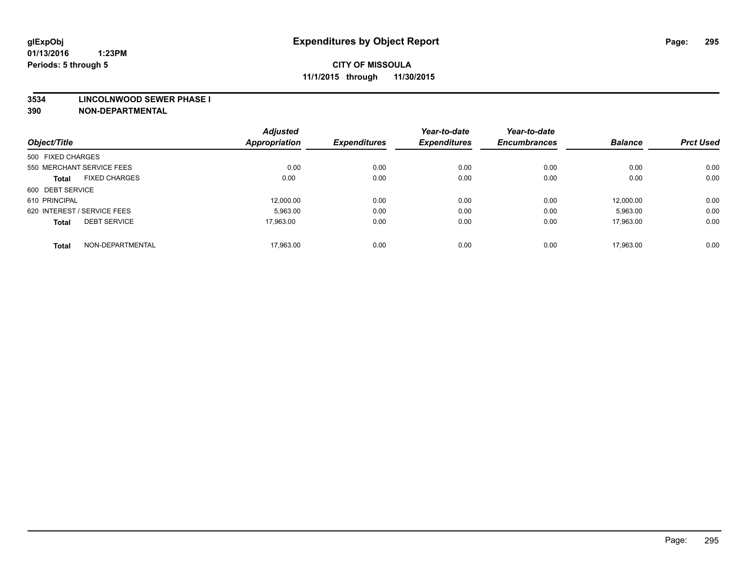**glExpObj**
**01/13/2016 1:23PM**
**Periods: 5 through 5**

# Expenditures by Object Report

**CITY OF MISSOULA**
**11/1/2015 through 11/30/2015**

**3534 LINCOLNWOOD SEWER PHASE I**
**390 NON-DEPARTMENTAL**

| Object/Title | Adjusted Appropriation | Expenditures | Year-to-date Expenditures | Year-to-date Encumbrances | Balance | Prct Used |
|---|---|---|---|---|---|---|
| 500 FIXED CHARGES | | | | | | |
| 550 MERCHANT SERVICE FEES | 0.00 | 0.00 | 0.00 | 0.00 | 0.00 | 0.00 |
| **Total** FIXED CHARGES | 0.00 | 0.00 | 0.00 | 0.00 | 0.00 | 0.00 |
| 600 DEBT SERVICE | | | | | | |
| 610 PRINCIPAL | 12,000.00 | 0.00 | 0.00 | 0.00 | 12,000.00 | 0.00 |
| 620 INTEREST / SERVICE FEES | 5,963.00 | 0.00 | 0.00 | 0.00 | 5,963.00 | 0.00 |
| **Total** DEBT SERVICE | 17,963.00 | 0.00 | 0.00 | 0.00 | 17,963.00 | 0.00 |
| **Total** NON-DEPARTMENTAL | 17,963.00 | 0.00 | 0.00 | 0.00 | 17,963.00 | 0.00 |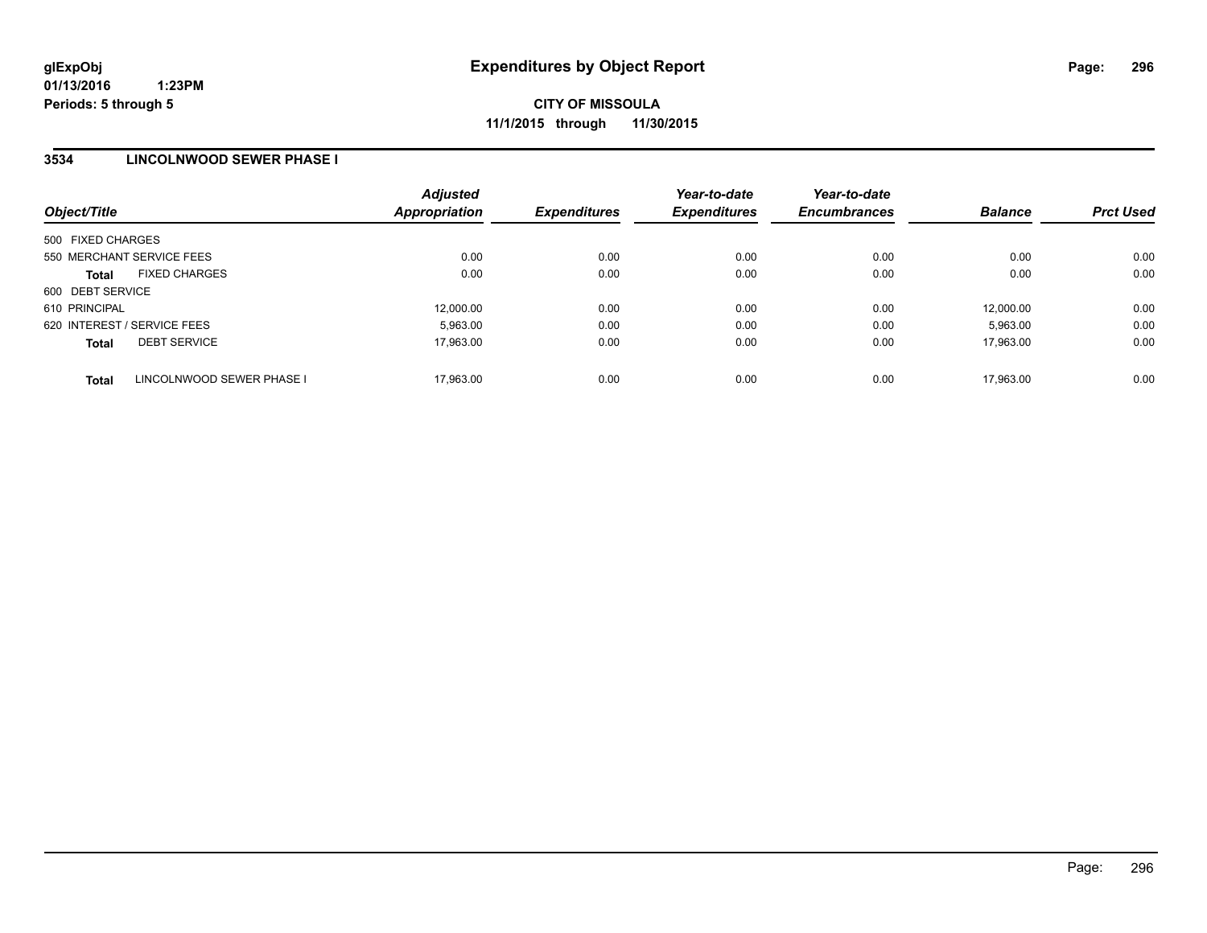glExpObj
01/13/2016 1:23PM
Periods: 5 through 5

# Expenditures by Object Report

**CITY OF MISSOULA**
**11/1/2015 through 11/30/2015**

## 3534 LINCOLNWOOD SEWER PHASE I

| Object/Title | Adjusted Appropriation | Expenditures | Year-to-date Expenditures | Year-to-date Encumbrances | Balance | Prct Used |
|---|---|---|---|---|---|---|
| 500 FIXED CHARGES | | | | | | |
| 550 MERCHANT SERVICE FEES | 0.00 | 0.00 | 0.00 | 0.00 | 0.00 | 0.00 |
| **Total** FIXED CHARGES | 0.00 | 0.00 | 0.00 | 0.00 | 0.00 | 0.00 |
| 600 DEBT SERVICE | | | | | | |
| 610 PRINCIPAL | 12,000.00 | 0.00 | 0.00 | 0.00 | 12,000.00 | 0.00 |
| 620 INTEREST / SERVICE FEES | 5,963.00 | 0.00 | 0.00 | 0.00 | 5,963.00 | 0.00 |
| **Total** DEBT SERVICE | 17,963.00 | 0.00 | 0.00 | 0.00 | 17,963.00 | 0.00 |
| **Total** LINCOLNWOOD SEWER PHASE I | 17,963.00 | 0.00 | 0.00 | 0.00 | 17,963.00 | 0.00 |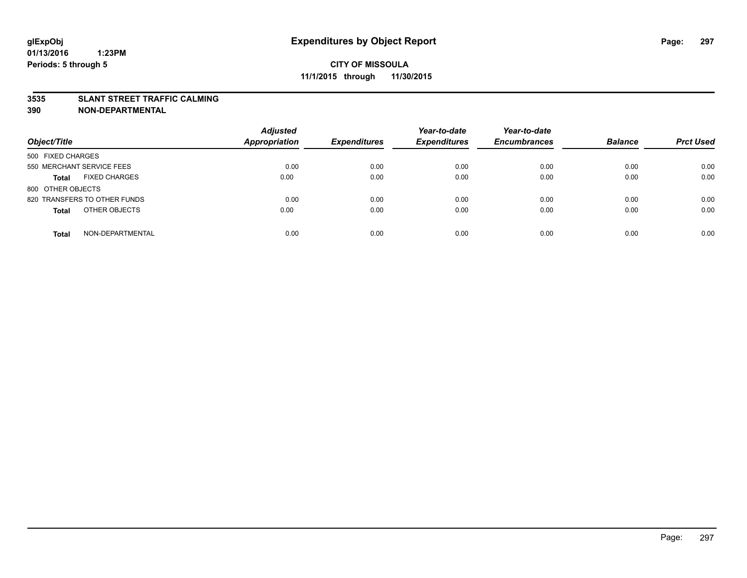glExpObj
01/13/2016 1:23PM
Periods: 5 through 5

# Expenditures by Object Report

**CITY OF MISSOULA**
**11/1/2015 through 11/30/2015**

**3535 SLANT STREET TRAFFIC CALMING**
**390 NON-DEPARTMENTAL**

| Object/Title | Adjusted Appropriation | Expenditures | Year-to-date Expenditures | Year-to-date Encumbrances | Balance | Prct Used |
|---|---|---|---|---|---|---|
| 500 FIXED CHARGES | | | | | | |
| 550 MERCHANT SERVICE FEES | 0.00 | 0.00 | 0.00 | 0.00 | 0.00 | 0.00 |
| **Total** FIXED CHARGES | 0.00 | 0.00 | 0.00 | 0.00 | 0.00 | 0.00 |
| 800 OTHER OBJECTS | | | | | | |
| 820 TRANSFERS TO OTHER FUNDS | 0.00 | 0.00 | 0.00 | 0.00 | 0.00 | 0.00 |
| **Total** OTHER OBJECTS | 0.00 | 0.00 | 0.00 | 0.00 | 0.00 | 0.00 |
| **Total** NON-DEPARTMENTAL | 0.00 | 0.00 | 0.00 | 0.00 | 0.00 | 0.00 |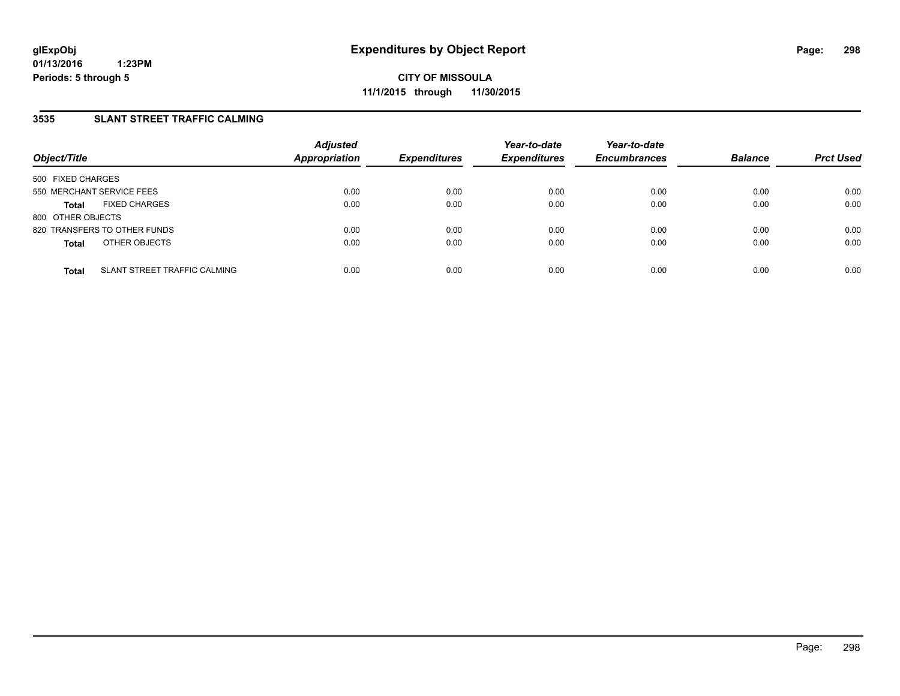# Expenditures by Object Report

glExpObj
01/13/2016 1:23PM
Periods: 5 through 5

**CITY OF MISSOULA**
**11/1/2015 through 11/30/2015**

## 3535 SLANT STREET TRAFFIC CALMING

| Object/Title | Adjusted Appropriation | Expenditures | Year-to-date Expenditures | Year-to-date Encumbrances | Balance | Prct Used |
|---|---|---|---|---|---|---|
| 500 FIXED CHARGES | | | | | | |
| 550 MERCHANT SERVICE FEES | 0.00 | 0.00 | 0.00 | 0.00 | 0.00 | 0.00 |
| **Total** FIXED CHARGES | 0.00 | 0.00 | 0.00 | 0.00 | 0.00 | 0.00 |
| 800 OTHER OBJECTS | | | | | | |
| 820 TRANSFERS TO OTHER FUNDS | 0.00 | 0.00 | 0.00 | 0.00 | 0.00 | 0.00 |
| **Total** OTHER OBJECTS | 0.00 | 0.00 | 0.00 | 0.00 | 0.00 | 0.00 |
| **Total** SLANT STREET TRAFFIC CALMING | 0.00 | 0.00 | 0.00 | 0.00 | 0.00 | 0.00 |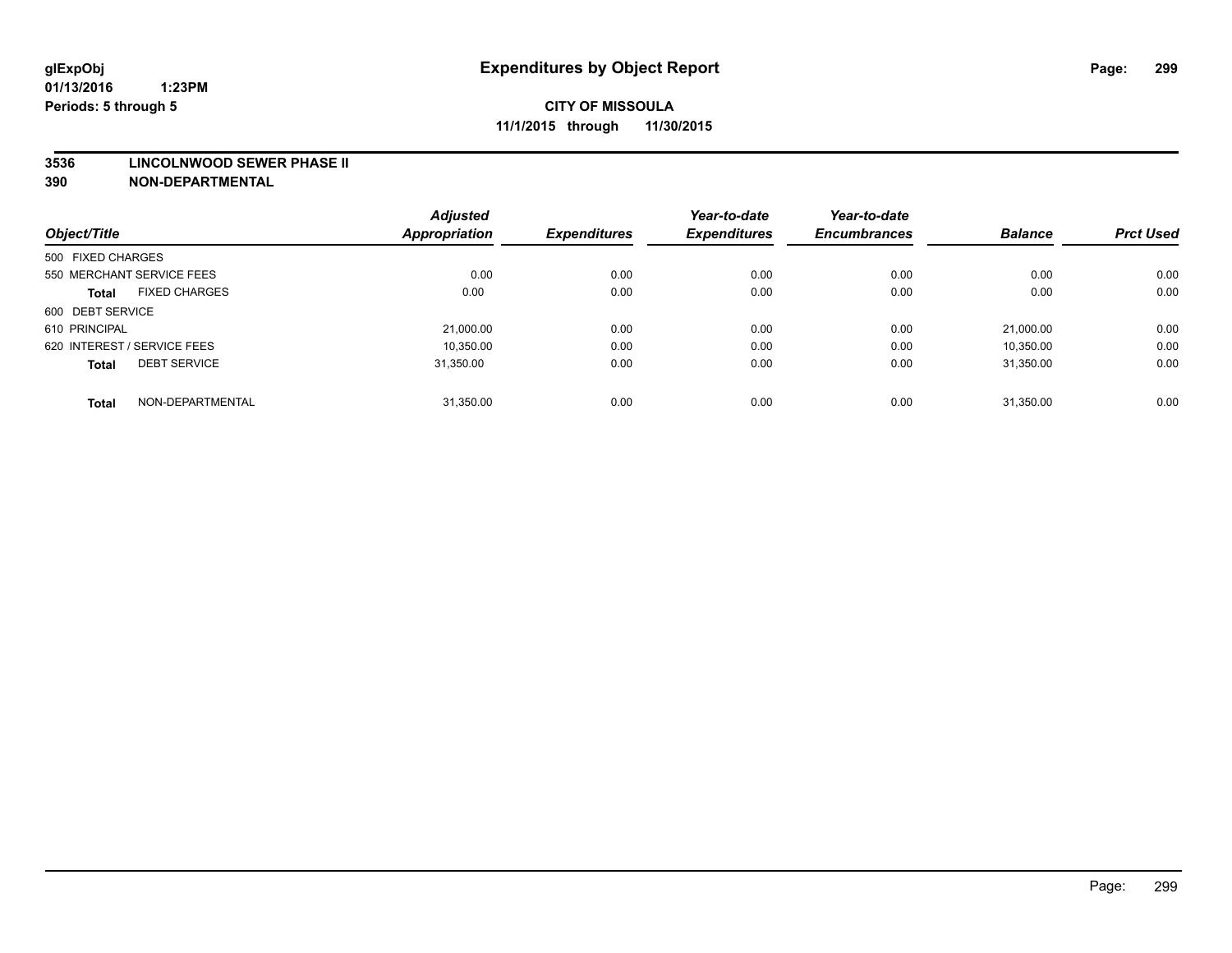# Expenditures by Object Report

glExpObj
01/13/2016 1:23PM
Periods: 5 through 5

**CITY OF MISSOULA**
**11/1/2015 through 11/30/2015**

**3536 LINCOLNWOOD SEWER PHASE II**
**390 NON-DEPARTMENTAL**

| Object/Title | | Adjusted Appropriation | Expenditures | Year-to-date Expenditures | Year-to-date Encumbrances | Balance | Prct Used |
|---|---|---|---|---|---|---|---|
| 500 FIXED CHARGES | | | | | | | |
| 550 MERCHANT SERVICE FEES | | 0.00 | 0.00 | 0.00 | 0.00 | 0.00 | 0.00 |
| **Total** | FIXED CHARGES | 0.00 | 0.00 | 0.00 | 0.00 | 0.00 | 0.00 |
| 600 DEBT SERVICE | | | | | | | |
| 610 PRINCIPAL | | 21,000.00 | 0.00 | 0.00 | 0.00 | 21,000.00 | 0.00 |
| 620 INTEREST / SERVICE FEES | | 10,350.00 | 0.00 | 0.00 | 0.00 | 10,350.00 | 0.00 |
| **Total** | DEBT SERVICE | 31,350.00 | 0.00 | 0.00 | 0.00 | 31,350.00 | 0.00 |
| **Total** | NON-DEPARTMENTAL | 31,350.00 | 0.00 | 0.00 | 0.00 | 31,350.00 | 0.00 |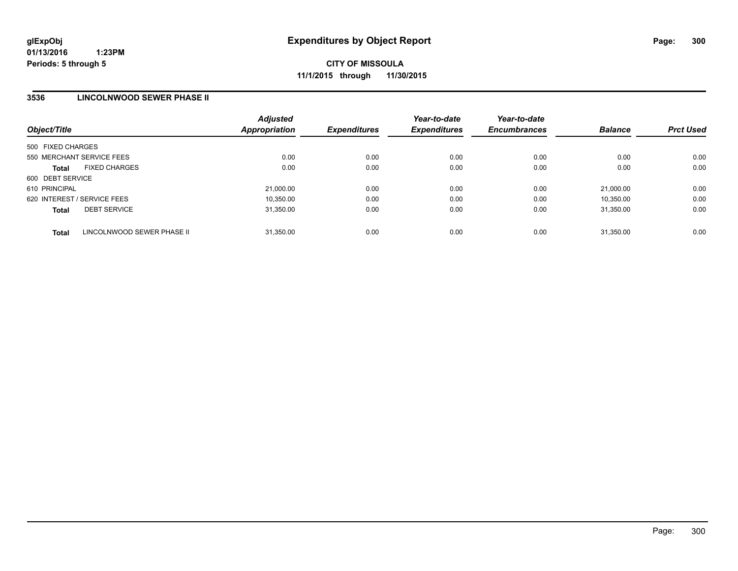glExpObj
01/13/2016 1:23PM
Periods: 5 through 5

# Expenditures by Object Report

**CITY OF MISSOULA**
**11/1/2015 through 11/30/2015**

## 3536 LINCOLNWOOD SEWER PHASE II

| Object/Title | Adjusted Appropriation | Expenditures | Year-to-date Expenditures | Year-to-date Encumbrances | Balance | Prct Used |
|---|---|---|---|---|---|---|
| 500 FIXED CHARGES | | | | | | |
| 550 MERCHANT SERVICE FEES | 0.00 | 0.00 | 0.00 | 0.00 | 0.00 | 0.00 |
| **Total** FIXED CHARGES | 0.00 | 0.00 | 0.00 | 0.00 | 0.00 | 0.00 |
| 600 DEBT SERVICE | | | | | | |
| 610 PRINCIPAL | 21,000.00 | 0.00 | 0.00 | 0.00 | 21,000.00 | 0.00 |
| 620 INTEREST / SERVICE FEES | 10,350.00 | 0.00 | 0.00 | 0.00 | 10,350.00 | 0.00 |
| **Total** DEBT SERVICE | 31,350.00 | 0.00 | 0.00 | 0.00 | 31,350.00 | 0.00 |
| **Total** LINCOLNWOOD SEWER PHASE II | 31,350.00 | 0.00 | 0.00 | 0.00 | 31,350.00 | 0.00 |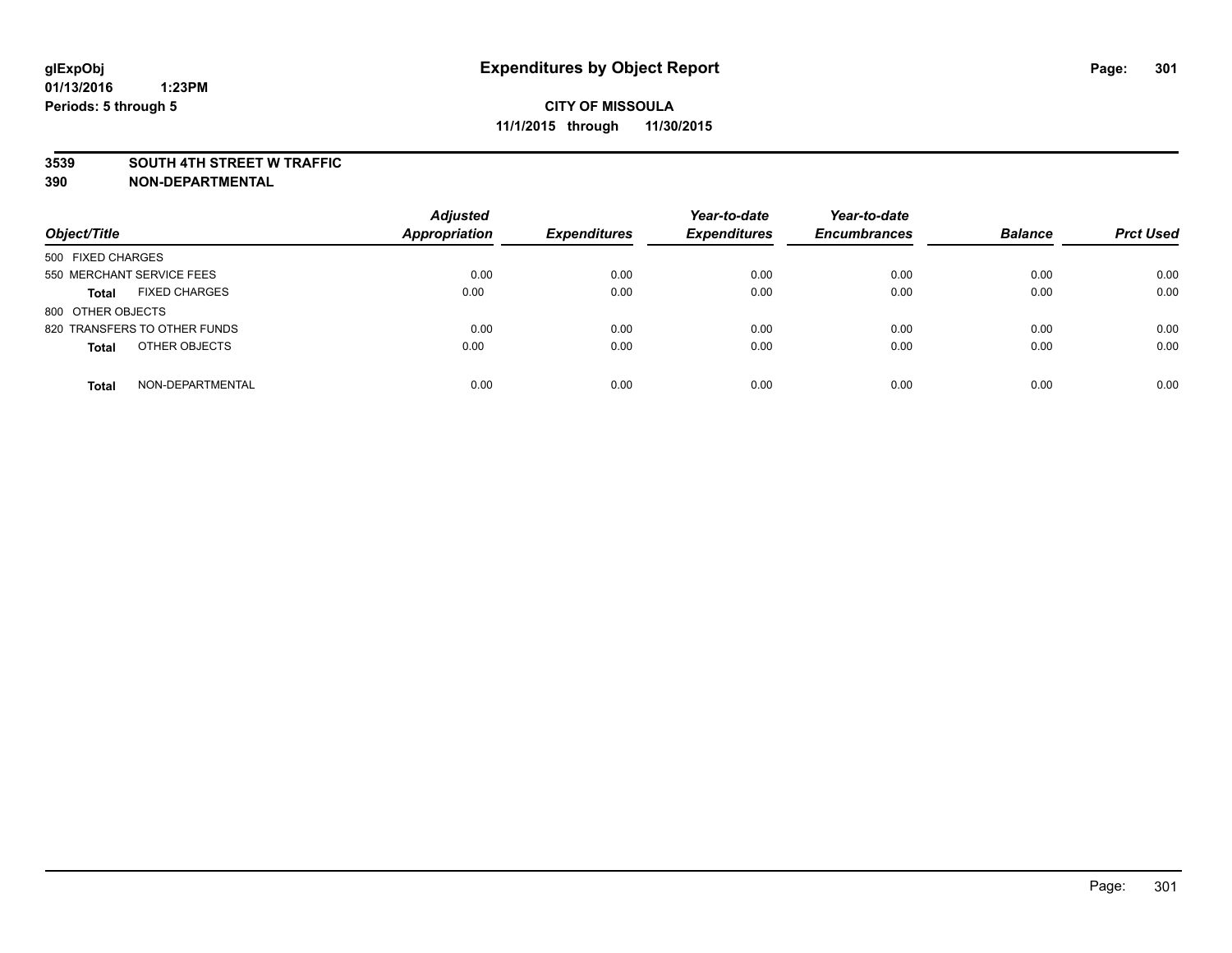**glExpObj**
**01/13/2016 1:23PM**
**Periods: 5 through 5**

# Expenditures by Object Report

**CITY OF MISSOULA**
**11/1/2015 through 11/30/2015**

**3539 SOUTH 4TH STREET W TRAFFIC**
**390 NON-DEPARTMENTAL**

| Object/Title | | Adjusted Appropriation | Expenditures | Year-to-date Expenditures | Year-to-date Encumbrances | Balance | Prct Used |
|---|---|---|---|---|---|---|---|
| 500 FIXED CHARGES | | | | | | | |
| 550 MERCHANT SERVICE FEES | | 0.00 | 0.00 | 0.00 | 0.00 | 0.00 | 0.00 |
| **Total** | FIXED CHARGES | 0.00 | 0.00 | 0.00 | 0.00 | 0.00 | 0.00 |
| 800 OTHER OBJECTS | | | | | | | |
| 820 TRANSFERS TO OTHER FUNDS | | 0.00 | 0.00 | 0.00 | 0.00 | 0.00 | 0.00 |
| **Total** | OTHER OBJECTS | 0.00 | 0.00 | 0.00 | 0.00 | 0.00 | 0.00 |
| **Total** | NON-DEPARTMENTAL | 0.00 | 0.00 | 0.00 | 0.00 | 0.00 | 0.00 |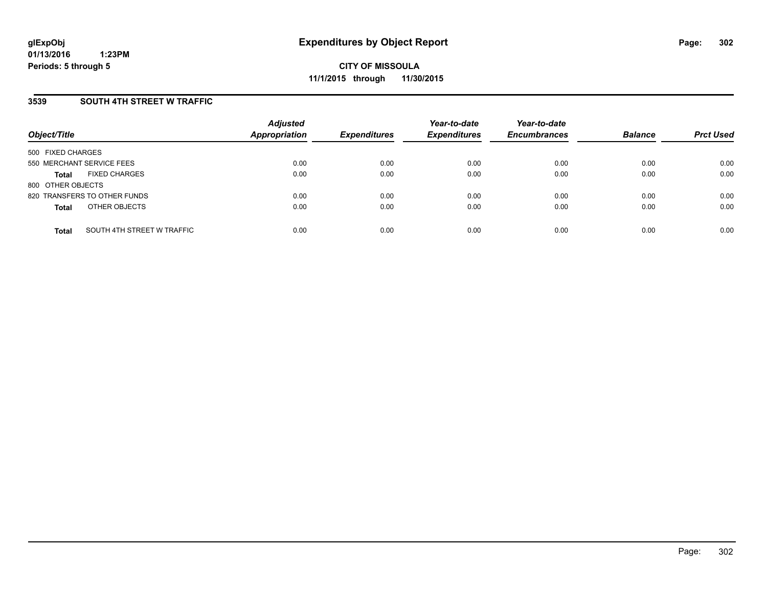# Expenditures by Object Report

glExpObj
01/13/2016 1:23PM
Periods: 5 through 5

**CITY OF MISSOULA**
**11/1/2015 through 11/30/2015**

## 3539 SOUTH 4TH STREET W TRAFFIC

| Object/Title | Adjusted Appropriation | Expenditures | Year-to-date Expenditures | Year-to-date Encumbrances | Balance | Prct Used |
|---|---|---|---|---|---|---|
| 500 FIXED CHARGES | | | | | | |
| 550 MERCHANT SERVICE FEES | 0.00 | 0.00 | 0.00 | 0.00 | 0.00 | 0.00 |
| **Total** FIXED CHARGES | 0.00 | 0.00 | 0.00 | 0.00 | 0.00 | 0.00 |
| 800 OTHER OBJECTS | | | | | | |
| 820 TRANSFERS TO OTHER FUNDS | 0.00 | 0.00 | 0.00 | 0.00 | 0.00 | 0.00 |
| **Total** OTHER OBJECTS | 0.00 | 0.00 | 0.00 | 0.00 | 0.00 | 0.00 |
| **Total** SOUTH 4TH STREET W TRAFFIC | 0.00 | 0.00 | 0.00 | 0.00 | 0.00 | 0.00 |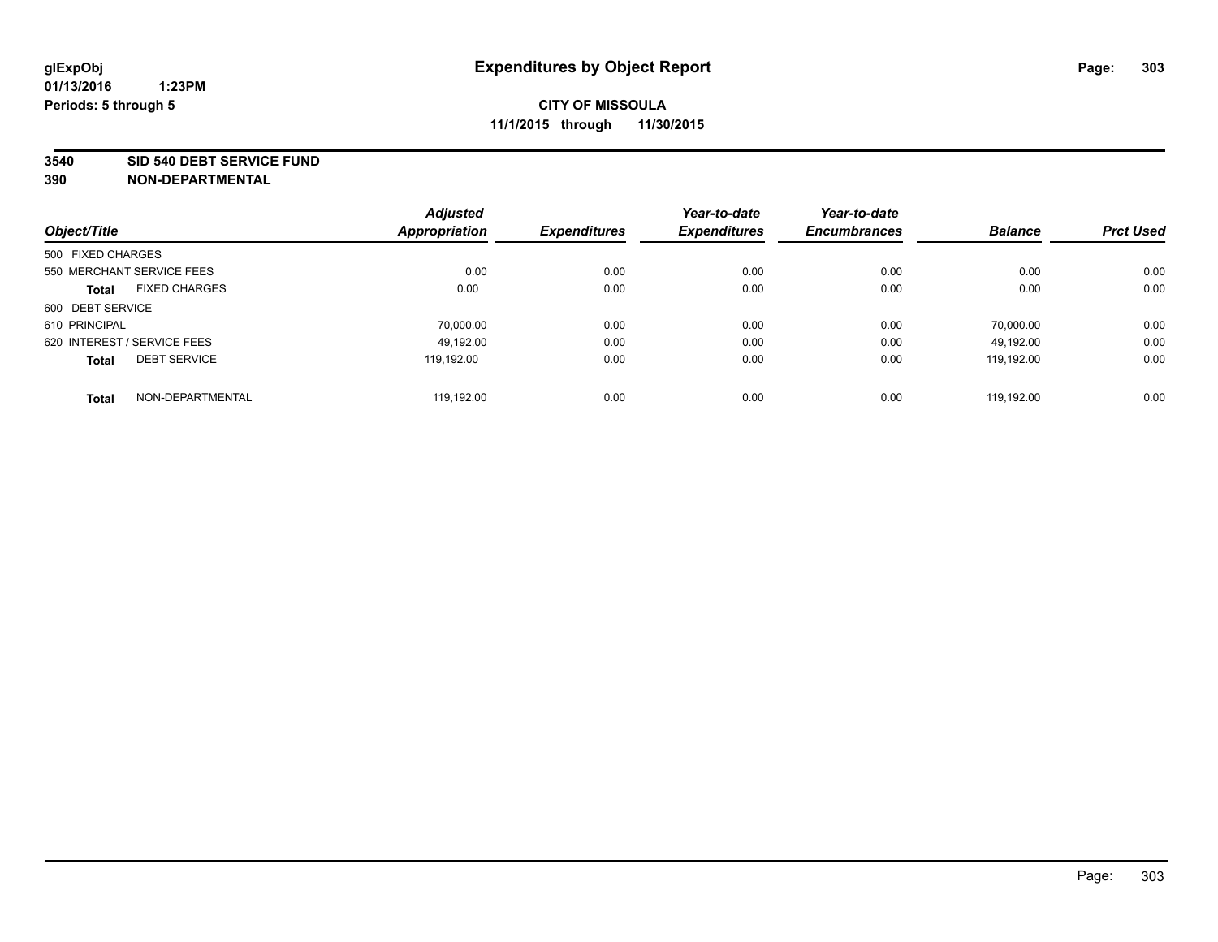**glExpObj** **Expenditures by Object Report**
**01/13/2016 1:23PM**
**Periods: 5 through 5**

**CITY OF MISSOULA**
**11/1/2015 through 11/30/2015**

**3540 SID 540 DEBT SERVICE FUND**
**390 NON-DEPARTMENTAL**

| Object/Title | Adjusted Appropriation | Expenditures | Year-to-date Expenditures | Year-to-date Encumbrances | Balance | Prct Used |
|---|---|---|---|---|---|---|
| 500 FIXED CHARGES | | | | | | |
| 550 MERCHANT SERVICE FEES | 0.00 | 0.00 | 0.00 | 0.00 | 0.00 | 0.00 |
| **Total** FIXED CHARGES | 0.00 | 0.00 | 0.00 | 0.00 | 0.00 | 0.00 |
| 600 DEBT SERVICE | | | | | | |
| 610 PRINCIPAL | 70,000.00 | 0.00 | 0.00 | 0.00 | 70,000.00 | 0.00 |
| 620 INTEREST / SERVICE FEES | 49,192.00 | 0.00 | 0.00 | 0.00 | 49,192.00 | 0.00 |
| **Total** DEBT SERVICE | 119,192.00 | 0.00 | 0.00 | 0.00 | 119,192.00 | 0.00 |
| **Total** NON-DEPARTMENTAL | 119,192.00 | 0.00 | 0.00 | 0.00 | 119,192.00 | 0.00 |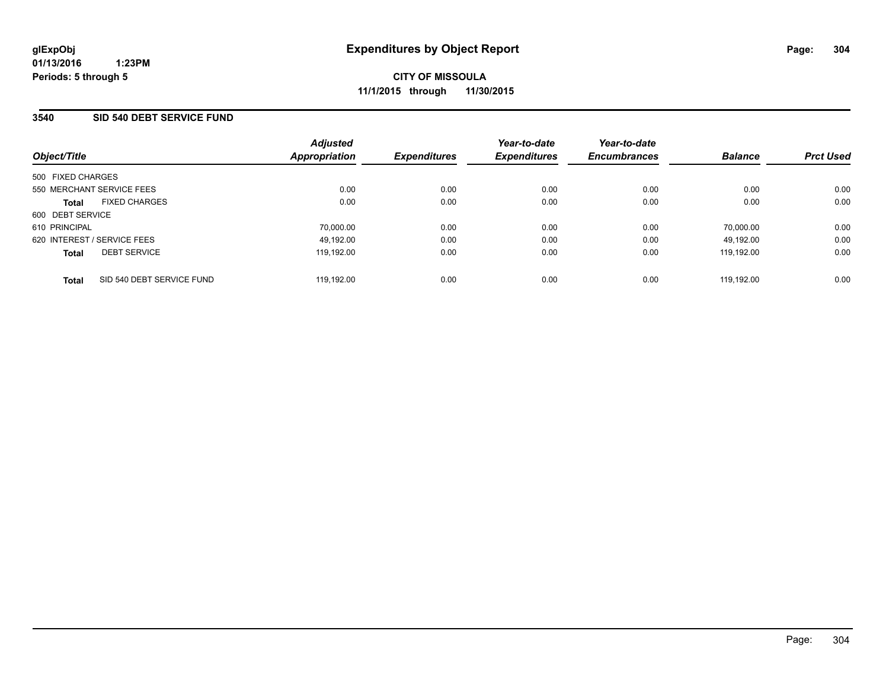**glExpObj** **Expenditures by Object Report**
**01/13/2016 1:23PM**
**Periods: 5 through 5**

**CITY OF MISSOULA**
**11/1/2015 through 11/30/2015**

## 3540 SID 540 DEBT SERVICE FUND

| Object/Title | Adjusted Appropriation | Expenditures | Year-to-date Expenditures | Year-to-date Encumbrances | Balance | Prct Used |
|---|---|---|---|---|---|---|
| 500 FIXED CHARGES | | | | | | |
| 550 MERCHANT SERVICE FEES | 0.00 | 0.00 | 0.00 | 0.00 | 0.00 | 0.00 |
| **Total** FIXED CHARGES | 0.00 | 0.00 | 0.00 | 0.00 | 0.00 | 0.00 |
| 600 DEBT SERVICE | | | | | | |
| 610 PRINCIPAL | 70,000.00 | 0.00 | 0.00 | 0.00 | 70,000.00 | 0.00 |
| 620 INTEREST / SERVICE FEES | 49,192.00 | 0.00 | 0.00 | 0.00 | 49,192.00 | 0.00 |
| **Total** DEBT SERVICE | 119,192.00 | 0.00 | 0.00 | 0.00 | 119,192.00 | 0.00 |
| **Total** SID 540 DEBT SERVICE FUND | 119,192.00 | 0.00 | 0.00 | 0.00 | 119,192.00 | 0.00 |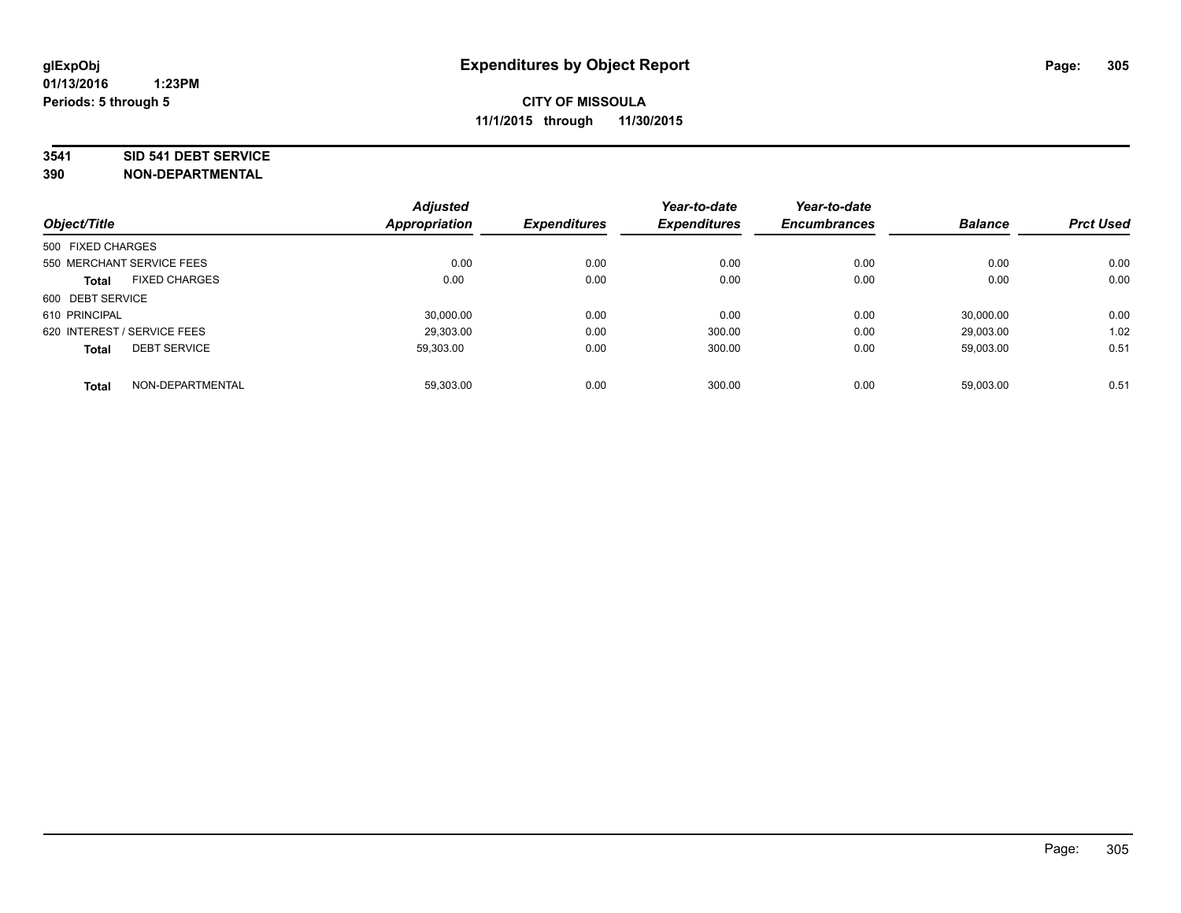glExpObj
01/13/2016 1:23PM
Periods: 5 through 5

# Expenditures by Object Report

**CITY OF MISSOULA**
**11/1/2015 through 11/30/2015**

**3541 SID 541 DEBT SERVICE**
**390 NON-DEPARTMENTAL**

| Object/Title | Adjusted Appropriation | Expenditures | Year-to-date Expenditures | Year-to-date Encumbrances | Balance | Prct Used |
|---|---|---|---|---|---|---|
| 500 FIXED CHARGES | | | | | | |
| 550 MERCHANT SERVICE FEES | 0.00 | 0.00 | 0.00 | 0.00 | 0.00 | 0.00 |
| **Total** FIXED CHARGES | 0.00 | 0.00 | 0.00 | 0.00 | 0.00 | 0.00 |
| 600 DEBT SERVICE | | | | | | |
| 610 PRINCIPAL | 30,000.00 | 0.00 | 0.00 | 0.00 | 30,000.00 | 0.00 |
| 620 INTEREST / SERVICE FEES | 29,303.00 | 0.00 | 300.00 | 0.00 | 29,003.00 | 1.02 |
| **Total** DEBT SERVICE | 59,303.00 | 0.00 | 300.00 | 0.00 | 59,003.00 | 0.51 |
| **Total** NON-DEPARTMENTAL | 59,303.00 | 0.00 | 300.00 | 0.00 | 59,003.00 | 0.51 |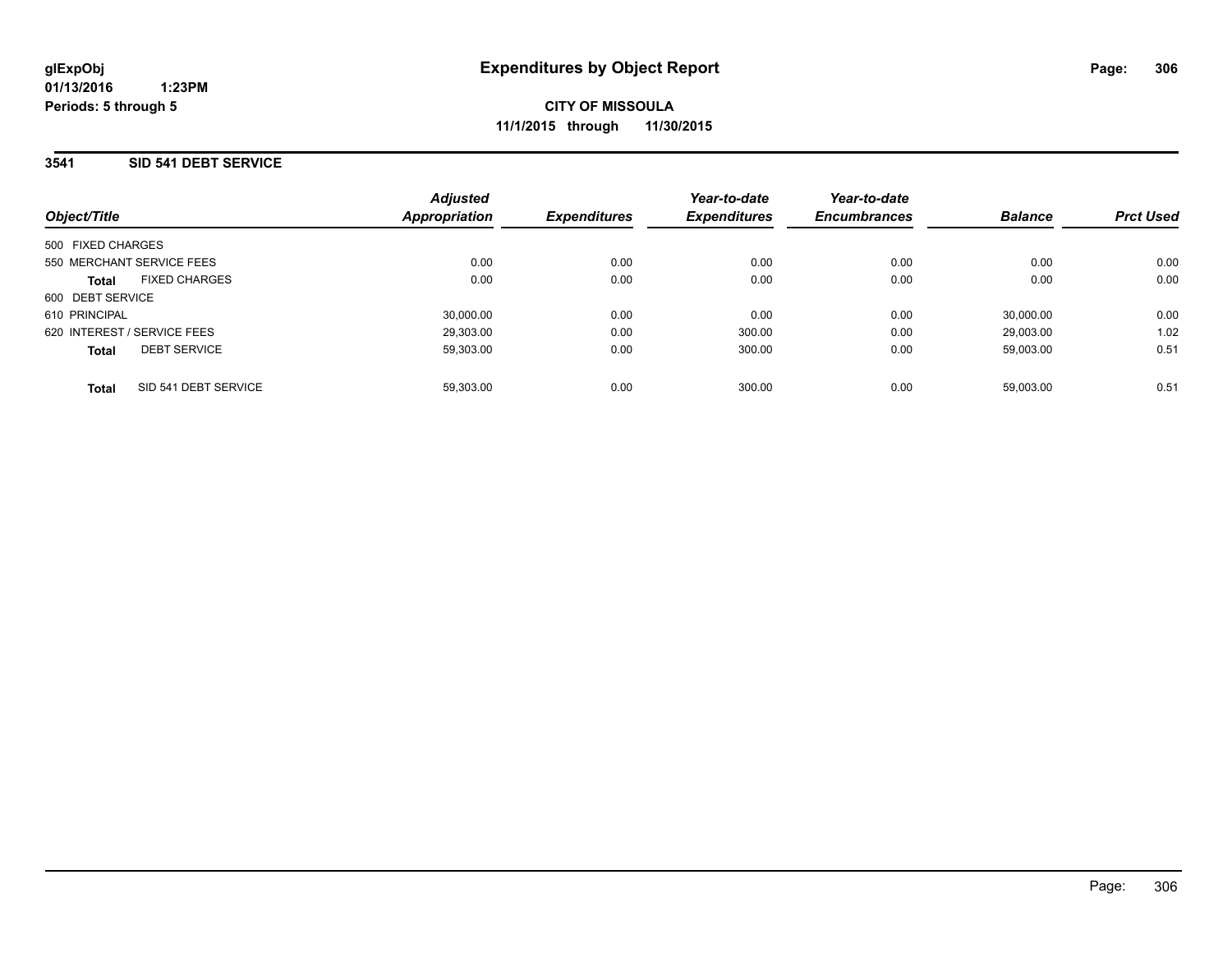**glExpObj**
**01/13/2016 1:23PM**
**Periods: 5 through 5**

# Expenditures by Object Report

**CITY OF MISSOULA**
**11/1/2015 through 11/30/2015**

## 3541 SID 541 DEBT SERVICE

| Object/Title | Adjusted Appropriation | Expenditures | Year-to-date Expenditures | Year-to-date Encumbrances | Balance | Prct Used |
|---|---|---|---|---|---|---|
| 500 FIXED CHARGES | | | | | | |
| 550 MERCHANT SERVICE FEES | 0.00 | 0.00 | 0.00 | 0.00 | 0.00 | 0.00 |
| **Total** FIXED CHARGES | 0.00 | 0.00 | 0.00 | 0.00 | 0.00 | 0.00 |
| 600 DEBT SERVICE | | | | | | |
| 610 PRINCIPAL | 30,000.00 | 0.00 | 0.00 | 0.00 | 30,000.00 | 0.00 |
| 620 INTEREST / SERVICE FEES | 29,303.00 | 0.00 | 300.00 | 0.00 | 29,003.00 | 1.02 |
| **Total** DEBT SERVICE | 59,303.00 | 0.00 | 300.00 | 0.00 | 59,003.00 | 0.51 |
| **Total** SID 541 DEBT SERVICE | 59,303.00 | 0.00 | 300.00 | 0.00 | 59,003.00 | 0.51 |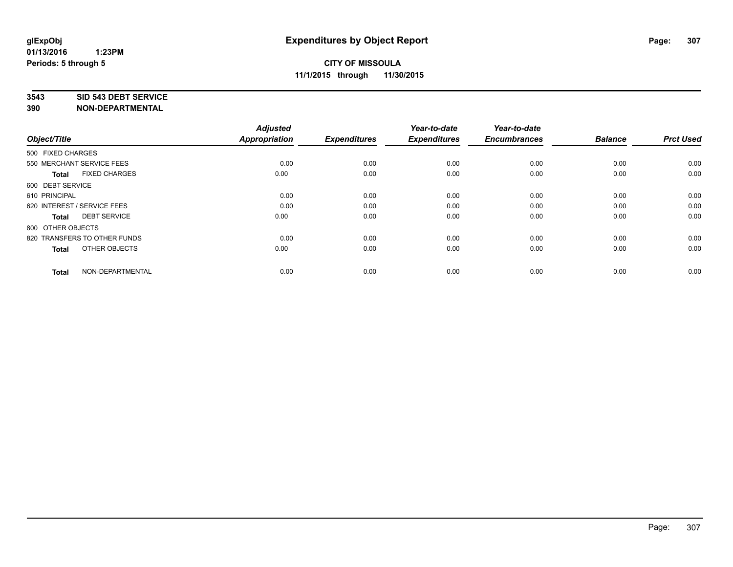glExpObj
01/13/2016 1:23PM
Periods: 5 through 5

# Expenditures by Object Report

**CITY OF MISSOULA**
**11/1/2015 through 11/30/2015**

**3543 SID 543 DEBT SERVICE**
**390 NON-DEPARTMENTAL**

| Object/Title | Adjusted Appropriation | Expenditures | Year-to-date Expenditures | Year-to-date Encumbrances | Balance | Prct Used |
|---|---|---|---|---|---|---|
| 500 FIXED CHARGES | | | | | | |
| 550 MERCHANT SERVICE FEES | 0.00 | 0.00 | 0.00 | 0.00 | 0.00 | 0.00 |
| **Total** FIXED CHARGES | 0.00 | 0.00 | 0.00 | 0.00 | 0.00 | 0.00 |
| 600 DEBT SERVICE | | | | | | |
| 610 PRINCIPAL | 0.00 | 0.00 | 0.00 | 0.00 | 0.00 | 0.00 |
| 620 INTEREST / SERVICE FEES | 0.00 | 0.00 | 0.00 | 0.00 | 0.00 | 0.00 |
| **Total** DEBT SERVICE | 0.00 | 0.00 | 0.00 | 0.00 | 0.00 | 0.00 |
| 800 OTHER OBJECTS | | | | | | |
| 820 TRANSFERS TO OTHER FUNDS | 0.00 | 0.00 | 0.00 | 0.00 | 0.00 | 0.00 |
| **Total** OTHER OBJECTS | 0.00 | 0.00 | 0.00 | 0.00 | 0.00 | 0.00 |
| **Total** NON-DEPARTMENTAL | 0.00 | 0.00 | 0.00 | 0.00 | 0.00 | 0.00 |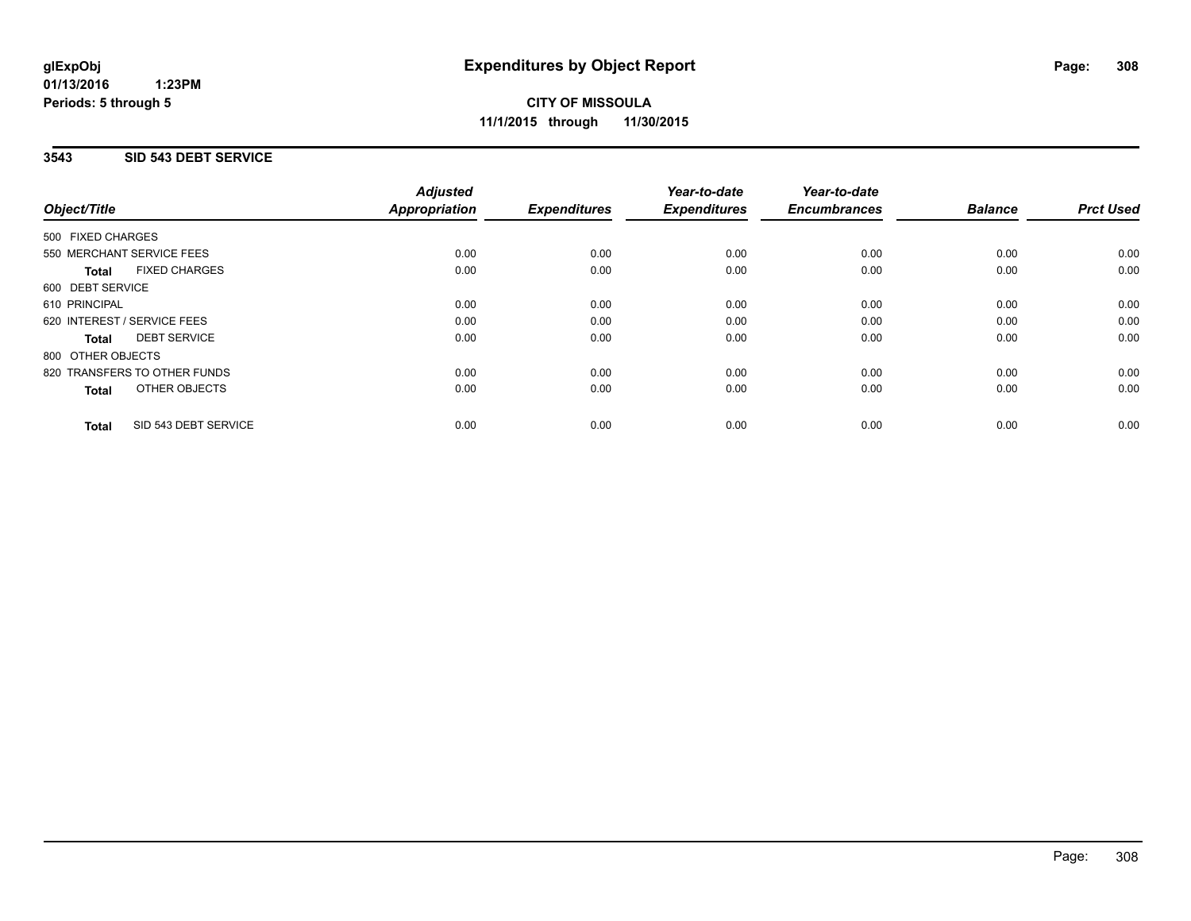**glExpObj**
**01/13/2016 1:23PM**
**Periods: 5 through 5**

# Expenditures by Object Report

**CITY OF MISSOULA**
**11/1/2015 through 11/30/2015**

## 3543 SID 543 DEBT SERVICE

| Object/Title | Adjusted Appropriation | Expenditures | Year-to-date Expenditures | Year-to-date Encumbrances | Balance | Prct Used |
|---|---|---|---|---|---|---|
| 500 FIXED CHARGES | | | | | | |
| 550 MERCHANT SERVICE FEES | 0.00 | 0.00 | 0.00 | 0.00 | 0.00 | 0.00 |
| **Total** FIXED CHARGES | 0.00 | 0.00 | 0.00 | 0.00 | 0.00 | 0.00 |
| 600 DEBT SERVICE | | | | | | |
| 610 PRINCIPAL | 0.00 | 0.00 | 0.00 | 0.00 | 0.00 | 0.00 |
| 620 INTEREST / SERVICE FEES | 0.00 | 0.00 | 0.00 | 0.00 | 0.00 | 0.00 |
| **Total** DEBT SERVICE | 0.00 | 0.00 | 0.00 | 0.00 | 0.00 | 0.00 |
| 800 OTHER OBJECTS | | | | | | |
| 820 TRANSFERS TO OTHER FUNDS | 0.00 | 0.00 | 0.00 | 0.00 | 0.00 | 0.00 |
| **Total** OTHER OBJECTS | 0.00 | 0.00 | 0.00 | 0.00 | 0.00 | 0.00 |
| **Total** SID 543 DEBT SERVICE | 0.00 | 0.00 | 0.00 | 0.00 | 0.00 | 0.00 |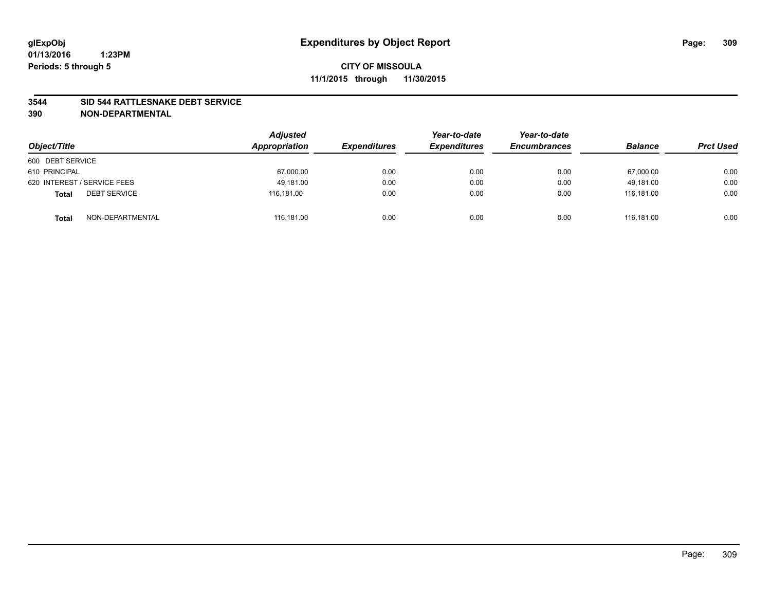glExpObj
01/13/2016 1:23PM
Periods: 5 through 5

# Expenditures by Object Report

**CITY OF MISSOULA**
**11/1/2015 through 11/30/2015**

## 3544 SID 544 RATTLESNAKE DEBT SERVICE
## 390 NON-DEPARTMENTAL

| Object/Title | | Adjusted Appropriation | Expenditures | Year-to-date Expenditures | Year-to-date Encumbrances | Balance | Prct Used |
|---|---|---|---|---|---|---|---|
| 600 DEBT SERVICE | | | | | | | |
| 610 PRINCIPAL | | 67,000.00 | 0.00 | 0.00 | 0.00 | 67,000.00 | 0.00 |
| 620 INTEREST / SERVICE FEES | | 49,181.00 | 0.00 | 0.00 | 0.00 | 49,181.00 | 0.00 |
| **Total** | DEBT SERVICE | 116,181.00 | 0.00 | 0.00 | 0.00 | 116,181.00 | 0.00 |
| **Total** | NON-DEPARTMENTAL | 116,181.00 | 0.00 | 0.00 | 0.00 | 116,181.00 | 0.00 |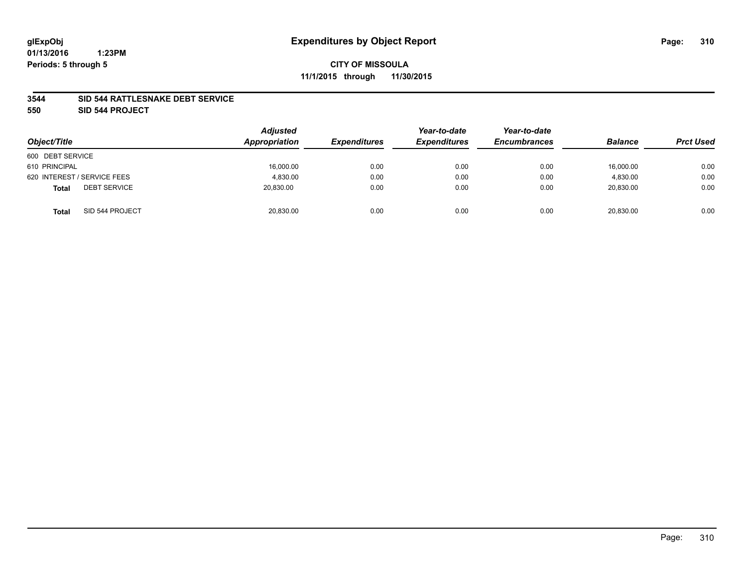glExpObj
01/13/2016 1:23PM
Periods: 5 through 5

# Expenditures by Object Report

**CITY OF MISSOULA**
**11/1/2015 through 11/30/2015**

**3544 SID 544 RATTLESNAKE DEBT SERVICE**
**550 SID 544 PROJECT**

| Object/Title | Adjusted Appropriation | Expenditures | Year-to-date Expenditures | Year-to-date Encumbrances | Balance | Prct Used |
|---|---|---|---|---|---|---|
| 600 DEBT SERVICE | | | | | | |
| 610 PRINCIPAL | 16,000.00 | 0.00 | 0.00 | 0.00 | 16,000.00 | 0.00 |
| 620 INTEREST / SERVICE FEES | 4,830.00 | 0.00 | 0.00 | 0.00 | 4,830.00 | 0.00 |
| **Total** DEBT SERVICE | 20,830.00 | 0.00 | 0.00 | 0.00 | 20,830.00 | 0.00 |
| **Total** SID 544 PROJECT | 20,830.00 | 0.00 | 0.00 | 0.00 | 20,830.00 | 0.00 |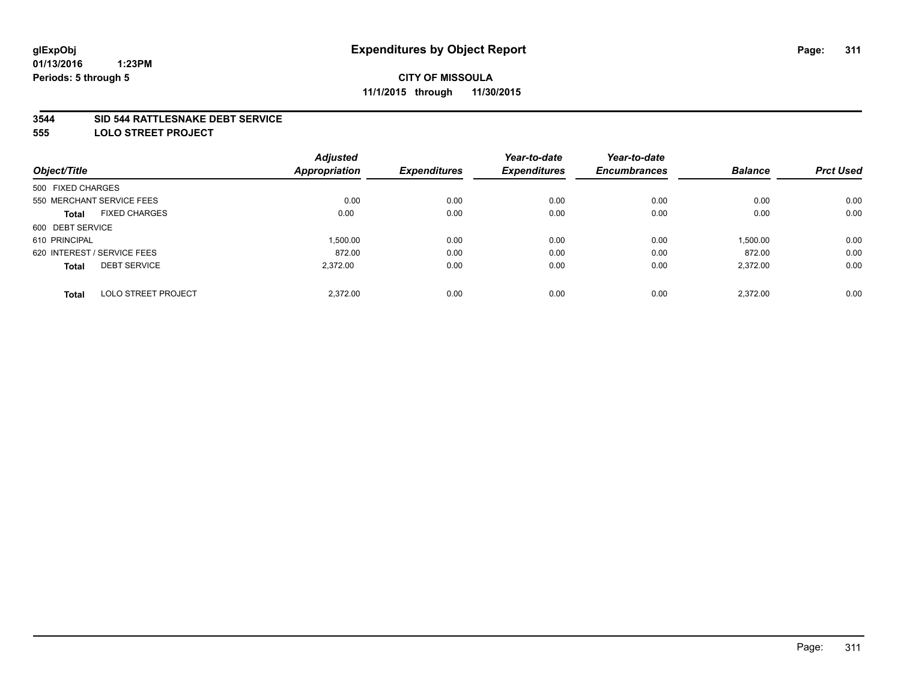glExpObj
01/13/2016 1:23PM
Periods: 5 through 5

# Expenditures by Object Report

**CITY OF MISSOULA**
**11/1/2015 through 11/30/2015**

**3544 SID 544 RATTLESNAKE DEBT SERVICE**
**555 LOLO STREET PROJECT**

| Object/Title | | Adjusted Appropriation | Expenditures | Year-to-date Expenditures | Year-to-date Encumbrances | Balance | Prct Used |
|---|---|---|---|---|---|---|---|
| 500 FIXED CHARGES | | | | | | | |
| 550 MERCHANT SERVICE FEES | | 0.00 | 0.00 | 0.00 | 0.00 | 0.00 | 0.00 |
| **Total** | FIXED CHARGES | 0.00 | 0.00 | 0.00 | 0.00 | 0.00 | 0.00 |
| 600 DEBT SERVICE | | | | | | | |
| 610 PRINCIPAL | | 1,500.00 | 0.00 | 0.00 | 0.00 | 1,500.00 | 0.00 |
| 620 INTEREST / SERVICE FEES | | 872.00 | 0.00 | 0.00 | 0.00 | 872.00 | 0.00 |
| **Total** | DEBT SERVICE | 2,372.00 | 0.00 | 0.00 | 0.00 | 2,372.00 | 0.00 |
| **Total** | LOLO STREET PROJECT | 2,372.00 | 0.00 | 0.00 | 0.00 | 2,372.00 | 0.00 |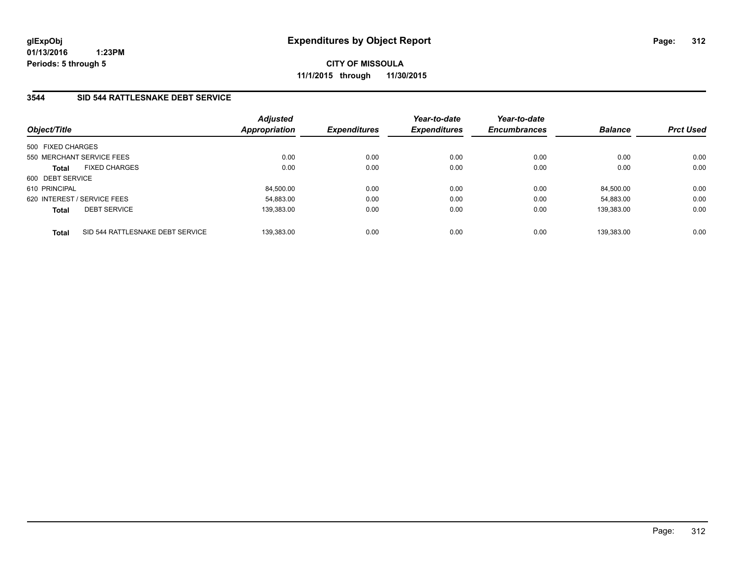**glExpObj**
**01/13/2016 1:23PM**
**Periods: 5 through 5**

# Expenditures by Object Report

**CITY OF MISSOULA**
**11/1/2015 through 11/30/2015**

## 3544 SID 544 RATTLESNAKE DEBT SERVICE

| Object/Title | Adjusted Appropriation | Expenditures | Year-to-date Expenditures | Year-to-date Encumbrances | Balance | Prct Used |
|---|---|---|---|---|---|---|
| 500 FIXED CHARGES | | | | | | |
| 550 MERCHANT SERVICE FEES | 0.00 | 0.00 | 0.00 | 0.00 | 0.00 | 0.00 |
| **Total** FIXED CHARGES | 0.00 | 0.00 | 0.00 | 0.00 | 0.00 | 0.00 |
| 600 DEBT SERVICE | | | | | | |
| 610 PRINCIPAL | 84,500.00 | 0.00 | 0.00 | 0.00 | 84,500.00 | 0.00 |
| 620 INTEREST / SERVICE FEES | 54,883.00 | 0.00 | 0.00 | 0.00 | 54,883.00 | 0.00 |
| **Total** DEBT SERVICE | 139,383.00 | 0.00 | 0.00 | 0.00 | 139,383.00 | 0.00 |
| **Total** SID 544 RATTLESNAKE DEBT SERVICE | 139,383.00 | 0.00 | 0.00 | 0.00 | 139,383.00 | 0.00 |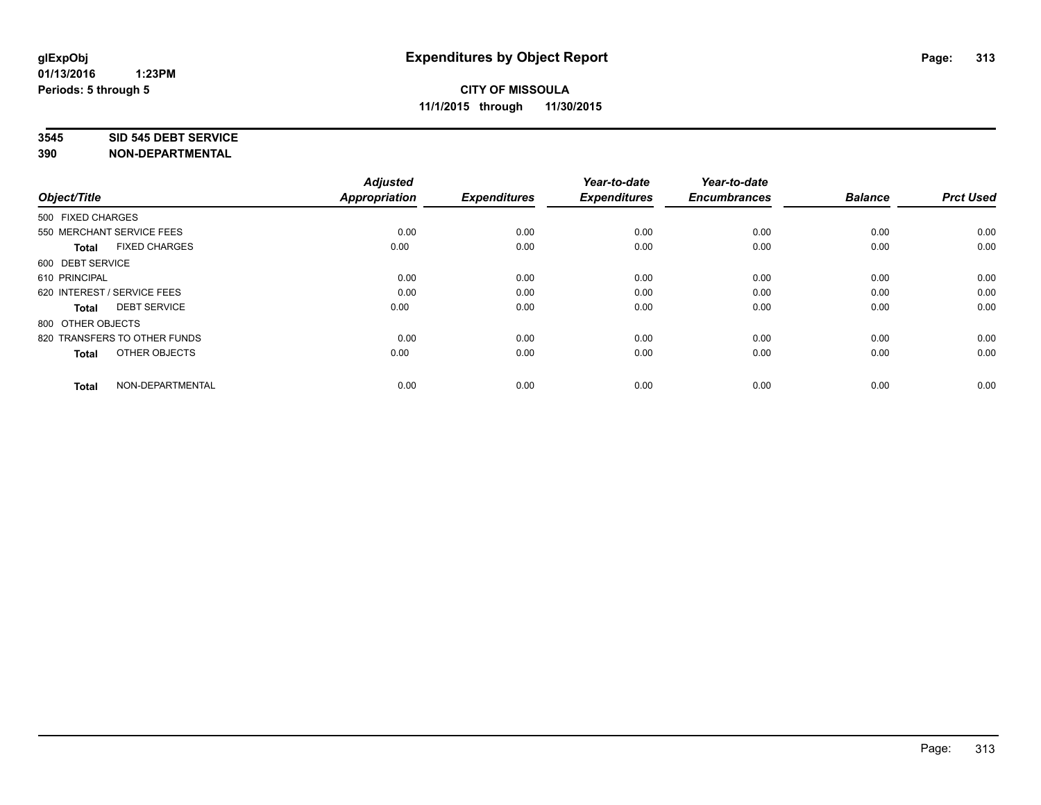**glExpObj** **Expenditures by Object Report**
**01/13/2016 1:23PM**
**Periods: 5 through 5**

**CITY OF MISSOULA**
**11/1/2015 through 11/30/2015**

**3545 SID 545 DEBT SERVICE**
**390 NON-DEPARTMENTAL**

| Object/Title | Adjusted Appropriation | Expenditures | Year-to-date Expenditures | Year-to-date Encumbrances | Balance | Prct Used |
|---|---|---|---|---|---|---|
| 500 FIXED CHARGES | | | | | | |
| 550 MERCHANT SERVICE FEES | 0.00 | 0.00 | 0.00 | 0.00 | 0.00 | 0.00 |
| **Total** FIXED CHARGES | 0.00 | 0.00 | 0.00 | 0.00 | 0.00 | 0.00 |
| 600 DEBT SERVICE | | | | | | |
| 610 PRINCIPAL | 0.00 | 0.00 | 0.00 | 0.00 | 0.00 | 0.00 |
| 620 INTEREST / SERVICE FEES | 0.00 | 0.00 | 0.00 | 0.00 | 0.00 | 0.00 |
| **Total** DEBT SERVICE | 0.00 | 0.00 | 0.00 | 0.00 | 0.00 | 0.00 |
| 800 OTHER OBJECTS | | | | | | |
| 820 TRANSFERS TO OTHER FUNDS | 0.00 | 0.00 | 0.00 | 0.00 | 0.00 | 0.00 |
| **Total** OTHER OBJECTS | 0.00 | 0.00 | 0.00 | 0.00 | 0.00 | 0.00 |
| **Total** NON-DEPARTMENTAL | 0.00 | 0.00 | 0.00 | 0.00 | 0.00 | 0.00 |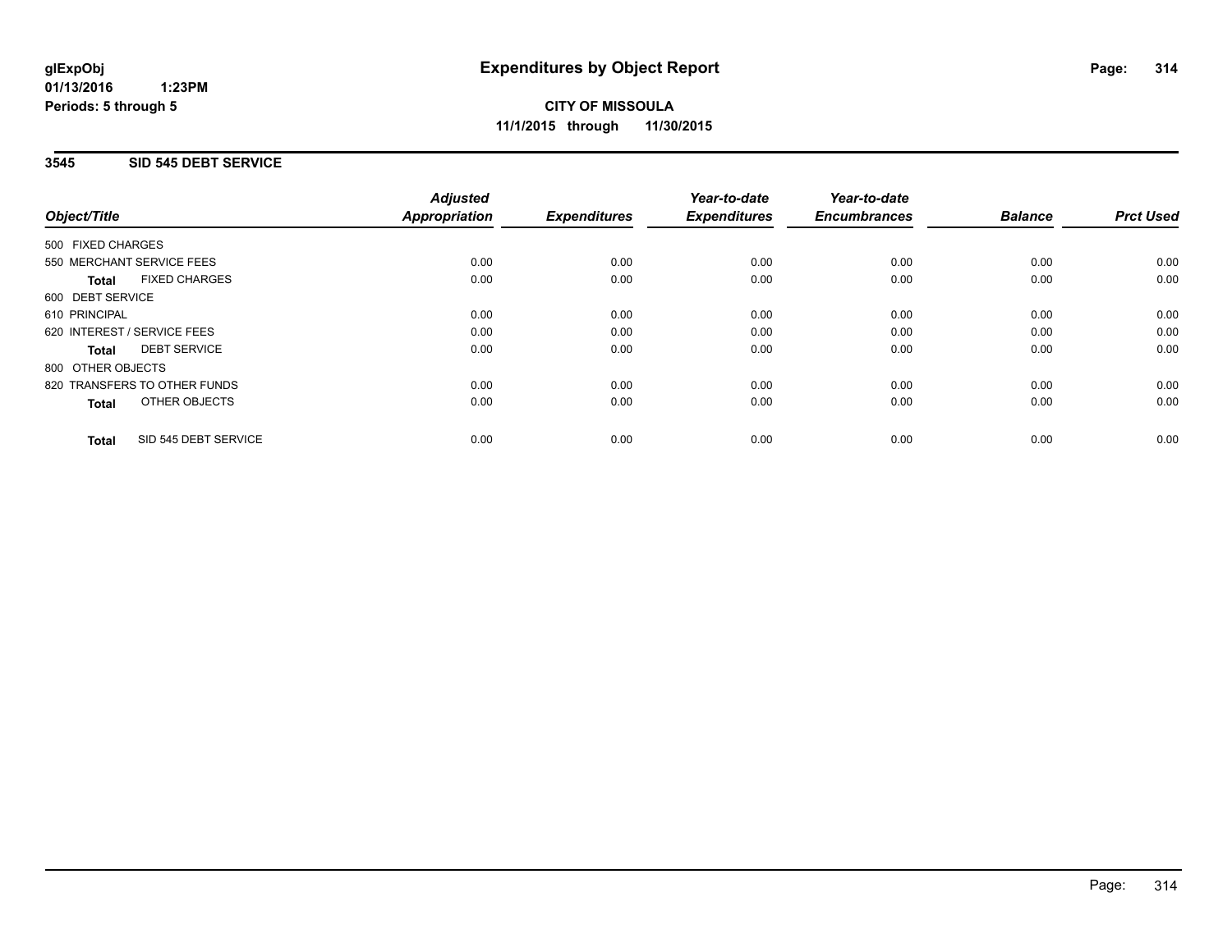# Expenditures by Object Report

glExpObj
01/13/2016 1:23PM
Periods: 5 through 5

**CITY OF MISSOULA**
**11/1/2015 through 11/30/2015**

## 3545 SID 545 DEBT SERVICE

| Object/Title | Adjusted Appropriation | Expenditures | Year-to-date Expenditures | Year-to-date Encumbrances | Balance | Prct Used |
|---|---|---|---|---|---|---|
| 500 FIXED CHARGES | | | | | | |
| 550 MERCHANT SERVICE FEES | 0.00 | 0.00 | 0.00 | 0.00 | 0.00 | 0.00 |
| **Total** FIXED CHARGES | 0.00 | 0.00 | 0.00 | 0.00 | 0.00 | 0.00 |
| 600 DEBT SERVICE | | | | | | |
| 610 PRINCIPAL | 0.00 | 0.00 | 0.00 | 0.00 | 0.00 | 0.00 |
| 620 INTEREST / SERVICE FEES | 0.00 | 0.00 | 0.00 | 0.00 | 0.00 | 0.00 |
| **Total** DEBT SERVICE | 0.00 | 0.00 | 0.00 | 0.00 | 0.00 | 0.00 |
| 800 OTHER OBJECTS | | | | | | |
| 820 TRANSFERS TO OTHER FUNDS | 0.00 | 0.00 | 0.00 | 0.00 | 0.00 | 0.00 |
| **Total** OTHER OBJECTS | 0.00 | 0.00 | 0.00 | 0.00 | 0.00 | 0.00 |
| **Total** SID 545 DEBT SERVICE | 0.00 | 0.00 | 0.00 | 0.00 | 0.00 | 0.00 |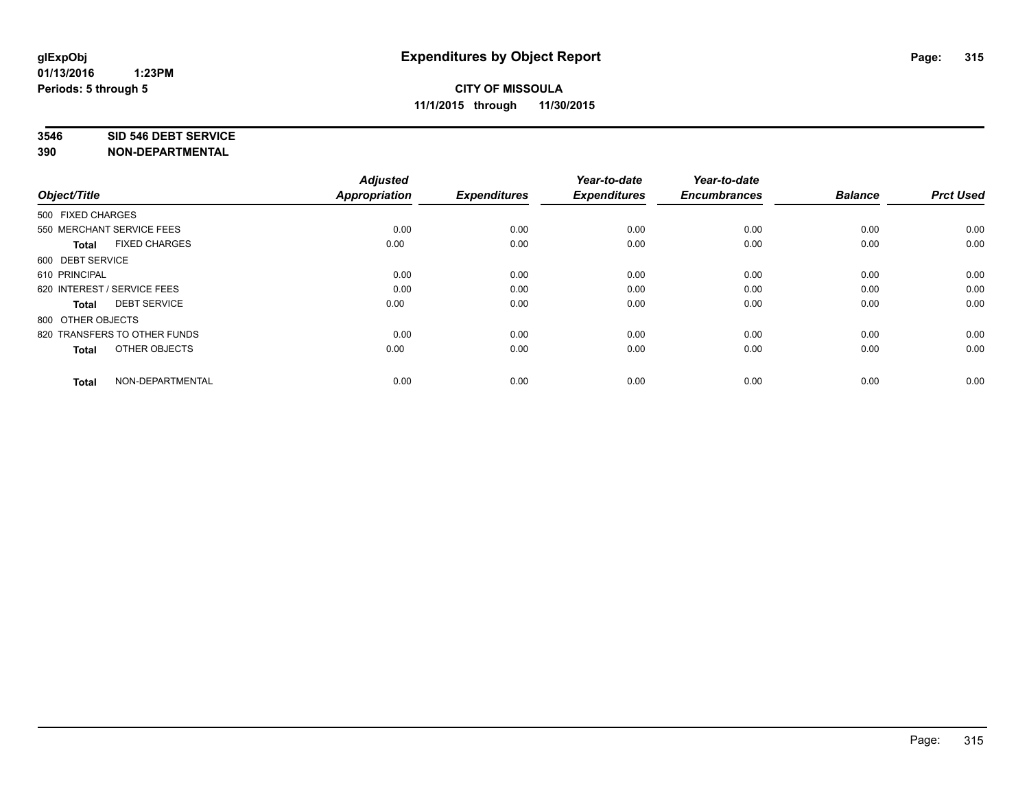glExpObj
01/13/2016 1:23PM
Periods: 5 through 5

# Expenditures by Object Report

**CITY OF MISSOULA**
**11/1/2015 through 11/30/2015**

**3546 SID 546 DEBT SERVICE**
**390 NON-DEPARTMENTAL**

| Object/Title | Adjusted Appropriation | Expenditures | Year-to-date Expenditures | Year-to-date Encumbrances | Balance | Prct Used |
|---|---|---|---|---|---|---|
| 500 FIXED CHARGES | | | | | | |
| 550 MERCHANT SERVICE FEES | 0.00 | 0.00 | 0.00 | 0.00 | 0.00 | 0.00 |
| **Total** FIXED CHARGES | 0.00 | 0.00 | 0.00 | 0.00 | 0.00 | 0.00 |
| 600 DEBT SERVICE | | | | | | |
| 610 PRINCIPAL | 0.00 | 0.00 | 0.00 | 0.00 | 0.00 | 0.00 |
| 620 INTEREST / SERVICE FEES | 0.00 | 0.00 | 0.00 | 0.00 | 0.00 | 0.00 |
| **Total** DEBT SERVICE | 0.00 | 0.00 | 0.00 | 0.00 | 0.00 | 0.00 |
| 800 OTHER OBJECTS | | | | | | |
| 820 TRANSFERS TO OTHER FUNDS | 0.00 | 0.00 | 0.00 | 0.00 | 0.00 | 0.00 |
| **Total** OTHER OBJECTS | 0.00 | 0.00 | 0.00 | 0.00 | 0.00 | 0.00 |
| **Total** NON-DEPARTMENTAL | 0.00 | 0.00 | 0.00 | 0.00 | 0.00 | 0.00 |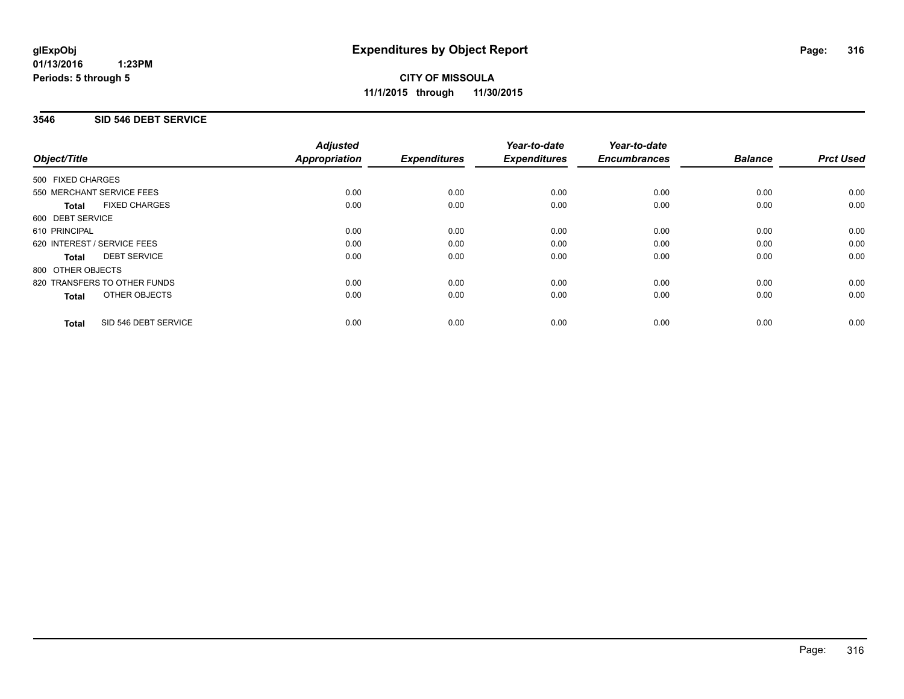# Expenditures by Object Report

glExpObj
01/13/2016 1:23PM
Periods: 5 through 5

**CITY OF MISSOULA**
**11/1/2015 through 11/30/2015**

## 3546 SID 546 DEBT SERVICE

| Object/Title | Adjusted Appropriation | Expenditures | Year-to-date Expenditures | Year-to-date Encumbrances | Balance | Prct Used |
|---|---|---|---|---|---|---|
| 500 FIXED CHARGES | | | | | | |
| 550 MERCHANT SERVICE FEES | 0.00 | 0.00 | 0.00 | 0.00 | 0.00 | 0.00 |
| **Total** FIXED CHARGES | 0.00 | 0.00 | 0.00 | 0.00 | 0.00 | 0.00 |
| 600 DEBT SERVICE | | | | | | |
| 610 PRINCIPAL | 0.00 | 0.00 | 0.00 | 0.00 | 0.00 | 0.00 |
| 620 INTEREST / SERVICE FEES | 0.00 | 0.00 | 0.00 | 0.00 | 0.00 | 0.00 |
| **Total** DEBT SERVICE | 0.00 | 0.00 | 0.00 | 0.00 | 0.00 | 0.00 |
| 800 OTHER OBJECTS | | | | | | |
| 820 TRANSFERS TO OTHER FUNDS | 0.00 | 0.00 | 0.00 | 0.00 | 0.00 | 0.00 |
| **Total** OTHER OBJECTS | 0.00 | 0.00 | 0.00 | 0.00 | 0.00 | 0.00 |
| **Total** SID 546 DEBT SERVICE | 0.00 | 0.00 | 0.00 | 0.00 | 0.00 | 0.00 |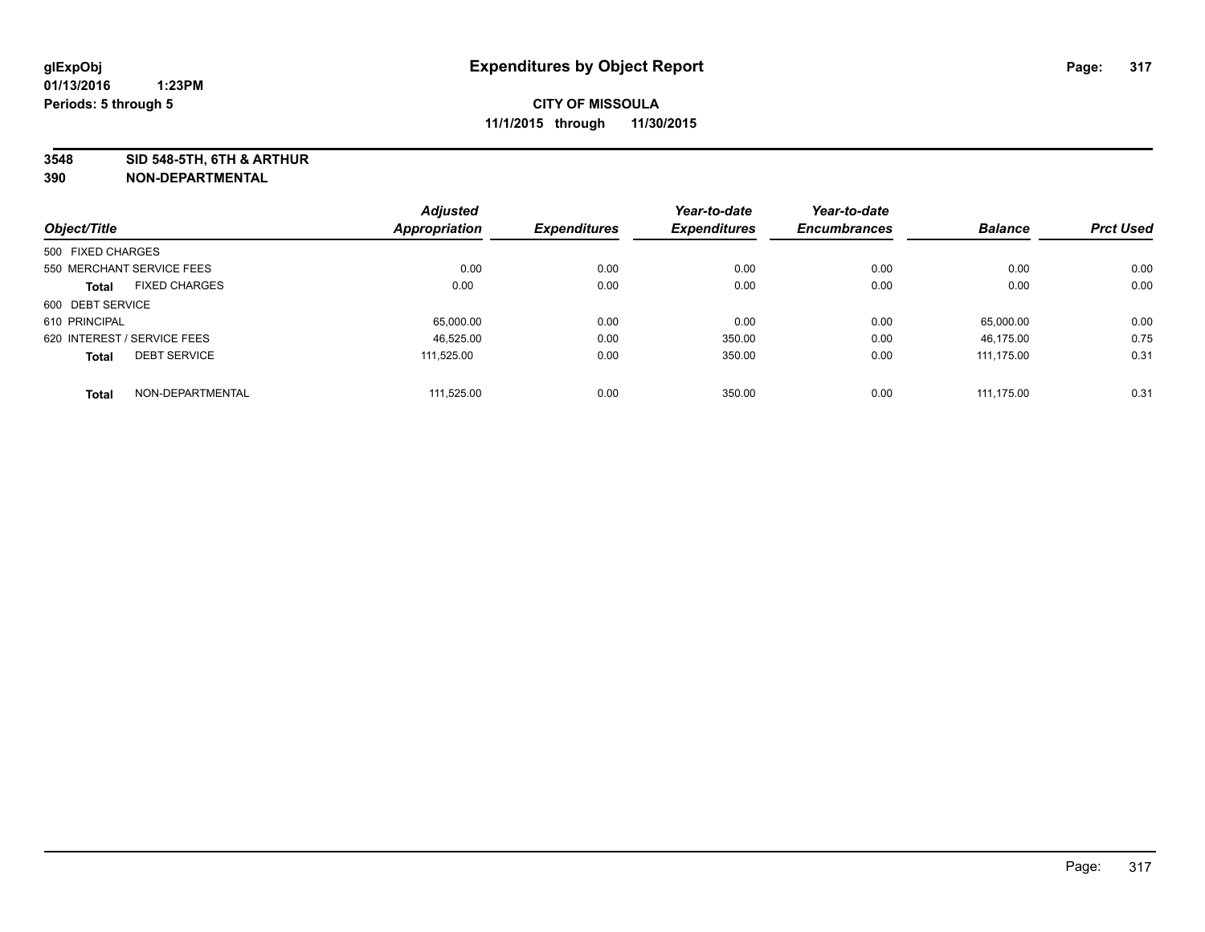# Expenditures by Object Report

glExpObj
01/13/2016 1:23PM
Periods: 5 through 5

**CITY OF MISSOULA**
**11/1/2015 through 11/30/2015**

**3548 SID 548-5TH, 6TH & ARTHUR**
**390 NON-DEPARTMENTAL**

| Object/Title | Adjusted Appropriation | Expenditures | Year-to-date Expenditures | Year-to-date Encumbrances | Balance | Prct Used |
|---|---|---|---|---|---|---|
| 500 FIXED CHARGES | | | | | | |
| 550 MERCHANT SERVICE FEES | 0.00 | 0.00 | 0.00 | 0.00 | 0.00 | 0.00 |
| **Total** FIXED CHARGES | 0.00 | 0.00 | 0.00 | 0.00 | 0.00 | 0.00 |
| 600 DEBT SERVICE | | | | | | |
| 610 PRINCIPAL | 65,000.00 | 0.00 | 0.00 | 0.00 | 65,000.00 | 0.00 |
| 620 INTEREST / SERVICE FEES | 46,525.00 | 0.00 | 350.00 | 0.00 | 46,175.00 | 0.75 |
| **Total** DEBT SERVICE | 111,525.00 | 0.00 | 350.00 | 0.00 | 111,175.00 | 0.31 |
| **Total** NON-DEPARTMENTAL | 111,525.00 | 0.00 | 350.00 | 0.00 | 111,175.00 | 0.31 |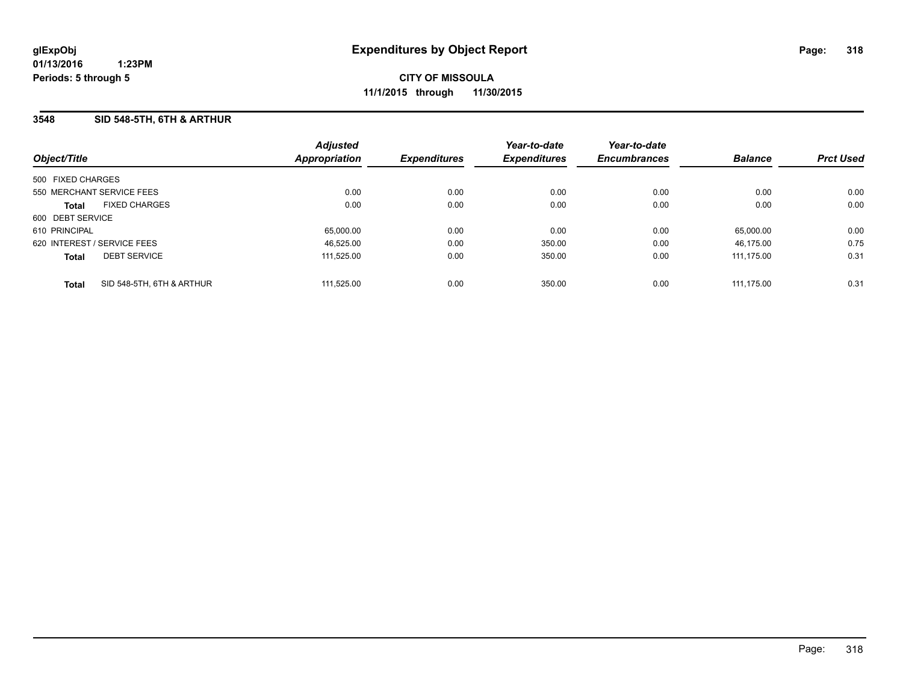glExpObj
01/13/2016 1:23PM
Periods: 5 through 5

# Expenditures by Object Report

**CITY OF MISSOULA**
**11/1/2015 through 11/30/2015**

## 3548 SID 548-5TH, 6TH & ARTHUR

| Object/Title | Adjusted Appropriation | Expenditures | Year-to-date Expenditures | Year-to-date Encumbrances | Balance | Prct Used |
|---|---|---|---|---|---|---|
| 500 FIXED CHARGES | | | | | | |
| 550 MERCHANT SERVICE FEES | 0.00 | 0.00 | 0.00 | 0.00 | 0.00 | 0.00 |
| **Total** FIXED CHARGES | 0.00 | 0.00 | 0.00 | 0.00 | 0.00 | 0.00 |
| 600 DEBT SERVICE | | | | | | |
| 610 PRINCIPAL | 65,000.00 | 0.00 | 0.00 | 0.00 | 65,000.00 | 0.00 |
| 620 INTEREST / SERVICE FEES | 46,525.00 | 0.00 | 350.00 | 0.00 | 46,175.00 | 0.75 |
| **Total** DEBT SERVICE | 111,525.00 | 0.00 | 350.00 | 0.00 | 111,175.00 | 0.31 |
| **Total** SID 548-5TH, 6TH & ARTHUR | 111,525.00 | 0.00 | 350.00 | 0.00 | 111,175.00 | 0.31 |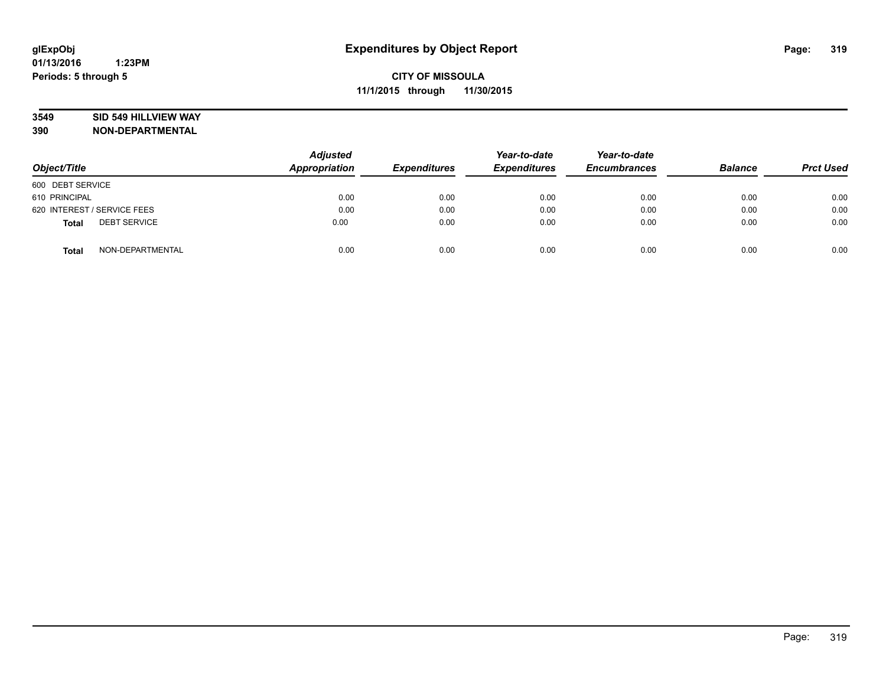# Expenditures by Object Report

glExpObj
01/13/2016 1:23PM
Periods: 5 through 5

**CITY OF MISSOULA**
**11/1/2015 through 11/30/2015**

**3549 SID 549 HILLVIEW WAY**
**390 NON-DEPARTMENTAL**

| Object/Title | Adjusted Appropriation | Expenditures | Year-to-date Expenditures | Year-to-date Encumbrances | Balance | Prct Used |
|---|---|---|---|---|---|---|
| 600 DEBT SERVICE | | | | | | |
| 610 PRINCIPAL | 0.00 | 0.00 | 0.00 | 0.00 | 0.00 | 0.00 |
| 620 INTEREST / SERVICE FEES | 0.00 | 0.00 | 0.00 | 0.00 | 0.00 | 0.00 |
| **Total** DEBT SERVICE | 0.00 | 0.00 | 0.00 | 0.00 | 0.00 | 0.00 |
| **Total** NON-DEPARTMENTAL | 0.00 | 0.00 | 0.00 | 0.00 | 0.00 | 0.00 |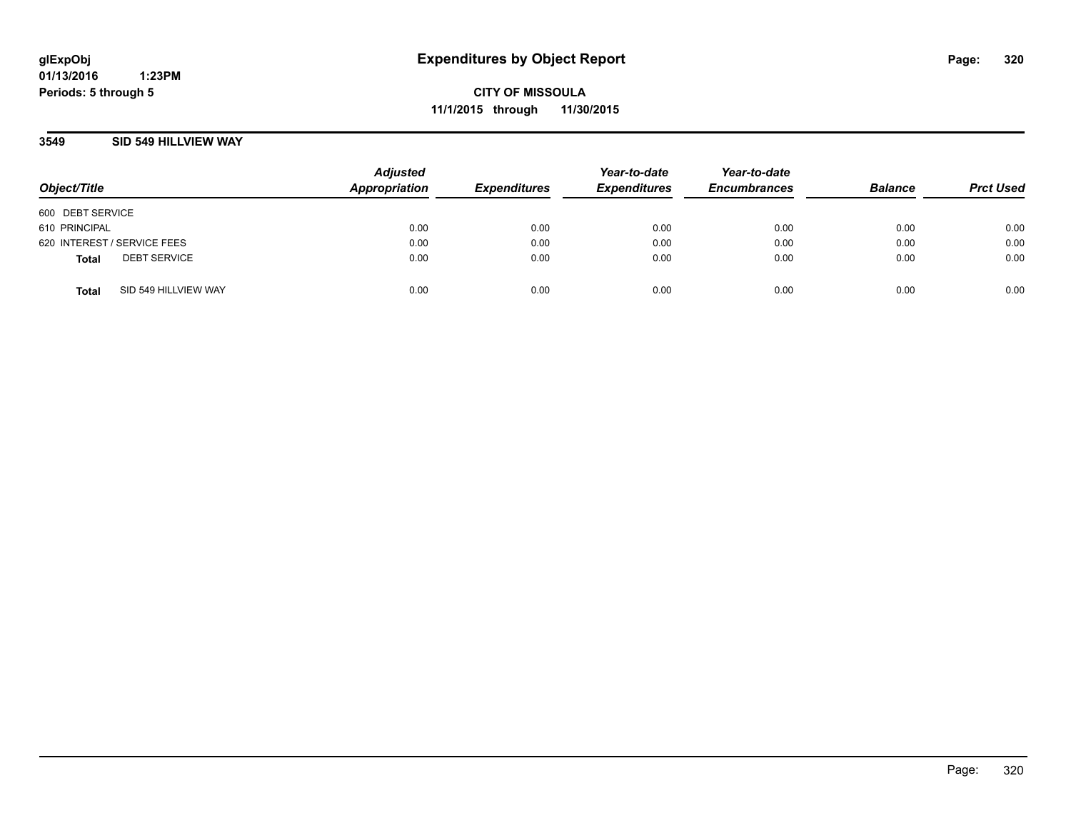glExpObj
01/13/2016 1:23PM
Periods: 5 through 5

# Expenditures by Object Report

**CITY OF MISSOULA**
**11/1/2015 through 11/30/2015**

**3549 SID 549 HILLVIEW WAY**

| Object/Title | Adjusted Appropriation | Expenditures | Year-to-date Expenditures | Year-to-date Encumbrances | Balance | Prct Used |
|---|---|---|---|---|---|---|
| 600 DEBT SERVICE | | | | | | |
| 610 PRINCIPAL | 0.00 | 0.00 | 0.00 | 0.00 | 0.00 | 0.00 |
| 620 INTEREST / SERVICE FEES | 0.00 | 0.00 | 0.00 | 0.00 | 0.00 | 0.00 |
| **Total** DEBT SERVICE | 0.00 | 0.00 | 0.00 | 0.00 | 0.00 | 0.00 |
| **Total** SID 549 HILLVIEW WAY | 0.00 | 0.00 | 0.00 | 0.00 | 0.00 | 0.00 |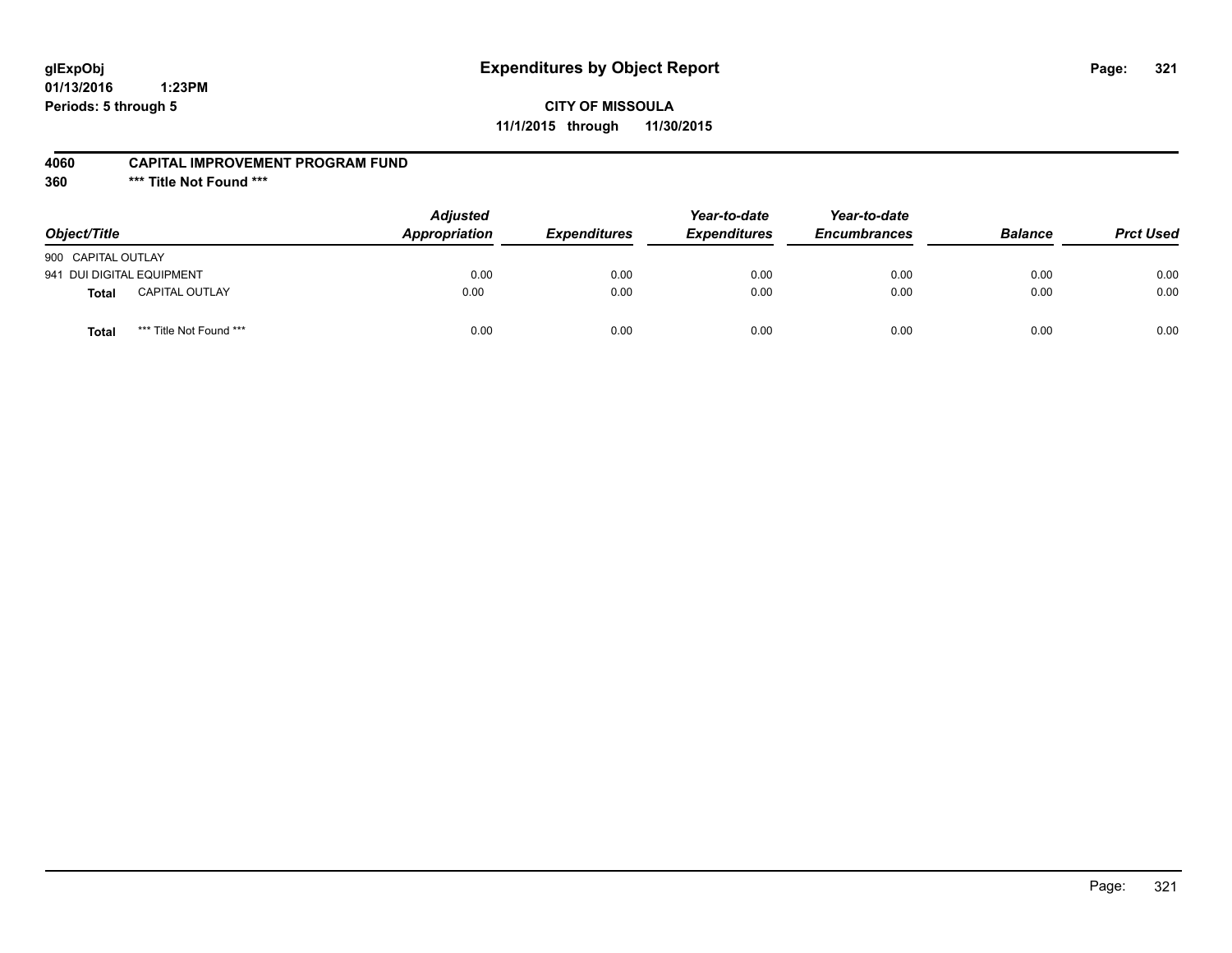glExpObj
01/13/2016 1:23PM
Periods: 5 through 5

# Expenditures by Object Report

**CITY OF MISSOULA**
**11/1/2015 through 11/30/2015**

**4060 CAPITAL IMPROVEMENT PROGRAM FUND**
**360 \*\*\* Title Not Found \*\*\***

| Object/Title | | Adjusted Appropriation | Expenditures | Year-to-date Expenditures | Year-to-date Encumbrances | Balance | Prct Used |
|---|---|---|---|---|---|---|---|
| 900 CAPITAL OUTLAY | | | | | | | |
| 941 DUI DIGITAL EQUIPMENT | | 0.00 | 0.00 | 0.00 | 0.00 | 0.00 | 0.00 |
| **Total** | CAPITAL OUTLAY | 0.00 | 0.00 | 0.00 | 0.00 | 0.00 | 0.00 |
| **Total** | *** Title Not Found *** | 0.00 | 0.00 | 0.00 | 0.00 | 0.00 | 0.00 |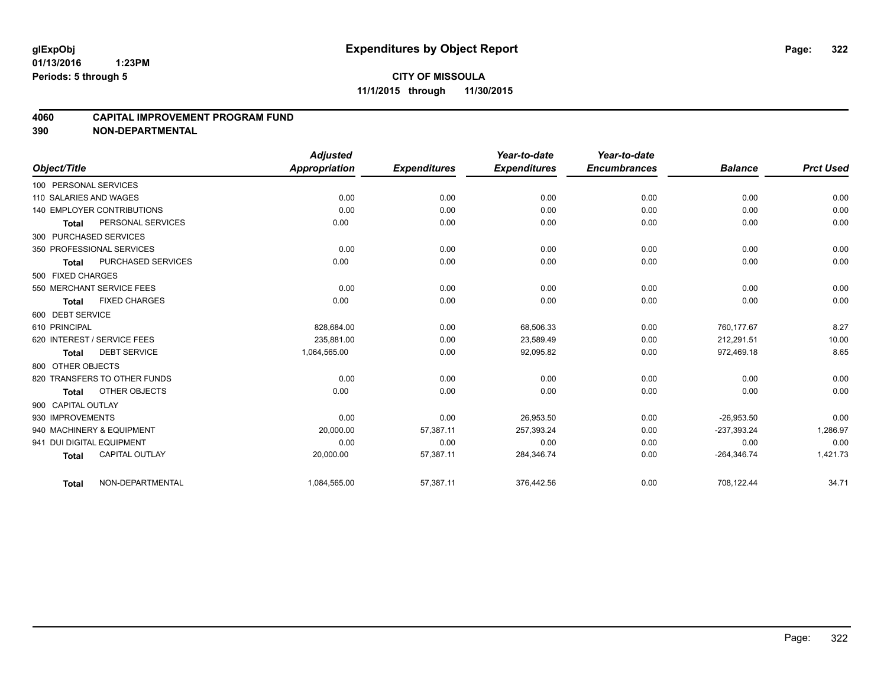# Expenditures by Object Report

glExpObj
01/13/2016 1:23PM
Periods: 5 through 5

**CITY OF MISSOULA**
**11/1/2015 through 11/30/2015**

## 4060 CAPITAL IMPROVEMENT PROGRAM FUND
## 390 NON-DEPARTMENTAL

| Object/Title | Adjusted Appropriation | Expenditures | Year-to-date Expenditures | Year-to-date Encumbrances | Balance | Prct Used |
|---|---|---|---|---|---|---|
| 100 PERSONAL SERVICES | | | | | | |
| 110 SALARIES AND WAGES | 0.00 | 0.00 | 0.00 | 0.00 | 0.00 | 0.00 |
| 140 EMPLOYER CONTRIBUTIONS | 0.00 | 0.00 | 0.00 | 0.00 | 0.00 | 0.00 |
| **Total** PERSONAL SERVICES | 0.00 | 0.00 | 0.00 | 0.00 | 0.00 | 0.00 |
| 300 PURCHASED SERVICES | | | | | | |
| 350 PROFESSIONAL SERVICES | 0.00 | 0.00 | 0.00 | 0.00 | 0.00 | 0.00 |
| **Total** PURCHASED SERVICES | 0.00 | 0.00 | 0.00 | 0.00 | 0.00 | 0.00 |
| 500 FIXED CHARGES | | | | | | |
| 550 MERCHANT SERVICE FEES | 0.00 | 0.00 | 0.00 | 0.00 | 0.00 | 0.00 |
| **Total** FIXED CHARGES | 0.00 | 0.00 | 0.00 | 0.00 | 0.00 | 0.00 |
| 600 DEBT SERVICE | | | | | | |
| 610 PRINCIPAL | 828,684.00 | 0.00 | 68,506.33 | 0.00 | 760,177.67 | 8.27 |
| 620 INTEREST / SERVICE FEES | 235,881.00 | 0.00 | 23,589.49 | 0.00 | 212,291.51 | 10.00 |
| **Total** DEBT SERVICE | 1,064,565.00 | 0.00 | 92,095.82 | 0.00 | 972,469.18 | 8.65 |
| 800 OTHER OBJECTS | | | | | | |
| 820 TRANSFERS TO OTHER FUNDS | 0.00 | 0.00 | 0.00 | 0.00 | 0.00 | 0.00 |
| **Total** OTHER OBJECTS | 0.00 | 0.00 | 0.00 | 0.00 | 0.00 | 0.00 |
| 900 CAPITAL OUTLAY | | | | | | |
| 930 IMPROVEMENTS | 0.00 | 0.00 | 26,953.50 | 0.00 | -26,953.50 | 0.00 |
| 940 MACHINERY & EQUIPMENT | 20,000.00 | 57,387.11 | 257,393.24 | 0.00 | -237,393.24 | 1,286.97 |
| 941 DUI DIGITAL EQUIPMENT | 0.00 | 0.00 | 0.00 | 0.00 | 0.00 | 0.00 |
| **Total** CAPITAL OUTLAY | 20,000.00 | 57,387.11 | 284,346.74 | 0.00 | -264,346.74 | 1,421.73 |
| **Total** NON-DEPARTMENTAL | 1,084,565.00 | 57,387.11 | 376,442.56 | 0.00 | 708,122.44 | 34.71 |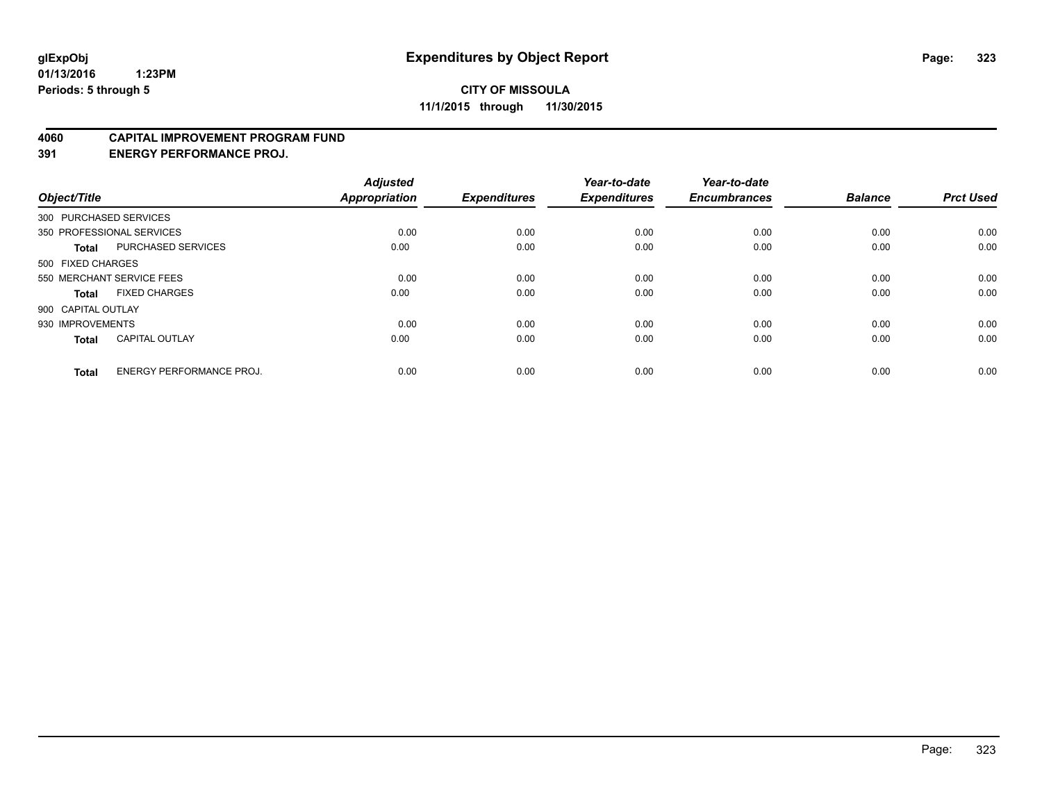# CITY OF MISSOULA

**11/1/2015 through 11/30/2015**

glExpObj
01/13/2016 1:23PM
Periods: 5 through 5

## Expenditures by Object Report

**4060 CAPITAL IMPROVEMENT PROGRAM FUND**
**391 ENERGY PERFORMANCE PROJ.**

| Object/Title | | Adjusted Appropriation | Expenditures | Year-to-date Expenditures | Year-to-date Encumbrances | Balance | Prct Used |
|---|---|---|---|---|---|---|---|
| 300 PURCHASED SERVICES | | | | | | | |
| 350 PROFESSIONAL SERVICES | | 0.00 | 0.00 | 0.00 | 0.00 | 0.00 | 0.00 |
| **Total** | PURCHASED SERVICES | 0.00 | 0.00 | 0.00 | 0.00 | 0.00 | 0.00 |
| 500 FIXED CHARGES | | | | | | | |
| 550 MERCHANT SERVICE FEES | | 0.00 | 0.00 | 0.00 | 0.00 | 0.00 | 0.00 |
| **Total** | FIXED CHARGES | 0.00 | 0.00 | 0.00 | 0.00 | 0.00 | 0.00 |
| 900 CAPITAL OUTLAY | | | | | | | |
| 930 IMPROVEMENTS | | 0.00 | 0.00 | 0.00 | 0.00 | 0.00 | 0.00 |
| **Total** | CAPITAL OUTLAY | 0.00 | 0.00 | 0.00 | 0.00 | 0.00 | 0.00 |
| **Total** | ENERGY PERFORMANCE PROJ. | 0.00 | 0.00 | 0.00 | 0.00 | 0.00 | 0.00 |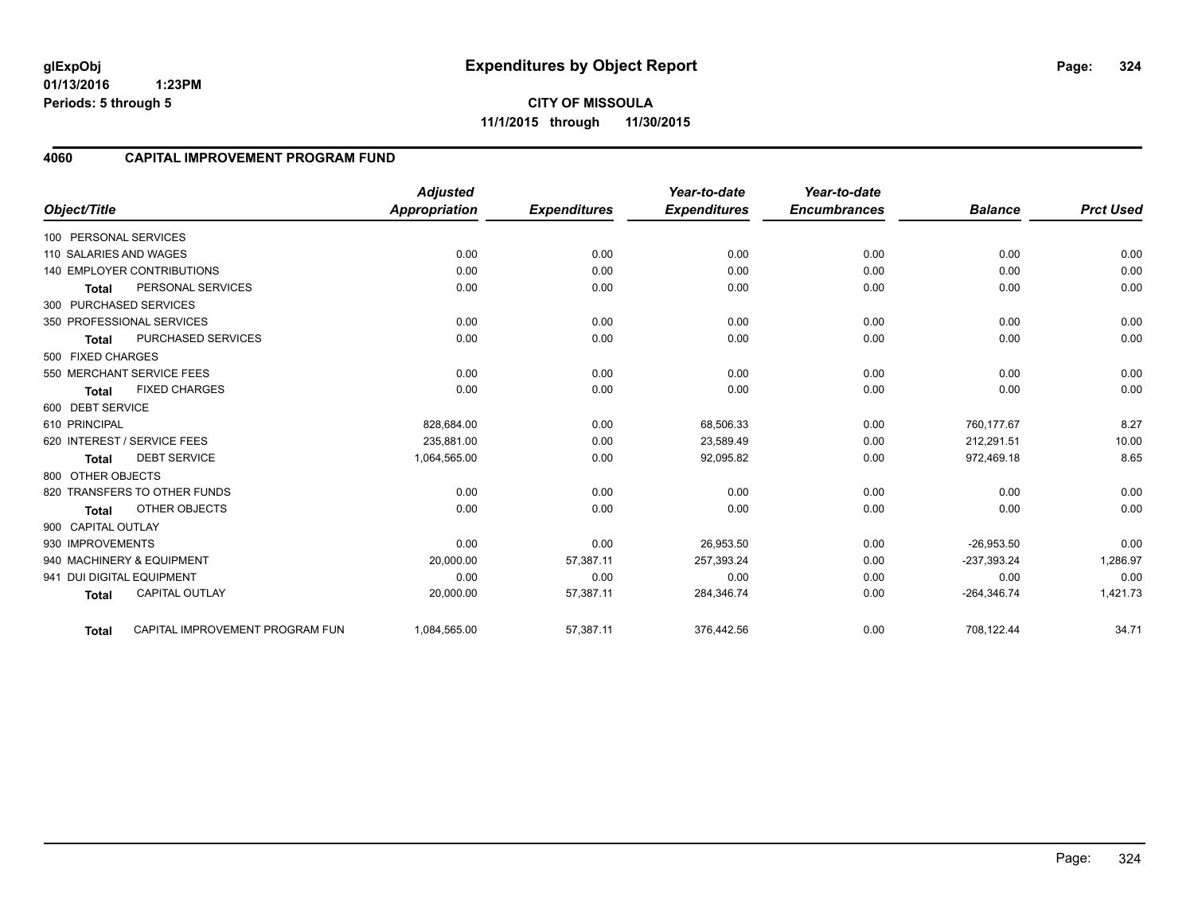# Expenditures by Object Report

glExpObj
01/13/2016 1:23PM
Periods: 5 through 5

**CITY OF MISSOULA**
**11/1/2015 through 11/30/2015**

## 4060 CAPITAL IMPROVEMENT PROGRAM FUND

| Object/Title | | *Adjusted Appropriation* | *Expenditures* | *Year-to-date Expenditures* | *Year-to-date Encumbrances* | *Balance* | *Prct Used* |
|---|---|---|---|---|---|---|---|
| 100 PERSONAL SERVICES | | | | | | | |
| 110 SALARIES AND WAGES | | 0.00 | 0.00 | 0.00 | 0.00 | 0.00 | 0.00 |
| 140 EMPLOYER CONTRIBUTIONS | | 0.00 | 0.00 | 0.00 | 0.00 | 0.00 | 0.00 |
| **Total** | PERSONAL SERVICES | 0.00 | 0.00 | 0.00 | 0.00 | 0.00 | 0.00 |
| 300 PURCHASED SERVICES | | | | | | | |
| 350 PROFESSIONAL SERVICES | | 0.00 | 0.00 | 0.00 | 0.00 | 0.00 | 0.00 |
| **Total** | PURCHASED SERVICES | 0.00 | 0.00 | 0.00 | 0.00 | 0.00 | 0.00 |
| 500 FIXED CHARGES | | | | | | | |
| 550 MERCHANT SERVICE FEES | | 0.00 | 0.00 | 0.00 | 0.00 | 0.00 | 0.00 |
| **Total** | FIXED CHARGES | 0.00 | 0.00 | 0.00 | 0.00 | 0.00 | 0.00 |
| 600 DEBT SERVICE | | | | | | | |
| 610 PRINCIPAL | | 828,684.00 | 0.00 | 68,506.33 | 0.00 | 760,177.67 | 8.27 |
| 620 INTEREST / SERVICE FEES | | 235,881.00 | 0.00 | 23,589.49 | 0.00 | 212,291.51 | 10.00 |
| **Total** | DEBT SERVICE | 1,064,565.00 | 0.00 | 92,095.82 | 0.00 | 972,469.18 | 8.65 |
| 800 OTHER OBJECTS | | | | | | | |
| 820 TRANSFERS TO OTHER FUNDS | | 0.00 | 0.00 | 0.00 | 0.00 | 0.00 | 0.00 |
| **Total** | OTHER OBJECTS | 0.00 | 0.00 | 0.00 | 0.00 | 0.00 | 0.00 |
| 900 CAPITAL OUTLAY | | | | | | | |
| 930 IMPROVEMENTS | | 0.00 | 0.00 | 26,953.50 | 0.00 | -26,953.50 | 0.00 |
| 940 MACHINERY & EQUIPMENT | | 20,000.00 | 57,387.11 | 257,393.24 | 0.00 | -237,393.24 | 1,286.97 |
| 941 DUI DIGITAL EQUIPMENT | | 0.00 | 0.00 | 0.00 | 0.00 | 0.00 | 0.00 |
| **Total** | CAPITAL OUTLAY | 20,000.00 | 57,387.11 | 284,346.74 | 0.00 | -264,346.74 | 1,421.73 |
| **Total** | CAPITAL IMPROVEMENT PROGRAM FUN | 1,084,565.00 | 57,387.11 | 376,442.56 | 0.00 | 708,122.44 | 34.71 |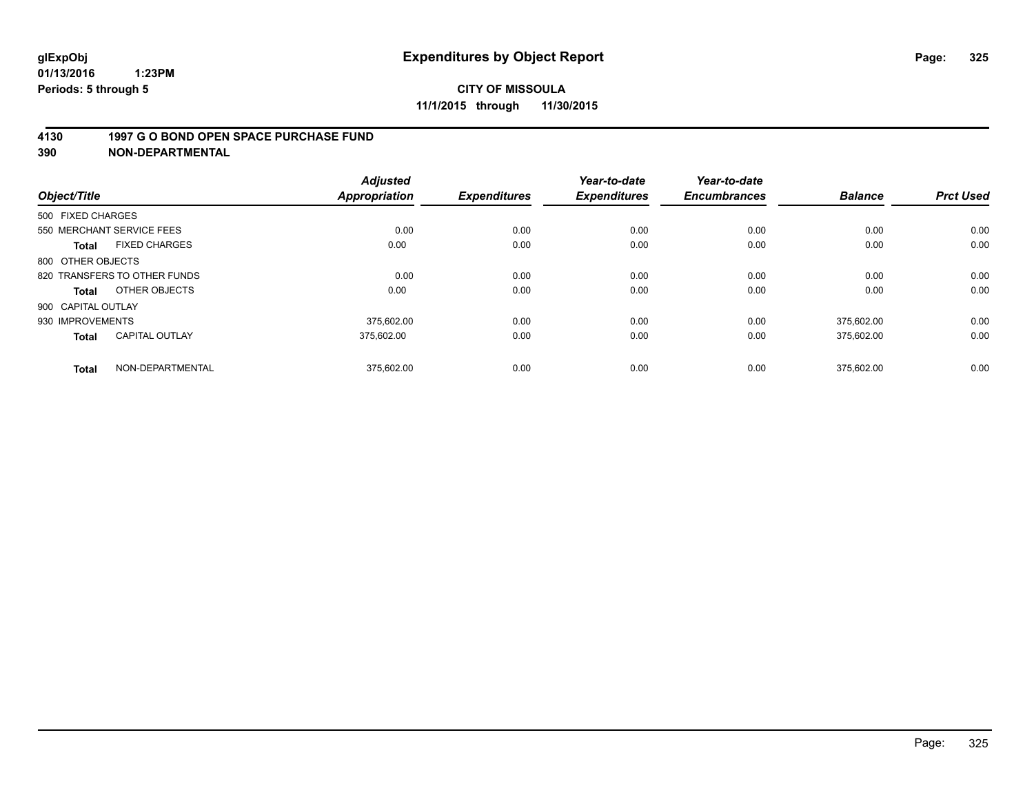glExpObj
01/13/2016 1:23PM
Periods: 5 through 5

# Expenditures by Object Report

**CITY OF MISSOULA**
**11/1/2015 through 11/30/2015**

**4130 1997 G O BOND OPEN SPACE PURCHASE FUND**
**390 NON-DEPARTMENTAL**

| Object/Title | | Adjusted Appropriation | Expenditures | Year-to-date Expenditures | Year-to-date Encumbrances | Balance | Prct Used |
|---|---|---|---|---|---|---|---|
| 500 FIXED CHARGES | | | | | | | |
| 550 MERCHANT SERVICE FEES | | 0.00 | 0.00 | 0.00 | 0.00 | 0.00 | 0.00 |
| **Total** | FIXED CHARGES | 0.00 | 0.00 | 0.00 | 0.00 | 0.00 | 0.00 |
| 800 OTHER OBJECTS | | | | | | | |
| 820 TRANSFERS TO OTHER FUNDS | | 0.00 | 0.00 | 0.00 | 0.00 | 0.00 | 0.00 |
| **Total** | OTHER OBJECTS | 0.00 | 0.00 | 0.00 | 0.00 | 0.00 | 0.00 |
| 900 CAPITAL OUTLAY | | | | | | | |
| 930 IMPROVEMENTS | | 375,602.00 | 0.00 | 0.00 | 0.00 | 375,602.00 | 0.00 |
| **Total** | CAPITAL OUTLAY | 375,602.00 | 0.00 | 0.00 | 0.00 | 375,602.00 | 0.00 |
| **Total** | NON-DEPARTMENTAL | 375,602.00 | 0.00 | 0.00 | 0.00 | 375,602.00 | 0.00 |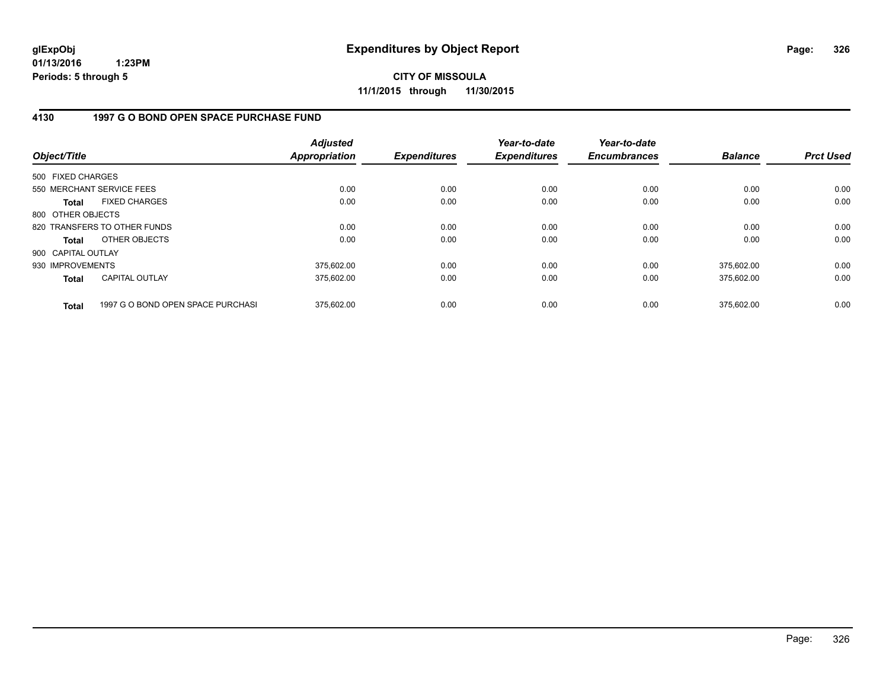# Expenditures by Object Report

glExpObj
01/13/2016 1:23PM
Periods: 5 through 5

**CITY OF MISSOULA**
**11/1/2015 through 11/30/2015**

## 4130 1997 G O BOND OPEN SPACE PURCHASE FUND

| Object/Title | Adjusted Appropriation | Expenditures | Year-to-date Expenditures | Year-to-date Encumbrances | Balance | Prct Used |
|---|---|---|---|---|---|---|
| 500 FIXED CHARGES | | | | | | |
| 550 MERCHANT SERVICE FEES | 0.00 | 0.00 | 0.00 | 0.00 | 0.00 | 0.00 |
| **Total** FIXED CHARGES | 0.00 | 0.00 | 0.00 | 0.00 | 0.00 | 0.00 |
| 800 OTHER OBJECTS | | | | | | |
| 820 TRANSFERS TO OTHER FUNDS | 0.00 | 0.00 | 0.00 | 0.00 | 0.00 | 0.00 |
| **Total** OTHER OBJECTS | 0.00 | 0.00 | 0.00 | 0.00 | 0.00 | 0.00 |
| 900 CAPITAL OUTLAY | | | | | | |
| 930 IMPROVEMENTS | 375,602.00 | 0.00 | 0.00 | 0.00 | 375,602.00 | 0.00 |
| **Total** CAPITAL OUTLAY | 375,602.00 | 0.00 | 0.00 | 0.00 | 375,602.00 | 0.00 |
| **Total** 1997 G O BOND OPEN SPACE PURCHASI | 375,602.00 | 0.00 | 0.00 | 0.00 | 375,602.00 | 0.00 |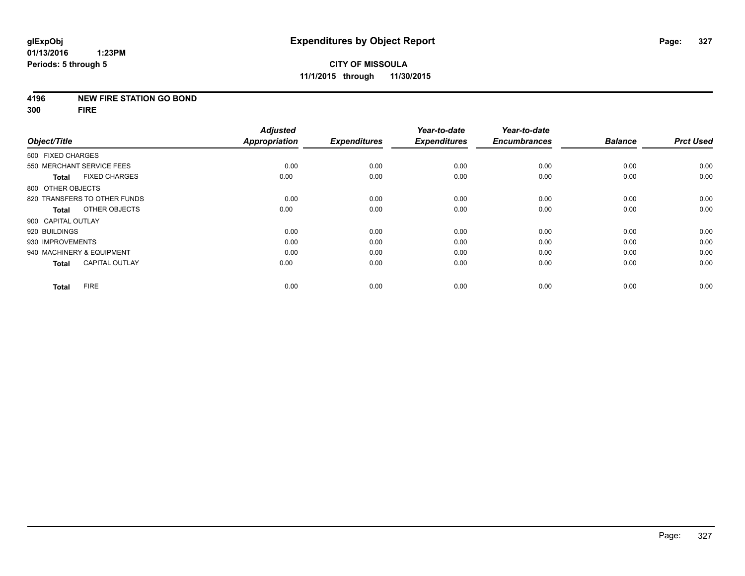**glExpObj**
**01/13/2016 1:23PM**
**Periods: 5 through 5**

# Expenditures by Object Report

**CITY OF MISSOULA**
**11/1/2015 through 11/30/2015**

**4196 NEW FIRE STATION GO BOND**
**300 FIRE**

| Object/Title | Adjusted Appropriation | Expenditures | Year-to-date Expenditures | Year-to-date Encumbrances | Balance | Prct Used |
|---|---|---|---|---|---|---|
| 500 FIXED CHARGES | | | | | | |
| 550 MERCHANT SERVICE FEES | 0.00 | 0.00 | 0.00 | 0.00 | 0.00 | 0.00 |
| **Total** FIXED CHARGES | 0.00 | 0.00 | 0.00 | 0.00 | 0.00 | 0.00 |
| 800 OTHER OBJECTS | | | | | | |
| 820 TRANSFERS TO OTHER FUNDS | 0.00 | 0.00 | 0.00 | 0.00 | 0.00 | 0.00 |
| **Total** OTHER OBJECTS | 0.00 | 0.00 | 0.00 | 0.00 | 0.00 | 0.00 |
| 900 CAPITAL OUTLAY | | | | | | |
| 920 BUILDINGS | 0.00 | 0.00 | 0.00 | 0.00 | 0.00 | 0.00 |
| 930 IMPROVEMENTS | 0.00 | 0.00 | 0.00 | 0.00 | 0.00 | 0.00 |
| 940 MACHINERY & EQUIPMENT | 0.00 | 0.00 | 0.00 | 0.00 | 0.00 | 0.00 |
| **Total** CAPITAL OUTLAY | 0.00 | 0.00 | 0.00 | 0.00 | 0.00 | 0.00 |
| **Total** FIRE | 0.00 | 0.00 | 0.00 | 0.00 | 0.00 | 0.00 |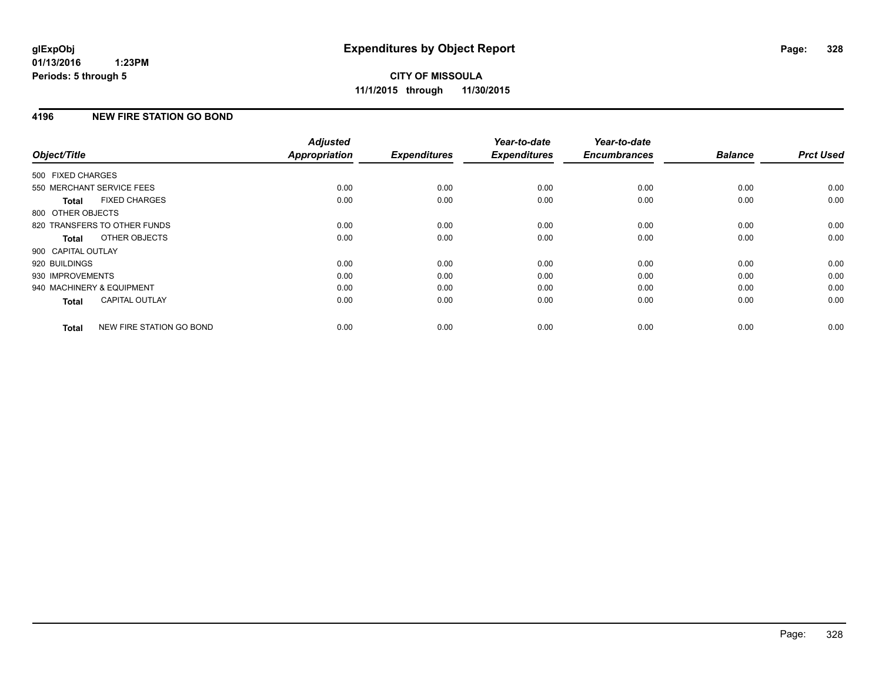glExpObj
01/13/2016 1:23PM
Periods: 5 through 5

# Expenditures by Object Report

**CITY OF MISSOULA**
**11/1/2015 through 11/30/2015**

## 4196 NEW FIRE STATION GO BOND

| Object/Title | Adjusted Appropriation | Expenditures | Year-to-date Expenditures | Year-to-date Encumbrances | Balance | Prct Used |
|---|---|---|---|---|---|---|
| 500 FIXED CHARGES | | | | | | |
| 550 MERCHANT SERVICE FEES | 0.00 | 0.00 | 0.00 | 0.00 | 0.00 | 0.00 |
| **Total** FIXED CHARGES | 0.00 | 0.00 | 0.00 | 0.00 | 0.00 | 0.00 |
| 800 OTHER OBJECTS | | | | | | |
| 820 TRANSFERS TO OTHER FUNDS | 0.00 | 0.00 | 0.00 | 0.00 | 0.00 | 0.00 |
| **Total** OTHER OBJECTS | 0.00 | 0.00 | 0.00 | 0.00 | 0.00 | 0.00 |
| 900 CAPITAL OUTLAY | | | | | | |
| 920 BUILDINGS | 0.00 | 0.00 | 0.00 | 0.00 | 0.00 | 0.00 |
| 930 IMPROVEMENTS | 0.00 | 0.00 | 0.00 | 0.00 | 0.00 | 0.00 |
| 940 MACHINERY & EQUIPMENT | 0.00 | 0.00 | 0.00 | 0.00 | 0.00 | 0.00 |
| **Total** CAPITAL OUTLAY | 0.00 | 0.00 | 0.00 | 0.00 | 0.00 | 0.00 |
| **Total** NEW FIRE STATION GO BOND | 0.00 | 0.00 | 0.00 | 0.00 | 0.00 | 0.00 |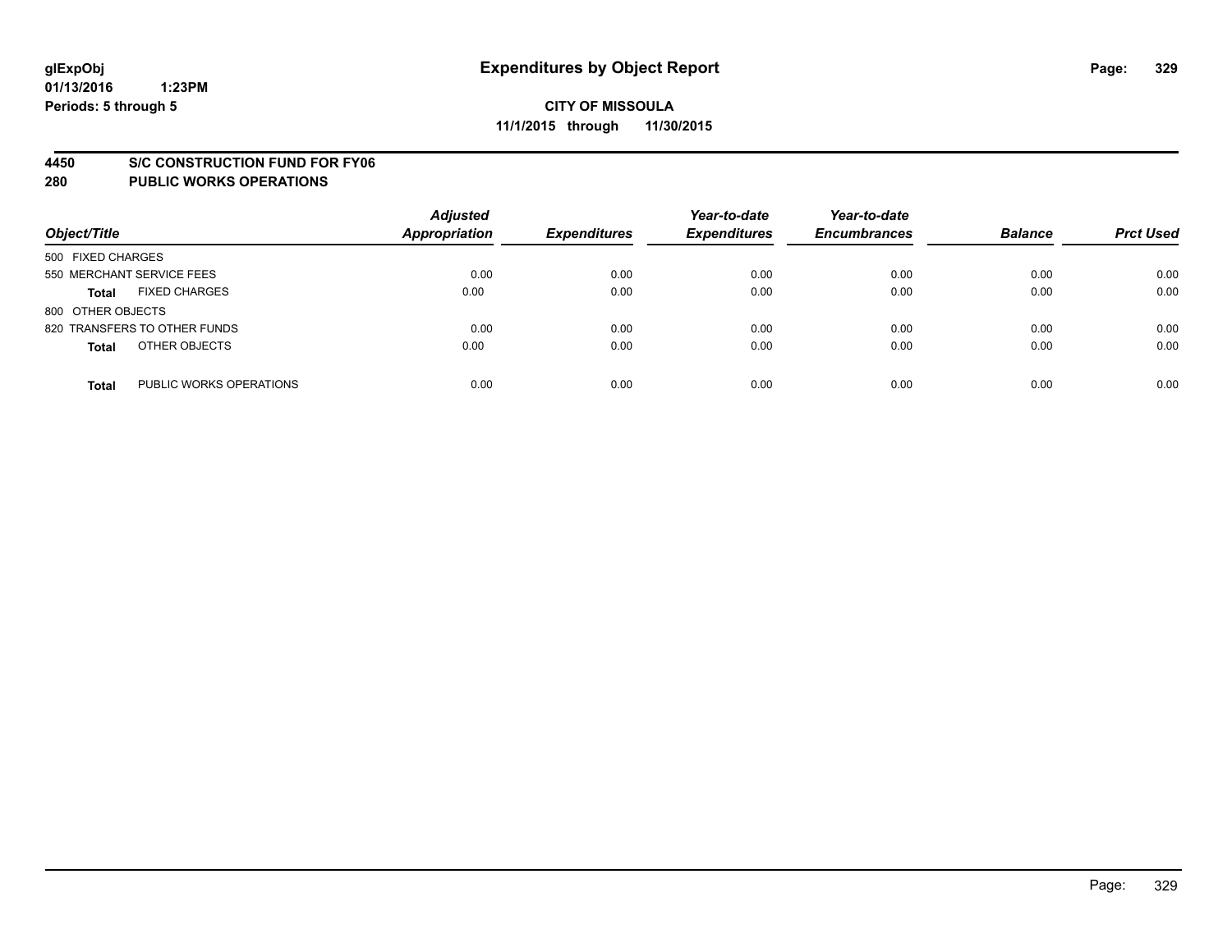**glExpObj**
**01/13/2016 1:23PM**
**Periods: 5 through 5**

# Expenditures by Object Report

**CITY OF MISSOULA**
**11/1/2015 through 11/30/2015**

## 4450 S/C CONSTRUCTION FUND FOR FY06
## 280 PUBLIC WORKS OPERATIONS

| Object/Title | | Adjusted Appropriation | Expenditures | Year-to-date Expenditures | Year-to-date Encumbrances | Balance | Prct Used |
|---|---|---|---|---|---|---|---|
| 500 FIXED CHARGES | | | | | | | |
| 550 MERCHANT SERVICE FEES | | 0.00 | 0.00 | 0.00 | 0.00 | 0.00 | 0.00 |
| **Total** | FIXED CHARGES | 0.00 | 0.00 | 0.00 | 0.00 | 0.00 | 0.00 |
| 800 OTHER OBJECTS | | | | | | | |
| 820 TRANSFERS TO OTHER FUNDS | | 0.00 | 0.00 | 0.00 | 0.00 | 0.00 | 0.00 |
| **Total** | OTHER OBJECTS | 0.00 | 0.00 | 0.00 | 0.00 | 0.00 | 0.00 |
| **Total** | PUBLIC WORKS OPERATIONS | 0.00 | 0.00 | 0.00 | 0.00 | 0.00 | 0.00 |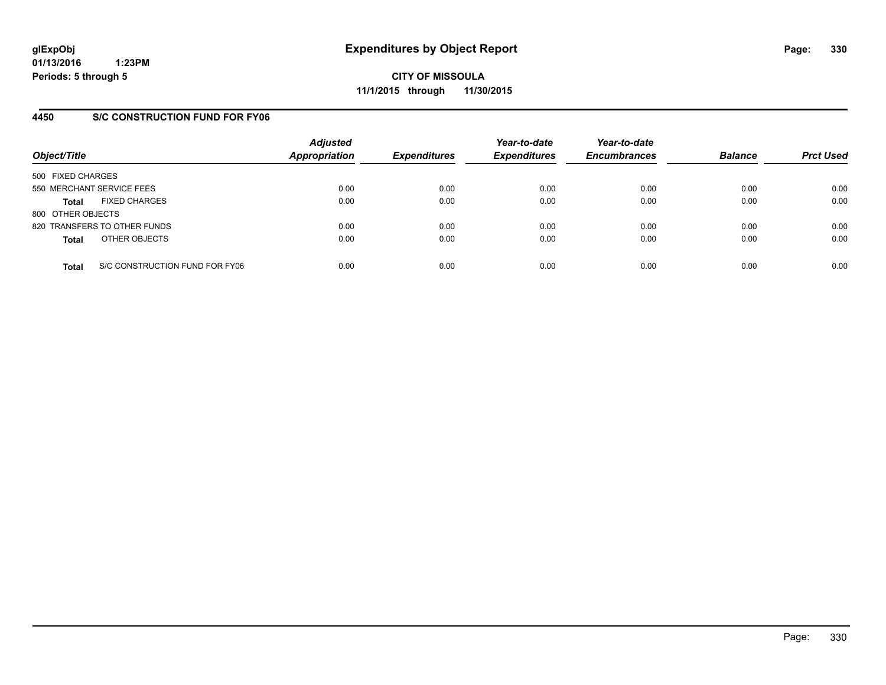glExpObj
01/13/2016 1:23PM
Periods: 5 through 5

# Expenditures by Object Report

**CITY OF MISSOULA**
**11/1/2015 through 11/30/2015**

## 4450 S/C CONSTRUCTION FUND FOR FY06

| Object/Title | Adjusted Appropriation | Expenditures | Year-to-date Expenditures | Year-to-date Encumbrances | Balance | Prct Used |
|---|---|---|---|---|---|---|
| 500 FIXED CHARGES | | | | | | |
| 550 MERCHANT SERVICE FEES | 0.00 | 0.00 | 0.00 | 0.00 | 0.00 | 0.00 |
| **Total** FIXED CHARGES | 0.00 | 0.00 | 0.00 | 0.00 | 0.00 | 0.00 |
| 800 OTHER OBJECTS | | | | | | |
| 820 TRANSFERS TO OTHER FUNDS | 0.00 | 0.00 | 0.00 | 0.00 | 0.00 | 0.00 |
| **Total** OTHER OBJECTS | 0.00 | 0.00 | 0.00 | 0.00 | 0.00 | 0.00 |
| **Total** S/C CONSTRUCTION FUND FOR FY06 | 0.00 | 0.00 | 0.00 | 0.00 | 0.00 | 0.00 |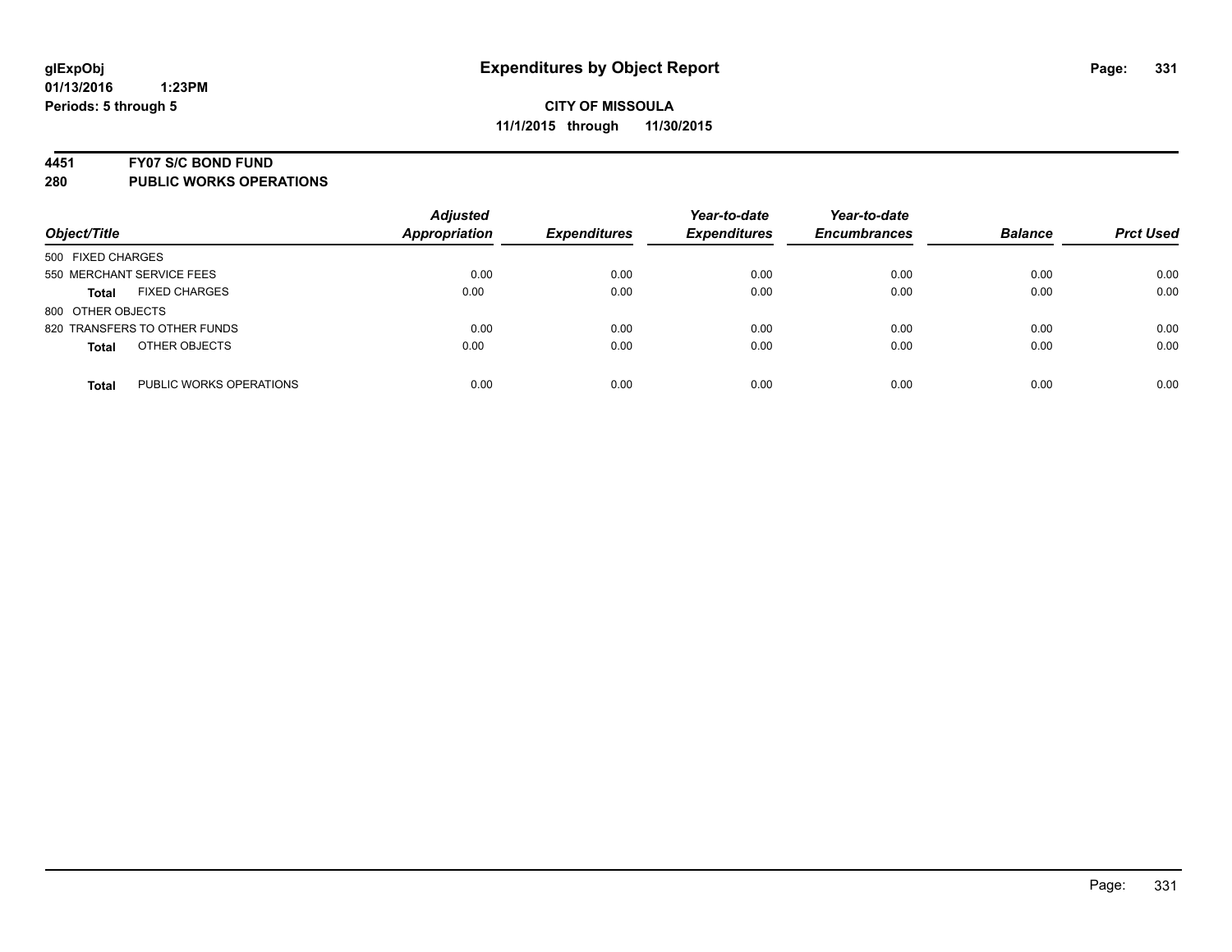# Expenditures by Object Report

glExpObj
01/13/2016 1:23PM
Periods: 5 through 5

**CITY OF MISSOULA**
**11/1/2015 through 11/30/2015**

**4451 FY07 S/C BOND FUND**
**280 PUBLIC WORKS OPERATIONS**

| Object/Title | | Adjusted Appropriation | Expenditures | Year-to-date Expenditures | Year-to-date Encumbrances | Balance | Prct Used |
|---|---|---|---|---|---|---|---|
| 500 FIXED CHARGES | | | | | | | |
| 550 MERCHANT SERVICE FEES | | 0.00 | 0.00 | 0.00 | 0.00 | 0.00 | 0.00 |
| **Total** | FIXED CHARGES | 0.00 | 0.00 | 0.00 | 0.00 | 0.00 | 0.00 |
| 800 OTHER OBJECTS | | | | | | | |
| 820 TRANSFERS TO OTHER FUNDS | | 0.00 | 0.00 | 0.00 | 0.00 | 0.00 | 0.00 |
| **Total** | OTHER OBJECTS | 0.00 | 0.00 | 0.00 | 0.00 | 0.00 | 0.00 |
| **Total** | PUBLIC WORKS OPERATIONS | 0.00 | 0.00 | 0.00 | 0.00 | 0.00 | 0.00 |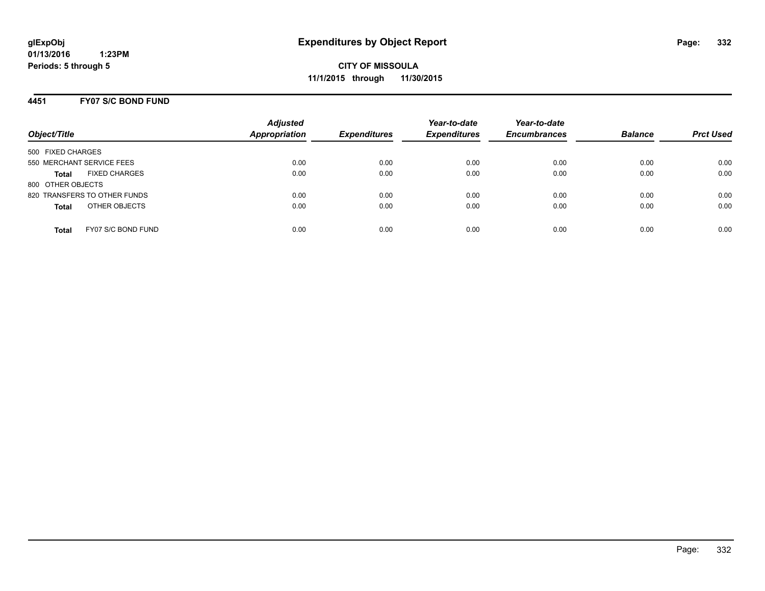**glExpObj**
**01/13/2016 1:23PM**
**Periods: 5 through 5**

# Expenditures by Object Report

**CITY OF MISSOULA**
**11/1/2015 through 11/30/2015**

## 4451 FY07 S/C BOND FUND

| Object/Title | Adjusted Appropriation | Expenditures | Year-to-date Expenditures | Year-to-date Encumbrances | Balance | Prct Used |
|---|---|---|---|---|---|---|
| 500 FIXED CHARGES | | | | | | |
| 550 MERCHANT SERVICE FEES | 0.00 | 0.00 | 0.00 | 0.00 | 0.00 | 0.00 |
| **Total** FIXED CHARGES | 0.00 | 0.00 | 0.00 | 0.00 | 0.00 | 0.00 |
| 800 OTHER OBJECTS | | | | | | |
| 820 TRANSFERS TO OTHER FUNDS | 0.00 | 0.00 | 0.00 | 0.00 | 0.00 | 0.00 |
| **Total** OTHER OBJECTS | 0.00 | 0.00 | 0.00 | 0.00 | 0.00 | 0.00 |
| **Total** FY07 S/C BOND FUND | 0.00 | 0.00 | 0.00 | 0.00 | 0.00 | 0.00 |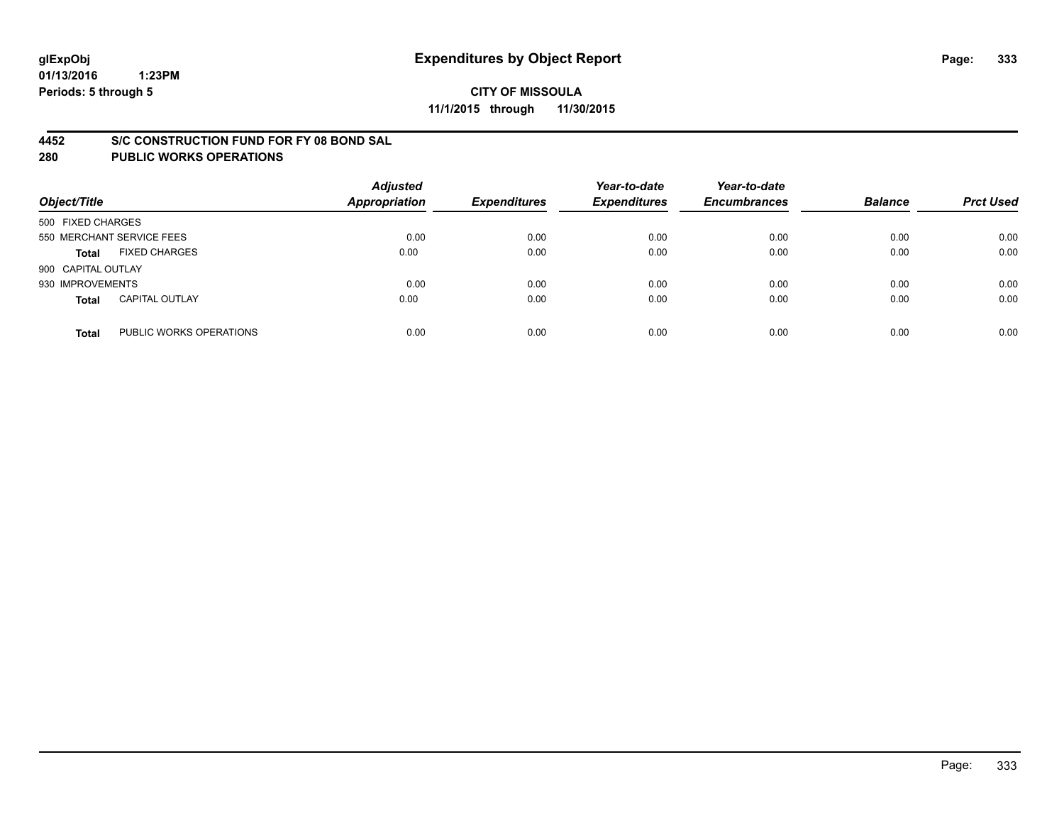glExpObj
01/13/2016 1:23PM
Periods: 5 through 5

# Expenditures by Object Report

**CITY OF MISSOULA**
**11/1/2015 through 11/30/2015**

## 4452 S/C CONSTRUCTION FUND FOR FY 08 BOND SAL
## 280 PUBLIC WORKS OPERATIONS

| Object/Title | | Adjusted Appropriation | Expenditures | Year-to-date Expenditures | Year-to-date Encumbrances | Balance | Prct Used |
|---|---|---|---|---|---|---|---|
| 500 FIXED CHARGES | | | | | | | |
| 550 MERCHANT SERVICE FEES | | 0.00 | 0.00 | 0.00 | 0.00 | 0.00 | 0.00 |
| **Total** | FIXED CHARGES | 0.00 | 0.00 | 0.00 | 0.00 | 0.00 | 0.00 |
| 900 CAPITAL OUTLAY | | | | | | | |
| 930 IMPROVEMENTS | | 0.00 | 0.00 | 0.00 | 0.00 | 0.00 | 0.00 |
| **Total** | CAPITAL OUTLAY | 0.00 | 0.00 | 0.00 | 0.00 | 0.00 | 0.00 |
| **Total** | PUBLIC WORKS OPERATIONS | 0.00 | 0.00 | 0.00 | 0.00 | 0.00 | 0.00 |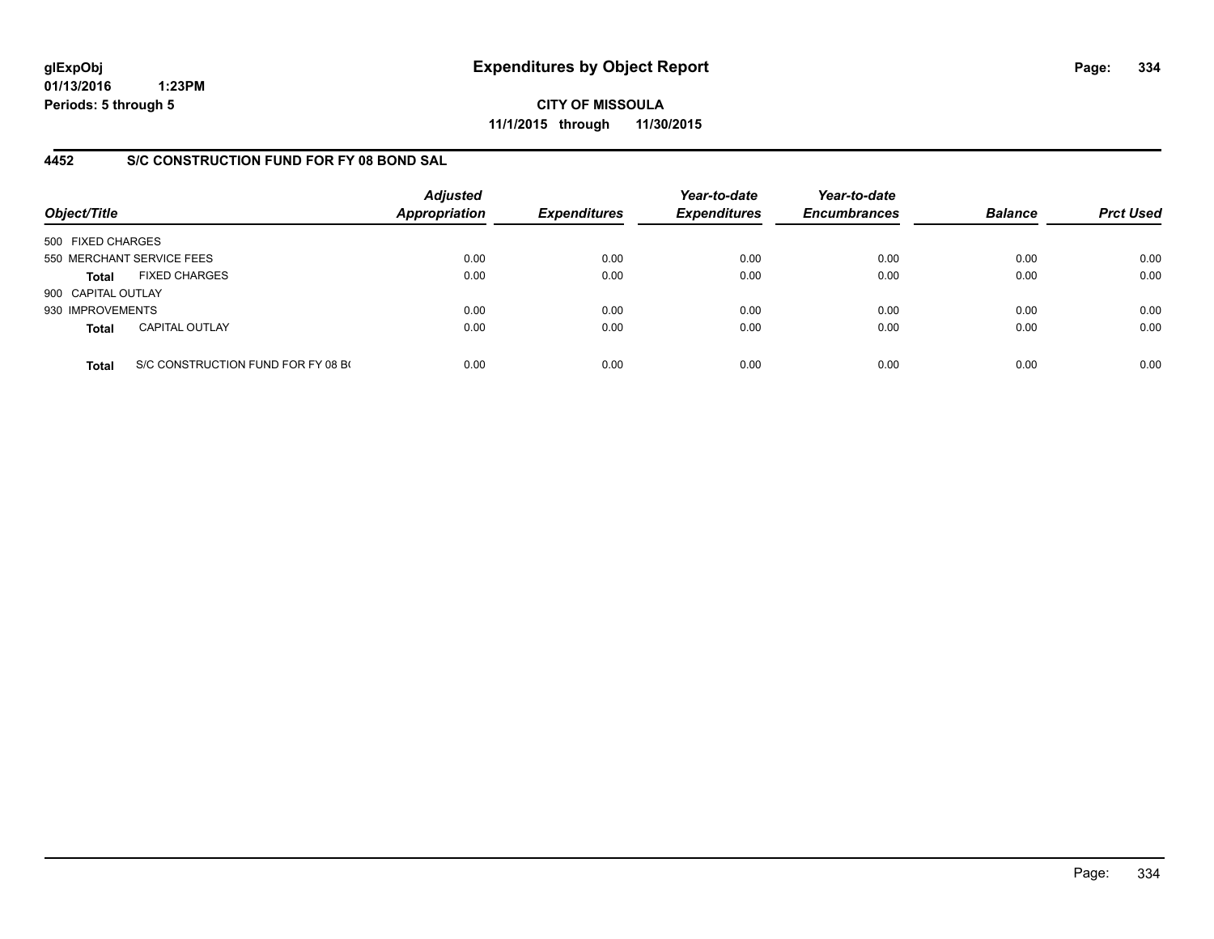**glExpObj**
**01/13/2016 1:23PM**
**Periods: 5 through 5**

# Expenditures by Object Report

**CITY OF MISSOULA**
**11/1/2015 through 11/30/2015**

## 4452 S/C CONSTRUCTION FUND FOR FY 08 BOND SAL

| Object/Title | | Adjusted Appropriation | Expenditures | Year-to-date Expenditures | Year-to-date Encumbrances | Balance | Prct Used |
|---|---|---|---|---|---|---|---|
| 500 FIXED CHARGES | | | | | | | |
| 550 MERCHANT SERVICE FEES | | 0.00 | 0.00 | 0.00 | 0.00 | 0.00 | 0.00 |
| **Total** | FIXED CHARGES | 0.00 | 0.00 | 0.00 | 0.00 | 0.00 | 0.00 |
| 900 CAPITAL OUTLAY | | | | | | | |
| 930 IMPROVEMENTS | | 0.00 | 0.00 | 0.00 | 0.00 | 0.00 | 0.00 |
| **Total** | CAPITAL OUTLAY | 0.00 | 0.00 | 0.00 | 0.00 | 0.00 | 0.00 |
| **Total** | S/C CONSTRUCTION FUND FOR FY 08 B( | 0.00 | 0.00 | 0.00 | 0.00 | 0.00 | 0.00 |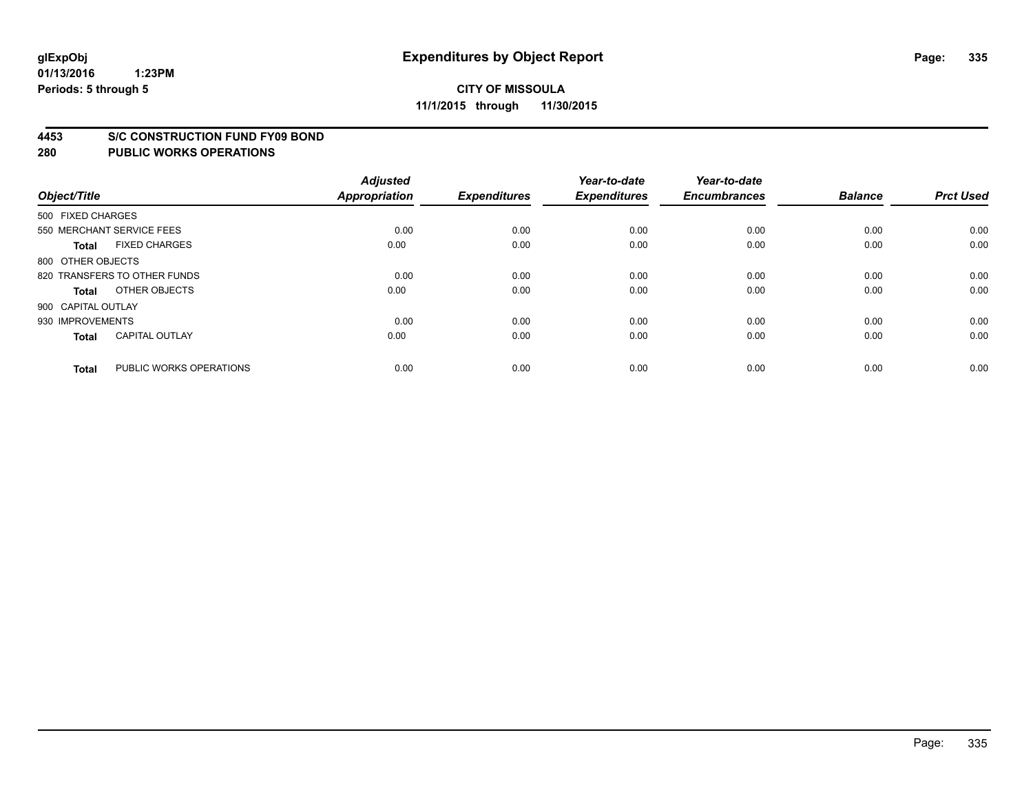# Expenditures by Object Report

glExpObj
01/13/2016 1:23PM
Periods: 5 through 5

**CITY OF MISSOULA**
**11/1/2015 through 11/30/2015**

## 4453 S/C CONSTRUCTION FUND FY09 BOND
## 280 PUBLIC WORKS OPERATIONS

| Object/Title | Adjusted Appropriation | Expenditures | Year-to-date Expenditures | Year-to-date Encumbrances | Balance | Prct Used |
|---|---|---|---|---|---|---|
| 500 FIXED CHARGES | | | | | | |
| 550 MERCHANT SERVICE FEES | 0.00 | 0.00 | 0.00 | 0.00 | 0.00 | 0.00 |
| **Total** FIXED CHARGES | 0.00 | 0.00 | 0.00 | 0.00 | 0.00 | 0.00 |
| 800 OTHER OBJECTS | | | | | | |
| 820 TRANSFERS TO OTHER FUNDS | 0.00 | 0.00 | 0.00 | 0.00 | 0.00 | 0.00 |
| **Total** OTHER OBJECTS | 0.00 | 0.00 | 0.00 | 0.00 | 0.00 | 0.00 |
| 900 CAPITAL OUTLAY | | | | | | |
| 930 IMPROVEMENTS | 0.00 | 0.00 | 0.00 | 0.00 | 0.00 | 0.00 |
| **Total** CAPITAL OUTLAY | 0.00 | 0.00 | 0.00 | 0.00 | 0.00 | 0.00 |
| **Total** PUBLIC WORKS OPERATIONS | 0.00 | 0.00 | 0.00 | 0.00 | 0.00 | 0.00 |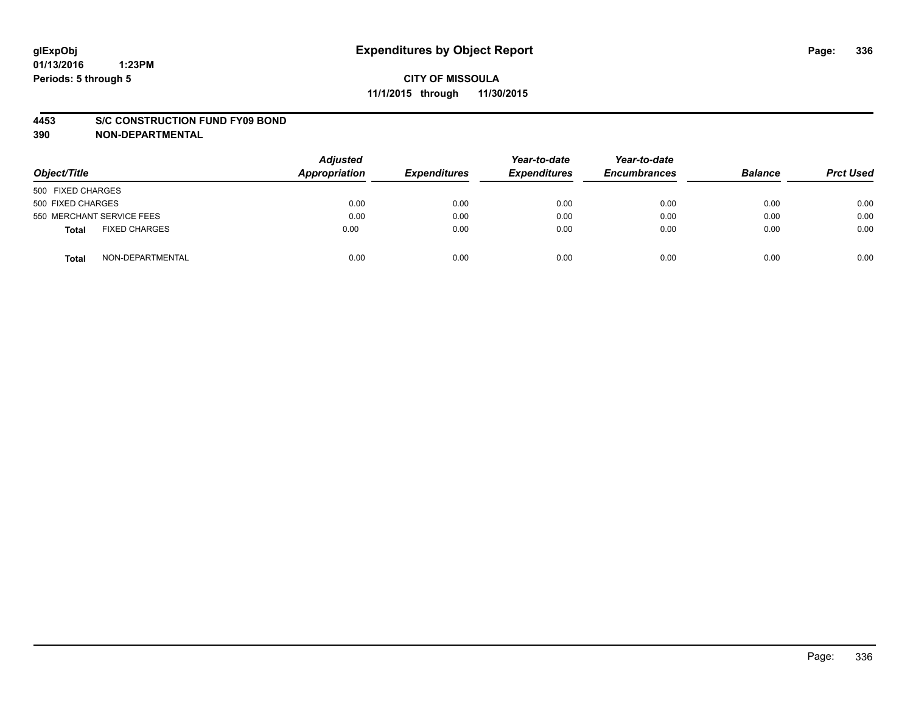# Expenditures by Object Report

glExpObj
01/13/2016 1:23PM
Periods: 5 through 5

**CITY OF MISSOULA**
**11/1/2015 through 11/30/2015**

**4453 S/C CONSTRUCTION FUND FY09 BOND**
**390 NON-DEPARTMENTAL**

| Object/Title | Adjusted Appropriation | Expenditures | Year-to-date Expenditures | Year-to-date Encumbrances | Balance | Prct Used |
|---|---|---|---|---|---|---|
| 500 FIXED CHARGES | | | | | | |
| 500 FIXED CHARGES | 0.00 | 0.00 | 0.00 | 0.00 | 0.00 | 0.00 |
| 550 MERCHANT SERVICE FEES | 0.00 | 0.00 | 0.00 | 0.00 | 0.00 | 0.00 |
| **Total** FIXED CHARGES | 0.00 | 0.00 | 0.00 | 0.00 | 0.00 | 0.00 |
| **Total** NON-DEPARTMENTAL | 0.00 | 0.00 | 0.00 | 0.00 | 0.00 | 0.00 |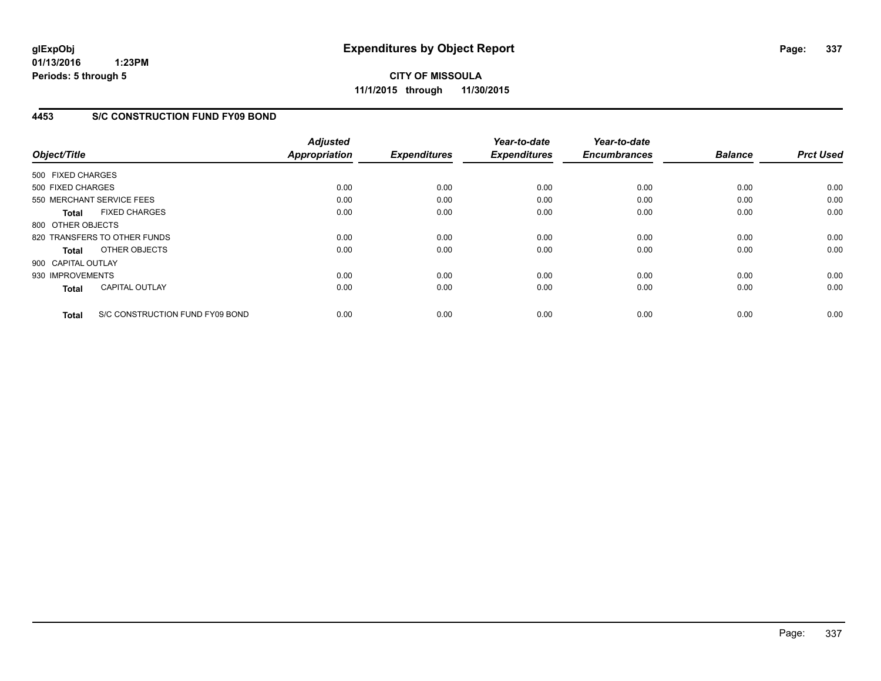# Expenditures by Object Report

glExpObj
01/13/2016 1:23PM
Periods: 5 through 5

**CITY OF MISSOULA**
**11/1/2015 through 11/30/2015**

## 4453 S/C CONSTRUCTION FUND FY09 BOND

| Object/Title | Adjusted Appropriation | Expenditures | Year-to-date Expenditures | Year-to-date Encumbrances | Balance | Prct Used |
|---|---|---|---|---|---|---|
| 500 FIXED CHARGES | | | | | | |
| 500 FIXED CHARGES | 0.00 | 0.00 | 0.00 | 0.00 | 0.00 | 0.00 |
| 550 MERCHANT SERVICE FEES | 0.00 | 0.00 | 0.00 | 0.00 | 0.00 | 0.00 |
| **Total** FIXED CHARGES | 0.00 | 0.00 | 0.00 | 0.00 | 0.00 | 0.00 |
| 800 OTHER OBJECTS | | | | | | |
| 820 TRANSFERS TO OTHER FUNDS | 0.00 | 0.00 | 0.00 | 0.00 | 0.00 | 0.00 |
| **Total** OTHER OBJECTS | 0.00 | 0.00 | 0.00 | 0.00 | 0.00 | 0.00 |
| 900 CAPITAL OUTLAY | | | | | | |
| 930 IMPROVEMENTS | 0.00 | 0.00 | 0.00 | 0.00 | 0.00 | 0.00 |
| **Total** CAPITAL OUTLAY | 0.00 | 0.00 | 0.00 | 0.00 | 0.00 | 0.00 |
| **Total** S/C CONSTRUCTION FUND FY09 BOND | 0.00 | 0.00 | 0.00 | 0.00 | 0.00 | 0.00 |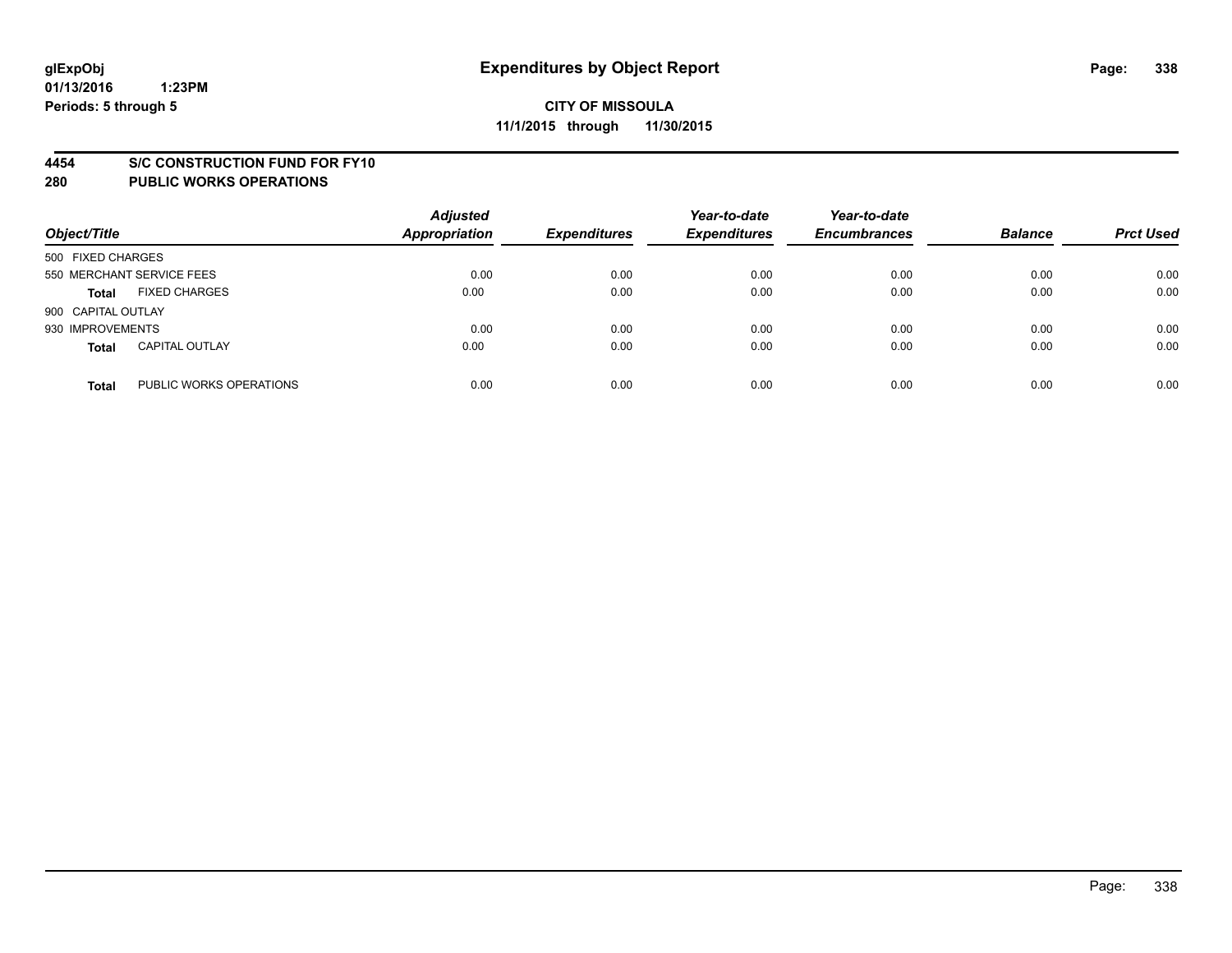glExpObj
01/13/2016 1:23PM
Periods: 5 through 5

# Expenditures by Object Report

**CITY OF MISSOULA**
**11/1/2015 through 11/30/2015**

**4454 S/C CONSTRUCTION FUND FOR FY10**
**280 PUBLIC WORKS OPERATIONS**

| Object/Title | | Adjusted Appropriation | Expenditures | Year-to-date Expenditures | Year-to-date Encumbrances | Balance | Prct Used |
|---|---|---|---|---|---|---|---|
| 500 FIXED CHARGES | | | | | | | |
| 550 MERCHANT SERVICE FEES | | 0.00 | 0.00 | 0.00 | 0.00 | 0.00 | 0.00 |
| **Total** | FIXED CHARGES | 0.00 | 0.00 | 0.00 | 0.00 | 0.00 | 0.00 |
| 900 CAPITAL OUTLAY | | | | | | | |
| 930 IMPROVEMENTS | | 0.00 | 0.00 | 0.00 | 0.00 | 0.00 | 0.00 |
| **Total** | CAPITAL OUTLAY | 0.00 | 0.00 | 0.00 | 0.00 | 0.00 | 0.00 |
| **Total** | PUBLIC WORKS OPERATIONS | 0.00 | 0.00 | 0.00 | 0.00 | 0.00 | 0.00 |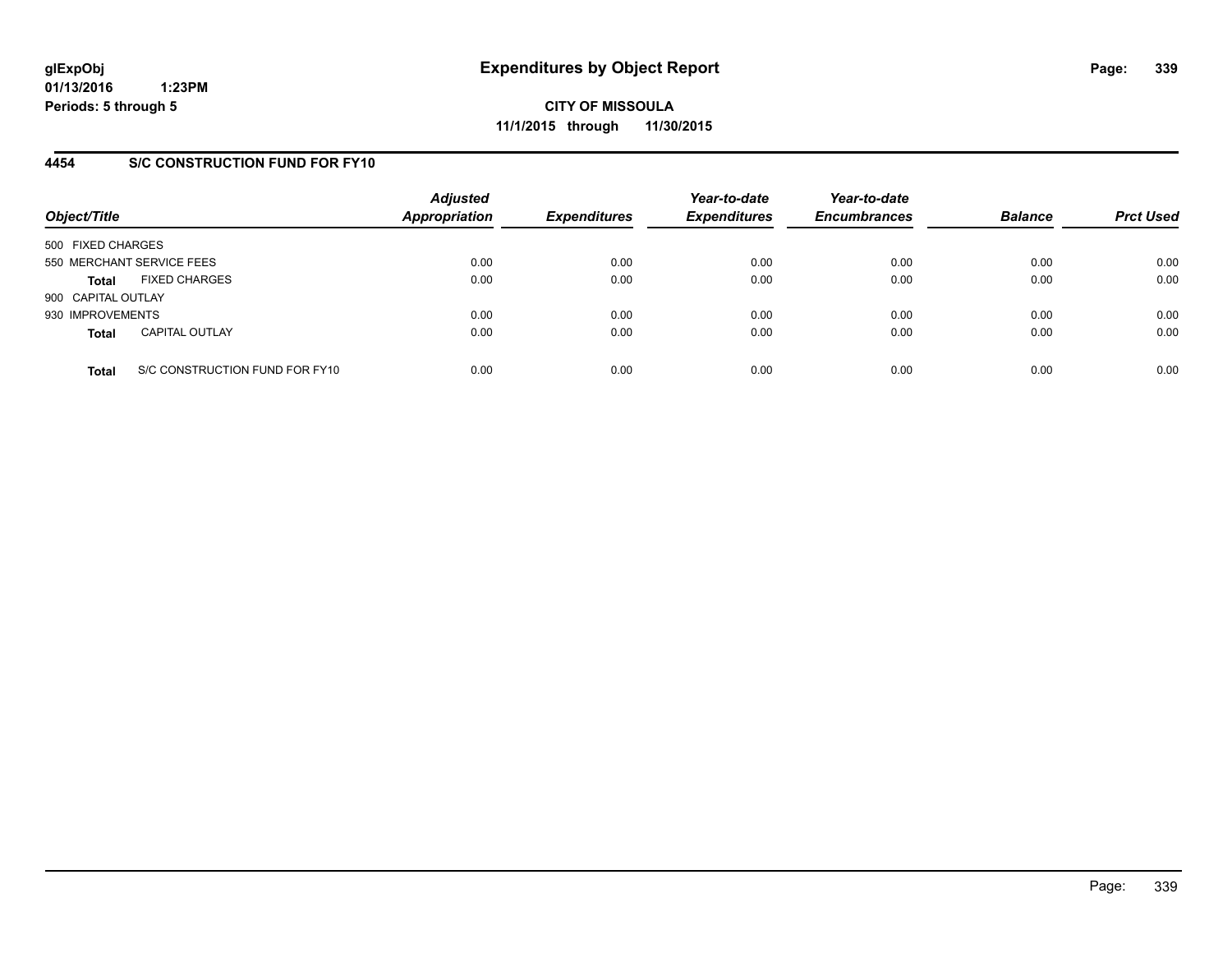# Expenditures by Object Report

glExpObj
01/13/2016 1:23PM
Periods: 5 through 5

**CITY OF MISSOULA**
**11/1/2015 through 11/30/2015**

## 4454 S/C CONSTRUCTION FUND FOR FY10

| Object/Title | Adjusted Appropriation | Expenditures | Year-to-date Expenditures | Year-to-date Encumbrances | Balance | Prct Used |
|---|---|---|---|---|---|---|
| 500 FIXED CHARGES | | | | | | |
| 550 MERCHANT SERVICE FEES | 0.00 | 0.00 | 0.00 | 0.00 | 0.00 | 0.00 |
| **Total** FIXED CHARGES | 0.00 | 0.00 | 0.00 | 0.00 | 0.00 | 0.00 |
| 900 CAPITAL OUTLAY | | | | | | |
| 930 IMPROVEMENTS | 0.00 | 0.00 | 0.00 | 0.00 | 0.00 | 0.00 |
| **Total** CAPITAL OUTLAY | 0.00 | 0.00 | 0.00 | 0.00 | 0.00 | 0.00 |
| **Total** S/C CONSTRUCTION FUND FOR FY10 | 0.00 | 0.00 | 0.00 | 0.00 | 0.00 | 0.00 |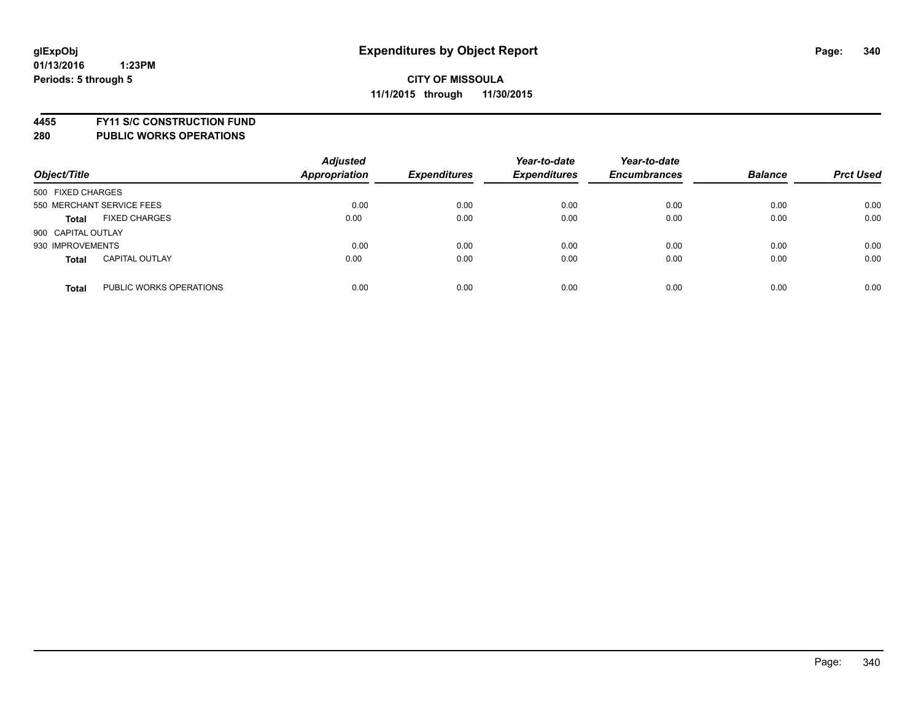# Expenditures by Object Report

glExpObj
01/13/2016 1:23PM
Periods: 5 through 5

**CITY OF MISSOULA**
**11/1/2015 through 11/30/2015**

**4455 FY11 S/C CONSTRUCTION FUND**
**280 PUBLIC WORKS OPERATIONS**

| Object/Title | | Adjusted Appropriation | Expenditures | Year-to-date Expenditures | Year-to-date Encumbrances | Balance | Prct Used |
|---|---|---|---|---|---|---|---|
| 500 FIXED CHARGES | | | | | | | |
| 550 MERCHANT SERVICE FEES | | 0.00 | 0.00 | 0.00 | 0.00 | 0.00 | 0.00 |
| **Total** | FIXED CHARGES | 0.00 | 0.00 | 0.00 | 0.00 | 0.00 | 0.00 |
| 900 CAPITAL OUTLAY | | | | | | | |
| 930 IMPROVEMENTS | | 0.00 | 0.00 | 0.00 | 0.00 | 0.00 | 0.00 |
| **Total** | CAPITAL OUTLAY | 0.00 | 0.00 | 0.00 | 0.00 | 0.00 | 0.00 |
| **Total** | PUBLIC WORKS OPERATIONS | 0.00 | 0.00 | 0.00 | 0.00 | 0.00 | 0.00 |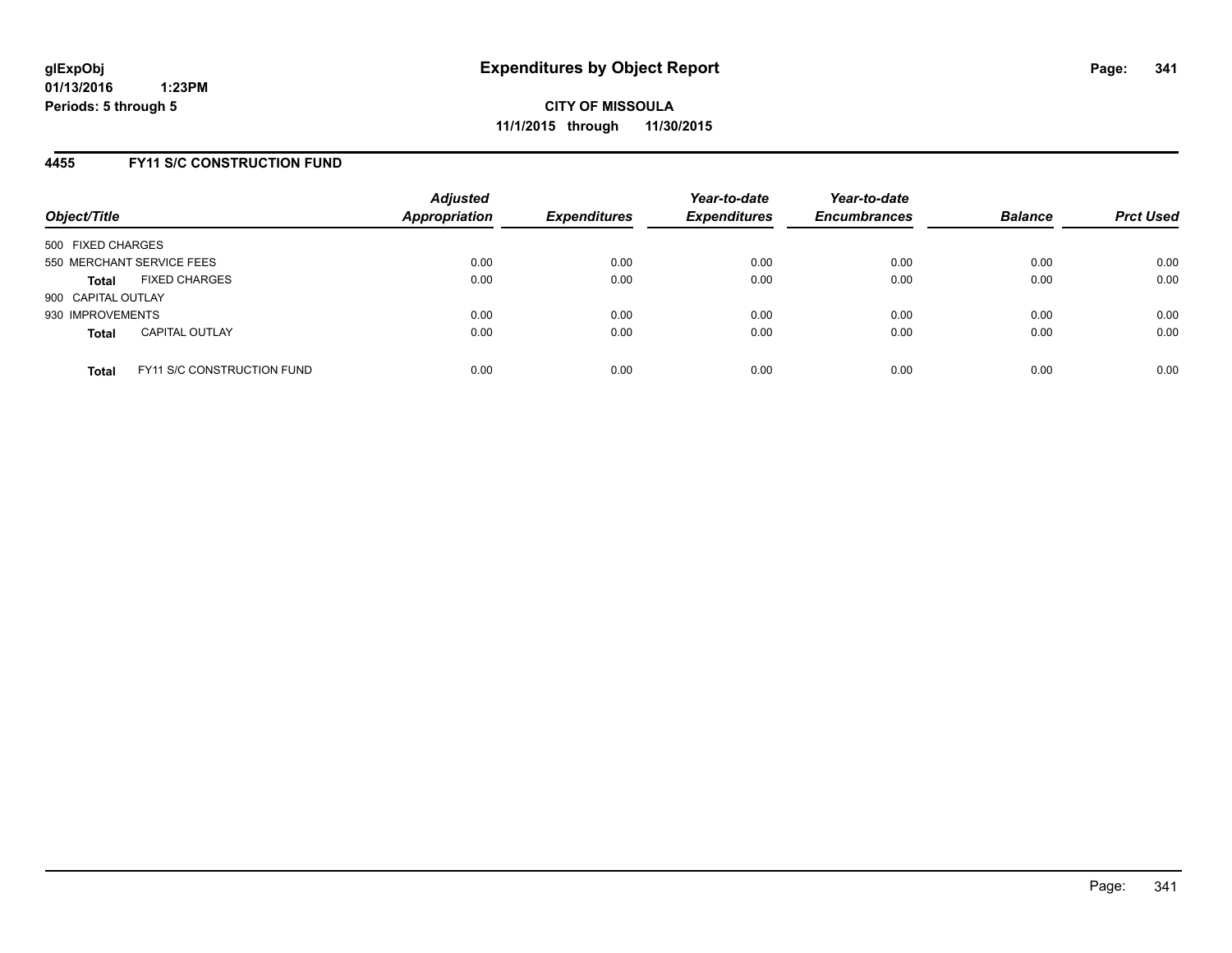# Expenditures by Object Report

glExpObj
01/13/2016 1:23PM
Periods: 5 through 5

**CITY OF MISSOULA**
**11/1/2015 through 11/30/2015**

## 4455 FY11 S/C CONSTRUCTION FUND

| Object/Title | | Adjusted Appropriation | Expenditures | Year-to-date Expenditures | Year-to-date Encumbrances | Balance | Prct Used |
|---|---|---|---|---|---|---|---|
| 500 FIXED CHARGES | | | | | | | |
| 550 MERCHANT SERVICE FEES | | 0.00 | 0.00 | 0.00 | 0.00 | 0.00 | 0.00 |
| **Total** | FIXED CHARGES | 0.00 | 0.00 | 0.00 | 0.00 | 0.00 | 0.00 |
| 900 CAPITAL OUTLAY | | | | | | | |
| 930 IMPROVEMENTS | | 0.00 | 0.00 | 0.00 | 0.00 | 0.00 | 0.00 |
| **Total** | CAPITAL OUTLAY | 0.00 | 0.00 | 0.00 | 0.00 | 0.00 | 0.00 |
| **Total** | FY11 S/C CONSTRUCTION FUND | 0.00 | 0.00 | 0.00 | 0.00 | 0.00 | 0.00 |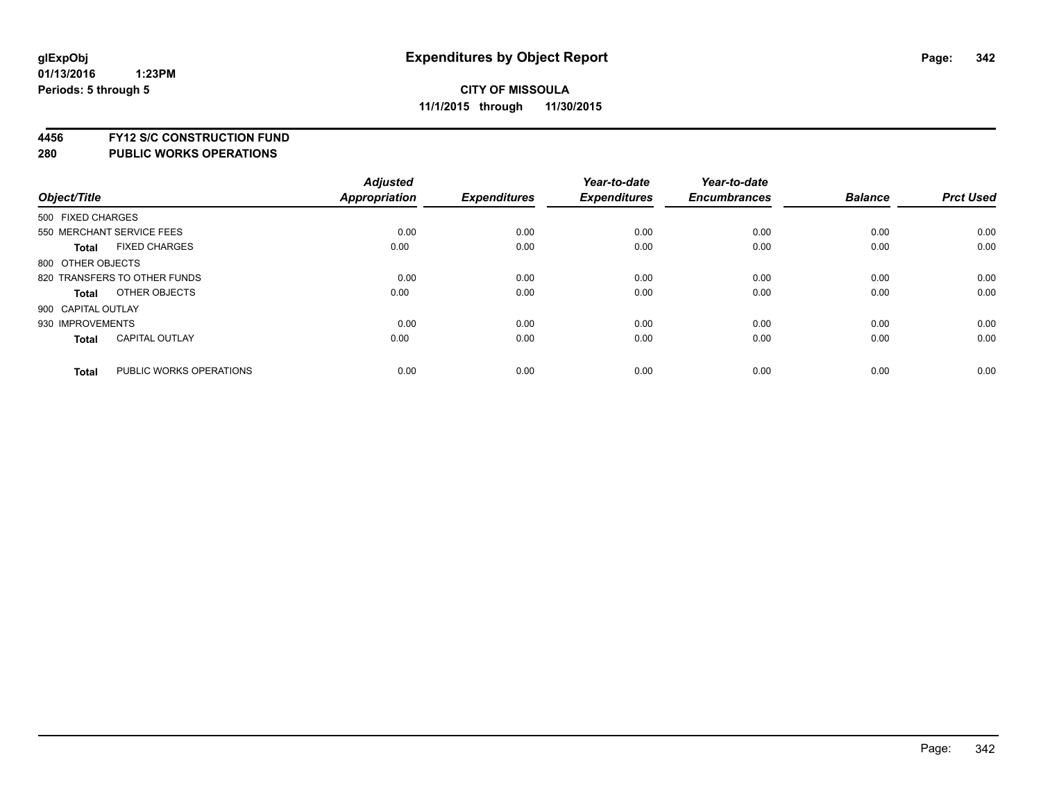# Expenditures by Object Report

glExpObj
01/13/2016 1:23PM
Periods: 5 through 5

**CITY OF MISSOULA**
**11/1/2015 through 11/30/2015**

## 4456 FY12 S/C CONSTRUCTION FUND
## 280 PUBLIC WORKS OPERATIONS

| Object/Title | | Adjusted Appropriation | Expenditures | Year-to-date Expenditures | Year-to-date Encumbrances | Balance | Prct Used |
|---|---|---|---|---|---|---|---|
| 500 FIXED CHARGES | | | | | | | |
| 550 MERCHANT SERVICE FEES | | 0.00 | 0.00 | 0.00 | 0.00 | 0.00 | 0.00 |
| **Total** | FIXED CHARGES | 0.00 | 0.00 | 0.00 | 0.00 | 0.00 | 0.00 |
| 800 OTHER OBJECTS | | | | | | | |
| 820 TRANSFERS TO OTHER FUNDS | | 0.00 | 0.00 | 0.00 | 0.00 | 0.00 | 0.00 |
| **Total** | OTHER OBJECTS | 0.00 | 0.00 | 0.00 | 0.00 | 0.00 | 0.00 |
| 900 CAPITAL OUTLAY | | | | | | | |
| 930 IMPROVEMENTS | | 0.00 | 0.00 | 0.00 | 0.00 | 0.00 | 0.00 |
| **Total** | CAPITAL OUTLAY | 0.00 | 0.00 | 0.00 | 0.00 | 0.00 | 0.00 |
| **Total** | PUBLIC WORKS OPERATIONS | 0.00 | 0.00 | 0.00 | 0.00 | 0.00 | 0.00 |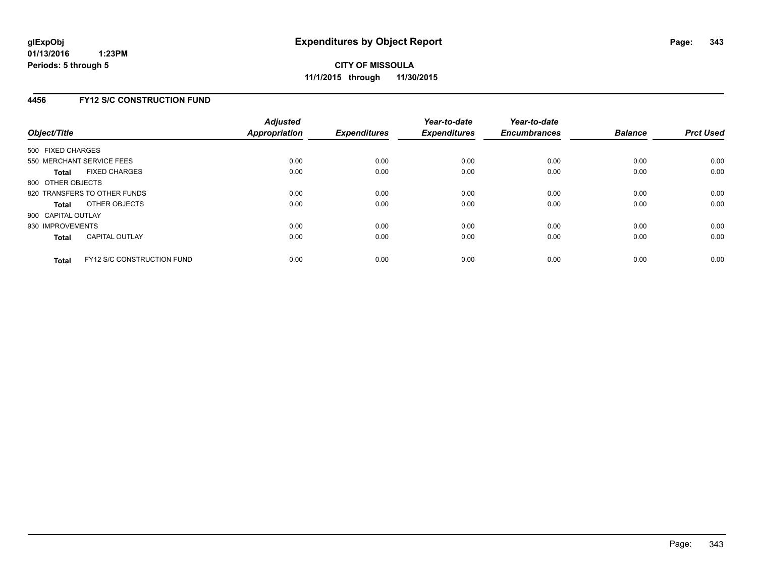glExpObj
01/13/2016 1:23PM
Periods: 5 through 5

# Expenditures by Object Report

**CITY OF MISSOULA**
**11/1/2015 through 11/30/2015**

## 4456 FY12 S/C CONSTRUCTION FUND

| Object/Title | Adjusted Appropriation | Expenditures | Year-to-date Expenditures | Year-to-date Encumbrances | Balance | Prct Used |
|---|---|---|---|---|---|---|
| 500 FIXED CHARGES | | | | | | |
| 550 MERCHANT SERVICE FEES | 0.00 | 0.00 | 0.00 | 0.00 | 0.00 | 0.00 |
| **Total** FIXED CHARGES | 0.00 | 0.00 | 0.00 | 0.00 | 0.00 | 0.00 |
| 800 OTHER OBJECTS | | | | | | |
| 820 TRANSFERS TO OTHER FUNDS | 0.00 | 0.00 | 0.00 | 0.00 | 0.00 | 0.00 |
| **Total** OTHER OBJECTS | 0.00 | 0.00 | 0.00 | 0.00 | 0.00 | 0.00 |
| 900 CAPITAL OUTLAY | | | | | | |
| 930 IMPROVEMENTS | 0.00 | 0.00 | 0.00 | 0.00 | 0.00 | 0.00 |
| **Total** CAPITAL OUTLAY | 0.00 | 0.00 | 0.00 | 0.00 | 0.00 | 0.00 |
| **Total** FY12 S/C CONSTRUCTION FUND | 0.00 | 0.00 | 0.00 | 0.00 | 0.00 | 0.00 |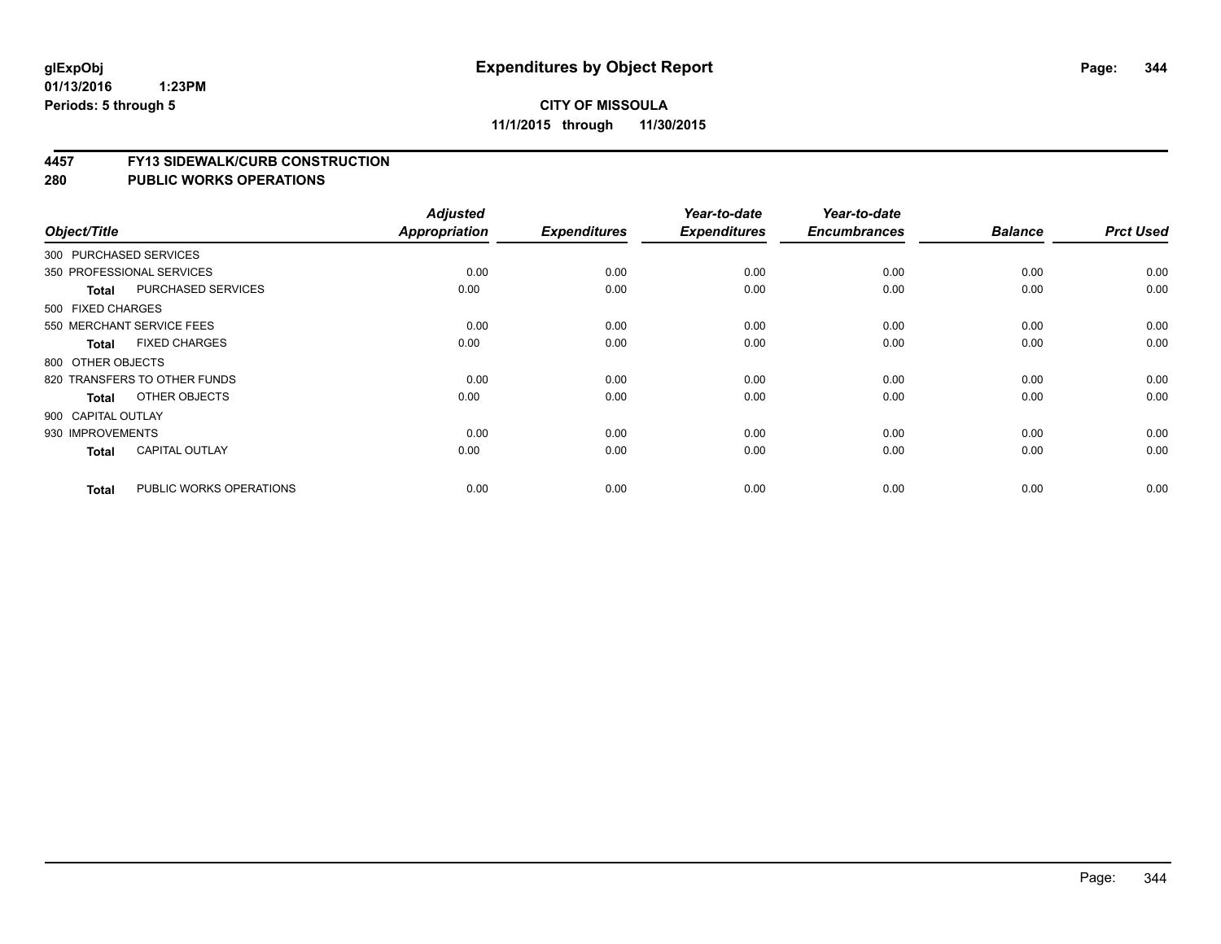# Expenditures by Object Report

**CITY OF MISSOULA**

**11/1/2015 through 11/30/2015**

glExpObj
01/13/2016 1:23PM
Periods: 5 through 5

## 4457 FY13 SIDEWALK/CURB CONSTRUCTION
## 280 PUBLIC WORKS OPERATIONS

| Object/Title | | Adjusted Appropriation | Expenditures | Year-to-date Expenditures | Year-to-date Encumbrances | Balance | Prct Used |
|---|---|---|---|---|---|---|---|
| 300 PURCHASED SERVICES | | | | | | | |
| 350 PROFESSIONAL SERVICES | | 0.00 | 0.00 | 0.00 | 0.00 | 0.00 | 0.00 |
| **Total** | PURCHASED SERVICES | 0.00 | 0.00 | 0.00 | 0.00 | 0.00 | 0.00 |
| 500 FIXED CHARGES | | | | | | | |
| 550 MERCHANT SERVICE FEES | | 0.00 | 0.00 | 0.00 | 0.00 | 0.00 | 0.00 |
| **Total** | FIXED CHARGES | 0.00 | 0.00 | 0.00 | 0.00 | 0.00 | 0.00 |
| 800 OTHER OBJECTS | | | | | | | |
| 820 TRANSFERS TO OTHER FUNDS | | 0.00 | 0.00 | 0.00 | 0.00 | 0.00 | 0.00 |
| **Total** | OTHER OBJECTS | 0.00 | 0.00 | 0.00 | 0.00 | 0.00 | 0.00 |
| 900 CAPITAL OUTLAY | | | | | | | |
| 930 IMPROVEMENTS | | 0.00 | 0.00 | 0.00 | 0.00 | 0.00 | 0.00 |
| **Total** | CAPITAL OUTLAY | 0.00 | 0.00 | 0.00 | 0.00 | 0.00 | 0.00 |
| **Total** | PUBLIC WORKS OPERATIONS | 0.00 | 0.00 | 0.00 | 0.00 | 0.00 | 0.00 |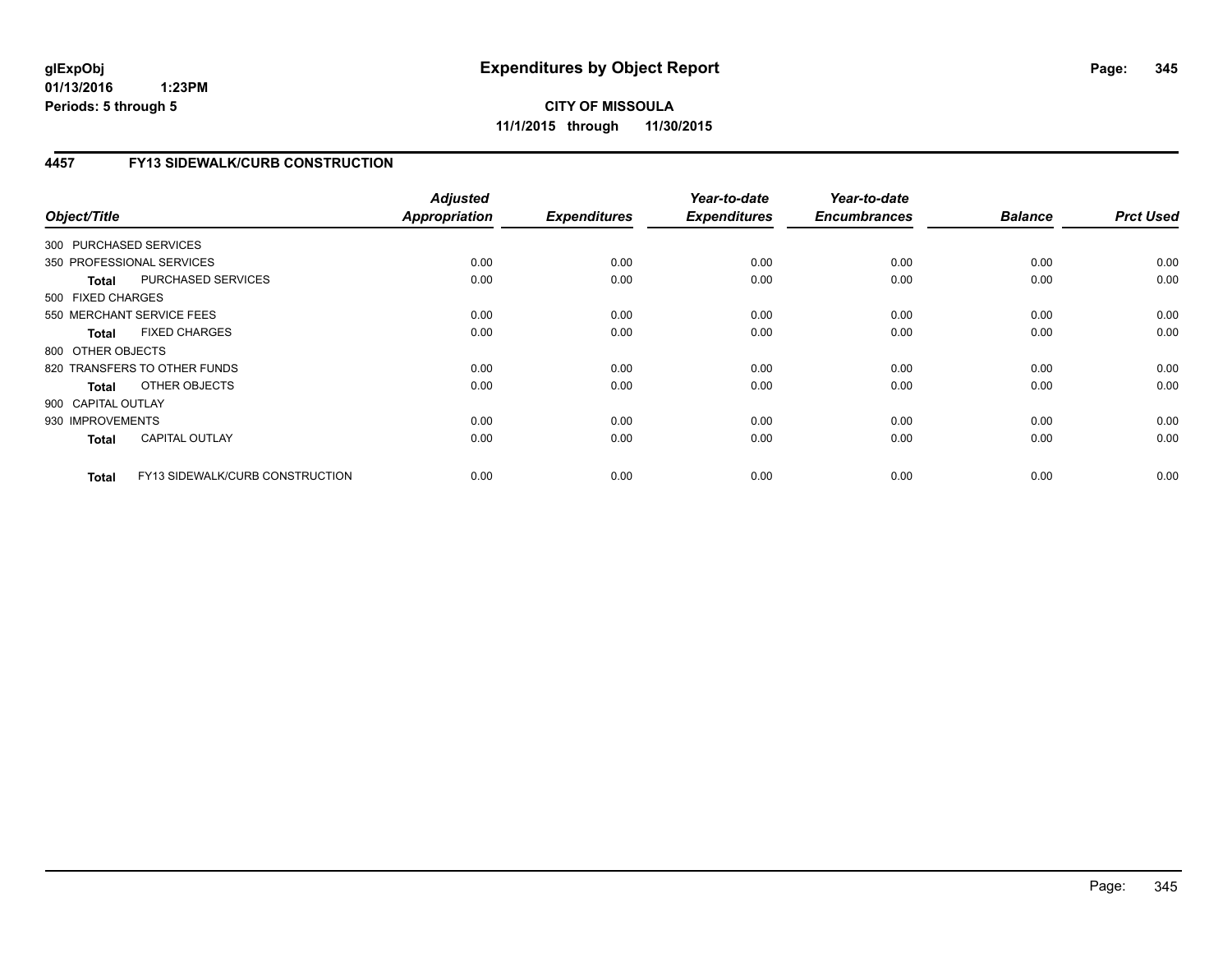**glExpObj**
**01/13/2016 1:23PM**
**Periods: 5 through 5**

# Expenditures by Object Report

**CITY OF MISSOULA**
**11/1/2015 through 11/30/2015**

## 4457 FY13 SIDEWALK/CURB CONSTRUCTION

| Object/Title | | Adjusted Appropriation | Expenditures | Year-to-date Expenditures | Year-to-date Encumbrances | Balance | Prct Used |
|---|---|---|---|---|---|---|---|
| 300 PURCHASED SERVICES | | | | | | | |
| 350 PROFESSIONAL SERVICES | | 0.00 | 0.00 | 0.00 | 0.00 | 0.00 | 0.00 |
| **Total** | PURCHASED SERVICES | 0.00 | 0.00 | 0.00 | 0.00 | 0.00 | 0.00 |
| 500 FIXED CHARGES | | | | | | | |
| 550 MERCHANT SERVICE FEES | | 0.00 | 0.00 | 0.00 | 0.00 | 0.00 | 0.00 |
| **Total** | FIXED CHARGES | 0.00 | 0.00 | 0.00 | 0.00 | 0.00 | 0.00 |
| 800 OTHER OBJECTS | | | | | | | |
| 820 TRANSFERS TO OTHER FUNDS | | 0.00 | 0.00 | 0.00 | 0.00 | 0.00 | 0.00 |
| **Total** | OTHER OBJECTS | 0.00 | 0.00 | 0.00 | 0.00 | 0.00 | 0.00 |
| 900 CAPITAL OUTLAY | | | | | | | |
| 930 IMPROVEMENTS | | 0.00 | 0.00 | 0.00 | 0.00 | 0.00 | 0.00 |
| **Total** | CAPITAL OUTLAY | 0.00 | 0.00 | 0.00 | 0.00 | 0.00 | 0.00 |
| **Total** | FY13 SIDEWALK/CURB CONSTRUCTION | 0.00 | 0.00 | 0.00 | 0.00 | 0.00 | 0.00 |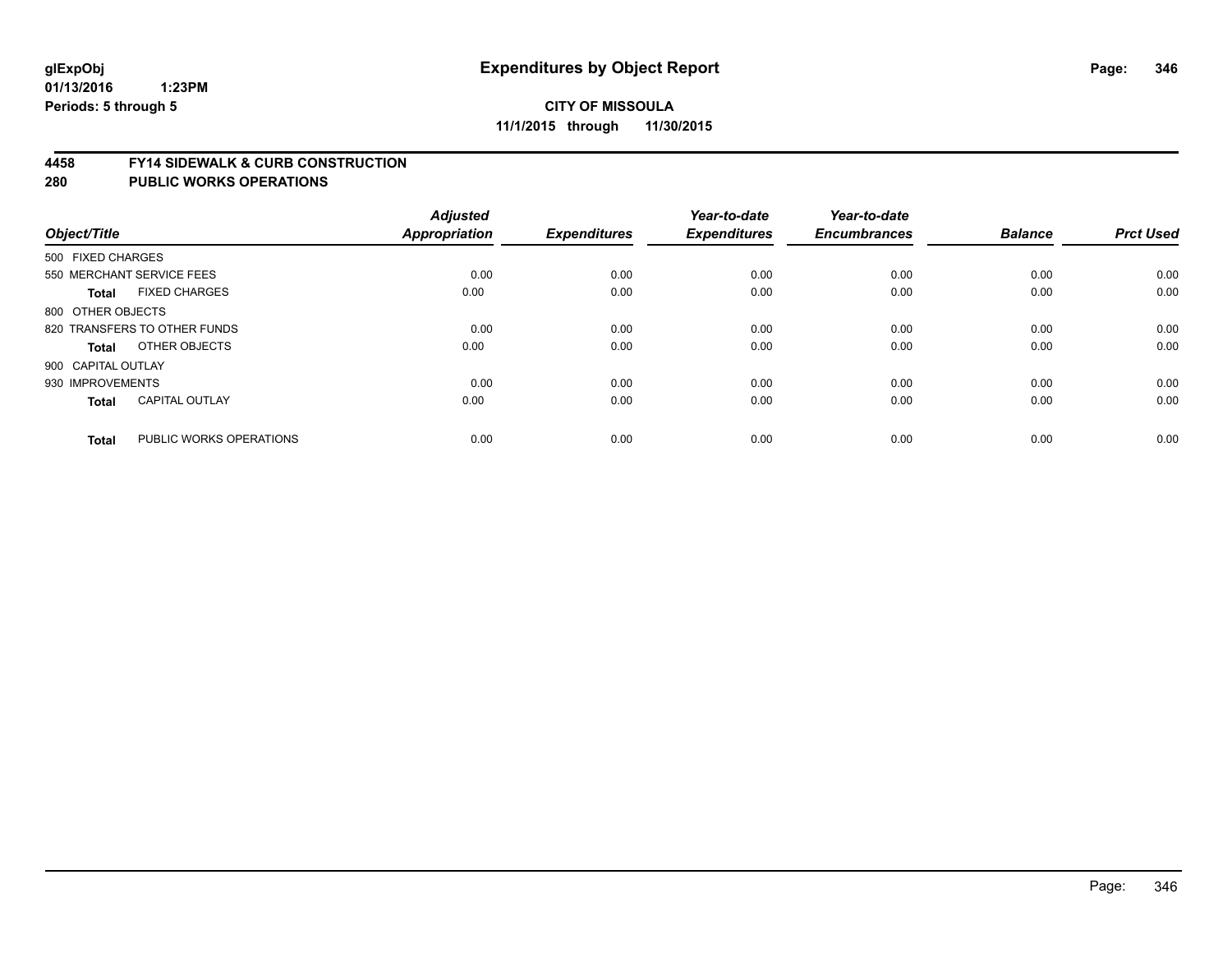# Expenditures by Object Report

glExpObj
01/13/2016 1:23PM
Periods: 5 through 5

**CITY OF MISSOULA**
**11/1/2015 through 11/30/2015**

## 4458 FY14 SIDEWALK & CURB CONSTRUCTION
## 280 PUBLIC WORKS OPERATIONS

| Object/Title | Adjusted Appropriation | Expenditures | Year-to-date Expenditures | Year-to-date Encumbrances | Balance | Prct Used |
|---|---|---|---|---|---|---|
| 500 FIXED CHARGES | | | | | | |
| 550 MERCHANT SERVICE FEES | 0.00 | 0.00 | 0.00 | 0.00 | 0.00 | 0.00 |
| **Total** FIXED CHARGES | 0.00 | 0.00 | 0.00 | 0.00 | 0.00 | 0.00 |
| 800 OTHER OBJECTS | | | | | | |
| 820 TRANSFERS TO OTHER FUNDS | 0.00 | 0.00 | 0.00 | 0.00 | 0.00 | 0.00 |
| **Total** OTHER OBJECTS | 0.00 | 0.00 | 0.00 | 0.00 | 0.00 | 0.00 |
| 900 CAPITAL OUTLAY | | | | | | |
| 930 IMPROVEMENTS | 0.00 | 0.00 | 0.00 | 0.00 | 0.00 | 0.00 |
| **Total** CAPITAL OUTLAY | 0.00 | 0.00 | 0.00 | 0.00 | 0.00 | 0.00 |
| **Total** PUBLIC WORKS OPERATIONS | 0.00 | 0.00 | 0.00 | 0.00 | 0.00 | 0.00 |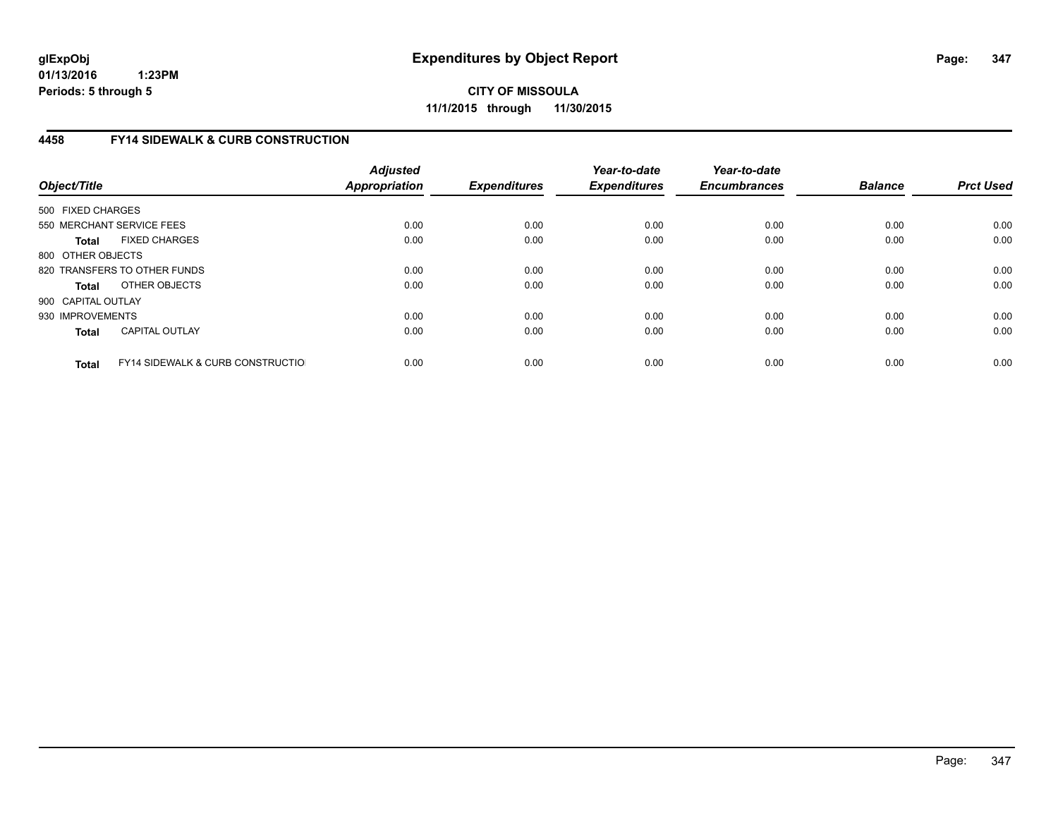**CITY OF MISSOULA**
**11/1/2015 through 11/30/2015**

## 4458 FY14 SIDEWALK & CURB CONSTRUCTION

| Object/Title | | Adjusted Appropriation | Expenditures | Year-to-date Expenditures | Year-to-date Encumbrances | Balance | Prct Used |
|---|---|---|---|---|---|---|---|
| 500 FIXED CHARGES | | | | | | | |
| 550 MERCHANT SERVICE FEES | | 0.00 | 0.00 | 0.00 | 0.00 | 0.00 | 0.00 |
| **Total** | FIXED CHARGES | 0.00 | 0.00 | 0.00 | 0.00 | 0.00 | 0.00 |
| 800 OTHER OBJECTS | | | | | | | |
| 820 TRANSFERS TO OTHER FUNDS | | 0.00 | 0.00 | 0.00 | 0.00 | 0.00 | 0.00 |
| **Total** | OTHER OBJECTS | 0.00 | 0.00 | 0.00 | 0.00 | 0.00 | 0.00 |
| 900 CAPITAL OUTLAY | | | | | | | |
| 930 IMPROVEMENTS | | 0.00 | 0.00 | 0.00 | 0.00 | 0.00 | 0.00 |
| **Total** | CAPITAL OUTLAY | 0.00 | 0.00 | 0.00 | 0.00 | 0.00 | 0.00 |
| **Total** | FY14 SIDEWALK & CURB CONSTRUCTIO | 0.00 | 0.00 | 0.00 | 0.00 | 0.00 | 0.00 |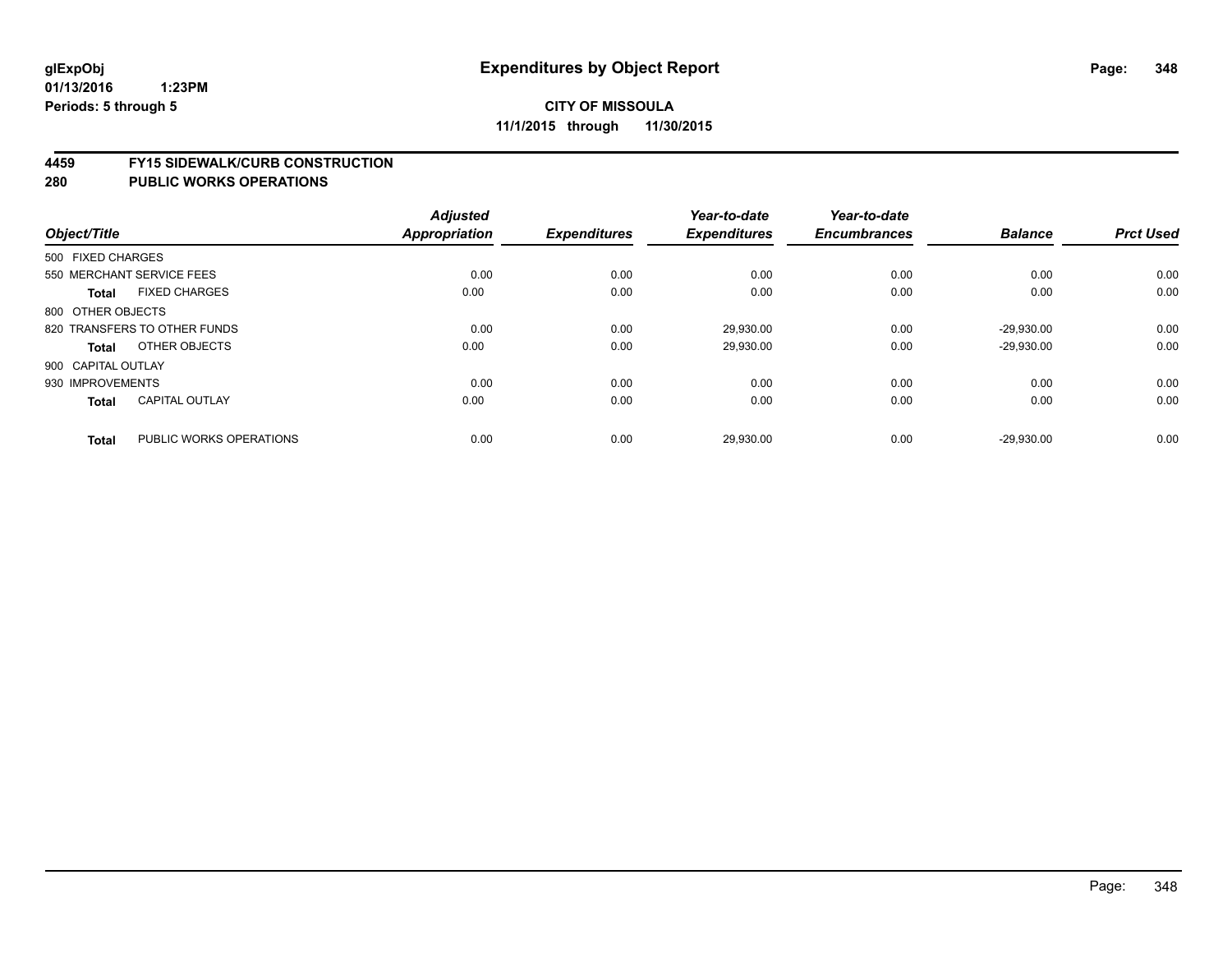# Expenditures by Object Report

**glExpObj**
**01/13/2016 1:23PM**
**Periods: 5 through 5**

**CITY OF MISSOULA**
**11/1/2015 through 11/30/2015**

## 4459 FY15 SIDEWALK/CURB CONSTRUCTION
## 280 PUBLIC WORKS OPERATIONS

| Object/Title | | Adjusted Appropriation | Expenditures | Year-to-date Expenditures | Year-to-date Encumbrances | Balance | Prct Used |
|---|---|---|---|---|---|---|---|
| 500 FIXED CHARGES | | | | | | | |
| 550 MERCHANT SERVICE FEES | | 0.00 | 0.00 | 0.00 | 0.00 | 0.00 | 0.00 |
| **Total** | FIXED CHARGES | 0.00 | 0.00 | 0.00 | 0.00 | 0.00 | 0.00 |
| 800 OTHER OBJECTS | | | | | | | |
| 820 TRANSFERS TO OTHER FUNDS | | 0.00 | 0.00 | 29,930.00 | 0.00 | -29,930.00 | 0.00 |
| **Total** | OTHER OBJECTS | 0.00 | 0.00 | 29,930.00 | 0.00 | -29,930.00 | 0.00 |
| 900 CAPITAL OUTLAY | | | | | | | |
| 930 IMPROVEMENTS | | 0.00 | 0.00 | 0.00 | 0.00 | 0.00 | 0.00 |
| **Total** | CAPITAL OUTLAY | 0.00 | 0.00 | 0.00 | 0.00 | 0.00 | 0.00 |
| **Total** | PUBLIC WORKS OPERATIONS | 0.00 | 0.00 | 29,930.00 | 0.00 | -29,930.00 | 0.00 |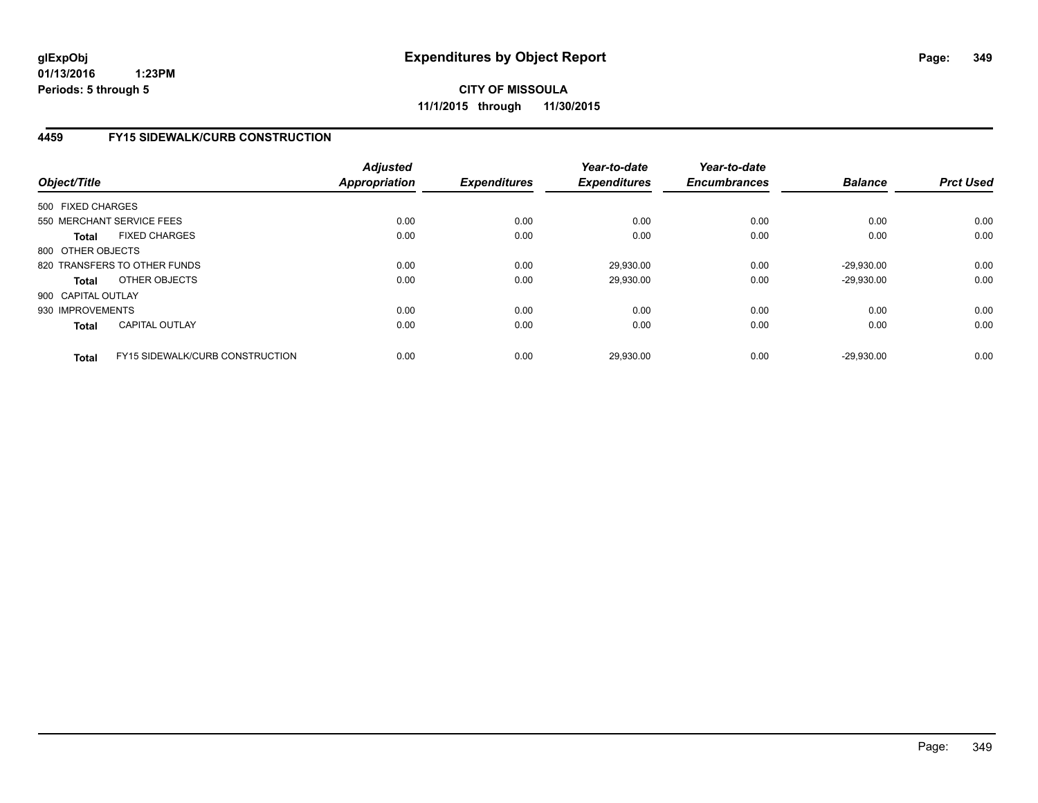**glExpObj** **Expenditures by Object Report**

**01/13/2016 1:23PM**

**Periods: 5 through 5**

**CITY OF MISSOULA**

**11/1/2015 through 11/30/2015**

## 4459 FY15 SIDEWALK/CURB CONSTRUCTION

| Object/Title | Adjusted Appropriation | Expenditures | Year-to-date Expenditures | Year-to-date Encumbrances | Balance | Prct Used |
|---|---|---|---|---|---|---|
| 500 FIXED CHARGES | | | | | | |
| 550 MERCHANT SERVICE FEES | 0.00 | 0.00 | 0.00 | 0.00 | 0.00 | 0.00 |
| **Total** FIXED CHARGES | 0.00 | 0.00 | 0.00 | 0.00 | 0.00 | 0.00 |
| 800 OTHER OBJECTS | | | | | | |
| 820 TRANSFERS TO OTHER FUNDS | 0.00 | 0.00 | 29,930.00 | 0.00 | -29,930.00 | 0.00 |
| **Total** OTHER OBJECTS | 0.00 | 0.00 | 29,930.00 | 0.00 | -29,930.00 | 0.00 |
| 900 CAPITAL OUTLAY | | | | | | |
| 930 IMPROVEMENTS | 0.00 | 0.00 | 0.00 | 0.00 | 0.00 | 0.00 |
| **Total** CAPITAL OUTLAY | 0.00 | 0.00 | 0.00 | 0.00 | 0.00 | 0.00 |
| **Total** FY15 SIDEWALK/CURB CONSTRUCTION | 0.00 | 0.00 | 29,930.00 | 0.00 | -29,930.00 | 0.00 |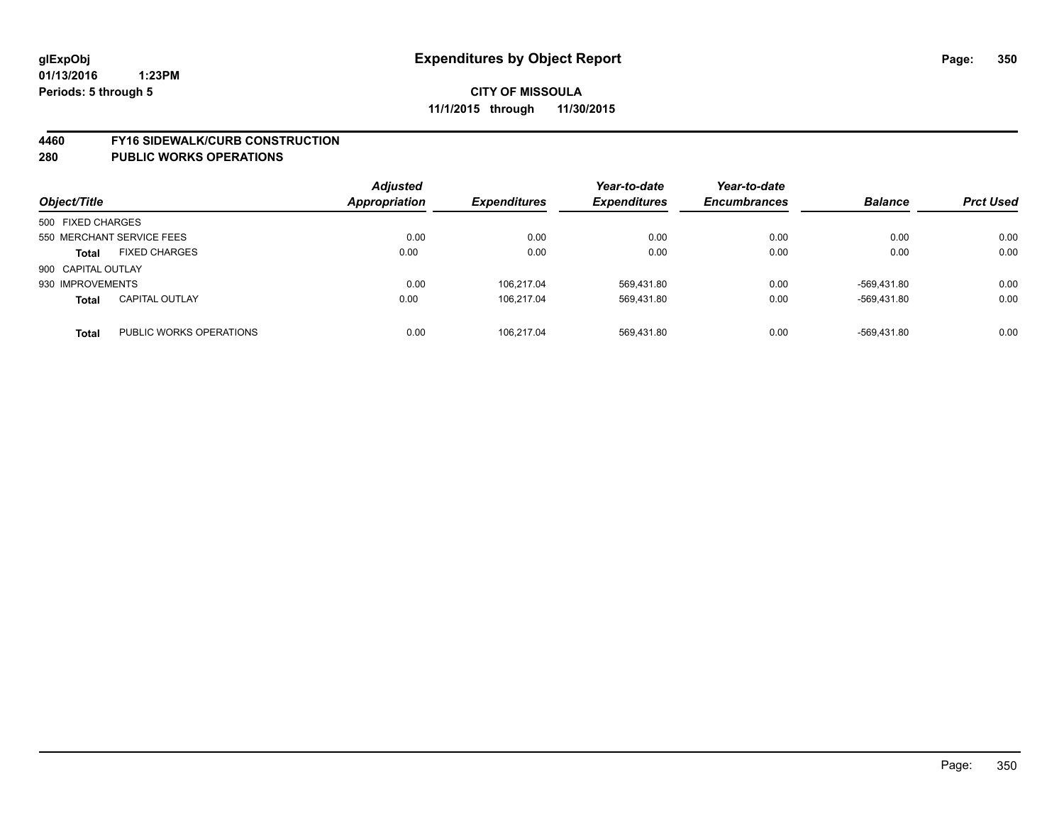**glExpObj**
**01/13/2016 1:23PM**
**Periods: 5 through 5**

# Expenditures by Object Report

**CITY OF MISSOULA**
**11/1/2015 through 11/30/2015**

## 4460 FY16 SIDEWALK/CURB CONSTRUCTION
## 280 PUBLIC WORKS OPERATIONS

| Object/Title | | Adjusted Appropriation | Expenditures | Year-to-date Expenditures | Year-to-date Encumbrances | Balance | Prct Used |
|---|---|---|---|---|---|---|---|
| 500 FIXED CHARGES | | | | | | | |
| 550 MERCHANT SERVICE FEES | | 0.00 | 0.00 | 0.00 | 0.00 | 0.00 | 0.00 |
| **Total** | FIXED CHARGES | 0.00 | 0.00 | 0.00 | 0.00 | 0.00 | 0.00 |
| 900 CAPITAL OUTLAY | | | | | | | |
| 930 IMPROVEMENTS | | 0.00 | 106,217.04 | 569,431.80 | 0.00 | -569,431.80 | 0.00 |
| **Total** | CAPITAL OUTLAY | 0.00 | 106,217.04 | 569,431.80 | 0.00 | -569,431.80 | 0.00 |
| **Total** | PUBLIC WORKS OPERATIONS | 0.00 | 106,217.04 | 569,431.80 | 0.00 | -569,431.80 | 0.00 |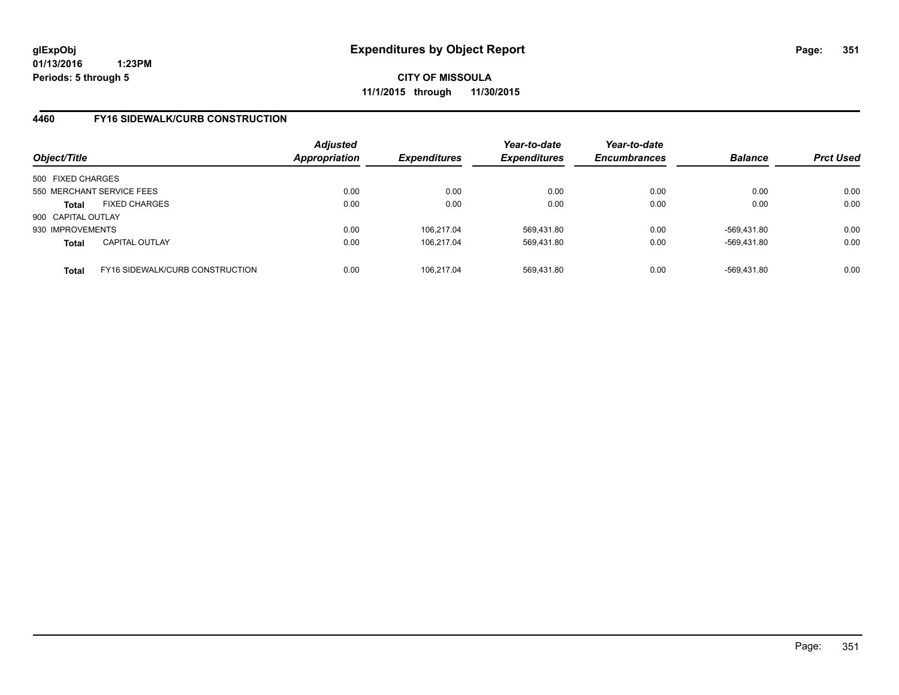glExpObj
01/13/2016 1:23PM
Periods: 5 through 5

# Expenditures by Object Report

**CITY OF MISSOULA**
**11/1/2015 through 11/30/2015**

## 4460 FY16 SIDEWALK/CURB CONSTRUCTION

| Object/Title | | Adjusted Appropriation | Expenditures | Year-to-date Expenditures | Year-to-date Encumbrances | Balance | Prct Used |
|---|---|---|---|---|---|---|---|
| 500 FIXED CHARGES | | | | | | | |
| 550 MERCHANT SERVICE FEES | | 0.00 | 0.00 | 0.00 | 0.00 | 0.00 | 0.00 |
| **Total** | FIXED CHARGES | 0.00 | 0.00 | 0.00 | 0.00 | 0.00 | 0.00 |
| 900 CAPITAL OUTLAY | | | | | | | |
| 930 IMPROVEMENTS | | 0.00 | 106,217.04 | 569,431.80 | 0.00 | -569,431.80 | 0.00 |
| **Total** | CAPITAL OUTLAY | 0.00 | 106,217.04 | 569,431.80 | 0.00 | -569,431.80 | 0.00 |
| **Total** | FY16 SIDEWALK/CURB CONSTRUCTION | 0.00 | 106,217.04 | 569,431.80 | 0.00 | -569,431.80 | 0.00 |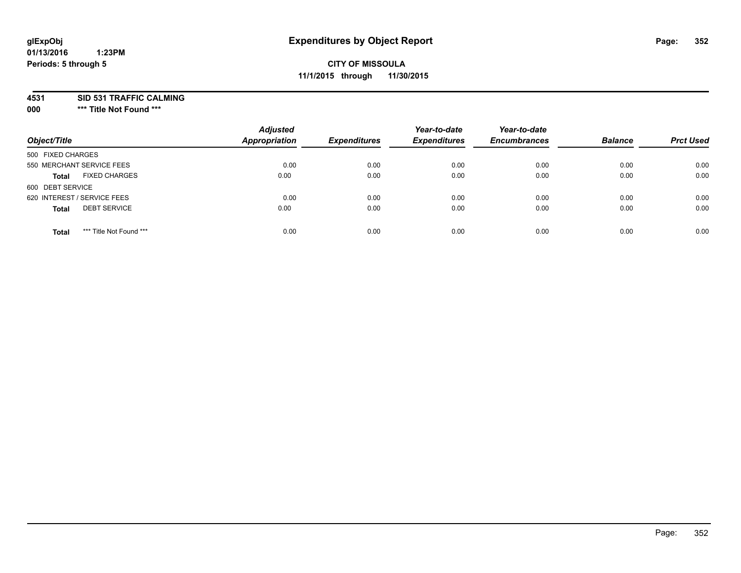# Expenditures by Object Report

glExpObj
01/13/2016 1:23PM
Periods: 5 through 5

**CITY OF MISSOULA**
**11/1/2015 through 11/30/2015**

**4531 SID 531 TRAFFIC CALMING**
**000 *** Title Not Found *****

| Object/Title | | Adjusted Appropriation | Expenditures | Year-to-date Expenditures | Year-to-date Encumbrances | Balance | Prct Used |
|---|---|---|---|---|---|---|---|
| 500 FIXED CHARGES | | | | | | | |
| 550 MERCHANT SERVICE FEES | | 0.00 | 0.00 | 0.00 | 0.00 | 0.00 | 0.00 |
| **Total** | FIXED CHARGES | 0.00 | 0.00 | 0.00 | 0.00 | 0.00 | 0.00 |
| 600 DEBT SERVICE | | | | | | | |
| 620 INTEREST / SERVICE FEES | | 0.00 | 0.00 | 0.00 | 0.00 | 0.00 | 0.00 |
| **Total** | DEBT SERVICE | 0.00 | 0.00 | 0.00 | 0.00 | 0.00 | 0.00 |
| **Total** | *** Title Not Found *** | 0.00 | 0.00 | 0.00 | 0.00 | 0.00 | 0.00 |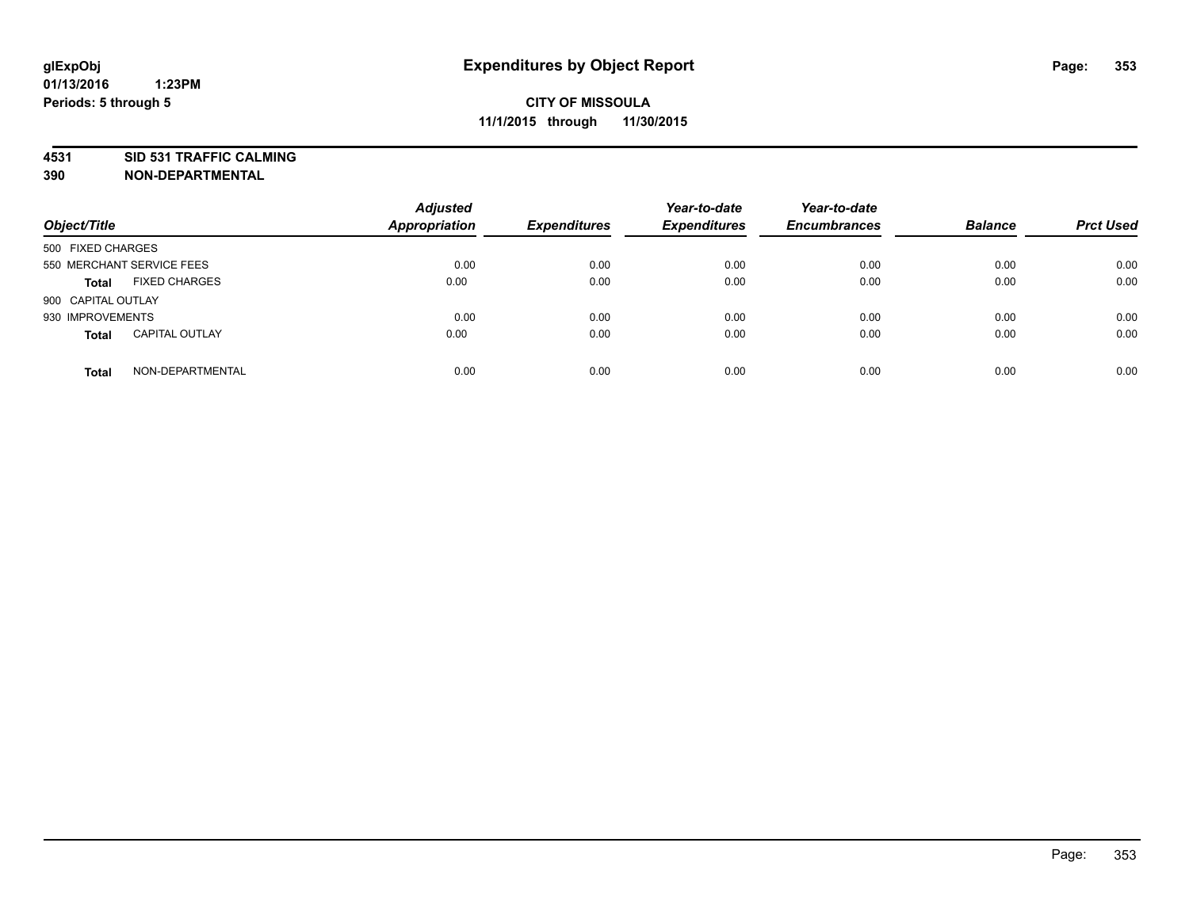# Expenditures by Object Report

**glExpObj**
**01/13/2016 1:23PM**
**Periods: 5 through 5**

**CITY OF MISSOULA**
**11/1/2015 through 11/30/2015**

**4531 SID 531 TRAFFIC CALMING**
**390 NON-DEPARTMENTAL**

| Object/Title | | Adjusted Appropriation | Expenditures | Year-to-date Expenditures | Year-to-date Encumbrances | Balance | Prct Used |
|---|---|---|---|---|---|---|---|
| 500 FIXED CHARGES | | | | | | | |
| 550 MERCHANT SERVICE FEES | | 0.00 | 0.00 | 0.00 | 0.00 | 0.00 | 0.00 |
| **Total** | FIXED CHARGES | 0.00 | 0.00 | 0.00 | 0.00 | 0.00 | 0.00 |
| 900 CAPITAL OUTLAY | | | | | | | |
| 930 IMPROVEMENTS | | 0.00 | 0.00 | 0.00 | 0.00 | 0.00 | 0.00 |
| **Total** | CAPITAL OUTLAY | 0.00 | 0.00 | 0.00 | 0.00 | 0.00 | 0.00 |
| **Total** | NON-DEPARTMENTAL | 0.00 | 0.00 | 0.00 | 0.00 | 0.00 | 0.00 |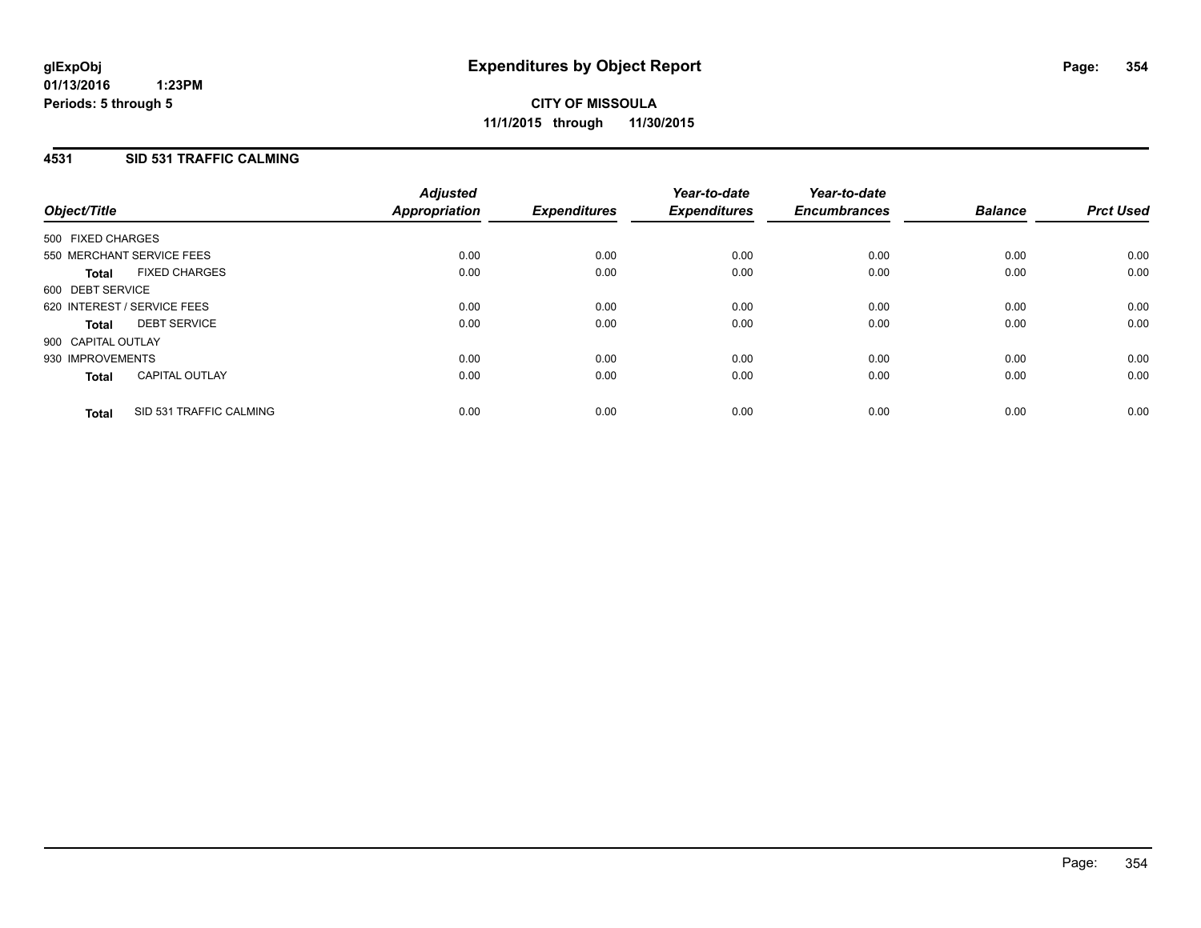# Expenditures by Object Report

**glExpObj**
**01/13/2016 1:23PM**
**Periods: 5 through 5**

**CITY OF MISSOULA**
**11/1/2015 through 11/30/2015**

## 4531 SID 531 TRAFFIC CALMING

| Object/Title | Adjusted Appropriation | Expenditures | Year-to-date Expenditures | Year-to-date Encumbrances | Balance | Prct Used |
|---|---|---|---|---|---|---|
| 500 FIXED CHARGES | | | | | | |
| 550 MERCHANT SERVICE FEES | 0.00 | 0.00 | 0.00 | 0.00 | 0.00 | 0.00 |
| **Total** FIXED CHARGES | 0.00 | 0.00 | 0.00 | 0.00 | 0.00 | 0.00 |
| 600 DEBT SERVICE | | | | | | |
| 620 INTEREST / SERVICE FEES | 0.00 | 0.00 | 0.00 | 0.00 | 0.00 | 0.00 |
| **Total** DEBT SERVICE | 0.00 | 0.00 | 0.00 | 0.00 | 0.00 | 0.00 |
| 900 CAPITAL OUTLAY | | | | | | |
| 930 IMPROVEMENTS | 0.00 | 0.00 | 0.00 | 0.00 | 0.00 | 0.00 |
| **Total** CAPITAL OUTLAY | 0.00 | 0.00 | 0.00 | 0.00 | 0.00 | 0.00 |
| **Total** SID 531 TRAFFIC CALMING | 0.00 | 0.00 | 0.00 | 0.00 | 0.00 | 0.00 |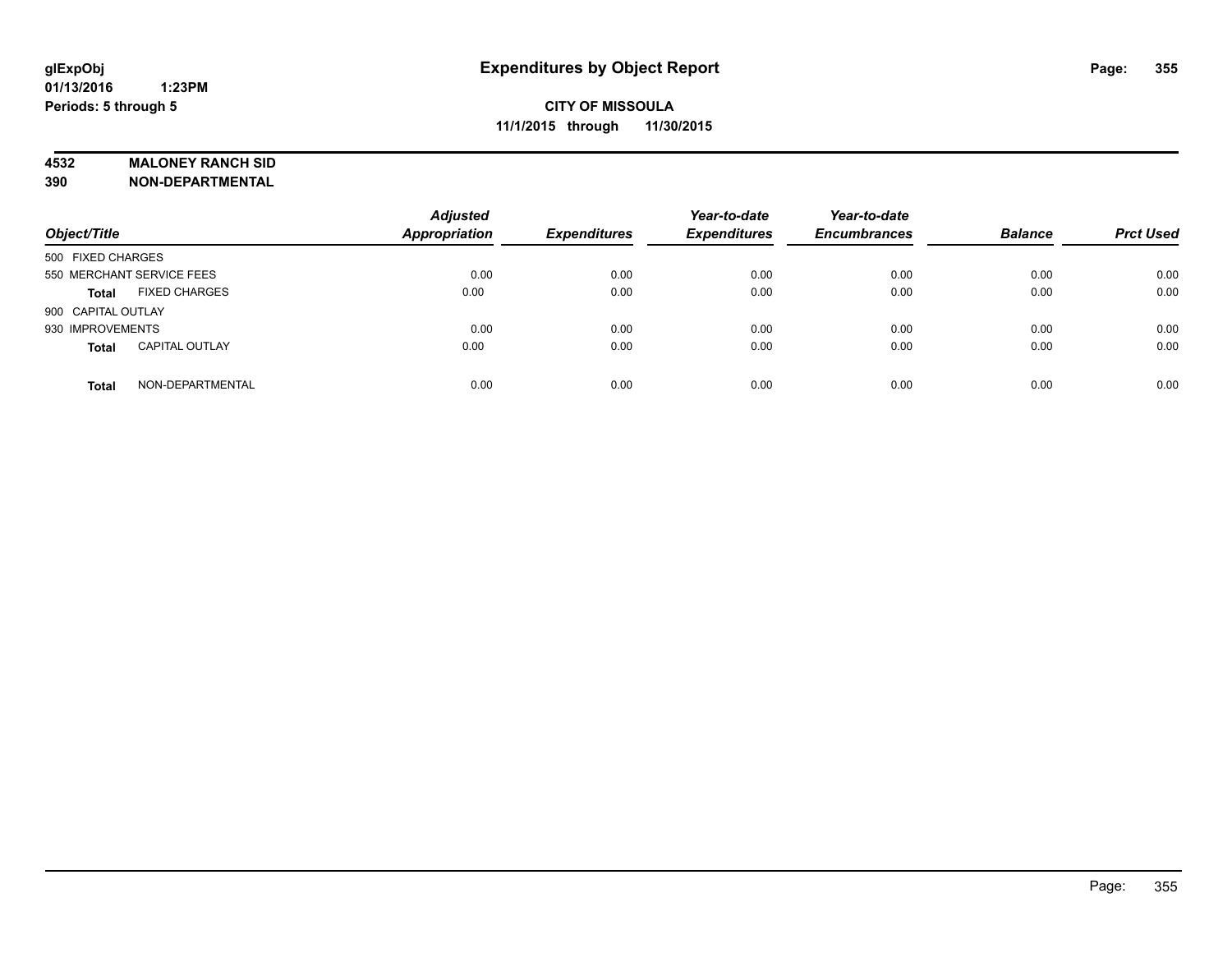# Expenditures by Object Report

glExpObj
01/13/2016 1:23PM
Periods: 5 through 5

**CITY OF MISSOULA**
**11/1/2015 through 11/30/2015**

**4532 MALONEY RANCH SID**
**390 NON-DEPARTMENTAL**

| Object/Title | | Adjusted Appropriation | Expenditures | Year-to-date Expenditures | Year-to-date Encumbrances | Balance | Prct Used |
|---|---|---|---|---|---|---|---|
| 500 FIXED CHARGES | | | | | | | |
| 550 MERCHANT SERVICE FEES | | 0.00 | 0.00 | 0.00 | 0.00 | 0.00 | 0.00 |
| **Total** | FIXED CHARGES | 0.00 | 0.00 | 0.00 | 0.00 | 0.00 | 0.00 |
| 900 CAPITAL OUTLAY | | | | | | | |
| 930 IMPROVEMENTS | | 0.00 | 0.00 | 0.00 | 0.00 | 0.00 | 0.00 |
| **Total** | CAPITAL OUTLAY | 0.00 | 0.00 | 0.00 | 0.00 | 0.00 | 0.00 |
| **Total** | NON-DEPARTMENTAL | 0.00 | 0.00 | 0.00 | 0.00 | 0.00 | 0.00 |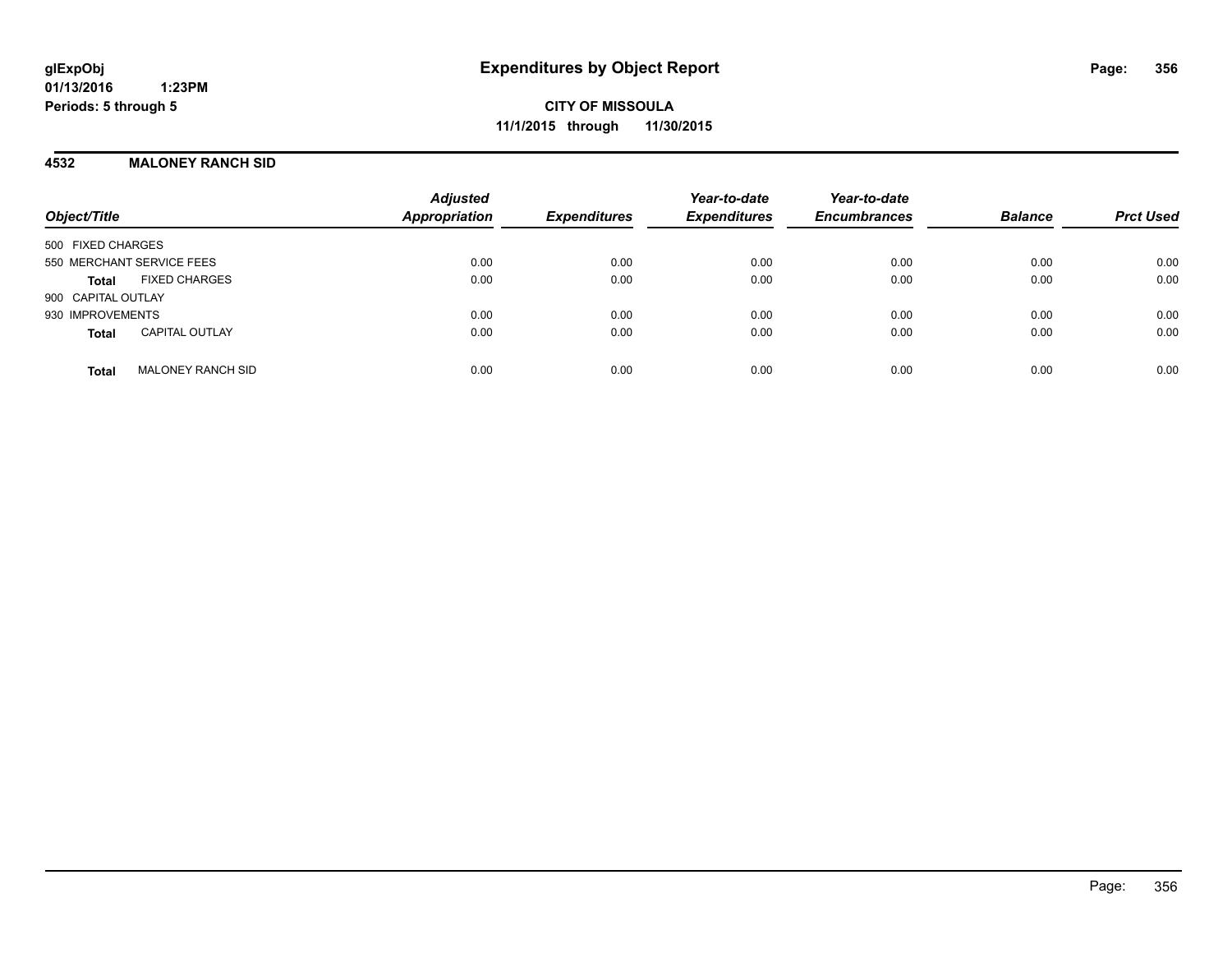glExpObj
01/13/2016 1:23PM
Periods: 5 through 5

# Expenditures by Object Report

**CITY OF MISSOULA**
**11/1/2015 through 11/30/2015**

## 4532 MALONEY RANCH SID

| Object/Title | Adjusted Appropriation | Expenditures | Year-to-date Expenditures | Year-to-date Encumbrances | Balance | Prct Used |
|---|---|---|---|---|---|---|
| 500 FIXED CHARGES | | | | | | |
| 550 MERCHANT SERVICE FEES | 0.00 | 0.00 | 0.00 | 0.00 | 0.00 | 0.00 |
| **Total** FIXED CHARGES | 0.00 | 0.00 | 0.00 | 0.00 | 0.00 | 0.00 |
| 900 CAPITAL OUTLAY | | | | | | |
| 930 IMPROVEMENTS | 0.00 | 0.00 | 0.00 | 0.00 | 0.00 | 0.00 |
| **Total** CAPITAL OUTLAY | 0.00 | 0.00 | 0.00 | 0.00 | 0.00 | 0.00 |
| **Total** MALONEY RANCH SID | 0.00 | 0.00 | 0.00 | 0.00 | 0.00 | 0.00 |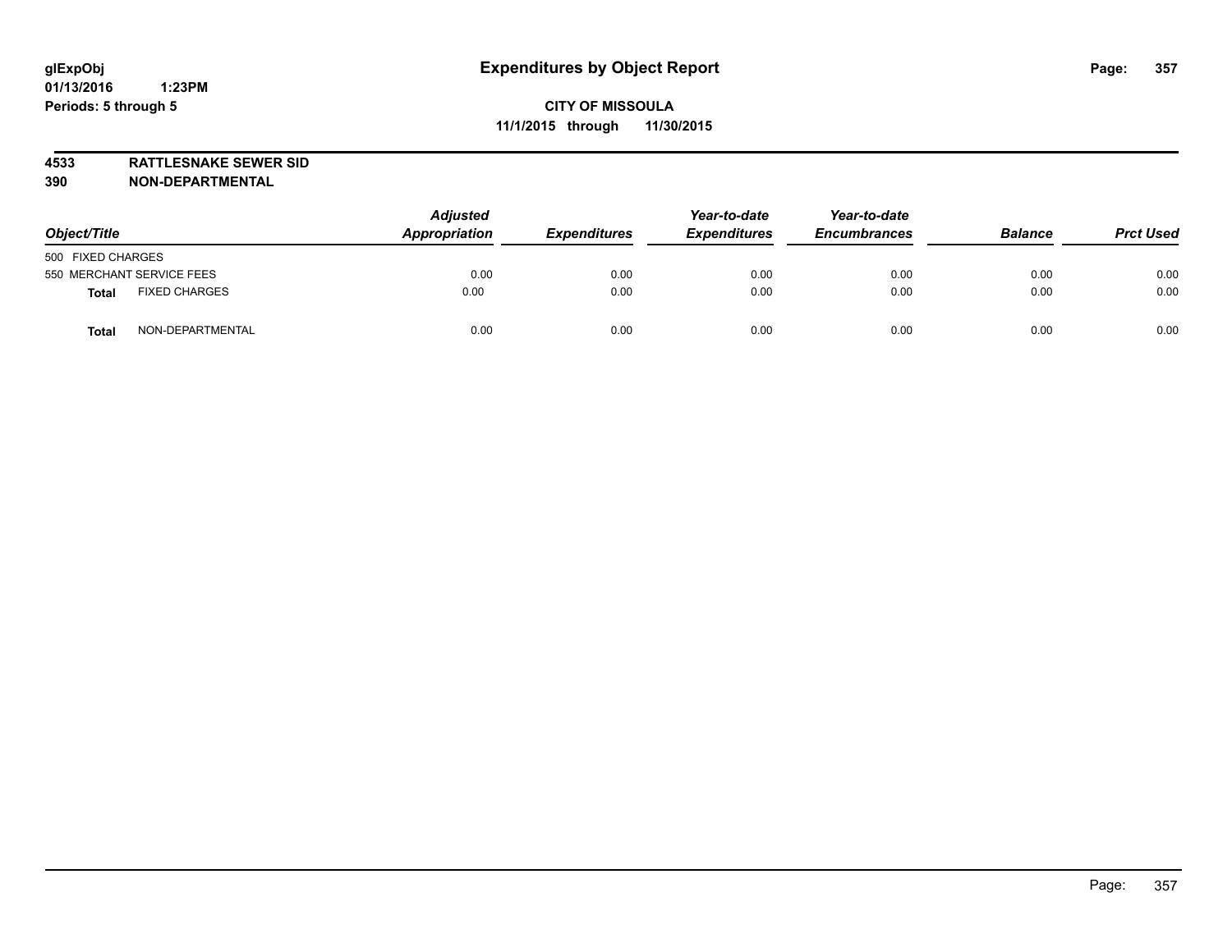glExpObj
01/13/2016 1:23PM
Periods: 5 through 5

# Expenditures by Object Report

**CITY OF MISSOULA**
**11/1/2015 through 11/30/2015**

**4533 RATTLESNAKE SEWER SID**
**390 NON-DEPARTMENTAL**

| Object/Title | Adjusted Appropriation | Expenditures | Year-to-date Expenditures | Year-to-date Encumbrances | Balance | Prct Used |
|---|---|---|---|---|---|---|
| 500 FIXED CHARGES | | | | | | |
| 550 MERCHANT SERVICE FEES | 0.00 | 0.00 | 0.00 | 0.00 | 0.00 | 0.00 |
| **Total** FIXED CHARGES | 0.00 | 0.00 | 0.00 | 0.00 | 0.00 | 0.00 |
| **Total** NON-DEPARTMENTAL | 0.00 | 0.00 | 0.00 | 0.00 | 0.00 | 0.00 |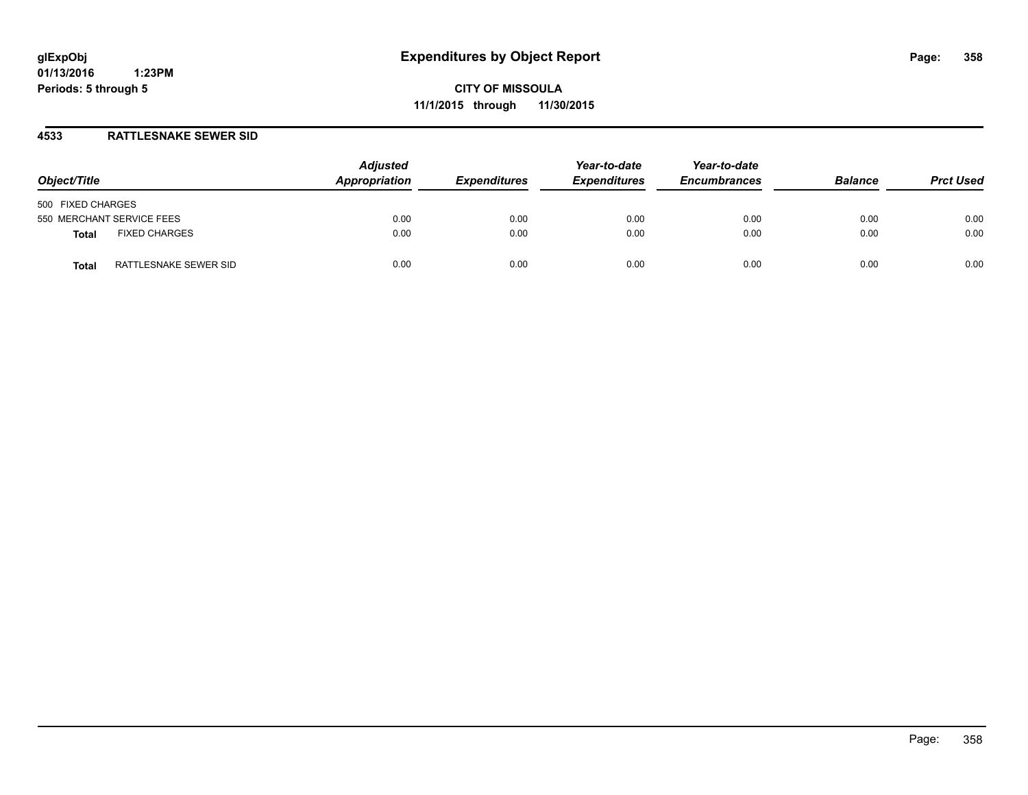# Expenditures by Object Report

glExpObj
01/13/2016 1:23PM
Periods: 5 through 5

**CITY OF MISSOULA**
**11/1/2015 through 11/30/2015**

## 4533 RATTLESNAKE SEWER SID

| Object/Title | Adjusted Appropriation | Expenditures | Year-to-date Expenditures | Year-to-date Encumbrances | Balance | Prct Used |
|---|---|---|---|---|---|---|
| 500 FIXED CHARGES | | | | | | |
| 550 MERCHANT SERVICE FEES | 0.00 | 0.00 | 0.00 | 0.00 | 0.00 | 0.00 |
| **Total** FIXED CHARGES | 0.00 | 0.00 | 0.00 | 0.00 | 0.00 | 0.00 |
| **Total** RATTLESNAKE SEWER SID | 0.00 | 0.00 | 0.00 | 0.00 | 0.00 | 0.00 |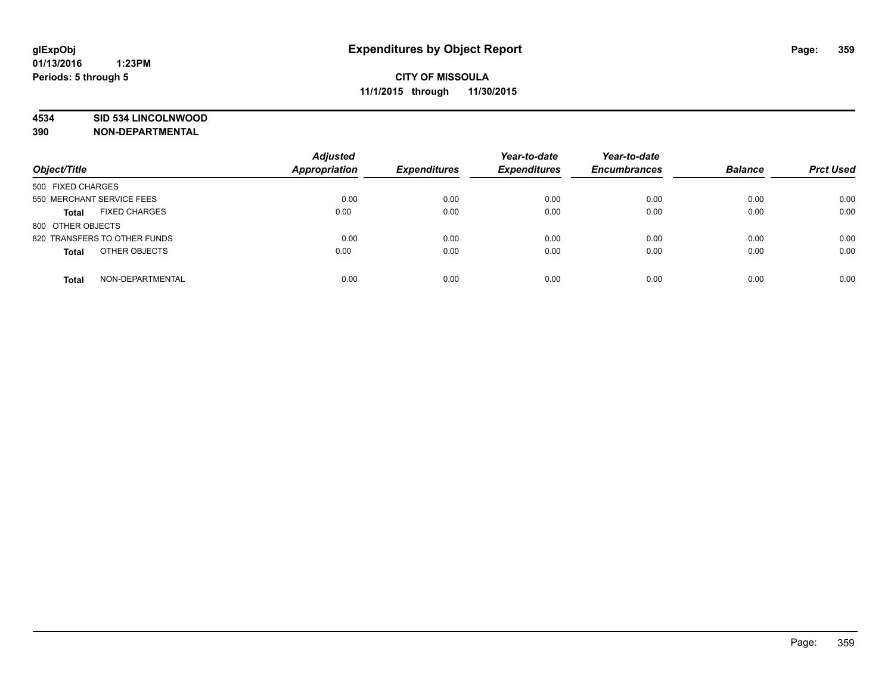glExpObj
01/13/2016 1:23PM
Periods: 5 through 5

# Expenditures by Object Report

**CITY OF MISSOULA**
**11/1/2015 through 11/30/2015**

**4534 SID 534 LINCOLNWOOD**
**390 NON-DEPARTMENTAL**

| Object/Title | Adjusted Appropriation | Expenditures | Year-to-date Expenditures | Year-to-date Encumbrances | Balance | Prct Used |
|---|---|---|---|---|---|---|
| 500 FIXED CHARGES | | | | | | |
| 550 MERCHANT SERVICE FEES | 0.00 | 0.00 | 0.00 | 0.00 | 0.00 | 0.00 |
| **Total** FIXED CHARGES | 0.00 | 0.00 | 0.00 | 0.00 | 0.00 | 0.00 |
| 800 OTHER OBJECTS | | | | | | |
| 820 TRANSFERS TO OTHER FUNDS | 0.00 | 0.00 | 0.00 | 0.00 | 0.00 | 0.00 |
| **Total** OTHER OBJECTS | 0.00 | 0.00 | 0.00 | 0.00 | 0.00 | 0.00 |
| **Total** NON-DEPARTMENTAL | 0.00 | 0.00 | 0.00 | 0.00 | 0.00 | 0.00 |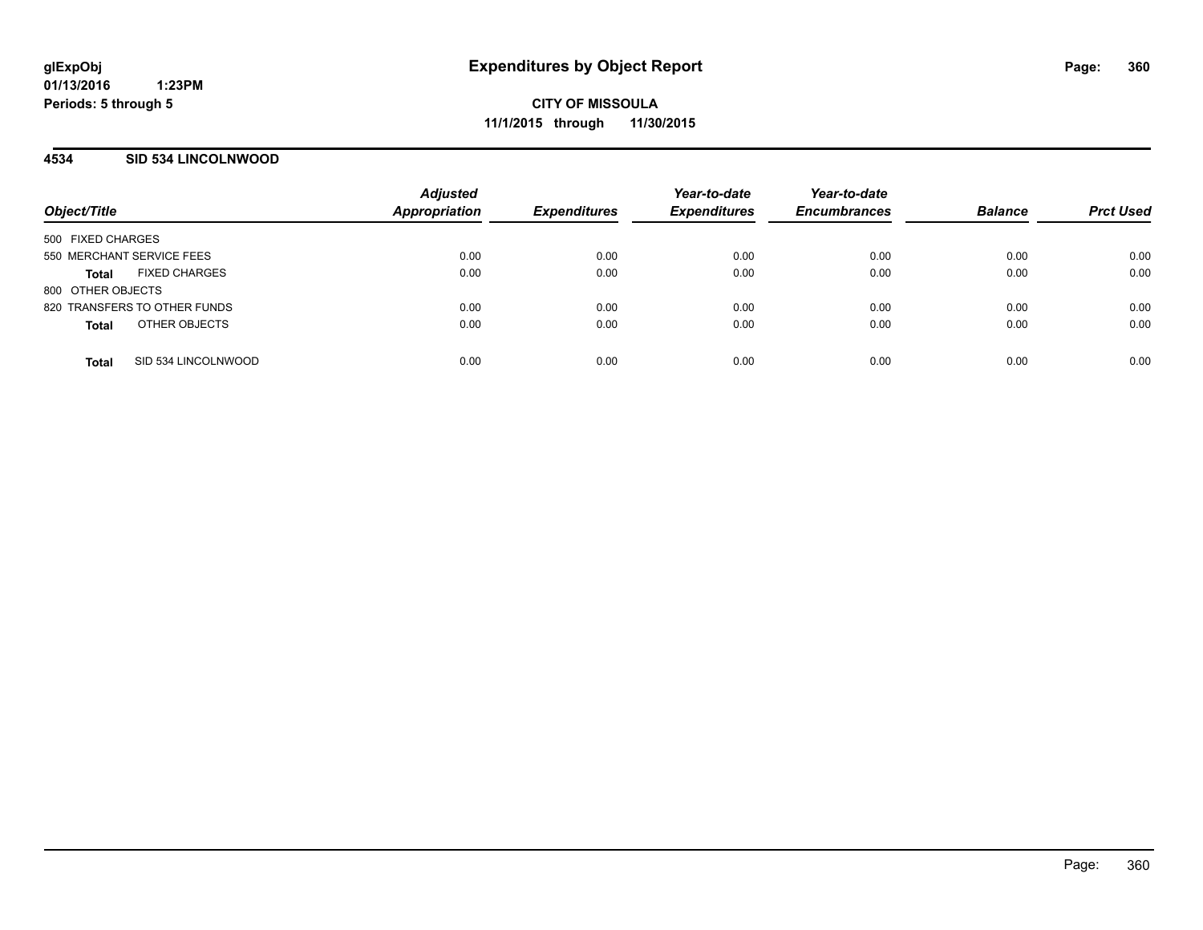glExpObj
01/13/2016 1:23PM
Periods: 5 through 5

# Expenditures by Object Report

**CITY OF MISSOULA**
**11/1/2015 through 11/30/2015**

## 4534 SID 534 LINCOLNWOOD

| Object/Title | Adjusted Appropriation | Expenditures | Year-to-date Expenditures | Year-to-date Encumbrances | Balance | Prct Used |
|---|---|---|---|---|---|---|
| 500 FIXED CHARGES | | | | | | |
| 550 MERCHANT SERVICE FEES | 0.00 | 0.00 | 0.00 | 0.00 | 0.00 | 0.00 |
| **Total** FIXED CHARGES | 0.00 | 0.00 | 0.00 | 0.00 | 0.00 | 0.00 |
| 800 OTHER OBJECTS | | | | | | |
| 820 TRANSFERS TO OTHER FUNDS | 0.00 | 0.00 | 0.00 | 0.00 | 0.00 | 0.00 |
| **Total** OTHER OBJECTS | 0.00 | 0.00 | 0.00 | 0.00 | 0.00 | 0.00 |
| **Total** SID 534 LINCOLNWOOD | 0.00 | 0.00 | 0.00 | 0.00 | 0.00 | 0.00 |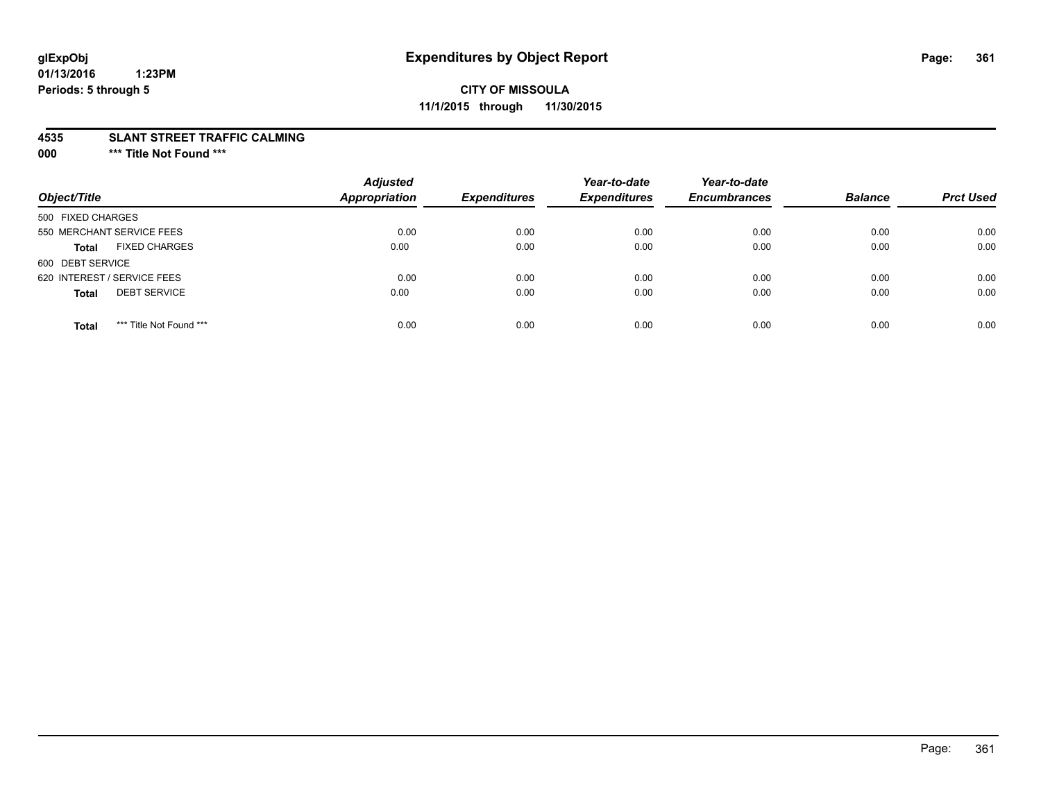glExpObj
01/13/2016 1:23PM
Periods: 5 through 5

# Expenditures by Object Report

**CITY OF MISSOULA**
**11/1/2015 through 11/30/2015**

**4535 SLANT STREET TRAFFIC CALMING**
**000 *** Title Not Found *****

| Object/Title | Adjusted Appropriation | Expenditures | Year-to-date Expenditures | Year-to-date Encumbrances | Balance | Prct Used |
|---|---|---|---|---|---|---|
| 500 FIXED CHARGES | | | | | | |
| 550 MERCHANT SERVICE FEES | 0.00 | 0.00 | 0.00 | 0.00 | 0.00 | 0.00 |
| **Total** FIXED CHARGES | 0.00 | 0.00 | 0.00 | 0.00 | 0.00 | 0.00 |
| 600 DEBT SERVICE | | | | | | |
| 620 INTEREST / SERVICE FEES | 0.00 | 0.00 | 0.00 | 0.00 | 0.00 | 0.00 |
| **Total** DEBT SERVICE | 0.00 | 0.00 | 0.00 | 0.00 | 0.00 | 0.00 |
| **Total** *** Title Not Found *** | 0.00 | 0.00 | 0.00 | 0.00 | 0.00 | 0.00 |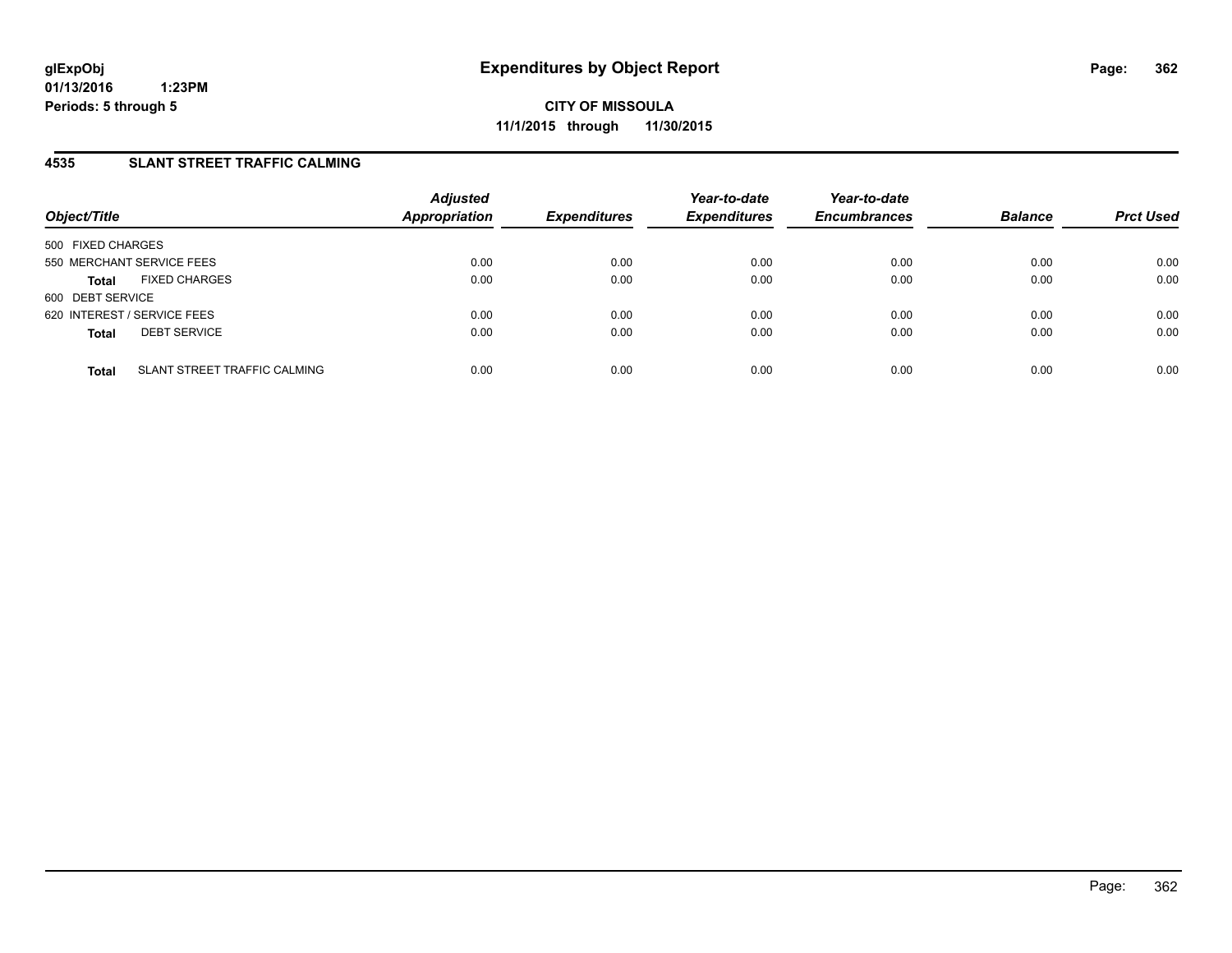# Expenditures by Object Report

glExpObj
01/13/2016 1:23PM
Periods: 5 through 5

**CITY OF MISSOULA**
**11/1/2015 through 11/30/2015**

## 4535 SLANT STREET TRAFFIC CALMING

| Object/Title | | Adjusted Appropriation | Expenditures | Year-to-date Expenditures | Year-to-date Encumbrances | Balance | Prct Used |
|---|---|---|---|---|---|---|---|
| 500 FIXED CHARGES | | | | | | | |
| 550 MERCHANT SERVICE FEES | | 0.00 | 0.00 | 0.00 | 0.00 | 0.00 | 0.00 |
| **Total** | FIXED CHARGES | 0.00 | 0.00 | 0.00 | 0.00 | 0.00 | 0.00 |
| 600 DEBT SERVICE | | | | | | | |
| 620 INTEREST / SERVICE FEES | | 0.00 | 0.00 | 0.00 | 0.00 | 0.00 | 0.00 |
| **Total** | DEBT SERVICE | 0.00 | 0.00 | 0.00 | 0.00 | 0.00 | 0.00 |
| **Total** | SLANT STREET TRAFFIC CALMING | 0.00 | 0.00 | 0.00 | 0.00 | 0.00 | 0.00 |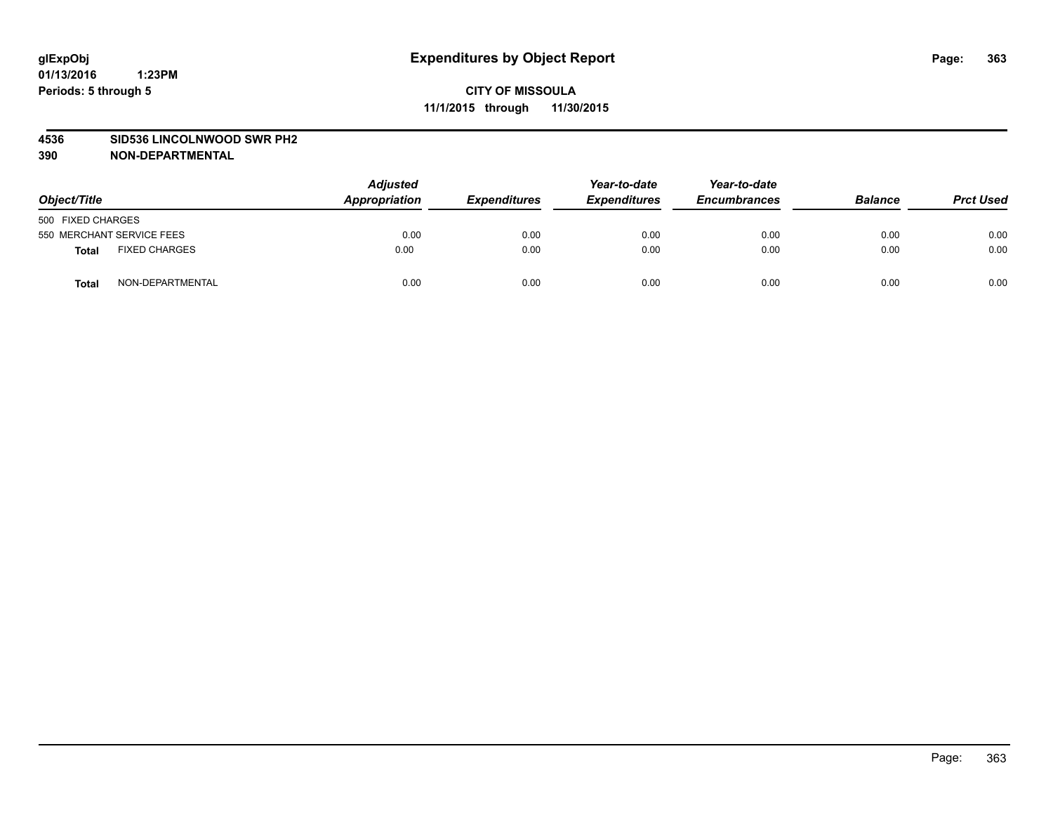# Expenditures by Object Report

glExpObj
01/13/2016 1:23PM
Periods: 5 through 5

**CITY OF MISSOULA**
**11/1/2015 through 11/30/2015**

**4536 SID536 LINCOLNWOOD SWR PH2**
**390 NON-DEPARTMENTAL**

| Object/Title | | Adjusted Appropriation | Expenditures | Year-to-date Expenditures | Year-to-date Encumbrances | Balance | Prct Used |
|---|---|---|---|---|---|---|---|
| 500 FIXED CHARGES | | | | | | | |
| 550 MERCHANT SERVICE FEES | | 0.00 | 0.00 | 0.00 | 0.00 | 0.00 | 0.00 |
| **Total** | FIXED CHARGES | 0.00 | 0.00 | 0.00 | 0.00 | 0.00 | 0.00 |
| **Total** | NON-DEPARTMENTAL | 0.00 | 0.00 | 0.00 | 0.00 | 0.00 | 0.00 |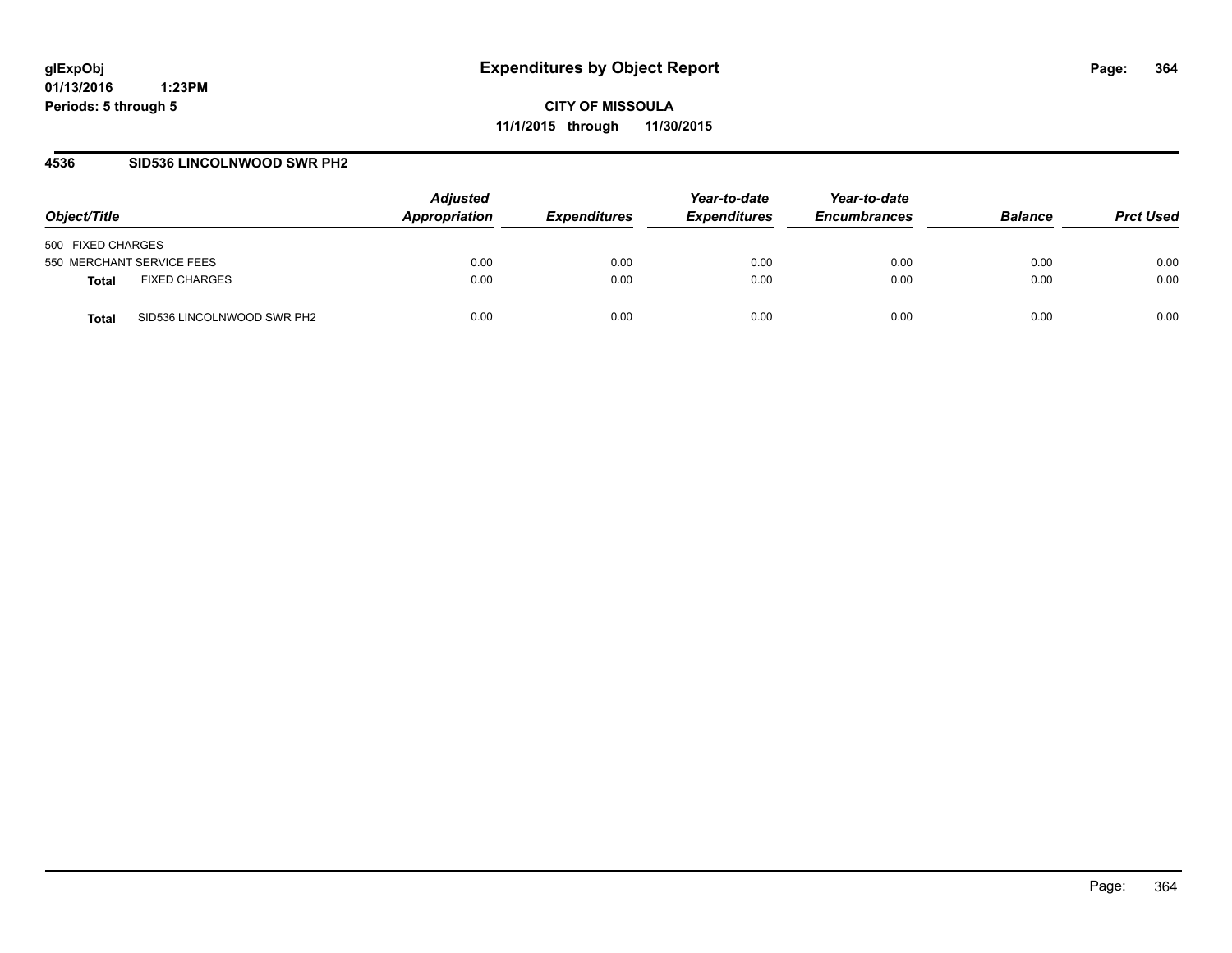**glExpObj**
**01/13/2016 1:23PM**
**Periods: 5 through 5**

# Expenditures by Object Report

**CITY OF MISSOULA**
**11/1/2015 through 11/30/2015**

## 4536 SID536 LINCOLNWOOD SWR PH2

| Object/Title | | Adjusted Appropriation | Expenditures | Year-to-date Expenditures | Year-to-date Encumbrances | Balance | Prct Used |
|---|---|---|---|---|---|---|---|
| 500 FIXED CHARGES | | | | | | | |
| 550 MERCHANT SERVICE FEES | | 0.00 | 0.00 | 0.00 | 0.00 | 0.00 | 0.00 |
| **Total** | FIXED CHARGES | 0.00 | 0.00 | 0.00 | 0.00 | 0.00 | 0.00 |
| **Total** | SID536 LINCOLNWOOD SWR PH2 | 0.00 | 0.00 | 0.00 | 0.00 | 0.00 | 0.00 |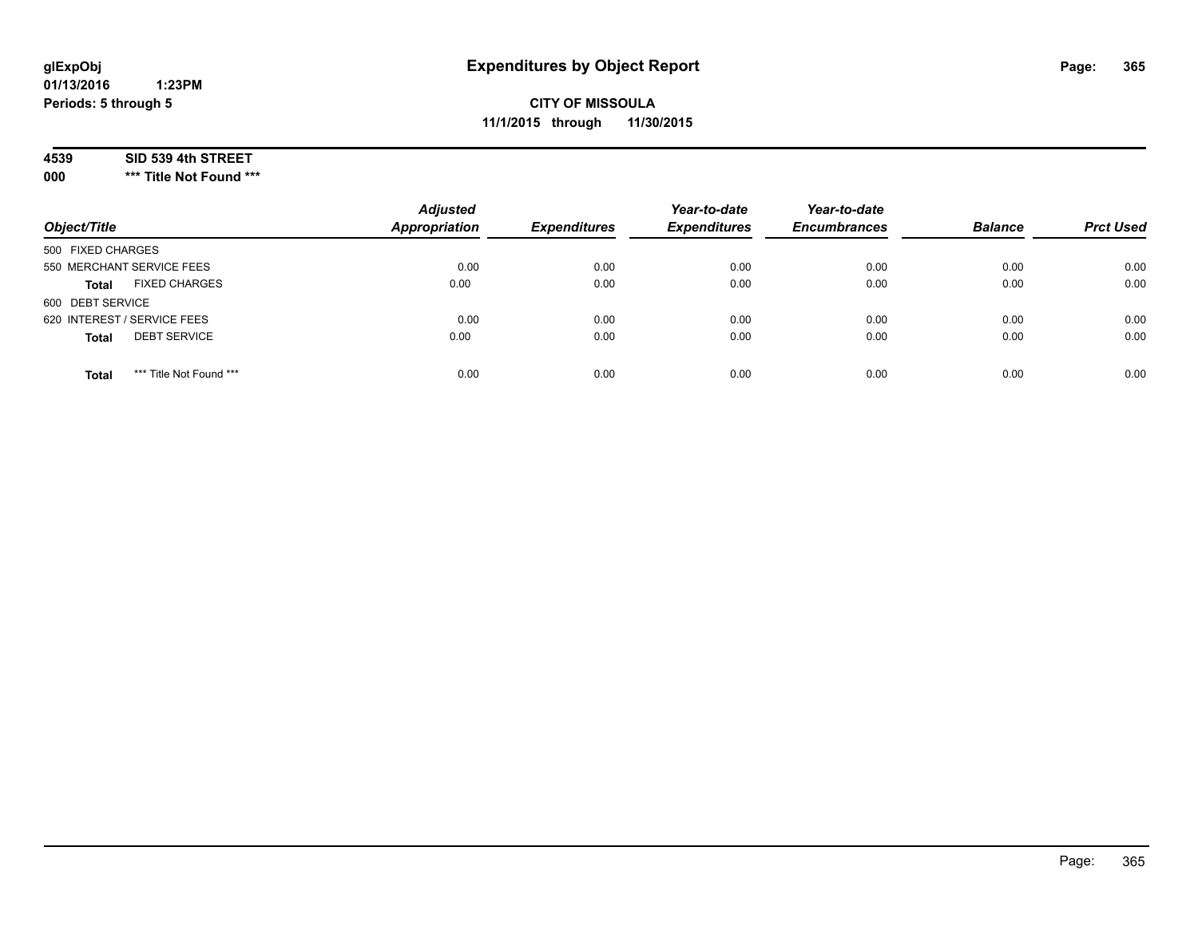**glExpObj**
**01/13/2016 1:23PM**
**Periods: 5 through 5**

# Expenditures by Object Report

**CITY OF MISSOULA**
**11/1/2015 through 11/30/2015**

**4539 SID 539 4th STREET**
**000 \*\*\* Title Not Found \*\*\***

| Object/Title | | Adjusted Appropriation | Expenditures | Year-to-date Expenditures | Year-to-date Encumbrances | Balance | Prct Used |
|---|---|---|---|---|---|---|---|
| 500 FIXED CHARGES | | | | | | | |
| 550 MERCHANT SERVICE FEES | | 0.00 | 0.00 | 0.00 | 0.00 | 0.00 | 0.00 |
| **Total** | FIXED CHARGES | 0.00 | 0.00 | 0.00 | 0.00 | 0.00 | 0.00 |
| 600 DEBT SERVICE | | | | | | | |
| 620 INTEREST / SERVICE FEES | | 0.00 | 0.00 | 0.00 | 0.00 | 0.00 | 0.00 |
| **Total** | DEBT SERVICE | 0.00 | 0.00 | 0.00 | 0.00 | 0.00 | 0.00 |
| **Total** | *** Title Not Found *** | 0.00 | 0.00 | 0.00 | 0.00 | 0.00 | 0.00 |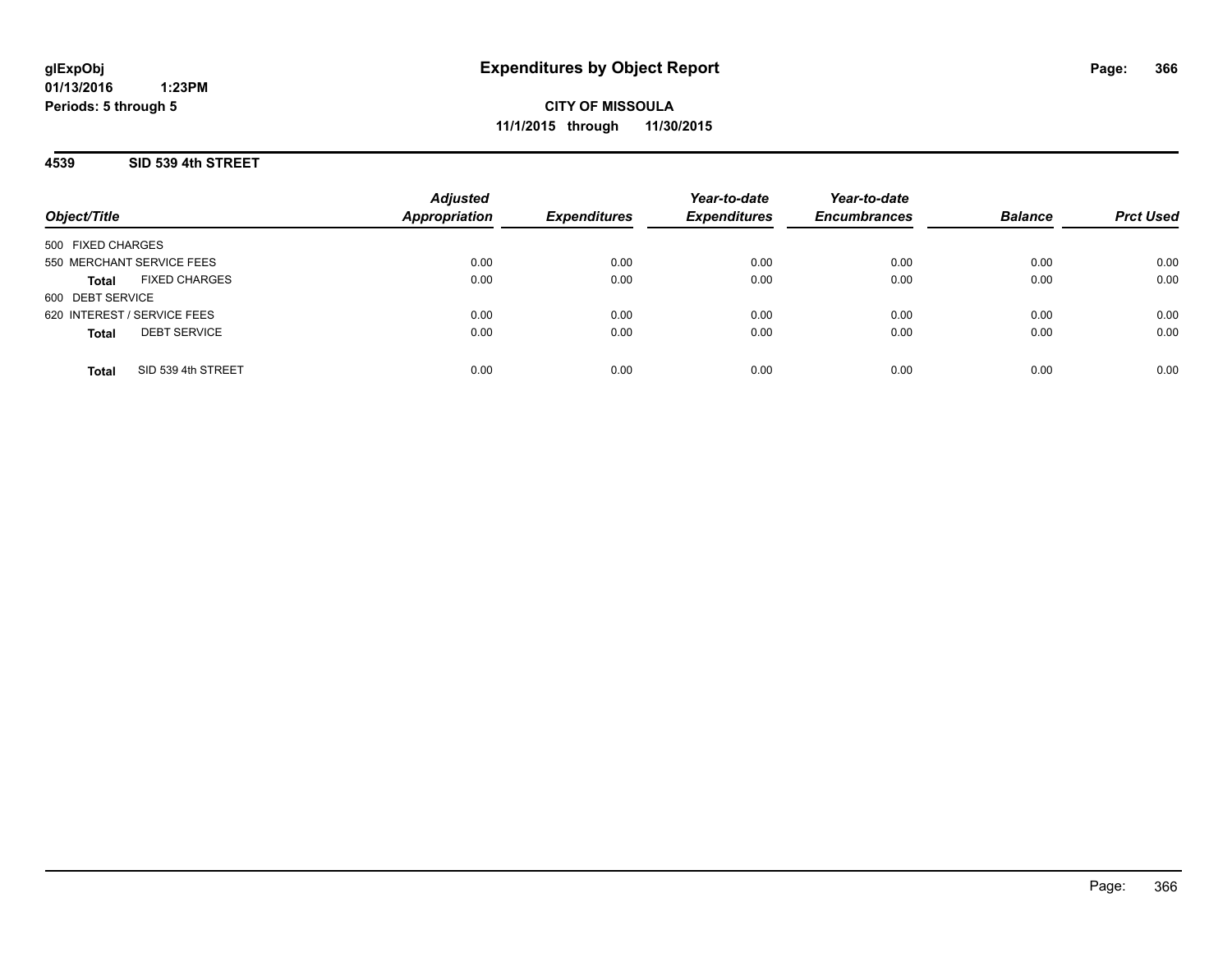**glExpObj**
**01/13/2016 1:23PM**
**Periods: 5 through 5**

# Expenditures by Object Report

**CITY OF MISSOULA**
**11/1/2015 through 11/30/2015**

## 4539 SID 539 4th STREET

| Object/Title | Adjusted Appropriation | Expenditures | Year-to-date Expenditures | Year-to-date Encumbrances | Balance | Prct Used |
|---|---|---|---|---|---|---|
| 500 FIXED CHARGES | | | | | | |
| 550 MERCHANT SERVICE FEES | 0.00 | 0.00 | 0.00 | 0.00 | 0.00 | 0.00 |
| **Total** FIXED CHARGES | 0.00 | 0.00 | 0.00 | 0.00 | 0.00 | 0.00 |
| 600 DEBT SERVICE | | | | | | |
| 620 INTEREST / SERVICE FEES | 0.00 | 0.00 | 0.00 | 0.00 | 0.00 | 0.00 |
| **Total** DEBT SERVICE | 0.00 | 0.00 | 0.00 | 0.00 | 0.00 | 0.00 |
| **Total** SID 539 4th STREET | 0.00 | 0.00 | 0.00 | 0.00 | 0.00 | 0.00 |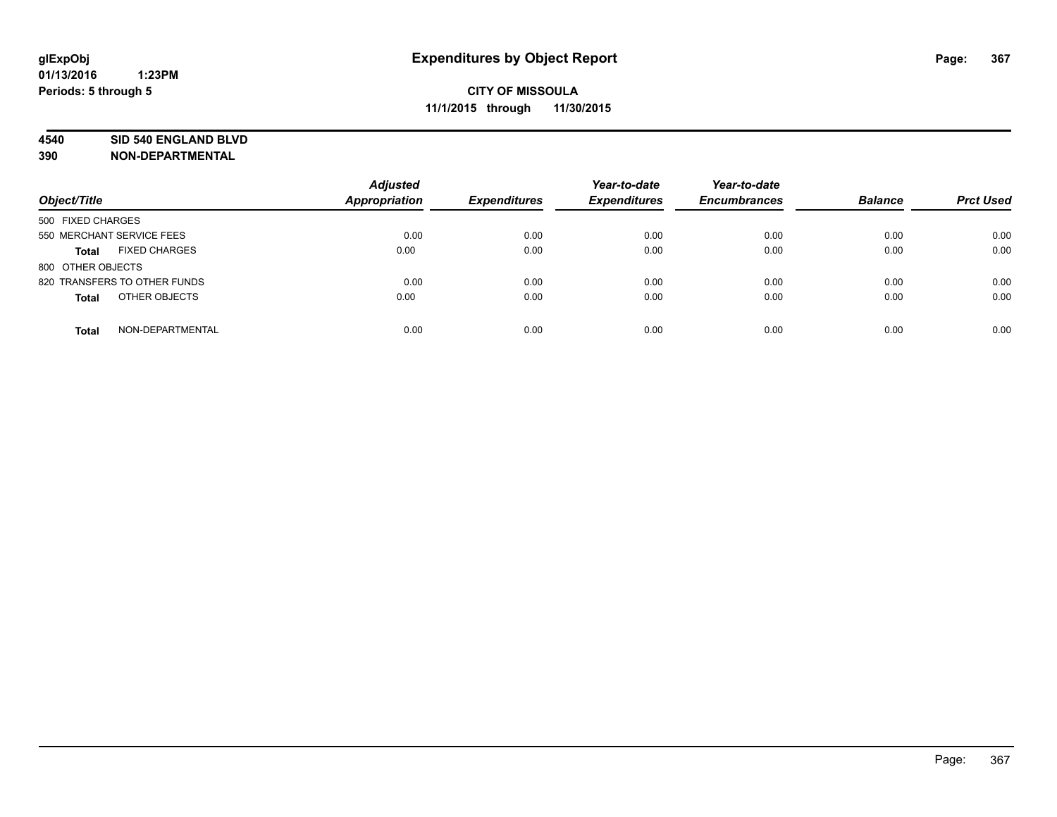# Expenditures by Object Report

glExpObj
01/13/2016 1:23PM
Periods: 5 through 5

**CITY OF MISSOULA**
**11/1/2015 through 11/30/2015**

**4540 SID 540 ENGLAND BLVD**
**390 NON-DEPARTMENTAL**

| Object/Title | Adjusted Appropriation | Expenditures | Year-to-date Expenditures | Year-to-date Encumbrances | Balance | Prct Used |
|---|---|---|---|---|---|---|
| 500 FIXED CHARGES | | | | | | |
| 550 MERCHANT SERVICE FEES | 0.00 | 0.00 | 0.00 | 0.00 | 0.00 | 0.00 |
| **Total** FIXED CHARGES | 0.00 | 0.00 | 0.00 | 0.00 | 0.00 | 0.00 |
| 800 OTHER OBJECTS | | | | | | |
| 820 TRANSFERS TO OTHER FUNDS | 0.00 | 0.00 | 0.00 | 0.00 | 0.00 | 0.00 |
| **Total** OTHER OBJECTS | 0.00 | 0.00 | 0.00 | 0.00 | 0.00 | 0.00 |
| **Total** NON-DEPARTMENTAL | 0.00 | 0.00 | 0.00 | 0.00 | 0.00 | 0.00 |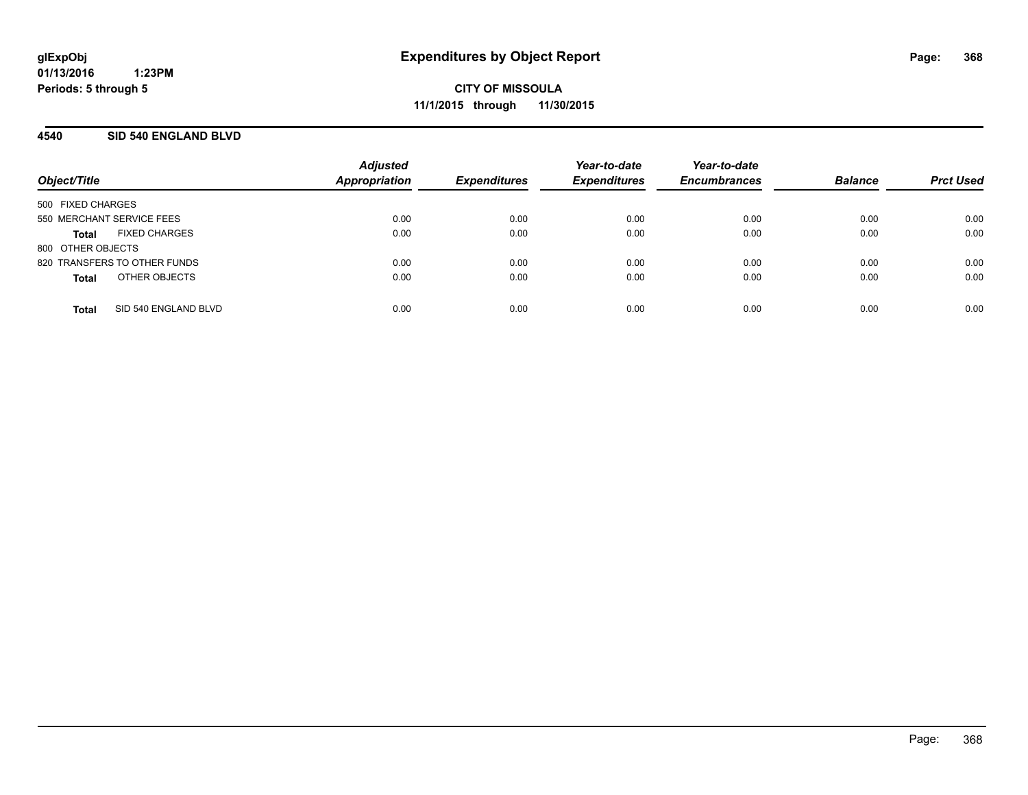# Expenditures by Object Report

**glExpObj**
**01/13/2016 1:23PM**
**Periods: 5 through 5**

**CITY OF MISSOULA**
**11/1/2015 through 11/30/2015**

## 4540 SID 540 ENGLAND BLVD

| Object/Title | Adjusted Appropriation | Expenditures | Year-to-date Expenditures | Year-to-date Encumbrances | Balance | Prct Used |
|---|---|---|---|---|---|---|
| 500 FIXED CHARGES | | | | | | |
| 550 MERCHANT SERVICE FEES | 0.00 | 0.00 | 0.00 | 0.00 | 0.00 | 0.00 |
| **Total** FIXED CHARGES | 0.00 | 0.00 | 0.00 | 0.00 | 0.00 | 0.00 |
| 800 OTHER OBJECTS | | | | | | |
| 820 TRANSFERS TO OTHER FUNDS | 0.00 | 0.00 | 0.00 | 0.00 | 0.00 | 0.00 |
| **Total** OTHER OBJECTS | 0.00 | 0.00 | 0.00 | 0.00 | 0.00 | 0.00 |
| **Total** SID 540 ENGLAND BLVD | 0.00 | 0.00 | 0.00 | 0.00 | 0.00 | 0.00 |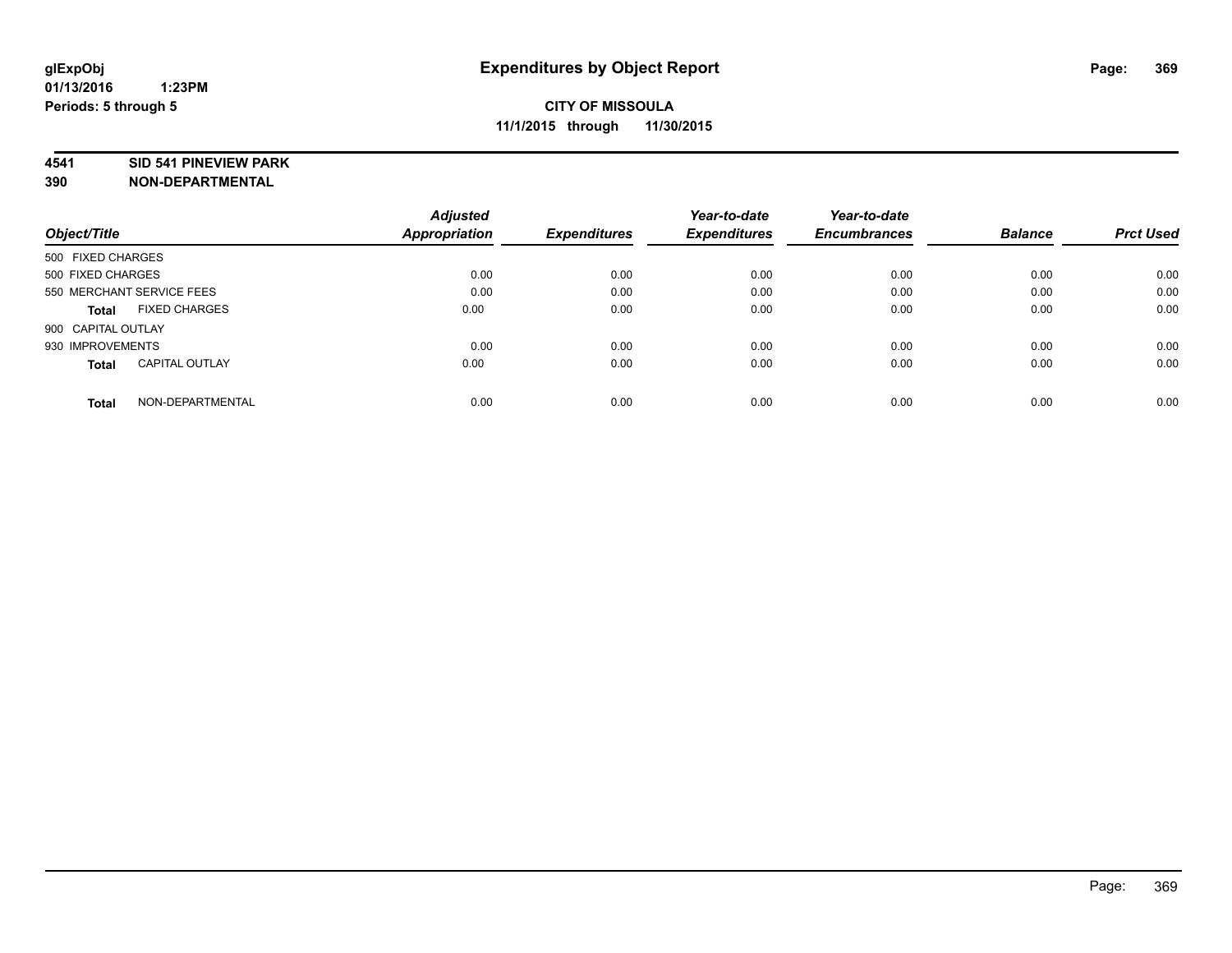**glExpObj**
**01/13/2016 1:23PM**
**Periods: 5 through 5**

# Expenditures by Object Report

**CITY OF MISSOULA**
**11/1/2015 through 11/30/2015**

**4541 SID 541 PINEVIEW PARK**
**390 NON-DEPARTMENTAL**

| Object/Title | | Adjusted Appropriation | Expenditures | Year-to-date Expenditures | Year-to-date Encumbrances | Balance | Prct Used |
|---|---|---|---|---|---|---|---|
| 500 FIXED CHARGES | | | | | | | |
| 500 FIXED CHARGES | | 0.00 | 0.00 | 0.00 | 0.00 | 0.00 | 0.00 |
| 550 MERCHANT SERVICE FEES | | 0.00 | 0.00 | 0.00 | 0.00 | 0.00 | 0.00 |
| **Total** | FIXED CHARGES | 0.00 | 0.00 | 0.00 | 0.00 | 0.00 | 0.00 |
| 900 CAPITAL OUTLAY | | | | | | | |
| 930 IMPROVEMENTS | | 0.00 | 0.00 | 0.00 | 0.00 | 0.00 | 0.00 |
| **Total** | CAPITAL OUTLAY | 0.00 | 0.00 | 0.00 | 0.00 | 0.00 | 0.00 |
| **Total** | NON-DEPARTMENTAL | 0.00 | 0.00 | 0.00 | 0.00 | 0.00 | 0.00 |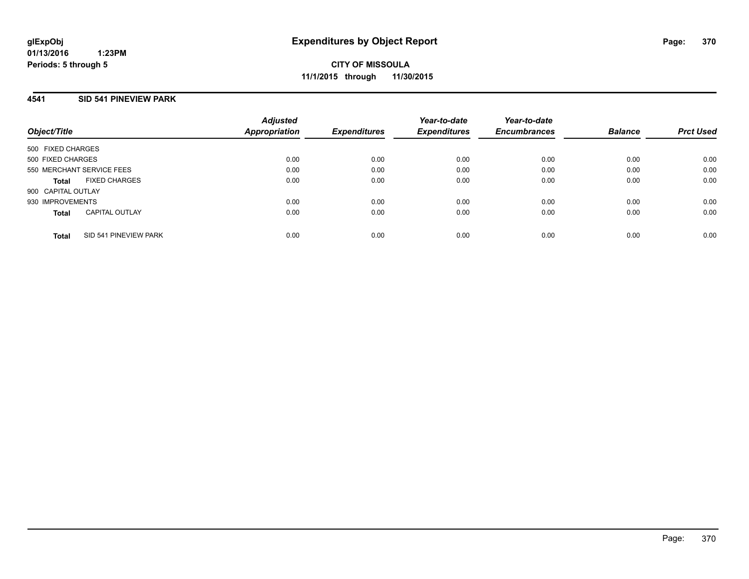**glExpObj** **Expenditures by Object Report**
**01/13/2016 1:23PM**
**Periods: 5 through 5**

**CITY OF MISSOULA**
**11/1/2015 through 11/30/2015**

## 4541 SID 541 PINEVIEW PARK

| Object/Title | | Adjusted Appropriation | Expenditures | Year-to-date Expenditures | Year-to-date Encumbrances | Balance | Prct Used |
|---|---|---|---|---|---|---|---|
| 500 FIXED CHARGES | | | | | | | |
| 500 FIXED CHARGES | | 0.00 | 0.00 | 0.00 | 0.00 | 0.00 | 0.00 |
| 550 MERCHANT SERVICE FEES | | 0.00 | 0.00 | 0.00 | 0.00 | 0.00 | 0.00 |
| **Total** | FIXED CHARGES | 0.00 | 0.00 | 0.00 | 0.00 | 0.00 | 0.00 |
| 900 CAPITAL OUTLAY | | | | | | | |
| 930 IMPROVEMENTS | | 0.00 | 0.00 | 0.00 | 0.00 | 0.00 | 0.00 |
| **Total** | CAPITAL OUTLAY | 0.00 | 0.00 | 0.00 | 0.00 | 0.00 | 0.00 |
| **Total** | SID 541 PINEVIEW PARK | 0.00 | 0.00 | 0.00 | 0.00 | 0.00 | 0.00 |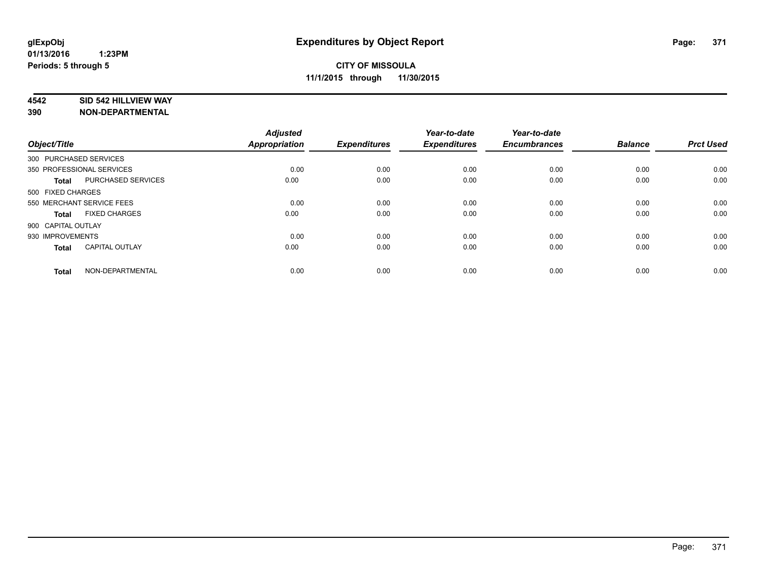**glExpObj**
**01/13/2016 1:23PM**
**Periods: 5 through 5**

# Expenditures by Object Report

**CITY OF MISSOULA**
**11/1/2015 through 11/30/2015**

**4542 SID 542 HILLVIEW WAY**
**390 NON-DEPARTMENTAL**

| Object/Title | | Adjusted Appropriation | Expenditures | Year-to-date Expenditures | Year-to-date Encumbrances | Balance | Prct Used |
|---|---|---|---|---|---|---|---|
| 300 PURCHASED SERVICES | | | | | | | |
| 350 PROFESSIONAL SERVICES | | 0.00 | 0.00 | 0.00 | 0.00 | 0.00 | 0.00 |
| **Total** | PURCHASED SERVICES | 0.00 | 0.00 | 0.00 | 0.00 | 0.00 | 0.00 |
| 500 FIXED CHARGES | | | | | | | |
| 550 MERCHANT SERVICE FEES | | 0.00 | 0.00 | 0.00 | 0.00 | 0.00 | 0.00 |
| **Total** | FIXED CHARGES | 0.00 | 0.00 | 0.00 | 0.00 | 0.00 | 0.00 |
| 900 CAPITAL OUTLAY | | | | | | | |
| 930 IMPROVEMENTS | | 0.00 | 0.00 | 0.00 | 0.00 | 0.00 | 0.00 |
| **Total** | CAPITAL OUTLAY | 0.00 | 0.00 | 0.00 | 0.00 | 0.00 | 0.00 |
| **Total** | NON-DEPARTMENTAL | 0.00 | 0.00 | 0.00 | 0.00 | 0.00 | 0.00 |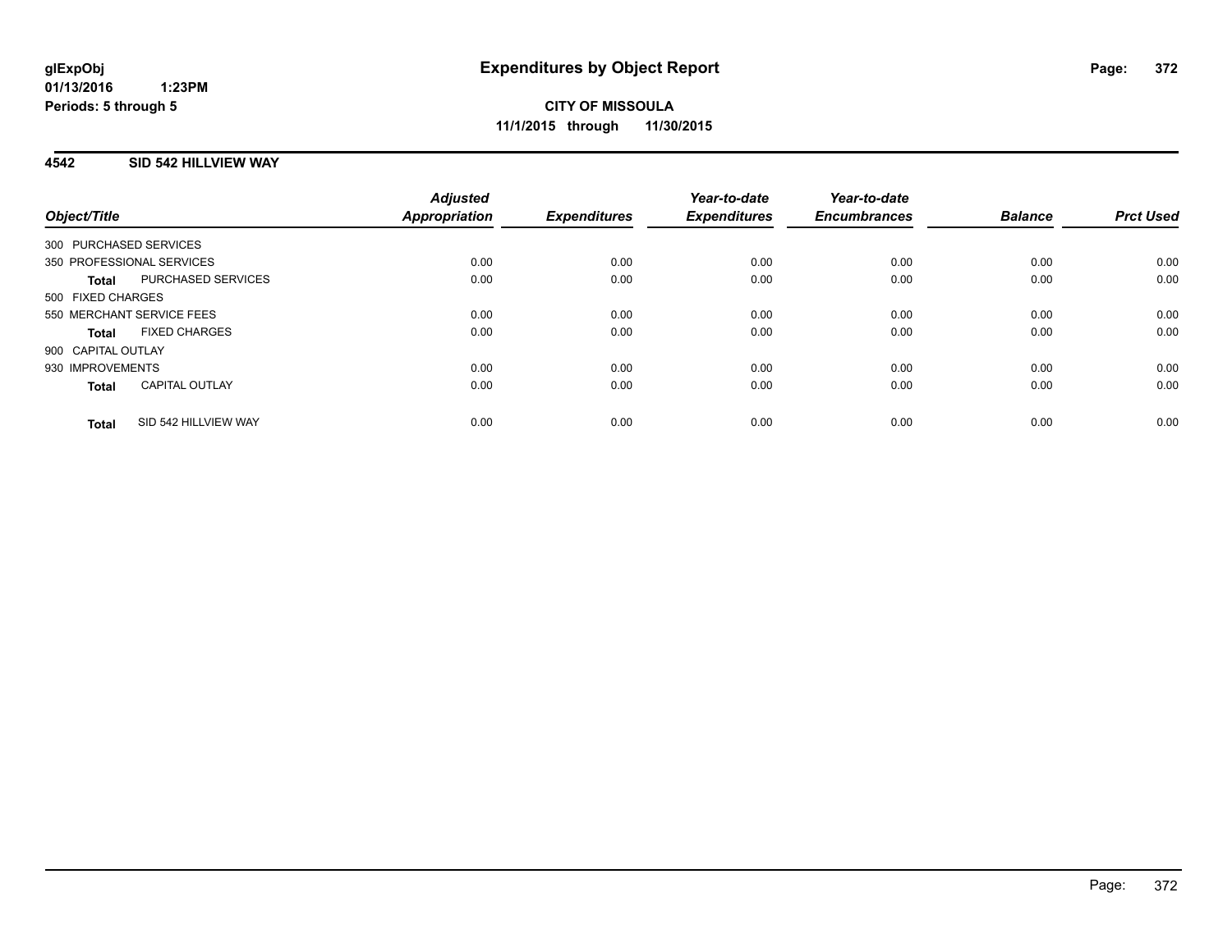# Expenditures by Object Report

glExpObj
01/13/2016 1:23PM
Periods: 5 through 5

**CITY OF MISSOULA**
**11/1/2015 through 11/30/2015**

## 4542 SID 542 HILLVIEW WAY

| Object/Title | Adjusted Appropriation | Expenditures | Year-to-date Expenditures | Year-to-date Encumbrances | Balance | Prct Used |
|---|---|---|---|---|---|---|
| 300 PURCHASED SERVICES | | | | | | |
| 350 PROFESSIONAL SERVICES | 0.00 | 0.00 | 0.00 | 0.00 | 0.00 | 0.00 |
| **Total** PURCHASED SERVICES | 0.00 | 0.00 | 0.00 | 0.00 | 0.00 | 0.00 |
| 500 FIXED CHARGES | | | | | | |
| 550 MERCHANT SERVICE FEES | 0.00 | 0.00 | 0.00 | 0.00 | 0.00 | 0.00 |
| **Total** FIXED CHARGES | 0.00 | 0.00 | 0.00 | 0.00 | 0.00 | 0.00 |
| 900 CAPITAL OUTLAY | | | | | | |
| 930 IMPROVEMENTS | 0.00 | 0.00 | 0.00 | 0.00 | 0.00 | 0.00 |
| **Total** CAPITAL OUTLAY | 0.00 | 0.00 | 0.00 | 0.00 | 0.00 | 0.00 |
| **Total** SID 542 HILLVIEW WAY | 0.00 | 0.00 | 0.00 | 0.00 | 0.00 | 0.00 |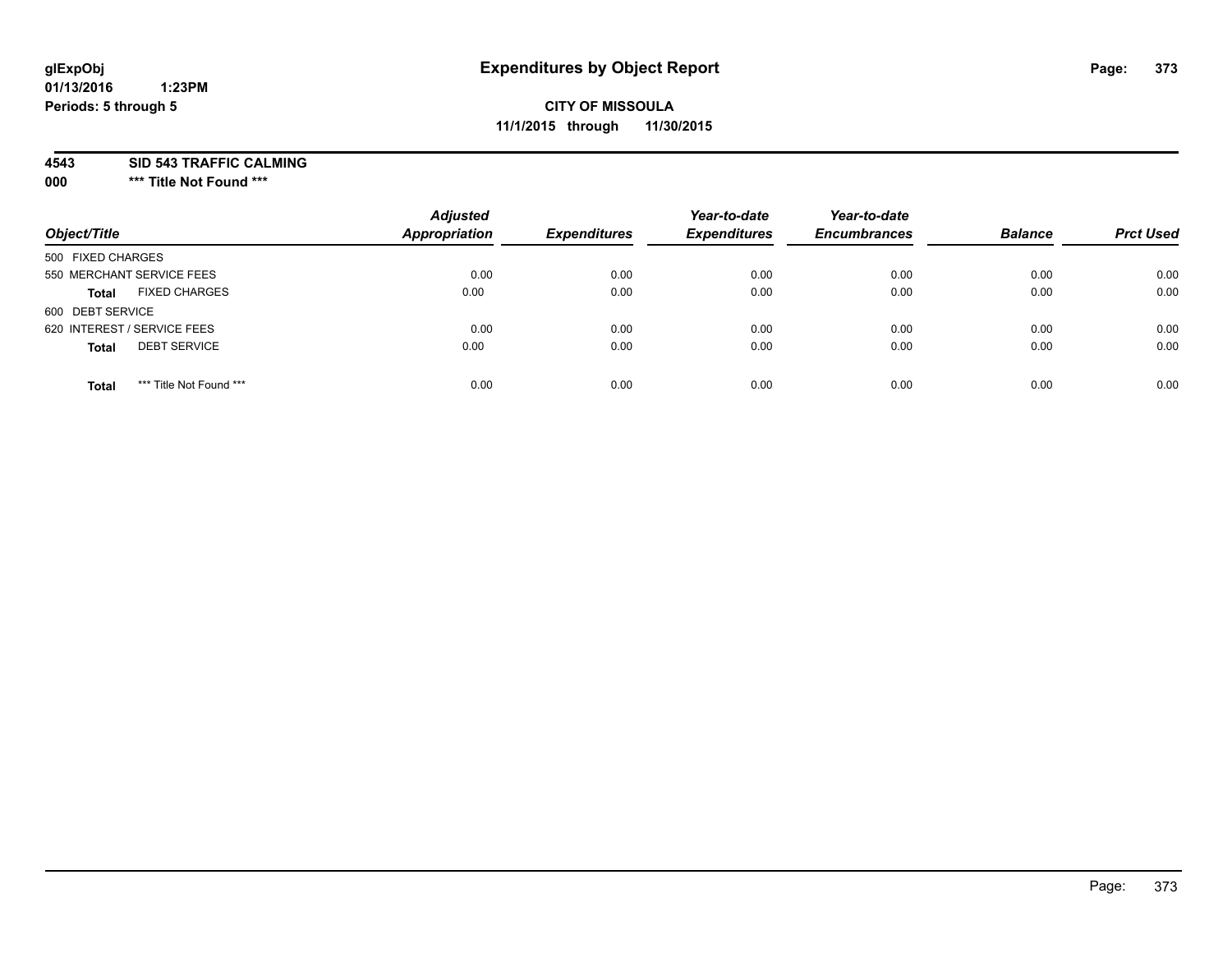**glExpObj**
**01/13/2016 1:23PM**
**Periods: 5 through 5**

# Expenditures by Object Report

**CITY OF MISSOULA**
**11/1/2015 through 11/30/2015**

**4543 SID 543 TRAFFIC CALMING**
**000 \*\*\* Title Not Found \*\*\***

| Object/Title | | Adjusted Appropriation | Expenditures | Year-to-date Expenditures | Year-to-date Encumbrances | Balance | Prct Used |
|---|---|---|---|---|---|---|---|
| 500 FIXED CHARGES | | | | | | | |
| 550 MERCHANT SERVICE FEES | | 0.00 | 0.00 | 0.00 | 0.00 | 0.00 | 0.00 |
| **Total** | FIXED CHARGES | 0.00 | 0.00 | 0.00 | 0.00 | 0.00 | 0.00 |
| 600 DEBT SERVICE | | | | | | | |
| 620 INTEREST / SERVICE FEES | | 0.00 | 0.00 | 0.00 | 0.00 | 0.00 | 0.00 |
| **Total** | DEBT SERVICE | 0.00 | 0.00 | 0.00 | 0.00 | 0.00 | 0.00 |
| **Total** | *** Title Not Found *** | 0.00 | 0.00 | 0.00 | 0.00 | 0.00 | 0.00 |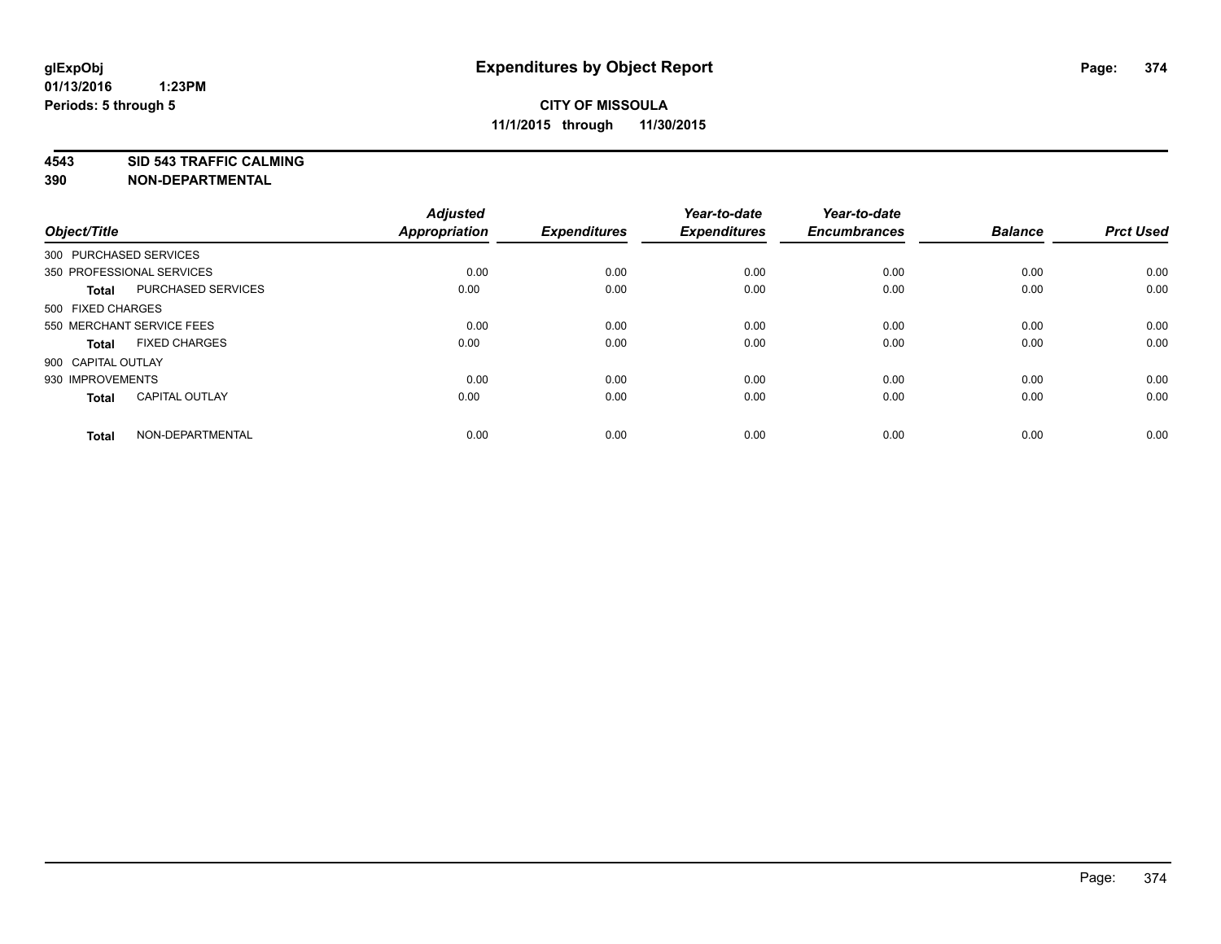**glExpObj**
**01/13/2016 1:23PM**
**Periods: 5 through 5**

# Expenditures by Object Report

**CITY OF MISSOULA**
**11/1/2015 through 11/30/2015**

**4543 SID 543 TRAFFIC CALMING**
**390 NON-DEPARTMENTAL**

| Object/Title | | Adjusted Appropriation | Expenditures | Year-to-date Expenditures | Year-to-date Encumbrances | Balance | Prct Used |
|---|---|---|---|---|---|---|---|
| 300 PURCHASED SERVICES | | | | | | | |
| 350 PROFESSIONAL SERVICES | | 0.00 | 0.00 | 0.00 | 0.00 | 0.00 | 0.00 |
| **Total** | PURCHASED SERVICES | 0.00 | 0.00 | 0.00 | 0.00 | 0.00 | 0.00 |
| 500 FIXED CHARGES | | | | | | | |
| 550 MERCHANT SERVICE FEES | | 0.00 | 0.00 | 0.00 | 0.00 | 0.00 | 0.00 |
| **Total** | FIXED CHARGES | 0.00 | 0.00 | 0.00 | 0.00 | 0.00 | 0.00 |
| 900 CAPITAL OUTLAY | | | | | | | |
| 930 IMPROVEMENTS | | 0.00 | 0.00 | 0.00 | 0.00 | 0.00 | 0.00 |
| **Total** | CAPITAL OUTLAY | 0.00 | 0.00 | 0.00 | 0.00 | 0.00 | 0.00 |
| **Total** | NON-DEPARTMENTAL | 0.00 | 0.00 | 0.00 | 0.00 | 0.00 | 0.00 |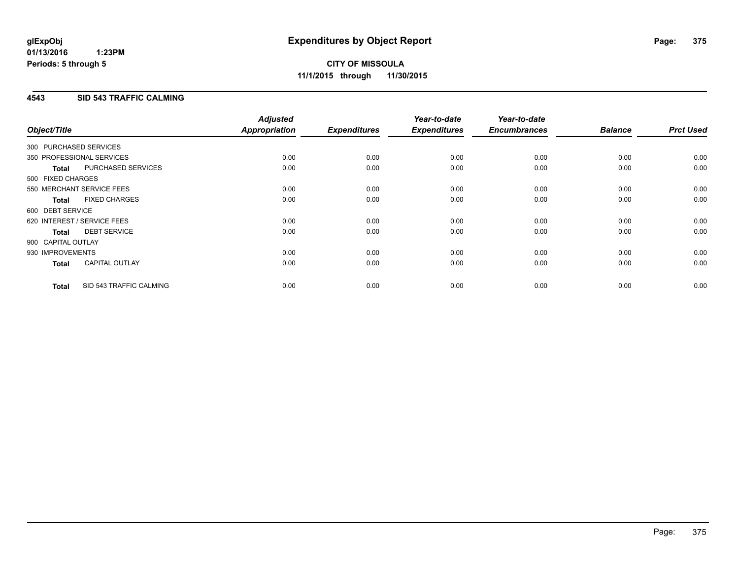# Expenditures by Object Report

glExpObj
01/13/2016 1:23PM
Periods: 5 through 5

**CITY OF MISSOULA**
**11/1/2015 through 11/30/2015**

## 4543 SID 543 TRAFFIC CALMING

| Object/Title | | Adjusted Appropriation | Expenditures | Year-to-date Expenditures | Year-to-date Encumbrances | Balance | Prct Used |
|---|---|---|---|---|---|---|---|
| 300 PURCHASED SERVICES | | | | | | | |
| 350 PROFESSIONAL SERVICES | | 0.00 | 0.00 | 0.00 | 0.00 | 0.00 | 0.00 |
| **Total** | PURCHASED SERVICES | 0.00 | 0.00 | 0.00 | 0.00 | 0.00 | 0.00 |
| 500 FIXED CHARGES | | | | | | | |
| 550 MERCHANT SERVICE FEES | | 0.00 | 0.00 | 0.00 | 0.00 | 0.00 | 0.00 |
| **Total** | FIXED CHARGES | 0.00 | 0.00 | 0.00 | 0.00 | 0.00 | 0.00 |
| 600 DEBT SERVICE | | | | | | | |
| 620 INTEREST / SERVICE FEES | | 0.00 | 0.00 | 0.00 | 0.00 | 0.00 | 0.00 |
| **Total** | DEBT SERVICE | 0.00 | 0.00 | 0.00 | 0.00 | 0.00 | 0.00 |
| 900 CAPITAL OUTLAY | | | | | | | |
| 930 IMPROVEMENTS | | 0.00 | 0.00 | 0.00 | 0.00 | 0.00 | 0.00 |
| **Total** | CAPITAL OUTLAY | 0.00 | 0.00 | 0.00 | 0.00 | 0.00 | 0.00 |
| **Total** | SID 543 TRAFFIC CALMING | 0.00 | 0.00 | 0.00 | 0.00 | 0.00 | 0.00 |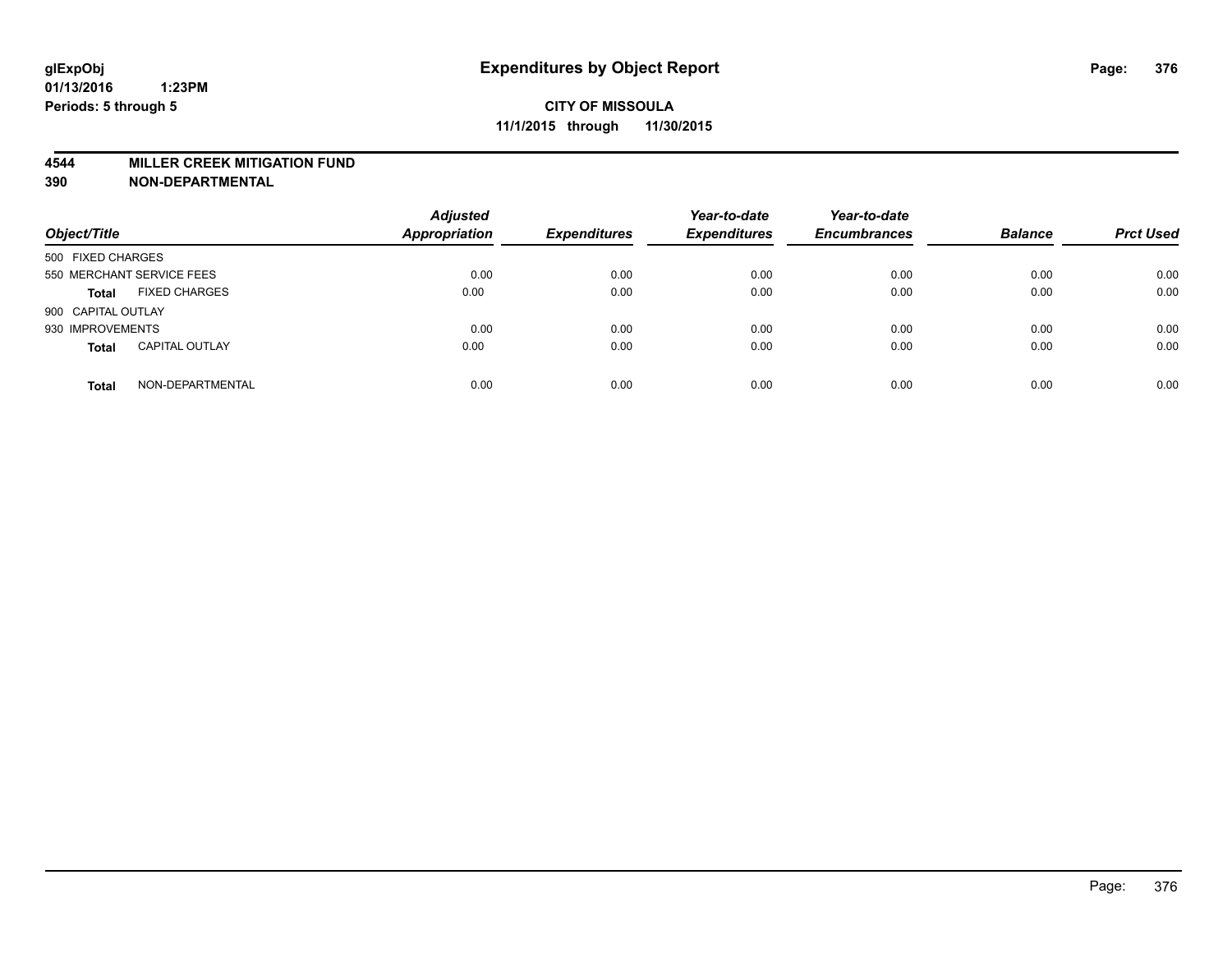**glExpObj**
**01/13/2016 1:23PM**
**Periods: 5 through 5**

# Expenditures by Object Report

**CITY OF MISSOULA**
**11/1/2015 through 11/30/2015**

## 4544 MILLER CREEK MITIGATION FUND
## 390 NON-DEPARTMENTAL

| Object/Title | | Adjusted Appropriation | Expenditures | Year-to-date Expenditures | Year-to-date Encumbrances | Balance | Prct Used |
|---|---|---|---|---|---|---|---|
| 500 FIXED CHARGES | | | | | | | |
| 550 MERCHANT SERVICE FEES | | 0.00 | 0.00 | 0.00 | 0.00 | 0.00 | 0.00 |
| **Total** | FIXED CHARGES | 0.00 | 0.00 | 0.00 | 0.00 | 0.00 | 0.00 |
| 900 CAPITAL OUTLAY | | | | | | | |
| 930 IMPROVEMENTS | | 0.00 | 0.00 | 0.00 | 0.00 | 0.00 | 0.00 |
| **Total** | CAPITAL OUTLAY | 0.00 | 0.00 | 0.00 | 0.00 | 0.00 | 0.00 |
| **Total** | NON-DEPARTMENTAL | 0.00 | 0.00 | 0.00 | 0.00 | 0.00 | 0.00 |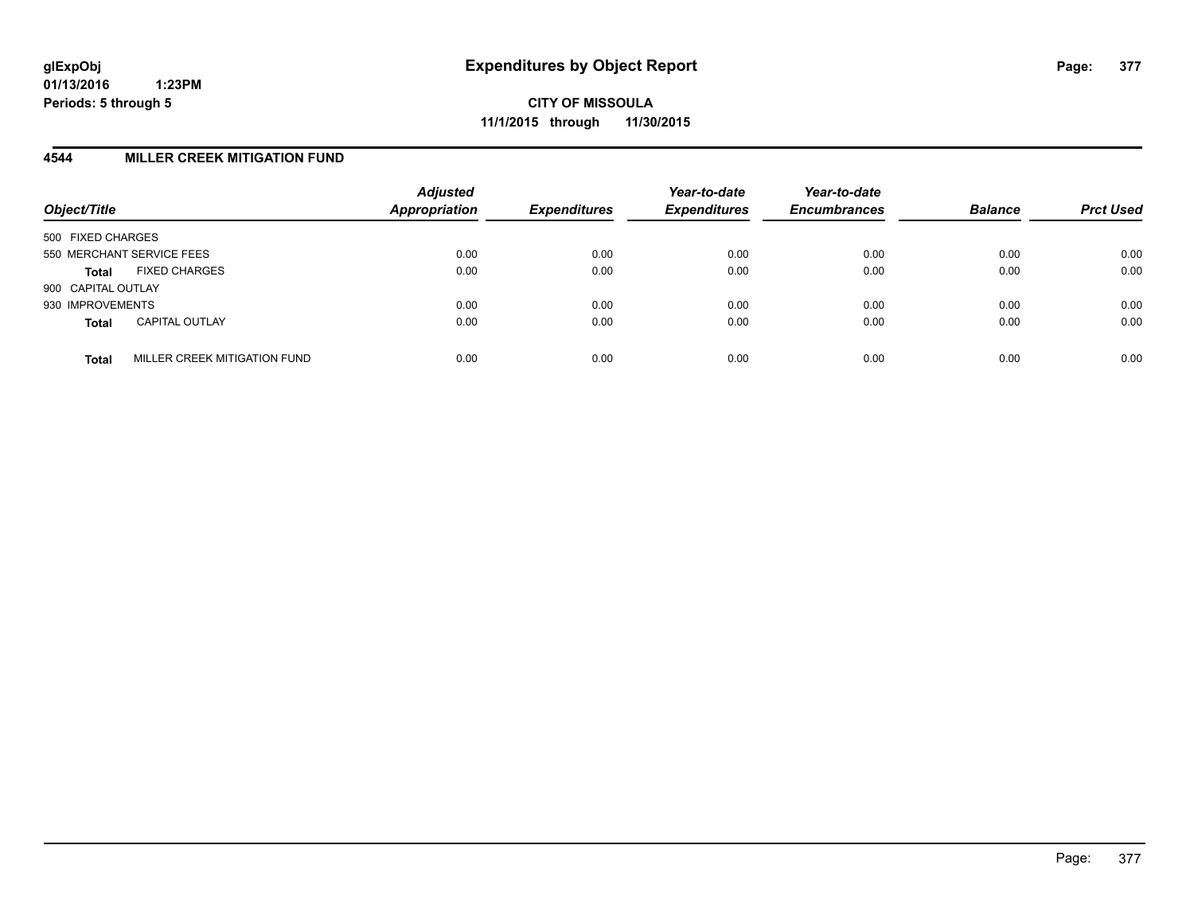# Expenditures by Object Report

glExpObj
01/13/2016 1:23PM
Periods: 5 through 5

**CITY OF MISSOULA**
**11/1/2015 through 11/30/2015**

## 4544 MILLER CREEK MITIGATION FUND

| Object/Title | Adjusted Appropriation | Expenditures | Year-to-date Expenditures | Year-to-date Encumbrances | Balance | Prct Used |
|---|---|---|---|---|---|---|
| 500 FIXED CHARGES | | | | | | |
| 550 MERCHANT SERVICE FEES | 0.00 | 0.00 | 0.00 | 0.00 | 0.00 | 0.00 |
| **Total** FIXED CHARGES | 0.00 | 0.00 | 0.00 | 0.00 | 0.00 | 0.00 |
| 900 CAPITAL OUTLAY | | | | | | |
| 930 IMPROVEMENTS | 0.00 | 0.00 | 0.00 | 0.00 | 0.00 | 0.00 |
| **Total** CAPITAL OUTLAY | 0.00 | 0.00 | 0.00 | 0.00 | 0.00 | 0.00 |
| **Total** MILLER CREEK MITIGATION FUND | 0.00 | 0.00 | 0.00 | 0.00 | 0.00 | 0.00 |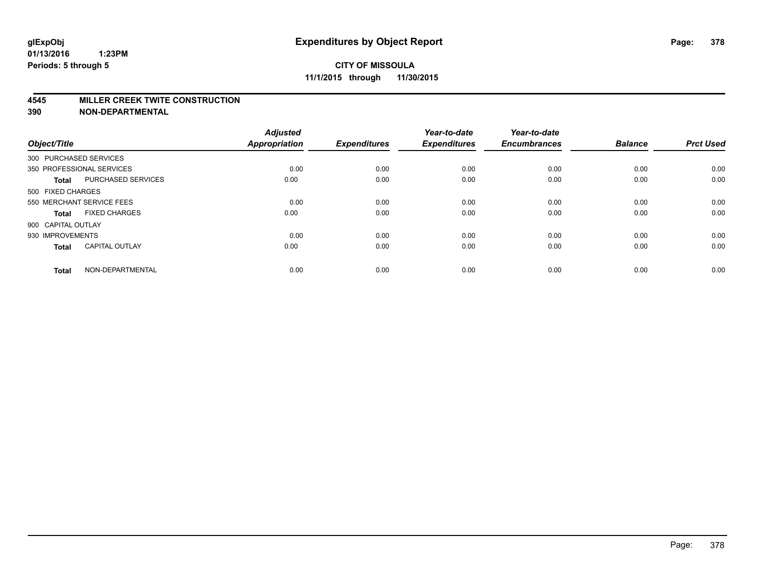# Expenditures by Object Report

glExpObj
01/13/2016 1:23PM
Periods: 5 through 5

**CITY OF MISSOULA**
**11/1/2015 through 11/30/2015**

## 4545 MILLER CREEK TWITE CONSTRUCTION
## 390 NON-DEPARTMENTAL

| Object/Title | | Adjusted Appropriation | Expenditures | Year-to-date Expenditures | Year-to-date Encumbrances | Balance | Prct Used |
|---|---|---|---|---|---|---|---|
| 300 PURCHASED SERVICES | | | | | | | |
| 350 PROFESSIONAL SERVICES | | 0.00 | 0.00 | 0.00 | 0.00 | 0.00 | 0.00 |
| **Total** | PURCHASED SERVICES | 0.00 | 0.00 | 0.00 | 0.00 | 0.00 | 0.00 |
| 500 FIXED CHARGES | | | | | | | |
| 550 MERCHANT SERVICE FEES | | 0.00 | 0.00 | 0.00 | 0.00 | 0.00 | 0.00 |
| **Total** | FIXED CHARGES | 0.00 | 0.00 | 0.00 | 0.00 | 0.00 | 0.00 |
| 900 CAPITAL OUTLAY | | | | | | | |
| 930 IMPROVEMENTS | | 0.00 | 0.00 | 0.00 | 0.00 | 0.00 | 0.00 |
| **Total** | CAPITAL OUTLAY | 0.00 | 0.00 | 0.00 | 0.00 | 0.00 | 0.00 |
| **Total** | NON-DEPARTMENTAL | 0.00 | 0.00 | 0.00 | 0.00 | 0.00 | 0.00 |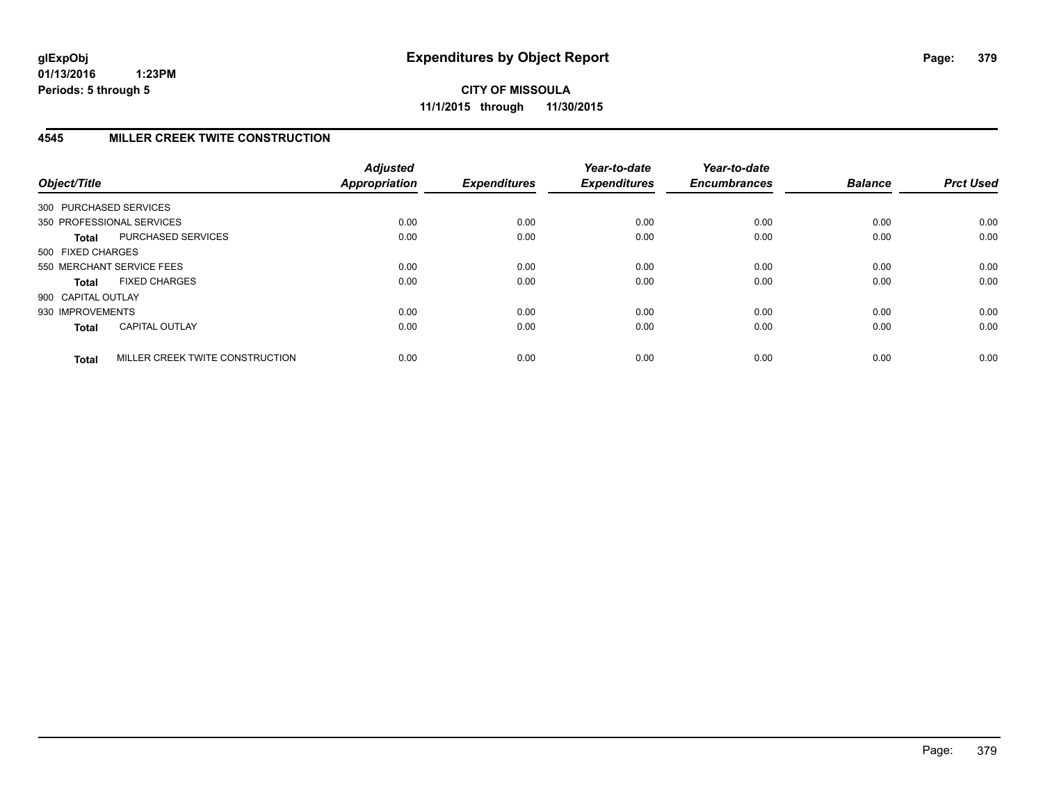**CITY OF MISSOULA**

**11/1/2015 through 11/30/2015**

## 4545 MILLER CREEK TWITE CONSTRUCTION

| Object/Title | | Adjusted Appropriation | Expenditures | Year-to-date Expenditures | Year-to-date Encumbrances | Balance | Prct Used |
|---|---|---|---|---|---|---|---|
| 300 PURCHASED SERVICES | | | | | | | |
| 350 PROFESSIONAL SERVICES | | 0.00 | 0.00 | 0.00 | 0.00 | 0.00 | 0.00 |
| **Total** | PURCHASED SERVICES | 0.00 | 0.00 | 0.00 | 0.00 | 0.00 | 0.00 |
| 500 FIXED CHARGES | | | | | | | |
| 550 MERCHANT SERVICE FEES | | 0.00 | 0.00 | 0.00 | 0.00 | 0.00 | 0.00 |
| **Total** | FIXED CHARGES | 0.00 | 0.00 | 0.00 | 0.00 | 0.00 | 0.00 |
| 900 CAPITAL OUTLAY | | | | | | | |
| 930 IMPROVEMENTS | | 0.00 | 0.00 | 0.00 | 0.00 | 0.00 | 0.00 |
| **Total** | CAPITAL OUTLAY | 0.00 | 0.00 | 0.00 | 0.00 | 0.00 | 0.00 |
| **Total** | MILLER CREEK TWITE CONSTRUCTION | 0.00 | 0.00 | 0.00 | 0.00 | 0.00 | 0.00 |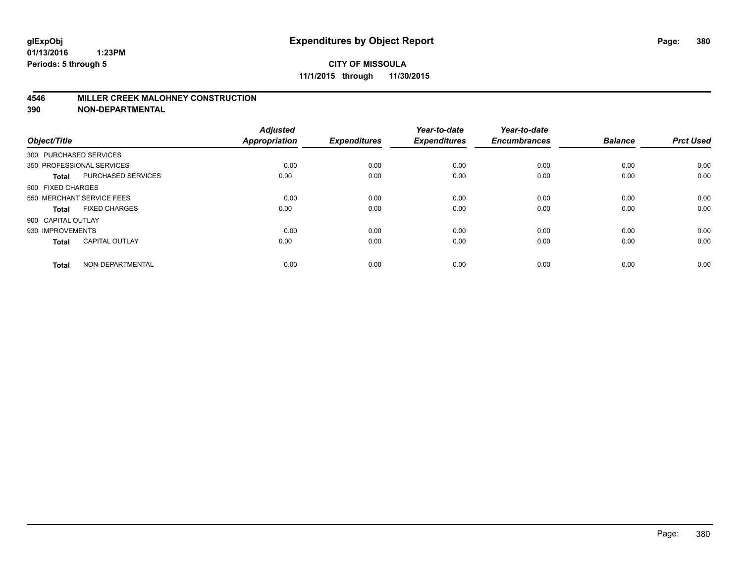glExpObj
01/13/2016 1:23PM
Periods: 5 through 5

# Expenditures by Object Report

**CITY OF MISSOULA**
**11/1/2015 through 11/30/2015**

**4546 MILLER CREEK MALOHNEY CONSTRUCTION**
**390 NON-DEPARTMENTAL**

| Object/Title | | Adjusted Appropriation | Expenditures | Year-to-date Expenditures | Year-to-date Encumbrances | Balance | Prct Used |
|---|---|---|---|---|---|---|---|
| 300 PURCHASED SERVICES | | | | | | | |
| 350 PROFESSIONAL SERVICES | | 0.00 | 0.00 | 0.00 | 0.00 | 0.00 | 0.00 |
| **Total** | PURCHASED SERVICES | 0.00 | 0.00 | 0.00 | 0.00 | 0.00 | 0.00 |
| 500 FIXED CHARGES | | | | | | | |
| 550 MERCHANT SERVICE FEES | | 0.00 | 0.00 | 0.00 | 0.00 | 0.00 | 0.00 |
| **Total** | FIXED CHARGES | 0.00 | 0.00 | 0.00 | 0.00 | 0.00 | 0.00 |
| 900 CAPITAL OUTLAY | | | | | | | |
| 930 IMPROVEMENTS | | 0.00 | 0.00 | 0.00 | 0.00 | 0.00 | 0.00 |
| **Total** | CAPITAL OUTLAY | 0.00 | 0.00 | 0.00 | 0.00 | 0.00 | 0.00 |
| **Total** | NON-DEPARTMENTAL | 0.00 | 0.00 | 0.00 | 0.00 | 0.00 | 0.00 |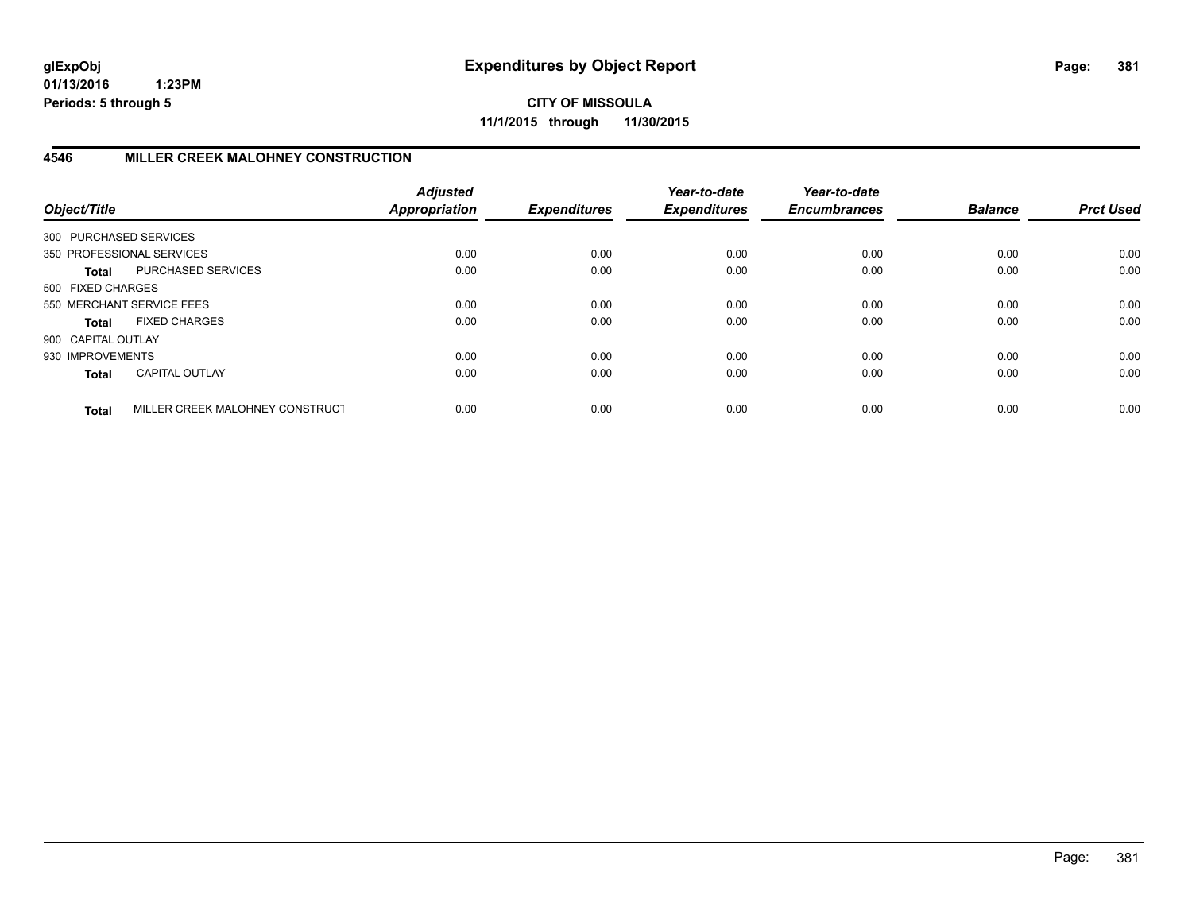**glExpObj**
**01/13/2016 1:23PM**
**Periods: 5 through 5**

# Expenditures by Object Report

**CITY OF MISSOULA**
**11/1/2015 through 11/30/2015**

## 4546 MILLER CREEK MALOHNEY CONSTRUCTION

| Object/Title | | Adjusted Appropriation | Expenditures | Year-to-date Expenditures | Year-to-date Encumbrances | Balance | Prct Used |
|---|---|---|---|---|---|---|---|
| 300 PURCHASED SERVICES | | | | | | | |
| 350 PROFESSIONAL SERVICES | | 0.00 | 0.00 | 0.00 | 0.00 | 0.00 | 0.00 |
| **Total** | PURCHASED SERVICES | 0.00 | 0.00 | 0.00 | 0.00 | 0.00 | 0.00 |
| 500 FIXED CHARGES | | | | | | | |
| 550 MERCHANT SERVICE FEES | | 0.00 | 0.00 | 0.00 | 0.00 | 0.00 | 0.00 |
| **Total** | FIXED CHARGES | 0.00 | 0.00 | 0.00 | 0.00 | 0.00 | 0.00 |
| 900 CAPITAL OUTLAY | | | | | | | |
| 930 IMPROVEMENTS | | 0.00 | 0.00 | 0.00 | 0.00 | 0.00 | 0.00 |
| **Total** | CAPITAL OUTLAY | 0.00 | 0.00 | 0.00 | 0.00 | 0.00 | 0.00 |
| **Total** | MILLER CREEK MALOHNEY CONSTRUCT | 0.00 | 0.00 | 0.00 | 0.00 | 0.00 | 0.00 |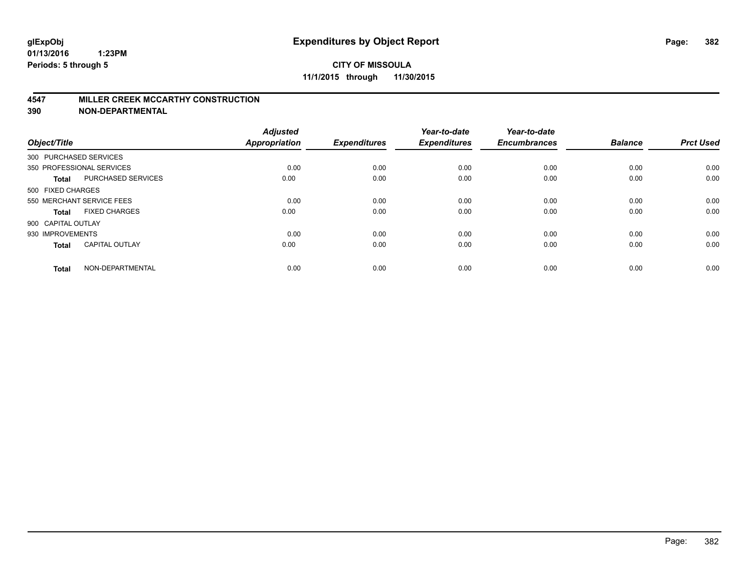**glExpObj**
**01/13/2016 1:23PM**
**Periods: 5 through 5**

# Expenditures by Object Report

**CITY OF MISSOULA**
**11/1/2015 through 11/30/2015**

## 4547 MILLER CREEK MCCARTHY CONSTRUCTION
## 390 NON-DEPARTMENTAL

| Object/Title | | Adjusted Appropriation | Expenditures | Year-to-date Expenditures | Year-to-date Encumbrances | Balance | Prct Used |
|---|---|---|---|---|---|---|---|
| 300 PURCHASED SERVICES | | | | | | | |
| 350 PROFESSIONAL SERVICES | | 0.00 | 0.00 | 0.00 | 0.00 | 0.00 | 0.00 |
| **Total** | PURCHASED SERVICES | 0.00 | 0.00 | 0.00 | 0.00 | 0.00 | 0.00 |
| 500 FIXED CHARGES | | | | | | | |
| 550 MERCHANT SERVICE FEES | | 0.00 | 0.00 | 0.00 | 0.00 | 0.00 | 0.00 |
| **Total** | FIXED CHARGES | 0.00 | 0.00 | 0.00 | 0.00 | 0.00 | 0.00 |
| 900 CAPITAL OUTLAY | | | | | | | |
| 930 IMPROVEMENTS | | 0.00 | 0.00 | 0.00 | 0.00 | 0.00 | 0.00 |
| **Total** | CAPITAL OUTLAY | 0.00 | 0.00 | 0.00 | 0.00 | 0.00 | 0.00 |
| **Total** | NON-DEPARTMENTAL | 0.00 | 0.00 | 0.00 | 0.00 | 0.00 | 0.00 |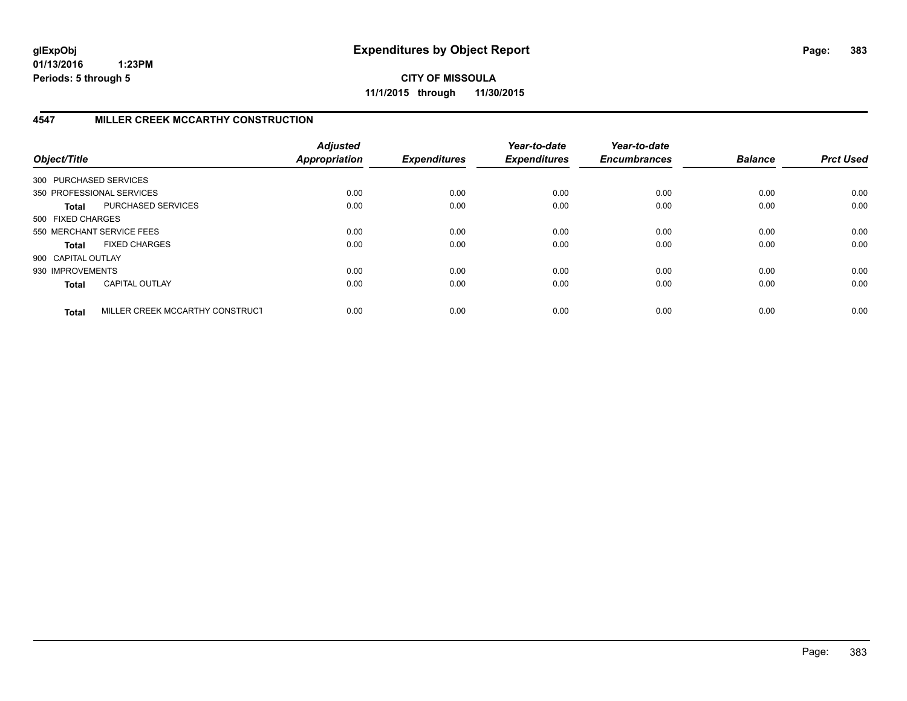**glExpObj**
**01/13/2016 1:23PM**
**Periods: 5 through 5**

# Expenditures by Object Report

**CITY OF MISSOULA**
**11/1/2015 through 11/30/2015**

## 4547 MILLER CREEK MCCARTHY CONSTRUCTION

| Object/Title | | Adjusted Appropriation | Expenditures | Year-to-date Expenditures | Year-to-date Encumbrances | Balance | Prct Used |
|---|---|---|---|---|---|---|---|
| 300 PURCHASED SERVICES | | | | | | | |
| 350 PROFESSIONAL SERVICES | | 0.00 | 0.00 | 0.00 | 0.00 | 0.00 | 0.00 |
| **Total** | PURCHASED SERVICES | 0.00 | 0.00 | 0.00 | 0.00 | 0.00 | 0.00 |
| 500 FIXED CHARGES | | | | | | | |
| 550 MERCHANT SERVICE FEES | | 0.00 | 0.00 | 0.00 | 0.00 | 0.00 | 0.00 |
| **Total** | FIXED CHARGES | 0.00 | 0.00 | 0.00 | 0.00 | 0.00 | 0.00 |
| 900 CAPITAL OUTLAY | | | | | | | |
| 930 IMPROVEMENTS | | 0.00 | 0.00 | 0.00 | 0.00 | 0.00 | 0.00 |
| **Total** | CAPITAL OUTLAY | 0.00 | 0.00 | 0.00 | 0.00 | 0.00 | 0.00 |
| **Total** | MILLER CREEK MCCARTHY CONSTRUCT | 0.00 | 0.00 | 0.00 | 0.00 | 0.00 | 0.00 |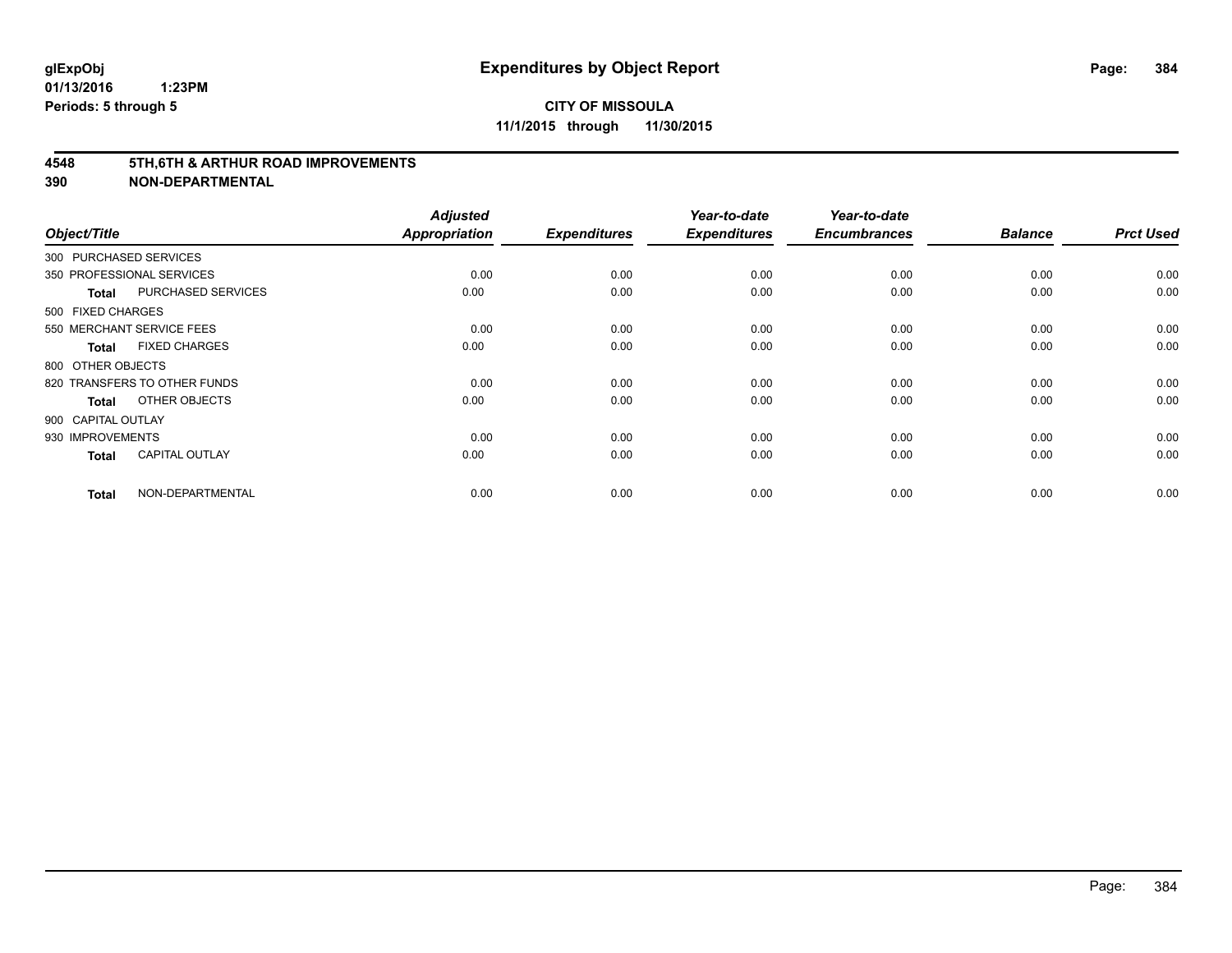# Expenditures by Object Report

glExpObj
01/13/2016 1:23PM
Periods: 5 through 5

**CITY OF MISSOULA**
**11/1/2015 through 11/30/2015**

## 4548 5TH,6TH & ARTHUR ROAD IMPROVEMENTS
## 390 NON-DEPARTMENTAL

| Object/Title | | Adjusted Appropriation | Expenditures | Year-to-date Expenditures | Year-to-date Encumbrances | Balance | Prct Used |
|---|---|---|---|---|---|---|---|
| 300 PURCHASED SERVICES | | | | | | | |
| 350 PROFESSIONAL SERVICES | | 0.00 | 0.00 | 0.00 | 0.00 | 0.00 | 0.00 |
| **Total** | PURCHASED SERVICES | 0.00 | 0.00 | 0.00 | 0.00 | 0.00 | 0.00 |
| 500 FIXED CHARGES | | | | | | | |
| 550 MERCHANT SERVICE FEES | | 0.00 | 0.00 | 0.00 | 0.00 | 0.00 | 0.00 |
| **Total** | FIXED CHARGES | 0.00 | 0.00 | 0.00 | 0.00 | 0.00 | 0.00 |
| 800 OTHER OBJECTS | | | | | | | |
| 820 TRANSFERS TO OTHER FUNDS | | 0.00 | 0.00 | 0.00 | 0.00 | 0.00 | 0.00 |
| **Total** | OTHER OBJECTS | 0.00 | 0.00 | 0.00 | 0.00 | 0.00 | 0.00 |
| 900 CAPITAL OUTLAY | | | | | | | |
| 930 IMPROVEMENTS | | 0.00 | 0.00 | 0.00 | 0.00 | 0.00 | 0.00 |
| **Total** | CAPITAL OUTLAY | 0.00 | 0.00 | 0.00 | 0.00 | 0.00 | 0.00 |
| **Total** | NON-DEPARTMENTAL | 0.00 | 0.00 | 0.00 | 0.00 | 0.00 | 0.00 |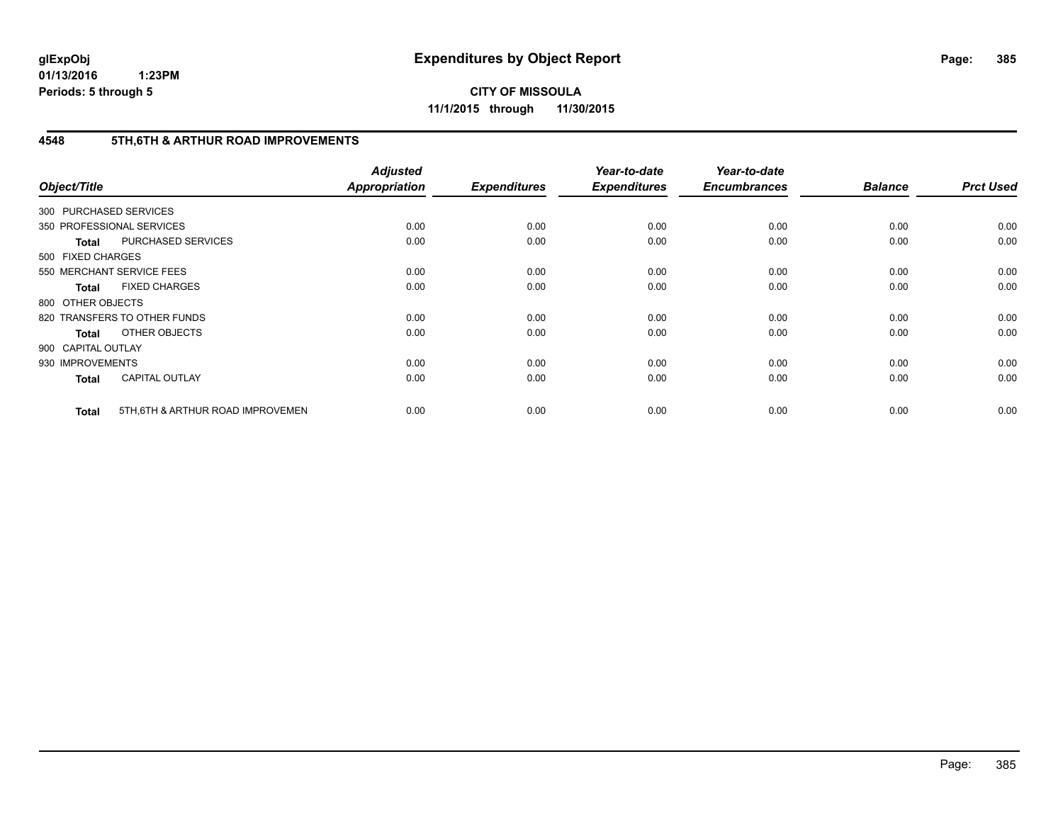**glExpObj**
**01/13/2016 1:23PM**
**Periods: 5 through 5**

# Expenditures by Object Report

**CITY OF MISSOULA**
**11/1/2015 through 11/30/2015**

## 4548 5TH,6TH & ARTHUR ROAD IMPROVEMENTS

| Object/Title | | Adjusted Appropriation | Expenditures | Year-to-date Expenditures | Year-to-date Encumbrances | Balance | Prct Used |
|---|---|---|---|---|---|---|---|
| 300 PURCHASED SERVICES | | | | | | | |
| 350 PROFESSIONAL SERVICES | | 0.00 | 0.00 | 0.00 | 0.00 | 0.00 | 0.00 |
| **Total** | PURCHASED SERVICES | 0.00 | 0.00 | 0.00 | 0.00 | 0.00 | 0.00 |
| 500 FIXED CHARGES | | | | | | | |
| 550 MERCHANT SERVICE FEES | | 0.00 | 0.00 | 0.00 | 0.00 | 0.00 | 0.00 |
| **Total** | FIXED CHARGES | 0.00 | 0.00 | 0.00 | 0.00 | 0.00 | 0.00 |
| 800 OTHER OBJECTS | | | | | | | |
| 820 TRANSFERS TO OTHER FUNDS | | 0.00 | 0.00 | 0.00 | 0.00 | 0.00 | 0.00 |
| **Total** | OTHER OBJECTS | 0.00 | 0.00 | 0.00 | 0.00 | 0.00 | 0.00 |
| 900 CAPITAL OUTLAY | | | | | | | |
| 930 IMPROVEMENTS | | 0.00 | 0.00 | 0.00 | 0.00 | 0.00 | 0.00 |
| **Total** | CAPITAL OUTLAY | 0.00 | 0.00 | 0.00 | 0.00 | 0.00 | 0.00 |
| **Total** | 5TH,6TH & ARTHUR ROAD IMPROVEMEN | 0.00 | 0.00 | 0.00 | 0.00 | 0.00 | 0.00 |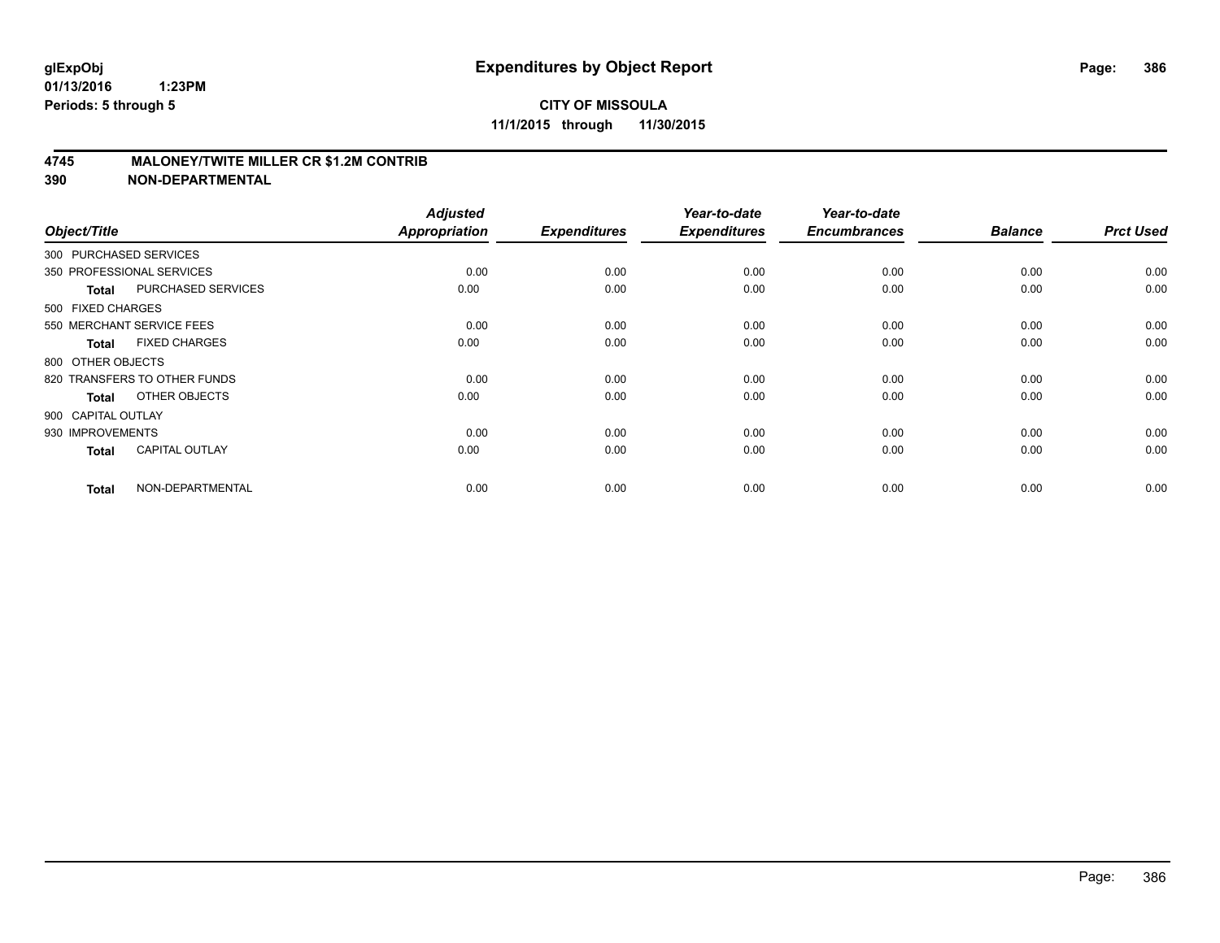**glExpObj**
**01/13/2016 1:23PM**
**Periods: 5 through 5**

# Expenditures by Object Report

**CITY OF MISSOULA**
**11/1/2015 through 11/30/2015**

## 4745 MALONEY/TWITE MILLER CR $1.2M CONTRIB
## 390 NON-DEPARTMENTAL

| Object/Title | | Adjusted Appropriation | Expenditures | Year-to-date Expenditures | Year-to-date Encumbrances | Balance | Prct Used |
|---|---|---|---|---|---|---|---|
| 300 PURCHASED SERVICES | | | | | | | |
| 350 PROFESSIONAL SERVICES | | 0.00 | 0.00 | 0.00 | 0.00 | 0.00 | 0.00 |
| **Total** | PURCHASED SERVICES | 0.00 | 0.00 | 0.00 | 0.00 | 0.00 | 0.00 |
| 500 FIXED CHARGES | | | | | | | |
| 550 MERCHANT SERVICE FEES | | 0.00 | 0.00 | 0.00 | 0.00 | 0.00 | 0.00 |
| **Total** | FIXED CHARGES | 0.00 | 0.00 | 0.00 | 0.00 | 0.00 | 0.00 |
| 800 OTHER OBJECTS | | | | | | | |
| 820 TRANSFERS TO OTHER FUNDS | | 0.00 | 0.00 | 0.00 | 0.00 | 0.00 | 0.00 |
| **Total** | OTHER OBJECTS | 0.00 | 0.00 | 0.00 | 0.00 | 0.00 | 0.00 |
| 900 CAPITAL OUTLAY | | | | | | | |
| 930 IMPROVEMENTS | | 0.00 | 0.00 | 0.00 | 0.00 | 0.00 | 0.00 |
| **Total** | CAPITAL OUTLAY | 0.00 | 0.00 | 0.00 | 0.00 | 0.00 | 0.00 |
| **Total** | NON-DEPARTMENTAL | 0.00 | 0.00 | 0.00 | 0.00 | 0.00 | 0.00 |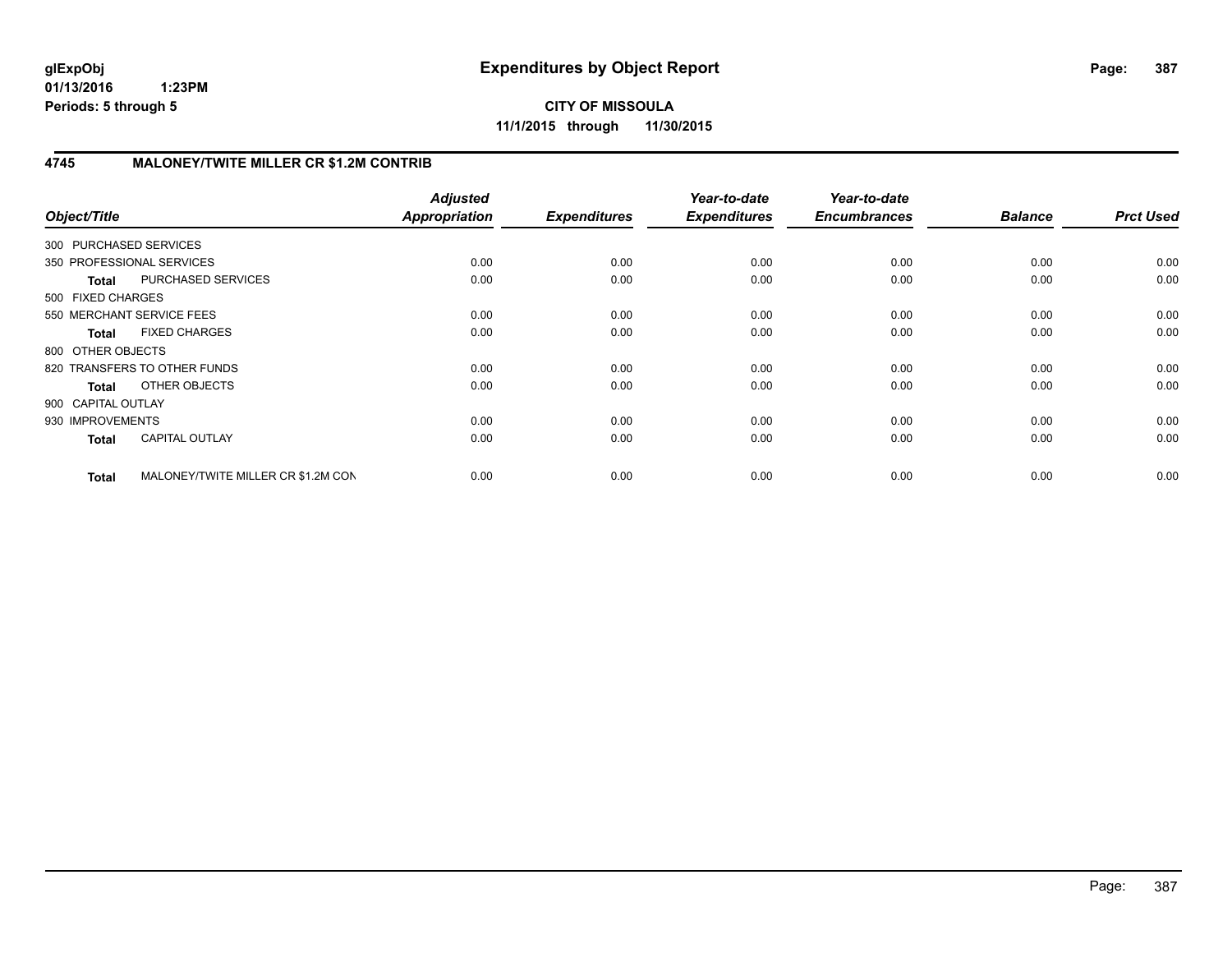**glExpObj**
**01/13/2016 1:23PM**
**Periods: 5 through 5**

# Expenditures by Object Report

**CITY OF MISSOULA**
**11/1/2015 through 11/30/2015**

## 4745 MALONEY/TWITE MILLER CR $1.2M CONTRIB

| Object/Title | | Adjusted Appropriation | Expenditures | Year-to-date Expenditures | Year-to-date Encumbrances | Balance | Prct Used |
|---|---|---|---|---|---|---|---|
| 300 PURCHASED SERVICES | | | | | | | |
| 350 PROFESSIONAL SERVICES | | 0.00 | 0.00 | 0.00 | 0.00 | 0.00 | 0.00 |
| **Total** | PURCHASED SERVICES | 0.00 | 0.00 | 0.00 | 0.00 | 0.00 | 0.00 |
| 500 FIXED CHARGES | | | | | | | |
| 550 MERCHANT SERVICE FEES | | 0.00 | 0.00 | 0.00 | 0.00 | 0.00 | 0.00 |
| **Total** | FIXED CHARGES | 0.00 | 0.00 | 0.00 | 0.00 | 0.00 | 0.00 |
| 800 OTHER OBJECTS | | | | | | | |
| 820 TRANSFERS TO OTHER FUNDS | | 0.00 | 0.00 | 0.00 | 0.00 | 0.00 | 0.00 |
| **Total** | OTHER OBJECTS | 0.00 | 0.00 | 0.00 | 0.00 | 0.00 | 0.00 |
| 900 CAPITAL OUTLAY | | | | | | | |
| 930 IMPROVEMENTS | | 0.00 | 0.00 | 0.00 | 0.00 | 0.00 | 0.00 |
| **Total** | CAPITAL OUTLAY | 0.00 | 0.00 | 0.00 | 0.00 | 0.00 | 0.00 |
| **Total** | MALONEY/TWITE MILLER CR $1.2M CON | 0.00 | 0.00 | 0.00 | 0.00 | 0.00 | 0.00 |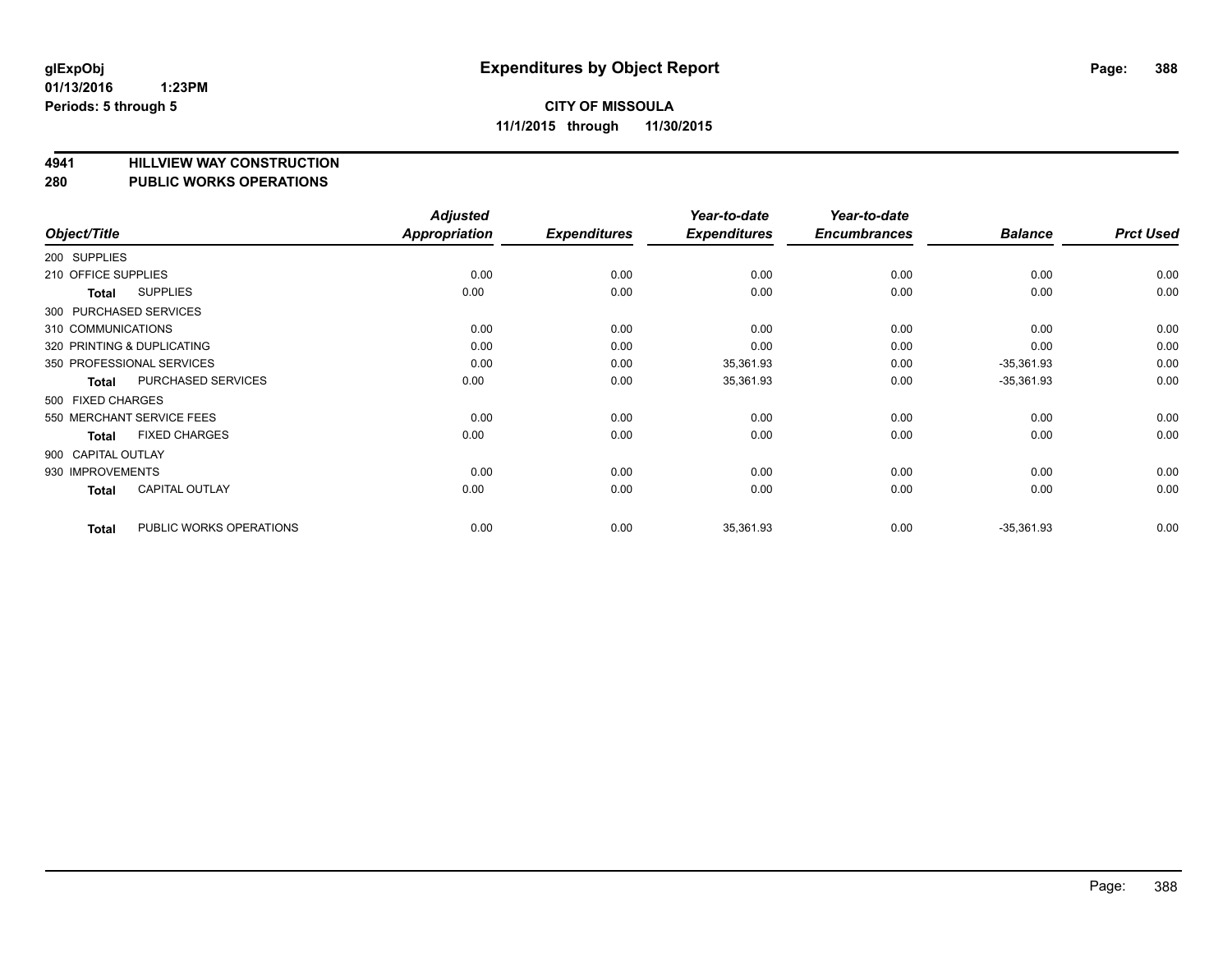glExpObj
01/13/2016 1:23PM
Periods: 5 through 5

# Expenditures by Object Report

**CITY OF MISSOULA**
**11/1/2015 through 11/30/2015**

**4941 HILLVIEW WAY CONSTRUCTION**
**280 PUBLIC WORKS OPERATIONS**

| Object/Title | | Adjusted Appropriation | Expenditures | Year-to-date Expenditures | Year-to-date Encumbrances | Balance | Prct Used |
|---|---|---|---|---|---|---|---|
| 200 SUPPLIES | | | | | | | |
| 210 OFFICE SUPPLIES | | 0.00 | 0.00 | 0.00 | 0.00 | 0.00 | 0.00 |
| **Total** | SUPPLIES | 0.00 | 0.00 | 0.00 | 0.00 | 0.00 | 0.00 |
| 300 PURCHASED SERVICES | | | | | | | |
| 310 COMMUNICATIONS | | 0.00 | 0.00 | 0.00 | 0.00 | 0.00 | 0.00 |
| 320 PRINTING & DUPLICATING | | 0.00 | 0.00 | 0.00 | 0.00 | 0.00 | 0.00 |
| 350 PROFESSIONAL SERVICES | | 0.00 | 0.00 | 35,361.93 | 0.00 | -35,361.93 | 0.00 |
| **Total** | PURCHASED SERVICES | 0.00 | 0.00 | 35,361.93 | 0.00 | -35,361.93 | 0.00 |
| 500 FIXED CHARGES | | | | | | | |
| 550 MERCHANT SERVICE FEES | | 0.00 | 0.00 | 0.00 | 0.00 | 0.00 | 0.00 |
| **Total** | FIXED CHARGES | 0.00 | 0.00 | 0.00 | 0.00 | 0.00 | 0.00 |
| 900 CAPITAL OUTLAY | | | | | | | |
| 930 IMPROVEMENTS | | 0.00 | 0.00 | 0.00 | 0.00 | 0.00 | 0.00 |
| **Total** | CAPITAL OUTLAY | 0.00 | 0.00 | 0.00 | 0.00 | 0.00 | 0.00 |
| **Total** | PUBLIC WORKS OPERATIONS | 0.00 | 0.00 | 35,361.93 | 0.00 | -35,361.93 | 0.00 |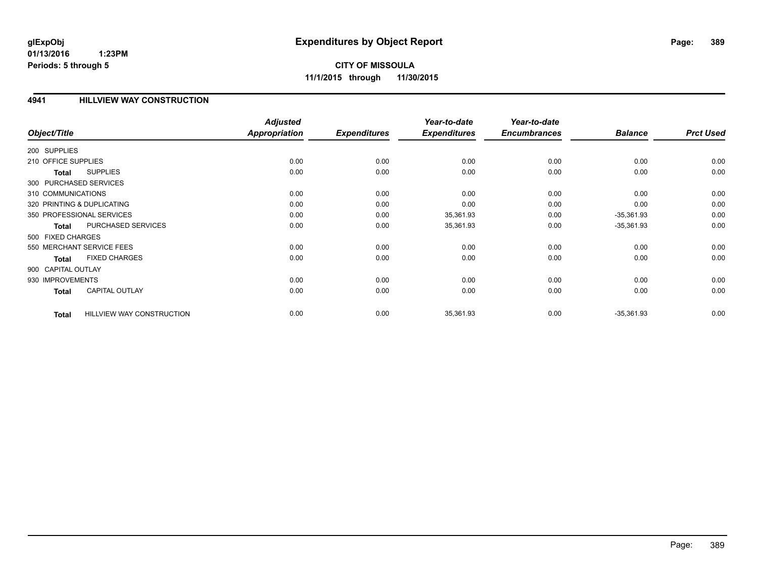**glExpObj**
**01/13/2016 1:23PM**
**Periods: 5 through 5**

# Expenditures by Object Report

**CITY OF MISSOULA**
**11/1/2015 through 11/30/2015**

## 4941 HILLVIEW WAY CONSTRUCTION

| Object/Title | Adjusted Appropriation | Expenditures | Year-to-date Expenditures | Year-to-date Encumbrances | Balance | Prct Used |
|---|---|---|---|---|---|---|
| 200 SUPPLIES | | | | | | |
| 210 OFFICE SUPPLIES | 0.00 | 0.00 | 0.00 | 0.00 | 0.00 | 0.00 |
| **Total** SUPPLIES | 0.00 | 0.00 | 0.00 | 0.00 | 0.00 | 0.00 |
| 300 PURCHASED SERVICES | | | | | | |
| 310 COMMUNICATIONS | 0.00 | 0.00 | 0.00 | 0.00 | 0.00 | 0.00 |
| 320 PRINTING & DUPLICATING | 0.00 | 0.00 | 0.00 | 0.00 | 0.00 | 0.00 |
| 350 PROFESSIONAL SERVICES | 0.00 | 0.00 | 35,361.93 | 0.00 | -35,361.93 | 0.00 |
| **Total** PURCHASED SERVICES | 0.00 | 0.00 | 35,361.93 | 0.00 | -35,361.93 | 0.00 |
| 500 FIXED CHARGES | | | | | | |
| 550 MERCHANT SERVICE FEES | 0.00 | 0.00 | 0.00 | 0.00 | 0.00 | 0.00 |
| **Total** FIXED CHARGES | 0.00 | 0.00 | 0.00 | 0.00 | 0.00 | 0.00 |
| 900 CAPITAL OUTLAY | | | | | | |
| 930 IMPROVEMENTS | 0.00 | 0.00 | 0.00 | 0.00 | 0.00 | 0.00 |
| **Total** CAPITAL OUTLAY | 0.00 | 0.00 | 0.00 | 0.00 | 0.00 | 0.00 |
| **Total** HILLVIEW WAY CONSTRUCTION | 0.00 | 0.00 | 35,361.93 | 0.00 | -35,361.93 | 0.00 |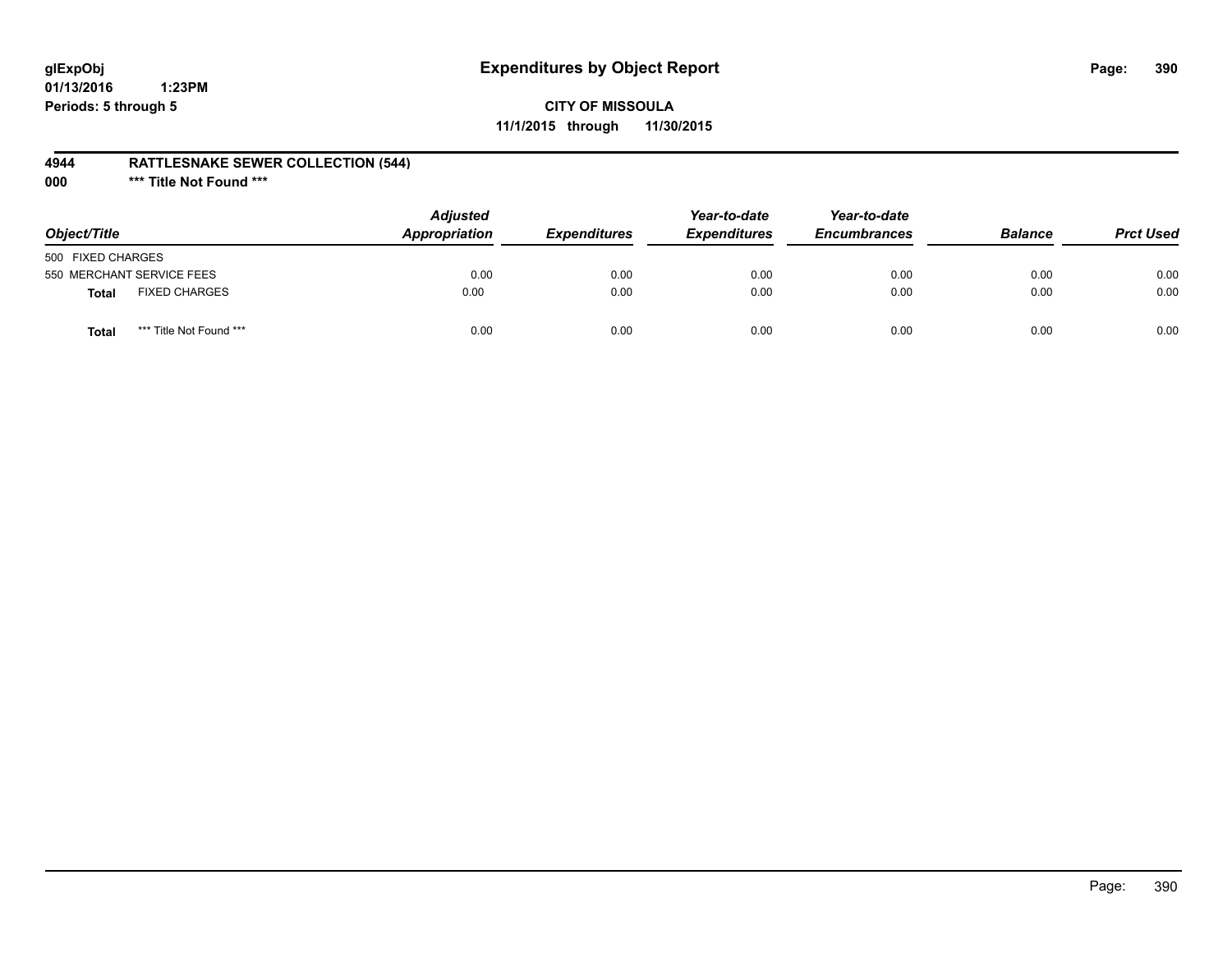# Expenditures by Object Report

glExpObj
01/13/2016 1:23PM
Periods: 5 through 5

**CITY OF MISSOULA**
**11/1/2015 through 11/30/2015**

**4944 RATTLESNAKE SEWER COLLECTION (544)**
**000 \*\*\* Title Not Found \*\*\***

| Object/Title | Adjusted Appropriation | Expenditures | Year-to-date Expenditures | Year-to-date Encumbrances | Balance | Prct Used |
|---|---|---|---|---|---|---|
| 500 FIXED CHARGES | | | | | | |
| 550 MERCHANT SERVICE FEES | 0.00 | 0.00 | 0.00 | 0.00 | 0.00 | 0.00 |
| **Total** FIXED CHARGES | 0.00 | 0.00 | 0.00 | 0.00 | 0.00 | 0.00 |
| **Total** *** Title Not Found *** | 0.00 | 0.00 | 0.00 | 0.00 | 0.00 | 0.00 |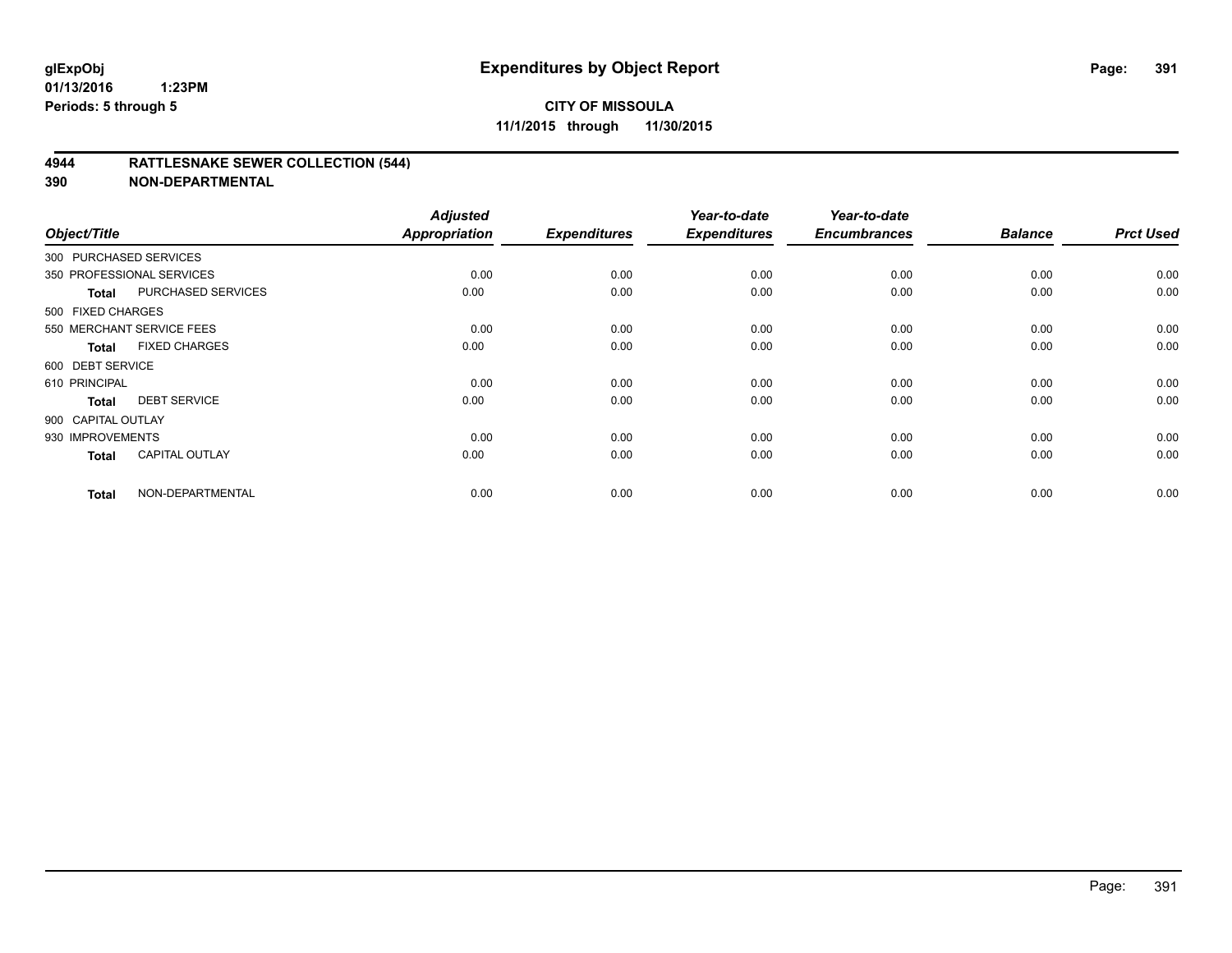# Expenditures by Object Report

glExpObj
01/13/2016 1:23PM
Periods: 5 through 5

**CITY OF MISSOULA**
**11/1/2015 through 11/30/2015**

## 4944 RATTLESNAKE SEWER COLLECTION (544)
## 390 NON-DEPARTMENTAL

| Object/Title | | Adjusted Appropriation | Expenditures | Year-to-date Expenditures | Year-to-date Encumbrances | Balance | Prct Used |
|---|---|---|---|---|---|---|---|
| 300 PURCHASED SERVICES | | | | | | | |
| 350 PROFESSIONAL SERVICES | | 0.00 | 0.00 | 0.00 | 0.00 | 0.00 | 0.00 |
| **Total** | PURCHASED SERVICES | 0.00 | 0.00 | 0.00 | 0.00 | 0.00 | 0.00 |
| 500 FIXED CHARGES | | | | | | | |
| 550 MERCHANT SERVICE FEES | | 0.00 | 0.00 | 0.00 | 0.00 | 0.00 | 0.00 |
| **Total** | FIXED CHARGES | 0.00 | 0.00 | 0.00 | 0.00 | 0.00 | 0.00 |
| 600 DEBT SERVICE | | | | | | | |
| 610 PRINCIPAL | | 0.00 | 0.00 | 0.00 | 0.00 | 0.00 | 0.00 |
| **Total** | DEBT SERVICE | 0.00 | 0.00 | 0.00 | 0.00 | 0.00 | 0.00 |
| 900 CAPITAL OUTLAY | | | | | | | |
| 930 IMPROVEMENTS | | 0.00 | 0.00 | 0.00 | 0.00 | 0.00 | 0.00 |
| **Total** | CAPITAL OUTLAY | 0.00 | 0.00 | 0.00 | 0.00 | 0.00 | 0.00 |
| **Total** | NON-DEPARTMENTAL | 0.00 | 0.00 | 0.00 | 0.00 | 0.00 | 0.00 |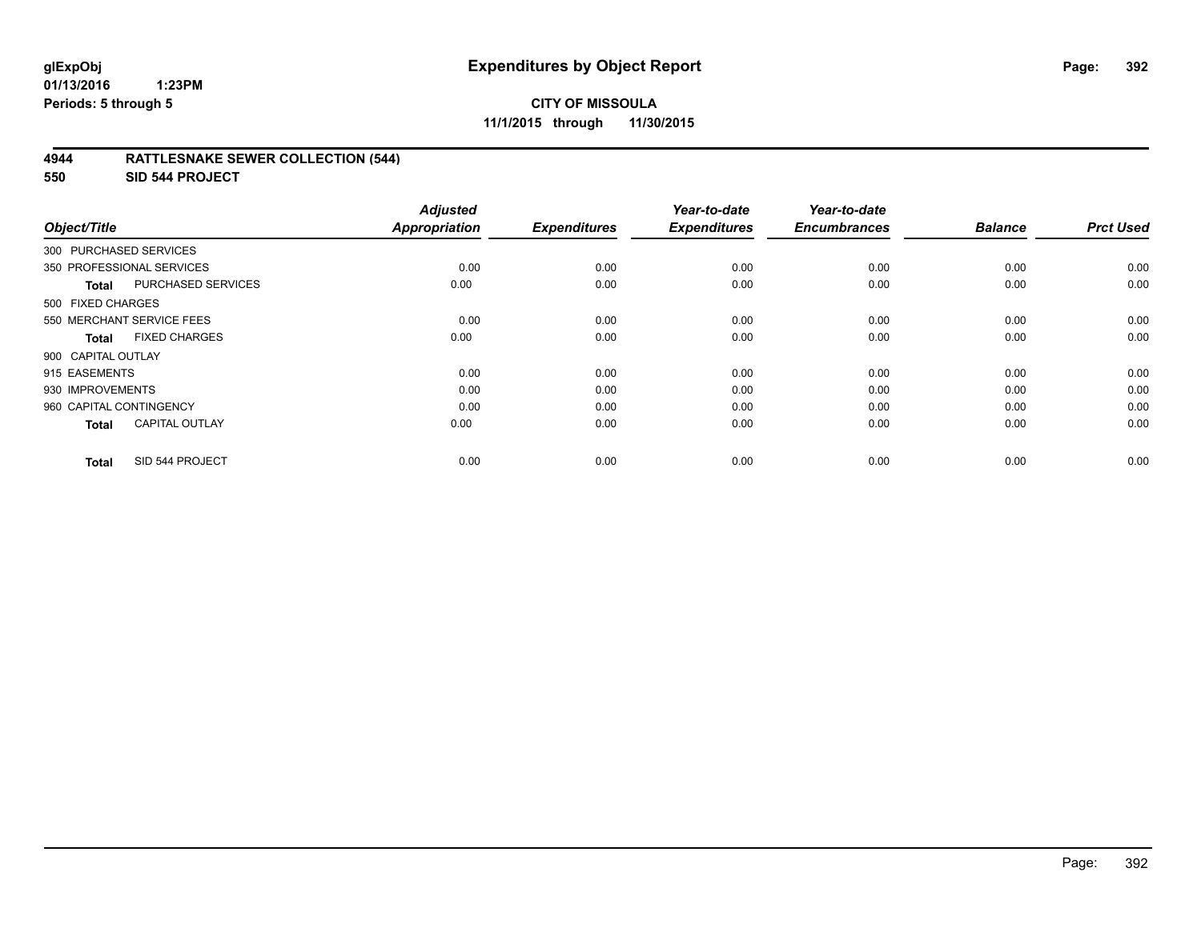# Expenditures by Object Report

glExpObj
01/13/2016 1:23PM
Periods: 5 through 5

**CITY OF MISSOULA**
**11/1/2015 through 11/30/2015**

## 4944 RATTLESNAKE SEWER COLLECTION (544)
## 550 SID 544 PROJECT

| Object/Title | Adjusted Appropriation | Expenditures | Year-to-date Expenditures | Year-to-date Encumbrances | Balance | Prct Used |
|---|---|---|---|---|---|---|
| 300 PURCHASED SERVICES | | | | | | |
| 350 PROFESSIONAL SERVICES | 0.00 | 0.00 | 0.00 | 0.00 | 0.00 | 0.00 |
| **Total** PURCHASED SERVICES | 0.00 | 0.00 | 0.00 | 0.00 | 0.00 | 0.00 |
| 500 FIXED CHARGES | | | | | | |
| 550 MERCHANT SERVICE FEES | 0.00 | 0.00 | 0.00 | 0.00 | 0.00 | 0.00 |
| **Total** FIXED CHARGES | 0.00 | 0.00 | 0.00 | 0.00 | 0.00 | 0.00 |
| 900 CAPITAL OUTLAY | | | | | | |
| 915 EASEMENTS | 0.00 | 0.00 | 0.00 | 0.00 | 0.00 | 0.00 |
| 930 IMPROVEMENTS | 0.00 | 0.00 | 0.00 | 0.00 | 0.00 | 0.00 |
| 960 CAPITAL CONTINGENCY | 0.00 | 0.00 | 0.00 | 0.00 | 0.00 | 0.00 |
| **Total** CAPITAL OUTLAY | 0.00 | 0.00 | 0.00 | 0.00 | 0.00 | 0.00 |
| **Total** SID 544 PROJECT | 0.00 | 0.00 | 0.00 | 0.00 | 0.00 | 0.00 |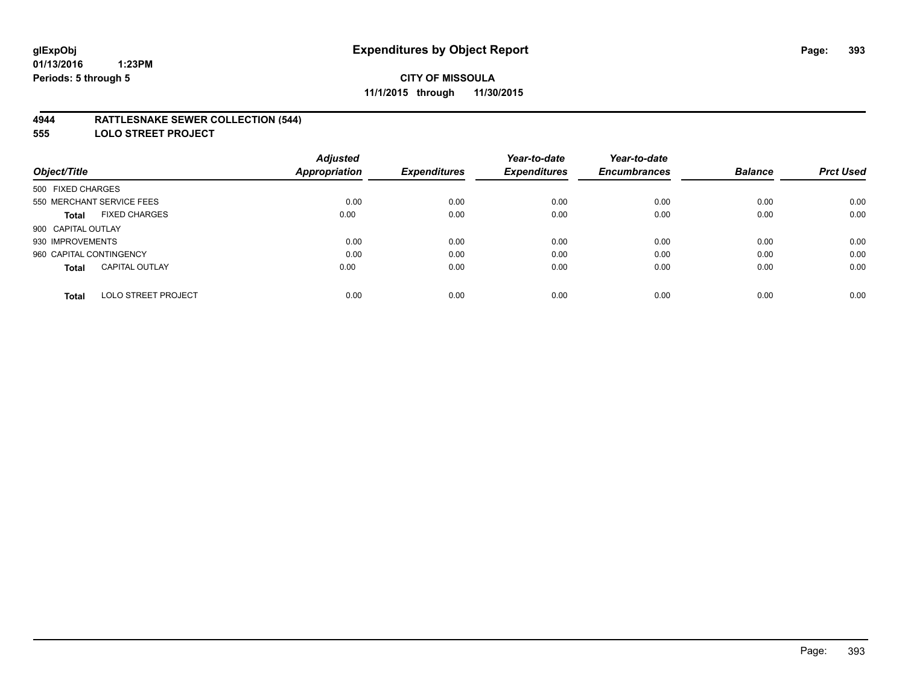# Expenditures by Object Report

glExpObj
01/13/2016 1:23PM
Periods: 5 through 5

**CITY OF MISSOULA**
**11/1/2015 through 11/30/2015**

## 4944 RATTLESNAKE SEWER COLLECTION (544)
## 555 LOLO STREET PROJECT

| Object/Title | Adjusted Appropriation | Expenditures | Year-to-date Expenditures | Year-to-date Encumbrances | Balance | Prct Used |
|---|---|---|---|---|---|---|
| 500 FIXED CHARGES | | | | | | |
| 550 MERCHANT SERVICE FEES | 0.00 | 0.00 | 0.00 | 0.00 | 0.00 | 0.00 |
| **Total** FIXED CHARGES | 0.00 | 0.00 | 0.00 | 0.00 | 0.00 | 0.00 |
| 900 CAPITAL OUTLAY | | | | | | |
| 930 IMPROVEMENTS | 0.00 | 0.00 | 0.00 | 0.00 | 0.00 | 0.00 |
| 960 CAPITAL CONTINGENCY | 0.00 | 0.00 | 0.00 | 0.00 | 0.00 | 0.00 |
| **Total** CAPITAL OUTLAY | 0.00 | 0.00 | 0.00 | 0.00 | 0.00 | 0.00 |
| **Total** LOLO STREET PROJECT | 0.00 | 0.00 | 0.00 | 0.00 | 0.00 | 0.00 |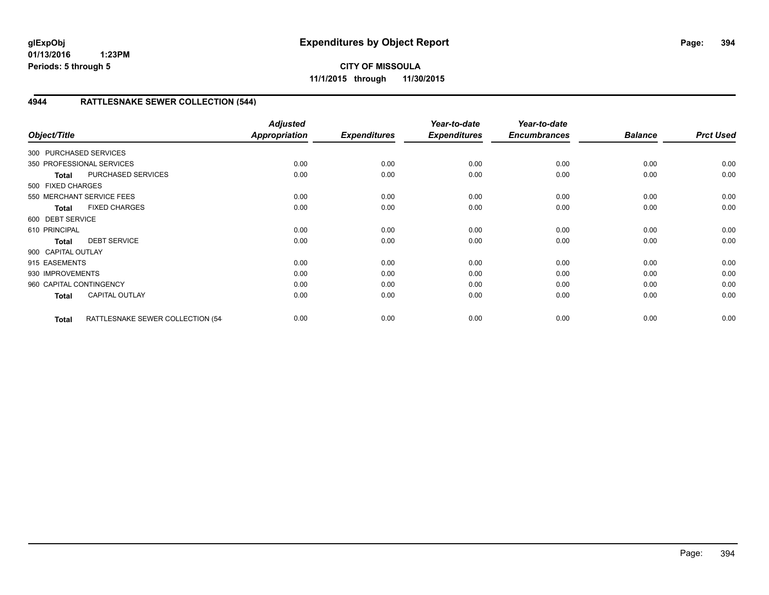**glExpObj**
**01/13/2016 1:23PM**
**Periods: 5 through 5**

# Expenditures by Object Report

**CITY OF MISSOULA**
**11/1/2015 through 11/30/2015**

## 4944 RATTLESNAKE SEWER COLLECTION (544)

| Object/Title | | Adjusted Appropriation | Expenditures | Year-to-date Expenditures | Year-to-date Encumbrances | Balance | Prct Used |
|---|---|---|---|---|---|---|---|
| 300 PURCHASED SERVICES | | | | | | | |
| 350 PROFESSIONAL SERVICES | | 0.00 | 0.00 | 0.00 | 0.00 | 0.00 | 0.00 |
| **Total** | PURCHASED SERVICES | 0.00 | 0.00 | 0.00 | 0.00 | 0.00 | 0.00 |
| 500 FIXED CHARGES | | | | | | | |
| 550 MERCHANT SERVICE FEES | | 0.00 | 0.00 | 0.00 | 0.00 | 0.00 | 0.00 |
| **Total** | FIXED CHARGES | 0.00 | 0.00 | 0.00 | 0.00 | 0.00 | 0.00 |
| 600 DEBT SERVICE | | | | | | | |
| 610 PRINCIPAL | | 0.00 | 0.00 | 0.00 | 0.00 | 0.00 | 0.00 |
| **Total** | DEBT SERVICE | 0.00 | 0.00 | 0.00 | 0.00 | 0.00 | 0.00 |
| 900 CAPITAL OUTLAY | | | | | | | |
| 915 EASEMENTS | | 0.00 | 0.00 | 0.00 | 0.00 | 0.00 | 0.00 |
| 930 IMPROVEMENTS | | 0.00 | 0.00 | 0.00 | 0.00 | 0.00 | 0.00 |
| 960 CAPITAL CONTINGENCY | | 0.00 | 0.00 | 0.00 | 0.00 | 0.00 | 0.00 |
| **Total** | CAPITAL OUTLAY | 0.00 | 0.00 | 0.00 | 0.00 | 0.00 | 0.00 |
| **Total** | RATTLESNAKE SEWER COLLECTION (54 | 0.00 | 0.00 | 0.00 | 0.00 | 0.00 | 0.00 |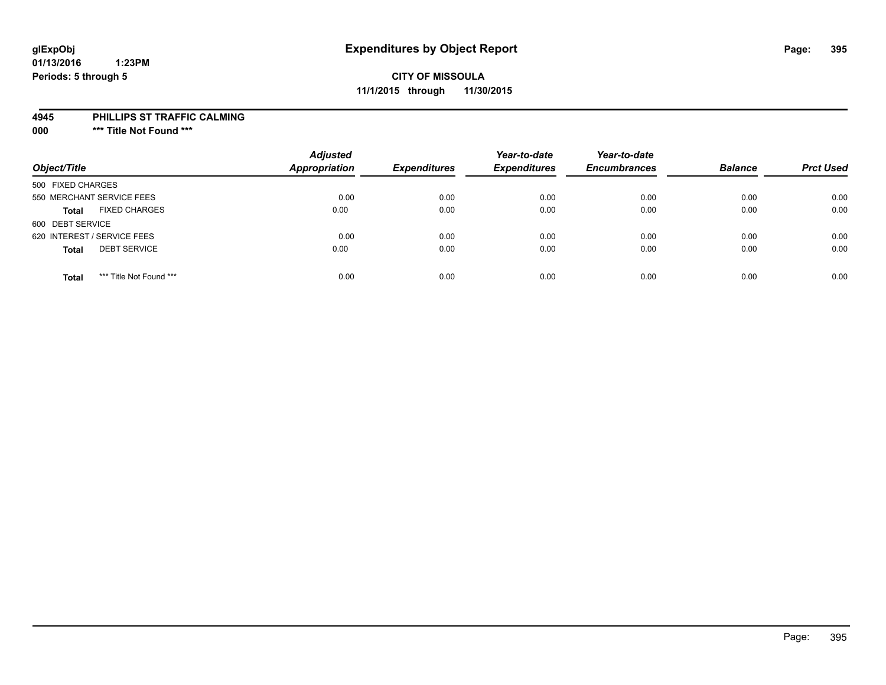**CITY OF MISSOULA**
**11/1/2015 through 11/30/2015**

**4945 PHILLIPS ST TRAFFIC CALMING**
**000 \*** Title Not Found \*****

| Object/Title | Adjusted Appropriation | Expenditures | Year-to-date Expenditures | Year-to-date Encumbrances | Balance | Prct Used |
|---|---|---|---|---|---|---|
| 500 FIXED CHARGES | | | | | | |
| 550 MERCHANT SERVICE FEES | 0.00 | 0.00 | 0.00 | 0.00 | 0.00 | 0.00 |
| **Total** FIXED CHARGES | 0.00 | 0.00 | 0.00 | 0.00 | 0.00 | 0.00 |
| 600 DEBT SERVICE | | | | | | |
| 620 INTEREST / SERVICE FEES | 0.00 | 0.00 | 0.00 | 0.00 | 0.00 | 0.00 |
| **Total** DEBT SERVICE | 0.00 | 0.00 | 0.00 | 0.00 | 0.00 | 0.00 |
| **Total** *** Title Not Found *** | 0.00 | 0.00 | 0.00 | 0.00 | 0.00 | 0.00 |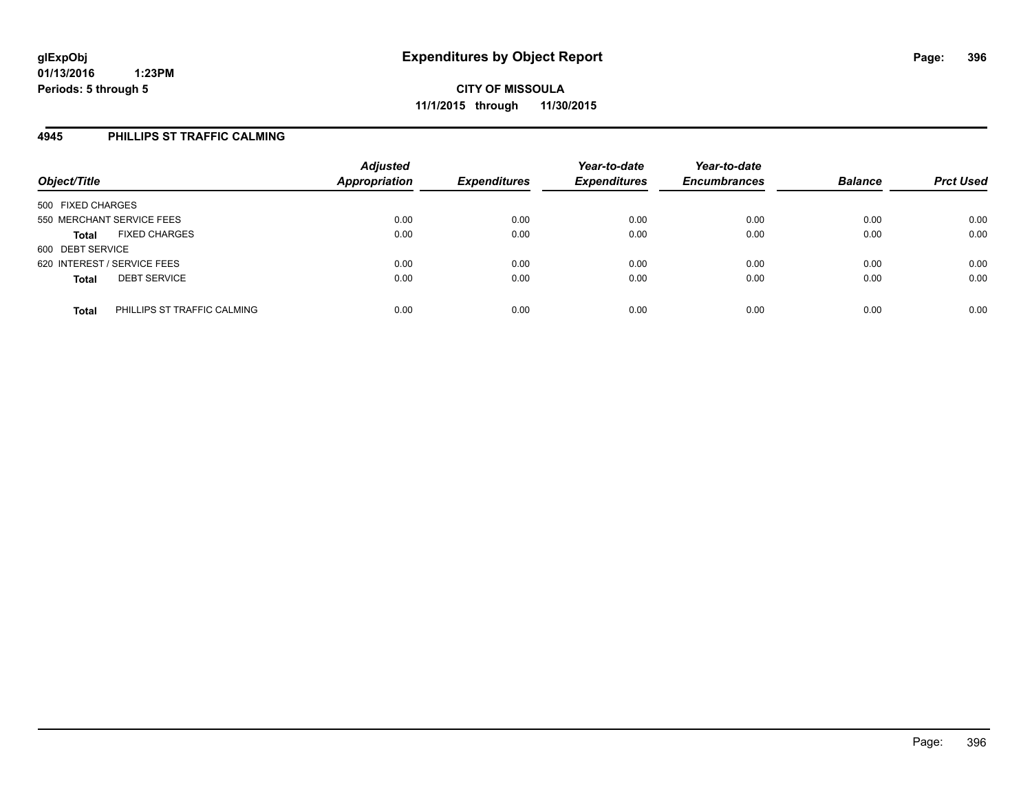# Expenditures by Object Report

glExpObj
01/13/2016 1:23PM
Periods: 5 through 5

**CITY OF MISSOULA**
**11/1/2015 through 11/30/2015**

## 4945 PHILLIPS ST TRAFFIC CALMING

| Object/Title | Adjusted Appropriation | Expenditures | Year-to-date Expenditures | Year-to-date Encumbrances | Balance | Prct Used |
|---|---|---|---|---|---|---|
| 500 FIXED CHARGES | | | | | | |
| 550 MERCHANT SERVICE FEES | 0.00 | 0.00 | 0.00 | 0.00 | 0.00 | 0.00 |
| **Total** FIXED CHARGES | 0.00 | 0.00 | 0.00 | 0.00 | 0.00 | 0.00 |
| 600 DEBT SERVICE | | | | | | |
| 620 INTEREST / SERVICE FEES | 0.00 | 0.00 | 0.00 | 0.00 | 0.00 | 0.00 |
| **Total** DEBT SERVICE | 0.00 | 0.00 | 0.00 | 0.00 | 0.00 | 0.00 |
| **Total** PHILLIPS ST TRAFFIC CALMING | 0.00 | 0.00 | 0.00 | 0.00 | 0.00 | 0.00 |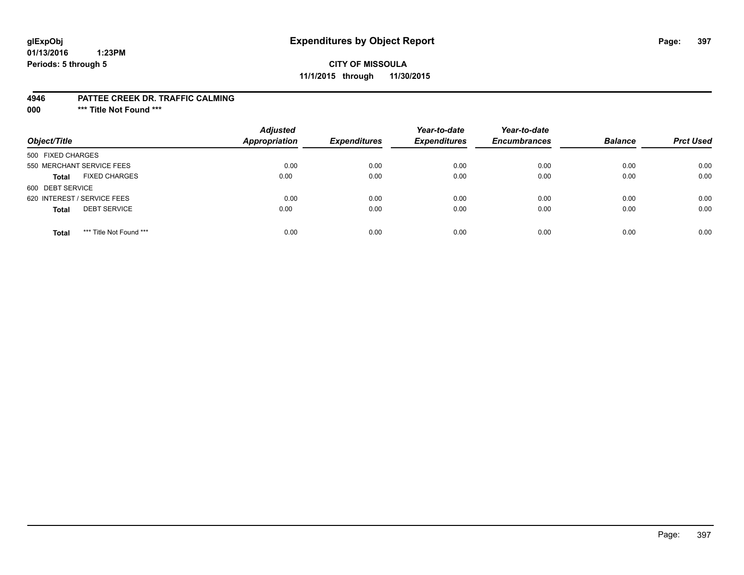# Expenditures by Object Report

glExpObj
01/13/2016 1:23PM
Periods: 5 through 5

**CITY OF MISSOULA**
**11/1/2015 through 11/30/2015**

**4946 PATTEE CREEK DR. TRAFFIC CALMING**
**000 *** Title Not Found *****

| Object/Title | | Adjusted Appropriation | Expenditures | Year-to-date Expenditures | Year-to-date Encumbrances | Balance | Prct Used |
|---|---|---|---|---|---|---|---|
| 500 FIXED CHARGES | | | | | | | |
| 550 MERCHANT SERVICE FEES | | 0.00 | 0.00 | 0.00 | 0.00 | 0.00 | 0.00 |
| **Total** | FIXED CHARGES | 0.00 | 0.00 | 0.00 | 0.00 | 0.00 | 0.00 |
| 600 DEBT SERVICE | | | | | | | |
| 620 INTEREST / SERVICE FEES | | 0.00 | 0.00 | 0.00 | 0.00 | 0.00 | 0.00 |
| **Total** | DEBT SERVICE | 0.00 | 0.00 | 0.00 | 0.00 | 0.00 | 0.00 |
| **Total** | *** Title Not Found *** | 0.00 | 0.00 | 0.00 | 0.00 | 0.00 | 0.00 |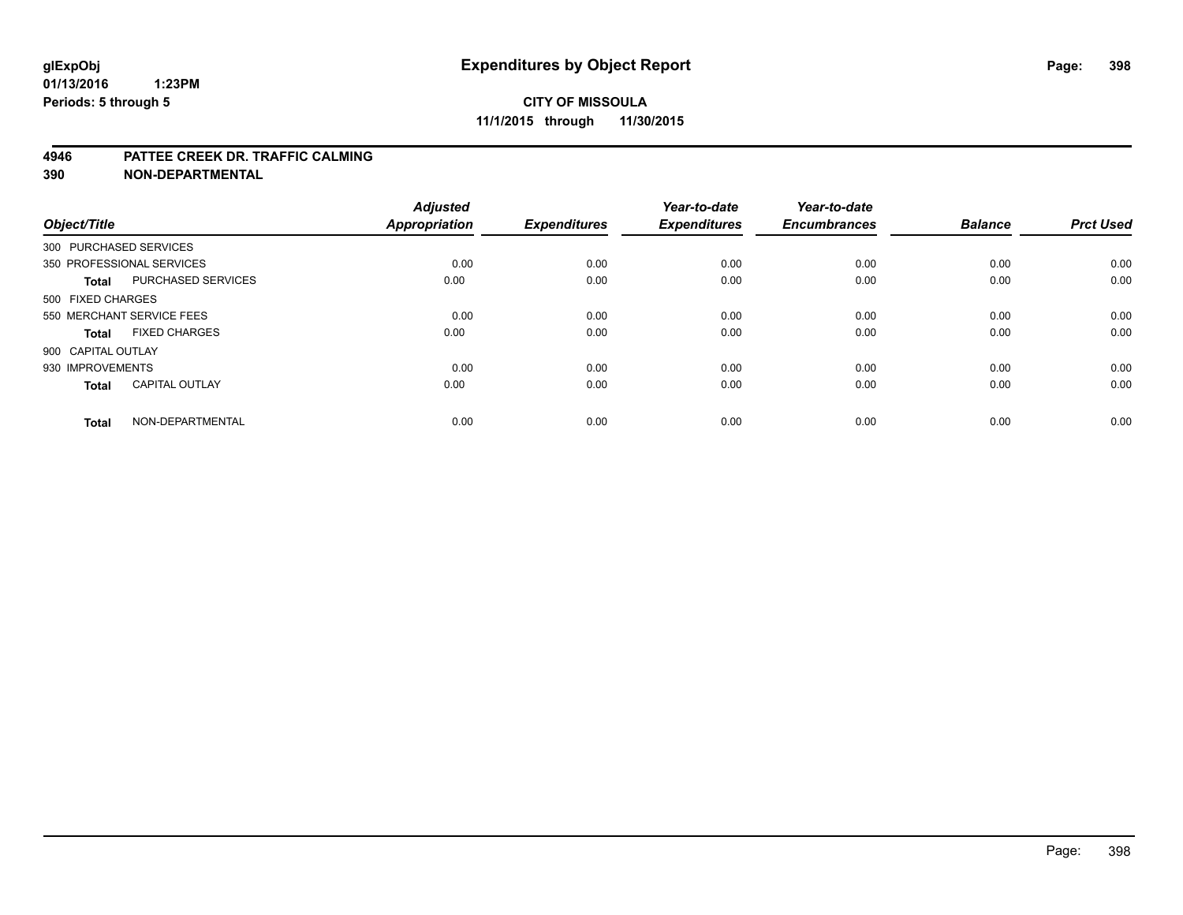**glExpObj**
**01/13/2016 1:23PM**
**Periods: 5 through 5**

# Expenditures by Object Report

**CITY OF MISSOULA**
**11/1/2015 through 11/30/2015**

**4946 PATTEE CREEK DR. TRAFFIC CALMING**
**390 NON-DEPARTMENTAL**

| Object/Title | | Adjusted Appropriation | Expenditures | Year-to-date Expenditures | Year-to-date Encumbrances | Balance | Prct Used |
|---|---|---|---|---|---|---|---|
| 300 PURCHASED SERVICES | | | | | | | |
| 350 PROFESSIONAL SERVICES | | 0.00 | 0.00 | 0.00 | 0.00 | 0.00 | 0.00 |
| **Total** | PURCHASED SERVICES | 0.00 | 0.00 | 0.00 | 0.00 | 0.00 | 0.00 |
| 500 FIXED CHARGES | | | | | | | |
| 550 MERCHANT SERVICE FEES | | 0.00 | 0.00 | 0.00 | 0.00 | 0.00 | 0.00 |
| **Total** | FIXED CHARGES | 0.00 | 0.00 | 0.00 | 0.00 | 0.00 | 0.00 |
| 900 CAPITAL OUTLAY | | | | | | | |
| 930 IMPROVEMENTS | | 0.00 | 0.00 | 0.00 | 0.00 | 0.00 | 0.00 |
| **Total** | CAPITAL OUTLAY | 0.00 | 0.00 | 0.00 | 0.00 | 0.00 | 0.00 |
| **Total** | NON-DEPARTMENTAL | 0.00 | 0.00 | 0.00 | 0.00 | 0.00 | 0.00 |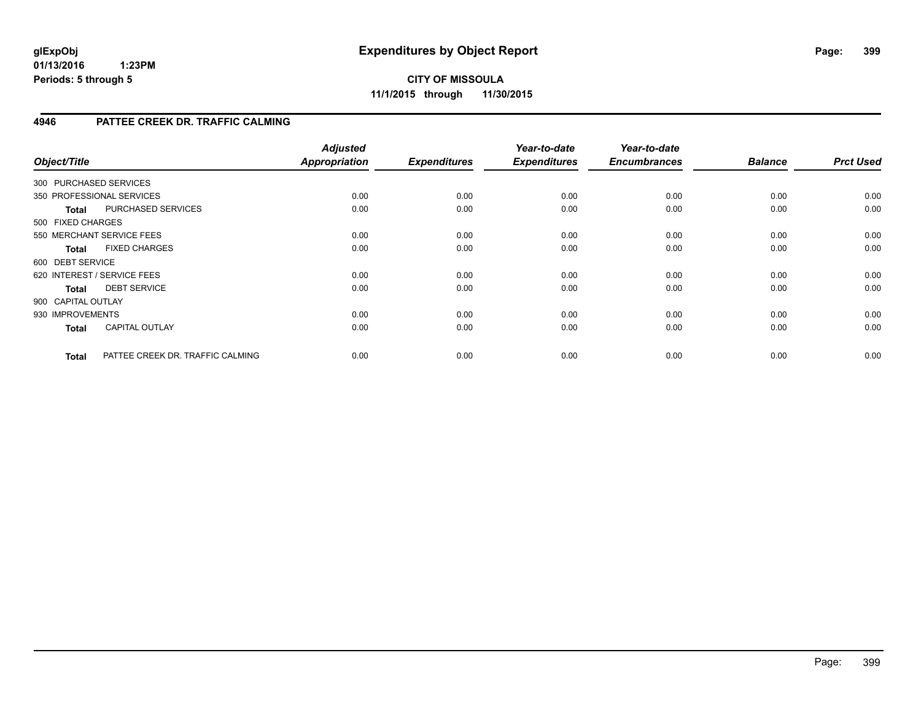# Expenditures by Object Report

**glExpObj**
**01/13/2016 1:23PM**
**Periods: 5 through 5**

**CITY OF MISSOULA**
**11/1/2015 through 11/30/2015**

## 4946 PATTEE CREEK DR. TRAFFIC CALMING

| Object/Title | | Adjusted Appropriation | Expenditures | Year-to-date Expenditures | Year-to-date Encumbrances | Balance | Prct Used |
|---|---|---|---|---|---|---|---|
| 300 PURCHASED SERVICES | | | | | | | |
| 350 PROFESSIONAL SERVICES | | 0.00 | 0.00 | 0.00 | 0.00 | 0.00 | 0.00 |
| **Total** | PURCHASED SERVICES | 0.00 | 0.00 | 0.00 | 0.00 | 0.00 | 0.00 |
| 500 FIXED CHARGES | | | | | | | |
| 550 MERCHANT SERVICE FEES | | 0.00 | 0.00 | 0.00 | 0.00 | 0.00 | 0.00 |
| **Total** | FIXED CHARGES | 0.00 | 0.00 | 0.00 | 0.00 | 0.00 | 0.00 |
| 600 DEBT SERVICE | | | | | | | |
| 620 INTEREST / SERVICE FEES | | 0.00 | 0.00 | 0.00 | 0.00 | 0.00 | 0.00 |
| **Total** | DEBT SERVICE | 0.00 | 0.00 | 0.00 | 0.00 | 0.00 | 0.00 |
| 900 CAPITAL OUTLAY | | | | | | | |
| 930 IMPROVEMENTS | | 0.00 | 0.00 | 0.00 | 0.00 | 0.00 | 0.00 |
| **Total** | CAPITAL OUTLAY | 0.00 | 0.00 | 0.00 | 0.00 | 0.00 | 0.00 |
| **Total** | PATTEE CREEK DR. TRAFFIC CALMING | 0.00 | 0.00 | 0.00 | 0.00 | 0.00 | 0.00 |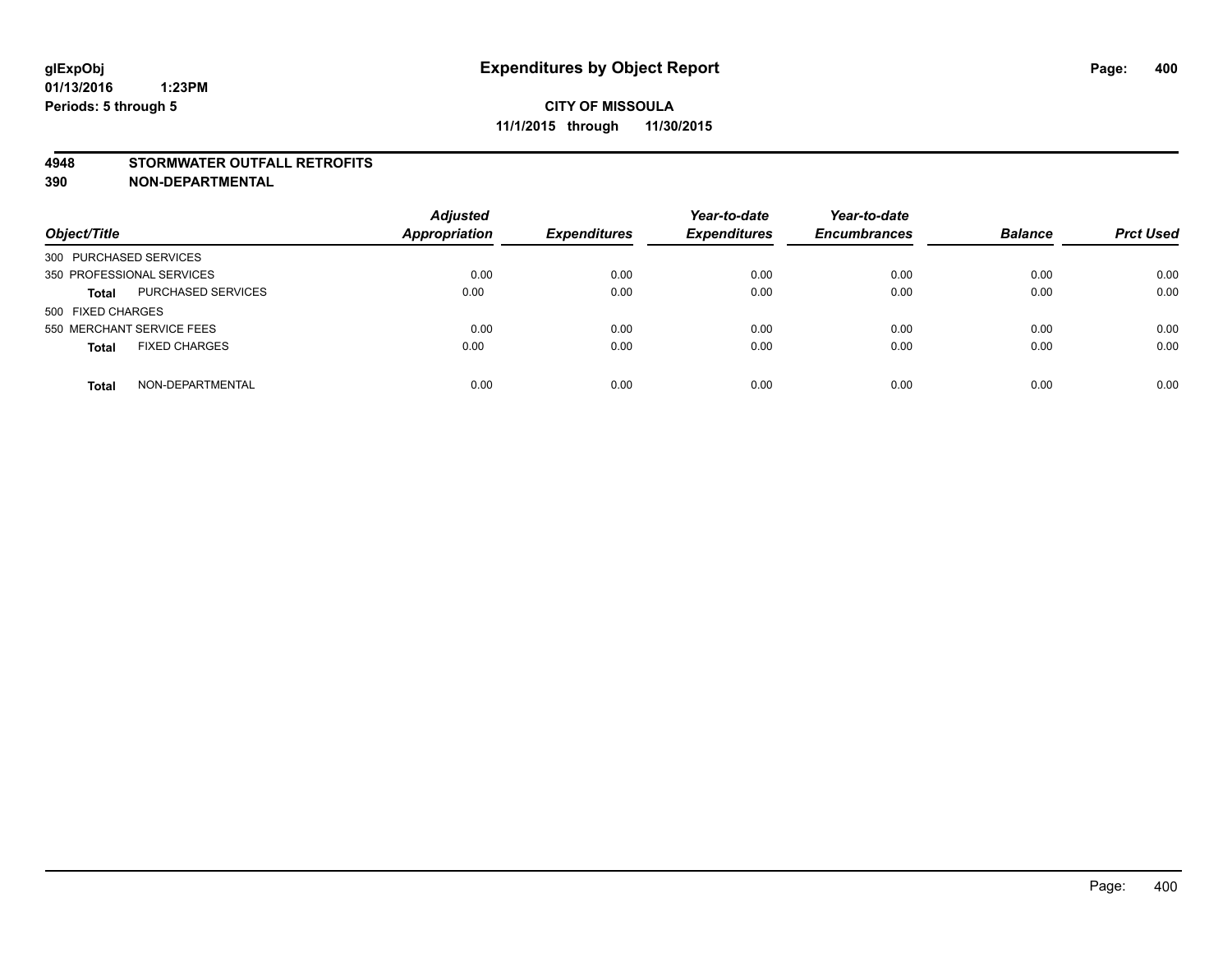# Expenditures by Object Report

glExpObj
01/13/2016 1:23PM
Periods: 5 through 5

**CITY OF MISSOULA**
**11/1/2015 through 11/30/2015**

**4948 STORMWATER OUTFALL RETROFITS**
**390 NON-DEPARTMENTAL**

| Object/Title | | Adjusted Appropriation | Expenditures | Year-to-date Expenditures | Year-to-date Encumbrances | Balance | Prct Used |
|---|---|---|---|---|---|---|---|
| 300 PURCHASED SERVICES | | | | | | | |
| 350 PROFESSIONAL SERVICES | | 0.00 | 0.00 | 0.00 | 0.00 | 0.00 | 0.00 |
| **Total** | PURCHASED SERVICES | 0.00 | 0.00 | 0.00 | 0.00 | 0.00 | 0.00 |
| 500 FIXED CHARGES | | | | | | | |
| 550 MERCHANT SERVICE FEES | | 0.00 | 0.00 | 0.00 | 0.00 | 0.00 | 0.00 |
| **Total** | FIXED CHARGES | 0.00 | 0.00 | 0.00 | 0.00 | 0.00 | 0.00 |
| **Total** | NON-DEPARTMENTAL | 0.00 | 0.00 | 0.00 | 0.00 | 0.00 | 0.00 |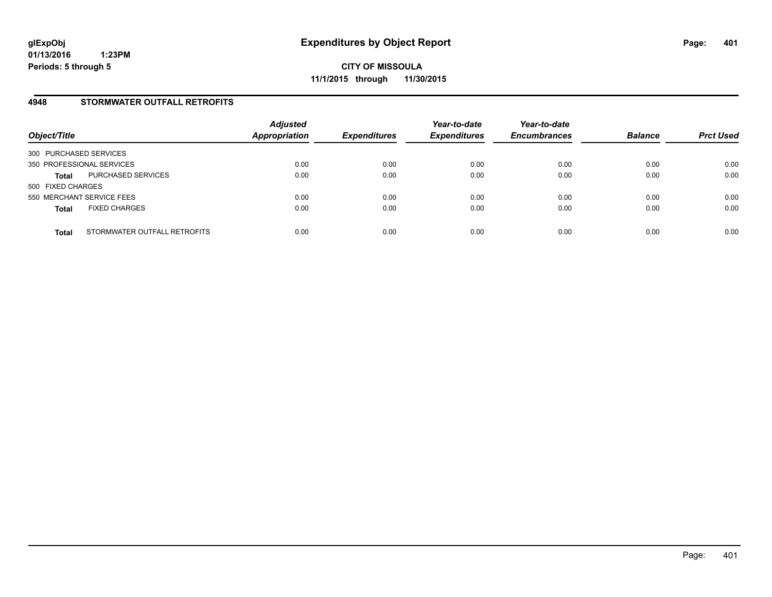**glExpObj** **Expenditures by Object Report**

**01/13/2016 1:23PM**

**Periods: 5 through 5**

**CITY OF MISSOULA**

**11/1/2015 through 11/30/2015**

## 4948 STORMWATER OUTFALL RETROFITS

| Object/Title | | Adjusted Appropriation | Expenditures | Year-to-date Expenditures | Year-to-date Encumbrances | Balance | Prct Used |
|---|---|---|---|---|---|---|---|
| 300 PURCHASED SERVICES | | | | | | | |
| 350 PROFESSIONAL SERVICES | | 0.00 | 0.00 | 0.00 | 0.00 | 0.00 | 0.00 |
| **Total** | PURCHASED SERVICES | 0.00 | 0.00 | 0.00 | 0.00 | 0.00 | 0.00 |
| 500 FIXED CHARGES | | | | | | | |
| 550 MERCHANT SERVICE FEES | | 0.00 | 0.00 | 0.00 | 0.00 | 0.00 | 0.00 |
| **Total** | FIXED CHARGES | 0.00 | 0.00 | 0.00 | 0.00 | 0.00 | 0.00 |
| **Total** | STORMWATER OUTFALL RETROFITS | 0.00 | 0.00 | 0.00 | 0.00 | 0.00 | 0.00 |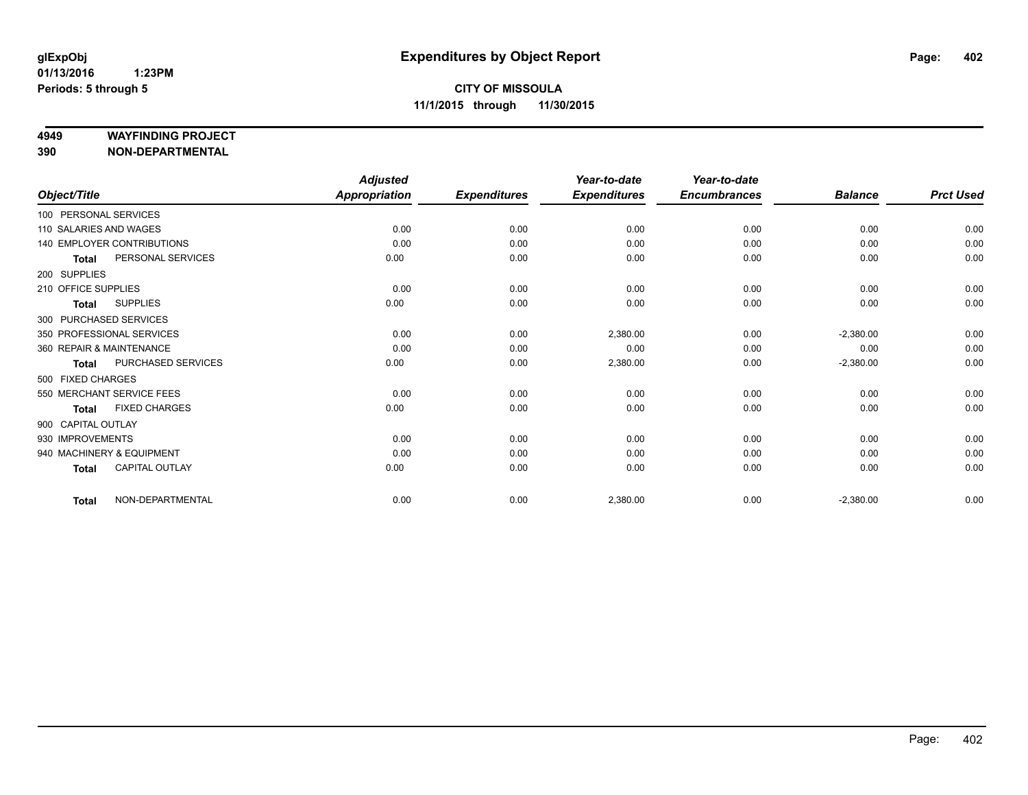# Expenditures by Object Report

glExpObj
01/13/2016 1:23PM
Periods: 5 through 5

**CITY OF MISSOULA**
**11/1/2015 through 11/30/2015**

**4949 WAYFINDING PROJECT**
**390 NON-DEPARTMENTAL**

| Object/Title | Adjusted Appropriation | Expenditures | Year-to-date Expenditures | Year-to-date Encumbrances | Balance | Prct Used |
|---|---|---|---|---|---|---|
| 100 PERSONAL SERVICES | | | | | | |
| 110 SALARIES AND WAGES | 0.00 | 0.00 | 0.00 | 0.00 | 0.00 | 0.00 |
| 140 EMPLOYER CONTRIBUTIONS | 0.00 | 0.00 | 0.00 | 0.00 | 0.00 | 0.00 |
| **Total** PERSONAL SERVICES | 0.00 | 0.00 | 0.00 | 0.00 | 0.00 | 0.00 |
| 200 SUPPLIES | | | | | | |
| 210 OFFICE SUPPLIES | 0.00 | 0.00 | 0.00 | 0.00 | 0.00 | 0.00 |
| **Total** SUPPLIES | 0.00 | 0.00 | 0.00 | 0.00 | 0.00 | 0.00 |
| 300 PURCHASED SERVICES | | | | | | |
| 350 PROFESSIONAL SERVICES | 0.00 | 0.00 | 2,380.00 | 0.00 | -2,380.00 | 0.00 |
| 360 REPAIR & MAINTENANCE | 0.00 | 0.00 | 0.00 | 0.00 | 0.00 | 0.00 |
| **Total** PURCHASED SERVICES | 0.00 | 0.00 | 2,380.00 | 0.00 | -2,380.00 | 0.00 |
| 500 FIXED CHARGES | | | | | | |
| 550 MERCHANT SERVICE FEES | 0.00 | 0.00 | 0.00 | 0.00 | 0.00 | 0.00 |
| **Total** FIXED CHARGES | 0.00 | 0.00 | 0.00 | 0.00 | 0.00 | 0.00 |
| 900 CAPITAL OUTLAY | | | | | | |
| 930 IMPROVEMENTS | 0.00 | 0.00 | 0.00 | 0.00 | 0.00 | 0.00 |
| 940 MACHINERY & EQUIPMENT | 0.00 | 0.00 | 0.00 | 0.00 | 0.00 | 0.00 |
| **Total** CAPITAL OUTLAY | 0.00 | 0.00 | 0.00 | 0.00 | 0.00 | 0.00 |
| **Total** NON-DEPARTMENTAL | 0.00 | 0.00 | 2,380.00 | 0.00 | -2,380.00 | 0.00 |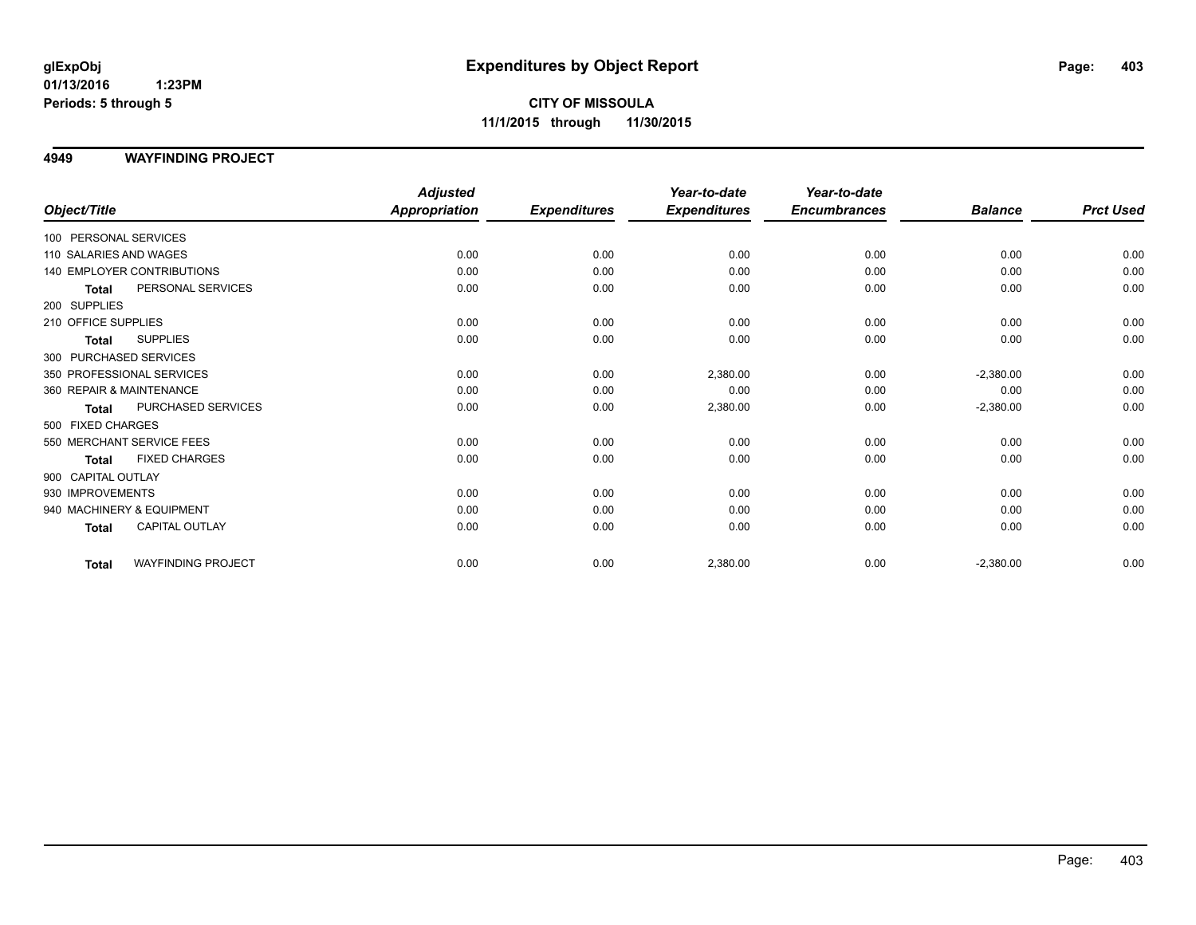glExpObj
01/13/2016 1:23PM
Periods: 5 through 5

# Expenditures by Object Report

**CITY OF MISSOULA**
**11/1/2015 through 11/30/2015**

## 4949 WAYFINDING PROJECT

| Object/Title | Adjusted Appropriation | Expenditures | Year-to-date Expenditures | Year-to-date Encumbrances | Balance | Prct Used |
|---|---|---|---|---|---|---|
| 100 PERSONAL SERVICES | | | | | | |
| 110 SALARIES AND WAGES | 0.00 | 0.00 | 0.00 | 0.00 | 0.00 | 0.00 |
| 140 EMPLOYER CONTRIBUTIONS | 0.00 | 0.00 | 0.00 | 0.00 | 0.00 | 0.00 |
| **Total** PERSONAL SERVICES | 0.00 | 0.00 | 0.00 | 0.00 | 0.00 | 0.00 |
| 200 SUPPLIES | | | | | | |
| 210 OFFICE SUPPLIES | 0.00 | 0.00 | 0.00 | 0.00 | 0.00 | 0.00 |
| **Total** SUPPLIES | 0.00 | 0.00 | 0.00 | 0.00 | 0.00 | 0.00 |
| 300 PURCHASED SERVICES | | | | | | |
| 350 PROFESSIONAL SERVICES | 0.00 | 0.00 | 2,380.00 | 0.00 | -2,380.00 | 0.00 |
| 360 REPAIR & MAINTENANCE | 0.00 | 0.00 | 0.00 | 0.00 | 0.00 | 0.00 |
| **Total** PURCHASED SERVICES | 0.00 | 0.00 | 2,380.00 | 0.00 | -2,380.00 | 0.00 |
| 500 FIXED CHARGES | | | | | | |
| 550 MERCHANT SERVICE FEES | 0.00 | 0.00 | 0.00 | 0.00 | 0.00 | 0.00 |
| **Total** FIXED CHARGES | 0.00 | 0.00 | 0.00 | 0.00 | 0.00 | 0.00 |
| 900 CAPITAL OUTLAY | | | | | | |
| 930 IMPROVEMENTS | 0.00 | 0.00 | 0.00 | 0.00 | 0.00 | 0.00 |
| 940 MACHINERY & EQUIPMENT | 0.00 | 0.00 | 0.00 | 0.00 | 0.00 | 0.00 |
| **Total** CAPITAL OUTLAY | 0.00 | 0.00 | 0.00 | 0.00 | 0.00 | 0.00 |
| **Total** WAYFINDING PROJECT | 0.00 | 0.00 | 2,380.00 | 0.00 | -2,380.00 | 0.00 |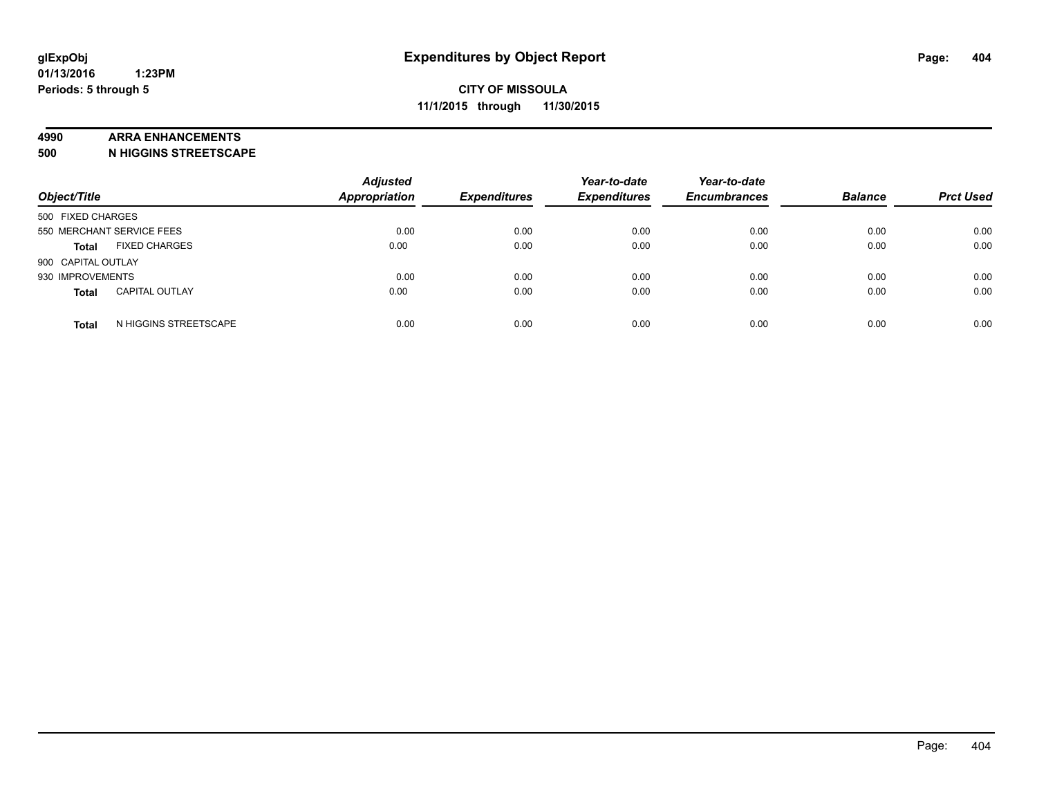glExpObj
01/13/2016 1:23PM
Periods: 5 through 5

# Expenditures by Object Report

**CITY OF MISSOULA**
**11/1/2015 through 11/30/2015**

**4990 ARRA ENHANCEMENTS**
**500 N HIGGINS STREETSCAPE**

| Object/Title | | Adjusted Appropriation | Expenditures | Year-to-date Expenditures | Year-to-date Encumbrances | Balance | Prct Used |
|---|---|---|---|---|---|---|---|
| 500 FIXED CHARGES | | | | | | | |
| 550 MERCHANT SERVICE FEES | | 0.00 | 0.00 | 0.00 | 0.00 | 0.00 | 0.00 |
| **Total** | FIXED CHARGES | 0.00 | 0.00 | 0.00 | 0.00 | 0.00 | 0.00 |
| 900 CAPITAL OUTLAY | | | | | | | |
| 930 IMPROVEMENTS | | 0.00 | 0.00 | 0.00 | 0.00 | 0.00 | 0.00 |
| **Total** | CAPITAL OUTLAY | 0.00 | 0.00 | 0.00 | 0.00 | 0.00 | 0.00 |
| **Total** | N HIGGINS STREETSCAPE | 0.00 | 0.00 | 0.00 | 0.00 | 0.00 | 0.00 |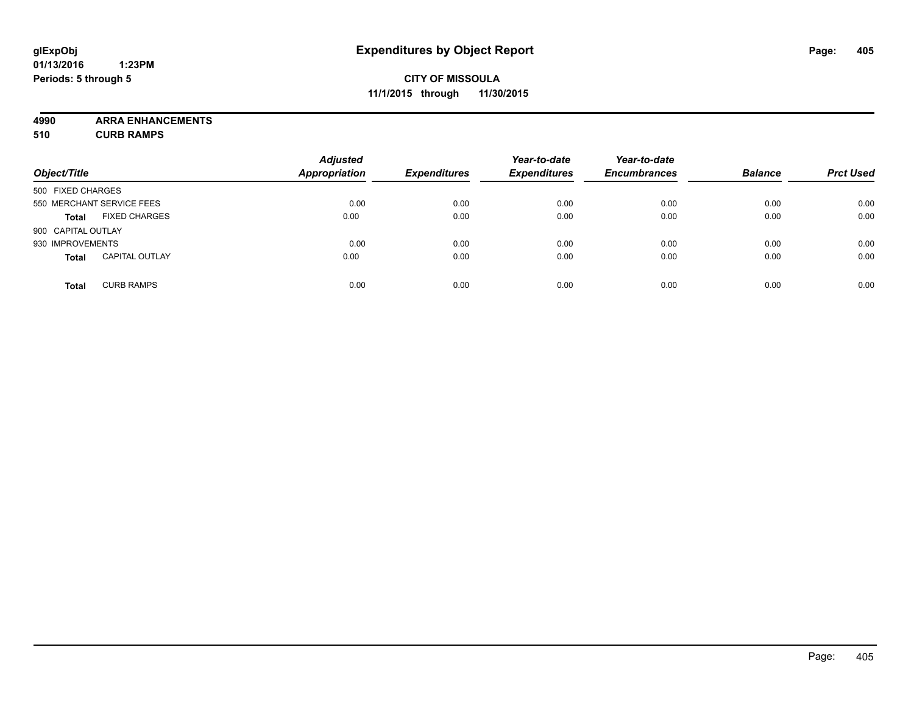**glExpObj**
**01/13/2016 1:23PM**
**Periods: 5 through 5**

# Expenditures by Object Report

**CITY OF MISSOULA**
**11/1/2015 through 11/30/2015**

**4990 ARRA ENHANCEMENTS**
**510 CURB RAMPS**

| Object/Title | | Adjusted Appropriation | Expenditures | Year-to-date Expenditures | Year-to-date Encumbrances | Balance | Prct Used |
|---|---|---|---|---|---|---|---|
| 500 FIXED CHARGES | | | | | | | |
| 550 MERCHANT SERVICE FEES | | 0.00 | 0.00 | 0.00 | 0.00 | 0.00 | 0.00 |
| **Total** | FIXED CHARGES | 0.00 | 0.00 | 0.00 | 0.00 | 0.00 | 0.00 |
| 900 CAPITAL OUTLAY | | | | | | | |
| 930 IMPROVEMENTS | | 0.00 | 0.00 | 0.00 | 0.00 | 0.00 | 0.00 |
| **Total** | CAPITAL OUTLAY | 0.00 | 0.00 | 0.00 | 0.00 | 0.00 | 0.00 |
| **Total** | CURB RAMPS | 0.00 | 0.00 | 0.00 | 0.00 | 0.00 | 0.00 |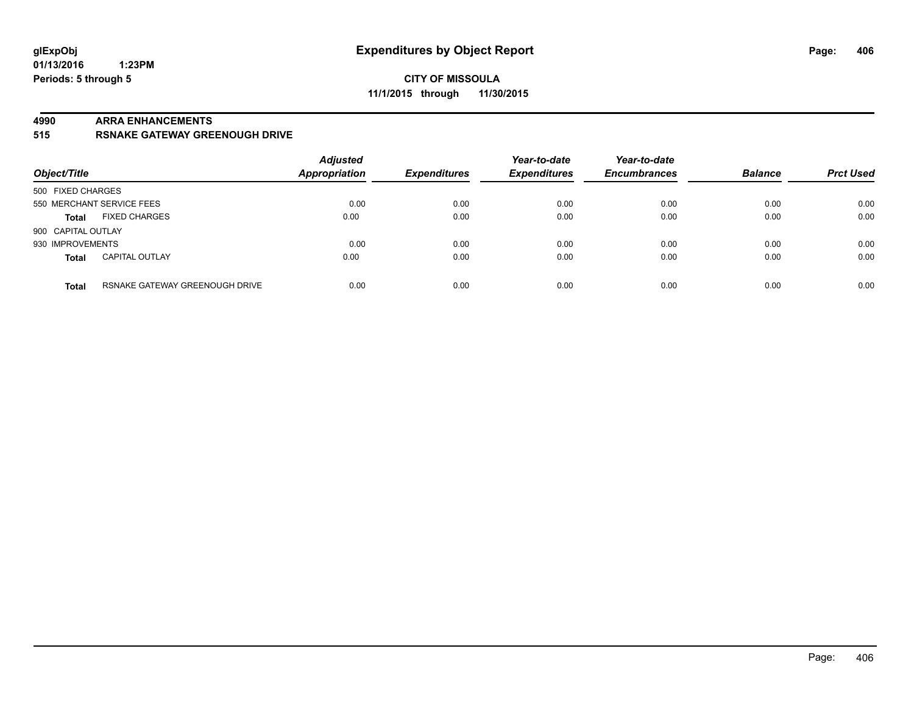# Expenditures by Object Report

**CITY OF MISSOULA**
**11/1/2015 through 11/30/2015**

glExpObj
01/13/2016 1:23PM
Periods: 5 through 5

**4990 ARRA ENHANCEMENTS**
**515 RSNAKE GATEWAY GREENOUGH DRIVE**

| Object/Title | | Adjusted Appropriation | Expenditures | Year-to-date Expenditures | Year-to-date Encumbrances | Balance | Prct Used |
|---|---|---|---|---|---|---|---|
| 500 FIXED CHARGES | | | | | | | |
| 550 MERCHANT SERVICE FEES | | 0.00 | 0.00 | 0.00 | 0.00 | 0.00 | 0.00 |
| **Total** | FIXED CHARGES | 0.00 | 0.00 | 0.00 | 0.00 | 0.00 | 0.00 |
| 900 CAPITAL OUTLAY | | | | | | | |
| 930 IMPROVEMENTS | | 0.00 | 0.00 | 0.00 | 0.00 | 0.00 | 0.00 |
| **Total** | CAPITAL OUTLAY | 0.00 | 0.00 | 0.00 | 0.00 | 0.00 | 0.00 |
| **Total** | RSNAKE GATEWAY GREENOUGH DRIVE | 0.00 | 0.00 | 0.00 | 0.00 | 0.00 | 0.00 |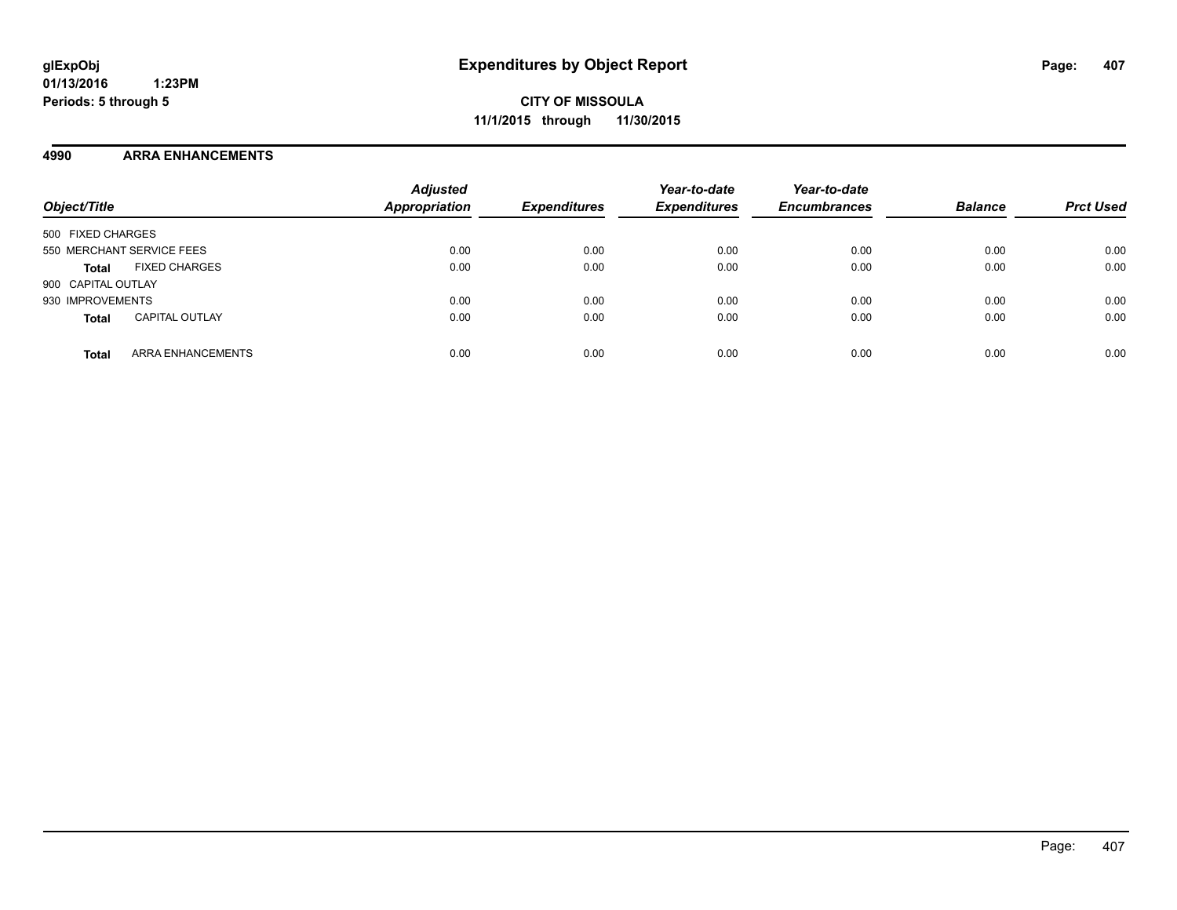glExpObj
01/13/2016 1:23PM
Periods: 5 through 5

# Expenditures by Object Report

**CITY OF MISSOULA**
**11/1/2015 through 11/30/2015**

## 4990 ARRA ENHANCEMENTS

| Object/Title | | Adjusted Appropriation | Expenditures | Year-to-date Expenditures | Year-to-date Encumbrances | Balance | Prct Used |
|---|---|---|---|---|---|---|---|
| 500 FIXED CHARGES | | | | | | | |
| 550 MERCHANT SERVICE FEES | | 0.00 | 0.00 | 0.00 | 0.00 | 0.00 | 0.00 |
| **Total** | FIXED CHARGES | 0.00 | 0.00 | 0.00 | 0.00 | 0.00 | 0.00 |
| 900 CAPITAL OUTLAY | | | | | | | |
| 930 IMPROVEMENTS | | 0.00 | 0.00 | 0.00 | 0.00 | 0.00 | 0.00 |
| **Total** | CAPITAL OUTLAY | 0.00 | 0.00 | 0.00 | 0.00 | 0.00 | 0.00 |
| **Total** | ARRA ENHANCEMENTS | 0.00 | 0.00 | 0.00 | 0.00 | 0.00 | 0.00 |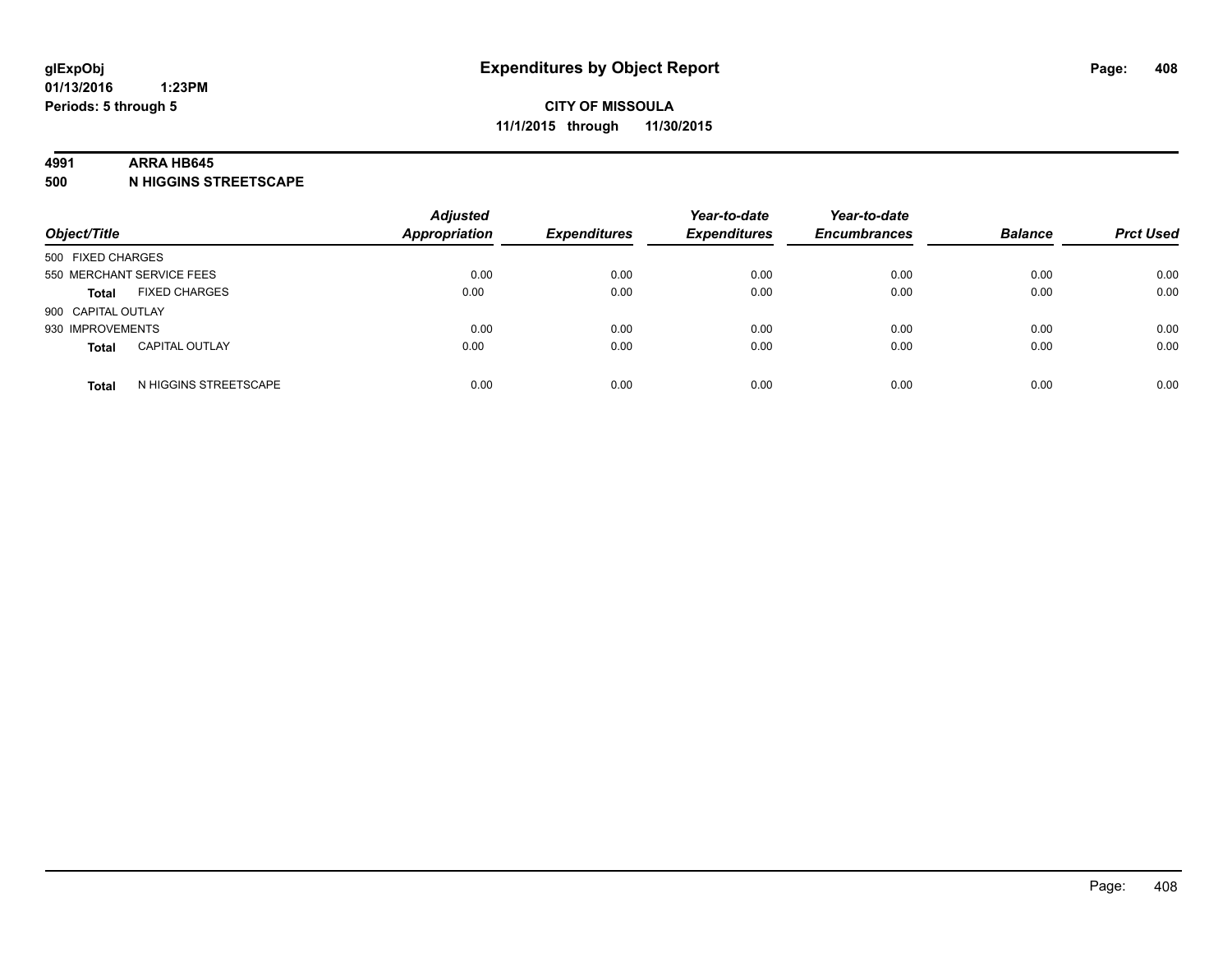**glExpObj** **Expenditures by Object Report**
**01/13/2016 1:23PM**
**Periods: 5 through 5**

**CITY OF MISSOULA**
**11/1/2015 through 11/30/2015**

**4991 ARRA HB645**
**500 N HIGGINS STREETSCAPE**

| Object/Title | | Adjusted Appropriation | Expenditures | Year-to-date Expenditures | Year-to-date Encumbrances | Balance | Prct Used |
|---|---|---|---|---|---|---|---|
| 500 FIXED CHARGES | | | | | | | |
| 550 MERCHANT SERVICE FEES | | 0.00 | 0.00 | 0.00 | 0.00 | 0.00 | 0.00 |
| **Total** | FIXED CHARGES | 0.00 | 0.00 | 0.00 | 0.00 | 0.00 | 0.00 |
| 900 CAPITAL OUTLAY | | | | | | | |
| 930 IMPROVEMENTS | | 0.00 | 0.00 | 0.00 | 0.00 | 0.00 | 0.00 |
| **Total** | CAPITAL OUTLAY | 0.00 | 0.00 | 0.00 | 0.00 | 0.00 | 0.00 |
| **Total** | N HIGGINS STREETSCAPE | 0.00 | 0.00 | 0.00 | 0.00 | 0.00 | 0.00 |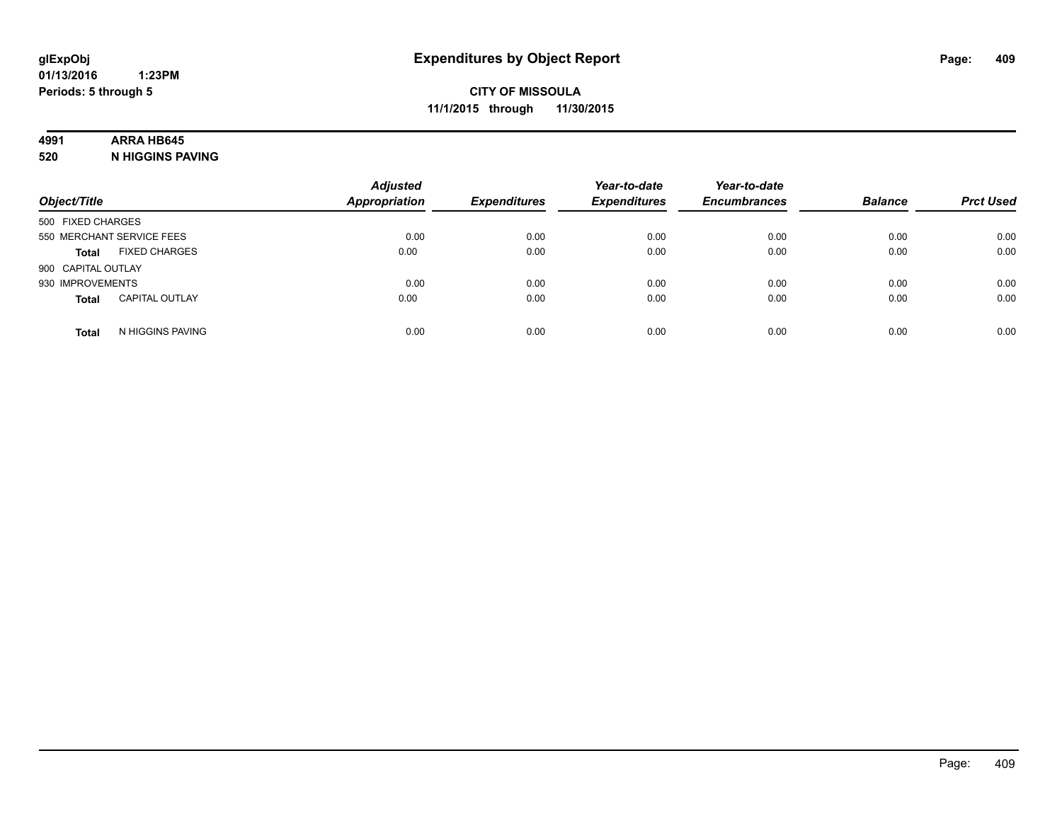**glExpObj**
**01/13/2016 1:23PM**
**Periods: 5 through 5**

# Expenditures by Object Report

**CITY OF MISSOULA**
**11/1/2015 through 11/30/2015**

**4991 ARRA HB645**
**520 N HIGGINS PAVING**

| Object/Title | | Adjusted Appropriation | Expenditures | Year-to-date Expenditures | Year-to-date Encumbrances | Balance | Prct Used |
|---|---|---|---|---|---|---|---|
| 500 FIXED CHARGES | | | | | | | |
| 550 MERCHANT SERVICE FEES | | 0.00 | 0.00 | 0.00 | 0.00 | 0.00 | 0.00 |
| **Total** | FIXED CHARGES | 0.00 | 0.00 | 0.00 | 0.00 | 0.00 | 0.00 |
| 900 CAPITAL OUTLAY | | | | | | | |
| 930 IMPROVEMENTS | | 0.00 | 0.00 | 0.00 | 0.00 | 0.00 | 0.00 |
| **Total** | CAPITAL OUTLAY | 0.00 | 0.00 | 0.00 | 0.00 | 0.00 | 0.00 |
| **Total** | N HIGGINS PAVING | 0.00 | 0.00 | 0.00 | 0.00 | 0.00 | 0.00 |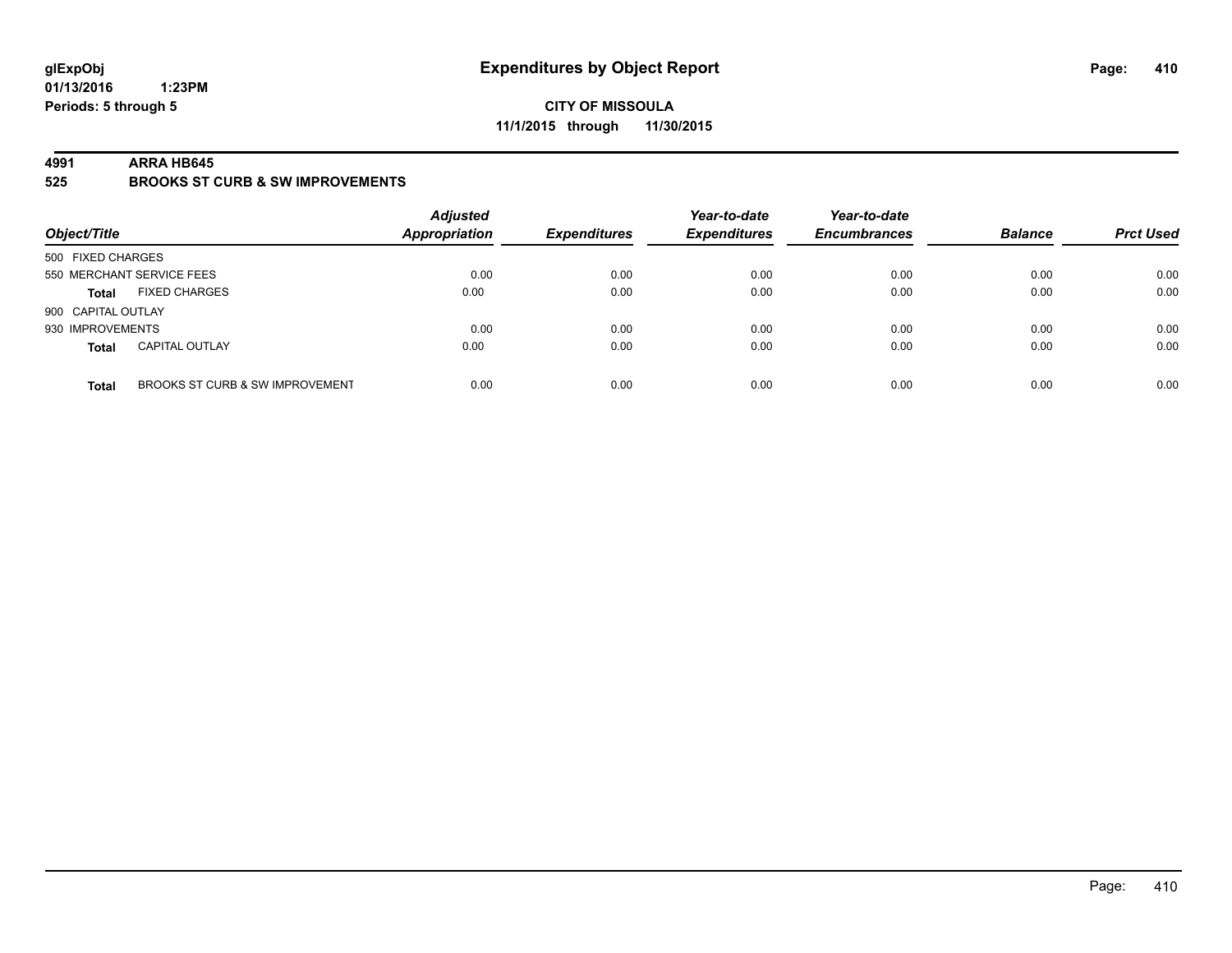# Expenditures by Object Report

glExpObj
01/13/2016 1:23PM
Periods: 5 through 5

**CITY OF MISSOULA**
**11/1/2015 through 11/30/2015**

## 4991 ARRA HB645
## 525 BROOKS ST CURB & SW IMPROVEMENTS

| Object/Title | | *Adjusted Appropriation* | *Expenditures* | *Year-to-date Expenditures* | *Year-to-date Encumbrances* | *Balance* | *Prct Used* |
|---|---|---|---|---|---|---|---|
| 500 FIXED CHARGES | | | | | | | |
| 550 MERCHANT SERVICE FEES | | 0.00 | 0.00 | 0.00 | 0.00 | 0.00 | 0.00 |
| **Total** | FIXED CHARGES | 0.00 | 0.00 | 0.00 | 0.00 | 0.00 | 0.00 |
| 900 CAPITAL OUTLAY | | | | | | | |
| 930 IMPROVEMENTS | | 0.00 | 0.00 | 0.00 | 0.00 | 0.00 | 0.00 |
| **Total** | CAPITAL OUTLAY | 0.00 | 0.00 | 0.00 | 0.00 | 0.00 | 0.00 |
| **Total** | BROOKS ST CURB & SW IMPROVEMENT | 0.00 | 0.00 | 0.00 | 0.00 | 0.00 | 0.00 |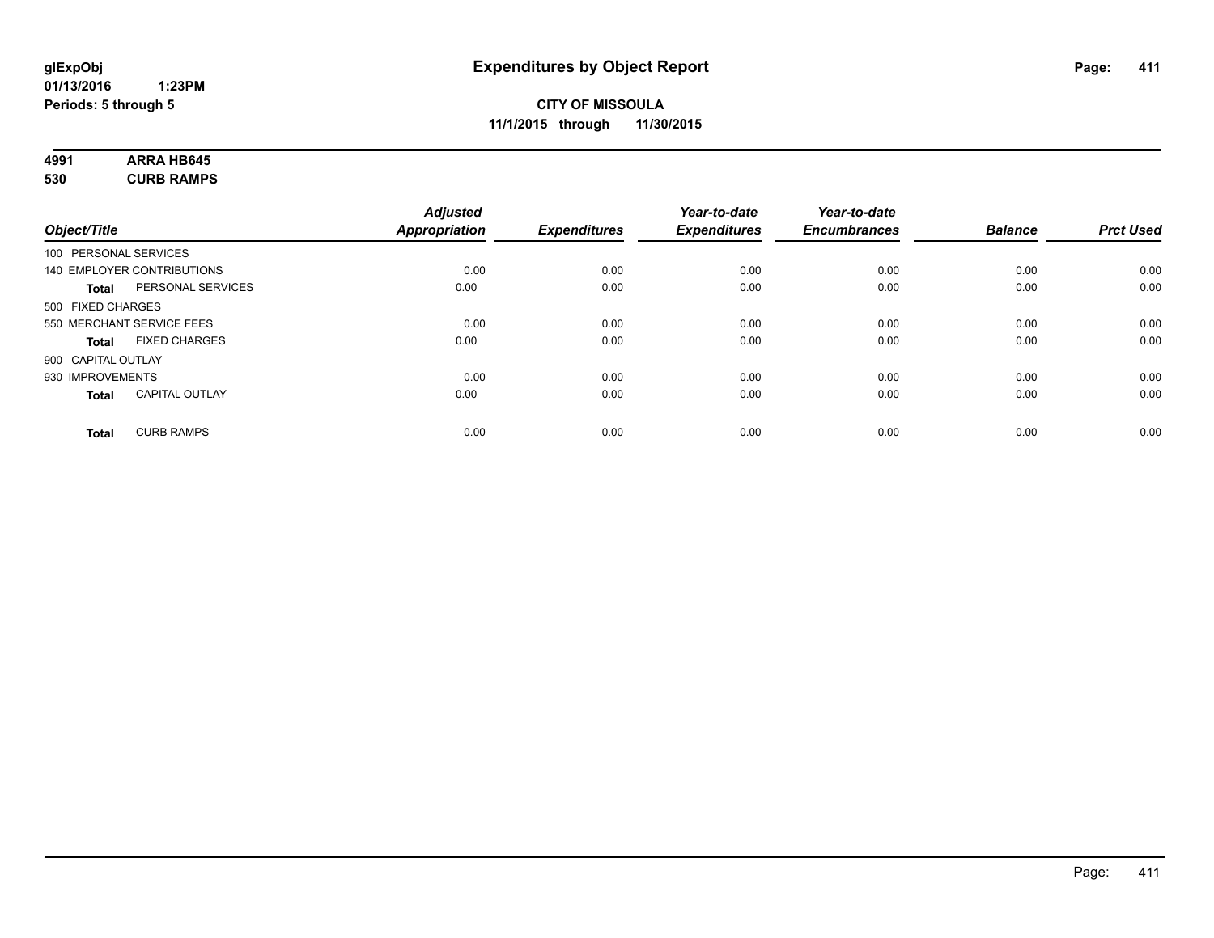glExpObj
01/13/2016 1:23PM
Periods: 5 through 5

# Expenditures by Object Report

**CITY OF MISSOULA**
**11/1/2015 through 11/30/2015**

**4991 ARRA HB645**
**530 CURB RAMPS**

| Object/Title | | Adjusted Appropriation | Expenditures | Year-to-date Expenditures | Year-to-date Encumbrances | Balance | Prct Used |
|---|---|---|---|---|---|---|---|
| 100 PERSONAL SERVICES | | | | | | | |
| 140 EMPLOYER CONTRIBUTIONS | | 0.00 | 0.00 | 0.00 | 0.00 | 0.00 | 0.00 |
| **Total** | PERSONAL SERVICES | 0.00 | 0.00 | 0.00 | 0.00 | 0.00 | 0.00 |
| 500 FIXED CHARGES | | | | | | | |
| 550 MERCHANT SERVICE FEES | | 0.00 | 0.00 | 0.00 | 0.00 | 0.00 | 0.00 |
| **Total** | FIXED CHARGES | 0.00 | 0.00 | 0.00 | 0.00 | 0.00 | 0.00 |
| 900 CAPITAL OUTLAY | | | | | | | |
| 930 IMPROVEMENTS | | 0.00 | 0.00 | 0.00 | 0.00 | 0.00 | 0.00 |
| **Total** | CAPITAL OUTLAY | 0.00 | 0.00 | 0.00 | 0.00 | 0.00 | 0.00 |
| **Total** | CURB RAMPS | 0.00 | 0.00 | 0.00 | 0.00 | 0.00 | 0.00 |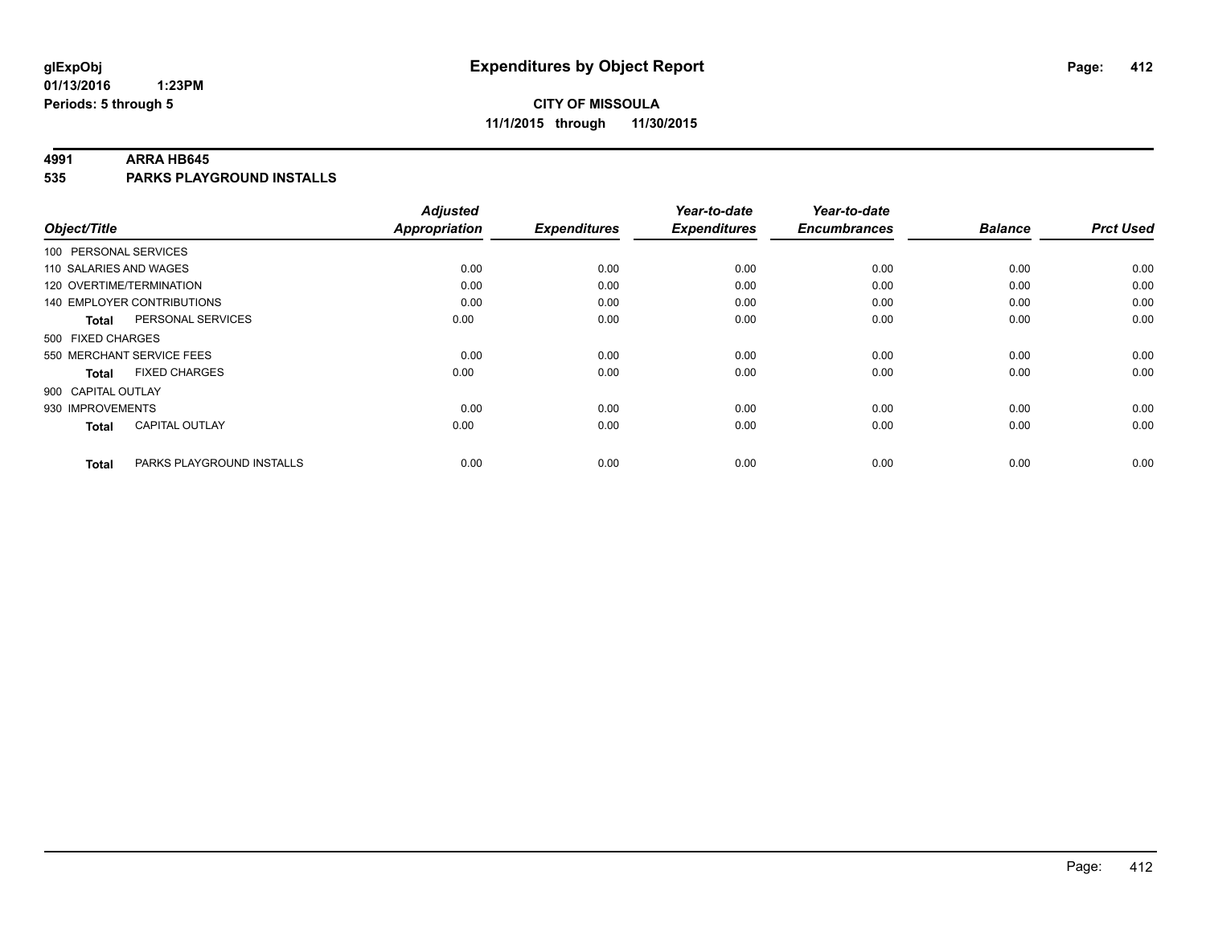**glExpObj**
**01/13/2016 1:23PM**
**Periods: 5 through 5**

# Expenditures by Object Report

**CITY OF MISSOULA**
**11/1/2015 through 11/30/2015**

**4991 ARRA HB645**
**535 PARKS PLAYGROUND INSTALLS**

| Object/Title | Adjusted Appropriation | Expenditures | Year-to-date Expenditures | Year-to-date Encumbrances | Balance | Prct Used |
|---|---|---|---|---|---|---|
| 100 PERSONAL SERVICES | | | | | | |
| 110 SALARIES AND WAGES | 0.00 | 0.00 | 0.00 | 0.00 | 0.00 | 0.00 |
| 120 OVERTIME/TERMINATION | 0.00 | 0.00 | 0.00 | 0.00 | 0.00 | 0.00 |
| 140 EMPLOYER CONTRIBUTIONS | 0.00 | 0.00 | 0.00 | 0.00 | 0.00 | 0.00 |
| **Total** PERSONAL SERVICES | 0.00 | 0.00 | 0.00 | 0.00 | 0.00 | 0.00 |
| 500 FIXED CHARGES | | | | | | |
| 550 MERCHANT SERVICE FEES | 0.00 | 0.00 | 0.00 | 0.00 | 0.00 | 0.00 |
| **Total** FIXED CHARGES | 0.00 | 0.00 | 0.00 | 0.00 | 0.00 | 0.00 |
| 900 CAPITAL OUTLAY | | | | | | |
| 930 IMPROVEMENTS | 0.00 | 0.00 | 0.00 | 0.00 | 0.00 | 0.00 |
| **Total** CAPITAL OUTLAY | 0.00 | 0.00 | 0.00 | 0.00 | 0.00 | 0.00 |
| **Total** PARKS PLAYGROUND INSTALLS | 0.00 | 0.00 | 0.00 | 0.00 | 0.00 | 0.00 |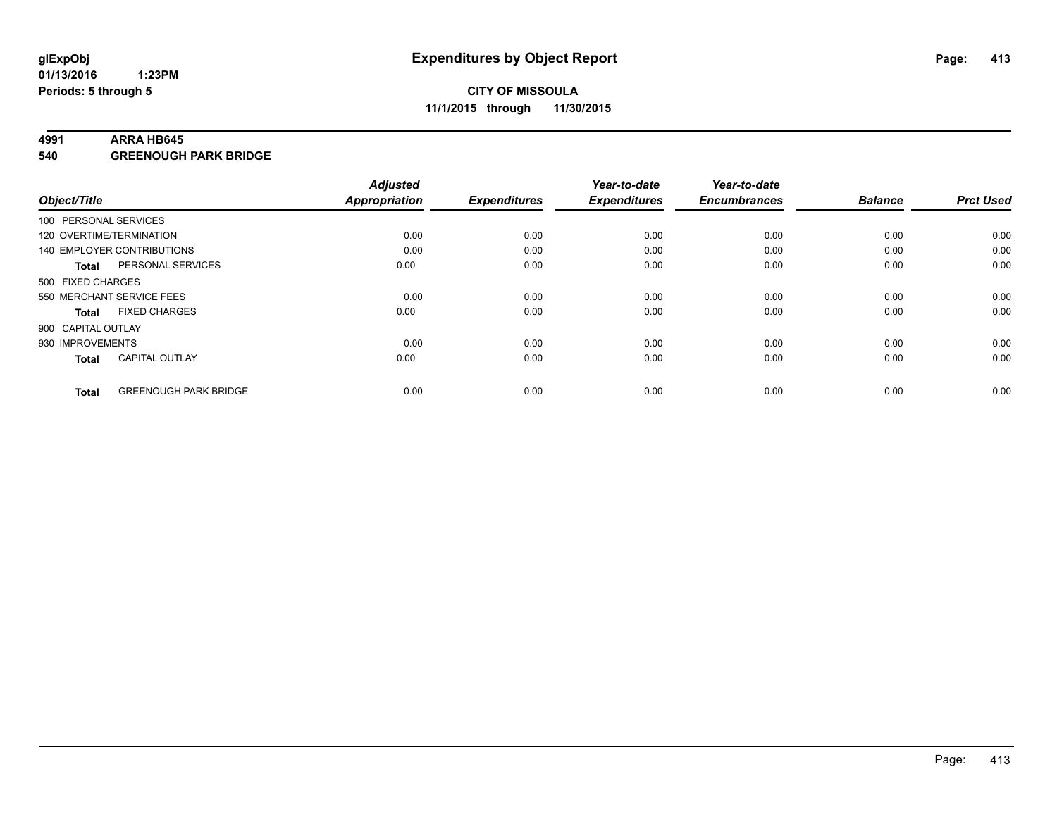# Expenditures by Object Report

glExpObj
01/13/2016 1:23PM
Periods: 5 through 5

**CITY OF MISSOULA**
**11/1/2015 through 11/30/2015**

## 4991 ARRA HB645
## 540 GREENOUGH PARK BRIDGE

| Object/Title | | Adjusted Appropriation | Expenditures | Year-to-date Expenditures | Year-to-date Encumbrances | Balance | Prct Used |
|---|---|---|---|---|---|---|---|
| 100 PERSONAL SERVICES | | | | | | | |
| 120 OVERTIME/TERMINATION | | 0.00 | 0.00 | 0.00 | 0.00 | 0.00 | 0.00 |
| 140 EMPLOYER CONTRIBUTIONS | | 0.00 | 0.00 | 0.00 | 0.00 | 0.00 | 0.00 |
| **Total** | PERSONAL SERVICES | 0.00 | 0.00 | 0.00 | 0.00 | 0.00 | 0.00 |
| 500 FIXED CHARGES | | | | | | | |
| 550 MERCHANT SERVICE FEES | | 0.00 | 0.00 | 0.00 | 0.00 | 0.00 | 0.00 |
| **Total** | FIXED CHARGES | 0.00 | 0.00 | 0.00 | 0.00 | 0.00 | 0.00 |
| 900 CAPITAL OUTLAY | | | | | | | |
| 930 IMPROVEMENTS | | 0.00 | 0.00 | 0.00 | 0.00 | 0.00 | 0.00 |
| **Total** | CAPITAL OUTLAY | 0.00 | 0.00 | 0.00 | 0.00 | 0.00 | 0.00 |
| **Total** | GREENOUGH PARK BRIDGE | 0.00 | 0.00 | 0.00 | 0.00 | 0.00 | 0.00 |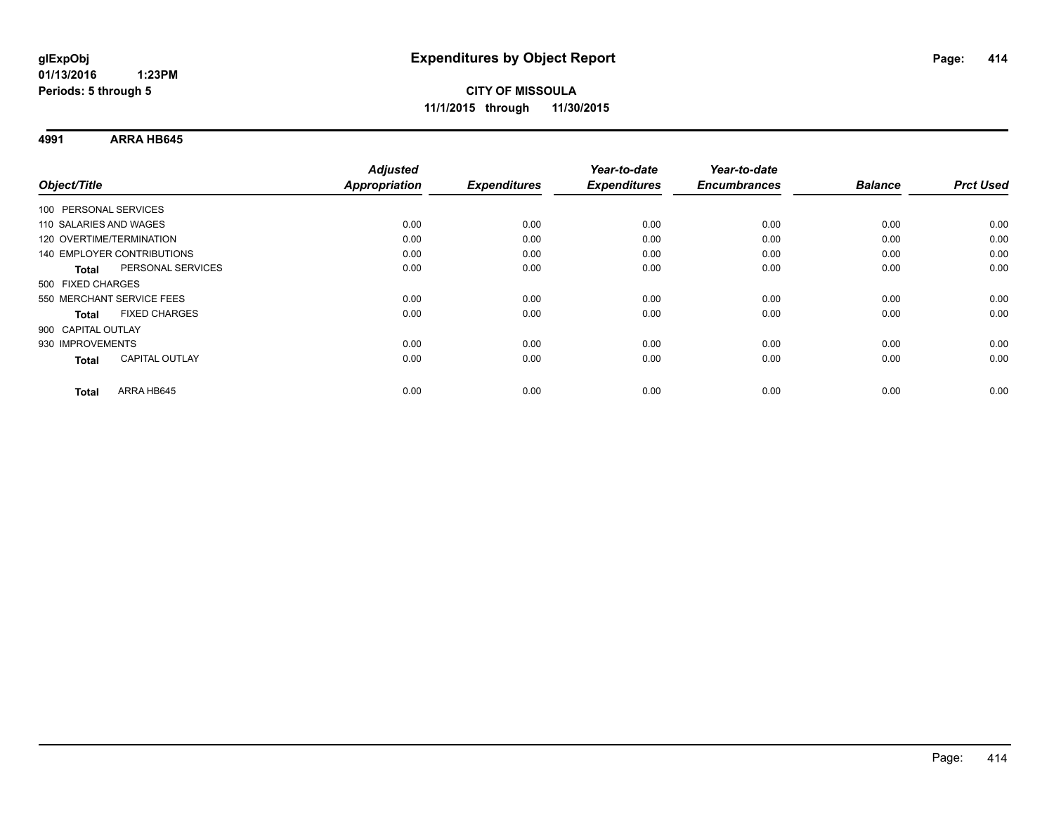**glExpObj**
**01/13/2016 1:23PM**
**Periods: 5 through 5**

# Expenditures by Object Report

**CITY OF MISSOULA**
**11/1/2015 through 11/30/2015**

## 4991 ARRA HB645

| Object/Title | | Adjusted Appropriation | Expenditures | Year-to-date Expenditures | Year-to-date Encumbrances | Balance | Prct Used |
|---|---|---|---|---|---|---|---|
| 100 PERSONAL SERVICES | | | | | | | |
| 110 SALARIES AND WAGES | | 0.00 | 0.00 | 0.00 | 0.00 | 0.00 | 0.00 |
| 120 OVERTIME/TERMINATION | | 0.00 | 0.00 | 0.00 | 0.00 | 0.00 | 0.00 |
| 140 EMPLOYER CONTRIBUTIONS | | 0.00 | 0.00 | 0.00 | 0.00 | 0.00 | 0.00 |
| **Total** | PERSONAL SERVICES | 0.00 | 0.00 | 0.00 | 0.00 | 0.00 | 0.00 |
| 500 FIXED CHARGES | | | | | | | |
| 550 MERCHANT SERVICE FEES | | 0.00 | 0.00 | 0.00 | 0.00 | 0.00 | 0.00 |
| **Total** | FIXED CHARGES | 0.00 | 0.00 | 0.00 | 0.00 | 0.00 | 0.00 |
| 900 CAPITAL OUTLAY | | | | | | | |
| 930 IMPROVEMENTS | | 0.00 | 0.00 | 0.00 | 0.00 | 0.00 | 0.00 |
| **Total** | CAPITAL OUTLAY | 0.00 | 0.00 | 0.00 | 0.00 | 0.00 | 0.00 |
| **Total** | ARRA HB645 | 0.00 | 0.00 | 0.00 | 0.00 | 0.00 | 0.00 |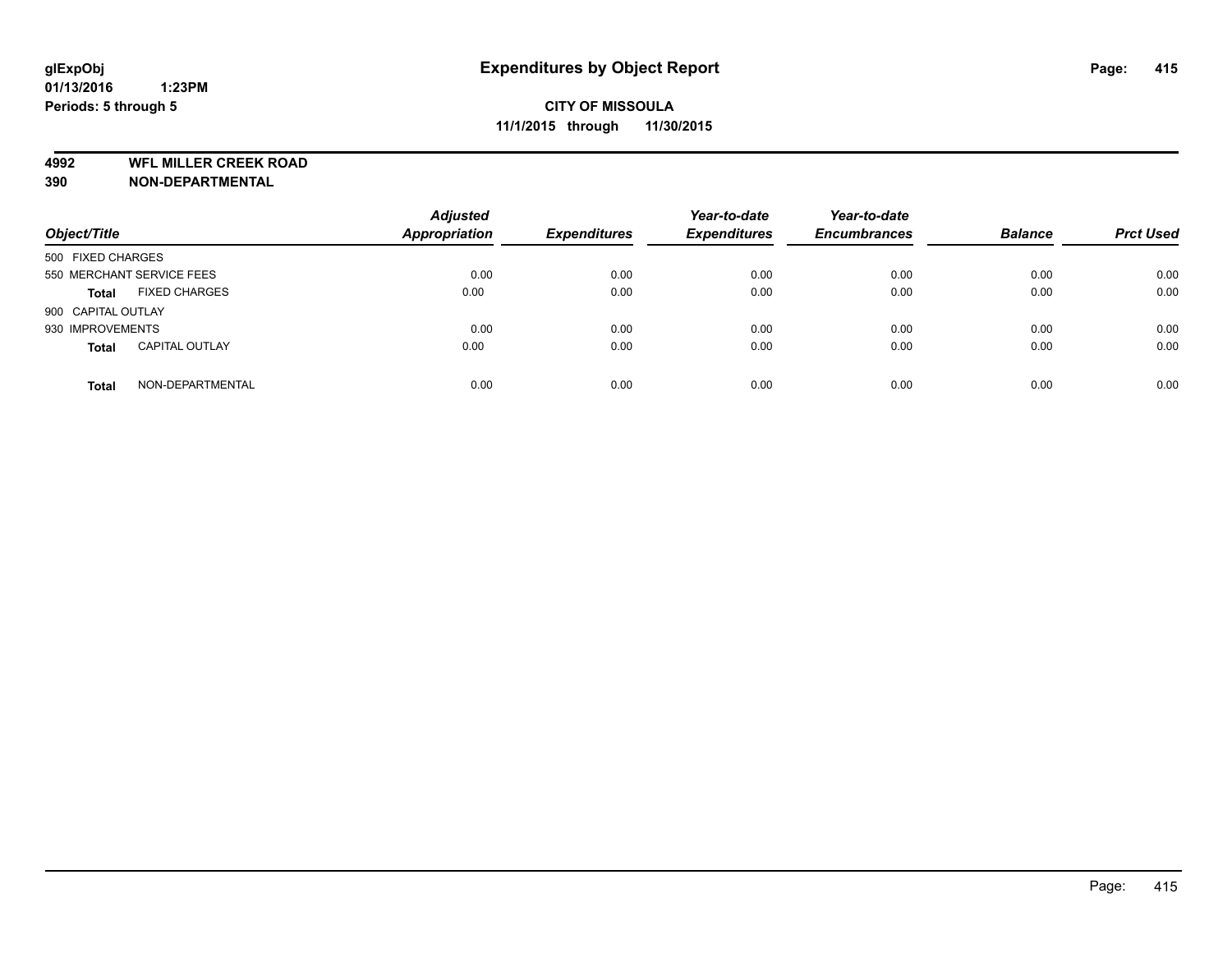**glExpObj**
**01/13/2016 1:23PM**
**Periods: 5 through 5**

# Expenditures by Object Report

**CITY OF MISSOULA**
**11/1/2015 through 11/30/2015**

**4992 WFL MILLER CREEK ROAD**
**390 NON-DEPARTMENTAL**

| Object/Title | | Adjusted Appropriation | Expenditures | Year-to-date Expenditures | Year-to-date Encumbrances | Balance | Prct Used |
|---|---|---|---|---|---|---|---|
| 500 FIXED CHARGES | | | | | | | |
| 550 MERCHANT SERVICE FEES | | 0.00 | 0.00 | 0.00 | 0.00 | 0.00 | 0.00 |
| **Total** | FIXED CHARGES | 0.00 | 0.00 | 0.00 | 0.00 | 0.00 | 0.00 |
| 900 CAPITAL OUTLAY | | | | | | | |
| 930 IMPROVEMENTS | | 0.00 | 0.00 | 0.00 | 0.00 | 0.00 | 0.00 |
| **Total** | CAPITAL OUTLAY | 0.00 | 0.00 | 0.00 | 0.00 | 0.00 | 0.00 |
| **Total** | NON-DEPARTMENTAL | 0.00 | 0.00 | 0.00 | 0.00 | 0.00 | 0.00 |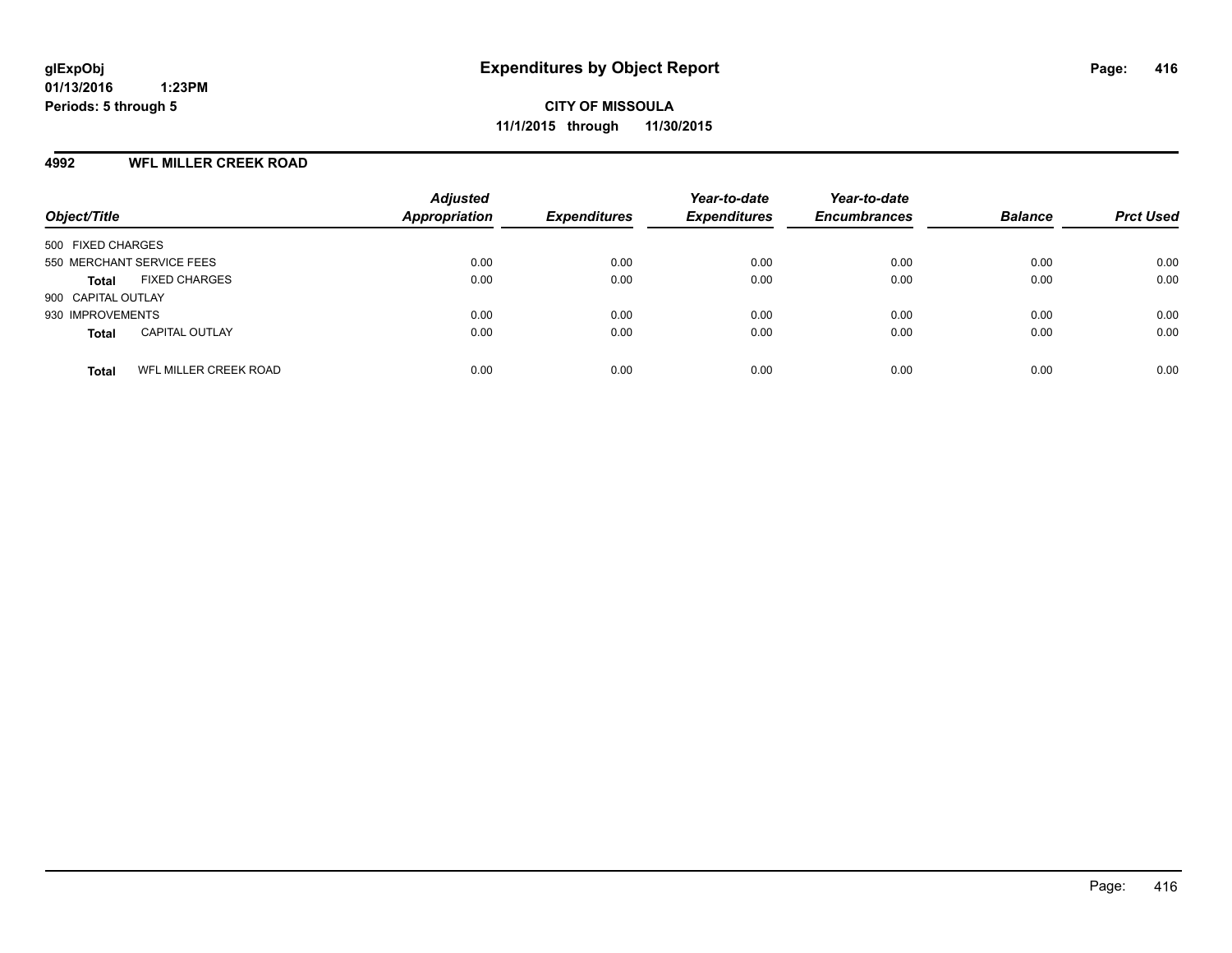# Expenditures by Object Report

glExpObj
01/13/2016 1:23PM
Periods: 5 through 5

**CITY OF MISSOULA**
**11/1/2015 through 11/30/2015**

## 4992 WFL MILLER CREEK ROAD

| Object/Title | Adjusted Appropriation | Expenditures | Year-to-date Expenditures | Year-to-date Encumbrances | Balance | Prct Used |
|---|---|---|---|---|---|---|
| 500 FIXED CHARGES | | | | | | |
| 550 MERCHANT SERVICE FEES | 0.00 | 0.00 | 0.00 | 0.00 | 0.00 | 0.00 |
| **Total** FIXED CHARGES | 0.00 | 0.00 | 0.00 | 0.00 | 0.00 | 0.00 |
| 900 CAPITAL OUTLAY | | | | | | |
| 930 IMPROVEMENTS | 0.00 | 0.00 | 0.00 | 0.00 | 0.00 | 0.00 |
| **Total** CAPITAL OUTLAY | 0.00 | 0.00 | 0.00 | 0.00 | 0.00 | 0.00 |
| **Total** WFL MILLER CREEK ROAD | 0.00 | 0.00 | 0.00 | 0.00 | 0.00 | 0.00 |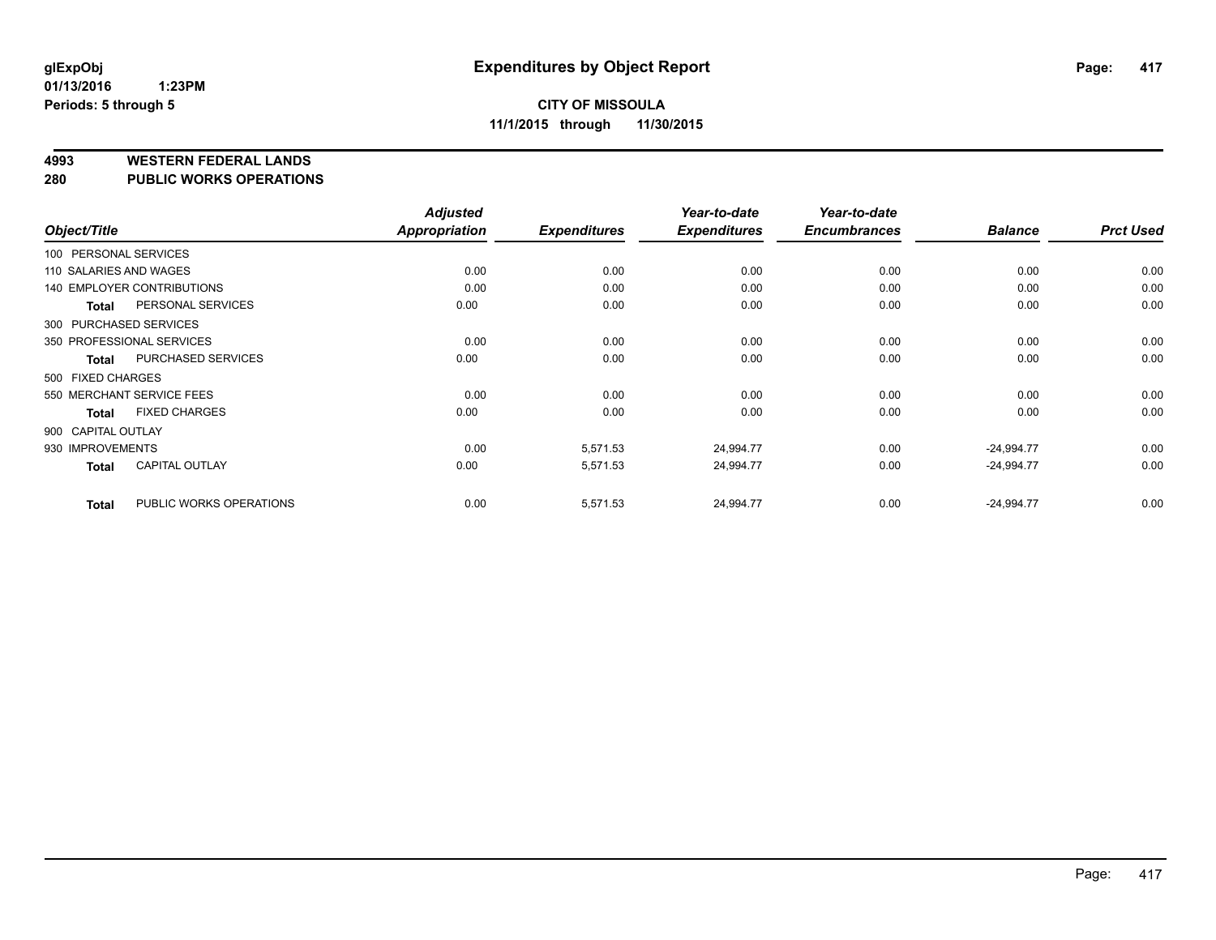# Expenditures by Object Report

glExpObj
01/13/2016 1:23PM
Periods: 5 through 5

**CITY OF MISSOULA**
**11/1/2015 through 11/30/2015**

## 4993 WESTERN FEDERAL LANDS
## 280 PUBLIC WORKS OPERATIONS

| Object/Title | | Adjusted Appropriation | Expenditures | Year-to-date Expenditures | Year-to-date Encumbrances | Balance | Prct Used |
|---|---|---|---|---|---|---|---|
| 100 PERSONAL SERVICES | | | | | | | |
| 110 SALARIES AND WAGES | | 0.00 | 0.00 | 0.00 | 0.00 | 0.00 | 0.00 |
| 140 EMPLOYER CONTRIBUTIONS | | 0.00 | 0.00 | 0.00 | 0.00 | 0.00 | 0.00 |
| Total | PERSONAL SERVICES | 0.00 | 0.00 | 0.00 | 0.00 | 0.00 | 0.00 |
| 300 PURCHASED SERVICES | | | | | | | |
| 350 PROFESSIONAL SERVICES | | 0.00 | 0.00 | 0.00 | 0.00 | 0.00 | 0.00 |
| Total | PURCHASED SERVICES | 0.00 | 0.00 | 0.00 | 0.00 | 0.00 | 0.00 |
| 500 FIXED CHARGES | | | | | | | |
| 550 MERCHANT SERVICE FEES | | 0.00 | 0.00 | 0.00 | 0.00 | 0.00 | 0.00 |
| Total | FIXED CHARGES | 0.00 | 0.00 | 0.00 | 0.00 | 0.00 | 0.00 |
| 900 CAPITAL OUTLAY | | | | | | | |
| 930 IMPROVEMENTS | | 0.00 | 5,571.53 | 24,994.77 | 0.00 | -24,994.77 | 0.00 |
| Total | CAPITAL OUTLAY | 0.00 | 5,571.53 | 24,994.77 | 0.00 | -24,994.77 | 0.00 |
| Total | PUBLIC WORKS OPERATIONS | 0.00 | 5,571.53 | 24,994.77 | 0.00 | -24,994.77 | 0.00 |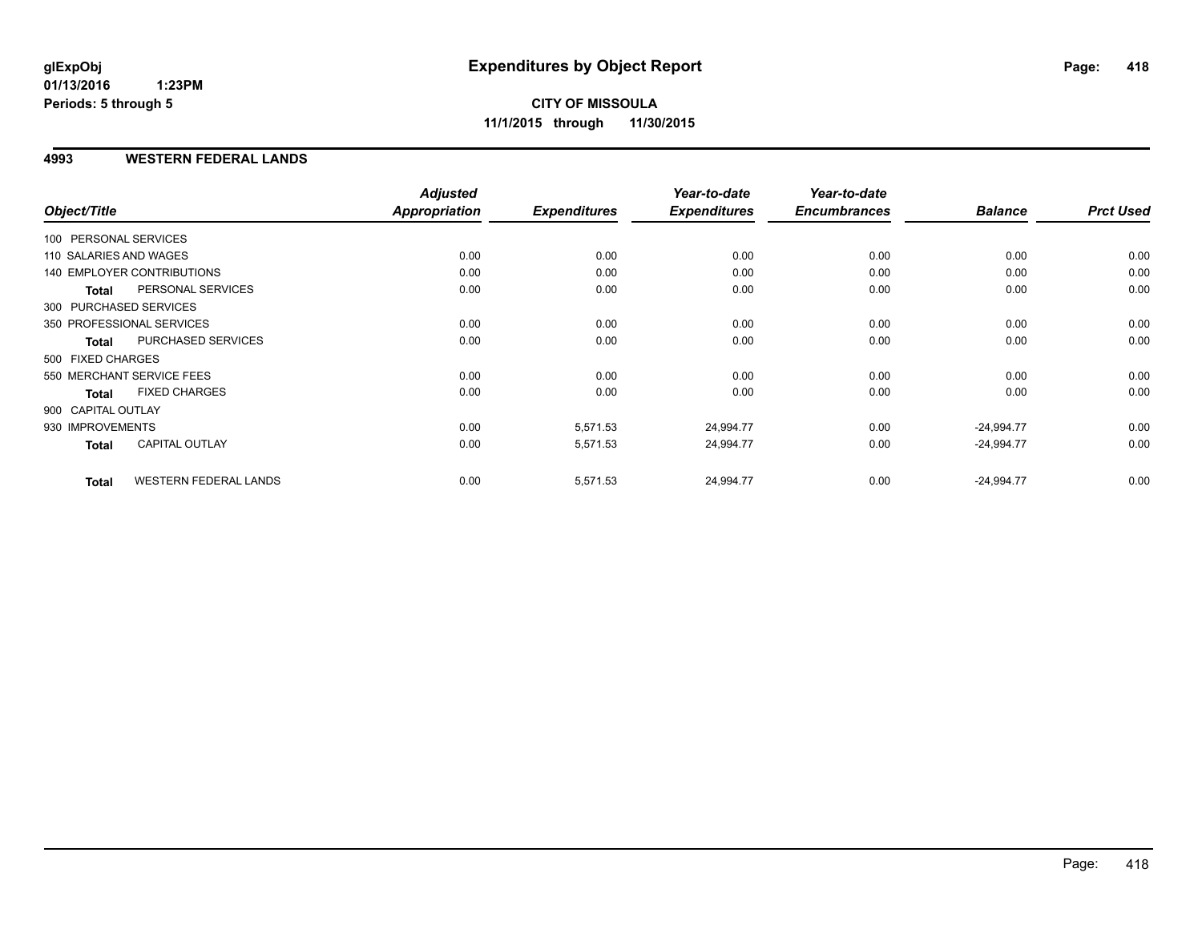**glExpObj**
**01/13/2016 1:23PM**
**Periods: 5 through 5**

# Expenditures by Object Report

**CITY OF MISSOULA**
**11/1/2015 through 11/30/2015**

## 4993 WESTERN FEDERAL LANDS

| Object/Title | Adjusted Appropriation | Expenditures | Year-to-date Expenditures | Year-to-date Encumbrances | Balance | Prct Used |
|---|---|---|---|---|---|---|
| 100 PERSONAL SERVICES | | | | | | |
| 110 SALARIES AND WAGES | 0.00 | 0.00 | 0.00 | 0.00 | 0.00 | 0.00 |
| 140 EMPLOYER CONTRIBUTIONS | 0.00 | 0.00 | 0.00 | 0.00 | 0.00 | 0.00 |
| **Total** PERSONAL SERVICES | 0.00 | 0.00 | 0.00 | 0.00 | 0.00 | 0.00 |
| 300 PURCHASED SERVICES | | | | | | |
| 350 PROFESSIONAL SERVICES | 0.00 | 0.00 | 0.00 | 0.00 | 0.00 | 0.00 |
| **Total** PURCHASED SERVICES | 0.00 | 0.00 | 0.00 | 0.00 | 0.00 | 0.00 |
| 500 FIXED CHARGES | | | | | | |
| 550 MERCHANT SERVICE FEES | 0.00 | 0.00 | 0.00 | 0.00 | 0.00 | 0.00 |
| **Total** FIXED CHARGES | 0.00 | 0.00 | 0.00 | 0.00 | 0.00 | 0.00 |
| 900 CAPITAL OUTLAY | | | | | | |
| 930 IMPROVEMENTS | 0.00 | 5,571.53 | 24,994.77 | 0.00 | -24,994.77 | 0.00 |
| **Total** CAPITAL OUTLAY | 0.00 | 5,571.53 | 24,994.77 | 0.00 | -24,994.77 | 0.00 |
| **Total** WESTERN FEDERAL LANDS | 0.00 | 5,571.53 | 24,994.77 | 0.00 | -24,994.77 | 0.00 |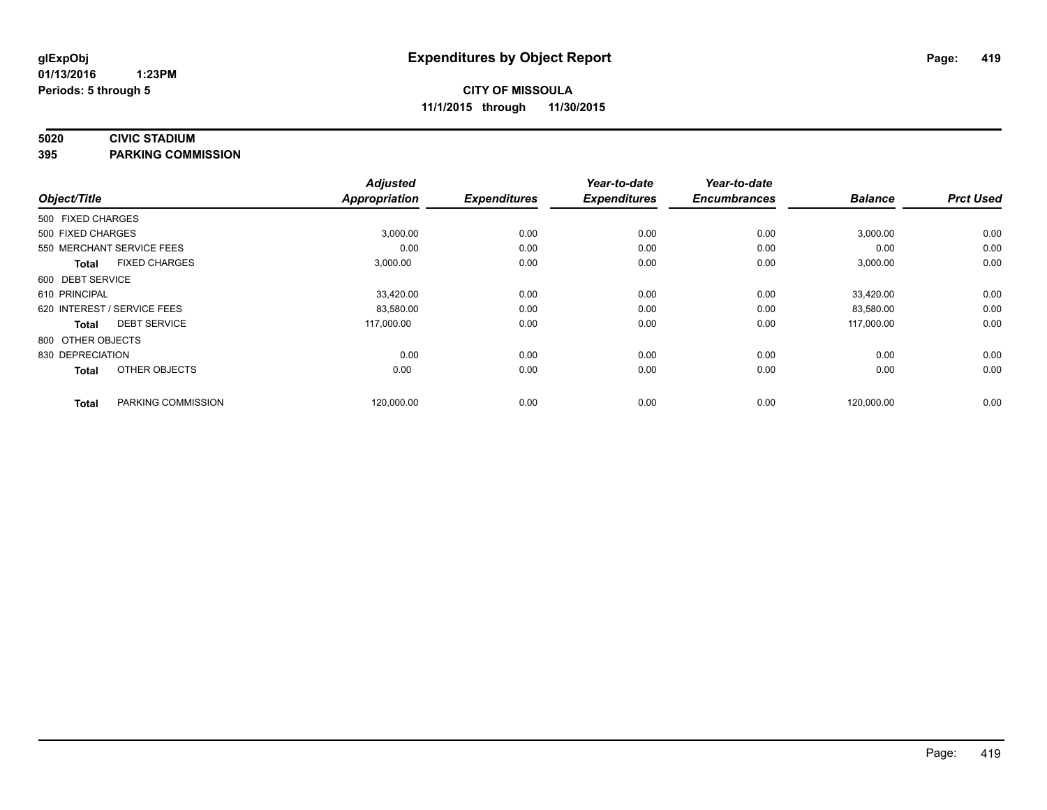# Expenditures by Object Report

glExpObj
01/13/2016 1:23PM
Periods: 5 through 5

**CITY OF MISSOULA**
**11/1/2015 through 11/30/2015**

**5020 CIVIC STADIUM**
**395 PARKING COMMISSION**

| Object/Title | Adjusted Appropriation | Expenditures | Year-to-date Expenditures | Year-to-date Encumbrances | Balance | Prct Used |
|---|---|---|---|---|---|---|
| 500 FIXED CHARGES | | | | | | |
| 500 FIXED CHARGES | 3,000.00 | 0.00 | 0.00 | 0.00 | 3,000.00 | 0.00 |
| 550 MERCHANT SERVICE FEES | 0.00 | 0.00 | 0.00 | 0.00 | 0.00 | 0.00 |
| **Total** FIXED CHARGES | 3,000.00 | 0.00 | 0.00 | 0.00 | 3,000.00 | 0.00 |
| 600 DEBT SERVICE | | | | | | |
| 610 PRINCIPAL | 33,420.00 | 0.00 | 0.00 | 0.00 | 33,420.00 | 0.00 |
| 620 INTEREST / SERVICE FEES | 83,580.00 | 0.00 | 0.00 | 0.00 | 83,580.00 | 0.00 |
| **Total** DEBT SERVICE | 117,000.00 | 0.00 | 0.00 | 0.00 | 117,000.00 | 0.00 |
| 800 OTHER OBJECTS | | | | | | |
| 830 DEPRECIATION | 0.00 | 0.00 | 0.00 | 0.00 | 0.00 | 0.00 |
| **Total** OTHER OBJECTS | 0.00 | 0.00 | 0.00 | 0.00 | 0.00 | 0.00 |
| **Total** PARKING COMMISSION | 120,000.00 | 0.00 | 0.00 | 0.00 | 120,000.00 | 0.00 |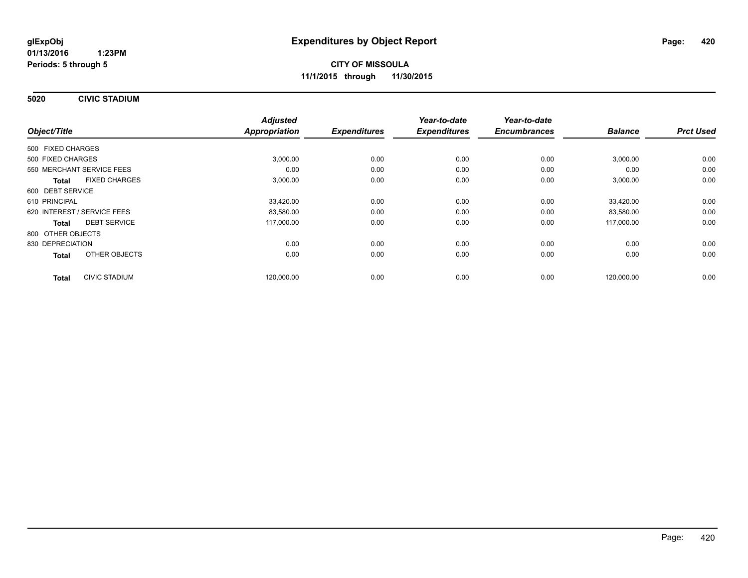# Expenditures by Object Report

glExpObj
01/13/2016 1:23PM
Periods: 5 through 5

**CITY OF MISSOULA**
**11/1/2015 through 11/30/2015**

## 5020 CIVIC STADIUM

| Object/Title | Adjusted Appropriation | Expenditures | Year-to-date Expenditures | Year-to-date Encumbrances | Balance | Prct Used |
|---|---|---|---|---|---|---|
| 500 FIXED CHARGES | | | | | | |
| 500 FIXED CHARGES | 3,000.00 | 0.00 | 0.00 | 0.00 | 3,000.00 | 0.00 |
| 550 MERCHANT SERVICE FEES | 0.00 | 0.00 | 0.00 | 0.00 | 0.00 | 0.00 |
| **Total** FIXED CHARGES | 3,000.00 | 0.00 | 0.00 | 0.00 | 3,000.00 | 0.00 |
| 600 DEBT SERVICE | | | | | | |
| 610 PRINCIPAL | 33,420.00 | 0.00 | 0.00 | 0.00 | 33,420.00 | 0.00 |
| 620 INTEREST / SERVICE FEES | 83,580.00 | 0.00 | 0.00 | 0.00 | 83,580.00 | 0.00 |
| **Total** DEBT SERVICE | 117,000.00 | 0.00 | 0.00 | 0.00 | 117,000.00 | 0.00 |
| 800 OTHER OBJECTS | | | | | | |
| 830 DEPRECIATION | 0.00 | 0.00 | 0.00 | 0.00 | 0.00 | 0.00 |
| **Total** OTHER OBJECTS | 0.00 | 0.00 | 0.00 | 0.00 | 0.00 | 0.00 |
| **Total** CIVIC STADIUM | 120,000.00 | 0.00 | 0.00 | 0.00 | 120,000.00 | 0.00 |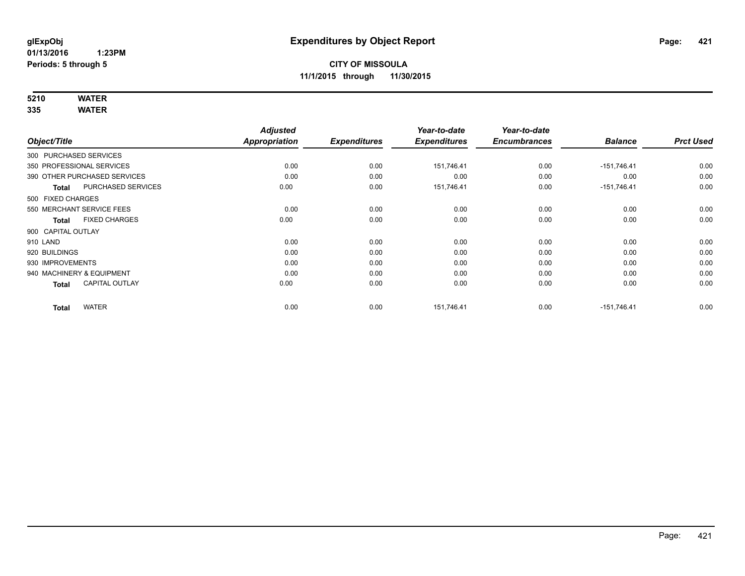**glExpObj**
**01/13/2016 1:23PM**
**Periods: 5 through 5**

# Expenditures by Object Report

**CITY OF MISSOULA**
**11/1/2015 through 11/30/2015**

**5210 WATER**
**335 WATER**

| Object/Title | | Adjusted Appropriation | Expenditures | Year-to-date Expenditures | Year-to-date Encumbrances | Balance | Prct Used |
|---|---|---|---|---|---|---|---|
| 300 PURCHASED SERVICES | | | | | | | |
| 350 PROFESSIONAL SERVICES | | 0.00 | 0.00 | 151,746.41 | 0.00 | -151,746.41 | 0.00 |
| 390 OTHER PURCHASED SERVICES | | 0.00 | 0.00 | 0.00 | 0.00 | 0.00 | 0.00 |
| **Total** | PURCHASED SERVICES | 0.00 | 0.00 | 151,746.41 | 0.00 | -151,746.41 | 0.00 |
| 500 FIXED CHARGES | | | | | | | |
| 550 MERCHANT SERVICE FEES | | 0.00 | 0.00 | 0.00 | 0.00 | 0.00 | 0.00 |
| **Total** | FIXED CHARGES | 0.00 | 0.00 | 0.00 | 0.00 | 0.00 | 0.00 |
| 900 CAPITAL OUTLAY | | | | | | | |
| 910 LAND | | 0.00 | 0.00 | 0.00 | 0.00 | 0.00 | 0.00 |
| 920 BUILDINGS | | 0.00 | 0.00 | 0.00 | 0.00 | 0.00 | 0.00 |
| 930 IMPROVEMENTS | | 0.00 | 0.00 | 0.00 | 0.00 | 0.00 | 0.00 |
| 940 MACHINERY & EQUIPMENT | | 0.00 | 0.00 | 0.00 | 0.00 | 0.00 | 0.00 |
| **Total** | CAPITAL OUTLAY | 0.00 | 0.00 | 0.00 | 0.00 | 0.00 | 0.00 |
| **Total** | WATER | 0.00 | 0.00 | 151,746.41 | 0.00 | -151,746.41 | 0.00 |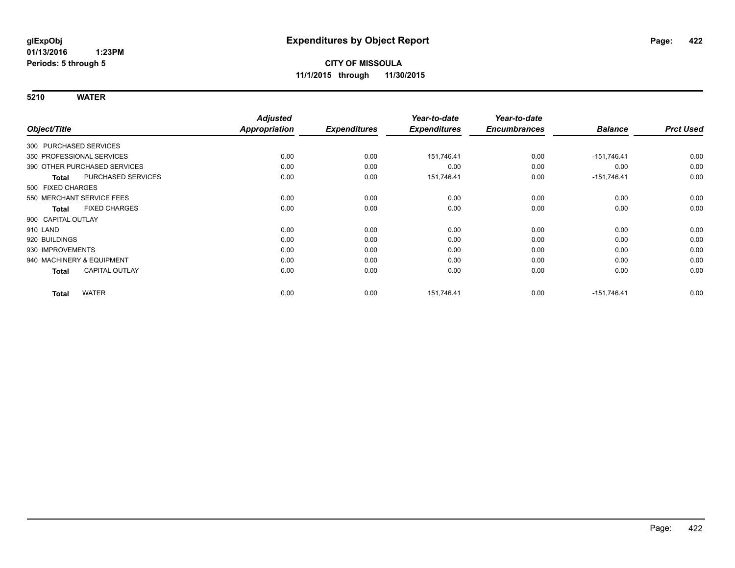**glExpObj**
**01/13/2016 1:23PM**
**Periods: 5 through 5**

# Expenditures by Object Report

**CITY OF MISSOULA**
**11/1/2015 through 11/30/2015**

**5210 WATER**

| Object/Title | Adjusted Appropriation | Expenditures | Year-to-date Expenditures | Year-to-date Encumbrances | Balance | Prct Used |
|---|---|---|---|---|---|---|
| 300 PURCHASED SERVICES | | | | | | |
| 350 PROFESSIONAL SERVICES | 0.00 | 0.00 | 151,746.41 | 0.00 | -151,746.41 | 0.00 |
| 390 OTHER PURCHASED SERVICES | 0.00 | 0.00 | 0.00 | 0.00 | 0.00 | 0.00 |
| **Total** PURCHASED SERVICES | 0.00 | 0.00 | 151,746.41 | 0.00 | -151,746.41 | 0.00 |
| 500 FIXED CHARGES | | | | | | |
| 550 MERCHANT SERVICE FEES | 0.00 | 0.00 | 0.00 | 0.00 | 0.00 | 0.00 |
| **Total** FIXED CHARGES | 0.00 | 0.00 | 0.00 | 0.00 | 0.00 | 0.00 |
| 900 CAPITAL OUTLAY | | | | | | |
| 910 LAND | 0.00 | 0.00 | 0.00 | 0.00 | 0.00 | 0.00 |
| 920 BUILDINGS | 0.00 | 0.00 | 0.00 | 0.00 | 0.00 | 0.00 |
| 930 IMPROVEMENTS | 0.00 | 0.00 | 0.00 | 0.00 | 0.00 | 0.00 |
| 940 MACHINERY & EQUIPMENT | 0.00 | 0.00 | 0.00 | 0.00 | 0.00 | 0.00 |
| **Total** CAPITAL OUTLAY | 0.00 | 0.00 | 0.00 | 0.00 | 0.00 | 0.00 |
| **Total** WATER | 0.00 | 0.00 | 151,746.41 | 0.00 | -151,746.41 | 0.00 |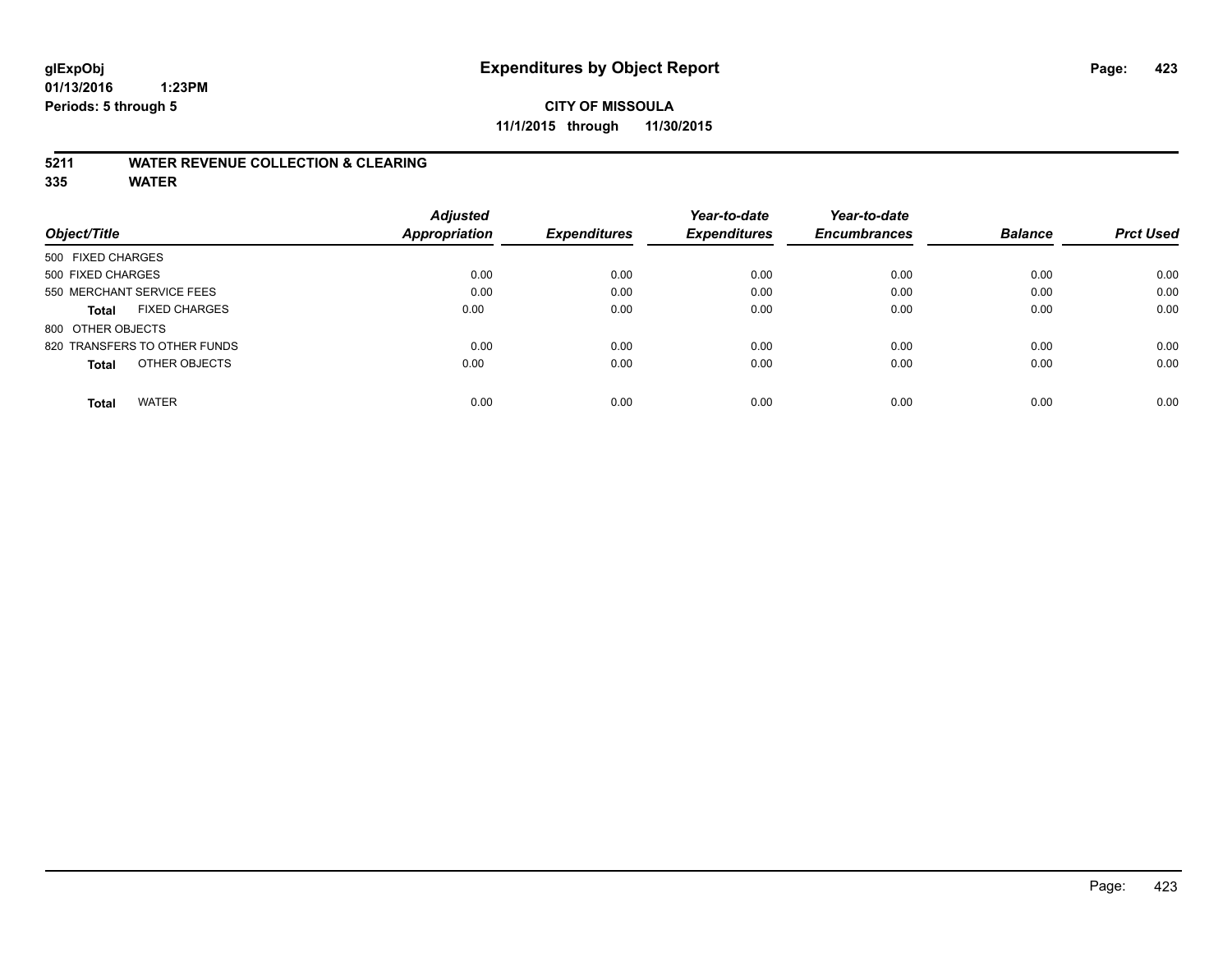# Expenditures by Object Report

glExpObj
01/13/2016 1:23PM
Periods: 5 through 5

**CITY OF MISSOULA**
**11/1/2015 through 11/30/2015**

## 5211 WATER REVENUE COLLECTION & CLEARING
## 335 WATER

| Object/Title | Adjusted Appropriation | Expenditures | Year-to-date Expenditures | Year-to-date Encumbrances | Balance | Prct Used |
|---|---|---|---|---|---|---|
| 500 FIXED CHARGES | | | | | | |
| 500 FIXED CHARGES | 0.00 | 0.00 | 0.00 | 0.00 | 0.00 | 0.00 |
| 550 MERCHANT SERVICE FEES | 0.00 | 0.00 | 0.00 | 0.00 | 0.00 | 0.00 |
| **Total** FIXED CHARGES | 0.00 | 0.00 | 0.00 | 0.00 | 0.00 | 0.00 |
| 800 OTHER OBJECTS | | | | | | |
| 820 TRANSFERS TO OTHER FUNDS | 0.00 | 0.00 | 0.00 | 0.00 | 0.00 | 0.00 |
| **Total** OTHER OBJECTS | 0.00 | 0.00 | 0.00 | 0.00 | 0.00 | 0.00 |
| **Total** WATER | 0.00 | 0.00 | 0.00 | 0.00 | 0.00 | 0.00 |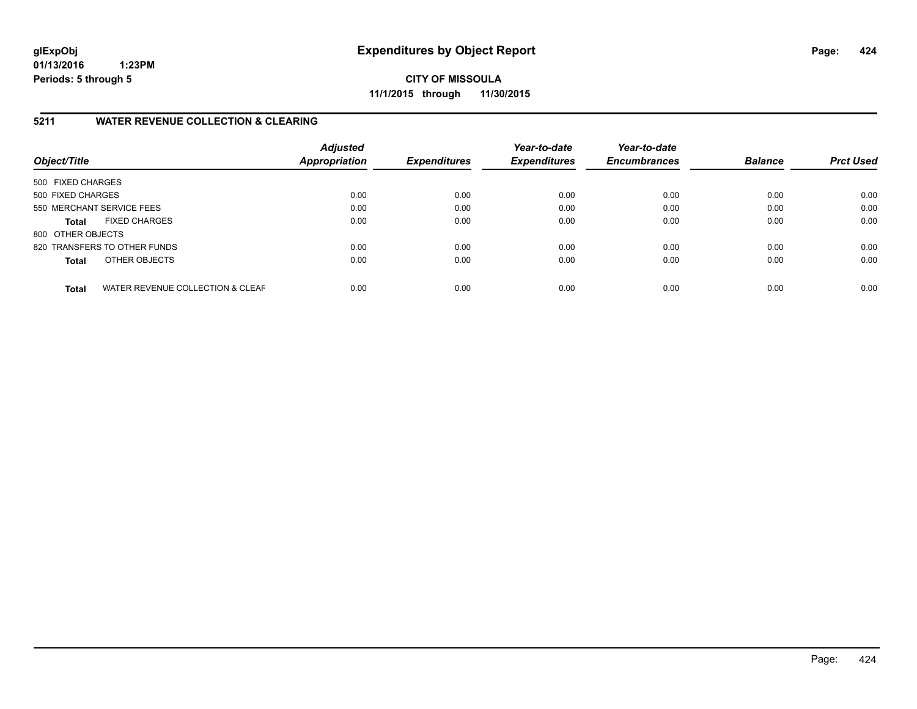**glExpObj**
**01/13/2016 1:23PM**
**Periods: 5 through 5**

# Expenditures by Object Report

**CITY OF MISSOULA**
**11/1/2015 through 11/30/2015**

## 5211 WATER REVENUE COLLECTION & CLEARING

| Object/Title | Adjusted Appropriation | Expenditures | Year-to-date Expenditures | Year-to-date Encumbrances | Balance | Prct Used |
|---|---|---|---|---|---|---|
| 500 FIXED CHARGES | | | | | | |
| 500 FIXED CHARGES | 0.00 | 0.00 | 0.00 | 0.00 | 0.00 | 0.00 |
| 550 MERCHANT SERVICE FEES | 0.00 | 0.00 | 0.00 | 0.00 | 0.00 | 0.00 |
| **Total** FIXED CHARGES | 0.00 | 0.00 | 0.00 | 0.00 | 0.00 | 0.00 |
| 800 OTHER OBJECTS | | | | | | |
| 820 TRANSFERS TO OTHER FUNDS | 0.00 | 0.00 | 0.00 | 0.00 | 0.00 | 0.00 |
| **Total** OTHER OBJECTS | 0.00 | 0.00 | 0.00 | 0.00 | 0.00 | 0.00 |
| **Total** WATER REVENUE COLLECTION & CLEAF | 0.00 | 0.00 | 0.00 | 0.00 | 0.00 | 0.00 |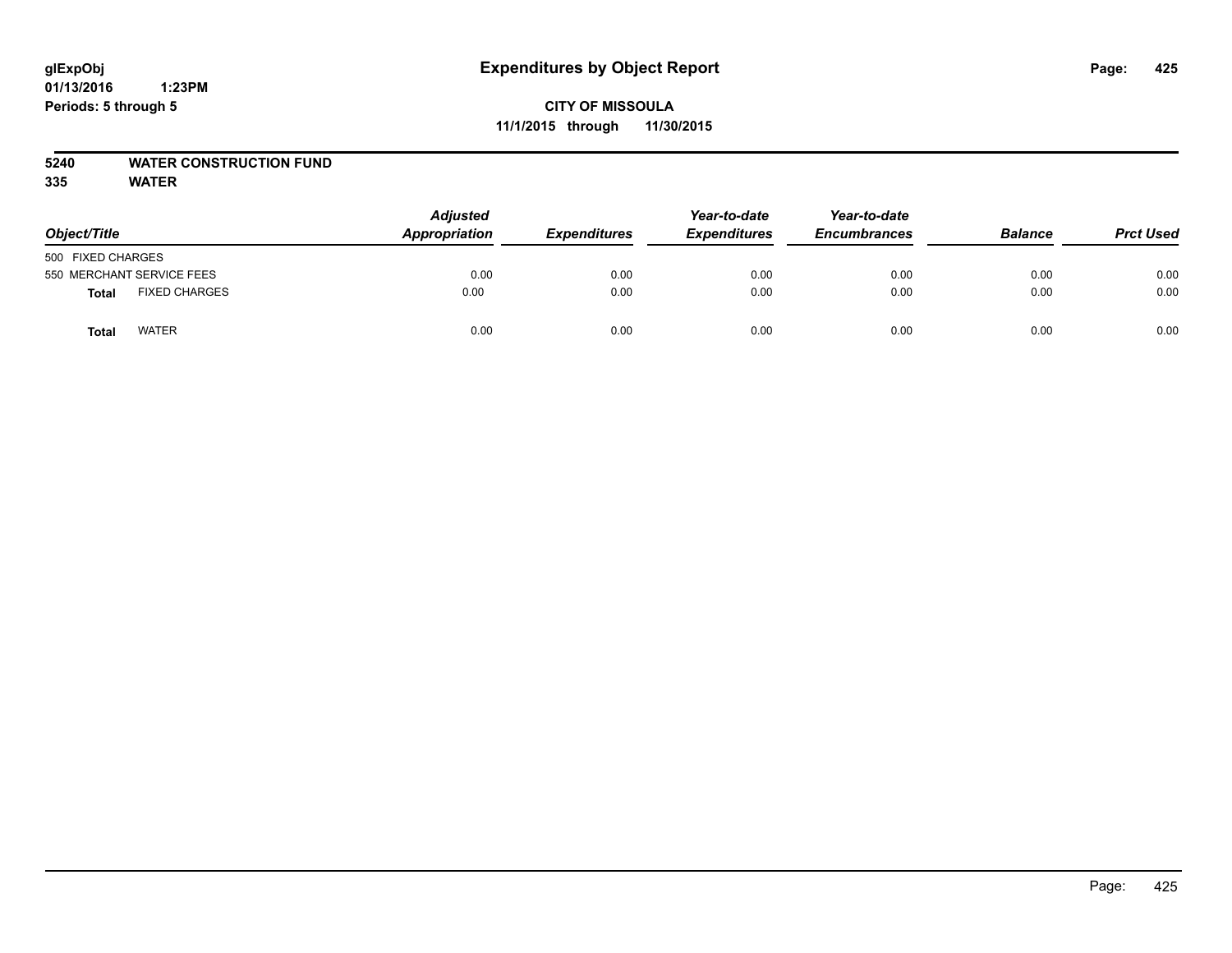glExpObj
01/13/2016 1:23PM
Periods: 5 through 5

# Expenditures by Object Report

**CITY OF MISSOULA**
**11/1/2015 through 11/30/2015**

**5240 WATER CONSTRUCTION FUND**
**335 WATER**

| Object/Title | | Adjusted Appropriation | Expenditures | Year-to-date Expenditures | Year-to-date Encumbrances | Balance | Prct Used |
|---|---|---|---|---|---|---|---|
| 500 FIXED CHARGES | | | | | | | |
| 550 MERCHANT SERVICE FEES | | 0.00 | 0.00 | 0.00 | 0.00 | 0.00 | 0.00 |
| **Total** | FIXED CHARGES | 0.00 | 0.00 | 0.00 | 0.00 | 0.00 | 0.00 |
| **Total** | WATER | 0.00 | 0.00 | 0.00 | 0.00 | 0.00 | 0.00 |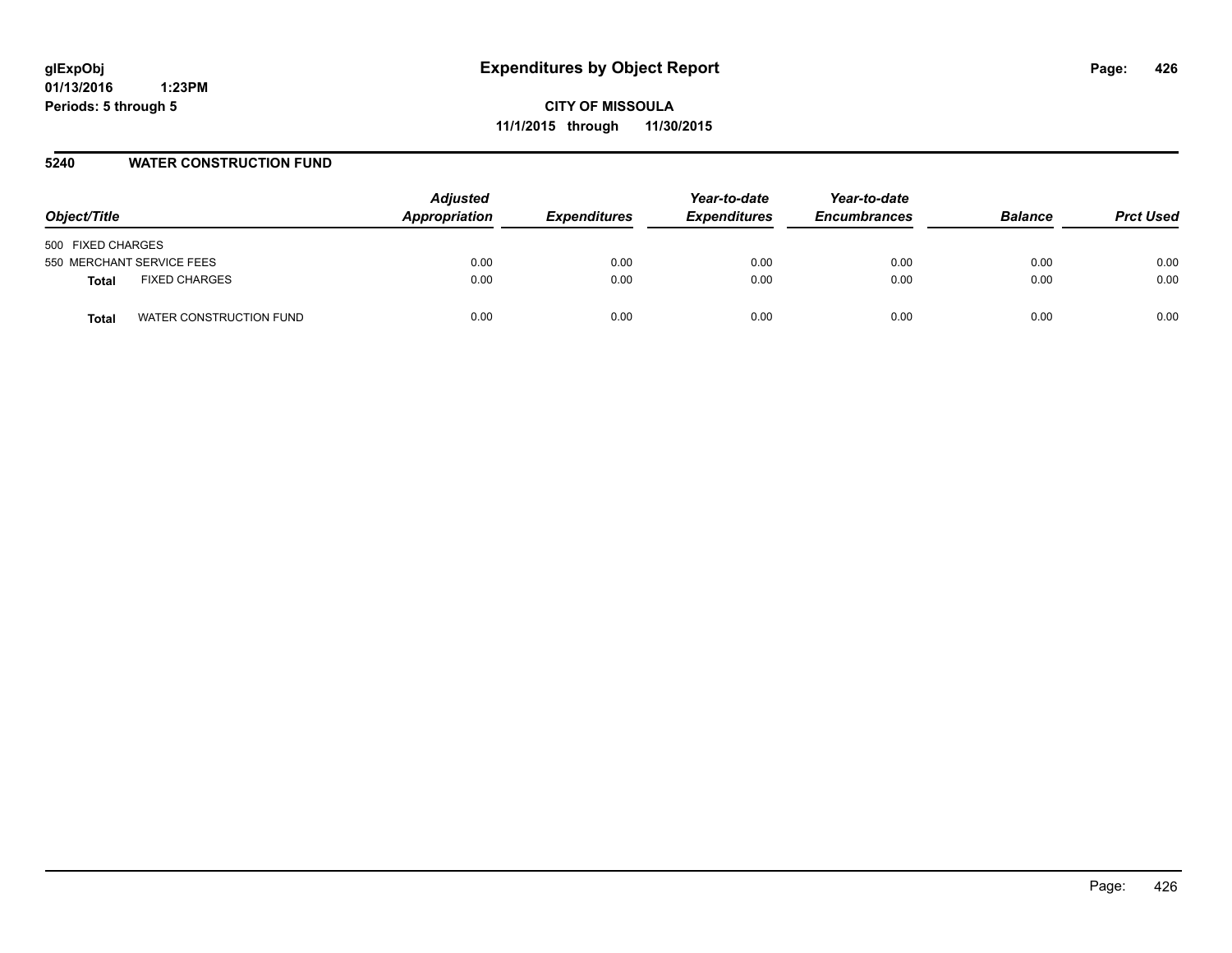# Expenditures by Object Report

glExpObj
01/13/2016 1:23PM
Periods: 5 through 5

**CITY OF MISSOULA**
**11/1/2015 through 11/30/2015**

## 5240 WATER CONSTRUCTION FUND

| Object/Title | | Adjusted Appropriation | Expenditures | Year-to-date Expenditures | Year-to-date Encumbrances | Balance | Prct Used |
|---|---|---|---|---|---|---|---|
| 500 FIXED CHARGES | | | | | | | |
| 550 MERCHANT SERVICE FEES | | 0.00 | 0.00 | 0.00 | 0.00 | 0.00 | 0.00 |
| **Total** | FIXED CHARGES | 0.00 | 0.00 | 0.00 | 0.00 | 0.00 | 0.00 |
| **Total** | WATER CONSTRUCTION FUND | 0.00 | 0.00 | 0.00 | 0.00 | 0.00 | 0.00 |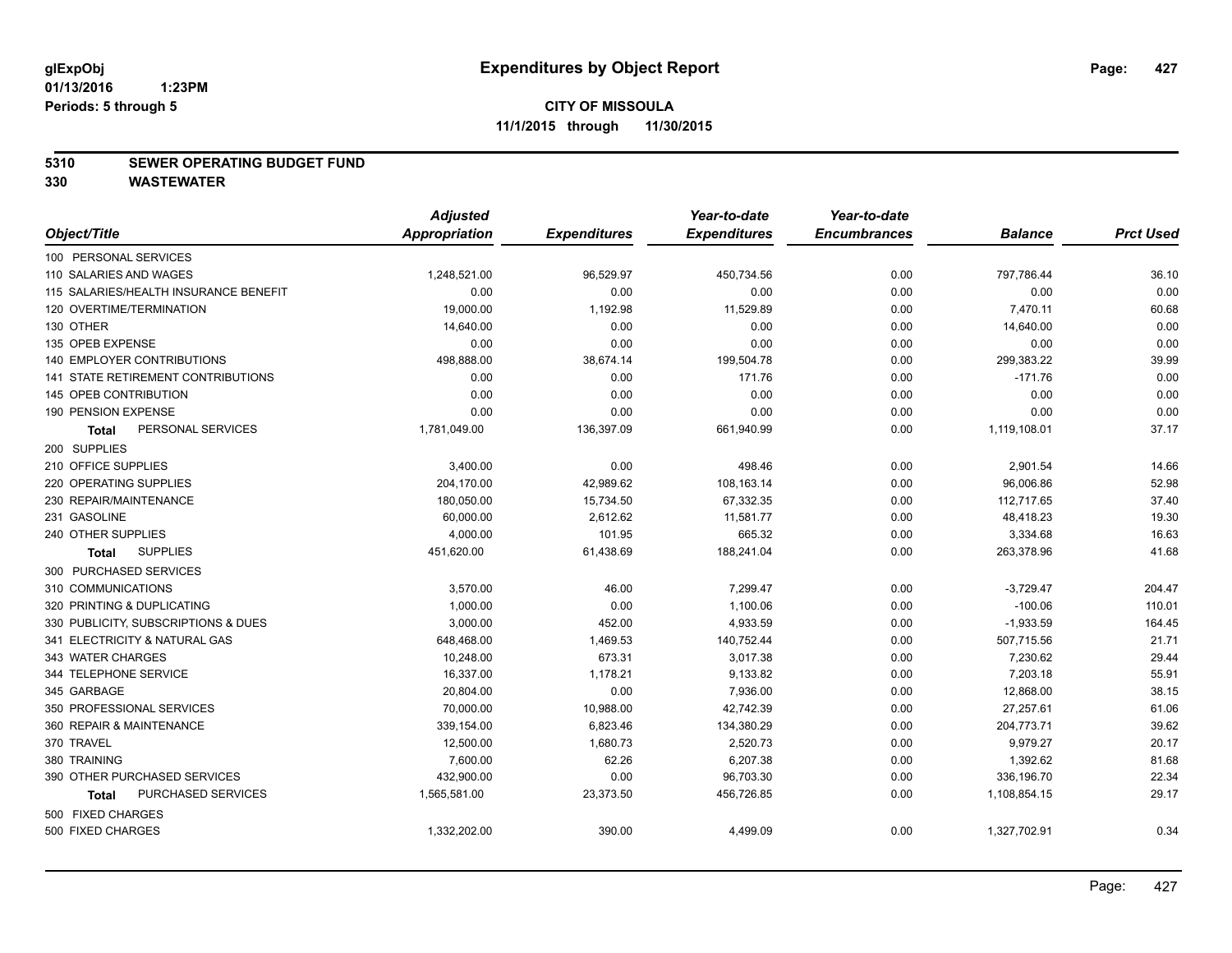**glExpObj**
**01/13/2016 1:23PM**
**Periods: 5 through 5**

# Expenditures by Object Report

**CITY OF MISSOULA**
**11/1/2015 through 11/30/2015**

**5310 SEWER OPERATING BUDGET FUND**
**330 WASTEWATER**

| Object/Title | Adjusted Appropriation | Expenditures | Year-to-date Expenditures | Year-to-date Encumbrances | Balance | Prct Used |
|---|---|---|---|---|---|---|
| 100 PERSONAL SERVICES | | | | | | |
| 110 SALARIES AND WAGES | 1,248,521.00 | 96,529.97 | 450,734.56 | 0.00 | 797,786.44 | 36.10 |
| 115 SALARIES/HEALTH INSURANCE BENEFIT | 0.00 | 0.00 | 0.00 | 0.00 | 0.00 | 0.00 |
| 120 OVERTIME/TERMINATION | 19,000.00 | 1,192.98 | 11,529.89 | 0.00 | 7,470.11 | 60.68 |
| 130 OTHER | 14,640.00 | 0.00 | 0.00 | 0.00 | 14,640.00 | 0.00 |
| 135 OPEB EXPENSE | 0.00 | 0.00 | 0.00 | 0.00 | 0.00 | 0.00 |
| 140 EMPLOYER CONTRIBUTIONS | 498,888.00 | 38,674.14 | 199,504.78 | 0.00 | 299,383.22 | 39.99 |
| 141 STATE RETIREMENT CONTRIBUTIONS | 0.00 | 0.00 | 171.76 | 0.00 | -171.76 | 0.00 |
| 145 OPEB CONTRIBUTION | 0.00 | 0.00 | 0.00 | 0.00 | 0.00 | 0.00 |
| 190 PENSION EXPENSE | 0.00 | 0.00 | 0.00 | 0.00 | 0.00 | 0.00 |
| **Total** PERSONAL SERVICES | 1,781,049.00 | 136,397.09 | 661,940.99 | 0.00 | 1,119,108.01 | 37.17 |
| 200 SUPPLIES | | | | | | |
| 210 OFFICE SUPPLIES | 3,400.00 | 0.00 | 498.46 | 0.00 | 2,901.54 | 14.66 |
| 220 OPERATING SUPPLIES | 204,170.00 | 42,989.62 | 108,163.14 | 0.00 | 96,006.86 | 52.98 |
| 230 REPAIR/MAINTENANCE | 180,050.00 | 15,734.50 | 67,332.35 | 0.00 | 112,717.65 | 37.40 |
| 231 GASOLINE | 60,000.00 | 2,612.62 | 11,581.77 | 0.00 | 48,418.23 | 19.30 |
| 240 OTHER SUPPLIES | 4,000.00 | 101.95 | 665.32 | 0.00 | 3,334.68 | 16.63 |
| **Total** SUPPLIES | 451,620.00 | 61,438.69 | 188,241.04 | 0.00 | 263,378.96 | 41.68 |
| 300 PURCHASED SERVICES | | | | | | |
| 310 COMMUNICATIONS | 3,570.00 | 46.00 | 7,299.47 | 0.00 | -3,729.47 | 204.47 |
| 320 PRINTING & DUPLICATING | 1,000.00 | 0.00 | 1,100.06 | 0.00 | -100.06 | 110.01 |
| 330 PUBLICITY, SUBSCRIPTIONS & DUES | 3,000.00 | 452.00 | 4,933.59 | 0.00 | -1,933.59 | 164.45 |
| 341 ELECTRICITY & NATURAL GAS | 648,468.00 | 1,469.53 | 140,752.44 | 0.00 | 507,715.56 | 21.71 |
| 343 WATER CHARGES | 10,248.00 | 673.31 | 3,017.38 | 0.00 | 7,230.62 | 29.44 |
| 344 TELEPHONE SERVICE | 16,337.00 | 1,178.21 | 9,133.82 | 0.00 | 7,203.18 | 55.91 |
| 345 GARBAGE | 20,804.00 | 0.00 | 7,936.00 | 0.00 | 12,868.00 | 38.15 |
| 350 PROFESSIONAL SERVICES | 70,000.00 | 10,988.00 | 42,742.39 | 0.00 | 27,257.61 | 61.06 |
| 360 REPAIR & MAINTENANCE | 339,154.00 | 6,823.46 | 134,380.29 | 0.00 | 204,773.71 | 39.62 |
| 370 TRAVEL | 12,500.00 | 1,680.73 | 2,520.73 | 0.00 | 9,979.27 | 20.17 |
| 380 TRAINING | 7,600.00 | 62.26 | 6,207.38 | 0.00 | 1,392.62 | 81.68 |
| 390 OTHER PURCHASED SERVICES | 432,900.00 | 0.00 | 96,703.30 | 0.00 | 336,196.70 | 22.34 |
| **Total** PURCHASED SERVICES | 1,565,581.00 | 23,373.50 | 456,726.85 | 0.00 | 1,108,854.15 | 29.17 |
| 500 FIXED CHARGES | | | | | | |
| 500 FIXED CHARGES | 1,332,202.00 | 390.00 | 4,499.09 | 0.00 | 1,327,702.91 | 0.34 |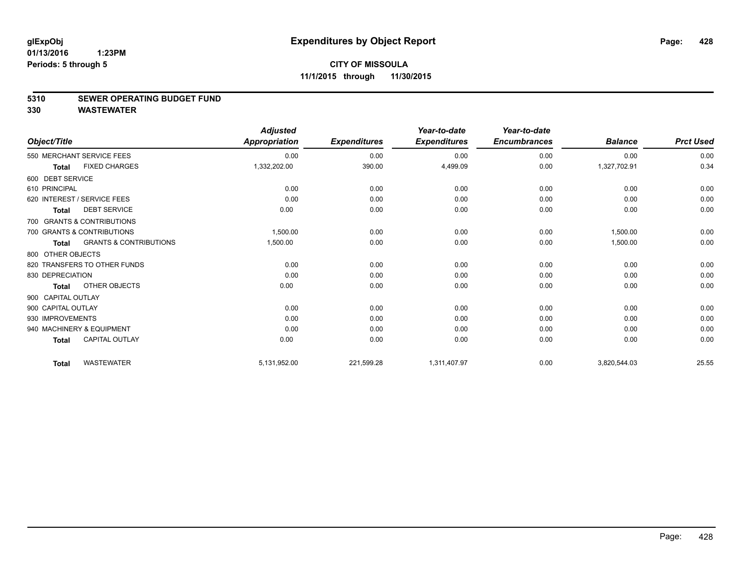# Expenditures by Object Report

glExpObj
01/13/2016 1:23PM
Periods: 5 through 5

**CITY OF MISSOULA**
**11/1/2015 through 11/30/2015**

## 5310 SEWER OPERATING BUDGET FUND
## 330 WASTEWATER

| Object/Title | Adjusted Appropriation | Expenditures | Year-to-date Expenditures | Year-to-date Encumbrances | Balance | Prct Used |
|---|---|---|---|---|---|---|
| 550 MERCHANT SERVICE FEES | 0.00 | 0.00 | 0.00 | 0.00 | 0.00 | 0.00 |
| **Total** FIXED CHARGES | 1,332,202.00 | 390.00 | 4,499.09 | 0.00 | 1,327,702.91 | 0.34 |
| 600 DEBT SERVICE | | | | | | |
| 610 PRINCIPAL | 0.00 | 0.00 | 0.00 | 0.00 | 0.00 | 0.00 |
| 620 INTEREST / SERVICE FEES | 0.00 | 0.00 | 0.00 | 0.00 | 0.00 | 0.00 |
| **Total** DEBT SERVICE | 0.00 | 0.00 | 0.00 | 0.00 | 0.00 | 0.00 |
| 700 GRANTS & CONTRIBUTIONS | | | | | | |
| 700 GRANTS & CONTRIBUTIONS | 1,500.00 | 0.00 | 0.00 | 0.00 | 1,500.00 | 0.00 |
| **Total** GRANTS & CONTRIBUTIONS | 1,500.00 | 0.00 | 0.00 | 0.00 | 1,500.00 | 0.00 |
| 800 OTHER OBJECTS | | | | | | |
| 820 TRANSFERS TO OTHER FUNDS | 0.00 | 0.00 | 0.00 | 0.00 | 0.00 | 0.00 |
| 830 DEPRECIATION | 0.00 | 0.00 | 0.00 | 0.00 | 0.00 | 0.00 |
| **Total** OTHER OBJECTS | 0.00 | 0.00 | 0.00 | 0.00 | 0.00 | 0.00 |
| 900 CAPITAL OUTLAY | | | | | | |
| 900 CAPITAL OUTLAY | 0.00 | 0.00 | 0.00 | 0.00 | 0.00 | 0.00 |
| 930 IMPROVEMENTS | 0.00 | 0.00 | 0.00 | 0.00 | 0.00 | 0.00 |
| 940 MACHINERY & EQUIPMENT | 0.00 | 0.00 | 0.00 | 0.00 | 0.00 | 0.00 |
| **Total** CAPITAL OUTLAY | 0.00 | 0.00 | 0.00 | 0.00 | 0.00 | 0.00 |
| **Total** WASTEWATER | 5,131,952.00 | 221,599.28 | 1,311,407.97 | 0.00 | 3,820,544.03 | 25.55 |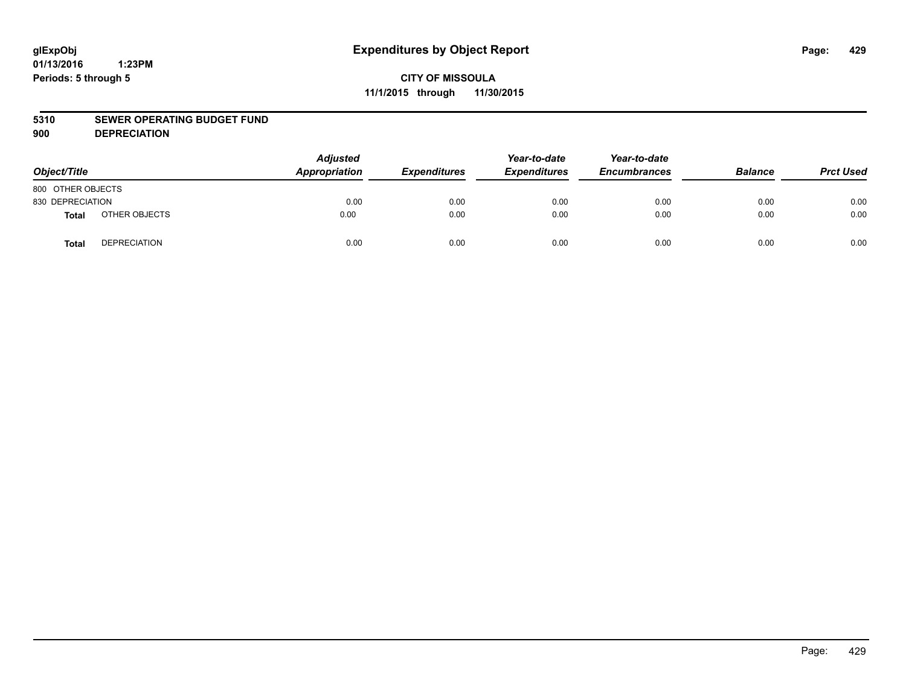# Expenditures by Object Report

glExpObj
01/13/2016 1:23PM
Periods: 5 through 5

**CITY OF MISSOULA**
**11/1/2015 through 11/30/2015**

**5310 SEWER OPERATING BUDGET FUND**
**900 DEPRECIATION**

| Object/Title | | Adjusted Appropriation | Expenditures | Year-to-date Expenditures | Year-to-date Encumbrances | Balance | Prct Used |
|---|---|---|---|---|---|---|---|
| 800 OTHER OBJECTS | | | | | | | |
| 830 DEPRECIATION | | 0.00 | 0.00 | 0.00 | 0.00 | 0.00 | 0.00 |
| **Total** | OTHER OBJECTS | 0.00 | 0.00 | 0.00 | 0.00 | 0.00 | 0.00 |
| **Total** | DEPRECIATION | 0.00 | 0.00 | 0.00 | 0.00 | 0.00 | 0.00 |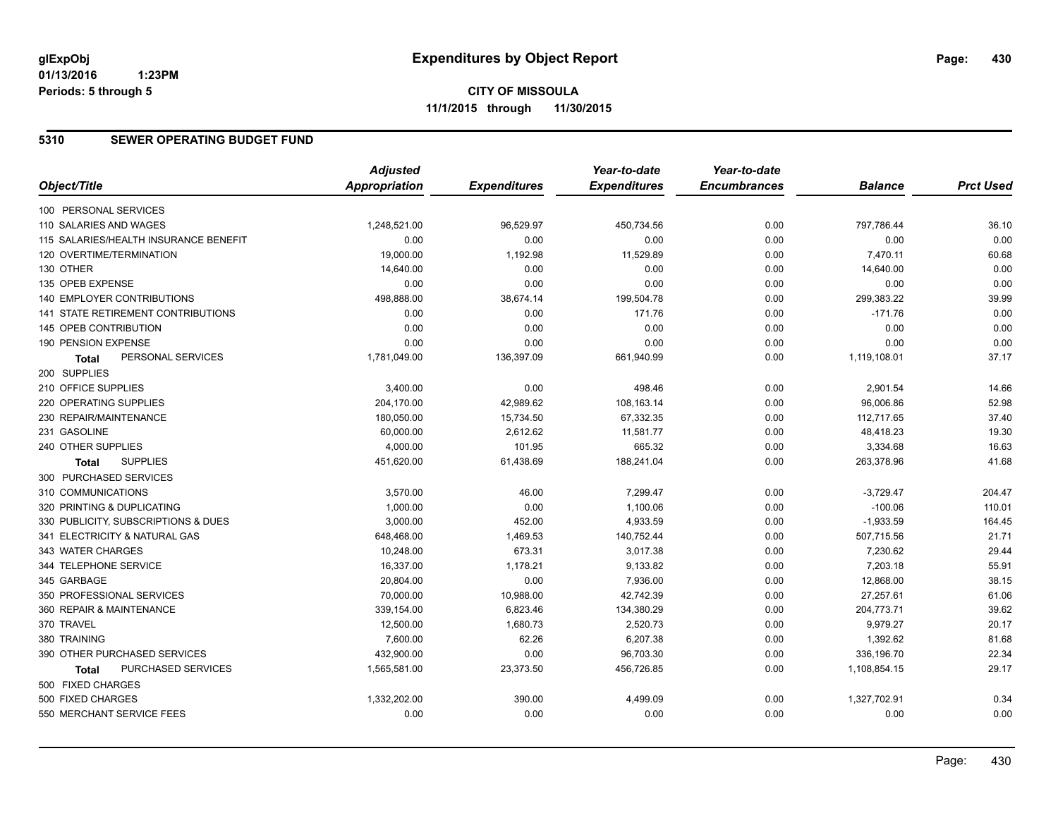# Expenditures by Object Report

glExpObj
01/13/2016 1:23PM
Periods: 5 through 5

**CITY OF MISSOULA**
**11/1/2015 through 11/30/2015**

## 5310 SEWER OPERATING BUDGET FUND

| Object/Title | Adjusted Appropriation | Expenditures | Year-to-date Expenditures | Year-to-date Encumbrances | Balance | Prct Used |
|---|---|---|---|---|---|---|
| 100 PERSONAL SERVICES | | | | | | |
| 110 SALARIES AND WAGES | 1,248,521.00 | 96,529.97 | 450,734.56 | 0.00 | 797,786.44 | 36.10 |
| 115 SALARIES/HEALTH INSURANCE BENEFIT | 0.00 | 0.00 | 0.00 | 0.00 | 0.00 | 0.00 |
| 120 OVERTIME/TERMINATION | 19,000.00 | 1,192.98 | 11,529.89 | 0.00 | 7,470.11 | 60.68 |
| 130 OTHER | 14,640.00 | 0.00 | 0.00 | 0.00 | 14,640.00 | 0.00 |
| 135 OPEB EXPENSE | 0.00 | 0.00 | 0.00 | 0.00 | 0.00 | 0.00 |
| 140 EMPLOYER CONTRIBUTIONS | 498,888.00 | 38,674.14 | 199,504.78 | 0.00 | 299,383.22 | 39.99 |
| 141 STATE RETIREMENT CONTRIBUTIONS | 0.00 | 0.00 | 171.76 | 0.00 | -171.76 | 0.00 |
| 145 OPEB CONTRIBUTION | 0.00 | 0.00 | 0.00 | 0.00 | 0.00 | 0.00 |
| 190 PENSION EXPENSE | 0.00 | 0.00 | 0.00 | 0.00 | 0.00 | 0.00 |
| **Total** PERSONAL SERVICES | 1,781,049.00 | 136,397.09 | 661,940.99 | 0.00 | 1,119,108.01 | 37.17 |
| 200 SUPPLIES | | | | | | |
| 210 OFFICE SUPPLIES | 3,400.00 | 0.00 | 498.46 | 0.00 | 2,901.54 | 14.66 |
| 220 OPERATING SUPPLIES | 204,170.00 | 42,989.62 | 108,163.14 | 0.00 | 96,006.86 | 52.98 |
| 230 REPAIR/MAINTENANCE | 180,050.00 | 15,734.50 | 67,332.35 | 0.00 | 112,717.65 | 37.40 |
| 231 GASOLINE | 60,000.00 | 2,612.62 | 11,581.77 | 0.00 | 48,418.23 | 19.30 |
| 240 OTHER SUPPLIES | 4,000.00 | 101.95 | 665.32 | 0.00 | 3,334.68 | 16.63 |
| **Total** SUPPLIES | 451,620.00 | 61,438.69 | 188,241.04 | 0.00 | 263,378.96 | 41.68 |
| 300 PURCHASED SERVICES | | | | | | |
| 310 COMMUNICATIONS | 3,570.00 | 46.00 | 7,299.47 | 0.00 | -3,729.47 | 204.47 |
| 320 PRINTING & DUPLICATING | 1,000.00 | 0.00 | 1,100.06 | 0.00 | -100.06 | 110.01 |
| 330 PUBLICITY, SUBSCRIPTIONS & DUES | 3,000.00 | 452.00 | 4,933.59 | 0.00 | -1,933.59 | 164.45 |
| 341 ELECTRICITY & NATURAL GAS | 648,468.00 | 1,469.53 | 140,752.44 | 0.00 | 507,715.56 | 21.71 |
| 343 WATER CHARGES | 10,248.00 | 673.31 | 3,017.38 | 0.00 | 7,230.62 | 29.44 |
| 344 TELEPHONE SERVICE | 16,337.00 | 1,178.21 | 9,133.82 | 0.00 | 7,203.18 | 55.91 |
| 345 GARBAGE | 20,804.00 | 0.00 | 7,936.00 | 0.00 | 12,868.00 | 38.15 |
| 350 PROFESSIONAL SERVICES | 70,000.00 | 10,988.00 | 42,742.39 | 0.00 | 27,257.61 | 61.06 |
| 360 REPAIR & MAINTENANCE | 339,154.00 | 6,823.46 | 134,380.29 | 0.00 | 204,773.71 | 39.62 |
| 370 TRAVEL | 12,500.00 | 1,680.73 | 2,520.73 | 0.00 | 9,979.27 | 20.17 |
| 380 TRAINING | 7,600.00 | 62.26 | 6,207.38 | 0.00 | 1,392.62 | 81.68 |
| 390 OTHER PURCHASED SERVICES | 432,900.00 | 0.00 | 96,703.30 | 0.00 | 336,196.70 | 22.34 |
| **Total** PURCHASED SERVICES | 1,565,581.00 | 23,373.50 | 456,726.85 | 0.00 | 1,108,854.15 | 29.17 |
| 500 FIXED CHARGES | | | | | | |
| 500 FIXED CHARGES | 1,332,202.00 | 390.00 | 4,499.09 | 0.00 | 1,327,702.91 | 0.34 |
| 550 MERCHANT SERVICE FEES | 0.00 | 0.00 | 0.00 | 0.00 | 0.00 | 0.00 |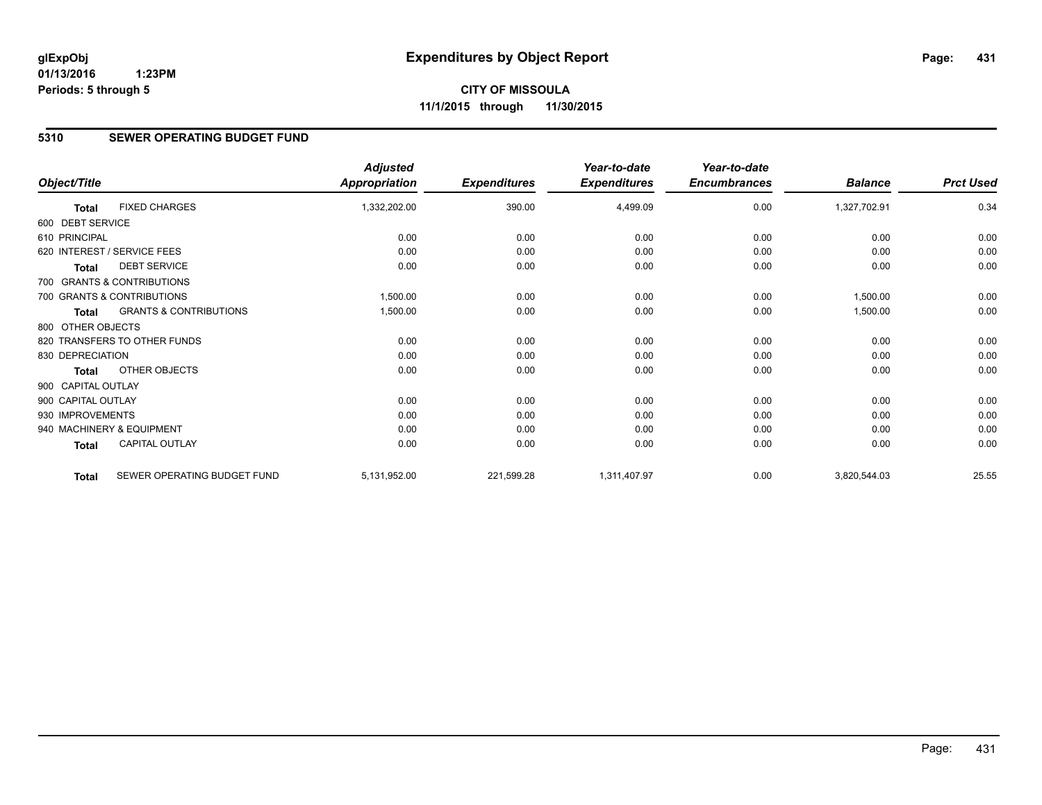# Expenditures by Object Report

glExpObj
01/13/2016 1:23PM
Periods: 5 through 5

**CITY OF MISSOULA**
**11/1/2015 through 11/30/2015**

## 5310 SEWER OPERATING BUDGET FUND

| Object/Title | | Adjusted Appropriation | Expenditures | Year-to-date Expenditures | Year-to-date Encumbrances | Balance | Prct Used |
|---|---|---|---|---|---|---|---|
| **Total** | FIXED CHARGES | 1,332,202.00 | 390.00 | 4,499.09 | 0.00 | 1,327,702.91 | 0.34 |
| 600 DEBT SERVICE | | | | | | | |
| 610 PRINCIPAL | | 0.00 | 0.00 | 0.00 | 0.00 | 0.00 | 0.00 |
| 620 INTEREST / SERVICE FEES | | 0.00 | 0.00 | 0.00 | 0.00 | 0.00 | 0.00 |
| **Total** | DEBT SERVICE | 0.00 | 0.00 | 0.00 | 0.00 | 0.00 | 0.00 |
| 700 GRANTS & CONTRIBUTIONS | | | | | | | |
| 700 GRANTS & CONTRIBUTIONS | | 1,500.00 | 0.00 | 0.00 | 0.00 | 1,500.00 | 0.00 |
| **Total** | GRANTS & CONTRIBUTIONS | 1,500.00 | 0.00 | 0.00 | 0.00 | 1,500.00 | 0.00 |
| 800 OTHER OBJECTS | | | | | | | |
| 820 TRANSFERS TO OTHER FUNDS | | 0.00 | 0.00 | 0.00 | 0.00 | 0.00 | 0.00 |
| 830 DEPRECIATION | | 0.00 | 0.00 | 0.00 | 0.00 | 0.00 | 0.00 |
| **Total** | OTHER OBJECTS | 0.00 | 0.00 | 0.00 | 0.00 | 0.00 | 0.00 |
| 900 CAPITAL OUTLAY | | | | | | | |
| 900 CAPITAL OUTLAY | | 0.00 | 0.00 | 0.00 | 0.00 | 0.00 | 0.00 |
| 930 IMPROVEMENTS | | 0.00 | 0.00 | 0.00 | 0.00 | 0.00 | 0.00 |
| 940 MACHINERY & EQUIPMENT | | 0.00 | 0.00 | 0.00 | 0.00 | 0.00 | 0.00 |
| **Total** | CAPITAL OUTLAY | 0.00 | 0.00 | 0.00 | 0.00 | 0.00 | 0.00 |
| **Total** | SEWER OPERATING BUDGET FUND | 5,131,952.00 | 221,599.28 | 1,311,407.97 | 0.00 | 3,820,544.03 | 25.55 |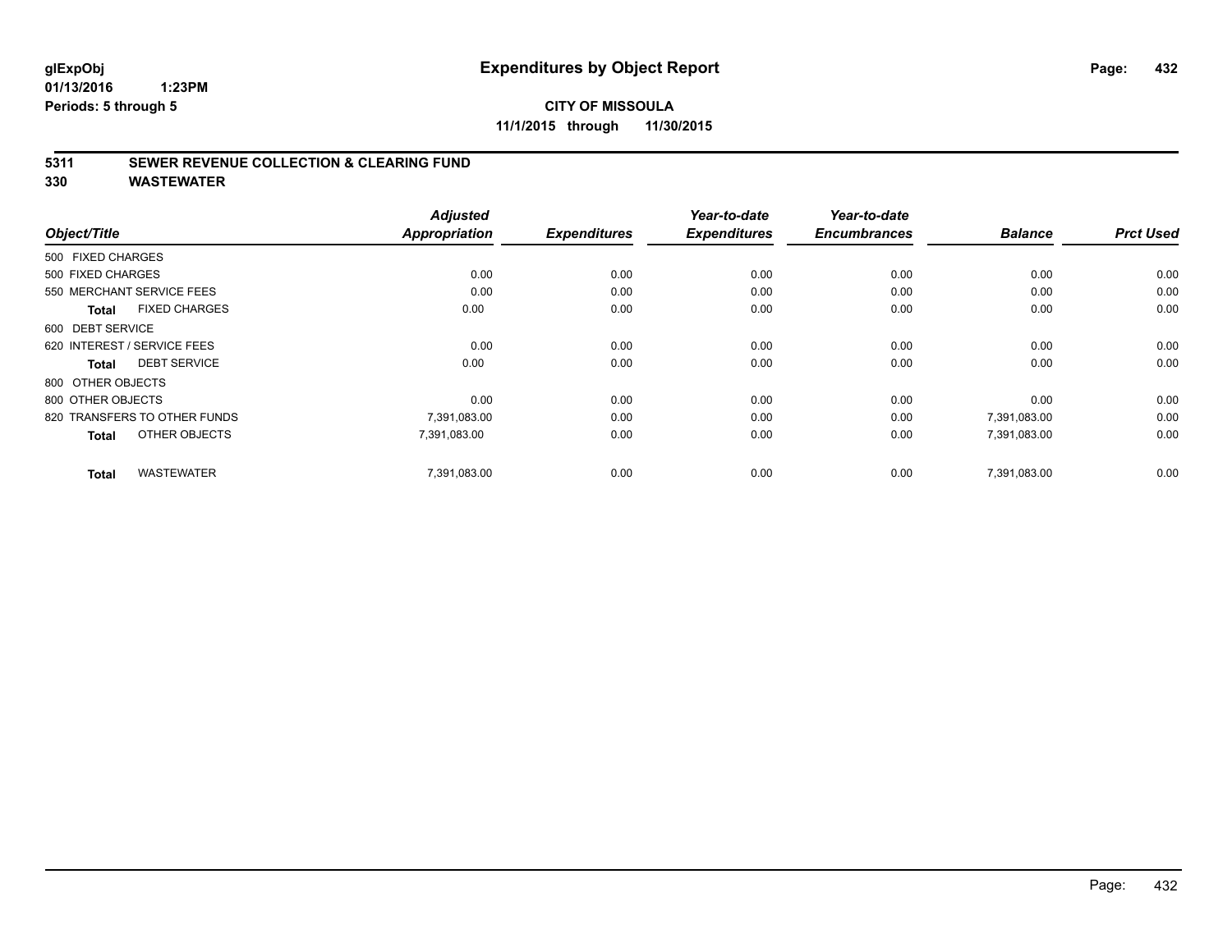glExpObj
01/13/2016 1:23PM
Periods: 5 through 5

# Expenditures by Object Report

**CITY OF MISSOULA**
**11/1/2015 through 11/30/2015**

## 5311 SEWER REVENUE COLLECTION & CLEARING FUND
## 330 WASTEWATER

| Object/Title | Adjusted Appropriation | Expenditures | Year-to-date Expenditures | Year-to-date Encumbrances | Balance | Prct Used |
|---|---|---|---|---|---|---|
| 500 FIXED CHARGES | | | | | | |
| 500 FIXED CHARGES | 0.00 | 0.00 | 0.00 | 0.00 | 0.00 | 0.00 |
| 550 MERCHANT SERVICE FEES | 0.00 | 0.00 | 0.00 | 0.00 | 0.00 | 0.00 |
| **Total** FIXED CHARGES | 0.00 | 0.00 | 0.00 | 0.00 | 0.00 | 0.00 |
| 600 DEBT SERVICE | | | | | | |
| 620 INTEREST / SERVICE FEES | 0.00 | 0.00 | 0.00 | 0.00 | 0.00 | 0.00 |
| **Total** DEBT SERVICE | 0.00 | 0.00 | 0.00 | 0.00 | 0.00 | 0.00 |
| 800 OTHER OBJECTS | | | | | | |
| 800 OTHER OBJECTS | 0.00 | 0.00 | 0.00 | 0.00 | 0.00 | 0.00 |
| 820 TRANSFERS TO OTHER FUNDS | 7,391,083.00 | 0.00 | 0.00 | 0.00 | 7,391,083.00 | 0.00 |
| **Total** OTHER OBJECTS | 7,391,083.00 | 0.00 | 0.00 | 0.00 | 7,391,083.00 | 0.00 |
| **Total** WASTEWATER | 7,391,083.00 | 0.00 | 0.00 | 0.00 | 7,391,083.00 | 0.00 |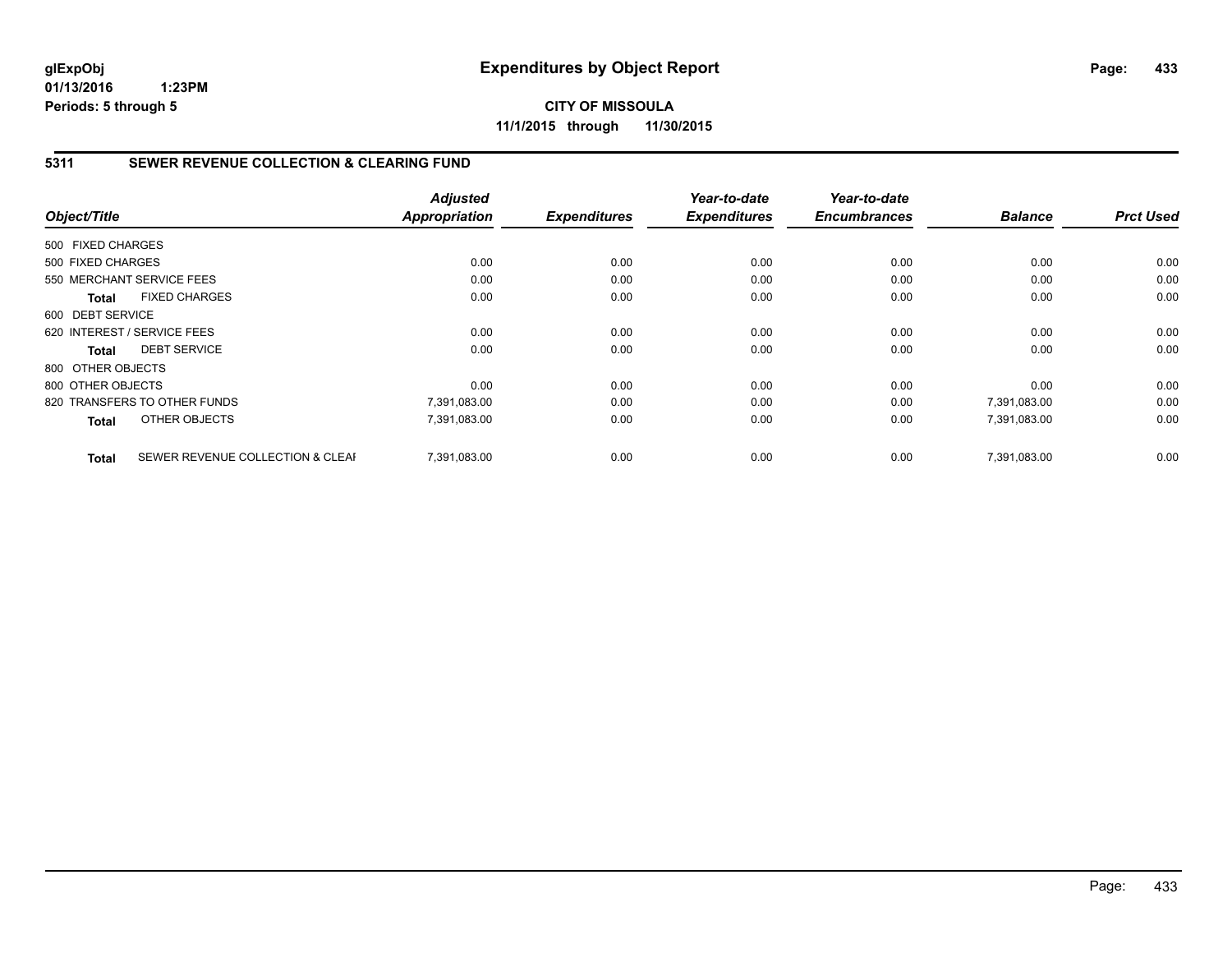**glExpObj** **Expenditures by Object Report**

**01/13/2016 1:23PM**

**Periods: 5 through 5**

**CITY OF MISSOULA**

**11/1/2015 through 11/30/2015**

## 5311 SEWER REVENUE COLLECTION & CLEARING FUND

| Object/Title | | Adjusted Appropriation | Expenditures | Year-to-date Expenditures | Year-to-date Encumbrances | Balance | Prct Used |
|---|---|---|---|---|---|---|---|
| 500 FIXED CHARGES | | | | | | | |
| 500 FIXED CHARGES | | 0.00 | 0.00 | 0.00 | 0.00 | 0.00 | 0.00 |
| 550 MERCHANT SERVICE FEES | | 0.00 | 0.00 | 0.00 | 0.00 | 0.00 | 0.00 |
| **Total** | FIXED CHARGES | 0.00 | 0.00 | 0.00 | 0.00 | 0.00 | 0.00 |
| 600 DEBT SERVICE | | | | | | | |
| 620 INTEREST / SERVICE FEES | | 0.00 | 0.00 | 0.00 | 0.00 | 0.00 | 0.00 |
| **Total** | DEBT SERVICE | 0.00 | 0.00 | 0.00 | 0.00 | 0.00 | 0.00 |
| 800 OTHER OBJECTS | | | | | | | |
| 800 OTHER OBJECTS | | 0.00 | 0.00 | 0.00 | 0.00 | 0.00 | 0.00 |
| 820 TRANSFERS TO OTHER FUNDS | | 7,391,083.00 | 0.00 | 0.00 | 0.00 | 7,391,083.00 | 0.00 |
| **Total** | OTHER OBJECTS | 7,391,083.00 | 0.00 | 0.00 | 0.00 | 7,391,083.00 | 0.00 |
| **Total** | SEWER REVENUE COLLECTION & CLEAI | 7,391,083.00 | 0.00 | 0.00 | 0.00 | 7,391,083.00 | 0.00 |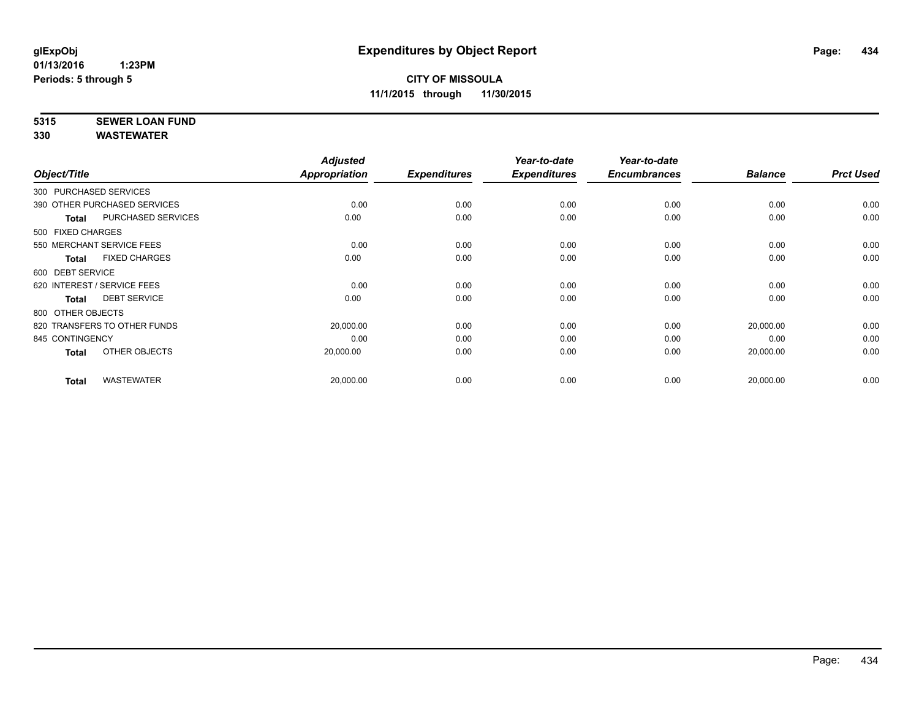glExpObj
01/13/2016 1:23PM
Periods: 5 through 5

# Expenditures by Object Report

**CITY OF MISSOULA**
**11/1/2015 through 11/30/2015**

**5315 SEWER LOAN FUND**
**330 WASTEWATER**

| Object/Title | Adjusted Appropriation | Expenditures | Year-to-date Expenditures | Year-to-date Encumbrances | Balance | Prct Used |
|---|---|---|---|---|---|---|
| 300 PURCHASED SERVICES | | | | | | |
| 390 OTHER PURCHASED SERVICES | 0.00 | 0.00 | 0.00 | 0.00 | 0.00 | 0.00 |
| **Total** PURCHASED SERVICES | 0.00 | 0.00 | 0.00 | 0.00 | 0.00 | 0.00 |
| 500 FIXED CHARGES | | | | | | |
| 550 MERCHANT SERVICE FEES | 0.00 | 0.00 | 0.00 | 0.00 | 0.00 | 0.00 |
| **Total** FIXED CHARGES | 0.00 | 0.00 | 0.00 | 0.00 | 0.00 | 0.00 |
| 600 DEBT SERVICE | | | | | | |
| 620 INTEREST / SERVICE FEES | 0.00 | 0.00 | 0.00 | 0.00 | 0.00 | 0.00 |
| **Total** DEBT SERVICE | 0.00 | 0.00 | 0.00 | 0.00 | 0.00 | 0.00 |
| 800 OTHER OBJECTS | | | | | | |
| 820 TRANSFERS TO OTHER FUNDS | 20,000.00 | 0.00 | 0.00 | 0.00 | 20,000.00 | 0.00 |
| 845 CONTINGENCY | 0.00 | 0.00 | 0.00 | 0.00 | 0.00 | 0.00 |
| **Total** OTHER OBJECTS | 20,000.00 | 0.00 | 0.00 | 0.00 | 20,000.00 | 0.00 |
| **Total** WASTEWATER | 20,000.00 | 0.00 | 0.00 | 0.00 | 20,000.00 | 0.00 |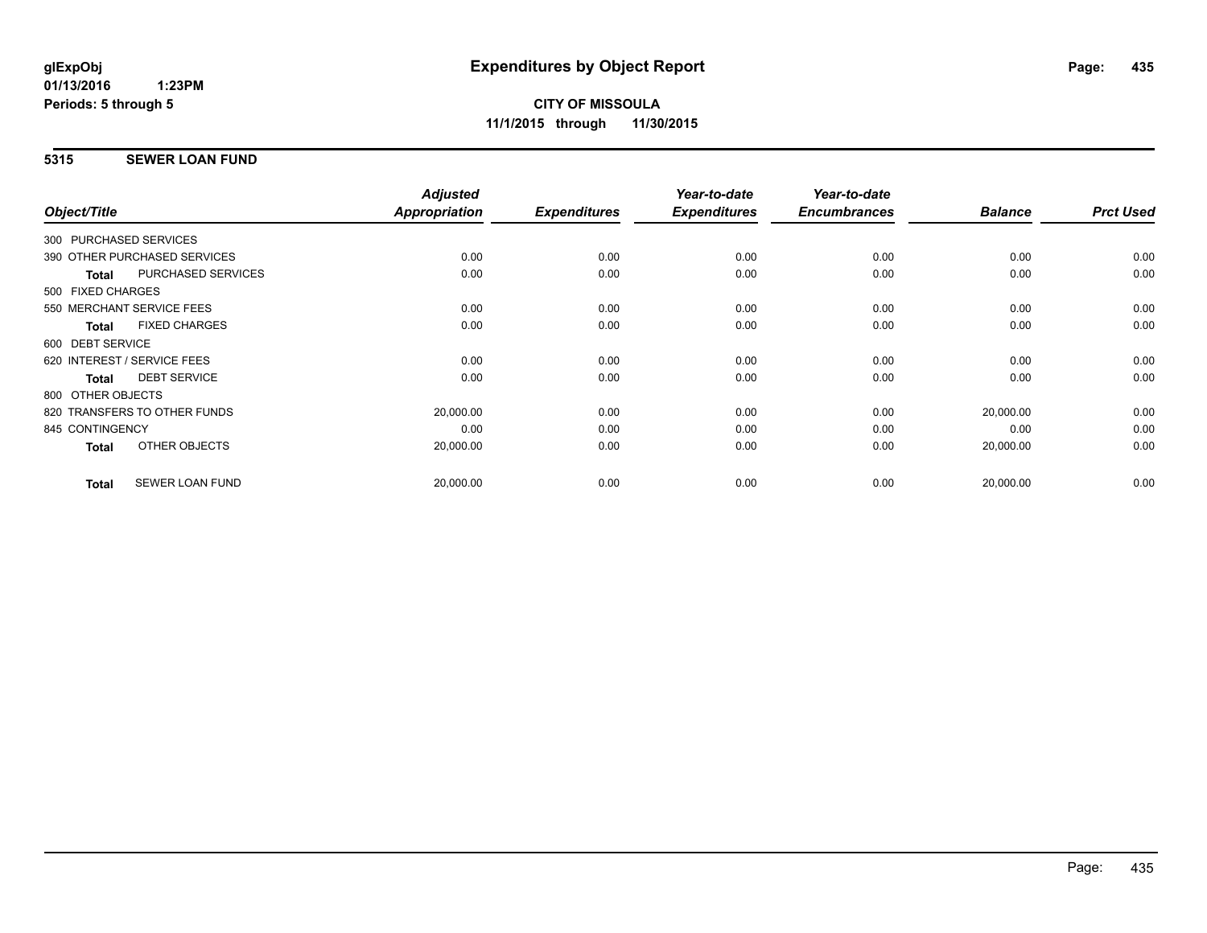**glExpObj**
**01/13/2016 1:23PM**
**Periods: 5 through 5**

# Expenditures by Object Report

**CITY OF MISSOULA**
**11/1/2015 through 11/30/2015**

## 5315 SEWER LOAN FUND

| Object/Title | | *Adjusted Appropriation* | *Expenditures* | *Year-to-date Expenditures* | *Year-to-date Encumbrances* | *Balance* | *Prct Used* |
|---|---|---|---|---|---|---|---|
| 300 PURCHASED SERVICES | | | | | | | |
| 390 OTHER PURCHASED SERVICES | | 0.00 | 0.00 | 0.00 | 0.00 | 0.00 | 0.00 |
| **Total** | PURCHASED SERVICES | 0.00 | 0.00 | 0.00 | 0.00 | 0.00 | 0.00 |
| 500 FIXED CHARGES | | | | | | | |
| 550 MERCHANT SERVICE FEES | | 0.00 | 0.00 | 0.00 | 0.00 | 0.00 | 0.00 |
| **Total** | FIXED CHARGES | 0.00 | 0.00 | 0.00 | 0.00 | 0.00 | 0.00 |
| 600 DEBT SERVICE | | | | | | | |
| 620 INTEREST / SERVICE FEES | | 0.00 | 0.00 | 0.00 | 0.00 | 0.00 | 0.00 |
| **Total** | DEBT SERVICE | 0.00 | 0.00 | 0.00 | 0.00 | 0.00 | 0.00 |
| 800 OTHER OBJECTS | | | | | | | |
| 820 TRANSFERS TO OTHER FUNDS | | 20,000.00 | 0.00 | 0.00 | 0.00 | 20,000.00 | 0.00 |
| 845 CONTINGENCY | | 0.00 | 0.00 | 0.00 | 0.00 | 0.00 | 0.00 |
| **Total** | OTHER OBJECTS | 20,000.00 | 0.00 | 0.00 | 0.00 | 20,000.00 | 0.00 |
| **Total** | SEWER LOAN FUND | 20,000.00 | 0.00 | 0.00 | 0.00 | 20,000.00 | 0.00 |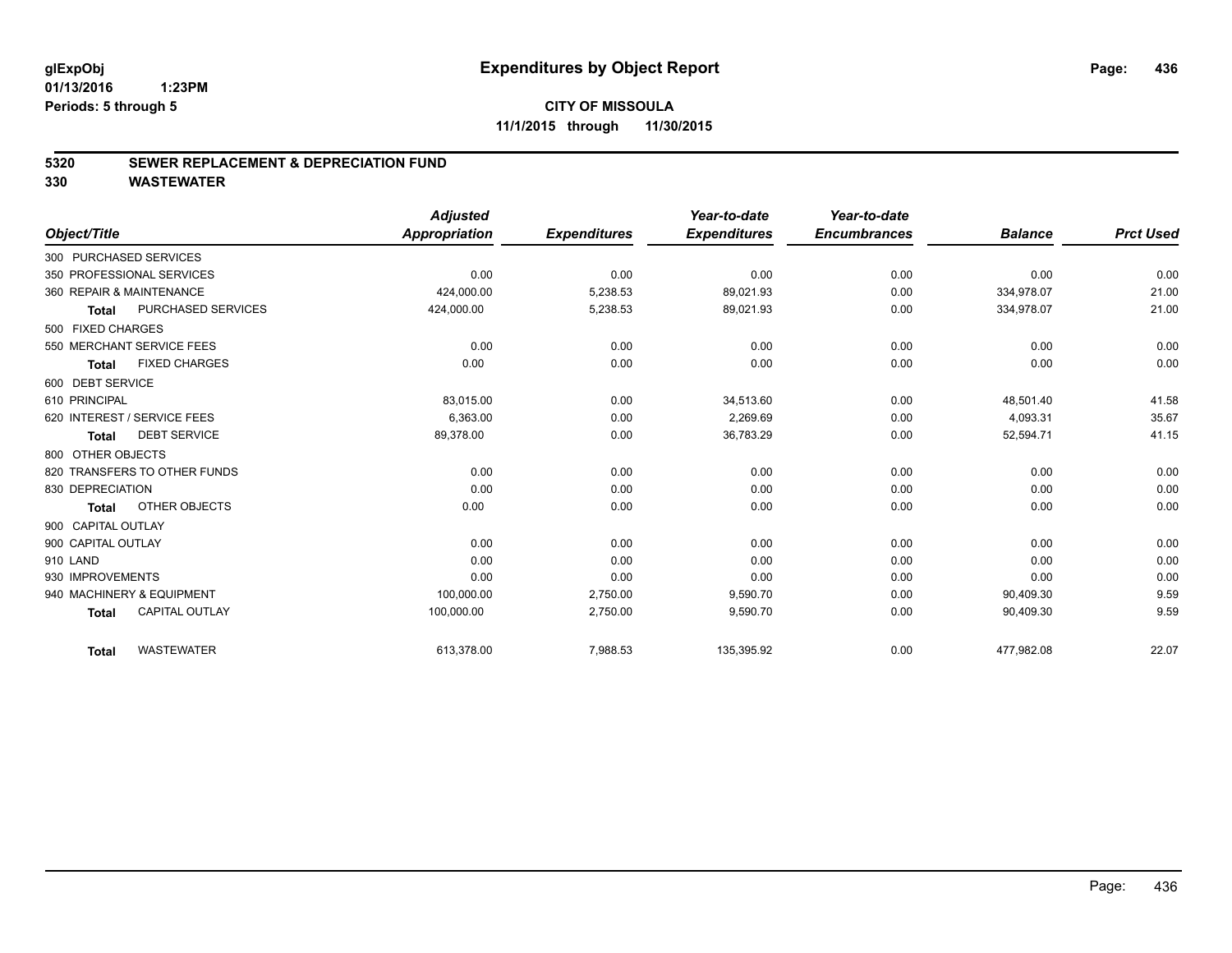**glExpObj**
**01/13/2016 1:23PM**
**Periods: 5 through 5**

# Expenditures by Object Report

**CITY OF MISSOULA**
**11/1/2015 through 11/30/2015**

## 5320 SEWER REPLACEMENT & DEPRECIATION FUND
## 330 WASTEWATER

| Object/Title | | Adjusted Appropriation | Expenditures | Year-to-date Expenditures | Year-to-date Encumbrances | Balance | Prct Used |
|---|---|---|---|---|---|---|---|
| 300 PURCHASED SERVICES | | | | | | | |
| 350 PROFESSIONAL SERVICES | | 0.00 | 0.00 | 0.00 | 0.00 | 0.00 | 0.00 |
| 360 REPAIR & MAINTENANCE | | 424,000.00 | 5,238.53 | 89,021.93 | 0.00 | 334,978.07 | 21.00 |
| Total | PURCHASED SERVICES | 424,000.00 | 5,238.53 | 89,021.93 | 0.00 | 334,978.07 | 21.00 |
| 500 FIXED CHARGES | | | | | | | |
| 550 MERCHANT SERVICE FEES | | 0.00 | 0.00 | 0.00 | 0.00 | 0.00 | 0.00 |
| Total | FIXED CHARGES | 0.00 | 0.00 | 0.00 | 0.00 | 0.00 | 0.00 |
| 600 DEBT SERVICE | | | | | | | |
| 610 PRINCIPAL | | 83,015.00 | 0.00 | 34,513.60 | 0.00 | 48,501.40 | 41.58 |
| 620 INTEREST / SERVICE FEES | | 6,363.00 | 0.00 | 2,269.69 | 0.00 | 4,093.31 | 35.67 |
| Total | DEBT SERVICE | 89,378.00 | 0.00 | 36,783.29 | 0.00 | 52,594.71 | 41.15 |
| 800 OTHER OBJECTS | | | | | | | |
| 820 TRANSFERS TO OTHER FUNDS | | 0.00 | 0.00 | 0.00 | 0.00 | 0.00 | 0.00 |
| 830 DEPRECIATION | | 0.00 | 0.00 | 0.00 | 0.00 | 0.00 | 0.00 |
| Total | OTHER OBJECTS | 0.00 | 0.00 | 0.00 | 0.00 | 0.00 | 0.00 |
| 900 CAPITAL OUTLAY | | | | | | | |
| 900 CAPITAL OUTLAY | | 0.00 | 0.00 | 0.00 | 0.00 | 0.00 | 0.00 |
| 910 LAND | | 0.00 | 0.00 | 0.00 | 0.00 | 0.00 | 0.00 |
| 930 IMPROVEMENTS | | 0.00 | 0.00 | 0.00 | 0.00 | 0.00 | 0.00 |
| 940 MACHINERY & EQUIPMENT | | 100,000.00 | 2,750.00 | 9,590.70 | 0.00 | 90,409.30 | 9.59 |
| Total | CAPITAL OUTLAY | 100,000.00 | 2,750.00 | 9,590.70 | 0.00 | 90,409.30 | 9.59 |
| Total | WASTEWATER | 613,378.00 | 7,988.53 | 135,395.92 | 0.00 | 477,982.08 | 22.07 |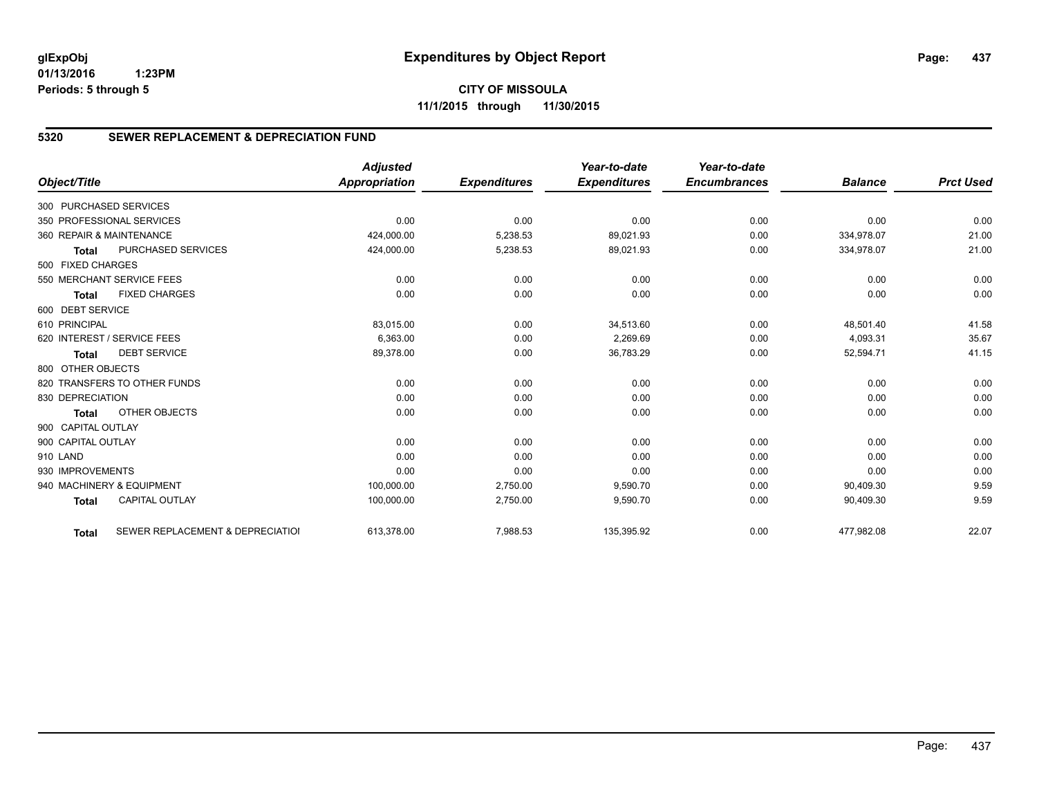**glExpObj** **Expenditures by Object Report**

**01/13/2016 1:23PM**

**Periods: 5 through 5**

**CITY OF MISSOULA**

**11/1/2015 through 11/30/2015**

## 5320 SEWER REPLACEMENT & DEPRECIATION FUND

| Object/Title | | Adjusted Appropriation | Expenditures | Year-to-date Expenditures | Year-to-date Encumbrances | Balance | Prct Used |
|---|---|---|---|---|---|---|---|
| 300 PURCHASED SERVICES | | | | | | | |
| 350 PROFESSIONAL SERVICES | | 0.00 | 0.00 | 0.00 | 0.00 | 0.00 | 0.00 |
| 360 REPAIR & MAINTENANCE | | 424,000.00 | 5,238.53 | 89,021.93 | 0.00 | 334,978.07 | 21.00 |
| **Total** | PURCHASED SERVICES | 424,000.00 | 5,238.53 | 89,021.93 | 0.00 | 334,978.07 | 21.00 |
| 500 FIXED CHARGES | | | | | | | |
| 550 MERCHANT SERVICE FEES | | 0.00 | 0.00 | 0.00 | 0.00 | 0.00 | 0.00 |
| **Total** | FIXED CHARGES | 0.00 | 0.00 | 0.00 | 0.00 | 0.00 | 0.00 |
| 600 DEBT SERVICE | | | | | | | |
| 610 PRINCIPAL | | 83,015.00 | 0.00 | 34,513.60 | 0.00 | 48,501.40 | 41.58 |
| 620 INTEREST / SERVICE FEES | | 6,363.00 | 0.00 | 2,269.69 | 0.00 | 4,093.31 | 35.67 |
| **Total** | DEBT SERVICE | 89,378.00 | 0.00 | 36,783.29 | 0.00 | 52,594.71 | 41.15 |
| 800 OTHER OBJECTS | | | | | | | |
| 820 TRANSFERS TO OTHER FUNDS | | 0.00 | 0.00 | 0.00 | 0.00 | 0.00 | 0.00 |
| 830 DEPRECIATION | | 0.00 | 0.00 | 0.00 | 0.00 | 0.00 | 0.00 |
| **Total** | OTHER OBJECTS | 0.00 | 0.00 | 0.00 | 0.00 | 0.00 | 0.00 |
| 900 CAPITAL OUTLAY | | | | | | | |
| 900 CAPITAL OUTLAY | | 0.00 | 0.00 | 0.00 | 0.00 | 0.00 | 0.00 |
| 910 LAND | | 0.00 | 0.00 | 0.00 | 0.00 | 0.00 | 0.00 |
| 930 IMPROVEMENTS | | 0.00 | 0.00 | 0.00 | 0.00 | 0.00 | 0.00 |
| 940 MACHINERY & EQUIPMENT | | 100,000.00 | 2,750.00 | 9,590.70 | 0.00 | 90,409.30 | 9.59 |
| **Total** | CAPITAL OUTLAY | 100,000.00 | 2,750.00 | 9,590.70 | 0.00 | 90,409.30 | 9.59 |
| **Total** | SEWER REPLACEMENT & DEPRECIATIOI | 613,378.00 | 7,988.53 | 135,395.92 | 0.00 | 477,982.08 | 22.07 |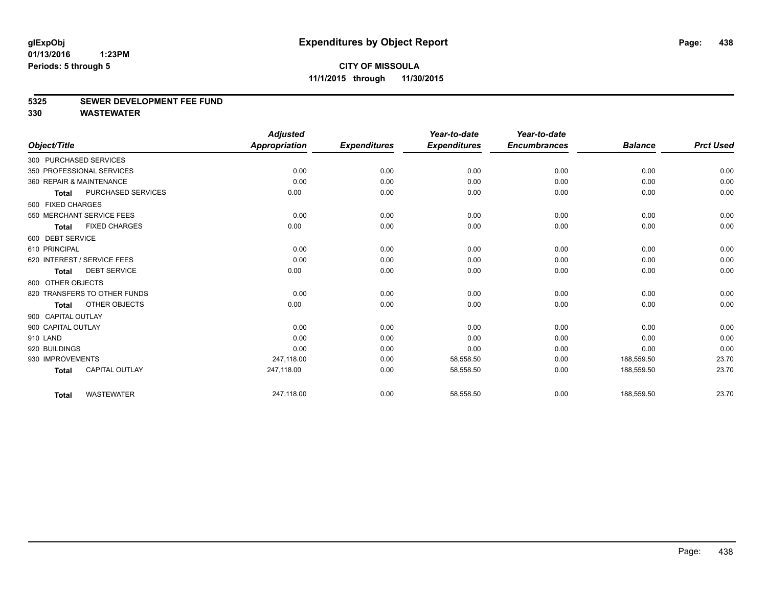glExpObj
01/13/2016 1:23PM
Periods: 5 through 5

# Expenditures by Object Report

**CITY OF MISSOULA**
**11/1/2015 through 11/30/2015**

**5325 SEWER DEVELOPMENT FEE FUND**
**330 WASTEWATER**

| Object/Title | | Adjusted Appropriation | Expenditures | Year-to-date Expenditures | Year-to-date Encumbrances | Balance | Prct Used |
|---|---|---|---|---|---|---|---|
| 300 PURCHASED SERVICES | | | | | | | |
| 350 PROFESSIONAL SERVICES | | 0.00 | 0.00 | 0.00 | 0.00 | 0.00 | 0.00 |
| 360 REPAIR & MAINTENANCE | | 0.00 | 0.00 | 0.00 | 0.00 | 0.00 | 0.00 |
| **Total** | PURCHASED SERVICES | 0.00 | 0.00 | 0.00 | 0.00 | 0.00 | 0.00 |
| 500 FIXED CHARGES | | | | | | | |
| 550 MERCHANT SERVICE FEES | | 0.00 | 0.00 | 0.00 | 0.00 | 0.00 | 0.00 |
| **Total** | FIXED CHARGES | 0.00 | 0.00 | 0.00 | 0.00 | 0.00 | 0.00 |
| 600 DEBT SERVICE | | | | | | | |
| 610 PRINCIPAL | | 0.00 | 0.00 | 0.00 | 0.00 | 0.00 | 0.00 |
| 620 INTEREST / SERVICE FEES | | 0.00 | 0.00 | 0.00 | 0.00 | 0.00 | 0.00 |
| **Total** | DEBT SERVICE | 0.00 | 0.00 | 0.00 | 0.00 | 0.00 | 0.00 |
| 800 OTHER OBJECTS | | | | | | | |
| 820 TRANSFERS TO OTHER FUNDS | | 0.00 | 0.00 | 0.00 | 0.00 | 0.00 | 0.00 |
| **Total** | OTHER OBJECTS | 0.00 | 0.00 | 0.00 | 0.00 | 0.00 | 0.00 |
| 900 CAPITAL OUTLAY | | | | | | | |
| 900 CAPITAL OUTLAY | | 0.00 | 0.00 | 0.00 | 0.00 | 0.00 | 0.00 |
| 910 LAND | | 0.00 | 0.00 | 0.00 | 0.00 | 0.00 | 0.00 |
| 920 BUILDINGS | | 0.00 | 0.00 | 0.00 | 0.00 | 0.00 | 0.00 |
| 930 IMPROVEMENTS | | 247,118.00 | 0.00 | 58,558.50 | 0.00 | 188,559.50 | 23.70 |
| **Total** | CAPITAL OUTLAY | 247,118.00 | 0.00 | 58,558.50 | 0.00 | 188,559.50 | 23.70 |
| **Total** | WASTEWATER | 247,118.00 | 0.00 | 58,558.50 | 0.00 | 188,559.50 | 23.70 |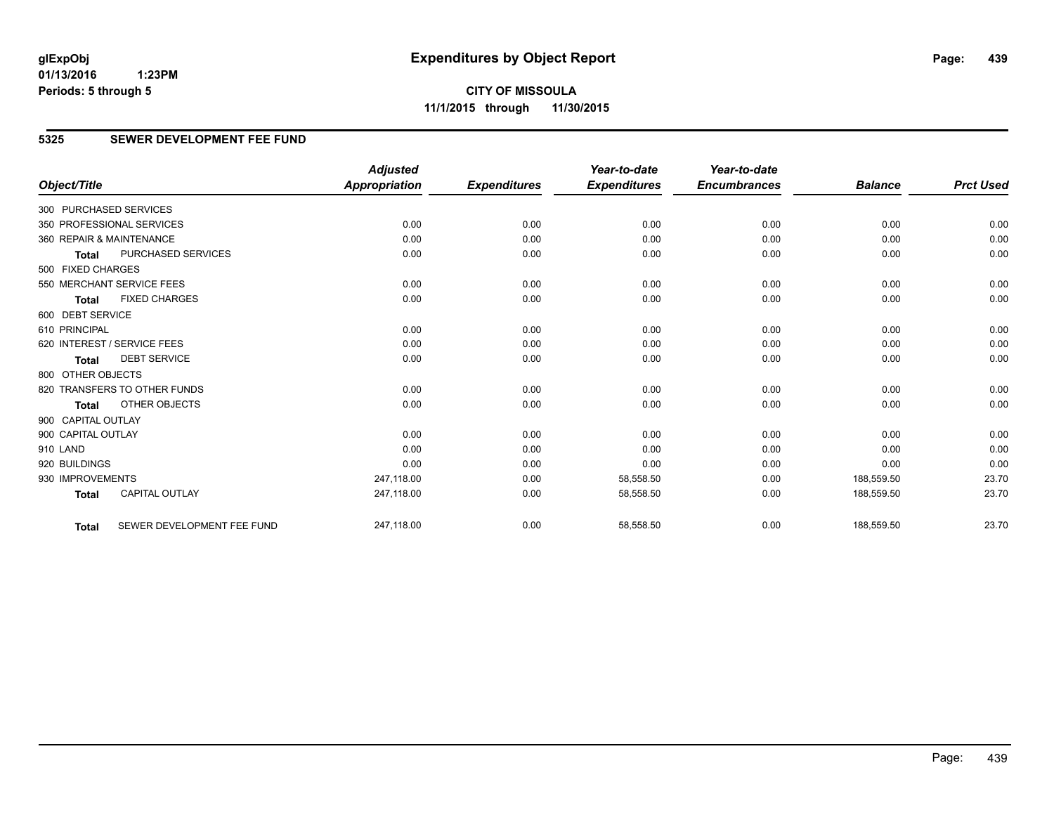glExpObj
01/13/2016 1:23PM
Periods: 5 through 5

# Expenditures by Object Report

**CITY OF MISSOULA**
**11/1/2015 through 11/30/2015**

## 5325 SEWER DEVELOPMENT FEE FUND

| Object/Title | Adjusted Appropriation | Expenditures | Year-to-date Expenditures | Year-to-date Encumbrances | Balance | Prct Used |
|---|---|---|---|---|---|---|
| 300 PURCHASED SERVICES | | | | | | |
| 350 PROFESSIONAL SERVICES | 0.00 | 0.00 | 0.00 | 0.00 | 0.00 | 0.00 |
| 360 REPAIR & MAINTENANCE | 0.00 | 0.00 | 0.00 | 0.00 | 0.00 | 0.00 |
| **Total** PURCHASED SERVICES | 0.00 | 0.00 | 0.00 | 0.00 | 0.00 | 0.00 |
| 500 FIXED CHARGES | | | | | | |
| 550 MERCHANT SERVICE FEES | 0.00 | 0.00 | 0.00 | 0.00 | 0.00 | 0.00 |
| **Total** FIXED CHARGES | 0.00 | 0.00 | 0.00 | 0.00 | 0.00 | 0.00 |
| 600 DEBT SERVICE | | | | | | |
| 610 PRINCIPAL | 0.00 | 0.00 | 0.00 | 0.00 | 0.00 | 0.00 |
| 620 INTEREST / SERVICE FEES | 0.00 | 0.00 | 0.00 | 0.00 | 0.00 | 0.00 |
| **Total** DEBT SERVICE | 0.00 | 0.00 | 0.00 | 0.00 | 0.00 | 0.00 |
| 800 OTHER OBJECTS | | | | | | |
| 820 TRANSFERS TO OTHER FUNDS | 0.00 | 0.00 | 0.00 | 0.00 | 0.00 | 0.00 |
| **Total** OTHER OBJECTS | 0.00 | 0.00 | 0.00 | 0.00 | 0.00 | 0.00 |
| 900 CAPITAL OUTLAY | | | | | | |
| 900 CAPITAL OUTLAY | 0.00 | 0.00 | 0.00 | 0.00 | 0.00 | 0.00 |
| 910 LAND | 0.00 | 0.00 | 0.00 | 0.00 | 0.00 | 0.00 |
| 920 BUILDINGS | 0.00 | 0.00 | 0.00 | 0.00 | 0.00 | 0.00 |
| 930 IMPROVEMENTS | 247,118.00 | 0.00 | 58,558.50 | 0.00 | 188,559.50 | 23.70 |
| **Total** CAPITAL OUTLAY | 247,118.00 | 0.00 | 58,558.50 | 0.00 | 188,559.50 | 23.70 |
| **Total** SEWER DEVELOPMENT FEE FUND | 247,118.00 | 0.00 | 58,558.50 | 0.00 | 188,559.50 | 23.70 |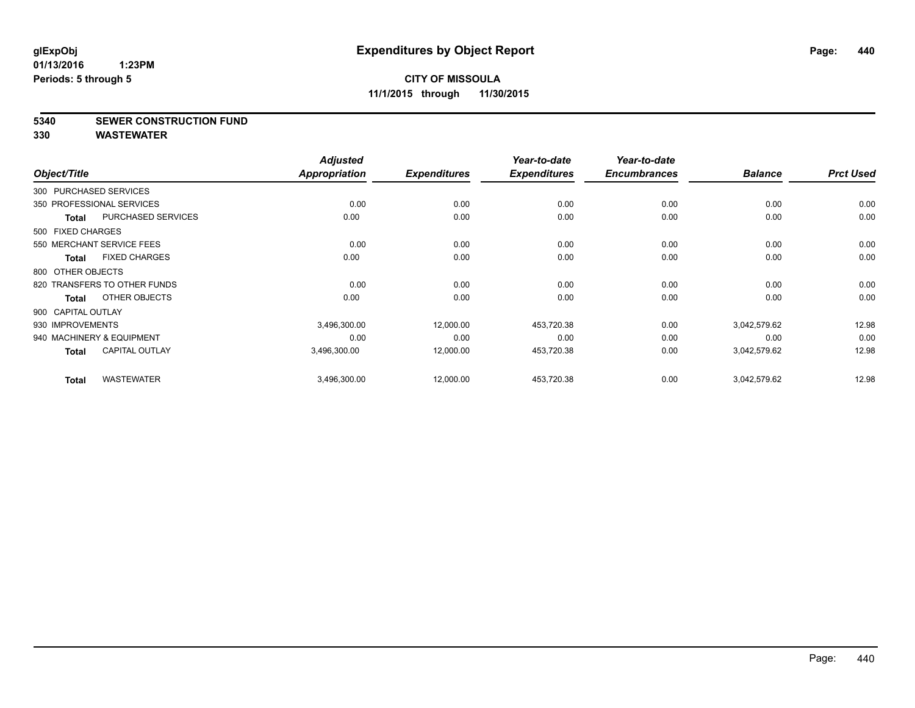glExpObj
01/13/2016 1:23PM
Periods: 5 through 5

# Expenditures by Object Report

**CITY OF MISSOULA**
**11/1/2015 through 11/30/2015**

**5340 SEWER CONSTRUCTION FUND**
**330 WASTEWATER**

| Object/Title | Adjusted Appropriation | Expenditures | Year-to-date Expenditures | Year-to-date Encumbrances | Balance | Prct Used |
|---|---|---|---|---|---|---|
| 300 PURCHASED SERVICES | | | | | | |
| 350 PROFESSIONAL SERVICES | 0.00 | 0.00 | 0.00 | 0.00 | 0.00 | 0.00 |
| **Total** PURCHASED SERVICES | 0.00 | 0.00 | 0.00 | 0.00 | 0.00 | 0.00 |
| 500 FIXED CHARGES | | | | | | |
| 550 MERCHANT SERVICE FEES | 0.00 | 0.00 | 0.00 | 0.00 | 0.00 | 0.00 |
| **Total** FIXED CHARGES | 0.00 | 0.00 | 0.00 | 0.00 | 0.00 | 0.00 |
| 800 OTHER OBJECTS | | | | | | |
| 820 TRANSFERS TO OTHER FUNDS | 0.00 | 0.00 | 0.00 | 0.00 | 0.00 | 0.00 |
| **Total** OTHER OBJECTS | 0.00 | 0.00 | 0.00 | 0.00 | 0.00 | 0.00 |
| 900 CAPITAL OUTLAY | | | | | | |
| 930 IMPROVEMENTS | 3,496,300.00 | 12,000.00 | 453,720.38 | 0.00 | 3,042,579.62 | 12.98 |
| 940 MACHINERY & EQUIPMENT | 0.00 | 0.00 | 0.00 | 0.00 | 0.00 | 0.00 |
| **Total** CAPITAL OUTLAY | 3,496,300.00 | 12,000.00 | 453,720.38 | 0.00 | 3,042,579.62 | 12.98 |
| **Total** WASTEWATER | 3,496,300.00 | 12,000.00 | 453,720.38 | 0.00 | 3,042,579.62 | 12.98 |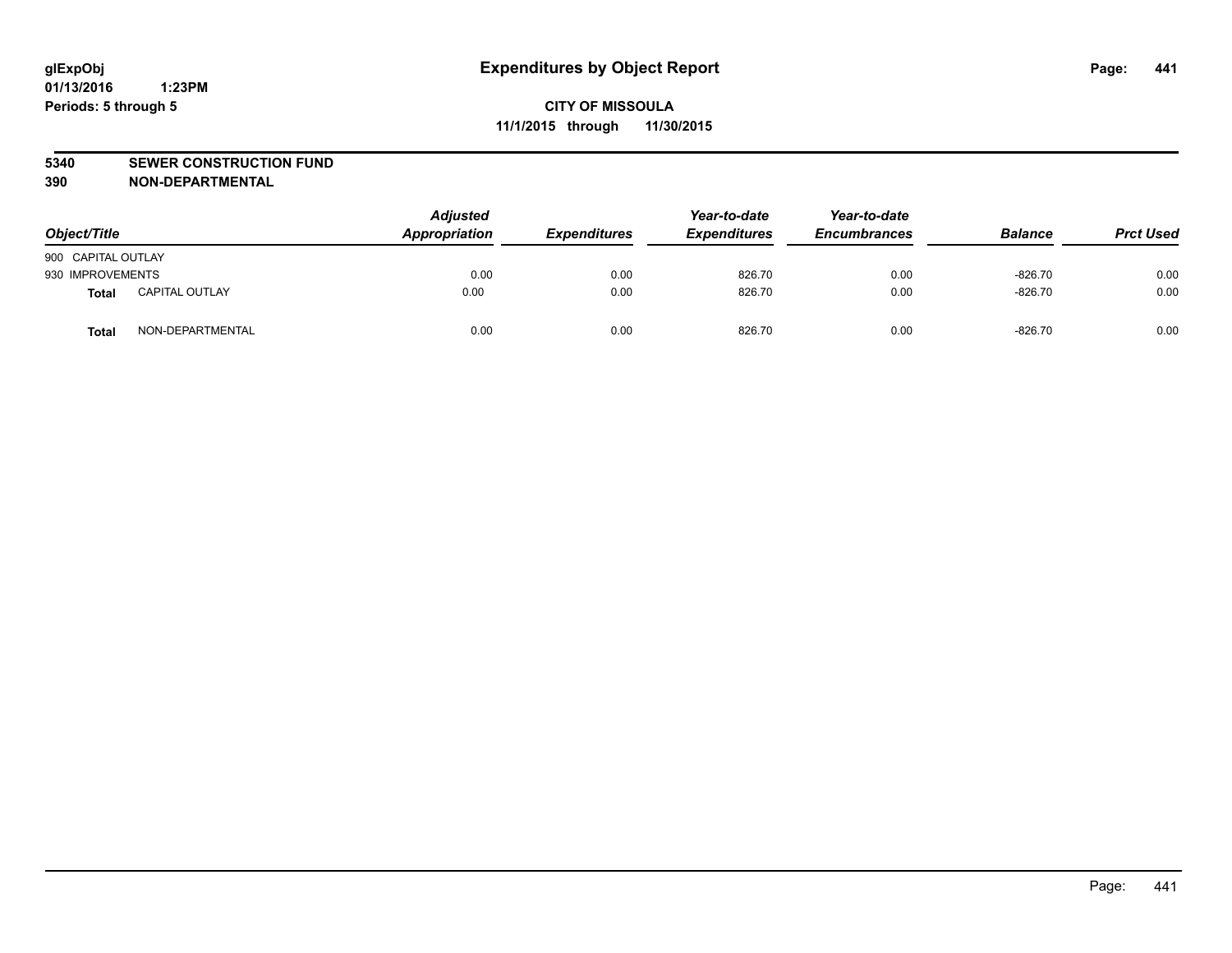**glExpObj**
**01/13/2016 1:23PM**
**Periods: 5 through 5**

# Expenditures by Object Report

**CITY OF MISSOULA**
**11/1/2015 through 11/30/2015**

**5340 SEWER CONSTRUCTION FUND**
**390 NON-DEPARTMENTAL**

| Object/Title | | Adjusted Appropriation | Expenditures | Year-to-date Expenditures | Year-to-date Encumbrances | Balance | Prct Used |
|---|---|---|---|---|---|---|---|
| 900 CAPITAL OUTLAY | | | | | | | |
| 930 IMPROVEMENTS | | 0.00 | 0.00 | 826.70 | 0.00 | -826.70 | 0.00 |
| **Total** | CAPITAL OUTLAY | 0.00 | 0.00 | 826.70 | 0.00 | -826.70 | 0.00 |
| **Total** | NON-DEPARTMENTAL | 0.00 | 0.00 | 826.70 | 0.00 | -826.70 | 0.00 |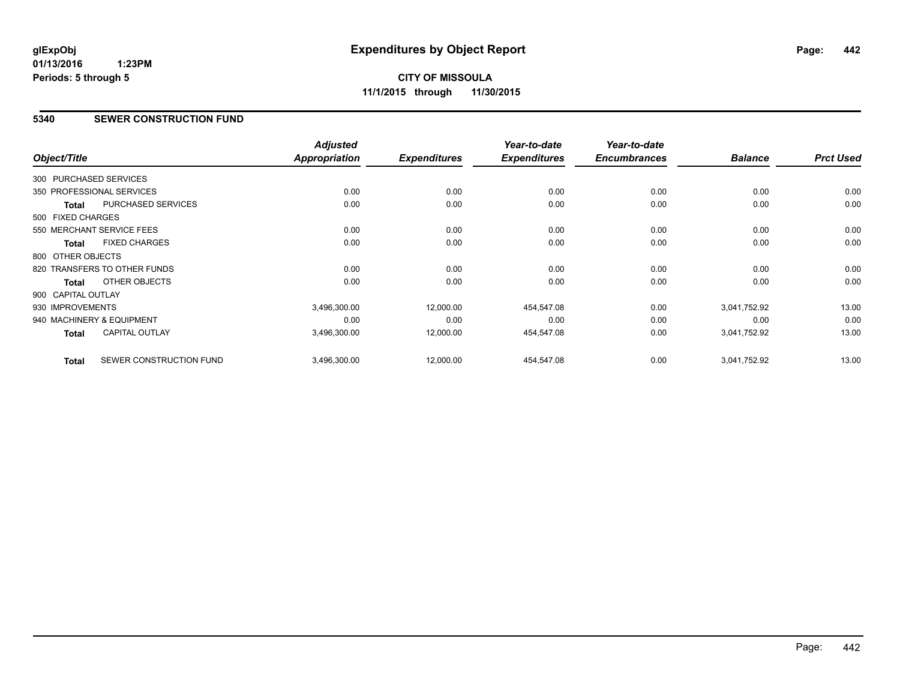glExpObj
01/13/2016 1:23PM
Periods: 5 through 5

# Expenditures by Object Report

**CITY OF MISSOULA**
**11/1/2015 through 11/30/2015**

## 5340 SEWER CONSTRUCTION FUND

| Object/Title | Adjusted Appropriation | Expenditures | Year-to-date Expenditures | Year-to-date Encumbrances | Balance | Prct Used |
|---|---|---|---|---|---|---|
| 300 PURCHASED SERVICES | | | | | | |
| 350 PROFESSIONAL SERVICES | 0.00 | 0.00 | 0.00 | 0.00 | 0.00 | 0.00 |
| **Total** PURCHASED SERVICES | 0.00 | 0.00 | 0.00 | 0.00 | 0.00 | 0.00 |
| 500 FIXED CHARGES | | | | | | |
| 550 MERCHANT SERVICE FEES | 0.00 | 0.00 | 0.00 | 0.00 | 0.00 | 0.00 |
| **Total** FIXED CHARGES | 0.00 | 0.00 | 0.00 | 0.00 | 0.00 | 0.00 |
| 800 OTHER OBJECTS | | | | | | |
| 820 TRANSFERS TO OTHER FUNDS | 0.00 | 0.00 | 0.00 | 0.00 | 0.00 | 0.00 |
| **Total** OTHER OBJECTS | 0.00 | 0.00 | 0.00 | 0.00 | 0.00 | 0.00 |
| 900 CAPITAL OUTLAY | | | | | | |
| 930 IMPROVEMENTS | 3,496,300.00 | 12,000.00 | 454,547.08 | 0.00 | 3,041,752.92 | 13.00 |
| 940 MACHINERY & EQUIPMENT | 0.00 | 0.00 | 0.00 | 0.00 | 0.00 | 0.00 |
| **Total** CAPITAL OUTLAY | 3,496,300.00 | 12,000.00 | 454,547.08 | 0.00 | 3,041,752.92 | 13.00 |
| **Total** SEWER CONSTRUCTION FUND | 3,496,300.00 | 12,000.00 | 454,547.08 | 0.00 | 3,041,752.92 | 13.00 |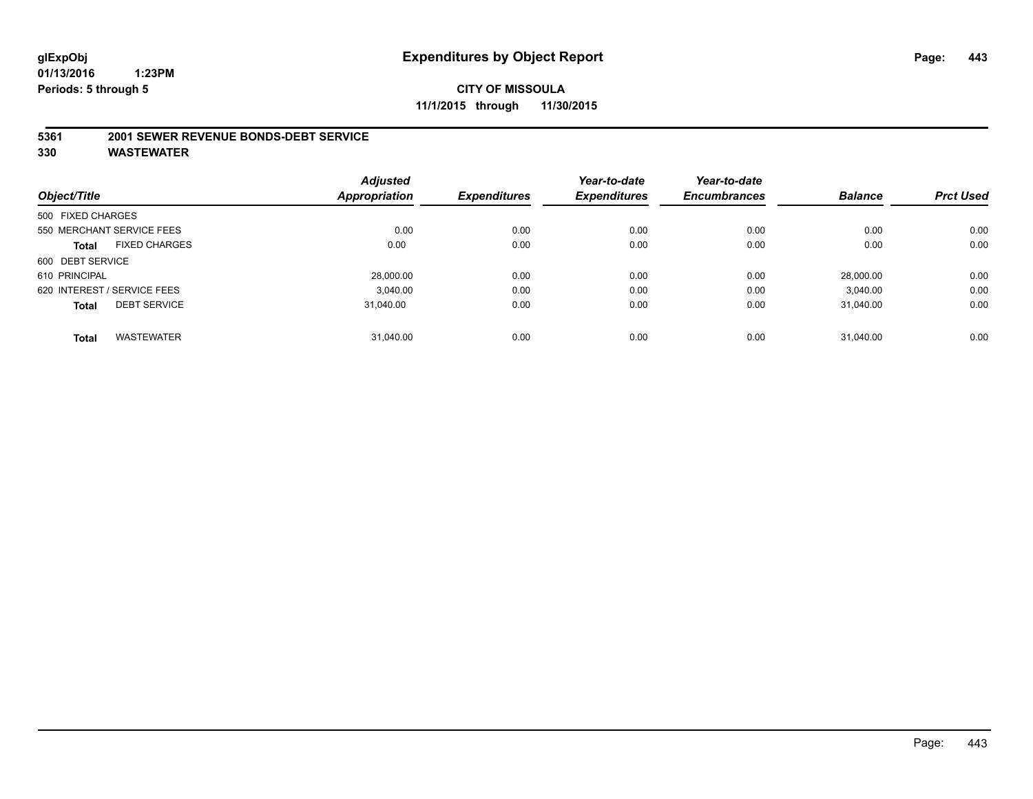**glExpObj**
**01/13/2016 1:23PM**
**Periods: 5 through 5**

# Expenditures by Object Report

**CITY OF MISSOULA**
**11/1/2015 through 11/30/2015**

## 5361 2001 SEWER REVENUE BONDS-DEBT SERVICE
## 330 WASTEWATER

| Object/Title | Adjusted Appropriation | Expenditures | Year-to-date Expenditures | Year-to-date Encumbrances | Balance | Prct Used |
|---|---|---|---|---|---|---|
| 500 FIXED CHARGES | | | | | | |
| 550 MERCHANT SERVICE FEES | 0.00 | 0.00 | 0.00 | 0.00 | 0.00 | 0.00 |
| **Total** FIXED CHARGES | 0.00 | 0.00 | 0.00 | 0.00 | 0.00 | 0.00 |
| 600 DEBT SERVICE | | | | | | |
| 610 PRINCIPAL | 28,000.00 | 0.00 | 0.00 | 0.00 | 28,000.00 | 0.00 |
| 620 INTEREST / SERVICE FEES | 3,040.00 | 0.00 | 0.00 | 0.00 | 3,040.00 | 0.00 |
| **Total** DEBT SERVICE | 31,040.00 | 0.00 | 0.00 | 0.00 | 31,040.00 | 0.00 |
| **Total** WASTEWATER | 31,040.00 | 0.00 | 0.00 | 0.00 | 31,040.00 | 0.00 |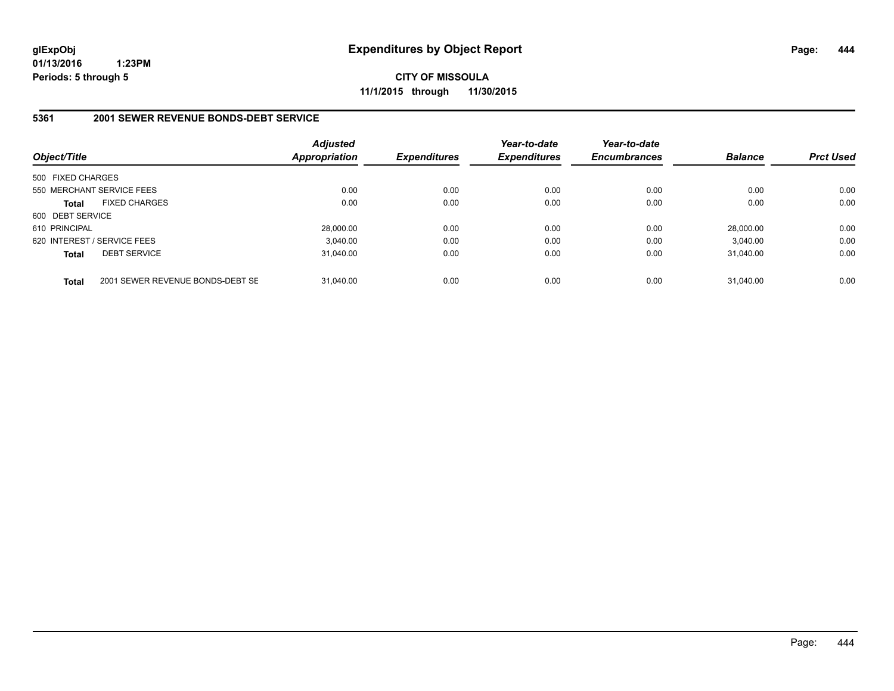**glExpObj**
**01/13/2016 1:23PM**
**Periods: 5 through 5**

# Expenditures by Object Report

**CITY OF MISSOULA**
**11/1/2015 through 11/30/2015**

## 5361 2001 SEWER REVENUE BONDS-DEBT SERVICE

| Object/Title | Adjusted Appropriation | Expenditures | Year-to-date Expenditures | Year-to-date Encumbrances | Balance | Prct Used |
|---|---|---|---|---|---|---|
| 500 FIXED CHARGES | | | | | | |
| 550 MERCHANT SERVICE FEES | 0.00 | 0.00 | 0.00 | 0.00 | 0.00 | 0.00 |
| **Total** FIXED CHARGES | 0.00 | 0.00 | 0.00 | 0.00 | 0.00 | 0.00 |
| 600 DEBT SERVICE | | | | | | |
| 610 PRINCIPAL | 28,000.00 | 0.00 | 0.00 | 0.00 | 28,000.00 | 0.00 |
| 620 INTEREST / SERVICE FEES | 3,040.00 | 0.00 | 0.00 | 0.00 | 3,040.00 | 0.00 |
| **Total** DEBT SERVICE | 31,040.00 | 0.00 | 0.00 | 0.00 | 31,040.00 | 0.00 |
| **Total** 2001 SEWER REVENUE BONDS-DEBT SE | 31,040.00 | 0.00 | 0.00 | 0.00 | 31,040.00 | 0.00 |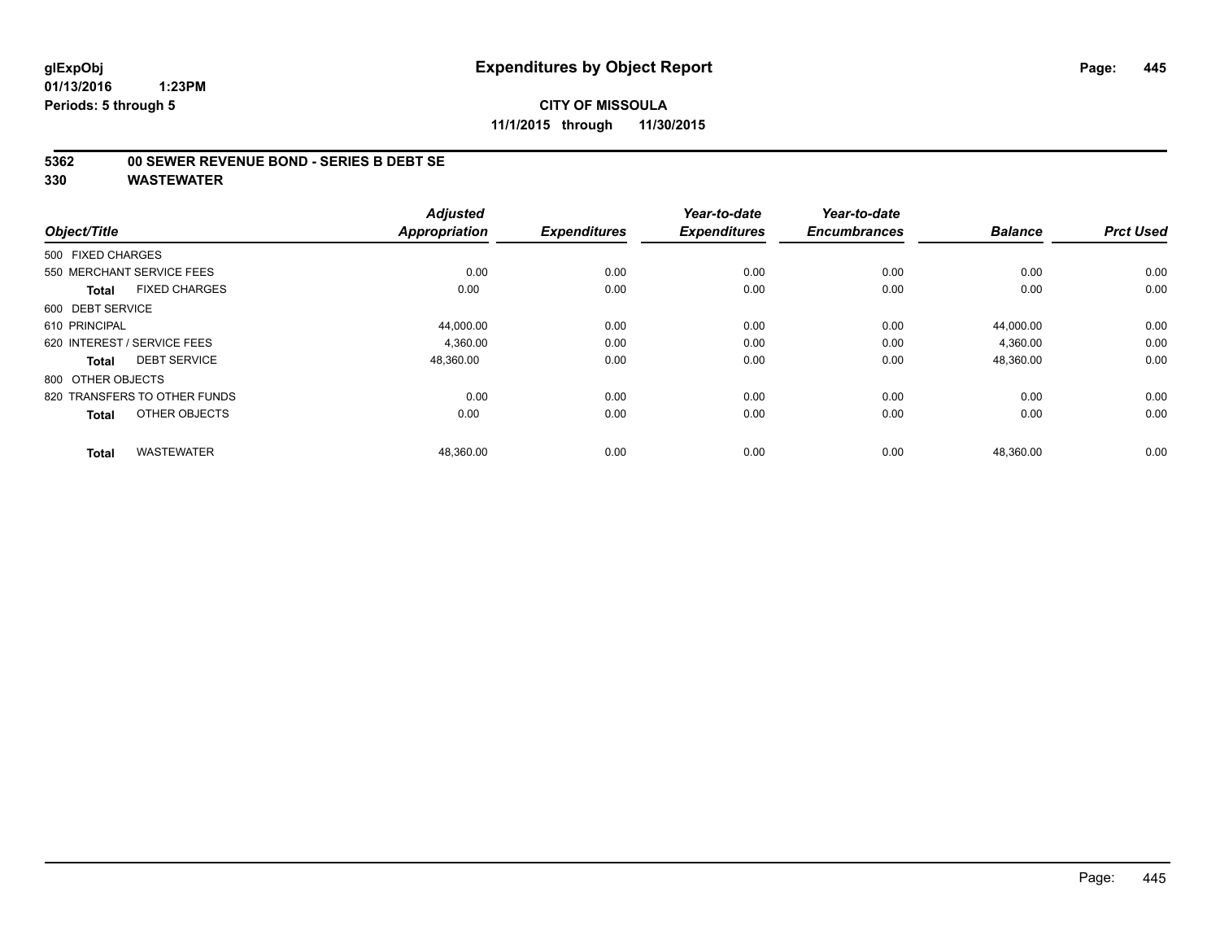# Expenditures by Object Report

glExpObj
01/13/2016 1:23PM
Periods: 5 through 5

**CITY OF MISSOULA**
**11/1/2015 through 11/30/2015**

## 5362 00 SEWER REVENUE BOND - SERIES B DEBT SE
## 330 WASTEWATER

| Object/Title | Adjusted Appropriation | Expenditures | Year-to-date Expenditures | Year-to-date Encumbrances | Balance | Prct Used |
|---|---|---|---|---|---|---|
| 500 FIXED CHARGES | | | | | | |
| 550 MERCHANT SERVICE FEES | 0.00 | 0.00 | 0.00 | 0.00 | 0.00 | 0.00 |
| **Total** FIXED CHARGES | 0.00 | 0.00 | 0.00 | 0.00 | 0.00 | 0.00 |
| 600 DEBT SERVICE | | | | | | |
| 610 PRINCIPAL | 44,000.00 | 0.00 | 0.00 | 0.00 | 44,000.00 | 0.00 |
| 620 INTEREST / SERVICE FEES | 4,360.00 | 0.00 | 0.00 | 0.00 | 4,360.00 | 0.00 |
| **Total** DEBT SERVICE | 48,360.00 | 0.00 | 0.00 | 0.00 | 48,360.00 | 0.00 |
| 800 OTHER OBJECTS | | | | | | |
| 820 TRANSFERS TO OTHER FUNDS | 0.00 | 0.00 | 0.00 | 0.00 | 0.00 | 0.00 |
| **Total** OTHER OBJECTS | 0.00 | 0.00 | 0.00 | 0.00 | 0.00 | 0.00 |
| **Total** WASTEWATER | 48,360.00 | 0.00 | 0.00 | 0.00 | 48,360.00 | 0.00 |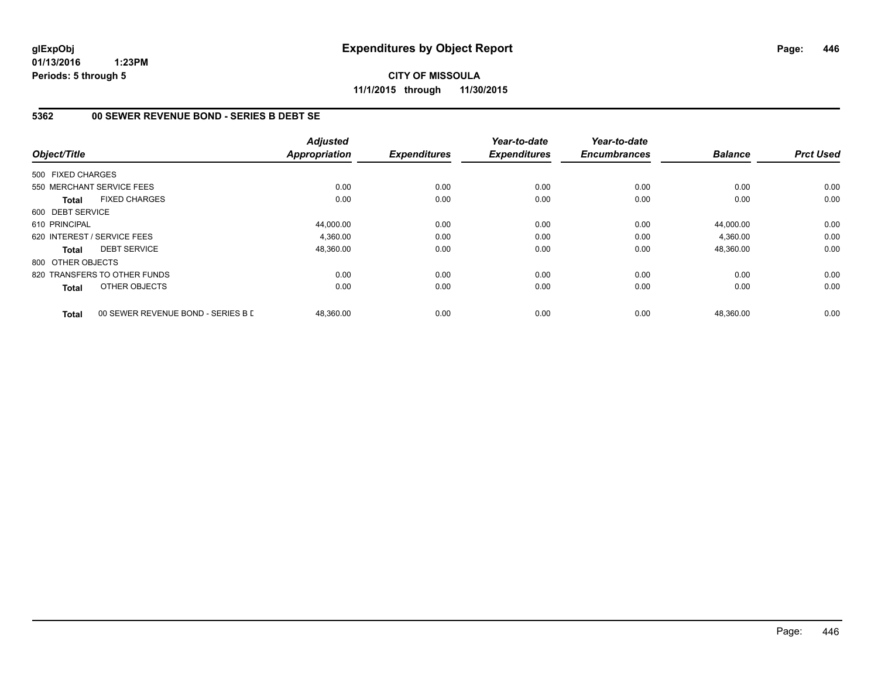# Expenditures by Object Report

glExpObj
01/13/2016 1:23PM
Periods: 5 through 5

**CITY OF MISSOULA**
**11/1/2015 through 11/30/2015**

## 5362 00 SEWER REVENUE BOND - SERIES B DEBT SE

| Object/Title | | Adjusted Appropriation | Expenditures | Year-to-date Expenditures | Year-to-date Encumbrances | Balance | Prct Used |
|---|---|---|---|---|---|---|---|
| 500 FIXED CHARGES | | | | | | | |
| 550 MERCHANT SERVICE FEES | | 0.00 | 0.00 | 0.00 | 0.00 | 0.00 | 0.00 |
| **Total** | FIXED CHARGES | 0.00 | 0.00 | 0.00 | 0.00 | 0.00 | 0.00 |
| 600 DEBT SERVICE | | | | | | | |
| 610 PRINCIPAL | | 44,000.00 | 0.00 | 0.00 | 0.00 | 44,000.00 | 0.00 |
| 620 INTEREST / SERVICE FEES | | 4,360.00 | 0.00 | 0.00 | 0.00 | 4,360.00 | 0.00 |
| **Total** | DEBT SERVICE | 48,360.00 | 0.00 | 0.00 | 0.00 | 48,360.00 | 0.00 |
| 800 OTHER OBJECTS | | | | | | | |
| 820 TRANSFERS TO OTHER FUNDS | | 0.00 | 0.00 | 0.00 | 0.00 | 0.00 | 0.00 |
| **Total** | OTHER OBJECTS | 0.00 | 0.00 | 0.00 | 0.00 | 0.00 | 0.00 |
| **Total** | 00 SEWER REVENUE BOND - SERIES B D | 48,360.00 | 0.00 | 0.00 | 0.00 | 48,360.00 | 0.00 |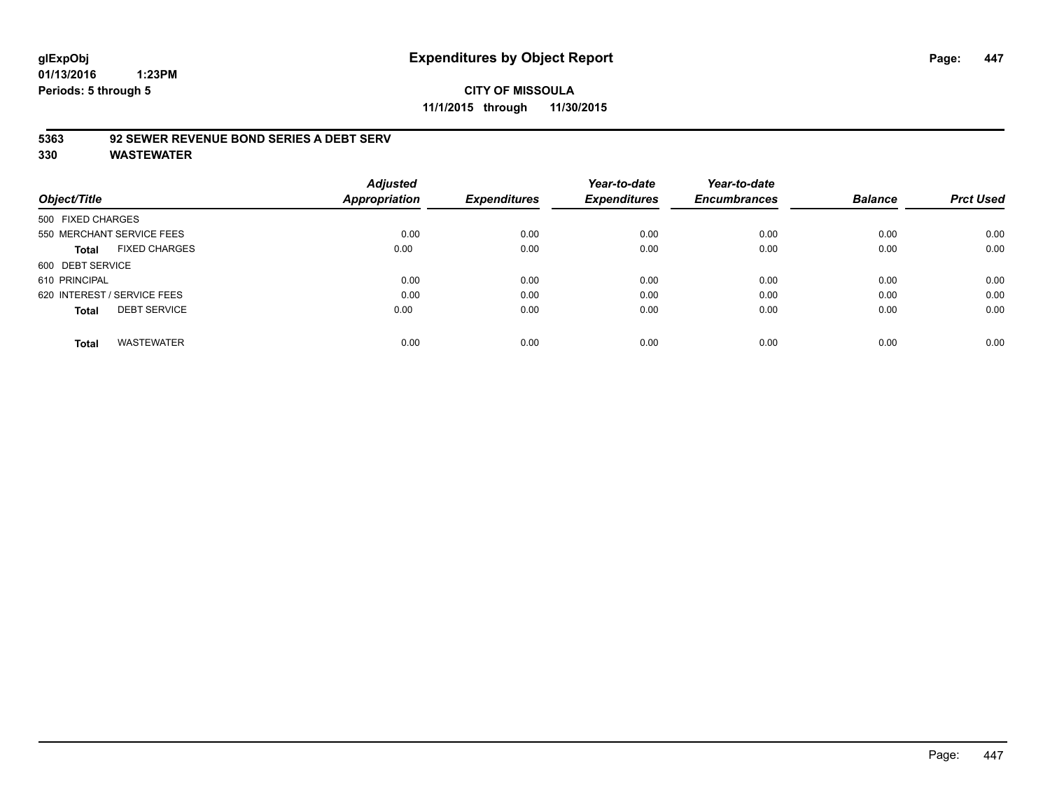# Expenditures by Object Report

**CITY OF MISSOULA**

**11/1/2015 through 11/30/2015**

glExpObj
01/13/2016 1:23PM
Periods: 5 through 5

## 5363 92 SEWER REVENUE BOND SERIES A DEBT SERV
## 330 WASTEWATER

| Object/Title | Adjusted Appropriation | Expenditures | Year-to-date Expenditures | Year-to-date Encumbrances | Balance | Prct Used |
|---|---|---|---|---|---|---|
| 500 FIXED CHARGES | | | | | | |
| 550 MERCHANT SERVICE FEES | 0.00 | 0.00 | 0.00 | 0.00 | 0.00 | 0.00 |
| **Total** FIXED CHARGES | 0.00 | 0.00 | 0.00 | 0.00 | 0.00 | 0.00 |
| 600 DEBT SERVICE | | | | | | |
| 610 PRINCIPAL | 0.00 | 0.00 | 0.00 | 0.00 | 0.00 | 0.00 |
| 620 INTEREST / SERVICE FEES | 0.00 | 0.00 | 0.00 | 0.00 | 0.00 | 0.00 |
| **Total** DEBT SERVICE | 0.00 | 0.00 | 0.00 | 0.00 | 0.00 | 0.00 |
| **Total** WASTEWATER | 0.00 | 0.00 | 0.00 | 0.00 | 0.00 | 0.00 |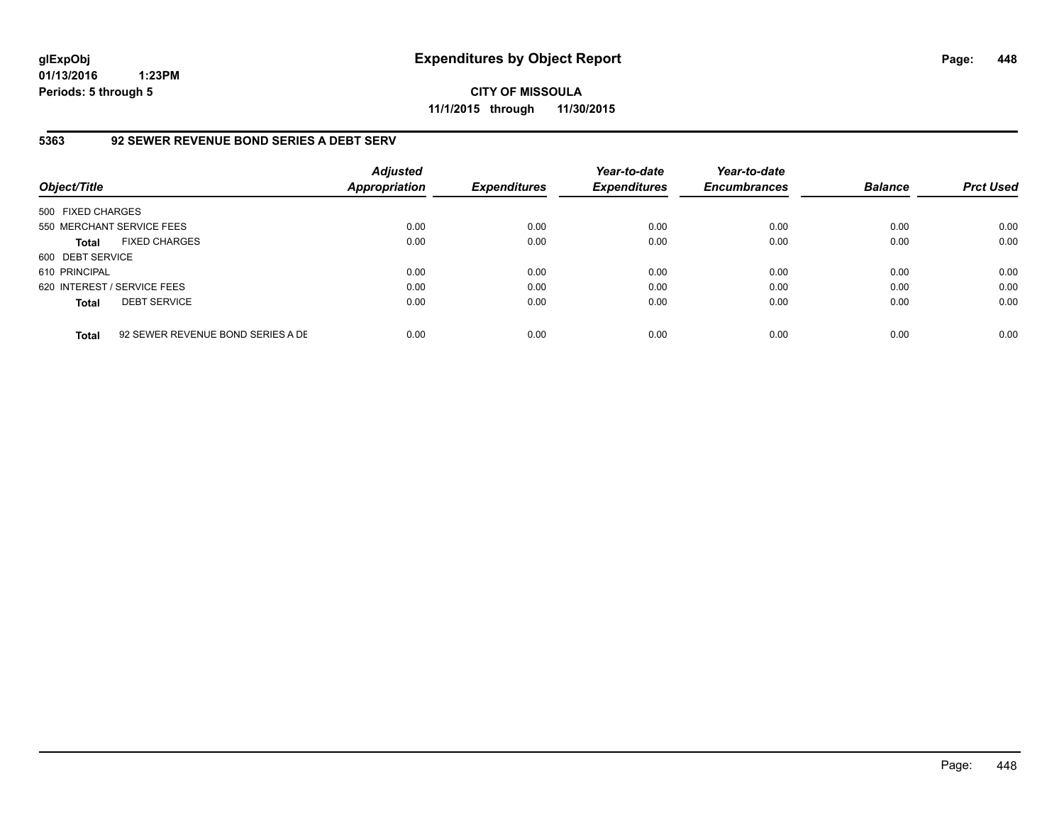**glExpObj**
**01/13/2016 1:23PM**
**Periods: 5 through 5**

# Expenditures by Object Report

**CITY OF MISSOULA**
**11/1/2015 through 11/30/2015**

## 5363 92 SEWER REVENUE BOND SERIES A DEBT SERV

| Object/Title | | Adjusted Appropriation | Expenditures | Year-to-date Expenditures | Year-to-date Encumbrances | Balance | Prct Used |
|---|---|---|---|---|---|---|---|
| 500 FIXED CHARGES | | | | | | | |
| 550 MERCHANT SERVICE FEES | | 0.00 | 0.00 | 0.00 | 0.00 | 0.00 | 0.00 |
| **Total** | FIXED CHARGES | 0.00 | 0.00 | 0.00 | 0.00 | 0.00 | 0.00 |
| 600 DEBT SERVICE | | | | | | | |
| 610 PRINCIPAL | | 0.00 | 0.00 | 0.00 | 0.00 | 0.00 | 0.00 |
| 620 INTEREST / SERVICE FEES | | 0.00 | 0.00 | 0.00 | 0.00 | 0.00 | 0.00 |
| **Total** | DEBT SERVICE | 0.00 | 0.00 | 0.00 | 0.00 | 0.00 | 0.00 |
| **Total** | 92 SEWER REVENUE BOND SERIES A DE | 0.00 | 0.00 | 0.00 | 0.00 | 0.00 | 0.00 |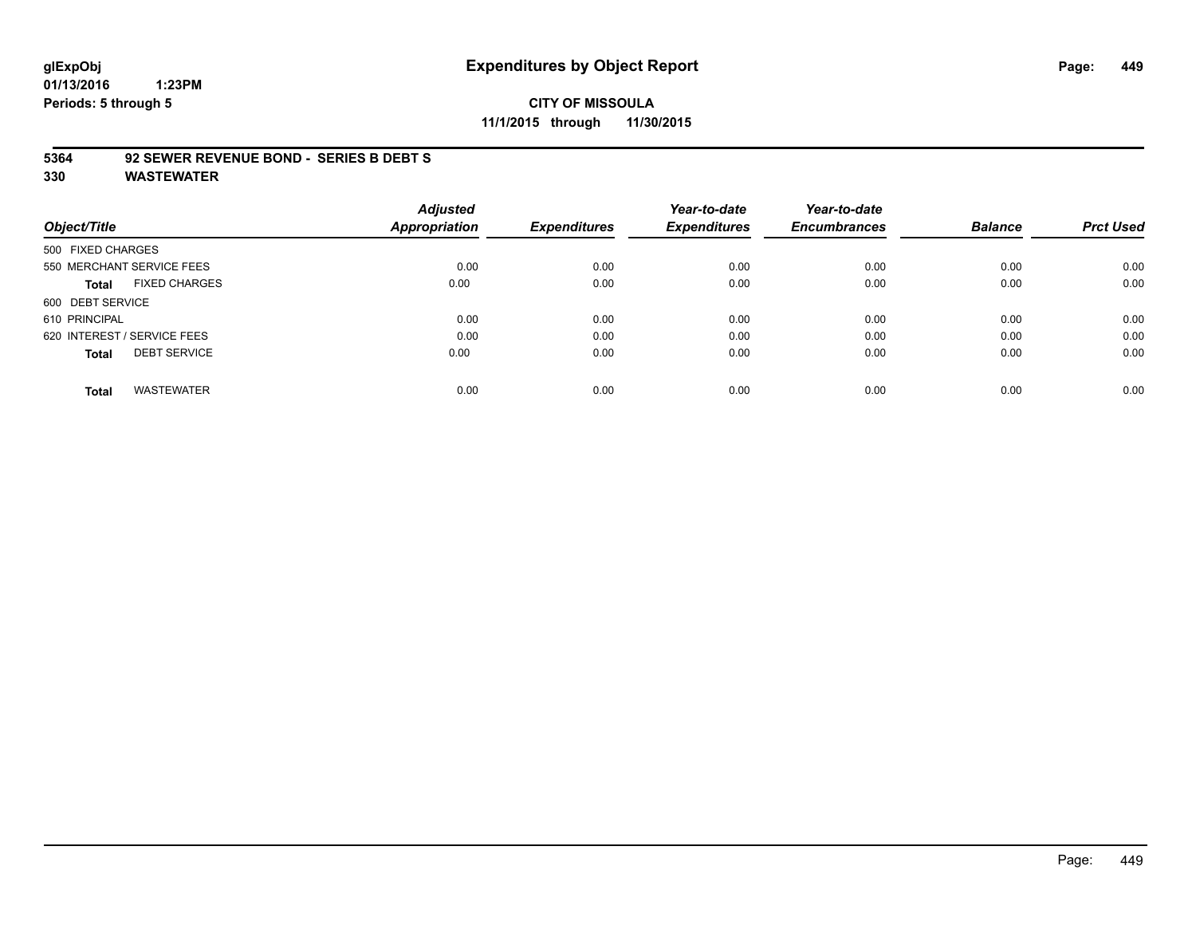# Expenditures by Object Report

glExpObj
01/13/2016 1:23PM
Periods: 5 through 5

**CITY OF MISSOULA**
**11/1/2015 through 11/30/2015**

**5364 92 SEWER REVENUE BOND - SERIES B DEBT S**
**330 WASTEWATER**

| Object/Title | Adjusted Appropriation | Expenditures | Year-to-date Expenditures | Year-to-date Encumbrances | Balance | Prct Used |
|---|---|---|---|---|---|---|
| 500 FIXED CHARGES | | | | | | |
| 550 MERCHANT SERVICE FEES | 0.00 | 0.00 | 0.00 | 0.00 | 0.00 | 0.00 |
| **Total** FIXED CHARGES | 0.00 | 0.00 | 0.00 | 0.00 | 0.00 | 0.00 |
| 600 DEBT SERVICE | | | | | | |
| 610 PRINCIPAL | 0.00 | 0.00 | 0.00 | 0.00 | 0.00 | 0.00 |
| 620 INTEREST / SERVICE FEES | 0.00 | 0.00 | 0.00 | 0.00 | 0.00 | 0.00 |
| **Total** DEBT SERVICE | 0.00 | 0.00 | 0.00 | 0.00 | 0.00 | 0.00 |
| **Total** WASTEWATER | 0.00 | 0.00 | 0.00 | 0.00 | 0.00 | 0.00 |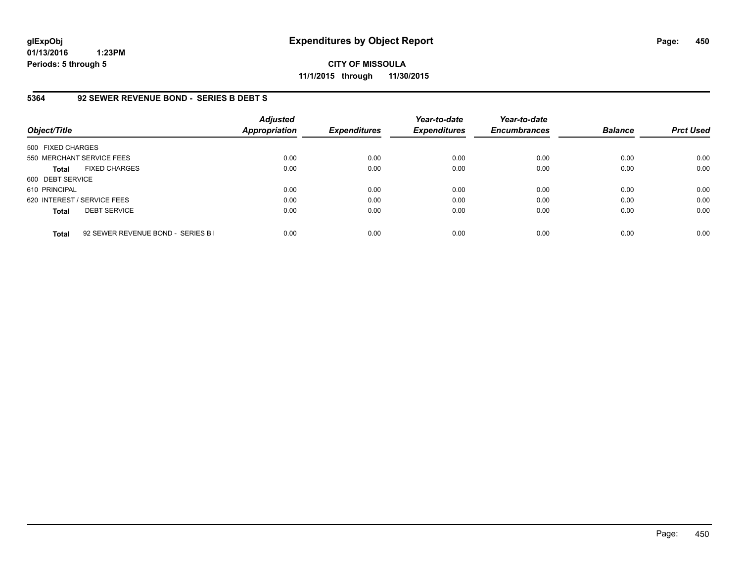# Expenditures by Object Report

**glExpObj**
**01/13/2016 1:23PM**
**Periods: 5 through 5**

**CITY OF MISSOULA**
**11/1/2015 through 11/30/2015**

## 5364 92 SEWER REVENUE BOND - SERIES B DEBT S

| Object/Title | Adjusted Appropriation | Expenditures | Year-to-date Expenditures | Year-to-date Encumbrances | Balance | Prct Used |
|---|---|---|---|---|---|---|
| 500 FIXED CHARGES | | | | | | |
| 550 MERCHANT SERVICE FEES | 0.00 | 0.00 | 0.00 | 0.00 | 0.00 | 0.00 |
| **Total** FIXED CHARGES | 0.00 | 0.00 | 0.00 | 0.00 | 0.00 | 0.00 |
| 600 DEBT SERVICE | | | | | | |
| 610 PRINCIPAL | 0.00 | 0.00 | 0.00 | 0.00 | 0.00 | 0.00 |
| 620 INTEREST / SERVICE FEES | 0.00 | 0.00 | 0.00 | 0.00 | 0.00 | 0.00 |
| **Total** DEBT SERVICE | 0.00 | 0.00 | 0.00 | 0.00 | 0.00 | 0.00 |
| **Total** 92 SEWER REVENUE BOND - SERIES B I | 0.00 | 0.00 | 0.00 | 0.00 | 0.00 | 0.00 |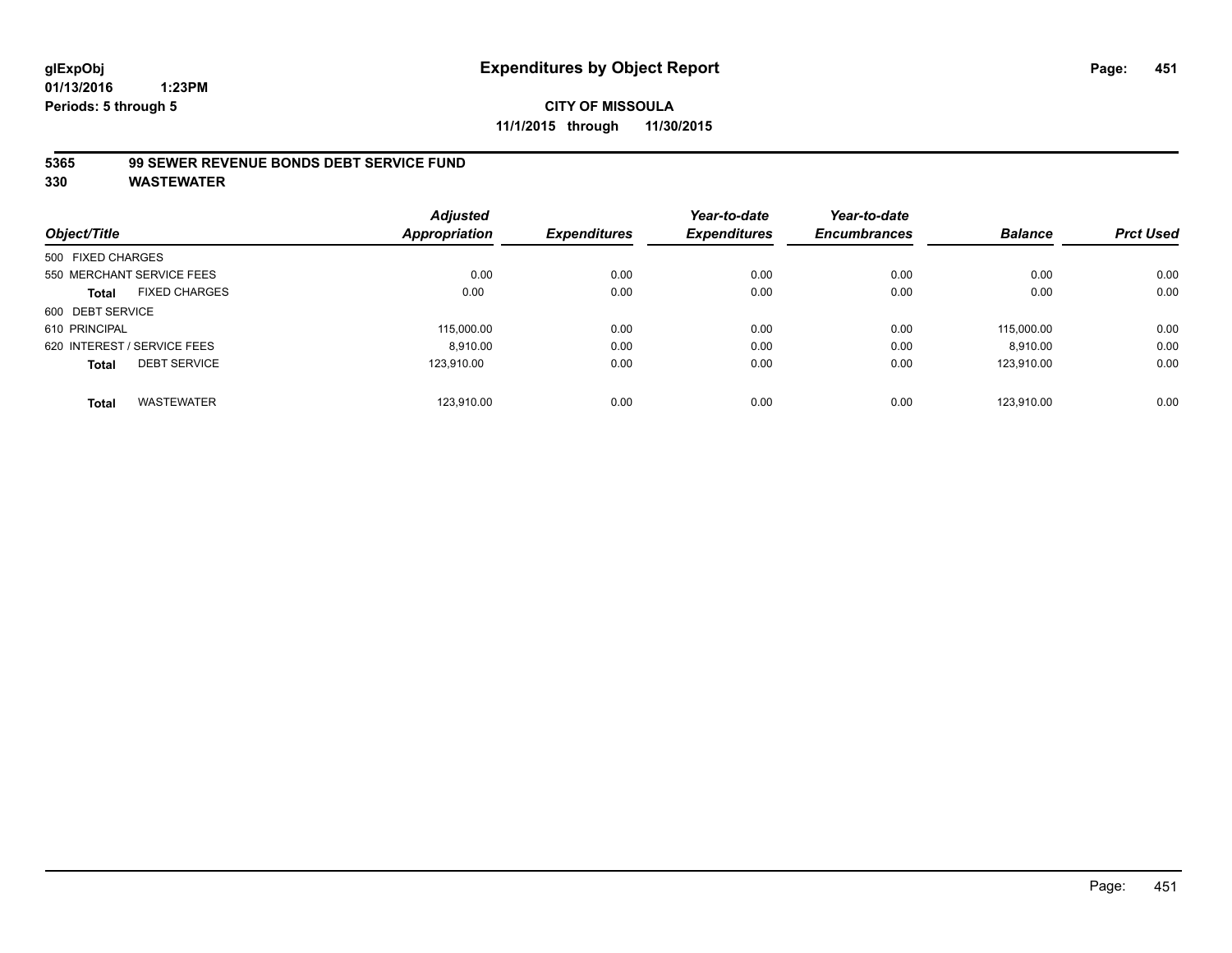**glExpObj**
**01/13/2016 1:23PM**
**Periods: 5 through 5**

# Expenditures by Object Report

**CITY OF MISSOULA**
**11/1/2015 through 11/30/2015**

## 5365 99 SEWER REVENUE BONDS DEBT SERVICE FUND
## 330 WASTEWATER

| Object/Title | Adjusted Appropriation | Expenditures | Year-to-date Expenditures | Year-to-date Encumbrances | Balance | Prct Used |
|---|---|---|---|---|---|---|
| 500 FIXED CHARGES | | | | | | |
| 550 MERCHANT SERVICE FEES | 0.00 | 0.00 | 0.00 | 0.00 | 0.00 | 0.00 |
| **Total** FIXED CHARGES | 0.00 | 0.00 | 0.00 | 0.00 | 0.00 | 0.00 |
| 600 DEBT SERVICE | | | | | | |
| 610 PRINCIPAL | 115,000.00 | 0.00 | 0.00 | 0.00 | 115,000.00 | 0.00 |
| 620 INTEREST / SERVICE FEES | 8,910.00 | 0.00 | 0.00 | 0.00 | 8,910.00 | 0.00 |
| **Total** DEBT SERVICE | 123,910.00 | 0.00 | 0.00 | 0.00 | 123,910.00 | 0.00 |
| **Total** WASTEWATER | 123,910.00 | 0.00 | 0.00 | 0.00 | 123,910.00 | 0.00 |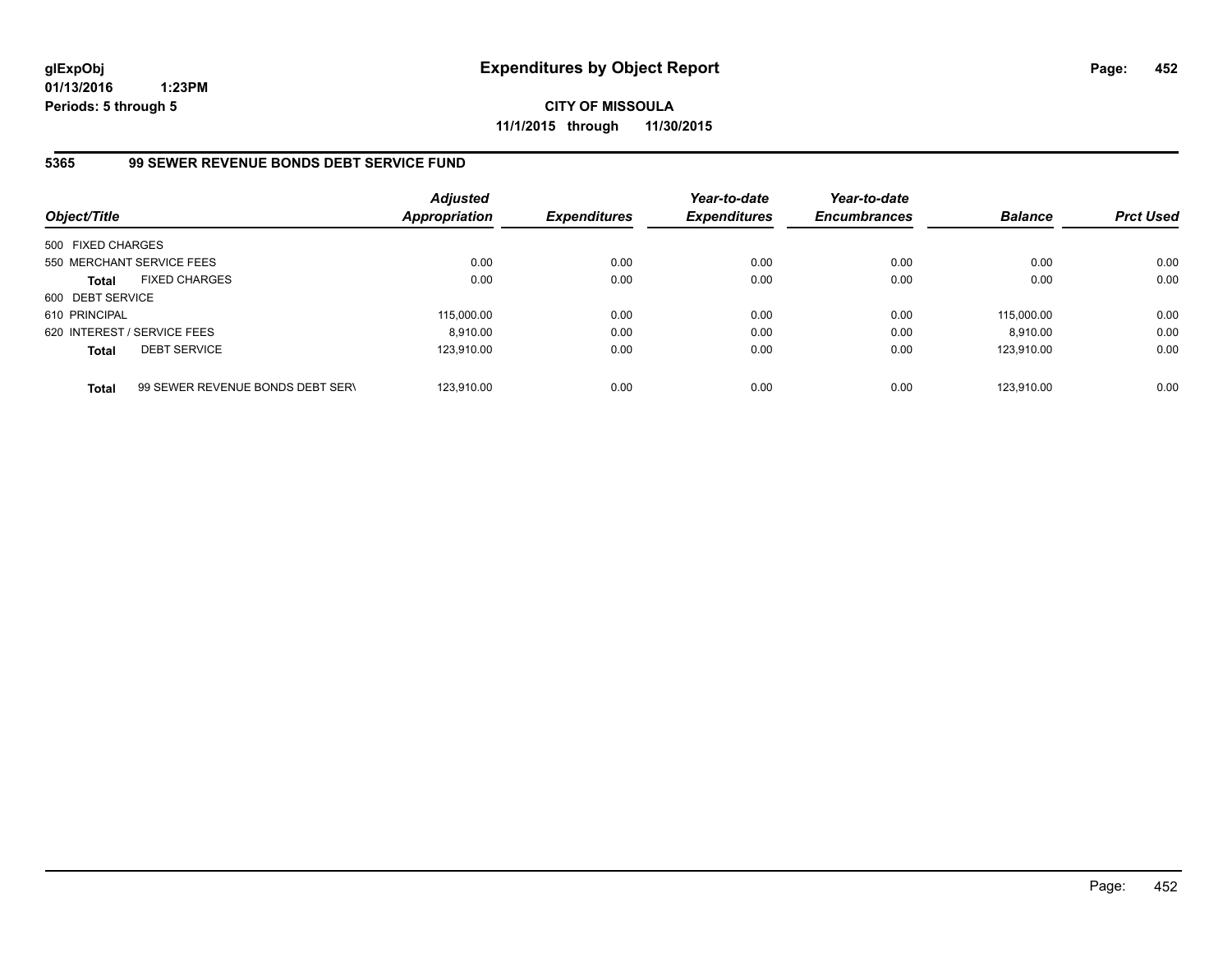**glExpObj**
**01/13/2016 1:23PM**
**Periods: 5 through 5**

# Expenditures by Object Report

**CITY OF MISSOULA**
**11/1/2015 through 11/30/2015**

## 5365 99 SEWER REVENUE BONDS DEBT SERVICE FUND

| Object/Title | | Adjusted Appropriation | Expenditures | Year-to-date Expenditures | Year-to-date Encumbrances | Balance | Prct Used |
|---|---|---|---|---|---|---|---|
| 500 FIXED CHARGES | | | | | | | |
| 550 MERCHANT SERVICE FEES | | 0.00 | 0.00 | 0.00 | 0.00 | 0.00 | 0.00 |
| **Total** | FIXED CHARGES | 0.00 | 0.00 | 0.00 | 0.00 | 0.00 | 0.00 |
| 600 DEBT SERVICE | | | | | | | |
| 610 PRINCIPAL | | 115,000.00 | 0.00 | 0.00 | 0.00 | 115,000.00 | 0.00 |
| 620 INTEREST / SERVICE FEES | | 8,910.00 | 0.00 | 0.00 | 0.00 | 8,910.00 | 0.00 |
| **Total** | DEBT SERVICE | 123,910.00 | 0.00 | 0.00 | 0.00 | 123,910.00 | 0.00 |
| **Total** | 99 SEWER REVENUE BONDS DEBT SERV | 123,910.00 | 0.00 | 0.00 | 0.00 | 123,910.00 | 0.00 |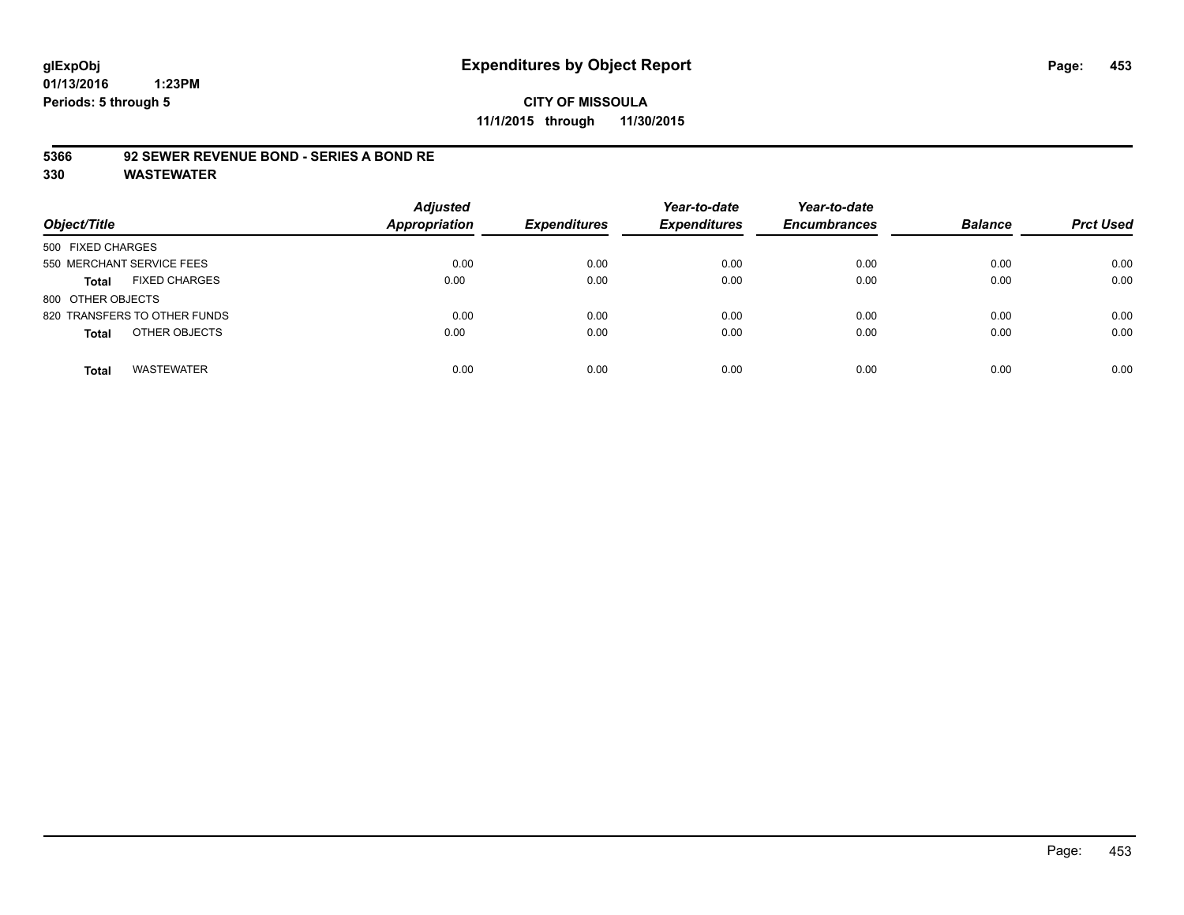**glExpObj**
**01/13/2016 1:23PM**
**Periods: 5 through 5**

# Expenditures by Object Report

**CITY OF MISSOULA**
**11/1/2015 through 11/30/2015**

**5366 92 SEWER REVENUE BOND - SERIES A BOND RE**
**330 WASTEWATER**

| Object/Title | | Adjusted Appropriation | Expenditures | Year-to-date Expenditures | Year-to-date Encumbrances | Balance | Prct Used |
|---|---|---|---|---|---|---|---|
| 500 FIXED CHARGES | | | | | | | |
| 550 MERCHANT SERVICE FEES | | 0.00 | 0.00 | 0.00 | 0.00 | 0.00 | 0.00 |
| **Total** | FIXED CHARGES | 0.00 | 0.00 | 0.00 | 0.00 | 0.00 | 0.00 |
| 800 OTHER OBJECTS | | | | | | | |
| 820 TRANSFERS TO OTHER FUNDS | | 0.00 | 0.00 | 0.00 | 0.00 | 0.00 | 0.00 |
| **Total** | OTHER OBJECTS | 0.00 | 0.00 | 0.00 | 0.00 | 0.00 | 0.00 |
| **Total** | WASTEWATER | 0.00 | 0.00 | 0.00 | 0.00 | 0.00 | 0.00 |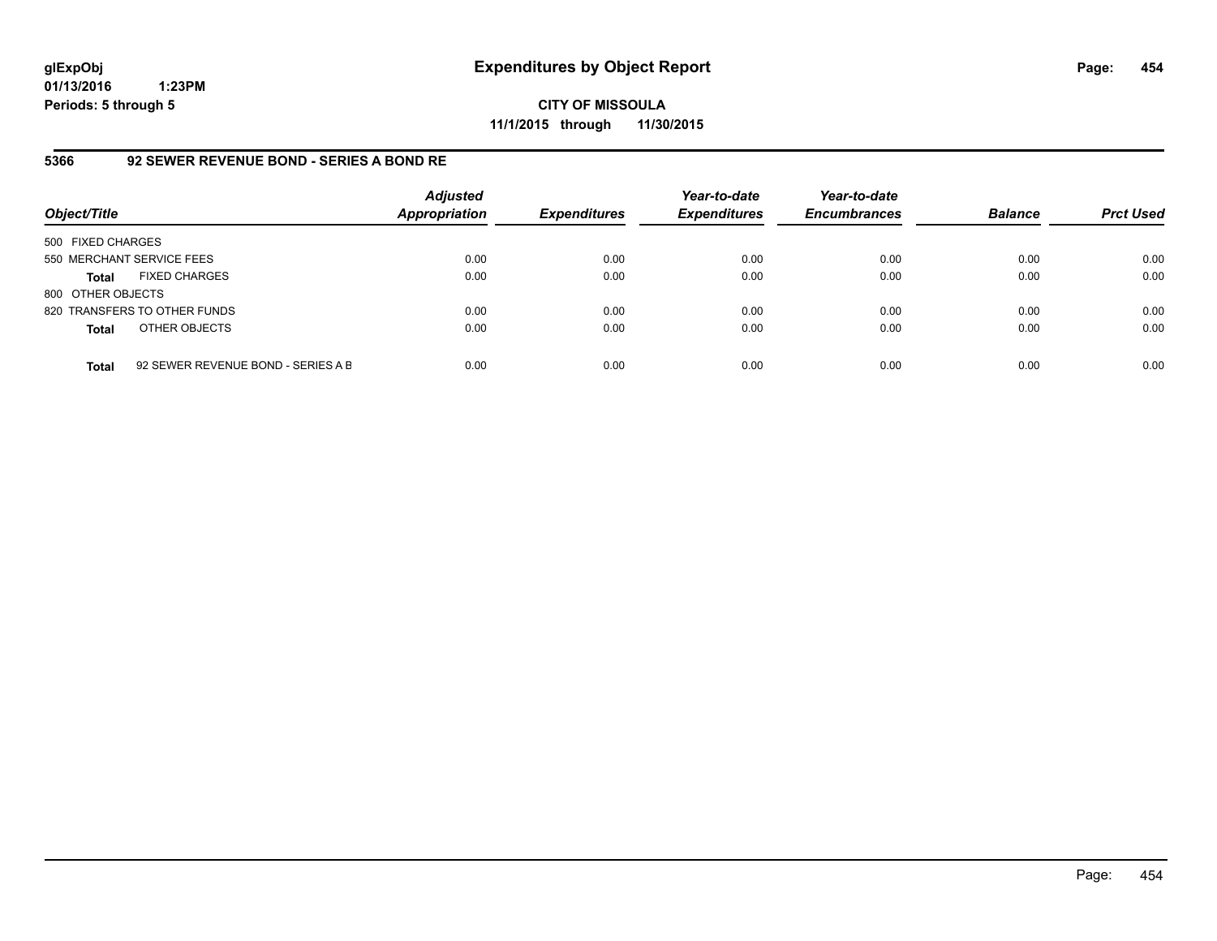# Expenditures by Object Report

glExpObj
01/13/2016 1:23PM
Periods: 5 through 5

**CITY OF MISSOULA**
**11/1/2015 through 11/30/2015**

## 5366 92 SEWER REVENUE BOND - SERIES A BOND RE

| Object/Title | | Adjusted Appropriation | Expenditures | Year-to-date Expenditures | Year-to-date Encumbrances | Balance | Prct Used |
|---|---|---|---|---|---|---|---|
| 500 FIXED CHARGES | | | | | | | |
| 550 MERCHANT SERVICE FEES | | 0.00 | 0.00 | 0.00 | 0.00 | 0.00 | 0.00 |
| **Total** | FIXED CHARGES | 0.00 | 0.00 | 0.00 | 0.00 | 0.00 | 0.00 |
| 800 OTHER OBJECTS | | | | | | | |
| 820 TRANSFERS TO OTHER FUNDS | | 0.00 | 0.00 | 0.00 | 0.00 | 0.00 | 0.00 |
| **Total** | OTHER OBJECTS | 0.00 | 0.00 | 0.00 | 0.00 | 0.00 | 0.00 |
| **Total** | 92 SEWER REVENUE BOND - SERIES A B | 0.00 | 0.00 | 0.00 | 0.00 | 0.00 | 0.00 |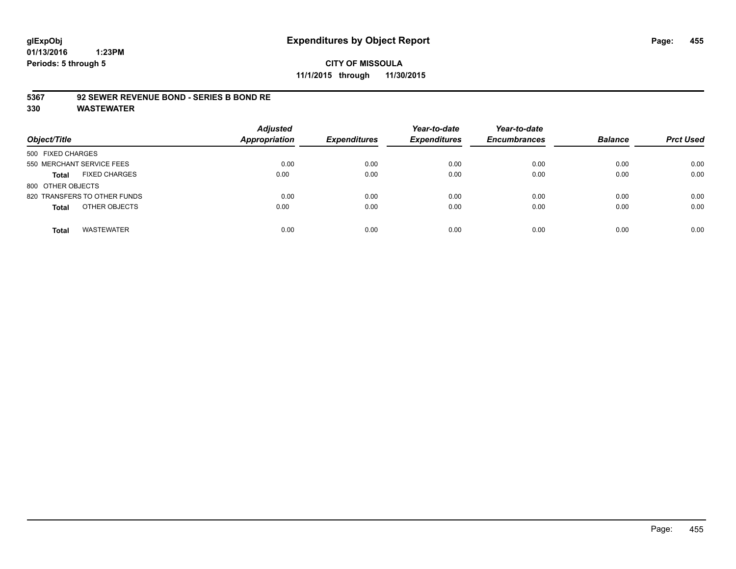**glExpObj**
**01/13/2016 1:23PM**
**Periods: 5 through 5**

# Expenditures by Object Report

**CITY OF MISSOULA**
**11/1/2015 through 11/30/2015**

**5367 92 SEWER REVENUE BOND - SERIES B BOND RE**
**330 WASTEWATER**

| Object/Title | Adjusted Appropriation | Expenditures | Year-to-date Expenditures | Year-to-date Encumbrances | Balance | Prct Used |
|---|---|---|---|---|---|---|
| 500 FIXED CHARGES | | | | | | |
| 550 MERCHANT SERVICE FEES | 0.00 | 0.00 | 0.00 | 0.00 | 0.00 | 0.00 |
| **Total** FIXED CHARGES | 0.00 | 0.00 | 0.00 | 0.00 | 0.00 | 0.00 |
| 800 OTHER OBJECTS | | | | | | |
| 820 TRANSFERS TO OTHER FUNDS | 0.00 | 0.00 | 0.00 | 0.00 | 0.00 | 0.00 |
| **Total** OTHER OBJECTS | 0.00 | 0.00 | 0.00 | 0.00 | 0.00 | 0.00 |
| **Total** WASTEWATER | 0.00 | 0.00 | 0.00 | 0.00 | 0.00 | 0.00 |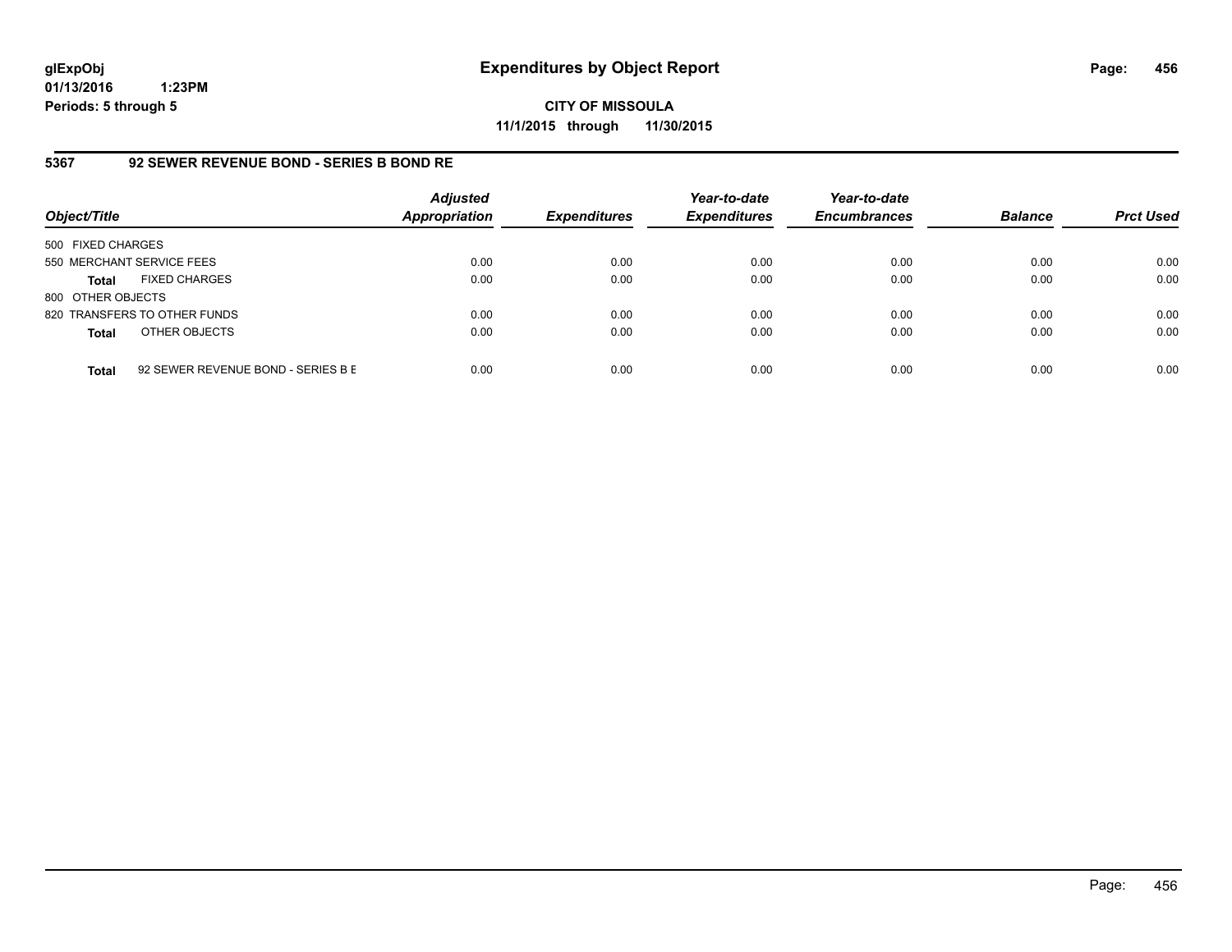**glExpObj**
**01/13/2016 1:23PM**
**Periods: 5 through 5**

# Expenditures by Object Report

**CITY OF MISSOULA**
**11/1/2015 through 11/30/2015**

## 5367 92 SEWER REVENUE BOND - SERIES B BOND RE

| Object/Title | | Adjusted Appropriation | Expenditures | Year-to-date Expenditures | Year-to-date Encumbrances | Balance | Prct Used |
|---|---|---|---|---|---|---|---|
| 500 FIXED CHARGES | | | | | | | |
| 550 MERCHANT SERVICE FEES | | 0.00 | 0.00 | 0.00 | 0.00 | 0.00 | 0.00 |
| **Total** | FIXED CHARGES | 0.00 | 0.00 | 0.00 | 0.00 | 0.00 | 0.00 |
| 800 OTHER OBJECTS | | | | | | | |
| 820 TRANSFERS TO OTHER FUNDS | | 0.00 | 0.00 | 0.00 | 0.00 | 0.00 | 0.00 |
| **Total** | OTHER OBJECTS | 0.00 | 0.00 | 0.00 | 0.00 | 0.00 | 0.00 |
| **Total** | 92 SEWER REVENUE BOND - SERIES B E | 0.00 | 0.00 | 0.00 | 0.00 | 0.00 | 0.00 |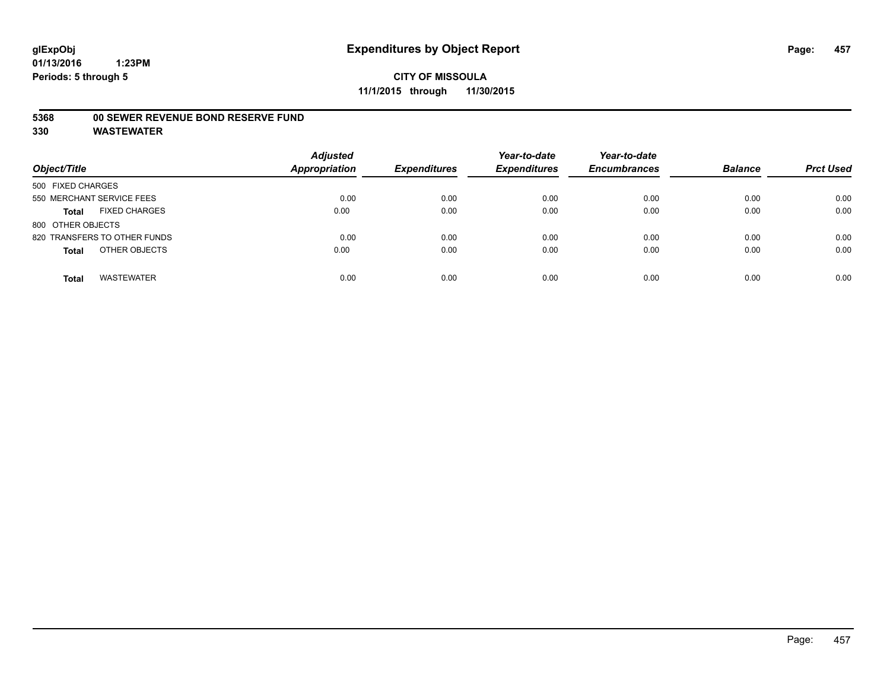**glExpObj**
**01/13/2016 1:23PM**
**Periods: 5 through 5**

# Expenditures by Object Report

**CITY OF MISSOULA**
**11/1/2015 through 11/30/2015**

## 5368 00 SEWER REVENUE BOND RESERVE FUND
## 330 WASTEWATER

| Object/Title | Adjusted Appropriation | Expenditures | Year-to-date Expenditures | Year-to-date Encumbrances | Balance | Prct Used |
|---|---|---|---|---|---|---|
| 500 FIXED CHARGES | | | | | | |
| 550 MERCHANT SERVICE FEES | 0.00 | 0.00 | 0.00 | 0.00 | 0.00 | 0.00 |
| **Total** FIXED CHARGES | 0.00 | 0.00 | 0.00 | 0.00 | 0.00 | 0.00 |
| 800 OTHER OBJECTS | | | | | | |
| 820 TRANSFERS TO OTHER FUNDS | 0.00 | 0.00 | 0.00 | 0.00 | 0.00 | 0.00 |
| **Total** OTHER OBJECTS | 0.00 | 0.00 | 0.00 | 0.00 | 0.00 | 0.00 |
| **Total** WASTEWATER | 0.00 | 0.00 | 0.00 | 0.00 | 0.00 | 0.00 |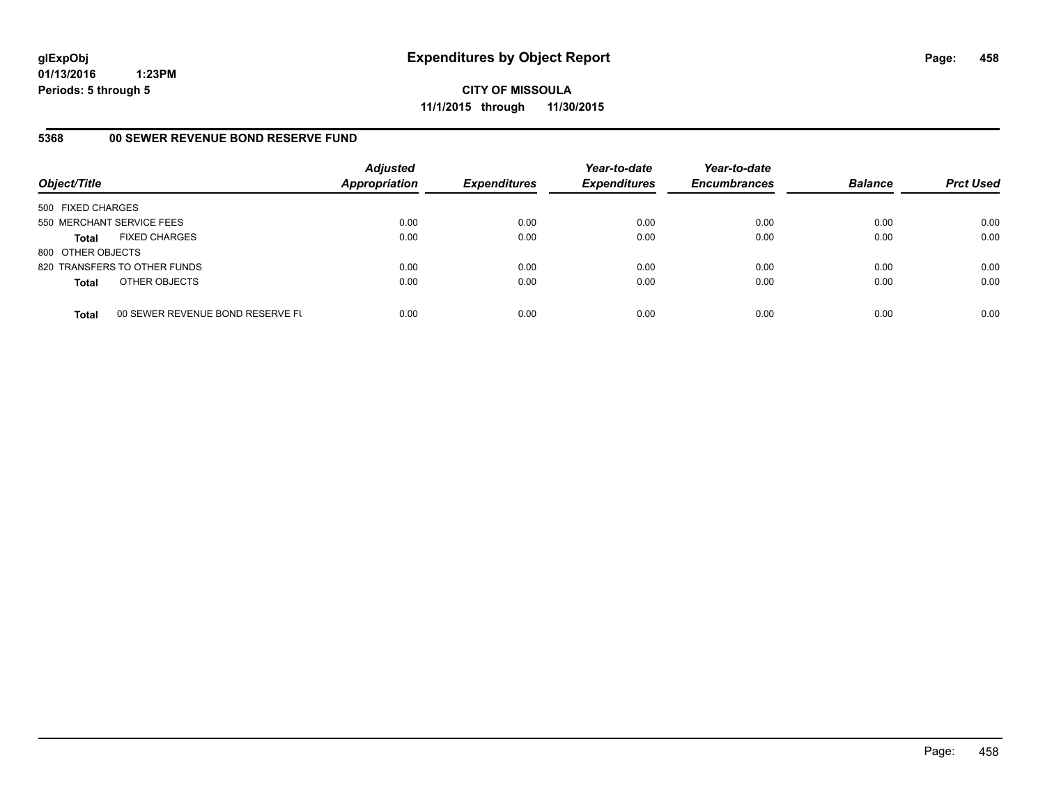glExpObj
01/13/2016 1:23PM
Periods: 5 through 5

# Expenditures by Object Report

**CITY OF MISSOULA**
**11/1/2015 through 11/30/2015**

## 5368 00 SEWER REVENUE BOND RESERVE FUND

| Object/Title | Adjusted Appropriation | Expenditures | Year-to-date Expenditures | Year-to-date Encumbrances | Balance | Prct Used |
|---|---|---|---|---|---|---|
| 500 FIXED CHARGES | | | | | | |
| 550 MERCHANT SERVICE FEES | 0.00 | 0.00 | 0.00 | 0.00 | 0.00 | 0.00 |
| **Total** FIXED CHARGES | 0.00 | 0.00 | 0.00 | 0.00 | 0.00 | 0.00 |
| 800 OTHER OBJECTS | | | | | | |
| 820 TRANSFERS TO OTHER FUNDS | 0.00 | 0.00 | 0.00 | 0.00 | 0.00 | 0.00 |
| **Total** OTHER OBJECTS | 0.00 | 0.00 | 0.00 | 0.00 | 0.00 | 0.00 |
| **Total** 00 SEWER REVENUE BOND RESERVE FU | 0.00 | 0.00 | 0.00 | 0.00 | 0.00 | 0.00 |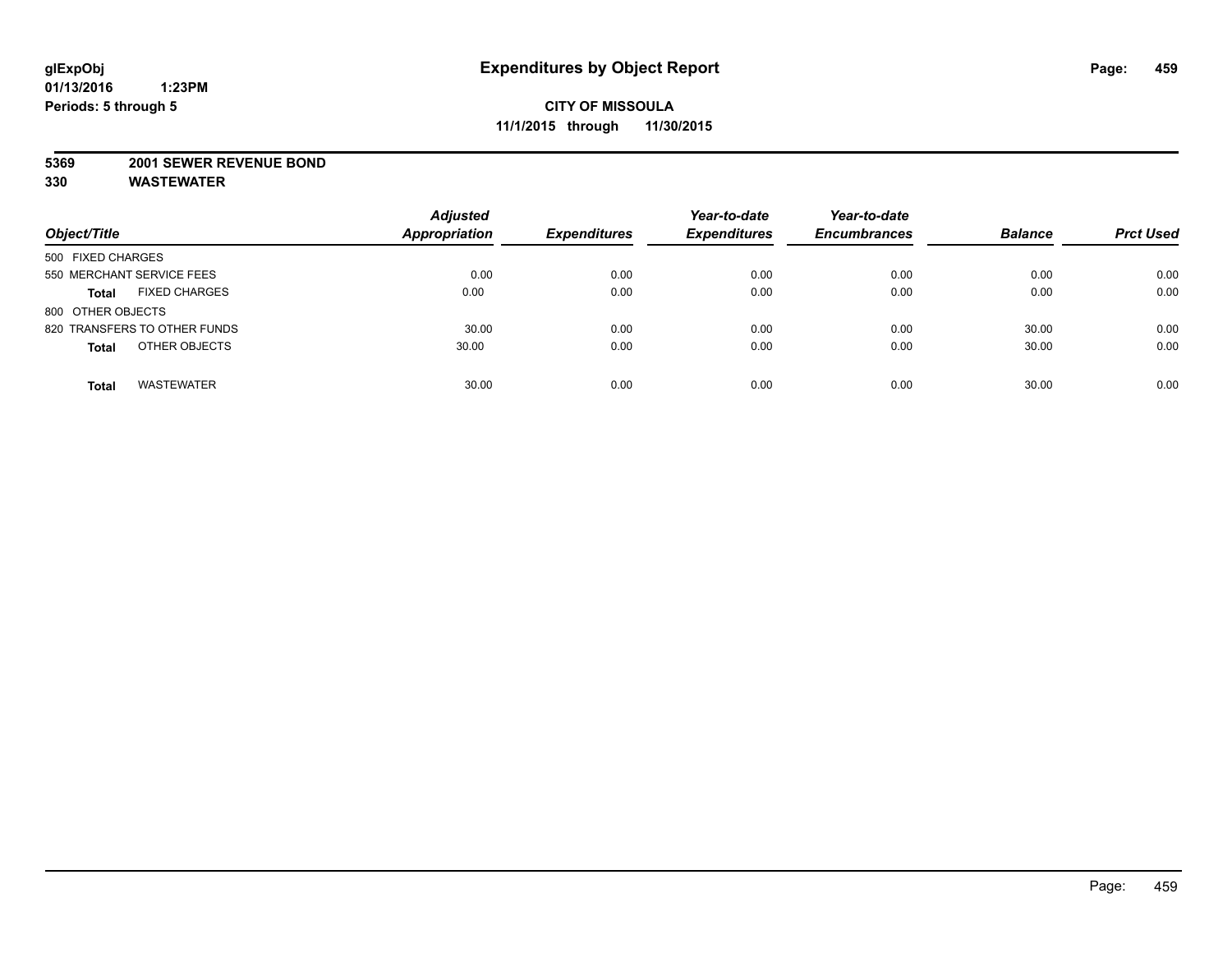**glExpObj** **Expenditures by Object Report**

**01/13/2016 1:23PM**

**Periods: 5 through 5**

**CITY OF MISSOULA**

**11/1/2015 through 11/30/2015**

**5369 2001 SEWER REVENUE BOND**

**330 WASTEWATER**

| Object/Title | Adjusted Appropriation | Expenditures | Year-to-date Expenditures | Year-to-date Encumbrances | Balance | Prct Used |
|---|---|---|---|---|---|---|
| 500 FIXED CHARGES | | | | | | |
| 550 MERCHANT SERVICE FEES | 0.00 | 0.00 | 0.00 | 0.00 | 0.00 | 0.00 |
| **Total** FIXED CHARGES | 0.00 | 0.00 | 0.00 | 0.00 | 0.00 | 0.00 |
| 800 OTHER OBJECTS | | | | | | |
| 820 TRANSFERS TO OTHER FUNDS | 30.00 | 0.00 | 0.00 | 0.00 | 30.00 | 0.00 |
| **Total** OTHER OBJECTS | 30.00 | 0.00 | 0.00 | 0.00 | 30.00 | 0.00 |
| **Total** WASTEWATER | 30.00 | 0.00 | 0.00 | 0.00 | 30.00 | 0.00 |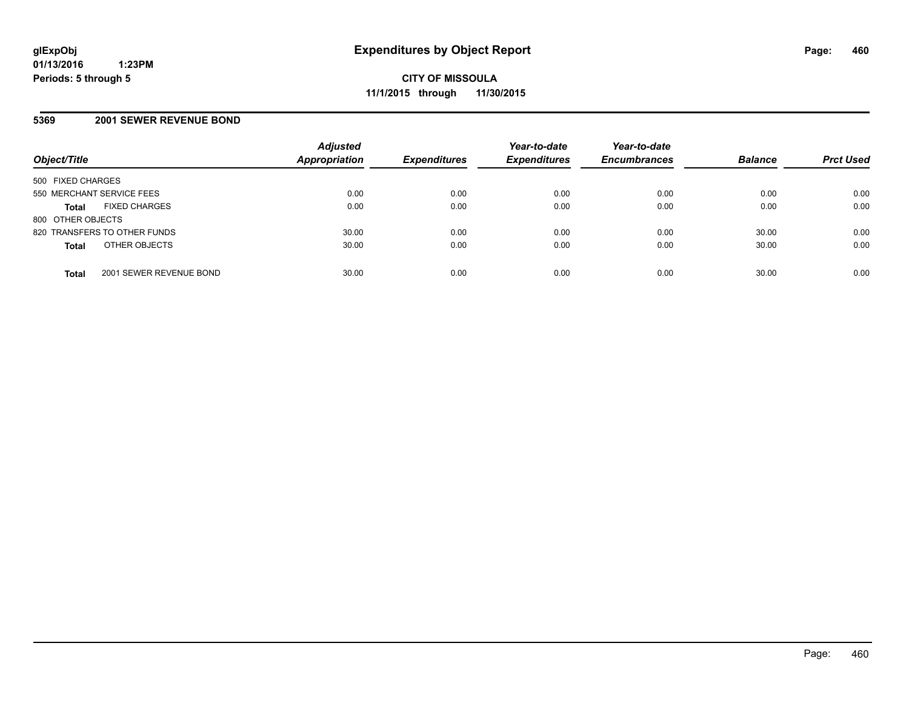# Expenditures by Object Report

glExpObj
01/13/2016 1:23PM
Periods: 5 through 5

**CITY OF MISSOULA**
**11/1/2015 through 11/30/2015**

## 5369 2001 SEWER REVENUE BOND

| Object/Title | | Adjusted Appropriation | Expenditures | Year-to-date Expenditures | Year-to-date Encumbrances | Balance | Prct Used |
|---|---|---|---|---|---|---|---|
| 500 FIXED CHARGES | | | | | | | |
| 550 MERCHANT SERVICE FEES | | 0.00 | 0.00 | 0.00 | 0.00 | 0.00 | 0.00 |
| **Total** | FIXED CHARGES | 0.00 | 0.00 | 0.00 | 0.00 | 0.00 | 0.00 |
| 800 OTHER OBJECTS | | | | | | | |
| 820 TRANSFERS TO OTHER FUNDS | | 30.00 | 0.00 | 0.00 | 0.00 | 30.00 | 0.00 |
| **Total** | OTHER OBJECTS | 30.00 | 0.00 | 0.00 | 0.00 | 30.00 | 0.00 |
| **Total** | 2001 SEWER REVENUE BOND | 30.00 | 0.00 | 0.00 | 0.00 | 30.00 | 0.00 |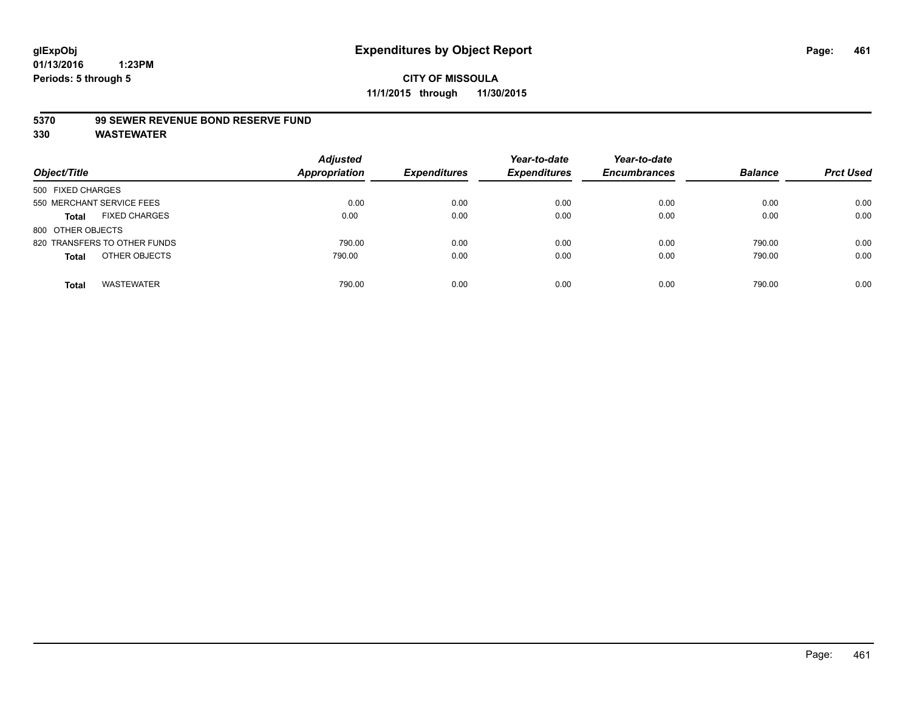# Expenditures by Object Report

glExpObj
01/13/2016 1:23PM
Periods: 5 through 5

**CITY OF MISSOULA**
**11/1/2015 through 11/30/2015**

**5370 99 SEWER REVENUE BOND RESERVE FUND**
**330 WASTEWATER**

| Object/Title | | Adjusted Appropriation | Expenditures | Year-to-date Expenditures | Year-to-date Encumbrances | Balance | Prct Used |
|---|---|---|---|---|---|---|---|
| 500 FIXED CHARGES | | | | | | | |
| 550 MERCHANT SERVICE FEES | | 0.00 | 0.00 | 0.00 | 0.00 | 0.00 | 0.00 |
| **Total** | FIXED CHARGES | 0.00 | 0.00 | 0.00 | 0.00 | 0.00 | 0.00 |
| 800 OTHER OBJECTS | | | | | | | |
| 820 TRANSFERS TO OTHER FUNDS | | 790.00 | 0.00 | 0.00 | 0.00 | 790.00 | 0.00 |
| **Total** | OTHER OBJECTS | 790.00 | 0.00 | 0.00 | 0.00 | 790.00 | 0.00 |
| **Total** | WASTEWATER | 790.00 | 0.00 | 0.00 | 0.00 | 790.00 | 0.00 |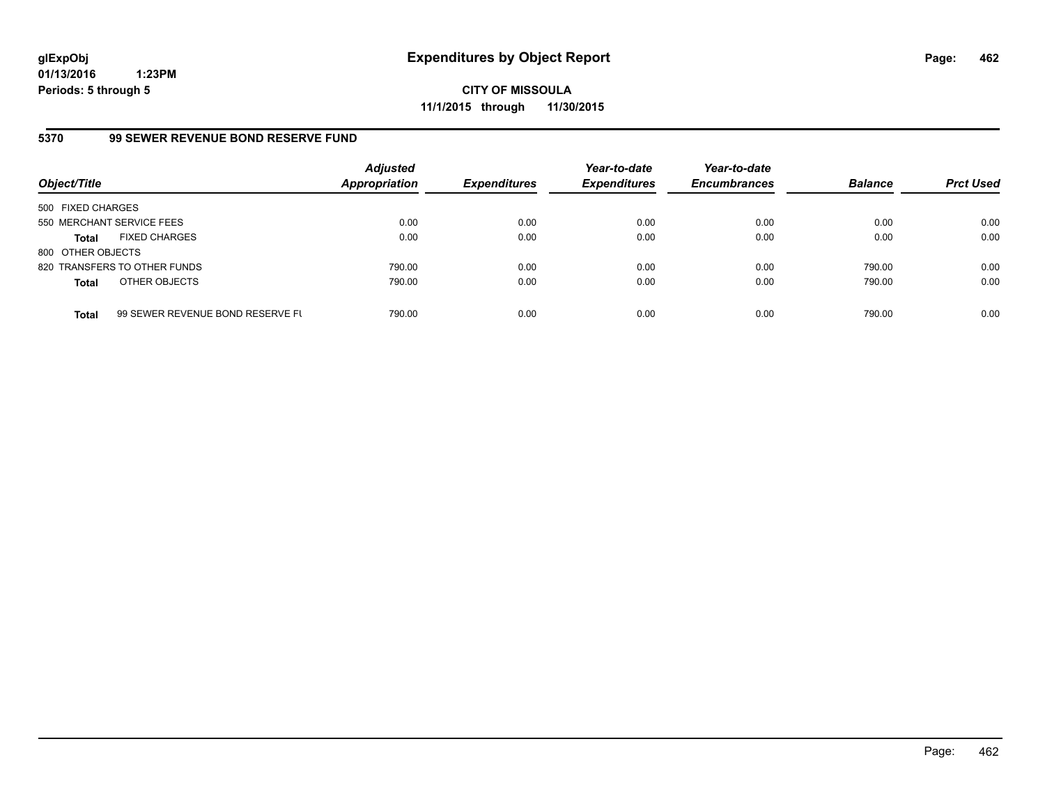**glExpObj**
**01/13/2016 1:23PM**
**Periods: 5 through 5**

# Expenditures by Object Report

**CITY OF MISSOULA**
**11/1/2015 through 11/30/2015**

## 5370 99 SEWER REVENUE BOND RESERVE FUND

| Object/Title | Adjusted Appropriation | Expenditures | Year-to-date Expenditures | Year-to-date Encumbrances | Balance | Prct Used |
|---|---|---|---|---|---|---|
| 500 FIXED CHARGES | | | | | | |
| 550 MERCHANT SERVICE FEES | 0.00 | 0.00 | 0.00 | 0.00 | 0.00 | 0.00 |
| **Total** FIXED CHARGES | 0.00 | 0.00 | 0.00 | 0.00 | 0.00 | 0.00 |
| 800 OTHER OBJECTS | | | | | | |
| 820 TRANSFERS TO OTHER FUNDS | 790.00 | 0.00 | 0.00 | 0.00 | 790.00 | 0.00 |
| **Total** OTHER OBJECTS | 790.00 | 0.00 | 0.00 | 0.00 | 790.00 | 0.00 |
| **Total** 99 SEWER REVENUE BOND RESERVE FU | 790.00 | 0.00 | 0.00 | 0.00 | 790.00 | 0.00 |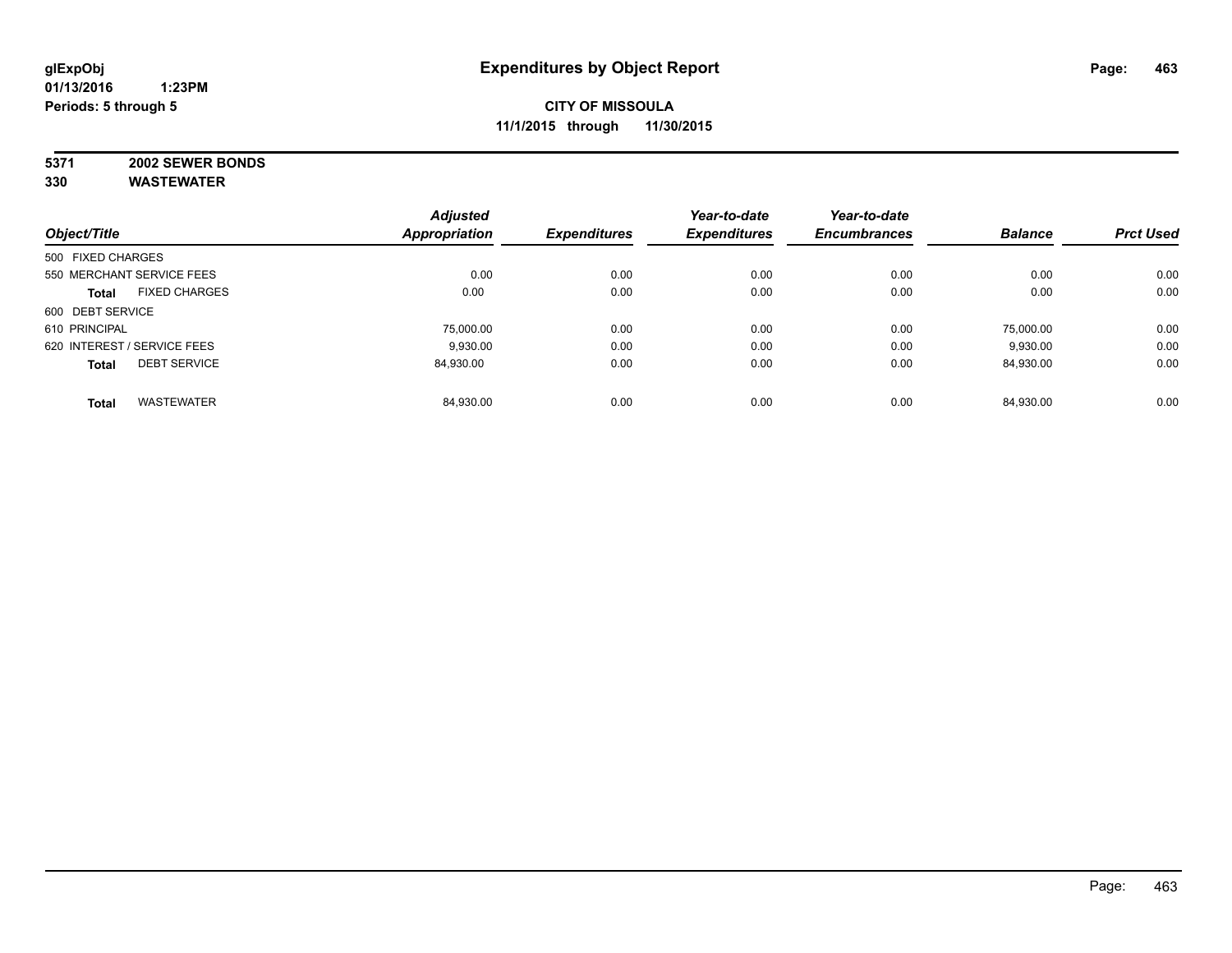glExpObj
01/13/2016 1:23PM
Periods: 5 through 5

# Expenditures by Object Report

**CITY OF MISSOULA**
**11/1/2015 through 11/30/2015**

**5371 2002 SEWER BONDS**
**330 WASTEWATER**

| Object/Title | Adjusted Appropriation | Expenditures | Year-to-date Expenditures | Year-to-date Encumbrances | Balance | Prct Used |
|---|---|---|---|---|---|---|
| 500 FIXED CHARGES | | | | | | |
| 550 MERCHANT SERVICE FEES | 0.00 | 0.00 | 0.00 | 0.00 | 0.00 | 0.00 |
| **Total** FIXED CHARGES | 0.00 | 0.00 | 0.00 | 0.00 | 0.00 | 0.00 |
| 600 DEBT SERVICE | | | | | | |
| 610 PRINCIPAL | 75,000.00 | 0.00 | 0.00 | 0.00 | 75,000.00 | 0.00 |
| 620 INTEREST / SERVICE FEES | 9,930.00 | 0.00 | 0.00 | 0.00 | 9,930.00 | 0.00 |
| **Total** DEBT SERVICE | 84,930.00 | 0.00 | 0.00 | 0.00 | 84,930.00 | 0.00 |
| **Total** WASTEWATER | 84,930.00 | 0.00 | 0.00 | 0.00 | 84,930.00 | 0.00 |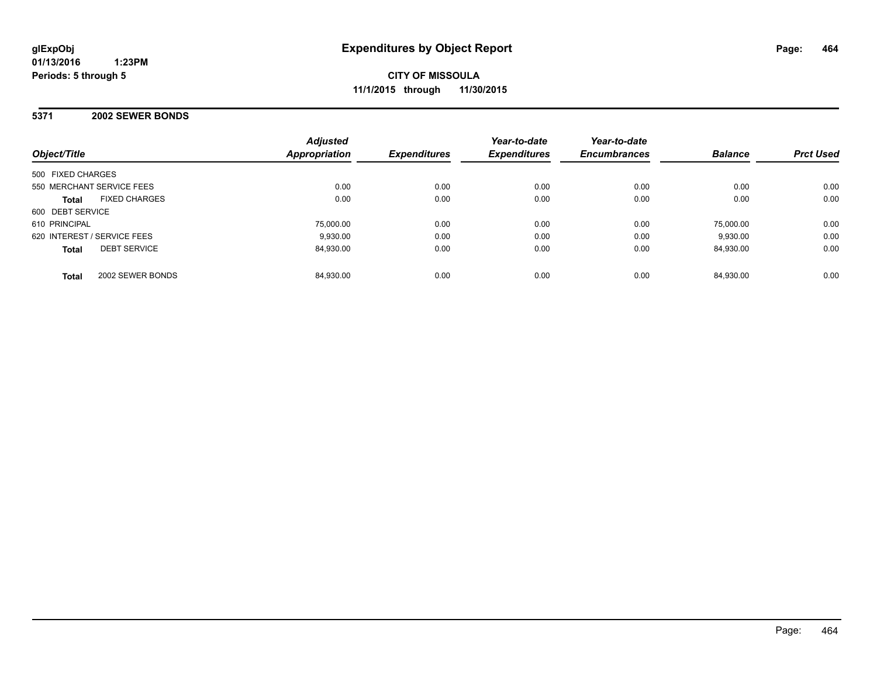glExpObj
01/13/2016 1:23PM
Periods: 5 through 5

# Expenditures by Object Report

**CITY OF MISSOULA**
**11/1/2015 through 11/30/2015**

## 5371 2002 SEWER BONDS

| Object/Title | Adjusted Appropriation | Expenditures | Year-to-date Expenditures | Year-to-date Encumbrances | Balance | Prct Used |
|---|---|---|---|---|---|---|
| 500 FIXED CHARGES | | | | | | |
| 550 MERCHANT SERVICE FEES | 0.00 | 0.00 | 0.00 | 0.00 | 0.00 | 0.00 |
| **Total** FIXED CHARGES | 0.00 | 0.00 | 0.00 | 0.00 | 0.00 | 0.00 |
| 600 DEBT SERVICE | | | | | | |
| 610 PRINCIPAL | 75,000.00 | 0.00 | 0.00 | 0.00 | 75,000.00 | 0.00 |
| 620 INTEREST / SERVICE FEES | 9,930.00 | 0.00 | 0.00 | 0.00 | 9,930.00 | 0.00 |
| **Total** DEBT SERVICE | 84,930.00 | 0.00 | 0.00 | 0.00 | 84,930.00 | 0.00 |
| **Total** 2002 SEWER BONDS | 84,930.00 | 0.00 | 0.00 | 0.00 | 84,930.00 | 0.00 |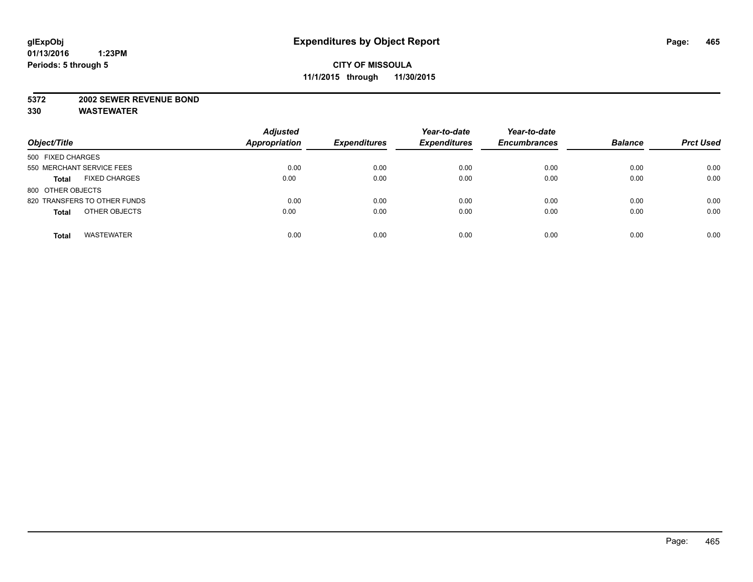**glExpObj**
**01/13/2016 1:23PM**
**Periods: 5 through 5**

# Expenditures by Object Report

**CITY OF MISSOULA**
**11/1/2015 through 11/30/2015**

**5372 2002 SEWER REVENUE BOND**
**330 WASTEWATER**

| Object/Title | Adjusted Appropriation | Expenditures | Year-to-date Expenditures | Year-to-date Encumbrances | Balance | Prct Used |
|---|---|---|---|---|---|---|
| 500 FIXED CHARGES | | | | | | |
| 550 MERCHANT SERVICE FEES | 0.00 | 0.00 | 0.00 | 0.00 | 0.00 | 0.00 |
| **Total** FIXED CHARGES | 0.00 | 0.00 | 0.00 | 0.00 | 0.00 | 0.00 |
| 800 OTHER OBJECTS | | | | | | |
| 820 TRANSFERS TO OTHER FUNDS | 0.00 | 0.00 | 0.00 | 0.00 | 0.00 | 0.00 |
| **Total** OTHER OBJECTS | 0.00 | 0.00 | 0.00 | 0.00 | 0.00 | 0.00 |
| **Total** WASTEWATER | 0.00 | 0.00 | 0.00 | 0.00 | 0.00 | 0.00 |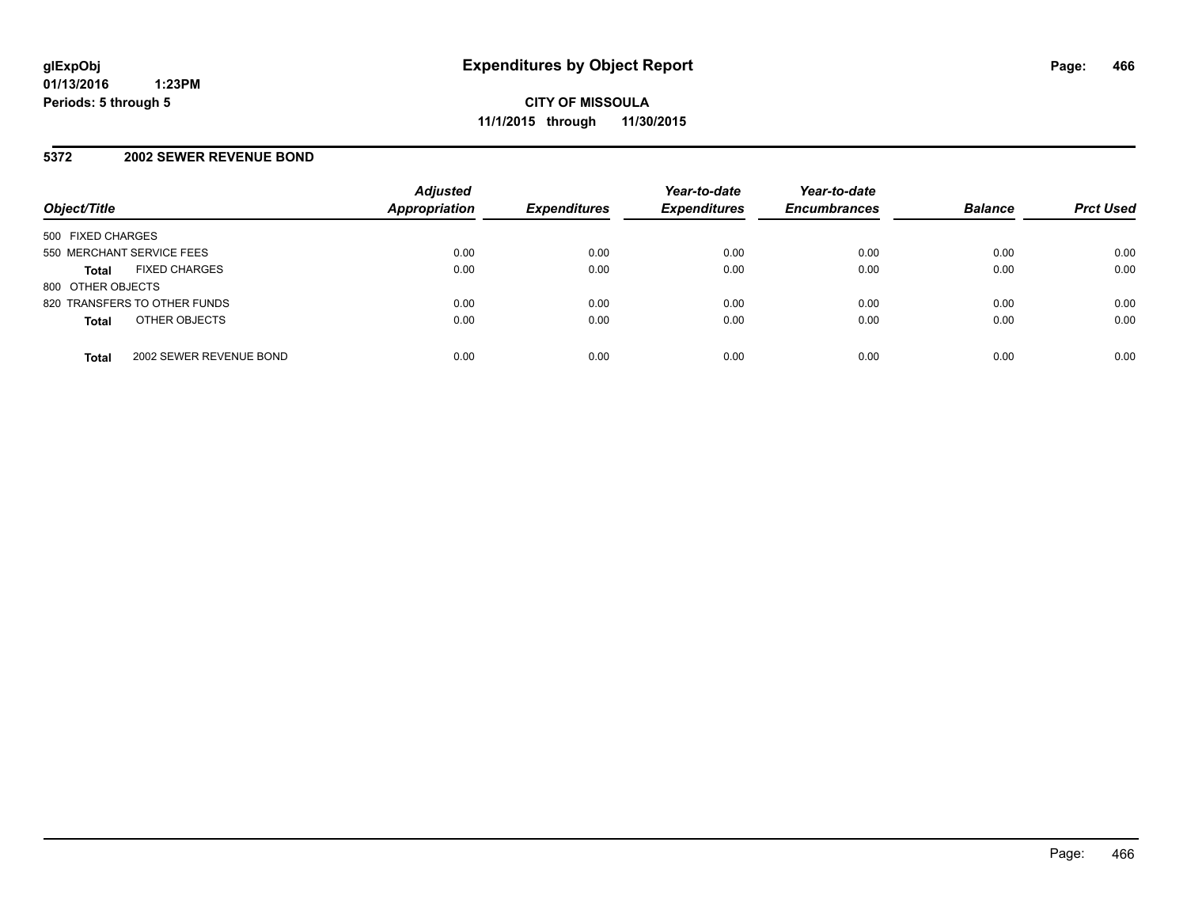# Expenditures by Object Report

**glExpObj**
**01/13/2016 1:23PM**
**Periods: 5 through 5**

**CITY OF MISSOULA**
**11/1/2015 through 11/30/2015**

## 5372 2002 SEWER REVENUE BOND

| Object/Title | Adjusted Appropriation | Expenditures | Year-to-date Expenditures | Year-to-date Encumbrances | Balance | Prct Used |
|---|---|---|---|---|---|---|
| 500 FIXED CHARGES | | | | | | |
| 550 MERCHANT SERVICE FEES | 0.00 | 0.00 | 0.00 | 0.00 | 0.00 | 0.00 |
| **Total** FIXED CHARGES | 0.00 | 0.00 | 0.00 | 0.00 | 0.00 | 0.00 |
| 800 OTHER OBJECTS | | | | | | |
| 820 TRANSFERS TO OTHER FUNDS | 0.00 | 0.00 | 0.00 | 0.00 | 0.00 | 0.00 |
| **Total** OTHER OBJECTS | 0.00 | 0.00 | 0.00 | 0.00 | 0.00 | 0.00 |
| **Total** 2002 SEWER REVENUE BOND | 0.00 | 0.00 | 0.00 | 0.00 | 0.00 | 0.00 |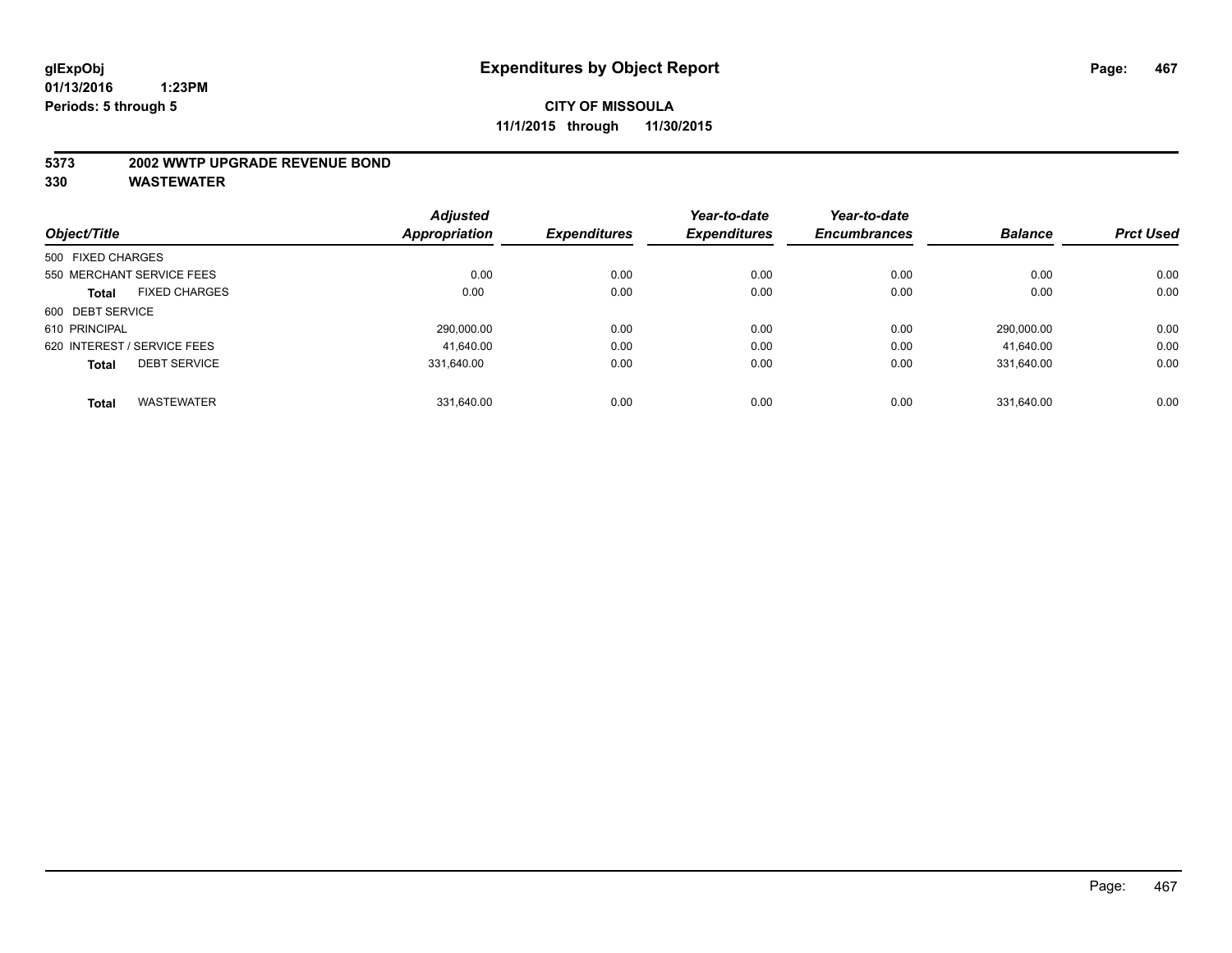**glExpObj**
**01/13/2016 1:23PM**
**Periods: 5 through 5**

# Expenditures by Object Report

**CITY OF MISSOULA**
**11/1/2015 through 11/30/2015**

## 5373 2002 WWTP UPGRADE REVENUE BOND
## 330 WASTEWATER

| Object/Title | Adjusted Appropriation | Expenditures | Year-to-date Expenditures | Year-to-date Encumbrances | Balance | Prct Used |
|---|---|---|---|---|---|---|
| 500 FIXED CHARGES | | | | | | |
| 550 MERCHANT SERVICE FEES | 0.00 | 0.00 | 0.00 | 0.00 | 0.00 | 0.00 |
| **Total** FIXED CHARGES | 0.00 | 0.00 | 0.00 | 0.00 | 0.00 | 0.00 |
| 600 DEBT SERVICE | | | | | | |
| 610 PRINCIPAL | 290,000.00 | 0.00 | 0.00 | 0.00 | 290,000.00 | 0.00 |
| 620 INTEREST / SERVICE FEES | 41,640.00 | 0.00 | 0.00 | 0.00 | 41,640.00 | 0.00 |
| **Total** DEBT SERVICE | 331,640.00 | 0.00 | 0.00 | 0.00 | 331,640.00 | 0.00 |
| **Total** WASTEWATER | 331,640.00 | 0.00 | 0.00 | 0.00 | 331,640.00 | 0.00 |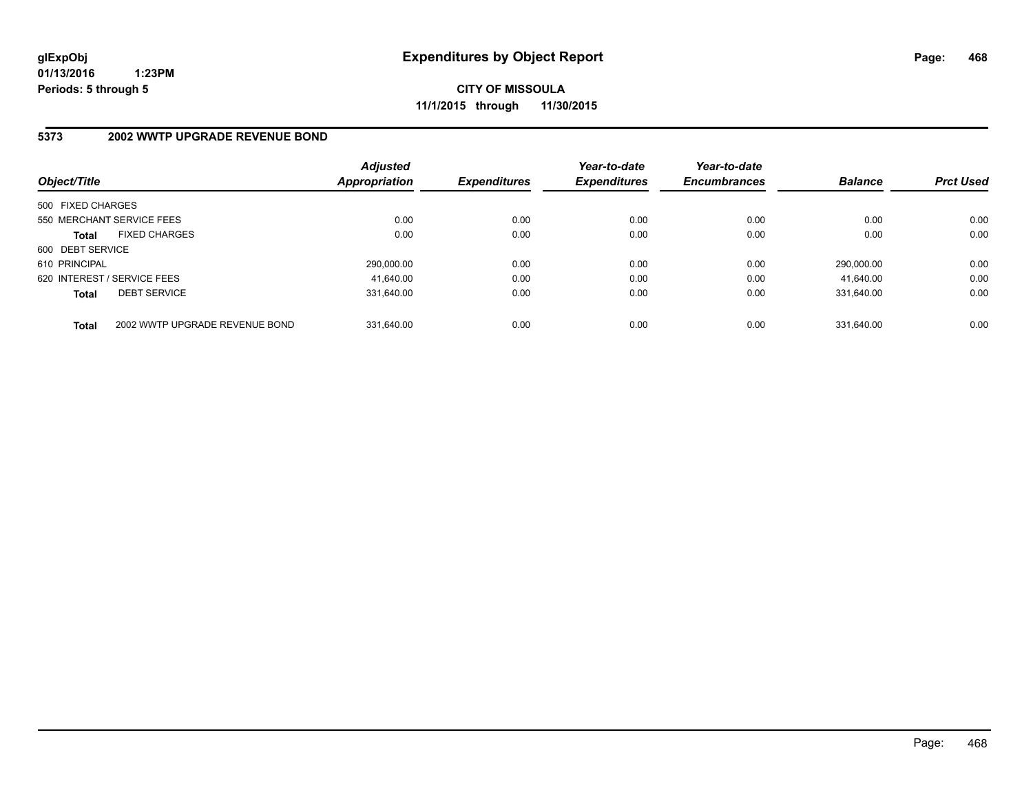glExpObj
01/13/2016 1:23PM
Periods: 5 through 5

# Expenditures by Object Report

**CITY OF MISSOULA**
**11/1/2015 through 11/30/2015**

## 5373 2002 WWTP UPGRADE REVENUE BOND

| Object/Title | | Adjusted Appropriation | Expenditures | Year-to-date Expenditures | Year-to-date Encumbrances | Balance | Prct Used |
|---|---|---|---|---|---|---|---|
| 500 FIXED CHARGES | | | | | | | |
| 550 MERCHANT SERVICE FEES | | 0.00 | 0.00 | 0.00 | 0.00 | 0.00 | 0.00 |
| **Total** | FIXED CHARGES | 0.00 | 0.00 | 0.00 | 0.00 | 0.00 | 0.00 |
| 600 DEBT SERVICE | | | | | | | |
| 610 PRINCIPAL | | 290,000.00 | 0.00 | 0.00 | 0.00 | 290,000.00 | 0.00 |
| 620 INTEREST / SERVICE FEES | | 41,640.00 | 0.00 | 0.00 | 0.00 | 41,640.00 | 0.00 |
| **Total** | DEBT SERVICE | 331,640.00 | 0.00 | 0.00 | 0.00 | 331,640.00 | 0.00 |
| **Total** | 2002 WWTP UPGRADE REVENUE BOND | 331,640.00 | 0.00 | 0.00 | 0.00 | 331,640.00 | 0.00 |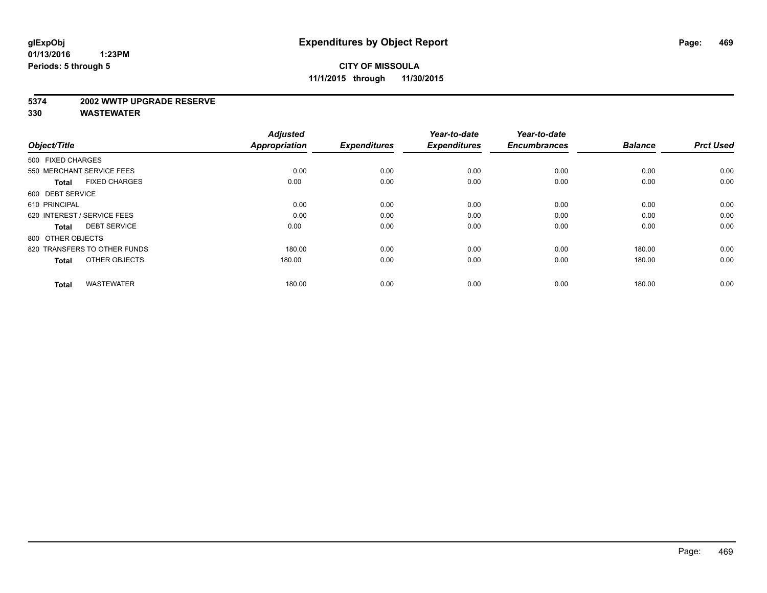glExpObj
01/13/2016 1:23PM
Periods: 5 through 5

# Expenditures by Object Report

**CITY OF MISSOULA**
**11/1/2015 through 11/30/2015**

**5374 2002 WWTP UPGRADE RESERVE**
**330 WASTEWATER**

| Object/Title | Adjusted Appropriation | Expenditures | Year-to-date Expenditures | Year-to-date Encumbrances | Balance | Prct Used |
|---|---|---|---|---|---|---|
| 500 FIXED CHARGES | | | | | | |
| 550 MERCHANT SERVICE FEES | 0.00 | 0.00 | 0.00 | 0.00 | 0.00 | 0.00 |
| **Total** FIXED CHARGES | 0.00 | 0.00 | 0.00 | 0.00 | 0.00 | 0.00 |
| 600 DEBT SERVICE | | | | | | |
| 610 PRINCIPAL | 0.00 | 0.00 | 0.00 | 0.00 | 0.00 | 0.00 |
| 620 INTEREST / SERVICE FEES | 0.00 | 0.00 | 0.00 | 0.00 | 0.00 | 0.00 |
| **Total** DEBT SERVICE | 0.00 | 0.00 | 0.00 | 0.00 | 0.00 | 0.00 |
| 800 OTHER OBJECTS | | | | | | |
| 820 TRANSFERS TO OTHER FUNDS | 180.00 | 0.00 | 0.00 | 0.00 | 180.00 | 0.00 |
| **Total** OTHER OBJECTS | 180.00 | 0.00 | 0.00 | 0.00 | 180.00 | 0.00 |
| **Total** WASTEWATER | 180.00 | 0.00 | 0.00 | 0.00 | 180.00 | 0.00 |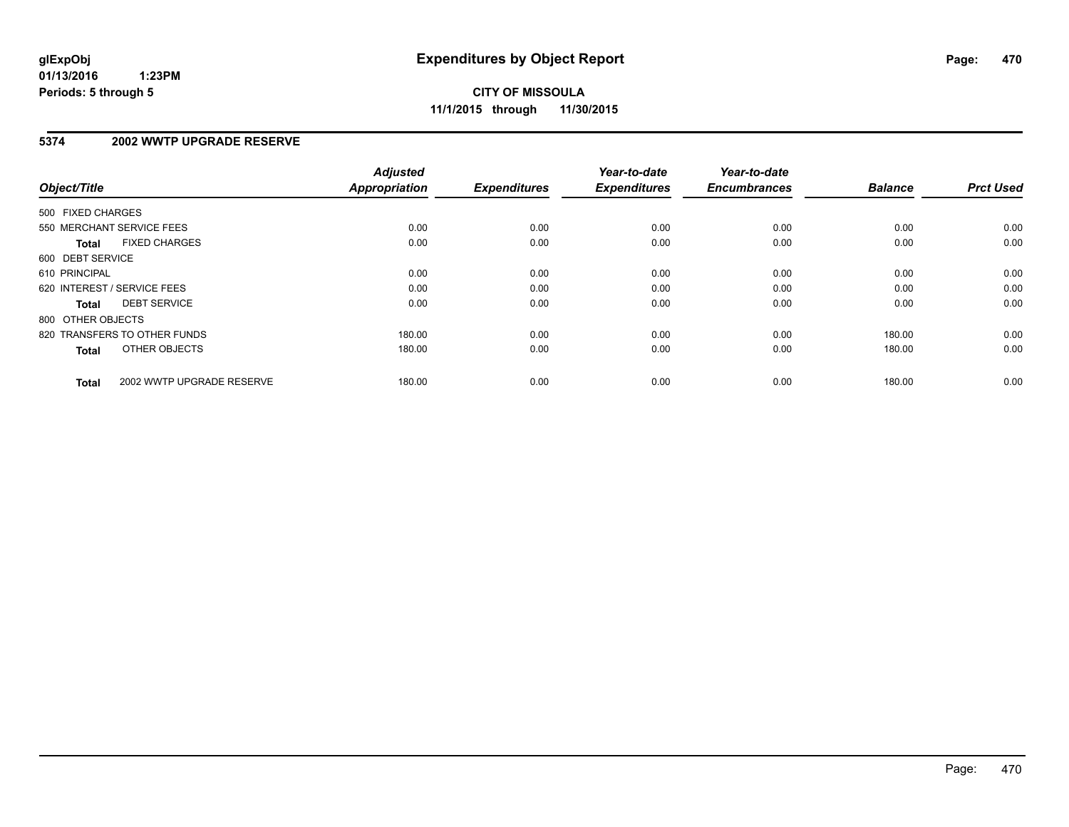# Expenditures by Object Report

glExpObj
01/13/2016 1:23PM
Periods: 5 through 5

**CITY OF MISSOULA**
**11/1/2015 through 11/30/2015**

## 5374 2002 WWTP UPGRADE RESERVE

| Object/Title | Adjusted Appropriation | Expenditures | Year-to-date Expenditures | Year-to-date Encumbrances | Balance | Prct Used |
|---|---|---|---|---|---|---|
| 500 FIXED CHARGES | | | | | | |
| 550 MERCHANT SERVICE FEES | 0.00 | 0.00 | 0.00 | 0.00 | 0.00 | 0.00 |
| **Total** FIXED CHARGES | 0.00 | 0.00 | 0.00 | 0.00 | 0.00 | 0.00 |
| 600 DEBT SERVICE | | | | | | |
| 610 PRINCIPAL | 0.00 | 0.00 | 0.00 | 0.00 | 0.00 | 0.00 |
| 620 INTEREST / SERVICE FEES | 0.00 | 0.00 | 0.00 | 0.00 | 0.00 | 0.00 |
| **Total** DEBT SERVICE | 0.00 | 0.00 | 0.00 | 0.00 | 0.00 | 0.00 |
| 800 OTHER OBJECTS | | | | | | |
| 820 TRANSFERS TO OTHER FUNDS | 180.00 | 0.00 | 0.00 | 0.00 | 180.00 | 0.00 |
| **Total** OTHER OBJECTS | 180.00 | 0.00 | 0.00 | 0.00 | 180.00 | 0.00 |
| **Total** 2002 WWTP UPGRADE RESERVE | 180.00 | 0.00 | 0.00 | 0.00 | 180.00 | 0.00 |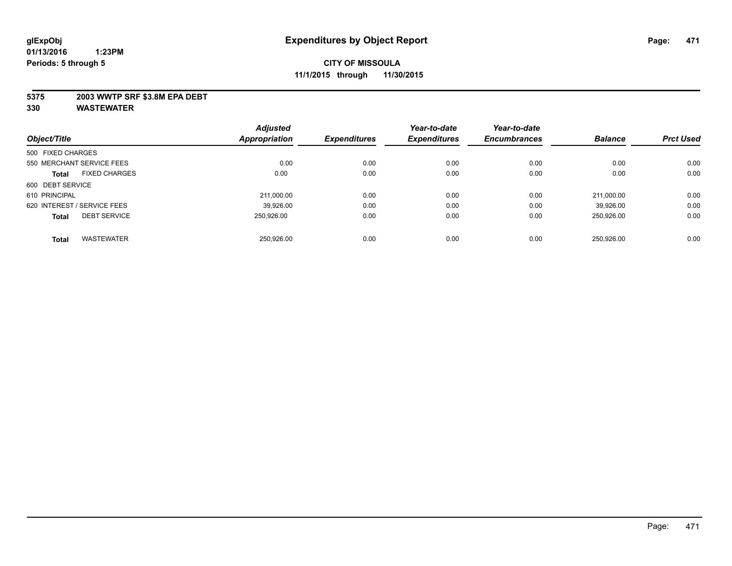glExpObj
01/13/2016 1:23PM
Periods: 5 through 5

# Expenditures by Object Report

**CITY OF MISSOULA**
**11/1/2015 through 11/30/2015**

**5375 2003 WWTP SRF $3.8M EPA DEBT**
**330 WASTEWATER**

| Object/Title | Adjusted Appropriation | Expenditures | Year-to-date Expenditures | Year-to-date Encumbrances | Balance | Prct Used |
|---|---|---|---|---|---|---|
| 500 FIXED CHARGES | | | | | | |
| 550 MERCHANT SERVICE FEES | 0.00 | 0.00 | 0.00 | 0.00 | 0.00 | 0.00 |
| **Total** FIXED CHARGES | 0.00 | 0.00 | 0.00 | 0.00 | 0.00 | 0.00 |
| 600 DEBT SERVICE | | | | | | |
| 610 PRINCIPAL | 211,000.00 | 0.00 | 0.00 | 0.00 | 211,000.00 | 0.00 |
| 620 INTEREST / SERVICE FEES | 39,926.00 | 0.00 | 0.00 | 0.00 | 39,926.00 | 0.00 |
| **Total** DEBT SERVICE | 250,926.00 | 0.00 | 0.00 | 0.00 | 250,926.00 | 0.00 |
| **Total** WASTEWATER | 250,926.00 | 0.00 | 0.00 | 0.00 | 250,926.00 | 0.00 |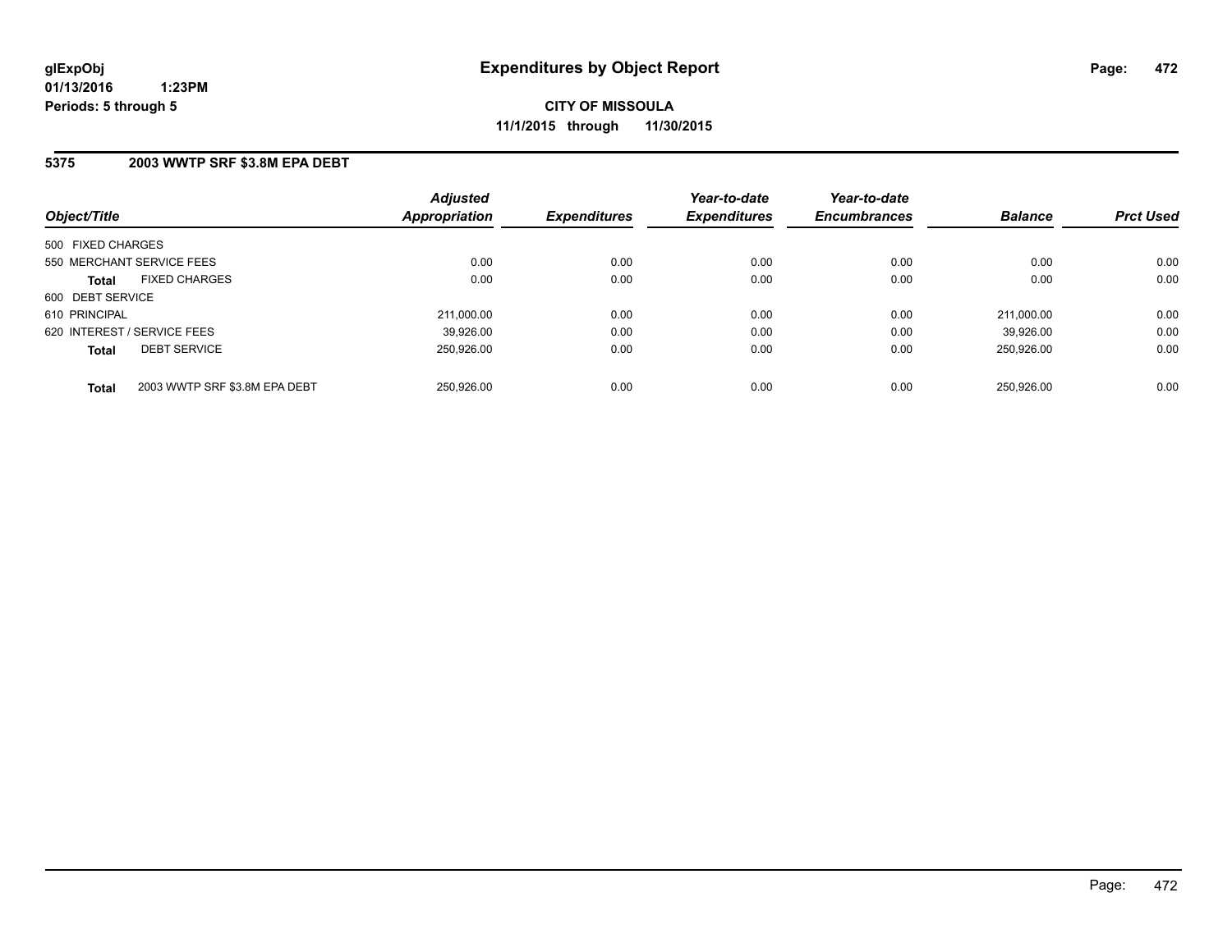# Expenditures by Object Report

glExpObj
01/13/2016 1:23PM
Periods: 5 through 5

**CITY OF MISSOULA**
**11/1/2015 through 11/30/2015**

## 5375 2003 WWTP SRF $3.8M EPA DEBT

| Object/Title | | Adjusted Appropriation | Expenditures | Year-to-date Expenditures | Year-to-date Encumbrances | Balance | Prct Used |
|---|---|---|---|---|---|---|---|
| 500 FIXED CHARGES | | | | | | | |
| 550 MERCHANT SERVICE FEES | | 0.00 | 0.00 | 0.00 | 0.00 | 0.00 | 0.00 |
| **Total** | FIXED CHARGES | 0.00 | 0.00 | 0.00 | 0.00 | 0.00 | 0.00 |
| 600 DEBT SERVICE | | | | | | | |
| 610 PRINCIPAL | | 211,000.00 | 0.00 | 0.00 | 0.00 | 211,000.00 | 0.00 |
| 620 INTEREST / SERVICE FEES | | 39,926.00 | 0.00 | 0.00 | 0.00 | 39,926.00 | 0.00 |
| **Total** | DEBT SERVICE | 250,926.00 | 0.00 | 0.00 | 0.00 | 250,926.00 | 0.00 |
| **Total** | 2003 WWTP SRF $3.8M EPA DEBT | 250,926.00 | 0.00 | 0.00 | 0.00 | 250,926.00 | 0.00 |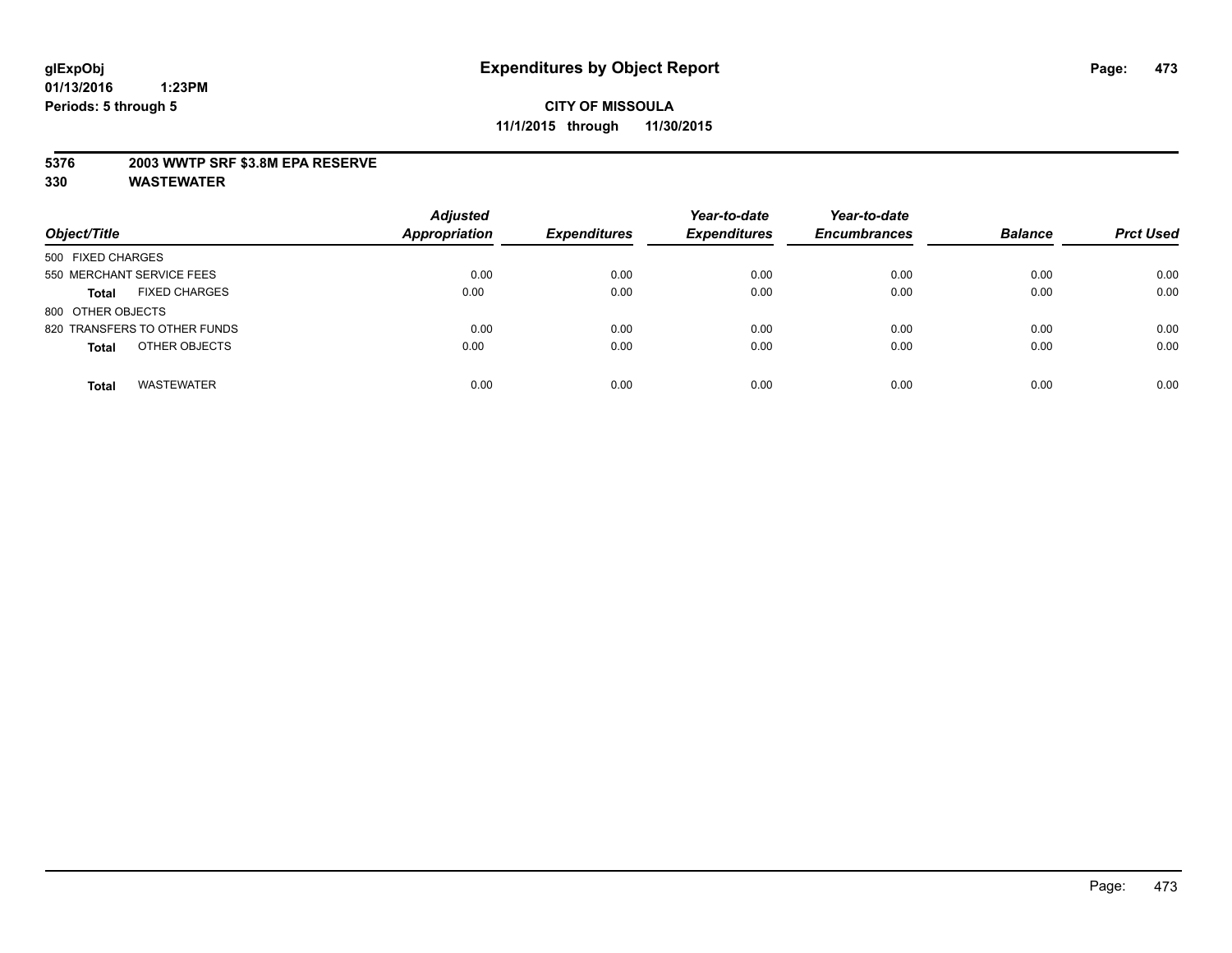**glExpObj**
**01/13/2016 1:23PM**
**Periods: 5 through 5**

# Expenditures by Object Report

**CITY OF MISSOULA**
**11/1/2015 through 11/30/2015**

**5376 2003 WWTP SRF $3.8M EPA RESERVE**
**330 WASTEWATER**

| Object/Title | Adjusted Appropriation | Expenditures | Year-to-date Expenditures | Year-to-date Encumbrances | Balance | Prct Used |
|---|---|---|---|---|---|---|
| 500 FIXED CHARGES | | | | | | |
| 550 MERCHANT SERVICE FEES | 0.00 | 0.00 | 0.00 | 0.00 | 0.00 | 0.00 |
| **Total** FIXED CHARGES | 0.00 | 0.00 | 0.00 | 0.00 | 0.00 | 0.00 |
| 800 OTHER OBJECTS | | | | | | |
| 820 TRANSFERS TO OTHER FUNDS | 0.00 | 0.00 | 0.00 | 0.00 | 0.00 | 0.00 |
| **Total** OTHER OBJECTS | 0.00 | 0.00 | 0.00 | 0.00 | 0.00 | 0.00 |
| **Total** WASTEWATER | 0.00 | 0.00 | 0.00 | 0.00 | 0.00 | 0.00 |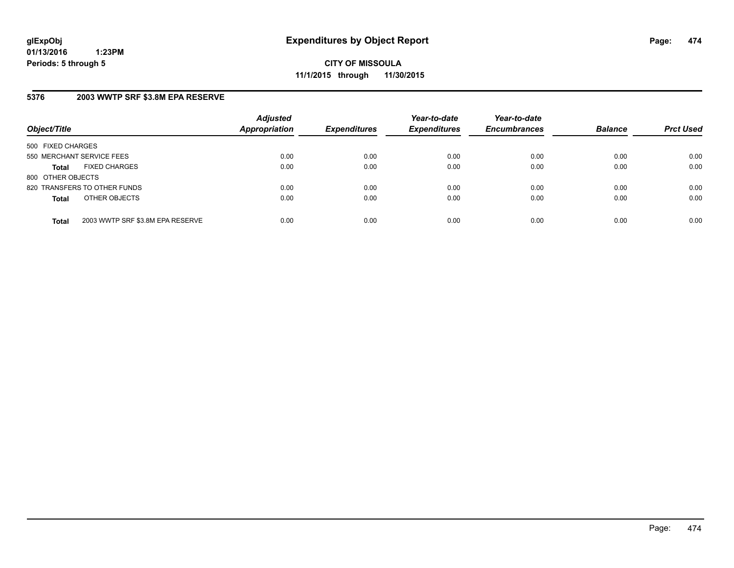# Expenditures by Object Report

glExpObj
01/13/2016 1:23PM
Periods: 5 through 5

**CITY OF MISSOULA**
**11/1/2015 through 11/30/2015**

## 5376 2003 WWTP SRF $3.8M EPA RESERVE

| Object/Title | Adjusted Appropriation | Expenditures | Year-to-date Expenditures | Year-to-date Encumbrances | Balance | Prct Used |
|---|---|---|---|---|---|---|
| 500 FIXED CHARGES | | | | | | |
| 550 MERCHANT SERVICE FEES | 0.00 | 0.00 | 0.00 | 0.00 | 0.00 | 0.00 |
| **Total** FIXED CHARGES | 0.00 | 0.00 | 0.00 | 0.00 | 0.00 | 0.00 |
| 800 OTHER OBJECTS | | | | | | |
| 820 TRANSFERS TO OTHER FUNDS | 0.00 | 0.00 | 0.00 | 0.00 | 0.00 | 0.00 |
| **Total** OTHER OBJECTS | 0.00 | 0.00 | 0.00 | 0.00 | 0.00 | 0.00 |
| **Total** 2003 WWTP SRF $3.8M EPA RESERVE | 0.00 | 0.00 | 0.00 | 0.00 | 0.00 | 0.00 |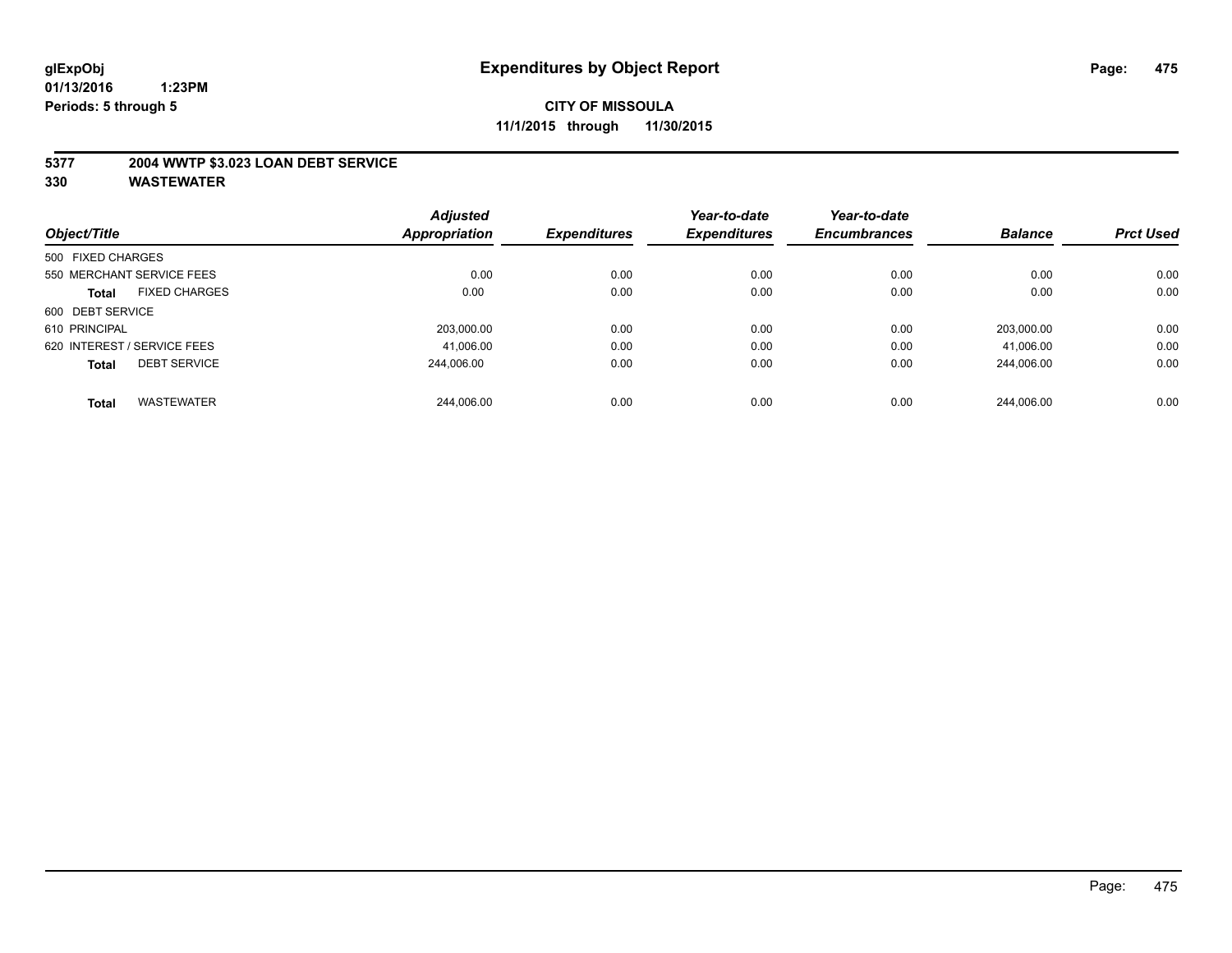# Expenditures by Object Report

glExpObj
01/13/2016 1:23PM
Periods: 5 through 5

**CITY OF MISSOULA**
**11/1/2015 through 11/30/2015**

**5377 2004 WWTP $3.023 LOAN DEBT SERVICE**
**330 WASTEWATER**

| Object/Title | | Adjusted Appropriation | Expenditures | Year-to-date Expenditures | Year-to-date Encumbrances | Balance | Prct Used |
|---|---|---|---|---|---|---|---|
| 500 FIXED CHARGES | | | | | | | |
| 550 MERCHANT SERVICE FEES | | 0.00 | 0.00 | 0.00 | 0.00 | 0.00 | 0.00 |
| **Total** | FIXED CHARGES | 0.00 | 0.00 | 0.00 | 0.00 | 0.00 | 0.00 |
| 600 DEBT SERVICE | | | | | | | |
| 610 PRINCIPAL | | 203,000.00 | 0.00 | 0.00 | 0.00 | 203,000.00 | 0.00 |
| 620 INTEREST / SERVICE FEES | | 41,006.00 | 0.00 | 0.00 | 0.00 | 41,006.00 | 0.00 |
| **Total** | DEBT SERVICE | 244,006.00 | 0.00 | 0.00 | 0.00 | 244,006.00 | 0.00 |
| **Total** | WASTEWATER | 244,006.00 | 0.00 | 0.00 | 0.00 | 244,006.00 | 0.00 |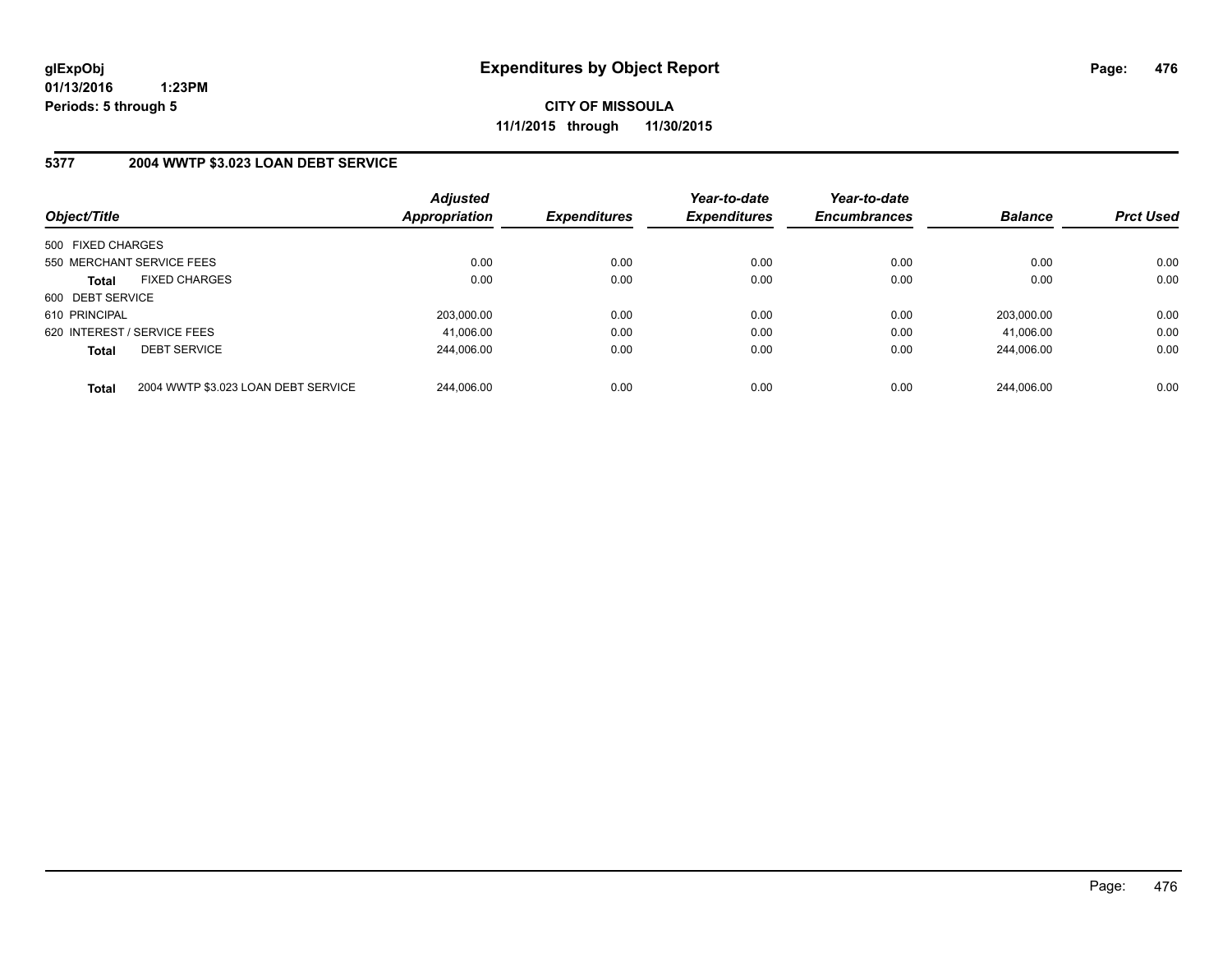**glExpObj**
**01/13/2016 1:23PM**
**Periods: 5 through 5**

# Expenditures by Object Report

**CITY OF MISSOULA**
**11/1/2015 through 11/30/2015**

## 5377 2004 WWTP $3.023 LOAN DEBT SERVICE

| Object/Title | | *Adjusted Appropriation* | *Expenditures* | *Year-to-date Expenditures* | *Year-to-date Encumbrances* | *Balance* | *Prct Used* |
|---|---|---|---|---|---|---|---|
| 500 FIXED CHARGES | | | | | | | |
| 550 MERCHANT SERVICE FEES | | 0.00 | 0.00 | 0.00 | 0.00 | 0.00 | 0.00 |
| **Total** | FIXED CHARGES | 0.00 | 0.00 | 0.00 | 0.00 | 0.00 | 0.00 |
| 600 DEBT SERVICE | | | | | | | |
| 610 PRINCIPAL | | 203,000.00 | 0.00 | 0.00 | 0.00 | 203,000.00 | 0.00 |
| 620 INTEREST / SERVICE FEES | | 41,006.00 | 0.00 | 0.00 | 0.00 | 41,006.00 | 0.00 |
| **Total** | DEBT SERVICE | 244,006.00 | 0.00 | 0.00 | 0.00 | 244,006.00 | 0.00 |
| **Total** | 2004 WWTP $3.023 LOAN DEBT SERVICE | 244,006.00 | 0.00 | 0.00 | 0.00 | 244,006.00 | 0.00 |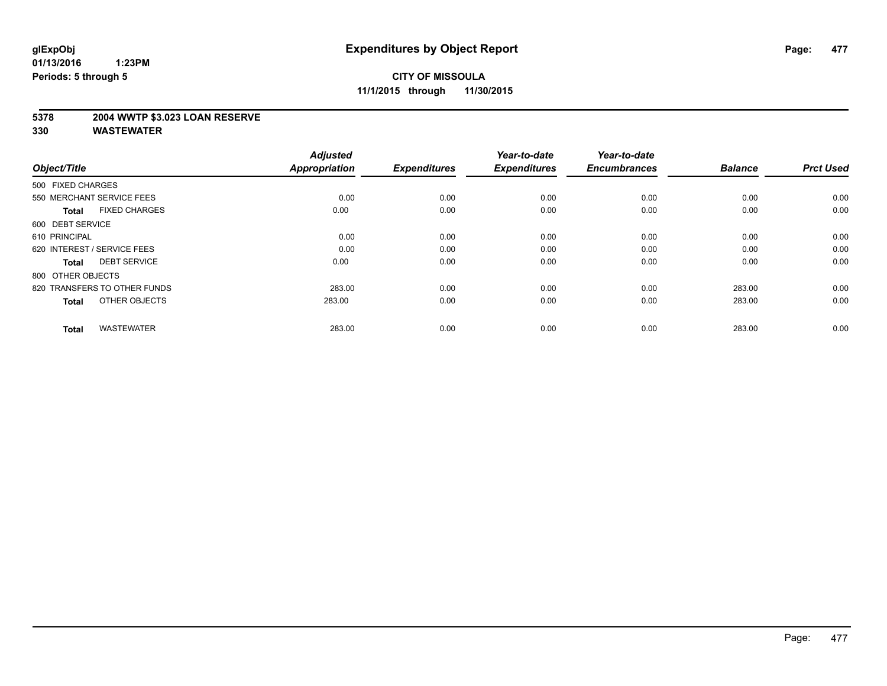**glExpObj**
**01/13/2016 1:23PM**
**Periods: 5 through 5**

# Expenditures by Object Report

**CITY OF MISSOULA**
**11/1/2015 through 11/30/2015**

**5378 2004 WWTP $3.023 LOAN RESERVE**
**330 WASTEWATER**

| Object/Title | | Adjusted Appropriation | Expenditures | Year-to-date Expenditures | Year-to-date Encumbrances | Balance | Prct Used |
|---|---|---|---|---|---|---|---|
| 500 FIXED CHARGES | | | | | | | |
| 550 MERCHANT SERVICE FEES | | 0.00 | 0.00 | 0.00 | 0.00 | 0.00 | 0.00 |
| **Total** | FIXED CHARGES | 0.00 | 0.00 | 0.00 | 0.00 | 0.00 | 0.00 |
| 600 DEBT SERVICE | | | | | | | |
| 610 PRINCIPAL | | 0.00 | 0.00 | 0.00 | 0.00 | 0.00 | 0.00 |
| 620 INTEREST / SERVICE FEES | | 0.00 | 0.00 | 0.00 | 0.00 | 0.00 | 0.00 |
| **Total** | DEBT SERVICE | 0.00 | 0.00 | 0.00 | 0.00 | 0.00 | 0.00 |
| 800 OTHER OBJECTS | | | | | | | |
| 820 TRANSFERS TO OTHER FUNDS | | 283.00 | 0.00 | 0.00 | 0.00 | 283.00 | 0.00 |
| **Total** | OTHER OBJECTS | 283.00 | 0.00 | 0.00 | 0.00 | 283.00 | 0.00 |
| **Total** | WASTEWATER | 283.00 | 0.00 | 0.00 | 0.00 | 283.00 | 0.00 |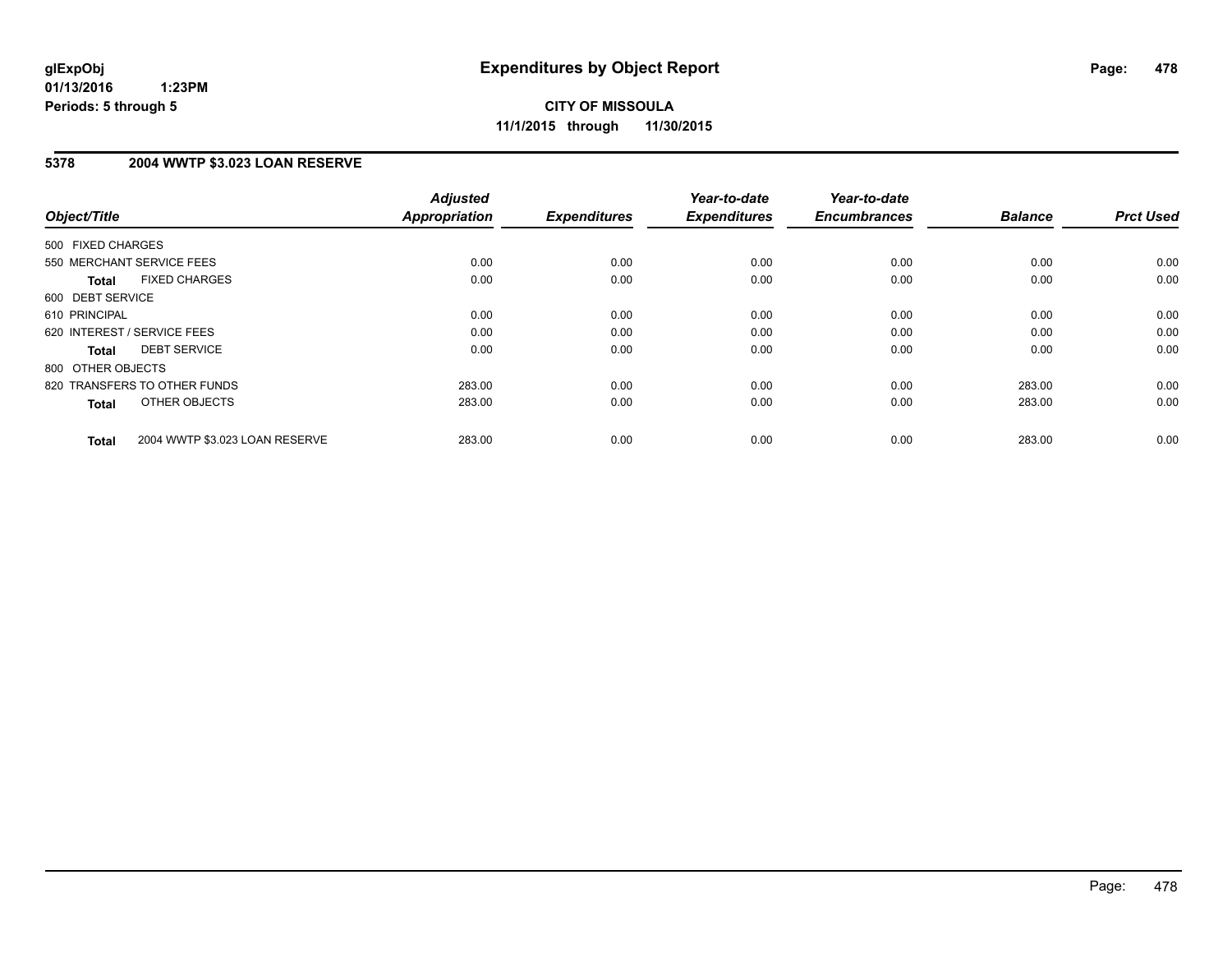**glExpObj**
**01/13/2016 1:23PM**
**Periods: 5 through 5**

# Expenditures by Object Report

**CITY OF MISSOULA**
**11/1/2015 through 11/30/2015**

## 5378 2004 WWTP $3.023 LOAN RESERVE

| Object/Title | Adjusted Appropriation | Expenditures | Year-to-date Expenditures | Year-to-date Encumbrances | Balance | Prct Used |
|---|---|---|---|---|---|---|
| 500 FIXED CHARGES | | | | | | |
| 550 MERCHANT SERVICE FEES | 0.00 | 0.00 | 0.00 | 0.00 | 0.00 | 0.00 |
| **Total** FIXED CHARGES | 0.00 | 0.00 | 0.00 | 0.00 | 0.00 | 0.00 |
| 600 DEBT SERVICE | | | | | | |
| 610 PRINCIPAL | 0.00 | 0.00 | 0.00 | 0.00 | 0.00 | 0.00 |
| 620 INTEREST / SERVICE FEES | 0.00 | 0.00 | 0.00 | 0.00 | 0.00 | 0.00 |
| **Total** DEBT SERVICE | 0.00 | 0.00 | 0.00 | 0.00 | 0.00 | 0.00 |
| 800 OTHER OBJECTS | | | | | | |
| 820 TRANSFERS TO OTHER FUNDS | 283.00 | 0.00 | 0.00 | 0.00 | 283.00 | 0.00 |
| **Total** OTHER OBJECTS | 283.00 | 0.00 | 0.00 | 0.00 | 283.00 | 0.00 |
| **Total** 2004 WWTP $3.023 LOAN RESERVE | 283.00 | 0.00 | 0.00 | 0.00 | 283.00 | 0.00 |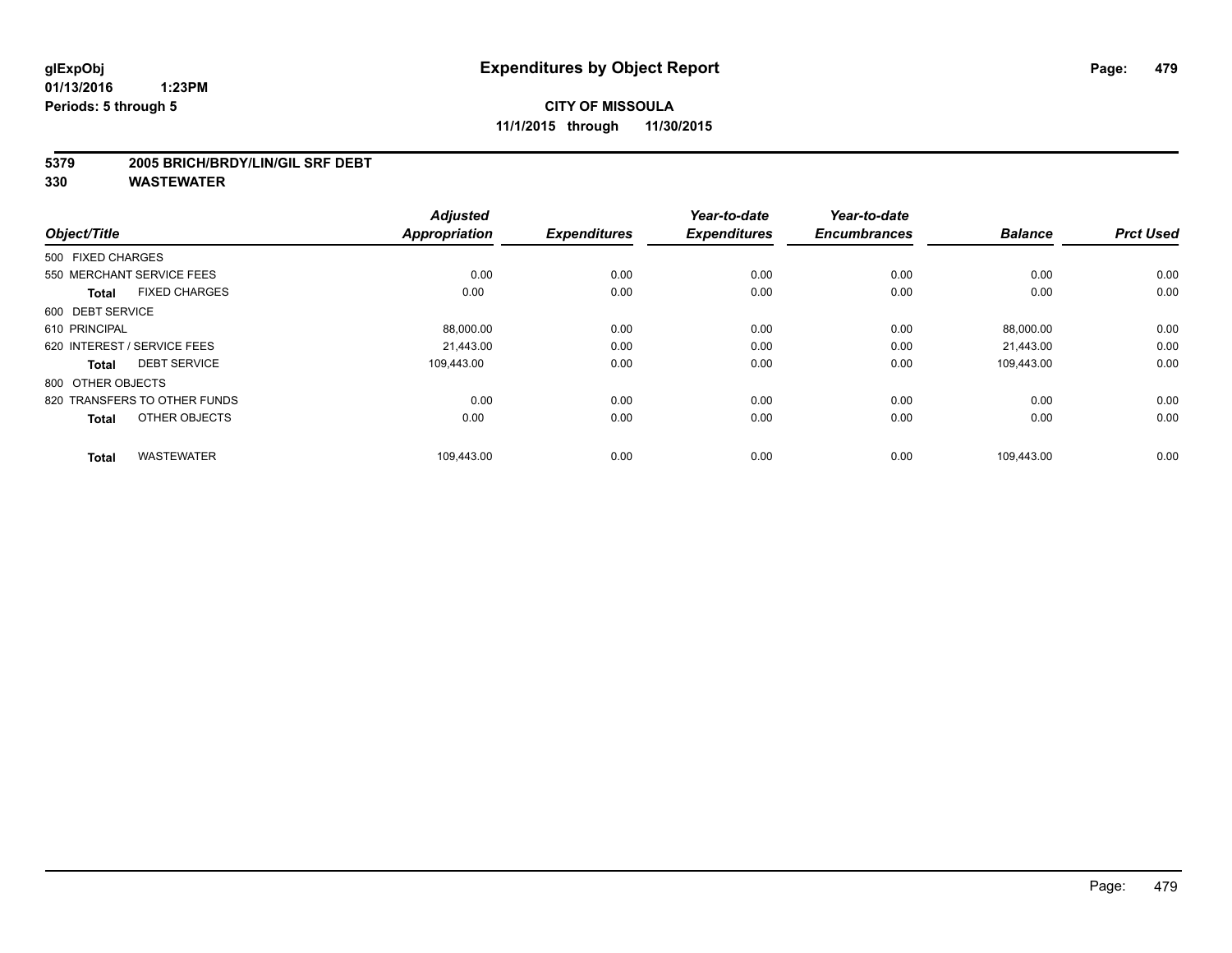**glExpObj**
**01/13/2016 1:23PM**
**Periods: 5 through 5**

# Expenditures by Object Report

**CITY OF MISSOULA**
**11/1/2015 through 11/30/2015**

**5379 2005 BRICH/BRDY/LIN/GIL SRF DEBT**
**330 WASTEWATER**

| Object/Title | Adjusted Appropriation | Expenditures | Year-to-date Expenditures | Year-to-date Encumbrances | Balance | Prct Used |
|---|---|---|---|---|---|---|
| 500 FIXED CHARGES | | | | | | |
| 550 MERCHANT SERVICE FEES | 0.00 | 0.00 | 0.00 | 0.00 | 0.00 | 0.00 |
| **Total** FIXED CHARGES | 0.00 | 0.00 | 0.00 | 0.00 | 0.00 | 0.00 |
| 600 DEBT SERVICE | | | | | | |
| 610 PRINCIPAL | 88,000.00 | 0.00 | 0.00 | 0.00 | 88,000.00 | 0.00 |
| 620 INTEREST / SERVICE FEES | 21,443.00 | 0.00 | 0.00 | 0.00 | 21,443.00 | 0.00 |
| **Total** DEBT SERVICE | 109,443.00 | 0.00 | 0.00 | 0.00 | 109,443.00 | 0.00 |
| 800 OTHER OBJECTS | | | | | | |
| 820 TRANSFERS TO OTHER FUNDS | 0.00 | 0.00 | 0.00 | 0.00 | 0.00 | 0.00 |
| **Total** OTHER OBJECTS | 0.00 | 0.00 | 0.00 | 0.00 | 0.00 | 0.00 |
| **Total** WASTEWATER | 109,443.00 | 0.00 | 0.00 | 0.00 | 109,443.00 | 0.00 |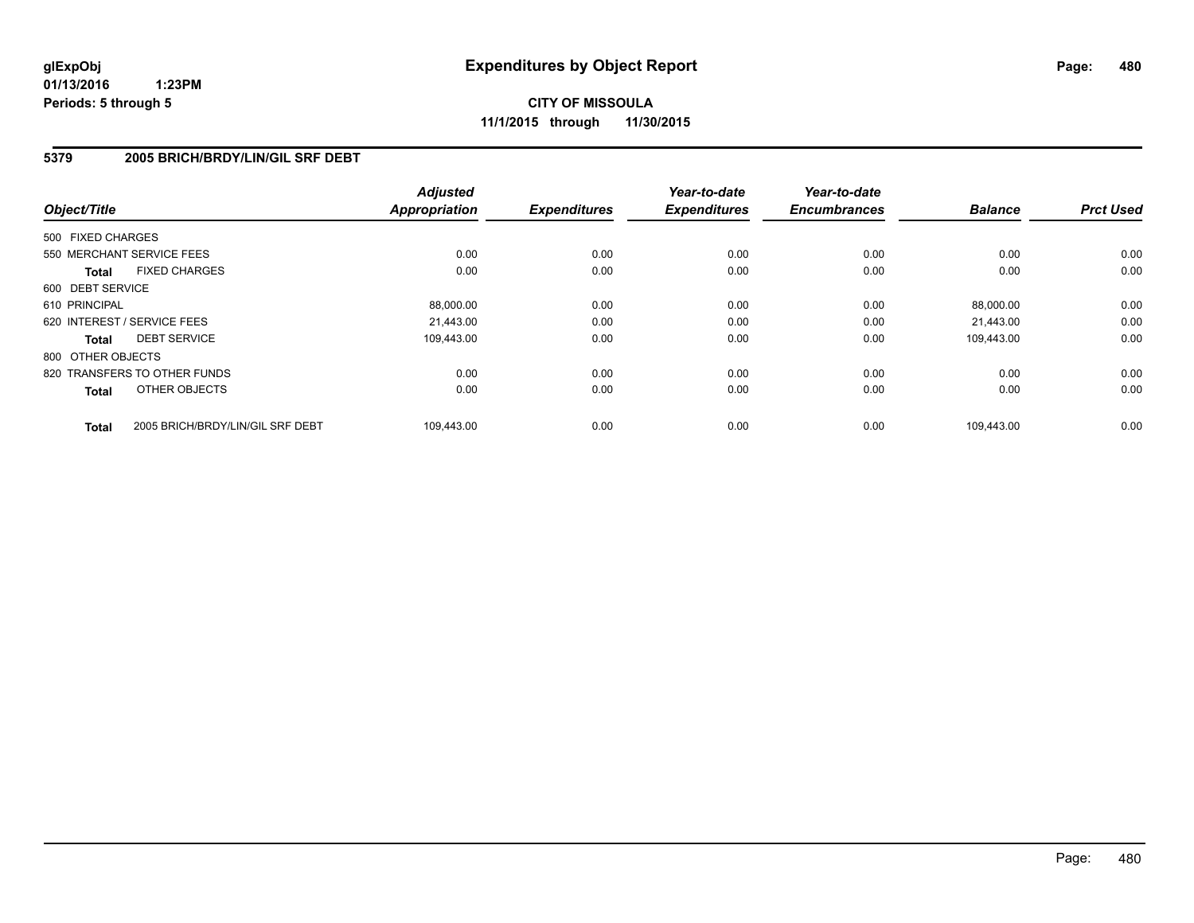**glExpObj**
**01/13/2016 1:23PM**
**Periods: 5 through 5**

# Expenditures by Object Report

**CITY OF MISSOULA**
**11/1/2015 through 11/30/2015**

## 5379 2005 BRICH/BRDY/LIN/GIL SRF DEBT

| Object/Title | Adjusted Appropriation | Expenditures | Year-to-date Expenditures | Year-to-date Encumbrances | Balance | Prct Used |
|---|---|---|---|---|---|---|
| 500 FIXED CHARGES | | | | | | |
| 550 MERCHANT SERVICE FEES | 0.00 | 0.00 | 0.00 | 0.00 | 0.00 | 0.00 |
| **Total** FIXED CHARGES | 0.00 | 0.00 | 0.00 | 0.00 | 0.00 | 0.00 |
| 600 DEBT SERVICE | | | | | | |
| 610 PRINCIPAL | 88,000.00 | 0.00 | 0.00 | 0.00 | 88,000.00 | 0.00 |
| 620 INTEREST / SERVICE FEES | 21,443.00 | 0.00 | 0.00 | 0.00 | 21,443.00 | 0.00 |
| **Total** DEBT SERVICE | 109,443.00 | 0.00 | 0.00 | 0.00 | 109,443.00 | 0.00 |
| 800 OTHER OBJECTS | | | | | | |
| 820 TRANSFERS TO OTHER FUNDS | 0.00 | 0.00 | 0.00 | 0.00 | 0.00 | 0.00 |
| **Total** OTHER OBJECTS | 0.00 | 0.00 | 0.00 | 0.00 | 0.00 | 0.00 |
| **Total** 2005 BRICH/BRDY/LIN/GIL SRF DEBT | 109,443.00 | 0.00 | 0.00 | 0.00 | 109,443.00 | 0.00 |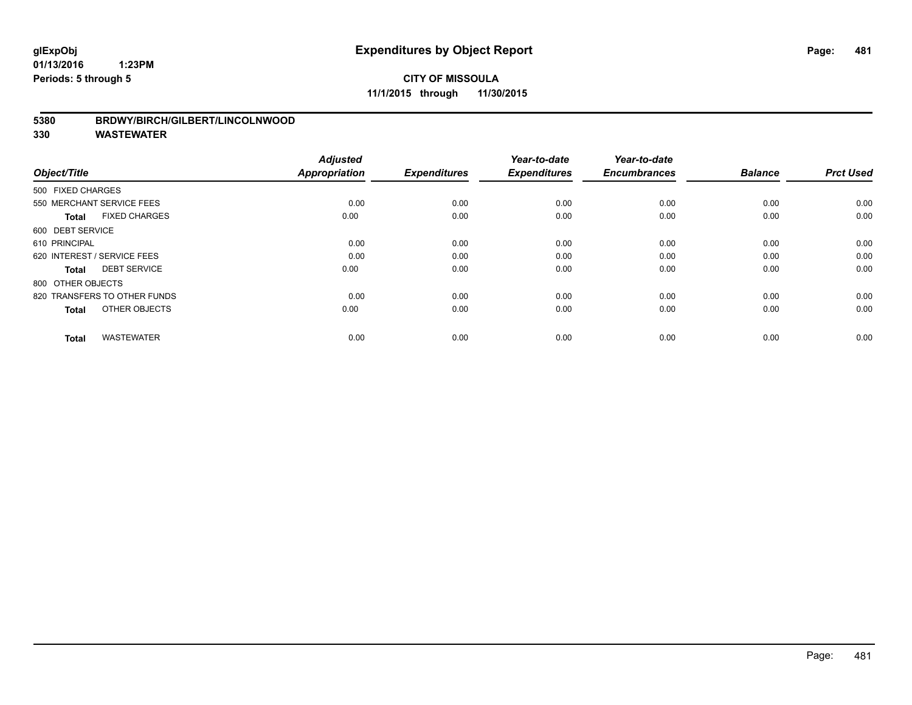**glExpObj**
**01/13/2016 1:23PM**
**Periods: 5 through 5**

# Expenditures by Object Report

**CITY OF MISSOULA**
**11/1/2015 through 11/30/2015**

**5380 BRDWY/BIRCH/GILBERT/LINCOLNWOOD**
**330 WASTEWATER**

| Object/Title | Adjusted Appropriation | Expenditures | Year-to-date Expenditures | Year-to-date Encumbrances | Balance | Prct Used |
|---|---|---|---|---|---|---|
| 500 FIXED CHARGES | | | | | | |
| 550 MERCHANT SERVICE FEES | 0.00 | 0.00 | 0.00 | 0.00 | 0.00 | 0.00 |
| **Total** FIXED CHARGES | 0.00 | 0.00 | 0.00 | 0.00 | 0.00 | 0.00 |
| 600 DEBT SERVICE | | | | | | |
| 610 PRINCIPAL | 0.00 | 0.00 | 0.00 | 0.00 | 0.00 | 0.00 |
| 620 INTEREST / SERVICE FEES | 0.00 | 0.00 | 0.00 | 0.00 | 0.00 | 0.00 |
| **Total** DEBT SERVICE | 0.00 | 0.00 | 0.00 | 0.00 | 0.00 | 0.00 |
| 800 OTHER OBJECTS | | | | | | |
| 820 TRANSFERS TO OTHER FUNDS | 0.00 | 0.00 | 0.00 | 0.00 | 0.00 | 0.00 |
| **Total** OTHER OBJECTS | 0.00 | 0.00 | 0.00 | 0.00 | 0.00 | 0.00 |
| **Total** WASTEWATER | 0.00 | 0.00 | 0.00 | 0.00 | 0.00 | 0.00 |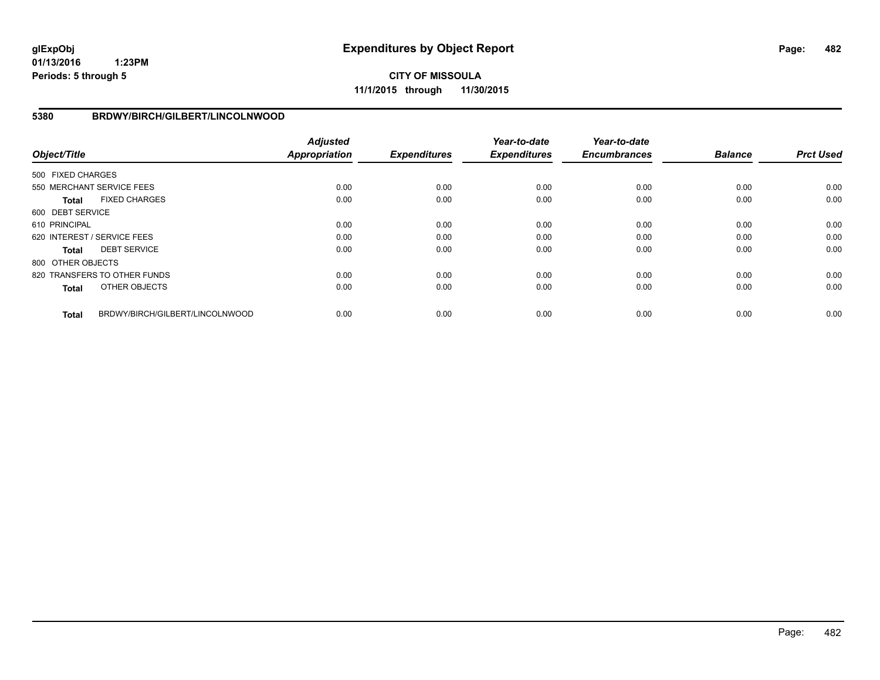**glExpObj**
**01/13/2016 1:23PM**
**Periods: 5 through 5**

# Expenditures by Object Report

**CITY OF MISSOULA**
**11/1/2015 through 11/30/2015**

## 5380 BRDWY/BIRCH/GILBERT/LINCOLNWOOD

| Object/Title | Adjusted Appropriation | Expenditures | Year-to-date Expenditures | Year-to-date Encumbrances | Balance | Prct Used |
|---|---|---|---|---|---|---|
| 500 FIXED CHARGES | | | | | | |
| 550 MERCHANT SERVICE FEES | 0.00 | 0.00 | 0.00 | 0.00 | 0.00 | 0.00 |
| **Total** FIXED CHARGES | 0.00 | 0.00 | 0.00 | 0.00 | 0.00 | 0.00 |
| 600 DEBT SERVICE | | | | | | |
| 610 PRINCIPAL | 0.00 | 0.00 | 0.00 | 0.00 | 0.00 | 0.00 |
| 620 INTEREST / SERVICE FEES | 0.00 | 0.00 | 0.00 | 0.00 | 0.00 | 0.00 |
| **Total** DEBT SERVICE | 0.00 | 0.00 | 0.00 | 0.00 | 0.00 | 0.00 |
| 800 OTHER OBJECTS | | | | | | |
| 820 TRANSFERS TO OTHER FUNDS | 0.00 | 0.00 | 0.00 | 0.00 | 0.00 | 0.00 |
| **Total** OTHER OBJECTS | 0.00 | 0.00 | 0.00 | 0.00 | 0.00 | 0.00 |
| **Total** BRDWY/BIRCH/GILBERT/LINCOLNWOOD | 0.00 | 0.00 | 0.00 | 0.00 | 0.00 | 0.00 |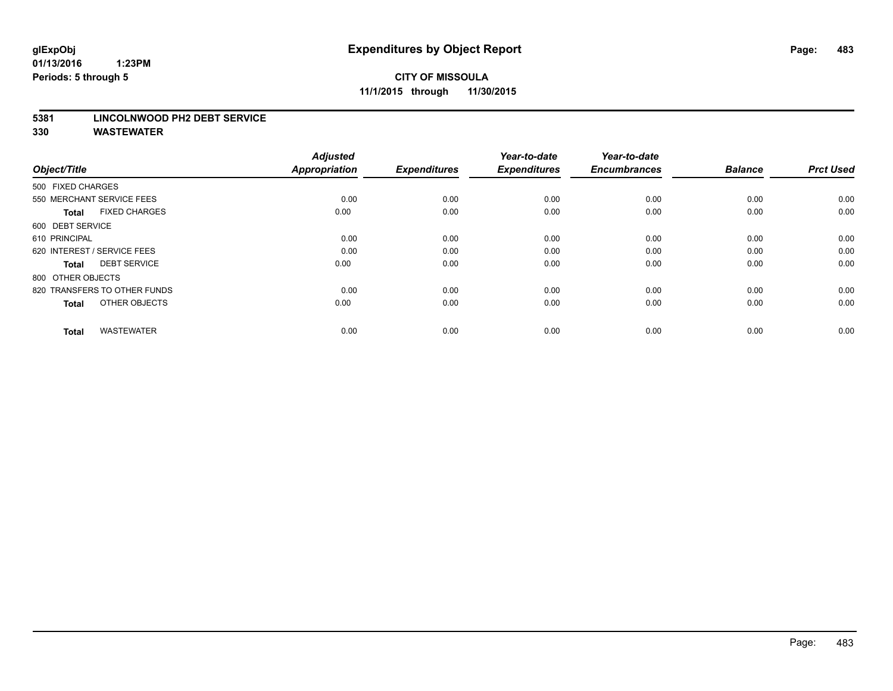# CITY OF MISSOULA

**11/1/2015 through 11/30/2015**

**glExpObj**
**01/13/2016 1:23PM**
**Periods: 5 through 5**

## Expenditures by Object Report

**5381 LINCOLNWOOD PH2 DEBT SERVICE**
**330 WASTEWATER**

| Object/Title | | Adjusted Appropriation | Expenditures | Year-to-date Expenditures | Year-to-date Encumbrances | Balance | Prct Used |
|---|---|---|---|---|---|---|---|
| 500 FIXED CHARGES | | | | | | | |
| 550 MERCHANT SERVICE FEES | | 0.00 | 0.00 | 0.00 | 0.00 | 0.00 | 0.00 |
| **Total** | FIXED CHARGES | 0.00 | 0.00 | 0.00 | 0.00 | 0.00 | 0.00 |
| 600 DEBT SERVICE | | | | | | | |
| 610 PRINCIPAL | | 0.00 | 0.00 | 0.00 | 0.00 | 0.00 | 0.00 |
| 620 INTEREST / SERVICE FEES | | 0.00 | 0.00 | 0.00 | 0.00 | 0.00 | 0.00 |
| **Total** | DEBT SERVICE | 0.00 | 0.00 | 0.00 | 0.00 | 0.00 | 0.00 |
| 800 OTHER OBJECTS | | | | | | | |
| 820 TRANSFERS TO OTHER FUNDS | | 0.00 | 0.00 | 0.00 | 0.00 | 0.00 | 0.00 |
| **Total** | OTHER OBJECTS | 0.00 | 0.00 | 0.00 | 0.00 | 0.00 | 0.00 |
| **Total** | WASTEWATER | 0.00 | 0.00 | 0.00 | 0.00 | 0.00 | 0.00 |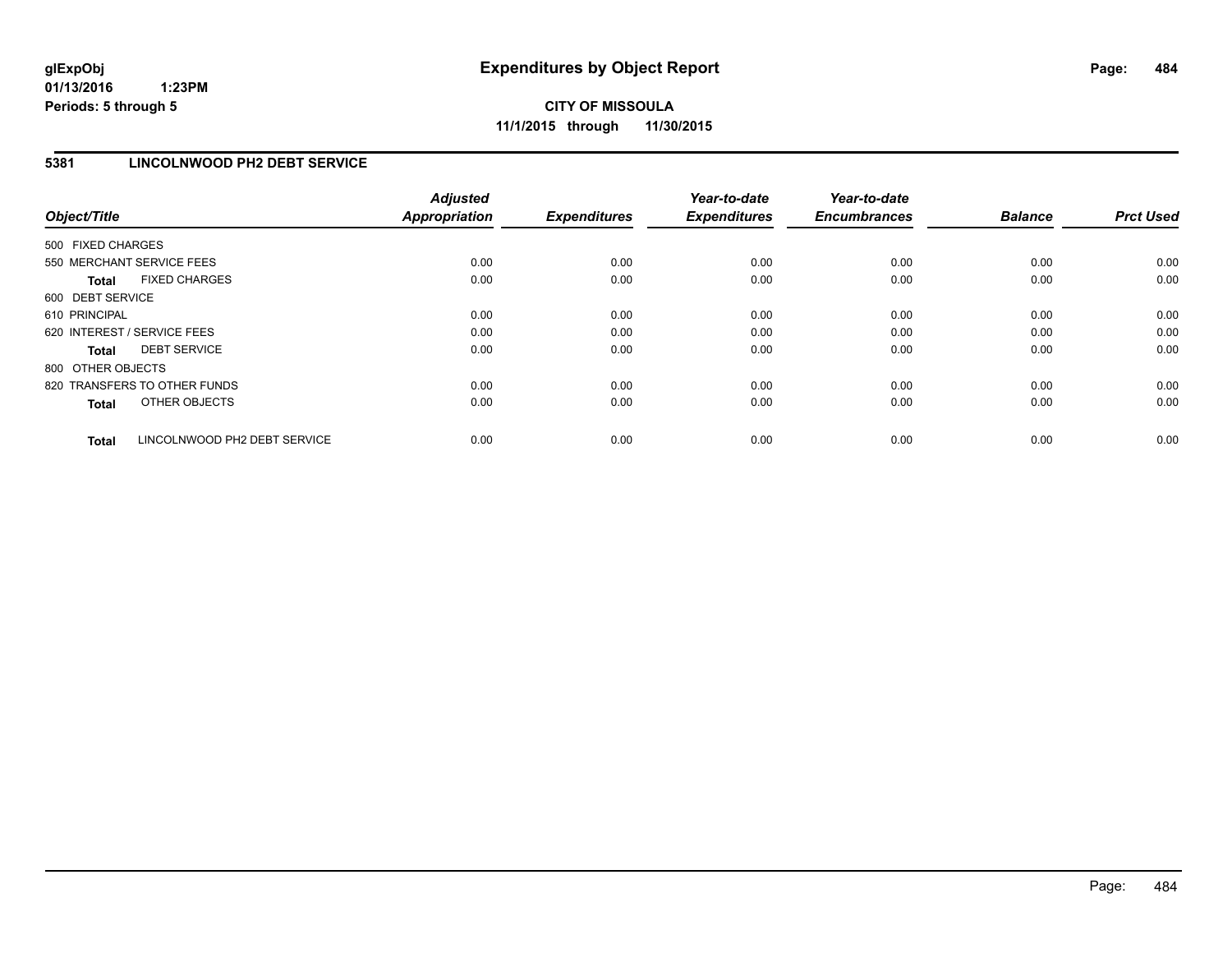# Expenditures by Object Report

glExpObj
01/13/2016 1:23PM
Periods: 5 through 5

**CITY OF MISSOULA**
**11/1/2015 through 11/30/2015**

## 5381 LINCOLNWOOD PH2 DEBT SERVICE

| Object/Title | Adjusted Appropriation | Expenditures | Year-to-date Expenditures | Year-to-date Encumbrances | Balance | Prct Used |
|---|---|---|---|---|---|---|
| 500 FIXED CHARGES | | | | | | |
| 550 MERCHANT SERVICE FEES | 0.00 | 0.00 | 0.00 | 0.00 | 0.00 | 0.00 |
| **Total** FIXED CHARGES | 0.00 | 0.00 | 0.00 | 0.00 | 0.00 | 0.00 |
| 600 DEBT SERVICE | | | | | | |
| 610 PRINCIPAL | 0.00 | 0.00 | 0.00 | 0.00 | 0.00 | 0.00 |
| 620 INTEREST / SERVICE FEES | 0.00 | 0.00 | 0.00 | 0.00 | 0.00 | 0.00 |
| **Total** DEBT SERVICE | 0.00 | 0.00 | 0.00 | 0.00 | 0.00 | 0.00 |
| 800 OTHER OBJECTS | | | | | | |
| 820 TRANSFERS TO OTHER FUNDS | 0.00 | 0.00 | 0.00 | 0.00 | 0.00 | 0.00 |
| **Total** OTHER OBJECTS | 0.00 | 0.00 | 0.00 | 0.00 | 0.00 | 0.00 |
| **Total** LINCOLNWOOD PH2 DEBT SERVICE | 0.00 | 0.00 | 0.00 | 0.00 | 0.00 | 0.00 |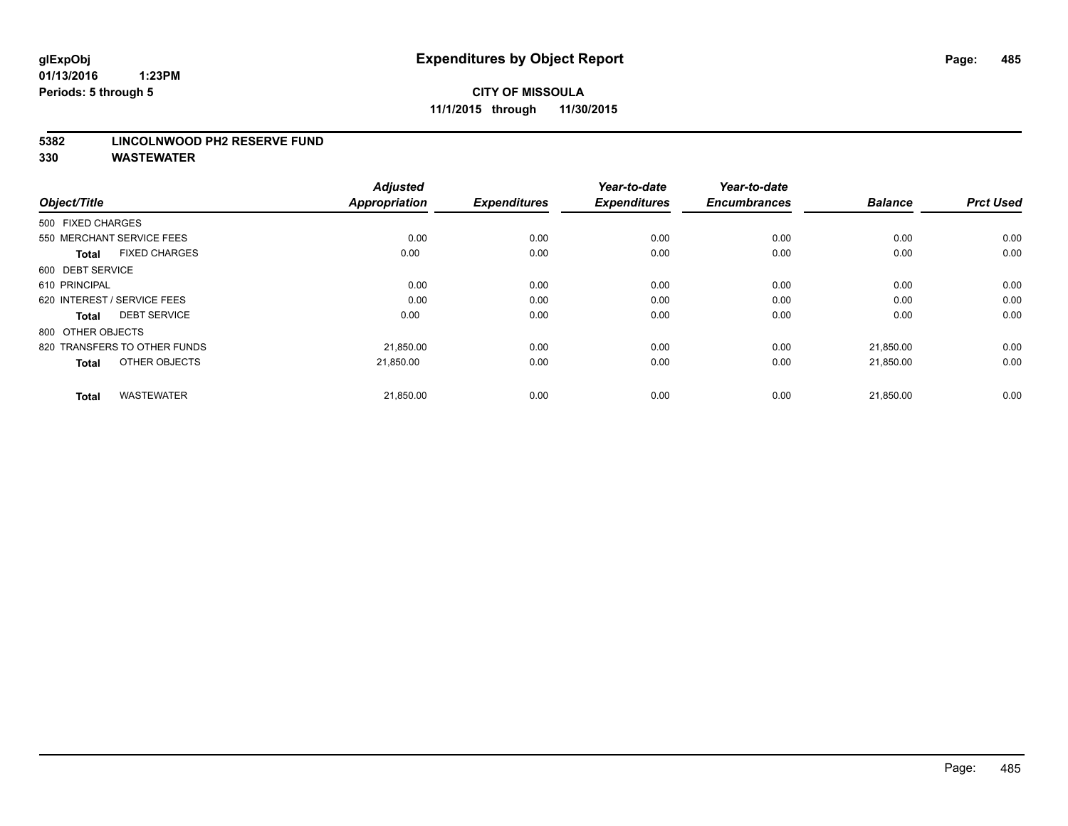**glExpObj**
**01/13/2016 1:23PM**
**Periods: 5 through 5**

# Expenditures by Object Report

**CITY OF MISSOULA**
**11/1/2015 through 11/30/2015**

**5382 LINCOLNWOOD PH2 RESERVE FUND**
**330 WASTEWATER**

| Object/Title | | Adjusted Appropriation | Expenditures | Year-to-date Expenditures | Year-to-date Encumbrances | Balance | Prct Used |
|---|---|---|---|---|---|---|---|
| 500 FIXED CHARGES | | | | | | | |
| 550 MERCHANT SERVICE FEES | | 0.00 | 0.00 | 0.00 | 0.00 | 0.00 | 0.00 |
| **Total** | FIXED CHARGES | 0.00 | 0.00 | 0.00 | 0.00 | 0.00 | 0.00 |
| 600 DEBT SERVICE | | | | | | | |
| 610 PRINCIPAL | | 0.00 | 0.00 | 0.00 | 0.00 | 0.00 | 0.00 |
| 620 INTEREST / SERVICE FEES | | 0.00 | 0.00 | 0.00 | 0.00 | 0.00 | 0.00 |
| **Total** | DEBT SERVICE | 0.00 | 0.00 | 0.00 | 0.00 | 0.00 | 0.00 |
| 800 OTHER OBJECTS | | | | | | | |
| 820 TRANSFERS TO OTHER FUNDS | | 21,850.00 | 0.00 | 0.00 | 0.00 | 21,850.00 | 0.00 |
| **Total** | OTHER OBJECTS | 21,850.00 | 0.00 | 0.00 | 0.00 | 21,850.00 | 0.00 |
| **Total** | WASTEWATER | 21,850.00 | 0.00 | 0.00 | 0.00 | 21,850.00 | 0.00 |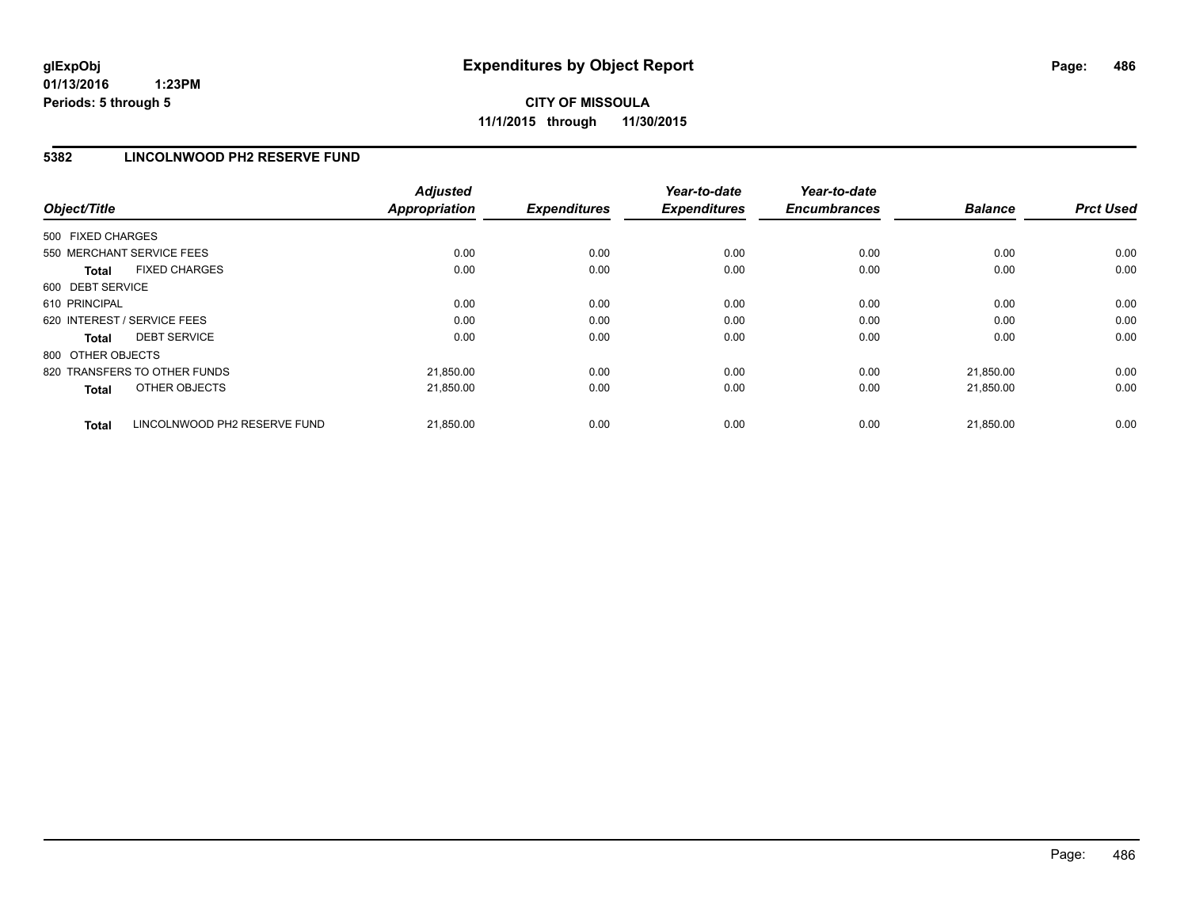# Expenditures by Object Report

**glExpObj**
**01/13/2016 1:23PM**
**Periods: 5 through 5**

**CITY OF MISSOULA**
**11/1/2015 through 11/30/2015**

## 5382 LINCOLNWOOD PH2 RESERVE FUND

| Object/Title | Adjusted Appropriation | Expenditures | Year-to-date Expenditures | Year-to-date Encumbrances | Balance | Prct Used |
|---|---|---|---|---|---|---|
| 500 FIXED CHARGES | | | | | | |
| 550 MERCHANT SERVICE FEES | 0.00 | 0.00 | 0.00 | 0.00 | 0.00 | 0.00 |
| **Total** FIXED CHARGES | 0.00 | 0.00 | 0.00 | 0.00 | 0.00 | 0.00 |
| 600 DEBT SERVICE | | | | | | |
| 610 PRINCIPAL | 0.00 | 0.00 | 0.00 | 0.00 | 0.00 | 0.00 |
| 620 INTEREST / SERVICE FEES | 0.00 | 0.00 | 0.00 | 0.00 | 0.00 | 0.00 |
| **Total** DEBT SERVICE | 0.00 | 0.00 | 0.00 | 0.00 | 0.00 | 0.00 |
| 800 OTHER OBJECTS | | | | | | |
| 820 TRANSFERS TO OTHER FUNDS | 21,850.00 | 0.00 | 0.00 | 0.00 | 21,850.00 | 0.00 |
| **Total** OTHER OBJECTS | 21,850.00 | 0.00 | 0.00 | 0.00 | 21,850.00 | 0.00 |
| **Total** LINCOLNWOOD PH2 RESERVE FUND | 21,850.00 | 0.00 | 0.00 | 0.00 | 21,850.00 | 0.00 |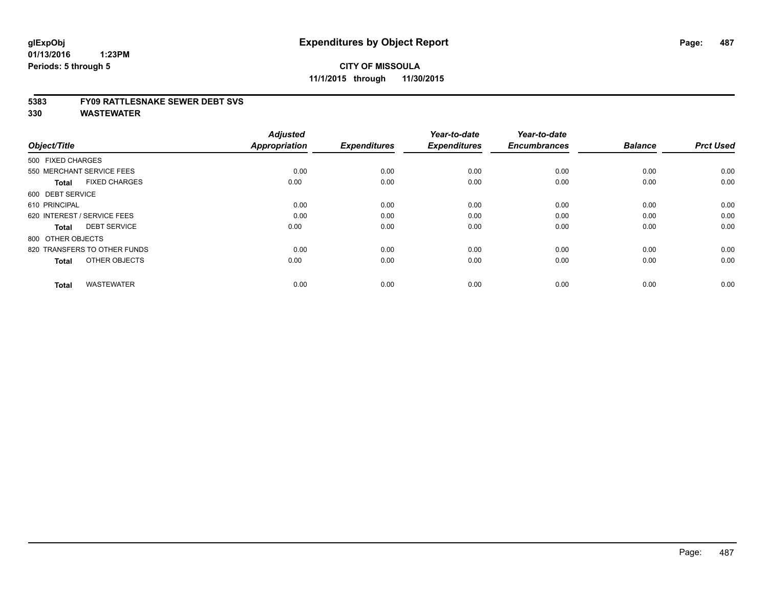# Expenditures by Object Report

glExpObj
01/13/2016 1:23PM
Periods: 5 through 5

**CITY OF MISSOULA**
**11/1/2015 through 11/30/2015**

## 5383 FY09 RATTLESNAKE SEWER DEBT SVS
## 330 WASTEWATER

| Object/Title | Adjusted Appropriation | Expenditures | Year-to-date Expenditures | Year-to-date Encumbrances | Balance | Prct Used |
|---|---|---|---|---|---|---|
| 500 FIXED CHARGES | | | | | | |
| 550 MERCHANT SERVICE FEES | 0.00 | 0.00 | 0.00 | 0.00 | 0.00 | 0.00 |
| **Total** FIXED CHARGES | 0.00 | 0.00 | 0.00 | 0.00 | 0.00 | 0.00 |
| 600 DEBT SERVICE | | | | | | |
| 610 PRINCIPAL | 0.00 | 0.00 | 0.00 | 0.00 | 0.00 | 0.00 |
| 620 INTEREST / SERVICE FEES | 0.00 | 0.00 | 0.00 | 0.00 | 0.00 | 0.00 |
| **Total** DEBT SERVICE | 0.00 | 0.00 | 0.00 | 0.00 | 0.00 | 0.00 |
| 800 OTHER OBJECTS | | | | | | |
| 820 TRANSFERS TO OTHER FUNDS | 0.00 | 0.00 | 0.00 | 0.00 | 0.00 | 0.00 |
| **Total** OTHER OBJECTS | 0.00 | 0.00 | 0.00 | 0.00 | 0.00 | 0.00 |
| **Total** WASTEWATER | 0.00 | 0.00 | 0.00 | 0.00 | 0.00 | 0.00 |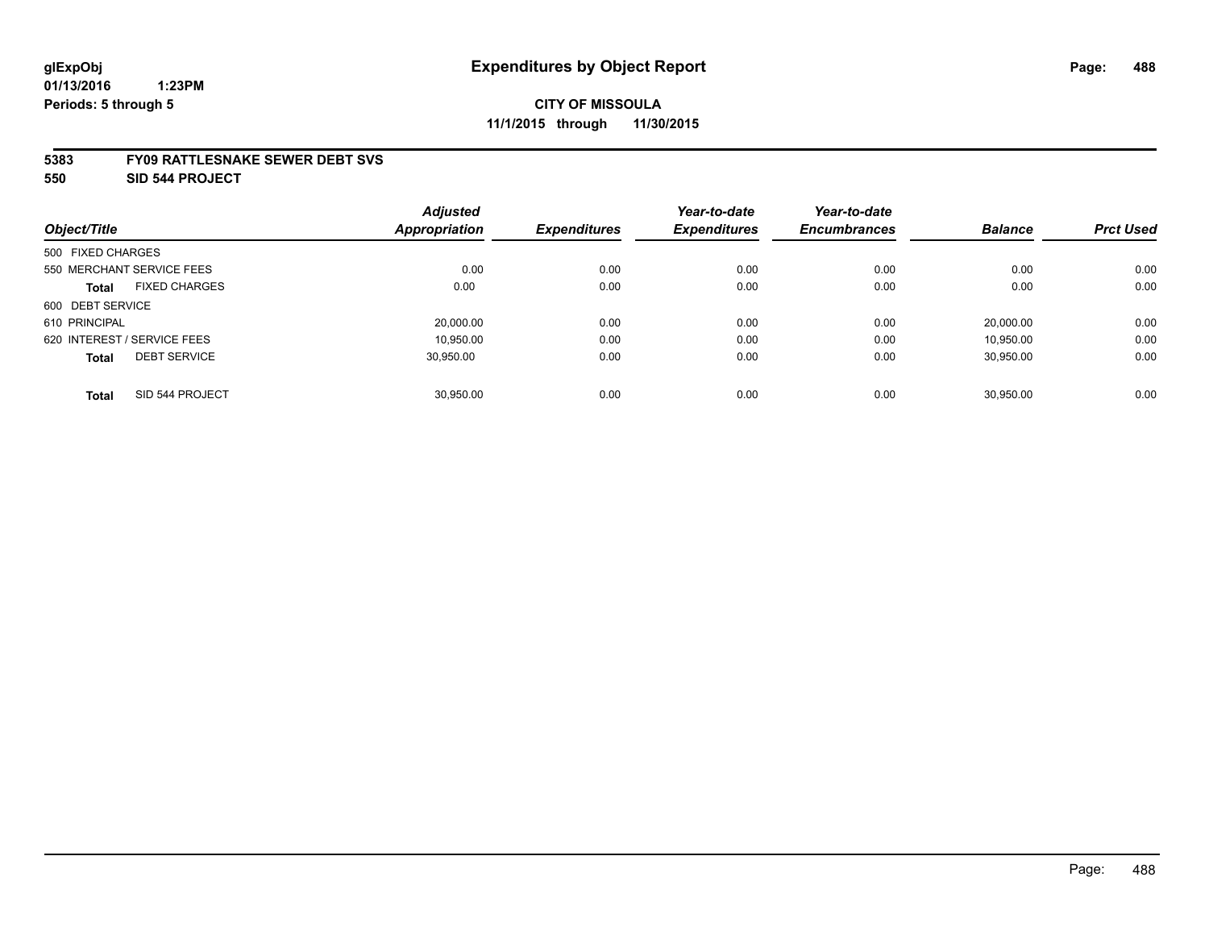# Expenditures by Object Report

glExpObj
01/13/2016 1:23PM
Periods: 5 through 5

**CITY OF MISSOULA**
**11/1/2015 through 11/30/2015**

**5383 FY09 RATTLESNAKE SEWER DEBT SVS**
**550 SID 544 PROJECT**

| Object/Title | Adjusted Appropriation | Expenditures | Year-to-date Expenditures | Year-to-date Encumbrances | Balance | Prct Used |
|---|---|---|---|---|---|---|
| 500 FIXED CHARGES | | | | | | |
| 550 MERCHANT SERVICE FEES | 0.00 | 0.00 | 0.00 | 0.00 | 0.00 | 0.00 |
| **Total** FIXED CHARGES | 0.00 | 0.00 | 0.00 | 0.00 | 0.00 | 0.00 |
| 600 DEBT SERVICE | | | | | | |
| 610 PRINCIPAL | 20,000.00 | 0.00 | 0.00 | 0.00 | 20,000.00 | 0.00 |
| 620 INTEREST / SERVICE FEES | 10,950.00 | 0.00 | 0.00 | 0.00 | 10,950.00 | 0.00 |
| **Total** DEBT SERVICE | 30,950.00 | 0.00 | 0.00 | 0.00 | 30,950.00 | 0.00 |
| **Total** SID 544 PROJECT | 30,950.00 | 0.00 | 0.00 | 0.00 | 30,950.00 | 0.00 |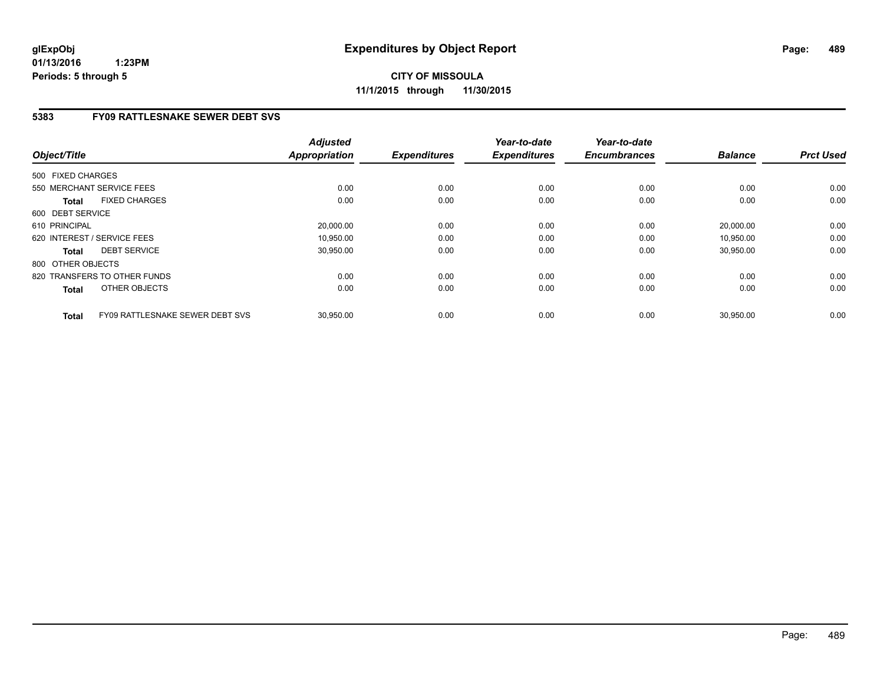**glExpObj**
**01/13/2016 1:23PM**
**Periods: 5 through 5**

# Expenditures by Object Report

**CITY OF MISSOULA**
**11/1/2015 through 11/30/2015**

## 5383 FY09 RATTLESNAKE SEWER DEBT SVS

| Object/Title | | *Adjusted Appropriation* | *Expenditures* | *Year-to-date Expenditures* | *Year-to-date Encumbrances* | *Balance* | *Prct Used* |
|---|---|---|---|---|---|---|---|
| 500 FIXED CHARGES | | | | | | | |
| 550 MERCHANT SERVICE FEES | | 0.00 | 0.00 | 0.00 | 0.00 | 0.00 | 0.00 |
| **Total** | FIXED CHARGES | 0.00 | 0.00 | 0.00 | 0.00 | 0.00 | 0.00 |
| 600 DEBT SERVICE | | | | | | | |
| 610 PRINCIPAL | | 20,000.00 | 0.00 | 0.00 | 0.00 | 20,000.00 | 0.00 |
| 620 INTEREST / SERVICE FEES | | 10,950.00 | 0.00 | 0.00 | 0.00 | 10,950.00 | 0.00 |
| **Total** | DEBT SERVICE | 30,950.00 | 0.00 | 0.00 | 0.00 | 30,950.00 | 0.00 |
| 800 OTHER OBJECTS | | | | | | | |
| 820 TRANSFERS TO OTHER FUNDS | | 0.00 | 0.00 | 0.00 | 0.00 | 0.00 | 0.00 |
| **Total** | OTHER OBJECTS | 0.00 | 0.00 | 0.00 | 0.00 | 0.00 | 0.00 |
| **Total** | FY09 RATTLESNAKE SEWER DEBT SVS | 30,950.00 | 0.00 | 0.00 | 0.00 | 30,950.00 | 0.00 |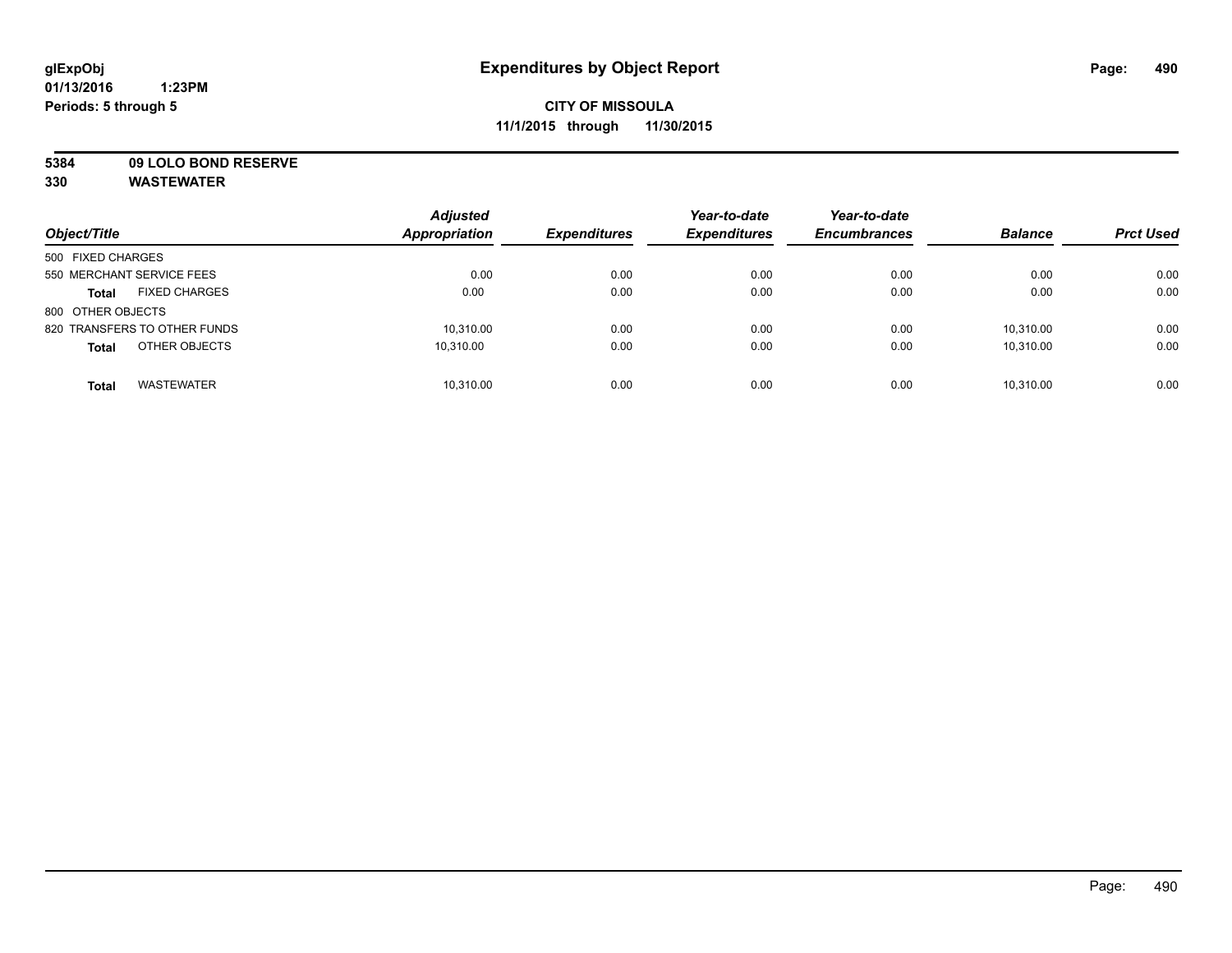**glExpObj** **Expenditures by Object Report**

**01/13/2016 1:23PM**

**Periods: 5 through 5**

**CITY OF MISSOULA**

**11/1/2015 through 11/30/2015**

**5384 09 LOLO BOND RESERVE**

**330 WASTEWATER**

| Object/Title | Adjusted Appropriation | Expenditures | Year-to-date Expenditures | Year-to-date Encumbrances | Balance | Prct Used |
|---|---|---|---|---|---|---|
| 500 FIXED CHARGES | | | | | | |
| 550 MERCHANT SERVICE FEES | 0.00 | 0.00 | 0.00 | 0.00 | 0.00 | 0.00 |
| **Total** FIXED CHARGES | 0.00 | 0.00 | 0.00 | 0.00 | 0.00 | 0.00 |
| 800 OTHER OBJECTS | | | | | | |
| 820 TRANSFERS TO OTHER FUNDS | 10,310.00 | 0.00 | 0.00 | 0.00 | 10,310.00 | 0.00 |
| **Total** OTHER OBJECTS | 10,310.00 | 0.00 | 0.00 | 0.00 | 10,310.00 | 0.00 |
| **Total** WASTEWATER | 10,310.00 | 0.00 | 0.00 | 0.00 | 10,310.00 | 0.00 |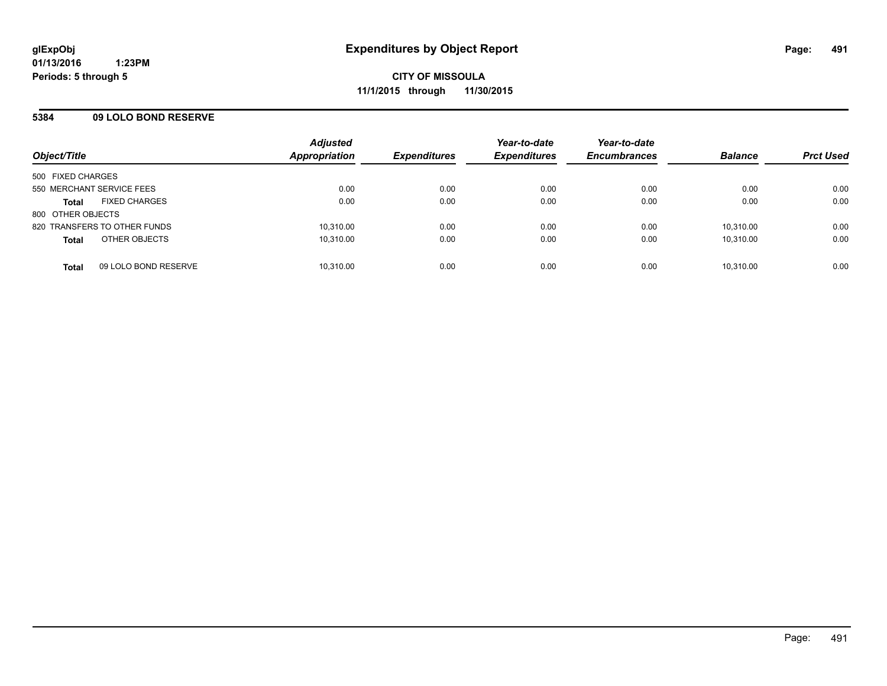glExpObj
01/13/2016 1:23PM
Periods: 5 through 5

# Expenditures by Object Report

**CITY OF MISSOULA**
**11/1/2015 through 11/30/2015**

## 5384 09 LOLO BOND RESERVE

| Object/Title | Adjusted Appropriation | Expenditures | Year-to-date Expenditures | Year-to-date Encumbrances | Balance | Prct Used |
|---|---|---|---|---|---|---|
| 500 FIXED CHARGES | | | | | | |
| 550 MERCHANT SERVICE FEES | 0.00 | 0.00 | 0.00 | 0.00 | 0.00 | 0.00 |
| **Total** FIXED CHARGES | 0.00 | 0.00 | 0.00 | 0.00 | 0.00 | 0.00 |
| 800 OTHER OBJECTS | | | | | | |
| 820 TRANSFERS TO OTHER FUNDS | 10,310.00 | 0.00 | 0.00 | 0.00 | 10,310.00 | 0.00 |
| **Total** OTHER OBJECTS | 10,310.00 | 0.00 | 0.00 | 0.00 | 10,310.00 | 0.00 |
| **Total** 09 LOLO BOND RESERVE | 10,310.00 | 0.00 | 0.00 | 0.00 | 10,310.00 | 0.00 |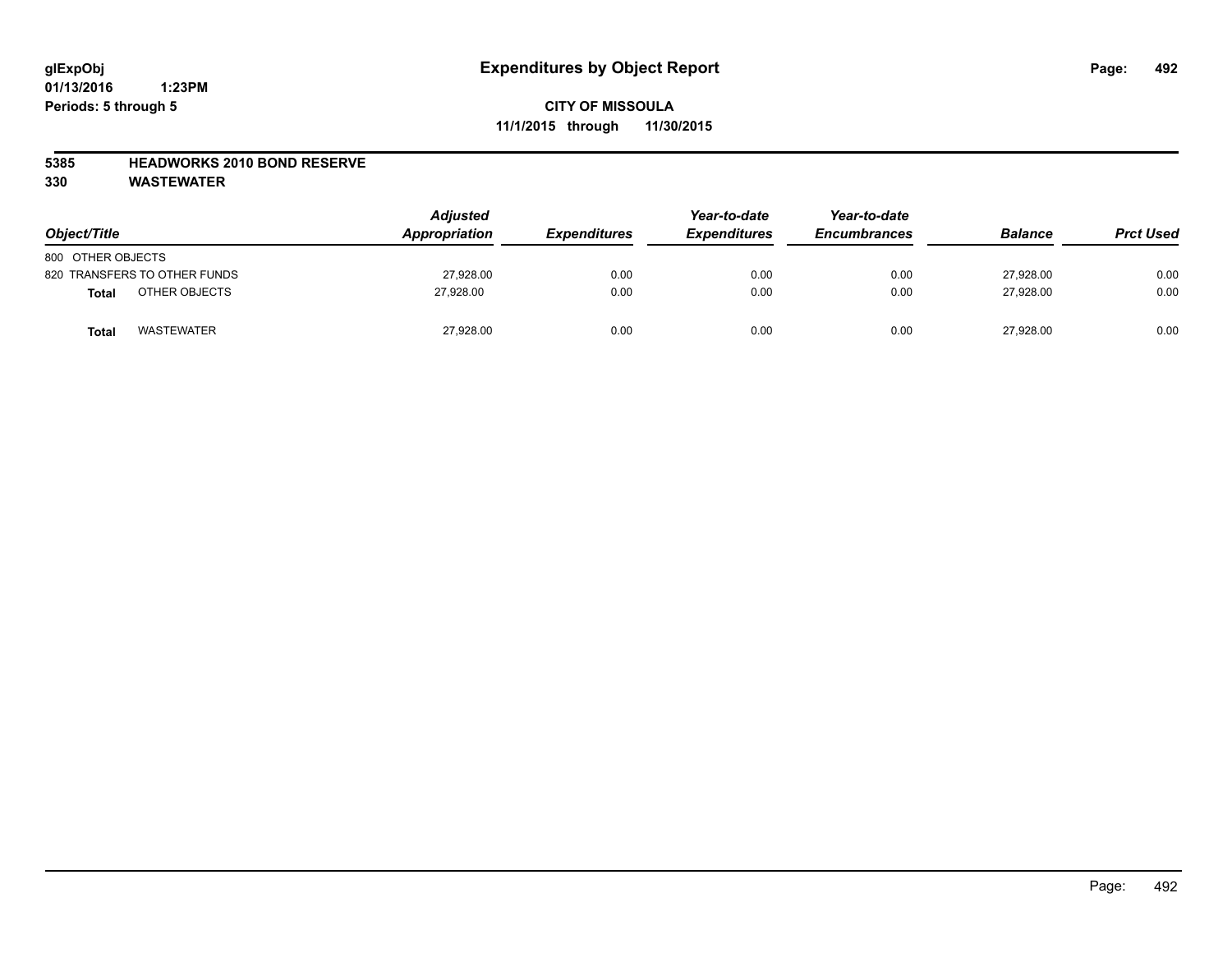# Expenditures by Object Report

glExpObj
01/13/2016 1:23PM
Periods: 5 through 5

**CITY OF MISSOULA**
**11/1/2015 through 11/30/2015**

**5385 HEADWORKS 2010 BOND RESERVE**
**330 WASTEWATER**

| Object/Title | Adjusted Appropriation | Expenditures | Year-to-date Expenditures | Year-to-date Encumbrances | Balance | Prct Used |
|---|---|---|---|---|---|---|
| 800 OTHER OBJECTS | | | | | | |
| 820 TRANSFERS TO OTHER FUNDS | 27,928.00 | 0.00 | 0.00 | 0.00 | 27,928.00 | 0.00 |
| **Total** OTHER OBJECTS | 27,928.00 | 0.00 | 0.00 | 0.00 | 27,928.00 | 0.00 |
| **Total** WASTEWATER | 27,928.00 | 0.00 | 0.00 | 0.00 | 27,928.00 | 0.00 |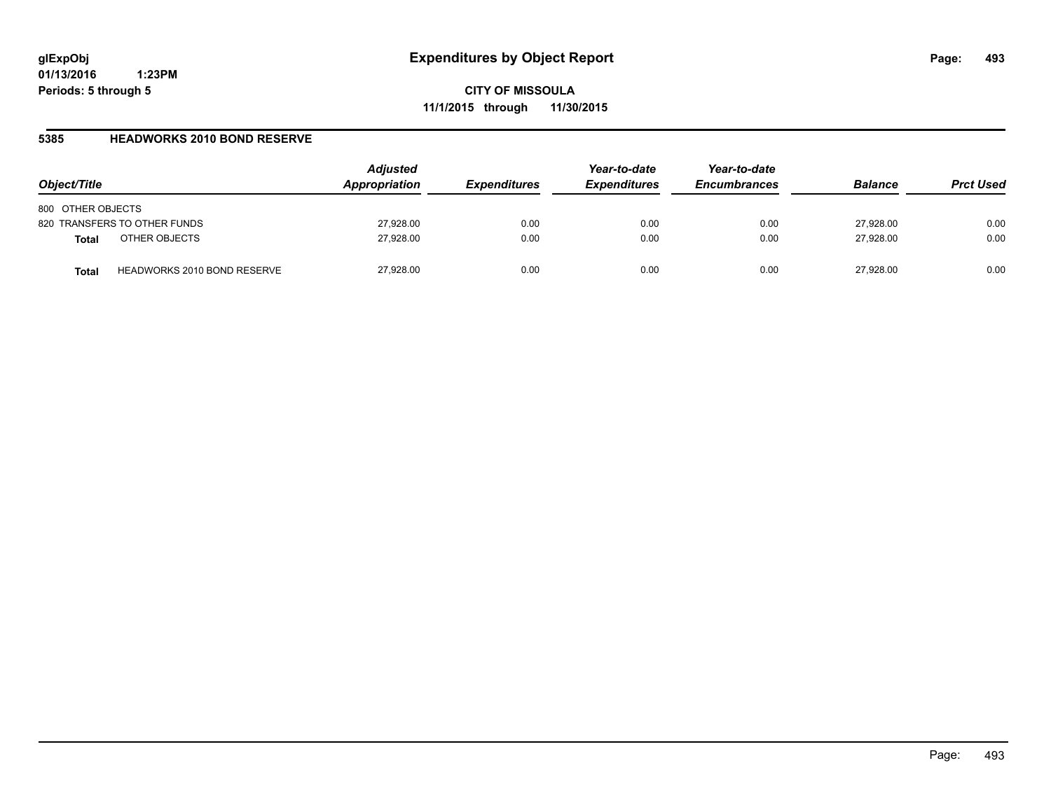**glExpObj**
**01/13/2016 1:23PM**
**Periods: 5 through 5**

# Expenditures by Object Report

**CITY OF MISSOULA**
**11/1/2015 through 11/30/2015**

## 5385 HEADWORKS 2010 BOND RESERVE

| Object/Title | | Adjusted Appropriation | Expenditures | Year-to-date Expenditures | Year-to-date Encumbrances | Balance | Prct Used |
|---|---|---|---|---|---|---|---|
| 800 OTHER OBJECTS | | | | | | | |
| 820 TRANSFERS TO OTHER FUNDS | | 27,928.00 | 0.00 | 0.00 | 0.00 | 27,928.00 | 0.00 |
| **Total** | OTHER OBJECTS | 27,928.00 | 0.00 | 0.00 | 0.00 | 27,928.00 | 0.00 |
| **Total** | HEADWORKS 2010 BOND RESERVE | 27,928.00 | 0.00 | 0.00 | 0.00 | 27,928.00 | 0.00 |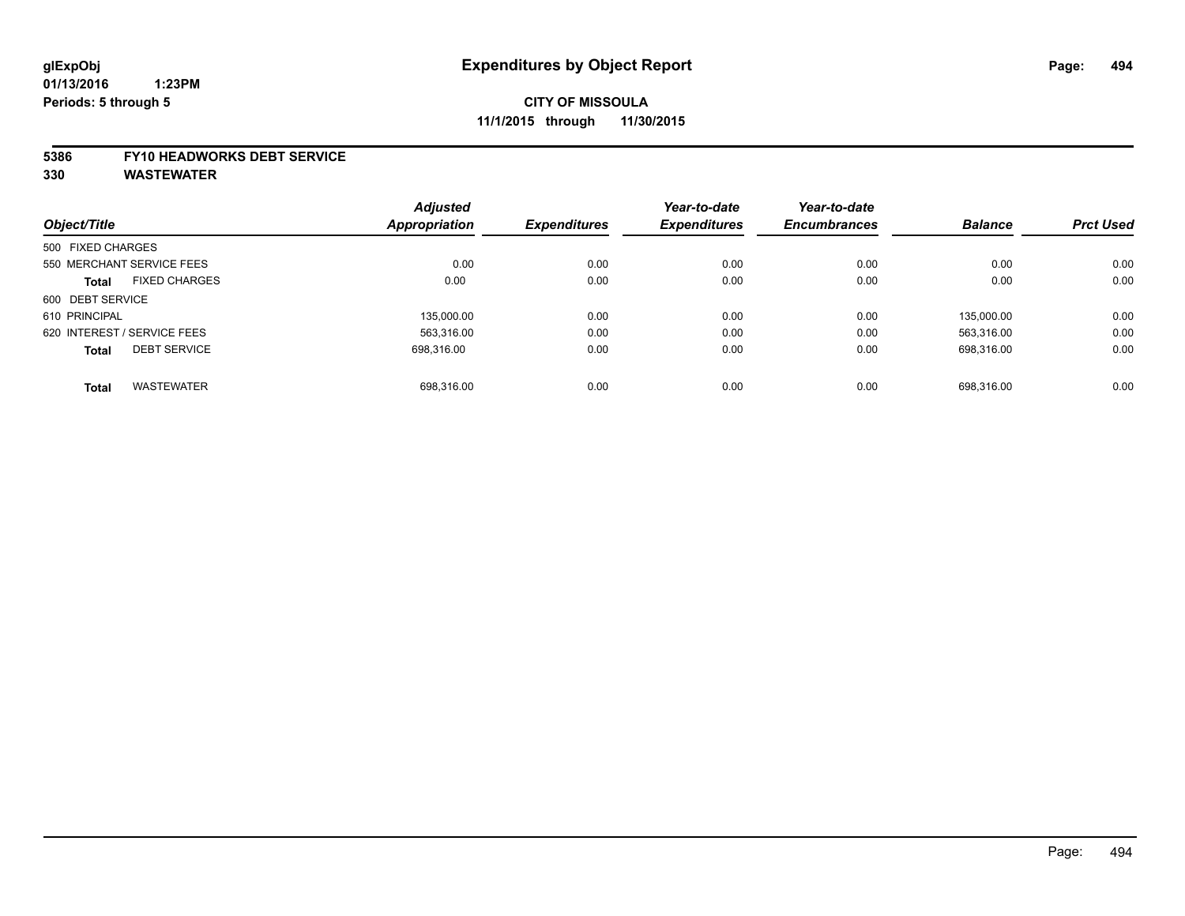**glExpObj**
**01/13/2016 1:23PM**
**Periods: 5 through 5**

# Expenditures by Object Report

**CITY OF MISSOULA**
**11/1/2015 through 11/30/2015**

**5386 FY10 HEADWORKS DEBT SERVICE**
**330 WASTEWATER**

| Object/Title | Adjusted Appropriation | Expenditures | Year-to-date Expenditures | Year-to-date Encumbrances | Balance | Prct Used |
|---|---|---|---|---|---|---|
| 500 FIXED CHARGES | | | | | | |
| 550 MERCHANT SERVICE FEES | 0.00 | 0.00 | 0.00 | 0.00 | 0.00 | 0.00 |
| **Total** FIXED CHARGES | 0.00 | 0.00 | 0.00 | 0.00 | 0.00 | 0.00 |
| 600 DEBT SERVICE | | | | | | |
| 610 PRINCIPAL | 135,000.00 | 0.00 | 0.00 | 0.00 | 135,000.00 | 0.00 |
| 620 INTEREST / SERVICE FEES | 563,316.00 | 0.00 | 0.00 | 0.00 | 563,316.00 | 0.00 |
| **Total** DEBT SERVICE | 698,316.00 | 0.00 | 0.00 | 0.00 | 698,316.00 | 0.00 |
| **Total** WASTEWATER | 698,316.00 | 0.00 | 0.00 | 0.00 | 698,316.00 | 0.00 |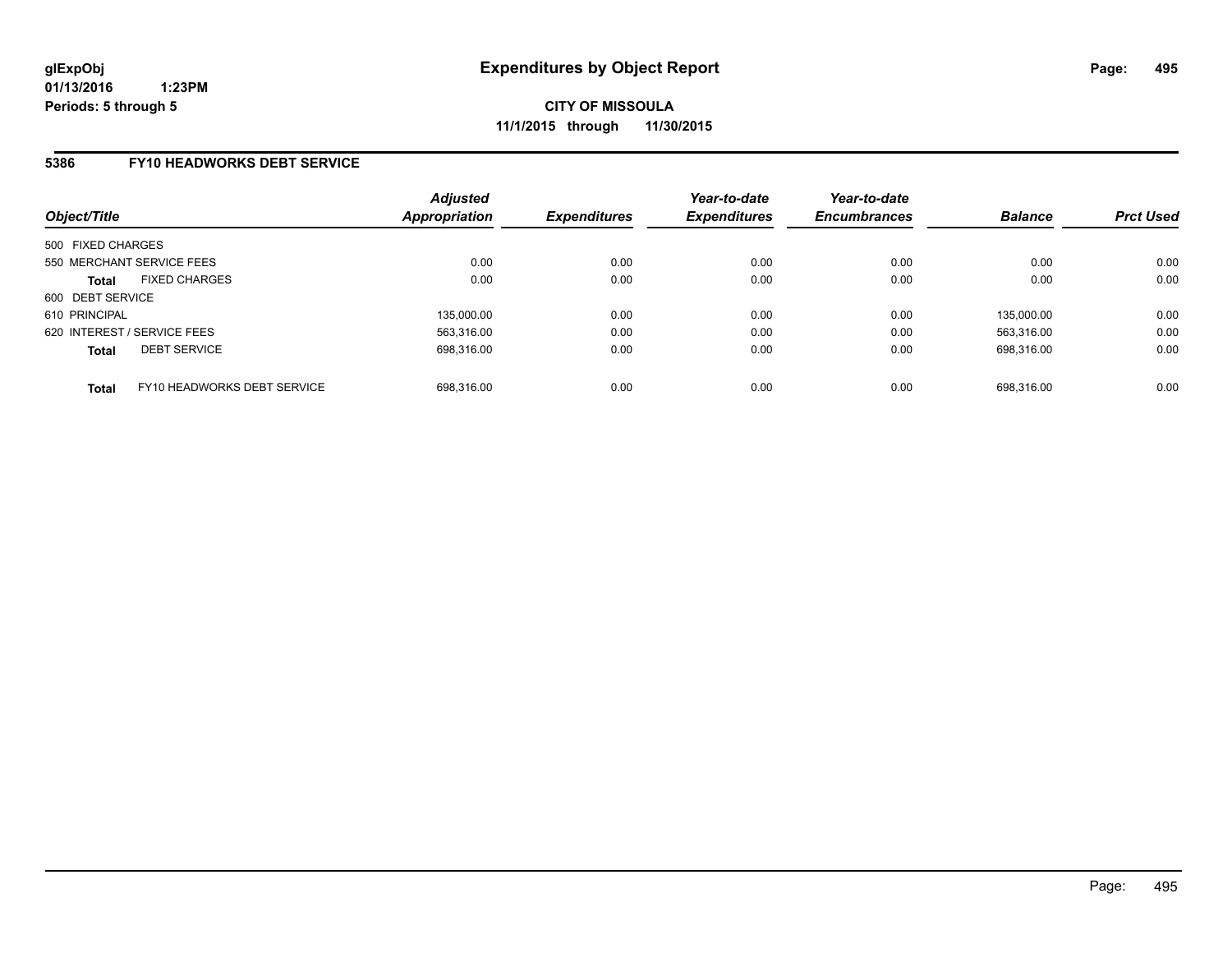# Expenditures by Object Report

glExpObj
01/13/2016 1:23PM
Periods: 5 through 5

**CITY OF MISSOULA**
**11/1/2015 through 11/30/2015**

## 5386 FY10 HEADWORKS DEBT SERVICE

| Object/Title | | Adjusted Appropriation | Expenditures | Year-to-date Expenditures | Year-to-date Encumbrances | Balance | Prct Used |
|---|---|---|---|---|---|---|---|
| 500 FIXED CHARGES | | | | | | | |
| 550 MERCHANT SERVICE FEES | | 0.00 | 0.00 | 0.00 | 0.00 | 0.00 | 0.00 |
| **Total** | FIXED CHARGES | 0.00 | 0.00 | 0.00 | 0.00 | 0.00 | 0.00 |
| 600 DEBT SERVICE | | | | | | | |
| 610 PRINCIPAL | | 135,000.00 | 0.00 | 0.00 | 0.00 | 135,000.00 | 0.00 |
| 620 INTEREST / SERVICE FEES | | 563,316.00 | 0.00 | 0.00 | 0.00 | 563,316.00 | 0.00 |
| **Total** | DEBT SERVICE | 698,316.00 | 0.00 | 0.00 | 0.00 | 698,316.00 | 0.00 |
| **Total** | FY10 HEADWORKS DEBT SERVICE | 698,316.00 | 0.00 | 0.00 | 0.00 | 698,316.00 | 0.00 |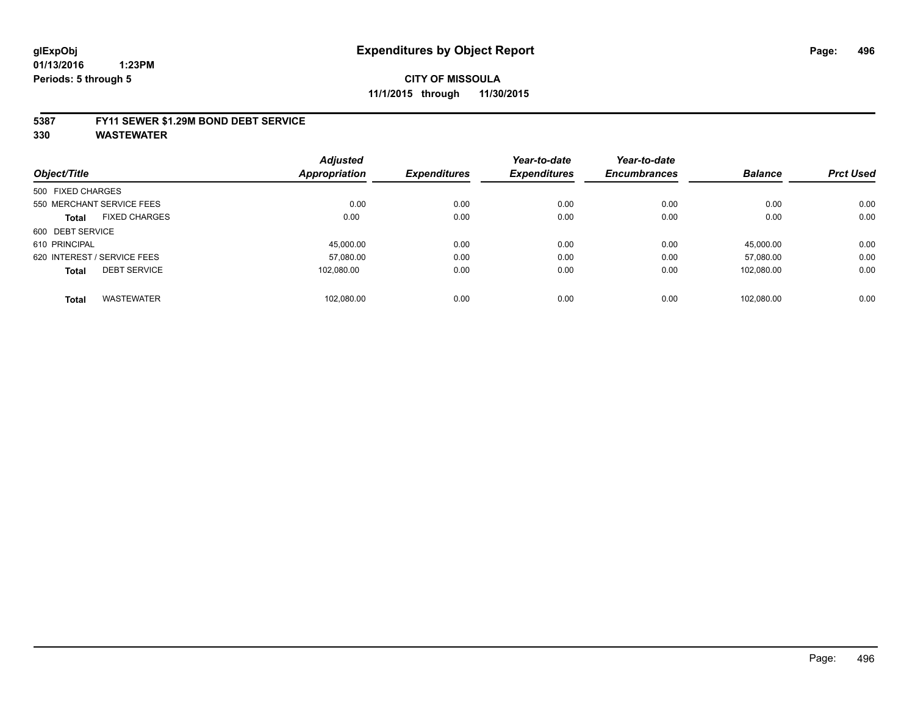# Expenditures by Object Report

glExpObj
01/13/2016 1:23PM
Periods: 5 through 5

**CITY OF MISSOULA**
**11/1/2015 through 11/30/2015**

## 5387 FY11 SEWER $1.29M BOND DEBT SERVICE
## 330 WASTEWATER

| Object/Title | Adjusted Appropriation | Expenditures | Year-to-date Expenditures | Year-to-date Encumbrances | Balance | Prct Used |
|---|---|---|---|---|---|---|
| 500 FIXED CHARGES | | | | | | |
| 550 MERCHANT SERVICE FEES | 0.00 | 0.00 | 0.00 | 0.00 | 0.00 | 0.00 |
| **Total** FIXED CHARGES | 0.00 | 0.00 | 0.00 | 0.00 | 0.00 | 0.00 |
| 600 DEBT SERVICE | | | | | | |
| 610 PRINCIPAL | 45,000.00 | 0.00 | 0.00 | 0.00 | 45,000.00 | 0.00 |
| 620 INTEREST / SERVICE FEES | 57,080.00 | 0.00 | 0.00 | 0.00 | 57,080.00 | 0.00 |
| **Total** DEBT SERVICE | 102,080.00 | 0.00 | 0.00 | 0.00 | 102,080.00 | 0.00 |
| **Total** WASTEWATER | 102,080.00 | 0.00 | 0.00 | 0.00 | 102,080.00 | 0.00 |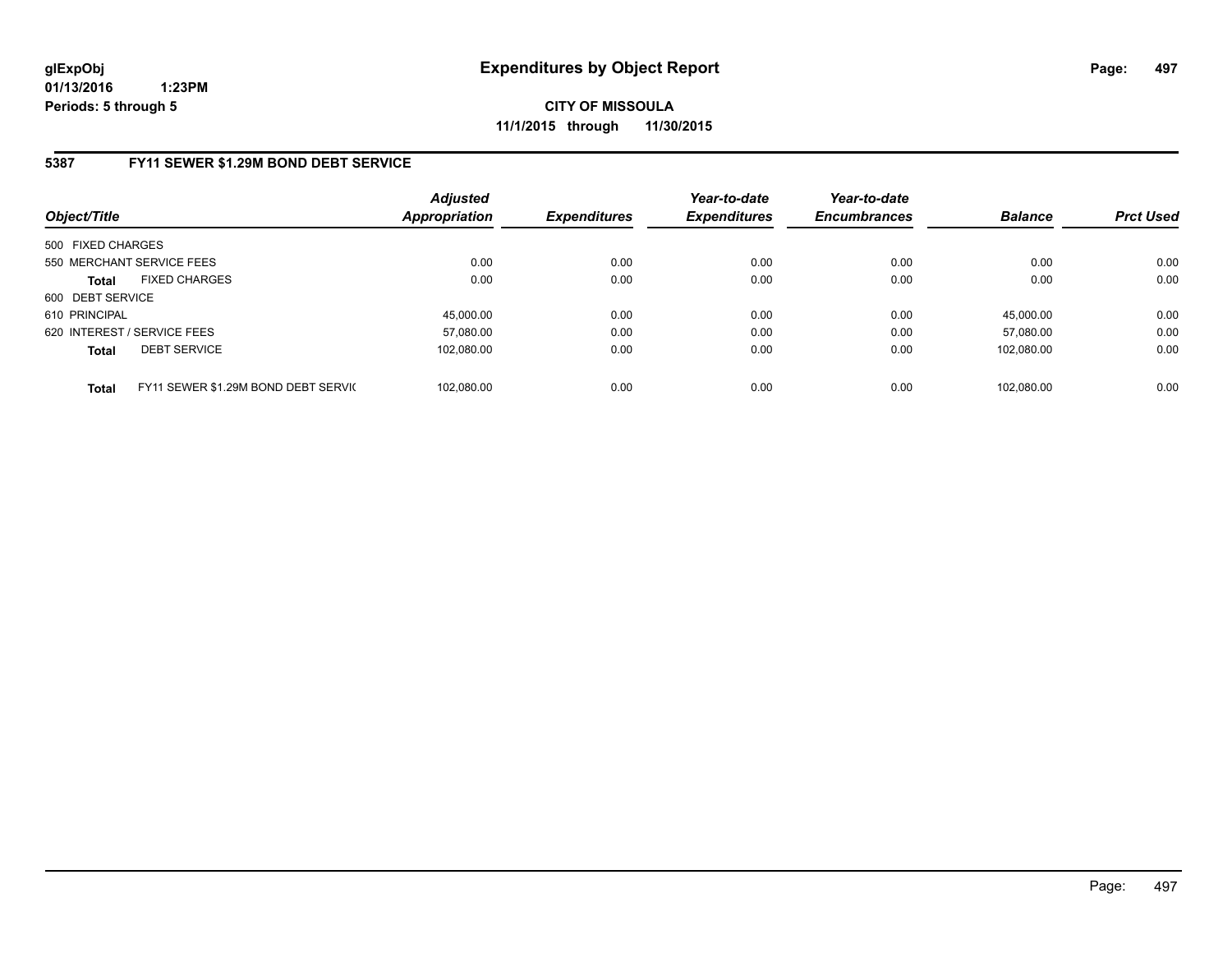glExpObj
01/13/2016 1:23PM
Periods: 5 through 5

# Expenditures by Object Report

**CITY OF MISSOULA**
**11/1/2015 through 11/30/2015**

## 5387 FY11 SEWER $1.29M BOND DEBT SERVICE

| Object/Title | Adjusted Appropriation | Expenditures | Year-to-date Expenditures | Year-to-date Encumbrances | Balance | Prct Used |
|---|---|---|---|---|---|---|
| 500 FIXED CHARGES | | | | | | |
| 550 MERCHANT SERVICE FEES | 0.00 | 0.00 | 0.00 | 0.00 | 0.00 | 0.00 |
| **Total** FIXED CHARGES | 0.00 | 0.00 | 0.00 | 0.00 | 0.00 | 0.00 |
| 600 DEBT SERVICE | | | | | | |
| 610 PRINCIPAL | 45,000.00 | 0.00 | 0.00 | 0.00 | 45,000.00 | 0.00 |
| 620 INTEREST / SERVICE FEES | 57,080.00 | 0.00 | 0.00 | 0.00 | 57,080.00 | 0.00 |
| **Total** DEBT SERVICE | 102,080.00 | 0.00 | 0.00 | 0.00 | 102,080.00 | 0.00 |
| **Total** FY11 SEWER $1.29M BOND DEBT SERVIC | 102,080.00 | 0.00 | 0.00 | 0.00 | 102,080.00 | 0.00 |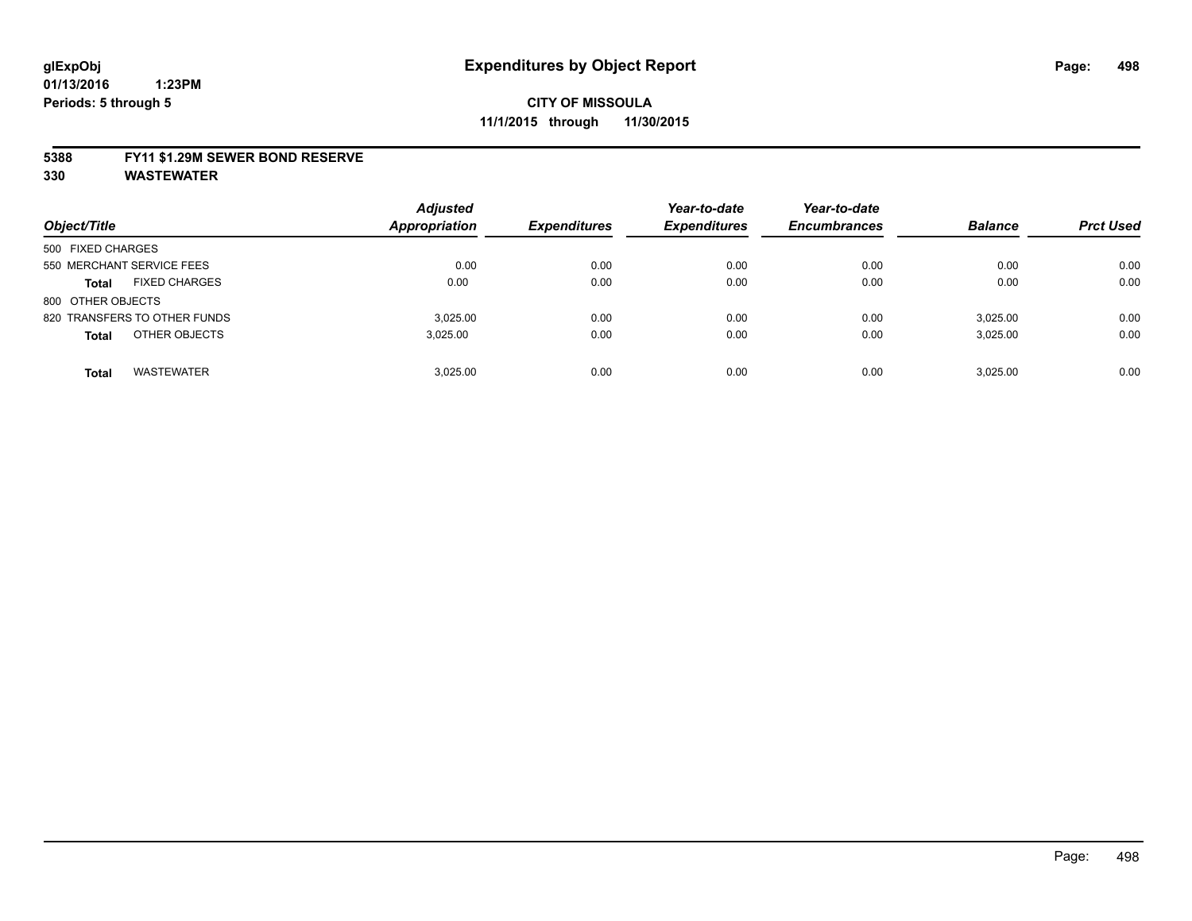**glExpObj**
**01/13/2016 1:23PM**
**Periods: 5 through 5**

# Expenditures by Object Report

**CITY OF MISSOULA**
**11/1/2015 through 11/30/2015**

**5388 FY11 $1.29M SEWER BOND RESERVE**
**330 WASTEWATER**

| Object/Title | Adjusted Appropriation | Expenditures | Year-to-date Expenditures | Year-to-date Encumbrances | Balance | Prct Used |
|---|---|---|---|---|---|---|
| 500 FIXED CHARGES | | | | | | |
| 550 MERCHANT SERVICE FEES | 0.00 | 0.00 | 0.00 | 0.00 | 0.00 | 0.00 |
| **Total** FIXED CHARGES | 0.00 | 0.00 | 0.00 | 0.00 | 0.00 | 0.00 |
| 800 OTHER OBJECTS | | | | | | |
| 820 TRANSFERS TO OTHER FUNDS | 3,025.00 | 0.00 | 0.00 | 0.00 | 3,025.00 | 0.00 |
| **Total** OTHER OBJECTS | 3,025.00 | 0.00 | 0.00 | 0.00 | 3,025.00 | 0.00 |
| **Total** WASTEWATER | 3,025.00 | 0.00 | 0.00 | 0.00 | 3,025.00 | 0.00 |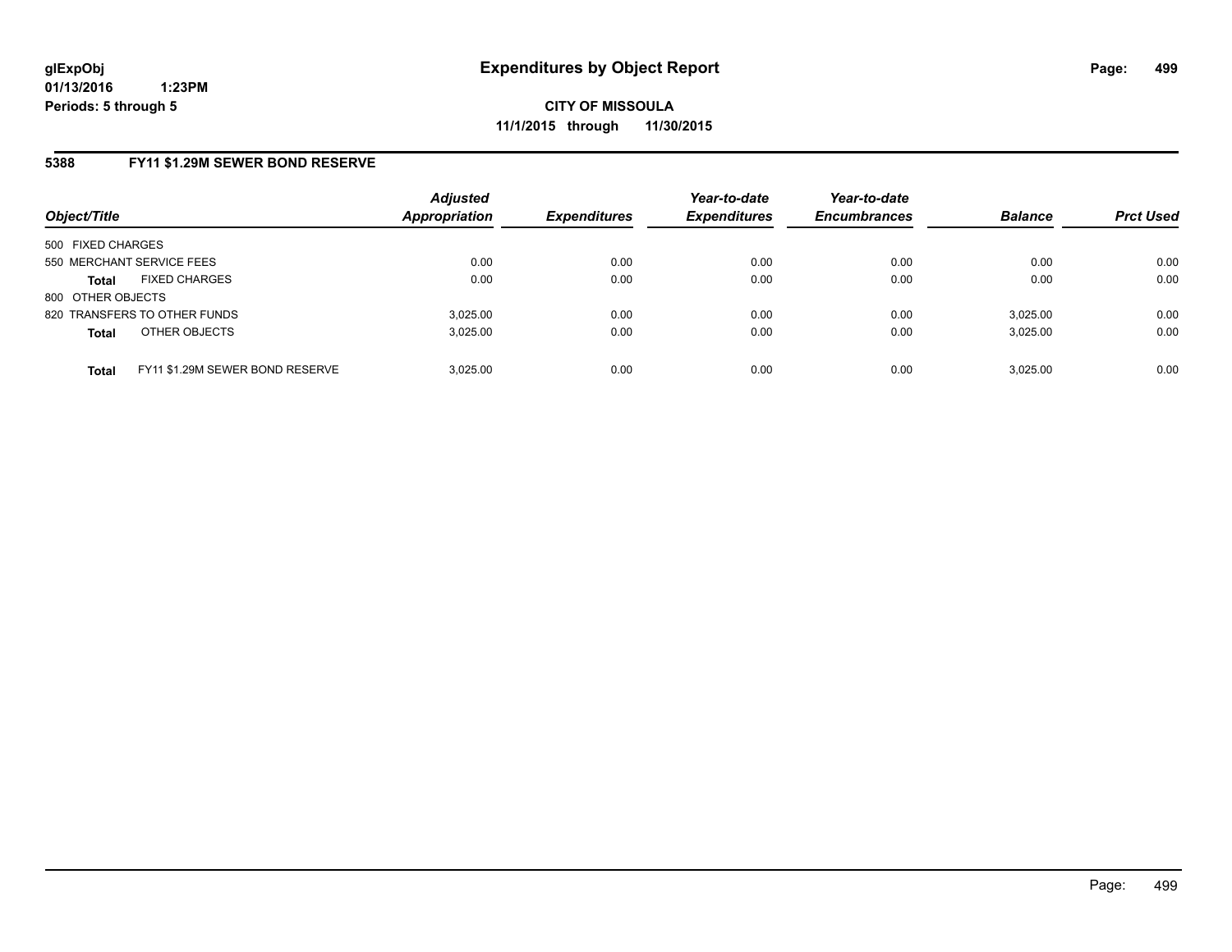# Expenditures by Object Report

glExpObj
01/13/2016 1:23PM
Periods: 5 through 5

**CITY OF MISSOULA**
**11/1/2015 through 11/30/2015**

## 5388 FY11 $1.29M SEWER BOND RESERVE

| Object/Title | | Adjusted Appropriation | Expenditures | Year-to-date Expenditures | Year-to-date Encumbrances | Balance | Prct Used |
|---|---|---|---|---|---|---|---|
| 500 FIXED CHARGES | | | | | | | |
| 550 MERCHANT SERVICE FEES | | 0.00 | 0.00 | 0.00 | 0.00 | 0.00 | 0.00 |
| **Total** | FIXED CHARGES | 0.00 | 0.00 | 0.00 | 0.00 | 0.00 | 0.00 |
| 800 OTHER OBJECTS | | | | | | | |
| 820 TRANSFERS TO OTHER FUNDS | | 3,025.00 | 0.00 | 0.00 | 0.00 | 3,025.00 | 0.00 |
| **Total** | OTHER OBJECTS | 3,025.00 | 0.00 | 0.00 | 0.00 | 3,025.00 | 0.00 |
| **Total** | FY11 $1.29M SEWER BOND RESERVE | 3,025.00 | 0.00 | 0.00 | 0.00 | 3,025.00 | 0.00 |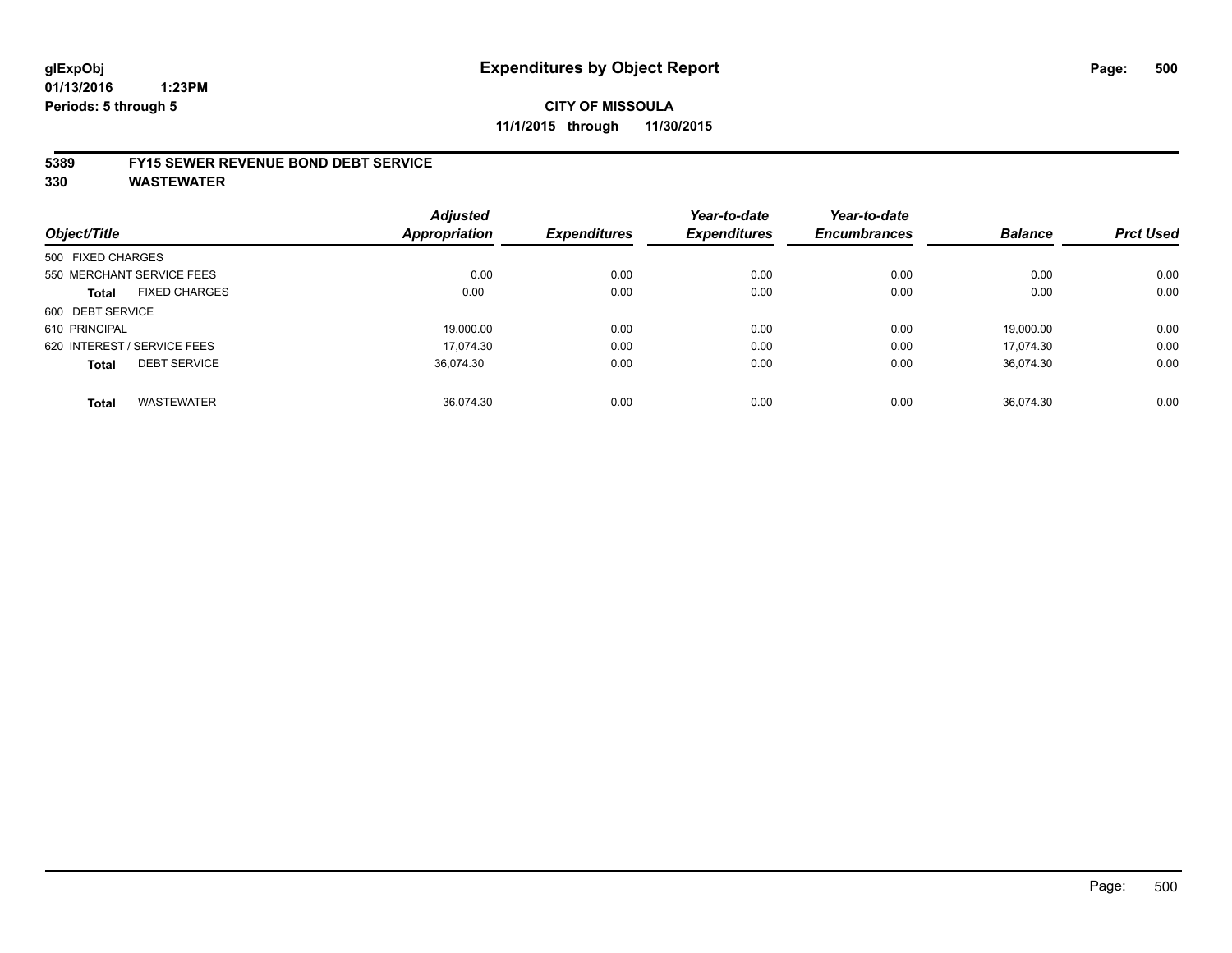glExpObj
01/13/2016 1:23PM
Periods: 5 through 5

# Expenditures by Object Report

**CITY OF MISSOULA**
**11/1/2015 through 11/30/2015**

**5389 FY15 SEWER REVENUE BOND DEBT SERVICE**
**330 WASTEWATER**

| Object/Title | | Adjusted Appropriation | Expenditures | Year-to-date Expenditures | Year-to-date Encumbrances | Balance | Prct Used |
|---|---|---|---|---|---|---|---|
| 500 FIXED CHARGES | | | | | | | |
| 550 MERCHANT SERVICE FEES | | 0.00 | 0.00 | 0.00 | 0.00 | 0.00 | 0.00 |
| **Total** | FIXED CHARGES | 0.00 | 0.00 | 0.00 | 0.00 | 0.00 | 0.00 |
| 600 DEBT SERVICE | | | | | | | |
| 610 PRINCIPAL | | 19,000.00 | 0.00 | 0.00 | 0.00 | 19,000.00 | 0.00 |
| 620 INTEREST / SERVICE FEES | | 17,074.30 | 0.00 | 0.00 | 0.00 | 17,074.30 | 0.00 |
| **Total** | DEBT SERVICE | 36,074.30 | 0.00 | 0.00 | 0.00 | 36,074.30 | 0.00 |
| **Total** | WASTEWATER | 36,074.30 | 0.00 | 0.00 | 0.00 | 36,074.30 | 0.00 |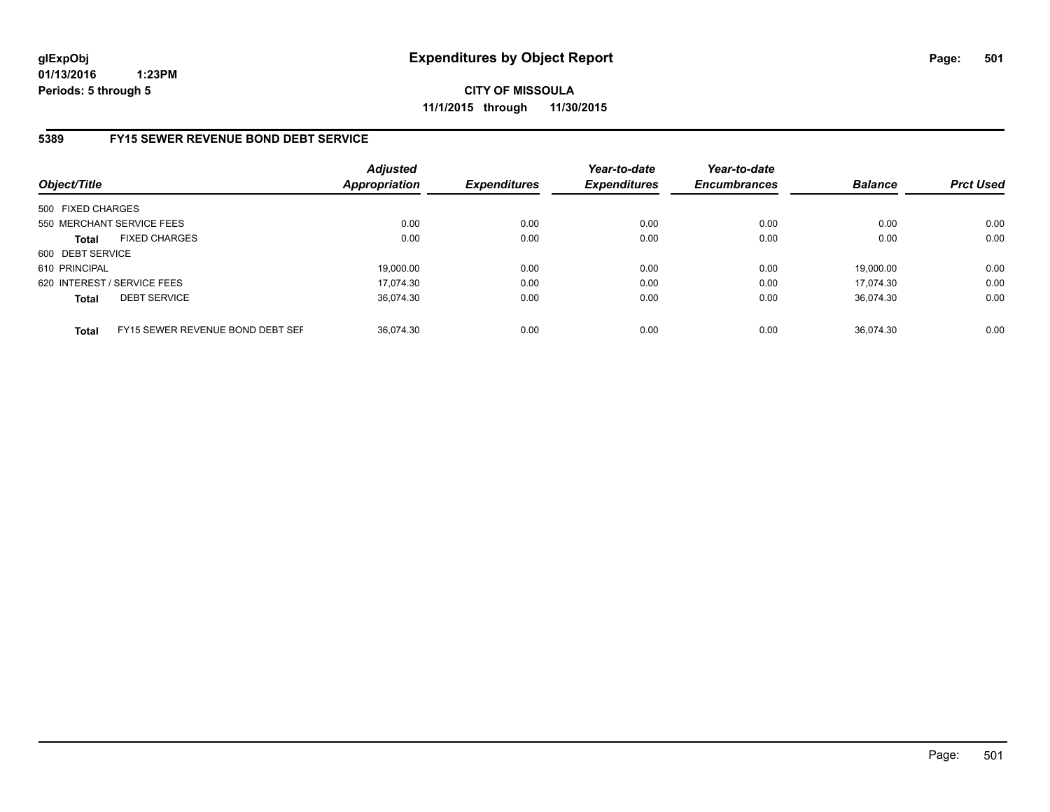glExpObj
01/13/2016 1:23PM
Periods: 5 through 5

# Expenditures by Object Report

**CITY OF MISSOULA**
**11/1/2015 through 11/30/2015**

## 5389 FY15 SEWER REVENUE BOND DEBT SERVICE

| Object/Title | | *Adjusted Appropriation* | *Expenditures* | *Year-to-date Expenditures* | *Year-to-date Encumbrances* | *Balance* | *Prct Used* |
|---|---|---|---|---|---|---|---|
| 500 FIXED CHARGES | | | | | | | |
| 550 MERCHANT SERVICE FEES | | 0.00 | 0.00 | 0.00 | 0.00 | 0.00 | 0.00 |
| **Total** | FIXED CHARGES | 0.00 | 0.00 | 0.00 | 0.00 | 0.00 | 0.00 |
| 600 DEBT SERVICE | | | | | | | |
| 610 PRINCIPAL | | 19,000.00 | 0.00 | 0.00 | 0.00 | 19,000.00 | 0.00 |
| 620 INTEREST / SERVICE FEES | | 17,074.30 | 0.00 | 0.00 | 0.00 | 17,074.30 | 0.00 |
| **Total** | DEBT SERVICE | 36,074.30 | 0.00 | 0.00 | 0.00 | 36,074.30 | 0.00 |
| **Total** | FY15 SEWER REVENUE BOND DEBT SEF | 36,074.30 | 0.00 | 0.00 | 0.00 | 36,074.30 | 0.00 |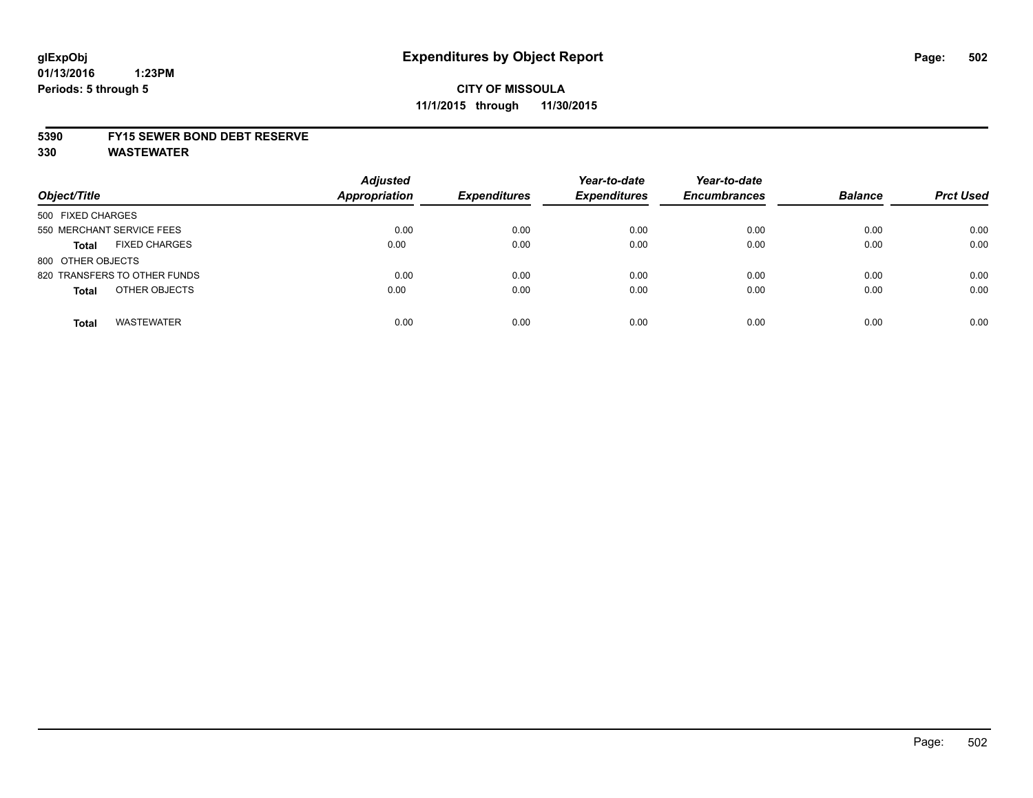glExpObj
01/13/2016 1:23PM
Periods: 5 through 5

# Expenditures by Object Report

**CITY OF MISSOULA**
**11/1/2015 through 11/30/2015**

**5390 FY15 SEWER BOND DEBT RESERVE**
**330 WASTEWATER**

| Object/Title | Adjusted Appropriation | Expenditures | Year-to-date Expenditures | Year-to-date Encumbrances | Balance | Prct Used |
|---|---|---|---|---|---|---|
| 500 FIXED CHARGES | | | | | | |
| 550 MERCHANT SERVICE FEES | 0.00 | 0.00 | 0.00 | 0.00 | 0.00 | 0.00 |
| **Total** FIXED CHARGES | 0.00 | 0.00 | 0.00 | 0.00 | 0.00 | 0.00 |
| 800 OTHER OBJECTS | | | | | | |
| 820 TRANSFERS TO OTHER FUNDS | 0.00 | 0.00 | 0.00 | 0.00 | 0.00 | 0.00 |
| **Total** OTHER OBJECTS | 0.00 | 0.00 | 0.00 | 0.00 | 0.00 | 0.00 |
| **Total** WASTEWATER | 0.00 | 0.00 | 0.00 | 0.00 | 0.00 | 0.00 |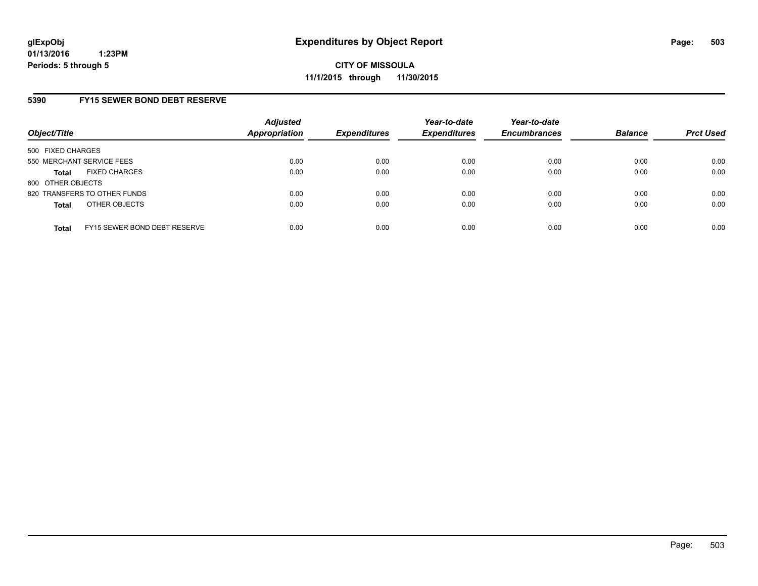glExpObj
01/13/2016 1:23PM
Periods: 5 through 5

# Expenditures by Object Report

**CITY OF MISSOULA**
**11/1/2015 through 11/30/2015**

## 5390 FY15 SEWER BOND DEBT RESERVE

| Object/Title | Adjusted Appropriation | Expenditures | Year-to-date Expenditures | Year-to-date Encumbrances | Balance | Prct Used |
|---|---|---|---|---|---|---|
| 500 FIXED CHARGES | | | | | | |
| 550 MERCHANT SERVICE FEES | 0.00 | 0.00 | 0.00 | 0.00 | 0.00 | 0.00 |
| **Total** FIXED CHARGES | 0.00 | 0.00 | 0.00 | 0.00 | 0.00 | 0.00 |
| 800 OTHER OBJECTS | | | | | | |
| 820 TRANSFERS TO OTHER FUNDS | 0.00 | 0.00 | 0.00 | 0.00 | 0.00 | 0.00 |
| **Total** OTHER OBJECTS | 0.00 | 0.00 | 0.00 | 0.00 | 0.00 | 0.00 |
| **Total** FY15 SEWER BOND DEBT RESERVE | 0.00 | 0.00 | 0.00 | 0.00 | 0.00 | 0.00 |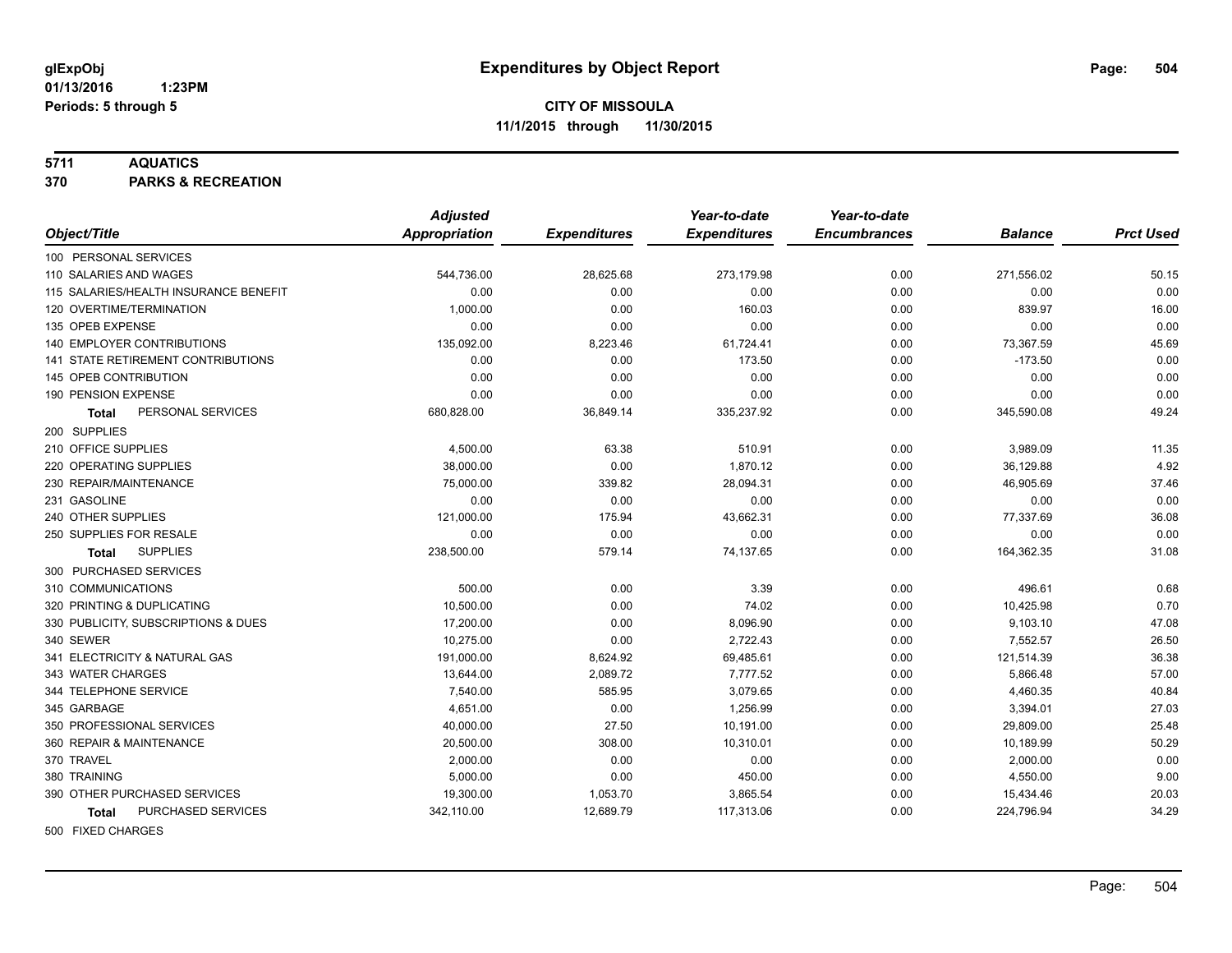# Expenditures by Object Report

**glExpObj**
**01/13/2016 1:23PM**
**Periods: 5 through 5**

**CITY OF MISSOULA**
**11/1/2015 through 11/30/2015**

**5711 AQUATICS**
**370 PARKS & RECREATION**

| Object/Title | Adjusted Appropriation | Expenditures | Year-to-date Expenditures | Year-to-date Encumbrances | Balance | Prct Used |
|---|---|---|---|---|---|---|
| 100 PERSONAL SERVICES | | | | | | |
| 110 SALARIES AND WAGES | 544,736.00 | 28,625.68 | 273,179.98 | 0.00 | 271,556.02 | 50.15 |
| 115 SALARIES/HEALTH INSURANCE BENEFIT | 0.00 | 0.00 | 0.00 | 0.00 | 0.00 | 0.00 |
| 120 OVERTIME/TERMINATION | 1,000.00 | 0.00 | 160.03 | 0.00 | 839.97 | 16.00 |
| 135 OPEB EXPENSE | 0.00 | 0.00 | 0.00 | 0.00 | 0.00 | 0.00 |
| 140 EMPLOYER CONTRIBUTIONS | 135,092.00 | 8,223.46 | 61,724.41 | 0.00 | 73,367.59 | 45.69 |
| 141 STATE RETIREMENT CONTRIBUTIONS | 0.00 | 0.00 | 173.50 | 0.00 | -173.50 | 0.00 |
| 145 OPEB CONTRIBUTION | 0.00 | 0.00 | 0.00 | 0.00 | 0.00 | 0.00 |
| 190 PENSION EXPENSE | 0.00 | 0.00 | 0.00 | 0.00 | 0.00 | 0.00 |
| **Total** PERSONAL SERVICES | 680,828.00 | 36,849.14 | 335,237.92 | 0.00 | 345,590.08 | 49.24 |
| 200 SUPPLIES | | | | | | |
| 210 OFFICE SUPPLIES | 4,500.00 | 63.38 | 510.91 | 0.00 | 3,989.09 | 11.35 |
| 220 OPERATING SUPPLIES | 38,000.00 | 0.00 | 1,870.12 | 0.00 | 36,129.88 | 4.92 |
| 230 REPAIR/MAINTENANCE | 75,000.00 | 339.82 | 28,094.31 | 0.00 | 46,905.69 | 37.46 |
| 231 GASOLINE | 0.00 | 0.00 | 0.00 | 0.00 | 0.00 | 0.00 |
| 240 OTHER SUPPLIES | 121,000.00 | 175.94 | 43,662.31 | 0.00 | 77,337.69 | 36.08 |
| 250 SUPPLIES FOR RESALE | 0.00 | 0.00 | 0.00 | 0.00 | 0.00 | 0.00 |
| **Total** SUPPLIES | 238,500.00 | 579.14 | 74,137.65 | 0.00 | 164,362.35 | 31.08 |
| 300 PURCHASED SERVICES | | | | | | |
| 310 COMMUNICATIONS | 500.00 | 0.00 | 3.39 | 0.00 | 496.61 | 0.68 |
| 320 PRINTING & DUPLICATING | 10,500.00 | 0.00 | 74.02 | 0.00 | 10,425.98 | 0.70 |
| 330 PUBLICITY, SUBSCRIPTIONS & DUES | 17,200.00 | 0.00 | 8,096.90 | 0.00 | 9,103.10 | 47.08 |
| 340 SEWER | 10,275.00 | 0.00 | 2,722.43 | 0.00 | 7,552.57 | 26.50 |
| 341 ELECTRICITY & NATURAL GAS | 191,000.00 | 8,624.92 | 69,485.61 | 0.00 | 121,514.39 | 36.38 |
| 343 WATER CHARGES | 13,644.00 | 2,089.72 | 7,777.52 | 0.00 | 5,866.48 | 57.00 |
| 344 TELEPHONE SERVICE | 7,540.00 | 585.95 | 3,079.65 | 0.00 | 4,460.35 | 40.84 |
| 345 GARBAGE | 4,651.00 | 0.00 | 1,256.99 | 0.00 | 3,394.01 | 27.03 |
| 350 PROFESSIONAL SERVICES | 40,000.00 | 27.50 | 10,191.00 | 0.00 | 29,809.00 | 25.48 |
| 360 REPAIR & MAINTENANCE | 20,500.00 | 308.00 | 10,310.01 | 0.00 | 10,189.99 | 50.29 |
| 370 TRAVEL | 2,000.00 | 0.00 | 0.00 | 0.00 | 2,000.00 | 0.00 |
| 380 TRAINING | 5,000.00 | 0.00 | 450.00 | 0.00 | 4,550.00 | 9.00 |
| 390 OTHER PURCHASED SERVICES | 19,300.00 | 1,053.70 | 3,865.54 | 0.00 | 15,434.46 | 20.03 |
| **Total** PURCHASED SERVICES | 342,110.00 | 12,689.79 | 117,313.06 | 0.00 | 224,796.94 | 34.29 |
| 500 FIXED CHARGES | | | | | | |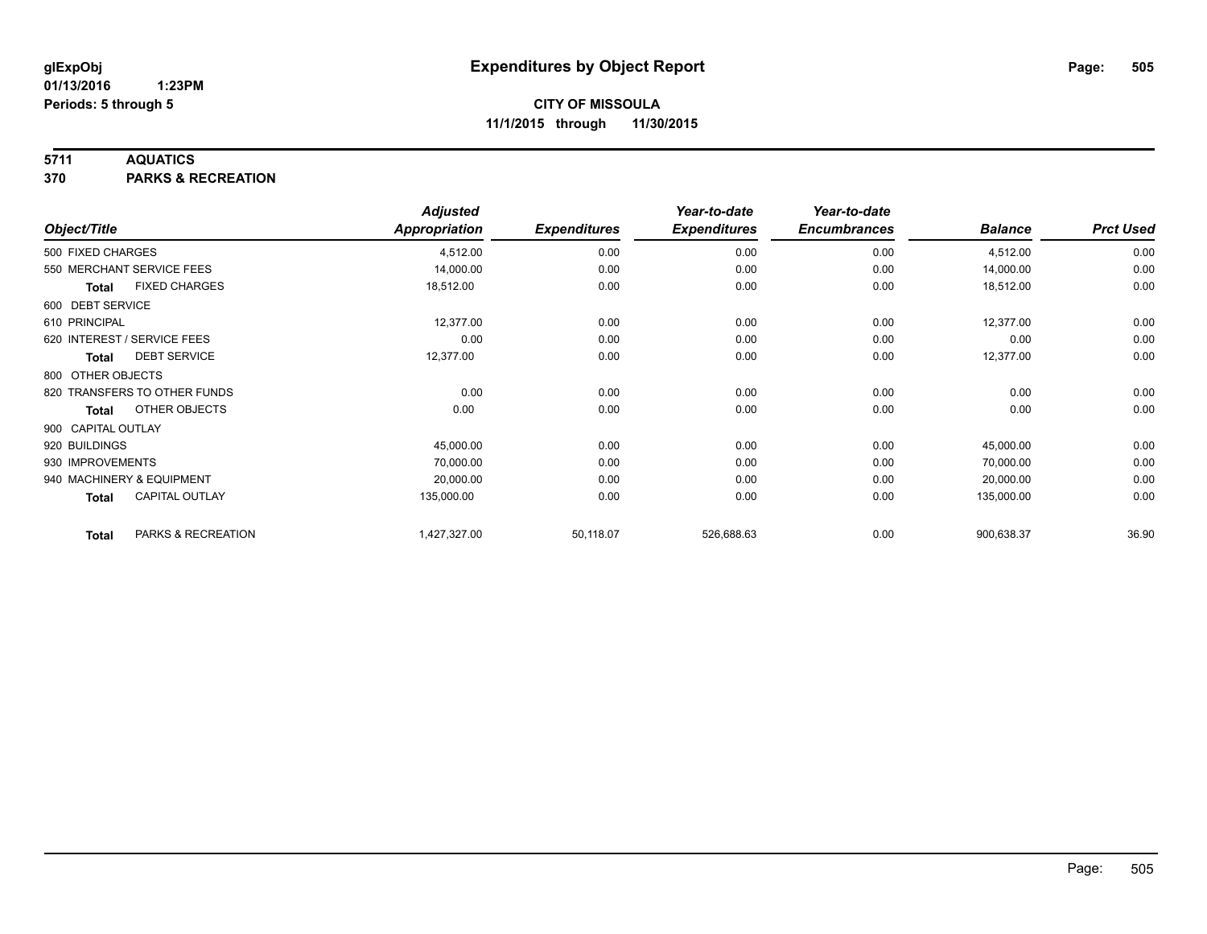glExpObj
01/13/2016 1:23PM
Periods: 5 through 5

# Expenditures by Object Report

**CITY OF MISSOULA**
**11/1/2015 through 11/30/2015**

**5711 AQUATICS**
**370 PARKS & RECREATION**

| Object/Title | Adjusted Appropriation | Expenditures | Year-to-date Expenditures | Year-to-date Encumbrances | Balance | Prct Used |
|---|---|---|---|---|---|---|
| 500 FIXED CHARGES | 4,512.00 | 0.00 | 0.00 | 0.00 | 4,512.00 | 0.00 |
| 550 MERCHANT SERVICE FEES | 14,000.00 | 0.00 | 0.00 | 0.00 | 14,000.00 | 0.00 |
| **Total** FIXED CHARGES | 18,512.00 | 0.00 | 0.00 | 0.00 | 18,512.00 | 0.00 |
| 600 DEBT SERVICE | | | | | | |
| 610 PRINCIPAL | 12,377.00 | 0.00 | 0.00 | 0.00 | 12,377.00 | 0.00 |
| 620 INTEREST / SERVICE FEES | 0.00 | 0.00 | 0.00 | 0.00 | 0.00 | 0.00 |
| **Total** DEBT SERVICE | 12,377.00 | 0.00 | 0.00 | 0.00 | 12,377.00 | 0.00 |
| 800 OTHER OBJECTS | | | | | | |
| 820 TRANSFERS TO OTHER FUNDS | 0.00 | 0.00 | 0.00 | 0.00 | 0.00 | 0.00 |
| **Total** OTHER OBJECTS | 0.00 | 0.00 | 0.00 | 0.00 | 0.00 | 0.00 |
| 900 CAPITAL OUTLAY | | | | | | |
| 920 BUILDINGS | 45,000.00 | 0.00 | 0.00 | 0.00 | 45,000.00 | 0.00 |
| 930 IMPROVEMENTS | 70,000.00 | 0.00 | 0.00 | 0.00 | 70,000.00 | 0.00 |
| 940 MACHINERY & EQUIPMENT | 20,000.00 | 0.00 | 0.00 | 0.00 | 20,000.00 | 0.00 |
| **Total** CAPITAL OUTLAY | 135,000.00 | 0.00 | 0.00 | 0.00 | 135,000.00 | 0.00 |
| **Total** PARKS & RECREATION | 1,427,327.00 | 50,118.07 | 526,688.63 | 0.00 | 900,638.37 | 36.90 |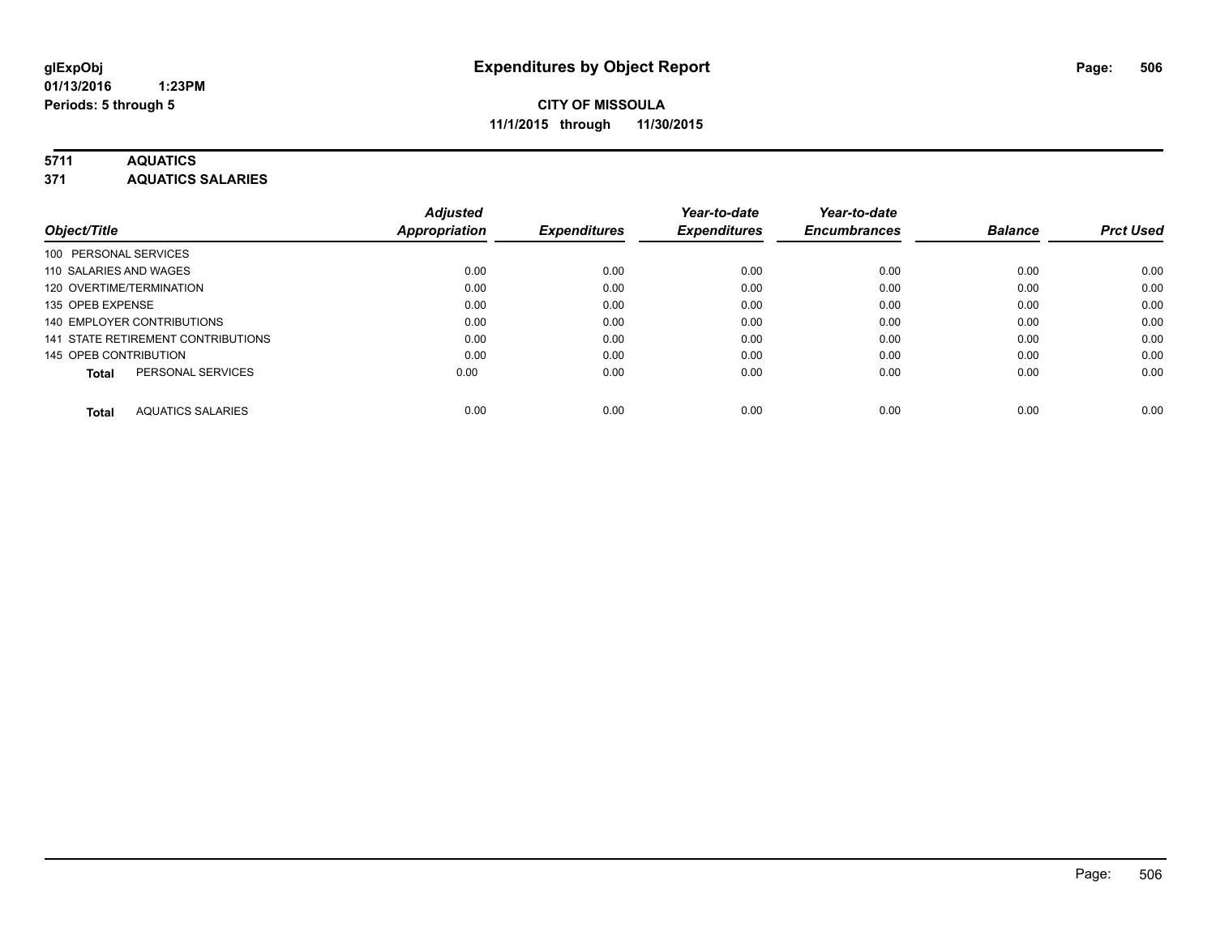# Expenditures by Object Report

glExpObj
01/13/2016 1:23PM
Periods: 5 through 5

**CITY OF MISSOULA**
**11/1/2015 through 11/30/2015**

## 5711 AQUATICS
## 371 AQUATICS SALARIES

| Object/Title | Adjusted Appropriation | Expenditures | Year-to-date Expenditures | Year-to-date Encumbrances | Balance | Prct Used |
|---|---|---|---|---|---|---|
| 100 PERSONAL SERVICES | | | | | | |
| 110 SALARIES AND WAGES | 0.00 | 0.00 | 0.00 | 0.00 | 0.00 | 0.00 |
| 120 OVERTIME/TERMINATION | 0.00 | 0.00 | 0.00 | 0.00 | 0.00 | 0.00 |
| 135 OPEB EXPENSE | 0.00 | 0.00 | 0.00 | 0.00 | 0.00 | 0.00 |
| 140 EMPLOYER CONTRIBUTIONS | 0.00 | 0.00 | 0.00 | 0.00 | 0.00 | 0.00 |
| 141 STATE RETIREMENT CONTRIBUTIONS | 0.00 | 0.00 | 0.00 | 0.00 | 0.00 | 0.00 |
| 145 OPEB CONTRIBUTION | 0.00 | 0.00 | 0.00 | 0.00 | 0.00 | 0.00 |
| **Total** PERSONAL SERVICES | 0.00 | 0.00 | 0.00 | 0.00 | 0.00 | 0.00 |
| **Total** AQUATICS SALARIES | 0.00 | 0.00 | 0.00 | 0.00 | 0.00 | 0.00 |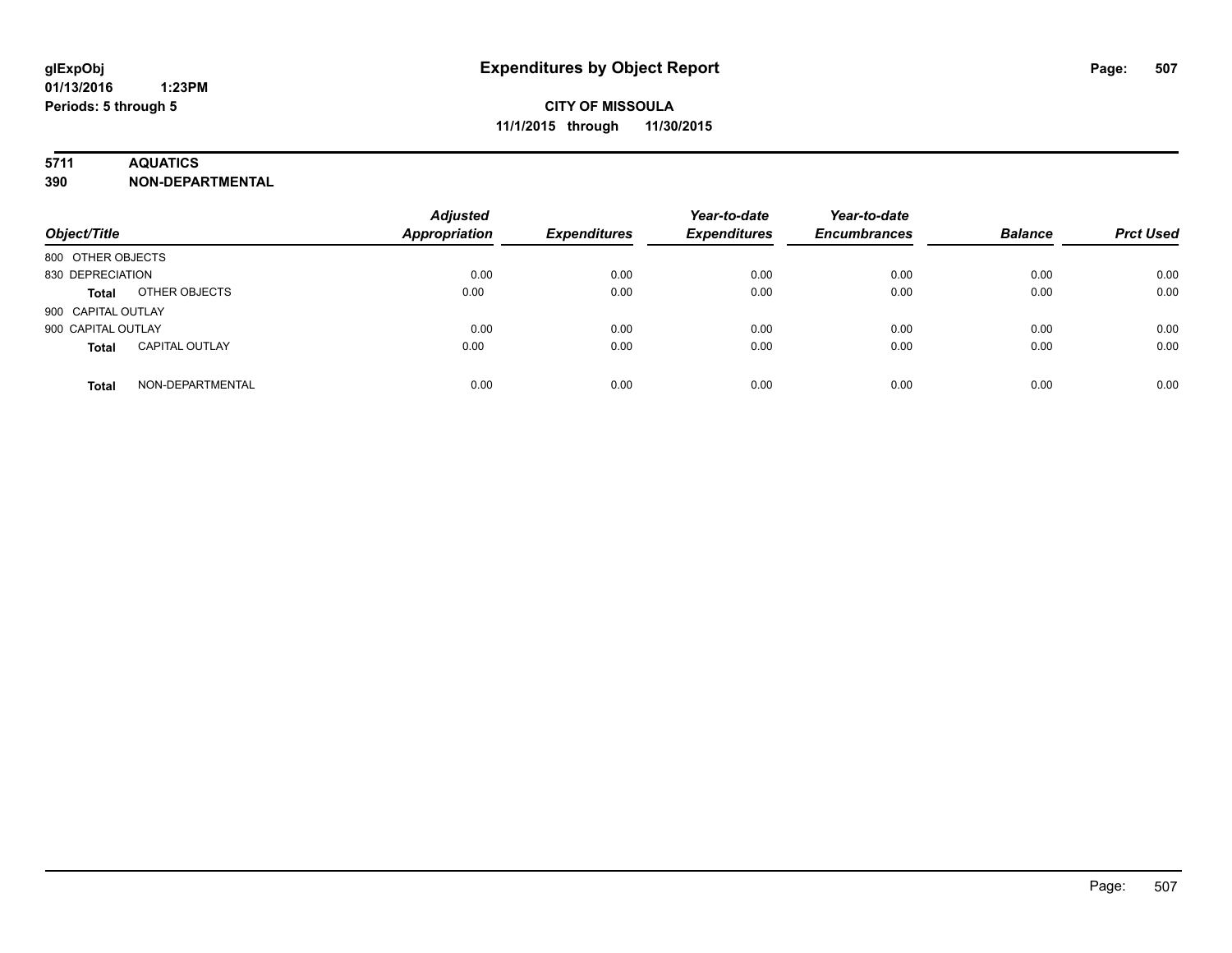**Expenditures by Object Report**

**CITY OF MISSOULA**

**11/1/2015 through 11/30/2015**

glExpObj
01/13/2016 1:23PM
Periods: 5 through 5

**5711 AQUATICS**

**390 NON-DEPARTMENTAL**

| Object/Title | | Adjusted Appropriation | Expenditures | Year-to-date Expenditures | Year-to-date Encumbrances | Balance | Prct Used |
|---|---|---|---|---|---|---|---|
| 800 OTHER OBJECTS | | | | | | | |
| 830 DEPRECIATION | | 0.00 | 0.00 | 0.00 | 0.00 | 0.00 | 0.00 |
| **Total** | OTHER OBJECTS | 0.00 | 0.00 | 0.00 | 0.00 | 0.00 | 0.00 |
| 900 CAPITAL OUTLAY | | | | | | | |
| 900 CAPITAL OUTLAY | | 0.00 | 0.00 | 0.00 | 0.00 | 0.00 | 0.00 |
| **Total** | CAPITAL OUTLAY | 0.00 | 0.00 | 0.00 | 0.00 | 0.00 | 0.00 |
| **Total** | NON-DEPARTMENTAL | 0.00 | 0.00 | 0.00 | 0.00 | 0.00 | 0.00 |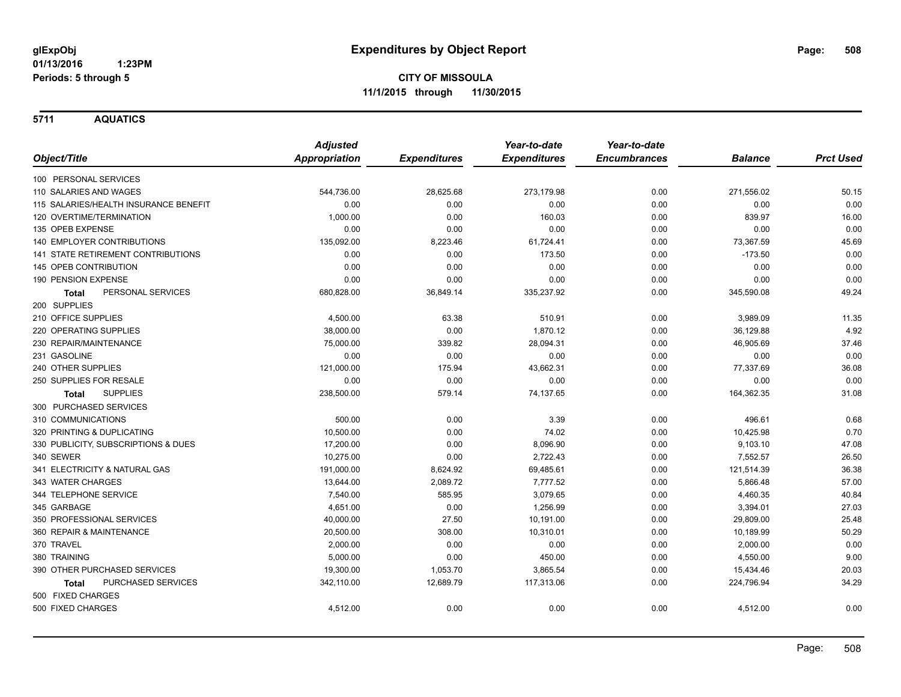**glExpObj**
**01/13/2016 1:23PM**
**Periods: 5 through 5**

# Expenditures by Object Report

**CITY OF MISSOULA**
**11/1/2015 through 11/30/2015**

## 5711 AQUATICS

| Object/Title | Adjusted Appropriation | Expenditures | Year-to-date Expenditures | Year-to-date Encumbrances | Balance | Prct Used |
|---|---|---|---|---|---|---|
| 100 PERSONAL SERVICES | | | | | | |
| 110 SALARIES AND WAGES | 544,736.00 | 28,625.68 | 273,179.98 | 0.00 | 271,556.02 | 50.15 |
| 115 SALARIES/HEALTH INSURANCE BENEFIT | 0.00 | 0.00 | 0.00 | 0.00 | 0.00 | 0.00 |
| 120 OVERTIME/TERMINATION | 1,000.00 | 0.00 | 160.03 | 0.00 | 839.97 | 16.00 |
| 135 OPEB EXPENSE | 0.00 | 0.00 | 0.00 | 0.00 | 0.00 | 0.00 |
| 140 EMPLOYER CONTRIBUTIONS | 135,092.00 | 8,223.46 | 61,724.41 | 0.00 | 73,367.59 | 45.69 |
| 141 STATE RETIREMENT CONTRIBUTIONS | 0.00 | 0.00 | 173.50 | 0.00 | -173.50 | 0.00 |
| 145 OPEB CONTRIBUTION | 0.00 | 0.00 | 0.00 | 0.00 | 0.00 | 0.00 |
| 190 PENSION EXPENSE | 0.00 | 0.00 | 0.00 | 0.00 | 0.00 | 0.00 |
| **Total** PERSONAL SERVICES | 680,828.00 | 36,849.14 | 335,237.92 | 0.00 | 345,590.08 | 49.24 |
| 200 SUPPLIES | | | | | | |
| 210 OFFICE SUPPLIES | 4,500.00 | 63.38 | 510.91 | 0.00 | 3,989.09 | 11.35 |
| 220 OPERATING SUPPLIES | 38,000.00 | 0.00 | 1,870.12 | 0.00 | 36,129.88 | 4.92 |
| 230 REPAIR/MAINTENANCE | 75,000.00 | 339.82 | 28,094.31 | 0.00 | 46,905.69 | 37.46 |
| 231 GASOLINE | 0.00 | 0.00 | 0.00 | 0.00 | 0.00 | 0.00 |
| 240 OTHER SUPPLIES | 121,000.00 | 175.94 | 43,662.31 | 0.00 | 77,337.69 | 36.08 |
| 250 SUPPLIES FOR RESALE | 0.00 | 0.00 | 0.00 | 0.00 | 0.00 | 0.00 |
| **Total** SUPPLIES | 238,500.00 | 579.14 | 74,137.65 | 0.00 | 164,362.35 | 31.08 |
| 300 PURCHASED SERVICES | | | | | | |
| 310 COMMUNICATIONS | 500.00 | 0.00 | 3.39 | 0.00 | 496.61 | 0.68 |
| 320 PRINTING & DUPLICATING | 10,500.00 | 0.00 | 74.02 | 0.00 | 10,425.98 | 0.70 |
| 330 PUBLICITY, SUBSCRIPTIONS & DUES | 17,200.00 | 0.00 | 8,096.90 | 0.00 | 9,103.10 | 47.08 |
| 340 SEWER | 10,275.00 | 0.00 | 2,722.43 | 0.00 | 7,552.57 | 26.50 |
| 341 ELECTRICITY & NATURAL GAS | 191,000.00 | 8,624.92 | 69,485.61 | 0.00 | 121,514.39 | 36.38 |
| 343 WATER CHARGES | 13,644.00 | 2,089.72 | 7,777.52 | 0.00 | 5,866.48 | 57.00 |
| 344 TELEPHONE SERVICE | 7,540.00 | 585.95 | 3,079.65 | 0.00 | 4,460.35 | 40.84 |
| 345 GARBAGE | 4,651.00 | 0.00 | 1,256.99 | 0.00 | 3,394.01 | 27.03 |
| 350 PROFESSIONAL SERVICES | 40,000.00 | 27.50 | 10,191.00 | 0.00 | 29,809.00 | 25.48 |
| 360 REPAIR & MAINTENANCE | 20,500.00 | 308.00 | 10,310.01 | 0.00 | 10,189.99 | 50.29 |
| 370 TRAVEL | 2,000.00 | 0.00 | 0.00 | 0.00 | 2,000.00 | 0.00 |
| 380 TRAINING | 5,000.00 | 0.00 | 450.00 | 0.00 | 4,550.00 | 9.00 |
| 390 OTHER PURCHASED SERVICES | 19,300.00 | 1,053.70 | 3,865.54 | 0.00 | 15,434.46 | 20.03 |
| **Total** PURCHASED SERVICES | 342,110.00 | 12,689.79 | 117,313.06 | 0.00 | 224,796.94 | 34.29 |
| 500 FIXED CHARGES | | | | | | |
| 500 FIXED CHARGES | 4,512.00 | 0.00 | 0.00 | 0.00 | 4,512.00 | 0.00 |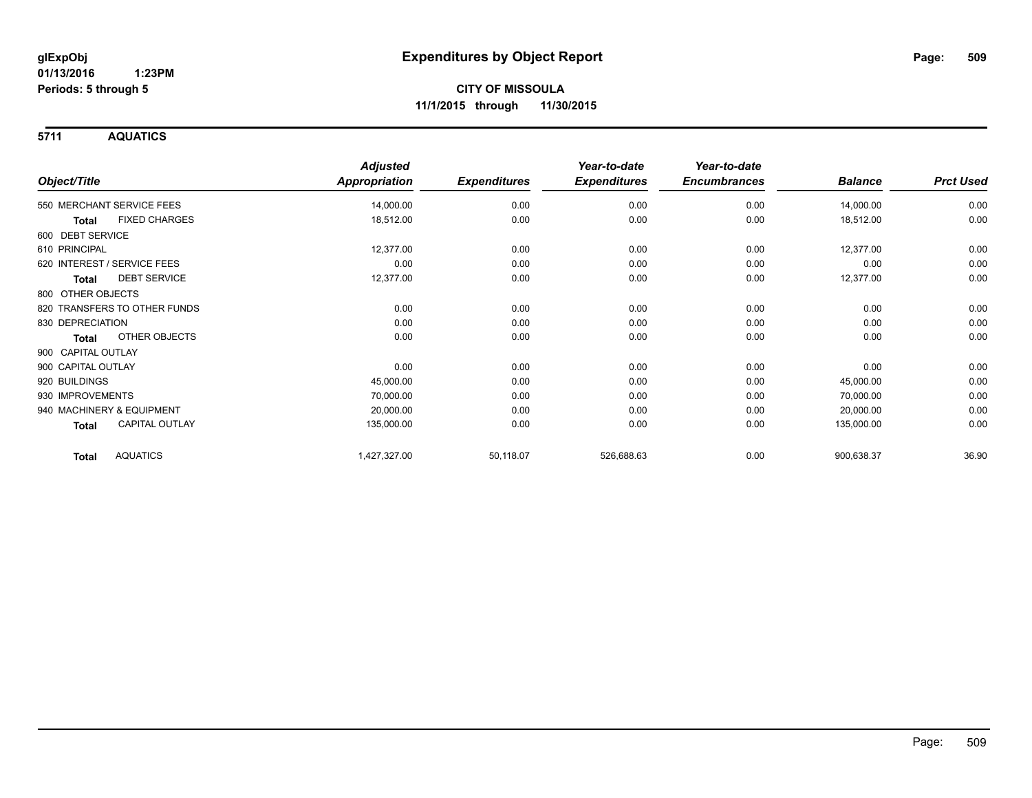**glExpObj**
**01/13/2016 1:23PM**
**Periods: 5 through 5**

# Expenditures by Object Report

**CITY OF MISSOULA**
**11/1/2015 through 11/30/2015**

## 5711 AQUATICS

| Object/Title | Adjusted Appropriation | Expenditures | Year-to-date Expenditures | Year-to-date Encumbrances | Balance | Prct Used |
|---|---|---|---|---|---|---|
| 550 MERCHANT SERVICE FEES | 14,000.00 | 0.00 | 0.00 | 0.00 | 14,000.00 | 0.00 |
| **Total** FIXED CHARGES | 18,512.00 | 0.00 | 0.00 | 0.00 | 18,512.00 | 0.00 |
| 600 DEBT SERVICE | | | | | | |
| 610 PRINCIPAL | 12,377.00 | 0.00 | 0.00 | 0.00 | 12,377.00 | 0.00 |
| 620 INTEREST / SERVICE FEES | 0.00 | 0.00 | 0.00 | 0.00 | 0.00 | 0.00 |
| **Total** DEBT SERVICE | 12,377.00 | 0.00 | 0.00 | 0.00 | 12,377.00 | 0.00 |
| 800 OTHER OBJECTS | | | | | | |
| 820 TRANSFERS TO OTHER FUNDS | 0.00 | 0.00 | 0.00 | 0.00 | 0.00 | 0.00 |
| 830 DEPRECIATION | 0.00 | 0.00 | 0.00 | 0.00 | 0.00 | 0.00 |
| **Total** OTHER OBJECTS | 0.00 | 0.00 | 0.00 | 0.00 | 0.00 | 0.00 |
| 900 CAPITAL OUTLAY | | | | | | |
| 900 CAPITAL OUTLAY | 0.00 | 0.00 | 0.00 | 0.00 | 0.00 | 0.00 |
| 920 BUILDINGS | 45,000.00 | 0.00 | 0.00 | 0.00 | 45,000.00 | 0.00 |
| 930 IMPROVEMENTS | 70,000.00 | 0.00 | 0.00 | 0.00 | 70,000.00 | 0.00 |
| 940 MACHINERY & EQUIPMENT | 20,000.00 | 0.00 | 0.00 | 0.00 | 20,000.00 | 0.00 |
| **Total** CAPITAL OUTLAY | 135,000.00 | 0.00 | 0.00 | 0.00 | 135,000.00 | 0.00 |
| **Total** AQUATICS | 1,427,327.00 | 50,118.07 | 526,688.63 | 0.00 | 900,638.37 | 36.90 |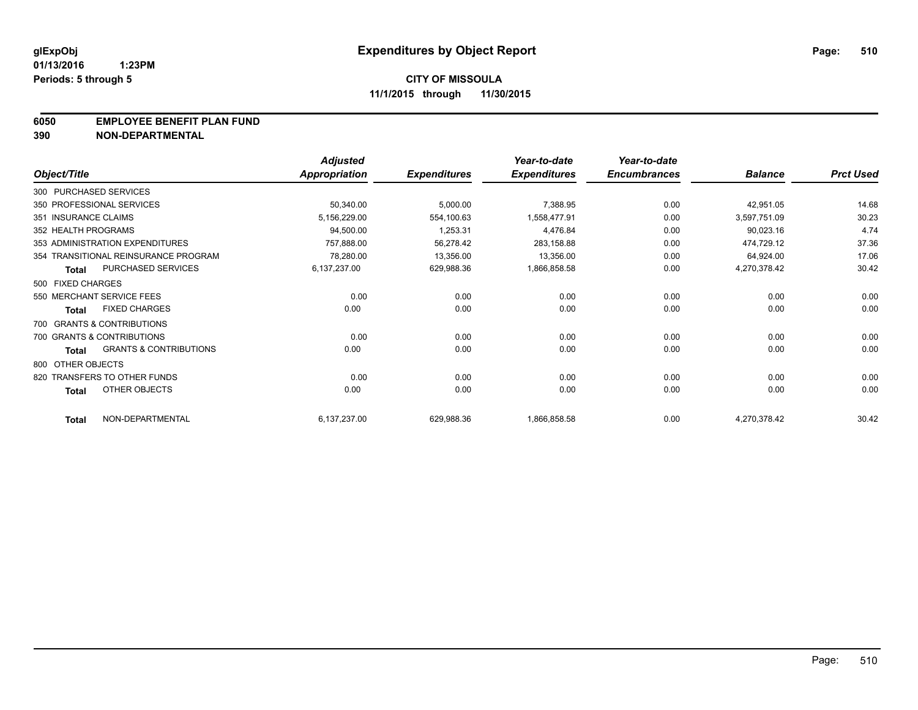**glExpObj** **Expenditures by Object Report**
**01/13/2016 1:23PM**
**Periods: 5 through 5**

**CITY OF MISSOULA**
**11/1/2015 through 11/30/2015**

**6050 EMPLOYEE BENEFIT PLAN FUND**
**390 NON-DEPARTMENTAL**

| Object/Title | Adjusted Appropriation | Expenditures | Year-to-date Expenditures | Year-to-date Encumbrances | Balance | Prct Used |
|---|---|---|---|---|---|---|
| 300 PURCHASED SERVICES | | | | | | |
| 350 PROFESSIONAL SERVICES | 50,340.00 | 5,000.00 | 7,388.95 | 0.00 | 42,951.05 | 14.68 |
| 351 INSURANCE CLAIMS | 5,156,229.00 | 554,100.63 | 1,558,477.91 | 0.00 | 3,597,751.09 | 30.23 |
| 352 HEALTH PROGRAMS | 94,500.00 | 1,253.31 | 4,476.84 | 0.00 | 90,023.16 | 4.74 |
| 353 ADMINISTRATION EXPENDITURES | 757,888.00 | 56,278.42 | 283,158.88 | 0.00 | 474,729.12 | 37.36 |
| 354 TRANSITIONAL REINSURANCE PROGRAM | 78,280.00 | 13,356.00 | 13,356.00 | 0.00 | 64,924.00 | 17.06 |
| **Total** PURCHASED SERVICES | 6,137,237.00 | 629,988.36 | 1,866,858.58 | 0.00 | 4,270,378.42 | 30.42 |
| 500 FIXED CHARGES | | | | | | |
| 550 MERCHANT SERVICE FEES | 0.00 | 0.00 | 0.00 | 0.00 | 0.00 | 0.00 |
| **Total** FIXED CHARGES | 0.00 | 0.00 | 0.00 | 0.00 | 0.00 | 0.00 |
| 700 GRANTS & CONTRIBUTIONS | | | | | | |
| 700 GRANTS & CONTRIBUTIONS | 0.00 | 0.00 | 0.00 | 0.00 | 0.00 | 0.00 |
| **Total** GRANTS & CONTRIBUTIONS | 0.00 | 0.00 | 0.00 | 0.00 | 0.00 | 0.00 |
| 800 OTHER OBJECTS | | | | | | |
| 820 TRANSFERS TO OTHER FUNDS | 0.00 | 0.00 | 0.00 | 0.00 | 0.00 | 0.00 |
| **Total** OTHER OBJECTS | 0.00 | 0.00 | 0.00 | 0.00 | 0.00 | 0.00 |
| **Total** NON-DEPARTMENTAL | 6,137,237.00 | 629,988.36 | 1,866,858.58 | 0.00 | 4,270,378.42 | 30.42 |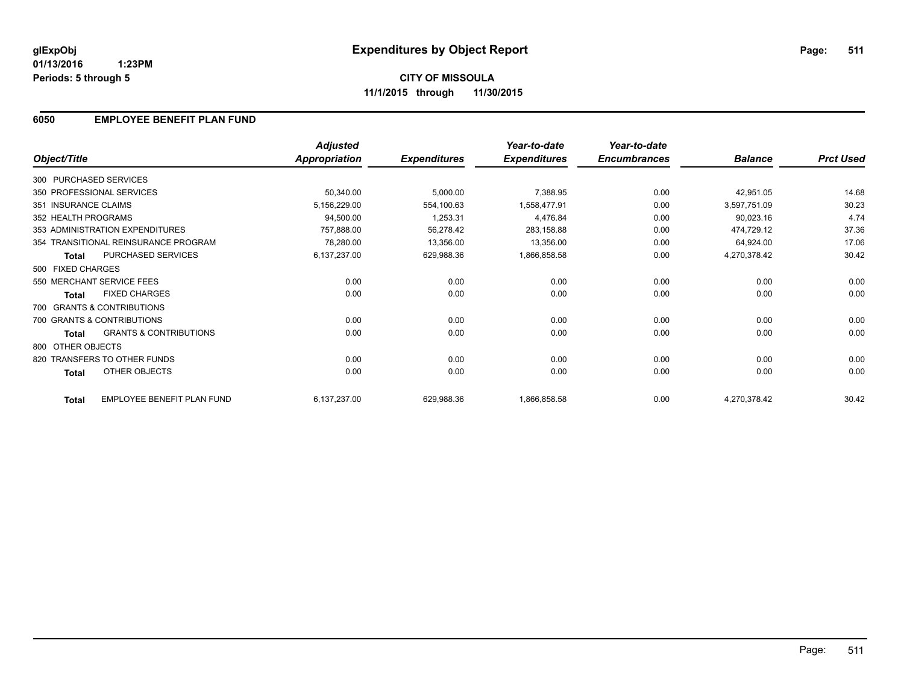**glExpObj**
**01/13/2016 1:23PM**
**Periods: 5 through 5**

# Expenditures by Object Report

**CITY OF MISSOULA**
**11/1/2015 through 11/30/2015**

## 6050 EMPLOYEE BENEFIT PLAN FUND

| Object/Title | | Adjusted Appropriation | Expenditures | Year-to-date Expenditures | Year-to-date Encumbrances | Balance | Prct Used |
|---|---|---|---|---|---|---|---|
| 300 PURCHASED SERVICES | | | | | | | |
| 350 PROFESSIONAL SERVICES | | 50,340.00 | 5,000.00 | 7,388.95 | 0.00 | 42,951.05 | 14.68 |
| 351 INSURANCE CLAIMS | | 5,156,229.00 | 554,100.63 | 1,558,477.91 | 0.00 | 3,597,751.09 | 30.23 |
| 352 HEALTH PROGRAMS | | 94,500.00 | 1,253.31 | 4,476.84 | 0.00 | 90,023.16 | 4.74 |
| 353 ADMINISTRATION EXPENDITURES | | 757,888.00 | 56,278.42 | 283,158.88 | 0.00 | 474,729.12 | 37.36 |
| 354 TRANSITIONAL REINSURANCE PROGRAM | | 78,280.00 | 13,356.00 | 13,356.00 | 0.00 | 64,924.00 | 17.06 |
| **Total** | PURCHASED SERVICES | 6,137,237.00 | 629,988.36 | 1,866,858.58 | 0.00 | 4,270,378.42 | 30.42 |
| 500 FIXED CHARGES | | | | | | | |
| 550 MERCHANT SERVICE FEES | | 0.00 | 0.00 | 0.00 | 0.00 | 0.00 | 0.00 |
| **Total** | FIXED CHARGES | 0.00 | 0.00 | 0.00 | 0.00 | 0.00 | 0.00 |
| 700 GRANTS & CONTRIBUTIONS | | | | | | | |
| 700 GRANTS & CONTRIBUTIONS | | 0.00 | 0.00 | 0.00 | 0.00 | 0.00 | 0.00 |
| **Total** | GRANTS & CONTRIBUTIONS | 0.00 | 0.00 | 0.00 | 0.00 | 0.00 | 0.00 |
| 800 OTHER OBJECTS | | | | | | | |
| 820 TRANSFERS TO OTHER FUNDS | | 0.00 | 0.00 | 0.00 | 0.00 | 0.00 | 0.00 |
| **Total** | OTHER OBJECTS | 0.00 | 0.00 | 0.00 | 0.00 | 0.00 | 0.00 |
| **Total** | EMPLOYEE BENEFIT PLAN FUND | 6,137,237.00 | 629,988.36 | 1,866,858.58 | 0.00 | 4,270,378.42 | 30.42 |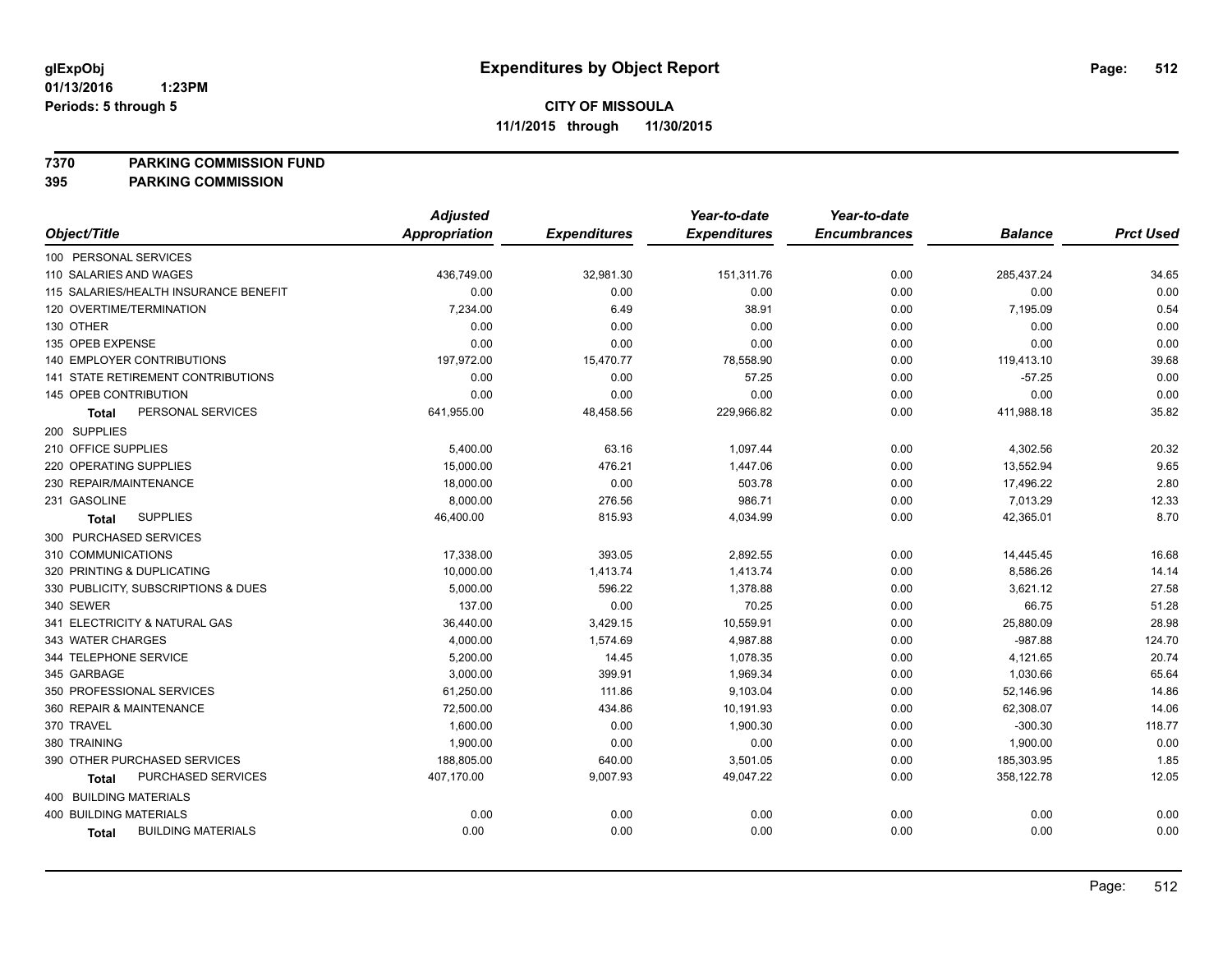**glExpObj** 01/13/2016 1:23PM
**Periods: 5 through 5**

## Expenditures by Object Report

**CITY OF MISSOULA**
**11/1/2015 through 11/30/2015**

**7370 PARKING COMMISSION FUND**
**395 PARKING COMMISSION**

| Object/Title | Adjusted Appropriation | Expenditures | Year-to-date Expenditures | Year-to-date Encumbrances | Balance | Prct Used |
|---|---|---|---|---|---|---|
| 100 PERSONAL SERVICES | | | | | | |
| 110 SALARIES AND WAGES | 436,749.00 | 32,981.30 | 151,311.76 | 0.00 | 285,437.24 | 34.65 |
| 115 SALARIES/HEALTH INSURANCE BENEFIT | 0.00 | 0.00 | 0.00 | 0.00 | 0.00 | 0.00 |
| 120 OVERTIME/TERMINATION | 7,234.00 | 6.49 | 38.91 | 0.00 | 7,195.09 | 0.54 |
| 130 OTHER | 0.00 | 0.00 | 0.00 | 0.00 | 0.00 | 0.00 |
| 135 OPEB EXPENSE | 0.00 | 0.00 | 0.00 | 0.00 | 0.00 | 0.00 |
| 140 EMPLOYER CONTRIBUTIONS | 197,972.00 | 15,470.77 | 78,558.90 | 0.00 | 119,413.10 | 39.68 |
| 141 STATE RETIREMENT CONTRIBUTIONS | 0.00 | 0.00 | 57.25 | 0.00 | -57.25 | 0.00 |
| 145 OPEB CONTRIBUTION | 0.00 | 0.00 | 0.00 | 0.00 | 0.00 | 0.00 |
| **Total** PERSONAL SERVICES | 641,955.00 | 48,458.56 | 229,966.82 | 0.00 | 411,988.18 | 35.82 |
| 200 SUPPLIES | | | | | | |
| 210 OFFICE SUPPLIES | 5,400.00 | 63.16 | 1,097.44 | 0.00 | 4,302.56 | 20.32 |
| 220 OPERATING SUPPLIES | 15,000.00 | 476.21 | 1,447.06 | 0.00 | 13,552.94 | 9.65 |
| 230 REPAIR/MAINTENANCE | 18,000.00 | 0.00 | 503.78 | 0.00 | 17,496.22 | 2.80 |
| 231 GASOLINE | 8,000.00 | 276.56 | 986.71 | 0.00 | 7,013.29 | 12.33 |
| **Total** SUPPLIES | 46,400.00 | 815.93 | 4,034.99 | 0.00 | 42,365.01 | 8.70 |
| 300 PURCHASED SERVICES | | | | | | |
| 310 COMMUNICATIONS | 17,338.00 | 393.05 | 2,892.55 | 0.00 | 14,445.45 | 16.68 |
| 320 PRINTING & DUPLICATING | 10,000.00 | 1,413.74 | 1,413.74 | 0.00 | 8,586.26 | 14.14 |
| 330 PUBLICITY, SUBSCRIPTIONS & DUES | 5,000.00 | 596.22 | 1,378.88 | 0.00 | 3,621.12 | 27.58 |
| 340 SEWER | 137.00 | 0.00 | 70.25 | 0.00 | 66.75 | 51.28 |
| 341 ELECTRICITY & NATURAL GAS | 36,440.00 | 3,429.15 | 10,559.91 | 0.00 | 25,880.09 | 28.98 |
| 343 WATER CHARGES | 4,000.00 | 1,574.69 | 4,987.88 | 0.00 | -987.88 | 124.70 |
| 344 TELEPHONE SERVICE | 5,200.00 | 14.45 | 1,078.35 | 0.00 | 4,121.65 | 20.74 |
| 345 GARBAGE | 3,000.00 | 399.91 | 1,969.34 | 0.00 | 1,030.66 | 65.64 |
| 350 PROFESSIONAL SERVICES | 61,250.00 | 111.86 | 9,103.04 | 0.00 | 52,146.96 | 14.86 |
| 360 REPAIR & MAINTENANCE | 72,500.00 | 434.86 | 10,191.93 | 0.00 | 62,308.07 | 14.06 |
| 370 TRAVEL | 1,600.00 | 0.00 | 1,900.30 | 0.00 | -300.30 | 118.77 |
| 380 TRAINING | 1,900.00 | 0.00 | 0.00 | 0.00 | 1,900.00 | 0.00 |
| 390 OTHER PURCHASED SERVICES | 188,805.00 | 640.00 | 3,501.05 | 0.00 | 185,303.95 | 1.85 |
| **Total** PURCHASED SERVICES | 407,170.00 | 9,007.93 | 49,047.22 | 0.00 | 358,122.78 | 12.05 |
| 400 BUILDING MATERIALS | | | | | | |
| 400 BUILDING MATERIALS | 0.00 | 0.00 | 0.00 | 0.00 | 0.00 | 0.00 |
| **Total** BUILDING MATERIALS | 0.00 | 0.00 | 0.00 | 0.00 | 0.00 | 0.00 |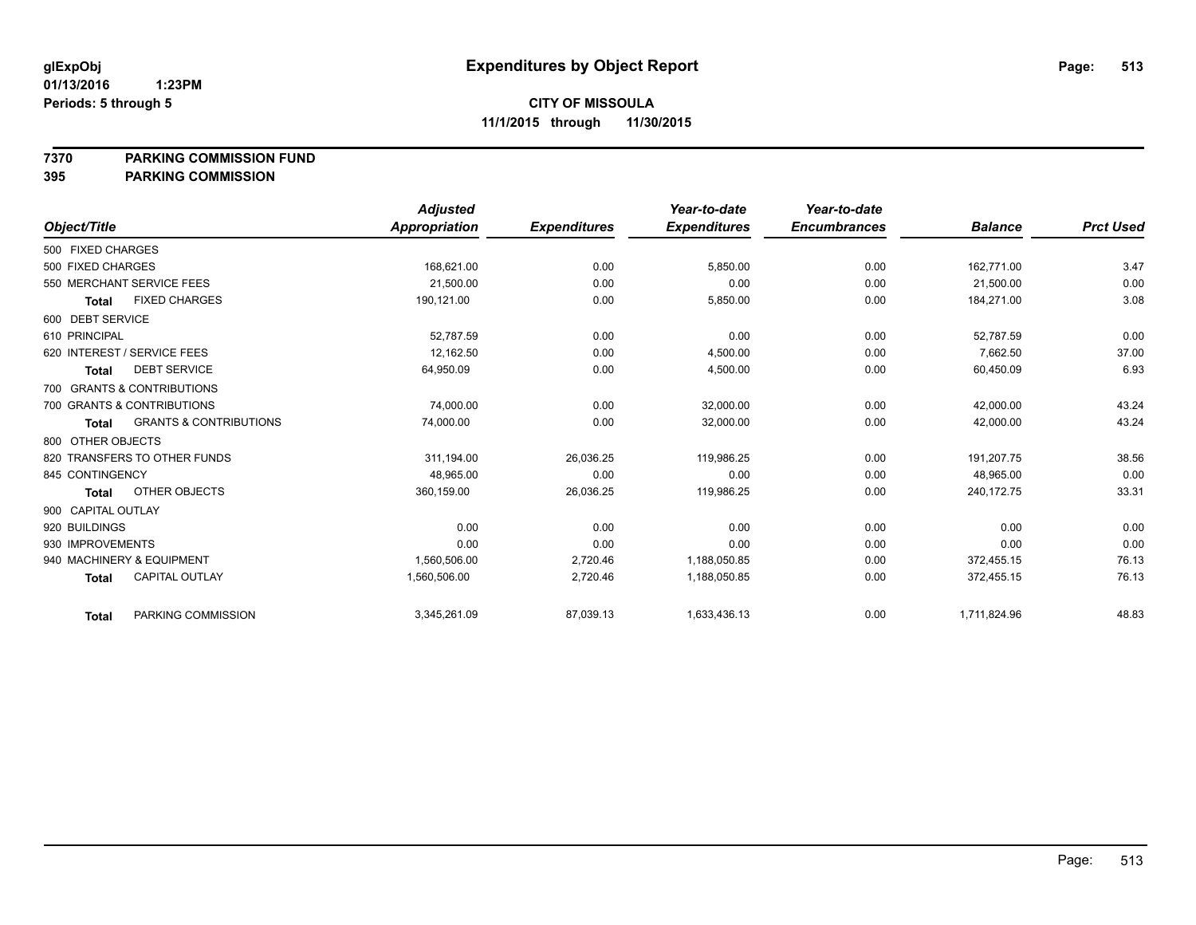**glExpObj**
**01/13/2016 1:23PM**
**Periods: 5 through 5**

# Expenditures by Object Report

**CITY OF MISSOULA**
**11/1/2015 through 11/30/2015**

**7370 PARKING COMMISSION FUND**
**395 PARKING COMMISSION**

| Object/Title | Adjusted Appropriation | Expenditures | Year-to-date Expenditures | Year-to-date Encumbrances | Balance | Prct Used |
|---|---|---|---|---|---|---|
| 500 FIXED CHARGES | | | | | | |
| 500 FIXED CHARGES | 168,621.00 | 0.00 | 5,850.00 | 0.00 | 162,771.00 | 3.47 |
| 550 MERCHANT SERVICE FEES | 21,500.00 | 0.00 | 0.00 | 0.00 | 21,500.00 | 0.00 |
| **Total** FIXED CHARGES | 190,121.00 | 0.00 | 5,850.00 | 0.00 | 184,271.00 | 3.08 |
| 600 DEBT SERVICE | | | | | | |
| 610 PRINCIPAL | 52,787.59 | 0.00 | 0.00 | 0.00 | 52,787.59 | 0.00 |
| 620 INTEREST / SERVICE FEES | 12,162.50 | 0.00 | 4,500.00 | 0.00 | 7,662.50 | 37.00 |
| **Total** DEBT SERVICE | 64,950.09 | 0.00 | 4,500.00 | 0.00 | 60,450.09 | 6.93 |
| 700 GRANTS & CONTRIBUTIONS | | | | | | |
| 700 GRANTS & CONTRIBUTIONS | 74,000.00 | 0.00 | 32,000.00 | 0.00 | 42,000.00 | 43.24 |
| **Total** GRANTS & CONTRIBUTIONS | 74,000.00 | 0.00 | 32,000.00 | 0.00 | 42,000.00 | 43.24 |
| 800 OTHER OBJECTS | | | | | | |
| 820 TRANSFERS TO OTHER FUNDS | 311,194.00 | 26,036.25 | 119,986.25 | 0.00 | 191,207.75 | 38.56 |
| 845 CONTINGENCY | 48,965.00 | 0.00 | 0.00 | 0.00 | 48,965.00 | 0.00 |
| **Total** OTHER OBJECTS | 360,159.00 | 26,036.25 | 119,986.25 | 0.00 | 240,172.75 | 33.31 |
| 900 CAPITAL OUTLAY | | | | | | |
| 920 BUILDINGS | 0.00 | 0.00 | 0.00 | 0.00 | 0.00 | 0.00 |
| 930 IMPROVEMENTS | 0.00 | 0.00 | 0.00 | 0.00 | 0.00 | 0.00 |
| 940 MACHINERY & EQUIPMENT | 1,560,506.00 | 2,720.46 | 1,188,050.85 | 0.00 | 372,455.15 | 76.13 |
| **Total** CAPITAL OUTLAY | 1,560,506.00 | 2,720.46 | 1,188,050.85 | 0.00 | 372,455.15 | 76.13 |
| **Total** PARKING COMMISSION | 3,345,261.09 | 87,039.13 | 1,633,436.13 | 0.00 | 1,711,824.96 | 48.83 |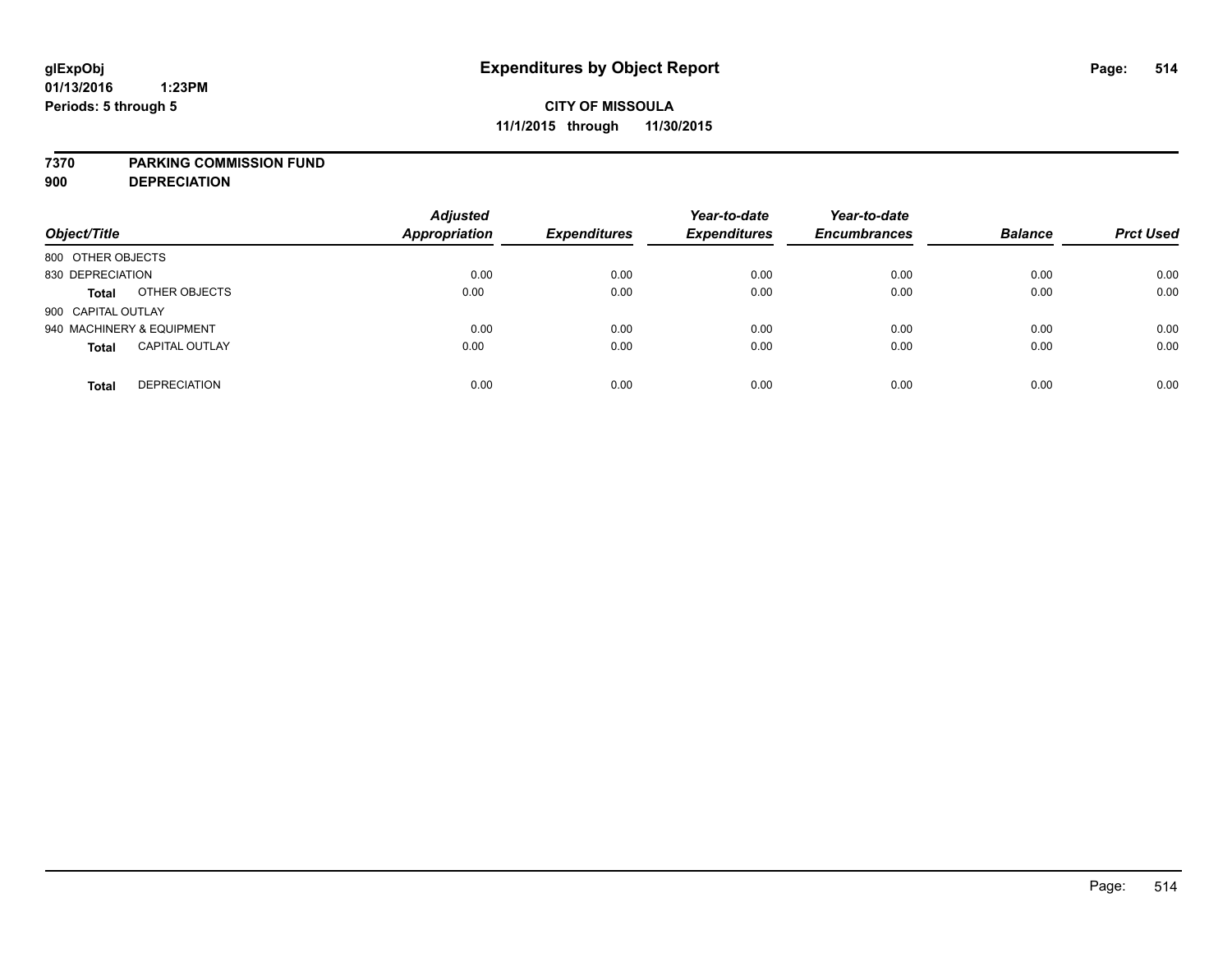# Expenditures by Object Report

glExpObj
01/13/2016 1:23PM
Periods: 5 through 5

**CITY OF MISSOULA**
**11/1/2015 through 11/30/2015**

**7370 PARKING COMMISSION FUND**
**900 DEPRECIATION**

| Object/Title | | Adjusted Appropriation | Expenditures | Year-to-date Expenditures | Year-to-date Encumbrances | Balance | Prct Used |
|---|---|---|---|---|---|---|---|
| 800 OTHER OBJECTS | | | | | | | |
| 830 DEPRECIATION | | 0.00 | 0.00 | 0.00 | 0.00 | 0.00 | 0.00 |
| **Total** | OTHER OBJECTS | 0.00 | 0.00 | 0.00 | 0.00 | 0.00 | 0.00 |
| 900 CAPITAL OUTLAY | | | | | | | |
| 940 MACHINERY & EQUIPMENT | | 0.00 | 0.00 | 0.00 | 0.00 | 0.00 | 0.00 |
| **Total** | CAPITAL OUTLAY | 0.00 | 0.00 | 0.00 | 0.00 | 0.00 | 0.00 |
| **Total** | DEPRECIATION | 0.00 | 0.00 | 0.00 | 0.00 | 0.00 | 0.00 |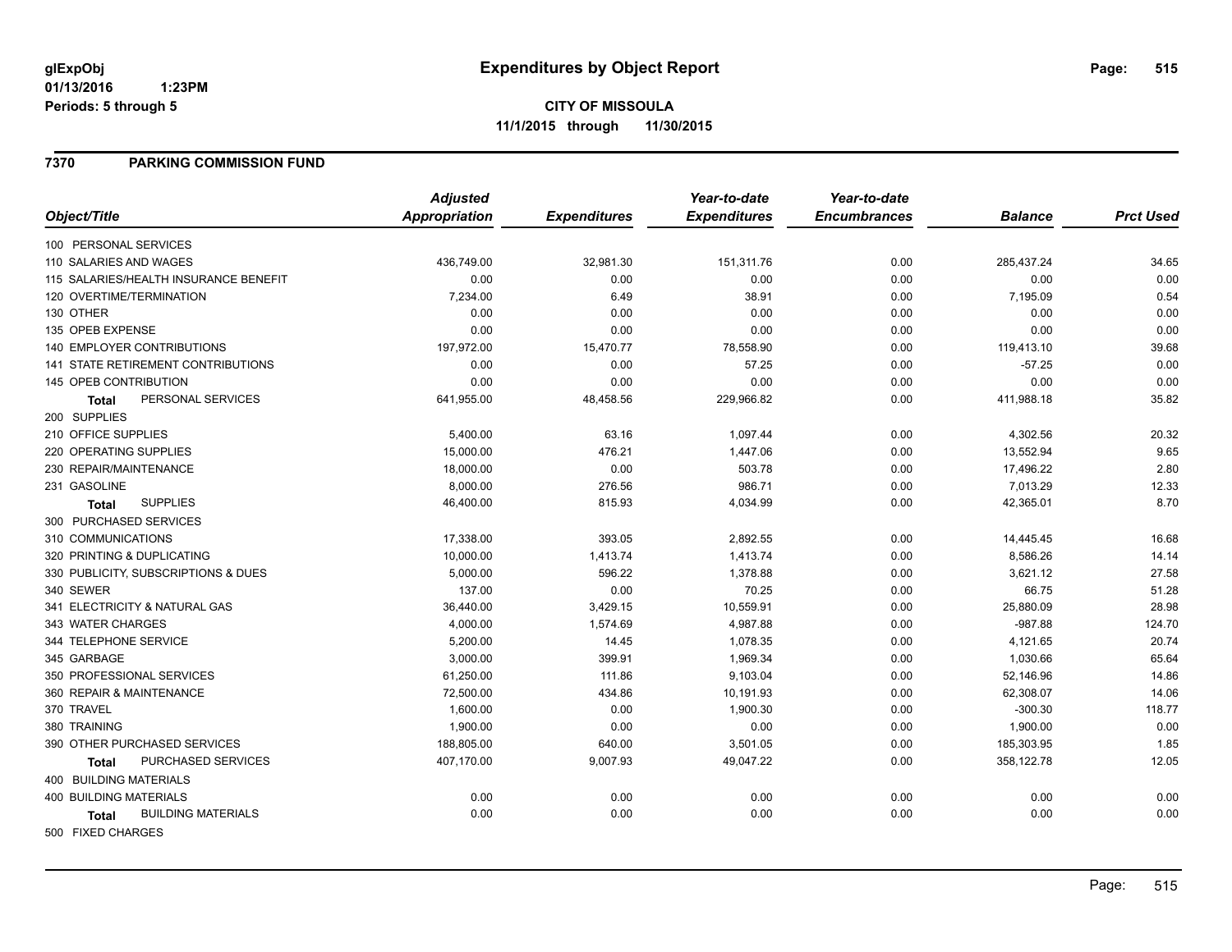**glExpObj**
**01/13/2016 1:23PM**
**Periods: 5 through 5**

# Expenditures by Object Report

**CITY OF MISSOULA**
**11/1/2015 through 11/30/2015**

## 7370 PARKING COMMISSION FUND

| Object/Title | Adjusted Appropriation | Expenditures | Year-to-date Expenditures | Year-to-date Encumbrances | Balance | Prct Used |
|---|---|---|---|---|---|---|
| 100 PERSONAL SERVICES | | | | | | |
| 110 SALARIES AND WAGES | 436,749.00 | 32,981.30 | 151,311.76 | 0.00 | 285,437.24 | 34.65 |
| 115 SALARIES/HEALTH INSURANCE BENEFIT | 0.00 | 0.00 | 0.00 | 0.00 | 0.00 | 0.00 |
| 120 OVERTIME/TERMINATION | 7,234.00 | 6.49 | 38.91 | 0.00 | 7,195.09 | 0.54 |
| 130 OTHER | 0.00 | 0.00 | 0.00 | 0.00 | 0.00 | 0.00 |
| 135 OPEB EXPENSE | 0.00 | 0.00 | 0.00 | 0.00 | 0.00 | 0.00 |
| 140 EMPLOYER CONTRIBUTIONS | 197,972.00 | 15,470.77 | 78,558.90 | 0.00 | 119,413.10 | 39.68 |
| 141 STATE RETIREMENT CONTRIBUTIONS | 0.00 | 0.00 | 57.25 | 0.00 | -57.25 | 0.00 |
| 145 OPEB CONTRIBUTION | 0.00 | 0.00 | 0.00 | 0.00 | 0.00 | 0.00 |
| **Total** PERSONAL SERVICES | 641,955.00 | 48,458.56 | 229,966.82 | 0.00 | 411,988.18 | 35.82 |
| 200 SUPPLIES | | | | | | |
| 210 OFFICE SUPPLIES | 5,400.00 | 63.16 | 1,097.44 | 0.00 | 4,302.56 | 20.32 |
| 220 OPERATING SUPPLIES | 15,000.00 | 476.21 | 1,447.06 | 0.00 | 13,552.94 | 9.65 |
| 230 REPAIR/MAINTENANCE | 18,000.00 | 0.00 | 503.78 | 0.00 | 17,496.22 | 2.80 |
| 231 GASOLINE | 8,000.00 | 276.56 | 986.71 | 0.00 | 7,013.29 | 12.33 |
| **Total** SUPPLIES | 46,400.00 | 815.93 | 4,034.99 | 0.00 | 42,365.01 | 8.70 |
| 300 PURCHASED SERVICES | | | | | | |
| 310 COMMUNICATIONS | 17,338.00 | 393.05 | 2,892.55 | 0.00 | 14,445.45 | 16.68 |
| 320 PRINTING & DUPLICATING | 10,000.00 | 1,413.74 | 1,413.74 | 0.00 | 8,586.26 | 14.14 |
| 330 PUBLICITY, SUBSCRIPTIONS & DUES | 5,000.00 | 596.22 | 1,378.88 | 0.00 | 3,621.12 | 27.58 |
| 340 SEWER | 137.00 | 0.00 | 70.25 | 0.00 | 66.75 | 51.28 |
| 341 ELECTRICITY & NATURAL GAS | 36,440.00 | 3,429.15 | 10,559.91 | 0.00 | 25,880.09 | 28.98 |
| 343 WATER CHARGES | 4,000.00 | 1,574.69 | 4,987.88 | 0.00 | -987.88 | 124.70 |
| 344 TELEPHONE SERVICE | 5,200.00 | 14.45 | 1,078.35 | 0.00 | 4,121.65 | 20.74 |
| 345 GARBAGE | 3,000.00 | 399.91 | 1,969.34 | 0.00 | 1,030.66 | 65.64 |
| 350 PROFESSIONAL SERVICES | 61,250.00 | 111.86 | 9,103.04 | 0.00 | 52,146.96 | 14.86 |
| 360 REPAIR & MAINTENANCE | 72,500.00 | 434.86 | 10,191.93 | 0.00 | 62,308.07 | 14.06 |
| 370 TRAVEL | 1,600.00 | 0.00 | 1,900.30 | 0.00 | -300.30 | 118.77 |
| 380 TRAINING | 1,900.00 | 0.00 | 0.00 | 0.00 | 1,900.00 | 0.00 |
| 390 OTHER PURCHASED SERVICES | 188,805.00 | 640.00 | 3,501.05 | 0.00 | 185,303.95 | 1.85 |
| **Total** PURCHASED SERVICES | 407,170.00 | 9,007.93 | 49,047.22 | 0.00 | 358,122.78 | 12.05 |
| 400 BUILDING MATERIALS | | | | | | |
| 400 BUILDING MATERIALS | 0.00 | 0.00 | 0.00 | 0.00 | 0.00 | 0.00 |
| **Total** BUILDING MATERIALS | 0.00 | 0.00 | 0.00 | 0.00 | 0.00 | 0.00 |
| 500 FIXED CHARGES | | | | | | |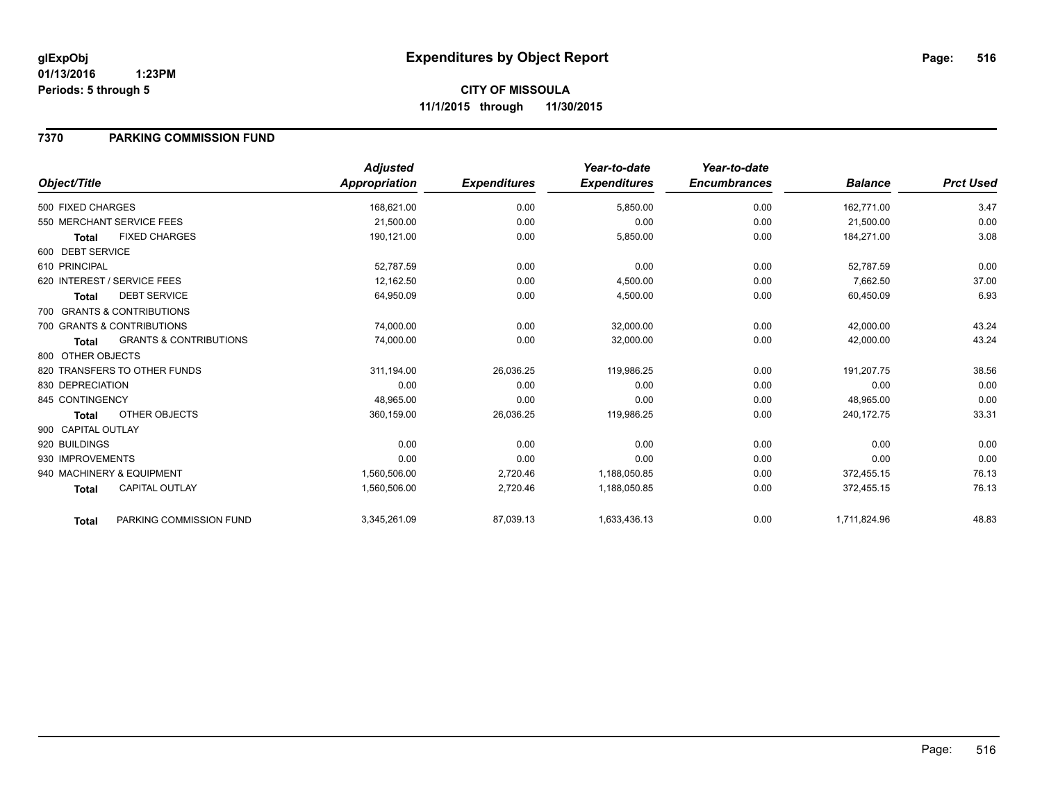**glExpObj**
**01/13/2016 1:23PM**
**Periods: 5 through 5**

# Expenditures by Object Report

**CITY OF MISSOULA**
**11/1/2015 through 11/30/2015**

## 7370 PARKING COMMISSION FUND

| Object/Title | | Adjusted Appropriation | Expenditures | Year-to-date Expenditures | Year-to-date Encumbrances | Balance | Prct Used |
|---|---|---|---|---|---|---|---|
| 500 FIXED CHARGES | | 168,621.00 | 0.00 | 5,850.00 | 0.00 | 162,771.00 | 3.47 |
| 550 MERCHANT SERVICE FEES | | 21,500.00 | 0.00 | 0.00 | 0.00 | 21,500.00 | 0.00 |
| **Total** | FIXED CHARGES | 190,121.00 | 0.00 | 5,850.00 | 0.00 | 184,271.00 | 3.08 |
| 600 DEBT SERVICE | | | | | | | |
| 610 PRINCIPAL | | 52,787.59 | 0.00 | 0.00 | 0.00 | 52,787.59 | 0.00 |
| 620 INTEREST / SERVICE FEES | | 12,162.50 | 0.00 | 4,500.00 | 0.00 | 7,662.50 | 37.00 |
| **Total** | DEBT SERVICE | 64,950.09 | 0.00 | 4,500.00 | 0.00 | 60,450.09 | 6.93 |
| 700 GRANTS & CONTRIBUTIONS | | | | | | | |
| 700 GRANTS & CONTRIBUTIONS | | 74,000.00 | 0.00 | 32,000.00 | 0.00 | 42,000.00 | 43.24 |
| **Total** | GRANTS & CONTRIBUTIONS | 74,000.00 | 0.00 | 32,000.00 | 0.00 | 42,000.00 | 43.24 |
| 800 OTHER OBJECTS | | | | | | | |
| 820 TRANSFERS TO OTHER FUNDS | | 311,194.00 | 26,036.25 | 119,986.25 | 0.00 | 191,207.75 | 38.56 |
| 830 DEPRECIATION | | 0.00 | 0.00 | 0.00 | 0.00 | 0.00 | 0.00 |
| 845 CONTINGENCY | | 48,965.00 | 0.00 | 0.00 | 0.00 | 48,965.00 | 0.00 |
| **Total** | OTHER OBJECTS | 360,159.00 | 26,036.25 | 119,986.25 | 0.00 | 240,172.75 | 33.31 |
| 900 CAPITAL OUTLAY | | | | | | | |
| 920 BUILDINGS | | 0.00 | 0.00 | 0.00 | 0.00 | 0.00 | 0.00 |
| 930 IMPROVEMENTS | | 0.00 | 0.00 | 0.00 | 0.00 | 0.00 | 0.00 |
| 940 MACHINERY & EQUIPMENT | | 1,560,506.00 | 2,720.46 | 1,188,050.85 | 0.00 | 372,455.15 | 76.13 |
| **Total** | CAPITAL OUTLAY | 1,560,506.00 | 2,720.46 | 1,188,050.85 | 0.00 | 372,455.15 | 76.13 |
| **Total** | PARKING COMMISSION FUND | 3,345,261.09 | 87,039.13 | 1,633,436.13 | 0.00 | 1,711,824.96 | 48.83 |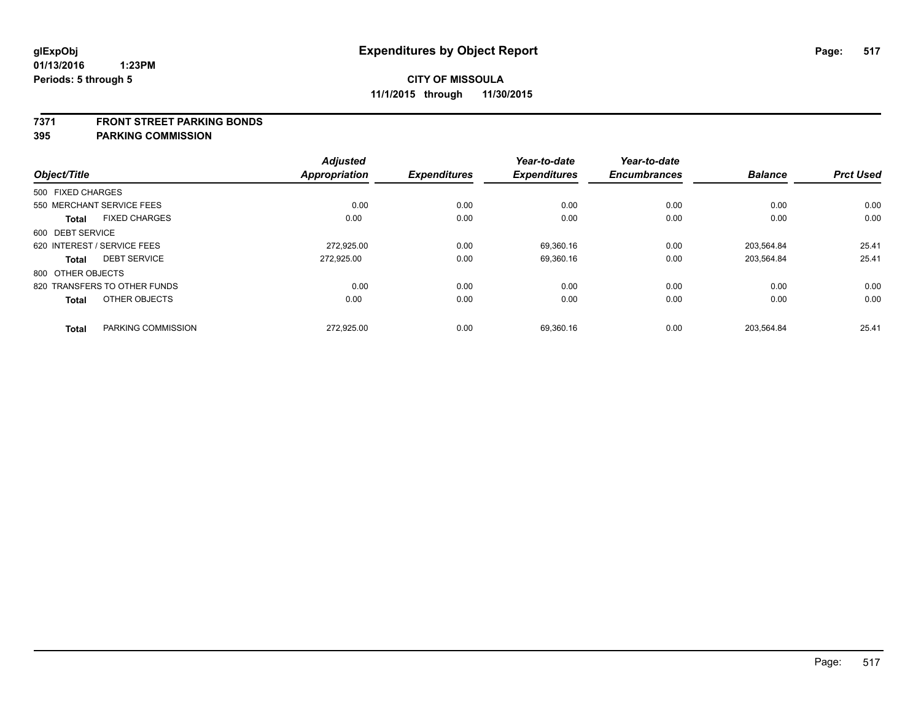glExpObj
01/13/2016 1:23PM
Periods: 5 through 5

# Expenditures by Object Report

**CITY OF MISSOULA**
**11/1/2015 through 11/30/2015**

**7371 FRONT STREET PARKING BONDS**
**395 PARKING COMMISSION**

| Object/Title | Adjusted Appropriation | Expenditures | Year-to-date Expenditures | Year-to-date Encumbrances | Balance | Prct Used |
|---|---|---|---|---|---|---|
| 500 FIXED CHARGES | | | | | | |
| 550 MERCHANT SERVICE FEES | 0.00 | 0.00 | 0.00 | 0.00 | 0.00 | 0.00 |
| **Total** FIXED CHARGES | 0.00 | 0.00 | 0.00 | 0.00 | 0.00 | 0.00 |
| 600 DEBT SERVICE | | | | | | |
| 620 INTEREST / SERVICE FEES | 272,925.00 | 0.00 | 69,360.16 | 0.00 | 203,564.84 | 25.41 |
| **Total** DEBT SERVICE | 272,925.00 | 0.00 | 69,360.16 | 0.00 | 203,564.84 | 25.41 |
| 800 OTHER OBJECTS | | | | | | |
| 820 TRANSFERS TO OTHER FUNDS | 0.00 | 0.00 | 0.00 | 0.00 | 0.00 | 0.00 |
| **Total** OTHER OBJECTS | 0.00 | 0.00 | 0.00 | 0.00 | 0.00 | 0.00 |
| **Total** PARKING COMMISSION | 272,925.00 | 0.00 | 69,360.16 | 0.00 | 203,564.84 | 25.41 |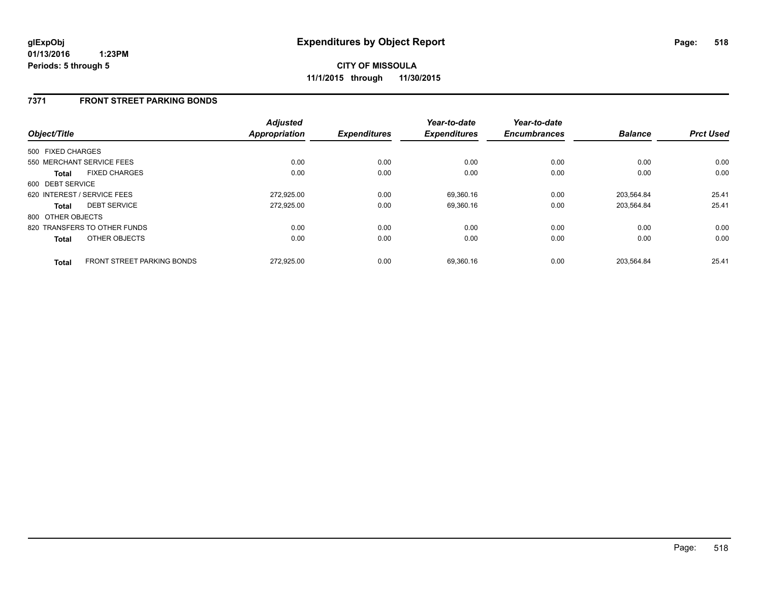**glExpObj**
**01/13/2016 1:23PM**
**Periods: 5 through 5**

# Expenditures by Object Report

**CITY OF MISSOULA**
**11/1/2015 through 11/30/2015**

## 7371 FRONT STREET PARKING BONDS

| Object/Title | | Adjusted Appropriation | Expenditures | Year-to-date Expenditures | Year-to-date Encumbrances | Balance | Prct Used |
|---|---|---|---|---|---|---|---|
| 500 FIXED CHARGES | | | | | | | |
| 550 MERCHANT SERVICE FEES | | 0.00 | 0.00 | 0.00 | 0.00 | 0.00 | 0.00 |
| **Total** | FIXED CHARGES | 0.00 | 0.00 | 0.00 | 0.00 | 0.00 | 0.00 |
| 600 DEBT SERVICE | | | | | | | |
| 620 INTEREST / SERVICE FEES | | 272,925.00 | 0.00 | 69,360.16 | 0.00 | 203,564.84 | 25.41 |
| **Total** | DEBT SERVICE | 272,925.00 | 0.00 | 69,360.16 | 0.00 | 203,564.84 | 25.41 |
| 800 OTHER OBJECTS | | | | | | | |
| 820 TRANSFERS TO OTHER FUNDS | | 0.00 | 0.00 | 0.00 | 0.00 | 0.00 | 0.00 |
| **Total** | OTHER OBJECTS | 0.00 | 0.00 | 0.00 | 0.00 | 0.00 | 0.00 |
| **Total** | FRONT STREET PARKING BONDS | 272,925.00 | 0.00 | 69,360.16 | 0.00 | 203,564.84 | 25.41 |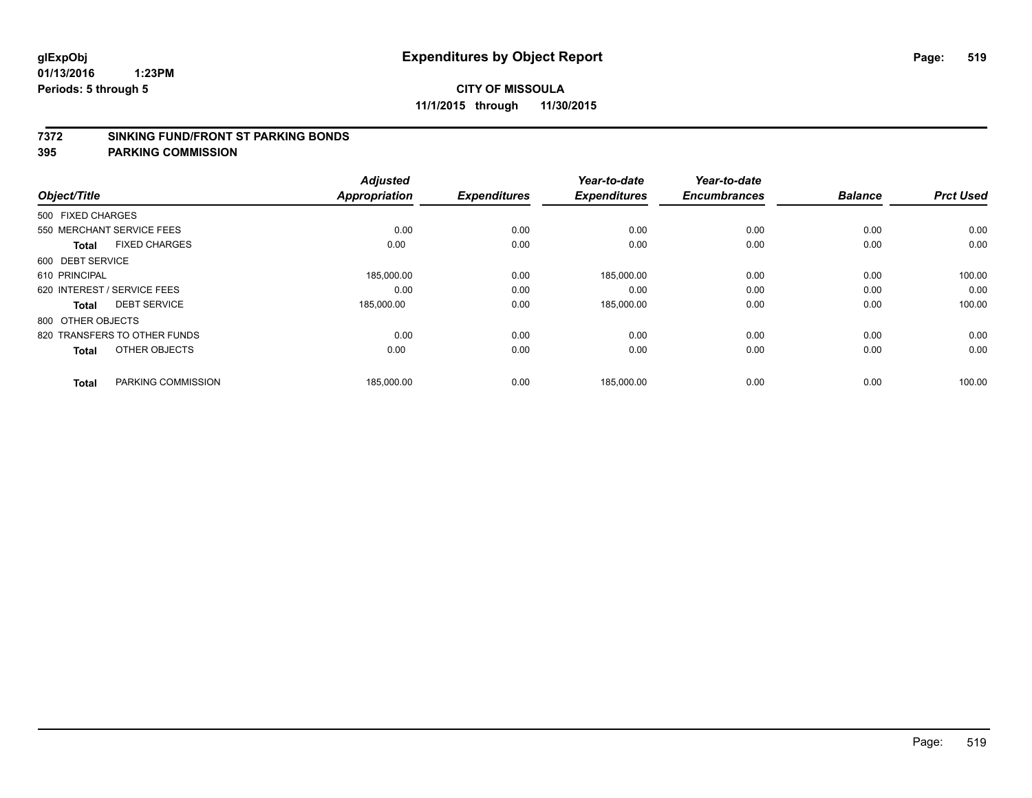glExpObj
01/13/2016 1:23PM
Periods: 5 through 5

# Expenditures by Object Report

**CITY OF MISSOULA**
**11/1/2015 through 11/30/2015**

**7372 SINKING FUND/FRONT ST PARKING BONDS**
**395 PARKING COMMISSION**

| Object/Title | Adjusted Appropriation | Expenditures | Year-to-date Expenditures | Year-to-date Encumbrances | Balance | Prct Used |
|---|---|---|---|---|---|---|
| 500 FIXED CHARGES | | | | | | |
| 550 MERCHANT SERVICE FEES | 0.00 | 0.00 | 0.00 | 0.00 | 0.00 | 0.00 |
| **Total** FIXED CHARGES | 0.00 | 0.00 | 0.00 | 0.00 | 0.00 | 0.00 |
| 600 DEBT SERVICE | | | | | | |
| 610 PRINCIPAL | 185,000.00 | 0.00 | 185,000.00 | 0.00 | 0.00 | 100.00 |
| 620 INTEREST / SERVICE FEES | 0.00 | 0.00 | 0.00 | 0.00 | 0.00 | 0.00 |
| **Total** DEBT SERVICE | 185,000.00 | 0.00 | 185,000.00 | 0.00 | 0.00 | 100.00 |
| 800 OTHER OBJECTS | | | | | | |
| 820 TRANSFERS TO OTHER FUNDS | 0.00 | 0.00 | 0.00 | 0.00 | 0.00 | 0.00 |
| **Total** OTHER OBJECTS | 0.00 | 0.00 | 0.00 | 0.00 | 0.00 | 0.00 |
| **Total** PARKING COMMISSION | 185,000.00 | 0.00 | 185,000.00 | 0.00 | 0.00 | 100.00 |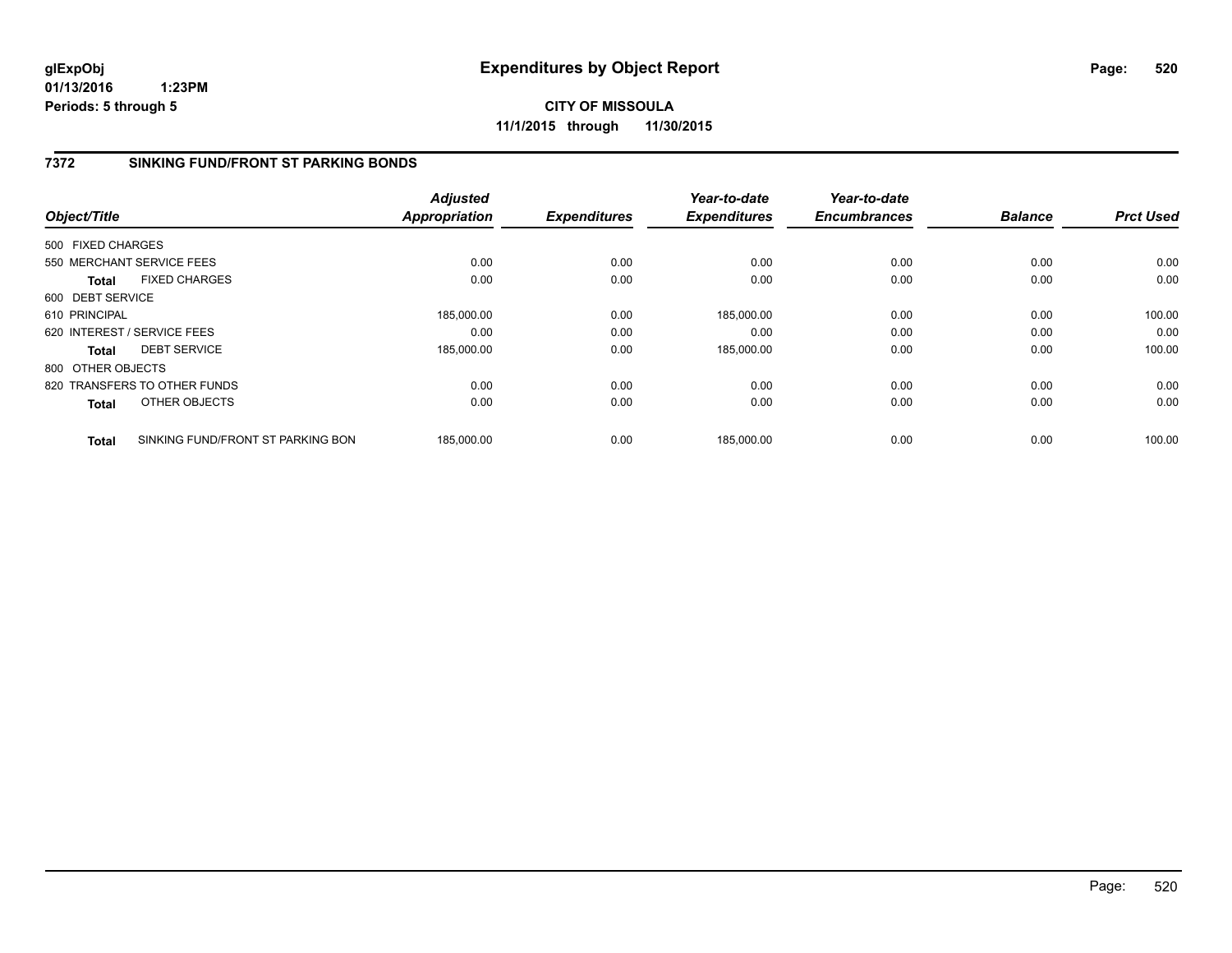**glExpObj**
**01/13/2016 1:23PM**
**Periods: 5 through 5**

# Expenditures by Object Report

**CITY OF MISSOULA**
**11/1/2015 through 11/30/2015**

## 7372 SINKING FUND/FRONT ST PARKING BONDS

| Object/Title | Adjusted Appropriation | Expenditures | Year-to-date Expenditures | Year-to-date Encumbrances | Balance | Prct Used |
|---|---|---|---|---|---|---|
| 500 FIXED CHARGES | | | | | | |
| 550 MERCHANT SERVICE FEES | 0.00 | 0.00 | 0.00 | 0.00 | 0.00 | 0.00 |
| **Total** FIXED CHARGES | 0.00 | 0.00 | 0.00 | 0.00 | 0.00 | 0.00 |
| 600 DEBT SERVICE | | | | | | |
| 610 PRINCIPAL | 185,000.00 | 0.00 | 185,000.00 | 0.00 | 0.00 | 100.00 |
| 620 INTEREST / SERVICE FEES | 0.00 | 0.00 | 0.00 | 0.00 | 0.00 | 0.00 |
| **Total** DEBT SERVICE | 185,000.00 | 0.00 | 185,000.00 | 0.00 | 0.00 | 100.00 |
| 800 OTHER OBJECTS | | | | | | |
| 820 TRANSFERS TO OTHER FUNDS | 0.00 | 0.00 | 0.00 | 0.00 | 0.00 | 0.00 |
| **Total** OTHER OBJECTS | 0.00 | 0.00 | 0.00 | 0.00 | 0.00 | 0.00 |
| **Total** SINKING FUND/FRONT ST PARKING BON | 185,000.00 | 0.00 | 185,000.00 | 0.00 | 0.00 | 100.00 |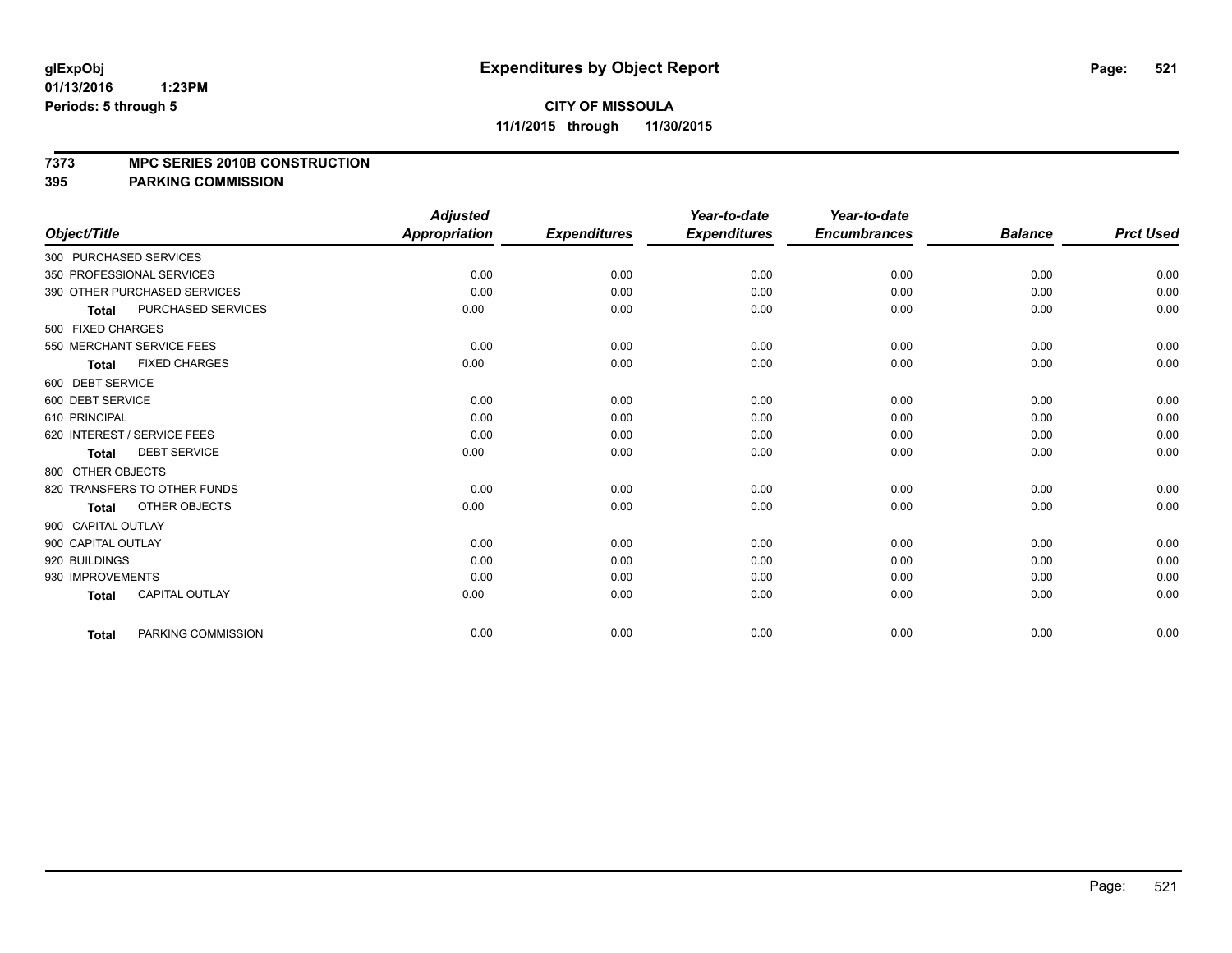**glExpObj**
**01/13/2016 1:23PM**
**Periods: 5 through 5**

# Expenditures by Object Report

**CITY OF MISSOULA**
**11/1/2015 through 11/30/2015**

**7373 MPC SERIES 2010B CONSTRUCTION**
**395 PARKING COMMISSION**

| Object/Title | Adjusted Appropriation | Expenditures | Year-to-date Expenditures | Year-to-date Encumbrances | Balance | Prct Used |
|---|---|---|---|---|---|---|
| 300 PURCHASED SERVICES | | | | | | |
| 350 PROFESSIONAL SERVICES | 0.00 | 0.00 | 0.00 | 0.00 | 0.00 | 0.00 |
| 390 OTHER PURCHASED SERVICES | 0.00 | 0.00 | 0.00 | 0.00 | 0.00 | 0.00 |
| **Total** PURCHASED SERVICES | 0.00 | 0.00 | 0.00 | 0.00 | 0.00 | 0.00 |
| 500 FIXED CHARGES | | | | | | |
| 550 MERCHANT SERVICE FEES | 0.00 | 0.00 | 0.00 | 0.00 | 0.00 | 0.00 |
| **Total** FIXED CHARGES | 0.00 | 0.00 | 0.00 | 0.00 | 0.00 | 0.00 |
| 600 DEBT SERVICE | | | | | | |
| 600 DEBT SERVICE | 0.00 | 0.00 | 0.00 | 0.00 | 0.00 | 0.00 |
| 610 PRINCIPAL | 0.00 | 0.00 | 0.00 | 0.00 | 0.00 | 0.00 |
| 620 INTEREST / SERVICE FEES | 0.00 | 0.00 | 0.00 | 0.00 | 0.00 | 0.00 |
| **Total** DEBT SERVICE | 0.00 | 0.00 | 0.00 | 0.00 | 0.00 | 0.00 |
| 800 OTHER OBJECTS | | | | | | |
| 820 TRANSFERS TO OTHER FUNDS | 0.00 | 0.00 | 0.00 | 0.00 | 0.00 | 0.00 |
| **Total** OTHER OBJECTS | 0.00 | 0.00 | 0.00 | 0.00 | 0.00 | 0.00 |
| 900 CAPITAL OUTLAY | | | | | | |
| 900 CAPITAL OUTLAY | 0.00 | 0.00 | 0.00 | 0.00 | 0.00 | 0.00 |
| 920 BUILDINGS | 0.00 | 0.00 | 0.00 | 0.00 | 0.00 | 0.00 |
| 930 IMPROVEMENTS | 0.00 | 0.00 | 0.00 | 0.00 | 0.00 | 0.00 |
| **Total** CAPITAL OUTLAY | 0.00 | 0.00 | 0.00 | 0.00 | 0.00 | 0.00 |
| **Total** PARKING COMMISSION | 0.00 | 0.00 | 0.00 | 0.00 | 0.00 | 0.00 |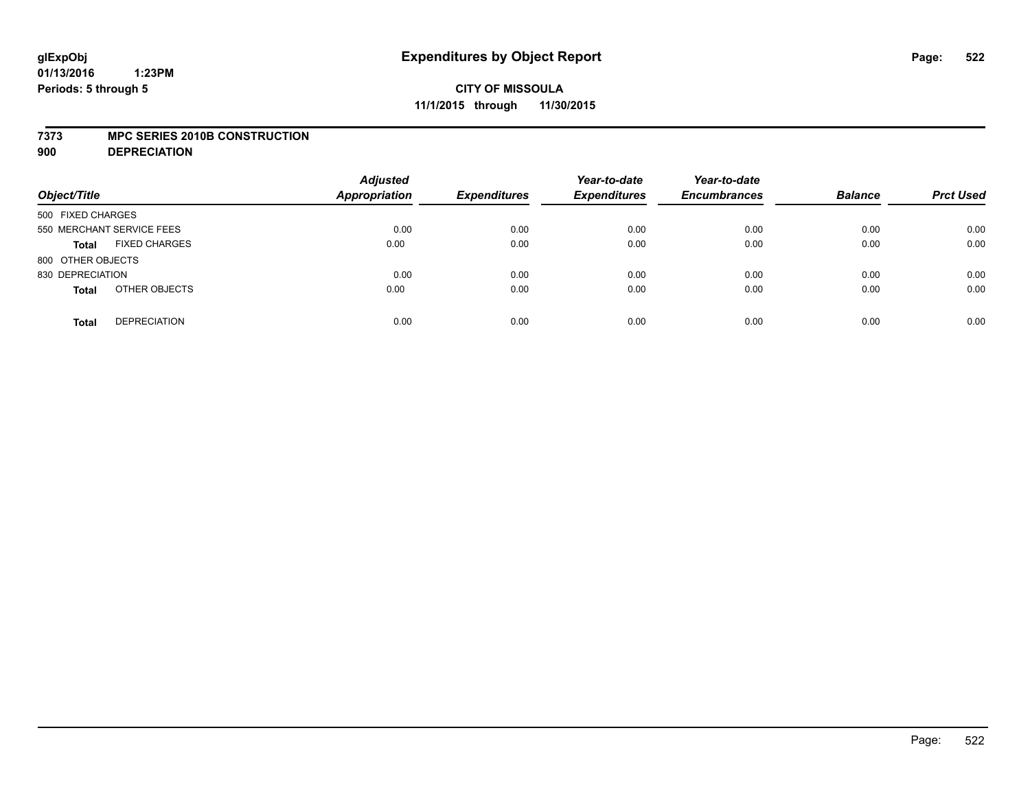**glExpObj**
**01/13/2016 1:23PM**
**Periods: 5 through 5**

# Expenditures by Object Report

**CITY OF MISSOULA**
**11/1/2015 through 11/30/2015**

**7373 MPC SERIES 2010B CONSTRUCTION**
**900 DEPRECIATION**

| Object/Title | | Adjusted Appropriation | Expenditures | Year-to-date Expenditures | Year-to-date Encumbrances | Balance | Prct Used |
|---|---|---|---|---|---|---|---|
| 500 FIXED CHARGES | | | | | | | |
| 550 MERCHANT SERVICE FEES | | 0.00 | 0.00 | 0.00 | 0.00 | 0.00 | 0.00 |
| **Total** | FIXED CHARGES | 0.00 | 0.00 | 0.00 | 0.00 | 0.00 | 0.00 |
| 800 OTHER OBJECTS | | | | | | | |
| 830 DEPRECIATION | | 0.00 | 0.00 | 0.00 | 0.00 | 0.00 | 0.00 |
| **Total** | OTHER OBJECTS | 0.00 | 0.00 | 0.00 | 0.00 | 0.00 | 0.00 |
| **Total** | DEPRECIATION | 0.00 | 0.00 | 0.00 | 0.00 | 0.00 | 0.00 |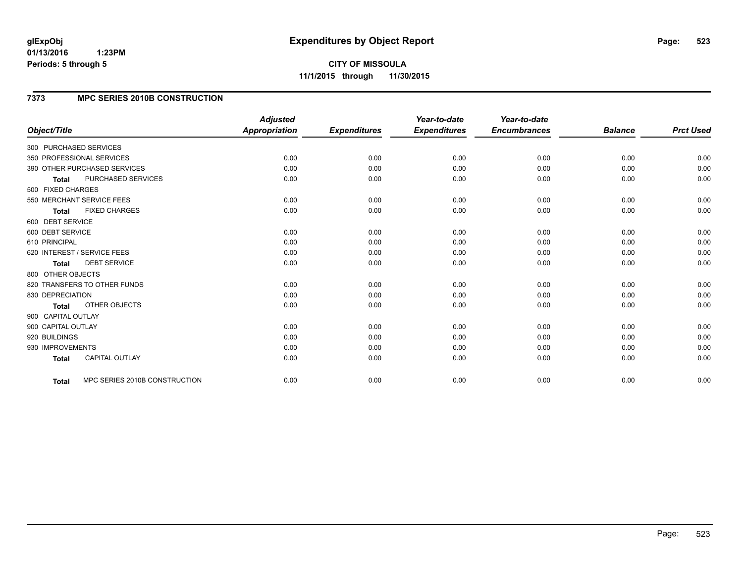# Expenditures by Object Report

glExpObj
01/13/2016 1:23PM
Periods: 5 through 5

**CITY OF MISSOULA**
**11/1/2015 through 11/30/2015**

## 7373 MPC SERIES 2010B CONSTRUCTION

| Object/Title | Adjusted Appropriation | Expenditures | Year-to-date Expenditures | Year-to-date Encumbrances | Balance | Prct Used |
|---|---|---|---|---|---|---|
| 300 PURCHASED SERVICES | | | | | | |
| 350 PROFESSIONAL SERVICES | 0.00 | 0.00 | 0.00 | 0.00 | 0.00 | 0.00 |
| 390 OTHER PURCHASED SERVICES | 0.00 | 0.00 | 0.00 | 0.00 | 0.00 | 0.00 |
| **Total** PURCHASED SERVICES | 0.00 | 0.00 | 0.00 | 0.00 | 0.00 | 0.00 |
| 500 FIXED CHARGES | | | | | | |
| 550 MERCHANT SERVICE FEES | 0.00 | 0.00 | 0.00 | 0.00 | 0.00 | 0.00 |
| **Total** FIXED CHARGES | 0.00 | 0.00 | 0.00 | 0.00 | 0.00 | 0.00 |
| 600 DEBT SERVICE | | | | | | |
| 600 DEBT SERVICE | 0.00 | 0.00 | 0.00 | 0.00 | 0.00 | 0.00 |
| 610 PRINCIPAL | 0.00 | 0.00 | 0.00 | 0.00 | 0.00 | 0.00 |
| 620 INTEREST / SERVICE FEES | 0.00 | 0.00 | 0.00 | 0.00 | 0.00 | 0.00 |
| **Total** DEBT SERVICE | 0.00 | 0.00 | 0.00 | 0.00 | 0.00 | 0.00 |
| 800 OTHER OBJECTS | | | | | | |
| 820 TRANSFERS TO OTHER FUNDS | 0.00 | 0.00 | 0.00 | 0.00 | 0.00 | 0.00 |
| 830 DEPRECIATION | 0.00 | 0.00 | 0.00 | 0.00 | 0.00 | 0.00 |
| **Total** OTHER OBJECTS | 0.00 | 0.00 | 0.00 | 0.00 | 0.00 | 0.00 |
| 900 CAPITAL OUTLAY | | | | | | |
| 900 CAPITAL OUTLAY | 0.00 | 0.00 | 0.00 | 0.00 | 0.00 | 0.00 |
| 920 BUILDINGS | 0.00 | 0.00 | 0.00 | 0.00 | 0.00 | 0.00 |
| 930 IMPROVEMENTS | 0.00 | 0.00 | 0.00 | 0.00 | 0.00 | 0.00 |
| **Total** CAPITAL OUTLAY | 0.00 | 0.00 | 0.00 | 0.00 | 0.00 | 0.00 |
| **Total** MPC SERIES 2010B CONSTRUCTION | 0.00 | 0.00 | 0.00 | 0.00 | 0.00 | 0.00 |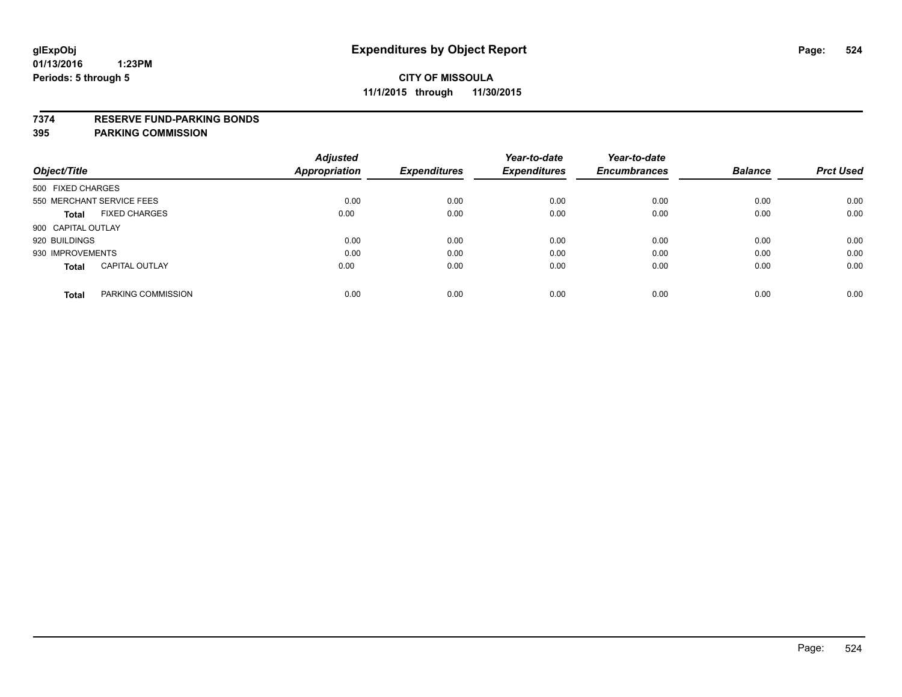**glExpObj**
**01/13/2016 1:23PM**
**Periods: 5 through 5**

# Expenditures by Object Report

**CITY OF MISSOULA**
**11/1/2015 through 11/30/2015**

**7374 RESERVE FUND-PARKING BONDS**
**395 PARKING COMMISSION**

| Object/Title | Adjusted Appropriation | Expenditures | Year-to-date Expenditures | Year-to-date Encumbrances | Balance | Prct Used |
|---|---|---|---|---|---|---|
| 500 FIXED CHARGES | | | | | | |
| 550 MERCHANT SERVICE FEES | 0.00 | 0.00 | 0.00 | 0.00 | 0.00 | 0.00 |
| **Total** FIXED CHARGES | 0.00 | 0.00 | 0.00 | 0.00 | 0.00 | 0.00 |
| 900 CAPITAL OUTLAY | | | | | | |
| 920 BUILDINGS | 0.00 | 0.00 | 0.00 | 0.00 | 0.00 | 0.00 |
| 930 IMPROVEMENTS | 0.00 | 0.00 | 0.00 | 0.00 | 0.00 | 0.00 |
| **Total** CAPITAL OUTLAY | 0.00 | 0.00 | 0.00 | 0.00 | 0.00 | 0.00 |
| **Total** PARKING COMMISSION | 0.00 | 0.00 | 0.00 | 0.00 | 0.00 | 0.00 |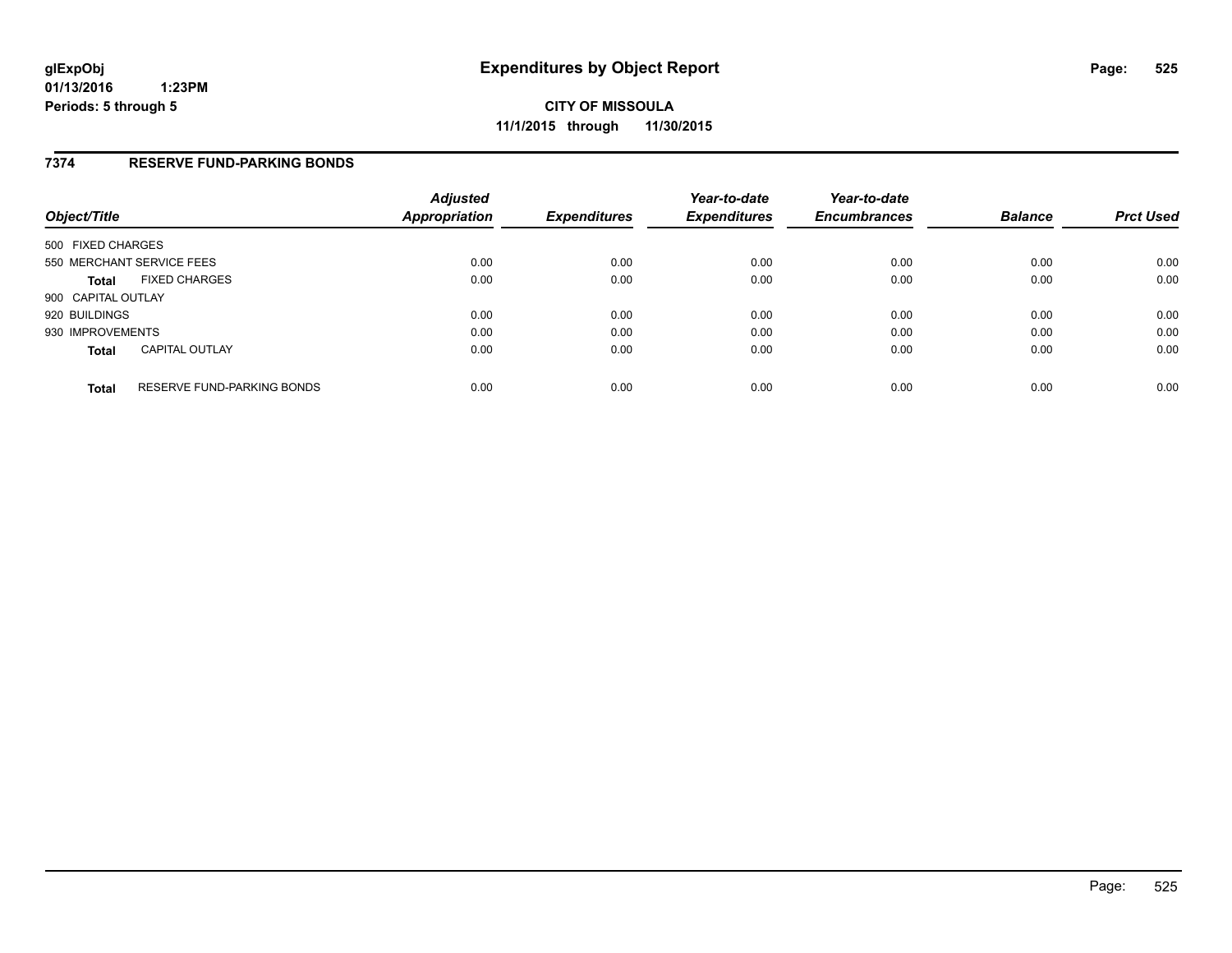# Expenditures by Object Report

glExpObj
01/13/2016 1:23PM
Periods: 5 through 5

**CITY OF MISSOULA**
**11/1/2015 through 11/30/2015**

## 7374 RESERVE FUND-PARKING BONDS

| Object/Title | Adjusted Appropriation | Expenditures | Year-to-date Expenditures | Year-to-date Encumbrances | Balance | Prct Used |
|---|---|---|---|---|---|---|
| 500 FIXED CHARGES | | | | | | |
| 550 MERCHANT SERVICE FEES | 0.00 | 0.00 | 0.00 | 0.00 | 0.00 | 0.00 |
| **Total** FIXED CHARGES | 0.00 | 0.00 | 0.00 | 0.00 | 0.00 | 0.00 |
| 900 CAPITAL OUTLAY | | | | | | |
| 920 BUILDINGS | 0.00 | 0.00 | 0.00 | 0.00 | 0.00 | 0.00 |
| 930 IMPROVEMENTS | 0.00 | 0.00 | 0.00 | 0.00 | 0.00 | 0.00 |
| **Total** CAPITAL OUTLAY | 0.00 | 0.00 | 0.00 | 0.00 | 0.00 | 0.00 |
| **Total** RESERVE FUND-PARKING BONDS | 0.00 | 0.00 | 0.00 | 0.00 | 0.00 | 0.00 |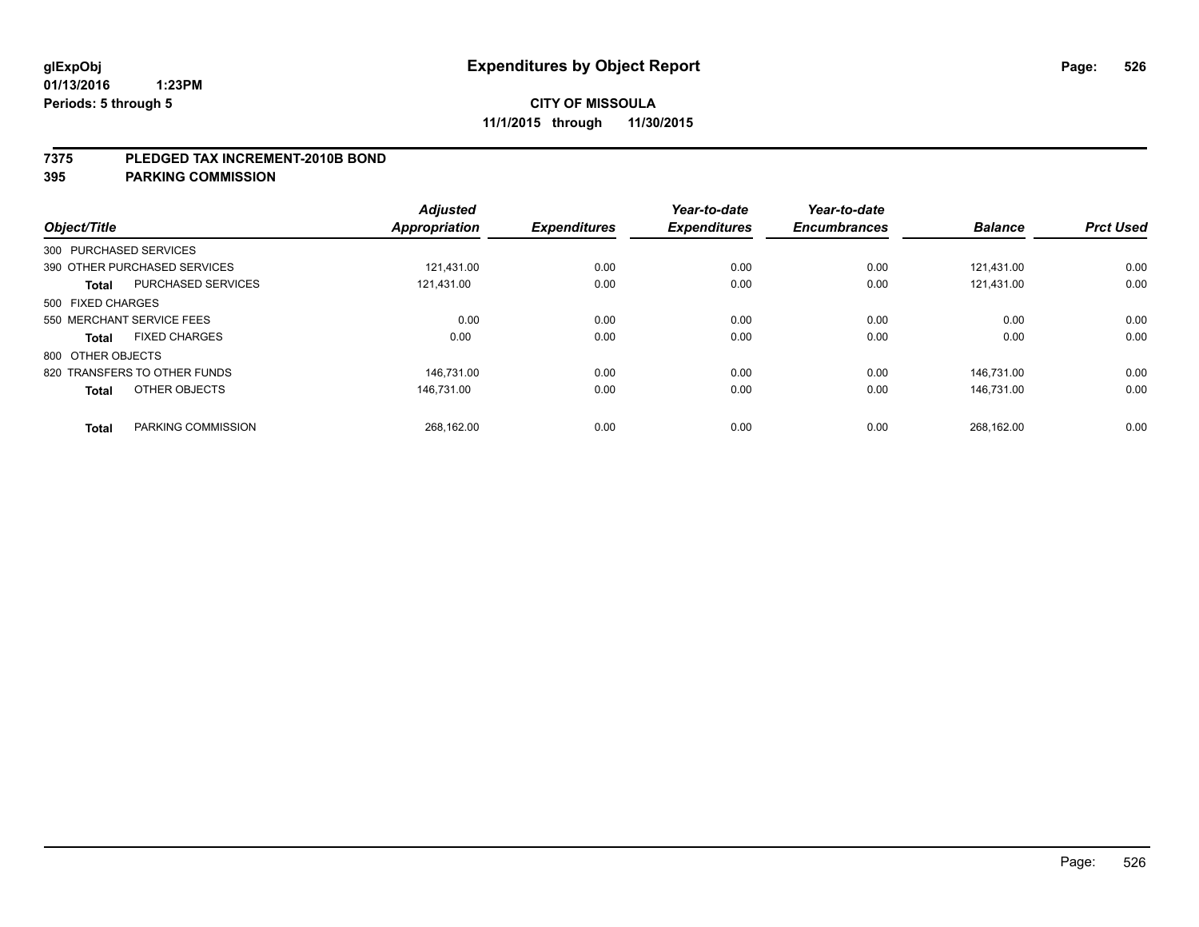# Expenditures by Object Report

glExpObj
01/13/2016 1:23PM
Periods: 5 through 5

**CITY OF MISSOULA**
**11/1/2015 through 11/30/2015**

## 7375 PLEDGED TAX INCREMENT-2010B BOND
## 395 PARKING COMMISSION

| Object/Title | | Adjusted Appropriation | Expenditures | Year-to-date Expenditures | Year-to-date Encumbrances | Balance | Prct Used |
|---|---|---|---|---|---|---|---|
| 300 PURCHASED SERVICES | | | | | | | |
| 390 OTHER PURCHASED SERVICES | | 121,431.00 | 0.00 | 0.00 | 0.00 | 121,431.00 | 0.00 |
| **Total** | PURCHASED SERVICES | 121,431.00 | 0.00 | 0.00 | 0.00 | 121,431.00 | 0.00 |
| 500 FIXED CHARGES | | | | | | | |
| 550 MERCHANT SERVICE FEES | | 0.00 | 0.00 | 0.00 | 0.00 | 0.00 | 0.00 |
| **Total** | FIXED CHARGES | 0.00 | 0.00 | 0.00 | 0.00 | 0.00 | 0.00 |
| 800 OTHER OBJECTS | | | | | | | |
| 820 TRANSFERS TO OTHER FUNDS | | 146,731.00 | 0.00 | 0.00 | 0.00 | 146,731.00 | 0.00 |
| **Total** | OTHER OBJECTS | 146,731.00 | 0.00 | 0.00 | 0.00 | 146,731.00 | 0.00 |
| **Total** | PARKING COMMISSION | 268,162.00 | 0.00 | 0.00 | 0.00 | 268,162.00 | 0.00 |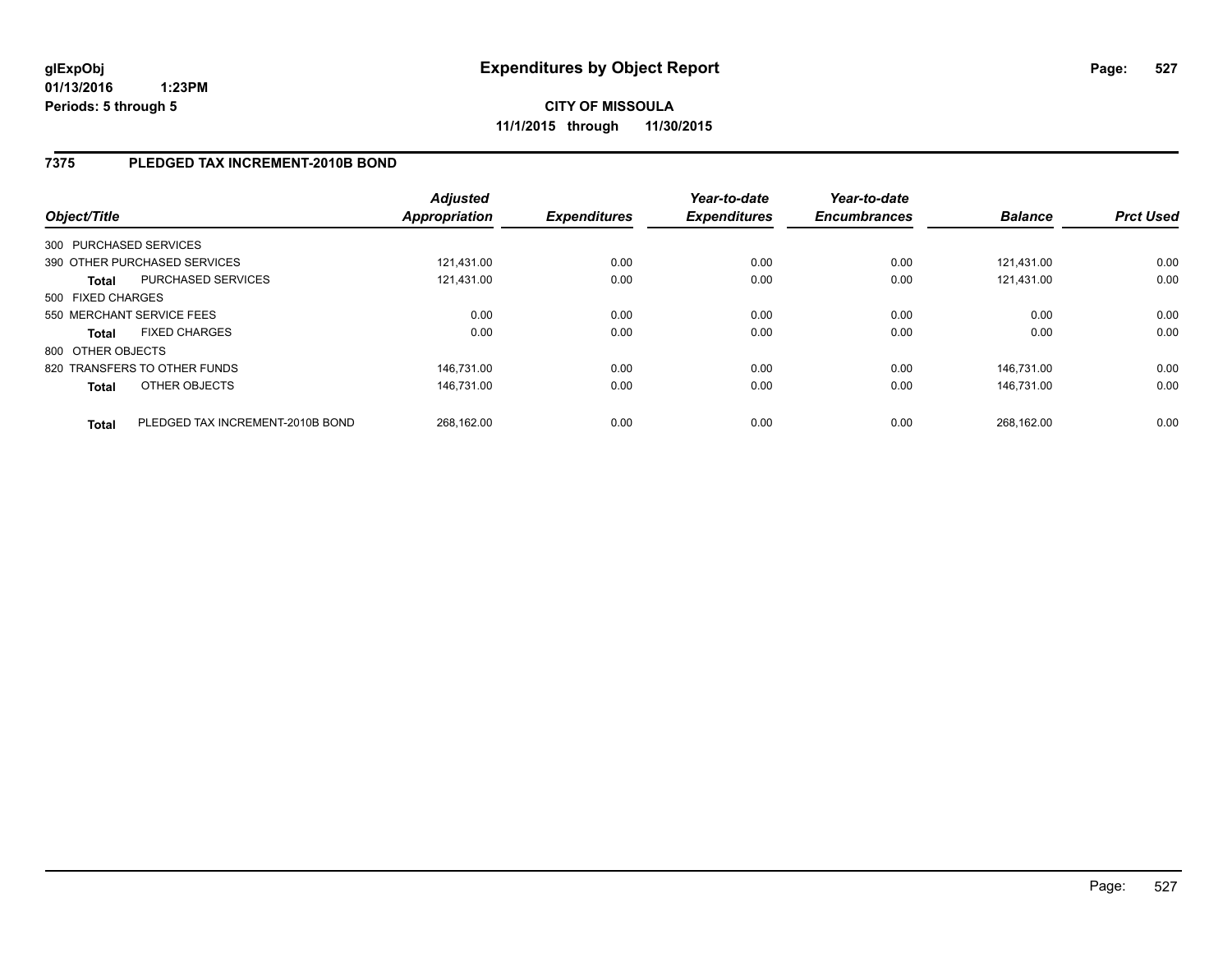**glExpObj**
**01/13/2016 1:23PM**
**Periods: 5 through 5**

# Expenditures by Object Report

**CITY OF MISSOULA**
**11/1/2015 through 11/30/2015**

## 7375 PLEDGED TAX INCREMENT-2010B BOND

| Object/Title | | Adjusted Appropriation | Expenditures | Year-to-date Expenditures | Year-to-date Encumbrances | Balance | Prct Used |
|---|---|---|---|---|---|---|---|
| 300 PURCHASED SERVICES | | | | | | | |
| 390 OTHER PURCHASED SERVICES | | 121,431.00 | 0.00 | 0.00 | 0.00 | 121,431.00 | 0.00 |
| **Total** | PURCHASED SERVICES | 121,431.00 | 0.00 | 0.00 | 0.00 | 121,431.00 | 0.00 |
| 500 FIXED CHARGES | | | | | | | |
| 550 MERCHANT SERVICE FEES | | 0.00 | 0.00 | 0.00 | 0.00 | 0.00 | 0.00 |
| **Total** | FIXED CHARGES | 0.00 | 0.00 | 0.00 | 0.00 | 0.00 | 0.00 |
| 800 OTHER OBJECTS | | | | | | | |
| 820 TRANSFERS TO OTHER FUNDS | | 146,731.00 | 0.00 | 0.00 | 0.00 | 146,731.00 | 0.00 |
| **Total** | OTHER OBJECTS | 146,731.00 | 0.00 | 0.00 | 0.00 | 146,731.00 | 0.00 |
| **Total** | PLEDGED TAX INCREMENT-2010B BOND | 268,162.00 | 0.00 | 0.00 | 0.00 | 268,162.00 | 0.00 |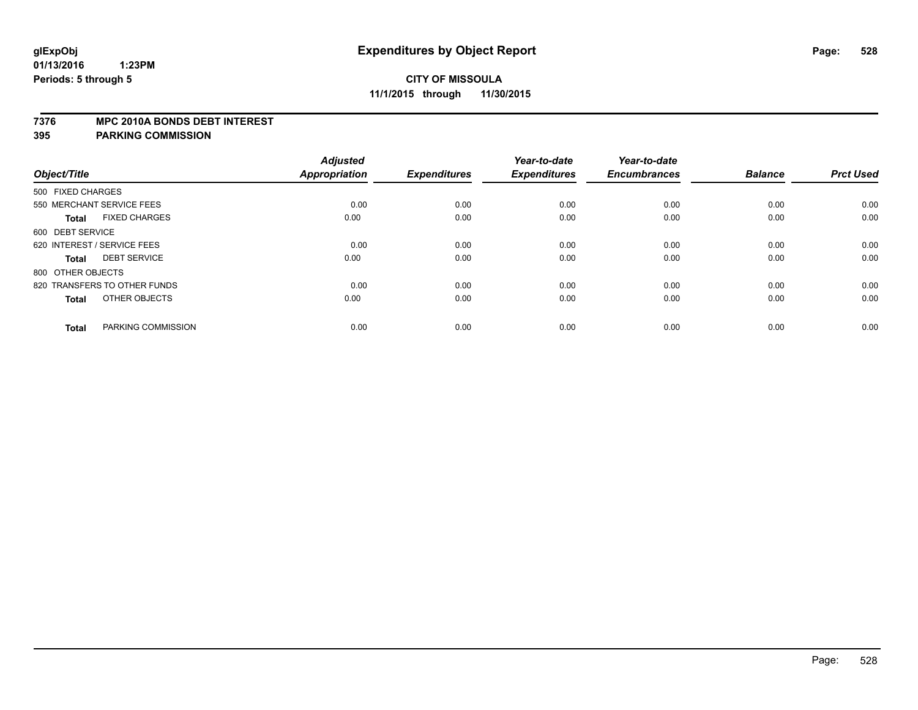**glExpObj** 
**01/13/2016 1:23PM**
**Periods: 5 through 5**

# Expenditures by Object Report

**CITY OF MISSOULA**
**11/1/2015 through 11/30/2015**

**7376 MPC 2010A BONDS DEBT INTEREST**
**395 PARKING COMMISSION**

| Object/Title | | Adjusted Appropriation | Expenditures | Year-to-date Expenditures | Year-to-date Encumbrances | Balance | Prct Used |
|---|---|---|---|---|---|---|---|
| 500 FIXED CHARGES | | | | | | | |
| 550 MERCHANT SERVICE FEES | | 0.00 | 0.00 | 0.00 | 0.00 | 0.00 | 0.00 |
| **Total** | FIXED CHARGES | 0.00 | 0.00 | 0.00 | 0.00 | 0.00 | 0.00 |
| 600 DEBT SERVICE | | | | | | | |
| 620 INTEREST / SERVICE FEES | | 0.00 | 0.00 | 0.00 | 0.00 | 0.00 | 0.00 |
| **Total** | DEBT SERVICE | 0.00 | 0.00 | 0.00 | 0.00 | 0.00 | 0.00 |
| 800 OTHER OBJECTS | | | | | | | |
| 820 TRANSFERS TO OTHER FUNDS | | 0.00 | 0.00 | 0.00 | 0.00 | 0.00 | 0.00 |
| **Total** | OTHER OBJECTS | 0.00 | 0.00 | 0.00 | 0.00 | 0.00 | 0.00 |
| **Total** | PARKING COMMISSION | 0.00 | 0.00 | 0.00 | 0.00 | 0.00 | 0.00 |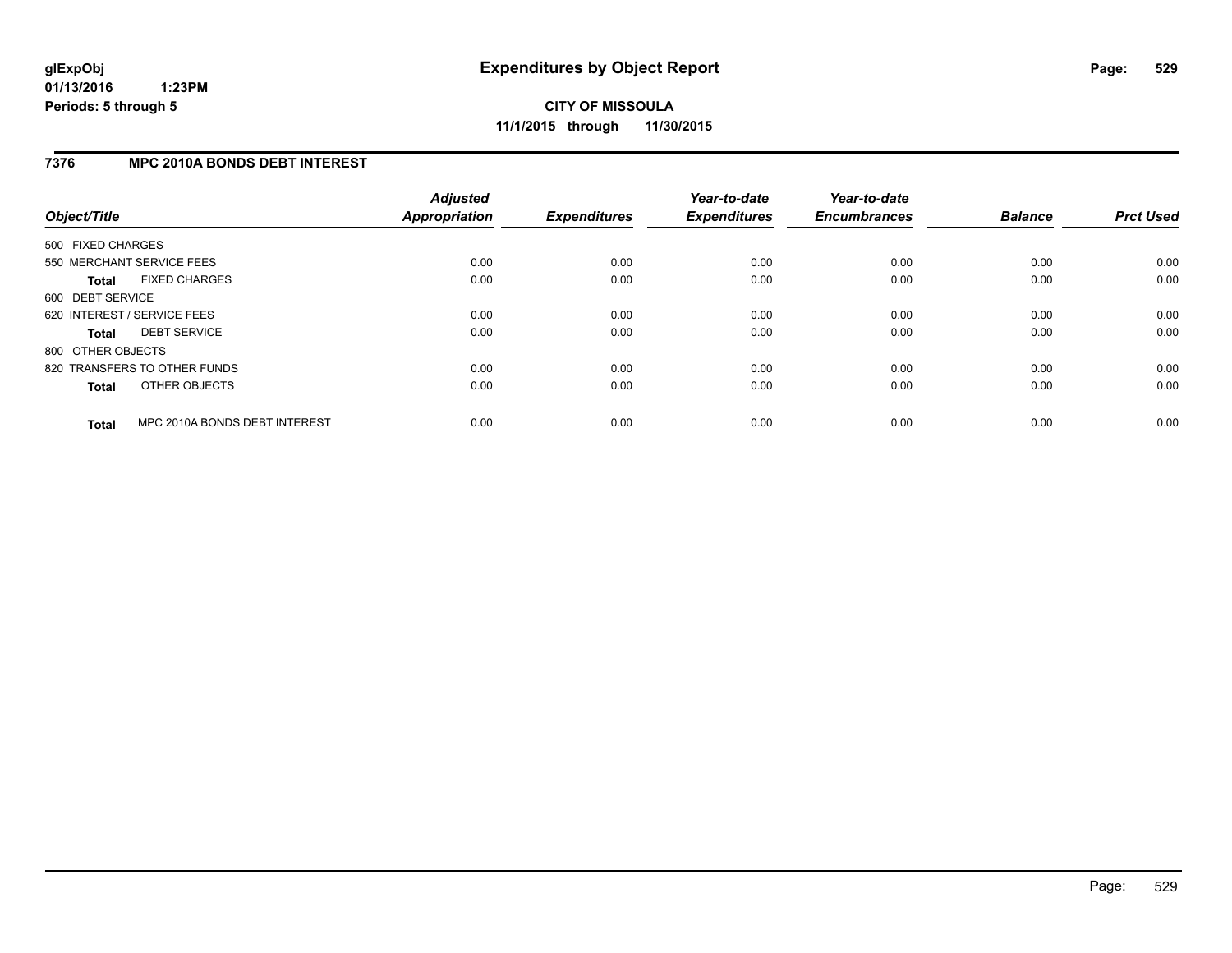**glExpObj**
**01/13/2016 1:23PM**
**Periods: 5 through 5**

# Expenditures by Object Report

**CITY OF MISSOULA**
**11/1/2015 through 11/30/2015**

## 7376 MPC 2010A BONDS DEBT INTEREST

| Object/Title | Adjusted Appropriation | Expenditures | Year-to-date Expenditures | Year-to-date Encumbrances | Balance | Prct Used |
|---|---|---|---|---|---|---|
| 500 FIXED CHARGES | | | | | | |
| 550 MERCHANT SERVICE FEES | 0.00 | 0.00 | 0.00 | 0.00 | 0.00 | 0.00 |
| **Total** FIXED CHARGES | 0.00 | 0.00 | 0.00 | 0.00 | 0.00 | 0.00 |
| 600 DEBT SERVICE | | | | | | |
| 620 INTEREST / SERVICE FEES | 0.00 | 0.00 | 0.00 | 0.00 | 0.00 | 0.00 |
| **Total** DEBT SERVICE | 0.00 | 0.00 | 0.00 | 0.00 | 0.00 | 0.00 |
| 800 OTHER OBJECTS | | | | | | |
| 820 TRANSFERS TO OTHER FUNDS | 0.00 | 0.00 | 0.00 | 0.00 | 0.00 | 0.00 |
| **Total** OTHER OBJECTS | 0.00 | 0.00 | 0.00 | 0.00 | 0.00 | 0.00 |
| **Total** MPC 2010A BONDS DEBT INTEREST | 0.00 | 0.00 | 0.00 | 0.00 | 0.00 | 0.00 |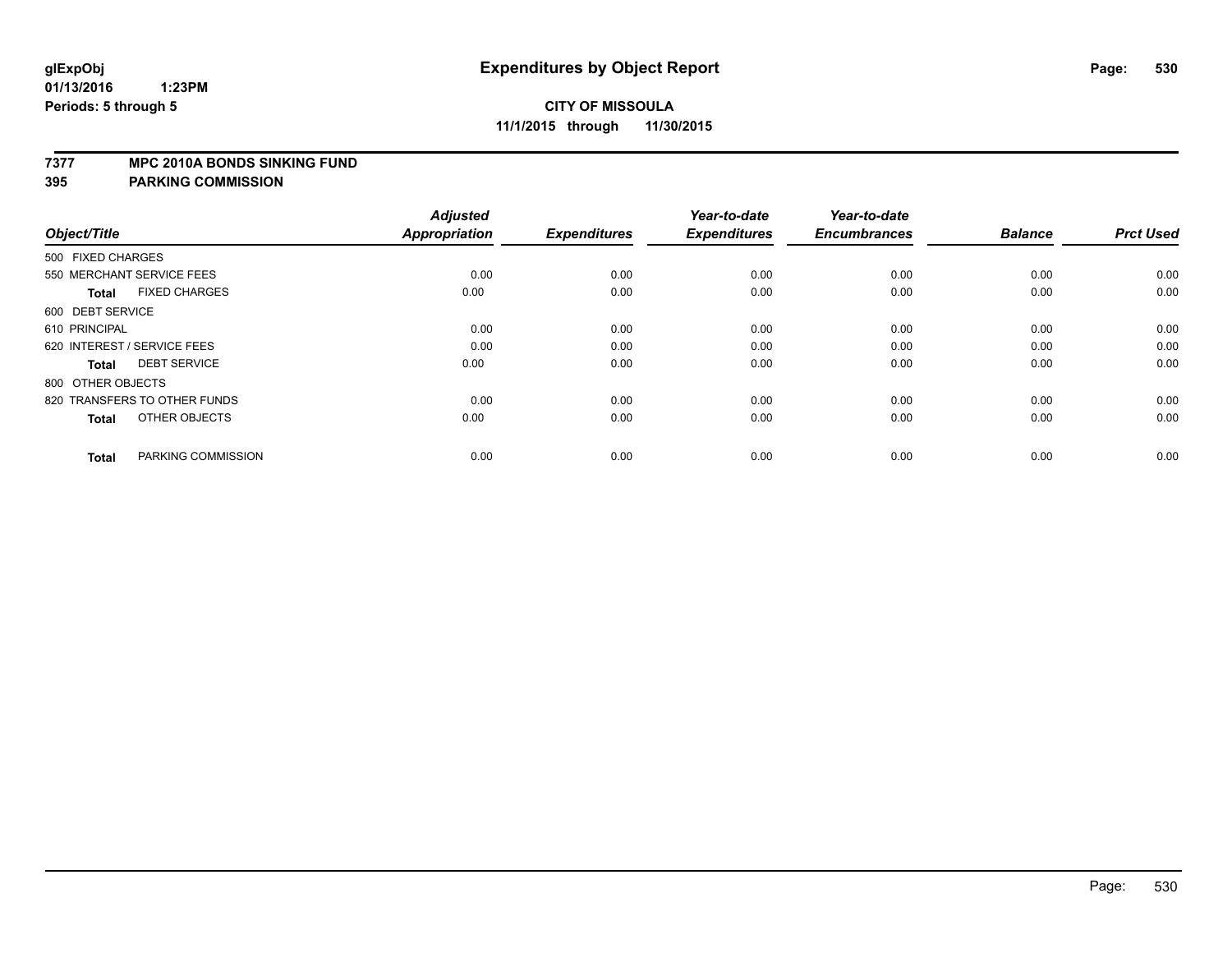# Expenditures by Object Report

glExpObj
01/13/2016 1:23PM
Periods: 5 through 5

**CITY OF MISSOULA**
**11/1/2015 through 11/30/2015**

**7377 MPC 2010A BONDS SINKING FUND**
**395 PARKING COMMISSION**

| Object/Title | Adjusted Appropriation | Expenditures | Year-to-date Expenditures | Year-to-date Encumbrances | Balance | Prct Used |
|---|---|---|---|---|---|---|
| 500 FIXED CHARGES | | | | | | |
| 550 MERCHANT SERVICE FEES | 0.00 | 0.00 | 0.00 | 0.00 | 0.00 | 0.00 |
| **Total** FIXED CHARGES | 0.00 | 0.00 | 0.00 | 0.00 | 0.00 | 0.00 |
| 600 DEBT SERVICE | | | | | | |
| 610 PRINCIPAL | 0.00 | 0.00 | 0.00 | 0.00 | 0.00 | 0.00 |
| 620 INTEREST / SERVICE FEES | 0.00 | 0.00 | 0.00 | 0.00 | 0.00 | 0.00 |
| **Total** DEBT SERVICE | 0.00 | 0.00 | 0.00 | 0.00 | 0.00 | 0.00 |
| 800 OTHER OBJECTS | | | | | | |
| 820 TRANSFERS TO OTHER FUNDS | 0.00 | 0.00 | 0.00 | 0.00 | 0.00 | 0.00 |
| **Total** OTHER OBJECTS | 0.00 | 0.00 | 0.00 | 0.00 | 0.00 | 0.00 |
| **Total** PARKING COMMISSION | 0.00 | 0.00 | 0.00 | 0.00 | 0.00 | 0.00 |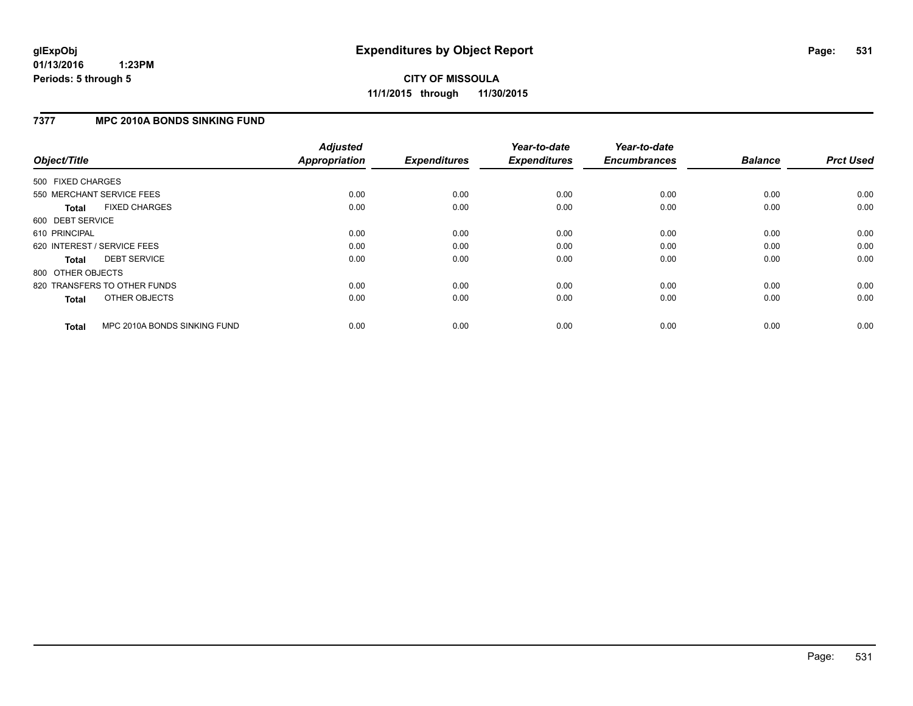# Expenditures by Object Report

glExpObj
01/13/2016 1:23PM
Periods: 5 through 5

**CITY OF MISSOULA**
**11/1/2015 through 11/30/2015**

## 7377 MPC 2010A BONDS SINKING FUND

| Object/Title | Adjusted Appropriation | Expenditures | Year-to-date Expenditures | Year-to-date Encumbrances | Balance | Prct Used |
|---|---|---|---|---|---|---|
| 500 FIXED CHARGES | | | | | | |
| 550 MERCHANT SERVICE FEES | 0.00 | 0.00 | 0.00 | 0.00 | 0.00 | 0.00 |
| **Total** FIXED CHARGES | 0.00 | 0.00 | 0.00 | 0.00 | 0.00 | 0.00 |
| 600 DEBT SERVICE | | | | | | |
| 610 PRINCIPAL | 0.00 | 0.00 | 0.00 | 0.00 | 0.00 | 0.00 |
| 620 INTEREST / SERVICE FEES | 0.00 | 0.00 | 0.00 | 0.00 | 0.00 | 0.00 |
| **Total** DEBT SERVICE | 0.00 | 0.00 | 0.00 | 0.00 | 0.00 | 0.00 |
| 800 OTHER OBJECTS | | | | | | |
| 820 TRANSFERS TO OTHER FUNDS | 0.00 | 0.00 | 0.00 | 0.00 | 0.00 | 0.00 |
| **Total** OTHER OBJECTS | 0.00 | 0.00 | 0.00 | 0.00 | 0.00 | 0.00 |
| **Total** MPC 2010A BONDS SINKING FUND | 0.00 | 0.00 | 0.00 | 0.00 | 0.00 | 0.00 |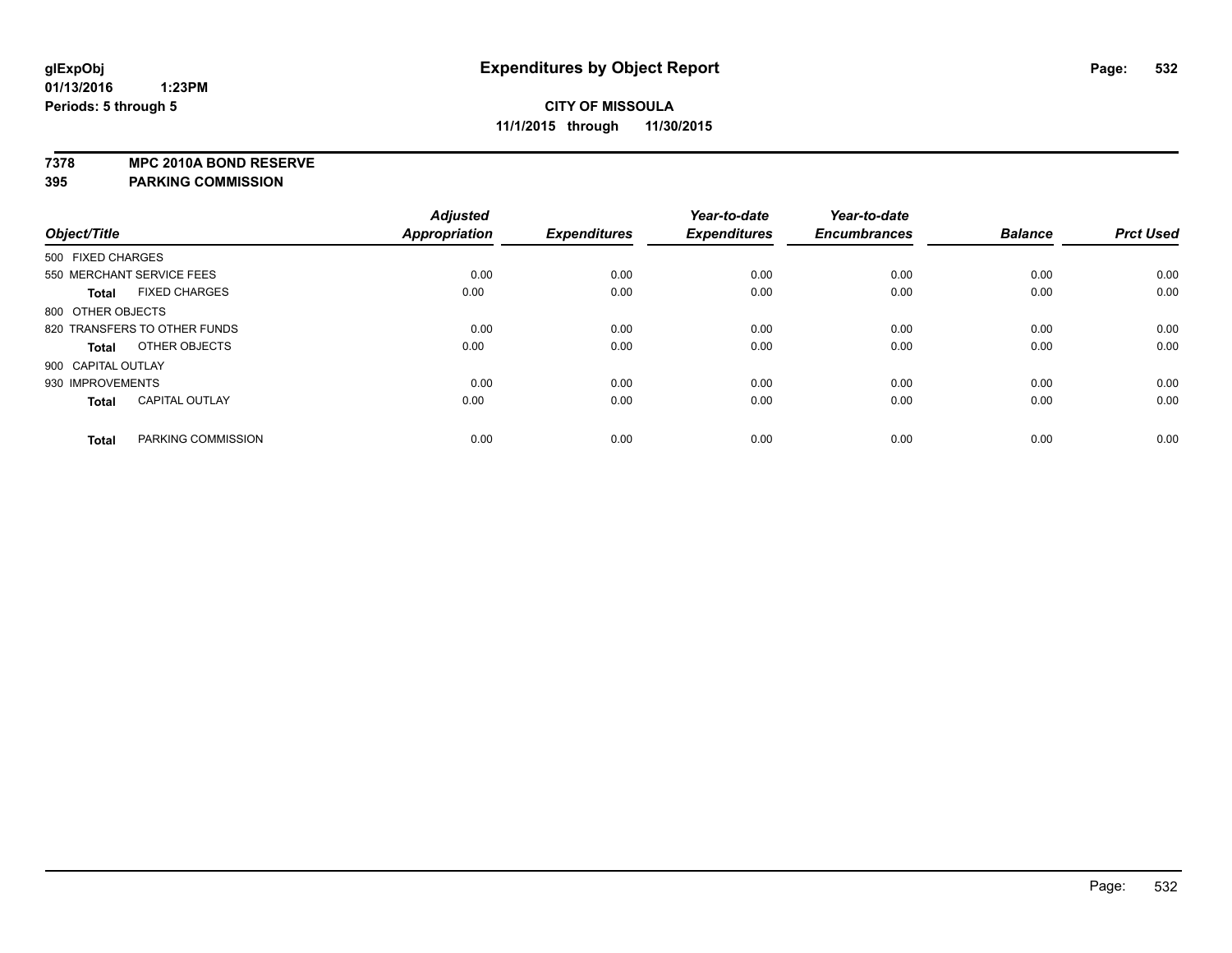glExpObj
01/13/2016 1:23PM
Periods: 5 through 5

# Expenditures by Object Report

**CITY OF MISSOULA**
**11/1/2015 through 11/30/2015**

**7378 MPC 2010A BOND RESERVE**
**395 PARKING COMMISSION**

| Object/Title | | Adjusted Appropriation | Expenditures | Year-to-date Expenditures | Year-to-date Encumbrances | Balance | Prct Used |
|---|---|---|---|---|---|---|---|
| 500 FIXED CHARGES | | | | | | | |
| 550 MERCHANT SERVICE FEES | | 0.00 | 0.00 | 0.00 | 0.00 | 0.00 | 0.00 |
| **Total** | FIXED CHARGES | 0.00 | 0.00 | 0.00 | 0.00 | 0.00 | 0.00 |
| 800 OTHER OBJECTS | | | | | | | |
| 820 TRANSFERS TO OTHER FUNDS | | 0.00 | 0.00 | 0.00 | 0.00 | 0.00 | 0.00 |
| **Total** | OTHER OBJECTS | 0.00 | 0.00 | 0.00 | 0.00 | 0.00 | 0.00 |
| 900 CAPITAL OUTLAY | | | | | | | |
| 930 IMPROVEMENTS | | 0.00 | 0.00 | 0.00 | 0.00 | 0.00 | 0.00 |
| **Total** | CAPITAL OUTLAY | 0.00 | 0.00 | 0.00 | 0.00 | 0.00 | 0.00 |
| **Total** | PARKING COMMISSION | 0.00 | 0.00 | 0.00 | 0.00 | 0.00 | 0.00 |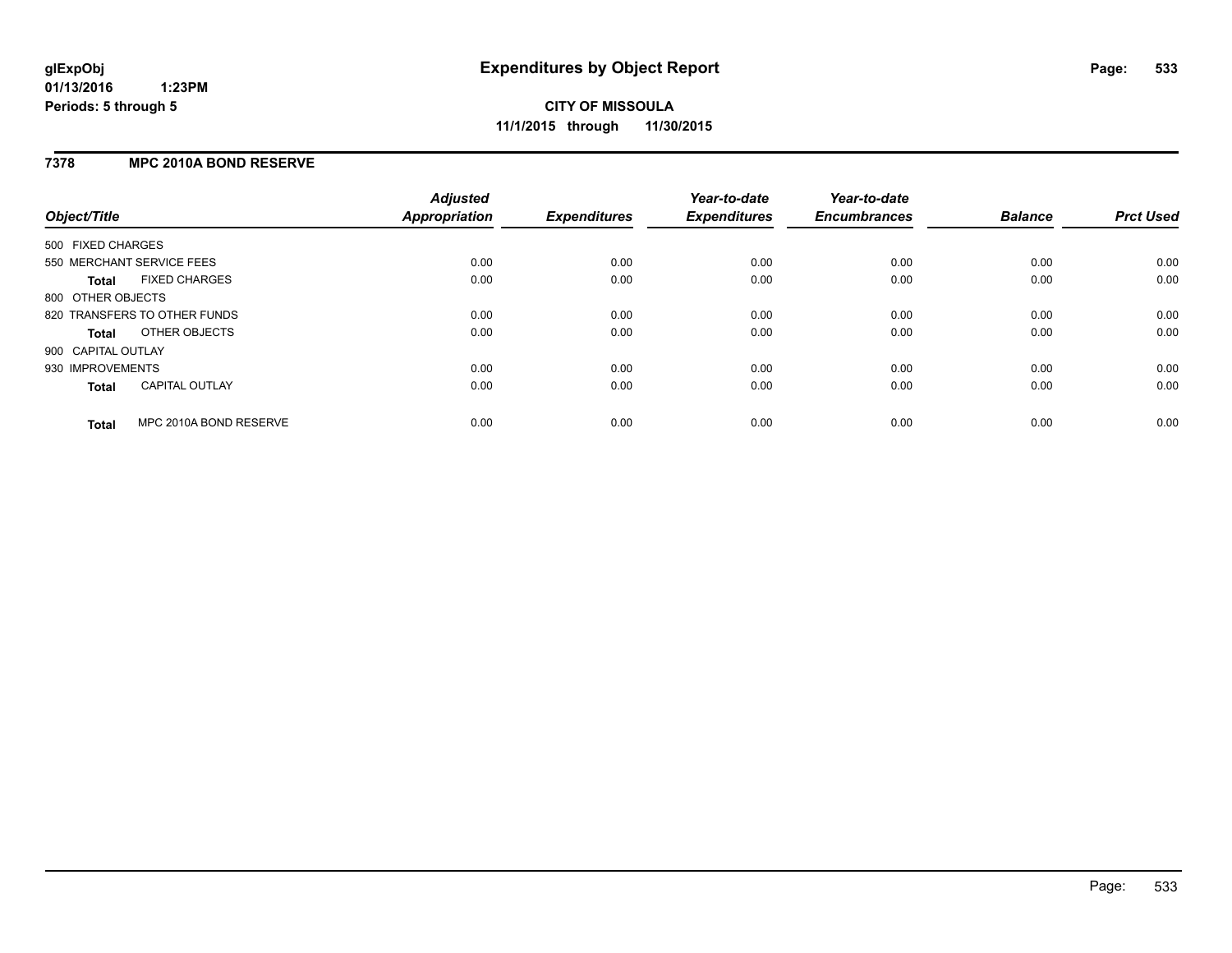# Expenditures by Object Report

**CITY OF MISSOULA**

**11/1/2015 through 11/30/2015**

glExpObj
01/13/2016 1:23PM
Periods: 5 through 5

## 7378 MPC 2010A BOND RESERVE

| Object/Title | Adjusted Appropriation | Expenditures | Year-to-date Expenditures | Year-to-date Encumbrances | Balance | Prct Used |
|---|---|---|---|---|---|---|
| 500 FIXED CHARGES | | | | | | |
| 550 MERCHANT SERVICE FEES | 0.00 | 0.00 | 0.00 | 0.00 | 0.00 | 0.00 |
| **Total** FIXED CHARGES | 0.00 | 0.00 | 0.00 | 0.00 | 0.00 | 0.00 |
| 800 OTHER OBJECTS | | | | | | |
| 820 TRANSFERS TO OTHER FUNDS | 0.00 | 0.00 | 0.00 | 0.00 | 0.00 | 0.00 |
| **Total** OTHER OBJECTS | 0.00 | 0.00 | 0.00 | 0.00 | 0.00 | 0.00 |
| 900 CAPITAL OUTLAY | | | | | | |
| 930 IMPROVEMENTS | 0.00 | 0.00 | 0.00 | 0.00 | 0.00 | 0.00 |
| **Total** CAPITAL OUTLAY | 0.00 | 0.00 | 0.00 | 0.00 | 0.00 | 0.00 |
| **Total** MPC 2010A BOND RESERVE | 0.00 | 0.00 | 0.00 | 0.00 | 0.00 | 0.00 |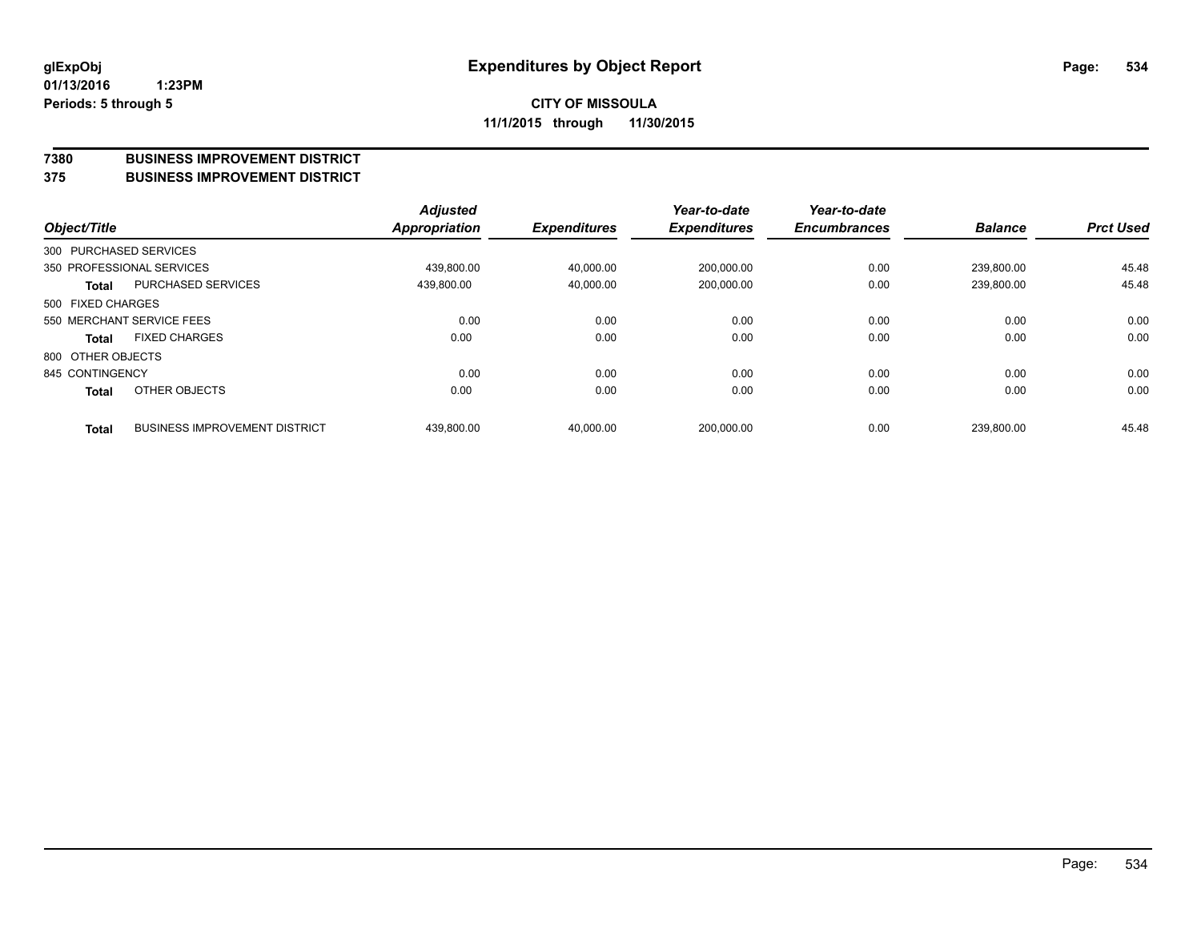**glExpObj**
**01/13/2016 1:23PM**
**Periods: 5 through 5**

# Expenditures by Object Report

**CITY OF MISSOULA**
**11/1/2015 through 11/30/2015**

## 7380 BUSINESS IMPROVEMENT DISTRICT
## 375 BUSINESS IMPROVEMENT DISTRICT

| Object/Title | | Adjusted Appropriation | Expenditures | Year-to-date Expenditures | Year-to-date Encumbrances | Balance | Prct Used |
|---|---|---|---|---|---|---|---|
| 300 PURCHASED SERVICES | | | | | | | |
| 350 PROFESSIONAL SERVICES | | 439,800.00 | 40,000.00 | 200,000.00 | 0.00 | 239,800.00 | 45.48 |
| **Total** | PURCHASED SERVICES | 439,800.00 | 40,000.00 | 200,000.00 | 0.00 | 239,800.00 | 45.48 |
| 500 FIXED CHARGES | | | | | | | |
| 550 MERCHANT SERVICE FEES | | 0.00 | 0.00 | 0.00 | 0.00 | 0.00 | 0.00 |
| **Total** | FIXED CHARGES | 0.00 | 0.00 | 0.00 | 0.00 | 0.00 | 0.00 |
| 800 OTHER OBJECTS | | | | | | | |
| 845 CONTINGENCY | | 0.00 | 0.00 | 0.00 | 0.00 | 0.00 | 0.00 |
| **Total** | OTHER OBJECTS | 0.00 | 0.00 | 0.00 | 0.00 | 0.00 | 0.00 |
| **Total** | BUSINESS IMPROVEMENT DISTRICT | 439,800.00 | 40,000.00 | 200,000.00 | 0.00 | 239,800.00 | 45.48 |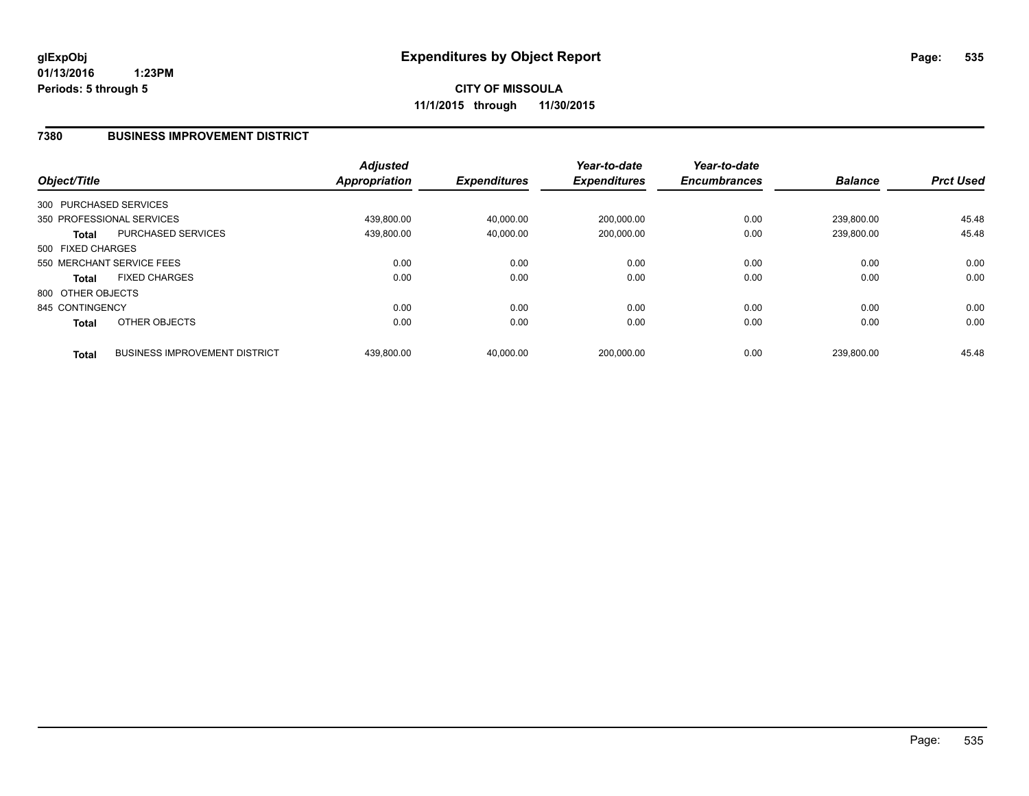# Expenditures by Object Report

**CITY OF MISSOULA**
**11/1/2015 through 11/30/2015**

glExpObj
01/13/2016 1:23PM
Periods: 5 through 5

## 7380 BUSINESS IMPROVEMENT DISTRICT

| Object/Title | | *Adjusted Appropriation* | *Expenditures* | *Year-to-date Expenditures* | *Year-to-date Encumbrances* | *Balance* | *Prct Used* |
|---|---|---|---|---|---|---|---|
| 300 PURCHASED SERVICES | | | | | | | |
| 350 PROFESSIONAL SERVICES | | 439,800.00 | 40,000.00 | 200,000.00 | 0.00 | 239,800.00 | 45.48 |
| **Total** | PURCHASED SERVICES | 439,800.00 | 40,000.00 | 200,000.00 | 0.00 | 239,800.00 | 45.48 |
| 500 FIXED CHARGES | | | | | | | |
| 550 MERCHANT SERVICE FEES | | 0.00 | 0.00 | 0.00 | 0.00 | 0.00 | 0.00 |
| **Total** | FIXED CHARGES | 0.00 | 0.00 | 0.00 | 0.00 | 0.00 | 0.00 |
| 800 OTHER OBJECTS | | | | | | | |
| 845 CONTINGENCY | | 0.00 | 0.00 | 0.00 | 0.00 | 0.00 | 0.00 |
| **Total** | OTHER OBJECTS | 0.00 | 0.00 | 0.00 | 0.00 | 0.00 | 0.00 |
| **Total** | BUSINESS IMPROVEMENT DISTRICT | 439,800.00 | 40,000.00 | 200,000.00 | 0.00 | 239,800.00 | 45.48 |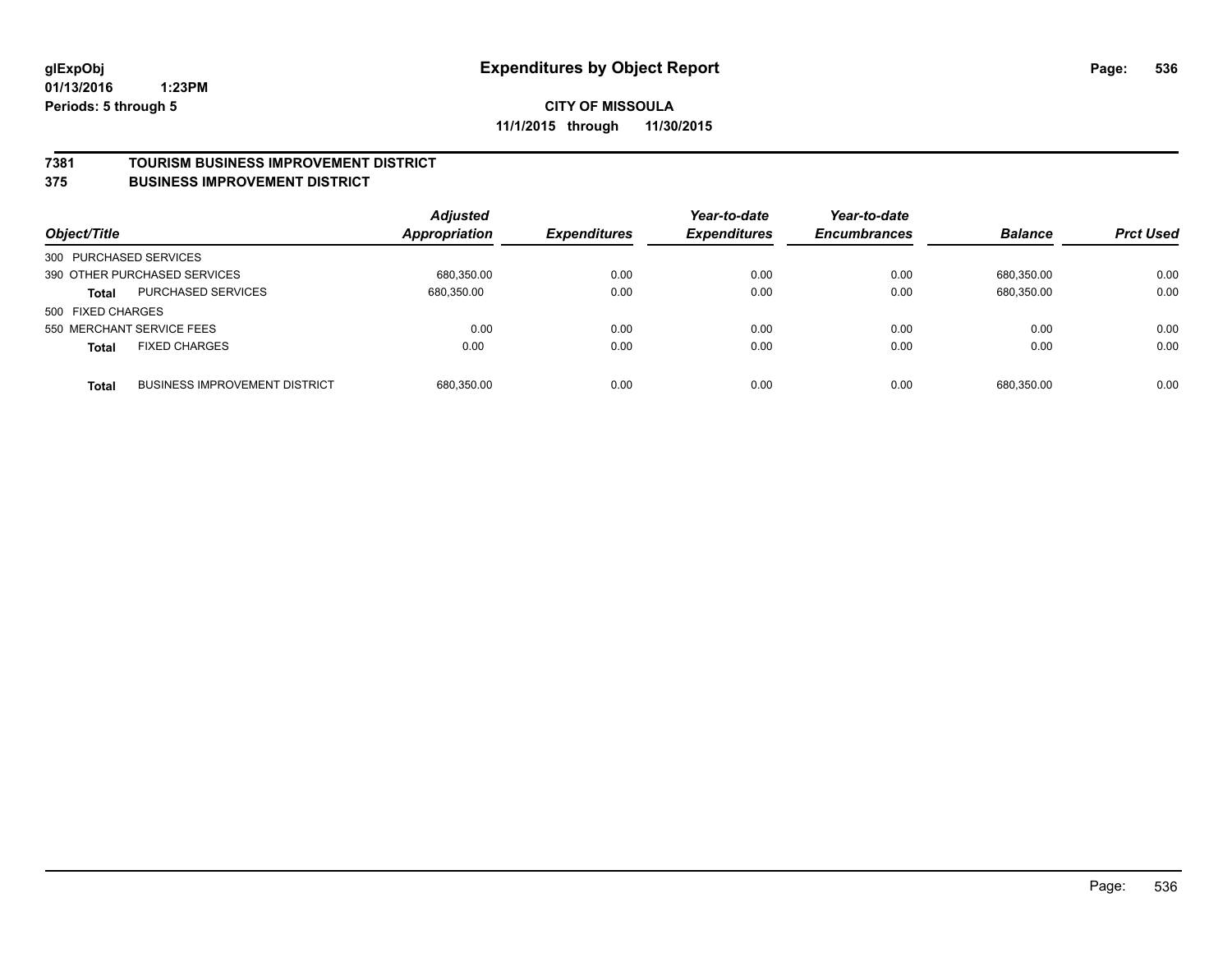**glExpObj**
**01/13/2016 1:23PM**
**Periods: 5 through 5**

# Expenditures by Object Report

**CITY OF MISSOULA**
**11/1/2015 through 11/30/2015**

## 7381 TOURISM BUSINESS IMPROVEMENT DISTRICT
## 375 BUSINESS IMPROVEMENT DISTRICT

| Object/Title | | Adjusted Appropriation | Expenditures | Year-to-date Expenditures | Year-to-date Encumbrances | Balance | Prct Used |
|---|---|---|---|---|---|---|---|
| 300 PURCHASED SERVICES | | | | | | | |
| 390 OTHER PURCHASED SERVICES | | 680,350.00 | 0.00 | 0.00 | 0.00 | 680,350.00 | 0.00 |
| **Total** | PURCHASED SERVICES | 680,350.00 | 0.00 | 0.00 | 0.00 | 680,350.00 | 0.00 |
| 500 FIXED CHARGES | | | | | | | |
| 550 MERCHANT SERVICE FEES | | 0.00 | 0.00 | 0.00 | 0.00 | 0.00 | 0.00 |
| **Total** | FIXED CHARGES | 0.00 | 0.00 | 0.00 | 0.00 | 0.00 | 0.00 |
| **Total** | BUSINESS IMPROVEMENT DISTRICT | 680,350.00 | 0.00 | 0.00 | 0.00 | 680,350.00 | 0.00 |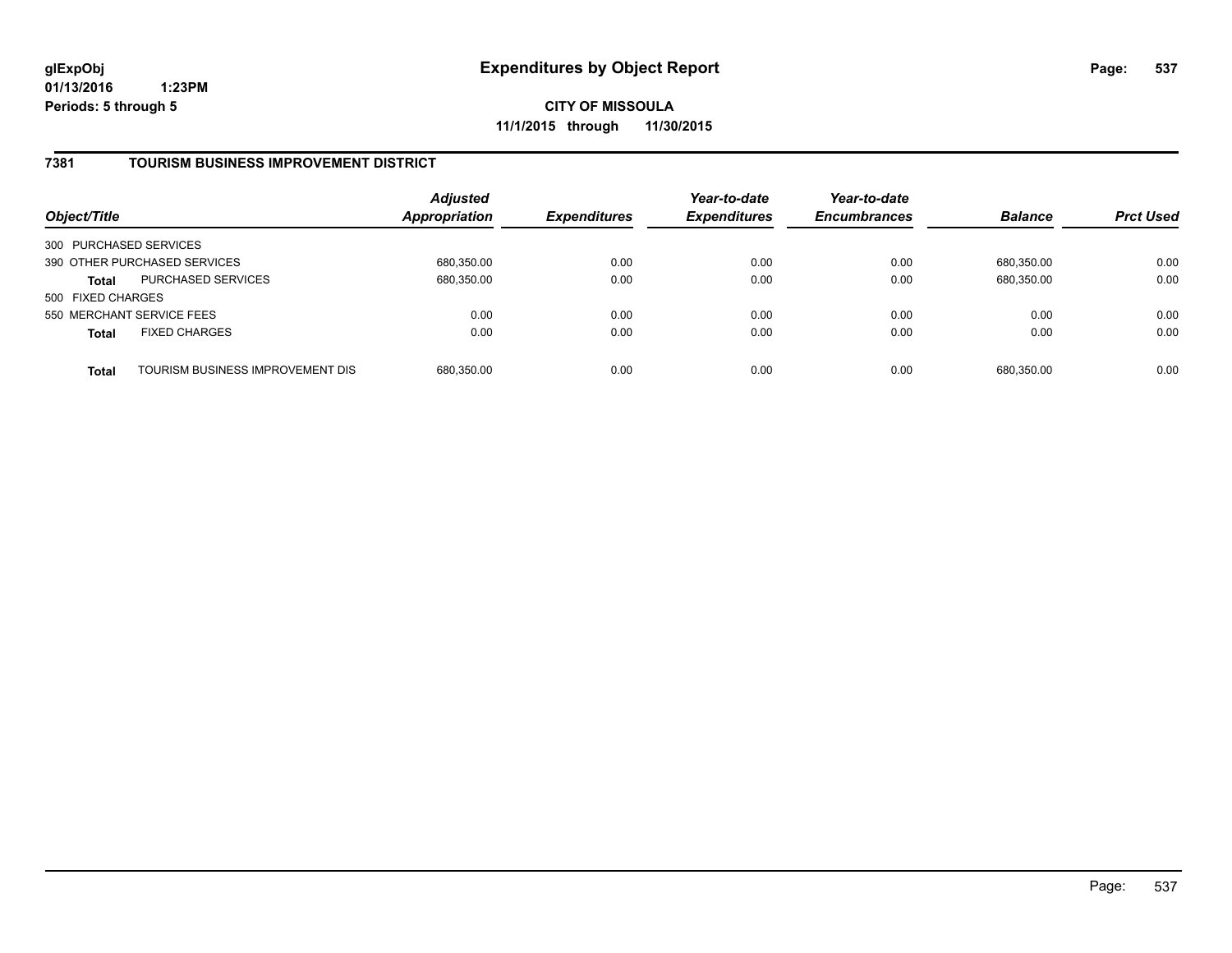**glExpObj**
**01/13/2016 1:23PM**
**Periods: 5 through 5**

# Expenditures by Object Report

**CITY OF MISSOULA**
**11/1/2015 through 11/30/2015**

## 7381 TOURISM BUSINESS IMPROVEMENT DISTRICT

| Object/Title | | *Adjusted Appropriation* | *Expenditures* | *Year-to-date Expenditures* | *Year-to-date Encumbrances* | *Balance* | *Prct Used* |
|---|---|---|---|---|---|---|---|
| 300 PURCHASED SERVICES | | | | | | | |
| 390 OTHER PURCHASED SERVICES | | 680,350.00 | 0.00 | 0.00 | 0.00 | 680,350.00 | 0.00 |
| **Total** | PURCHASED SERVICES | 680,350.00 | 0.00 | 0.00 | 0.00 | 680,350.00 | 0.00 |
| 500 FIXED CHARGES | | | | | | | |
| 550 MERCHANT SERVICE FEES | | 0.00 | 0.00 | 0.00 | 0.00 | 0.00 | 0.00 |
| **Total** | FIXED CHARGES | 0.00 | 0.00 | 0.00 | 0.00 | 0.00 | 0.00 |
| **Total** | TOURISM BUSINESS IMPROVEMENT DIS | 680,350.00 | 0.00 | 0.00 | 0.00 | 680,350.00 | 0.00 |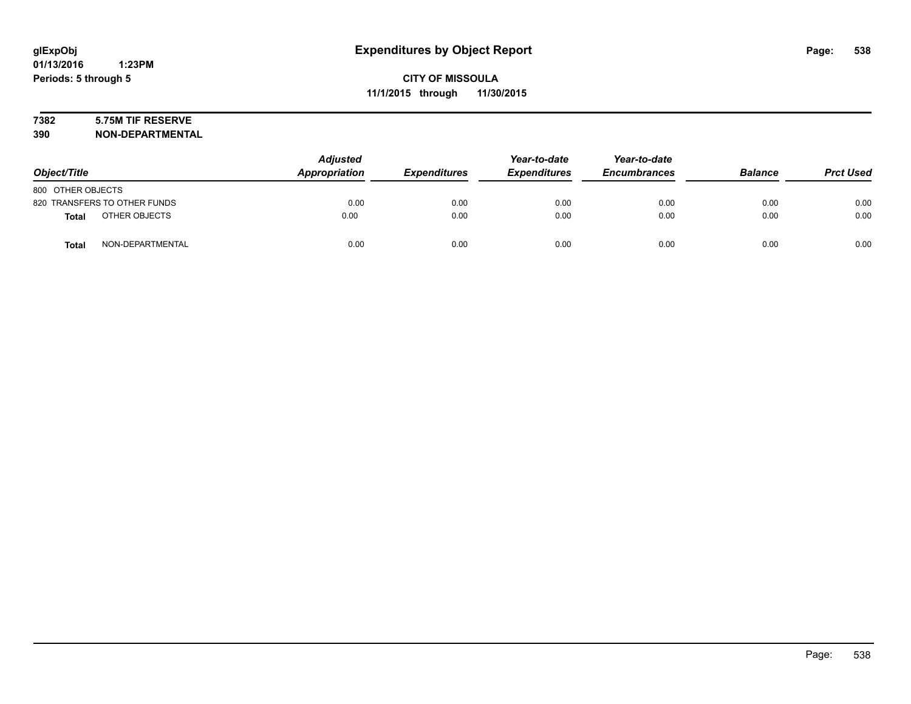# Expenditures by Object Report

glExpObj
01/13/2016 1:23PM
Periods: 5 through 5

**CITY OF MISSOULA**
**11/1/2015 through 11/30/2015**

**7382 5.75M TIF RESERVE**
**390 NON-DEPARTMENTAL**

| Object/Title | Adjusted Appropriation | Expenditures | Year-to-date Expenditures | Year-to-date Encumbrances | Balance | Prct Used |
|---|---|---|---|---|---|---|
| 800 OTHER OBJECTS | | | | | | |
| 820 TRANSFERS TO OTHER FUNDS | 0.00 | 0.00 | 0.00 | 0.00 | 0.00 | 0.00 |
| **Total** OTHER OBJECTS | 0.00 | 0.00 | 0.00 | 0.00 | 0.00 | 0.00 |
| **Total** NON-DEPARTMENTAL | 0.00 | 0.00 | 0.00 | 0.00 | 0.00 | 0.00 |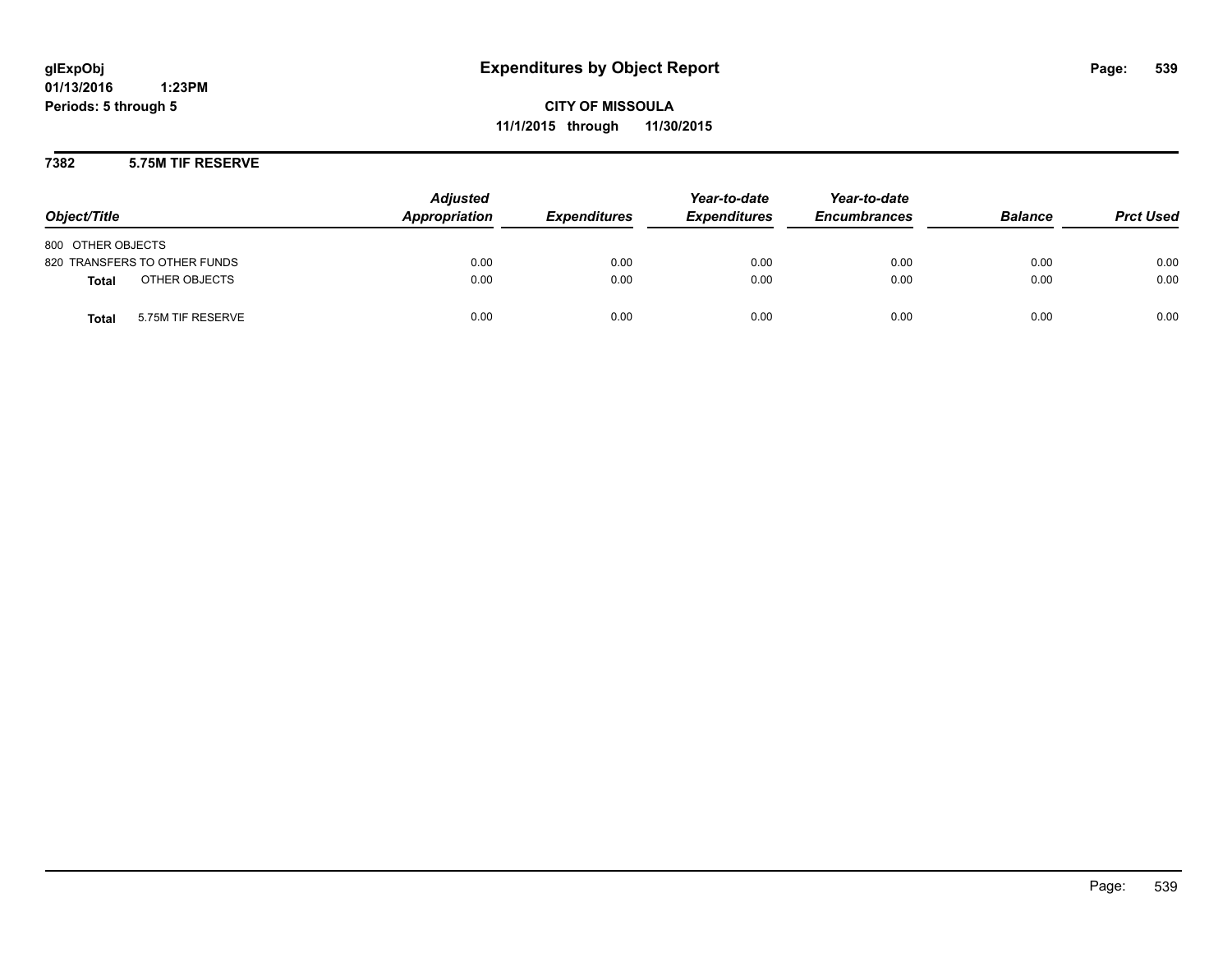# Expenditures by Object Report

glExpObj
01/13/2016 1:23PM
Periods: 5 through 5

**CITY OF MISSOULA**
**11/1/2015 through 11/30/2015**

## 7382 5.75M TIF RESERVE

| Object/Title | Adjusted Appropriation | Expenditures | Year-to-date Expenditures | Year-to-date Encumbrances | Balance | Prct Used |
|---|---|---|---|---|---|---|
| 800 OTHER OBJECTS | | | | | | |
| 820 TRANSFERS TO OTHER FUNDS | 0.00 | 0.00 | 0.00 | 0.00 | 0.00 | 0.00 |
| **Total** OTHER OBJECTS | 0.00 | 0.00 | 0.00 | 0.00 | 0.00 | 0.00 |
| **Total** 5.75M TIF RESERVE | 0.00 | 0.00 | 0.00 | 0.00 | 0.00 | 0.00 |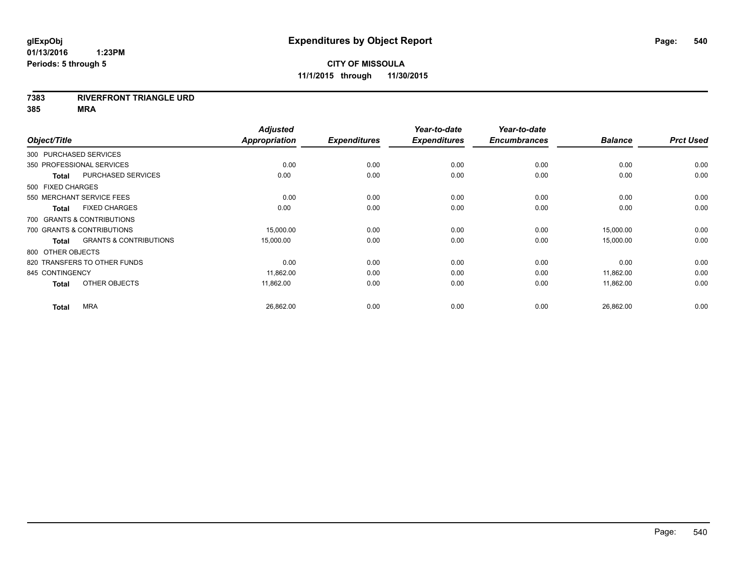# Expenditures by Object Report

**glExpObj**
**01/13/2016 1:23PM**
**Periods: 5 through 5**

**CITY OF MISSOULA**
**11/1/2015 through 11/30/2015**

**7383 RIVERFRONT TRIANGLE URD**
**385 MRA**

| Object/Title | Adjusted Appropriation | Expenditures | Year-to-date Expenditures | Year-to-date Encumbrances | Balance | Prct Used |
|---|---|---|---|---|---|---|
| 300 PURCHASED SERVICES | | | | | | |
| 350 PROFESSIONAL SERVICES | 0.00 | 0.00 | 0.00 | 0.00 | 0.00 | 0.00 |
| **Total** PURCHASED SERVICES | 0.00 | 0.00 | 0.00 | 0.00 | 0.00 | 0.00 |
| 500 FIXED CHARGES | | | | | | |
| 550 MERCHANT SERVICE FEES | 0.00 | 0.00 | 0.00 | 0.00 | 0.00 | 0.00 |
| **Total** FIXED CHARGES | 0.00 | 0.00 | 0.00 | 0.00 | 0.00 | 0.00 |
| 700 GRANTS & CONTRIBUTIONS | | | | | | |
| 700 GRANTS & CONTRIBUTIONS | 15,000.00 | 0.00 | 0.00 | 0.00 | 15,000.00 | 0.00 |
| **Total** GRANTS & CONTRIBUTIONS | 15,000.00 | 0.00 | 0.00 | 0.00 | 15,000.00 | 0.00 |
| 800 OTHER OBJECTS | | | | | | |
| 820 TRANSFERS TO OTHER FUNDS | 0.00 | 0.00 | 0.00 | 0.00 | 0.00 | 0.00 |
| 845 CONTINGENCY | 11,862.00 | 0.00 | 0.00 | 0.00 | 11,862.00 | 0.00 |
| **Total** OTHER OBJECTS | 11,862.00 | 0.00 | 0.00 | 0.00 | 11,862.00 | 0.00 |
| **Total** MRA | 26,862.00 | 0.00 | 0.00 | 0.00 | 26,862.00 | 0.00 |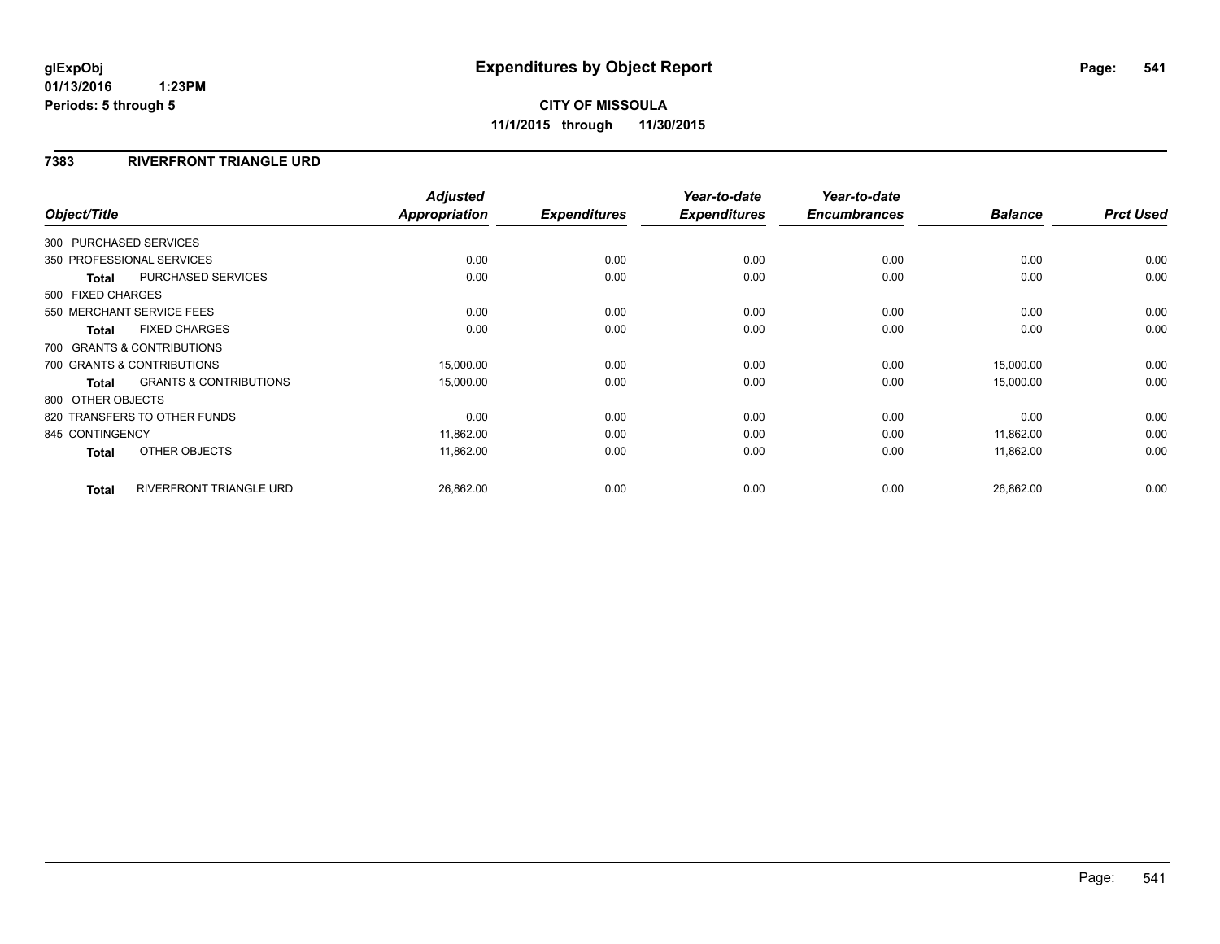**glExpObj**
**01/13/2016 1:23PM**
**Periods: 5 through 5**

# Expenditures by Object Report

**CITY OF MISSOULA**
**11/1/2015 through 11/30/2015**

## 7383 RIVERFRONT TRIANGLE URD

| Object/Title | Adjusted Appropriation | Expenditures | Year-to-date Expenditures | Year-to-date Encumbrances | Balance | Prct Used |
|---|---|---|---|---|---|---|
| 300 PURCHASED SERVICES | | | | | | |
| 350 PROFESSIONAL SERVICES | 0.00 | 0.00 | 0.00 | 0.00 | 0.00 | 0.00 |
| **Total** PURCHASED SERVICES | 0.00 | 0.00 | 0.00 | 0.00 | 0.00 | 0.00 |
| 500 FIXED CHARGES | | | | | | |
| 550 MERCHANT SERVICE FEES | 0.00 | 0.00 | 0.00 | 0.00 | 0.00 | 0.00 |
| **Total** FIXED CHARGES | 0.00 | 0.00 | 0.00 | 0.00 | 0.00 | 0.00 |
| 700 GRANTS & CONTRIBUTIONS | | | | | | |
| 700 GRANTS & CONTRIBUTIONS | 15,000.00 | 0.00 | 0.00 | 0.00 | 15,000.00 | 0.00 |
| **Total** GRANTS & CONTRIBUTIONS | 15,000.00 | 0.00 | 0.00 | 0.00 | 15,000.00 | 0.00 |
| 800 OTHER OBJECTS | | | | | | |
| 820 TRANSFERS TO OTHER FUNDS | 0.00 | 0.00 | 0.00 | 0.00 | 0.00 | 0.00 |
| 845 CONTINGENCY | 11,862.00 | 0.00 | 0.00 | 0.00 | 11,862.00 | 0.00 |
| **Total** OTHER OBJECTS | 11,862.00 | 0.00 | 0.00 | 0.00 | 11,862.00 | 0.00 |
| **Total** RIVERFRONT TRIANGLE URD | 26,862.00 | 0.00 | 0.00 | 0.00 | 26,862.00 | 0.00 |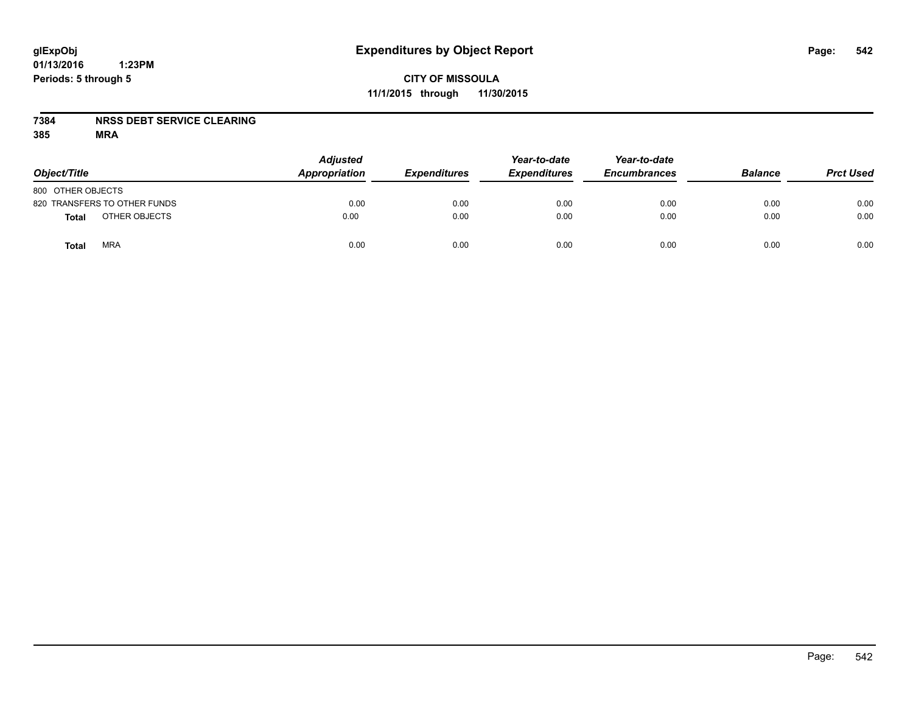glExpObj
01/13/2016 1:23PM
Periods: 5 through 5

# Expenditures by Object Report

**CITY OF MISSOULA**
**11/1/2015 through 11/30/2015**

**7384 NRSS DEBT SERVICE CLEARING**
**385 MRA**

| Object/Title | Adjusted Appropriation | Expenditures | Year-to-date Expenditures | Year-to-date Encumbrances | Balance | Prct Used |
|---|---|---|---|---|---|---|
| 800 OTHER OBJECTS | | | | | | |
| 820 TRANSFERS TO OTHER FUNDS | 0.00 | 0.00 | 0.00 | 0.00 | 0.00 | 0.00 |
| **Total** OTHER OBJECTS | 0.00 | 0.00 | 0.00 | 0.00 | 0.00 | 0.00 |
| **Total** MRA | 0.00 | 0.00 | 0.00 | 0.00 | 0.00 | 0.00 |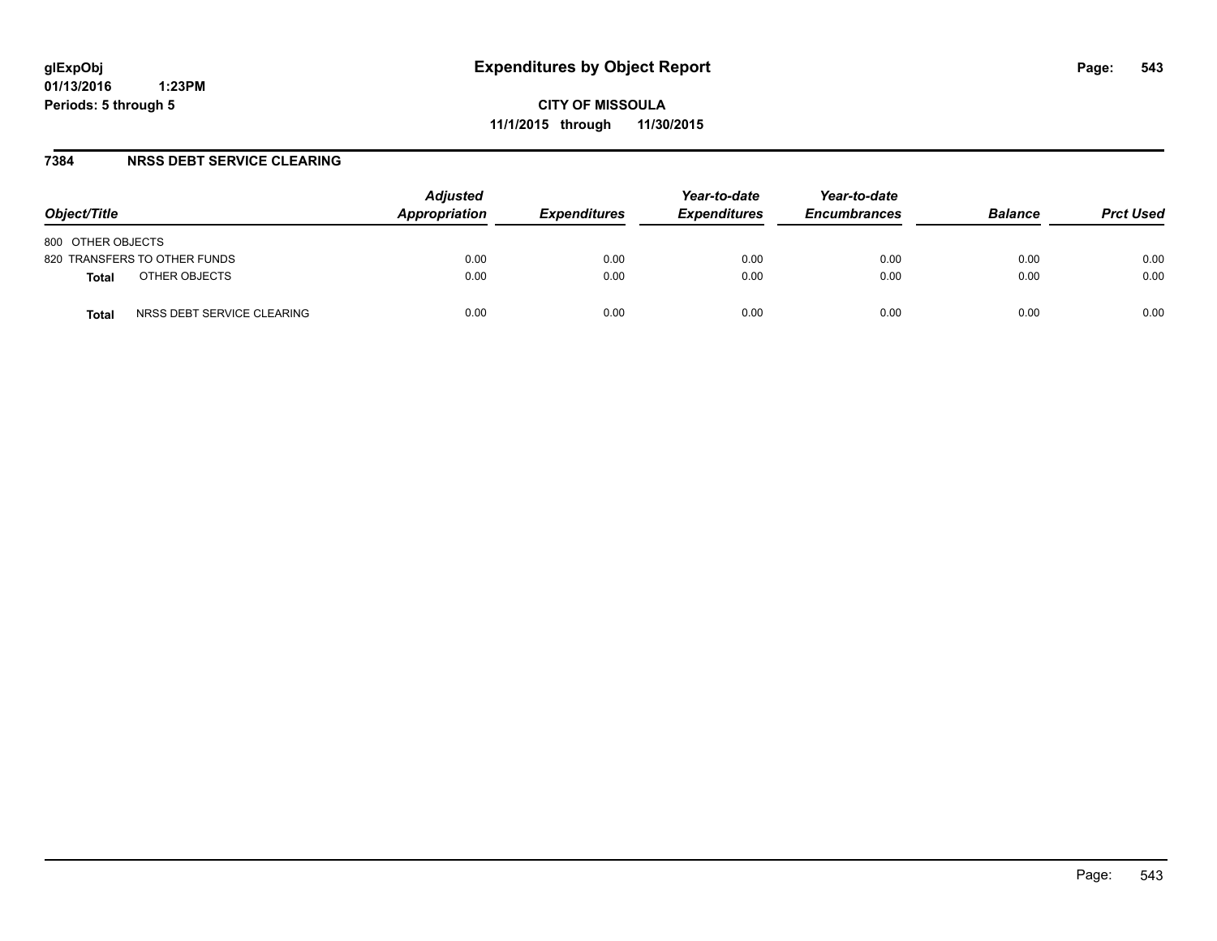# Expenditures by Object Report

glExpObj
01/13/2016 1:23PM
Periods: 5 through 5

**CITY OF MISSOULA**
**11/1/2015 through 11/30/2015**

## 7384 NRSS DEBT SERVICE CLEARING

| Object/Title | Adjusted Appropriation | Expenditures | Year-to-date Expenditures | Year-to-date Encumbrances | Balance | Prct Used |
|---|---|---|---|---|---|---|
| 800 OTHER OBJECTS | | | | | | |
| 820 TRANSFERS TO OTHER FUNDS | 0.00 | 0.00 | 0.00 | 0.00 | 0.00 | 0.00 |
| **Total** OTHER OBJECTS | 0.00 | 0.00 | 0.00 | 0.00 | 0.00 | 0.00 |
| **Total** NRSS DEBT SERVICE CLEARING | 0.00 | 0.00 | 0.00 | 0.00 | 0.00 | 0.00 |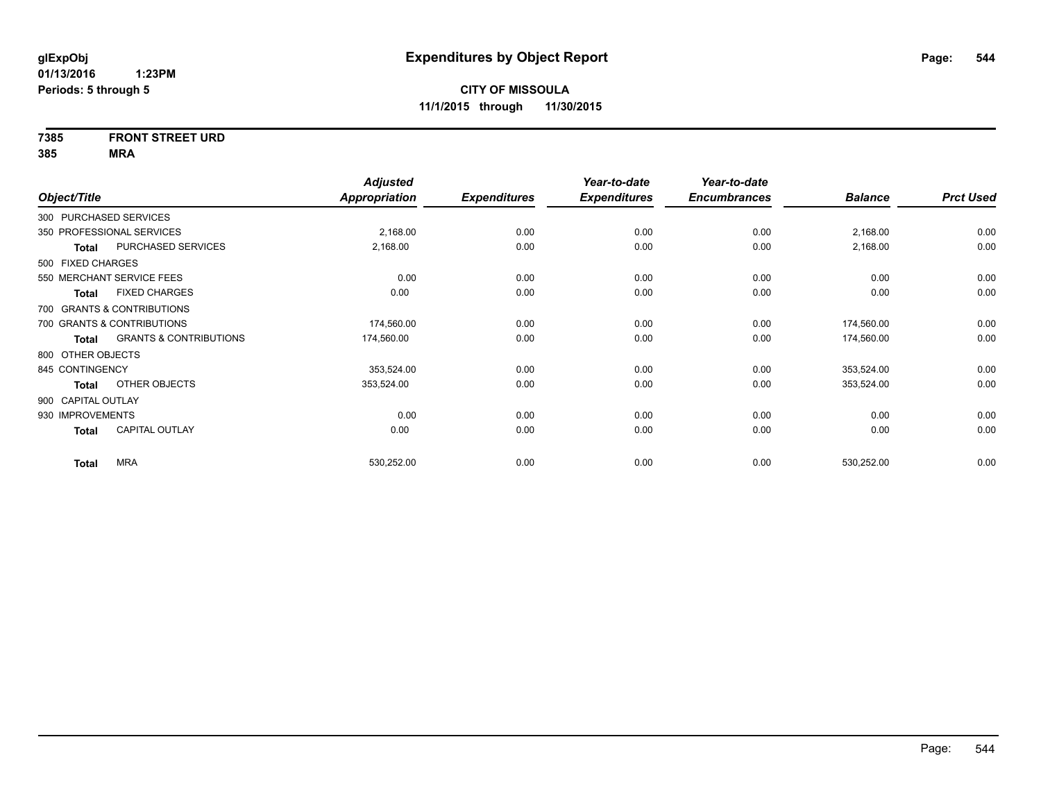**glExpObj**
**01/13/2016 1:23PM**
**Periods: 5 through 5**

# Expenditures by Object Report

**CITY OF MISSOULA**
**11/1/2015 through 11/30/2015**

**7385 FRONT STREET URD**
**385 MRA**

| Object/Title | Adjusted Appropriation | Expenditures | Year-to-date Expenditures | Year-to-date Encumbrances | Balance | Prct Used |
|---|---|---|---|---|---|---|
| 300 PURCHASED SERVICES | | | | | | |
| 350 PROFESSIONAL SERVICES | 2,168.00 | 0.00 | 0.00 | 0.00 | 2,168.00 | 0.00 |
| **Total** PURCHASED SERVICES | 2,168.00 | 0.00 | 0.00 | 0.00 | 2,168.00 | 0.00 |
| 500 FIXED CHARGES | | | | | | |
| 550 MERCHANT SERVICE FEES | 0.00 | 0.00 | 0.00 | 0.00 | 0.00 | 0.00 |
| **Total** FIXED CHARGES | 0.00 | 0.00 | 0.00 | 0.00 | 0.00 | 0.00 |
| 700 GRANTS & CONTRIBUTIONS | | | | | | |
| 700 GRANTS & CONTRIBUTIONS | 174,560.00 | 0.00 | 0.00 | 0.00 | 174,560.00 | 0.00 |
| **Total** GRANTS & CONTRIBUTIONS | 174,560.00 | 0.00 | 0.00 | 0.00 | 174,560.00 | 0.00 |
| 800 OTHER OBJECTS | | | | | | |
| 845 CONTINGENCY | 353,524.00 | 0.00 | 0.00 | 0.00 | 353,524.00 | 0.00 |
| **Total** OTHER OBJECTS | 353,524.00 | 0.00 | 0.00 | 0.00 | 353,524.00 | 0.00 |
| 900 CAPITAL OUTLAY | | | | | | |
| 930 IMPROVEMENTS | 0.00 | 0.00 | 0.00 | 0.00 | 0.00 | 0.00 |
| **Total** CAPITAL OUTLAY | 0.00 | 0.00 | 0.00 | 0.00 | 0.00 | 0.00 |
| **Total** MRA | 530,252.00 | 0.00 | 0.00 | 0.00 | 530,252.00 | 0.00 |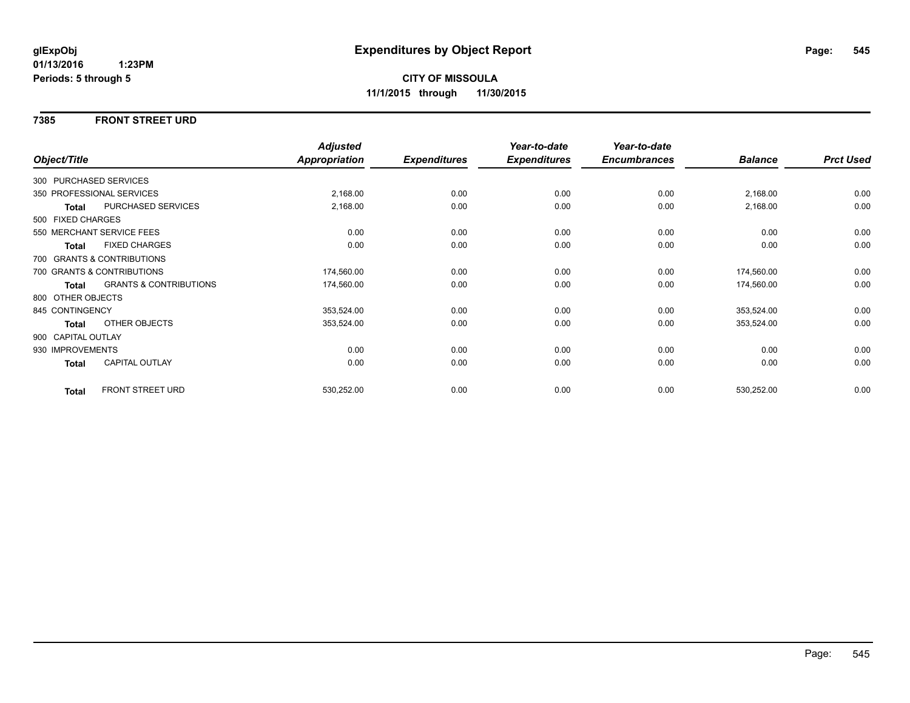**glExpObj**
**01/13/2016 1:23PM**
**Periods: 5 through 5**

# Expenditures by Object Report

**CITY OF MISSOULA**
**11/1/2015 through 11/30/2015**

## 7385 FRONT STREET URD

| Object/Title | | Adjusted Appropriation | Expenditures | Year-to-date Expenditures | Year-to-date Encumbrances | Balance | Prct Used |
|---|---|---|---|---|---|---|---|
| 300 PURCHASED SERVICES | | | | | | | |
| 350 PROFESSIONAL SERVICES | | 2,168.00 | 0.00 | 0.00 | 0.00 | 2,168.00 | 0.00 |
| **Total** | PURCHASED SERVICES | 2,168.00 | 0.00 | 0.00 | 0.00 | 2,168.00 | 0.00 |
| 500 FIXED CHARGES | | | | | | | |
| 550 MERCHANT SERVICE FEES | | 0.00 | 0.00 | 0.00 | 0.00 | 0.00 | 0.00 |
| **Total** | FIXED CHARGES | 0.00 | 0.00 | 0.00 | 0.00 | 0.00 | 0.00 |
| 700 GRANTS & CONTRIBUTIONS | | | | | | | |
| 700 GRANTS & CONTRIBUTIONS | | 174,560.00 | 0.00 | 0.00 | 0.00 | 174,560.00 | 0.00 |
| **Total** | GRANTS & CONTRIBUTIONS | 174,560.00 | 0.00 | 0.00 | 0.00 | 174,560.00 | 0.00 |
| 800 OTHER OBJECTS | | | | | | | |
| 845 CONTINGENCY | | 353,524.00 | 0.00 | 0.00 | 0.00 | 353,524.00 | 0.00 |
| **Total** | OTHER OBJECTS | 353,524.00 | 0.00 | 0.00 | 0.00 | 353,524.00 | 0.00 |
| 900 CAPITAL OUTLAY | | | | | | | |
| 930 IMPROVEMENTS | | 0.00 | 0.00 | 0.00 | 0.00 | 0.00 | 0.00 |
| **Total** | CAPITAL OUTLAY | 0.00 | 0.00 | 0.00 | 0.00 | 0.00 | 0.00 |
| **Total** | FRONT STREET URD | 530,252.00 | 0.00 | 0.00 | 0.00 | 530,252.00 | 0.00 |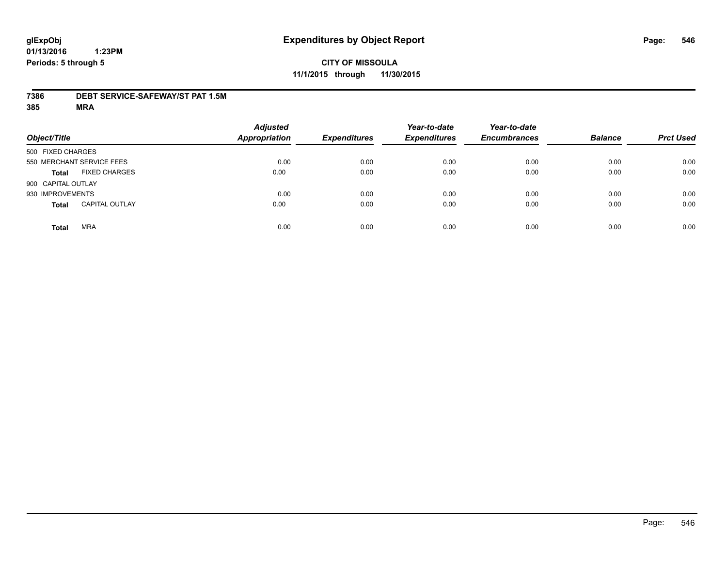**glExpObj**
**01/13/2016 1:23PM**
**Periods: 5 through 5**

# Expenditures by Object Report

**CITY OF MISSOULA**
**11/1/2015 through 11/30/2015**

**7386 DEBT SERVICE-SAFEWAY/ST PAT 1.5M**
**385 MRA**

| Object/Title | | Adjusted Appropriation | Expenditures | Year-to-date Expenditures | Year-to-date Encumbrances | Balance | Prct Used |
|---|---|---|---|---|---|---|---|
| 500 FIXED CHARGES | | | | | | | |
| 550 MERCHANT SERVICE FEES | | 0.00 | 0.00 | 0.00 | 0.00 | 0.00 | 0.00 |
| **Total** | FIXED CHARGES | 0.00 | 0.00 | 0.00 | 0.00 | 0.00 | 0.00 |
| 900 CAPITAL OUTLAY | | | | | | | |
| 930 IMPROVEMENTS | | 0.00 | 0.00 | 0.00 | 0.00 | 0.00 | 0.00 |
| **Total** | CAPITAL OUTLAY | 0.00 | 0.00 | 0.00 | 0.00 | 0.00 | 0.00 |
| **Total** | MRA | 0.00 | 0.00 | 0.00 | 0.00 | 0.00 | 0.00 |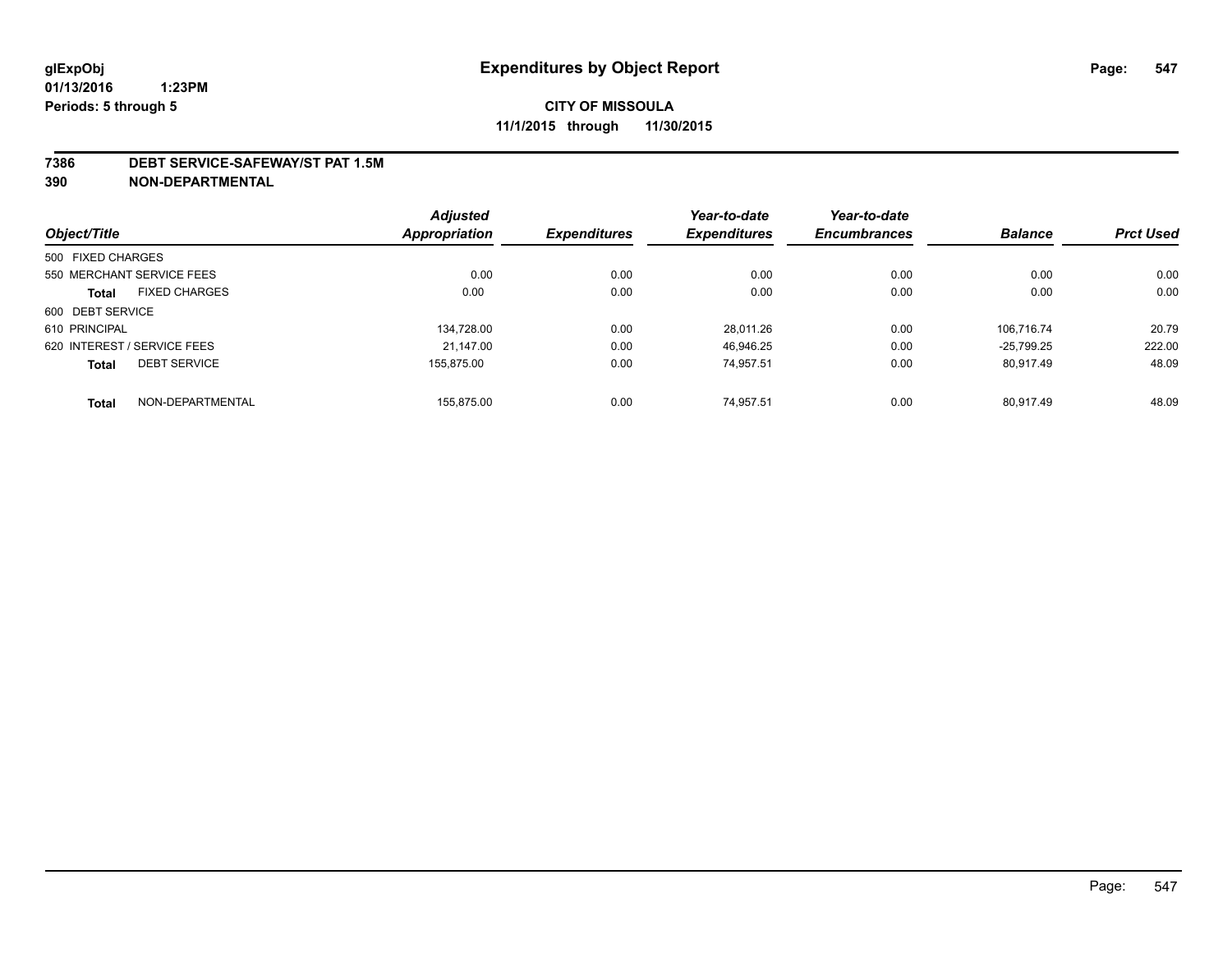glExpObj
01/13/2016 1:23PM
Periods: 5 through 5

# Expenditures by Object Report

**CITY OF MISSOULA**
**11/1/2015 through 11/30/2015**

**7386 DEBT SERVICE-SAFEWAY/ST PAT 1.5M**
**390 NON-DEPARTMENTAL**

| Object/Title | Adjusted Appropriation | Expenditures | Year-to-date Expenditures | Year-to-date Encumbrances | Balance | Prct Used |
|---|---|---|---|---|---|---|
| 500 FIXED CHARGES | | | | | | |
| 550 MERCHANT SERVICE FEES | 0.00 | 0.00 | 0.00 | 0.00 | 0.00 | 0.00 |
| **Total** FIXED CHARGES | 0.00 | 0.00 | 0.00 | 0.00 | 0.00 | 0.00 |
| 600 DEBT SERVICE | | | | | | |
| 610 PRINCIPAL | 134,728.00 | 0.00 | 28,011.26 | 0.00 | 106,716.74 | 20.79 |
| 620 INTEREST / SERVICE FEES | 21,147.00 | 0.00 | 46,946.25 | 0.00 | -25,799.25 | 222.00 |
| **Total** DEBT SERVICE | 155,875.00 | 0.00 | 74,957.51 | 0.00 | 80,917.49 | 48.09 |
| **Total** NON-DEPARTMENTAL | 155,875.00 | 0.00 | 74,957.51 | 0.00 | 80,917.49 | 48.09 |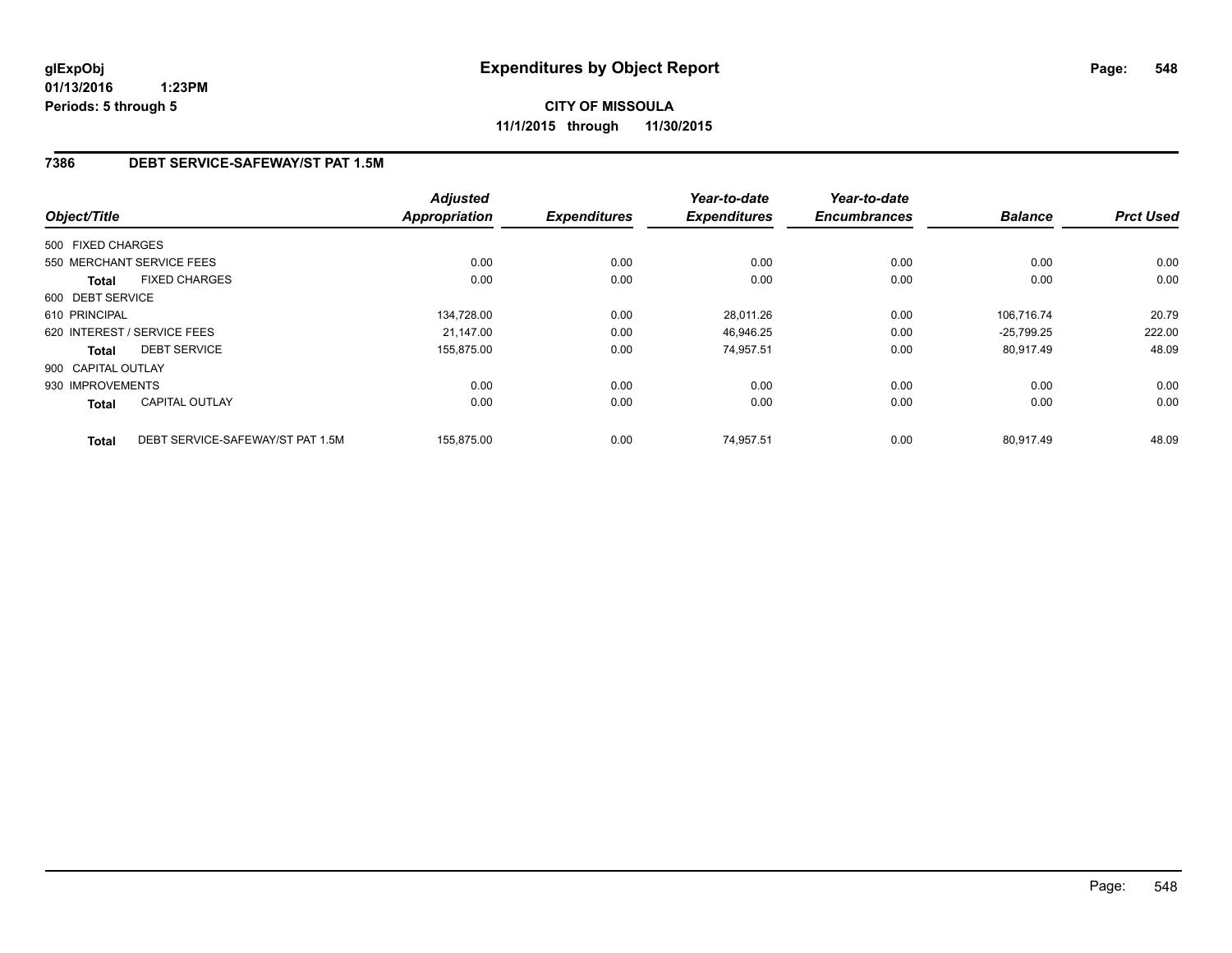**glExpObj**
**01/13/2016 1:23PM**
**Periods: 5 through 5**

# Expenditures by Object Report

**CITY OF MISSOULA**
**11/1/2015 through 11/30/2015**

## 7386 DEBT SERVICE-SAFEWAY/ST PAT 1.5M

| Object/Title | | Adjusted Appropriation | Expenditures | Year-to-date Expenditures | Year-to-date Encumbrances | Balance | Prct Used |
|---|---|---|---|---|---|---|---|
| 500 FIXED CHARGES | | | | | | | |
| 550 MERCHANT SERVICE FEES | | 0.00 | 0.00 | 0.00 | 0.00 | 0.00 | 0.00 |
| **Total** | FIXED CHARGES | 0.00 | 0.00 | 0.00 | 0.00 | 0.00 | 0.00 |
| 600 DEBT SERVICE | | | | | | | |
| 610 PRINCIPAL | | 134,728.00 | 0.00 | 28,011.26 | 0.00 | 106,716.74 | 20.79 |
| 620 INTEREST / SERVICE FEES | | 21,147.00 | 0.00 | 46,946.25 | 0.00 | -25,799.25 | 222.00 |
| **Total** | DEBT SERVICE | 155,875.00 | 0.00 | 74,957.51 | 0.00 | 80,917.49 | 48.09 |
| 900 CAPITAL OUTLAY | | | | | | | |
| 930 IMPROVEMENTS | | 0.00 | 0.00 | 0.00 | 0.00 | 0.00 | 0.00 |
| **Total** | CAPITAL OUTLAY | 0.00 | 0.00 | 0.00 | 0.00 | 0.00 | 0.00 |
| **Total** | DEBT SERVICE-SAFEWAY/ST PAT 1.5M | 155,875.00 | 0.00 | 74,957.51 | 0.00 | 80,917.49 | 48.09 |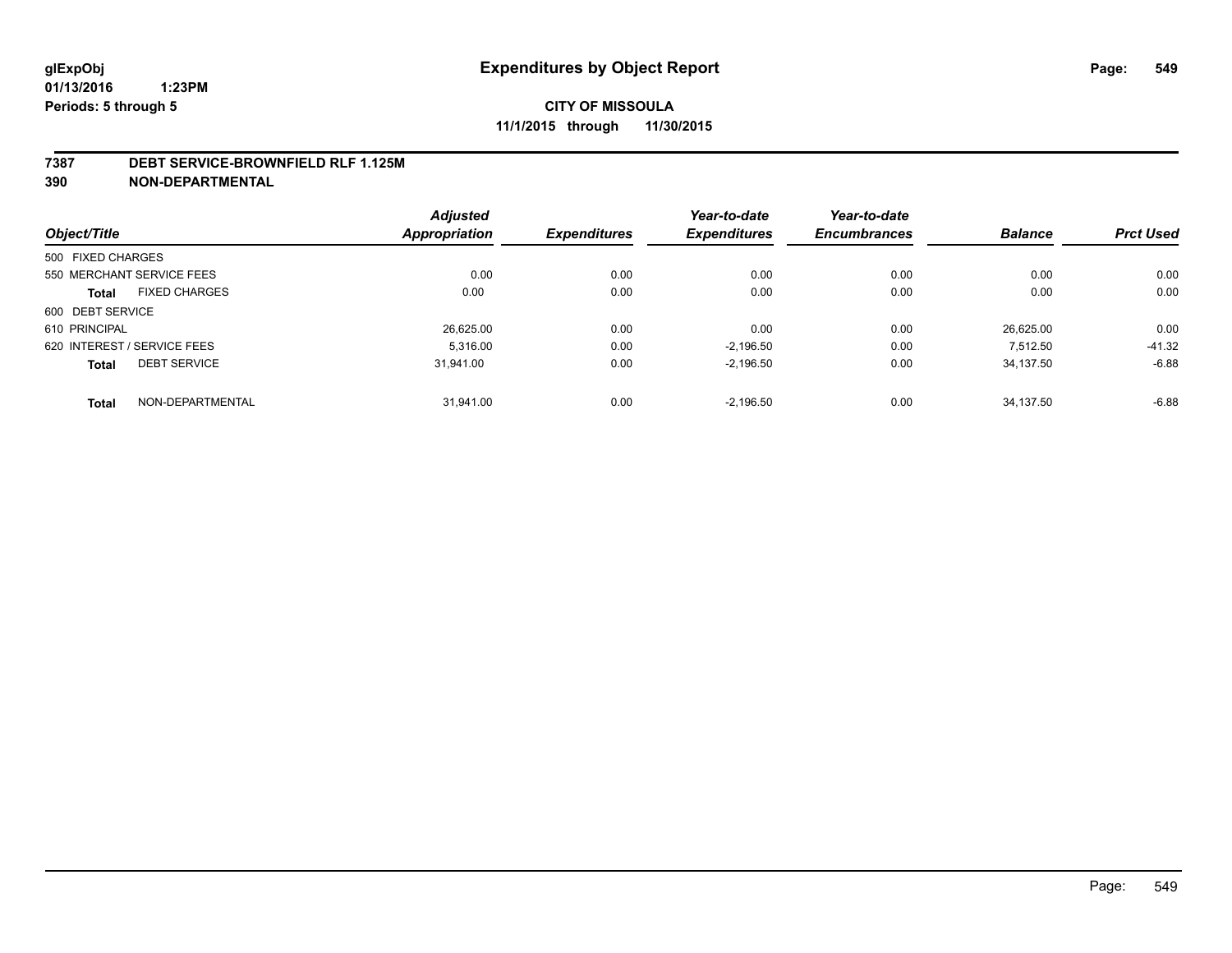**glExpObj**
**01/13/2016 1:23PM**
**Periods: 5 through 5**

# Expenditures by Object Report

**CITY OF MISSOULA**
**11/1/2015 through 11/30/2015**

**7387 DEBT SERVICE-BROWNFIELD RLF 1.125M**
**390 NON-DEPARTMENTAL**

| Object/Title | Adjusted Appropriation | Expenditures | Year-to-date Expenditures | Year-to-date Encumbrances | Balance | Prct Used |
|---|---|---|---|---|---|---|
| 500 FIXED CHARGES | | | | | | |
| 550 MERCHANT SERVICE FEES | 0.00 | 0.00 | 0.00 | 0.00 | 0.00 | 0.00 |
| **Total** FIXED CHARGES | 0.00 | 0.00 | 0.00 | 0.00 | 0.00 | 0.00 |
| 600 DEBT SERVICE | | | | | | |
| 610 PRINCIPAL | 26,625.00 | 0.00 | 0.00 | 0.00 | 26,625.00 | 0.00 |
| 620 INTEREST / SERVICE FEES | 5,316.00 | 0.00 | -2,196.50 | 0.00 | 7,512.50 | -41.32 |
| **Total** DEBT SERVICE | 31,941.00 | 0.00 | -2,196.50 | 0.00 | 34,137.50 | -6.88 |
| **Total** NON-DEPARTMENTAL | 31,941.00 | 0.00 | -2,196.50 | 0.00 | 34,137.50 | -6.88 |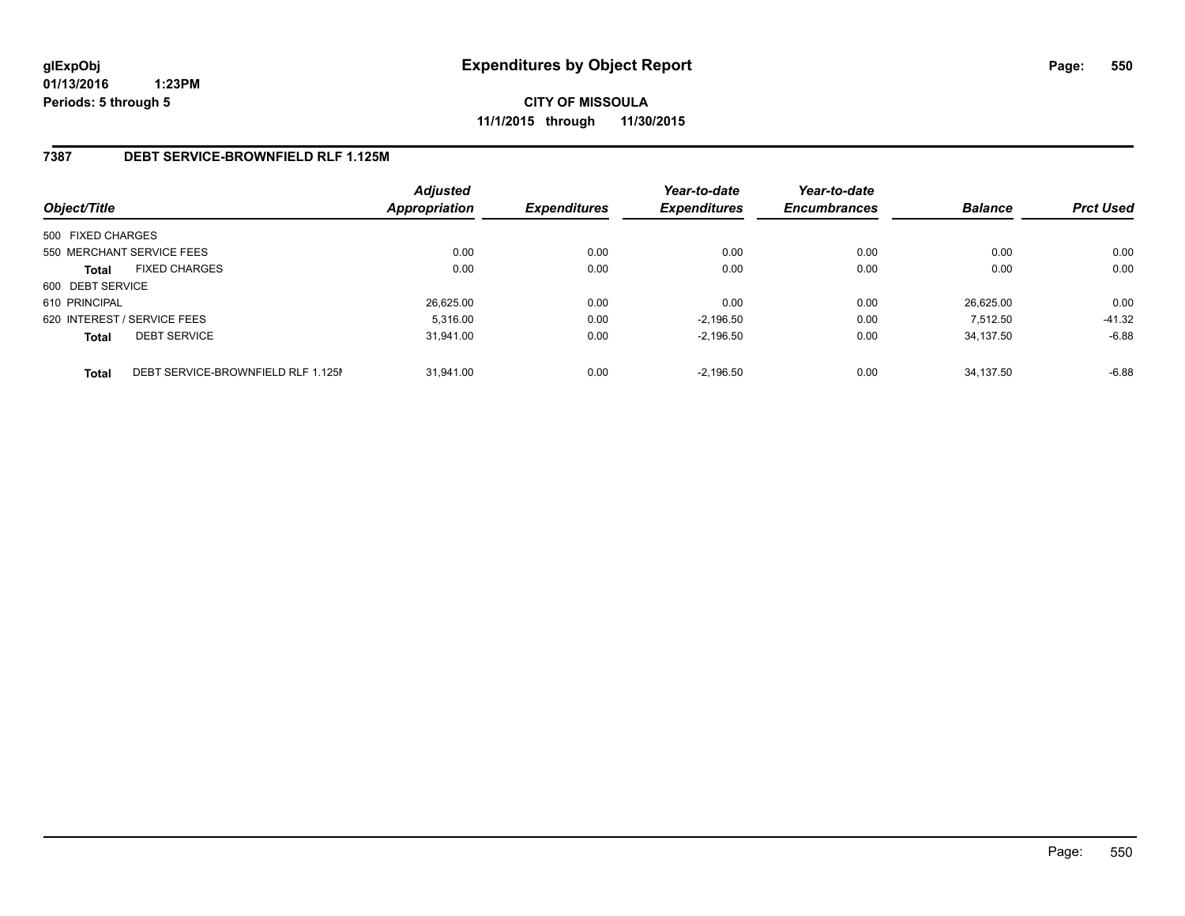glExpObj
01/13/2016 1:23PM
Periods: 5 through 5

# Expenditures by Object Report

**CITY OF MISSOULA**
**11/1/2015 through 11/30/2015**

## 7387 DEBT SERVICE-BROWNFIELD RLF 1.125M

| Object/Title | | Adjusted Appropriation | Expenditures | Year-to-date Expenditures | Year-to-date Encumbrances | Balance | Prct Used |
|---|---|---|---|---|---|---|---|
| 500 FIXED CHARGES | | | | | | | |
| 550 MERCHANT SERVICE FEES | | 0.00 | 0.00 | 0.00 | 0.00 | 0.00 | 0.00 |
| **Total** | FIXED CHARGES | 0.00 | 0.00 | 0.00 | 0.00 | 0.00 | 0.00 |
| 600 DEBT SERVICE | | | | | | | |
| 610 PRINCIPAL | | 26,625.00 | 0.00 | 0.00 | 0.00 | 26,625.00 | 0.00 |
| 620 INTEREST / SERVICE FEES | | 5,316.00 | 0.00 | -2,196.50 | 0.00 | 7,512.50 | -41.32 |
| **Total** | DEBT SERVICE | 31,941.00 | 0.00 | -2,196.50 | 0.00 | 34,137.50 | -6.88 |
| **Total** | DEBT SERVICE-BROWNFIELD RLF 1.125M | 31,941.00 | 0.00 | -2,196.50 | 0.00 | 34,137.50 | -6.88 |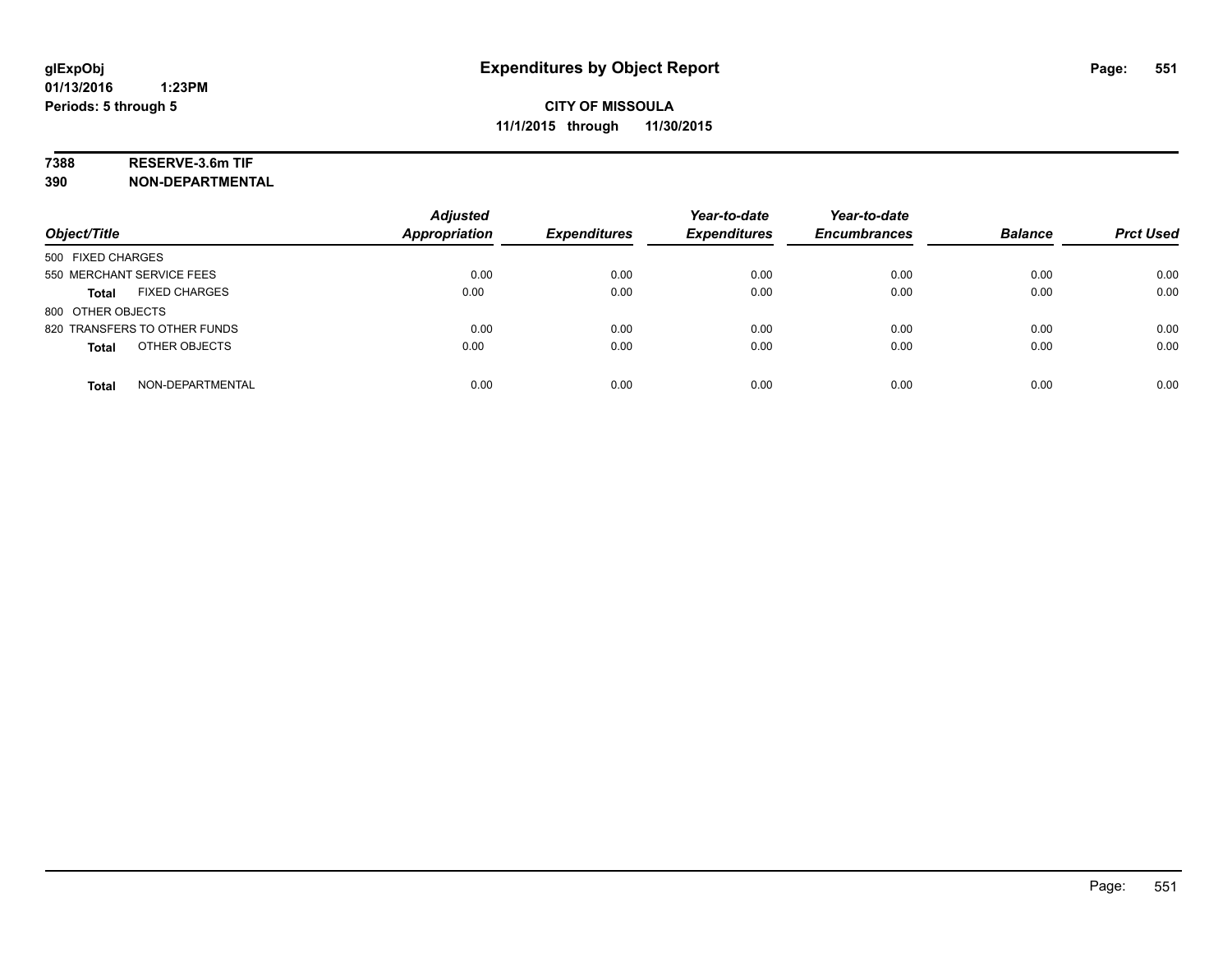glExpObj
01/13/2016 1:23PM
Periods: 5 through 5

# Expenditures by Object Report

**CITY OF MISSOULA**
**11/1/2015 through 11/30/2015**

**7388 RESERVE-3.6m TIF**
**390 NON-DEPARTMENTAL**

| Object/Title | Adjusted Appropriation | Expenditures | Year-to-date Expenditures | Year-to-date Encumbrances | Balance | Prct Used |
|---|---|---|---|---|---|---|
| 500 FIXED CHARGES | | | | | | |
| 550 MERCHANT SERVICE FEES | 0.00 | 0.00 | 0.00 | 0.00 | 0.00 | 0.00 |
| **Total** FIXED CHARGES | 0.00 | 0.00 | 0.00 | 0.00 | 0.00 | 0.00 |
| 800 OTHER OBJECTS | | | | | | |
| 820 TRANSFERS TO OTHER FUNDS | 0.00 | 0.00 | 0.00 | 0.00 | 0.00 | 0.00 |
| **Total** OTHER OBJECTS | 0.00 | 0.00 | 0.00 | 0.00 | 0.00 | 0.00 |
| **Total** NON-DEPARTMENTAL | 0.00 | 0.00 | 0.00 | 0.00 | 0.00 | 0.00 |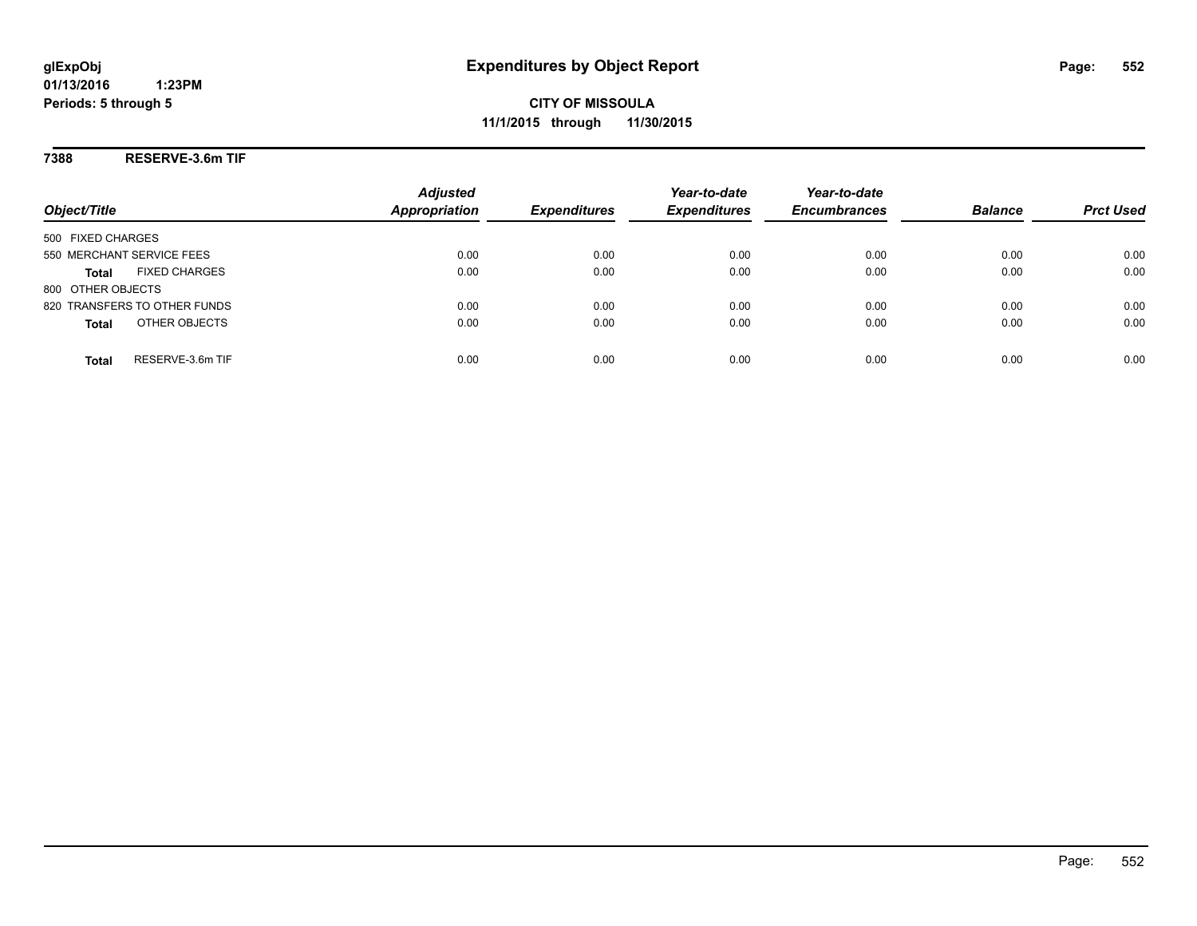# Expenditures by Object Report

glExpObj
01/13/2016 1:23PM
Periods: 5 through 5

**CITY OF MISSOULA**
**11/1/2015 through 11/30/2015**

**7388 RESERVE-3.6m TIF**

| Object/Title | Adjusted Appropriation | Expenditures | Year-to-date Expenditures | Year-to-date Encumbrances | Balance | Prct Used |
|---|---|---|---|---|---|---|
| 500 FIXED CHARGES | | | | | | |
| 550 MERCHANT SERVICE FEES | 0.00 | 0.00 | 0.00 | 0.00 | 0.00 | 0.00 |
| **Total** FIXED CHARGES | 0.00 | 0.00 | 0.00 | 0.00 | 0.00 | 0.00 |
| 800 OTHER OBJECTS | | | | | | |
| 820 TRANSFERS TO OTHER FUNDS | 0.00 | 0.00 | 0.00 | 0.00 | 0.00 | 0.00 |
| **Total** OTHER OBJECTS | 0.00 | 0.00 | 0.00 | 0.00 | 0.00 | 0.00 |
| **Total** RESERVE-3.6m TIF | 0.00 | 0.00 | 0.00 | 0.00 | 0.00 | 0.00 |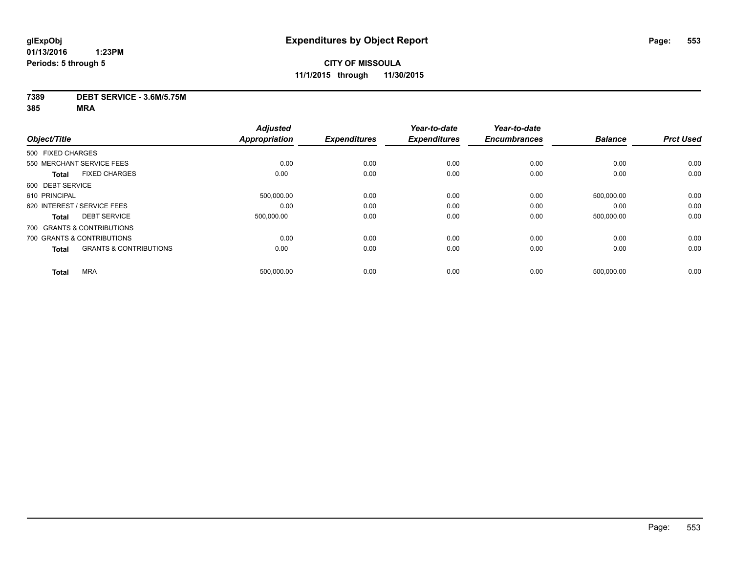**glExpObj**
**01/13/2016 1:23PM**
**Periods: 5 through 5**

# Expenditures by Object Report

**CITY OF MISSOULA**
**11/1/2015 through 11/30/2015**

**7389 DEBT SERVICE - 3.6M/5.75M**
**385 MRA**

| Object/Title | | Adjusted Appropriation | Expenditures | Year-to-date Expenditures | Year-to-date Encumbrances | Balance | Prct Used |
|---|---|---|---|---|---|---|---|
| 500 FIXED CHARGES | | | | | | | |
| 550 MERCHANT SERVICE FEES | | 0.00 | 0.00 | 0.00 | 0.00 | 0.00 | 0.00 |
| **Total** | FIXED CHARGES | 0.00 | 0.00 | 0.00 | 0.00 | 0.00 | 0.00 |
| 600 DEBT SERVICE | | | | | | | |
| 610 PRINCIPAL | | 500,000.00 | 0.00 | 0.00 | 0.00 | 500,000.00 | 0.00 |
| 620 INTEREST / SERVICE FEES | | 0.00 | 0.00 | 0.00 | 0.00 | 0.00 | 0.00 |
| **Total** | DEBT SERVICE | 500,000.00 | 0.00 | 0.00 | 0.00 | 500,000.00 | 0.00 |
| 700 GRANTS & CONTRIBUTIONS | | | | | | | |
| 700 GRANTS & CONTRIBUTIONS | | 0.00 | 0.00 | 0.00 | 0.00 | 0.00 | 0.00 |
| **Total** | GRANTS & CONTRIBUTIONS | 0.00 | 0.00 | 0.00 | 0.00 | 0.00 | 0.00 |
| **Total** | MRA | 500,000.00 | 0.00 | 0.00 | 0.00 | 500,000.00 | 0.00 |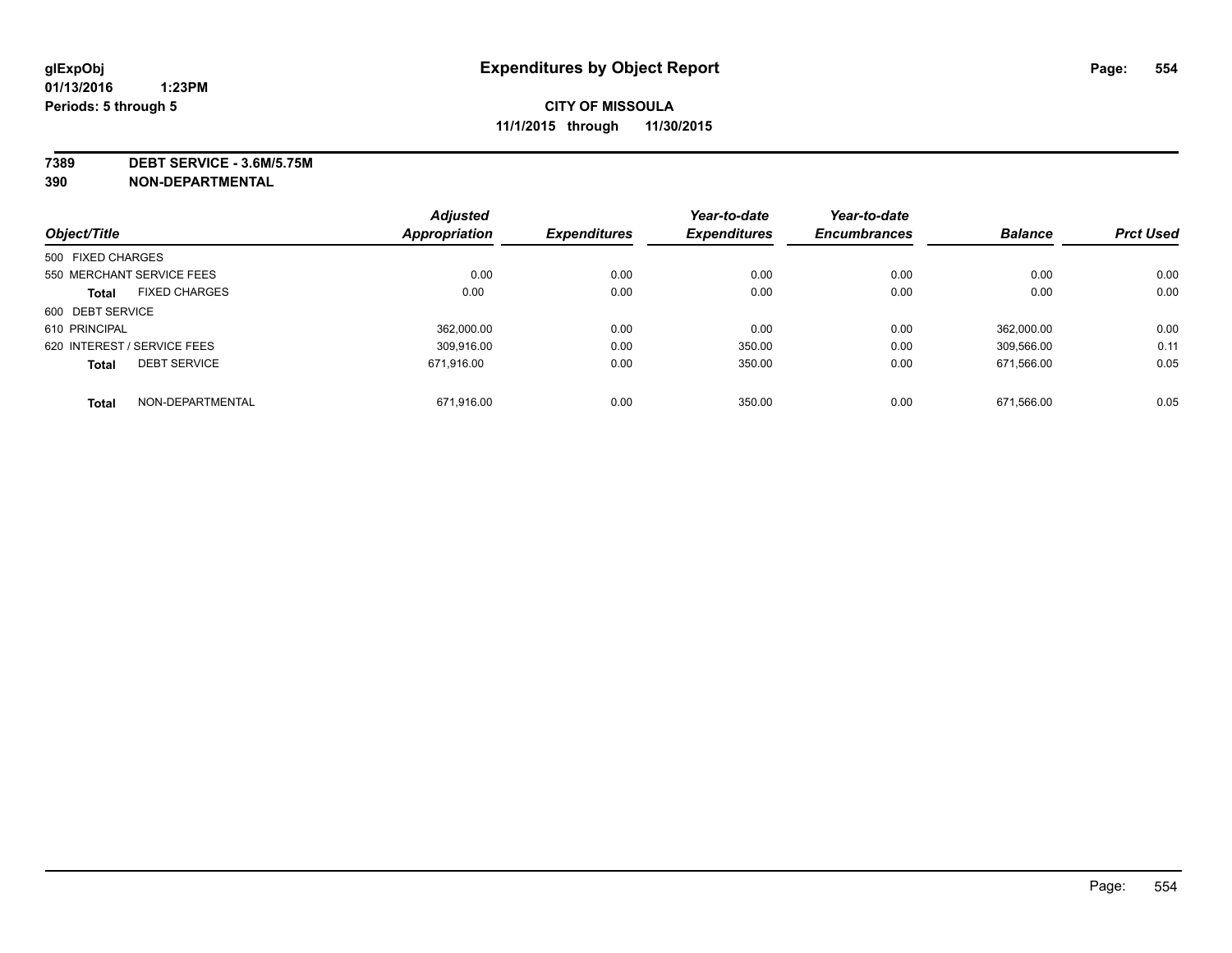**glExpObj**
**01/13/2016 1:23PM**
**Periods: 5 through 5**

# Expenditures by Object Report

**CITY OF MISSOULA**
**11/1/2015 through 11/30/2015**

**7389 DEBT SERVICE - 3.6M/5.75M**
**390 NON-DEPARTMENTAL**

| Object/Title | | Adjusted Appropriation | Expenditures | Year-to-date Expenditures | Year-to-date Encumbrances | Balance | Prct Used |
|---|---|---|---|---|---|---|---|
| 500 FIXED CHARGES | | | | | | | |
| 550 MERCHANT SERVICE FEES | | 0.00 | 0.00 | 0.00 | 0.00 | 0.00 | 0.00 |
| **Total** | FIXED CHARGES | 0.00 | 0.00 | 0.00 | 0.00 | 0.00 | 0.00 |
| 600 DEBT SERVICE | | | | | | | |
| 610 PRINCIPAL | | 362,000.00 | 0.00 | 0.00 | 0.00 | 362,000.00 | 0.00 |
| 620 INTEREST / SERVICE FEES | | 309,916.00 | 0.00 | 350.00 | 0.00 | 309,566.00 | 0.11 |
| **Total** | DEBT SERVICE | 671,916.00 | 0.00 | 350.00 | 0.00 | 671,566.00 | 0.05 |
| **Total** | NON-DEPARTMENTAL | 671,916.00 | 0.00 | 350.00 | 0.00 | 671,566.00 | 0.05 |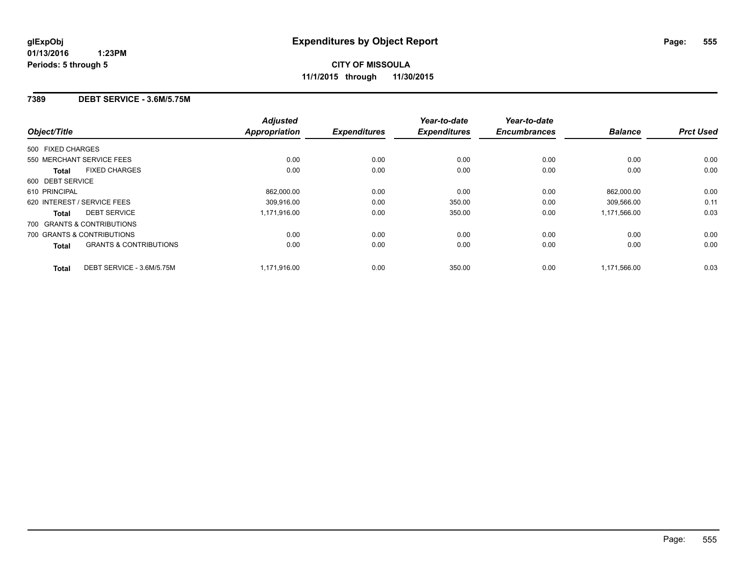**glExpObj**
**01/13/2016 1:23PM**
**Periods: 5 through 5**

# Expenditures by Object Report

**CITY OF MISSOULA**
**11/1/2015 through 11/30/2015**

## 7389 DEBT SERVICE - 3.6M/5.75M

| Object/Title | | Adjusted Appropriation | Expenditures | Year-to-date Expenditures | Year-to-date Encumbrances | Balance | Prct Used |
|---|---|---|---|---|---|---|---|
| 500 FIXED CHARGES | | | | | | | |
| 550 MERCHANT SERVICE FEES | | 0.00 | 0.00 | 0.00 | 0.00 | 0.00 | 0.00 |
| **Total** | FIXED CHARGES | 0.00 | 0.00 | 0.00 | 0.00 | 0.00 | 0.00 |
| 600 DEBT SERVICE | | | | | | | |
| 610 PRINCIPAL | | 862,000.00 | 0.00 | 0.00 | 0.00 | 862,000.00 | 0.00 |
| 620 INTEREST / SERVICE FEES | | 309,916.00 | 0.00 | 350.00 | 0.00 | 309,566.00 | 0.11 |
| **Total** | DEBT SERVICE | 1,171,916.00 | 0.00 | 350.00 | 0.00 | 1,171,566.00 | 0.03 |
| 700 GRANTS & CONTRIBUTIONS | | | | | | | |
| 700 GRANTS & CONTRIBUTIONS | | 0.00 | 0.00 | 0.00 | 0.00 | 0.00 | 0.00 |
| **Total** | GRANTS & CONTRIBUTIONS | 0.00 | 0.00 | 0.00 | 0.00 | 0.00 | 0.00 |
| **Total** | DEBT SERVICE - 3.6M/5.75M | 1,171,916.00 | 0.00 | 350.00 | 0.00 | 1,171,566.00 | 0.03 |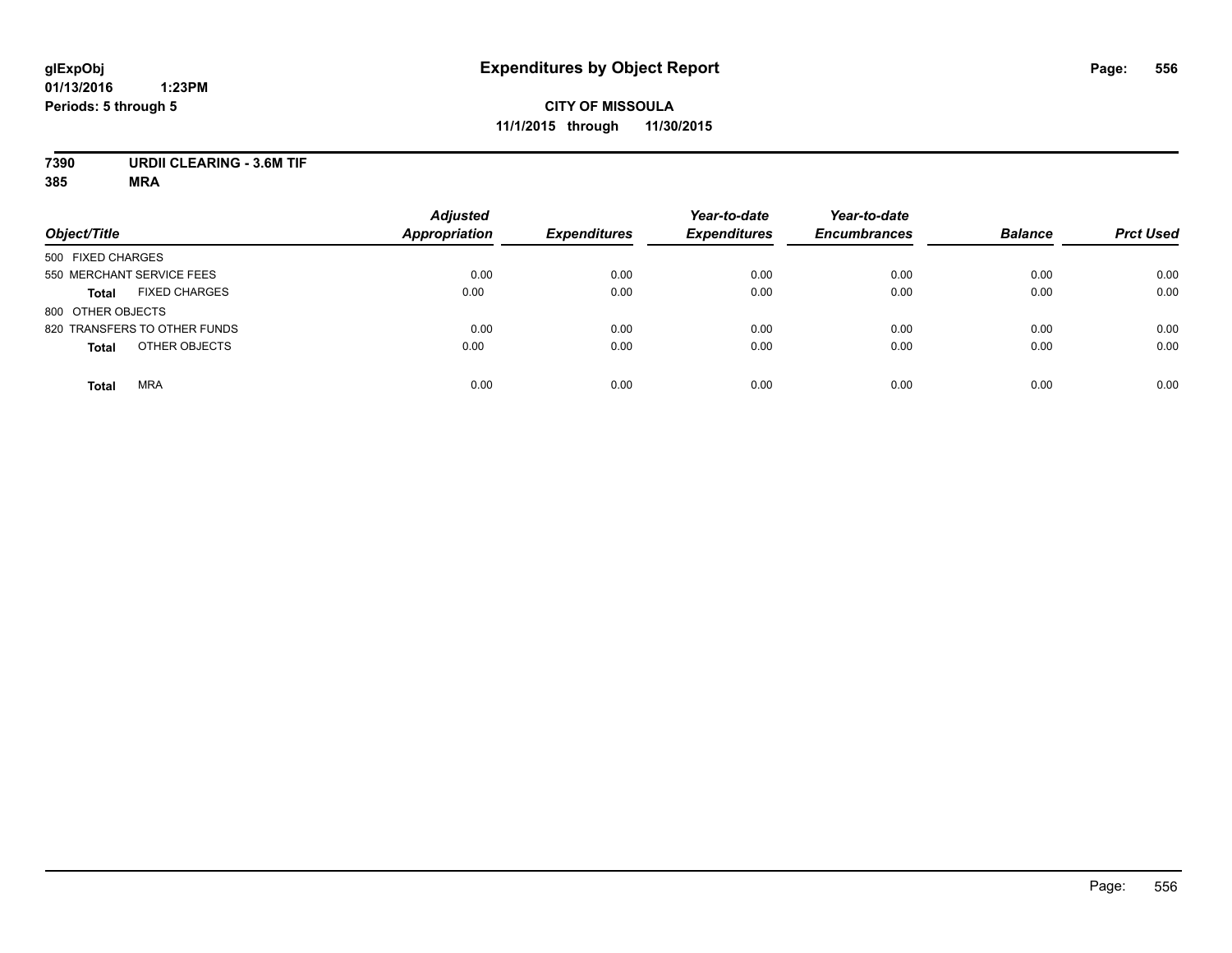**glExpObj** **Expenditures by Object Report**

**01/13/2016 1:23PM**

**Periods: 5 through 5**

**CITY OF MISSOULA**

**11/1/2015 through 11/30/2015**

**7390 URDII CLEARING - 3.6M TIF**

**385 MRA**

| Object/Title | Adjusted Appropriation | Expenditures | Year-to-date Expenditures | Year-to-date Encumbrances | Balance | Prct Used |
|---|---|---|---|---|---|---|
| 500 FIXED CHARGES | | | | | | |
| 550 MERCHANT SERVICE FEES | 0.00 | 0.00 | 0.00 | 0.00 | 0.00 | 0.00 |
| **Total** FIXED CHARGES | 0.00 | 0.00 | 0.00 | 0.00 | 0.00 | 0.00 |
| 800 OTHER OBJECTS | | | | | | |
| 820 TRANSFERS TO OTHER FUNDS | 0.00 | 0.00 | 0.00 | 0.00 | 0.00 | 0.00 |
| **Total** OTHER OBJECTS | 0.00 | 0.00 | 0.00 | 0.00 | 0.00 | 0.00 |
| **Total** MRA | 0.00 | 0.00 | 0.00 | 0.00 | 0.00 | 0.00 |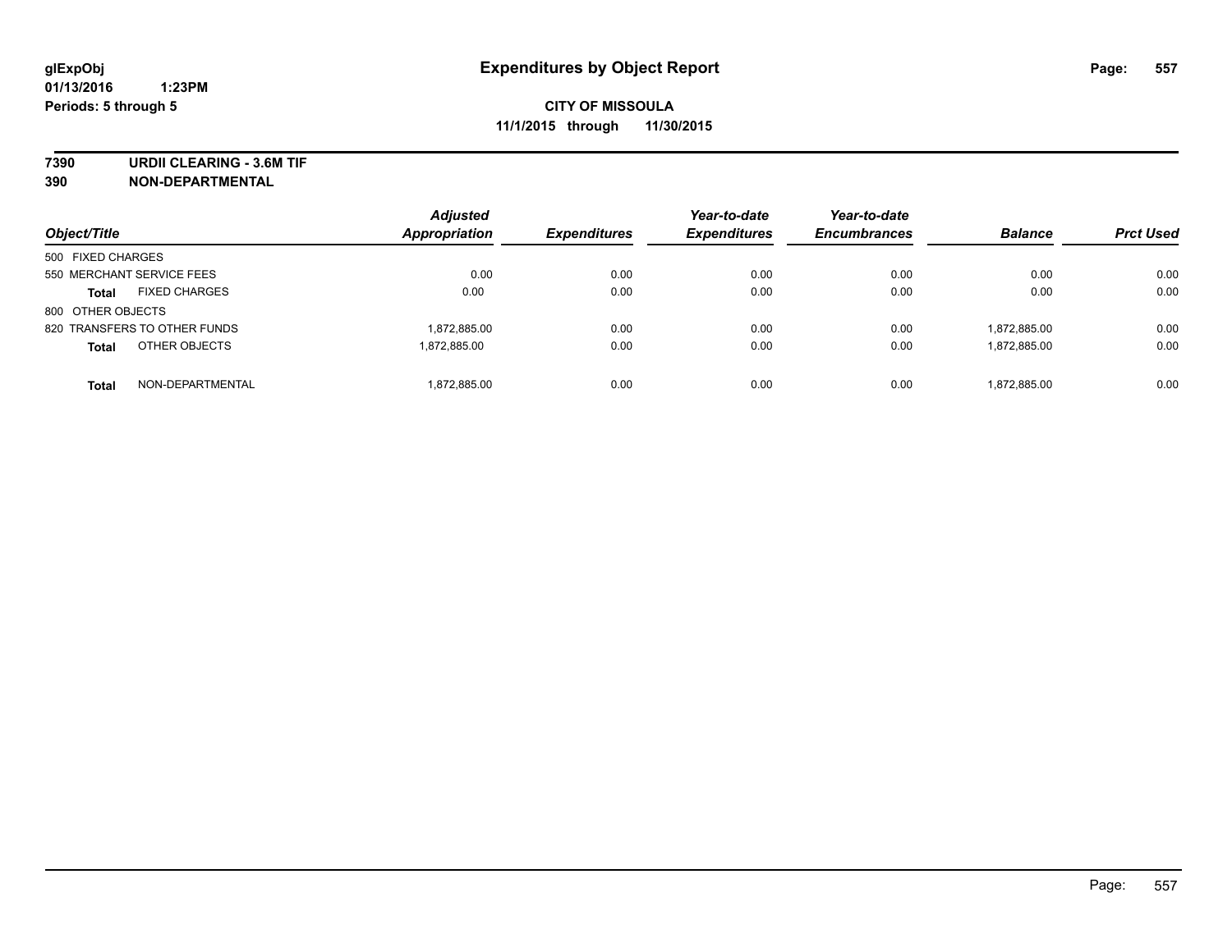glExpObj
01/13/2016 1:23PM
Periods: 5 through 5

# Expenditures by Object Report

**CITY OF MISSOULA**
**11/1/2015 through 11/30/2015**

**7390 URDII CLEARING - 3.6M TIF**
**390 NON-DEPARTMENTAL**

| Object/Title | Adjusted Appropriation | Expenditures | Year-to-date Expenditures | Year-to-date Encumbrances | Balance | Prct Used |
|---|---|---|---|---|---|---|
| 500 FIXED CHARGES | | | | | | |
| 550 MERCHANT SERVICE FEES | 0.00 | 0.00 | 0.00 | 0.00 | 0.00 | 0.00 |
| **Total** FIXED CHARGES | 0.00 | 0.00 | 0.00 | 0.00 | 0.00 | 0.00 |
| 800 OTHER OBJECTS | | | | | | |
| 820 TRANSFERS TO OTHER FUNDS | 1,872,885.00 | 0.00 | 0.00 | 0.00 | 1,872,885.00 | 0.00 |
| **Total** OTHER OBJECTS | 1,872,885.00 | 0.00 | 0.00 | 0.00 | 1,872,885.00 | 0.00 |
| **Total** NON-DEPARTMENTAL | 1,872,885.00 | 0.00 | 0.00 | 0.00 | 1,872,885.00 | 0.00 |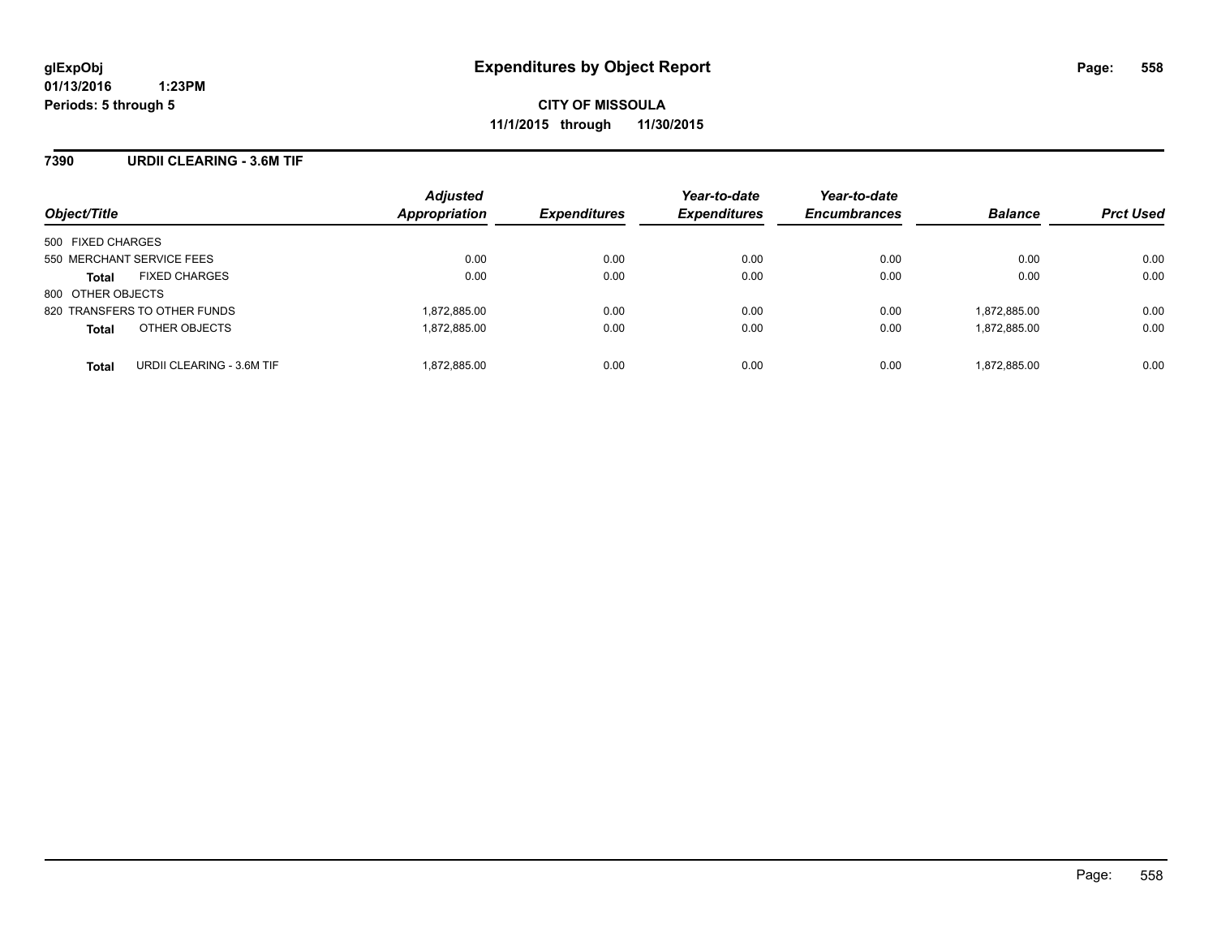**glExpObj** **Expenditures by Object Report**
**01/13/2016 1:23PM**
**Periods: 5 through 5**

**CITY OF MISSOULA**
**11/1/2015 through 11/30/2015**

## 7390 URDII CLEARING - 3.6M TIF

| Object/Title | | Adjusted Appropriation | Expenditures | Year-to-date Expenditures | Year-to-date Encumbrances | Balance | Prct Used |
|---|---|---|---|---|---|---|---|
| 500 FIXED CHARGES | | | | | | | |
| 550 MERCHANT SERVICE FEES | | 0.00 | 0.00 | 0.00 | 0.00 | 0.00 | 0.00 |
| **Total** | FIXED CHARGES | 0.00 | 0.00 | 0.00 | 0.00 | 0.00 | 0.00 |
| 800 OTHER OBJECTS | | | | | | | |
| 820 TRANSFERS TO OTHER FUNDS | | 1,872,885.00 | 0.00 | 0.00 | 0.00 | 1,872,885.00 | 0.00 |
| **Total** | OTHER OBJECTS | 1,872,885.00 | 0.00 | 0.00 | 0.00 | 1,872,885.00 | 0.00 |
| **Total** | URDII CLEARING - 3.6M TIF | 1,872,885.00 | 0.00 | 0.00 | 0.00 | 1,872,885.00 | 0.00 |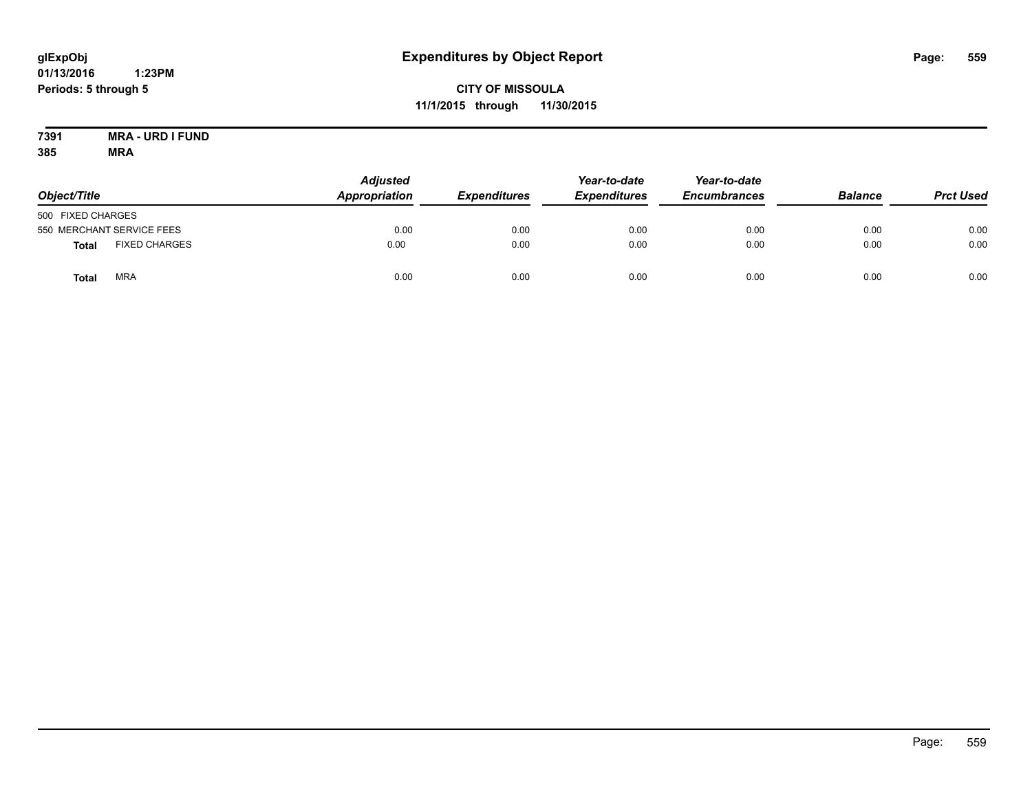**glExpObj**
**01/13/2016 1:23PM**
**Periods: 5 through 5**

# Expenditures by Object Report

**CITY OF MISSOULA**
**11/1/2015 through 11/30/2015**

**7391 MRA - URD I FUND**
**385 MRA**

| Object/Title | | Adjusted Appropriation | Expenditures | Year-to-date Expenditures | Year-to-date Encumbrances | Balance | Prct Used |
|---|---|---|---|---|---|---|---|
| 500 FIXED CHARGES | | | | | | | |
| 550 MERCHANT SERVICE FEES | | 0.00 | 0.00 | 0.00 | 0.00 | 0.00 | 0.00 |
| **Total** | FIXED CHARGES | 0.00 | 0.00 | 0.00 | 0.00 | 0.00 | 0.00 |
| **Total** | MRA | 0.00 | 0.00 | 0.00 | 0.00 | 0.00 | 0.00 |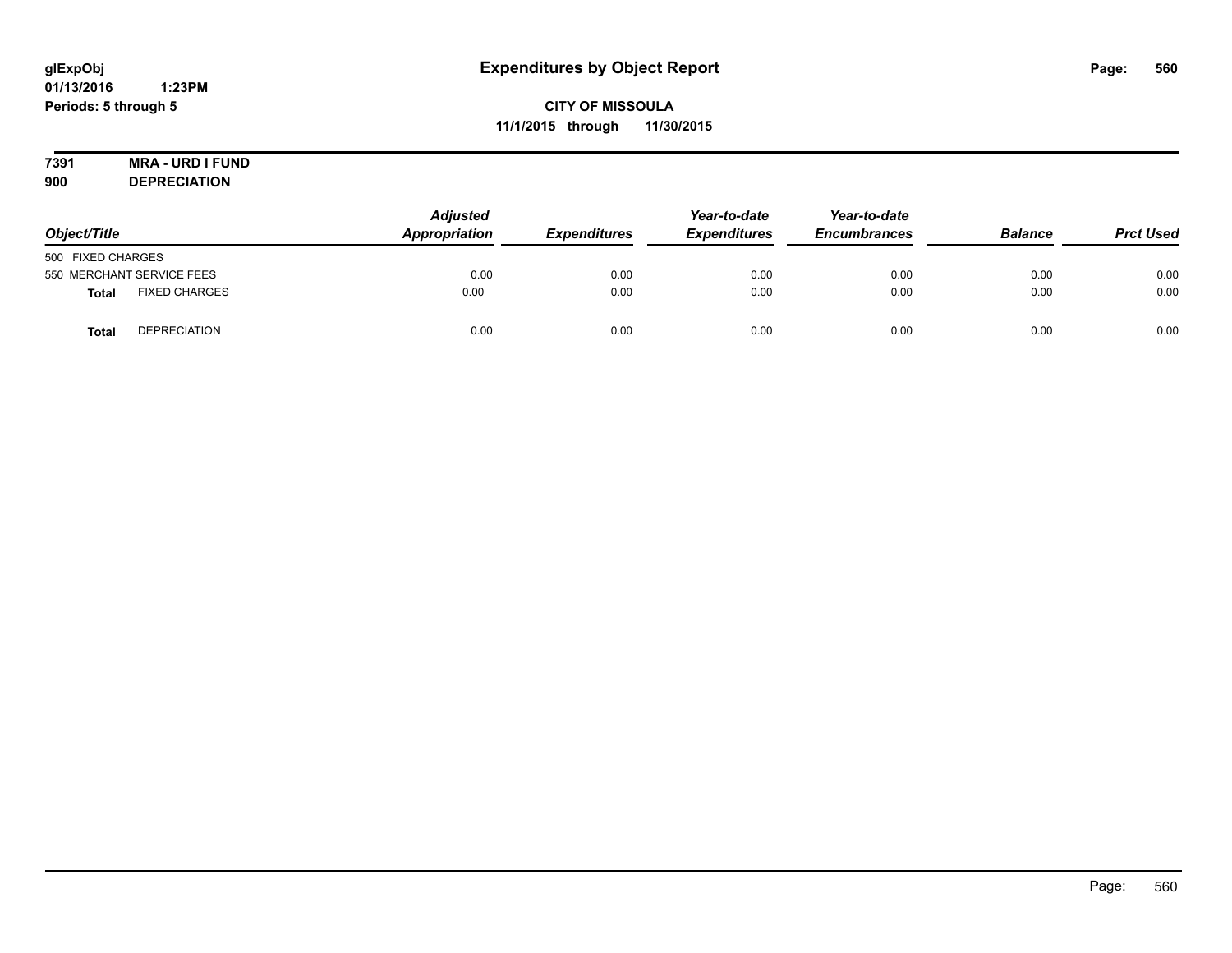glExpObj
01/13/2016 1:23PM
Periods: 5 through 5

# Expenditures by Object Report

**CITY OF MISSOULA**
**11/1/2015 through 11/30/2015**

**7391 MRA - URD I FUND**
**900 DEPRECIATION**

| Object/Title | Adjusted Appropriation | Expenditures | Year-to-date Expenditures | Year-to-date Encumbrances | Balance | Prct Used |
|---|---|---|---|---|---|---|
| 500 FIXED CHARGES | | | | | | |
| 550 MERCHANT SERVICE FEES | 0.00 | 0.00 | 0.00 | 0.00 | 0.00 | 0.00 |
| **Total** FIXED CHARGES | 0.00 | 0.00 | 0.00 | 0.00 | 0.00 | 0.00 |
| **Total** DEPRECIATION | 0.00 | 0.00 | 0.00 | 0.00 | 0.00 | 0.00 |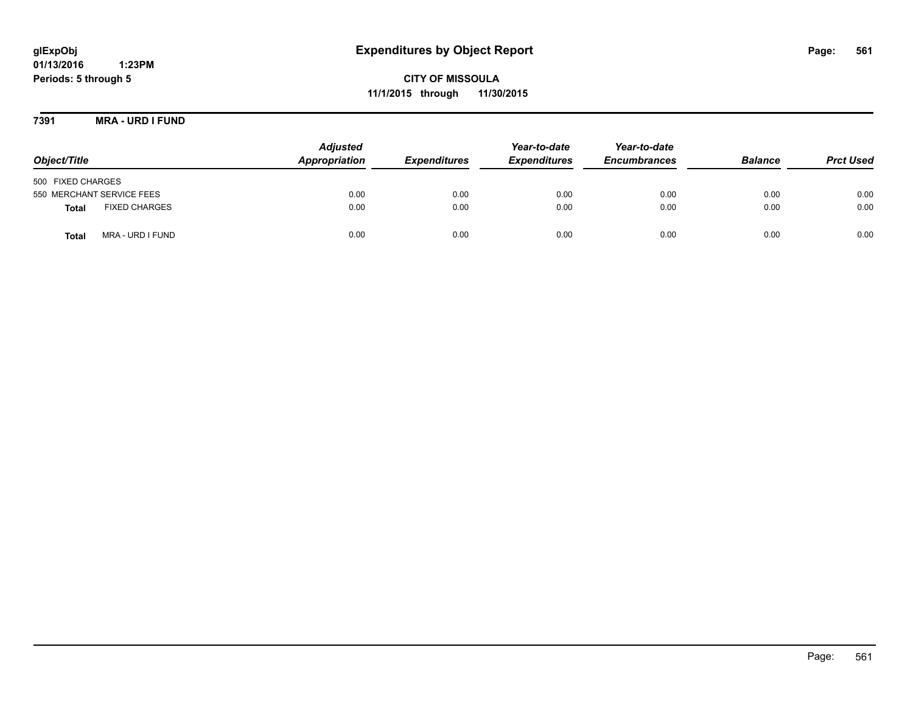glExpObj
01/13/2016 1:23PM
Periods: 5 through 5

# Expenditures by Object Report

**CITY OF MISSOULA**
**11/1/2015 through 11/30/2015**

**7391 MRA - URD I FUND**

| Object/Title | Adjusted Appropriation | Expenditures | Year-to-date Expenditures | Year-to-date Encumbrances | Balance | Prct Used |
|---|---|---|---|---|---|---|
| 500 FIXED CHARGES | | | | | | |
| 550 MERCHANT SERVICE FEES | 0.00 | 0.00 | 0.00 | 0.00 | 0.00 | 0.00 |
| **Total** FIXED CHARGES | 0.00 | 0.00 | 0.00 | 0.00 | 0.00 | 0.00 |
| **Total** MRA - URD I FUND | 0.00 | 0.00 | 0.00 | 0.00 | 0.00 | 0.00 |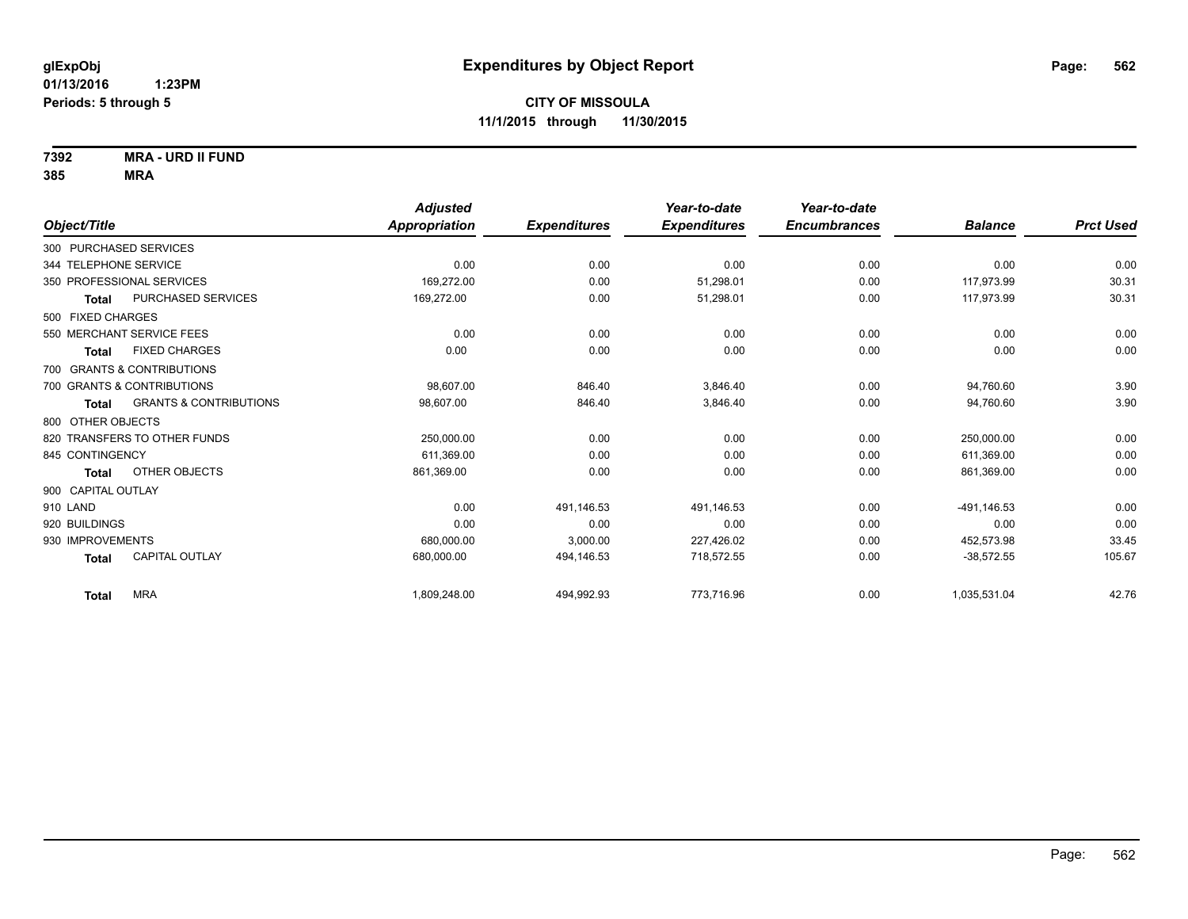# Expenditures by Object Report

glExpObj
01/13/2016 1:23PM
Periods: 5 through 5

**CITY OF MISSOULA**
**11/1/2015 through 11/30/2015**

**7392 MRA - URD II FUND**
**385 MRA**

| Object/Title | | Adjusted Appropriation | Expenditures | Year-to-date Expenditures | Year-to-date Encumbrances | Balance | Prct Used |
|---|---|---|---|---|---|---|---|
| 300 PURCHASED SERVICES | | | | | | | |
| 344 TELEPHONE SERVICE | | 0.00 | 0.00 | 0.00 | 0.00 | 0.00 | 0.00 |
| 350 PROFESSIONAL SERVICES | | 169,272.00 | 0.00 | 51,298.01 | 0.00 | 117,973.99 | 30.31 |
| **Total** | PURCHASED SERVICES | 169,272.00 | 0.00 | 51,298.01 | 0.00 | 117,973.99 | 30.31 |
| 500 FIXED CHARGES | | | | | | | |
| 550 MERCHANT SERVICE FEES | | 0.00 | 0.00 | 0.00 | 0.00 | 0.00 | 0.00 |
| **Total** | FIXED CHARGES | 0.00 | 0.00 | 0.00 | 0.00 | 0.00 | 0.00 |
| 700 GRANTS & CONTRIBUTIONS | | | | | | | |
| 700 GRANTS & CONTRIBUTIONS | | 98,607.00 | 846.40 | 3,846.40 | 0.00 | 94,760.60 | 3.90 |
| **Total** | GRANTS & CONTRIBUTIONS | 98,607.00 | 846.40 | 3,846.40 | 0.00 | 94,760.60 | 3.90 |
| 800 OTHER OBJECTS | | | | | | | |
| 820 TRANSFERS TO OTHER FUNDS | | 250,000.00 | 0.00 | 0.00 | 0.00 | 250,000.00 | 0.00 |
| 845 CONTINGENCY | | 611,369.00 | 0.00 | 0.00 | 0.00 | 611,369.00 | 0.00 |
| **Total** | OTHER OBJECTS | 861,369.00 | 0.00 | 0.00 | 0.00 | 861,369.00 | 0.00 |
| 900 CAPITAL OUTLAY | | | | | | | |
| 910 LAND | | 0.00 | 491,146.53 | 491,146.53 | 0.00 | -491,146.53 | 0.00 |
| 920 BUILDINGS | | 0.00 | 0.00 | 0.00 | 0.00 | 0.00 | 0.00 |
| 930 IMPROVEMENTS | | 680,000.00 | 3,000.00 | 227,426.02 | 0.00 | 452,573.98 | 33.45 |
| **Total** | CAPITAL OUTLAY | 680,000.00 | 494,146.53 | 718,572.55 | 0.00 | -38,572.55 | 105.67 |
| **Total** | MRA | 1,809,248.00 | 494,992.93 | 773,716.96 | 0.00 | 1,035,531.04 | 42.76 |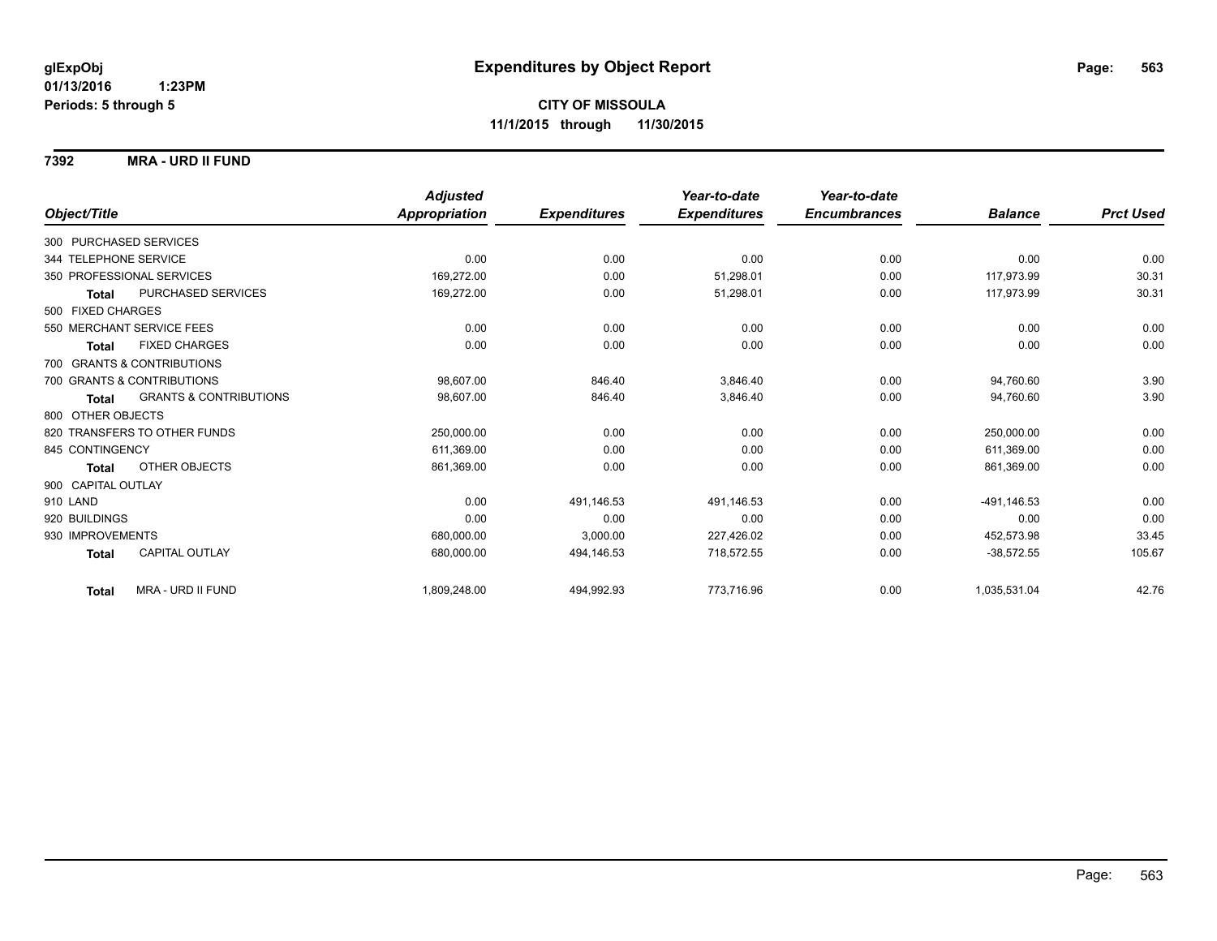# Expenditures by Object Report

glExpObj
01/13/2016 1:23PM
Periods: 5 through 5

**CITY OF MISSOULA**
**11/1/2015 through 11/30/2015**

**7392 MRA - URD II FUND**

| Object/Title | | Adjusted Appropriation | Expenditures | Year-to-date Expenditures | Year-to-date Encumbrances | Balance | Prct Used |
|---|---|---|---|---|---|---|---|
| 300 PURCHASED SERVICES | | | | | | | |
| 344 TELEPHONE SERVICE | | 0.00 | 0.00 | 0.00 | 0.00 | 0.00 | 0.00 |
| 350 PROFESSIONAL SERVICES | | 169,272.00 | 0.00 | 51,298.01 | 0.00 | 117,973.99 | 30.31 |
| **Total** | PURCHASED SERVICES | 169,272.00 | 0.00 | 51,298.01 | 0.00 | 117,973.99 | 30.31 |
| 500 FIXED CHARGES | | | | | | | |
| 550 MERCHANT SERVICE FEES | | 0.00 | 0.00 | 0.00 | 0.00 | 0.00 | 0.00 |
| **Total** | FIXED CHARGES | 0.00 | 0.00 | 0.00 | 0.00 | 0.00 | 0.00 |
| 700 GRANTS & CONTRIBUTIONS | | | | | | | |
| 700 GRANTS & CONTRIBUTIONS | | 98,607.00 | 846.40 | 3,846.40 | 0.00 | 94,760.60 | 3.90 |
| **Total** | GRANTS & CONTRIBUTIONS | 98,607.00 | 846.40 | 3,846.40 | 0.00 | 94,760.60 | 3.90 |
| 800 OTHER OBJECTS | | | | | | | |
| 820 TRANSFERS TO OTHER FUNDS | | 250,000.00 | 0.00 | 0.00 | 0.00 | 250,000.00 | 0.00 |
| 845 CONTINGENCY | | 611,369.00 | 0.00 | 0.00 | 0.00 | 611,369.00 | 0.00 |
| **Total** | OTHER OBJECTS | 861,369.00 | 0.00 | 0.00 | 0.00 | 861,369.00 | 0.00 |
| 900 CAPITAL OUTLAY | | | | | | | |
| 910 LAND | | 0.00 | 491,146.53 | 491,146.53 | 0.00 | -491,146.53 | 0.00 |
| 920 BUILDINGS | | 0.00 | 0.00 | 0.00 | 0.00 | 0.00 | 0.00 |
| 930 IMPROVEMENTS | | 680,000.00 | 3,000.00 | 227,426.02 | 0.00 | 452,573.98 | 33.45 |
| **Total** | CAPITAL OUTLAY | 680,000.00 | 494,146.53 | 718,572.55 | 0.00 | -38,572.55 | 105.67 |
| **Total** | MRA - URD II FUND | 1,809,248.00 | 494,992.93 | 773,716.96 | 0.00 | 1,035,531.04 | 42.76 |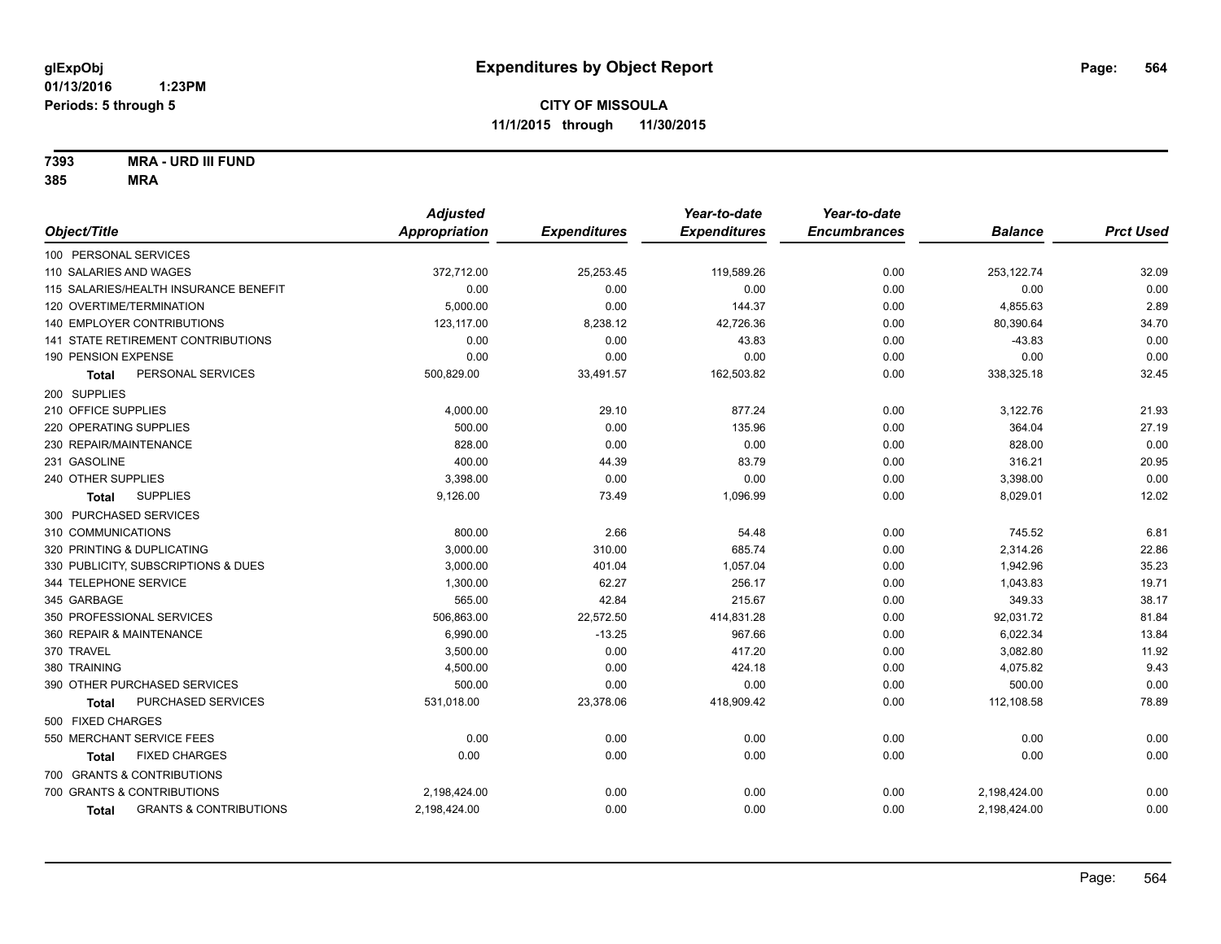# Expenditures by Object Report

glExpObj
01/13/2016 1:23PM
Periods: 5 through 5

**CITY OF MISSOULA**
**11/1/2015 through 11/30/2015**

**7393 MRA - URD III FUND**
**385 MRA**

| Object/Title | Adjusted Appropriation | Expenditures | Year-to-date Expenditures | Year-to-date Encumbrances | Balance | Prct Used |
|---|---|---|---|---|---|---|
| 100 PERSONAL SERVICES | | | | | | |
| 110 SALARIES AND WAGES | 372,712.00 | 25,253.45 | 119,589.26 | 0.00 | 253,122.74 | 32.09 |
| 115 SALARIES/HEALTH INSURANCE BENEFIT | 0.00 | 0.00 | 0.00 | 0.00 | 0.00 | 0.00 |
| 120 OVERTIME/TERMINATION | 5,000.00 | 0.00 | 144.37 | 0.00 | 4,855.63 | 2.89 |
| 140 EMPLOYER CONTRIBUTIONS | 123,117.00 | 8,238.12 | 42,726.36 | 0.00 | 80,390.64 | 34.70 |
| 141 STATE RETIREMENT CONTRIBUTIONS | 0.00 | 0.00 | 43.83 | 0.00 | -43.83 | 0.00 |
| 190 PENSION EXPENSE | 0.00 | 0.00 | 0.00 | 0.00 | 0.00 | 0.00 |
| **Total** PERSONAL SERVICES | 500,829.00 | 33,491.57 | 162,503.82 | 0.00 | 338,325.18 | 32.45 |
| 200 SUPPLIES | | | | | | |
| 210 OFFICE SUPPLIES | 4,000.00 | 29.10 | 877.24 | 0.00 | 3,122.76 | 21.93 |
| 220 OPERATING SUPPLIES | 500.00 | 0.00 | 135.96 | 0.00 | 364.04 | 27.19 |
| 230 REPAIR/MAINTENANCE | 828.00 | 0.00 | 0.00 | 0.00 | 828.00 | 0.00 |
| 231 GASOLINE | 400.00 | 44.39 | 83.79 | 0.00 | 316.21 | 20.95 |
| 240 OTHER SUPPLIES | 3,398.00 | 0.00 | 0.00 | 0.00 | 3,398.00 | 0.00 |
| **Total** SUPPLIES | 9,126.00 | 73.49 | 1,096.99 | 0.00 | 8,029.01 | 12.02 |
| 300 PURCHASED SERVICES | | | | | | |
| 310 COMMUNICATIONS | 800.00 | 2.66 | 54.48 | 0.00 | 745.52 | 6.81 |
| 320 PRINTING & DUPLICATING | 3,000.00 | 310.00 | 685.74 | 0.00 | 2,314.26 | 22.86 |
| 330 PUBLICITY, SUBSCRIPTIONS & DUES | 3,000.00 | 401.04 | 1,057.04 | 0.00 | 1,942.96 | 35.23 |
| 344 TELEPHONE SERVICE | 1,300.00 | 62.27 | 256.17 | 0.00 | 1,043.83 | 19.71 |
| 345 GARBAGE | 565.00 | 42.84 | 215.67 | 0.00 | 349.33 | 38.17 |
| 350 PROFESSIONAL SERVICES | 506,863.00 | 22,572.50 | 414,831.28 | 0.00 | 92,031.72 | 81.84 |
| 360 REPAIR & MAINTENANCE | 6,990.00 | -13.25 | 967.66 | 0.00 | 6,022.34 | 13.84 |
| 370 TRAVEL | 3,500.00 | 0.00 | 417.20 | 0.00 | 3,082.80 | 11.92 |
| 380 TRAINING | 4,500.00 | 0.00 | 424.18 | 0.00 | 4,075.82 | 9.43 |
| 390 OTHER PURCHASED SERVICES | 500.00 | 0.00 | 0.00 | 0.00 | 500.00 | 0.00 |
| **Total** PURCHASED SERVICES | 531,018.00 | 23,378.06 | 418,909.42 | 0.00 | 112,108.58 | 78.89 |
| 500 FIXED CHARGES | | | | | | |
| 550 MERCHANT SERVICE FEES | 0.00 | 0.00 | 0.00 | 0.00 | 0.00 | 0.00 |
| **Total** FIXED CHARGES | 0.00 | 0.00 | 0.00 | 0.00 | 0.00 | 0.00 |
| 700 GRANTS & CONTRIBUTIONS | | | | | | |
| 700 GRANTS & CONTRIBUTIONS | 2,198,424.00 | 0.00 | 0.00 | 0.00 | 2,198,424.00 | 0.00 |
| **Total** GRANTS & CONTRIBUTIONS | 2,198,424.00 | 0.00 | 0.00 | 0.00 | 2,198,424.00 | 0.00 |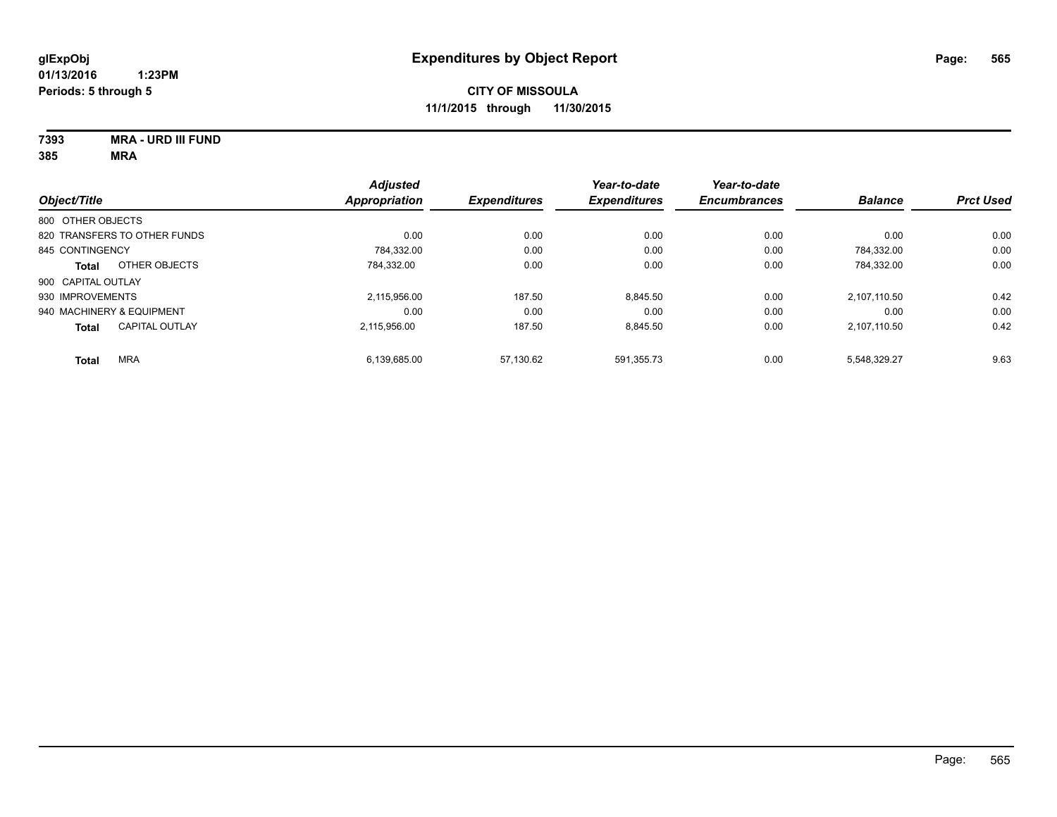# Expenditures by Object Report

glExpObj
01/13/2016 1:23PM
Periods: 5 through 5

**CITY OF MISSOULA**
**11/1/2015 through 11/30/2015**

**7393 MRA - URD III FUND**
**385 MRA**

| Object/Title | Adjusted Appropriation | Expenditures | Year-to-date Expenditures | Year-to-date Encumbrances | Balance | Prct Used |
|---|---|---|---|---|---|---|
| 800 OTHER OBJECTS | | | | | | |
| 820 TRANSFERS TO OTHER FUNDS | 0.00 | 0.00 | 0.00 | 0.00 | 0.00 | 0.00 |
| 845 CONTINGENCY | 784,332.00 | 0.00 | 0.00 | 0.00 | 784,332.00 | 0.00 |
| **Total** OTHER OBJECTS | 784,332.00 | 0.00 | 0.00 | 0.00 | 784,332.00 | 0.00 |
| 900 CAPITAL OUTLAY | | | | | | |
| 930 IMPROVEMENTS | 2,115,956.00 | 187.50 | 8,845.50 | 0.00 | 2,107,110.50 | 0.42 |
| 940 MACHINERY & EQUIPMENT | 0.00 | 0.00 | 0.00 | 0.00 | 0.00 | 0.00 |
| **Total** CAPITAL OUTLAY | 2,115,956.00 | 187.50 | 8,845.50 | 0.00 | 2,107,110.50 | 0.42 |
| **Total** MRA | 6,139,685.00 | 57,130.62 | 591,355.73 | 0.00 | 5,548,329.27 | 9.63 |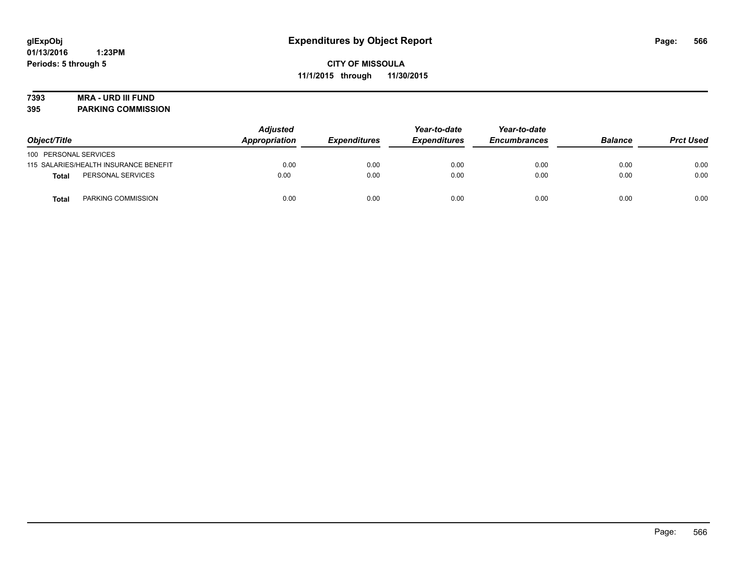**glExpObj**
**01/13/2016 1:23PM**
**Periods: 5 through 5**

# Expenditures by Object Report

**CITY OF MISSOULA**
**11/1/2015 through 11/30/2015**

**7393 MRA - URD III FUND**
**395 PARKING COMMISSION**

| Object/Title | Adjusted Appropriation | Expenditures | Year-to-date Expenditures | Year-to-date Encumbrances | Balance | Prct Used |
|---|---|---|---|---|---|---|
| 100 PERSONAL SERVICES | | | | | | |
| 115 SALARIES/HEALTH INSURANCE BENEFIT | 0.00 | 0.00 | 0.00 | 0.00 | 0.00 | 0.00 |
| **Total** PERSONAL SERVICES | 0.00 | 0.00 | 0.00 | 0.00 | 0.00 | 0.00 |
| **Total** PARKING COMMISSION | 0.00 | 0.00 | 0.00 | 0.00 | 0.00 | 0.00 |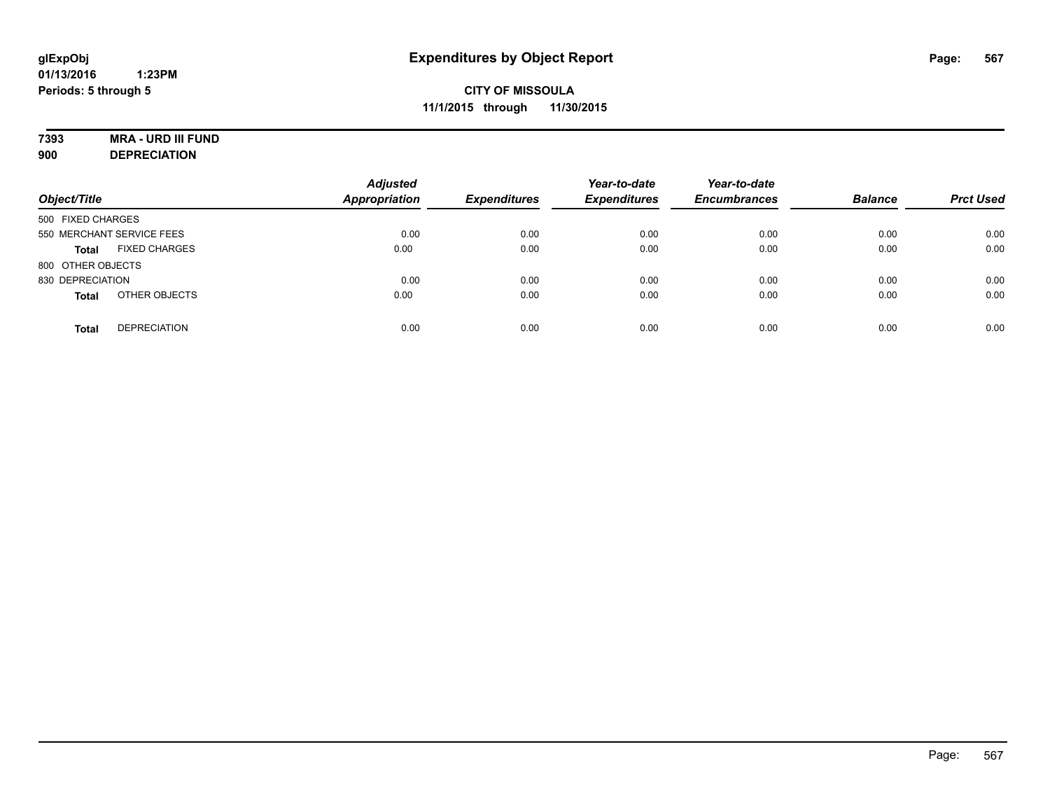glExpObj
01/13/2016 1:23PM
Periods: 5 through 5

# Expenditures by Object Report

**CITY OF MISSOULA**
**11/1/2015 through 11/30/2015**

**7393 MRA - URD III FUND**
**900 DEPRECIATION**

| Object/Title | | Adjusted Appropriation | Expenditures | Year-to-date Expenditures | Year-to-date Encumbrances | Balance | Prct Used |
|---|---|---|---|---|---|---|---|
| 500 FIXED CHARGES | | | | | | | |
| 550 MERCHANT SERVICE FEES | | 0.00 | 0.00 | 0.00 | 0.00 | 0.00 | 0.00 |
| **Total** | FIXED CHARGES | 0.00 | 0.00 | 0.00 | 0.00 | 0.00 | 0.00 |
| 800 OTHER OBJECTS | | | | | | | |
| 830 DEPRECIATION | | 0.00 | 0.00 | 0.00 | 0.00 | 0.00 | 0.00 |
| **Total** | OTHER OBJECTS | 0.00 | 0.00 | 0.00 | 0.00 | 0.00 | 0.00 |
| **Total** | DEPRECIATION | 0.00 | 0.00 | 0.00 | 0.00 | 0.00 | 0.00 |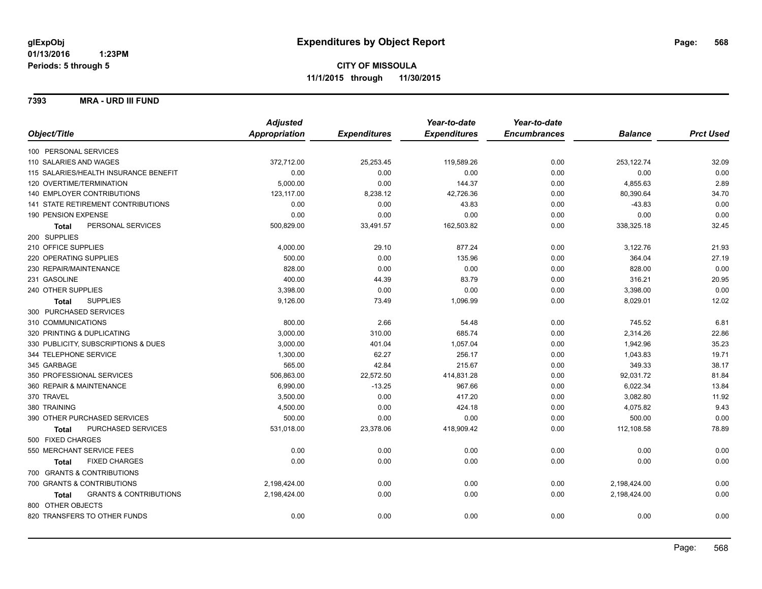# Expenditures by Object Report

glExpObj
01/13/2016 1:23PM
Periods: 5 through 5

**CITY OF MISSOULA**
**11/1/2015 through 11/30/2015**

**7393 MRA - URD III FUND**

| Object/Title | Adjusted Appropriation | Expenditures | Year-to-date Expenditures | Year-to-date Encumbrances | Balance | Prct Used |
|---|---|---|---|---|---|---|
| 100 PERSONAL SERVICES | | | | | | |
| 110 SALARIES AND WAGES | 372,712.00 | 25,253.45 | 119,589.26 | 0.00 | 253,122.74 | 32.09 |
| 115 SALARIES/HEALTH INSURANCE BENEFIT | 0.00 | 0.00 | 0.00 | 0.00 | 0.00 | 0.00 |
| 120 OVERTIME/TERMINATION | 5,000.00 | 0.00 | 144.37 | 0.00 | 4,855.63 | 2.89 |
| 140 EMPLOYER CONTRIBUTIONS | 123,117.00 | 8,238.12 | 42,726.36 | 0.00 | 80,390.64 | 34.70 |
| 141 STATE RETIREMENT CONTRIBUTIONS | 0.00 | 0.00 | 43.83 | 0.00 | -43.83 | 0.00 |
| 190 PENSION EXPENSE | 0.00 | 0.00 | 0.00 | 0.00 | 0.00 | 0.00 |
| **Total** PERSONAL SERVICES | 500,829.00 | 33,491.57 | 162,503.82 | 0.00 | 338,325.18 | 32.45 |
| 200 SUPPLIES | | | | | | |
| 210 OFFICE SUPPLIES | 4,000.00 | 29.10 | 877.24 | 0.00 | 3,122.76 | 21.93 |
| 220 OPERATING SUPPLIES | 500.00 | 0.00 | 135.96 | 0.00 | 364.04 | 27.19 |
| 230 REPAIR/MAINTENANCE | 828.00 | 0.00 | 0.00 | 0.00 | 828.00 | 0.00 |
| 231 GASOLINE | 400.00 | 44.39 | 83.79 | 0.00 | 316.21 | 20.95 |
| 240 OTHER SUPPLIES | 3,398.00 | 0.00 | 0.00 | 0.00 | 3,398.00 | 0.00 |
| **Total** SUPPLIES | 9,126.00 | 73.49 | 1,096.99 | 0.00 | 8,029.01 | 12.02 |
| 300 PURCHASED SERVICES | | | | | | |
| 310 COMMUNICATIONS | 800.00 | 2.66 | 54.48 | 0.00 | 745.52 | 6.81 |
| 320 PRINTING & DUPLICATING | 3,000.00 | 310.00 | 685.74 | 0.00 | 2,314.26 | 22.86 |
| 330 PUBLICITY, SUBSCRIPTIONS & DUES | 3,000.00 | 401.04 | 1,057.04 | 0.00 | 1,942.96 | 35.23 |
| 344 TELEPHONE SERVICE | 1,300.00 | 62.27 | 256.17 | 0.00 | 1,043.83 | 19.71 |
| 345 GARBAGE | 565.00 | 42.84 | 215.67 | 0.00 | 349.33 | 38.17 |
| 350 PROFESSIONAL SERVICES | 506,863.00 | 22,572.50 | 414,831.28 | 0.00 | 92,031.72 | 81.84 |
| 360 REPAIR & MAINTENANCE | 6,990.00 | -13.25 | 967.66 | 0.00 | 6,022.34 | 13.84 |
| 370 TRAVEL | 3,500.00 | 0.00 | 417.20 | 0.00 | 3,082.80 | 11.92 |
| 380 TRAINING | 4,500.00 | 0.00 | 424.18 | 0.00 | 4,075.82 | 9.43 |
| 390 OTHER PURCHASED SERVICES | 500.00 | 0.00 | 0.00 | 0.00 | 500.00 | 0.00 |
| **Total** PURCHASED SERVICES | 531,018.00 | 23,378.06 | 418,909.42 | 0.00 | 112,108.58 | 78.89 |
| 500 FIXED CHARGES | | | | | | |
| 550 MERCHANT SERVICE FEES | 0.00 | 0.00 | 0.00 | 0.00 | 0.00 | 0.00 |
| **Total** FIXED CHARGES | 0.00 | 0.00 | 0.00 | 0.00 | 0.00 | 0.00 |
| 700 GRANTS & CONTRIBUTIONS | | | | | | |
| 700 GRANTS & CONTRIBUTIONS | 2,198,424.00 | 0.00 | 0.00 | 0.00 | 2,198,424.00 | 0.00 |
| **Total** GRANTS & CONTRIBUTIONS | 2,198,424.00 | 0.00 | 0.00 | 0.00 | 2,198,424.00 | 0.00 |
| 800 OTHER OBJECTS | | | | | | |
| 820 TRANSFERS TO OTHER FUNDS | 0.00 | 0.00 | 0.00 | 0.00 | 0.00 | 0.00 |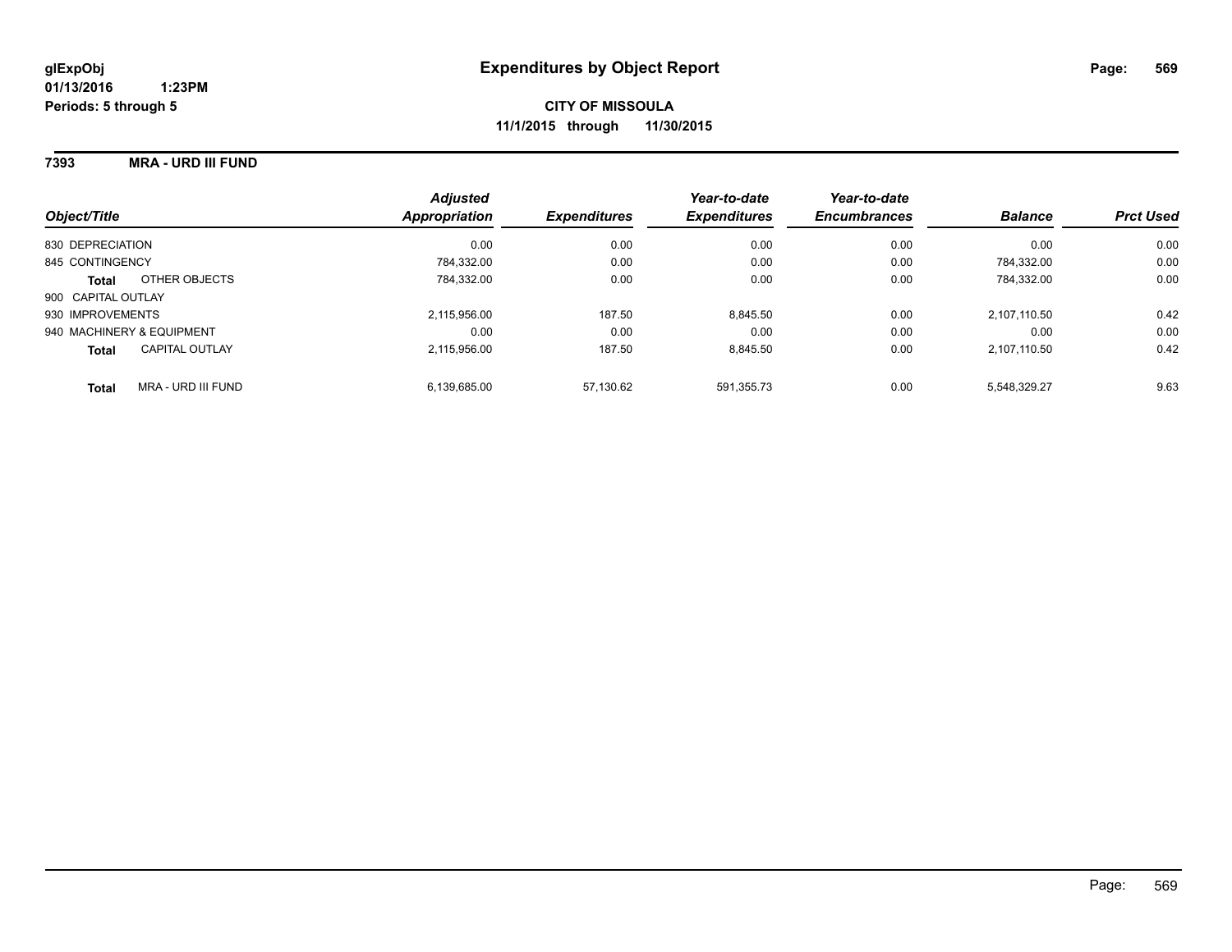**glExpObj**
**01/13/2016 1:23PM**
**Periods: 5 through 5**

# Expenditures by Object Report

**CITY OF MISSOULA**
**11/1/2015 through 11/30/2015**

**7393 MRA - URD III FUND**

| Object/Title | Adjusted Appropriation | Expenditures | Year-to-date Expenditures | Year-to-date Encumbrances | Balance | Prct Used |
|---|---|---|---|---|---|---|
| 830 DEPRECIATION | 0.00 | 0.00 | 0.00 | 0.00 | 0.00 | 0.00 |
| 845 CONTINGENCY | 784,332.00 | 0.00 | 0.00 | 0.00 | 784,332.00 | 0.00 |
| **Total** OTHER OBJECTS | 784,332.00 | 0.00 | 0.00 | 0.00 | 784,332.00 | 0.00 |
| 900 CAPITAL OUTLAY | | | | | | |
| 930 IMPROVEMENTS | 2,115,956.00 | 187.50 | 8,845.50 | 0.00 | 2,107,110.50 | 0.42 |
| 940 MACHINERY & EQUIPMENT | 0.00 | 0.00 | 0.00 | 0.00 | 0.00 | 0.00 |
| **Total** CAPITAL OUTLAY | 2,115,956.00 | 187.50 | 8,845.50 | 0.00 | 2,107,110.50 | 0.42 |
| **Total** MRA - URD III FUND | 6,139,685.00 | 57,130.62 | 591,355.73 | 0.00 | 5,548,329.27 | 9.63 |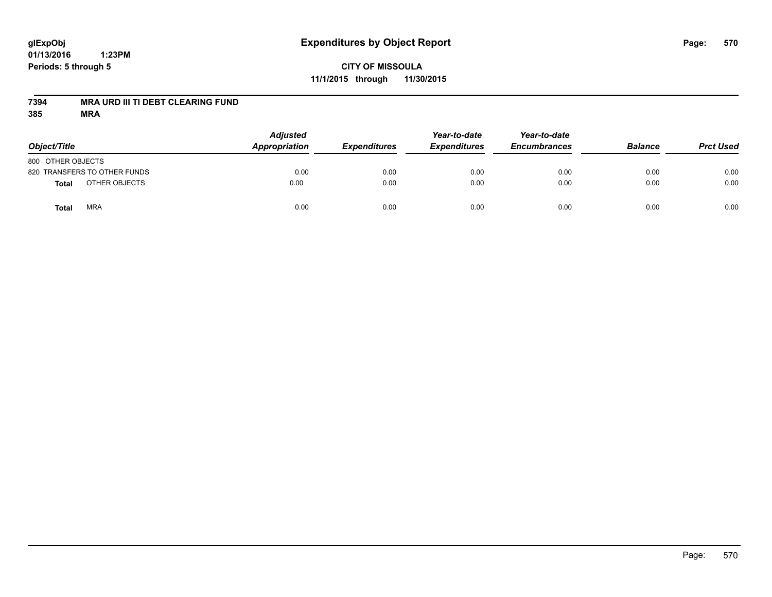**glExpObj** **Expenditures by Object Report**

**01/13/2016 1:23PM**

**Periods: 5 through 5**

**CITY OF MISSOULA**

**11/1/2015 through 11/30/2015**

**7394 MRA URD III TI DEBT CLEARING FUND**

**385 MRA**

| Object/Title | | Adjusted Appropriation | Expenditures | Year-to-date Expenditures | Year-to-date Encumbrances | Balance | Prct Used |
|---|---|---|---|---|---|---|---|
| 800 OTHER OBJECTS | | | | | | | |
| 820 TRANSFERS TO OTHER FUNDS | | 0.00 | 0.00 | 0.00 | 0.00 | 0.00 | 0.00 |
| **Total** | OTHER OBJECTS | 0.00 | 0.00 | 0.00 | 0.00 | 0.00 | 0.00 |
| **Total** | MRA | 0.00 | 0.00 | 0.00 | 0.00 | 0.00 | 0.00 |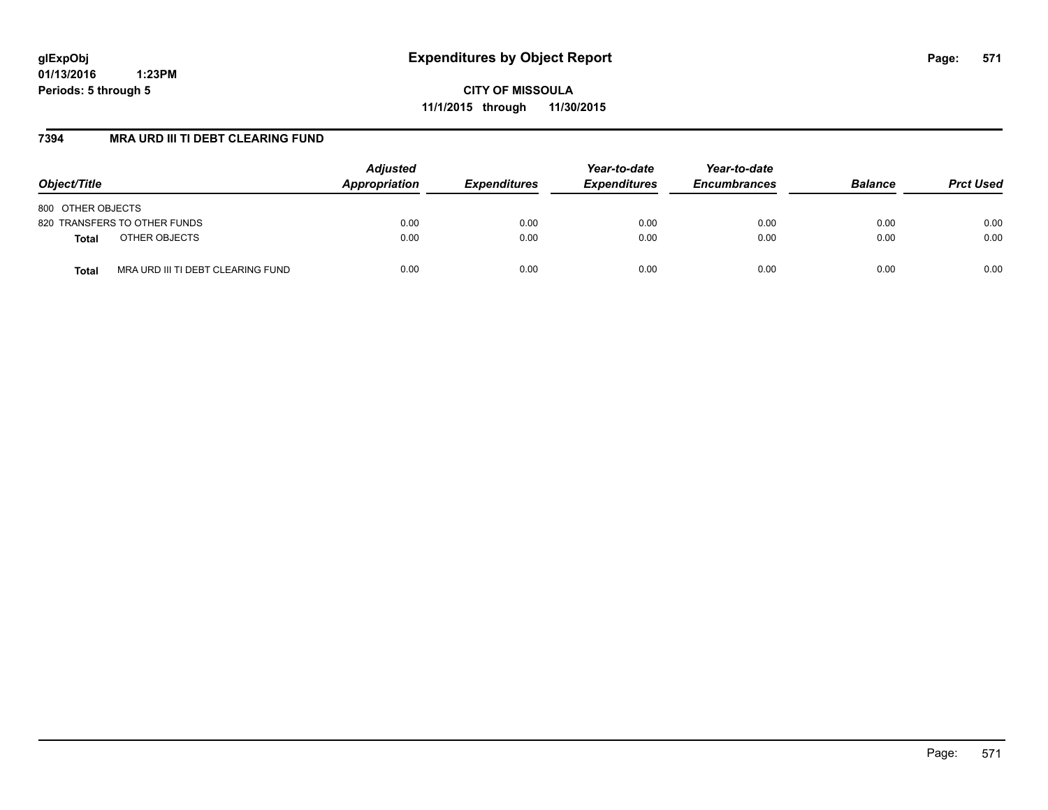glExpObj
01/13/2016 1:23PM
Periods: 5 through 5

# Expenditures by Object Report

**CITY OF MISSOULA**
**11/1/2015 through 11/30/2015**

## 7394 MRA URD III TI DEBT CLEARING FUND

| Object/Title | | Adjusted Appropriation | Expenditures | Year-to-date Expenditures | Year-to-date Encumbrances | Balance | Prct Used |
|---|---|---|---|---|---|---|---|
| 800 OTHER OBJECTS | | | | | | | |
| 820 TRANSFERS TO OTHER FUNDS | | 0.00 | 0.00 | 0.00 | 0.00 | 0.00 | 0.00 |
| **Total** | OTHER OBJECTS | 0.00 | 0.00 | 0.00 | 0.00 | 0.00 | 0.00 |
| **Total** | MRA URD III TI DEBT CLEARING FUND | 0.00 | 0.00 | 0.00 | 0.00 | 0.00 | 0.00 |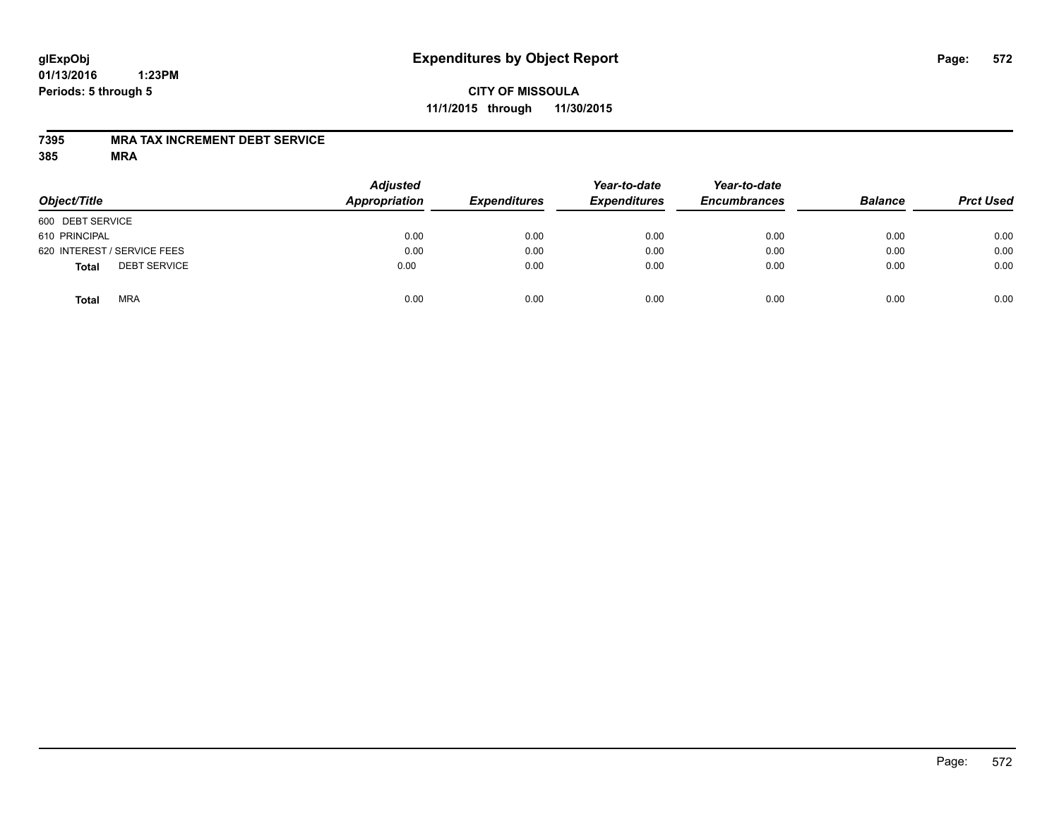glExpObj
01/13/2016 1:23PM
Periods: 5 through 5

# Expenditures by Object Report

**CITY OF MISSOULA**
**11/1/2015 through 11/30/2015**

**7395 MRA TAX INCREMENT DEBT SERVICE**
**385 MRA**

| Object/Title | Adjusted Appropriation | Expenditures | Year-to-date Expenditures | Year-to-date Encumbrances | Balance | Prct Used |
|---|---|---|---|---|---|---|
| 600 DEBT SERVICE | | | | | | |
| 610 PRINCIPAL | 0.00 | 0.00 | 0.00 | 0.00 | 0.00 | 0.00 |
| 620 INTEREST / SERVICE FEES | 0.00 | 0.00 | 0.00 | 0.00 | 0.00 | 0.00 |
| **Total** DEBT SERVICE | 0.00 | 0.00 | 0.00 | 0.00 | 0.00 | 0.00 |
| **Total** MRA | 0.00 | 0.00 | 0.00 | 0.00 | 0.00 | 0.00 |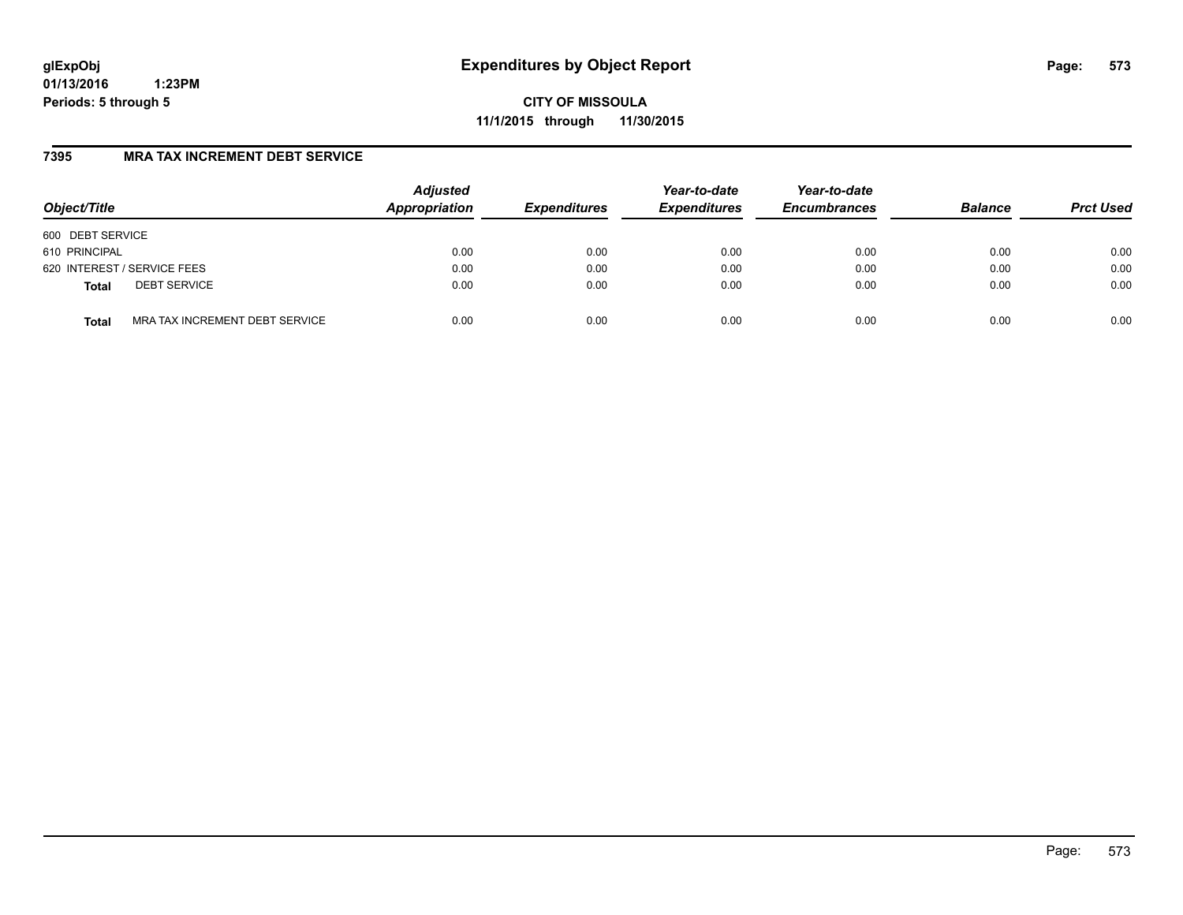**glExpObj**
**01/13/2016 1:23PM**
**Periods: 5 through 5**

# Expenditures by Object Report

**CITY OF MISSOULA**
**11/1/2015 through 11/30/2015**

## 7395 MRA TAX INCREMENT DEBT SERVICE

| Object/Title | | Adjusted Appropriation | Expenditures | Year-to-date Expenditures | Year-to-date Encumbrances | Balance | Prct Used |
|---|---|---|---|---|---|---|---|
| 600 DEBT SERVICE | | | | | | | |
| 610 PRINCIPAL | | 0.00 | 0.00 | 0.00 | 0.00 | 0.00 | 0.00 |
| 620 INTEREST / SERVICE FEES | | 0.00 | 0.00 | 0.00 | 0.00 | 0.00 | 0.00 |
| **Total** | DEBT SERVICE | 0.00 | 0.00 | 0.00 | 0.00 | 0.00 | 0.00 |
| **Total** | MRA TAX INCREMENT DEBT SERVICE | 0.00 | 0.00 | 0.00 | 0.00 | 0.00 | 0.00 |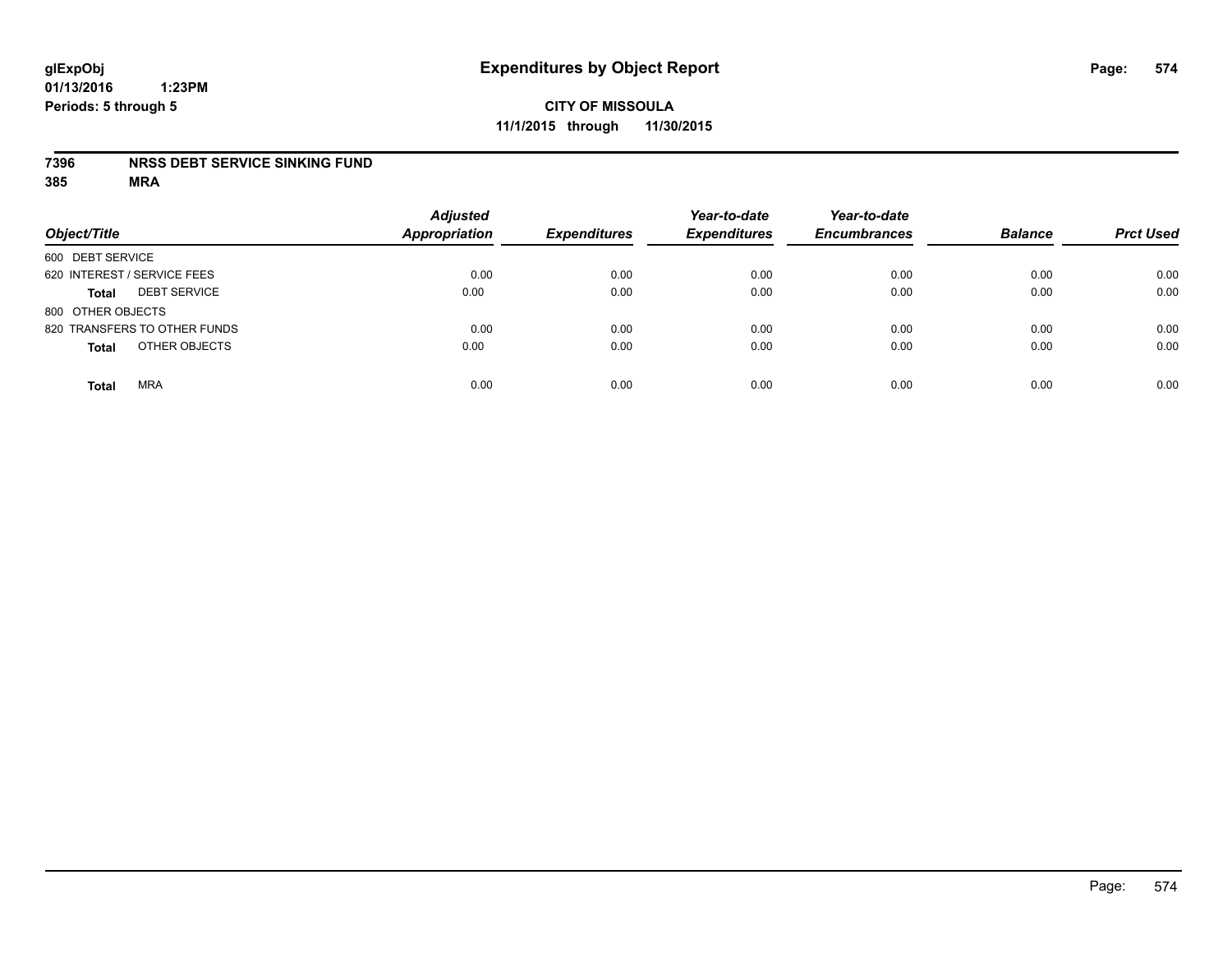**glExpObj**
**01/13/2016 1:23PM**
**Periods: 5 through 5**

# Expenditures by Object Report

**CITY OF MISSOULA**
**11/1/2015 through 11/30/2015**

**7396 NRSS DEBT SERVICE SINKING FUND**
**385 MRA**

| Object/Title | Adjusted Appropriation | Expenditures | Year-to-date Expenditures | Year-to-date Encumbrances | Balance | Prct Used |
|---|---|---|---|---|---|---|
| 600 DEBT SERVICE | | | | | | |
| 620 INTEREST / SERVICE FEES | 0.00 | 0.00 | 0.00 | 0.00 | 0.00 | 0.00 |
| **Total** DEBT SERVICE | 0.00 | 0.00 | 0.00 | 0.00 | 0.00 | 0.00 |
| 800 OTHER OBJECTS | | | | | | |
| 820 TRANSFERS TO OTHER FUNDS | 0.00 | 0.00 | 0.00 | 0.00 | 0.00 | 0.00 |
| **Total** OTHER OBJECTS | 0.00 | 0.00 | 0.00 | 0.00 | 0.00 | 0.00 |
| **Total** MRA | 0.00 | 0.00 | 0.00 | 0.00 | 0.00 | 0.00 |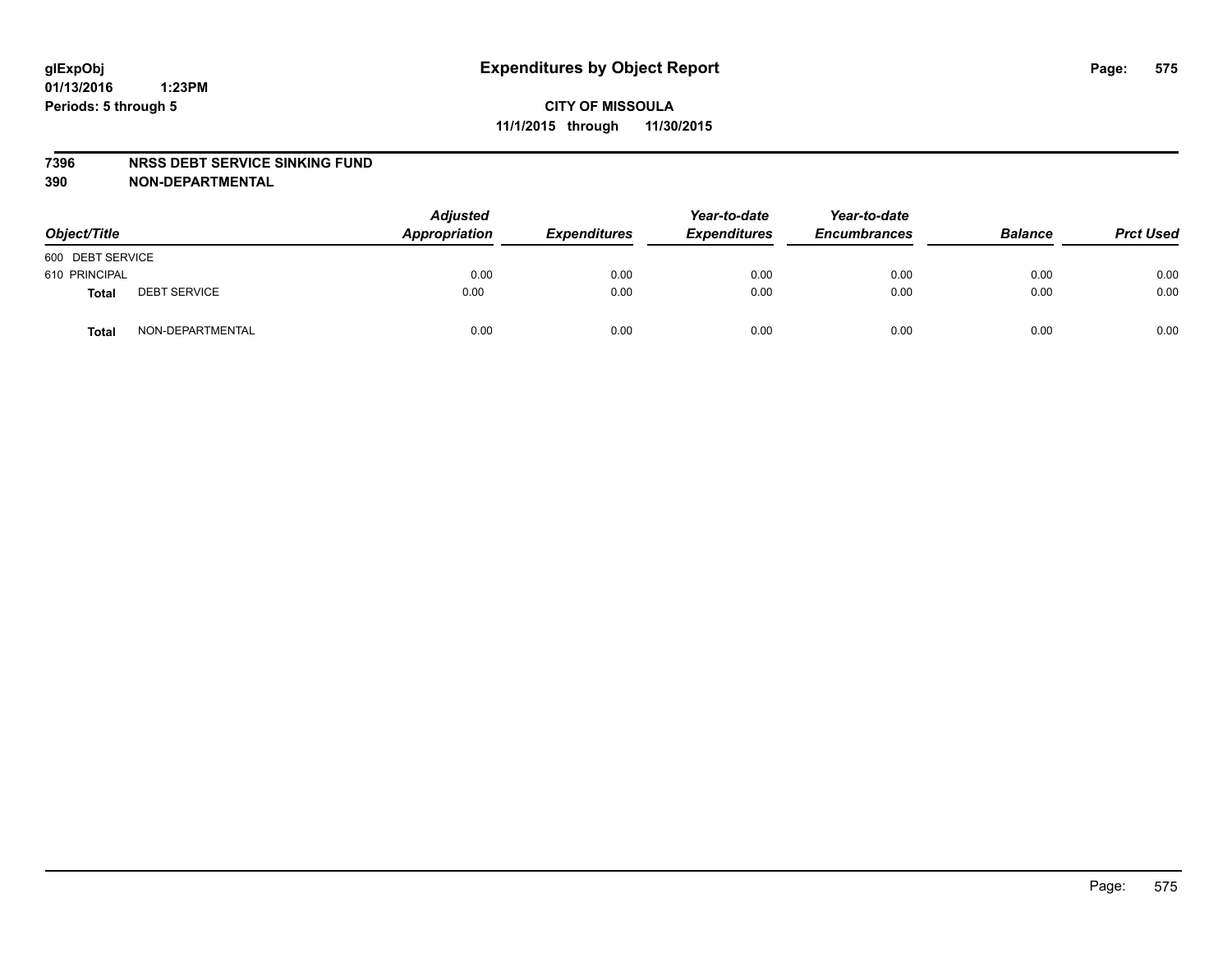glExpObj
01/13/2016 1:23PM
Periods: 5 through 5

# Expenditures by Object Report

**CITY OF MISSOULA**
**11/1/2015 through 11/30/2015**

**7396 NRSS DEBT SERVICE SINKING FUND**
**390 NON-DEPARTMENTAL**

| Object/Title | | Adjusted Appropriation | Expenditures | Year-to-date Expenditures | Year-to-date Encumbrances | Balance | Prct Used |
|---|---|---|---|---|---|---|---|
| 600 DEBT SERVICE | | | | | | | |
| 610 PRINCIPAL | | 0.00 | 0.00 | 0.00 | 0.00 | 0.00 | 0.00 |
| **Total** | DEBT SERVICE | 0.00 | 0.00 | 0.00 | 0.00 | 0.00 | 0.00 |
| **Total** | NON-DEPARTMENTAL | 0.00 | 0.00 | 0.00 | 0.00 | 0.00 | 0.00 |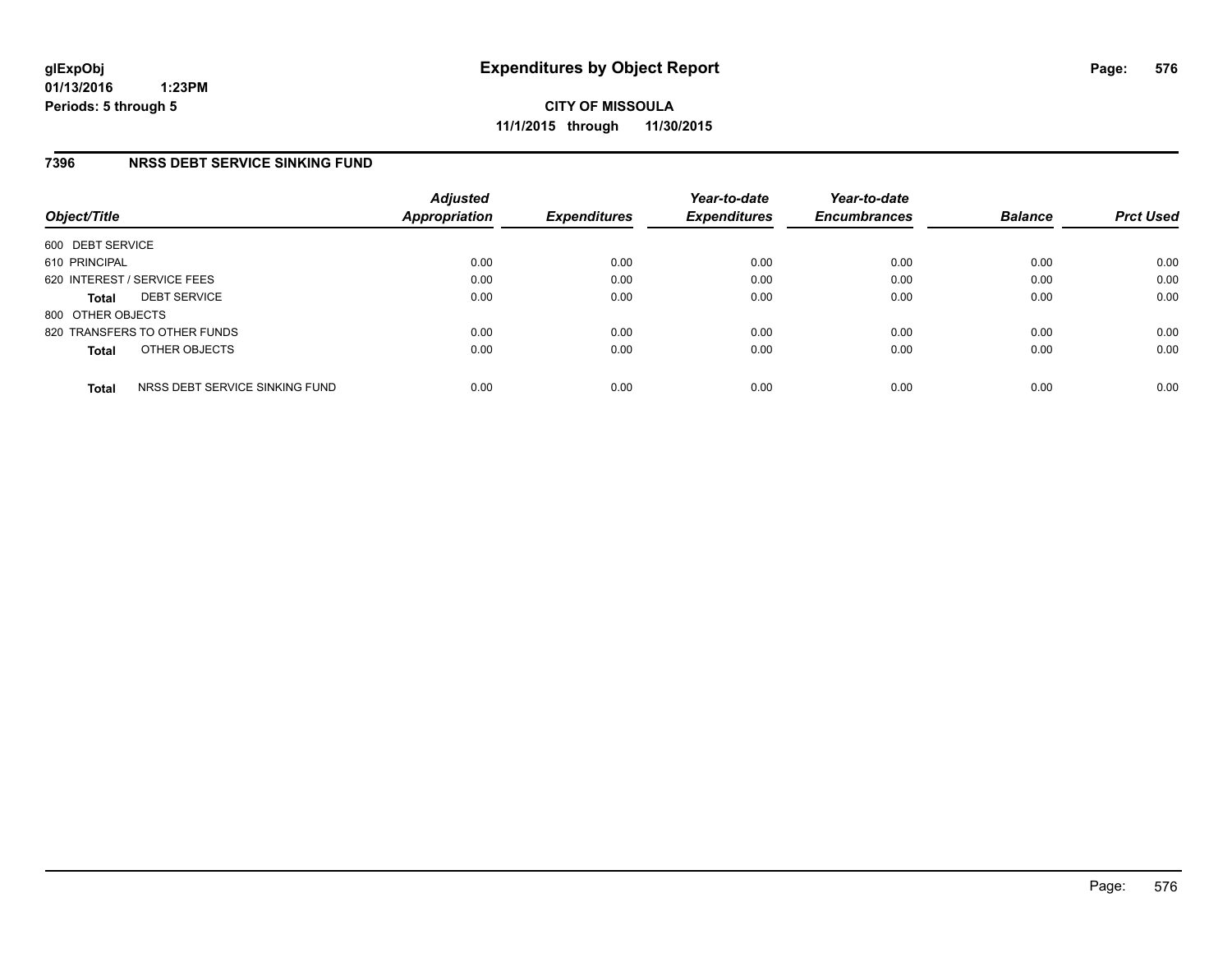# Expenditures by Object Report

glExpObj
01/13/2016 1:23PM
Periods: 5 through 5

**CITY OF MISSOULA**
**11/1/2015 through 11/30/2015**

## 7396 NRSS DEBT SERVICE SINKING FUND

| Object/Title | Adjusted Appropriation | Expenditures | Year-to-date Expenditures | Year-to-date Encumbrances | Balance | Prct Used |
|---|---|---|---|---|---|---|
| 600 DEBT SERVICE | | | | | | |
| 610 PRINCIPAL | 0.00 | 0.00 | 0.00 | 0.00 | 0.00 | 0.00 |
| 620 INTEREST / SERVICE FEES | 0.00 | 0.00 | 0.00 | 0.00 | 0.00 | 0.00 |
| **Total** DEBT SERVICE | 0.00 | 0.00 | 0.00 | 0.00 | 0.00 | 0.00 |
| 800 OTHER OBJECTS | | | | | | |
| 820 TRANSFERS TO OTHER FUNDS | 0.00 | 0.00 | 0.00 | 0.00 | 0.00 | 0.00 |
| **Total** OTHER OBJECTS | 0.00 | 0.00 | 0.00 | 0.00 | 0.00 | 0.00 |
| **Total** NRSS DEBT SERVICE SINKING FUND | 0.00 | 0.00 | 0.00 | 0.00 | 0.00 | 0.00 |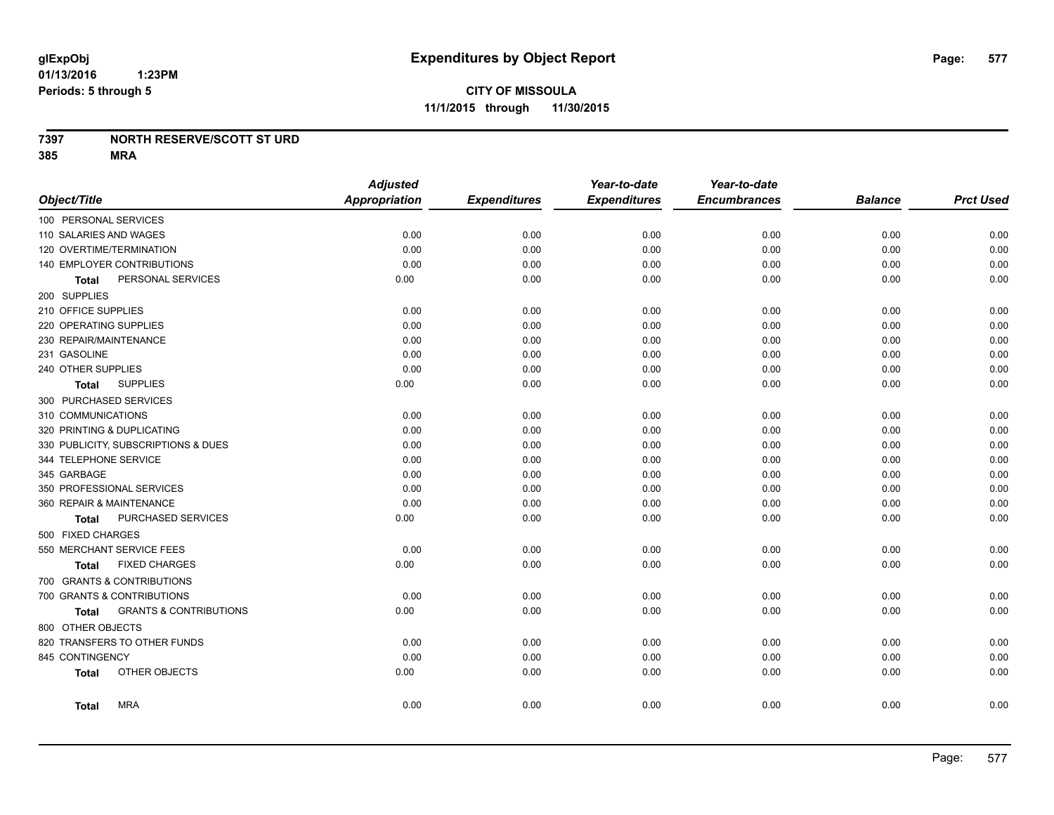glExpObj
01/13/2016 1:23PM
Periods: 5 through 5

# Expenditures by Object Report

**CITY OF MISSOULA**
**11/1/2015 through 11/30/2015**

**7397 NORTH RESERVE/SCOTT ST URD**
**385 MRA**

| Object/Title | Adjusted Appropriation | Expenditures | Year-to-date Expenditures | Year-to-date Encumbrances | Balance | Prct Used |
|---|---|---|---|---|---|---|
| 100 PERSONAL SERVICES | | | | | | |
| 110 SALARIES AND WAGES | 0.00 | 0.00 | 0.00 | 0.00 | 0.00 | 0.00 |
| 120 OVERTIME/TERMINATION | 0.00 | 0.00 | 0.00 | 0.00 | 0.00 | 0.00 |
| 140 EMPLOYER CONTRIBUTIONS | 0.00 | 0.00 | 0.00 | 0.00 | 0.00 | 0.00 |
| **Total** PERSONAL SERVICES | 0.00 | 0.00 | 0.00 | 0.00 | 0.00 | 0.00 |
| 200 SUPPLIES | | | | | | |
| 210 OFFICE SUPPLIES | 0.00 | 0.00 | 0.00 | 0.00 | 0.00 | 0.00 |
| 220 OPERATING SUPPLIES | 0.00 | 0.00 | 0.00 | 0.00 | 0.00 | 0.00 |
| 230 REPAIR/MAINTENANCE | 0.00 | 0.00 | 0.00 | 0.00 | 0.00 | 0.00 |
| 231 GASOLINE | 0.00 | 0.00 | 0.00 | 0.00 | 0.00 | 0.00 |
| 240 OTHER SUPPLIES | 0.00 | 0.00 | 0.00 | 0.00 | 0.00 | 0.00 |
| **Total** SUPPLIES | 0.00 | 0.00 | 0.00 | 0.00 | 0.00 | 0.00 |
| 300 PURCHASED SERVICES | | | | | | |
| 310 COMMUNICATIONS | 0.00 | 0.00 | 0.00 | 0.00 | 0.00 | 0.00 |
| 320 PRINTING & DUPLICATING | 0.00 | 0.00 | 0.00 | 0.00 | 0.00 | 0.00 |
| 330 PUBLICITY, SUBSCRIPTIONS & DUES | 0.00 | 0.00 | 0.00 | 0.00 | 0.00 | 0.00 |
| 344 TELEPHONE SERVICE | 0.00 | 0.00 | 0.00 | 0.00 | 0.00 | 0.00 |
| 345 GARBAGE | 0.00 | 0.00 | 0.00 | 0.00 | 0.00 | 0.00 |
| 350 PROFESSIONAL SERVICES | 0.00 | 0.00 | 0.00 | 0.00 | 0.00 | 0.00 |
| 360 REPAIR & MAINTENANCE | 0.00 | 0.00 | 0.00 | 0.00 | 0.00 | 0.00 |
| **Total** PURCHASED SERVICES | 0.00 | 0.00 | 0.00 | 0.00 | 0.00 | 0.00 |
| 500 FIXED CHARGES | | | | | | |
| 550 MERCHANT SERVICE FEES | 0.00 | 0.00 | 0.00 | 0.00 | 0.00 | 0.00 |
| **Total** FIXED CHARGES | 0.00 | 0.00 | 0.00 | 0.00 | 0.00 | 0.00 |
| 700 GRANTS & CONTRIBUTIONS | | | | | | |
| 700 GRANTS & CONTRIBUTIONS | 0.00 | 0.00 | 0.00 | 0.00 | 0.00 | 0.00 |
| **Total** GRANTS & CONTRIBUTIONS | 0.00 | 0.00 | 0.00 | 0.00 | 0.00 | 0.00 |
| 800 OTHER OBJECTS | | | | | | |
| 820 TRANSFERS TO OTHER FUNDS | 0.00 | 0.00 | 0.00 | 0.00 | 0.00 | 0.00 |
| 845 CONTINGENCY | 0.00 | 0.00 | 0.00 | 0.00 | 0.00 | 0.00 |
| **Total** OTHER OBJECTS | 0.00 | 0.00 | 0.00 | 0.00 | 0.00 | 0.00 |
| **Total** MRA | 0.00 | 0.00 | 0.00 | 0.00 | 0.00 | 0.00 |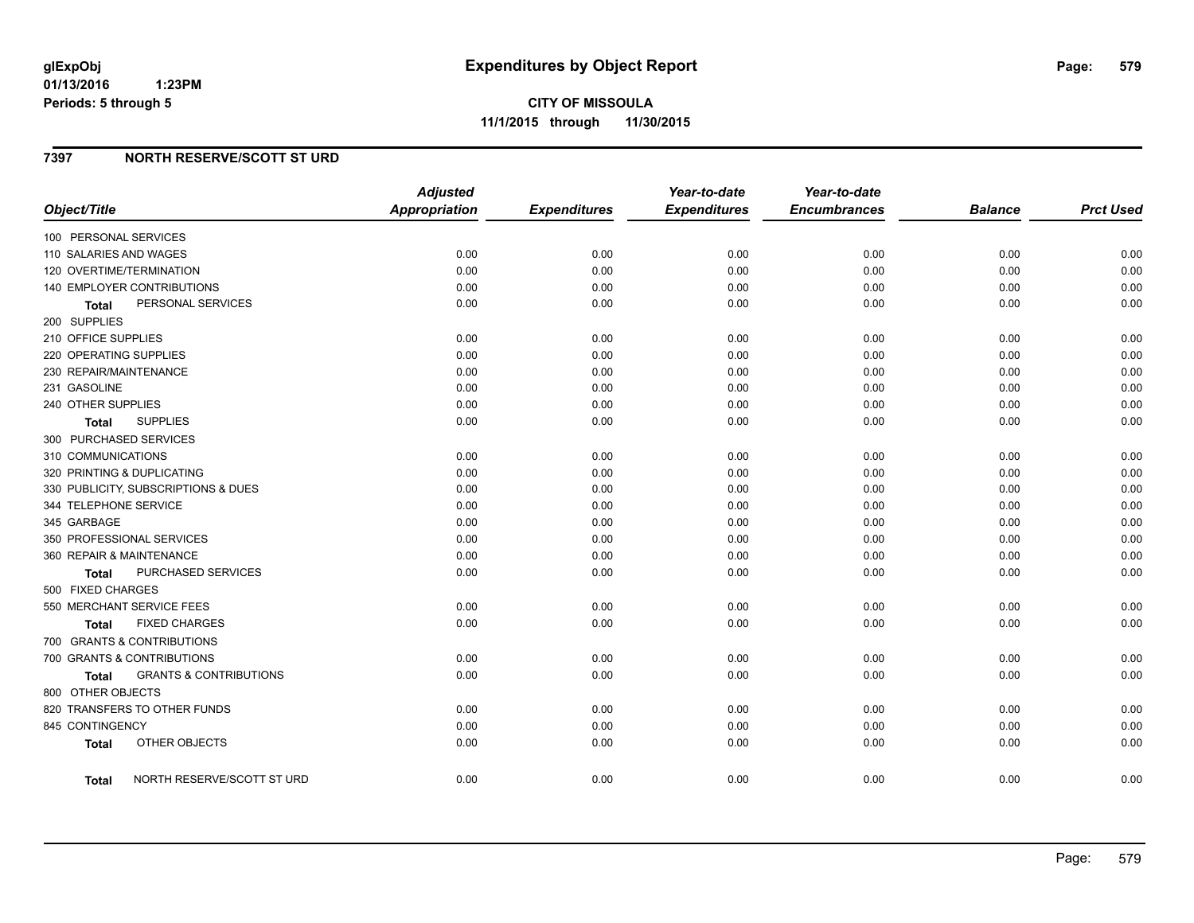glExpObj
01/13/2016 1:23PM
Periods: 5 through 5

# Expenditures by Object Report

**CITY OF MISSOULA**
**11/1/2015 through 11/30/2015**

## 7397 NORTH RESERVE/SCOTT ST URD

| Object/Title | Adjusted Appropriation | Expenditures | Year-to-date Expenditures | Year-to-date Encumbrances | Balance | Prct Used |
|---|---|---|---|---|---|---|
| 100 PERSONAL SERVICES | | | | | | |
| 110 SALARIES AND WAGES | 0.00 | 0.00 | 0.00 | 0.00 | 0.00 | 0.00 |
| 120 OVERTIME/TERMINATION | 0.00 | 0.00 | 0.00 | 0.00 | 0.00 | 0.00 |
| 140 EMPLOYER CONTRIBUTIONS | 0.00 | 0.00 | 0.00 | 0.00 | 0.00 | 0.00 |
| **Total** PERSONAL SERVICES | 0.00 | 0.00 | 0.00 | 0.00 | 0.00 | 0.00 |
| 200 SUPPLIES | | | | | | |
| 210 OFFICE SUPPLIES | 0.00 | 0.00 | 0.00 | 0.00 | 0.00 | 0.00 |
| 220 OPERATING SUPPLIES | 0.00 | 0.00 | 0.00 | 0.00 | 0.00 | 0.00 |
| 230 REPAIR/MAINTENANCE | 0.00 | 0.00 | 0.00 | 0.00 | 0.00 | 0.00 |
| 231 GASOLINE | 0.00 | 0.00 | 0.00 | 0.00 | 0.00 | 0.00 |
| 240 OTHER SUPPLIES | 0.00 | 0.00 | 0.00 | 0.00 | 0.00 | 0.00 |
| **Total** SUPPLIES | 0.00 | 0.00 | 0.00 | 0.00 | 0.00 | 0.00 |
| 300 PURCHASED SERVICES | | | | | | |
| 310 COMMUNICATIONS | 0.00 | 0.00 | 0.00 | 0.00 | 0.00 | 0.00 |
| 320 PRINTING & DUPLICATING | 0.00 | 0.00 | 0.00 | 0.00 | 0.00 | 0.00 |
| 330 PUBLICITY, SUBSCRIPTIONS & DUES | 0.00 | 0.00 | 0.00 | 0.00 | 0.00 | 0.00 |
| 344 TELEPHONE SERVICE | 0.00 | 0.00 | 0.00 | 0.00 | 0.00 | 0.00 |
| 345 GARBAGE | 0.00 | 0.00 | 0.00 | 0.00 | 0.00 | 0.00 |
| 350 PROFESSIONAL SERVICES | 0.00 | 0.00 | 0.00 | 0.00 | 0.00 | 0.00 |
| 360 REPAIR & MAINTENANCE | 0.00 | 0.00 | 0.00 | 0.00 | 0.00 | 0.00 |
| **Total** PURCHASED SERVICES | 0.00 | 0.00 | 0.00 | 0.00 | 0.00 | 0.00 |
| 500 FIXED CHARGES | | | | | | |
| 550 MERCHANT SERVICE FEES | 0.00 | 0.00 | 0.00 | 0.00 | 0.00 | 0.00 |
| **Total** FIXED CHARGES | 0.00 | 0.00 | 0.00 | 0.00 | 0.00 | 0.00 |
| 700 GRANTS & CONTRIBUTIONS | | | | | | |
| 700 GRANTS & CONTRIBUTIONS | 0.00 | 0.00 | 0.00 | 0.00 | 0.00 | 0.00 |
| **Total** GRANTS & CONTRIBUTIONS | 0.00 | 0.00 | 0.00 | 0.00 | 0.00 | 0.00 |
| 800 OTHER OBJECTS | | | | | | |
| 820 TRANSFERS TO OTHER FUNDS | 0.00 | 0.00 | 0.00 | 0.00 | 0.00 | 0.00 |
| 845 CONTINGENCY | 0.00 | 0.00 | 0.00 | 0.00 | 0.00 | 0.00 |
| **Total** OTHER OBJECTS | 0.00 | 0.00 | 0.00 | 0.00 | 0.00 | 0.00 |
| **Total** NORTH RESERVE/SCOTT ST URD | 0.00 | 0.00 | 0.00 | 0.00 | 0.00 | 0.00 |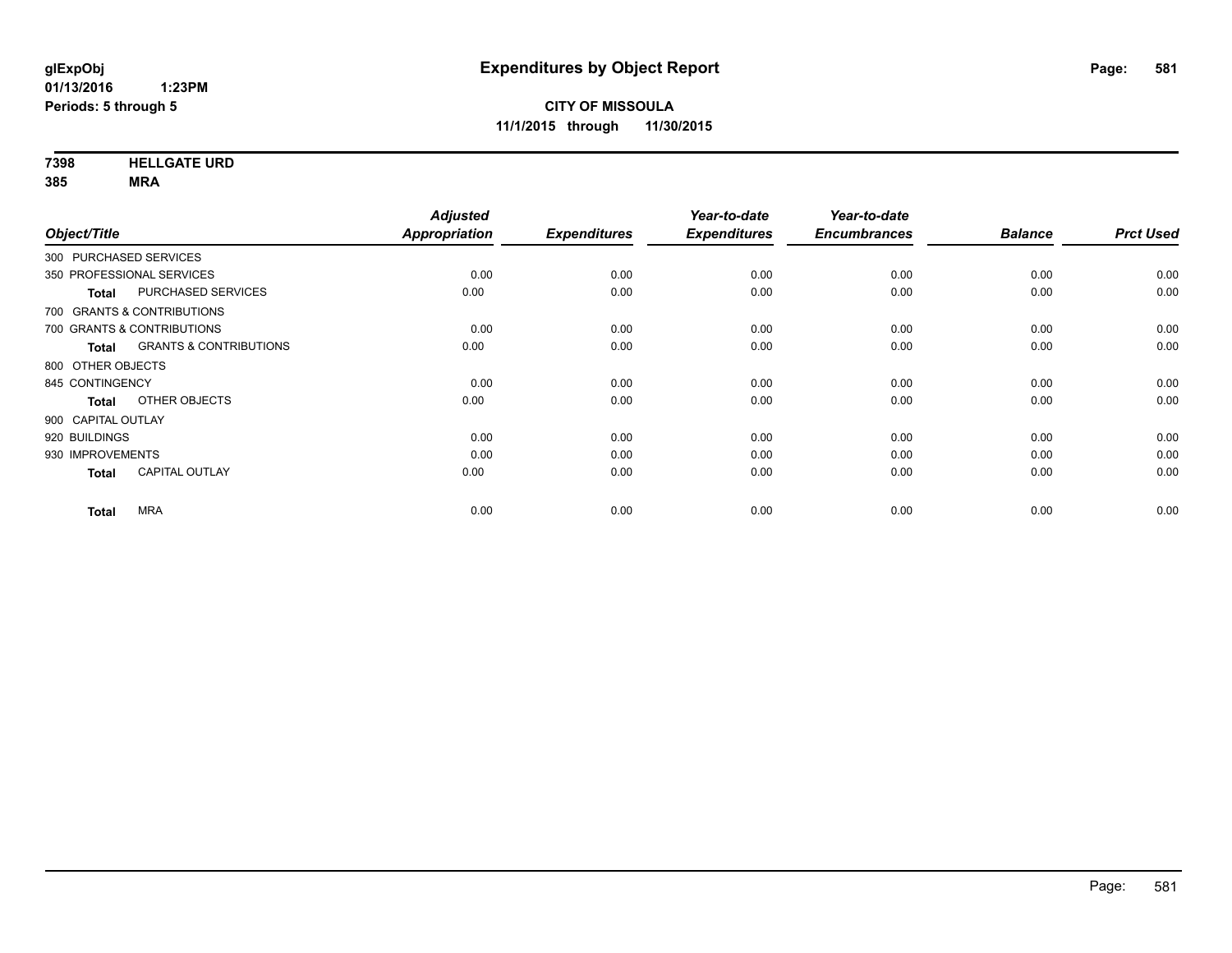**glExpObj**
**01/13/2016 1:23PM**
**Periods: 5 through 5**

# Expenditures by Object Report

**CITY OF MISSOULA**
**11/1/2015 through 11/30/2015**

**7398 HELLGATE URD**
**385 MRA**

| Object/Title | | Adjusted Appropriation | Expenditures | Year-to-date Expenditures | Year-to-date Encumbrances | Balance | Prct Used |
|---|---|---|---|---|---|---|---|
| 300 PURCHASED SERVICES | | | | | | | |
| 350 PROFESSIONAL SERVICES | | 0.00 | 0.00 | 0.00 | 0.00 | 0.00 | 0.00 |
| **Total** | PURCHASED SERVICES | 0.00 | 0.00 | 0.00 | 0.00 | 0.00 | 0.00 |
| 700 GRANTS & CONTRIBUTIONS | | | | | | | |
| 700 GRANTS & CONTRIBUTIONS | | 0.00 | 0.00 | 0.00 | 0.00 | 0.00 | 0.00 |
| **Total** | GRANTS & CONTRIBUTIONS | 0.00 | 0.00 | 0.00 | 0.00 | 0.00 | 0.00 |
| 800 OTHER OBJECTS | | | | | | | |
| 845 CONTINGENCY | | 0.00 | 0.00 | 0.00 | 0.00 | 0.00 | 0.00 |
| **Total** | OTHER OBJECTS | 0.00 | 0.00 | 0.00 | 0.00 | 0.00 | 0.00 |
| 900 CAPITAL OUTLAY | | | | | | | |
| 920 BUILDINGS | | 0.00 | 0.00 | 0.00 | 0.00 | 0.00 | 0.00 |
| 930 IMPROVEMENTS | | 0.00 | 0.00 | 0.00 | 0.00 | 0.00 | 0.00 |
| **Total** | CAPITAL OUTLAY | 0.00 | 0.00 | 0.00 | 0.00 | 0.00 | 0.00 |
| **Total** | MRA | 0.00 | 0.00 | 0.00 | 0.00 | 0.00 | 0.00 |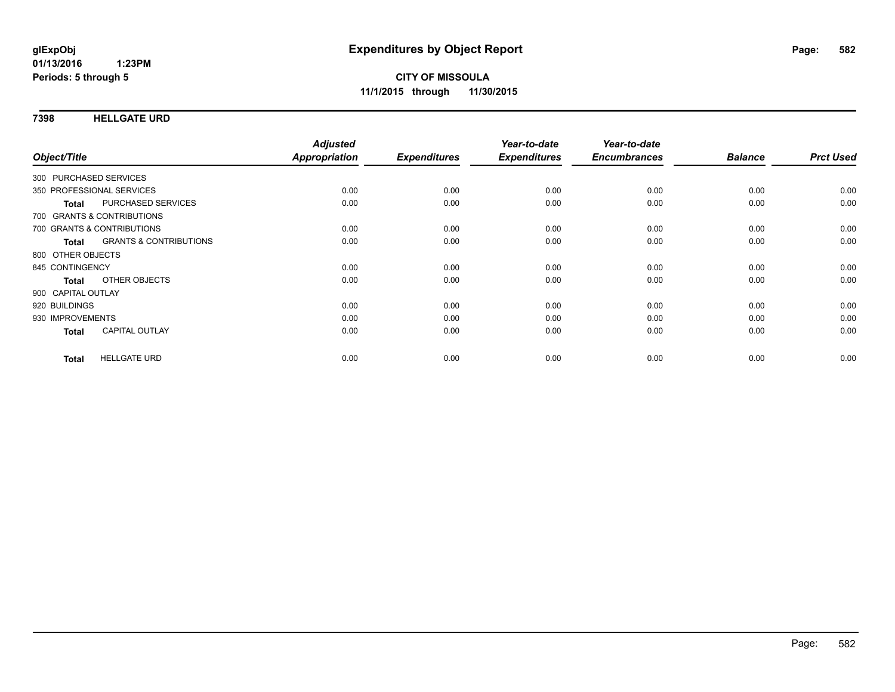**glExpObj**
**01/13/2016 1:23PM**
**Periods: 5 through 5**

# Expenditures by Object Report

**CITY OF MISSOULA**
**11/1/2015 through 11/30/2015**

## 7398 HELLGATE URD

| Object/Title | | Adjusted Appropriation | Expenditures | Year-to-date Expenditures | Year-to-date Encumbrances | Balance | Prct Used |
|---|---|---|---|---|---|---|---|
| 300 PURCHASED SERVICES | | | | | | | |
| 350 PROFESSIONAL SERVICES | | 0.00 | 0.00 | 0.00 | 0.00 | 0.00 | 0.00 |
| **Total** | PURCHASED SERVICES | 0.00 | 0.00 | 0.00 | 0.00 | 0.00 | 0.00 |
| 700 GRANTS & CONTRIBUTIONS | | | | | | | |
| 700 GRANTS & CONTRIBUTIONS | | 0.00 | 0.00 | 0.00 | 0.00 | 0.00 | 0.00 |
| **Total** | GRANTS & CONTRIBUTIONS | 0.00 | 0.00 | 0.00 | 0.00 | 0.00 | 0.00 |
| 800 OTHER OBJECTS | | | | | | | |
| 845 CONTINGENCY | | 0.00 | 0.00 | 0.00 | 0.00 | 0.00 | 0.00 |
| **Total** | OTHER OBJECTS | 0.00 | 0.00 | 0.00 | 0.00 | 0.00 | 0.00 |
| 900 CAPITAL OUTLAY | | | | | | | |
| 920 BUILDINGS | | 0.00 | 0.00 | 0.00 | 0.00 | 0.00 | 0.00 |
| 930 IMPROVEMENTS | | 0.00 | 0.00 | 0.00 | 0.00 | 0.00 | 0.00 |
| **Total** | CAPITAL OUTLAY | 0.00 | 0.00 | 0.00 | 0.00 | 0.00 | 0.00 |
| **Total** | HELLGATE URD | 0.00 | 0.00 | 0.00 | 0.00 | 0.00 | 0.00 |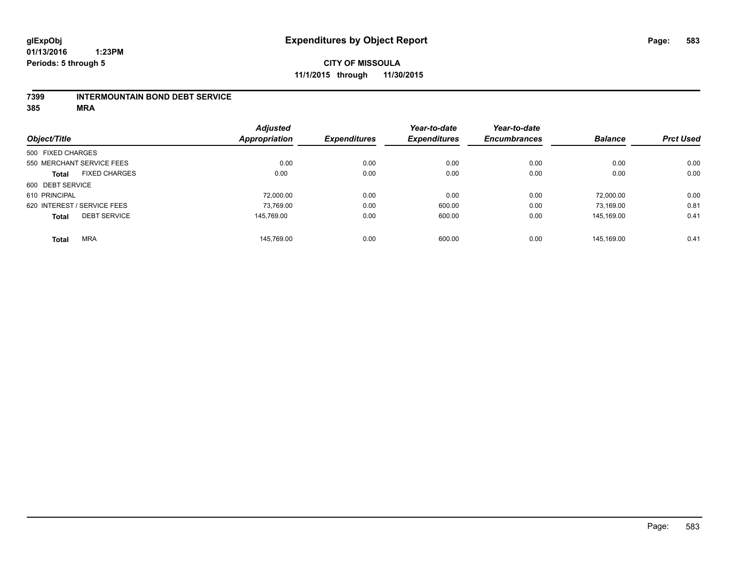**glExpObj**
**01/13/2016 1:23PM**
**Periods: 5 through 5**

# Expenditures by Object Report

**CITY OF MISSOULA**
**11/1/2015 through 11/30/2015**

**7399 INTERMOUNTAIN BOND DEBT SERVICE**
**385 MRA**

| Object/Title | Adjusted Appropriation | Expenditures | Year-to-date Expenditures | Year-to-date Encumbrances | Balance | Prct Used |
|---|---|---|---|---|---|---|
| 500 FIXED CHARGES | | | | | | |
| 550 MERCHANT SERVICE FEES | 0.00 | 0.00 | 0.00 | 0.00 | 0.00 | 0.00 |
| **Total** FIXED CHARGES | 0.00 | 0.00 | 0.00 | 0.00 | 0.00 | 0.00 |
| 600 DEBT SERVICE | | | | | | |
| 610 PRINCIPAL | 72,000.00 | 0.00 | 0.00 | 0.00 | 72,000.00 | 0.00 |
| 620 INTEREST / SERVICE FEES | 73,769.00 | 0.00 | 600.00 | 0.00 | 73,169.00 | 0.81 |
| **Total** DEBT SERVICE | 145,769.00 | 0.00 | 600.00 | 0.00 | 145,169.00 | 0.41 |
| **Total** MRA | 145,769.00 | 0.00 | 600.00 | 0.00 | 145,169.00 | 0.41 |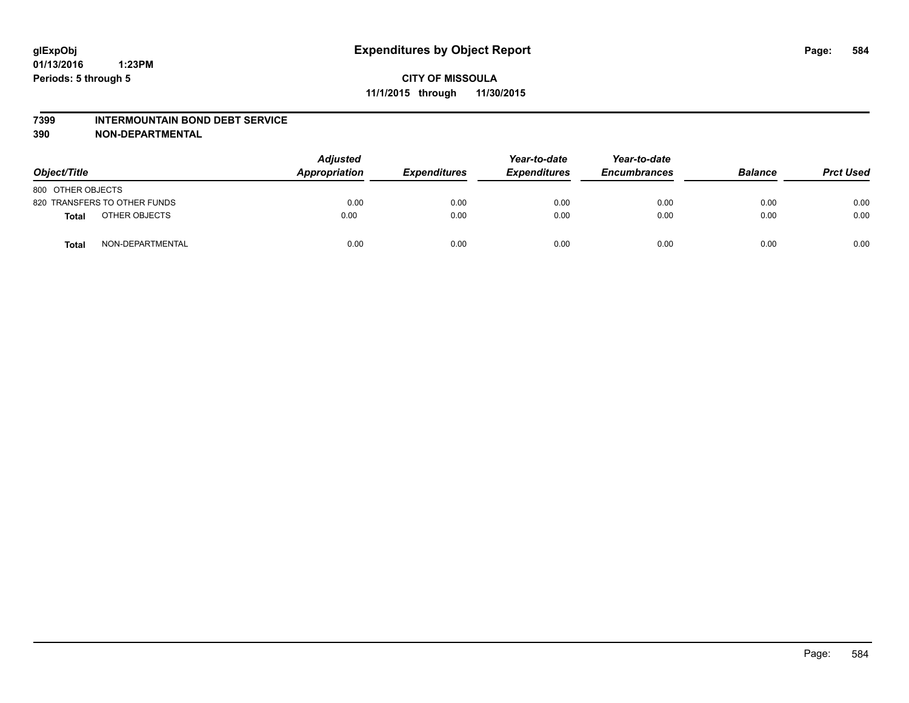# Expenditures by Object Report

glExpObj
01/13/2016 1:23PM
Periods: 5 through 5

**CITY OF MISSOULA**
**11/1/2015 through 11/30/2015**

## 7399 INTERMOUNTAIN BOND DEBT SERVICE
## 390 NON-DEPARTMENTAL

| Object/Title | | Adjusted Appropriation | Expenditures | Year-to-date Expenditures | Year-to-date Encumbrances | Balance | Prct Used |
|---|---|---|---|---|---|---|---|
| 800 OTHER OBJECTS | | | | | | | |
| 820 TRANSFERS TO OTHER FUNDS | | 0.00 | 0.00 | 0.00 | 0.00 | 0.00 | 0.00 |
| **Total** | OTHER OBJECTS | 0.00 | 0.00 | 0.00 | 0.00 | 0.00 | 0.00 |
| **Total** | NON-DEPARTMENTAL | 0.00 | 0.00 | 0.00 | 0.00 | 0.00 | 0.00 |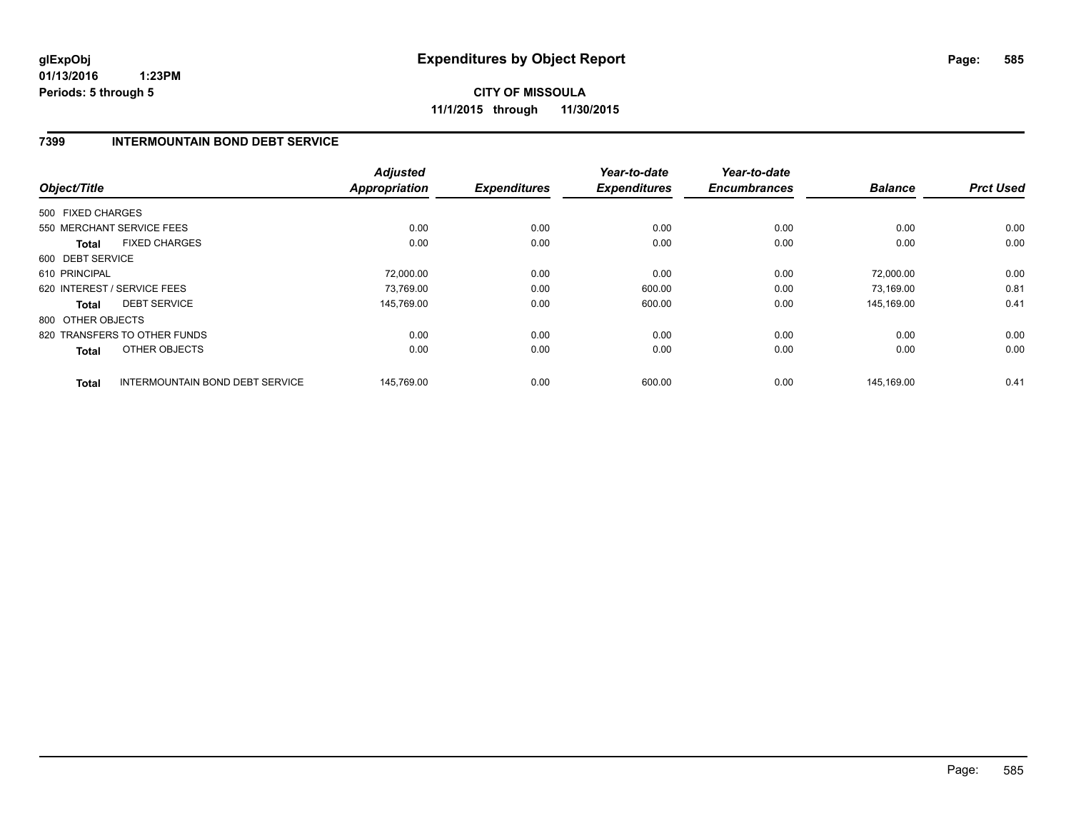# Expenditures by Object Report

**glExpObj**
**01/13/2016 1:23PM**
**Periods: 5 through 5**

**CITY OF MISSOULA**
**11/1/2015 through 11/30/2015**

## 7399 INTERMOUNTAIN BOND DEBT SERVICE

| Object/Title | | Adjusted Appropriation | Expenditures | Year-to-date Expenditures | Year-to-date Encumbrances | Balance | Prct Used |
|---|---|---|---|---|---|---|---|
| 500 FIXED CHARGES | | | | | | | |
| 550 MERCHANT SERVICE FEES | | 0.00 | 0.00 | 0.00 | 0.00 | 0.00 | 0.00 |
| **Total** | FIXED CHARGES | 0.00 | 0.00 | 0.00 | 0.00 | 0.00 | 0.00 |
| 600 DEBT SERVICE | | | | | | | |
| 610 PRINCIPAL | | 72,000.00 | 0.00 | 0.00 | 0.00 | 72,000.00 | 0.00 |
| 620 INTEREST / SERVICE FEES | | 73,769.00 | 0.00 | 600.00 | 0.00 | 73,169.00 | 0.81 |
| **Total** | DEBT SERVICE | 145,769.00 | 0.00 | 600.00 | 0.00 | 145,169.00 | 0.41 |
| 800 OTHER OBJECTS | | | | | | | |
| 820 TRANSFERS TO OTHER FUNDS | | 0.00 | 0.00 | 0.00 | 0.00 | 0.00 | 0.00 |
| **Total** | OTHER OBJECTS | 0.00 | 0.00 | 0.00 | 0.00 | 0.00 | 0.00 |
| **Total** | INTERMOUNTAIN BOND DEBT SERVICE | 145,769.00 | 0.00 | 600.00 | 0.00 | 145,169.00 | 0.41 |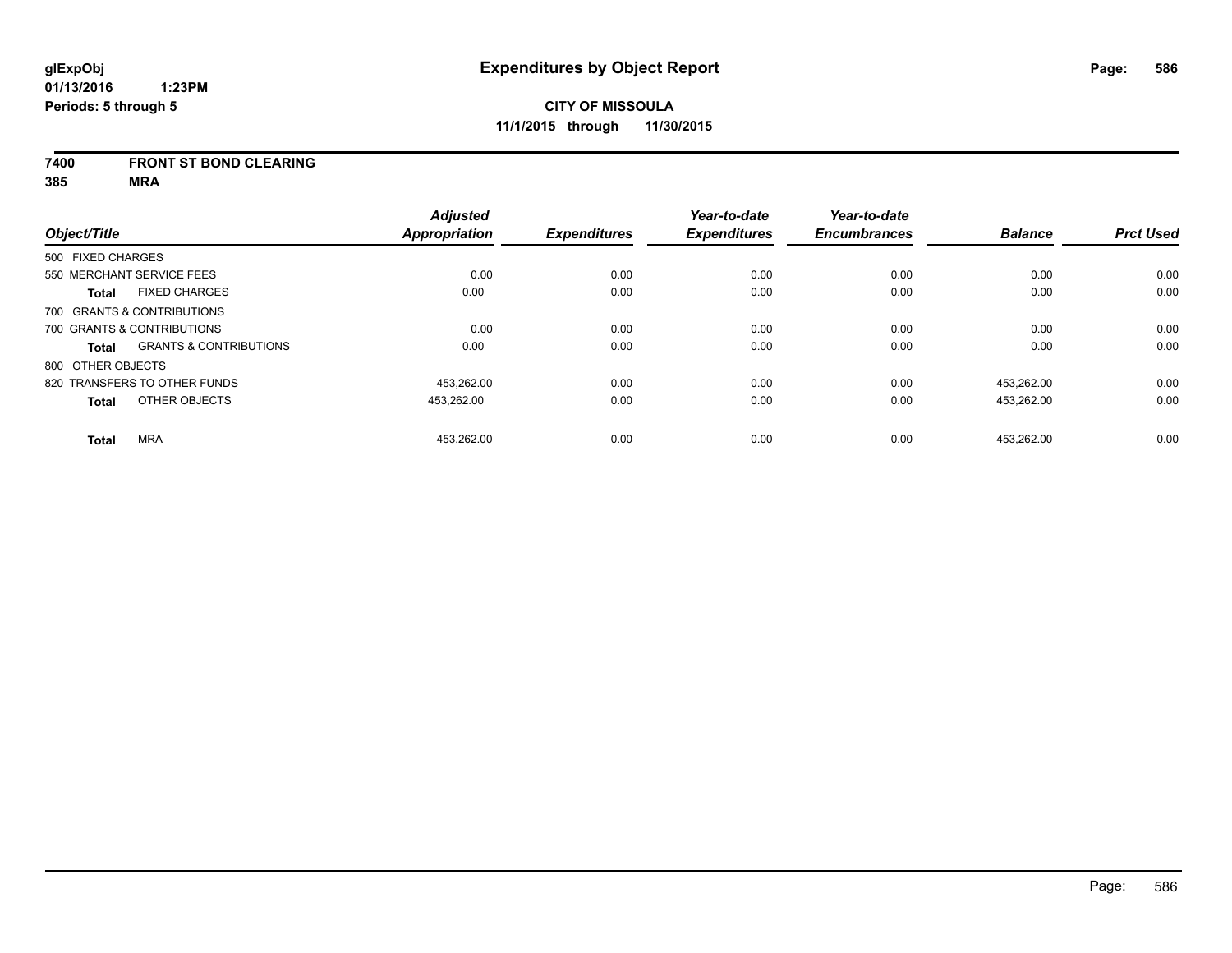**glExpObj** **Expenditures by Object Report**
**01/13/2016 1:23PM**
**Periods: 5 through 5**

**CITY OF MISSOULA**
**11/1/2015 through 11/30/2015**

**7400 FRONT ST BOND CLEARING**
**385 MRA**

| Object/Title | Adjusted Appropriation | Expenditures | Year-to-date Expenditures | Year-to-date Encumbrances | Balance | Prct Used |
|---|---|---|---|---|---|---|
| 500 FIXED CHARGES | | | | | | |
| 550 MERCHANT SERVICE FEES | 0.00 | 0.00 | 0.00 | 0.00 | 0.00 | 0.00 |
| **Total** FIXED CHARGES | 0.00 | 0.00 | 0.00 | 0.00 | 0.00 | 0.00 |
| 700 GRANTS & CONTRIBUTIONS | | | | | | |
| 700 GRANTS & CONTRIBUTIONS | 0.00 | 0.00 | 0.00 | 0.00 | 0.00 | 0.00 |
| **Total** GRANTS & CONTRIBUTIONS | 0.00 | 0.00 | 0.00 | 0.00 | 0.00 | 0.00 |
| 800 OTHER OBJECTS | | | | | | |
| 820 TRANSFERS TO OTHER FUNDS | 453,262.00 | 0.00 | 0.00 | 0.00 | 453,262.00 | 0.00 |
| **Total** OTHER OBJECTS | 453,262.00 | 0.00 | 0.00 | 0.00 | 453,262.00 | 0.00 |
| **Total** MRA | 453,262.00 | 0.00 | 0.00 | 0.00 | 453,262.00 | 0.00 |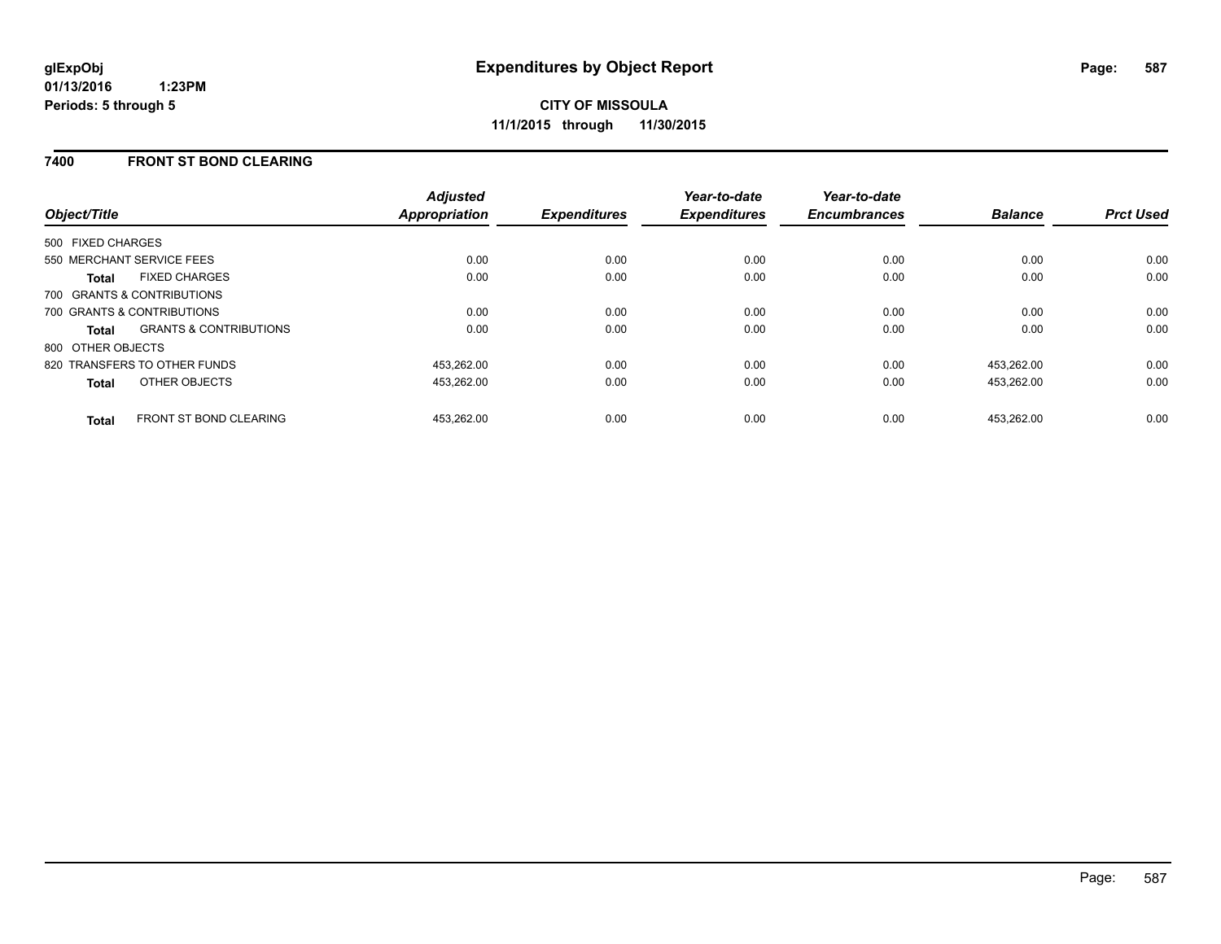**glExpObj**
**01/13/2016 1:23PM**
**Periods: 5 through 5**

# Expenditures by Object Report

**CITY OF MISSOULA**
**11/1/2015 through 11/30/2015**

## 7400 FRONT ST BOND CLEARING

| Object/Title | | Adjusted Appropriation | Expenditures | Year-to-date Expenditures | Year-to-date Encumbrances | Balance | Prct Used |
|---|---|---|---|---|---|---|---|
| 500 FIXED CHARGES | | | | | | | |
| 550 MERCHANT SERVICE FEES | | 0.00 | 0.00 | 0.00 | 0.00 | 0.00 | 0.00 |
| **Total** | FIXED CHARGES | 0.00 | 0.00 | 0.00 | 0.00 | 0.00 | 0.00 |
| 700 GRANTS & CONTRIBUTIONS | | | | | | | |
| 700 GRANTS & CONTRIBUTIONS | | 0.00 | 0.00 | 0.00 | 0.00 | 0.00 | 0.00 |
| **Total** | GRANTS & CONTRIBUTIONS | 0.00 | 0.00 | 0.00 | 0.00 | 0.00 | 0.00 |
| 800 OTHER OBJECTS | | | | | | | |
| 820 TRANSFERS TO OTHER FUNDS | | 453,262.00 | 0.00 | 0.00 | 0.00 | 453,262.00 | 0.00 |
| **Total** | OTHER OBJECTS | 453,262.00 | 0.00 | 0.00 | 0.00 | 453,262.00 | 0.00 |
| **Total** | FRONT ST BOND CLEARING | 453,262.00 | 0.00 | 0.00 | 0.00 | 453,262.00 | 0.00 |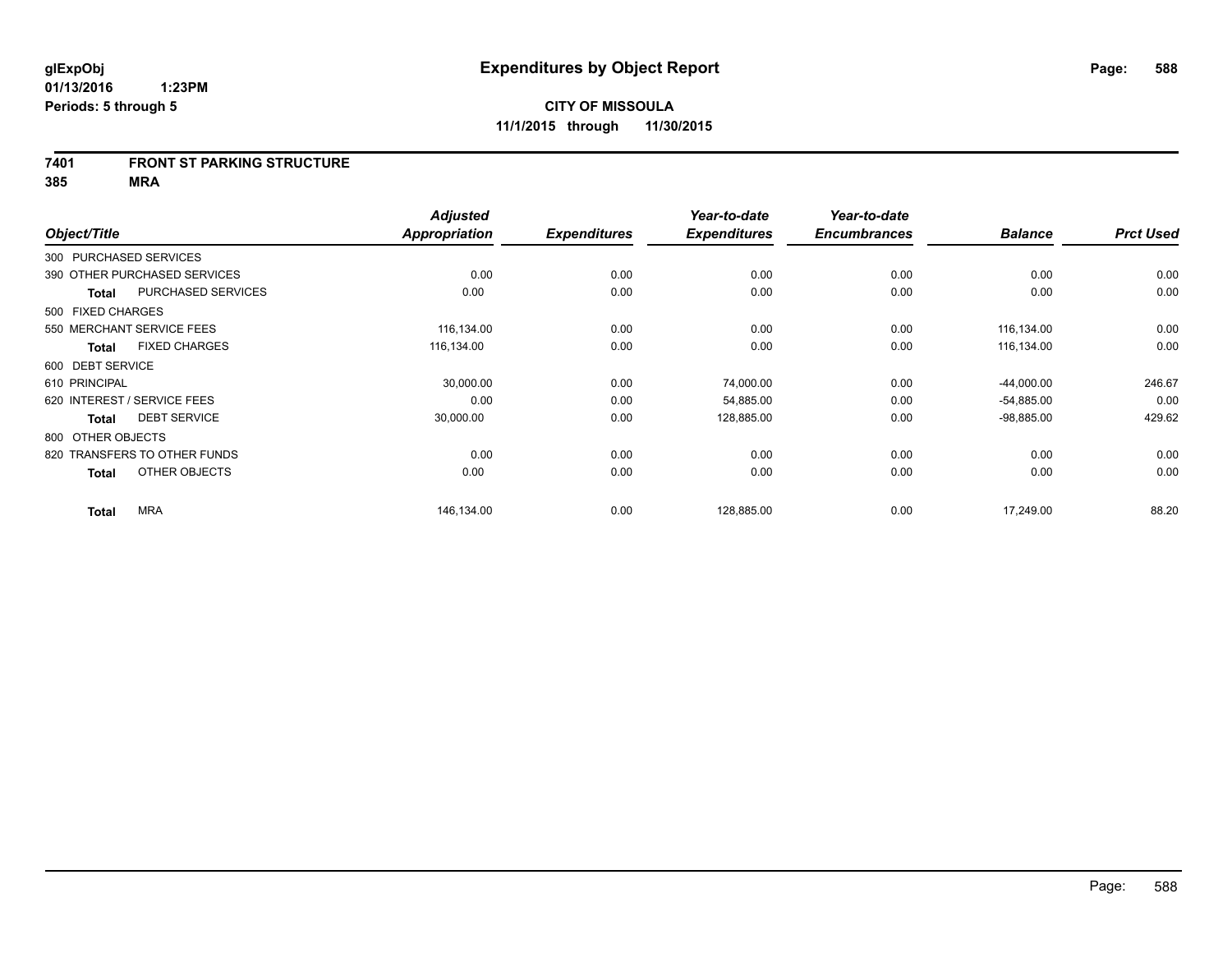# Expenditures by Object Report

glExpObj
01/13/2016 1:23PM
Periods: 5 through 5

**CITY OF MISSOULA**
**11/1/2015 through 11/30/2015**

**7401 FRONT ST PARKING STRUCTURE**
**385 MRA**

| Object/Title | | Adjusted Appropriation | Expenditures | Year-to-date Expenditures | Year-to-date Encumbrances | Balance | Prct Used |
|---|---|---|---|---|---|---|---|
| 300 PURCHASED SERVICES | | | | | | | |
| 390 OTHER PURCHASED SERVICES | | 0.00 | 0.00 | 0.00 | 0.00 | 0.00 | 0.00 |
| Total | PURCHASED SERVICES | 0.00 | 0.00 | 0.00 | 0.00 | 0.00 | 0.00 |
| 500 FIXED CHARGES | | | | | | | |
| 550 MERCHANT SERVICE FEES | | 116,134.00 | 0.00 | 0.00 | 0.00 | 116,134.00 | 0.00 |
| Total | FIXED CHARGES | 116,134.00 | 0.00 | 0.00 | 0.00 | 116,134.00 | 0.00 |
| 600 DEBT SERVICE | | | | | | | |
| 610 PRINCIPAL | | 30,000.00 | 0.00 | 74,000.00 | 0.00 | -44,000.00 | 246.67 |
| 620 INTEREST / SERVICE FEES | | 0.00 | 0.00 | 54,885.00 | 0.00 | -54,885.00 | 0.00 |
| Total | DEBT SERVICE | 30,000.00 | 0.00 | 128,885.00 | 0.00 | -98,885.00 | 429.62 |
| 800 OTHER OBJECTS | | | | | | | |
| 820 TRANSFERS TO OTHER FUNDS | | 0.00 | 0.00 | 0.00 | 0.00 | 0.00 | 0.00 |
| Total | OTHER OBJECTS | 0.00 | 0.00 | 0.00 | 0.00 | 0.00 | 0.00 |
| Total | MRA | 146,134.00 | 0.00 | 128,885.00 | 0.00 | 17,249.00 | 88.20 |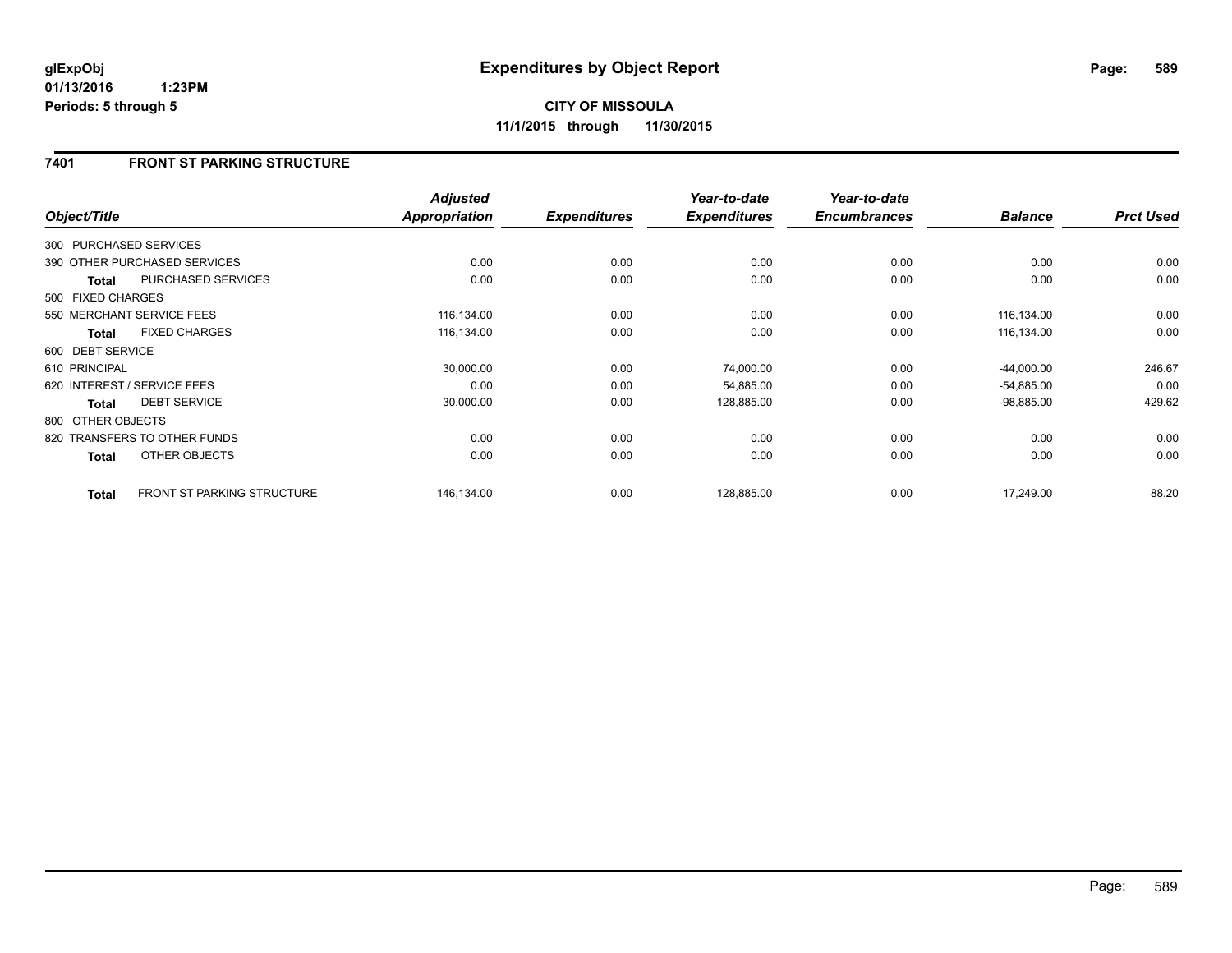**glExpObj**
**01/13/2016 1:23PM**
**Periods: 5 through 5**

# Expenditures by Object Report

**CITY OF MISSOULA**
**11/1/2015 through 11/30/2015**

## 7401 FRONT ST PARKING STRUCTURE

| Object/Title | | *Adjusted Appropriation* | *Expenditures* | *Year-to-date Expenditures* | *Year-to-date Encumbrances* | *Balance* | *Prct Used* |
|---|---|---|---|---|---|---|---|
| 300 PURCHASED SERVICES | | | | | | | |
| 390 OTHER PURCHASED SERVICES | | 0.00 | 0.00 | 0.00 | 0.00 | 0.00 | 0.00 |
| **Total** | PURCHASED SERVICES | 0.00 | 0.00 | 0.00 | 0.00 | 0.00 | 0.00 |
| 500 FIXED CHARGES | | | | | | | |
| 550 MERCHANT SERVICE FEES | | 116,134.00 | 0.00 | 0.00 | 0.00 | 116,134.00 | 0.00 |
| **Total** | FIXED CHARGES | 116,134.00 | 0.00 | 0.00 | 0.00 | 116,134.00 | 0.00 |
| 600 DEBT SERVICE | | | | | | | |
| 610 PRINCIPAL | | 30,000.00 | 0.00 | 74,000.00 | 0.00 | -44,000.00 | 246.67 |
| 620 INTEREST / SERVICE FEES | | 0.00 | 0.00 | 54,885.00 | 0.00 | -54,885.00 | 0.00 |
| **Total** | DEBT SERVICE | 30,000.00 | 0.00 | 128,885.00 | 0.00 | -98,885.00 | 429.62 |
| 800 OTHER OBJECTS | | | | | | | |
| 820 TRANSFERS TO OTHER FUNDS | | 0.00 | 0.00 | 0.00 | 0.00 | 0.00 | 0.00 |
| **Total** | OTHER OBJECTS | 0.00 | 0.00 | 0.00 | 0.00 | 0.00 | 0.00 |
| **Total** | FRONT ST PARKING STRUCTURE | 146,134.00 | 0.00 | 128,885.00 | 0.00 | 17,249.00 | 88.20 |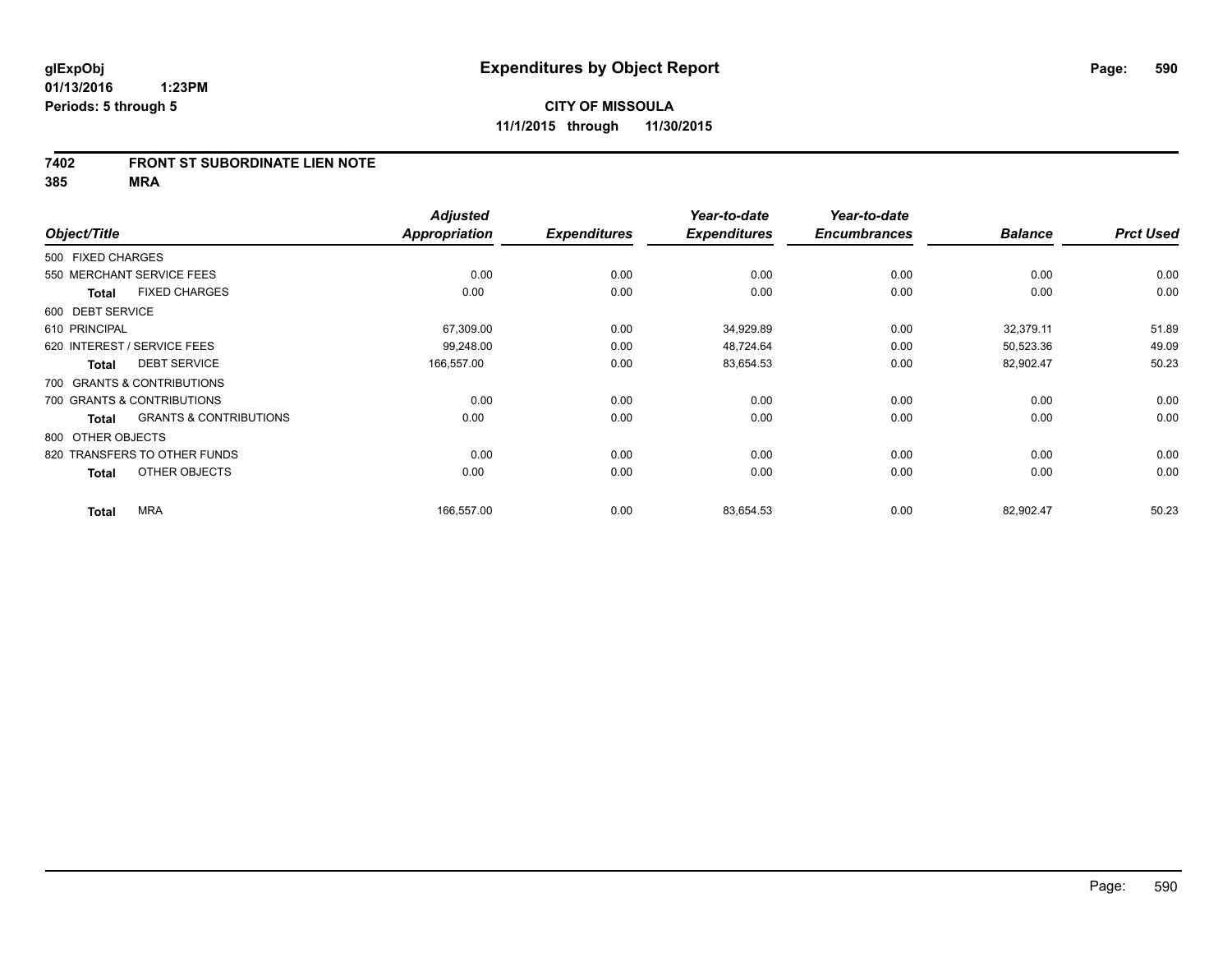# Expenditures by Object Report

glExpObj
01/13/2016 1:23PM
Periods: 5 through 5

**CITY OF MISSOULA**
**11/1/2015 through 11/30/2015**

**7402 FRONT ST SUBORDINATE LIEN NOTE**
**385 MRA**

| Object/Title | Adjusted Appropriation | Expenditures | Year-to-date Expenditures | Year-to-date Encumbrances | Balance | Prct Used |
|---|---|---|---|---|---|---|
| 500 FIXED CHARGES | | | | | | |
| 550 MERCHANT SERVICE FEES | 0.00 | 0.00 | 0.00 | 0.00 | 0.00 | 0.00 |
| **Total** FIXED CHARGES | 0.00 | 0.00 | 0.00 | 0.00 | 0.00 | 0.00 |
| 600 DEBT SERVICE | | | | | | |
| 610 PRINCIPAL | 67,309.00 | 0.00 | 34,929.89 | 0.00 | 32,379.11 | 51.89 |
| 620 INTEREST / SERVICE FEES | 99,248.00 | 0.00 | 48,724.64 | 0.00 | 50,523.36 | 49.09 |
| **Total** DEBT SERVICE | 166,557.00 | 0.00 | 83,654.53 | 0.00 | 82,902.47 | 50.23 |
| 700 GRANTS & CONTRIBUTIONS | | | | | | |
| 700 GRANTS & CONTRIBUTIONS | 0.00 | 0.00 | 0.00 | 0.00 | 0.00 | 0.00 |
| **Total** GRANTS & CONTRIBUTIONS | 0.00 | 0.00 | 0.00 | 0.00 | 0.00 | 0.00 |
| 800 OTHER OBJECTS | | | | | | |
| 820 TRANSFERS TO OTHER FUNDS | 0.00 | 0.00 | 0.00 | 0.00 | 0.00 | 0.00 |
| **Total** OTHER OBJECTS | 0.00 | 0.00 | 0.00 | 0.00 | 0.00 | 0.00 |
| **Total** MRA | 166,557.00 | 0.00 | 83,654.53 | 0.00 | 82,902.47 | 50.23 |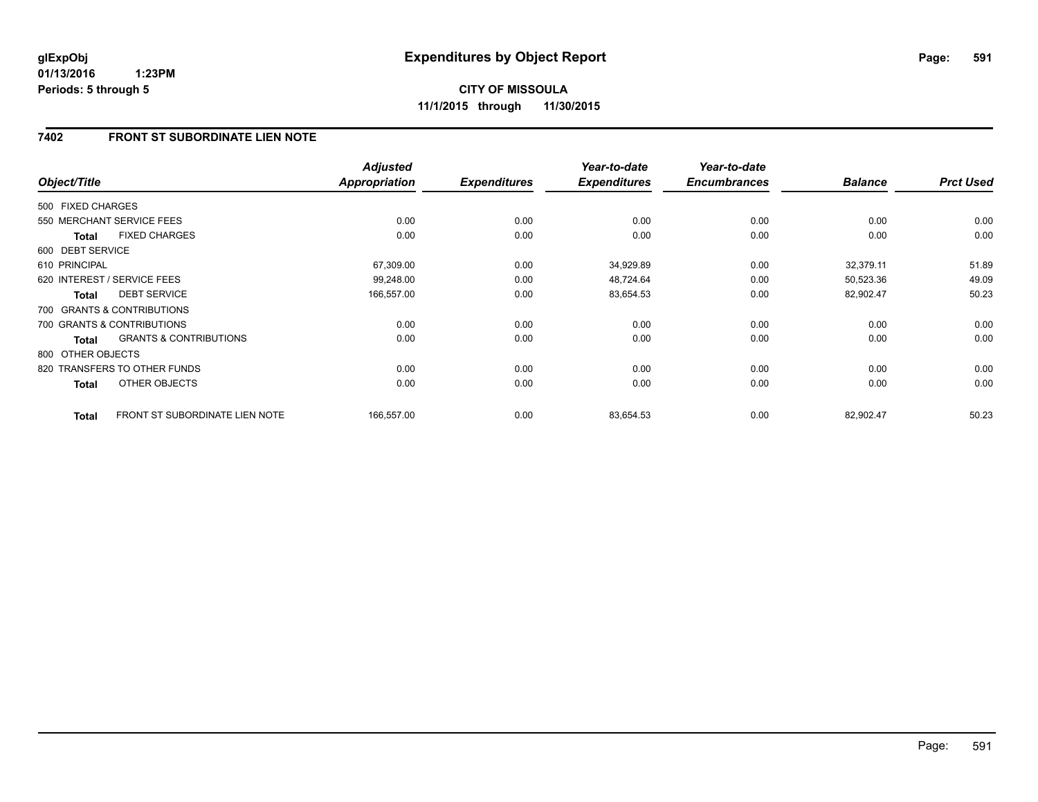**glExpObj**
**01/13/2016 1:23PM**
**Periods: 5 through 5**

# Expenditures by Object Report

**CITY OF MISSOULA**
**11/1/2015 through 11/30/2015**

## 7402 FRONT ST SUBORDINATE LIEN NOTE

| Object/Title | | Adjusted Appropriation | Expenditures | Year-to-date Expenditures | Year-to-date Encumbrances | Balance | Prct Used |
|---|---|---|---|---|---|---|---|
| 500 FIXED CHARGES | | | | | | | |
| 550 MERCHANT SERVICE FEES | | 0.00 | 0.00 | 0.00 | 0.00 | 0.00 | 0.00 |
| **Total** | FIXED CHARGES | 0.00 | 0.00 | 0.00 | 0.00 | 0.00 | 0.00 |
| 600 DEBT SERVICE | | | | | | | |
| 610 PRINCIPAL | | 67,309.00 | 0.00 | 34,929.89 | 0.00 | 32,379.11 | 51.89 |
| 620 INTEREST / SERVICE FEES | | 99,248.00 | 0.00 | 48,724.64 | 0.00 | 50,523.36 | 49.09 |
| **Total** | DEBT SERVICE | 166,557.00 | 0.00 | 83,654.53 | 0.00 | 82,902.47 | 50.23 |
| 700 GRANTS & CONTRIBUTIONS | | | | | | | |
| 700 GRANTS & CONTRIBUTIONS | | 0.00 | 0.00 | 0.00 | 0.00 | 0.00 | 0.00 |
| **Total** | GRANTS & CONTRIBUTIONS | 0.00 | 0.00 | 0.00 | 0.00 | 0.00 | 0.00 |
| 800 OTHER OBJECTS | | | | | | | |
| 820 TRANSFERS TO OTHER FUNDS | | 0.00 | 0.00 | 0.00 | 0.00 | 0.00 | 0.00 |
| **Total** | OTHER OBJECTS | 0.00 | 0.00 | 0.00 | 0.00 | 0.00 | 0.00 |
| **Total** | FRONT ST SUBORDINATE LIEN NOTE | 166,557.00 | 0.00 | 83,654.53 | 0.00 | 82,902.47 | 50.23 |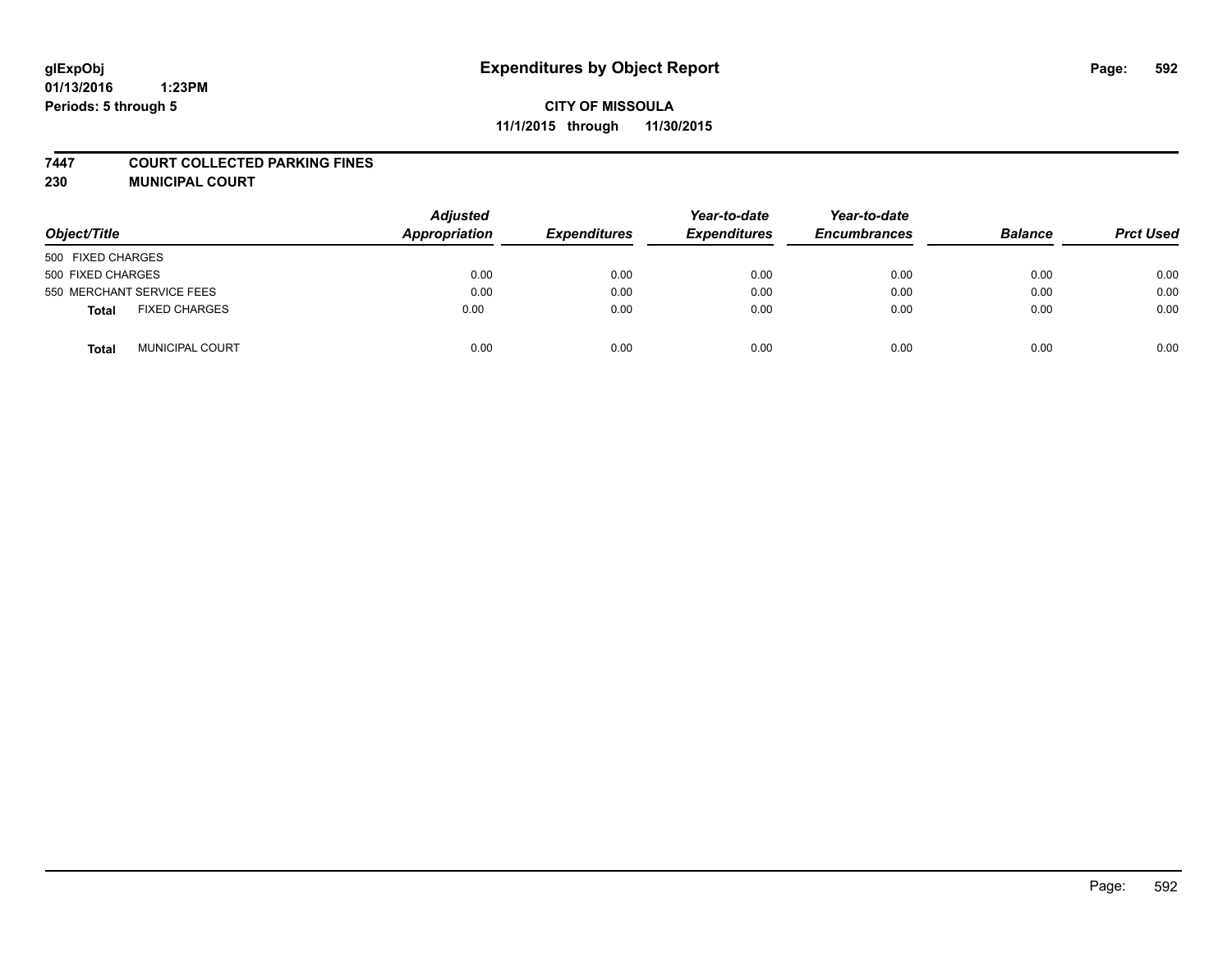# Expenditures by Object Report

glExpObj
01/13/2016 1:23PM
Periods: 5 through 5

**CITY OF MISSOULA**
**11/1/2015 through 11/30/2015**

**7447 COURT COLLECTED PARKING FINES**
**230 MUNICIPAL COURT**

| Object/Title | | Adjusted Appropriation | Expenditures | Year-to-date Expenditures | Year-to-date Encumbrances | Balance | Prct Used |
|---|---|---|---|---|---|---|---|
| 500 FIXED CHARGES | | | | | | | |
| 500 FIXED CHARGES | | 0.00 | 0.00 | 0.00 | 0.00 | 0.00 | 0.00 |
| 550 MERCHANT SERVICE FEES | | 0.00 | 0.00 | 0.00 | 0.00 | 0.00 | 0.00 |
| **Total** | FIXED CHARGES | 0.00 | 0.00 | 0.00 | 0.00 | 0.00 | 0.00 |
| **Total** | MUNICIPAL COURT | 0.00 | 0.00 | 0.00 | 0.00 | 0.00 | 0.00 |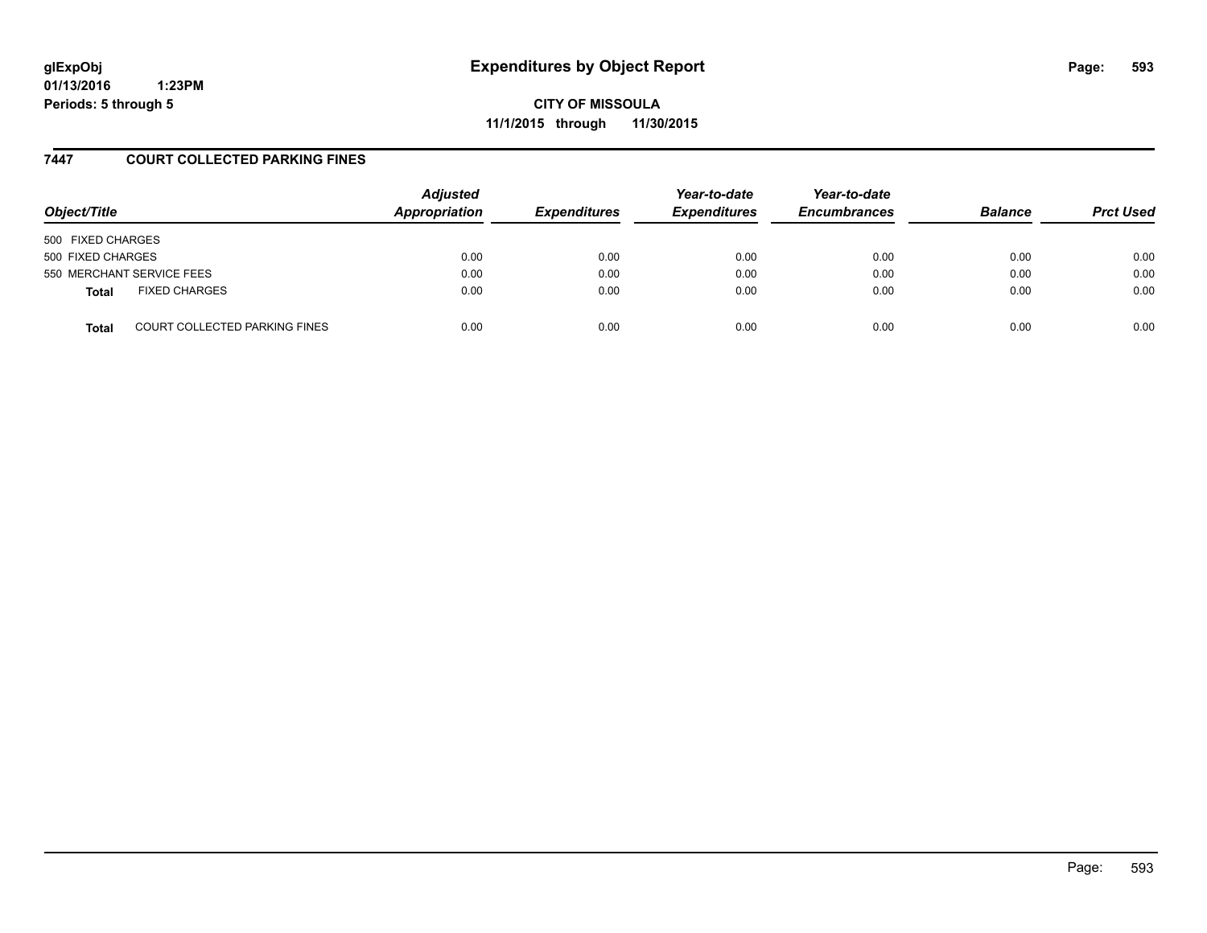**glExpObj** **Expenditures by Object Report**
**01/13/2016 1:23PM**
**Periods: 5 through 5**

**CITY OF MISSOULA**
**11/1/2015 through 11/30/2015**

## 7447 COURT COLLECTED PARKING FINES

| Object/Title | Adjusted Appropriation | Expenditures | Year-to-date Expenditures | Year-to-date Encumbrances | Balance | Prct Used |
|---|---|---|---|---|---|---|
| 500 FIXED CHARGES | | | | | | |
| 500 FIXED CHARGES | 0.00 | 0.00 | 0.00 | 0.00 | 0.00 | 0.00 |
| 550 MERCHANT SERVICE FEES | 0.00 | 0.00 | 0.00 | 0.00 | 0.00 | 0.00 |
| **Total** FIXED CHARGES | 0.00 | 0.00 | 0.00 | 0.00 | 0.00 | 0.00 |
| **Total** COURT COLLECTED PARKING FINES | 0.00 | 0.00 | 0.00 | 0.00 | 0.00 | 0.00 |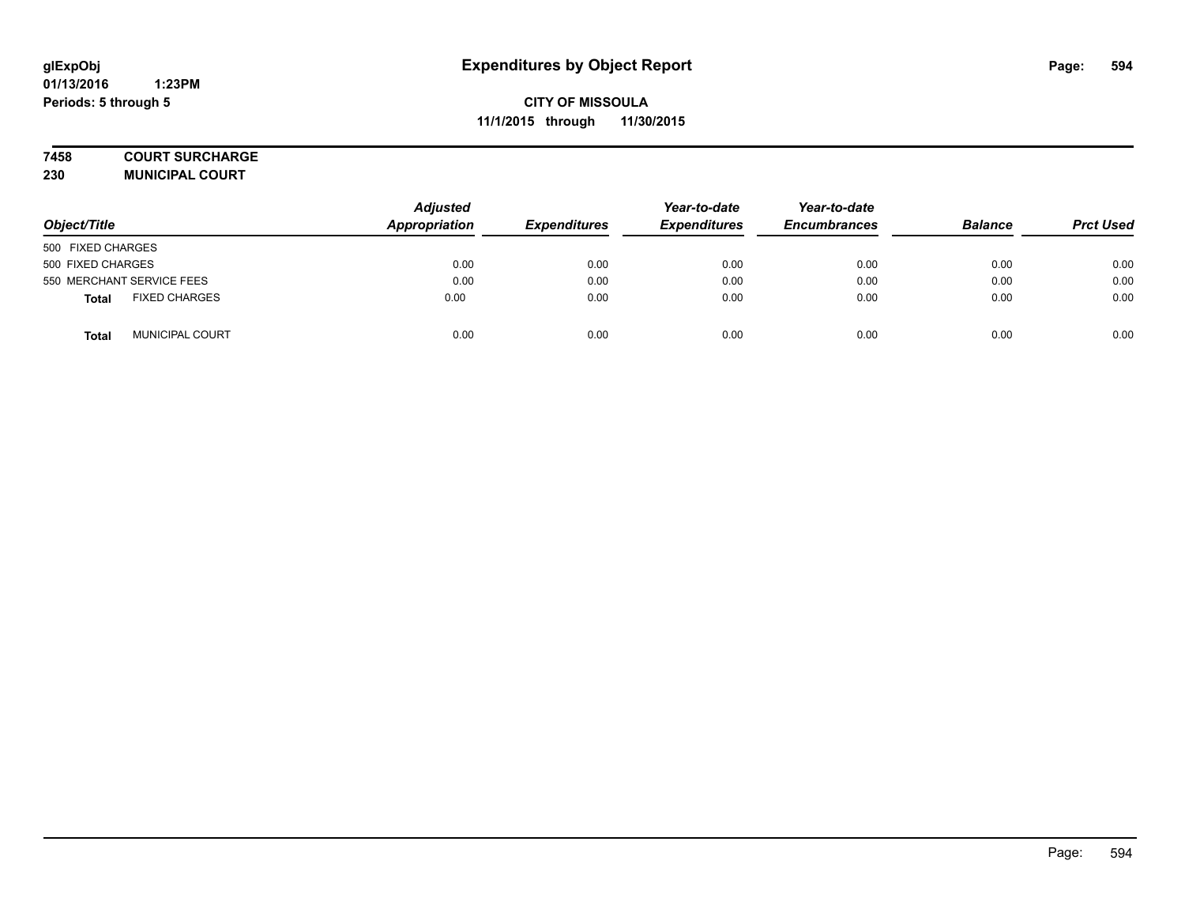**glExpObj**
**01/13/2016 1:23PM**
**Periods: 5 through 5**

# Expenditures by Object Report

**CITY OF MISSOULA**
**11/1/2015 through 11/30/2015**

**7458 COURT SURCHARGE**
**230 MUNICIPAL COURT**

| Object/Title | Adjusted Appropriation | Expenditures | Year-to-date Expenditures | Year-to-date Encumbrances | Balance | Prct Used |
|---|---|---|---|---|---|---|
| 500 FIXED CHARGES | | | | | | |
| 500 FIXED CHARGES | 0.00 | 0.00 | 0.00 | 0.00 | 0.00 | 0.00 |
| 550 MERCHANT SERVICE FEES | 0.00 | 0.00 | 0.00 | 0.00 | 0.00 | 0.00 |
| **Total** FIXED CHARGES | 0.00 | 0.00 | 0.00 | 0.00 | 0.00 | 0.00 |
| **Total** MUNICIPAL COURT | 0.00 | 0.00 | 0.00 | 0.00 | 0.00 | 0.00 |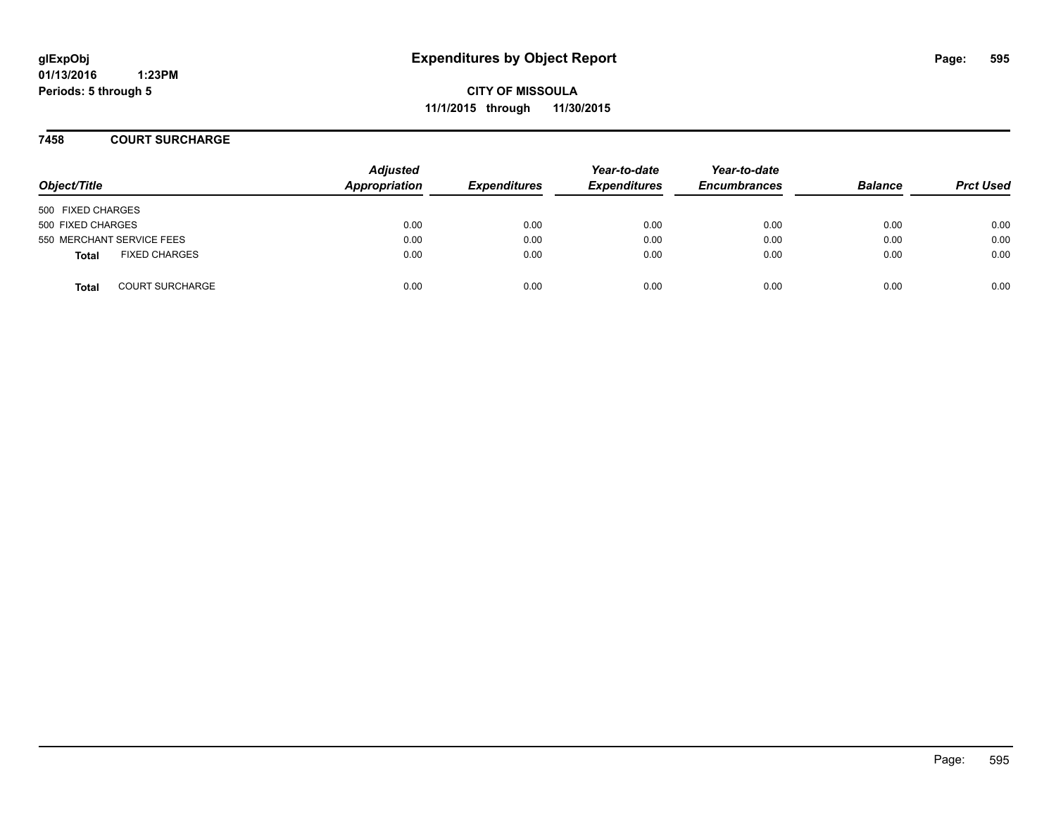# Expenditures by Object Report

glExpObj
01/13/2016 1:23PM
Periods: 5 through 5

**CITY OF MISSOULA**
**11/1/2015 through 11/30/2015**

## 7458 COURT SURCHARGE

| Object/Title | Adjusted Appropriation | Expenditures | Year-to-date Expenditures | Year-to-date Encumbrances | Balance | Prct Used |
|---|---|---|---|---|---|---|
| 500 FIXED CHARGES | | | | | | |
| 500 FIXED CHARGES | 0.00 | 0.00 | 0.00 | 0.00 | 0.00 | 0.00 |
| 550 MERCHANT SERVICE FEES | 0.00 | 0.00 | 0.00 | 0.00 | 0.00 | 0.00 |
| **Total** FIXED CHARGES | 0.00 | 0.00 | 0.00 | 0.00 | 0.00 | 0.00 |
| **Total** COURT SURCHARGE | 0.00 | 0.00 | 0.00 | 0.00 | 0.00 | 0.00 |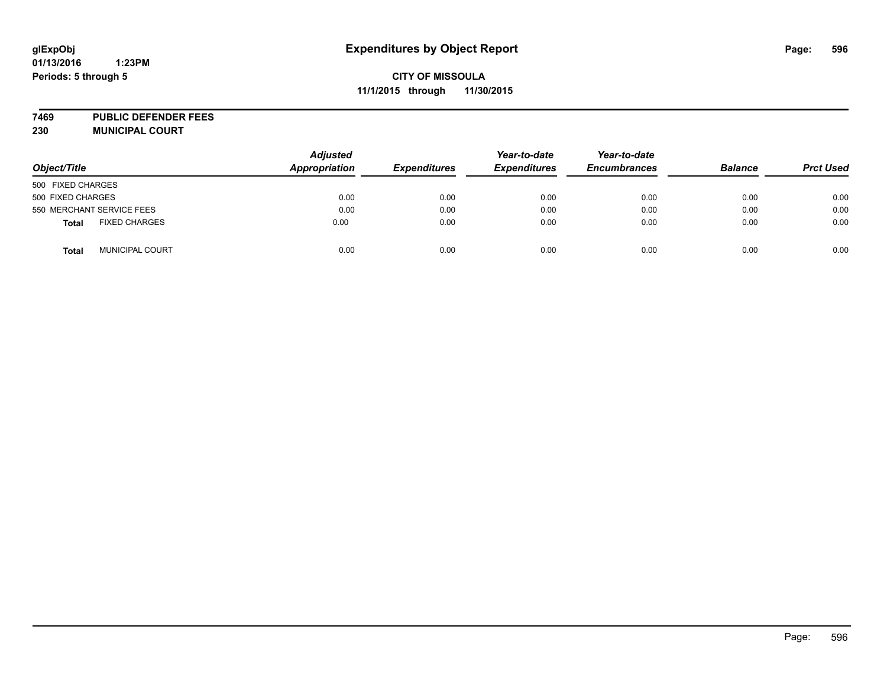# Expenditures by Object Report

**glExpObj**
**01/13/2016 1:23PM**
**Periods: 5 through 5**

**CITY OF MISSOULA**
**11/1/2015 through 11/30/2015**

**7469 PUBLIC DEFENDER FEES**
**230 MUNICIPAL COURT**

| Object/Title | Adjusted Appropriation | Expenditures | Year-to-date Expenditures | Year-to-date Encumbrances | Balance | Prct Used |
|---|---|---|---|---|---|---|
| 500 FIXED CHARGES | | | | | | |
| 500 FIXED CHARGES | 0.00 | 0.00 | 0.00 | 0.00 | 0.00 | 0.00 |
| 550 MERCHANT SERVICE FEES | 0.00 | 0.00 | 0.00 | 0.00 | 0.00 | 0.00 |
| **Total** FIXED CHARGES | 0.00 | 0.00 | 0.00 | 0.00 | 0.00 | 0.00 |
| **Total** MUNICIPAL COURT | 0.00 | 0.00 | 0.00 | 0.00 | 0.00 | 0.00 |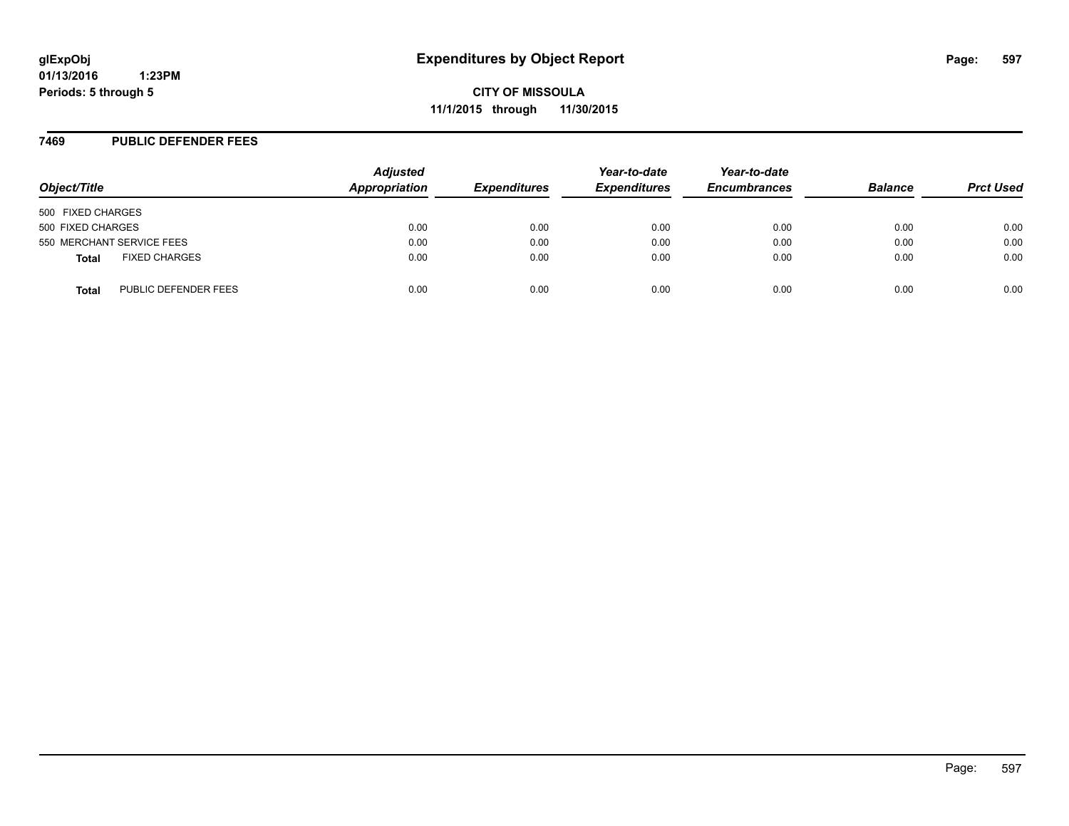glExpObj
01/13/2016 1:23PM
Periods: 5 through 5

# Expenditures by Object Report

**CITY OF MISSOULA**
**11/1/2015 through 11/30/2015**

## 7469 PUBLIC DEFENDER FEES

| Object/Title | Adjusted Appropriation | Expenditures | Year-to-date Expenditures | Year-to-date Encumbrances | Balance | Prct Used |
|---|---|---|---|---|---|---|
| 500 FIXED CHARGES | | | | | | |
| 500 FIXED CHARGES | 0.00 | 0.00 | 0.00 | 0.00 | 0.00 | 0.00 |
| 550 MERCHANT SERVICE FEES | 0.00 | 0.00 | 0.00 | 0.00 | 0.00 | 0.00 |
| **Total** FIXED CHARGES | 0.00 | 0.00 | 0.00 | 0.00 | 0.00 | 0.00 |
| **Total** PUBLIC DEFENDER FEES | 0.00 | 0.00 | 0.00 | 0.00 | 0.00 | 0.00 |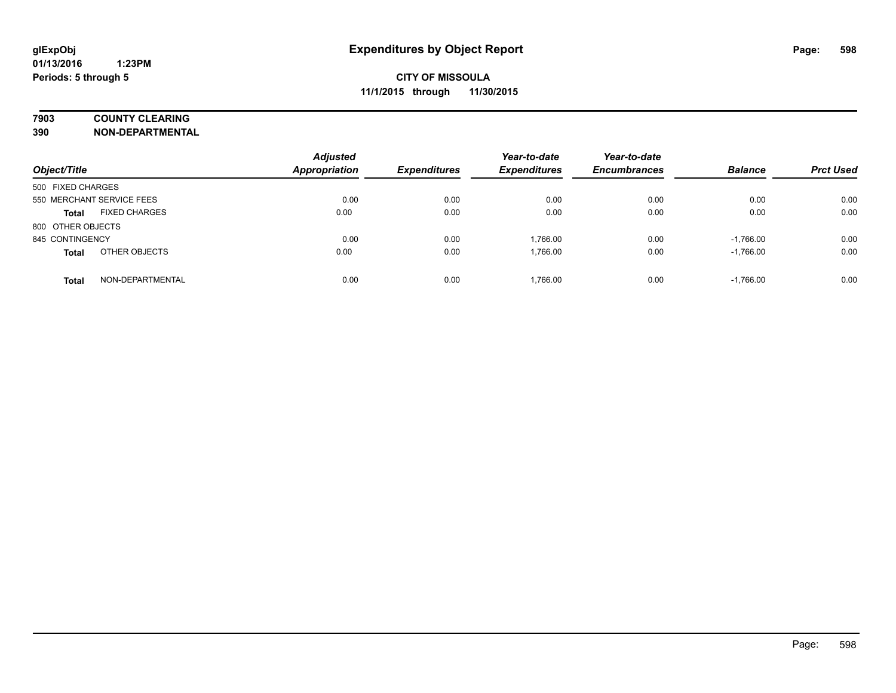# Expenditures by Object Report

glExpObj
01/13/2016 1:23PM
Periods: 5 through 5

**CITY OF MISSOULA**
**11/1/2015 through 11/30/2015**

**7903 COUNTY CLEARING**
**390 NON-DEPARTMENTAL**

| Object/Title | | Adjusted Appropriation | Expenditures | Year-to-date Expenditures | Year-to-date Encumbrances | Balance | Prct Used |
|---|---|---|---|---|---|---|---|
| 500 FIXED CHARGES | | | | | | | |
| 550 MERCHANT SERVICE FEES | | 0.00 | 0.00 | 0.00 | 0.00 | 0.00 | 0.00 |
| **Total** | FIXED CHARGES | 0.00 | 0.00 | 0.00 | 0.00 | 0.00 | 0.00 |
| 800 OTHER OBJECTS | | | | | | | |
| 845 CONTINGENCY | | 0.00 | 0.00 | 1,766.00 | 0.00 | -1,766.00 | 0.00 |
| **Total** | OTHER OBJECTS | 0.00 | 0.00 | 1,766.00 | 0.00 | -1,766.00 | 0.00 |
| **Total** | NON-DEPARTMENTAL | 0.00 | 0.00 | 1,766.00 | 0.00 | -1,766.00 | 0.00 |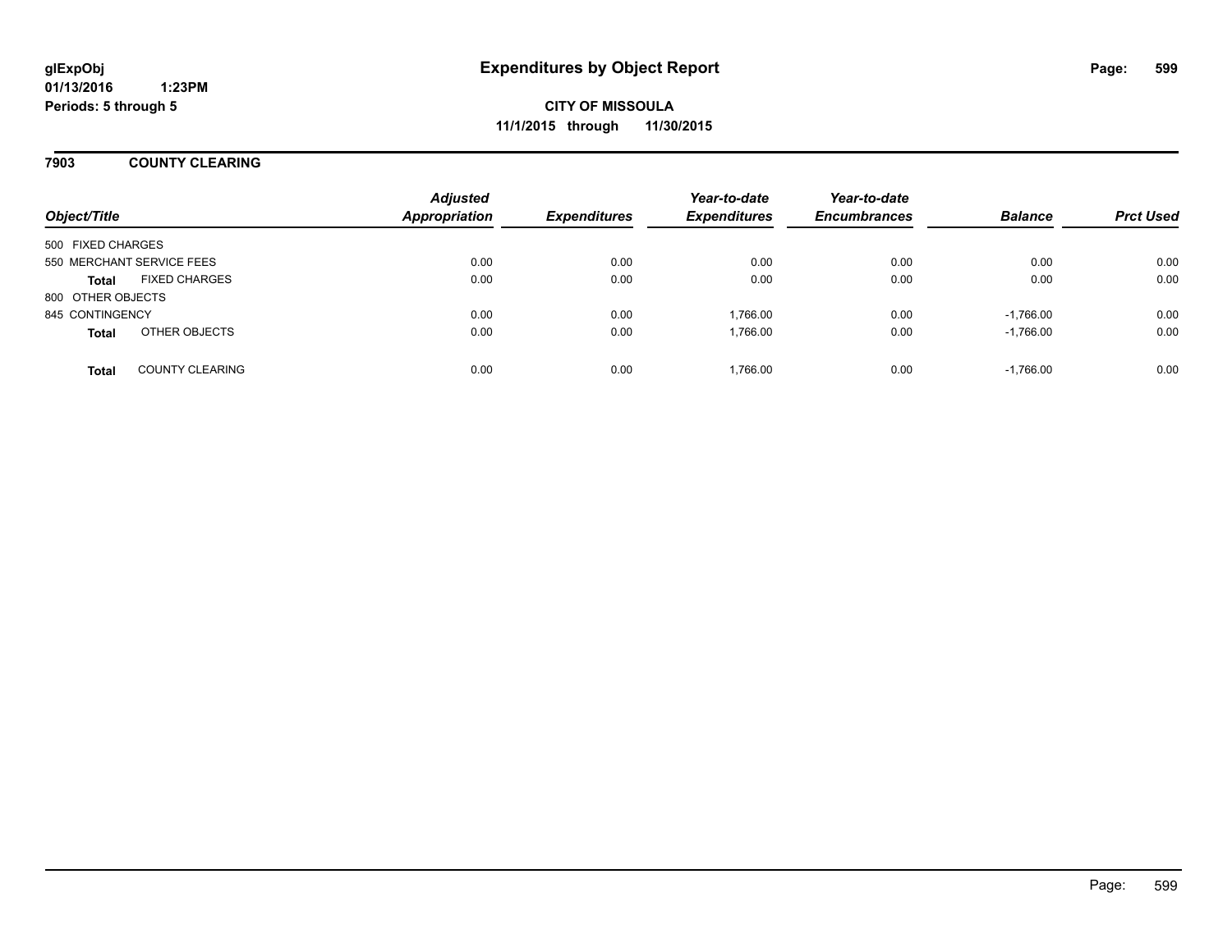**glExpObj**
**01/13/2016 1:23PM**
**Periods: 5 through 5**

# Expenditures by Object Report

**CITY OF MISSOULA**
**11/1/2015 through 11/30/2015**

## 7903 COUNTY CLEARING

| Object/Title | | Adjusted Appropriation | Expenditures | Year-to-date Expenditures | Year-to-date Encumbrances | Balance | Prct Used |
|---|---|---|---|---|---|---|---|
| 500 FIXED CHARGES | | | | | | | |
| 550 MERCHANT SERVICE FEES | | 0.00 | 0.00 | 0.00 | 0.00 | 0.00 | 0.00 |
| **Total** | FIXED CHARGES | 0.00 | 0.00 | 0.00 | 0.00 | 0.00 | 0.00 |
| 800 OTHER OBJECTS | | | | | | | |
| 845 CONTINGENCY | | 0.00 | 0.00 | 1,766.00 | 0.00 | -1,766.00 | 0.00 |
| **Total** | OTHER OBJECTS | 0.00 | 0.00 | 1,766.00 | 0.00 | -1,766.00 | 0.00 |
| **Total** | COUNTY CLEARING | 0.00 | 0.00 | 1,766.00 | 0.00 | -1,766.00 | 0.00 |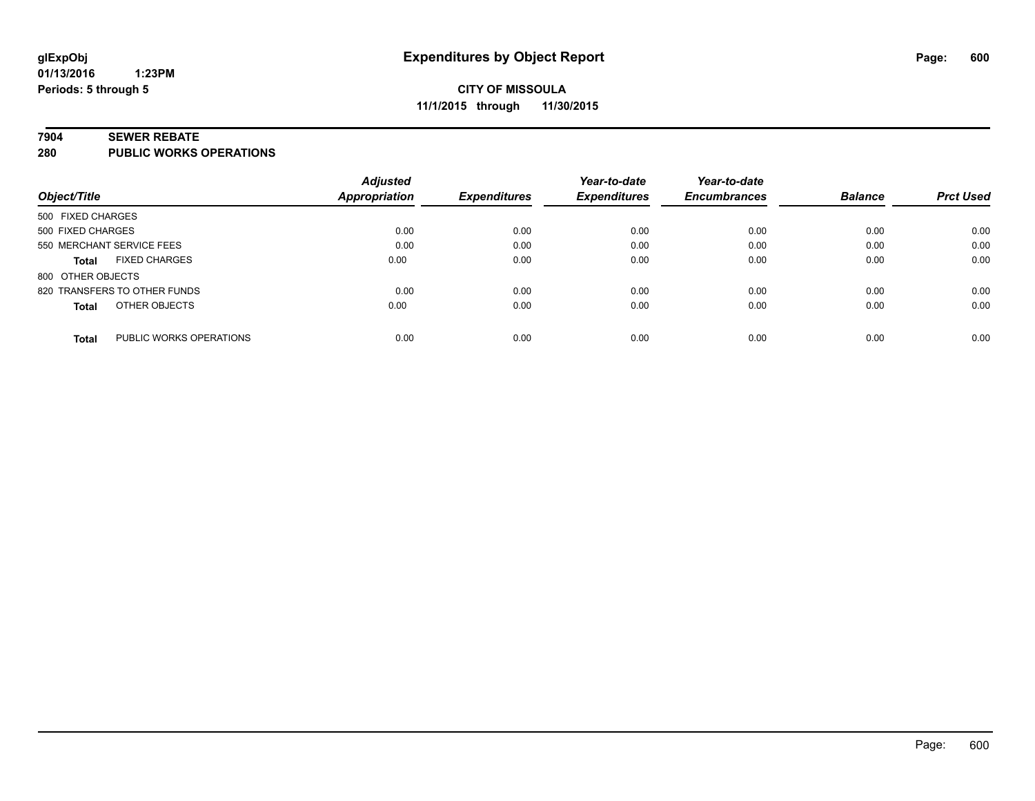glExpObj
01/13/2016 1:23PM
Periods: 5 through 5

# Expenditures by Object Report

**CITY OF MISSOULA**
**11/1/2015 through 11/30/2015**

## 7904 SEWER REBATE
## 280 PUBLIC WORKS OPERATIONS

| Object/Title | | Adjusted Appropriation | Expenditures | Year-to-date Expenditures | Year-to-date Encumbrances | Balance | Prct Used |
|---|---|---|---|---|---|---|---|
| 500 FIXED CHARGES | | | | | | | |
| 500 FIXED CHARGES | | 0.00 | 0.00 | 0.00 | 0.00 | 0.00 | 0.00 |
| 550 MERCHANT SERVICE FEES | | 0.00 | 0.00 | 0.00 | 0.00 | 0.00 | 0.00 |
| **Total** | FIXED CHARGES | 0.00 | 0.00 | 0.00 | 0.00 | 0.00 | 0.00 |
| 800 OTHER OBJECTS | | | | | | | |
| 820 TRANSFERS TO OTHER FUNDS | | 0.00 | 0.00 | 0.00 | 0.00 | 0.00 | 0.00 |
| **Total** | OTHER OBJECTS | 0.00 | 0.00 | 0.00 | 0.00 | 0.00 | 0.00 |
| **Total** | PUBLIC WORKS OPERATIONS | 0.00 | 0.00 | 0.00 | 0.00 | 0.00 | 0.00 |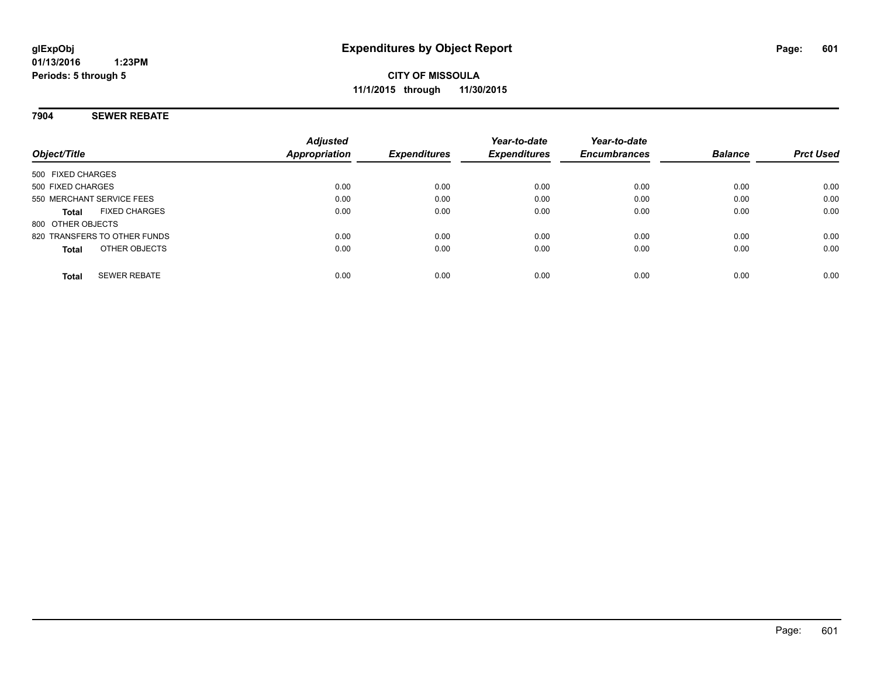glExpObj
01/13/2016 1:23PM
Periods: 5 through 5

# Expenditures by Object Report

**CITY OF MISSOULA**
**11/1/2015 through 11/30/2015**

## 7904 SEWER REBATE

| Object/Title | Adjusted Appropriation | Expenditures | Year-to-date Expenditures | Year-to-date Encumbrances | Balance | Prct Used |
|---|---|---|---|---|---|---|
| 500 FIXED CHARGES | | | | | | |
| 500 FIXED CHARGES | 0.00 | 0.00 | 0.00 | 0.00 | 0.00 | 0.00 |
| 550 MERCHANT SERVICE FEES | 0.00 | 0.00 | 0.00 | 0.00 | 0.00 | 0.00 |
| **Total** FIXED CHARGES | 0.00 | 0.00 | 0.00 | 0.00 | 0.00 | 0.00 |
| 800 OTHER OBJECTS | | | | | | |
| 820 TRANSFERS TO OTHER FUNDS | 0.00 | 0.00 | 0.00 | 0.00 | 0.00 | 0.00 |
| **Total** OTHER OBJECTS | 0.00 | 0.00 | 0.00 | 0.00 | 0.00 | 0.00 |
| **Total** SEWER REBATE | 0.00 | 0.00 | 0.00 | 0.00 | 0.00 | 0.00 |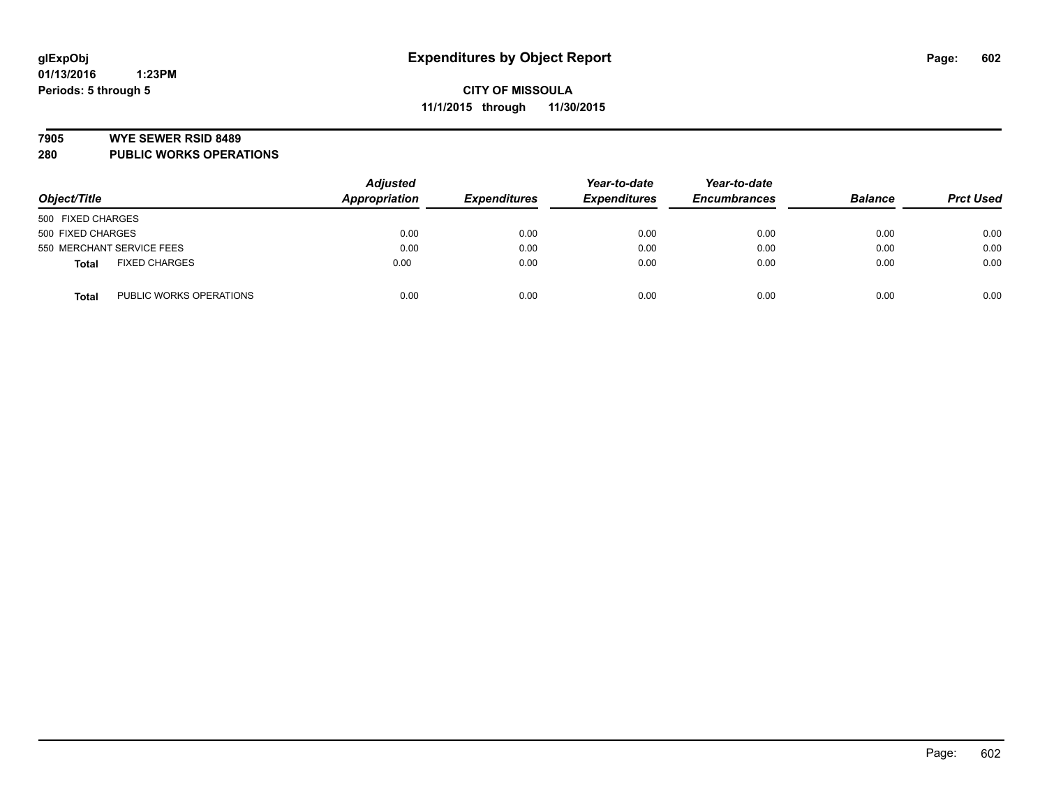# Expenditures by Object Report

**glExpObj**
**01/13/2016 1:23PM**
**Periods: 5 through 5**

**CITY OF MISSOULA**
**11/1/2015 through 11/30/2015**

**7905 WYE SEWER RSID 8489**
**280 PUBLIC WORKS OPERATIONS**

| Object/Title | | Adjusted Appropriation | Expenditures | Year-to-date Expenditures | Year-to-date Encumbrances | Balance | Prct Used |
|---|---|---|---|---|---|---|---|
| 500 FIXED CHARGES | | | | | | | |
| 500 FIXED CHARGES | | 0.00 | 0.00 | 0.00 | 0.00 | 0.00 | 0.00 |
| 550 MERCHANT SERVICE FEES | | 0.00 | 0.00 | 0.00 | 0.00 | 0.00 | 0.00 |
| **Total** | FIXED CHARGES | 0.00 | 0.00 | 0.00 | 0.00 | 0.00 | 0.00 |
| **Total** | PUBLIC WORKS OPERATIONS | 0.00 | 0.00 | 0.00 | 0.00 | 0.00 | 0.00 |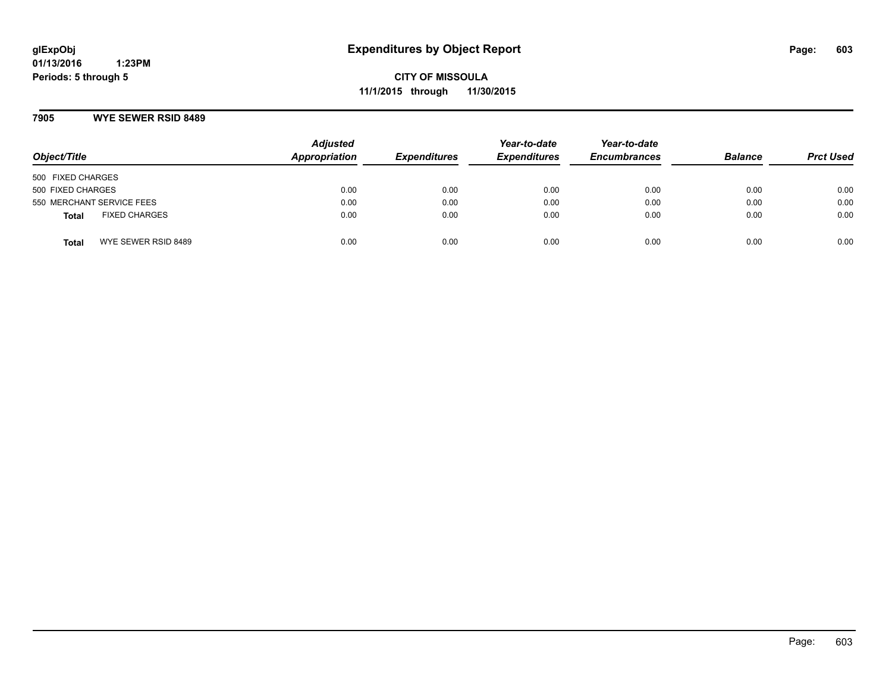# Expenditures by Object Report

glExpObj
01/13/2016 1:23PM
Periods: 5 through 5

**CITY OF MISSOULA**
**11/1/2015 through 11/30/2015**

## 7905 WYE SEWER RSID 8489

| Object/Title | Adjusted Appropriation | Expenditures | Year-to-date Expenditures | Year-to-date Encumbrances | Balance | Prct Used |
|---|---|---|---|---|---|---|
| 500 FIXED CHARGES | | | | | | |
| 500 FIXED CHARGES | 0.00 | 0.00 | 0.00 | 0.00 | 0.00 | 0.00 |
| 550 MERCHANT SERVICE FEES | 0.00 | 0.00 | 0.00 | 0.00 | 0.00 | 0.00 |
| **Total** FIXED CHARGES | 0.00 | 0.00 | 0.00 | 0.00 | 0.00 | 0.00 |
| **Total** WYE SEWER RSID 8489 | 0.00 | 0.00 | 0.00 | 0.00 | 0.00 | 0.00 |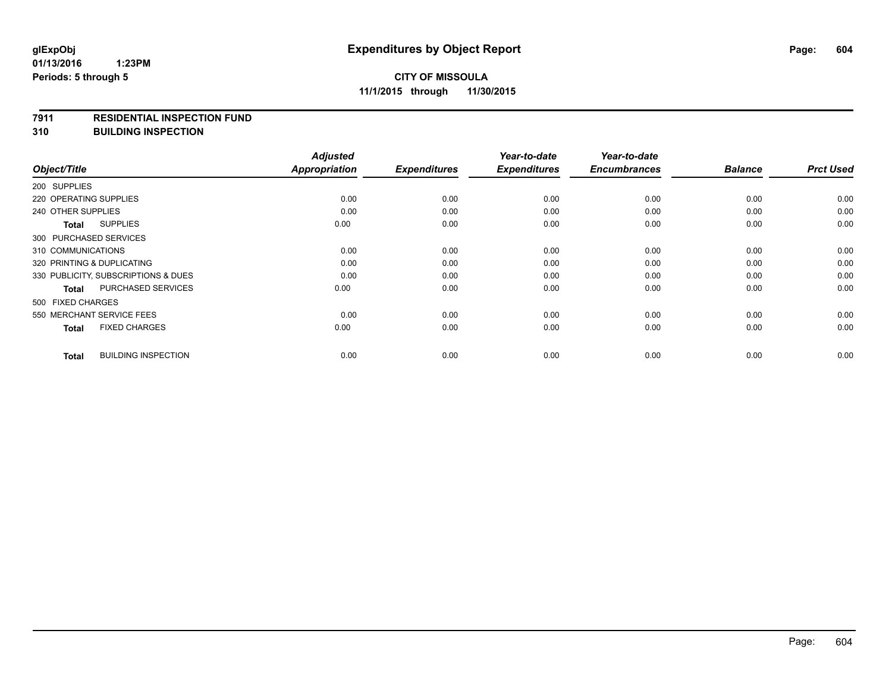**glExpObj**
**01/13/2016 1:23PM**
**Periods: 5 through 5**

# Expenditures by Object Report

**CITY OF MISSOULA**
**11/1/2015 through 11/30/2015**

**7911 RESIDENTIAL INSPECTION FUND**
**310 BUILDING INSPECTION**

| Object/Title | Adjusted Appropriation | Expenditures | Year-to-date Expenditures | Year-to-date Encumbrances | Balance | Prct Used |
|---|---|---|---|---|---|---|
| 200 SUPPLIES | | | | | | |
| 220 OPERATING SUPPLIES | 0.00 | 0.00 | 0.00 | 0.00 | 0.00 | 0.00 |
| 240 OTHER SUPPLIES | 0.00 | 0.00 | 0.00 | 0.00 | 0.00 | 0.00 |
| **Total** SUPPLIES | 0.00 | 0.00 | 0.00 | 0.00 | 0.00 | 0.00 |
| 300 PURCHASED SERVICES | | | | | | |
| 310 COMMUNICATIONS | 0.00 | 0.00 | 0.00 | 0.00 | 0.00 | 0.00 |
| 320 PRINTING & DUPLICATING | 0.00 | 0.00 | 0.00 | 0.00 | 0.00 | 0.00 |
| 330 PUBLICITY, SUBSCRIPTIONS & DUES | 0.00 | 0.00 | 0.00 | 0.00 | 0.00 | 0.00 |
| **Total** PURCHASED SERVICES | 0.00 | 0.00 | 0.00 | 0.00 | 0.00 | 0.00 |
| 500 FIXED CHARGES | | | | | | |
| 550 MERCHANT SERVICE FEES | 0.00 | 0.00 | 0.00 | 0.00 | 0.00 | 0.00 |
| **Total** FIXED CHARGES | 0.00 | 0.00 | 0.00 | 0.00 | 0.00 | 0.00 |
| **Total** BUILDING INSPECTION | 0.00 | 0.00 | 0.00 | 0.00 | 0.00 | 0.00 |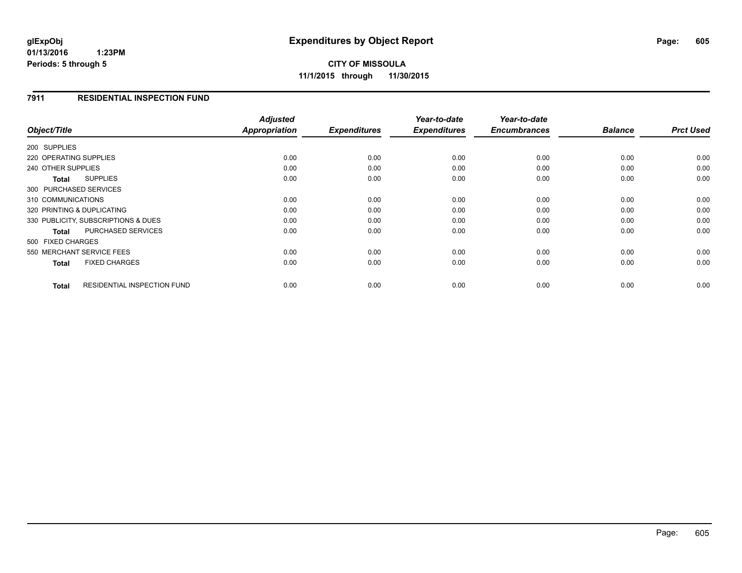# Expenditures by Object Report

glExpObj
01/13/2016 1:23PM
Periods: 5 through 5

**CITY OF MISSOULA**
**11/1/2015 through 11/30/2015**

## 7911 RESIDENTIAL INSPECTION FUND

| Object/Title | Adjusted Appropriation | Expenditures | Year-to-date Expenditures | Year-to-date Encumbrances | Balance | Prct Used |
|---|---|---|---|---|---|---|
| 200 SUPPLIES | | | | | | |
| 220 OPERATING SUPPLIES | 0.00 | 0.00 | 0.00 | 0.00 | 0.00 | 0.00 |
| 240 OTHER SUPPLIES | 0.00 | 0.00 | 0.00 | 0.00 | 0.00 | 0.00 |
| **Total** SUPPLIES | 0.00 | 0.00 | 0.00 | 0.00 | 0.00 | 0.00 |
| 300 PURCHASED SERVICES | | | | | | |
| 310 COMMUNICATIONS | 0.00 | 0.00 | 0.00 | 0.00 | 0.00 | 0.00 |
| 320 PRINTING & DUPLICATING | 0.00 | 0.00 | 0.00 | 0.00 | 0.00 | 0.00 |
| 330 PUBLICITY, SUBSCRIPTIONS & DUES | 0.00 | 0.00 | 0.00 | 0.00 | 0.00 | 0.00 |
| **Total** PURCHASED SERVICES | 0.00 | 0.00 | 0.00 | 0.00 | 0.00 | 0.00 |
| 500 FIXED CHARGES | | | | | | |
| 550 MERCHANT SERVICE FEES | 0.00 | 0.00 | 0.00 | 0.00 | 0.00 | 0.00 |
| **Total** FIXED CHARGES | 0.00 | 0.00 | 0.00 | 0.00 | 0.00 | 0.00 |
| **Total** RESIDENTIAL INSPECTION FUND | 0.00 | 0.00 | 0.00 | 0.00 | 0.00 | 0.00 |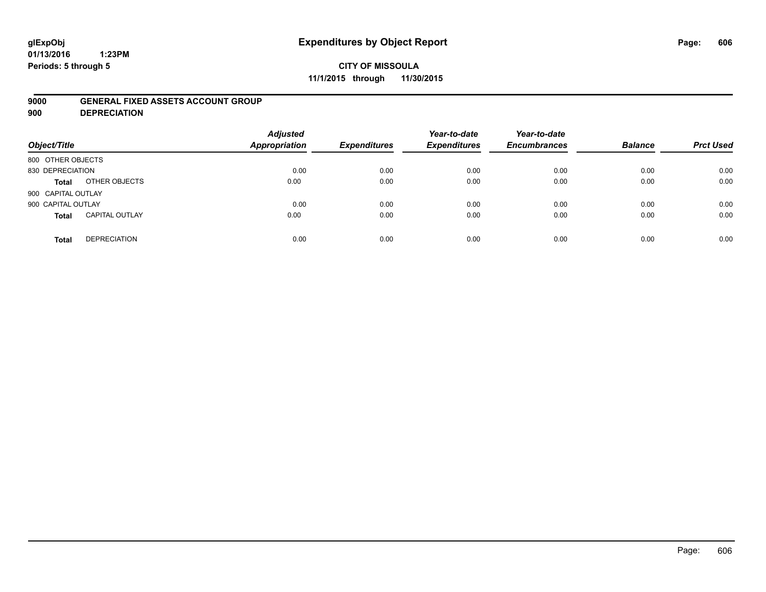glExpObj
01/13/2016 1:23PM
Periods: 5 through 5

# Expenditures by Object Report

**CITY OF MISSOULA**
**11/1/2015 through 11/30/2015**

**9000 GENERAL FIXED ASSETS ACCOUNT GROUP**
**900 DEPRECIATION**

| Object/Title | | Adjusted Appropriation | Expenditures | Year-to-date Expenditures | Year-to-date Encumbrances | Balance | Prct Used |
|---|---|---|---|---|---|---|---|
| 800 OTHER OBJECTS | | | | | | | |
| 830 DEPRECIATION | | 0.00 | 0.00 | 0.00 | 0.00 | 0.00 | 0.00 |
| **Total** | OTHER OBJECTS | 0.00 | 0.00 | 0.00 | 0.00 | 0.00 | 0.00 |
| 900 CAPITAL OUTLAY | | | | | | | |
| 900 CAPITAL OUTLAY | | 0.00 | 0.00 | 0.00 | 0.00 | 0.00 | 0.00 |
| **Total** | CAPITAL OUTLAY | 0.00 | 0.00 | 0.00 | 0.00 | 0.00 | 0.00 |
| **Total** | DEPRECIATION | 0.00 | 0.00 | 0.00 | 0.00 | 0.00 | 0.00 |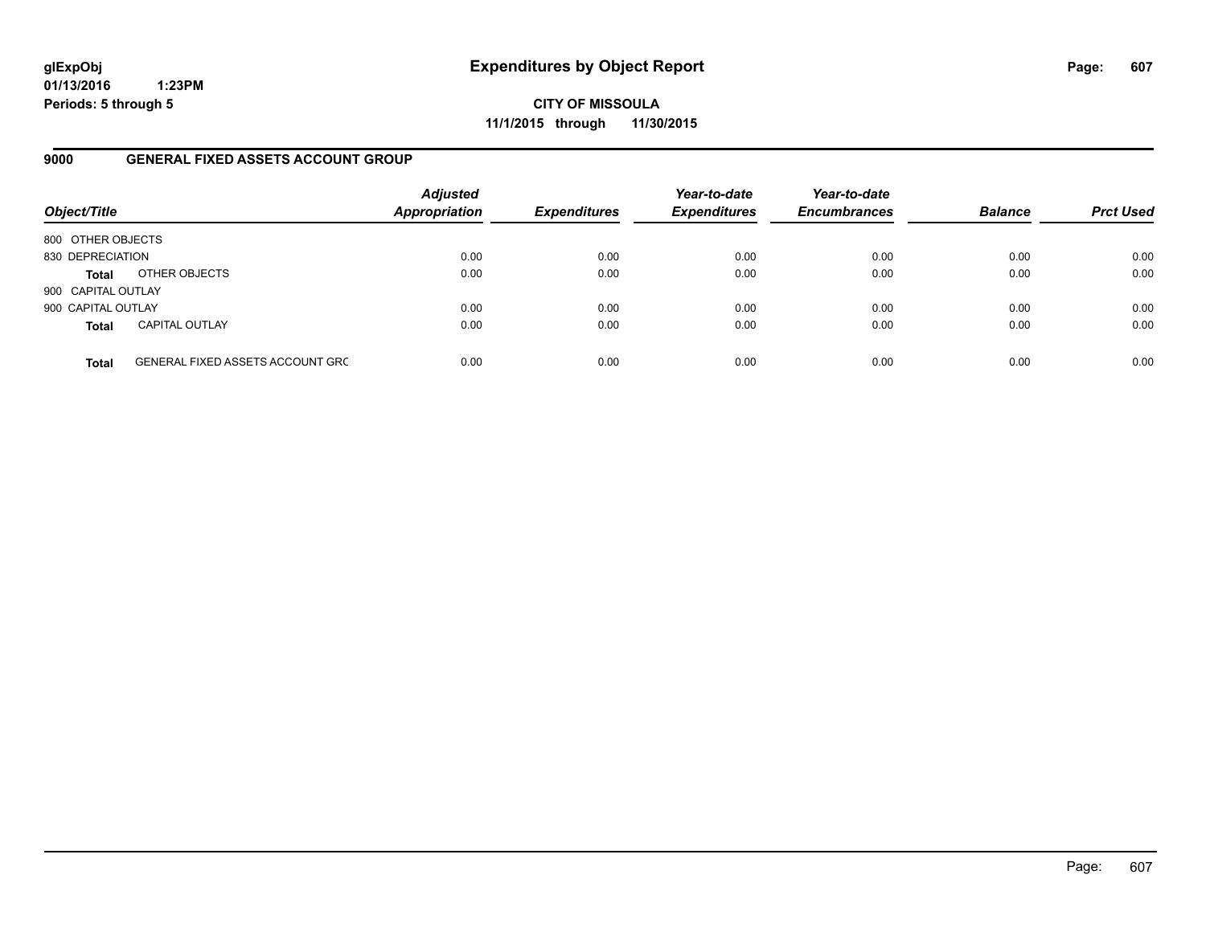glExpObj
01/13/2016 1:23PM
Periods: 5 through 5

# Expenditures by Object Report

**CITY OF MISSOULA**
**11/1/2015 through 11/30/2015**

## 9000 GENERAL FIXED ASSETS ACCOUNT GROUP

| Object/Title | | Adjusted Appropriation | Expenditures | Year-to-date Expenditures | Year-to-date Encumbrances | Balance | Prct Used |
|---|---|---|---|---|---|---|---|
| 800 OTHER OBJECTS | | | | | | | |
| 830 DEPRECIATION | | 0.00 | 0.00 | 0.00 | 0.00 | 0.00 | 0.00 |
| **Total** | OTHER OBJECTS | 0.00 | 0.00 | 0.00 | 0.00 | 0.00 | 0.00 |
| 900 CAPITAL OUTLAY | | | | | | | |
| 900 CAPITAL OUTLAY | | 0.00 | 0.00 | 0.00 | 0.00 | 0.00 | 0.00 |
| **Total** | CAPITAL OUTLAY | 0.00 | 0.00 | 0.00 | 0.00 | 0.00 | 0.00 |
| **Total** | GENERAL FIXED ASSETS ACCOUNT GRC | 0.00 | 0.00 | 0.00 | 0.00 | 0.00 | 0.00 |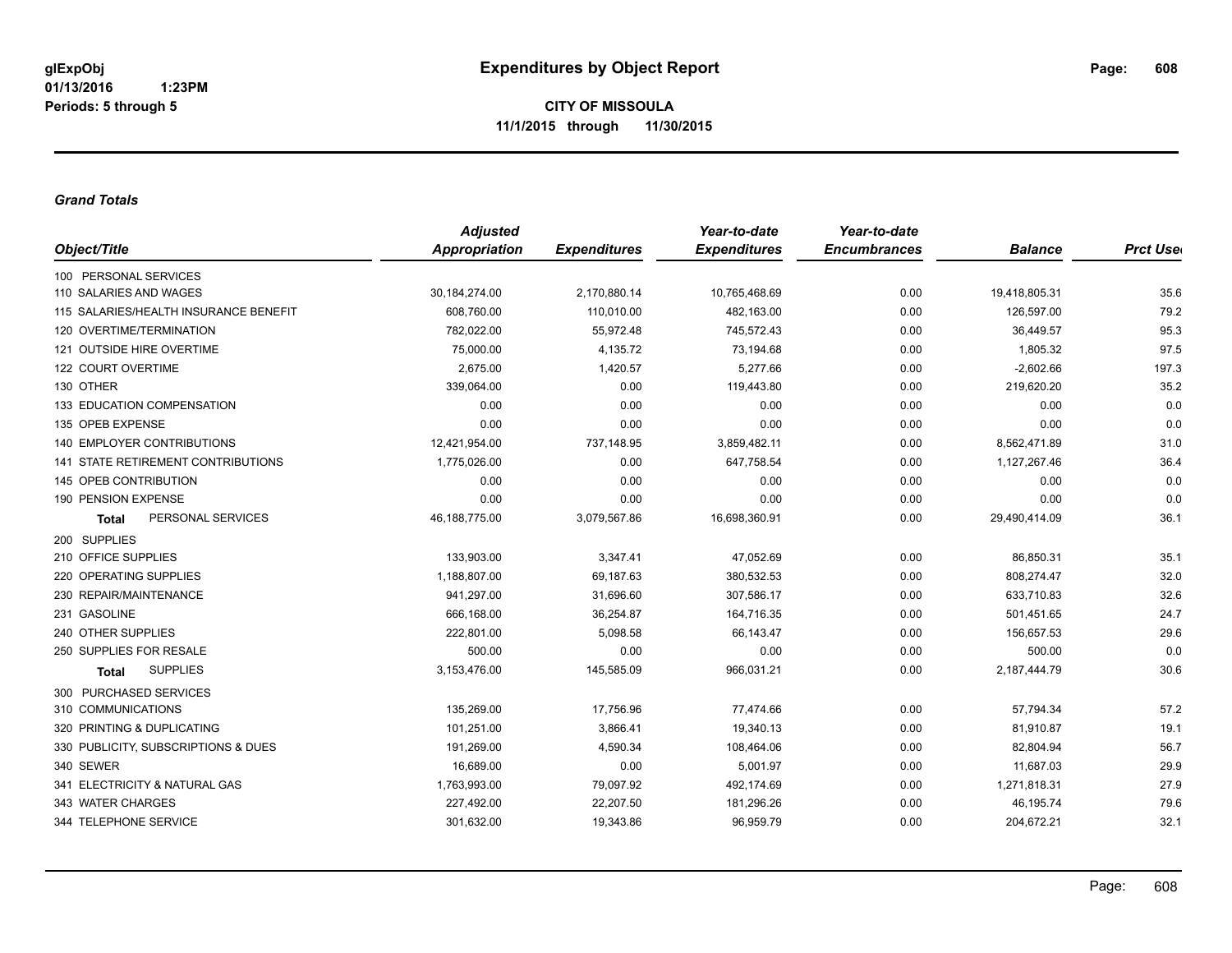**glExpObj**
**01/13/2016 1:23PM**
**Periods: 5 through 5**

# Expenditures by Object Report

**CITY OF MISSOULA**
**11/1/2015 through 11/30/2015**

### *Grand Totals*

| Object/Title | Adjusted Appropriation | Expenditures | Year-to-date Expenditures | Year-to-date Encumbrances | Balance | Prct Used |
|---|---|---|---|---|---|---|
| 100 PERSONAL SERVICES | | | | | | |
| 110 SALARIES AND WAGES | 30,184,274.00 | 2,170,880.14 | 10,765,468.69 | 0.00 | 19,418,805.31 | 35.6 |
| 115 SALARIES/HEALTH INSURANCE BENEFIT | 608,760.00 | 110,010.00 | 482,163.00 | 0.00 | 126,597.00 | 79.2 |
| 120 OVERTIME/TERMINATION | 782,022.00 | 55,972.48 | 745,572.43 | 0.00 | 36,449.57 | 95.3 |
| 121 OUTSIDE HIRE OVERTIME | 75,000.00 | 4,135.72 | 73,194.68 | 0.00 | 1,805.32 | 97.5 |
| 122 COURT OVERTIME | 2,675.00 | 1,420.57 | 5,277.66 | 0.00 | -2,602.66 | 197.3 |
| 130 OTHER | 339,064.00 | 0.00 | 119,443.80 | 0.00 | 219,620.20 | 35.2 |
| 133 EDUCATION COMPENSATION | 0.00 | 0.00 | 0.00 | 0.00 | 0.00 | 0.0 |
| 135 OPEB EXPENSE | 0.00 | 0.00 | 0.00 | 0.00 | 0.00 | 0.0 |
| 140 EMPLOYER CONTRIBUTIONS | 12,421,954.00 | 737,148.95 | 3,859,482.11 | 0.00 | 8,562,471.89 | 31.0 |
| 141 STATE RETIREMENT CONTRIBUTIONS | 1,775,026.00 | 0.00 | 647,758.54 | 0.00 | 1,127,267.46 | 36.4 |
| 145 OPEB CONTRIBUTION | 0.00 | 0.00 | 0.00 | 0.00 | 0.00 | 0.0 |
| 190 PENSION EXPENSE | 0.00 | 0.00 | 0.00 | 0.00 | 0.00 | 0.0 |
| **Total** PERSONAL SERVICES | 46,188,775.00 | 3,079,567.86 | 16,698,360.91 | 0.00 | 29,490,414.09 | 36.1 |
| 200 SUPPLIES | | | | | | |
| 210 OFFICE SUPPLIES | 133,903.00 | 3,347.41 | 47,052.69 | 0.00 | 86,850.31 | 35.1 |
| 220 OPERATING SUPPLIES | 1,188,807.00 | 69,187.63 | 380,532.53 | 0.00 | 808,274.47 | 32.0 |
| 230 REPAIR/MAINTENANCE | 941,297.00 | 31,696.60 | 307,586.17 | 0.00 | 633,710.83 | 32.6 |
| 231 GASOLINE | 666,168.00 | 36,254.87 | 164,716.35 | 0.00 | 501,451.65 | 24.7 |
| 240 OTHER SUPPLIES | 222,801.00 | 5,098.58 | 66,143.47 | 0.00 | 156,657.53 | 29.6 |
| 250 SUPPLIES FOR RESALE | 500.00 | 0.00 | 0.00 | 0.00 | 500.00 | 0.0 |
| **Total** SUPPLIES | 3,153,476.00 | 145,585.09 | 966,031.21 | 0.00 | 2,187,444.79 | 30.6 |
| 300 PURCHASED SERVICES | | | | | | |
| 310 COMMUNICATIONS | 135,269.00 | 17,756.96 | 77,474.66 | 0.00 | 57,794.34 | 57.2 |
| 320 PRINTING & DUPLICATING | 101,251.00 | 3,866.41 | 19,340.13 | 0.00 | 81,910.87 | 19.1 |
| 330 PUBLICITY, SUBSCRIPTIONS & DUES | 191,269.00 | 4,590.34 | 108,464.06 | 0.00 | 82,804.94 | 56.7 |
| 340 SEWER | 16,689.00 | 0.00 | 5,001.97 | 0.00 | 11,687.03 | 29.9 |
| 341 ELECTRICITY & NATURAL GAS | 1,763,993.00 | 79,097.92 | 492,174.69 | 0.00 | 1,271,818.31 | 27.9 |
| 343 WATER CHARGES | 227,492.00 | 22,207.50 | 181,296.26 | 0.00 | 46,195.74 | 79.6 |
| 344 TELEPHONE SERVICE | 301,632.00 | 19,343.86 | 96,959.79 | 0.00 | 204,672.21 | 32.1 |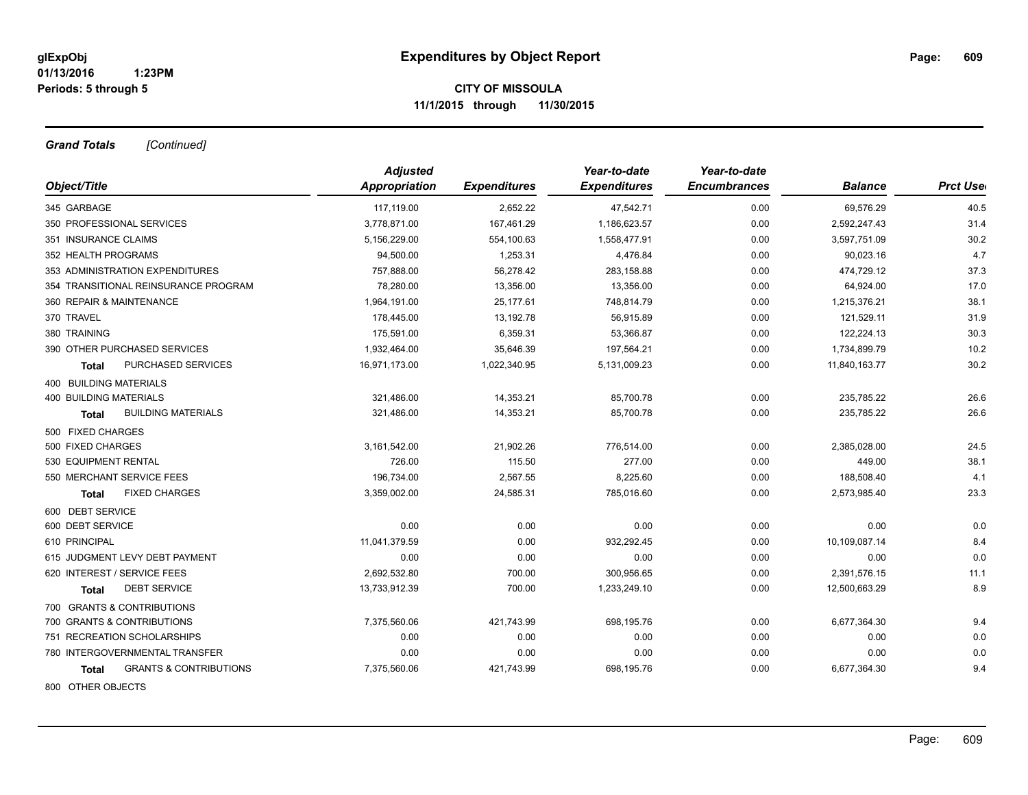# Expenditures by Object Report

**CITY OF MISSOULA**
**11/1/2015 through 11/30/2015**

glExpObj
01/13/2016 1:23PM
Periods: 5 through 5

***Grand Totals*** *[Continued]*

| Object/Title | Adjusted Appropriation | Expenditures | Year-to-date Expenditures | Year-to-date Encumbrances | Balance | Prct Used |
|---|---|---|---|---|---|---|
| 345 GARBAGE | 117,119.00 | 2,652.22 | 47,542.71 | 0.00 | 69,576.29 | 40.5 |
| 350 PROFESSIONAL SERVICES | 3,778,871.00 | 167,461.29 | 1,186,623.57 | 0.00 | 2,592,247.43 | 31.4 |
| 351 INSURANCE CLAIMS | 5,156,229.00 | 554,100.63 | 1,558,477.91 | 0.00 | 3,597,751.09 | 30.2 |
| 352 HEALTH PROGRAMS | 94,500.00 | 1,253.31 | 4,476.84 | 0.00 | 90,023.16 | 4.7 |
| 353 ADMINISTRATION EXPENDITURES | 757,888.00 | 56,278.42 | 283,158.88 | 0.00 | 474,729.12 | 37.3 |
| 354 TRANSITIONAL REINSURANCE PROGRAM | 78,280.00 | 13,356.00 | 13,356.00 | 0.00 | 64,924.00 | 17.0 |
| 360 REPAIR & MAINTENANCE | 1,964,191.00 | 25,177.61 | 748,814.79 | 0.00 | 1,215,376.21 | 38.1 |
| 370 TRAVEL | 178,445.00 | 13,192.78 | 56,915.89 | 0.00 | 121,529.11 | 31.9 |
| 380 TRAINING | 175,591.00 | 6,359.31 | 53,366.87 | 0.00 | 122,224.13 | 30.3 |
| 390 OTHER PURCHASED SERVICES | 1,932,464.00 | 35,646.39 | 197,564.21 | 0.00 | 1,734,899.79 | 10.2 |
| **Total** PURCHASED SERVICES | 16,971,173.00 | 1,022,340.95 | 5,131,009.23 | 0.00 | 11,840,163.77 | 30.2 |
| 400 BUILDING MATERIALS | | | | | | |
| 400 BUILDING MATERIALS | 321,486.00 | 14,353.21 | 85,700.78 | 0.00 | 235,785.22 | 26.6 |
| **Total** BUILDING MATERIALS | 321,486.00 | 14,353.21 | 85,700.78 | 0.00 | 235,785.22 | 26.6 |
| 500 FIXED CHARGES | | | | | | |
| 500 FIXED CHARGES | 3,161,542.00 | 21,902.26 | 776,514.00 | 0.00 | 2,385,028.00 | 24.5 |
| 530 EQUIPMENT RENTAL | 726.00 | 115.50 | 277.00 | 0.00 | 449.00 | 38.1 |
| 550 MERCHANT SERVICE FEES | 196,734.00 | 2,567.55 | 8,225.60 | 0.00 | 188,508.40 | 4.1 |
| **Total** FIXED CHARGES | 3,359,002.00 | 24,585.31 | 785,016.60 | 0.00 | 2,573,985.40 | 23.3 |
| 600 DEBT SERVICE | | | | | | |
| 600 DEBT SERVICE | 0.00 | 0.00 | 0.00 | 0.00 | 0.00 | 0.0 |
| 610 PRINCIPAL | 11,041,379.59 | 0.00 | 932,292.45 | 0.00 | 10,109,087.14 | 8.4 |
| 615 JUDGMENT LEVY DEBT PAYMENT | 0.00 | 0.00 | 0.00 | 0.00 | 0.00 | 0.0 |
| 620 INTEREST / SERVICE FEES | 2,692,532.80 | 700.00 | 300,956.65 | 0.00 | 2,391,576.15 | 11.1 |
| **Total** DEBT SERVICE | 13,733,912.39 | 700.00 | 1,233,249.10 | 0.00 | 12,500,663.29 | 8.9 |
| 700 GRANTS & CONTRIBUTIONS | | | | | | |
| 700 GRANTS & CONTRIBUTIONS | 7,375,560.06 | 421,743.99 | 698,195.76 | 0.00 | 6,677,364.30 | 9.4 |
| 751 RECREATION SCHOLARSHIPS | 0.00 | 0.00 | 0.00 | 0.00 | 0.00 | 0.0 |
| 780 INTERGOVERNMENTAL TRANSFER | 0.00 | 0.00 | 0.00 | 0.00 | 0.00 | 0.0 |
| **Total** GRANTS & CONTRIBUTIONS | 7,375,560.06 | 421,743.99 | 698,195.76 | 0.00 | 6,677,364.30 | 9.4 |
| 800 OTHER OBJECTS | | | | | | |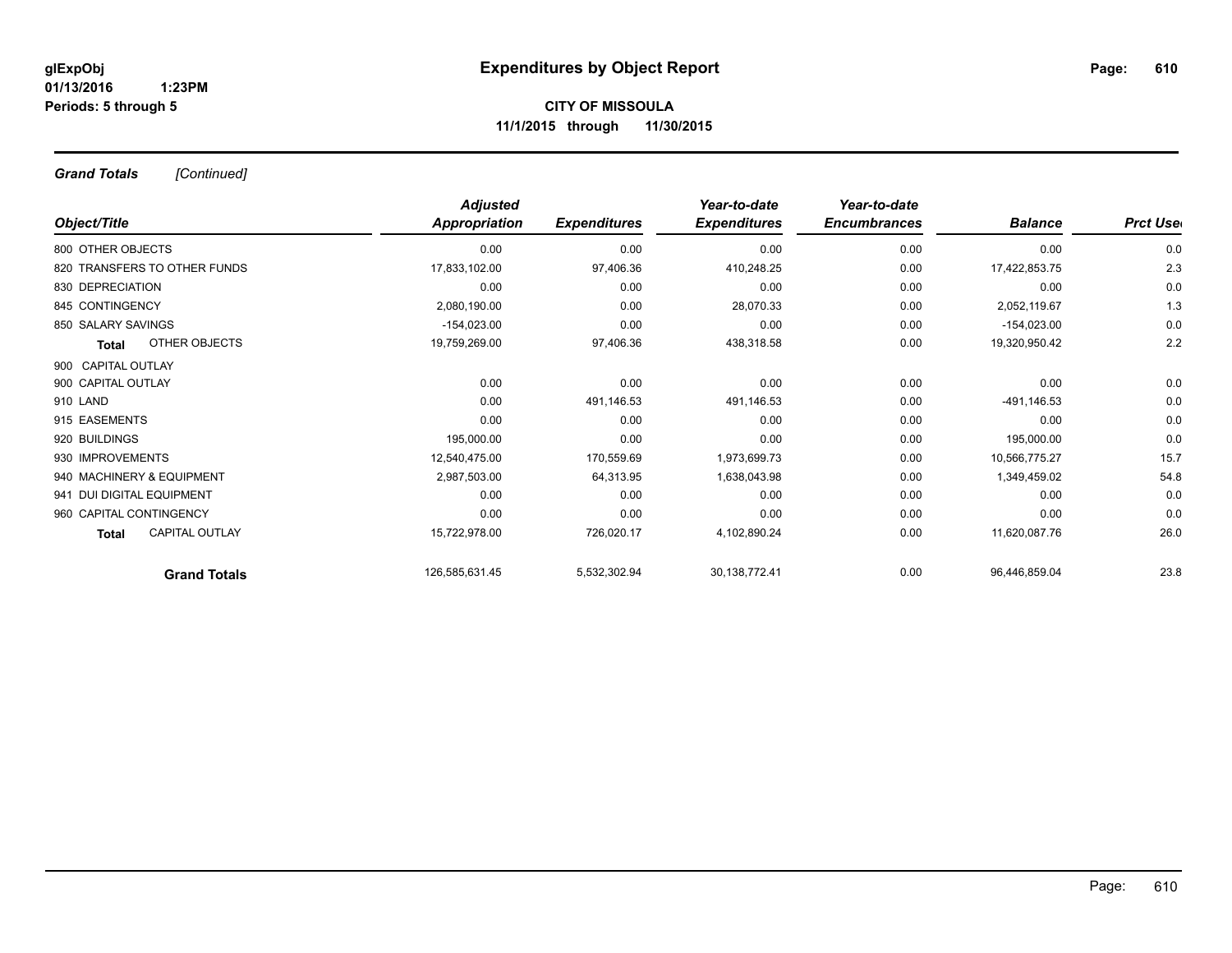**Expenditures by Object Report**

**CITY OF MISSOULA**
**11/1/2015 through 11/30/2015**

glExpObj
01/13/2016 1:23PM
Periods: 5 through 5

***Grand Totals*** *[Continued]*

| Object/Title | Adjusted Appropriation | Expenditures | Year-to-date Expenditures | Year-to-date Encumbrances | Balance | Prct Used |
|---|---|---|---|---|---|---|
| 800 OTHER OBJECTS | 0.00 | 0.00 | 0.00 | 0.00 | 0.00 | 0.0 |
| 820 TRANSFERS TO OTHER FUNDS | 17,833,102.00 | 97,406.36 | 410,248.25 | 0.00 | 17,422,853.75 | 2.3 |
| 830 DEPRECIATION | 0.00 | 0.00 | 0.00 | 0.00 | 0.00 | 0.0 |
| 845 CONTINGENCY | 2,080,190.00 | 0.00 | 28,070.33 | 0.00 | 2,052,119.67 | 1.3 |
| 850 SALARY SAVINGS | -154,023.00 | 0.00 | 0.00 | 0.00 | -154,023.00 | 0.0 |
| **Total** OTHER OBJECTS | 19,759,269.00 | 97,406.36 | 438,318.58 | 0.00 | 19,320,950.42 | 2.2 |
| 900 CAPITAL OUTLAY | | | | | | |
| 900 CAPITAL OUTLAY | 0.00 | 0.00 | 0.00 | 0.00 | 0.00 | 0.0 |
| 910 LAND | 0.00 | 491,146.53 | 491,146.53 | 0.00 | -491,146.53 | 0.0 |
| 915 EASEMENTS | 0.00 | 0.00 | 0.00 | 0.00 | 0.00 | 0.0 |
| 920 BUILDINGS | 195,000.00 | 0.00 | 0.00 | 0.00 | 195,000.00 | 0.0 |
| 930 IMPROVEMENTS | 12,540,475.00 | 170,559.69 | 1,973,699.73 | 0.00 | 10,566,775.27 | 15.7 |
| 940 MACHINERY & EQUIPMENT | 2,987,503.00 | 64,313.95 | 1,638,043.98 | 0.00 | 1,349,459.02 | 54.8 |
| 941 DUI DIGITAL EQUIPMENT | 0.00 | 0.00 | 0.00 | 0.00 | 0.00 | 0.0 |
| 960 CAPITAL CONTINGENCY | 0.00 | 0.00 | 0.00 | 0.00 | 0.00 | 0.0 |
| **Total** CAPITAL OUTLAY | 15,722,978.00 | 726,020.17 | 4,102,890.24 | 0.00 | 11,620,087.76 | 26.0 |
| **Grand Totals** | 126,585,631.45 | 5,532,302.94 | 30,138,772.41 | 0.00 | 96,446,859.04 | 23.8 |